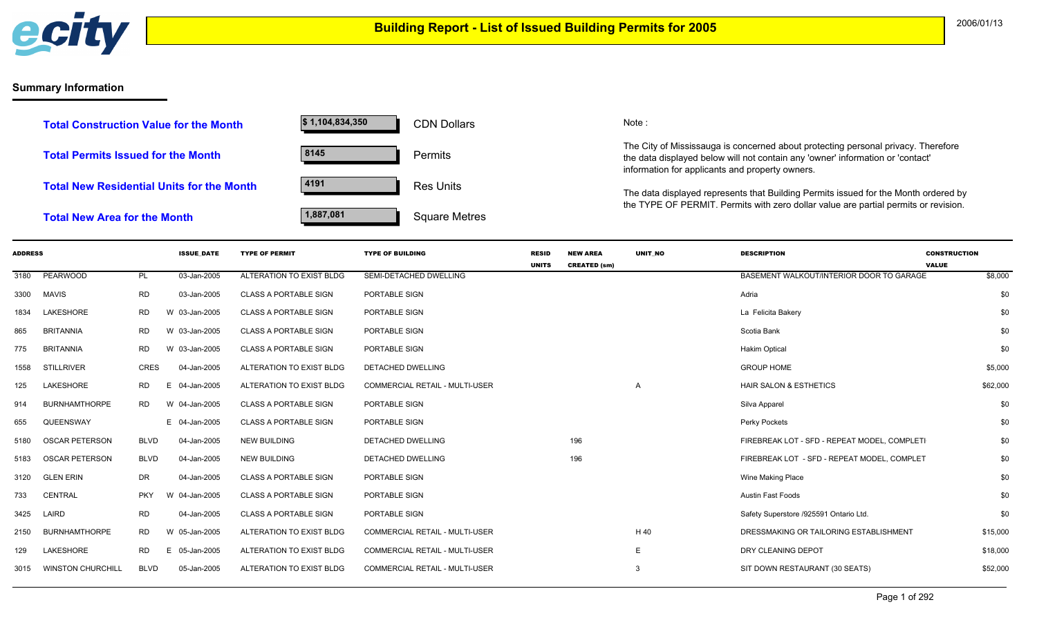# Building Report - List of Issued Building Permits for 2005

2006/01/13

## Summary Information

| | | |
|---|---|---|
| **Total Construction Value for the Month** | $ 1,104,834,350 | CDN Dollars |
| **Total Permits Issued for the Month** | 8145 | Permits |
| **Total New Residential Units for the Month** | 4191 | Res Units |
| **Total New Area for the Month** | 1,887,081 | Square Metres |

Note :

The City of Mississauga is concerned about protecting personal privacy. Therefore the data displayed below will not contain any 'owner' information or 'contact' information for applicants and property owners.

The data displayed represents that Building Permits issued for the Month ordered by the TYPE OF PERMIT. Permits with zero dollar value are partial permits or revision.

| ADDRESS | | | | ISSUE_DATE | TYPE OF PERMIT | TYPE OF BUILDING | RESID UNITS | NEW AREA CREATED (sm) | UNIT_NO | DESCRIPTION | CONSTRUCTION VALUE |
|---|---|---|---|---|---|---|---|---|---|---|---|
| 3180 | PEARWOOD | PL | | 03-Jan-2005 | ALTERATION TO EXIST BLDG | SEMI-DETACHED DWELLING | | | | BASEMENT WALKOUT/INTERIOR DOOR TO GARAGE | $8,000 |
| 3300 | MAVIS | RD | | 03-Jan-2005 | CLASS A PORTABLE SIGN | PORTABLE SIGN | | | | Adria | $0 |
| 1834 | LAKESHORE | RD | W | 03-Jan-2005 | CLASS A PORTABLE SIGN | PORTABLE SIGN | | | | La Felicita Bakery | $0 |
| 865 | BRITANNIA | RD | W | 03-Jan-2005 | CLASS A PORTABLE SIGN | PORTABLE SIGN | | | | Scotia Bank | $0 |
| 775 | BRITANNIA | RD | W | 03-Jan-2005 | CLASS A PORTABLE SIGN | PORTABLE SIGN | | | | Hakim Optical | $0 |
| 1558 | STILLRIVER | CRES | | 04-Jan-2005 | ALTERATION TO EXIST BLDG | DETACHED DWELLING | | | | GROUP HOME | $5,000 |
| 125 | LAKESHORE | RD | E | 04-Jan-2005 | ALTERATION TO EXIST BLDG | COMMERCIAL RETAIL - MULTI-USER | | | A | HAIR SALON & ESTHETICS | $62,000 |
| 914 | BURNHAMTHORPE | RD | W | 04-Jan-2005 | CLASS A PORTABLE SIGN | PORTABLE SIGN | | | | Silva Apparel | $0 |
| 655 | QUEENSWAY | | E | 04-Jan-2005 | CLASS A PORTABLE SIGN | PORTABLE SIGN | | | | Perky Pockets | $0 |
| 5180 | OSCAR PETERSON | BLVD | | 04-Jan-2005 | NEW BUILDING | DETACHED DWELLING | | 196 | | FIREBREAK LOT - SFD - REPEAT MODEL, COMPLETI | $0 |
| 5183 | OSCAR PETERSON | BLVD | | 04-Jan-2005 | NEW BUILDING | DETACHED DWELLING | | 196 | | FIREBREAK LOT - SFD - REPEAT MODEL, COMPLET | $0 |
| 3120 | GLEN ERIN | DR | | 04-Jan-2005 | CLASS A PORTABLE SIGN | PORTABLE SIGN | | | | Wine Making Place | $0 |
| 733 | CENTRAL | PKY | W | 04-Jan-2005 | CLASS A PORTABLE SIGN | PORTABLE SIGN | | | | Austin Fast Foods | $0 |
| 3425 | LAIRD | RD | | 04-Jan-2005 | CLASS A PORTABLE SIGN | PORTABLE SIGN | | | | Safety Superstore /925591 Ontario Ltd. | $0 |
| 2150 | BURNHAMTHORPE | RD | W | 05-Jan-2005 | ALTERATION TO EXIST BLDG | COMMERCIAL RETAIL - MULTI-USER | | | H 40 | DRESSMAKING OR TAILORING ESTABLISHMENT | $15,000 |
| 129 | LAKESHORE | RD | E | 05-Jan-2005 | ALTERATION TO EXIST BLDG | COMMERCIAL RETAIL - MULTI-USER | | | E | DRY CLEANING DEPOT | $18,000 |
| 3015 | WINSTON CHURCHILL | BLVD | | 05-Jan-2005 | ALTERATION TO EXIST BLDG | COMMERCIAL RETAIL - MULTI-USER | | | 3 | SIT DOWN RESTAURANT (30 SEATS) | $52,000 |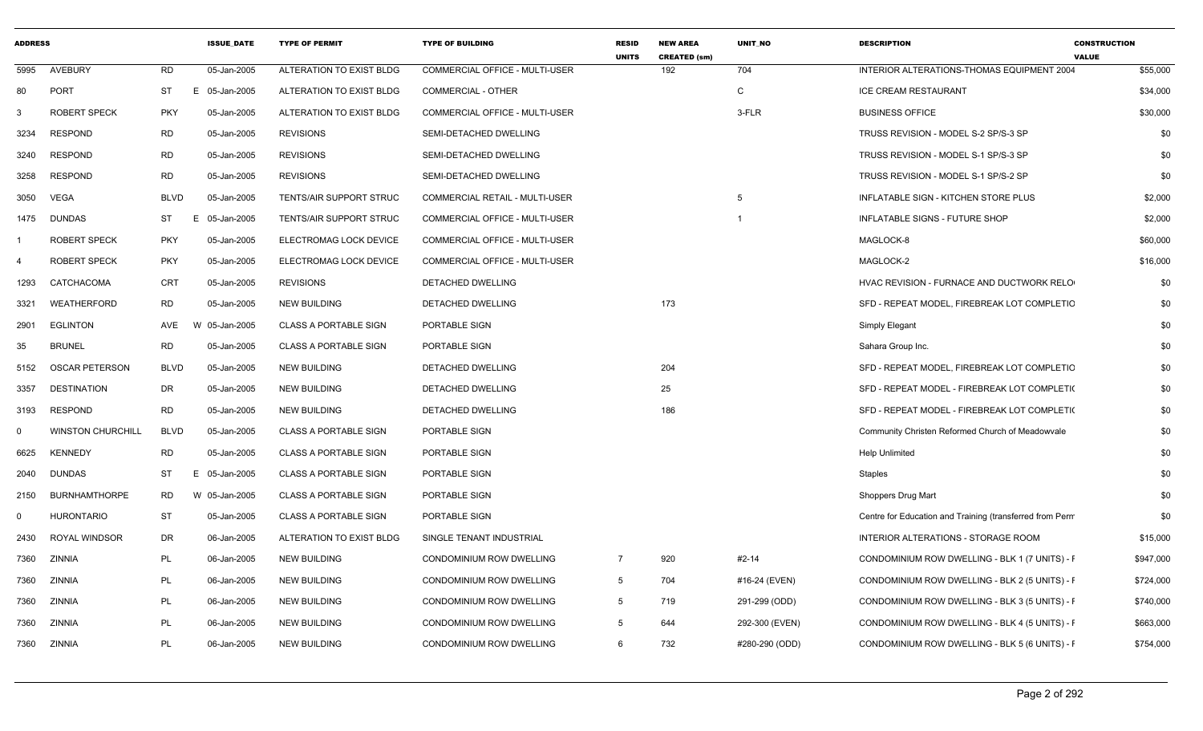| ADDRESS | | | ISSUE_DATE | TYPE OF PERMIT | TYPE OF BUILDING | RESID UNITS | NEW AREA CREATED (sm) | UNIT_NO | DESCRIPTION | CONSTRUCTION VALUE |
|---|---|---|---|---|---|---|---|---|---|---|
| 5995 | AVEBURY | RD | 05-Jan-2005 | ALTERATION TO EXIST BLDG | COMMERCIAL OFFICE - MULTI-USER | | 192 | 704 | INTERIOR ALTERATIONS-THOMAS EQUIPMENT 2004 | $55,000 |
| 80 | PORT | ST | E 05-Jan-2005 | ALTERATION TO EXIST BLDG | COMMERCIAL - OTHER | | | C | ICE CREAM RESTAURANT | $34,000 |
| 3 | ROBERT SPECK | PKY | 05-Jan-2005 | ALTERATION TO EXIST BLDG | COMMERCIAL OFFICE - MULTI-USER | | | 3-FLR | BUSINESS OFFICE | $30,000 |
| 3234 | RESPOND | RD | 05-Jan-2005 | REVISIONS | SEMI-DETACHED DWELLING | | | | TRUSS REVISION - MODEL S-2 SP/S-3 SP | $0 |
| 3240 | RESPOND | RD | 05-Jan-2005 | REVISIONS | SEMI-DETACHED DWELLING | | | | TRUSS REVISION - MODEL S-1 SP/S-3 SP | $0 |
| 3258 | RESPOND | RD | 05-Jan-2005 | REVISIONS | SEMI-DETACHED DWELLING | | | | TRUSS REVISION - MODEL S-1 SP/S-2 SP | $0 |
| 3050 | VEGA | BLVD | 05-Jan-2005 | TENTS/AIR SUPPORT STRUC | COMMERCIAL RETAIL - MULTI-USER | | | 5 | INFLATABLE SIGN - KITCHEN STORE PLUS | $2,000 |
| 1475 | DUNDAS | ST | E 05-Jan-2005 | TENTS/AIR SUPPORT STRUC | COMMERCIAL OFFICE - MULTI-USER | | | 1 | INFLATABLE SIGNS - FUTURE SHOP | $2,000 |
| 1 | ROBERT SPECK | PKY | 05-Jan-2005 | ELECTROMAG LOCK DEVICE | COMMERCIAL OFFICE - MULTI-USER | | | | MAGLOCK-8 | $60,000 |
| 4 | ROBERT SPECK | PKY | 05-Jan-2005 | ELECTROMAG LOCK DEVICE | COMMERCIAL OFFICE - MULTI-USER | | | | MAGLOCK-2 | $16,000 |
| 1293 | CATCHACOMA | CRT | 05-Jan-2005 | REVISIONS | DETACHED DWELLING | | | | HVAC REVISION - FURNACE AND DUCTWORK RELO | $0 |
| 3321 | WEATHERFORD | RD | 05-Jan-2005 | NEW BUILDING | DETACHED DWELLING | | 173 | | SFD - REPEAT MODEL, FIREBREAK LOT COMPLETIO | $0 |
| 2901 | EGLINTON | AVE | W 05-Jan-2005 | CLASS A PORTABLE SIGN | PORTABLE SIGN | | | | Simply Elegant | $0 |
| 35 | BRUNEL | RD | 05-Jan-2005 | CLASS A PORTABLE SIGN | PORTABLE SIGN | | | | Sahara Group Inc. | $0 |
| 5152 | OSCAR PETERSON | BLVD | 05-Jan-2005 | NEW BUILDING | DETACHED DWELLING | | 204 | | SFD - REPEAT MODEL, FIREBREAK LOT COMPLETIO | $0 |
| 3357 | DESTINATION | DR | 05-Jan-2005 | NEW BUILDING | DETACHED DWELLING | | 25 | | SFD - REPEAT MODEL - FIREBREAK LOT COMPLETI( | $0 |
| 3193 | RESPOND | RD | 05-Jan-2005 | NEW BUILDING | DETACHED DWELLING | | 186 | | SFD - REPEAT MODEL - FIREBREAK LOT COMPLETI( | $0 |
| 0 | WINSTON CHURCHILL | BLVD | 05-Jan-2005 | CLASS A PORTABLE SIGN | PORTABLE SIGN | | | | Community Christen Reformed Church of Meadowvale | $0 |
| 6625 | KENNEDY | RD | 05-Jan-2005 | CLASS A PORTABLE SIGN | PORTABLE SIGN | | | | Help Unlimited | $0 |
| 2040 | DUNDAS | ST | E 05-Jan-2005 | CLASS A PORTABLE SIGN | PORTABLE SIGN | | | | Staples | $0 |
| 2150 | BURNHAMTHORPE | RD | W 05-Jan-2005 | CLASS A PORTABLE SIGN | PORTABLE SIGN | | | | Shoppers Drug Mart | $0 |
| 0 | HURONTARIO | ST | 05-Jan-2005 | CLASS A PORTABLE SIGN | PORTABLE SIGN | | | | Centre for Education and Training (transferred from Perm | $0 |
| 2430 | ROYAL WINDSOR | DR | 06-Jan-2005 | ALTERATION TO EXIST BLDG | SINGLE TENANT INDUSTRIAL | | | | INTERIOR ALTERATIONS - STORAGE ROOM | $15,000 |
| 7360 | ZINNIA | PL | 06-Jan-2005 | NEW BUILDING | CONDOMINIUM ROW DWELLING | 7 | 920 | #2-14 | CONDOMINIUM ROW DWELLING - BLK 1 (7 UNITS) - F | $947,000 |
| 7360 | ZINNIA | PL | 06-Jan-2005 | NEW BUILDING | CONDOMINIUM ROW DWELLING | 5 | 704 | #16-24 (EVEN) | CONDOMINIUM ROW DWELLING - BLK 2 (5 UNITS) - F | $724,000 |
| 7360 | ZINNIA | PL | 06-Jan-2005 | NEW BUILDING | CONDOMINIUM ROW DWELLING | 5 | 719 | 291-299 (ODD) | CONDOMINIUM ROW DWELLING - BLK 3 (5 UNITS) - F | $740,000 |
| 7360 | ZINNIA | PL | 06-Jan-2005 | NEW BUILDING | CONDOMINIUM ROW DWELLING | 5 | 644 | 292-300 (EVEN) | CONDOMINIUM ROW DWELLING - BLK 4 (5 UNITS) - F | $663,000 |
| 7360 | ZINNIA | PL | 06-Jan-2005 | NEW BUILDING | CONDOMINIUM ROW DWELLING | 6 | 732 | #280-290 (ODD) | CONDOMINIUM ROW DWELLING - BLK 5 (6 UNITS) - F | $754,000 |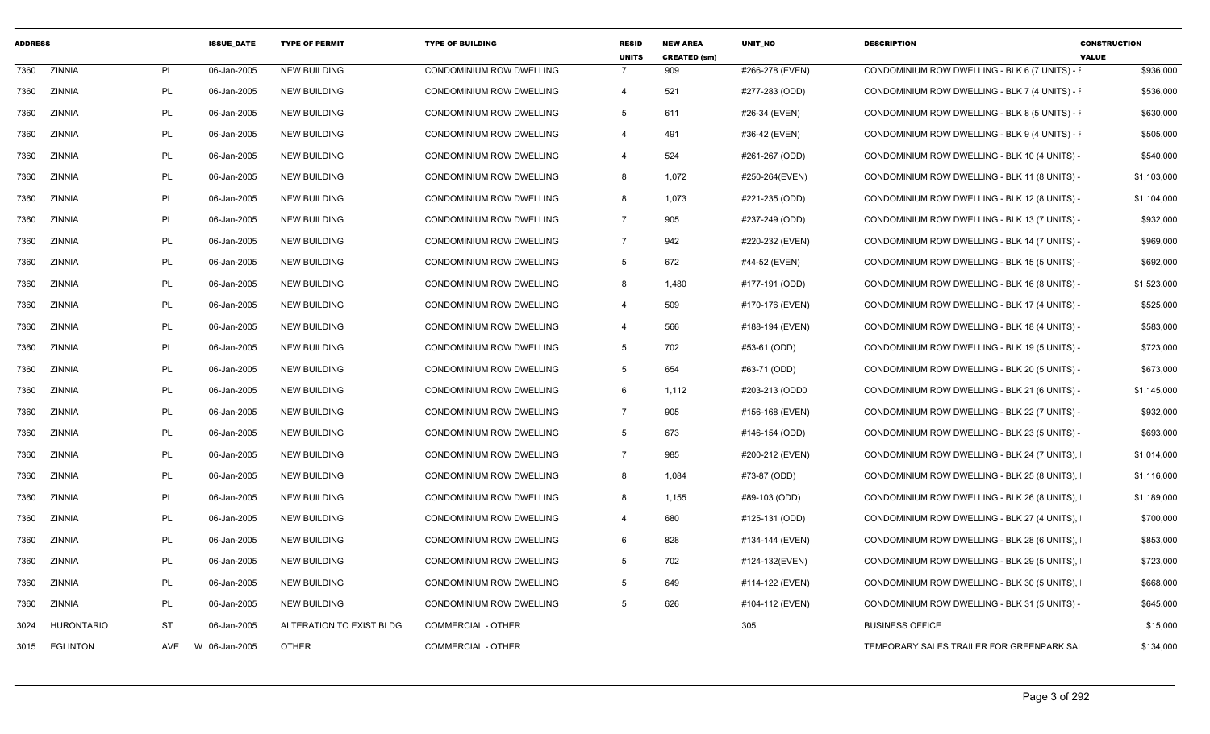| ADDRESS | | | ISSUE_DATE | TYPE OF PERMIT | TYPE OF BUILDING | RESID UNITS | NEW AREA CREATED (sm) | UNIT_NO | DESCRIPTION | CONSTRUCTION VALUE |
|---|---|---|---|---|---|---|---|---|---|---|
| 7360 | ZINNIA | PL | 06-Jan-2005 | NEW BUILDING | CONDOMINIUM ROW DWELLING | 7 | 909 | #266-278 (EVEN) | CONDOMINIUM ROW DWELLING - BLK 6 (7 UNITS) - F | $936,000 |
| 7360 | ZINNIA | PL | 06-Jan-2005 | NEW BUILDING | CONDOMINIUM ROW DWELLING | 4 | 521 | #277-283 (ODD) | CONDOMINIUM ROW DWELLING - BLK 7 (4 UNITS) - F | $536,000 |
| 7360 | ZINNIA | PL | 06-Jan-2005 | NEW BUILDING | CONDOMINIUM ROW DWELLING | 5 | 611 | #26-34 (EVEN) | CONDOMINIUM ROW DWELLING - BLK 8 (5 UNITS) - F | $630,000 |
| 7360 | ZINNIA | PL | 06-Jan-2005 | NEW BUILDING | CONDOMINIUM ROW DWELLING | 4 | 491 | #36-42 (EVEN) | CONDOMINIUM ROW DWELLING - BLK 9 (4 UNITS) - F | $505,000 |
| 7360 | ZINNIA | PL | 06-Jan-2005 | NEW BUILDING | CONDOMINIUM ROW DWELLING | 4 | 524 | #261-267 (ODD) | CONDOMINIUM ROW DWELLING - BLK 10 (4 UNITS) - | $540,000 |
| 7360 | ZINNIA | PL | 06-Jan-2005 | NEW BUILDING | CONDOMINIUM ROW DWELLING | 8 | 1,072 | #250-264(EVEN) | CONDOMINIUM ROW DWELLING - BLK 11 (8 UNITS) - | $1,103,000 |
| 7360 | ZINNIA | PL | 06-Jan-2005 | NEW BUILDING | CONDOMINIUM ROW DWELLING | 8 | 1,073 | #221-235 (ODD) | CONDOMINIUM ROW DWELLING - BLK 12 (8 UNITS) - | $1,104,000 |
| 7360 | ZINNIA | PL | 06-Jan-2005 | NEW BUILDING | CONDOMINIUM ROW DWELLING | 7 | 905 | #237-249 (ODD) | CONDOMINIUM ROW DWELLING - BLK 13 (7 UNITS) - | $932,000 |
| 7360 | ZINNIA | PL | 06-Jan-2005 | NEW BUILDING | CONDOMINIUM ROW DWELLING | 7 | 942 | #220-232 (EVEN) | CONDOMINIUM ROW DWELLING - BLK 14 (7 UNITS) - | $969,000 |
| 7360 | ZINNIA | PL | 06-Jan-2005 | NEW BUILDING | CONDOMINIUM ROW DWELLING | 5 | 672 | #44-52 (EVEN) | CONDOMINIUM ROW DWELLING - BLK 15 (5 UNITS) - | $692,000 |
| 7360 | ZINNIA | PL | 06-Jan-2005 | NEW BUILDING | CONDOMINIUM ROW DWELLING | 8 | 1,480 | #177-191 (ODD) | CONDOMINIUM ROW DWELLING - BLK 16 (8 UNITS) - | $1,523,000 |
| 7360 | ZINNIA | PL | 06-Jan-2005 | NEW BUILDING | CONDOMINIUM ROW DWELLING | 4 | 509 | #170-176 (EVEN) | CONDOMINIUM ROW DWELLING - BLK 17 (4 UNITS) - | $525,000 |
| 7360 | ZINNIA | PL | 06-Jan-2005 | NEW BUILDING | CONDOMINIUM ROW DWELLING | 4 | 566 | #188-194 (EVEN) | CONDOMINIUM ROW DWELLING - BLK 18 (4 UNITS) - | $583,000 |
| 7360 | ZINNIA | PL | 06-Jan-2005 | NEW BUILDING | CONDOMINIUM ROW DWELLING | 5 | 702 | #53-61 (ODD) | CONDOMINIUM ROW DWELLING - BLK 19 (5 UNITS) - | $723,000 |
| 7360 | ZINNIA | PL | 06-Jan-2005 | NEW BUILDING | CONDOMINIUM ROW DWELLING | 5 | 654 | #63-71 (ODD) | CONDOMINIUM ROW DWELLING - BLK 20 (5 UNITS) - | $673,000 |
| 7360 | ZINNIA | PL | 06-Jan-2005 | NEW BUILDING | CONDOMINIUM ROW DWELLING | 6 | 1,112 | #203-213 (ODD0 | CONDOMINIUM ROW DWELLING - BLK 21 (6 UNITS) - | $1,145,000 |
| 7360 | ZINNIA | PL | 06-Jan-2005 | NEW BUILDING | CONDOMINIUM ROW DWELLING | 7 | 905 | #156-168 (EVEN) | CONDOMINIUM ROW DWELLING - BLK 22 (7 UNITS) - | $932,000 |
| 7360 | ZINNIA | PL | 06-Jan-2005 | NEW BUILDING | CONDOMINIUM ROW DWELLING | 5 | 673 | #146-154 (ODD) | CONDOMINIUM ROW DWELLING - BLK 23 (5 UNITS) - | $693,000 |
| 7360 | ZINNIA | PL | 06-Jan-2005 | NEW BUILDING | CONDOMINIUM ROW DWELLING | 7 | 985 | #200-212 (EVEN) | CONDOMINIUM ROW DWELLING - BLK 24 (7 UNITS), I | $1,014,000 |
| 7360 | ZINNIA | PL | 06-Jan-2005 | NEW BUILDING | CONDOMINIUM ROW DWELLING | 8 | 1,084 | #73-87 (ODD) | CONDOMINIUM ROW DWELLING - BLK 25 (8 UNITS), I | $1,116,000 |
| 7360 | ZINNIA | PL | 06-Jan-2005 | NEW BUILDING | CONDOMINIUM ROW DWELLING | 8 | 1,155 | #89-103 (ODD) | CONDOMINIUM ROW DWELLING - BLK 26 (8 UNITS), I | $1,189,000 |
| 7360 | ZINNIA | PL | 06-Jan-2005 | NEW BUILDING | CONDOMINIUM ROW DWELLING | 4 | 680 | #125-131 (ODD) | CONDOMINIUM ROW DWELLING - BLK 27 (4 UNITS), I | $700,000 |
| 7360 | ZINNIA | PL | 06-Jan-2005 | NEW BUILDING | CONDOMINIUM ROW DWELLING | 6 | 828 | #134-144 (EVEN) | CONDOMINIUM ROW DWELLING - BLK 28 (6 UNITS), I | $853,000 |
| 7360 | ZINNIA | PL | 06-Jan-2005 | NEW BUILDING | CONDOMINIUM ROW DWELLING | 5 | 702 | #124-132(EVEN) | CONDOMINIUM ROW DWELLING - BLK 29 (5 UNITS), I | $723,000 |
| 7360 | ZINNIA | PL | 06-Jan-2005 | NEW BUILDING | CONDOMINIUM ROW DWELLING | 5 | 649 | #114-122 (EVEN) | CONDOMINIUM ROW DWELLING - BLK 30 (5 UNITS), I | $668,000 |
| 7360 | ZINNIA | PL | 06-Jan-2005 | NEW BUILDING | CONDOMINIUM ROW DWELLING | 5 | 626 | #104-112 (EVEN) | CONDOMINIUM ROW DWELLING - BLK 31 (5 UNITS) - | $645,000 |
| 3024 | HURONTARIO | ST | 06-Jan-2005 | ALTERATION TO EXIST BLDG | COMMERCIAL - OTHER | | | 305 | BUSINESS OFFICE | $15,000 |
| 3015 | EGLINTON | AVE W | 06-Jan-2005 | OTHER | COMMERCIAL - OTHER | | | | TEMPORARY SALES TRAILER FOR GREENPARK SAL | $134,000 |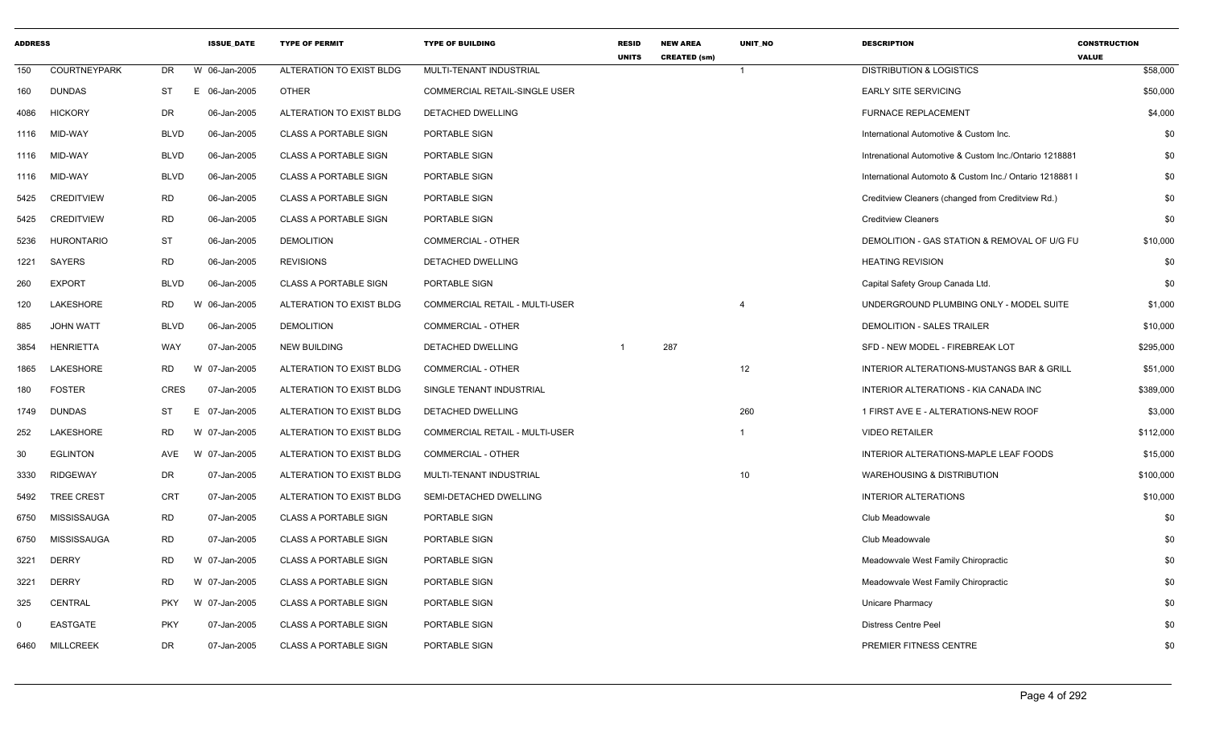| ADDRESS | | | ISSUE_DATE | TYPE OF PERMIT | TYPE OF BUILDING | RESID UNITS | NEW AREA CREATED (sm) | UNIT_NO | DESCRIPTION | CONSTRUCTION VALUE |
|---|---|---|---|---|---|---|---|---|---|---|
| 150 | COURTNEYPARK | DR | W 06-Jan-2005 | ALTERATION TO EXIST BLDG | MULTI-TENANT INDUSTRIAL | | | 1 | DISTRIBUTION & LOGISTICS | $58,000 |
| 160 | DUNDAS | ST | E 06-Jan-2005 | OTHER | COMMERCIAL RETAIL-SINGLE USER | | | | EARLY SITE SERVICING | $50,000 |
| 4086 | HICKORY | DR | 06-Jan-2005 | ALTERATION TO EXIST BLDG | DETACHED DWELLING | | | | FURNACE REPLACEMENT | $4,000 |
| 1116 | MID-WAY | BLVD | 06-Jan-2005 | CLASS A PORTABLE SIGN | PORTABLE SIGN | | | | International Automotive & Custom Inc. | $0 |
| 1116 | MID-WAY | BLVD | 06-Jan-2005 | CLASS A PORTABLE SIGN | PORTABLE SIGN | | | | Intrenational Automotive & Custom Inc./Ontario 1218881 | $0 |
| 1116 | MID-WAY | BLVD | 06-Jan-2005 | CLASS A PORTABLE SIGN | PORTABLE SIGN | | | | International Automoto & Custom Inc./ Ontario 1218881 I | $0 |
| 5425 | CREDITVIEW | RD | 06-Jan-2005 | CLASS A PORTABLE SIGN | PORTABLE SIGN | | | | Creditview Cleaners (changed from Creditview Rd.) | $0 |
| 5425 | CREDITVIEW | RD | 06-Jan-2005 | CLASS A PORTABLE SIGN | PORTABLE SIGN | | | | Creditview Cleaners | $0 |
| 5236 | HURONTARIO | ST | 06-Jan-2005 | DEMOLITION | COMMERCIAL - OTHER | | | | DEMOLITION - GAS STATION & REMOVAL OF U/G FU | $10,000 |
| 1221 | SAYERS | RD | 06-Jan-2005 | REVISIONS | DETACHED DWELLING | | | | HEATING REVISION | $0 |
| 260 | EXPORT | BLVD | 06-Jan-2005 | CLASS A PORTABLE SIGN | PORTABLE SIGN | | | | Capital Safety Group Canada Ltd. | $0 |
| 120 | LAKESHORE | RD | W 06-Jan-2005 | ALTERATION TO EXIST BLDG | COMMERCIAL RETAIL - MULTI-USER | | | 4 | UNDERGROUND PLUMBING ONLY - MODEL SUITE | $1,000 |
| 885 | JOHN WATT | BLVD | 06-Jan-2005 | DEMOLITION | COMMERCIAL - OTHER | | | | DEMOLITION - SALES TRAILER | $10,000 |
| 3854 | HENRIETTA | WAY | 07-Jan-2005 | NEW BUILDING | DETACHED DWELLING | 1 | 287 | | SFD - NEW MODEL - FIREBREAK LOT | $295,000 |
| 1865 | LAKESHORE | RD | W 07-Jan-2005 | ALTERATION TO EXIST BLDG | COMMERCIAL - OTHER | | | 12 | INTERIOR ALTERATIONS-MUSTANGS BAR & GRILL | $51,000 |
| 180 | FOSTER | CRES | 07-Jan-2005 | ALTERATION TO EXIST BLDG | SINGLE TENANT INDUSTRIAL | | | | INTERIOR ALTERATIONS - KIA CANADA INC | $389,000 |
| 1749 | DUNDAS | ST | E 07-Jan-2005 | ALTERATION TO EXIST BLDG | DETACHED DWELLING | | | 260 | 1 FIRST AVE E - ALTERATIONS-NEW ROOF | $3,000 |
| 252 | LAKESHORE | RD | W 07-Jan-2005 | ALTERATION TO EXIST BLDG | COMMERCIAL RETAIL - MULTI-USER | | | 1 | VIDEO RETAILER | $112,000 |
| 30 | EGLINTON | AVE | W 07-Jan-2005 | ALTERATION TO EXIST BLDG | COMMERCIAL - OTHER | | | | INTERIOR ALTERATIONS-MAPLE LEAF FOODS | $15,000 |
| 3330 | RIDGEWAY | DR | 07-Jan-2005 | ALTERATION TO EXIST BLDG | MULTI-TENANT INDUSTRIAL | | | 10 | WAREHOUSING & DISTRIBUTION | $100,000 |
| 5492 | TREE CREST | CRT | 07-Jan-2005 | ALTERATION TO EXIST BLDG | SEMI-DETACHED DWELLING | | | | INTERIOR ALTERATIONS | $10,000 |
| 6750 | MISSISSAUGA | RD | 07-Jan-2005 | CLASS A PORTABLE SIGN | PORTABLE SIGN | | | | Club Meadowvale | $0 |
| 6750 | MISSISSAUGA | RD | 07-Jan-2005 | CLASS A PORTABLE SIGN | PORTABLE SIGN | | | | Club Meadowvale | $0 |
| 3221 | DERRY | RD | W 07-Jan-2005 | CLASS A PORTABLE SIGN | PORTABLE SIGN | | | | Meadowvale West Family Chiropractic | $0 |
| 3221 | DERRY | RD | W 07-Jan-2005 | CLASS A PORTABLE SIGN | PORTABLE SIGN | | | | Meadowvale West Family Chiropractic | $0 |
| 325 | CENTRAL | PKY | W 07-Jan-2005 | CLASS A PORTABLE SIGN | PORTABLE SIGN | | | | Unicare Pharmacy | $0 |
| 0 | EASTGATE | PKY | 07-Jan-2005 | CLASS A PORTABLE SIGN | PORTABLE SIGN | | | | Distress Centre Peel | $0 |
| 6460 | MILLCREEK | DR | 07-Jan-2005 | CLASS A PORTABLE SIGN | PORTABLE SIGN | | | | PREMIER FITNESS CENTRE | $0 |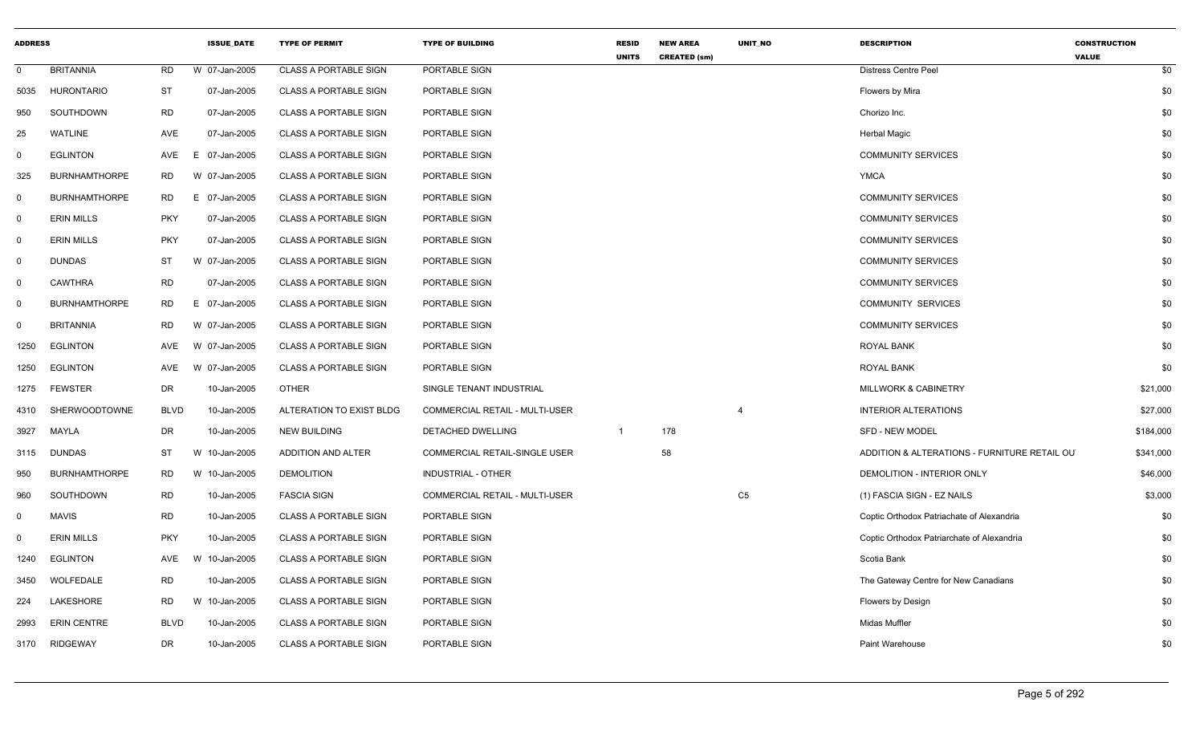| ADDRESS | | | | ISSUE_DATE | TYPE OF PERMIT | TYPE OF BUILDING | RESID UNITS | NEW AREA CREATED (sm) | UNIT_NO | DESCRIPTION | CONSTRUCTION VALUE |
|---|---|---|---|---|---|---|---|---|---|---|---|
| 0 | BRITANNIA | RD | W | 07-Jan-2005 | CLASS A PORTABLE SIGN | PORTABLE SIGN | | | | Distress Centre Peel | $0 |
| 5035 | HURONTARIO | ST | | 07-Jan-2005 | CLASS A PORTABLE SIGN | PORTABLE SIGN | | | | Flowers by Mira | $0 |
| 950 | SOUTHDOWN | RD | | 07-Jan-2005 | CLASS A PORTABLE SIGN | PORTABLE SIGN | | | | Chorizo Inc. | $0 |
| 25 | WATLINE | AVE | | 07-Jan-2005 | CLASS A PORTABLE SIGN | PORTABLE SIGN | | | | Herbal Magic | $0 |
| 0 | EGLINTON | AVE | E | 07-Jan-2005 | CLASS A PORTABLE SIGN | PORTABLE SIGN | | | | COMMUNITY SERVICES | $0 |
| 325 | BURNHAMTHORPE | RD | W | 07-Jan-2005 | CLASS A PORTABLE SIGN | PORTABLE SIGN | | | | YMCA | $0 |
| 0 | BURNHAMTHORPE | RD | E | 07-Jan-2005 | CLASS A PORTABLE SIGN | PORTABLE SIGN | | | | COMMUNITY SERVICES | $0 |
| 0 | ERIN MILLS | PKY | | 07-Jan-2005 | CLASS A PORTABLE SIGN | PORTABLE SIGN | | | | COMMUNITY SERVICES | $0 |
| 0 | ERIN MILLS | PKY | | 07-Jan-2005 | CLASS A PORTABLE SIGN | PORTABLE SIGN | | | | COMMUNITY SERVICES | $0 |
| 0 | DUNDAS | ST | W | 07-Jan-2005 | CLASS A PORTABLE SIGN | PORTABLE SIGN | | | | COMMUNITY SERVICES | $0 |
| 0 | CAWTHRA | RD | | 07-Jan-2005 | CLASS A PORTABLE SIGN | PORTABLE SIGN | | | | COMMUNITY SERVICES | $0 |
| 0 | BURNHAMTHORPE | RD | E | 07-Jan-2005 | CLASS A PORTABLE SIGN | PORTABLE SIGN | | | | COMMUNITY SERVICES | $0 |
| 0 | BRITANNIA | RD | W | 07-Jan-2005 | CLASS A PORTABLE SIGN | PORTABLE SIGN | | | | COMMUNITY SERVICES | $0 |
| 1250 | EGLINTON | AVE | W | 07-Jan-2005 | CLASS A PORTABLE SIGN | PORTABLE SIGN | | | | ROYAL BANK | $0 |
| 1250 | EGLINTON | AVE | W | 07-Jan-2005 | CLASS A PORTABLE SIGN | PORTABLE SIGN | | | | ROYAL BANK | $0 |
| 1275 | FEWSTER | DR | | 10-Jan-2005 | OTHER | SINGLE TENANT INDUSTRIAL | | | | MILLWORK & CABINETRY | $21,000 |
| 4310 | SHERWOODTOWNE | BLVD | | 10-Jan-2005 | ALTERATION TO EXIST BLDG | COMMERCIAL RETAIL - MULTI-USER | | | 4 | INTERIOR ALTERATIONS | $27,000 |
| 3927 | MAYLA | DR | | 10-Jan-2005 | NEW BUILDING | DETACHED DWELLING | 1 | 178 | | SFD - NEW MODEL | $184,000 |
| 3115 | DUNDAS | ST | W | 10-Jan-2005 | ADDITION AND ALTER | COMMERCIAL RETAIL-SINGLE USER | | 58 | | ADDITION & ALTERATIONS - FURNITURE RETAIL OU | $341,000 |
| 950 | BURNHAMTHORPE | RD | W | 10-Jan-2005 | DEMOLITION | INDUSTRIAL - OTHER | | | | DEMOLITION - INTERIOR ONLY | $46,000 |
| 960 | SOUTHDOWN | RD | | 10-Jan-2005 | FASCIA SIGN | COMMERCIAL RETAIL - MULTI-USER | | | C5 | (1) FASCIA SIGN - EZ NAILS | $3,000 |
| 0 | MAVIS | RD | | 10-Jan-2005 | CLASS A PORTABLE SIGN | PORTABLE SIGN | | | | Coptic Orthodox Patriachate of Alexandria | $0 |
| 0 | ERIN MILLS | PKY | | 10-Jan-2005 | CLASS A PORTABLE SIGN | PORTABLE SIGN | | | | Coptic Orthodox Patriarchate of Alexandria | $0 |
| 1240 | EGLINTON | AVE | W | 10-Jan-2005 | CLASS A PORTABLE SIGN | PORTABLE SIGN | | | | Scotia Bank | $0 |
| 3450 | WOLFEDALE | RD | | 10-Jan-2005 | CLASS A PORTABLE SIGN | PORTABLE SIGN | | | | The Gateway Centre for New Canadians | $0 |
| 224 | LAKESHORE | RD | W | 10-Jan-2005 | CLASS A PORTABLE SIGN | PORTABLE SIGN | | | | Flowers by Design | $0 |
| 2993 | ERIN CENTRE | BLVD | | 10-Jan-2005 | CLASS A PORTABLE SIGN | PORTABLE SIGN | | | | Midas Muffler | $0 |
| 3170 | RIDGEWAY | DR | | 10-Jan-2005 | CLASS A PORTABLE SIGN | PORTABLE SIGN | | | | Paint Warehouse | $0 |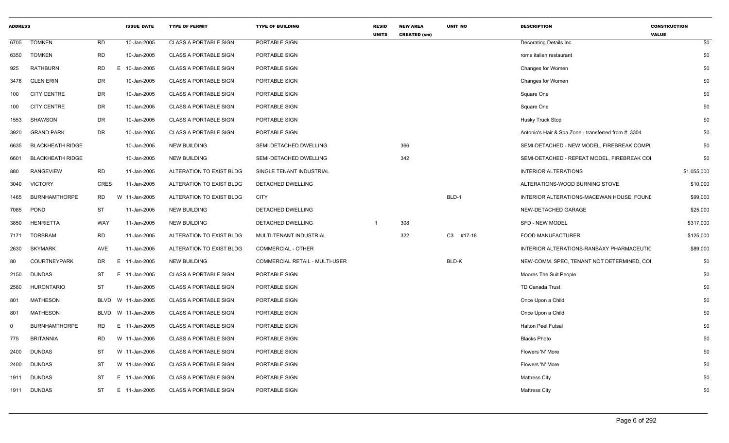| ADDRESS | | | ISSUE_DATE | TYPE OF PERMIT | TYPE OF BUILDING | RESID UNITS | NEW AREA CREATED (sm) | UNIT_NO | DESCRIPTION | CONSTRUCTION VALUE |
|---|---|---|---|---|---|---|---|---|---|---|
| 6705 | TOMKEN | RD | 10-Jan-2005 | CLASS A PORTABLE SIGN | PORTABLE SIGN | | | | Decorating Details Inc. | $0 |
| 6350 | TOMKEN | RD | 10-Jan-2005 | CLASS A PORTABLE SIGN | PORTABLE SIGN | | | | roma italian restaurant | $0 |
| 925 | RATHBURN | RD E | 10-Jan-2005 | CLASS A PORTABLE SIGN | PORTABLE SIGN | | | | Changes for Women | $0 |
| 3476 | GLEN ERIN | DR | 10-Jan-2005 | CLASS A PORTABLE SIGN | PORTABLE SIGN | | | | Changes for Women | $0 |
| 100 | CITY CENTRE | DR | 10-Jan-2005 | CLASS A PORTABLE SIGN | PORTABLE SIGN | | | | Square One | $0 |
| 100 | CITY CENTRE | DR | 10-Jan-2005 | CLASS A PORTABLE SIGN | PORTABLE SIGN | | | | Square One | $0 |
| 1553 | SHAWSON | DR | 10-Jan-2005 | CLASS A PORTABLE SIGN | PORTABLE SIGN | | | | Husky Truck Stop | $0 |
| 3920 | GRAND PARK | DR | 10-Jan-2005 | CLASS A PORTABLE SIGN | PORTABLE SIGN | | | | Antonio's Hair & Spa Zone - transferred from # 3304 | $0 |
| 6635 | BLACKHEATH RIDGE | | 10-Jan-2005 | NEW BUILDING | SEMI-DETACHED DWELLING | | 366 | | SEMI-DETACHED - NEW MODEL, FIREBREAK COMPL | $0 |
| 6601 | BLACKHEATH RIDGE | | 10-Jan-2005 | NEW BUILDING | SEMI-DETACHED DWELLING | | 342 | | SEMI-DETACHED - REPEAT MODEL, FIREBREAK COI | $0 |
| 880 | RANGEVIEW | RD | 11-Jan-2005 | ALTERATION TO EXIST BLDG | SINGLE TENANT INDUSTRIAL | | | | INTERIOR ALTERATIONS | $1,055,000 |
| 3040 | VICTORY | CRES | 11-Jan-2005 | ALTERATION TO EXIST BLDG | DETACHED DWELLING | | | | ALTERATIONS-WOOD BURNING STOVE | $10,000 |
| 1465 | BURNHAMTHORPE | RD W | 11-Jan-2005 | ALTERATION TO EXIST BLDG | CITY | | | BLD-1 | INTERIOR ALTERATIONS-MACEWAN HOUSE, FOUND | $99,000 |
| 7085 | POND | ST | 11-Jan-2005 | NEW BUILDING | DETACHED DWELLING | | | | NEW-DETACHED GARAGE | $25,000 |
| 3850 | HENRIETTA | WAY | 11-Jan-2005 | NEW BUILDING | DETACHED DWELLING | 1 | 308 | | SFD - NEW MODEL | $317,000 |
| 7171 | TORBRAM | RD | 11-Jan-2005 | ALTERATION TO EXIST BLDG | MULTI-TENANT INDUSTRIAL | | 322 | C3 #17-18 | FOOD MANUFACTURER | $125,000 |
| 2630 | SKYMARK | AVE | 11-Jan-2005 | ALTERATION TO EXIST BLDG | COMMERCIAL - OTHER | | | | INTERIOR ALTERATIONS-RANBAXY PHARMACEUTIC | $89,000 |
| 80 | COURTNEYPARK | DR E | 11-Jan-2005 | NEW BUILDING | COMMERCIAL RETAIL - MULTI-USER | | | BLD-K | NEW-COMM. SPEC, TENANT NOT DETERMINED, COI | $0 |
| 2150 | DUNDAS | ST E | 11-Jan-2005 | CLASS A PORTABLE SIGN | PORTABLE SIGN | | | | Moores The Suit People | $0 |
| 2580 | HURONTARIO | ST | 11-Jan-2005 | CLASS A PORTABLE SIGN | PORTABLE SIGN | | | | TD Canada Trust | $0 |
| 801 | MATHESON | BLVD W | 11-Jan-2005 | CLASS A PORTABLE SIGN | PORTABLE SIGN | | | | Once Upon a Child | $0 |
| 801 | MATHESON | BLVD W | 11-Jan-2005 | CLASS A PORTABLE SIGN | PORTABLE SIGN | | | | Once Upon a Child | $0 |
| 0 | BURNHAMTHORPE | RD E | 11-Jan-2005 | CLASS A PORTABLE SIGN | PORTABLE SIGN | | | | Halton Peel Futsal | $0 |
| 775 | BRITANNIA | RD W | 11-Jan-2005 | CLASS A PORTABLE SIGN | PORTABLE SIGN | | | | Blacks Photo | $0 |
| 2400 | DUNDAS | ST W | 11-Jan-2005 | CLASS A PORTABLE SIGN | PORTABLE SIGN | | | | Flowers 'N' More | $0 |
| 2400 | DUNDAS | ST W | 11-Jan-2005 | CLASS A PORTABLE SIGN | PORTABLE SIGN | | | | Flowers 'N' More | $0 |
| 1911 | DUNDAS | ST E | 11-Jan-2005 | CLASS A PORTABLE SIGN | PORTABLE SIGN | | | | Mattress City | $0 |
| 1911 | DUNDAS | ST E | 11-Jan-2005 | CLASS A PORTABLE SIGN | PORTABLE SIGN | | | | Mattress City | $0 |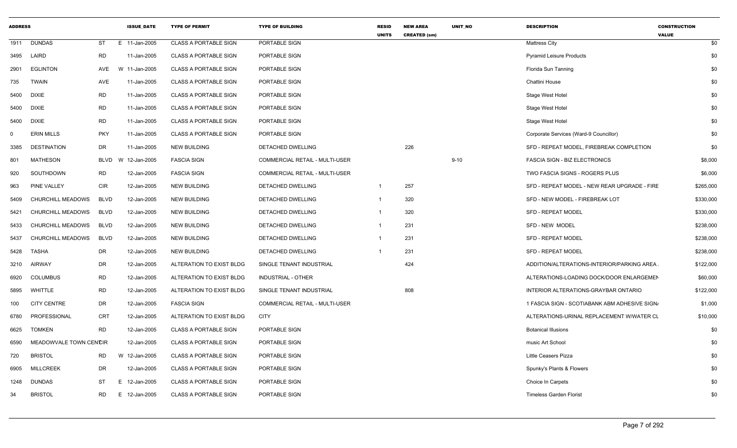| ADDRESS | | | | ISSUE_DATE | TYPE OF PERMIT | TYPE OF BUILDING | RESID UNITS | NEW AREA CREATED (sm) | UNIT_NO | DESCRIPTION | CONSTRUCTION VALUE |
|---|---|---|---|---|---|---|---|---|---|---|---|
| 1911 | DUNDAS | ST | E | 11-Jan-2005 | CLASS A PORTABLE SIGN | PORTABLE SIGN | | | | Mattress City | $0 |
| 3495 | LAIRD | RD | | 11-Jan-2005 | CLASS A PORTABLE SIGN | PORTABLE SIGN | | | | Pyramid Leisure Products | $0 |
| 2901 | EGLINTON | AVE | W | 11-Jan-2005 | CLASS A PORTABLE SIGN | PORTABLE SIGN | | | | Florida Sun Tanning | $0 |
| 735 | TWAIN | AVE | | 11-Jan-2005 | CLASS A PORTABLE SIGN | PORTABLE SIGN | | | | Chattini House | $0 |
| 5400 | DIXIE | RD | | 11-Jan-2005 | CLASS A PORTABLE SIGN | PORTABLE SIGN | | | | Stage West Hotel | $0 |
| 5400 | DIXIE | RD | | 11-Jan-2005 | CLASS A PORTABLE SIGN | PORTABLE SIGN | | | | Stage West Hotel | $0 |
| 5400 | DIXIE | RD | | 11-Jan-2005 | CLASS A PORTABLE SIGN | PORTABLE SIGN | | | | Stage West Hotel | $0 |
| 0 | ERIN MILLS | PKY | | 11-Jan-2005 | CLASS A PORTABLE SIGN | PORTABLE SIGN | | | | Corporate Services (Ward-9 Councillor) | $0 |
| 3385 | DESTINATION | DR | | 11-Jan-2005 | NEW BUILDING | DETACHED DWELLING | | 226 | | SFD - REPEAT MODEL, FIREBREAK COMPLETION | $0 |
| 801 | MATHESON | BLVD | W | 12-Jan-2005 | FASCIA SIGN | COMMERCIAL RETAIL - MULTI-USER | | | 9-10 | FASCIA SIGN - BIZ ELECTRONICS | $8,000 |
| 920 | SOUTHDOWN | RD | | 12-Jan-2005 | FASCIA SIGN | COMMERCIAL RETAIL - MULTI-USER | | | | TWO FASCIA SIGNS - ROGERS PLUS | $6,000 |
| 963 | PINE VALLEY | CIR | | 12-Jan-2005 | NEW BUILDING | DETACHED DWELLING | 1 | 257 | | SFD - REPEAT MODEL - NEW REAR UPGRADE - FIRE | $265,000 |
| 5409 | CHURCHILL MEADOWS | BLVD | | 12-Jan-2005 | NEW BUILDING | DETACHED DWELLING | 1 | 320 | | SFD - NEW MODEL - FIREBREAK LOT | $330,000 |
| 5421 | CHURCHILL MEADOWS | BLVD | | 12-Jan-2005 | NEW BUILDING | DETACHED DWELLING | 1 | 320 | | SFD - REPEAT MODEL | $330,000 |
| 5433 | CHURCHILL MEADOWS | BLVD | | 12-Jan-2005 | NEW BUILDING | DETACHED DWELLING | 1 | 231 | | SFD - NEW MODEL | $238,000 |
| 5437 | CHURCHILL MEADOWS | BLVD | | 12-Jan-2005 | NEW BUILDING | DETACHED DWELLING | 1 | 231 | | SFD - REPEAT MODEL | $238,000 |
| 5428 | TASHA | DR | | 12-Jan-2005 | NEW BUILDING | DETACHED DWELLING | 1 | 231 | | SFD - REPEAT MODEL | $238,000 |
| 3210 | AIRWAY | DR | | 12-Jan-2005 | ALTERATION TO EXIST BLDG | SINGLE TENANT INDUSTRIAL | | 424 | | ADDITION/ALTERATIONS-INTERIOR/PARKING AREA . | $122,000 |
| 6920 | COLUMBUS | RD | | 12-Jan-2005 | ALTERATION TO EXIST BLDG | INDUSTRIAL - OTHER | | | | ALTERATIONS-LOADING DOCK/DOOR ENLARGEMEN | $60,000 |
| 5895 | WHITTLE | RD | | 12-Jan-2005 | ALTERATION TO EXIST BLDG | SINGLE TENANT INDUSTRIAL | | 808 | | INTERIOR ALTERATIONS-GRAYBAR ONTARIO | $122,000 |
| 100 | CITY CENTRE | DR | | 12-Jan-2005 | FASCIA SIGN | COMMERCIAL RETAIL - MULTI-USER | | | | 1 FASCIA SIGN - SCOTIABANK ABM ADHESIVE SIGN/ | $1,000 |
| 6780 | PROFESSIONAL | CRT | | 12-Jan-2005 | ALTERATION TO EXIST BLDG | CITY | | | | ALTERATIONS-URINAL REPLACEMENT W/WATER CL | $10,000 |
| 6625 | TOMKEN | RD | | 12-Jan-2005 | CLASS A PORTABLE SIGN | PORTABLE SIGN | | | | Botanical Illusions | $0 |
| 6590 | MEADOWVALE TOWN CENTCIR | | | 12-Jan-2005 | CLASS A PORTABLE SIGN | PORTABLE SIGN | | | | music Art School | $0 |
| 720 | BRISTOL | RD | W | 12-Jan-2005 | CLASS A PORTABLE SIGN | PORTABLE SIGN | | | | Little Ceasers Pizza | $0 |
| 6905 | MILLCREEK | DR | | 12-Jan-2005 | CLASS A PORTABLE SIGN | PORTABLE SIGN | | | | Spunky's Plants & Flowers | $0 |
| 1248 | DUNDAS | ST | E | 12-Jan-2005 | CLASS A PORTABLE SIGN | PORTABLE SIGN | | | | Choice In Carpets | $0 |
| 34 | BRISTOL | RD | E | 12-Jan-2005 | CLASS A PORTABLE SIGN | PORTABLE SIGN | | | | Timeless Garden Florist | $0 |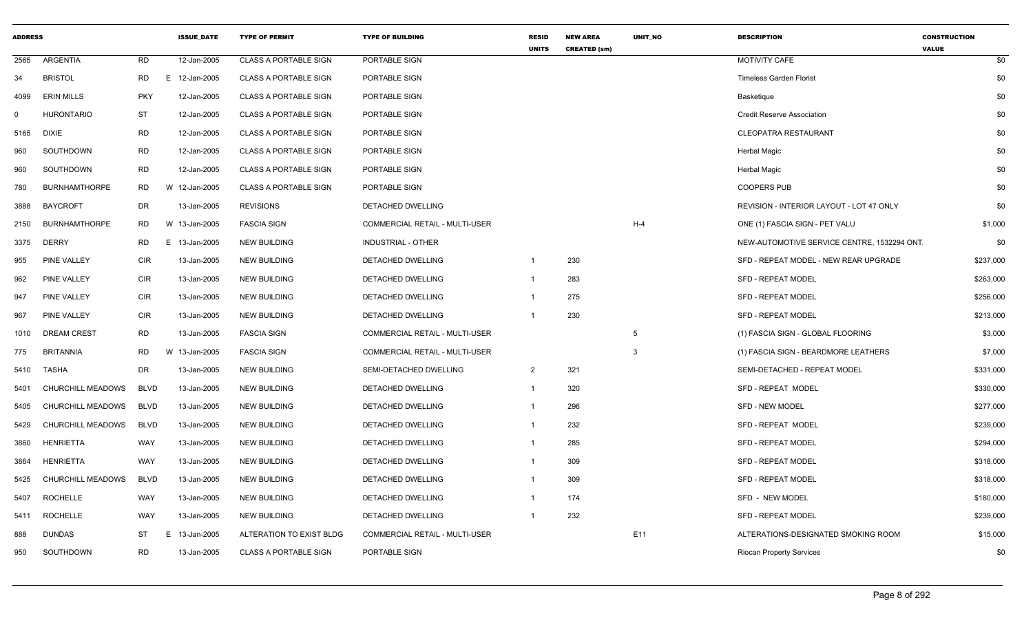| ADDRESS | | | ISSUE_DATE | TYPE OF PERMIT | TYPE OF BUILDING | RESID UNITS | NEW AREA CREATED (sm) | UNIT_NO | DESCRIPTION | CONSTRUCTION VALUE |
|---|---|---|---|---|---|---|---|---|---|---|
| 2565 | ARGENTIA | RD | 12-Jan-2005 | CLASS A PORTABLE SIGN | PORTABLE SIGN | | | | MOTIVITY CAFE | $0 |
| 34 | BRISTOL | RD | E 12-Jan-2005 | CLASS A PORTABLE SIGN | PORTABLE SIGN | | | | Timeless Garden Florist | $0 |
| 4099 | ERIN MILLS | PKY | 12-Jan-2005 | CLASS A PORTABLE SIGN | PORTABLE SIGN | | | | Basketique | $0 |
| 0 | HURONTARIO | ST | 12-Jan-2005 | CLASS A PORTABLE SIGN | PORTABLE SIGN | | | | Credit Reserve Association | $0 |
| 5165 | DIXIE | RD | 12-Jan-2005 | CLASS A PORTABLE SIGN | PORTABLE SIGN | | | | CLEOPATRA RESTAURANT | $0 |
| 960 | SOUTHDOWN | RD | 12-Jan-2005 | CLASS A PORTABLE SIGN | PORTABLE SIGN | | | | Herbal Magic | $0 |
| 960 | SOUTHDOWN | RD | 12-Jan-2005 | CLASS A PORTABLE SIGN | PORTABLE SIGN | | | | Herbal Magic | $0 |
| 780 | BURNHAMTHORPE | RD | W 12-Jan-2005 | CLASS A PORTABLE SIGN | PORTABLE SIGN | | | | COOPERS PUB | $0 |
| 3888 | BAYCROFT | DR | 13-Jan-2005 | REVISIONS | DETACHED DWELLING | | | | REVISION - INTERIOR LAYOUT - LOT 47 ONLY | $0 |
| 2150 | BURNHAMTHORPE | RD | W 13-Jan-2005 | FASCIA SIGN | COMMERCIAL RETAIL - MULTI-USER | | | H-4 | ONE (1) FASCIA SIGN - PET VALU | $1,000 |
| 3375 | DERRY | RD | E 13-Jan-2005 | NEW BUILDING | INDUSTRIAL - OTHER | | | | NEW-AUTOMOTIVE SERVICE CENTRE, 1532294 ONT. | $0 |
| 955 | PINE VALLEY | CIR | 13-Jan-2005 | NEW BUILDING | DETACHED DWELLING | 1 | 230 | | SFD - REPEAT MODEL - NEW REAR UPGRADE | $237,000 |
| 962 | PINE VALLEY | CIR | 13-Jan-2005 | NEW BUILDING | DETACHED DWELLING | 1 | 283 | | SFD - REPEAT MODEL | $263,000 |
| 947 | PINE VALLEY | CIR | 13-Jan-2005 | NEW BUILDING | DETACHED DWELLING | 1 | 275 | | SFD - REPEAT MODEL | $256,000 |
| 967 | PINE VALLEY | CIR | 13-Jan-2005 | NEW BUILDING | DETACHED DWELLING | 1 | 230 | | SFD - REPEAT MODEL | $213,000 |
| 1010 | DREAM CREST | RD | 13-Jan-2005 | FASCIA SIGN | COMMERCIAL RETAIL - MULTI-USER | | | 5 | (1) FASCIA SIGN - GLOBAL FLOORING | $3,000 |
| 775 | BRITANNIA | RD | W 13-Jan-2005 | FASCIA SIGN | COMMERCIAL RETAIL - MULTI-USER | | | 3 | (1) FASCIA SIGN - BEARDMORE LEATHERS | $7,000 |
| 5410 | TASHA | DR | 13-Jan-2005 | NEW BUILDING | SEMI-DETACHED DWELLING | 2 | 321 | | SEMI-DETACHED - REPEAT MODEL | $331,000 |
| 5401 | CHURCHILL MEADOWS | BLVD | 13-Jan-2005 | NEW BUILDING | DETACHED DWELLING | 1 | 320 | | SFD - REPEAT MODEL | $330,000 |
| 5405 | CHURCHILL MEADOWS | BLVD | 13-Jan-2005 | NEW BUILDING | DETACHED DWELLING | 1 | 296 | | SFD - NEW MODEL | $277,000 |
| 5429 | CHURCHILL MEADOWS | BLVD | 13-Jan-2005 | NEW BUILDING | DETACHED DWELLING | 1 | 232 | | SFD - REPEAT MODEL | $239,000 |
| 3860 | HENRIETTA | WAY | 13-Jan-2005 | NEW BUILDING | DETACHED DWELLING | 1 | 285 | | SFD - REPEAT MODEL | $294,000 |
| 3864 | HENRIETTA | WAY | 13-Jan-2005 | NEW BUILDING | DETACHED DWELLING | 1 | 309 | | SFD - REPEAT MODEL | $318,000 |
| 5425 | CHURCHILL MEADOWS | BLVD | 13-Jan-2005 | NEW BUILDING | DETACHED DWELLING | 1 | 309 | | SFD - REPEAT MODEL | $318,000 |
| 5407 | ROCHELLE | WAY | 13-Jan-2005 | NEW BUILDING | DETACHED DWELLING | 1 | 174 | | SFD - NEW MODEL | $180,000 |
| 5411 | ROCHELLE | WAY | 13-Jan-2005 | NEW BUILDING | DETACHED DWELLING | 1 | 232 | | SFD - REPEAT MODEL | $239,000 |
| 888 | DUNDAS | ST | E 13-Jan-2005 | ALTERATION TO EXIST BLDG | COMMERCIAL RETAIL - MULTI-USER | | | E11 | ALTERATIONS-DESIGNATED SMOKING ROOM | $15,000 |
| 950 | SOUTHDOWN | RD | 13-Jan-2005 | CLASS A PORTABLE SIGN | PORTABLE SIGN | | | | Riocan Property Services | $0 |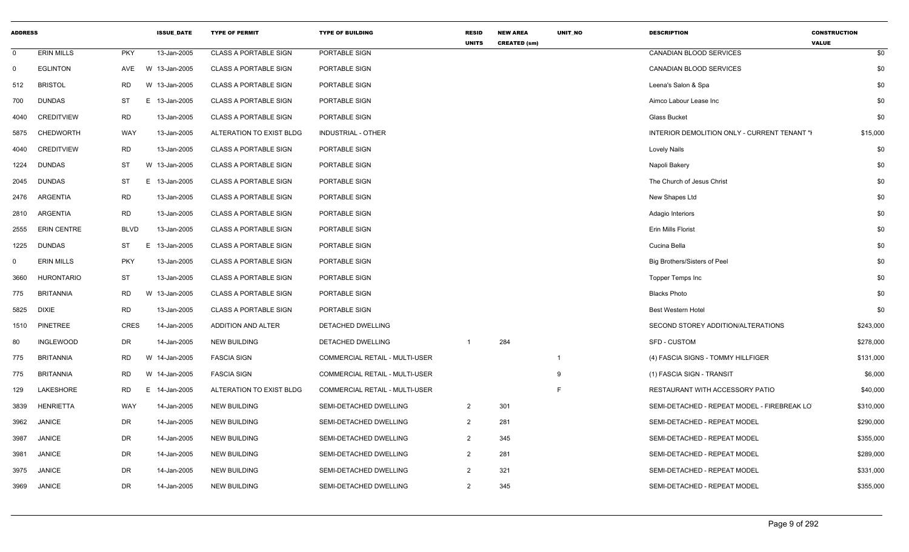| ADDRESS | | | ISSUE_DATE | TYPE OF PERMIT | TYPE OF BUILDING | RESID UNITS | NEW AREA CREATED (sm) | UNIT_NO | DESCRIPTION | CONSTRUCTION VALUE |
|---|---|---|---|---|---|---|---|---|---|---|
| 0 | ERIN MILLS | PKY | 13-Jan-2005 | CLASS A PORTABLE SIGN | PORTABLE SIGN | | | | CANADIAN BLOOD SERVICES | $0 |
| 0 | EGLINTON | AVE | W 13-Jan-2005 | CLASS A PORTABLE SIGN | PORTABLE SIGN | | | | CANADIAN BLOOD SERVICES | $0 |
| 512 | BRISTOL | RD | W 13-Jan-2005 | CLASS A PORTABLE SIGN | PORTABLE SIGN | | | | Leena's Salon & Spa | $0 |
| 700 | DUNDAS | ST | E 13-Jan-2005 | CLASS A PORTABLE SIGN | PORTABLE SIGN | | | | Aimco Labour Lease Inc | $0 |
| 4040 | CREDITVIEW | RD | 13-Jan-2005 | CLASS A PORTABLE SIGN | PORTABLE SIGN | | | | Glass Bucket | $0 |
| 5875 | CHEDWORTH | WAY | 13-Jan-2005 | ALTERATION TO EXIST BLDG | INDUSTRIAL - OTHER | | | | INTERIOR DEMOLITION ONLY - CURRENT TENANT "I | $15,000 |
| 4040 | CREDITVIEW | RD | 13-Jan-2005 | CLASS A PORTABLE SIGN | PORTABLE SIGN | | | | Lovely Nails | $0 |
| 1224 | DUNDAS | ST | W 13-Jan-2005 | CLASS A PORTABLE SIGN | PORTABLE SIGN | | | | Napoli Bakery | $0 |
| 2045 | DUNDAS | ST | E 13-Jan-2005 | CLASS A PORTABLE SIGN | PORTABLE SIGN | | | | The Church of Jesus Christ | $0 |
| 2476 | ARGENTIA | RD | 13-Jan-2005 | CLASS A PORTABLE SIGN | PORTABLE SIGN | | | | New Shapes Ltd | $0 |
| 2810 | ARGENTIA | RD | 13-Jan-2005 | CLASS A PORTABLE SIGN | PORTABLE SIGN | | | | Adagio Interiors | $0 |
| 2555 | ERIN CENTRE | BLVD | 13-Jan-2005 | CLASS A PORTABLE SIGN | PORTABLE SIGN | | | | Erin Mills Florist | $0 |
| 1225 | DUNDAS | ST | E 13-Jan-2005 | CLASS A PORTABLE SIGN | PORTABLE SIGN | | | | Cucina Bella | $0 |
| 0 | ERIN MILLS | PKY | 13-Jan-2005 | CLASS A PORTABLE SIGN | PORTABLE SIGN | | | | Big Brothers/Sisters of Peel | $0 |
| 3660 | HURONTARIO | ST | 13-Jan-2005 | CLASS A PORTABLE SIGN | PORTABLE SIGN | | | | Topper Temps Inc | $0 |
| 775 | BRITANNIA | RD | W 13-Jan-2005 | CLASS A PORTABLE SIGN | PORTABLE SIGN | | | | Blacks Photo | $0 |
| 5825 | DIXIE | RD | 13-Jan-2005 | CLASS A PORTABLE SIGN | PORTABLE SIGN | | | | Best Western Hotel | $0 |
| 1510 | PINETREE | CRES | 14-Jan-2005 | ADDITION AND ALTER | DETACHED DWELLING | | | | SECOND STOREY ADDITION/ALTERATIONS | $243,000 |
| 80 | INGLEWOOD | DR | 14-Jan-2005 | NEW BUILDING | DETACHED DWELLING | 1 | 284 | | SFD - CUSTOM | $278,000 |
| 775 | BRITANNIA | RD | W 14-Jan-2005 | FASCIA SIGN | COMMERCIAL RETAIL - MULTI-USER | | | 1 | (4) FASCIA SIGNS - TOMMY HILLFIGER | $131,000 |
| 775 | BRITANNIA | RD | W 14-Jan-2005 | FASCIA SIGN | COMMERCIAL RETAIL - MULTI-USER | | | 9 | (1) FASCIA SIGN - TRANSIT | $6,000 |
| 129 | LAKESHORE | RD | E 14-Jan-2005 | ALTERATION TO EXIST BLDG | COMMERCIAL RETAIL - MULTI-USER | | | F | RESTAURANT WITH ACCESSORY PATIO | $40,000 |
| 3839 | HENRIETTA | WAY | 14-Jan-2005 | NEW BUILDING | SEMI-DETACHED DWELLING | 2 | 301 | | SEMI-DETACHED - REPEAT MODEL - FIREBREAK LO | $310,000 |
| 3962 | JANICE | DR | 14-Jan-2005 | NEW BUILDING | SEMI-DETACHED DWELLING | 2 | 281 | | SEMI-DETACHED - REPEAT MODEL | $290,000 |
| 3987 | JANICE | DR | 14-Jan-2005 | NEW BUILDING | SEMI-DETACHED DWELLING | 2 | 345 | | SEMI-DETACHED - REPEAT MODEL | $355,000 |
| 3981 | JANICE | DR | 14-Jan-2005 | NEW BUILDING | SEMI-DETACHED DWELLING | 2 | 281 | | SEMI-DETACHED - REPEAT MODEL | $289,000 |
| 3975 | JANICE | DR | 14-Jan-2005 | NEW BUILDING | SEMI-DETACHED DWELLING | 2 | 321 | | SEMI-DETACHED - REPEAT MODEL | $331,000 |
| 3969 | JANICE | DR | 14-Jan-2005 | NEW BUILDING | SEMI-DETACHED DWELLING | 2 | 345 | | SEMI-DETACHED - REPEAT MODEL | $355,000 |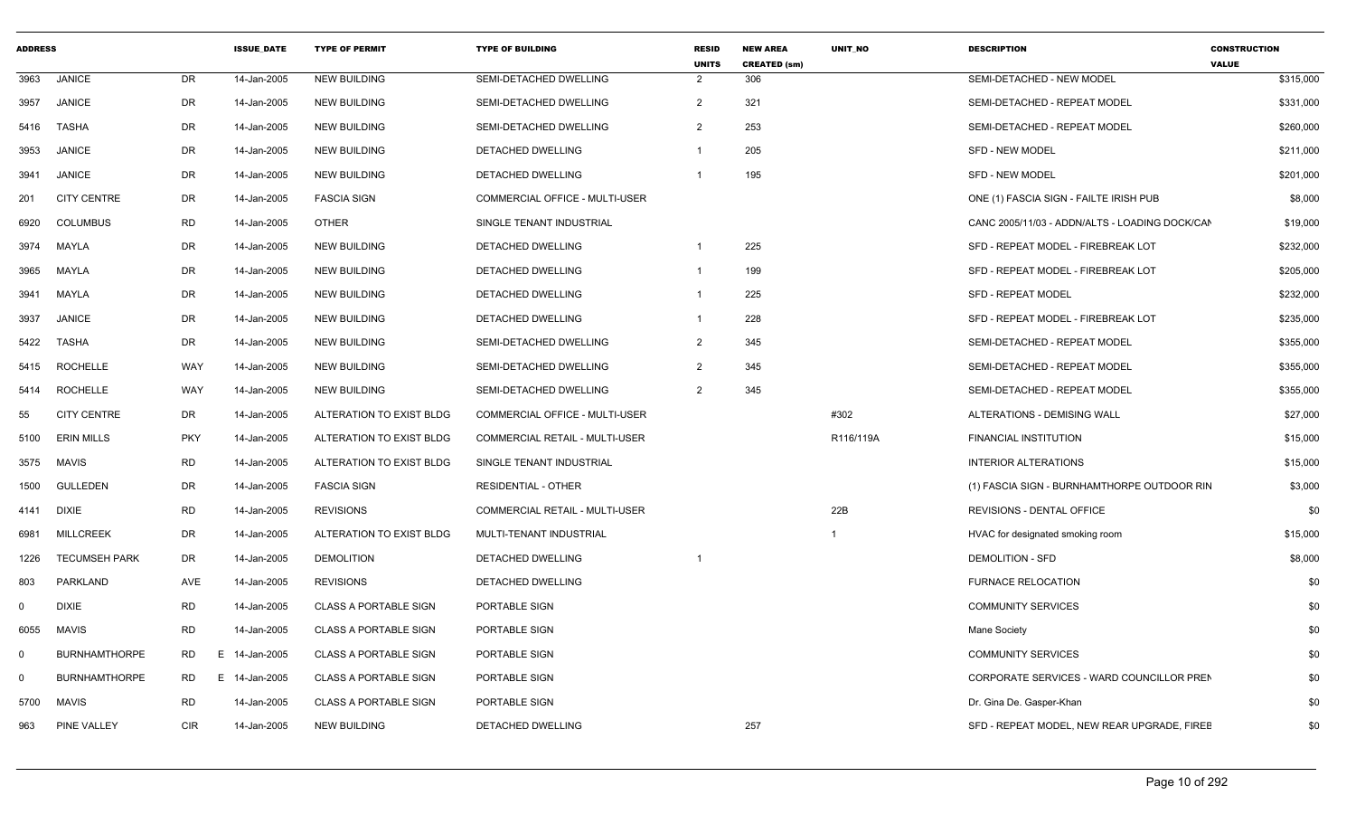| ADDRESS | | | ISSUE_DATE | TYPE OF PERMIT | TYPE OF BUILDING | RESID UNITS | NEW AREA CREATED (sm) | UNIT_NO | DESCRIPTION | CONSTRUCTION VALUE |
|---|---|---|---|---|---|---|---|---|---|---|
| 3963 | JANICE | DR | 14-Jan-2005 | NEW BUILDING | SEMI-DETACHED DWELLING | 2 | 306 | | SEMI-DETACHED - NEW MODEL | $315,000 |
| 3957 | JANICE | DR | 14-Jan-2005 | NEW BUILDING | SEMI-DETACHED DWELLING | 2 | 321 | | SEMI-DETACHED - REPEAT MODEL | $331,000 |
| 5416 | TASHA | DR | 14-Jan-2005 | NEW BUILDING | SEMI-DETACHED DWELLING | 2 | 253 | | SEMI-DETACHED - REPEAT MODEL | $260,000 |
| 3953 | JANICE | DR | 14-Jan-2005 | NEW BUILDING | DETACHED DWELLING | 1 | 205 | | SFD - NEW MODEL | $211,000 |
| 3941 | JANICE | DR | 14-Jan-2005 | NEW BUILDING | DETACHED DWELLING | 1 | 195 | | SFD - NEW MODEL | $201,000 |
| 201 | CITY CENTRE | DR | 14-Jan-2005 | FASCIA SIGN | COMMERCIAL OFFICE - MULTI-USER | | | | ONE (1) FASCIA SIGN - FAILTE IRISH PUB | $8,000 |
| 6920 | COLUMBUS | RD | 14-Jan-2005 | OTHER | SINGLE TENANT INDUSTRIAL | | | | CANC 2005/11/03 - ADDN/ALTS - LOADING DOCK/CAN | $19,000 |
| 3974 | MAYLA | DR | 14-Jan-2005 | NEW BUILDING | DETACHED DWELLING | 1 | 225 | | SFD - REPEAT MODEL - FIREBREAK LOT | $232,000 |
| 3965 | MAYLA | DR | 14-Jan-2005 | NEW BUILDING | DETACHED DWELLING | 1 | 199 | | SFD - REPEAT MODEL - FIREBREAK LOT | $205,000 |
| 3941 | MAYLA | DR | 14-Jan-2005 | NEW BUILDING | DETACHED DWELLING | 1 | 225 | | SFD - REPEAT MODEL | $232,000 |
| 3937 | JANICE | DR | 14-Jan-2005 | NEW BUILDING | DETACHED DWELLING | 1 | 228 | | SFD - REPEAT MODEL - FIREBREAK LOT | $235,000 |
| 5422 | TASHA | DR | 14-Jan-2005 | NEW BUILDING | SEMI-DETACHED DWELLING | 2 | 345 | | SEMI-DETACHED - REPEAT MODEL | $355,000 |
| 5415 | ROCHELLE | WAY | 14-Jan-2005 | NEW BUILDING | SEMI-DETACHED DWELLING | 2 | 345 | | SEMI-DETACHED - REPEAT MODEL | $355,000 |
| 5414 | ROCHELLE | WAY | 14-Jan-2005 | NEW BUILDING | SEMI-DETACHED DWELLING | 2 | 345 | | SEMI-DETACHED - REPEAT MODEL | $355,000 |
| 55 | CITY CENTRE | DR | 14-Jan-2005 | ALTERATION TO EXIST BLDG | COMMERCIAL OFFICE - MULTI-USER | | | #302 | ALTERATIONS - DEMISING WALL | $27,000 |
| 5100 | ERIN MILLS | PKY | 14-Jan-2005 | ALTERATION TO EXIST BLDG | COMMERCIAL RETAIL - MULTI-USER | | | R116/119A | FINANCIAL INSTITUTION | $15,000 |
| 3575 | MAVIS | RD | 14-Jan-2005 | ALTERATION TO EXIST BLDG | SINGLE TENANT INDUSTRIAL | | | | INTERIOR ALTERATIONS | $15,000 |
| 1500 | GULLEDEN | DR | 14-Jan-2005 | FASCIA SIGN | RESIDENTIAL - OTHER | | | | (1) FASCIA SIGN - BURNHAMTHORPE OUTDOOR RIN | $3,000 |
| 4141 | DIXIE | RD | 14-Jan-2005 | REVISIONS | COMMERCIAL RETAIL - MULTI-USER | | | 22B | REVISIONS - DENTAL OFFICE | $0 |
| 6981 | MILLCREEK | DR | 14-Jan-2005 | ALTERATION TO EXIST BLDG | MULTI-TENANT INDUSTRIAL | | | 1 | HVAC for designated smoking room | $15,000 |
| 1226 | TECUMSEH PARK | DR | 14-Jan-2005 | DEMOLITION | DETACHED DWELLING | 1 | | | DEMOLITION - SFD | $8,000 |
| 803 | PARKLAND | AVE | 14-Jan-2005 | REVISIONS | DETACHED DWELLING | | | | FURNACE RELOCATION | $0 |
| 0 | DIXIE | RD | 14-Jan-2005 | CLASS A PORTABLE SIGN | PORTABLE SIGN | | | | COMMUNITY SERVICES | $0 |
| 6055 | MAVIS | RD | 14-Jan-2005 | CLASS A PORTABLE SIGN | PORTABLE SIGN | | | | Mane Society | $0 |
| 0 | BURNHAMTHORPE | RD E | 14-Jan-2005 | CLASS A PORTABLE SIGN | PORTABLE SIGN | | | | COMMUNITY SERVICES | $0 |
| 0 | BURNHAMTHORPE | RD E | 14-Jan-2005 | CLASS A PORTABLE SIGN | PORTABLE SIGN | | | | CORPORATE SERVICES - WARD COUNCILLOR PREN | $0 |
| 5700 | MAVIS | RD | 14-Jan-2005 | CLASS A PORTABLE SIGN | PORTABLE SIGN | | | | Dr. Gina De. Gasper-Khan | $0 |
| 963 | PINE VALLEY | CIR | 14-Jan-2005 | NEW BUILDING | DETACHED DWELLING | | 257 | | SFD - REPEAT MODEL, NEW REAR UPGRADE, FIREB | $0 |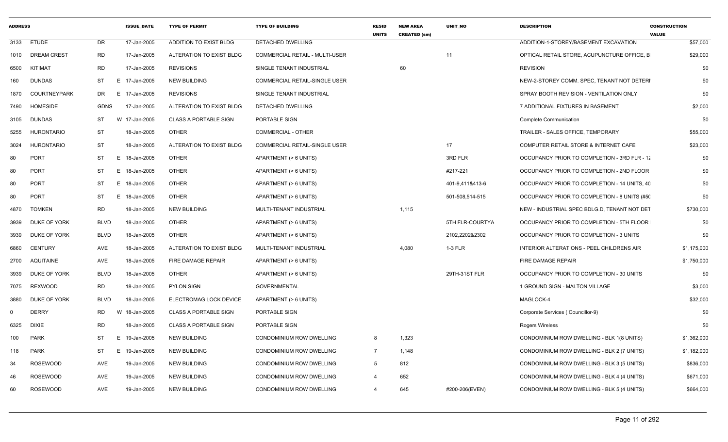| ADDRESS | | | ISSUE_DATE | TYPE OF PERMIT | TYPE OF BUILDING | RESID UNITS | NEW AREA CREATED (sm) | UNIT_NO | DESCRIPTION | CONSTRUCTION VALUE |
|---|---|---|---|---|---|---|---|---|---|---|
| 3133 | ETUDE | DR | 17-Jan-2005 | ADDITION TO EXIST BLDG | DETACHED DWELLING | | | | ADDITION-1-STOREY/BASEMENT EXCAVATION | $57,000 |
| 1010 | DREAM CREST | RD | 17-Jan-2005 | ALTERATION TO EXIST BLDG | COMMERCIAL RETAIL - MULTI-USER | | | 11 | OPTICAL RETAIL STORE, ACUPUNCTURE OFFICE, B | $29,000 |
| 6500 | KITIMAT | RD | 17-Jan-2005 | REVISIONS | SINGLE TENANT INDUSTRIAL | | 60 | | REVISION | $0 |
| 160 | DUNDAS | ST | E 17-Jan-2005 | NEW BUILDING | COMMERCIAL RETAIL-SINGLE USER | | | | NEW-2-STOREY COMM. SPEC, TENANT NOT DETERI | $0 |
| 1870 | COURTNEYPARK | DR | E 17-Jan-2005 | REVISIONS | SINGLE TENANT INDUSTRIAL | | | | SPRAY BOOTH REVISION - VENTILATION ONLY | $0 |
| 7490 | HOMESIDE | GDNS | 17-Jan-2005 | ALTERATION TO EXIST BLDG | DETACHED DWELLING | | | | 7 ADDITIONAL FIXTURES IN BASEMENT | $2,000 |
| 3105 | DUNDAS | ST | W 17-Jan-2005 | CLASS A PORTABLE SIGN | PORTABLE SIGN | | | | Complete Communication | $0 |
| 5255 | HURONTARIO | ST | 18-Jan-2005 | OTHER | COMMERCIAL - OTHER | | | | TRAILER - SALES OFFICE, TEMPORARY | $55,000 |
| 3024 | HURONTARIO | ST | 18-Jan-2005 | ALTERATION TO EXIST BLDG | COMMERCIAL RETAIL-SINGLE USER | | | 17 | COMPUTER RETAIL STORE & INTERNET CAFE | $23,000 |
| 80 | PORT | ST | E 18-Jan-2005 | OTHER | APARTMENT (> 6 UNITS) | | | 3RD FLR | OCCUPANCY PRIOR TO COMPLETION - 3RD FLR - 12 | $0 |
| 80 | PORT | ST | E 18-Jan-2005 | OTHER | APARTMENT (> 6 UNITS) | | | #217-221 | OCCUPANCY PRIOR TO COMPLETION - 2ND FLOOR | $0 |
| 80 | PORT | ST | E 18-Jan-2005 | OTHER | APARTMENT (> 6 UNITS) | | | 401-9,411&413-6 | OCCUPANCY PRIOR TO COMPLETION - 14 UNITS, 40 | $0 |
| 80 | PORT | ST | E 18-Jan-2005 | OTHER | APARTMENT (> 6 UNITS) | | | 501-508,514-515 | OCCUPANCY PRIOR TO COMPLETION - 8 UNITS (#50 | $0 |
| 4870 | TOMKEN | RD | 18-Jan-2005 | NEW BUILDING | MULTI-TENANT INDUSTRIAL | | 1,115 | | NEW - INDUSTRIAL SPEC BDLG.D, TENANT NOT DET | $730,000 |
| 3939 | DUKE OF YORK | BLVD | 18-Jan-2005 | OTHER | APARTMENT (> 6 UNITS) | | | 5TH FLR-COURTYA | OCCUPANCY PRIOR TO COMPLETION - 5TH FLOOR | $0 |
| 3939 | DUKE OF YORK | BLVD | 18-Jan-2005 | OTHER | APARTMENT (> 6 UNITS) | | | 2102,2202&2302 | OCCUPANCY PRIOR TO COMPLETION - 3 UNITS | $0 |
| 6860 | CENTURY | AVE | 18-Jan-2005 | ALTERATION TO EXIST BLDG | MULTI-TENANT INDUSTRIAL | | 4,080 | 1-3 FLR | INTERIOR ALTERATIONS - PEEL CHILDRENS AIR | $1,175,000 |
| 2700 | AQUITAINE | AVE | 18-Jan-2005 | FIRE DAMAGE REPAIR | APARTMENT (> 6 UNITS) | | | | FIRE DAMAGE REPAIR | $1,750,000 |
| 3939 | DUKE OF YORK | BLVD | 18-Jan-2005 | OTHER | APARTMENT (> 6 UNITS) | | | 29TH-31ST FLR | OCCUPANCY PRIOR TO COMPLETION - 30 UNITS | $0 |
| 7075 | REXWOOD | RD | 18-Jan-2005 | PYLON SIGN | GOVERNMENTAL | | | | 1 GROUND SIGN - MALTON VILLAGE | $3,000 |
| 3880 | DUKE OF YORK | BLVD | 18-Jan-2005 | ELECTROMAG LOCK DEVICE | APARTMENT (> 6 UNITS) | | | | MAGLOCK-4 | $32,000 |
| 0 | DERRY | RD | W 18-Jan-2005 | CLASS A PORTABLE SIGN | PORTABLE SIGN | | | | Corporate Services ( Councillor-9) | $0 |
| 6325 | DIXIE | RD | 18-Jan-2005 | CLASS A PORTABLE SIGN | PORTABLE SIGN | | | | Rogers Wireless | $0 |
| 100 | PARK | ST | E 19-Jan-2005 | NEW BUILDING | CONDOMINIUM ROW DWELLING | 8 | 1,323 | | CONDOMINIUM ROW DWELLING - BLK 1(8 UNITS) | $1,362,000 |
| 118 | PARK | ST | E 19-Jan-2005 | NEW BUILDING | CONDOMINIUM ROW DWELLING | 7 | 1,148 | | CONDOMINIUM ROW DWELLING - BLK 2 (7 UNITS) | $1,182,000 |
| 34 | ROSEWOOD | AVE | 19-Jan-2005 | NEW BUILDING | CONDOMINIUM ROW DWELLING | 5 | 812 | | CONDOMINIUM ROW DWELLING - BLK 3 (5 UNITS) | $836,000 |
| 46 | ROSEWOOD | AVE | 19-Jan-2005 | NEW BUILDING | CONDOMINIUM ROW DWELLING | 4 | 652 | | CONDOMINIUM ROW DWELLING - BLK 4 (4 UNITS) | $671,000 |
| 60 | ROSEWOOD | AVE | 19-Jan-2005 | NEW BUILDING | CONDOMINIUM ROW DWELLING | 4 | 645 | #200-206(EVEN) | CONDOMINIUM ROW DWELLING - BLK 5 (4 UNITS) | $664,000 |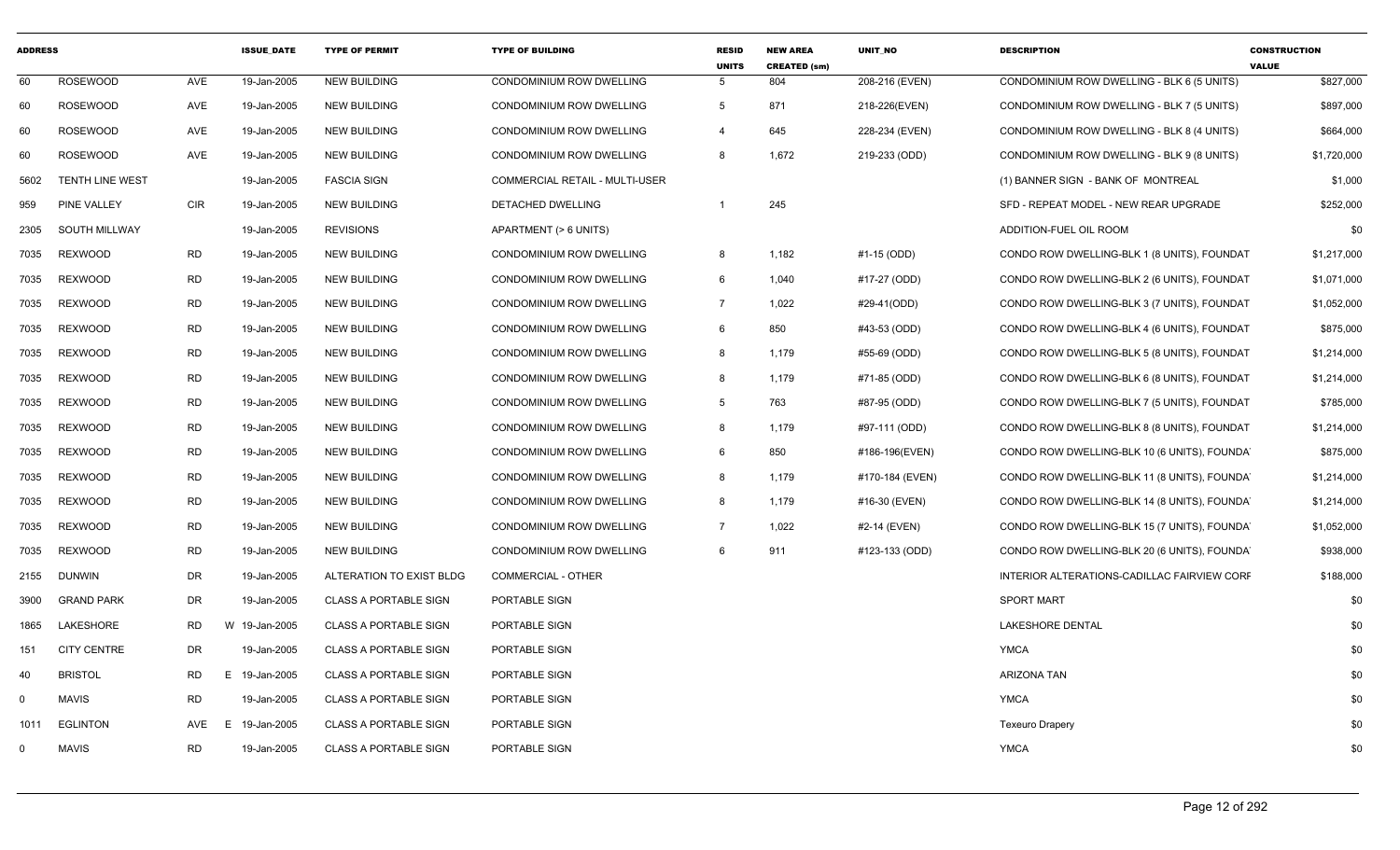| ADDRESS | | | ISSUE_DATE | TYPE OF PERMIT | TYPE OF BUILDING | RESID UNITS | NEW AREA CREATED (sm) | UNIT_NO | DESCRIPTION | CONSTRUCTION VALUE |
|---|---|---|---|---|---|---|---|---|---|---|
| 60 | ROSEWOOD | AVE | 19-Jan-2005 | NEW BUILDING | CONDOMINIUM ROW DWELLING | 5 | 804 | 208-216 (EVEN) | CONDOMINIUM ROW DWELLING - BLK 6 (5 UNITS) | $827,000 |
| 60 | ROSEWOOD | AVE | 19-Jan-2005 | NEW BUILDING | CONDOMINIUM ROW DWELLING | 5 | 871 | 218-226(EVEN) | CONDOMINIUM ROW DWELLING - BLK 7 (5 UNITS) | $897,000 |
| 60 | ROSEWOOD | AVE | 19-Jan-2005 | NEW BUILDING | CONDOMINIUM ROW DWELLING | 4 | 645 | 228-234 (EVEN) | CONDOMINIUM ROW DWELLING - BLK 8 (4 UNITS) | $664,000 |
| 60 | ROSEWOOD | AVE | 19-Jan-2005 | NEW BUILDING | CONDOMINIUM ROW DWELLING | 8 | 1,672 | 219-233 (ODD) | CONDOMINIUM ROW DWELLING - BLK 9 (8 UNITS) | $1,720,000 |
| 5602 | TENTH LINE WEST | | 19-Jan-2005 | FASCIA SIGN | COMMERCIAL RETAIL - MULTI-USER | | | | (1) BANNER SIGN - BANK OF MONTREAL | $1,000 |
| 959 | PINE VALLEY | CIR | 19-Jan-2005 | NEW BUILDING | DETACHED DWELLING | 1 | 245 | | SFD - REPEAT MODEL - NEW REAR UPGRADE | $252,000 |
| 2305 | SOUTH MILLWAY | | 19-Jan-2005 | REVISIONS | APARTMENT (> 6 UNITS) | | | | ADDITION-FUEL OIL ROOM | $0 |
| 7035 | REXWOOD | RD | 19-Jan-2005 | NEW BUILDING | CONDOMINIUM ROW DWELLING | 8 | 1,182 | #1-15 (ODD) | CONDO ROW DWELLING-BLK 1 (8 UNITS), FOUNDAT | $1,217,000 |
| 7035 | REXWOOD | RD | 19-Jan-2005 | NEW BUILDING | CONDOMINIUM ROW DWELLING | 6 | 1,040 | #17-27 (ODD) | CONDO ROW DWELLING-BLK 2 (6 UNITS), FOUNDAT | $1,071,000 |
| 7035 | REXWOOD | RD | 19-Jan-2005 | NEW BUILDING | CONDOMINIUM ROW DWELLING | 7 | 1,022 | #29-41(ODD) | CONDO ROW DWELLING-BLK 3 (7 UNITS), FOUNDAT | $1,052,000 |
| 7035 | REXWOOD | RD | 19-Jan-2005 | NEW BUILDING | CONDOMINIUM ROW DWELLING | 6 | 850 | #43-53 (ODD) | CONDO ROW DWELLING-BLK 4 (6 UNITS), FOUNDAT | $875,000 |
| 7035 | REXWOOD | RD | 19-Jan-2005 | NEW BUILDING | CONDOMINIUM ROW DWELLING | 8 | 1,179 | #55-69 (ODD) | CONDO ROW DWELLING-BLK 5 (8 UNITS), FOUNDAT | $1,214,000 |
| 7035 | REXWOOD | RD | 19-Jan-2005 | NEW BUILDING | CONDOMINIUM ROW DWELLING | 8 | 1,179 | #71-85 (ODD) | CONDO ROW DWELLING-BLK 6 (8 UNITS), FOUNDAT | $1,214,000 |
| 7035 | REXWOOD | RD | 19-Jan-2005 | NEW BUILDING | CONDOMINIUM ROW DWELLING | 5 | 763 | #87-95 (ODD) | CONDO ROW DWELLING-BLK 7 (5 UNITS), FOUNDAT | $785,000 |
| 7035 | REXWOOD | RD | 19-Jan-2005 | NEW BUILDING | CONDOMINIUM ROW DWELLING | 8 | 1,179 | #97-111 (ODD) | CONDO ROW DWELLING-BLK 8 (8 UNITS), FOUNDAT | $1,214,000 |
| 7035 | REXWOOD | RD | 19-Jan-2005 | NEW BUILDING | CONDOMINIUM ROW DWELLING | 6 | 850 | #186-196(EVEN) | CONDO ROW DWELLING-BLK 10 (6 UNITS), FOUNDA | $875,000 |
| 7035 | REXWOOD | RD | 19-Jan-2005 | NEW BUILDING | CONDOMINIUM ROW DWELLING | 8 | 1,179 | #170-184 (EVEN) | CONDO ROW DWELLING-BLK 11 (8 UNITS), FOUNDA | $1,214,000 |
| 7035 | REXWOOD | RD | 19-Jan-2005 | NEW BUILDING | CONDOMINIUM ROW DWELLING | 8 | 1,179 | #16-30 (EVEN) | CONDO ROW DWELLING-BLK 14 (8 UNITS), FOUNDA | $1,214,000 |
| 7035 | REXWOOD | RD | 19-Jan-2005 | NEW BUILDING | CONDOMINIUM ROW DWELLING | 7 | 1,022 | #2-14 (EVEN) | CONDO ROW DWELLING-BLK 15 (7 UNITS), FOUNDA | $1,052,000 |
| 7035 | REXWOOD | RD | 19-Jan-2005 | NEW BUILDING | CONDOMINIUM ROW DWELLING | 6 | 911 | #123-133 (ODD) | CONDO ROW DWELLING-BLK 20 (6 UNITS), FOUNDA | $938,000 |
| 2155 | DUNWIN | DR | 19-Jan-2005 | ALTERATION TO EXIST BLDG | COMMERCIAL - OTHER | | | | INTERIOR ALTERATIONS-CADILLAC FAIRVIEW CORF | $188,000 |
| 3900 | GRAND PARK | DR | 19-Jan-2005 | CLASS A PORTABLE SIGN | PORTABLE SIGN | | | | SPORT MART | $0 |
| 1865 | LAKESHORE | RD | W 19-Jan-2005 | CLASS A PORTABLE SIGN | PORTABLE SIGN | | | | LAKESHORE DENTAL | $0 |
| 151 | CITY CENTRE | DR | 19-Jan-2005 | CLASS A PORTABLE SIGN | PORTABLE SIGN | | | | YMCA | $0 |
| 40 | BRISTOL | RD | E 19-Jan-2005 | CLASS A PORTABLE SIGN | PORTABLE SIGN | | | | ARIZONA TAN | $0 |
| 0 | MAVIS | RD | 19-Jan-2005 | CLASS A PORTABLE SIGN | PORTABLE SIGN | | | | YMCA | $0 |
| 1011 | EGLINTON | AVE | E 19-Jan-2005 | CLASS A PORTABLE SIGN | PORTABLE SIGN | | | | Texeuro Drapery | $0 |
| 0 | MAVIS | RD | 19-Jan-2005 | CLASS A PORTABLE SIGN | PORTABLE SIGN | | | | YMCA | $0 |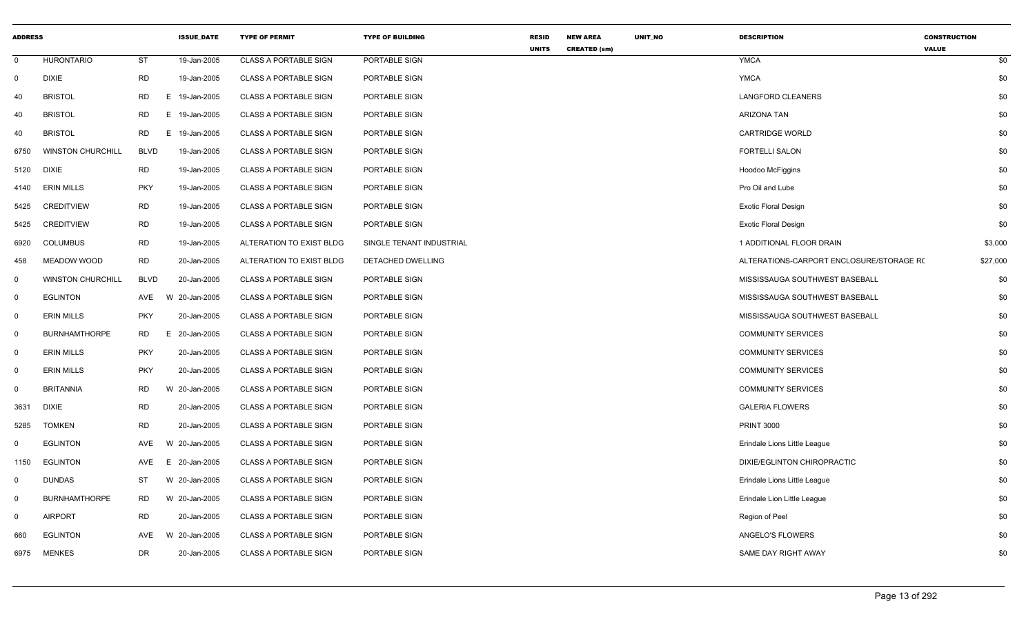| ADDRESS | | | ISSUE_DATE | TYPE OF PERMIT | TYPE OF BUILDING | RESID UNITS | NEW AREA CREATED (sm) | UNIT_NO | DESCRIPTION | CONSTRUCTION VALUE |
|---|---|---|---|---|---|---|---|---|---|---|
| 0 | HURONTARIO | ST | 19-Jan-2005 | CLASS A PORTABLE SIGN | PORTABLE SIGN | | | | YMCA | $0 |
| 0 | DIXIE | RD | 19-Jan-2005 | CLASS A PORTABLE SIGN | PORTABLE SIGN | | | | YMCA | $0 |
| 40 | BRISTOL | RD | E 19-Jan-2005 | CLASS A PORTABLE SIGN | PORTABLE SIGN | | | | LANGFORD CLEANERS | $0 |
| 40 | BRISTOL | RD | E 19-Jan-2005 | CLASS A PORTABLE SIGN | PORTABLE SIGN | | | | ARIZONA TAN | $0 |
| 40 | BRISTOL | RD | E 19-Jan-2005 | CLASS A PORTABLE SIGN | PORTABLE SIGN | | | | CARTRIDGE WORLD | $0 |
| 6750 | WINSTON CHURCHILL | BLVD | 19-Jan-2005 | CLASS A PORTABLE SIGN | PORTABLE SIGN | | | | FORTELLI SALON | $0 |
| 5120 | DIXIE | RD | 19-Jan-2005 | CLASS A PORTABLE SIGN | PORTABLE SIGN | | | | Hoodoo McFiggins | $0 |
| 4140 | ERIN MILLS | PKY | 19-Jan-2005 | CLASS A PORTABLE SIGN | PORTABLE SIGN | | | | Pro Oil and Lube | $0 |
| 5425 | CREDITVIEW | RD | 19-Jan-2005 | CLASS A PORTABLE SIGN | PORTABLE SIGN | | | | Exotic Floral Design | $0 |
| 5425 | CREDITVIEW | RD | 19-Jan-2005 | CLASS A PORTABLE SIGN | PORTABLE SIGN | | | | Exotic Floral Design | $0 |
| 6920 | COLUMBUS | RD | 19-Jan-2005 | ALTERATION TO EXIST BLDG | SINGLE TENANT INDUSTRIAL | | | | 1 ADDITIONAL FLOOR DRAIN | $3,000 |
| 458 | MEADOW WOOD | RD | 20-Jan-2005 | ALTERATION TO EXIST BLDG | DETACHED DWELLING | | | | ALTERATIONS-CARPORT ENCLOSURE/STORAGE R( | $27,000 |
| 0 | WINSTON CHURCHILL | BLVD | 20-Jan-2005 | CLASS A PORTABLE SIGN | PORTABLE SIGN | | | | MISSISSAUGA SOUTHWEST BASEBALL | $0 |
| 0 | EGLINTON | AVE | W 20-Jan-2005 | CLASS A PORTABLE SIGN | PORTABLE SIGN | | | | MISSISSAUGA SOUTHWEST BASEBALL | $0 |
| 0 | ERIN MILLS | PKY | 20-Jan-2005 | CLASS A PORTABLE SIGN | PORTABLE SIGN | | | | MISSISSAUGA SOUTHWEST BASEBALL | $0 |
| 0 | BURNHAMTHORPE | RD | E 20-Jan-2005 | CLASS A PORTABLE SIGN | PORTABLE SIGN | | | | COMMUNITY SERVICES | $0 |
| 0 | ERIN MILLS | PKY | 20-Jan-2005 | CLASS A PORTABLE SIGN | PORTABLE SIGN | | | | COMMUNITY SERVICES | $0 |
| 0 | ERIN MILLS | PKY | 20-Jan-2005 | CLASS A PORTABLE SIGN | PORTABLE SIGN | | | | COMMUNITY SERVICES | $0 |
| 0 | BRITANNIA | RD | W 20-Jan-2005 | CLASS A PORTABLE SIGN | PORTABLE SIGN | | | | COMMUNITY SERVICES | $0 |
| 3631 | DIXIE | RD | 20-Jan-2005 | CLASS A PORTABLE SIGN | PORTABLE SIGN | | | | GALERIA FLOWERS | $0 |
| 5285 | TOMKEN | RD | 20-Jan-2005 | CLASS A PORTABLE SIGN | PORTABLE SIGN | | | | PRINT 3000 | $0 |
| 0 | EGLINTON | AVE | W 20-Jan-2005 | CLASS A PORTABLE SIGN | PORTABLE SIGN | | | | Erindale Lions Little League | $0 |
| 1150 | EGLINTON | AVE | E 20-Jan-2005 | CLASS A PORTABLE SIGN | PORTABLE SIGN | | | | DIXIE/EGLINTON CHIROPRACTIC | $0 |
| 0 | DUNDAS | ST | W 20-Jan-2005 | CLASS A PORTABLE SIGN | PORTABLE SIGN | | | | Erindale Lions Little League | $0 |
| 0 | BURNHAMTHORPE | RD | W 20-Jan-2005 | CLASS A PORTABLE SIGN | PORTABLE SIGN | | | | Erindale Lion Little League | $0 |
| 0 | AIRPORT | RD | 20-Jan-2005 | CLASS A PORTABLE SIGN | PORTABLE SIGN | | | | Region of Peel | $0 |
| 660 | EGLINTON | AVE | W 20-Jan-2005 | CLASS A PORTABLE SIGN | PORTABLE SIGN | | | | ANGELO'S FLOWERS | $0 |
| 6975 | MENKES | DR | 20-Jan-2005 | CLASS A PORTABLE SIGN | PORTABLE SIGN | | | | SAME DAY RIGHT AWAY | $0 |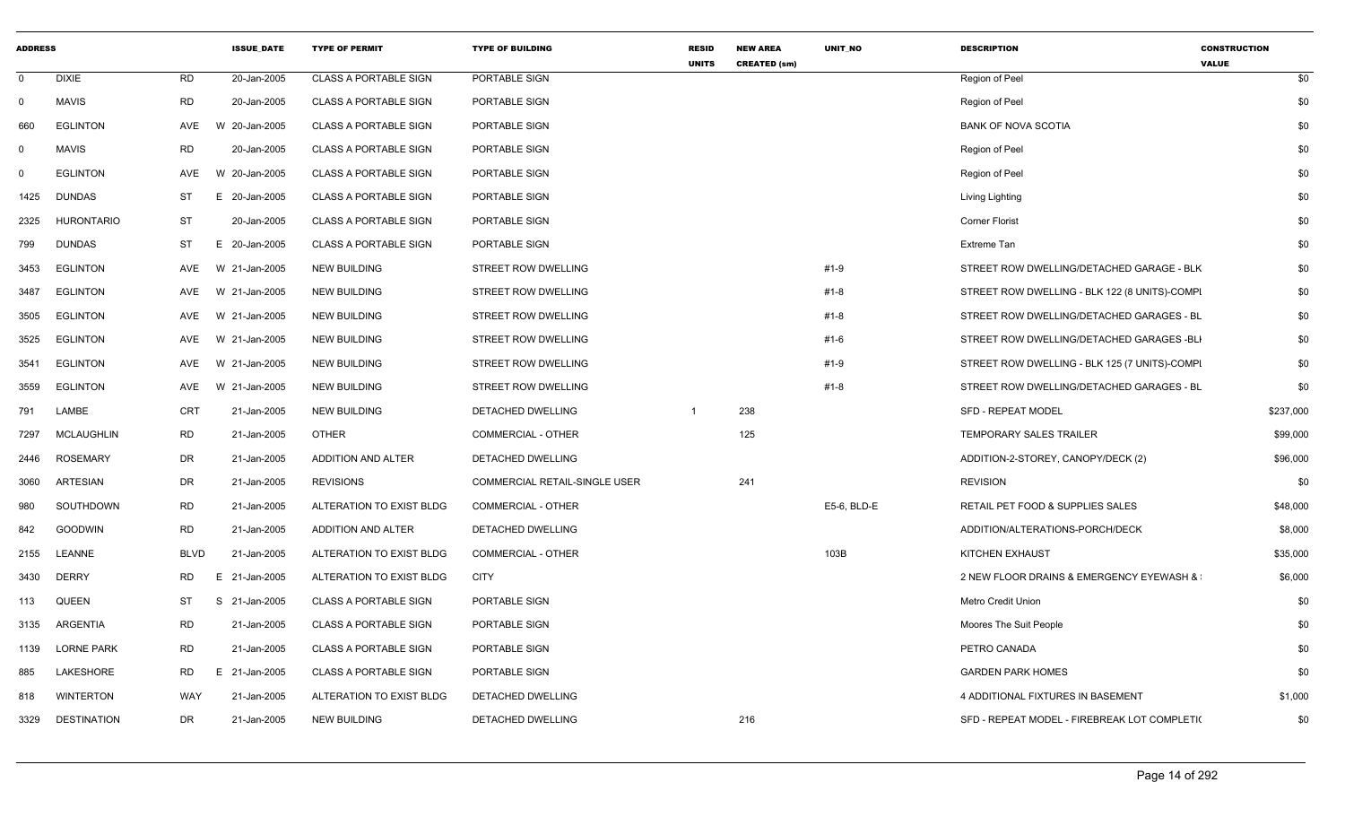| ADDRESS | | | ISSUE_DATE | TYPE OF PERMIT | TYPE OF BUILDING | RESID UNITS | NEW AREA CREATED (sm) | UNIT_NO | DESCRIPTION | CONSTRUCTION VALUE |
|---|---|---|---|---|---|---|---|---|---|---|
| 0 | DIXIE | RD | 20-Jan-2005 | CLASS A PORTABLE SIGN | PORTABLE SIGN | | | | Region of Peel | $0 |
| 0 | MAVIS | RD | 20-Jan-2005 | CLASS A PORTABLE SIGN | PORTABLE SIGN | | | | Region of Peel | $0 |
| 660 | EGLINTON | AVE | W 20-Jan-2005 | CLASS A PORTABLE SIGN | PORTABLE SIGN | | | | BANK OF NOVA SCOTIA | $0 |
| 0 | MAVIS | RD | 20-Jan-2005 | CLASS A PORTABLE SIGN | PORTABLE SIGN | | | | Region of Peel | $0 |
| 0 | EGLINTON | AVE | W 20-Jan-2005 | CLASS A PORTABLE SIGN | PORTABLE SIGN | | | | Region of Peel | $0 |
| 1425 | DUNDAS | ST | E 20-Jan-2005 | CLASS A PORTABLE SIGN | PORTABLE SIGN | | | | Living Lighting | $0 |
| 2325 | HURONTARIO | ST | 20-Jan-2005 | CLASS A PORTABLE SIGN | PORTABLE SIGN | | | | Corner Florist | $0 |
| 799 | DUNDAS | ST | E 20-Jan-2005 | CLASS A PORTABLE SIGN | PORTABLE SIGN | | | | Extreme Tan | $0 |
| 3453 | EGLINTON | AVE | W 21-Jan-2005 | NEW BUILDING | STREET ROW DWELLING | | | #1-9 | STREET ROW DWELLING/DETACHED GARAGE - BLK | $0 |
| 3487 | EGLINTON | AVE | W 21-Jan-2005 | NEW BUILDING | STREET ROW DWELLING | | | #1-8 | STREET ROW DWELLING - BLK 122 (8 UNITS)-COMPL | $0 |
| 3505 | EGLINTON | AVE | W 21-Jan-2005 | NEW BUILDING | STREET ROW DWELLING | | | #1-8 | STREET ROW DWELLING/DETACHED GARAGES - BL | $0 |
| 3525 | EGLINTON | AVE | W 21-Jan-2005 | NEW BUILDING | STREET ROW DWELLING | | | #1-6 | STREET ROW DWELLING/DETACHED GARAGES -BL | $0 |
| 3541 | EGLINTON | AVE | W 21-Jan-2005 | NEW BUILDING | STREET ROW DWELLING | | | #1-9 | STREET ROW DWELLING - BLK 125 (7 UNITS)-COMPL | $0 |
| 3559 | EGLINTON | AVE | W 21-Jan-2005 | NEW BUILDING | STREET ROW DWELLING | | | #1-8 | STREET ROW DWELLING/DETACHED GARAGES - BL | $0 |
| 791 | LAMBE | CRT | 21-Jan-2005 | NEW BUILDING | DETACHED DWELLING | 1 | 238 | | SFD - REPEAT MODEL | $237,000 |
| 7297 | MCLAUGHLIN | RD | 21-Jan-2005 | OTHER | COMMERCIAL - OTHER | | 125 | | TEMPORARY SALES TRAILER | $99,000 |
| 2446 | ROSEMARY | DR | 21-Jan-2005 | ADDITION AND ALTER | DETACHED DWELLING | | | | ADDITION-2-STOREY, CANOPY/DECK (2) | $96,000 |
| 3060 | ARTESIAN | DR | 21-Jan-2005 | REVISIONS | COMMERCIAL RETAIL-SINGLE USER | | 241 | | REVISION | $0 |
| 980 | SOUTHDOWN | RD | 21-Jan-2005 | ALTERATION TO EXIST BLDG | COMMERCIAL - OTHER | | | E5-6, BLD-E | RETAIL PET FOOD & SUPPLIES SALES | $48,000 |
| 842 | GOODWIN | RD | 21-Jan-2005 | ADDITION AND ALTER | DETACHED DWELLING | | | | ADDITION/ALTERATIONS-PORCH/DECK | $8,000 |
| 2155 | LEANNE | BLVD | 21-Jan-2005 | ALTERATION TO EXIST BLDG | COMMERCIAL - OTHER | | | 103B | KITCHEN EXHAUST | $35,000 |
| 3430 | DERRY | RD | E 21-Jan-2005 | ALTERATION TO EXIST BLDG | CITY | | | | 2 NEW FLOOR DRAINS & EMERGENCY EYEWASH & | $6,000 |
| 113 | QUEEN | ST | S 21-Jan-2005 | CLASS A PORTABLE SIGN | PORTABLE SIGN | | | | Metro Credit Union | $0 |
| 3135 | ARGENTIA | RD | 21-Jan-2005 | CLASS A PORTABLE SIGN | PORTABLE SIGN | | | | Moores The Suit People | $0 |
| 1139 | LORNE PARK | RD | 21-Jan-2005 | CLASS A PORTABLE SIGN | PORTABLE SIGN | | | | PETRO CANADA | $0 |
| 885 | LAKESHORE | RD | E 21-Jan-2005 | CLASS A PORTABLE SIGN | PORTABLE SIGN | | | | GARDEN PARK HOMES | $0 |
| 818 | WINTERTON | WAY | 21-Jan-2005 | ALTERATION TO EXIST BLDG | DETACHED DWELLING | | | | 4 ADDITIONAL FIXTURES IN BASEMENT | $1,000 |
| 3329 | DESTINATION | DR | 21-Jan-2005 | NEW BUILDING | DETACHED DWELLING | | 216 | | SFD - REPEAT MODEL - FIREBREAK LOT COMPLETI( | $0 |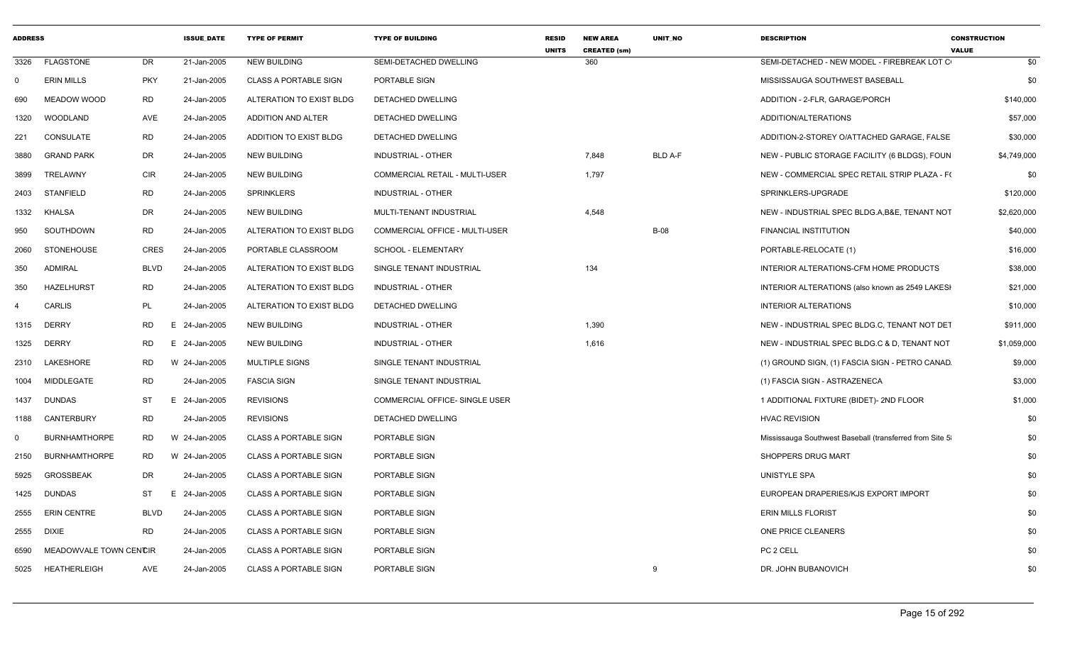| ADDRESS | | | ISSUE_DATE | TYPE OF PERMIT | TYPE OF BUILDING | RESID UNITS | NEW AREA CREATED (sm) | UNIT_NO | DESCRIPTION | CONSTRUCTION VALUE |
|---|---|---|---|---|---|---|---|---|---|---|
| 3326 | FLAGSTONE | DR | 21-Jan-2005 | NEW BUILDING | SEMI-DETACHED DWELLING | | 360 | | SEMI-DETACHED - NEW MODEL - FIREBREAK LOT C | $0 |
| 0 | ERIN MILLS | PKY | 21-Jan-2005 | CLASS A PORTABLE SIGN | PORTABLE SIGN | | | | MISSISSAUGA SOUTHWEST BASEBALL | $0 |
| 690 | MEADOW WOOD | RD | 24-Jan-2005 | ALTERATION TO EXIST BLDG | DETACHED DWELLING | | | | ADDITION - 2-FLR, GARAGE/PORCH | $140,000 |
| 1320 | WOODLAND | AVE | 24-Jan-2005 | ADDITION AND ALTER | DETACHED DWELLING | | | | ADDITION/ALTERATIONS | $57,000 |
| 221 | CONSULATE | RD | 24-Jan-2005 | ADDITION TO EXIST BLDG | DETACHED DWELLING | | | | ADDITION-2-STOREY O/ATTACHED GARAGE, FALSE | $30,000 |
| 3880 | GRAND PARK | DR | 24-Jan-2005 | NEW BUILDING | INDUSTRIAL - OTHER | | 7,848 | BLD A-F | NEW - PUBLIC STORAGE FACILITY (6 BLDGS), FOUN | $4,749,000 |
| 3899 | TRELAWNY | CIR | 24-Jan-2005 | NEW BUILDING | COMMERCIAL RETAIL - MULTI-USER | | 1,797 | | NEW - COMMERCIAL SPEC RETAIL STRIP PLAZA - F | $0 |
| 2403 | STANFIELD | RD | 24-Jan-2005 | SPRINKLERS | INDUSTRIAL - OTHER | | | | SPRINKLERS-UPGRADE | $120,000 |
| 1332 | KHALSA | DR | 24-Jan-2005 | NEW BUILDING | MULTI-TENANT INDUSTRIAL | | 4,548 | | NEW - INDUSTRIAL SPEC BLDG.A,B&E, TENANT NOT | $2,620,000 |
| 950 | SOUTHDOWN | RD | 24-Jan-2005 | ALTERATION TO EXIST BLDG | COMMERCIAL OFFICE - MULTI-USER | | | B-08 | FINANCIAL INSTITUTION | $40,000 |
| 2060 | STONEHOUSE | CRES | 24-Jan-2005 | PORTABLE CLASSROOM | SCHOOL - ELEMENTARY | | | | PORTABLE-RELOCATE (1) | $16,000 |
| 350 | ADMIRAL | BLVD | 24-Jan-2005 | ALTERATION TO EXIST BLDG | SINGLE TENANT INDUSTRIAL | | 134 | | INTERIOR ALTERATIONS-CFM HOME PRODUCTS | $38,000 |
| 350 | HAZELHURST | RD | 24-Jan-2005 | ALTERATION TO EXIST BLDG | INDUSTRIAL - OTHER | | | | INTERIOR ALTERATIONS (also known as 2549 LAKESI | $21,000 |
| 4 | CARLIS | PL | 24-Jan-2005 | ALTERATION TO EXIST BLDG | DETACHED DWELLING | | | | INTERIOR ALTERATIONS | $10,000 |
| 1315 | DERRY | RD | E 24-Jan-2005 | NEW BUILDING | INDUSTRIAL - OTHER | | 1,390 | | NEW - INDUSTRIAL SPEC BLDG.C, TENANT NOT DET | $911,000 |
| 1325 | DERRY | RD | E 24-Jan-2005 | NEW BUILDING | INDUSTRIAL - OTHER | | 1,616 | | NEW - INDUSTRIAL SPEC BLDG.C & D, TENANT NOT | $1,059,000 |
| 2310 | LAKESHORE | RD | W 24-Jan-2005 | MULTIPLE SIGNS | SINGLE TENANT INDUSTRIAL | | | | (1) GROUND SIGN, (1) FASCIA SIGN - PETRO CANAD. | $9,000 |
| 1004 | MIDDLEGATE | RD | 24-Jan-2005 | FASCIA SIGN | SINGLE TENANT INDUSTRIAL | | | | (1) FASCIA SIGN - ASTRAZENECA | $3,000 |
| 1437 | DUNDAS | ST | E 24-Jan-2005 | REVISIONS | COMMERCIAL OFFICE- SINGLE USER | | | | 1 ADDITIONAL FIXTURE (BIDET)- 2ND FLOOR | $1,000 |
| 1188 | CANTERBURY | RD | 24-Jan-2005 | REVISIONS | DETACHED DWELLING | | | | HVAC REVISION | $0 |
| 0 | BURNHAMTHORPE | RD | W 24-Jan-2005 | CLASS A PORTABLE SIGN | PORTABLE SIGN | | | | Mississauga Southwest Baseball (transferred from Site 5 | $0 |
| 2150 | BURNHAMTHORPE | RD | W 24-Jan-2005 | CLASS A PORTABLE SIGN | PORTABLE SIGN | | | | SHOPPERS DRUG MART | $0 |
| 5925 | GROSSBEAK | DR | 24-Jan-2005 | CLASS A PORTABLE SIGN | PORTABLE SIGN | | | | UNISTYLE SPA | $0 |
| 1425 | DUNDAS | ST | E 24-Jan-2005 | CLASS A PORTABLE SIGN | PORTABLE SIGN | | | | EUROPEAN DRAPERIES/KJS EXPORT IMPORT | $0 |
| 2555 | ERIN CENTRE | BLVD | 24-Jan-2005 | CLASS A PORTABLE SIGN | PORTABLE SIGN | | | | ERIN MILLS FLORIST | $0 |
| 2555 | DIXIE | RD | 24-Jan-2005 | CLASS A PORTABLE SIGN | PORTABLE SIGN | | | | ONE PRICE CLEANERS | $0 |
| 6590 | MEADOWVALE TOWN CENTR | CIR | 24-Jan-2005 | CLASS A PORTABLE SIGN | PORTABLE SIGN | | | | PC 2 CELL | $0 |
| 5025 | HEATHERLEIGH | AVE | 24-Jan-2005 | CLASS A PORTABLE SIGN | PORTABLE SIGN | | | 9 | DR. JOHN BUBANOVICH | $0 |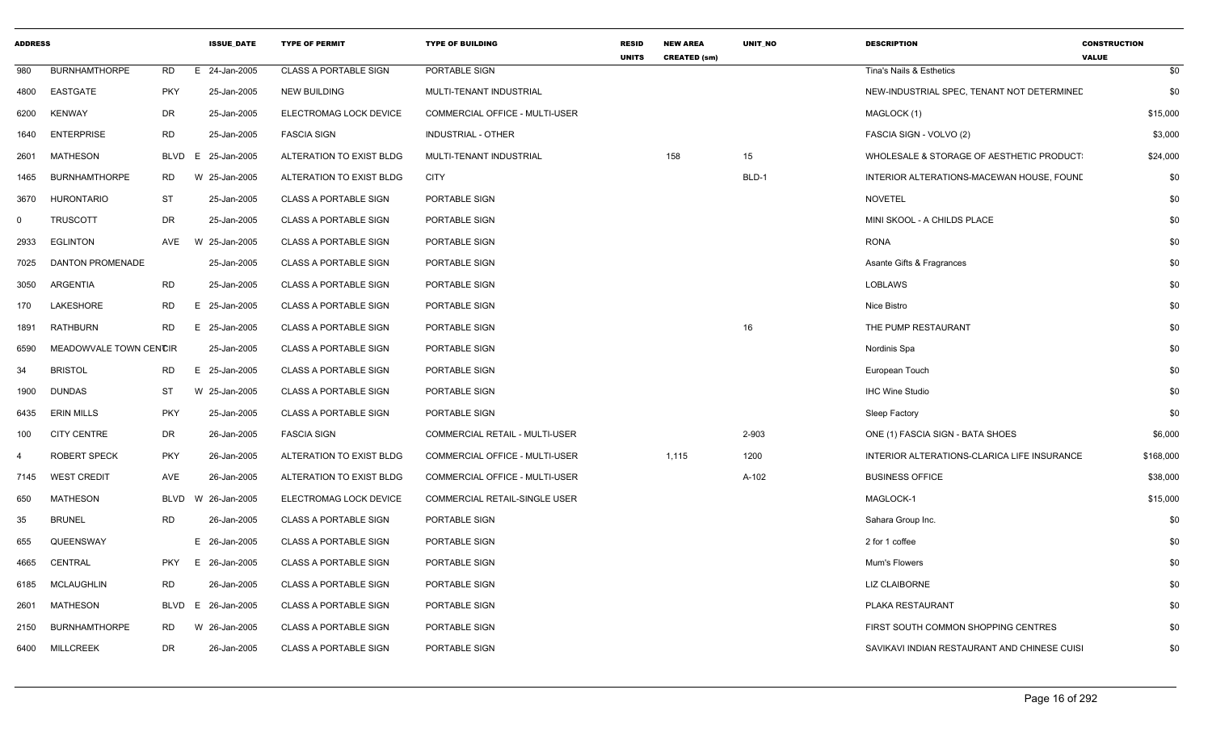| ADDRESS | | | | ISSUE_DATE | TYPE OF PERMIT | TYPE OF BUILDING | RESID UNITS | NEW AREA CREATED (sm) | UNIT_NO | DESCRIPTION | CONSTRUCTION VALUE |
|---|---|---|---|---|---|---|---|---|---|---|---|
| 980 | BURNHAMTHORPE | RD | E | 24-Jan-2005 | CLASS A PORTABLE SIGN | PORTABLE SIGN | | | | Tina's Nails & Esthetics | $0 |
| 4800 | EASTGATE | PKY | | 25-Jan-2005 | NEW BUILDING | MULTI-TENANT INDUSTRIAL | | | | NEW-INDUSTRIAL SPEC, TENANT NOT DETERMINED | $0 |
| 6200 | KENWAY | DR | | 25-Jan-2005 | ELECTROMAG LOCK DEVICE | COMMERCIAL OFFICE - MULTI-USER | | | | MAGLOCK (1) | $15,000 |
| 1640 | ENTERPRISE | RD | | 25-Jan-2005 | FASCIA SIGN | INDUSTRIAL - OTHER | | | | FASCIA SIGN - VOLVO (2) | $3,000 |
| 2601 | MATHESON | BLVD | E | 25-Jan-2005 | ALTERATION TO EXIST BLDG | MULTI-TENANT INDUSTRIAL | | 158 | 15 | WHOLESALE & STORAGE OF AESTHETIC PRODUCT: | $24,000 |
| 1465 | BURNHAMTHORPE | RD | W | 25-Jan-2005 | ALTERATION TO EXIST BLDG | CITY | | | BLD-1 | INTERIOR ALTERATIONS-MACEWAN HOUSE, FOUNE | $0 |
| 3670 | HURONTARIO | ST | | 25-Jan-2005 | CLASS A PORTABLE SIGN | PORTABLE SIGN | | | | NOVETEL | $0 |
| 0 | TRUSCOTT | DR | | 25-Jan-2005 | CLASS A PORTABLE SIGN | PORTABLE SIGN | | | | MINI SKOOL - A CHILDS PLACE | $0 |
| 2933 | EGLINTON | AVE | W | 25-Jan-2005 | CLASS A PORTABLE SIGN | PORTABLE SIGN | | | | RONA | $0 |
| 7025 | DANTON PROMENADE | | | 25-Jan-2005 | CLASS A PORTABLE SIGN | PORTABLE SIGN | | | | Asante Gifts & Fragrances | $0 |
| 3050 | ARGENTIA | RD | | 25-Jan-2005 | CLASS A PORTABLE SIGN | PORTABLE SIGN | | | | LOBLAWS | $0 |
| 170 | LAKESHORE | RD | E | 25-Jan-2005 | CLASS A PORTABLE SIGN | PORTABLE SIGN | | | | Nice Bistro | $0 |
| 1891 | RATHBURN | RD | E | 25-Jan-2005 | CLASS A PORTABLE SIGN | PORTABLE SIGN | | | 16 | THE PUMP RESTAURANT | $0 |
| 6590 | MEADOWVALE TOWN CENTRE | CIR | | 25-Jan-2005 | CLASS A PORTABLE SIGN | PORTABLE SIGN | | | | Nordinis Spa | $0 |
| 34 | BRISTOL | RD | E | 25-Jan-2005 | CLASS A PORTABLE SIGN | PORTABLE SIGN | | | | European Touch | $0 |
| 1900 | DUNDAS | ST | W | 25-Jan-2005 | CLASS A PORTABLE SIGN | PORTABLE SIGN | | | | IHC Wine Studio | $0 |
| 6435 | ERIN MILLS | PKY | | 25-Jan-2005 | CLASS A PORTABLE SIGN | PORTABLE SIGN | | | | Sleep Factory | $0 |
| 100 | CITY CENTRE | DR | | 26-Jan-2005 | FASCIA SIGN | COMMERCIAL RETAIL - MULTI-USER | | | 2-903 | ONE (1) FASCIA SIGN - BATA SHOES | $6,000 |
| 4 | ROBERT SPECK | PKY | | 26-Jan-2005 | ALTERATION TO EXIST BLDG | COMMERCIAL OFFICE - MULTI-USER | | 1,115 | 1200 | INTERIOR ALTERATIONS-CLARICA LIFE INSURANCE | $168,000 |
| 7145 | WEST CREDIT | AVE | | 26-Jan-2005 | ALTERATION TO EXIST BLDG | COMMERCIAL OFFICE - MULTI-USER | | | A-102 | BUSINESS OFFICE | $38,000 |
| 650 | MATHESON | BLVD | W | 26-Jan-2005 | ELECTROMAG LOCK DEVICE | COMMERCIAL RETAIL-SINGLE USER | | | | MAGLOCK-1 | $15,000 |
| 35 | BRUNEL | RD | | 26-Jan-2005 | CLASS A PORTABLE SIGN | PORTABLE SIGN | | | | Sahara Group Inc. | $0 |
| 655 | QUEENSWAY | | E | 26-Jan-2005 | CLASS A PORTABLE SIGN | PORTABLE SIGN | | | | 2 for 1 coffee | $0 |
| 4665 | CENTRAL | PKY | E | 26-Jan-2005 | CLASS A PORTABLE SIGN | PORTABLE SIGN | | | | Mum's Flowers | $0 |
| 6185 | MCLAUGHLIN | RD | | 26-Jan-2005 | CLASS A PORTABLE SIGN | PORTABLE SIGN | | | | LIZ CLAIBORNE | $0 |
| 2601 | MATHESON | BLVD | E | 26-Jan-2005 | CLASS A PORTABLE SIGN | PORTABLE SIGN | | | | PLAKA RESTAURANT | $0 |
| 2150 | BURNHAMTHORPE | RD | W | 26-Jan-2005 | CLASS A PORTABLE SIGN | PORTABLE SIGN | | | | FIRST SOUTH COMMON SHOPPING CENTRES | $0 |
| 6400 | MILLCREEK | DR | | 26-Jan-2005 | CLASS A PORTABLE SIGN | PORTABLE SIGN | | | | SAVIKAVI INDIAN RESTAURANT AND CHINESE CUISI | $0 |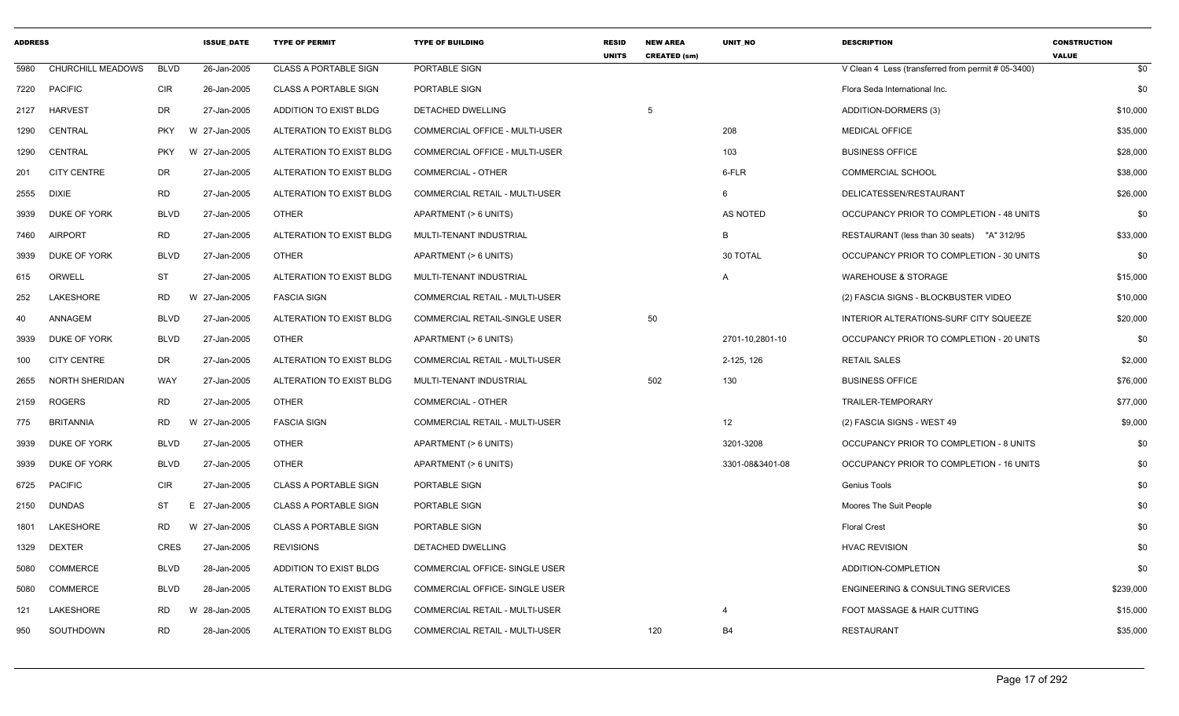| ADDRESS | | | ISSUE_DATE | TYPE OF PERMIT | TYPE OF BUILDING | RESID UNITS | NEW AREA CREATED (sm) | UNIT_NO | DESCRIPTION | CONSTRUCTION VALUE |
|---|---|---|---|---|---|---|---|---|---|---|
| 5980 | CHURCHILL MEADOWS | BLVD | 26-Jan-2005 | CLASS A PORTABLE SIGN | PORTABLE SIGN | | | | V Clean 4 Less (transferred from permit # 05-3400) | $0 |
| 7220 | PACIFIC | CIR | 26-Jan-2005 | CLASS A PORTABLE SIGN | PORTABLE SIGN | | | | Flora Seda International Inc. | $0 |
| 2127 | HARVEST | DR | 27-Jan-2005 | ADDITION TO EXIST BLDG | DETACHED DWELLING | | 5 | | ADDITION-DORMERS (3) | $10,000 |
| 1290 | CENTRAL | PKY | W 27-Jan-2005 | ALTERATION TO EXIST BLDG | COMMERCIAL OFFICE - MULTI-USER | | | 208 | MEDICAL OFFICE | $35,000 |
| 1290 | CENTRAL | PKY | W 27-Jan-2005 | ALTERATION TO EXIST BLDG | COMMERCIAL OFFICE - MULTI-USER | | | 103 | BUSINESS OFFICE | $28,000 |
| 201 | CITY CENTRE | DR | 27-Jan-2005 | ALTERATION TO EXIST BLDG | COMMERCIAL - OTHER | | | 6-FLR | COMMERCIAL SCHOOL | $38,000 |
| 2555 | DIXIE | RD | 27-Jan-2005 | ALTERATION TO EXIST BLDG | COMMERCIAL RETAIL - MULTI-USER | | | 6 | DELICATESSEN/RESTAURANT | $26,000 |
| 3939 | DUKE OF YORK | BLVD | 27-Jan-2005 | OTHER | APARTMENT (> 6 UNITS) | | | AS NOTED | OCCUPANCY PRIOR TO COMPLETION - 48 UNITS | $0 |
| 7460 | AIRPORT | RD | 27-Jan-2005 | ALTERATION TO EXIST BLDG | MULTI-TENANT INDUSTRIAL | | | B | RESTAURANT (less than 30 seats) "A" 312/95 | $33,000 |
| 3939 | DUKE OF YORK | BLVD | 27-Jan-2005 | OTHER | APARTMENT (> 6 UNITS) | | | 30 TOTAL | OCCUPANCY PRIOR TO COMPLETION - 30 UNITS | $0 |
| 615 | ORWELL | ST | 27-Jan-2005 | ALTERATION TO EXIST BLDG | MULTI-TENANT INDUSTRIAL | | | A | WAREHOUSE & STORAGE | $15,000 |
| 252 | LAKESHORE | RD | W 27-Jan-2005 | FASCIA SIGN | COMMERCIAL RETAIL - MULTI-USER | | | | (2) FASCIA SIGNS - BLOCKBUSTER VIDEO | $10,000 |
| 40 | ANNAGEM | BLVD | 27-Jan-2005 | ALTERATION TO EXIST BLDG | COMMERCIAL RETAIL-SINGLE USER | | 50 | | INTERIOR ALTERATIONS-SURF CITY SQUEEZE | $20,000 |
| 3939 | DUKE OF YORK | BLVD | 27-Jan-2005 | OTHER | APARTMENT (> 6 UNITS) | | | 2701-10,2801-10 | OCCUPANCY PRIOR TO COMPLETION - 20 UNITS | $0 |
| 100 | CITY CENTRE | DR | 27-Jan-2005 | ALTERATION TO EXIST BLDG | COMMERCIAL RETAIL - MULTI-USER | | | 2-125, 126 | RETAIL SALES | $2,000 |
| 2655 | NORTH SHERIDAN | WAY | 27-Jan-2005 | ALTERATION TO EXIST BLDG | MULTI-TENANT INDUSTRIAL | | 502 | 130 | BUSINESS OFFICE | $76,000 |
| 2159 | ROGERS | RD | 27-Jan-2005 | OTHER | COMMERCIAL - OTHER | | | | TRAILER-TEMPORARY | $77,000 |
| 775 | BRITANNIA | RD | W 27-Jan-2005 | FASCIA SIGN | COMMERCIAL RETAIL - MULTI-USER | | | 12 | (2) FASCIA SIGNS - WEST 49 | $9,000 |
| 3939 | DUKE OF YORK | BLVD | 27-Jan-2005 | OTHER | APARTMENT (> 6 UNITS) | | | 3201-3208 | OCCUPANCY PRIOR TO COMPLETION - 8 UNITS | $0 |
| 3939 | DUKE OF YORK | BLVD | 27-Jan-2005 | OTHER | APARTMENT (> 6 UNITS) | | | 3301-08&3401-08 | OCCUPANCY PRIOR TO COMPLETION - 16 UNITS | $0 |
| 6725 | PACIFIC | CIR | 27-Jan-2005 | CLASS A PORTABLE SIGN | PORTABLE SIGN | | | | Genius Tools | $0 |
| 2150 | DUNDAS | ST | E 27-Jan-2005 | CLASS A PORTABLE SIGN | PORTABLE SIGN | | | | Moores The Suit People | $0 |
| 1801 | LAKESHORE | RD | W 27-Jan-2005 | CLASS A PORTABLE SIGN | PORTABLE SIGN | | | | Floral Crest | $0 |
| 1329 | DEXTER | CRES | 27-Jan-2005 | REVISIONS | DETACHED DWELLING | | | | HVAC REVISION | $0 |
| 5080 | COMMERCE | BLVD | 28-Jan-2005 | ADDITION TO EXIST BLDG | COMMERCIAL OFFICE- SINGLE USER | | | | ADDITION-COMPLETION | $0 |
| 5080 | COMMERCE | BLVD | 28-Jan-2005 | ALTERATION TO EXIST BLDG | COMMERCIAL OFFICE- SINGLE USER | | | | ENGINEERING & CONSULTING SERVICES | $239,000 |
| 121 | LAKESHORE | RD | W 28-Jan-2005 | ALTERATION TO EXIST BLDG | COMMERCIAL RETAIL - MULTI-USER | | | 4 | FOOT MASSAGE & HAIR CUTTING | $15,000 |
| 950 | SOUTHDOWN | RD | 28-Jan-2005 | ALTERATION TO EXIST BLDG | COMMERCIAL RETAIL - MULTI-USER | | 120 | B4 | RESTAURANT | $35,000 |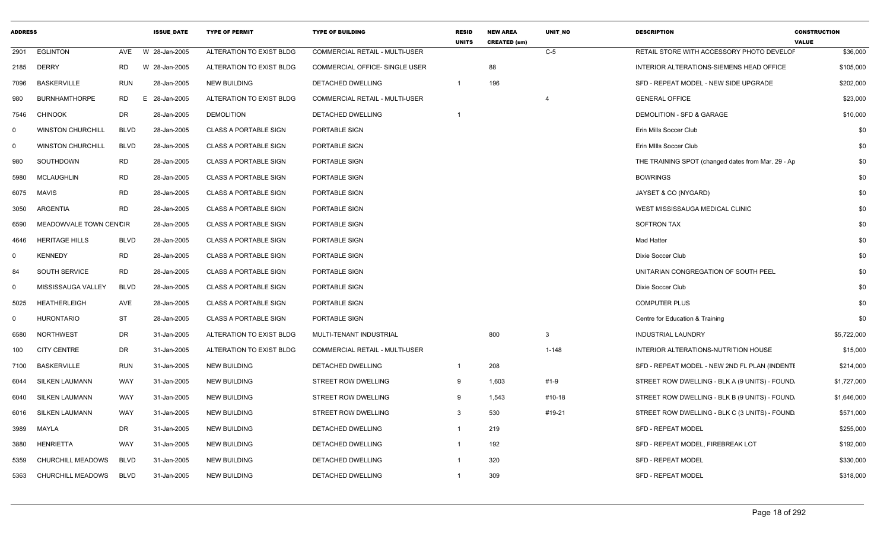| ADDRESS | | | ISSUE_DATE | TYPE OF PERMIT | TYPE OF BUILDING | RESID UNITS | NEW AREA CREATED (sm) | UNIT_NO | DESCRIPTION | CONSTRUCTION VALUE |
|---|---|---|---|---|---|---|---|---|---|---|
| 2901 | EGLINTON | AVE | W 28-Jan-2005 | ALTERATION TO EXIST BLDG | COMMERCIAL RETAIL - MULTI-USER | | | C-5 | RETAIL STORE WITH ACCESSORY PHOTO DEVELOF | $36,000 |
| 2185 | DERRY | RD | W 28-Jan-2005 | ALTERATION TO EXIST BLDG | COMMERCIAL OFFICE- SINGLE USER | | 88 | | INTERIOR ALTERATIONS-SIEMENS HEAD OFFICE | $105,000 |
| 7096 | BASKERVILLE | RUN | 28-Jan-2005 | NEW BUILDING | DETACHED DWELLING | 1 | 196 | | SFD - REPEAT MODEL - NEW SIDE UPGRADE | $202,000 |
| 980 | BURNHAMTHORPE | RD | E 28-Jan-2005 | ALTERATION TO EXIST BLDG | COMMERCIAL RETAIL - MULTI-USER | | | 4 | GENERAL OFFICE | $23,000 |
| 7546 | CHINOOK | DR | 28-Jan-2005 | DEMOLITION | DETACHED DWELLING | 1 | | | DEMOLITION - SFD & GARAGE | $10,000 |
| 0 | WINSTON CHURCHILL | BLVD | 28-Jan-2005 | CLASS A PORTABLE SIGN | PORTABLE SIGN | | | | Erin Mills Soccer Club | $0 |
| 0 | WINSTON CHURCHILL | BLVD | 28-Jan-2005 | CLASS A PORTABLE SIGN | PORTABLE SIGN | | | | Erin MIlls Soccer Club | $0 |
| 980 | SOUTHDOWN | RD | 28-Jan-2005 | CLASS A PORTABLE SIGN | PORTABLE SIGN | | | | THE TRAINING SPOT (changed dates from Mar. 29 - Ap | $0 |
| 5980 | MCLAUGHLIN | RD | 28-Jan-2005 | CLASS A PORTABLE SIGN | PORTABLE SIGN | | | | BOWRINGS | $0 |
| 6075 | MAVIS | RD | 28-Jan-2005 | CLASS A PORTABLE SIGN | PORTABLE SIGN | | | | JAYSET & CO (NYGARD) | $0 |
| 3050 | ARGENTIA | RD | 28-Jan-2005 | CLASS A PORTABLE SIGN | PORTABLE SIGN | | | | WEST MISSISSAUGA MEDICAL CLINIC | $0 |
| 6590 | MEADOWVALE TOWN CENTCIR | | 28-Jan-2005 | CLASS A PORTABLE SIGN | PORTABLE SIGN | | | | SOFTRON TAX | $0 |
| 4646 | HERITAGE HILLS | BLVD | 28-Jan-2005 | CLASS A PORTABLE SIGN | PORTABLE SIGN | | | | Mad Hatter | $0 |
| 0 | KENNEDY | RD | 28-Jan-2005 | CLASS A PORTABLE SIGN | PORTABLE SIGN | | | | Dixie Soccer Club | $0 |
| 84 | SOUTH SERVICE | RD | 28-Jan-2005 | CLASS A PORTABLE SIGN | PORTABLE SIGN | | | | UNITARIAN CONGREGATION OF SOUTH PEEL | $0 |
| 0 | MISSISSAUGA VALLEY | BLVD | 28-Jan-2005 | CLASS A PORTABLE SIGN | PORTABLE SIGN | | | | Dixie Soccer Club | $0 |
| 5025 | HEATHERLEIGH | AVE | 28-Jan-2005 | CLASS A PORTABLE SIGN | PORTABLE SIGN | | | | COMPUTER PLUS | $0 |
| 0 | HURONTARIO | ST | 28-Jan-2005 | CLASS A PORTABLE SIGN | PORTABLE SIGN | | | | Centre for Education & Training | $0 |
| 6580 | NORTHWEST | DR | 31-Jan-2005 | ALTERATION TO EXIST BLDG | MULTI-TENANT INDUSTRIAL | | 800 | 3 | INDUSTRIAL LAUNDRY | $5,722,000 |
| 100 | CITY CENTRE | DR | 31-Jan-2005 | ALTERATION TO EXIST BLDG | COMMERCIAL RETAIL - MULTI-USER | | | 1-148 | INTERIOR ALTERATIONS-NUTRITION HOUSE | $15,000 |
| 7100 | BASKERVILLE | RUN | 31-Jan-2005 | NEW BUILDING | DETACHED DWELLING | 1 | 208 | | SFD - REPEAT MODEL - NEW 2ND FL PLAN (INDENTE | $214,000 |
| 6044 | SILKEN LAUMANN | WAY | 31-Jan-2005 | NEW BUILDING | STREET ROW DWELLING | 9 | 1,603 | #1-9 | STREET ROW DWELLING - BLK A (9 UNITS) - FOUND. | $1,727,000 |
| 6040 | SILKEN LAUMANN | WAY | 31-Jan-2005 | NEW BUILDING | STREET ROW DWELLING | 9 | 1,543 | #10-18 | STREET ROW DWELLING - BLK B (9 UNITS) - FOUND. | $1,646,000 |
| 6016 | SILKEN LAUMANN | WAY | 31-Jan-2005 | NEW BUILDING | STREET ROW DWELLING | 3 | 530 | #19-21 | STREET ROW DWELLING - BLK C (3 UNITS) - FOUND. | $571,000 |
| 3989 | MAYLA | DR | 31-Jan-2005 | NEW BUILDING | DETACHED DWELLING | 1 | 219 | | SFD - REPEAT MODEL | $255,000 |
| 3880 | HENRIETTA | WAY | 31-Jan-2005 | NEW BUILDING | DETACHED DWELLING | 1 | 192 | | SFD - REPEAT MODEL, FIREBREAK LOT | $192,000 |
| 5359 | CHURCHILL MEADOWS | BLVD | 31-Jan-2005 | NEW BUILDING | DETACHED DWELLING | 1 | 320 | | SFD - REPEAT MODEL | $330,000 |
| 5363 | CHURCHILL MEADOWS | BLVD | 31-Jan-2005 | NEW BUILDING | DETACHED DWELLING | 1 | 309 | | SFD - REPEAT MODEL | $318,000 |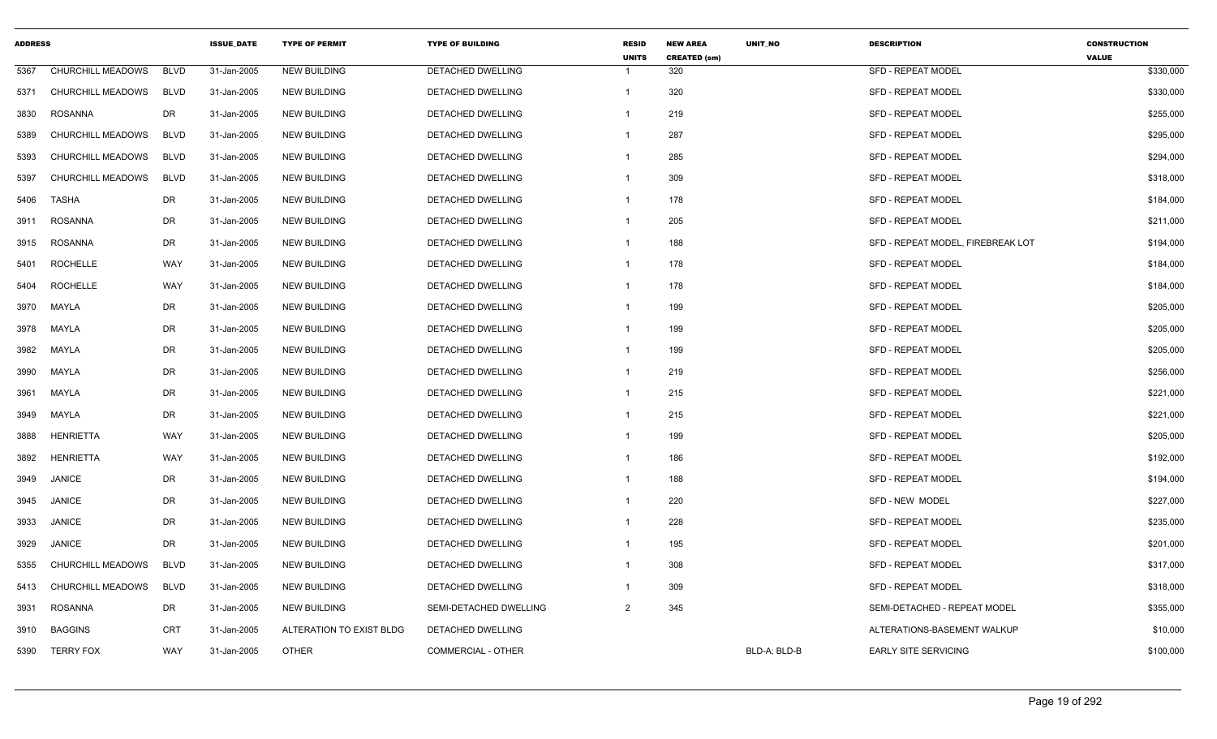| ADDRESS | | | ISSUE_DATE | TYPE OF PERMIT | TYPE OF BUILDING | RESID UNITS | NEW AREA CREATED (sm) | UNIT_NO | DESCRIPTION | CONSTRUCTION VALUE |
|---|---|---|---|---|---|---|---|---|---|---|
| 5367 | CHURCHILL MEADOWS | BLVD | 31-Jan-2005 | NEW BUILDING | DETACHED DWELLING | 1 | 320 | | SFD - REPEAT MODEL | $330,000 |
| 5371 | CHURCHILL MEADOWS | BLVD | 31-Jan-2005 | NEW BUILDING | DETACHED DWELLING | 1 | 320 | | SFD - REPEAT MODEL | $330,000 |
| 3830 | ROSANNA | DR | 31-Jan-2005 | NEW BUILDING | DETACHED DWELLING | 1 | 219 | | SFD - REPEAT MODEL | $255,000 |
| 5389 | CHURCHILL MEADOWS | BLVD | 31-Jan-2005 | NEW BUILDING | DETACHED DWELLING | 1 | 287 | | SFD - REPEAT MODEL | $295,000 |
| 5393 | CHURCHILL MEADOWS | BLVD | 31-Jan-2005 | NEW BUILDING | DETACHED DWELLING | 1 | 285 | | SFD - REPEAT MODEL | $294,000 |
| 5397 | CHURCHILL MEADOWS | BLVD | 31-Jan-2005 | NEW BUILDING | DETACHED DWELLING | 1 | 309 | | SFD - REPEAT MODEL | $318,000 |
| 5406 | TASHA | DR | 31-Jan-2005 | NEW BUILDING | DETACHED DWELLING | 1 | 178 | | SFD - REPEAT MODEL | $184,000 |
| 3911 | ROSANNA | DR | 31-Jan-2005 | NEW BUILDING | DETACHED DWELLING | 1 | 205 | | SFD - REPEAT MODEL | $211,000 |
| 3915 | ROSANNA | DR | 31-Jan-2005 | NEW BUILDING | DETACHED DWELLING | 1 | 188 | | SFD - REPEAT MODEL, FIREBREAK LOT | $194,000 |
| 5401 | ROCHELLE | WAY | 31-Jan-2005 | NEW BUILDING | DETACHED DWELLING | 1 | 178 | | SFD - REPEAT MODEL | $184,000 |
| 5404 | ROCHELLE | WAY | 31-Jan-2005 | NEW BUILDING | DETACHED DWELLING | 1 | 178 | | SFD - REPEAT MODEL | $184,000 |
| 3970 | MAYLA | DR | 31-Jan-2005 | NEW BUILDING | DETACHED DWELLING | 1 | 199 | | SFD - REPEAT MODEL | $205,000 |
| 3978 | MAYLA | DR | 31-Jan-2005 | NEW BUILDING | DETACHED DWELLING | 1 | 199 | | SFD - REPEAT MODEL | $205,000 |
| 3982 | MAYLA | DR | 31-Jan-2005 | NEW BUILDING | DETACHED DWELLING | 1 | 199 | | SFD - REPEAT MODEL | $205,000 |
| 3990 | MAYLA | DR | 31-Jan-2005 | NEW BUILDING | DETACHED DWELLING | 1 | 219 | | SFD - REPEAT MODEL | $256,000 |
| 3961 | MAYLA | DR | 31-Jan-2005 | NEW BUILDING | DETACHED DWELLING | 1 | 215 | | SFD - REPEAT MODEL | $221,000 |
| 3949 | MAYLA | DR | 31-Jan-2005 | NEW BUILDING | DETACHED DWELLING | 1 | 215 | | SFD - REPEAT MODEL | $221,000 |
| 3888 | HENRIETTA | WAY | 31-Jan-2005 | NEW BUILDING | DETACHED DWELLING | 1 | 199 | | SFD - REPEAT MODEL | $205,000 |
| 3892 | HENRIETTA | WAY | 31-Jan-2005 | NEW BUILDING | DETACHED DWELLING | 1 | 186 | | SFD - REPEAT MODEL | $192,000 |
| 3949 | JANICE | DR | 31-Jan-2005 | NEW BUILDING | DETACHED DWELLING | 1 | 188 | | SFD - REPEAT MODEL | $194,000 |
| 3945 | JANICE | DR | 31-Jan-2005 | NEW BUILDING | DETACHED DWELLING | 1 | 220 | | SFD - NEW MODEL | $227,000 |
| 3933 | JANICE | DR | 31-Jan-2005 | NEW BUILDING | DETACHED DWELLING | 1 | 228 | | SFD - REPEAT MODEL | $235,000 |
| 3929 | JANICE | DR | 31-Jan-2005 | NEW BUILDING | DETACHED DWELLING | 1 | 195 | | SFD - REPEAT MODEL | $201,000 |
| 5355 | CHURCHILL MEADOWS | BLVD | 31-Jan-2005 | NEW BUILDING | DETACHED DWELLING | 1 | 308 | | SFD - REPEAT MODEL | $317,000 |
| 5413 | CHURCHILL MEADOWS | BLVD | 31-Jan-2005 | NEW BUILDING | DETACHED DWELLING | 1 | 309 | | SFD - REPEAT MODEL | $318,000 |
| 3931 | ROSANNA | DR | 31-Jan-2005 | NEW BUILDING | SEMI-DETACHED DWELLING | 2 | 345 | | SEMI-DETACHED - REPEAT MODEL | $355,000 |
| 3910 | BAGGINS | CRT | 31-Jan-2005 | ALTERATION TO EXIST BLDG | DETACHED DWELLING | | | | ALTERATIONS-BASEMENT WALKUP | $10,000 |
| 5390 | TERRY FOX | WAY | 31-Jan-2005 | OTHER | COMMERCIAL - OTHER | | | BLD-A; BLD-B | EARLY SITE SERVICING | $100,000 |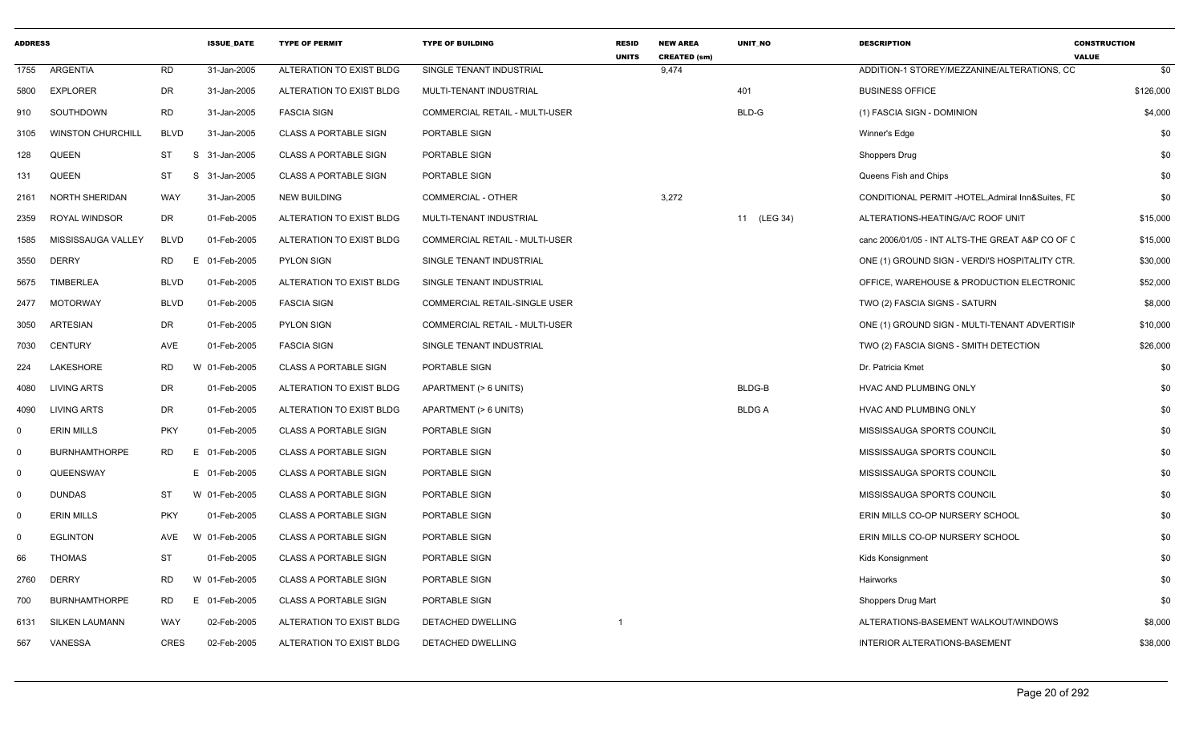| ADDRESS | | | | ISSUE_DATE | TYPE OF PERMIT | TYPE OF BUILDING | RESID UNITS | NEW AREA CREATED (sm) | UNIT_NO | DESCRIPTION | CONSTRUCTION VALUE |
|---|---|---|---|---|---|---|---|---|---|---|---|
| 1755 | ARGENTIA | RD | | 31-Jan-2005 | ALTERATION TO EXIST BLDG | SINGLE TENANT INDUSTRIAL | | 9,474 | | ADDITION-1 STOREY/MEZZANINE/ALTERATIONS, CC | $0 |
| 5800 | EXPLORER | DR | | 31-Jan-2005 | ALTERATION TO EXIST BLDG | MULTI-TENANT INDUSTRIAL | | | 401 | BUSINESS OFFICE | $126,000 |
| 910 | SOUTHDOWN | RD | | 31-Jan-2005 | FASCIA SIGN | COMMERCIAL RETAIL - MULTI-USER | | | BLD-G | (1) FASCIA SIGN - DOMINION | $4,000 |
| 3105 | WINSTON CHURCHILL | BLVD | | 31-Jan-2005 | CLASS A PORTABLE SIGN | PORTABLE SIGN | | | | Winner's Edge | $0 |
| 128 | QUEEN | ST | S | 31-Jan-2005 | CLASS A PORTABLE SIGN | PORTABLE SIGN | | | | Shoppers Drug | $0 |
| 131 | QUEEN | ST | S | 31-Jan-2005 | CLASS A PORTABLE SIGN | PORTABLE SIGN | | | | Queens Fish and Chips | $0 |
| 2161 | NORTH SHERIDAN | WAY | | 31-Jan-2005 | NEW BUILDING | COMMERCIAL - OTHER | | 3,272 | | CONDITIONAL PERMIT -HOTEL,Admiral Inn&Suites, FD | $0 |
| 2359 | ROYAL WINDSOR | DR | | 01-Feb-2005 | ALTERATION TO EXIST BLDG | MULTI-TENANT INDUSTRIAL | | | 11 (LEG 34) | ALTERATIONS-HEATING/A/C ROOF UNIT | $15,000 |
| 1585 | MISSISSAUGA VALLEY | BLVD | | 01-Feb-2005 | ALTERATION TO EXIST BLDG | COMMERCIAL RETAIL - MULTI-USER | | | | canc 2006/01/05 - INT ALTS-THE GREAT A&P CO OF C | $15,000 |
| 3550 | DERRY | RD | E | 01-Feb-2005 | PYLON SIGN | SINGLE TENANT INDUSTRIAL | | | | ONE (1) GROUND SIGN - VERDI'S HOSPITALITY CTR. | $30,000 |
| 5675 | TIMBERLEA | BLVD | | 01-Feb-2005 | ALTERATION TO EXIST BLDG | SINGLE TENANT INDUSTRIAL | | | | OFFICE, WAREHOUSE & PRODUCTION ELECTRONIC | $52,000 |
| 2477 | MOTORWAY | BLVD | | 01-Feb-2005 | FASCIA SIGN | COMMERCIAL RETAIL-SINGLE USER | | | | TWO (2) FASCIA SIGNS - SATURN | $8,000 |
| 3050 | ARTESIAN | DR | | 01-Feb-2005 | PYLON SIGN | COMMERCIAL RETAIL - MULTI-USER | | | | ONE (1) GROUND SIGN - MULTI-TENANT ADVERTISIN | $10,000 |
| 7030 | CENTURY | AVE | | 01-Feb-2005 | FASCIA SIGN | SINGLE TENANT INDUSTRIAL | | | | TWO (2) FASCIA SIGNS - SMITH DETECTION | $26,000 |
| 224 | LAKESHORE | RD | W | 01-Feb-2005 | CLASS A PORTABLE SIGN | PORTABLE SIGN | | | | Dr. Patricia Kmet | $0 |
| 4080 | LIVING ARTS | DR | | 01-Feb-2005 | ALTERATION TO EXIST BLDG | APARTMENT (> 6 UNITS) | | | BLDG-B | HVAC AND PLUMBING ONLY | $0 |
| 4090 | LIVING ARTS | DR | | 01-Feb-2005 | ALTERATION TO EXIST BLDG | APARTMENT (> 6 UNITS) | | | BLDG A | HVAC AND PLUMBING ONLY | $0 |
| 0 | ERIN MILLS | PKY | | 01-Feb-2005 | CLASS A PORTABLE SIGN | PORTABLE SIGN | | | | MISSISSAUGA SPORTS COUNCIL | $0 |
| 0 | BURNHAMTHORPE | RD | E | 01-Feb-2005 | CLASS A PORTABLE SIGN | PORTABLE SIGN | | | | MISSISSAUGA SPORTS COUNCIL | $0 |
| 0 | QUEENSWAY | | E | 01-Feb-2005 | CLASS A PORTABLE SIGN | PORTABLE SIGN | | | | MISSISSAUGA SPORTS COUNCIL | $0 |
| 0 | DUNDAS | ST | W | 01-Feb-2005 | CLASS A PORTABLE SIGN | PORTABLE SIGN | | | | MISSISSAUGA SPORTS COUNCIL | $0 |
| 0 | ERIN MILLS | PKY | | 01-Feb-2005 | CLASS A PORTABLE SIGN | PORTABLE SIGN | | | | ERIN MILLS CO-OP NURSERY SCHOOL | $0 |
| 0 | EGLINTON | AVE | W | 01-Feb-2005 | CLASS A PORTABLE SIGN | PORTABLE SIGN | | | | ERIN MILLS CO-OP NURSERY SCHOOL | $0 |
| 66 | THOMAS | ST | | 01-Feb-2005 | CLASS A PORTABLE SIGN | PORTABLE SIGN | | | | Kids Konsignment | $0 |
| 2760 | DERRY | RD | W | 01-Feb-2005 | CLASS A PORTABLE SIGN | PORTABLE SIGN | | | | Hairworks | $0 |
| 700 | BURNHAMTHORPE | RD | E | 01-Feb-2005 | CLASS A PORTABLE SIGN | PORTABLE SIGN | | | | Shoppers Drug Mart | $0 |
| 6131 | SILKEN LAUMANN | WAY | | 02-Feb-2005 | ALTERATION TO EXIST BLDG | DETACHED DWELLING | 1 | | | ALTERATIONS-BASEMENT WALKOUT/WINDOWS | $8,000 |
| 567 | VANESSA | CRES | | 02-Feb-2005 | ALTERATION TO EXIST BLDG | DETACHED DWELLING | | | | INTERIOR ALTERATIONS-BASEMENT | $38,000 |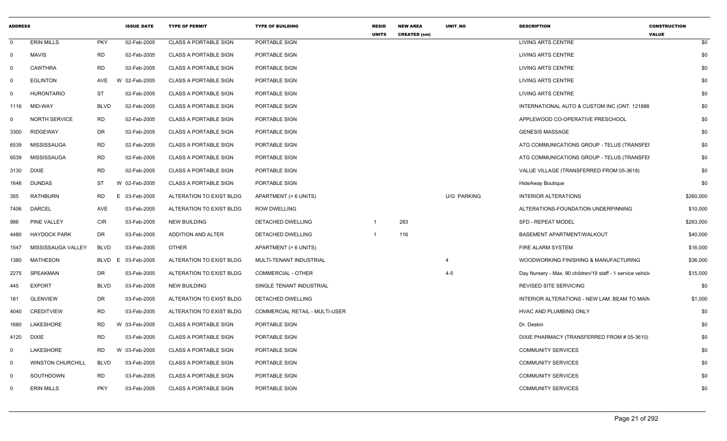| ADDRESS | | | ISSUE_DATE | TYPE OF PERMIT | TYPE OF BUILDING | RESID UNITS | NEW AREA CREATED (sm) | UNIT_NO | DESCRIPTION | CONSTRUCTION VALUE |
|---|---|---|---|---|---|---|---|---|---|---|
| 0 | ERIN MILLS | PKY | 02-Feb-2005 | CLASS A PORTABLE SIGN | PORTABLE SIGN | | | | LIVING ARTS CENTRE | $0 |
| 0 | MAVIS | RD | 02-Feb-2005 | CLASS A PORTABLE SIGN | PORTABLE SIGN | | | | LIVING ARTS CENTRE | $0 |
| 0 | CAWTHRA | RD | 02-Feb-2005 | CLASS A PORTABLE SIGN | PORTABLE SIGN | | | | LIVING ARTS CENTRE | $0 |
| 0 | EGLINTON | AVE W | 02-Feb-2005 | CLASS A PORTABLE SIGN | PORTABLE SIGN | | | | LIVING ARTS CENTRE | $0 |
| 0 | HURONTARIO | ST | 02-Feb-2005 | CLASS A PORTABLE SIGN | PORTABLE SIGN | | | | LIVING ARTS CENTRE | $0 |
| 1116 | MID-WAY | BLVD | 02-Feb-2005 | CLASS A PORTABLE SIGN | PORTABLE SIGN | | | | INTERNATIONAL AUTO & CUSTOM INC (ONT. 121888 | $0 |
| 0 | NORTH SERVICE | RD | 02-Feb-2005 | CLASS A PORTABLE SIGN | PORTABLE SIGN | | | | APPLEWOOD CO-OPERATIVE PRESCHOOL | $0 |
| 3300 | RIDGEWAY | DR | 02-Feb-2005 | CLASS A PORTABLE SIGN | PORTABLE SIGN | | | | GENESIS MASSAGE | $0 |
| 6539 | MISSISSAUGA | RD | 02-Feb-2005 | CLASS A PORTABLE SIGN | PORTABLE SIGN | | | | ATG COMMUNICATIONS GROUP - TELUS (TRANSFEI | $0 |
| 6539 | MISSISSAUGA | RD | 02-Feb-2005 | CLASS A PORTABLE SIGN | PORTABLE SIGN | | | | ATG COMMUNICATIONS GROUP - TELUS (TRANSFEI | $0 |
| 3130 | DIXIE | RD | 02-Feb-2005 | CLASS A PORTABLE SIGN | PORTABLE SIGN | | | | VALUE VILLAGE (TRANSFERRED FROM 05-3618) | $0 |
| 1646 | DUNDAS | ST W | 02-Feb-2005 | CLASS A PORTABLE SIGN | PORTABLE SIGN | | | | HideAway Boutique | $0 |
| 355 | RATHBURN | RD E | 03-Feb-2005 | ALTERATION TO EXIST BLDG | APARTMENT (> 6 UNITS) | | | U/G PARKING | INTERIOR ALTERATIONS | $260,000 |
| 7406 | DARCEL | AVE | 03-Feb-2005 | ALTERATION TO EXIST BLDG | ROW DWELLING | | | | ALTERATIONS-FOUNDATION UNDERPINNING | $10,000 |
| 986 | PINE VALLEY | CIR | 03-Feb-2005 | NEW BUILDING | DETACHED DWELLING | 1 | 283 | | SFD - REPEAT MODEL | $263,000 |
| 4480 | HAYDOCK PARK | DR | 03-Feb-2005 | ADDITION AND ALTER | DETACHED DWELLING | 1 | 116 | | BASEMENT APARTMENT/WALKOUT | $40,000 |
| 1547 | MISSISSAUGA VALLEY | BLVD | 03-Feb-2005 | OTHER | APARTMENT (> 6 UNITS) | | | | FIRE ALARM SYSTEM | $16,000 |
| 1380 | MATHESON | BLVD E | 03-Feb-2005 | ALTERATION TO EXIST BLDG | MULTI-TENANT INDUSTRIAL | | | 4 | WOODWORKING FINISHING & MANUFACTURING | $36,000 |
| 2275 | SPEAKMAN | DR | 03-Feb-2005 | ALTERATION TO EXIST BLDG | COMMERCIAL - OTHER | | | 4-5 | Day Nursery - Max. 90 children/19 staff - 1 service vehicl | $15,000 |
| 445 | EXPORT | BLVD | 03-Feb-2005 | NEW BUILDING | SINGLE TENANT INDUSTRIAL | | | | REVISED SITE SERVICING | $0 |
| 181 | GLENVIEW | DR | 03-Feb-2005 | ALTERATION TO EXIST BLDG | DETACHED DWELLING | | | | INTERIOR ALTERATIONS - NEW LAM. BEAM TO MAIN | $1,000 |
| 4040 | CREDITVIEW | RD | 03-Feb-2005 | ALTERATION TO EXIST BLDG | COMMERCIAL RETAIL - MULTI-USER | | | | HVAC AND PLUMBING ONLY | $0 |
| 1680 | LAKESHORE | RD W | 03-Feb-2005 | CLASS A PORTABLE SIGN | PORTABLE SIGN | | | | Dr. Deskin | $0 |
| 4120 | DIXIE | RD | 03-Feb-2005 | CLASS A PORTABLE SIGN | PORTABLE SIGN | | | | DIXIE PHARMACY (TRANSFERRED FROM # 05-3610) | $0 |
| 0 | LAKESHORE | RD W | 03-Feb-2005 | CLASS A PORTABLE SIGN | PORTABLE SIGN | | | | COMMUNITY SERVICES | $0 |
| 0 | WINSTON CHURCHILL | BLVD | 03-Feb-2005 | CLASS A PORTABLE SIGN | PORTABLE SIGN | | | | COMMUNITY SERVICES | $0 |
| 0 | SOUTHDOWN | RD | 03-Feb-2005 | CLASS A PORTABLE SIGN | PORTABLE SIGN | | | | COMMUNITY SERVICES | $0 |
| 0 | ERIN MILLS | PKY | 03-Feb-2005 | CLASS A PORTABLE SIGN | PORTABLE SIGN | | | | COMMUNITY SERVICES | $0 |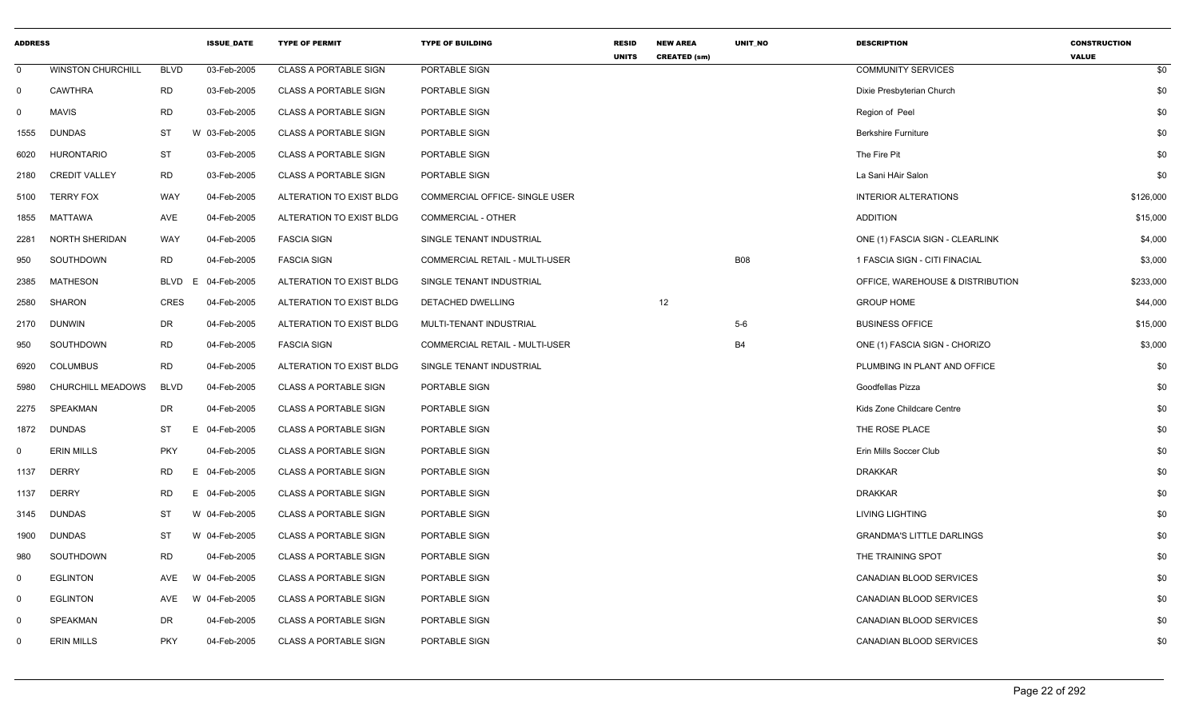| ADDRESS | | | ISSUE_DATE | TYPE OF PERMIT | TYPE OF BUILDING | RESID UNITS | NEW AREA CREATED (sm) | UNIT_NO | DESCRIPTION | CONSTRUCTION VALUE |
|---|---|---|---|---|---|---|---|---|---|---|
| 0 | WINSTON CHURCHILL | BLVD | 03-Feb-2005 | CLASS A PORTABLE SIGN | PORTABLE SIGN | | | | COMMUNITY SERVICES | $0 |
| 0 | CAWTHRA | RD | 03-Feb-2005 | CLASS A PORTABLE SIGN | PORTABLE SIGN | | | | Dixie Presbyterian Church | $0 |
| 0 | MAVIS | RD | 03-Feb-2005 | CLASS A PORTABLE SIGN | PORTABLE SIGN | | | | Region of Peel | $0 |
| 1555 | DUNDAS | ST | W 03-Feb-2005 | CLASS A PORTABLE SIGN | PORTABLE SIGN | | | | Berkshire Furniture | $0 |
| 6020 | HURONTARIO | ST | 03-Feb-2005 | CLASS A PORTABLE SIGN | PORTABLE SIGN | | | | The Fire Pit | $0 |
| 2180 | CREDIT VALLEY | RD | 03-Feb-2005 | CLASS A PORTABLE SIGN | PORTABLE SIGN | | | | La Sani HAir Salon | $0 |
| 5100 | TERRY FOX | WAY | 04-Feb-2005 | ALTERATION TO EXIST BLDG | COMMERCIAL OFFICE- SINGLE USER | | | | INTERIOR ALTERATIONS | $126,000 |
| 1855 | MATTAWA | AVE | 04-Feb-2005 | ALTERATION TO EXIST BLDG | COMMERCIAL - OTHER | | | | ADDITION | $15,000 |
| 2281 | NORTH SHERIDAN | WAY | 04-Feb-2005 | FASCIA SIGN | SINGLE TENANT INDUSTRIAL | | | | ONE (1) FASCIA SIGN - CLEARLINK | $4,000 |
| 950 | SOUTHDOWN | RD | 04-Feb-2005 | FASCIA SIGN | COMMERCIAL RETAIL - MULTI-USER | | | B08 | 1 FASCIA SIGN - CITI FINACIAL | $3,000 |
| 2385 | MATHESON | BLVD | E 04-Feb-2005 | ALTERATION TO EXIST BLDG | SINGLE TENANT INDUSTRIAL | | | | OFFICE, WAREHOUSE & DISTRIBUTION | $233,000 |
| 2580 | SHARON | CRES | 04-Feb-2005 | ALTERATION TO EXIST BLDG | DETACHED DWELLING | | 12 | | GROUP HOME | $44,000 |
| 2170 | DUNWIN | DR | 04-Feb-2005 | ALTERATION TO EXIST BLDG | MULTI-TENANT INDUSTRIAL | | | 5-6 | BUSINESS OFFICE | $15,000 |
| 950 | SOUTHDOWN | RD | 04-Feb-2005 | FASCIA SIGN | COMMERCIAL RETAIL - MULTI-USER | | | B4 | ONE (1) FASCIA SIGN - CHORIZO | $3,000 |
| 6920 | COLUMBUS | RD | 04-Feb-2005 | ALTERATION TO EXIST BLDG | SINGLE TENANT INDUSTRIAL | | | | PLUMBING IN PLANT AND OFFICE | $0 |
| 5980 | CHURCHILL MEADOWS | BLVD | 04-Feb-2005 | CLASS A PORTABLE SIGN | PORTABLE SIGN | | | | Goodfellas Pizza | $0 |
| 2275 | SPEAKMAN | DR | 04-Feb-2005 | CLASS A PORTABLE SIGN | PORTABLE SIGN | | | | Kids Zone Childcare Centre | $0 |
| 1872 | DUNDAS | ST | E 04-Feb-2005 | CLASS A PORTABLE SIGN | PORTABLE SIGN | | | | THE ROSE PLACE | $0 |
| 0 | ERIN MILLS | PKY | 04-Feb-2005 | CLASS A PORTABLE SIGN | PORTABLE SIGN | | | | Erin Mills Soccer Club | $0 |
| 1137 | DERRY | RD | E 04-Feb-2005 | CLASS A PORTABLE SIGN | PORTABLE SIGN | | | | DRAKKAR | $0 |
| 1137 | DERRY | RD | E 04-Feb-2005 | CLASS A PORTABLE SIGN | PORTABLE SIGN | | | | DRAKKAR | $0 |
| 3145 | DUNDAS | ST | W 04-Feb-2005 | CLASS A PORTABLE SIGN | PORTABLE SIGN | | | | LIVING LIGHTING | $0 |
| 1900 | DUNDAS | ST | W 04-Feb-2005 | CLASS A PORTABLE SIGN | PORTABLE SIGN | | | | GRANDMA'S LITTLE DARLINGS | $0 |
| 980 | SOUTHDOWN | RD | 04-Feb-2005 | CLASS A PORTABLE SIGN | PORTABLE SIGN | | | | THE TRAINING SPOT | $0 |
| 0 | EGLINTON | AVE | W 04-Feb-2005 | CLASS A PORTABLE SIGN | PORTABLE SIGN | | | | CANADIAN BLOOD SERVICES | $0 |
| 0 | EGLINTON | AVE | W 04-Feb-2005 | CLASS A PORTABLE SIGN | PORTABLE SIGN | | | | CANADIAN BLOOD SERVICES | $0 |
| 0 | SPEAKMAN | DR | 04-Feb-2005 | CLASS A PORTABLE SIGN | PORTABLE SIGN | | | | CANADIAN BLOOD SERVICES | $0 |
| 0 | ERIN MILLS | PKY | 04-Feb-2005 | CLASS A PORTABLE SIGN | PORTABLE SIGN | | | | CANADIAN BLOOD SERVICES | $0 |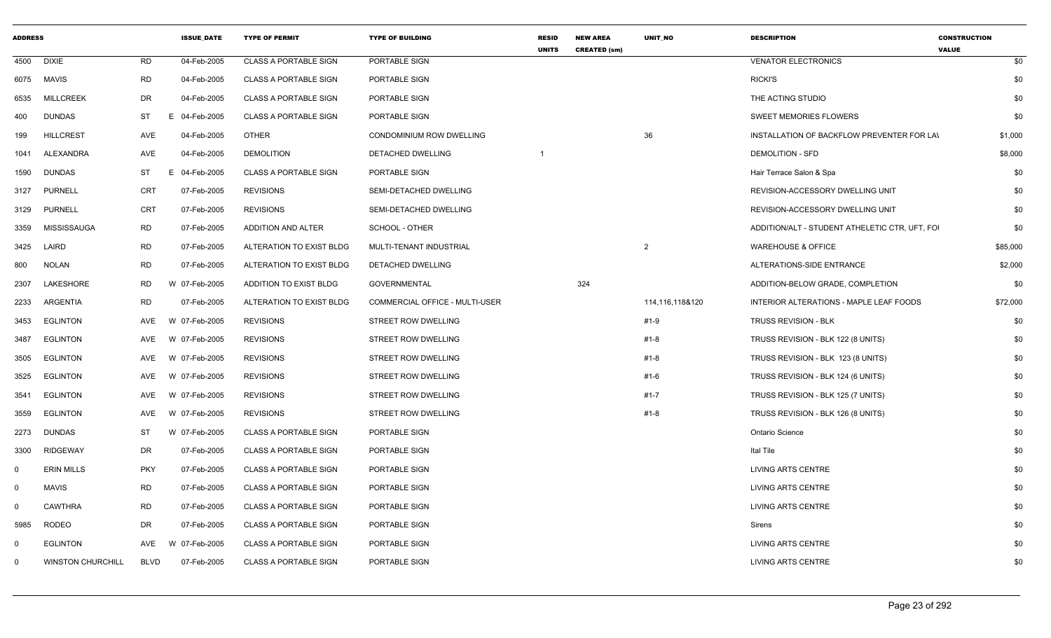| ADDRESS | | | ISSUE_DATE | TYPE OF PERMIT | TYPE OF BUILDING | RESID UNITS | NEW AREA CREATED (sm) | UNIT_NO | DESCRIPTION | CONSTRUCTION VALUE |
|---|---|---|---|---|---|---|---|---|---|---|
| 4500 | DIXIE | RD | 04-Feb-2005 | CLASS A PORTABLE SIGN | PORTABLE SIGN | | | | VENATOR ELECTRONICS | $0 |
| 6075 | MAVIS | RD | 04-Feb-2005 | CLASS A PORTABLE SIGN | PORTABLE SIGN | | | | RICKI'S | $0 |
| 6535 | MILLCREEK | DR | 04-Feb-2005 | CLASS A PORTABLE SIGN | PORTABLE SIGN | | | | THE ACTING STUDIO | $0 |
| 400 | DUNDAS | ST | E 04-Feb-2005 | CLASS A PORTABLE SIGN | PORTABLE SIGN | | | | SWEET MEMORIES FLOWERS | $0 |
| 199 | HILLCREST | AVE | 04-Feb-2005 | OTHER | CONDOMINIUM ROW DWELLING | | | 36 | INSTALLATION OF BACKFLOW PREVENTER FOR LAV | $1,000 |
| 1041 | ALEXANDRA | AVE | 04-Feb-2005 | DEMOLITION | DETACHED DWELLING | 1 | | | DEMOLITION - SFD | $8,000 |
| 1590 | DUNDAS | ST | E 04-Feb-2005 | CLASS A PORTABLE SIGN | PORTABLE SIGN | | | | Hair Terrace Salon & Spa | $0 |
| 3127 | PURNELL | CRT | 07-Feb-2005 | REVISIONS | SEMI-DETACHED DWELLING | | | | REVISION-ACCESSORY DWELLING UNIT | $0 |
| 3129 | PURNELL | CRT | 07-Feb-2005 | REVISIONS | SEMI-DETACHED DWELLING | | | | REVISION-ACCESSORY DWELLING UNIT | $0 |
| 3359 | MISSISSAUGA | RD | 07-Feb-2005 | ADDITION AND ALTER | SCHOOL - OTHER | | | | ADDITION/ALT - STUDENT ATHELETIC CTR, UFT, FOI | $0 |
| 3425 | LAIRD | RD | 07-Feb-2005 | ALTERATION TO EXIST BLDG | MULTI-TENANT INDUSTRIAL | | | 2 | WAREHOUSE & OFFICE | $85,000 |
| 800 | NOLAN | RD | 07-Feb-2005 | ALTERATION TO EXIST BLDG | DETACHED DWELLING | | | | ALTERATIONS-SIDE ENTRANCE | $2,000 |
| 2307 | LAKESHORE | RD | W 07-Feb-2005 | ADDITION TO EXIST BLDG | GOVERNMENTAL | | 324 | | ADDITION-BELOW GRADE, COMPLETION | $0 |
| 2233 | ARGENTIA | RD | 07-Feb-2005 | ALTERATION TO EXIST BLDG | COMMERCIAL OFFICE - MULTI-USER | | | 114,116,118&120 | INTERIOR ALTERATIONS - MAPLE LEAF FOODS | $72,000 |
| 3453 | EGLINTON | AVE | W 07-Feb-2005 | REVISIONS | STREET ROW DWELLING | | | #1-9 | TRUSS REVISION - BLK | $0 |
| 3487 | EGLINTON | AVE | W 07-Feb-2005 | REVISIONS | STREET ROW DWELLING | | | #1-8 | TRUSS REVISION - BLK 122 (8 UNITS) | $0 |
| 3505 | EGLINTON | AVE | W 07-Feb-2005 | REVISIONS | STREET ROW DWELLING | | | #1-8 | TRUSS REVISION - BLK 123 (8 UNITS) | $0 |
| 3525 | EGLINTON | AVE | W 07-Feb-2005 | REVISIONS | STREET ROW DWELLING | | | #1-6 | TRUSS REVISION - BLK 124 (6 UNITS) | $0 |
| 3541 | EGLINTON | AVE | W 07-Feb-2005 | REVISIONS | STREET ROW DWELLING | | | #1-7 | TRUSS REVISION - BLK 125 (7 UNITS) | $0 |
| 3559 | EGLINTON | AVE | W 07-Feb-2005 | REVISIONS | STREET ROW DWELLING | | | #1-8 | TRUSS REVISION - BLK 126 (8 UNITS) | $0 |
| 2273 | DUNDAS | ST | W 07-Feb-2005 | CLASS A PORTABLE SIGN | PORTABLE SIGN | | | | Ontario Science | $0 |
| 3300 | RIDGEWAY | DR | 07-Feb-2005 | CLASS A PORTABLE SIGN | PORTABLE SIGN | | | | Ital Tile | $0 |
| 0 | ERIN MILLS | PKY | 07-Feb-2005 | CLASS A PORTABLE SIGN | PORTABLE SIGN | | | | LIVING ARTS CENTRE | $0 |
| 0 | MAVIS | RD | 07-Feb-2005 | CLASS A PORTABLE SIGN | PORTABLE SIGN | | | | LIVING ARTS CENTRE | $0 |
| 0 | CAWTHRA | RD | 07-Feb-2005 | CLASS A PORTABLE SIGN | PORTABLE SIGN | | | | LIVING ARTS CENTRE | $0 |
| 5985 | RODEO | DR | 07-Feb-2005 | CLASS A PORTABLE SIGN | PORTABLE SIGN | | | | Sirens | $0 |
| 0 | EGLINTON | AVE | W 07-Feb-2005 | CLASS A PORTABLE SIGN | PORTABLE SIGN | | | | LIVING ARTS CENTRE | $0 |
| 0 | WINSTON CHURCHILL | BLVD | 07-Feb-2005 | CLASS A PORTABLE SIGN | PORTABLE SIGN | | | | LIVING ARTS CENTRE | $0 |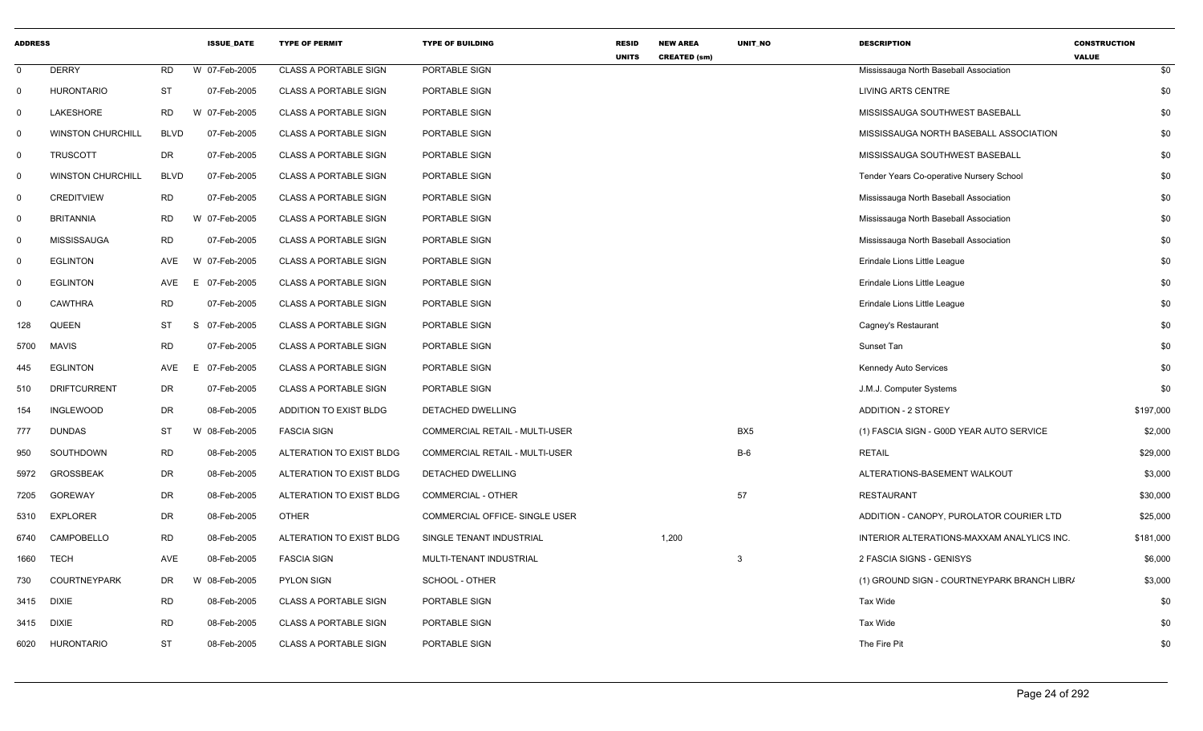| ADDRESS | | | ISSUE_DATE | TYPE OF PERMIT | TYPE OF BUILDING | RESID UNITS | NEW AREA CREATED (sm) | UNIT_NO | DESCRIPTION | CONSTRUCTION VALUE |
|---|---|---|---|---|---|---|---|---|---|---|
| 0 | DERRY | RD | W 07-Feb-2005 | CLASS A PORTABLE SIGN | PORTABLE SIGN | | | | Mississauga North Baseball Association | $0 |
| 0 | HURONTARIO | ST | 07-Feb-2005 | CLASS A PORTABLE SIGN | PORTABLE SIGN | | | | LIVING ARTS CENTRE | $0 |
| 0 | LAKESHORE | RD | W 07-Feb-2005 | CLASS A PORTABLE SIGN | PORTABLE SIGN | | | | MISSISSAUGA SOUTHWEST BASEBALL | $0 |
| 0 | WINSTON CHURCHILL | BLVD | 07-Feb-2005 | CLASS A PORTABLE SIGN | PORTABLE SIGN | | | | MISSISSAUGA NORTH BASEBALL ASSOCIATION | $0 |
| 0 | TRUSCOTT | DR | 07-Feb-2005 | CLASS A PORTABLE SIGN | PORTABLE SIGN | | | | MISSISSAUGA SOUTHWEST BASEBALL | $0 |
| 0 | WINSTON CHURCHILL | BLVD | 07-Feb-2005 | CLASS A PORTABLE SIGN | PORTABLE SIGN | | | | Tender Years Co-operative Nursery School | $0 |
| 0 | CREDITVIEW | RD | 07-Feb-2005 | CLASS A PORTABLE SIGN | PORTABLE SIGN | | | | Mississauga North Baseball Association | $0 |
| 0 | BRITANNIA | RD | W 07-Feb-2005 | CLASS A PORTABLE SIGN | PORTABLE SIGN | | | | Mississauga North Baseball Association | $0 |
| 0 | MISSISSAUGA | RD | 07-Feb-2005 | CLASS A PORTABLE SIGN | PORTABLE SIGN | | | | Mississauga North Baseball Association | $0 |
| 0 | EGLINTON | AVE | W 07-Feb-2005 | CLASS A PORTABLE SIGN | PORTABLE SIGN | | | | Erindale Lions Little League | $0 |
| 0 | EGLINTON | AVE | E 07-Feb-2005 | CLASS A PORTABLE SIGN | PORTABLE SIGN | | | | Erindale Lions Little League | $0 |
| 0 | CAWTHRA | RD | 07-Feb-2005 | CLASS A PORTABLE SIGN | PORTABLE SIGN | | | | Erindale Lions Little League | $0 |
| 128 | QUEEN | ST | S 07-Feb-2005 | CLASS A PORTABLE SIGN | PORTABLE SIGN | | | | Cagney's Restaurant | $0 |
| 5700 | MAVIS | RD | 07-Feb-2005 | CLASS A PORTABLE SIGN | PORTABLE SIGN | | | | Sunset Tan | $0 |
| 445 | EGLINTON | AVE | E 07-Feb-2005 | CLASS A PORTABLE SIGN | PORTABLE SIGN | | | | Kennedy Auto Services | $0 |
| 510 | DRIFTCURRENT | DR | 07-Feb-2005 | CLASS A PORTABLE SIGN | PORTABLE SIGN | | | | J.M.J. Computer Systems | $0 |
| 154 | INGLEWOOD | DR | 08-Feb-2005 | ADDITION TO EXIST BLDG | DETACHED DWELLING | | | | ADDITION - 2 STOREY | $197,000 |
| 777 | DUNDAS | ST | W 08-Feb-2005 | FASCIA SIGN | COMMERCIAL RETAIL - MULTI-USER | | | BX5 | (1) FASCIA SIGN - G00D YEAR AUTO SERVICE | $2,000 |
| 950 | SOUTHDOWN | RD | 08-Feb-2005 | ALTERATION TO EXIST BLDG | COMMERCIAL RETAIL - MULTI-USER | | | B-6 | RETAIL | $29,000 |
| 5972 | GROSSBEAK | DR | 08-Feb-2005 | ALTERATION TO EXIST BLDG | DETACHED DWELLING | | | | ALTERATIONS-BASEMENT WALKOUT | $3,000 |
| 7205 | GOREWAY | DR | 08-Feb-2005 | ALTERATION TO EXIST BLDG | COMMERCIAL - OTHER | | | 57 | RESTAURANT | $30,000 |
| 5310 | EXPLORER | DR | 08-Feb-2005 | OTHER | COMMERCIAL OFFICE- SINGLE USER | | | | ADDITION - CANOPY, PUROLATOR COURIER LTD | $25,000 |
| 6740 | CAMPOBELLO | RD | 08-Feb-2005 | ALTERATION TO EXIST BLDG | SINGLE TENANT INDUSTRIAL | | 1,200 | | INTERIOR ALTERATIONS-MAXXAM ANALYLICS INC. | $181,000 |
| 1660 | TECH | AVE | 08-Feb-2005 | FASCIA SIGN | MULTI-TENANT INDUSTRIAL | | | 3 | 2 FASCIA SIGNS - GENISYS | $6,000 |
| 730 | COURTNEYPARK | DR | W 08-Feb-2005 | PYLON SIGN | SCHOOL - OTHER | | | | (1) GROUND SIGN - COURTNEYPARK BRANCH LIBR/ | $3,000 |
| 3415 | DIXIE | RD | 08-Feb-2005 | CLASS A PORTABLE SIGN | PORTABLE SIGN | | | | Tax Wide | $0 |
| 3415 | DIXIE | RD | 08-Feb-2005 | CLASS A PORTABLE SIGN | PORTABLE SIGN | | | | Tax Wide | $0 |
| 6020 | HURONTARIO | ST | 08-Feb-2005 | CLASS A PORTABLE SIGN | PORTABLE SIGN | | | | The Fire Pit | $0 |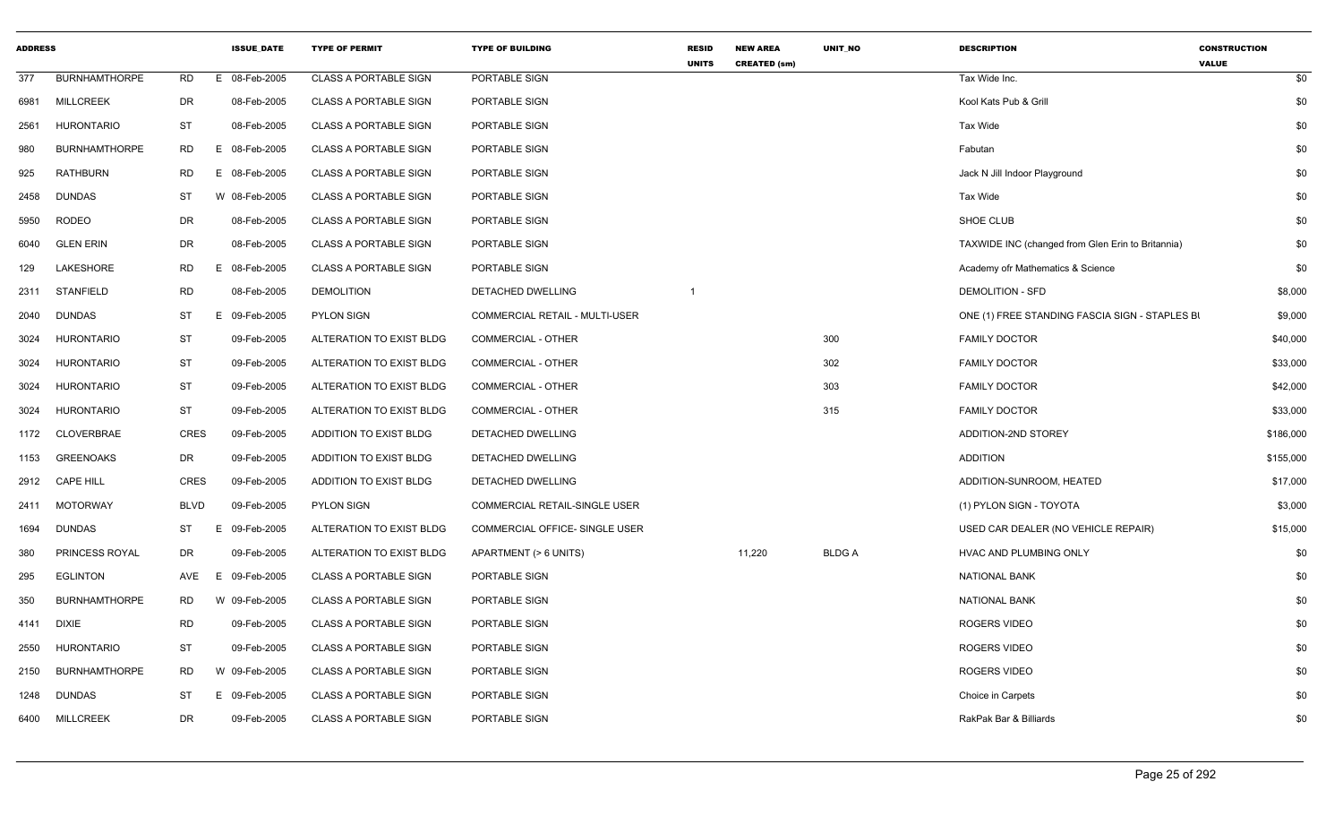| ADDRESS | | | ISSUE_DATE | TYPE OF PERMIT | TYPE OF BUILDING | RESID UNITS | NEW AREA CREATED (sm) | UNIT_NO | DESCRIPTION | CONSTRUCTION VALUE |
|---|---|---|---|---|---|---|---|---|---|---|
| 377 | BURNHAMTHORPE | RD | E 08-Feb-2005 | CLASS A PORTABLE SIGN | PORTABLE SIGN | | | | Tax Wide Inc. | $0 |
| 6981 | MILLCREEK | DR | 08-Feb-2005 | CLASS A PORTABLE SIGN | PORTABLE SIGN | | | | Kool Kats Pub & Grill | $0 |
| 2561 | HURONTARIO | ST | 08-Feb-2005 | CLASS A PORTABLE SIGN | PORTABLE SIGN | | | | Tax Wide | $0 |
| 980 | BURNHAMTHORPE | RD | E 08-Feb-2005 | CLASS A PORTABLE SIGN | PORTABLE SIGN | | | | Fabutan | $0 |
| 925 | RATHBURN | RD | E 08-Feb-2005 | CLASS A PORTABLE SIGN | PORTABLE SIGN | | | | Jack N Jill Indoor Playground | $0 |
| 2458 | DUNDAS | ST | W 08-Feb-2005 | CLASS A PORTABLE SIGN | PORTABLE SIGN | | | | Tax Wide | $0 |
| 5950 | RODEO | DR | 08-Feb-2005 | CLASS A PORTABLE SIGN | PORTABLE SIGN | | | | SHOE CLUB | $0 |
| 6040 | GLEN ERIN | DR | 08-Feb-2005 | CLASS A PORTABLE SIGN | PORTABLE SIGN | | | | TAXWIDE INC (changed from Glen Erin to Britannia) | $0 |
| 129 | LAKESHORE | RD | E 08-Feb-2005 | CLASS A PORTABLE SIGN | PORTABLE SIGN | | | | Academy ofr Mathematics & Science | $0 |
| 2311 | STANFIELD | RD | 08-Feb-2005 | DEMOLITION | DETACHED DWELLING | 1 | | | DEMOLITION - SFD | $8,000 |
| 2040 | DUNDAS | ST | E 09-Feb-2005 | PYLON SIGN | COMMERCIAL RETAIL - MULTI-USER | | | | ONE (1) FREE STANDING FASCIA SIGN - STAPLES BU | $9,000 |
| 3024 | HURONTARIO | ST | 09-Feb-2005 | ALTERATION TO EXIST BLDG | COMMERCIAL - OTHER | | | 300 | FAMILY DOCTOR | $40,000 |
| 3024 | HURONTARIO | ST | 09-Feb-2005 | ALTERATION TO EXIST BLDG | COMMERCIAL - OTHER | | | 302 | FAMILY DOCTOR | $33,000 |
| 3024 | HURONTARIO | ST | 09-Feb-2005 | ALTERATION TO EXIST BLDG | COMMERCIAL - OTHER | | | 303 | FAMILY DOCTOR | $42,000 |
| 3024 | HURONTARIO | ST | 09-Feb-2005 | ALTERATION TO EXIST BLDG | COMMERCIAL - OTHER | | | 315 | FAMILY DOCTOR | $33,000 |
| 1172 | CLOVERBRAE | CRES | 09-Feb-2005 | ADDITION TO EXIST BLDG | DETACHED DWELLING | | | | ADDITION-2ND STOREY | $186,000 |
| 1153 | GREENOAKS | DR | 09-Feb-2005 | ADDITION TO EXIST BLDG | DETACHED DWELLING | | | | ADDITION | $155,000 |
| 2912 | CAPE HILL | CRES | 09-Feb-2005 | ADDITION TO EXIST BLDG | DETACHED DWELLING | | | | ADDITION-SUNROOM, HEATED | $17,000 |
| 2411 | MOTORWAY | BLVD | 09-Feb-2005 | PYLON SIGN | COMMERCIAL RETAIL-SINGLE USER | | | | (1) PYLON SIGN - TOYOTA | $3,000 |
| 1694 | DUNDAS | ST | E 09-Feb-2005 | ALTERATION TO EXIST BLDG | COMMERCIAL OFFICE- SINGLE USER | | | | USED CAR DEALER (NO VEHICLE REPAIR) | $15,000 |
| 380 | PRINCESS ROYAL | DR | 09-Feb-2005 | ALTERATION TO EXIST BLDG | APARTMENT (> 6 UNITS) | | 11,220 | BLDG A | HVAC AND PLUMBING ONLY | $0 |
| 295 | EGLINTON | AVE | E 09-Feb-2005 | CLASS A PORTABLE SIGN | PORTABLE SIGN | | | | NATIONAL BANK | $0 |
| 350 | BURNHAMTHORPE | RD | W 09-Feb-2005 | CLASS A PORTABLE SIGN | PORTABLE SIGN | | | | NATIONAL BANK | $0 |
| 4141 | DIXIE | RD | 09-Feb-2005 | CLASS A PORTABLE SIGN | PORTABLE SIGN | | | | ROGERS VIDEO | $0 |
| 2550 | HURONTARIO | ST | 09-Feb-2005 | CLASS A PORTABLE SIGN | PORTABLE SIGN | | | | ROGERS VIDEO | $0 |
| 2150 | BURNHAMTHORPE | RD | W 09-Feb-2005 | CLASS A PORTABLE SIGN | PORTABLE SIGN | | | | ROGERS VIDEO | $0 |
| 1248 | DUNDAS | ST | E 09-Feb-2005 | CLASS A PORTABLE SIGN | PORTABLE SIGN | | | | Choice in Carpets | $0 |
| 6400 | MILLCREEK | DR | 09-Feb-2005 | CLASS A PORTABLE SIGN | PORTABLE SIGN | | | | RakPak Bar & Billiards | $0 |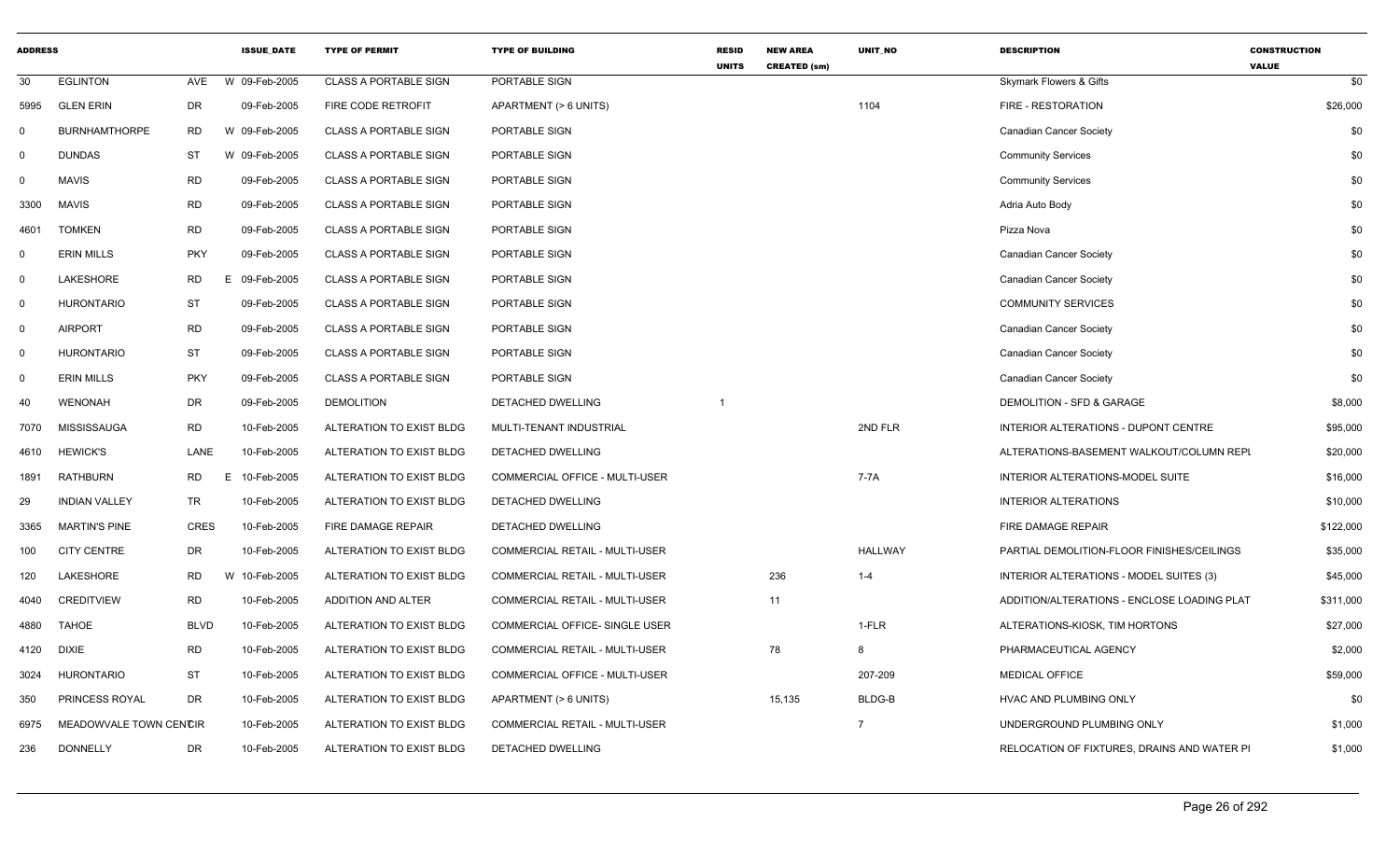| ADDRESS | | | | ISSUE_DATE | TYPE OF PERMIT | TYPE OF BUILDING | RESID UNITS | NEW AREA CREATED (sm) | UNIT_NO | DESCRIPTION | CONSTRUCTION VALUE |
|---|---|---|---|---|---|---|---|---|---|---|---|
| 30 | EGLINTON | AVE | W | 09-Feb-2005 | CLASS A PORTABLE SIGN | PORTABLE SIGN | | | | Skymark Flowers & Gifts | $0 |
| 5995 | GLEN ERIN | DR | | 09-Feb-2005 | FIRE CODE RETROFIT | APARTMENT (> 6 UNITS) | | | 1104 | FIRE - RESTORATION | $26,000 |
| 0 | BURNHAMTHORPE | RD | W | 09-Feb-2005 | CLASS A PORTABLE SIGN | PORTABLE SIGN | | | | Canadian Cancer Society | $0 |
| 0 | DUNDAS | ST | W | 09-Feb-2005 | CLASS A PORTABLE SIGN | PORTABLE SIGN | | | | Community Services | $0 |
| 0 | MAVIS | RD | | 09-Feb-2005 | CLASS A PORTABLE SIGN | PORTABLE SIGN | | | | Community Services | $0 |
| 3300 | MAVIS | RD | | 09-Feb-2005 | CLASS A PORTABLE SIGN | PORTABLE SIGN | | | | Adria Auto Body | $0 |
| 4601 | TOMKEN | RD | | 09-Feb-2005 | CLASS A PORTABLE SIGN | PORTABLE SIGN | | | | Pizza Nova | $0 |
| 0 | ERIN MILLS | PKY | | 09-Feb-2005 | CLASS A PORTABLE SIGN | PORTABLE SIGN | | | | Canadian Cancer Society | $0 |
| 0 | LAKESHORE | RD | E | 09-Feb-2005 | CLASS A PORTABLE SIGN | PORTABLE SIGN | | | | Canadian Cancer Society | $0 |
| 0 | HURONTARIO | ST | | 09-Feb-2005 | CLASS A PORTABLE SIGN | PORTABLE SIGN | | | | COMMUNITY SERVICES | $0 |
| 0 | AIRPORT | RD | | 09-Feb-2005 | CLASS A PORTABLE SIGN | PORTABLE SIGN | | | | Canadian Cancer Society | $0 |
| 0 | HURONTARIO | ST | | 09-Feb-2005 | CLASS A PORTABLE SIGN | PORTABLE SIGN | | | | Canadian Cancer Society | $0 |
| 0 | ERIN MILLS | PKY | | 09-Feb-2005 | CLASS A PORTABLE SIGN | PORTABLE SIGN | | | | Canadian Cancer Society | $0 |
| 40 | WENONAH | DR | | 09-Feb-2005 | DEMOLITION | DETACHED DWELLING | 1 | | | DEMOLITION - SFD & GARAGE | $8,000 |
| 7070 | MISSISSAUGA | RD | | 10-Feb-2005 | ALTERATION TO EXIST BLDG | MULTI-TENANT INDUSTRIAL | | | 2ND FLR | INTERIOR ALTERATIONS - DUPONT CENTRE | $95,000 |
| 4610 | HEWICK'S | LANE | | 10-Feb-2005 | ALTERATION TO EXIST BLDG | DETACHED DWELLING | | | | ALTERATIONS-BASEMENT WALKOUT/COLUMN REPL | $20,000 |
| 1891 | RATHBURN | RD | E | 10-Feb-2005 | ALTERATION TO EXIST BLDG | COMMERCIAL OFFICE - MULTI-USER | | | 7-7A | INTERIOR ALTERATIONS-MODEL SUITE | $16,000 |
| 29 | INDIAN VALLEY | TR | | 10-Feb-2005 | ALTERATION TO EXIST BLDG | DETACHED DWELLING | | | | INTERIOR ALTERATIONS | $10,000 |
| 3365 | MARTIN'S PINE | CRES | | 10-Feb-2005 | FIRE DAMAGE REPAIR | DETACHED DWELLING | | | | FIRE DAMAGE REPAIR | $122,000 |
| 100 | CITY CENTRE | DR | | 10-Feb-2005 | ALTERATION TO EXIST BLDG | COMMERCIAL RETAIL - MULTI-USER | | | HALLWAY | PARTIAL DEMOLITION-FLOOR FINISHES/CEILINGS | $35,000 |
| 120 | LAKESHORE | RD | W | 10-Feb-2005 | ALTERATION TO EXIST BLDG | COMMERCIAL RETAIL - MULTI-USER | | 236 | 1-4 | INTERIOR ALTERATIONS - MODEL SUITES (3) | $45,000 |
| 4040 | CREDITVIEW | RD | | 10-Feb-2005 | ADDITION AND ALTER | COMMERCIAL RETAIL - MULTI-USER | | 11 | | ADDITION/ALTERATIONS - ENCLOSE LOADING PLAT | $311,000 |
| 4880 | TAHOE | BLVD | | 10-Feb-2005 | ALTERATION TO EXIST BLDG | COMMERCIAL OFFICE- SINGLE USER | | | 1-FLR | ALTERATIONS-KIOSK, TIM HORTONS | $27,000 |
| 4120 | DIXIE | RD | | 10-Feb-2005 | ALTERATION TO EXIST BLDG | COMMERCIAL RETAIL - MULTI-USER | | 78 | 8 | PHARMACEUTICAL AGENCY | $2,000 |
| 3024 | HURONTARIO | ST | | 10-Feb-2005 | ALTERATION TO EXIST BLDG | COMMERCIAL OFFICE - MULTI-USER | | | 207-209 | MEDICAL OFFICE | $59,000 |
| 350 | PRINCESS ROYAL | DR | | 10-Feb-2005 | ALTERATION TO EXIST BLDG | APARTMENT (> 6 UNITS) | | 15,135 | BLDG-B | HVAC AND PLUMBING ONLY | $0 |
| 6975 | MEADOWVALE TOWN CENTRE | CIR | | 10-Feb-2005 | ALTERATION TO EXIST BLDG | COMMERCIAL RETAIL - MULTI-USER | | | 7 | UNDERGROUND PLUMBING ONLY | $1,000 |
| 236 | DONNELLY | DR | | 10-Feb-2005 | ALTERATION TO EXIST BLDG | DETACHED DWELLING | | | | RELOCATION OF FIXTURES, DRAINS AND WATER PI | $1,000 |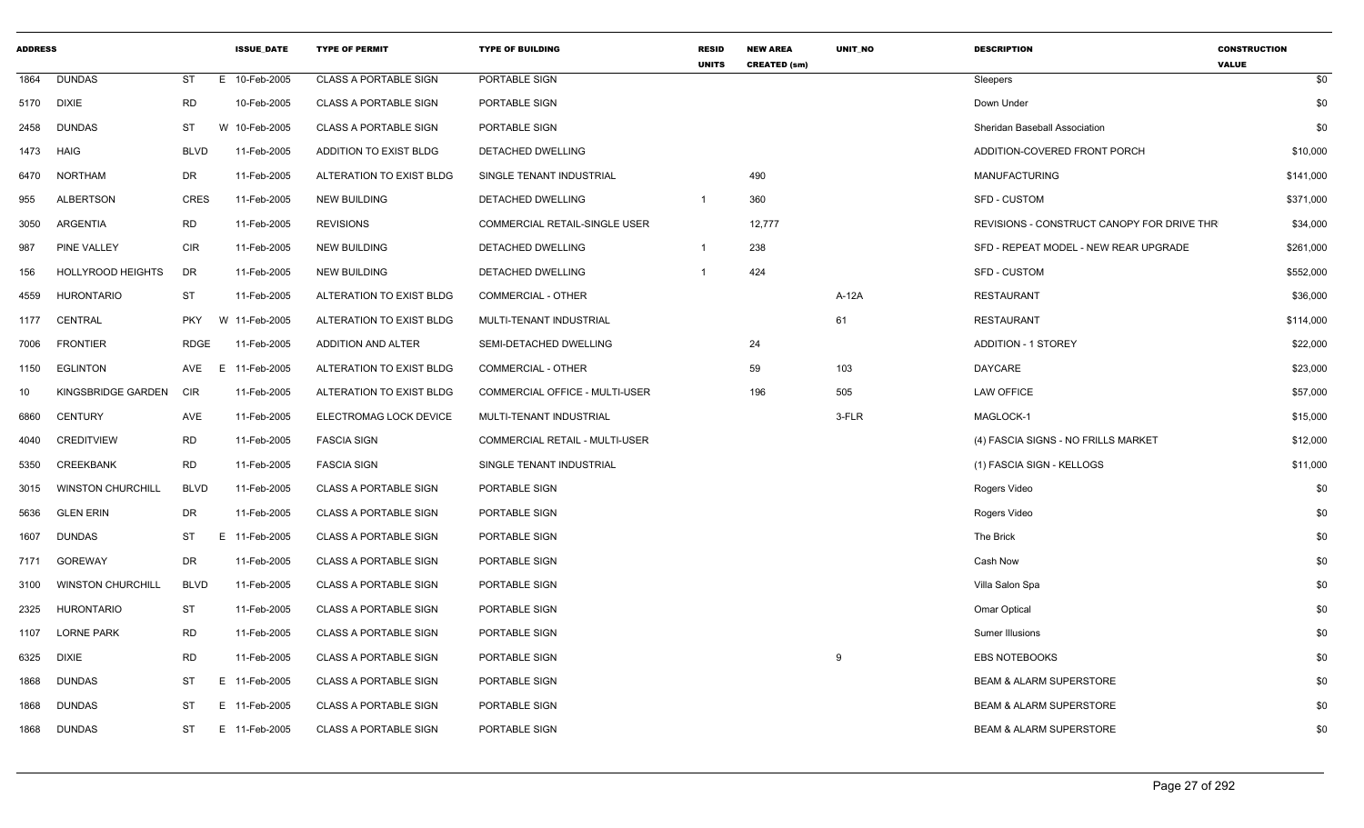| ADDRESS | | | ISSUE_DATE | TYPE OF PERMIT | TYPE OF BUILDING | RESID UNITS | NEW AREA CREATED (sm) | UNIT_NO | DESCRIPTION | CONSTRUCTION VALUE |
|---|---|---|---|---|---|---|---|---|---|---|
| 1864 | DUNDAS | ST | E 10-Feb-2005 | CLASS A PORTABLE SIGN | PORTABLE SIGN | | | | Sleepers | $0 |
| 5170 | DIXIE | RD | 10-Feb-2005 | CLASS A PORTABLE SIGN | PORTABLE SIGN | | | | Down Under | $0 |
| 2458 | DUNDAS | ST | W 10-Feb-2005 | CLASS A PORTABLE SIGN | PORTABLE SIGN | | | | Sheridan Baseball Association | $0 |
| 1473 | HAIG | BLVD | 11-Feb-2005 | ADDITION TO EXIST BLDG | DETACHED DWELLING | | | | ADDITION-COVERED FRONT PORCH | $10,000 |
| 6470 | NORTHAM | DR | 11-Feb-2005 | ALTERATION TO EXIST BLDG | SINGLE TENANT INDUSTRIAL | | 490 | | MANUFACTURING | $141,000 |
| 955 | ALBERTSON | CRES | 11-Feb-2005 | NEW BUILDING | DETACHED DWELLING | 1 | 360 | | SFD - CUSTOM | $371,000 |
| 3050 | ARGENTIA | RD | 11-Feb-2005 | REVISIONS | COMMERCIAL RETAIL-SINGLE USER | | 12,777 | | REVISIONS - CONSTRUCT CANOPY FOR DRIVE THR | $34,000 |
| 987 | PINE VALLEY | CIR | 11-Feb-2005 | NEW BUILDING | DETACHED DWELLING | 1 | 238 | | SFD - REPEAT MODEL - NEW REAR UPGRADE | $261,000 |
| 156 | HOLLYROOD HEIGHTS | DR | 11-Feb-2005 | NEW BUILDING | DETACHED DWELLING | 1 | 424 | | SFD - CUSTOM | $552,000 |
| 4559 | HURONTARIO | ST | 11-Feb-2005 | ALTERATION TO EXIST BLDG | COMMERCIAL - OTHER | | | A-12A | RESTAURANT | $36,000 |
| 1177 | CENTRAL | PKY | W 11-Feb-2005 | ALTERATION TO EXIST BLDG | MULTI-TENANT INDUSTRIAL | | | 61 | RESTAURANT | $114,000 |
| 7006 | FRONTIER | RDGE | 11-Feb-2005 | ADDITION AND ALTER | SEMI-DETACHED DWELLING | | 24 | | ADDITION - 1 STOREY | $22,000 |
| 1150 | EGLINTON | AVE | E 11-Feb-2005 | ALTERATION TO EXIST BLDG | COMMERCIAL - OTHER | | 59 | 103 | DAYCARE | $23,000 |
| 10 | KINGSBRIDGE GARDEN | CIR | 11-Feb-2005 | ALTERATION TO EXIST BLDG | COMMERCIAL OFFICE - MULTI-USER | | 196 | 505 | LAW OFFICE | $57,000 |
| 6860 | CENTURY | AVE | 11-Feb-2005 | ELECTROMAG LOCK DEVICE | MULTI-TENANT INDUSTRIAL | | | 3-FLR | MAGLOCK-1 | $15,000 |
| 4040 | CREDITVIEW | RD | 11-Feb-2005 | FASCIA SIGN | COMMERCIAL RETAIL - MULTI-USER | | | | (4) FASCIA SIGNS - NO FRILLS MARKET | $12,000 |
| 5350 | CREEKBANK | RD | 11-Feb-2005 | FASCIA SIGN | SINGLE TENANT INDUSTRIAL | | | | (1) FASCIA SIGN - KELLOGS | $11,000 |
| 3015 | WINSTON CHURCHILL | BLVD | 11-Feb-2005 | CLASS A PORTABLE SIGN | PORTABLE SIGN | | | | Rogers Video | $0 |
| 5636 | GLEN ERIN | DR | 11-Feb-2005 | CLASS A PORTABLE SIGN | PORTABLE SIGN | | | | Rogers Video | $0 |
| 1607 | DUNDAS | ST | E 11-Feb-2005 | CLASS A PORTABLE SIGN | PORTABLE SIGN | | | | The Brick | $0 |
| 7171 | GOREWAY | DR | 11-Feb-2005 | CLASS A PORTABLE SIGN | PORTABLE SIGN | | | | Cash Now | $0 |
| 3100 | WINSTON CHURCHILL | BLVD | 11-Feb-2005 | CLASS A PORTABLE SIGN | PORTABLE SIGN | | | | Villa Salon Spa | $0 |
| 2325 | HURONTARIO | ST | 11-Feb-2005 | CLASS A PORTABLE SIGN | PORTABLE SIGN | | | | Omar Optical | $0 |
| 1107 | LORNE PARK | RD | 11-Feb-2005 | CLASS A PORTABLE SIGN | PORTABLE SIGN | | | | Sumer Illusions | $0 |
| 6325 | DIXIE | RD | 11-Feb-2005 | CLASS A PORTABLE SIGN | PORTABLE SIGN | | | 9 | EBS NOTEBOOKS | $0 |
| 1868 | DUNDAS | ST | E 11-Feb-2005 | CLASS A PORTABLE SIGN | PORTABLE SIGN | | | | BEAM & ALARM SUPERSTORE | $0 |
| 1868 | DUNDAS | ST | E 11-Feb-2005 | CLASS A PORTABLE SIGN | PORTABLE SIGN | | | | BEAM & ALARM SUPERSTORE | $0 |
| 1868 | DUNDAS | ST | E 11-Feb-2005 | CLASS A PORTABLE SIGN | PORTABLE SIGN | | | | BEAM & ALARM SUPERSTORE | $0 |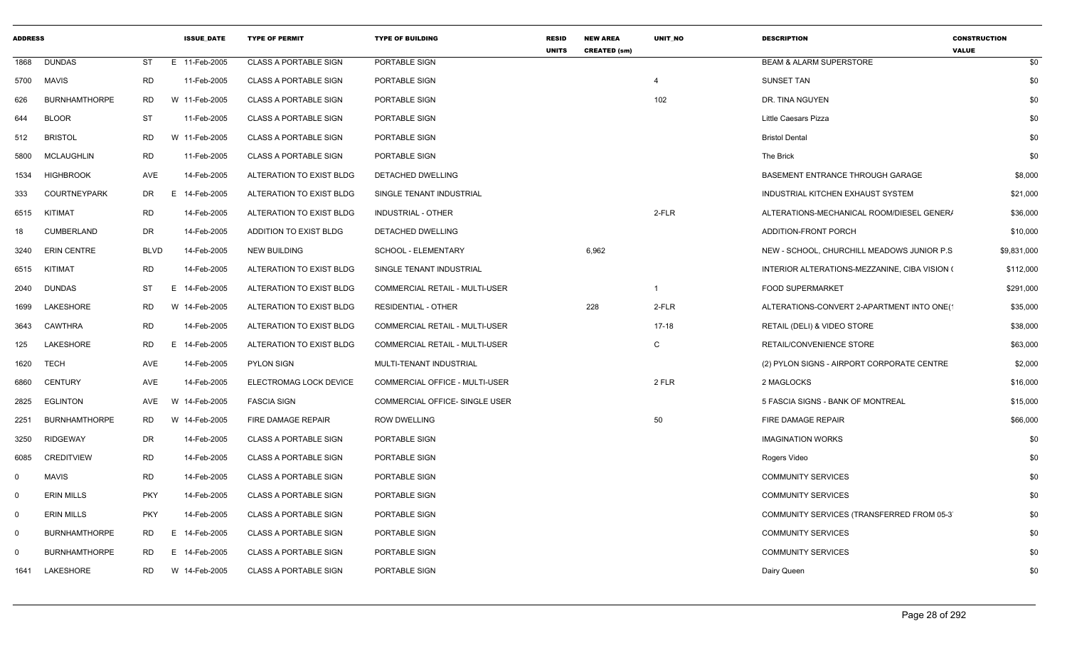| ADDRESS | | | ISSUE_DATE | TYPE OF PERMIT | TYPE OF BUILDING | RESID UNITS | NEW AREA CREATED (sm) | UNIT_NO | DESCRIPTION | CONSTRUCTION VALUE |
|---|---|---|---|---|---|---|---|---|---|---|
| 1868 | DUNDAS | ST | E 11-Feb-2005 | CLASS A PORTABLE SIGN | PORTABLE SIGN | | | | BEAM & ALARM SUPERSTORE | $0 |
| 5700 | MAVIS | RD | 11-Feb-2005 | CLASS A PORTABLE SIGN | PORTABLE SIGN | | | 4 | SUNSET TAN | $0 |
| 626 | BURNHAMTHORPE | RD | W 11-Feb-2005 | CLASS A PORTABLE SIGN | PORTABLE SIGN | | | 102 | DR. TINA NGUYEN | $0 |
| 644 | BLOOR | ST | 11-Feb-2005 | CLASS A PORTABLE SIGN | PORTABLE SIGN | | | | Little Caesars Pizza | $0 |
| 512 | BRISTOL | RD | W 11-Feb-2005 | CLASS A PORTABLE SIGN | PORTABLE SIGN | | | | Bristol Dental | $0 |
| 5800 | MCLAUGHLIN | RD | 11-Feb-2005 | CLASS A PORTABLE SIGN | PORTABLE SIGN | | | | The Brick | $0 |
| 1534 | HIGHBROOK | AVE | 14-Feb-2005 | ALTERATION TO EXIST BLDG | DETACHED DWELLING | | | | BASEMENT ENTRANCE THROUGH GARAGE | $8,000 |
| 333 | COURTNEYPARK | DR | E 14-Feb-2005 | ALTERATION TO EXIST BLDG | SINGLE TENANT INDUSTRIAL | | | | INDUSTRIAL KITCHEN EXHAUST SYSTEM | $21,000 |
| 6515 | KITIMAT | RD | 14-Feb-2005 | ALTERATION TO EXIST BLDG | INDUSTRIAL - OTHER | | | 2-FLR | ALTERATIONS-MECHANICAL ROOM/DIESEL GENER/ | $36,000 |
| 18 | CUMBERLAND | DR | 14-Feb-2005 | ADDITION TO EXIST BLDG | DETACHED DWELLING | | | | ADDITION-FRONT PORCH | $10,000 |
| 3240 | ERIN CENTRE | BLVD | 14-Feb-2005 | NEW BUILDING | SCHOOL - ELEMENTARY | | 6,962 | | NEW - SCHOOL, CHURCHILL MEADOWS JUNIOR P.S | $9,831,000 |
| 6515 | KITIMAT | RD | 14-Feb-2005 | ALTERATION TO EXIST BLDG | SINGLE TENANT INDUSTRIAL | | | | INTERIOR ALTERATIONS-MEZZANINE, CIBA VISION ( | $112,000 |
| 2040 | DUNDAS | ST | E 14-Feb-2005 | ALTERATION TO EXIST BLDG | COMMERCIAL RETAIL - MULTI-USER | | | 1 | FOOD SUPERMARKET | $291,000 |
| 1699 | LAKESHORE | RD | W 14-Feb-2005 | ALTERATION TO EXIST BLDG | RESIDENTIAL - OTHER | | 228 | 2-FLR | ALTERATIONS-CONVERT 2-APARTMENT INTO ONE(1 | $35,000 |
| 3643 | CAWTHRA | RD | 14-Feb-2005 | ALTERATION TO EXIST BLDG | COMMERCIAL RETAIL - MULTI-USER | | | 17-18 | RETAIL (DELI) & VIDEO STORE | $38,000 |
| 125 | LAKESHORE | RD | E 14-Feb-2005 | ALTERATION TO EXIST BLDG | COMMERCIAL RETAIL - MULTI-USER | | | C | RETAIL/CONVENIENCE STORE | $63,000 |
| 1620 | TECH | AVE | 14-Feb-2005 | PYLON SIGN | MULTI-TENANT INDUSTRIAL | | | | (2) PYLON SIGNS - AIRPORT CORPORATE CENTRE | $2,000 |
| 6860 | CENTURY | AVE | 14-Feb-2005 | ELECTROMAG LOCK DEVICE | COMMERCIAL OFFICE - MULTI-USER | | | 2 FLR | 2 MAGLOCKS | $16,000 |
| 2825 | EGLINTON | AVE | W 14-Feb-2005 | FASCIA SIGN | COMMERCIAL OFFICE- SINGLE USER | | | | 5 FASCIA SIGNS - BANK OF MONTREAL | $15,000 |
| 2251 | BURNHAMTHORPE | RD | W 14-Feb-2005 | FIRE DAMAGE REPAIR | ROW DWELLING | | | 50 | FIRE DAMAGE REPAIR | $66,000 |
| 3250 | RIDGEWAY | DR | 14-Feb-2005 | CLASS A PORTABLE SIGN | PORTABLE SIGN | | | | IMAGINATION WORKS | $0 |
| 6085 | CREDITVIEW | RD | 14-Feb-2005 | CLASS A PORTABLE SIGN | PORTABLE SIGN | | | | Rogers Video | $0 |
| 0 | MAVIS | RD | 14-Feb-2005 | CLASS A PORTABLE SIGN | PORTABLE SIGN | | | | COMMUNITY SERVICES | $0 |
| 0 | ERIN MILLS | PKY | 14-Feb-2005 | CLASS A PORTABLE SIGN | PORTABLE SIGN | | | | COMMUNITY SERVICES | $0 |
| 0 | ERIN MILLS | PKY | 14-Feb-2005 | CLASS A PORTABLE SIGN | PORTABLE SIGN | | | | COMMUNITY SERVICES (TRANSFERRED FROM 05-3 | $0 |
| 0 | BURNHAMTHORPE | RD | E 14-Feb-2005 | CLASS A PORTABLE SIGN | PORTABLE SIGN | | | | COMMUNITY SERVICES | $0 |
| 0 | BURNHAMTHORPE | RD | E 14-Feb-2005 | CLASS A PORTABLE SIGN | PORTABLE SIGN | | | | COMMUNITY SERVICES | $0 |
| 1641 | LAKESHORE | RD | W 14-Feb-2005 | CLASS A PORTABLE SIGN | PORTABLE SIGN | | | | Dairy Queen | $0 |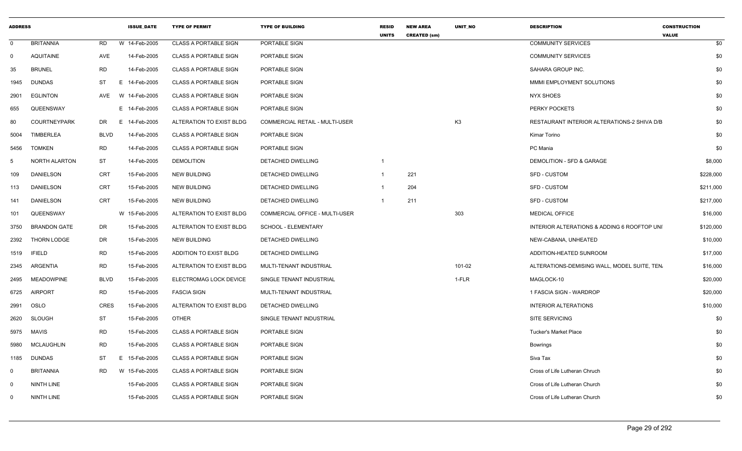| ADDRESS | | | ISSUE_DATE | TYPE OF PERMIT | TYPE OF BUILDING | RESID UNITS | NEW AREA CREATED (sm) | UNIT_NO | DESCRIPTION | CONSTRUCTION VALUE |
|---|---|---|---|---|---|---|---|---|---|---|
| 0 | BRITANNIA | RD | W 14-Feb-2005 | CLASS A PORTABLE SIGN | PORTABLE SIGN | | | | COMMUNITY SERVICES | $0 |
| 0 | AQUITAINE | AVE | 14-Feb-2005 | CLASS A PORTABLE SIGN | PORTABLE SIGN | | | | COMMUNITY SERVICES | $0 |
| 35 | BRUNEL | RD | 14-Feb-2005 | CLASS A PORTABLE SIGN | PORTABLE SIGN | | | | SAHARA GROUP INC. | $0 |
| 1945 | DUNDAS | ST | E 14-Feb-2005 | CLASS A PORTABLE SIGN | PORTABLE SIGN | | | | MMMI EMPLOYMENT SOLUTIONS | $0 |
| 2901 | EGLINTON | AVE | W 14-Feb-2005 | CLASS A PORTABLE SIGN | PORTABLE SIGN | | | | NYX SHOES | $0 |
| 655 | QUEENSWAY | | E 14-Feb-2005 | CLASS A PORTABLE SIGN | PORTABLE SIGN | | | | PERKY POCKETS | $0 |
| 80 | COURTNEYPARK | DR | E 14-Feb-2005 | ALTERATION TO EXIST BLDG | COMMERCIAL RETAIL - MULTI-USER | | | K3 | RESTAURANT INTERIOR ALTERATIONS-2 SHIVA D/B | $0 |
| 5004 | TIMBERLEA | BLVD | 14-Feb-2005 | CLASS A PORTABLE SIGN | PORTABLE SIGN | | | | Kimar Torino | $0 |
| 5456 | TOMKEN | RD | 14-Feb-2005 | CLASS A PORTABLE SIGN | PORTABLE SIGN | | | | PC Mania | $0 |
| 5 | NORTH ALARTON | ST | 14-Feb-2005 | DEMOLITION | DETACHED DWELLING | 1 | | | DEMOLITION - SFD & GARAGE | $8,000 |
| 109 | DANIELSON | CRT | 15-Feb-2005 | NEW BUILDING | DETACHED DWELLING | 1 | 221 | | SFD - CUSTOM | $228,000 |
| 113 | DANIELSON | CRT | 15-Feb-2005 | NEW BUILDING | DETACHED DWELLING | 1 | 204 | | SFD - CUSTOM | $211,000 |
| 141 | DANIELSON | CRT | 15-Feb-2005 | NEW BUILDING | DETACHED DWELLING | 1 | 211 | | SFD - CUSTOM | $217,000 |
| 101 | QUEENSWAY | | W 15-Feb-2005 | ALTERATION TO EXIST BLDG | COMMERCIAL OFFICE - MULTI-USER | | | 303 | MEDICAL OFFICE | $16,000 |
| 3750 | BRANDON GATE | DR | 15-Feb-2005 | ALTERATION TO EXIST BLDG | SCHOOL - ELEMENTARY | | | | INTERIOR ALTERATIONS & ADDING 6 ROOFTOP UNI | $120,000 |
| 2392 | THORN LODGE | DR | 15-Feb-2005 | NEW BUILDING | DETACHED DWELLING | | | | NEW-CABANA, UNHEATED | $10,000 |
| 1519 | IFIELD | RD | 15-Feb-2005 | ADDITION TO EXIST BLDG | DETACHED DWELLING | | | | ADDITION-HEATED SUNROOM | $17,000 |
| 2345 | ARGENTIA | RD | 15-Feb-2005 | ALTERATION TO EXIST BLDG | MULTI-TENANT INDUSTRIAL | | | 101-02 | ALTERATIONS-DEMISING WALL, MODEL SUITE, TEN. | $16,000 |
| 2495 | MEADOWPINE | BLVD | 15-Feb-2005 | ELECTROMAG LOCK DEVICE | SINGLE TENANT INDUSTRIAL | | | 1-FLR | MAGLOCK-10 | $20,000 |
| 6725 | AIRPORT | RD | 15-Feb-2005 | FASCIA SIGN | MULTI-TENANT INDUSTRIAL | | | | 1 FASCIA SIGN - WARDROP | $20,000 |
| 2991 | OSLO | CRES | 15-Feb-2005 | ALTERATION TO EXIST BLDG | DETACHED DWELLING | | | | INTERIOR ALTERATIONS | $10,000 |
| 2620 | SLOUGH | ST | 15-Feb-2005 | OTHER | SINGLE TENANT INDUSTRIAL | | | | SITE SERVICING | $0 |
| 5975 | MAVIS | RD | 15-Feb-2005 | CLASS A PORTABLE SIGN | PORTABLE SIGN | | | | Tucker's Market Place | $0 |
| 5980 | MCLAUGHLIN | RD | 15-Feb-2005 | CLASS A PORTABLE SIGN | PORTABLE SIGN | | | | Bowrings | $0 |
| 1185 | DUNDAS | ST | E 15-Feb-2005 | CLASS A PORTABLE SIGN | PORTABLE SIGN | | | | Siva Tax | $0 |
| 0 | BRITANNIA | RD | W 15-Feb-2005 | CLASS A PORTABLE SIGN | PORTABLE SIGN | | | | Cross of Life Lutheran Chruch | $0 |
| 0 | NINTH LINE | | 15-Feb-2005 | CLASS A PORTABLE SIGN | PORTABLE SIGN | | | | Cross of Life Lutheran Church | $0 |
| 0 | NINTH LINE | | 15-Feb-2005 | CLASS A PORTABLE SIGN | PORTABLE SIGN | | | | Cross of Life Lutheran Church | $0 |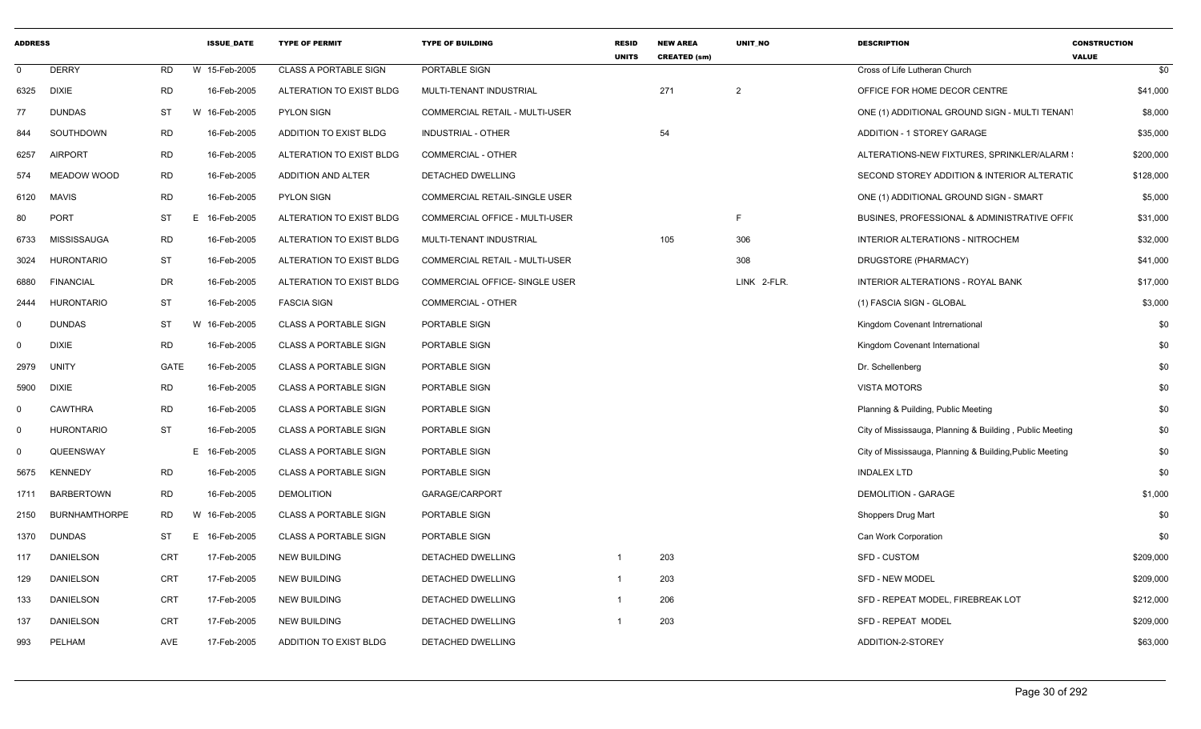| ADDRESS | | | | ISSUE_DATE | TYPE OF PERMIT | TYPE OF BUILDING | RESID UNITS | NEW AREA CREATED (sm) | UNIT_NO | DESCRIPTION | CONSTRUCTION VALUE |
|---|---|---|---|---|---|---|---|---|---|---|---|
| 0 | DERRY | RD | W | 15-Feb-2005 | CLASS A PORTABLE SIGN | PORTABLE SIGN | | | | Cross of Life Lutheran Church | $0 |
| 6325 | DIXIE | RD | | 16-Feb-2005 | ALTERATION TO EXIST BLDG | MULTI-TENANT INDUSTRIAL | | 271 | 2 | OFFICE FOR HOME DECOR CENTRE | $41,000 |
| 77 | DUNDAS | ST | W | 16-Feb-2005 | PYLON SIGN | COMMERCIAL RETAIL - MULTI-USER | | | | ONE (1) ADDITIONAL GROUND SIGN - MULTI TENANT | $8,000 |
| 844 | SOUTHDOWN | RD | | 16-Feb-2005 | ADDITION TO EXIST BLDG | INDUSTRIAL - OTHER | | 54 | | ADDITION - 1 STOREY GARAGE | $35,000 |
| 6257 | AIRPORT | RD | | 16-Feb-2005 | ALTERATION TO EXIST BLDG | COMMERCIAL - OTHER | | | | ALTERATIONS-NEW FIXTURES, SPRINKLER/ALARM : | $200,000 |
| 574 | MEADOW WOOD | RD | | 16-Feb-2005 | ADDITION AND ALTER | DETACHED DWELLING | | | | SECOND STOREY ADDITION & INTERIOR ALTERATIC | $128,000 |
| 6120 | MAVIS | RD | | 16-Feb-2005 | PYLON SIGN | COMMERCIAL RETAIL-SINGLE USER | | | | ONE (1) ADDITIONAL GROUND SIGN - SMART | $5,000 |
| 80 | PORT | ST | E | 16-Feb-2005 | ALTERATION TO EXIST BLDG | COMMERCIAL OFFICE - MULTI-USER | | | F | BUSINES, PROFESSIONAL & ADMINISTRATIVE OFFIC | $31,000 |
| 6733 | MISSISSAUGA | RD | | 16-Feb-2005 | ALTERATION TO EXIST BLDG | MULTI-TENANT INDUSTRIAL | | 105 | 306 | INTERIOR ALTERATIONS - NITROCHEM | $32,000 |
| 3024 | HURONTARIO | ST | | 16-Feb-2005 | ALTERATION TO EXIST BLDG | COMMERCIAL RETAIL - MULTI-USER | | | 308 | DRUGSTORE (PHARMACY) | $41,000 |
| 6880 | FINANCIAL | DR | | 16-Feb-2005 | ALTERATION TO EXIST BLDG | COMMERCIAL OFFICE- SINGLE USER | | | LINK 2-FLR. | INTERIOR ALTERATIONS - ROYAL BANK | $17,000 |
| 2444 | HURONTARIO | ST | | 16-Feb-2005 | FASCIA SIGN | COMMERCIAL - OTHER | | | | (1) FASCIA SIGN - GLOBAL | $3,000 |
| 0 | DUNDAS | ST | W | 16-Feb-2005 | CLASS A PORTABLE SIGN | PORTABLE SIGN | | | | Kingdom Covenant Intrernational | $0 |
| 0 | DIXIE | RD | | 16-Feb-2005 | CLASS A PORTABLE SIGN | PORTABLE SIGN | | | | Kingdom Covenant International | $0 |
| 2979 | UNITY | GATE | | 16-Feb-2005 | CLASS A PORTABLE SIGN | PORTABLE SIGN | | | | Dr. Schellenberg | $0 |
| 5900 | DIXIE | RD | | 16-Feb-2005 | CLASS A PORTABLE SIGN | PORTABLE SIGN | | | | VISTA MOTORS | $0 |
| 0 | CAWTHRA | RD | | 16-Feb-2005 | CLASS A PORTABLE SIGN | PORTABLE SIGN | | | | Planning & Puilding, Public Meeting | $0 |
| 0 | HURONTARIO | ST | | 16-Feb-2005 | CLASS A PORTABLE SIGN | PORTABLE SIGN | | | | City of Mississauga, Planning & Building , Public Meeting | $0 |
| 0 | QUEENSWAY | | E | 16-Feb-2005 | CLASS A PORTABLE SIGN | PORTABLE SIGN | | | | City of Mississauga, Planning & Building,Public Meeting | $0 |
| 5675 | KENNEDY | RD | | 16-Feb-2005 | CLASS A PORTABLE SIGN | PORTABLE SIGN | | | | INDALEX LTD | $0 |
| 1711 | BARBERTOWN | RD | | 16-Feb-2005 | DEMOLITION | GARAGE/CARPORT | | | | DEMOLITION - GARAGE | $1,000 |
| 2150 | BURNHAMTHORPE | RD | W | 16-Feb-2005 | CLASS A PORTABLE SIGN | PORTABLE SIGN | | | | Shoppers Drug Mart | $0 |
| 1370 | DUNDAS | ST | E | 16-Feb-2005 | CLASS A PORTABLE SIGN | PORTABLE SIGN | | | | Can Work Corporation | $0 |
| 117 | DANIELSON | CRT | | 17-Feb-2005 | NEW BUILDING | DETACHED DWELLING | 1 | 203 | | SFD - CUSTOM | $209,000 |
| 129 | DANIELSON | CRT | | 17-Feb-2005 | NEW BUILDING | DETACHED DWELLING | 1 | 203 | | SFD - NEW MODEL | $209,000 |
| 133 | DANIELSON | CRT | | 17-Feb-2005 | NEW BUILDING | DETACHED DWELLING | 1 | 206 | | SFD - REPEAT MODEL, FIREBREAK LOT | $212,000 |
| 137 | DANIELSON | CRT | | 17-Feb-2005 | NEW BUILDING | DETACHED DWELLING | 1 | 203 | | SFD - REPEAT MODEL | $209,000 |
| 993 | PELHAM | AVE | | 17-Feb-2005 | ADDITION TO EXIST BLDG | DETACHED DWELLING | | | | ADDITION-2-STOREY | $63,000 |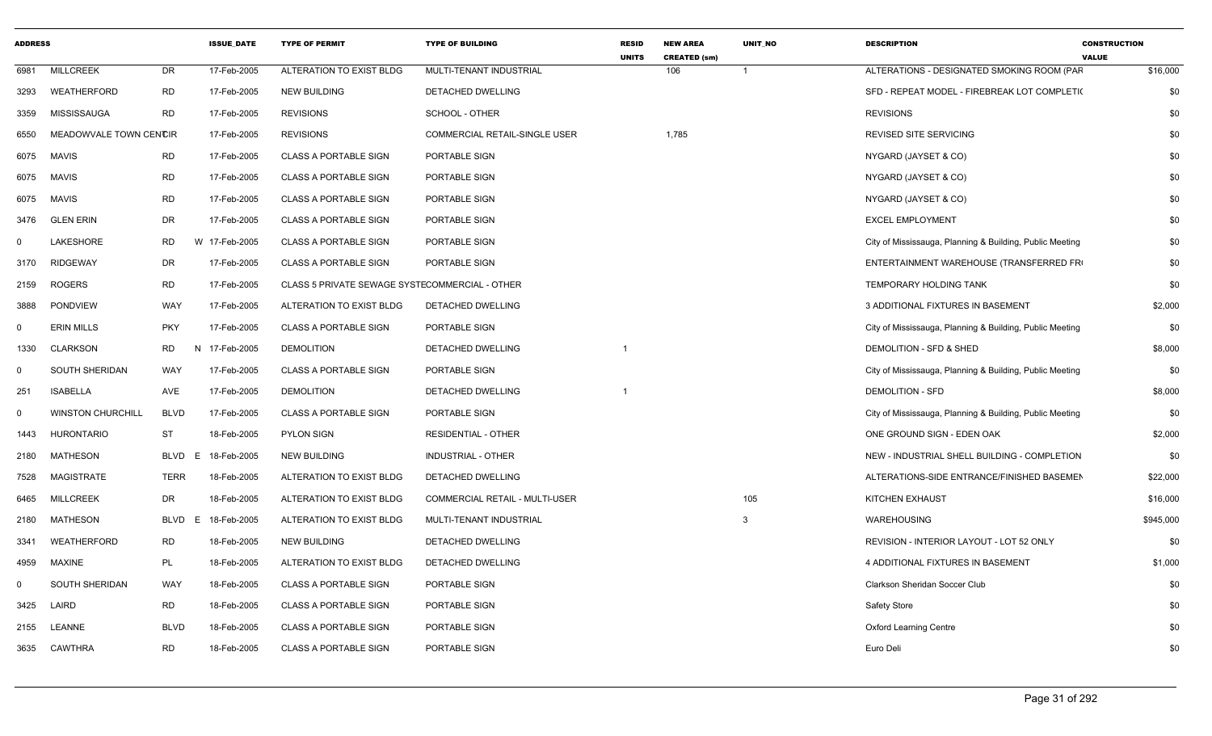| ADDRESS | | | ISSUE_DATE | TYPE OF PERMIT | TYPE OF BUILDING | RESID UNITS | NEW AREA CREATED (sm) | UNIT_NO | DESCRIPTION | CONSTRUCTION VALUE |
|---|---|---|---|---|---|---|---|---|---|---|
| 6981 | MILLCREEK | DR | 17-Feb-2005 | ALTERATION TO EXIST BLDG | MULTI-TENANT INDUSTRIAL | | 106 | 1 | ALTERATIONS - DESIGNATED SMOKING ROOM (PAR | $16,000 |
| 3293 | WEATHERFORD | RD | 17-Feb-2005 | NEW BUILDING | DETACHED DWELLING | | | | SFD - REPEAT MODEL - FIREBREAK LOT COMPLETI( | $0 |
| 3359 | MISSISSAUGA | RD | 17-Feb-2005 | REVISIONS | SCHOOL - OTHER | | | | REVISIONS | $0 |
| 6550 | MEADOWVALE TOWN CENTCIR | | 17-Feb-2005 | REVISIONS | COMMERCIAL RETAIL-SINGLE USER | | 1,785 | | REVISED SITE SERVICING | $0 |
| 6075 | MAVIS | RD | 17-Feb-2005 | CLASS A PORTABLE SIGN | PORTABLE SIGN | | | | NYGARD (JAYSET & CO) | $0 |
| 6075 | MAVIS | RD | 17-Feb-2005 | CLASS A PORTABLE SIGN | PORTABLE SIGN | | | | NYGARD (JAYSET & CO) | $0 |
| 6075 | MAVIS | RD | 17-Feb-2005 | CLASS A PORTABLE SIGN | PORTABLE SIGN | | | | NYGARD (JAYSET & CO) | $0 |
| 3476 | GLEN ERIN | DR | 17-Feb-2005 | CLASS A PORTABLE SIGN | PORTABLE SIGN | | | | EXCEL EMPLOYMENT | $0 |
| 0 | LAKESHORE | RD | W 17-Feb-2005 | CLASS A PORTABLE SIGN | PORTABLE SIGN | | | | City of Mississauga, Planning & Building, Public Meeting | $0 |
| 3170 | RIDGEWAY | DR | 17-Feb-2005 | CLASS A PORTABLE SIGN | PORTABLE SIGN | | | | ENTERTAINMENT WAREHOUSE (TRANSFERRED FR( | $0 |
| 2159 | ROGERS | RD | 17-Feb-2005 | CLASS 5 PRIVATE SEWAGE SYSTE | COMMERCIAL - OTHER | | | | TEMPORARY HOLDING TANK | $0 |
| 3888 | PONDVIEW | WAY | 17-Feb-2005 | ALTERATION TO EXIST BLDG | DETACHED DWELLING | | | | 3 ADDITIONAL FIXTURES IN BASEMENT | $2,000 |
| 0 | ERIN MILLS | PKY | 17-Feb-2005 | CLASS A PORTABLE SIGN | PORTABLE SIGN | | | | City of Mississauga, Planning & Building, Public Meeting | $0 |
| 1330 | CLARKSON | RD | N 17-Feb-2005 | DEMOLITION | DETACHED DWELLING | 1 | | | DEMOLITION - SFD & SHED | $8,000 |
| 0 | SOUTH SHERIDAN | WAY | 17-Feb-2005 | CLASS A PORTABLE SIGN | PORTABLE SIGN | | | | City of Mississauga, Planning & Building, Public Meeting | $0 |
| 251 | ISABELLA | AVE | 17-Feb-2005 | DEMOLITION | DETACHED DWELLING | 1 | | | DEMOLITION - SFD | $8,000 |
| 0 | WINSTON CHURCHILL | BLVD | 17-Feb-2005 | CLASS A PORTABLE SIGN | PORTABLE SIGN | | | | City of Mississauga, Planning & Building, Public Meeting | $0 |
| 1443 | HURONTARIO | ST | 18-Feb-2005 | PYLON SIGN | RESIDENTIAL - OTHER | | | | ONE GROUND SIGN - EDEN OAK | $2,000 |
| 2180 | MATHESON | BLVD | E 18-Feb-2005 | NEW BUILDING | INDUSTRIAL - OTHER | | | | NEW - INDUSTRIAL SHELL BUILDING - COMPLETION | $0 |
| 7528 | MAGISTRATE | TERR | 18-Feb-2005 | ALTERATION TO EXIST BLDG | DETACHED DWELLING | | | | ALTERATIONS-SIDE ENTRANCE/FINISHED BASEMEN | $22,000 |
| 6465 | MILLCREEK | DR | 18-Feb-2005 | ALTERATION TO EXIST BLDG | COMMERCIAL RETAIL - MULTI-USER | | | 105 | KITCHEN EXHAUST | $16,000 |
| 2180 | MATHESON | BLVD | E 18-Feb-2005 | ALTERATION TO EXIST BLDG | MULTI-TENANT INDUSTRIAL | | | 3 | WAREHOUSING | $945,000 |
| 3341 | WEATHERFORD | RD | 18-Feb-2005 | NEW BUILDING | DETACHED DWELLING | | | | REVISION - INTERIOR LAYOUT - LOT 52 ONLY | $0 |
| 4959 | MAXINE | PL | 18-Feb-2005 | ALTERATION TO EXIST BLDG | DETACHED DWELLING | | | | 4 ADDITIONAL FIXTURES IN BASEMENT | $1,000 |
| 0 | SOUTH SHERIDAN | WAY | 18-Feb-2005 | CLASS A PORTABLE SIGN | PORTABLE SIGN | | | | Clarkson Sheridan Soccer Club | $0 |
| 3425 | LAIRD | RD | 18-Feb-2005 | CLASS A PORTABLE SIGN | PORTABLE SIGN | | | | Safety Store | $0 |
| 2155 | LEANNE | BLVD | 18-Feb-2005 | CLASS A PORTABLE SIGN | PORTABLE SIGN | | | | Oxford Learning Centre | $0 |
| 3635 | CAWTHRA | RD | 18-Feb-2005 | CLASS A PORTABLE SIGN | PORTABLE SIGN | | | | Euro Deli | $0 |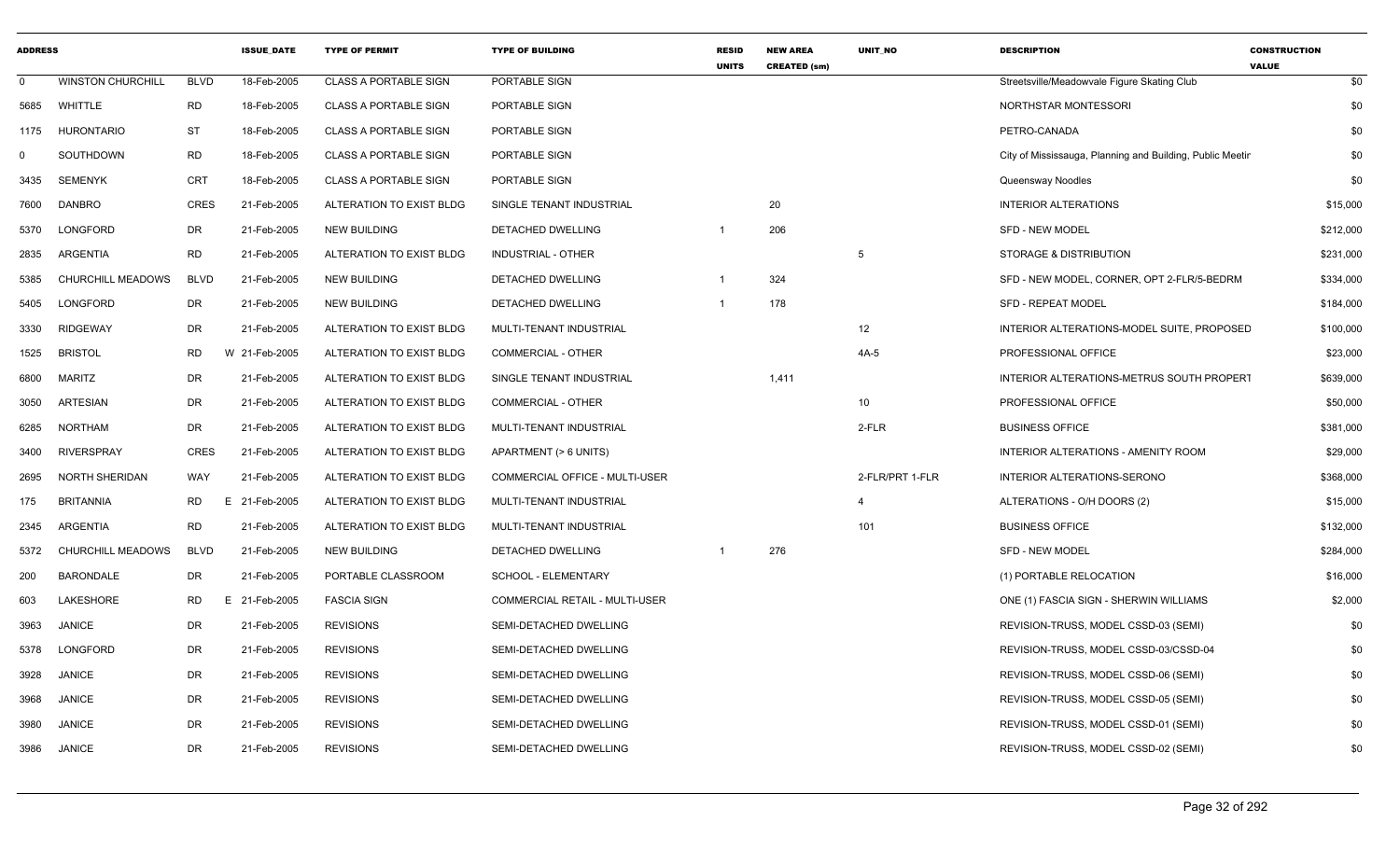| ADDRESS | | | ISSUE_DATE | TYPE OF PERMIT | TYPE OF BUILDING | RESID UNITS | NEW AREA CREATED (sm) | UNIT_NO | DESCRIPTION | CONSTRUCTION VALUE |
|---|---|---|---|---|---|---|---|---|---|---|
| 0 | WINSTON CHURCHILL | BLVD | 18-Feb-2005 | CLASS A PORTABLE SIGN | PORTABLE SIGN | | | | Streetsville/Meadowvale Figure Skating Club | $0 |
| 5685 | WHITTLE | RD | 18-Feb-2005 | CLASS A PORTABLE SIGN | PORTABLE SIGN | | | | NORTHSTAR MONTESSORI | $0 |
| 1175 | HURONTARIO | ST | 18-Feb-2005 | CLASS A PORTABLE SIGN | PORTABLE SIGN | | | | PETRO-CANADA | $0 |
| 0 | SOUTHDOWN | RD | 18-Feb-2005 | CLASS A PORTABLE SIGN | PORTABLE SIGN | | | | City of Mississauga, Planning and Building, Public Meetir | $0 |
| 3435 | SEMENYK | CRT | 18-Feb-2005 | CLASS A PORTABLE SIGN | PORTABLE SIGN | | | | Queensway Noodles | $0 |
| 7600 | DANBRO | CRES | 21-Feb-2005 | ALTERATION TO EXIST BLDG | SINGLE TENANT INDUSTRIAL | | 20 | | INTERIOR ALTERATIONS | $15,000 |
| 5370 | LONGFORD | DR | 21-Feb-2005 | NEW BUILDING | DETACHED DWELLING | 1 | 206 | | SFD - NEW MODEL | $212,000 |
| 2835 | ARGENTIA | RD | 21-Feb-2005 | ALTERATION TO EXIST BLDG | INDUSTRIAL - OTHER | | | 5 | STORAGE & DISTRIBUTION | $231,000 |
| 5385 | CHURCHILL MEADOWS | BLVD | 21-Feb-2005 | NEW BUILDING | DETACHED DWELLING | 1 | 324 | | SFD - NEW MODEL, CORNER, OPT 2-FLR/5-BEDRM | $334,000 |
| 5405 | LONGFORD | DR | 21-Feb-2005 | NEW BUILDING | DETACHED DWELLING | 1 | 178 | | SFD - REPEAT MODEL | $184,000 |
| 3330 | RIDGEWAY | DR | 21-Feb-2005 | ALTERATION TO EXIST BLDG | MULTI-TENANT INDUSTRIAL | | | 12 | INTERIOR ALTERATIONS-MODEL SUITE, PROPOSED | $100,000 |
| 1525 | BRISTOL | RD | W 21-Feb-2005 | ALTERATION TO EXIST BLDG | COMMERCIAL - OTHER | | | 4A-5 | PROFESSIONAL OFFICE | $23,000 |
| 6800 | MARITZ | DR | 21-Feb-2005 | ALTERATION TO EXIST BLDG | SINGLE TENANT INDUSTRIAL | | 1,411 | | INTERIOR ALTERATIONS-METRUS SOUTH PROPERT | $639,000 |
| 3050 | ARTESIAN | DR | 21-Feb-2005 | ALTERATION TO EXIST BLDG | COMMERCIAL - OTHER | | | 10 | PROFESSIONAL OFFICE | $50,000 |
| 6285 | NORTHAM | DR | 21-Feb-2005 | ALTERATION TO EXIST BLDG | MULTI-TENANT INDUSTRIAL | | | 2-FLR | BUSINESS OFFICE | $381,000 |
| 3400 | RIVERSPRAY | CRES | 21-Feb-2005 | ALTERATION TO EXIST BLDG | APARTMENT (> 6 UNITS) | | | | INTERIOR ALTERATIONS - AMENITY ROOM | $29,000 |
| 2695 | NORTH SHERIDAN | WAY | 21-Feb-2005 | ALTERATION TO EXIST BLDG | COMMERCIAL OFFICE - MULTI-USER | | | 2-FLR/PRT 1-FLR | INTERIOR ALTERATIONS-SERONO | $368,000 |
| 175 | BRITANNIA | RD | E 21-Feb-2005 | ALTERATION TO EXIST BLDG | MULTI-TENANT INDUSTRIAL | | | 4 | ALTERATIONS - O/H DOORS (2) | $15,000 |
| 2345 | ARGENTIA | RD | 21-Feb-2005 | ALTERATION TO EXIST BLDG | MULTI-TENANT INDUSTRIAL | | | 101 | BUSINESS OFFICE | $132,000 |
| 5372 | CHURCHILL MEADOWS | BLVD | 21-Feb-2005 | NEW BUILDING | DETACHED DWELLING | 1 | 276 | | SFD - NEW MODEL | $284,000 |
| 200 | BARONDALE | DR | 21-Feb-2005 | PORTABLE CLASSROOM | SCHOOL - ELEMENTARY | | | | (1) PORTABLE RELOCATION | $16,000 |
| 603 | LAKESHORE | RD | E 21-Feb-2005 | FASCIA SIGN | COMMERCIAL RETAIL - MULTI-USER | | | | ONE (1) FASCIA SIGN - SHERWIN WILLIAMS | $2,000 |
| 3963 | JANICE | DR | 21-Feb-2005 | REVISIONS | SEMI-DETACHED DWELLING | | | | REVISION-TRUSS, MODEL CSSD-03 (SEMI) | $0 |
| 5378 | LONGFORD | DR | 21-Feb-2005 | REVISIONS | SEMI-DETACHED DWELLING | | | | REVISION-TRUSS, MODEL CSSD-03/CSSD-04 | $0 |
| 3928 | JANICE | DR | 21-Feb-2005 | REVISIONS | SEMI-DETACHED DWELLING | | | | REVISION-TRUSS, MODEL CSSD-06 (SEMI) | $0 |
| 3968 | JANICE | DR | 21-Feb-2005 | REVISIONS | SEMI-DETACHED DWELLING | | | | REVISION-TRUSS, MODEL CSSD-05 (SEMI) | $0 |
| 3980 | JANICE | DR | 21-Feb-2005 | REVISIONS | SEMI-DETACHED DWELLING | | | | REVISION-TRUSS, MODEL CSSD-01 (SEMI) | $0 |
| 3986 | JANICE | DR | 21-Feb-2005 | REVISIONS | SEMI-DETACHED DWELLING | | | | REVISION-TRUSS, MODEL CSSD-02 (SEMI) | $0 |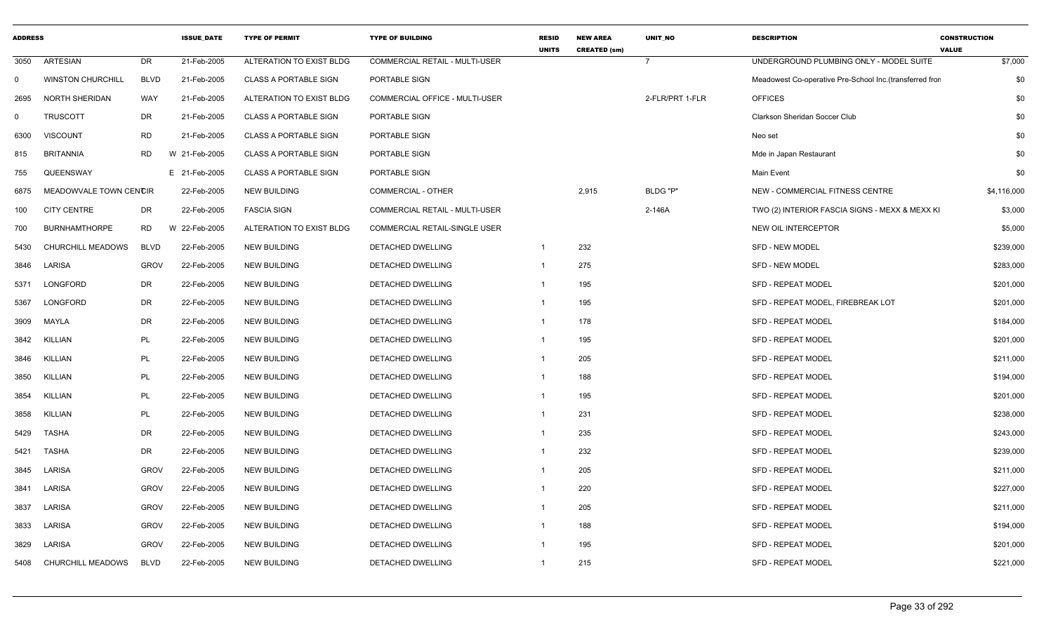| ADDRESS | | | ISSUE_DATE | TYPE OF PERMIT | TYPE OF BUILDING | RESID UNITS | NEW AREA CREATED (sm) | UNIT_NO | DESCRIPTION | CONSTRUCTION VALUE |
|---|---|---|---|---|---|---|---|---|---|---|
| 3050 | ARTESIAN | DR | 21-Feb-2005 | ALTERATION TO EXIST BLDG | COMMERCIAL RETAIL - MULTI-USER | | | 7 | UNDERGROUND PLUMBING ONLY - MODEL SUITE | $7,000 |
| 0 | WINSTON CHURCHILL | BLVD | 21-Feb-2005 | CLASS A PORTABLE SIGN | PORTABLE SIGN | | | | Meadowest Co-operative Pre-School Inc.(transferred fror | $0 |
| 2695 | NORTH SHERIDAN | WAY | 21-Feb-2005 | ALTERATION TO EXIST BLDG | COMMERCIAL OFFICE - MULTI-USER | | | 2-FLR/PRT 1-FLR | OFFICES | $0 |
| 0 | TRUSCOTT | DR | 21-Feb-2005 | CLASS A PORTABLE SIGN | PORTABLE SIGN | | | | Clarkson Sheridan Soccer Club | $0 |
| 6300 | VISCOUNT | RD | 21-Feb-2005 | CLASS A PORTABLE SIGN | PORTABLE SIGN | | | | Neo set | $0 |
| 815 | BRITANNIA | RD | W 21-Feb-2005 | CLASS A PORTABLE SIGN | PORTABLE SIGN | | | | Mde in Japan Restaurant | $0 |
| 755 | QUEENSWAY | | E 21-Feb-2005 | CLASS A PORTABLE SIGN | PORTABLE SIGN | | | | Main Event | $0 |
| 6875 | MEADOWVALE TOWN CENTCIR | | 22-Feb-2005 | NEW BUILDING | COMMERCIAL - OTHER | | 2,915 | BLDG "P" | NEW - COMMERCIAL FITNESS CENTRE | $4,116,000 |
| 100 | CITY CENTRE | DR | 22-Feb-2005 | FASCIA SIGN | COMMERCIAL RETAIL - MULTI-USER | | | 2-146A | TWO (2) INTERIOR FASCIA SIGNS - MEXX & MEXX KI | $3,000 |
| 700 | BURNHAMTHORPE | RD | W 22-Feb-2005 | ALTERATION TO EXIST BLDG | COMMERCIAL RETAIL-SINGLE USER | | | | NEW OIL INTERCEPTOR | $5,000 |
| 5430 | CHURCHILL MEADOWS | BLVD | 22-Feb-2005 | NEW BUILDING | DETACHED DWELLING | 1 | 232 | | SFD - NEW MODEL | $239,000 |
| 3846 | LARISA | GROV | 22-Feb-2005 | NEW BUILDING | DETACHED DWELLING | 1 | 275 | | SFD - NEW MODEL | $283,000 |
| 5371 | LONGFORD | DR | 22-Feb-2005 | NEW BUILDING | DETACHED DWELLING | 1 | 195 | | SFD - REPEAT MODEL | $201,000 |
| 5367 | LONGFORD | DR | 22-Feb-2005 | NEW BUILDING | DETACHED DWELLING | 1 | 195 | | SFD - REPEAT MODEL, FIREBREAK LOT | $201,000 |
| 3909 | MAYLA | DR | 22-Feb-2005 | NEW BUILDING | DETACHED DWELLING | 1 | 178 | | SFD - REPEAT MODEL | $184,000 |
| 3842 | KILLIAN | PL | 22-Feb-2005 | NEW BUILDING | DETACHED DWELLING | 1 | 195 | | SFD - REPEAT MODEL | $201,000 |
| 3846 | KILLIAN | PL | 22-Feb-2005 | NEW BUILDING | DETACHED DWELLING | 1 | 205 | | SFD - REPEAT MODEL | $211,000 |
| 3850 | KILLIAN | PL | 22-Feb-2005 | NEW BUILDING | DETACHED DWELLING | 1 | 188 | | SFD - REPEAT MODEL | $194,000 |
| 3854 | KILLIAN | PL | 22-Feb-2005 | NEW BUILDING | DETACHED DWELLING | 1 | 195 | | SFD - REPEAT MODEL | $201,000 |
| 3858 | KILLIAN | PL | 22-Feb-2005 | NEW BUILDING | DETACHED DWELLING | 1 | 231 | | SFD - REPEAT MODEL | $238,000 |
| 5429 | TASHA | DR | 22-Feb-2005 | NEW BUILDING | DETACHED DWELLING | 1 | 235 | | SFD - REPEAT MODEL | $243,000 |
| 5421 | TASHA | DR | 22-Feb-2005 | NEW BUILDING | DETACHED DWELLING | 1 | 232 | | SFD - REPEAT MODEL | $239,000 |
| 3845 | LARISA | GROV | 22-Feb-2005 | NEW BUILDING | DETACHED DWELLING | 1 | 205 | | SFD - REPEAT MODEL | $211,000 |
| 3841 | LARISA | GROV | 22-Feb-2005 | NEW BUILDING | DETACHED DWELLING | 1 | 220 | | SFD - REPEAT MODEL | $227,000 |
| 3837 | LARISA | GROV | 22-Feb-2005 | NEW BUILDING | DETACHED DWELLING | 1 | 205 | | SFD - REPEAT MODEL | $211,000 |
| 3833 | LARISA | GROV | 22-Feb-2005 | NEW BUILDING | DETACHED DWELLING | 1 | 188 | | SFD - REPEAT MODEL | $194,000 |
| 3829 | LARISA | GROV | 22-Feb-2005 | NEW BUILDING | DETACHED DWELLING | 1 | 195 | | SFD - REPEAT MODEL | $201,000 |
| 5408 | CHURCHILL MEADOWS | BLVD | 22-Feb-2005 | NEW BUILDING | DETACHED DWELLING | 1 | 215 | | SFD - REPEAT MODEL | $221,000 |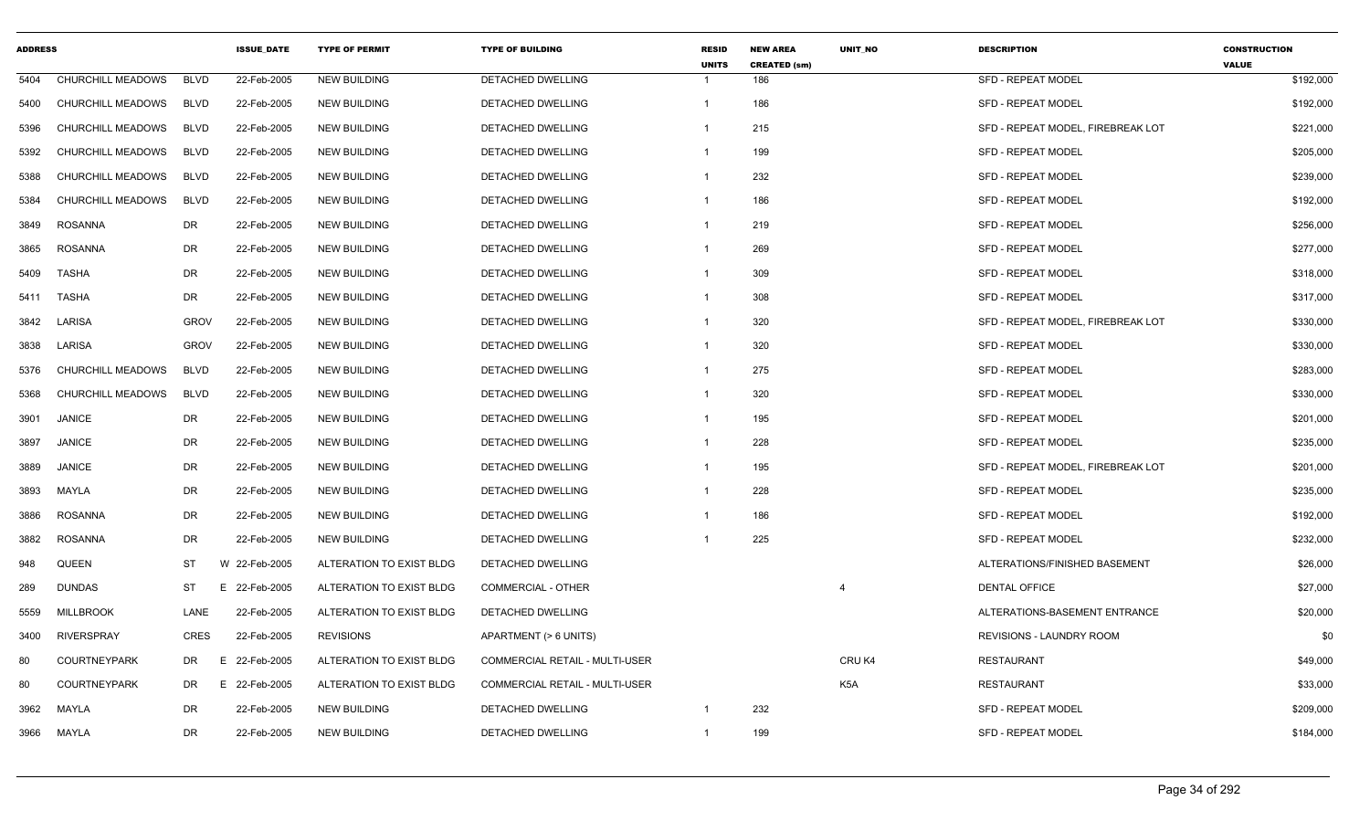| ADDRESS | | | ISSUE_DATE | TYPE OF PERMIT | TYPE OF BUILDING | RESID UNITS | NEW AREA CREATED (sm) | UNIT_NO | DESCRIPTION | CONSTRUCTION VALUE |
|---|---|---|---|---|---|---|---|---|---|---|
| 5404 | CHURCHILL MEADOWS | BLVD | 22-Feb-2005 | NEW BUILDING | DETACHED DWELLING | 1 | 186 | | SFD - REPEAT MODEL | $192,000 |
| 5400 | CHURCHILL MEADOWS | BLVD | 22-Feb-2005 | NEW BUILDING | DETACHED DWELLING | 1 | 186 | | SFD - REPEAT MODEL | $192,000 |
| 5396 | CHURCHILL MEADOWS | BLVD | 22-Feb-2005 | NEW BUILDING | DETACHED DWELLING | 1 | 215 | | SFD - REPEAT MODEL, FIREBREAK LOT | $221,000 |
| 5392 | CHURCHILL MEADOWS | BLVD | 22-Feb-2005 | NEW BUILDING | DETACHED DWELLING | 1 | 199 | | SFD - REPEAT MODEL | $205,000 |
| 5388 | CHURCHILL MEADOWS | BLVD | 22-Feb-2005 | NEW BUILDING | DETACHED DWELLING | 1 | 232 | | SFD - REPEAT MODEL | $239,000 |
| 5384 | CHURCHILL MEADOWS | BLVD | 22-Feb-2005 | NEW BUILDING | DETACHED DWELLING | 1 | 186 | | SFD - REPEAT MODEL | $192,000 |
| 3849 | ROSANNA | DR | 22-Feb-2005 | NEW BUILDING | DETACHED DWELLING | 1 | 219 | | SFD - REPEAT MODEL | $256,000 |
| 3865 | ROSANNA | DR | 22-Feb-2005 | NEW BUILDING | DETACHED DWELLING | 1 | 269 | | SFD - REPEAT MODEL | $277,000 |
| 5409 | TASHA | DR | 22-Feb-2005 | NEW BUILDING | DETACHED DWELLING | 1 | 309 | | SFD - REPEAT MODEL | $318,000 |
| 5411 | TASHA | DR | 22-Feb-2005 | NEW BUILDING | DETACHED DWELLING | 1 | 308 | | SFD - REPEAT MODEL | $317,000 |
| 3842 | LARISA | GROV | 22-Feb-2005 | NEW BUILDING | DETACHED DWELLING | 1 | 320 | | SFD - REPEAT MODEL, FIREBREAK LOT | $330,000 |
| 3838 | LARISA | GROV | 22-Feb-2005 | NEW BUILDING | DETACHED DWELLING | 1 | 320 | | SFD - REPEAT MODEL | $330,000 |
| 5376 | CHURCHILL MEADOWS | BLVD | 22-Feb-2005 | NEW BUILDING | DETACHED DWELLING | 1 | 275 | | SFD - REPEAT MODEL | $283,000 |
| 5368 | CHURCHILL MEADOWS | BLVD | 22-Feb-2005 | NEW BUILDING | DETACHED DWELLING | 1 | 320 | | SFD - REPEAT MODEL | $330,000 |
| 3901 | JANICE | DR | 22-Feb-2005 | NEW BUILDING | DETACHED DWELLING | 1 | 195 | | SFD - REPEAT MODEL | $201,000 |
| 3897 | JANICE | DR | 22-Feb-2005 | NEW BUILDING | DETACHED DWELLING | 1 | 228 | | SFD - REPEAT MODEL | $235,000 |
| 3889 | JANICE | DR | 22-Feb-2005 | NEW BUILDING | DETACHED DWELLING | 1 | 195 | | SFD - REPEAT MODEL, FIREBREAK LOT | $201,000 |
| 3893 | MAYLA | DR | 22-Feb-2005 | NEW BUILDING | DETACHED DWELLING | 1 | 228 | | SFD - REPEAT MODEL | $235,000 |
| 3886 | ROSANNA | DR | 22-Feb-2005 | NEW BUILDING | DETACHED DWELLING | 1 | 186 | | SFD - REPEAT MODEL | $192,000 |
| 3882 | ROSANNA | DR | 22-Feb-2005 | NEW BUILDING | DETACHED DWELLING | 1 | 225 | | SFD - REPEAT MODEL | $232,000 |
| 948 | QUEEN | ST | W 22-Feb-2005 | ALTERATION TO EXIST BLDG | DETACHED DWELLING | | | | ALTERATIONS/FINISHED BASEMENT | $26,000 |
| 289 | DUNDAS | ST | E 22-Feb-2005 | ALTERATION TO EXIST BLDG | COMMERCIAL - OTHER | | | 4 | DENTAL OFFICE | $27,000 |
| 5559 | MILLBROOK | LANE | 22-Feb-2005 | ALTERATION TO EXIST BLDG | DETACHED DWELLING | | | | ALTERATIONS-BASEMENT ENTRANCE | $20,000 |
| 3400 | RIVERSPRAY | CRES | 22-Feb-2005 | REVISIONS | APARTMENT (> 6 UNITS) | | | | REVISIONS - LAUNDRY ROOM | $0 |
| 80 | COURTNEYPARK | DR | E 22-Feb-2005 | ALTERATION TO EXIST BLDG | COMMERCIAL RETAIL - MULTI-USER | | | CRU K4 | RESTAURANT | $49,000 |
| 80 | COURTNEYPARK | DR | E 22-Feb-2005 | ALTERATION TO EXIST BLDG | COMMERCIAL RETAIL - MULTI-USER | | | K5A | RESTAURANT | $33,000 |
| 3962 | MAYLA | DR | 22-Feb-2005 | NEW BUILDING | DETACHED DWELLING | 1 | 232 | | SFD - REPEAT MODEL | $209,000 |
| 3966 | MAYLA | DR | 22-Feb-2005 | NEW BUILDING | DETACHED DWELLING | 1 | 199 | | SFD - REPEAT MODEL | $184,000 |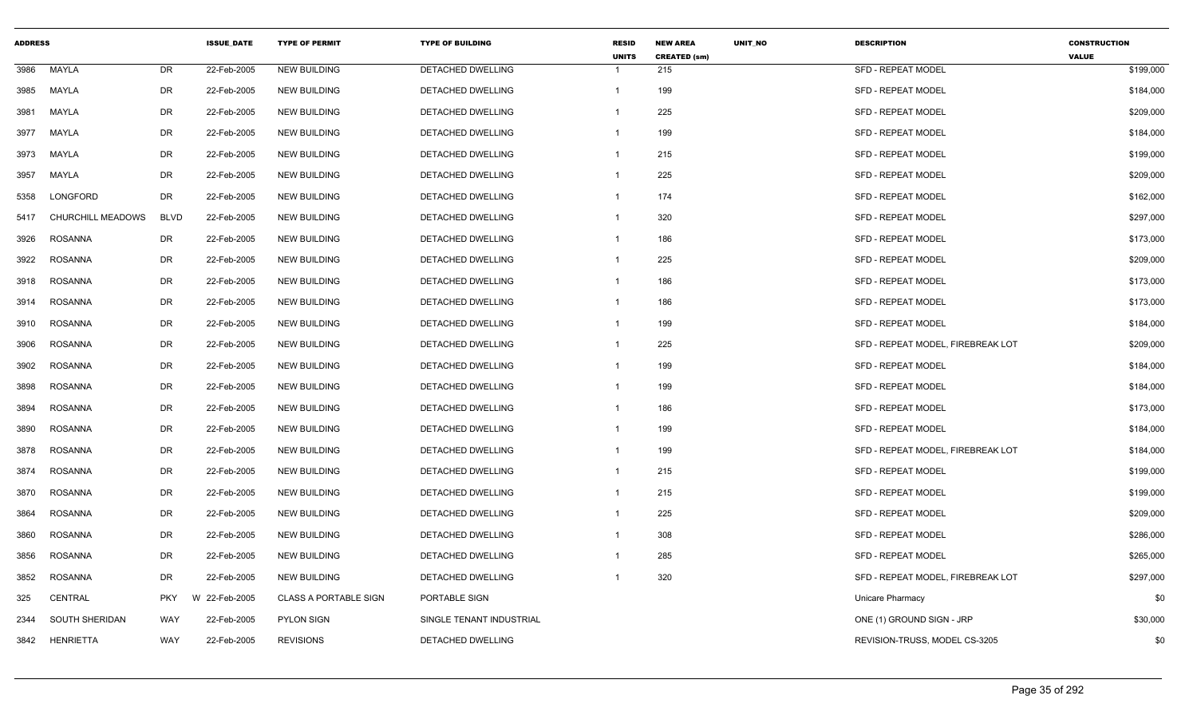| ADDRESS | | | ISSUE_DATE | TYPE OF PERMIT | TYPE OF BUILDING | RESID UNITS | NEW AREA CREATED (sm) | UNIT_NO | DESCRIPTION | CONSTRUCTION VALUE |
|---|---|---|---|---|---|---|---|---|---|---|
| 3986 | MAYLA | DR | 22-Feb-2005 | NEW BUILDING | DETACHED DWELLING | 1 | 215 | | SFD - REPEAT MODEL | $199,000 |
| 3985 | MAYLA | DR | 22-Feb-2005 | NEW BUILDING | DETACHED DWELLING | 1 | 199 | | SFD - REPEAT MODEL | $184,000 |
| 3981 | MAYLA | DR | 22-Feb-2005 | NEW BUILDING | DETACHED DWELLING | 1 | 225 | | SFD - REPEAT MODEL | $209,000 |
| 3977 | MAYLA | DR | 22-Feb-2005 | NEW BUILDING | DETACHED DWELLING | 1 | 199 | | SFD - REPEAT MODEL | $184,000 |
| 3973 | MAYLA | DR | 22-Feb-2005 | NEW BUILDING | DETACHED DWELLING | 1 | 215 | | SFD - REPEAT MODEL | $199,000 |
| 3957 | MAYLA | DR | 22-Feb-2005 | NEW BUILDING | DETACHED DWELLING | 1 | 225 | | SFD - REPEAT MODEL | $209,000 |
| 5358 | LONGFORD | DR | 22-Feb-2005 | NEW BUILDING | DETACHED DWELLING | 1 | 174 | | SFD - REPEAT MODEL | $162,000 |
| 5417 | CHURCHILL MEADOWS | BLVD | 22-Feb-2005 | NEW BUILDING | DETACHED DWELLING | 1 | 320 | | SFD - REPEAT MODEL | $297,000 |
| 3926 | ROSANNA | DR | 22-Feb-2005 | NEW BUILDING | DETACHED DWELLING | 1 | 186 | | SFD - REPEAT MODEL | $173,000 |
| 3922 | ROSANNA | DR | 22-Feb-2005 | NEW BUILDING | DETACHED DWELLING | 1 | 225 | | SFD - REPEAT MODEL | $209,000 |
| 3918 | ROSANNA | DR | 22-Feb-2005 | NEW BUILDING | DETACHED DWELLING | 1 | 186 | | SFD - REPEAT MODEL | $173,000 |
| 3914 | ROSANNA | DR | 22-Feb-2005 | NEW BUILDING | DETACHED DWELLING | 1 | 186 | | SFD - REPEAT MODEL | $173,000 |
| 3910 | ROSANNA | DR | 22-Feb-2005 | NEW BUILDING | DETACHED DWELLING | 1 | 199 | | SFD - REPEAT MODEL | $184,000 |
| 3906 | ROSANNA | DR | 22-Feb-2005 | NEW BUILDING | DETACHED DWELLING | 1 | 225 | | SFD - REPEAT MODEL, FIREBREAK LOT | $209,000 |
| 3902 | ROSANNA | DR | 22-Feb-2005 | NEW BUILDING | DETACHED DWELLING | 1 | 199 | | SFD - REPEAT MODEL | $184,000 |
| 3898 | ROSANNA | DR | 22-Feb-2005 | NEW BUILDING | DETACHED DWELLING | 1 | 199 | | SFD - REPEAT MODEL | $184,000 |
| 3894 | ROSANNA | DR | 22-Feb-2005 | NEW BUILDING | DETACHED DWELLING | 1 | 186 | | SFD - REPEAT MODEL | $173,000 |
| 3890 | ROSANNA | DR | 22-Feb-2005 | NEW BUILDING | DETACHED DWELLING | 1 | 199 | | SFD - REPEAT MODEL | $184,000 |
| 3878 | ROSANNA | DR | 22-Feb-2005 | NEW BUILDING | DETACHED DWELLING | 1 | 199 | | SFD - REPEAT MODEL, FIREBREAK LOT | $184,000 |
| 3874 | ROSANNA | DR | 22-Feb-2005 | NEW BUILDING | DETACHED DWELLING | 1 | 215 | | SFD - REPEAT MODEL | $199,000 |
| 3870 | ROSANNA | DR | 22-Feb-2005 | NEW BUILDING | DETACHED DWELLING | 1 | 215 | | SFD - REPEAT MODEL | $199,000 |
| 3864 | ROSANNA | DR | 22-Feb-2005 | NEW BUILDING | DETACHED DWELLING | 1 | 225 | | SFD - REPEAT MODEL | $209,000 |
| 3860 | ROSANNA | DR | 22-Feb-2005 | NEW BUILDING | DETACHED DWELLING | 1 | 308 | | SFD - REPEAT MODEL | $286,000 |
| 3856 | ROSANNA | DR | 22-Feb-2005 | NEW BUILDING | DETACHED DWELLING | 1 | 285 | | SFD - REPEAT MODEL | $265,000 |
| 3852 | ROSANNA | DR | 22-Feb-2005 | NEW BUILDING | DETACHED DWELLING | 1 | 320 | | SFD - REPEAT MODEL, FIREBREAK LOT | $297,000 |
| 325 | CENTRAL | PKY W | 22-Feb-2005 | CLASS A PORTABLE SIGN | PORTABLE SIGN | | | | Unicare Pharmacy | $0 |
| 2344 | SOUTH SHERIDAN | WAY | 22-Feb-2005 | PYLON SIGN | SINGLE TENANT INDUSTRIAL | | | | ONE (1) GROUND SIGN - JRP | $30,000 |
| 3842 | HENRIETTA | WAY | 22-Feb-2005 | REVISIONS | DETACHED DWELLING | | | | REVISION-TRUSS, MODEL CS-3205 | $0 |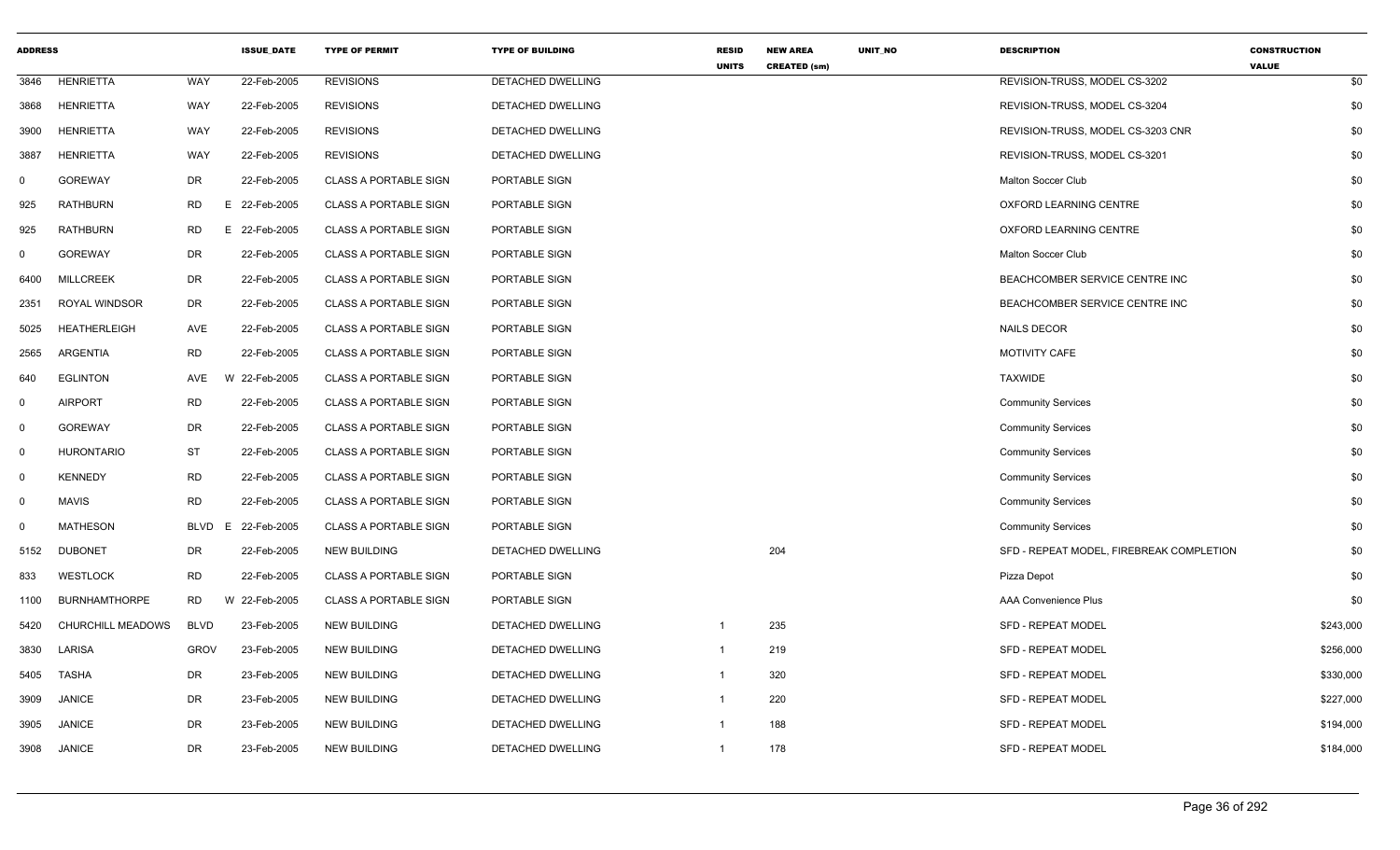| ADDRESS | | | ISSUE_DATE | TYPE OF PERMIT | TYPE OF BUILDING | RESID UNITS | NEW AREA CREATED (sm) | UNIT_NO | DESCRIPTION | CONSTRUCTION VALUE |
|---|---|---|---|---|---|---|---|---|---|---|
| 3846 | HENRIETTA | WAY | 22-Feb-2005 | REVISIONS | DETACHED DWELLING | | | | REVISION-TRUSS, MODEL CS-3202 | $0 |
| 3868 | HENRIETTA | WAY | 22-Feb-2005 | REVISIONS | DETACHED DWELLING | | | | REVISION-TRUSS, MODEL CS-3204 | $0 |
| 3900 | HENRIETTA | WAY | 22-Feb-2005 | REVISIONS | DETACHED DWELLING | | | | REVISION-TRUSS, MODEL CS-3203 CNR | $0 |
| 3887 | HENRIETTA | WAY | 22-Feb-2005 | REVISIONS | DETACHED DWELLING | | | | REVISION-TRUSS, MODEL CS-3201 | $0 |
| 0 | GOREWAY | DR | 22-Feb-2005 | CLASS A PORTABLE SIGN | PORTABLE SIGN | | | | Malton Soccer Club | $0 |
| 925 | RATHBURN | RD E | 22-Feb-2005 | CLASS A PORTABLE SIGN | PORTABLE SIGN | | | | OXFORD LEARNING CENTRE | $0 |
| 925 | RATHBURN | RD E | 22-Feb-2005 | CLASS A PORTABLE SIGN | PORTABLE SIGN | | | | OXFORD LEARNING CENTRE | $0 |
| 0 | GOREWAY | DR | 22-Feb-2005 | CLASS A PORTABLE SIGN | PORTABLE SIGN | | | | Malton Soccer Club | $0 |
| 6400 | MILLCREEK | DR | 22-Feb-2005 | CLASS A PORTABLE SIGN | PORTABLE SIGN | | | | BEACHCOMBER SERVICE CENTRE INC | $0 |
| 2351 | ROYAL WINDSOR | DR | 22-Feb-2005 | CLASS A PORTABLE SIGN | PORTABLE SIGN | | | | BEACHCOMBER SERVICE CENTRE INC | $0 |
| 5025 | HEATHERLEIGH | AVE | 22-Feb-2005 | CLASS A PORTABLE SIGN | PORTABLE SIGN | | | | NAILS DECOR | $0 |
| 2565 | ARGENTIA | RD | 22-Feb-2005 | CLASS A PORTABLE SIGN | PORTABLE SIGN | | | | MOTIVITY CAFE | $0 |
| 640 | EGLINTON | AVE W | 22-Feb-2005 | CLASS A PORTABLE SIGN | PORTABLE SIGN | | | | TAXWIDE | $0 |
| 0 | AIRPORT | RD | 22-Feb-2005 | CLASS A PORTABLE SIGN | PORTABLE SIGN | | | | Community Services | $0 |
| 0 | GOREWAY | DR | 22-Feb-2005 | CLASS A PORTABLE SIGN | PORTABLE SIGN | | | | Community Services | $0 |
| 0 | HURONTARIO | ST | 22-Feb-2005 | CLASS A PORTABLE SIGN | PORTABLE SIGN | | | | Community Services | $0 |
| 0 | KENNEDY | RD | 22-Feb-2005 | CLASS A PORTABLE SIGN | PORTABLE SIGN | | | | Community Services | $0 |
| 0 | MAVIS | RD | 22-Feb-2005 | CLASS A PORTABLE SIGN | PORTABLE SIGN | | | | Community Services | $0 |
| 0 | MATHESON | BLVD E | 22-Feb-2005 | CLASS A PORTABLE SIGN | PORTABLE SIGN | | | | Community Services | $0 |
| 5152 | DUBONET | DR | 22-Feb-2005 | NEW BUILDING | DETACHED DWELLING | | 204 | | SFD - REPEAT MODEL, FIREBREAK COMPLETION | $0 |
| 833 | WESTLOCK | RD | 22-Feb-2005 | CLASS A PORTABLE SIGN | PORTABLE SIGN | | | | Pizza Depot | $0 |
| 1100 | BURNHAMTHORPE | RD W | 22-Feb-2005 | CLASS A PORTABLE SIGN | PORTABLE SIGN | | | | AAA Convenience Plus | $0 |
| 5420 | CHURCHILL MEADOWS | BLVD | 23-Feb-2005 | NEW BUILDING | DETACHED DWELLING | 1 | 235 | | SFD - REPEAT MODEL | $243,000 |
| 3830 | LARISA | GROV | 23-Feb-2005 | NEW BUILDING | DETACHED DWELLING | 1 | 219 | | SFD - REPEAT MODEL | $256,000 |
| 5405 | TASHA | DR | 23-Feb-2005 | NEW BUILDING | DETACHED DWELLING | 1 | 320 | | SFD - REPEAT MODEL | $330,000 |
| 3909 | JANICE | DR | 23-Feb-2005 | NEW BUILDING | DETACHED DWELLING | 1 | 220 | | SFD - REPEAT MODEL | $227,000 |
| 3905 | JANICE | DR | 23-Feb-2005 | NEW BUILDING | DETACHED DWELLING | 1 | 188 | | SFD - REPEAT MODEL | $194,000 |
| 3908 | JANICE | DR | 23-Feb-2005 | NEW BUILDING | DETACHED DWELLING | 1 | 178 | | SFD - REPEAT MODEL | $184,000 |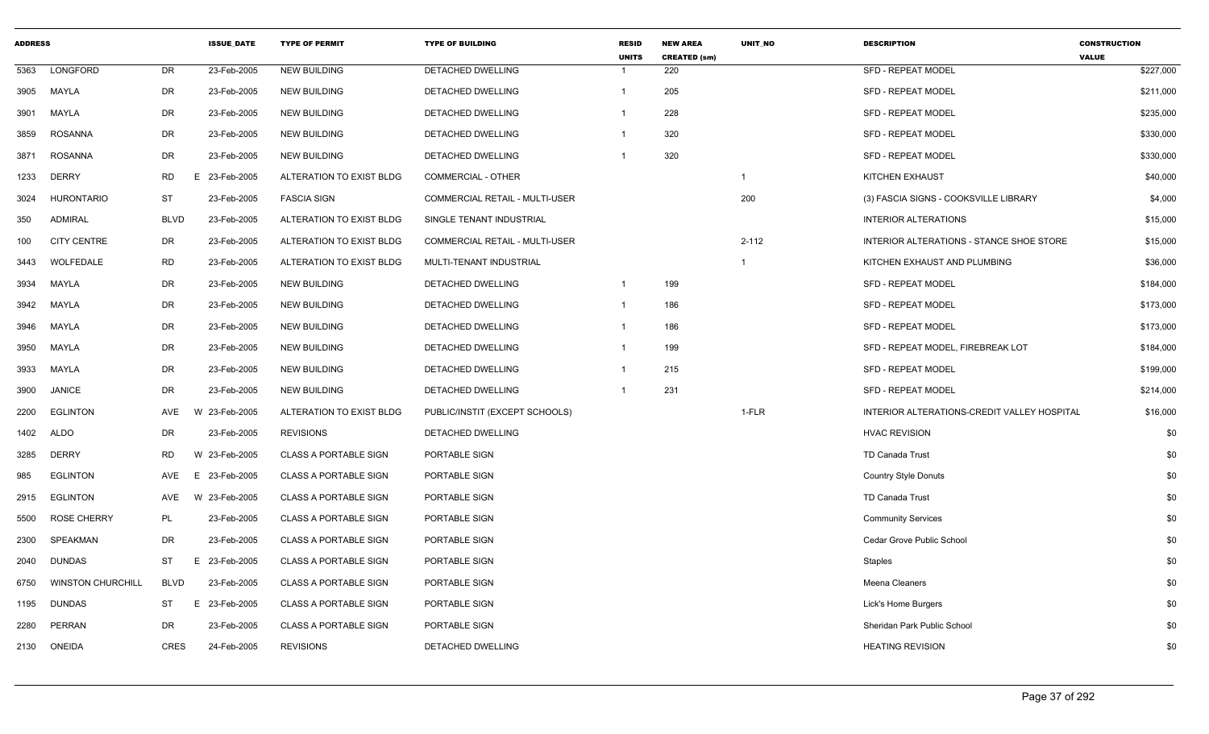| ADDRESS | | | ISSUE_DATE | TYPE OF PERMIT | TYPE OF BUILDING | RESID UNITS | NEW AREA CREATED (sm) | UNIT_NO | DESCRIPTION | CONSTRUCTION VALUE |
|---|---|---|---|---|---|---|---|---|---|---|
| 5363 | LONGFORD | DR | 23-Feb-2005 | NEW BUILDING | DETACHED DWELLING | 1 | 220 | | SFD - REPEAT MODEL | $227,000 |
| 3905 | MAYLA | DR | 23-Feb-2005 | NEW BUILDING | DETACHED DWELLING | 1 | 205 | | SFD - REPEAT MODEL | $211,000 |
| 3901 | MAYLA | DR | 23-Feb-2005 | NEW BUILDING | DETACHED DWELLING | 1 | 228 | | SFD - REPEAT MODEL | $235,000 |
| 3859 | ROSANNA | DR | 23-Feb-2005 | NEW BUILDING | DETACHED DWELLING | 1 | 320 | | SFD - REPEAT MODEL | $330,000 |
| 3871 | ROSANNA | DR | 23-Feb-2005 | NEW BUILDING | DETACHED DWELLING | 1 | 320 | | SFD - REPEAT MODEL | $330,000 |
| 1233 | DERRY | RD | E 23-Feb-2005 | ALTERATION TO EXIST BLDG | COMMERCIAL - OTHER | | | 1 | KITCHEN EXHAUST | $40,000 |
| 3024 | HURONTARIO | ST | 23-Feb-2005 | FASCIA SIGN | COMMERCIAL RETAIL - MULTI-USER | | | 200 | (3) FASCIA SIGNS - COOKSVILLE LIBRARY | $4,000 |
| 350 | ADMIRAL | BLVD | 23-Feb-2005 | ALTERATION TO EXIST BLDG | SINGLE TENANT INDUSTRIAL | | | | INTERIOR ALTERATIONS | $15,000 |
| 100 | CITY CENTRE | DR | 23-Feb-2005 | ALTERATION TO EXIST BLDG | COMMERCIAL RETAIL - MULTI-USER | | | 2-112 | INTERIOR ALTERATIONS - STANCE SHOE STORE | $15,000 |
| 3443 | WOLFEDALE | RD | 23-Feb-2005 | ALTERATION TO EXIST BLDG | MULTI-TENANT INDUSTRIAL | | | 1 | KITCHEN EXHAUST AND PLUMBING | $36,000 |
| 3934 | MAYLA | DR | 23-Feb-2005 | NEW BUILDING | DETACHED DWELLING | 1 | 199 | | SFD - REPEAT MODEL | $184,000 |
| 3942 | MAYLA | DR | 23-Feb-2005 | NEW BUILDING | DETACHED DWELLING | 1 | 186 | | SFD - REPEAT MODEL | $173,000 |
| 3946 | MAYLA | DR | 23-Feb-2005 | NEW BUILDING | DETACHED DWELLING | 1 | 186 | | SFD - REPEAT MODEL | $173,000 |
| 3950 | MAYLA | DR | 23-Feb-2005 | NEW BUILDING | DETACHED DWELLING | 1 | 199 | | SFD - REPEAT MODEL, FIREBREAK LOT | $184,000 |
| 3933 | MAYLA | DR | 23-Feb-2005 | NEW BUILDING | DETACHED DWELLING | 1 | 215 | | SFD - REPEAT MODEL | $199,000 |
| 3900 | JANICE | DR | 23-Feb-2005 | NEW BUILDING | DETACHED DWELLING | 1 | 231 | | SFD - REPEAT MODEL | $214,000 |
| 2200 | EGLINTON | AVE | W 23-Feb-2005 | ALTERATION TO EXIST BLDG | PUBLIC/INSTIT (EXCEPT SCHOOLS) | | | 1-FLR | INTERIOR ALTERATIONS-CREDIT VALLEY HOSPITAL | $16,000 |
| 1402 | ALDO | DR | 23-Feb-2005 | REVISIONS | DETACHED DWELLING | | | | HVAC REVISION | $0 |
| 3285 | DERRY | RD | W 23-Feb-2005 | CLASS A PORTABLE SIGN | PORTABLE SIGN | | | | TD Canada Trust | $0 |
| 985 | EGLINTON | AVE | E 23-Feb-2005 | CLASS A PORTABLE SIGN | PORTABLE SIGN | | | | Country Style Donuts | $0 |
| 2915 | EGLINTON | AVE | W 23-Feb-2005 | CLASS A PORTABLE SIGN | PORTABLE SIGN | | | | TD Canada Trust | $0 |
| 5500 | ROSE CHERRY | PL | 23-Feb-2005 | CLASS A PORTABLE SIGN | PORTABLE SIGN | | | | Community Services | $0 |
| 2300 | SPEAKMAN | DR | 23-Feb-2005 | CLASS A PORTABLE SIGN | PORTABLE SIGN | | | | Cedar Grove Public School | $0 |
| 2040 | DUNDAS | ST | E 23-Feb-2005 | CLASS A PORTABLE SIGN | PORTABLE SIGN | | | | Staples | $0 |
| 6750 | WINSTON CHURCHILL | BLVD | 23-Feb-2005 | CLASS A PORTABLE SIGN | PORTABLE SIGN | | | | Meena Cleaners | $0 |
| 1195 | DUNDAS | ST | E 23-Feb-2005 | CLASS A PORTABLE SIGN | PORTABLE SIGN | | | | Lick's Home Burgers | $0 |
| 2280 | PERRAN | DR | 23-Feb-2005 | CLASS A PORTABLE SIGN | PORTABLE SIGN | | | | Sheridan Park Public School | $0 |
| 2130 | ONEIDA | CRES | 24-Feb-2005 | REVISIONS | DETACHED DWELLING | | | | HEATING REVISION | $0 |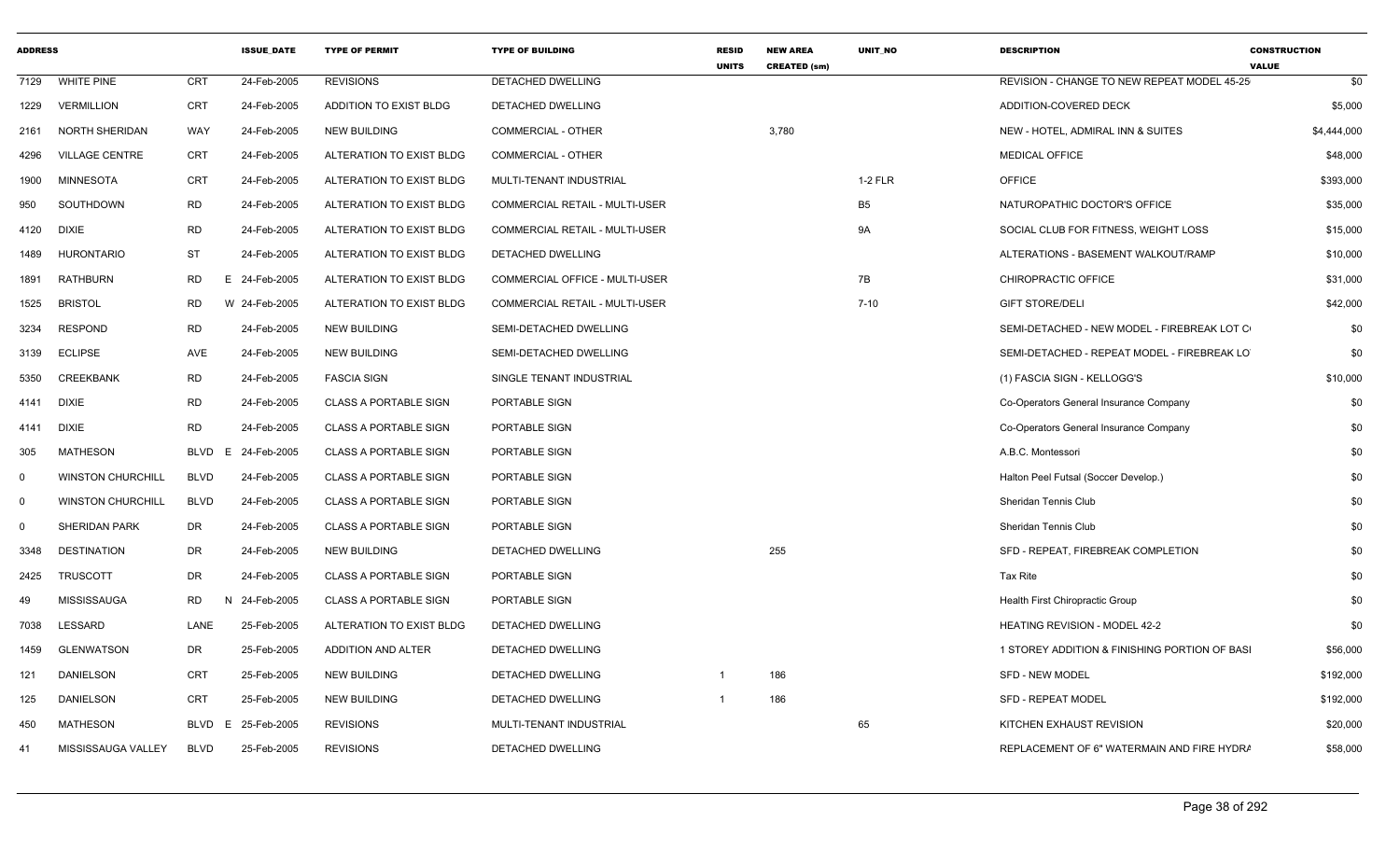| ADDRESS | | | ISSUE_DATE | TYPE OF PERMIT | TYPE OF BUILDING | RESID UNITS | NEW AREA CREATED (sm) | UNIT_NO | DESCRIPTION | CONSTRUCTION VALUE |
|---|---|---|---|---|---|---|---|---|---|---|
| 7129 | WHITE PINE | CRT | 24-Feb-2005 | REVISIONS | DETACHED DWELLING | | | | REVISION - CHANGE TO NEW REPEAT MODEL 45-25 | $0 |
| 1229 | VERMILLION | CRT | 24-Feb-2005 | ADDITION TO EXIST BLDG | DETACHED DWELLING | | | | ADDITION-COVERED DECK | $5,000 |
| 2161 | NORTH SHERIDAN | WAY | 24-Feb-2005 | NEW BUILDING | COMMERCIAL - OTHER | | 3,780 | | NEW - HOTEL, ADMIRAL INN & SUITES | $4,444,000 |
| 4296 | VILLAGE CENTRE | CRT | 24-Feb-2005 | ALTERATION TO EXIST BLDG | COMMERCIAL - OTHER | | | | MEDICAL OFFICE | $48,000 |
| 1900 | MINNESOTA | CRT | 24-Feb-2005 | ALTERATION TO EXIST BLDG | MULTI-TENANT INDUSTRIAL | | | 1-2 FLR | OFFICE | $393,000 |
| 950 | SOUTHDOWN | RD | 24-Feb-2005 | ALTERATION TO EXIST BLDG | COMMERCIAL RETAIL - MULTI-USER | | | B5 | NATUROPATHIC DOCTOR'S OFFICE | $35,000 |
| 4120 | DIXIE | RD | 24-Feb-2005 | ALTERATION TO EXIST BLDG | COMMERCIAL RETAIL - MULTI-USER | | | 9A | SOCIAL CLUB FOR FITNESS, WEIGHT LOSS | $15,000 |
| 1489 | HURONTARIO | ST | 24-Feb-2005 | ALTERATION TO EXIST BLDG | DETACHED DWELLING | | | | ALTERATIONS - BASEMENT WALKOUT/RAMP | $10,000 |
| 1891 | RATHBURN | RD E | 24-Feb-2005 | ALTERATION TO EXIST BLDG | COMMERCIAL OFFICE - MULTI-USER | | | 7B | CHIROPRACTIC OFFICE | $31,000 |
| 1525 | BRISTOL | RD W | 24-Feb-2005 | ALTERATION TO EXIST BLDG | COMMERCIAL RETAIL - MULTI-USER | | | 7-10 | GIFT STORE/DELI | $42,000 |
| 3234 | RESPOND | RD | 24-Feb-2005 | NEW BUILDING | SEMI-DETACHED DWELLING | | | | SEMI-DETACHED - NEW MODEL - FIREBREAK LOT C | $0 |
| 3139 | ECLIPSE | AVE | 24-Feb-2005 | NEW BUILDING | SEMI-DETACHED DWELLING | | | | SEMI-DETACHED - REPEAT MODEL - FIREBREAK LO | $0 |
| 5350 | CREEKBANK | RD | 24-Feb-2005 | FASCIA SIGN | SINGLE TENANT INDUSTRIAL | | | | (1) FASCIA SIGN - KELLOGG'S | $10,000 |
| 4141 | DIXIE | RD | 24-Feb-2005 | CLASS A PORTABLE SIGN | PORTABLE SIGN | | | | Co-Operators General Insurance Company | $0 |
| 4141 | DIXIE | RD | 24-Feb-2005 | CLASS A PORTABLE SIGN | PORTABLE SIGN | | | | Co-Operators General Insurance Company | $0 |
| 305 | MATHESON | BLVD E | 24-Feb-2005 | CLASS A PORTABLE SIGN | PORTABLE SIGN | | | | A.B.C. Montessori | $0 |
| 0 | WINSTON CHURCHILL | BLVD | 24-Feb-2005 | CLASS A PORTABLE SIGN | PORTABLE SIGN | | | | Halton Peel Futsal (Soccer Develop.) | $0 |
| 0 | WINSTON CHURCHILL | BLVD | 24-Feb-2005 | CLASS A PORTABLE SIGN | PORTABLE SIGN | | | | Sheridan Tennis Club | $0 |
| 0 | SHERIDAN PARK | DR | 24-Feb-2005 | CLASS A PORTABLE SIGN | PORTABLE SIGN | | | | Sheridan Tennis Club | $0 |
| 3348 | DESTINATION | DR | 24-Feb-2005 | NEW BUILDING | DETACHED DWELLING | | 255 | | SFD - REPEAT, FIREBREAK COMPLETION | $0 |
| 2425 | TRUSCOTT | DR | 24-Feb-2005 | CLASS A PORTABLE SIGN | PORTABLE SIGN | | | | Tax Rite | $0 |
| 49 | MISSISSAUGA | RD N | 24-Feb-2005 | CLASS A PORTABLE SIGN | PORTABLE SIGN | | | | Health First Chiropractic Group | $0 |
| 7038 | LESSARD | LANE | 25-Feb-2005 | ALTERATION TO EXIST BLDG | DETACHED DWELLING | | | | HEATING REVISION - MODEL 42-2 | $0 |
| 1459 | GLENWATSON | DR | 25-Feb-2005 | ADDITION AND ALTER | DETACHED DWELLING | | | | 1 STOREY ADDITION & FINISHING PORTION OF BASI | $56,000 |
| 121 | DANIELSON | CRT | 25-Feb-2005 | NEW BUILDING | DETACHED DWELLING | 1 | 186 | | SFD - NEW MODEL | $192,000 |
| 125 | DANIELSON | CRT | 25-Feb-2005 | NEW BUILDING | DETACHED DWELLING | 1 | 186 | | SFD - REPEAT MODEL | $192,000 |
| 450 | MATHESON | BLVD E | 25-Feb-2005 | REVISIONS | MULTI-TENANT INDUSTRIAL | | | 65 | KITCHEN EXHAUST REVISION | $20,000 |
| 41 | MISSISSAUGA VALLEY | BLVD | 25-Feb-2005 | REVISIONS | DETACHED DWELLING | | | | REPLACEMENT OF 6" WATERMAIN AND FIRE HYDRA | $58,000 |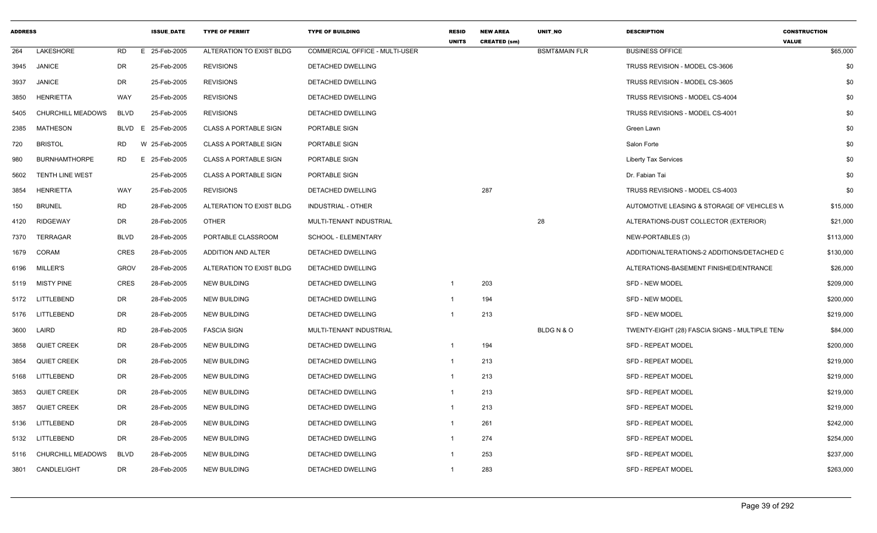| ADDRESS | | | ISSUE_DATE | TYPE OF PERMIT | TYPE OF BUILDING | RESID UNITS | NEW AREA CREATED (sm) | UNIT_NO | DESCRIPTION | CONSTRUCTION VALUE |
|---|---|---|---|---|---|---|---|---|---|---|
| 264 | LAKESHORE | RD | E 25-Feb-2005 | ALTERATION TO EXIST BLDG | COMMERCIAL OFFICE - MULTI-USER | | | BSMT&MAIN FLR | BUSINESS OFFICE | $65,000 |
| 3945 | JANICE | DR | 25-Feb-2005 | REVISIONS | DETACHED DWELLING | | | | TRUSS REVISION - MODEL CS-3606 | $0 |
| 3937 | JANICE | DR | 25-Feb-2005 | REVISIONS | DETACHED DWELLING | | | | TRUSS REVISION - MODEL CS-3605 | $0 |
| 3850 | HENRIETTA | WAY | 25-Feb-2005 | REVISIONS | DETACHED DWELLING | | | | TRUSS REVISIONS - MODEL CS-4004 | $0 |
| 5405 | CHURCHILL MEADOWS | BLVD | 25-Feb-2005 | REVISIONS | DETACHED DWELLING | | | | TRUSS REVISIONS - MODEL CS-4001 | $0 |
| 2385 | MATHESON | BLVD | E 25-Feb-2005 | CLASS A PORTABLE SIGN | PORTABLE SIGN | | | | Green Lawn | $0 |
| 720 | BRISTOL | RD | W 25-Feb-2005 | CLASS A PORTABLE SIGN | PORTABLE SIGN | | | | Salon Forte | $0 |
| 980 | BURNHAMTHORPE | RD | E 25-Feb-2005 | CLASS A PORTABLE SIGN | PORTABLE SIGN | | | | Liberty Tax Services | $0 |
| 5602 | TENTH LINE WEST | | 25-Feb-2005 | CLASS A PORTABLE SIGN | PORTABLE SIGN | | | | Dr. Fabian Tai | $0 |
| 3854 | HENRIETTA | WAY | 25-Feb-2005 | REVISIONS | DETACHED DWELLING | | 287 | | TRUSS REVISIONS - MODEL CS-4003 | $0 |
| 150 | BRUNEL | RD | 28-Feb-2005 | ALTERATION TO EXIST BLDG | INDUSTRIAL - OTHER | | | | AUTOMOTIVE LEASING & STORAGE OF VEHICLES W | $15,000 |
| 4120 | RIDGEWAY | DR | 28-Feb-2005 | OTHER | MULTI-TENANT INDUSTRIAL | | | 28 | ALTERATIONS-DUST COLLECTOR (EXTERIOR) | $21,000 |
| 7370 | TERRAGAR | BLVD | 28-Feb-2005 | PORTABLE CLASSROOM | SCHOOL - ELEMENTARY | | | | NEW-PORTABLES (3) | $113,000 |
| 1679 | CORAM | CRES | 28-Feb-2005 | ADDITION AND ALTER | DETACHED DWELLING | | | | ADDITION/ALTERATIONS-2 ADDITIONS/DETACHED G | $130,000 |
| 6196 | MILLER'S | GROV | 28-Feb-2005 | ALTERATION TO EXIST BLDG | DETACHED DWELLING | | | | ALTERATIONS-BASEMENT FINISHED/ENTRANCE | $26,000 |
| 5119 | MISTY PINE | CRES | 28-Feb-2005 | NEW BUILDING | DETACHED DWELLING | 1 | 203 | | SFD - NEW MODEL | $209,000 |
| 5172 | LITTLEBEND | DR | 28-Feb-2005 | NEW BUILDING | DETACHED DWELLING | 1 | 194 | | SFD - NEW MODEL | $200,000 |
| 5176 | LITTLEBEND | DR | 28-Feb-2005 | NEW BUILDING | DETACHED DWELLING | 1 | 213 | | SFD - NEW MODEL | $219,000 |
| 3600 | LAIRD | RD | 28-Feb-2005 | FASCIA SIGN | MULTI-TENANT INDUSTRIAL | | | BLDG N & O | TWENTY-EIGHT (28) FASCIA SIGNS - MULTIPLE TEN/ | $84,000 |
| 3858 | QUIET CREEK | DR | 28-Feb-2005 | NEW BUILDING | DETACHED DWELLING | 1 | 194 | | SFD - REPEAT MODEL | $200,000 |
| 3854 | QUIET CREEK | DR | 28-Feb-2005 | NEW BUILDING | DETACHED DWELLING | 1 | 213 | | SFD - REPEAT MODEL | $219,000 |
| 5168 | LITTLEBEND | DR | 28-Feb-2005 | NEW BUILDING | DETACHED DWELLING | 1 | 213 | | SFD - REPEAT MODEL | $219,000 |
| 3853 | QUIET CREEK | DR | 28-Feb-2005 | NEW BUILDING | DETACHED DWELLING | 1 | 213 | | SFD - REPEAT MODEL | $219,000 |
| 3857 | QUIET CREEK | DR | 28-Feb-2005 | NEW BUILDING | DETACHED DWELLING | 1 | 213 | | SFD - REPEAT MODEL | $219,000 |
| 5136 | LITTLEBEND | DR | 28-Feb-2005 | NEW BUILDING | DETACHED DWELLING | 1 | 261 | | SFD - REPEAT MODEL | $242,000 |
| 5132 | LITTLEBEND | DR | 28-Feb-2005 | NEW BUILDING | DETACHED DWELLING | 1 | 274 | | SFD - REPEAT MODEL | $254,000 |
| 5116 | CHURCHILL MEADOWS | BLVD | 28-Feb-2005 | NEW BUILDING | DETACHED DWELLING | 1 | 253 | | SFD - REPEAT MODEL | $237,000 |
| 3801 | CANDLELIGHT | DR | 28-Feb-2005 | NEW BUILDING | DETACHED DWELLING | 1 | 283 | | SFD - REPEAT MODEL | $263,000 |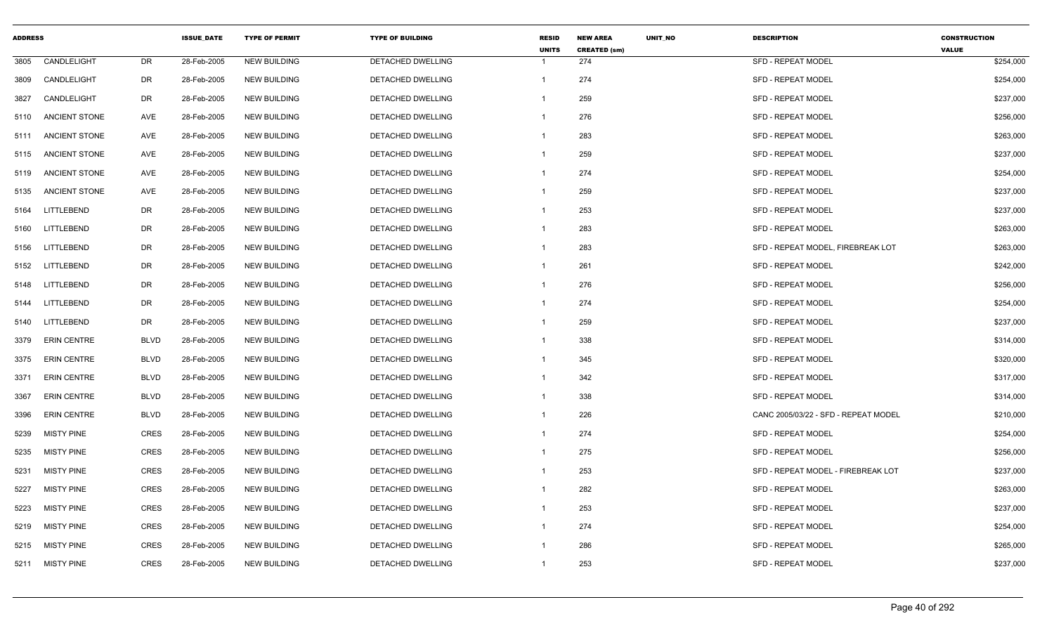| ADDRESS | | | ISSUE_DATE | TYPE OF PERMIT | TYPE OF BUILDING | RESID UNITS | NEW AREA CREATED (sm) | UNIT_NO | DESCRIPTION | CONSTRUCTION VALUE |
|---|---|---|---|---|---|---|---|---|---|---|
| 3805 | CANDLELIGHT | DR | 28-Feb-2005 | NEW BUILDING | DETACHED DWELLING | 1 | 274 | | SFD - REPEAT MODEL | $254,000 |
| 3809 | CANDLELIGHT | DR | 28-Feb-2005 | NEW BUILDING | DETACHED DWELLING | 1 | 274 | | SFD - REPEAT MODEL | $254,000 |
| 3827 | CANDLELIGHT | DR | 28-Feb-2005 | NEW BUILDING | DETACHED DWELLING | 1 | 259 | | SFD - REPEAT MODEL | $237,000 |
| 5110 | ANCIENT STONE | AVE | 28-Feb-2005 | NEW BUILDING | DETACHED DWELLING | 1 | 276 | | SFD - REPEAT MODEL | $256,000 |
| 5111 | ANCIENT STONE | AVE | 28-Feb-2005 | NEW BUILDING | DETACHED DWELLING | 1 | 283 | | SFD - REPEAT MODEL | $263,000 |
| 5115 | ANCIENT STONE | AVE | 28-Feb-2005 | NEW BUILDING | DETACHED DWELLING | 1 | 259 | | SFD - REPEAT MODEL | $237,000 |
| 5119 | ANCIENT STONE | AVE | 28-Feb-2005 | NEW BUILDING | DETACHED DWELLING | 1 | 274 | | SFD - REPEAT MODEL | $254,000 |
| 5135 | ANCIENT STONE | AVE | 28-Feb-2005 | NEW BUILDING | DETACHED DWELLING | 1 | 259 | | SFD - REPEAT MODEL | $237,000 |
| 5164 | LITTLEBEND | DR | 28-Feb-2005 | NEW BUILDING | DETACHED DWELLING | 1 | 253 | | SFD - REPEAT MODEL | $237,000 |
| 5160 | LITTLEBEND | DR | 28-Feb-2005 | NEW BUILDING | DETACHED DWELLING | 1 | 283 | | SFD - REPEAT MODEL | $263,000 |
| 5156 | LITTLEBEND | DR | 28-Feb-2005 | NEW BUILDING | DETACHED DWELLING | 1 | 283 | | SFD - REPEAT MODEL, FIREBREAK LOT | $263,000 |
| 5152 | LITTLEBEND | DR | 28-Feb-2005 | NEW BUILDING | DETACHED DWELLING | 1 | 261 | | SFD - REPEAT MODEL | $242,000 |
| 5148 | LITTLEBEND | DR | 28-Feb-2005 | NEW BUILDING | DETACHED DWELLING | 1 | 276 | | SFD - REPEAT MODEL | $256,000 |
| 5144 | LITTLEBEND | DR | 28-Feb-2005 | NEW BUILDING | DETACHED DWELLING | 1 | 274 | | SFD - REPEAT MODEL | $254,000 |
| 5140 | LITTLEBEND | DR | 28-Feb-2005 | NEW BUILDING | DETACHED DWELLING | 1 | 259 | | SFD - REPEAT MODEL | $237,000 |
| 3379 | ERIN CENTRE | BLVD | 28-Feb-2005 | NEW BUILDING | DETACHED DWELLING | 1 | 338 | | SFD - REPEAT MODEL | $314,000 |
| 3375 | ERIN CENTRE | BLVD | 28-Feb-2005 | NEW BUILDING | DETACHED DWELLING | 1 | 345 | | SFD - REPEAT MODEL | $320,000 |
| 3371 | ERIN CENTRE | BLVD | 28-Feb-2005 | NEW BUILDING | DETACHED DWELLING | 1 | 342 | | SFD - REPEAT MODEL | $317,000 |
| 3367 | ERIN CENTRE | BLVD | 28-Feb-2005 | NEW BUILDING | DETACHED DWELLING | 1 | 338 | | SFD - REPEAT MODEL | $314,000 |
| 3396 | ERIN CENTRE | BLVD | 28-Feb-2005 | NEW BUILDING | DETACHED DWELLING | 1 | 226 | | CANC 2005/03/22 - SFD - REPEAT MODEL | $210,000 |
| 5239 | MISTY PINE | CRES | 28-Feb-2005 | NEW BUILDING | DETACHED DWELLING | 1 | 274 | | SFD - REPEAT MODEL | $254,000 |
| 5235 | MISTY PINE | CRES | 28-Feb-2005 | NEW BUILDING | DETACHED DWELLING | 1 | 275 | | SFD - REPEAT MODEL | $256,000 |
| 5231 | MISTY PINE | CRES | 28-Feb-2005 | NEW BUILDING | DETACHED DWELLING | 1 | 253 | | SFD - REPEAT MODEL - FIREBREAK LOT | $237,000 |
| 5227 | MISTY PINE | CRES | 28-Feb-2005 | NEW BUILDING | DETACHED DWELLING | 1 | 282 | | SFD - REPEAT MODEL | $263,000 |
| 5223 | MISTY PINE | CRES | 28-Feb-2005 | NEW BUILDING | DETACHED DWELLING | 1 | 253 | | SFD - REPEAT MODEL | $237,000 |
| 5219 | MISTY PINE | CRES | 28-Feb-2005 | NEW BUILDING | DETACHED DWELLING | 1 | 274 | | SFD - REPEAT MODEL | $254,000 |
| 5215 | MISTY PINE | CRES | 28-Feb-2005 | NEW BUILDING | DETACHED DWELLING | 1 | 286 | | SFD - REPEAT MODEL | $265,000 |
| 5211 | MISTY PINE | CRES | 28-Feb-2005 | NEW BUILDING | DETACHED DWELLING | 1 | 253 | | SFD - REPEAT MODEL | $237,000 |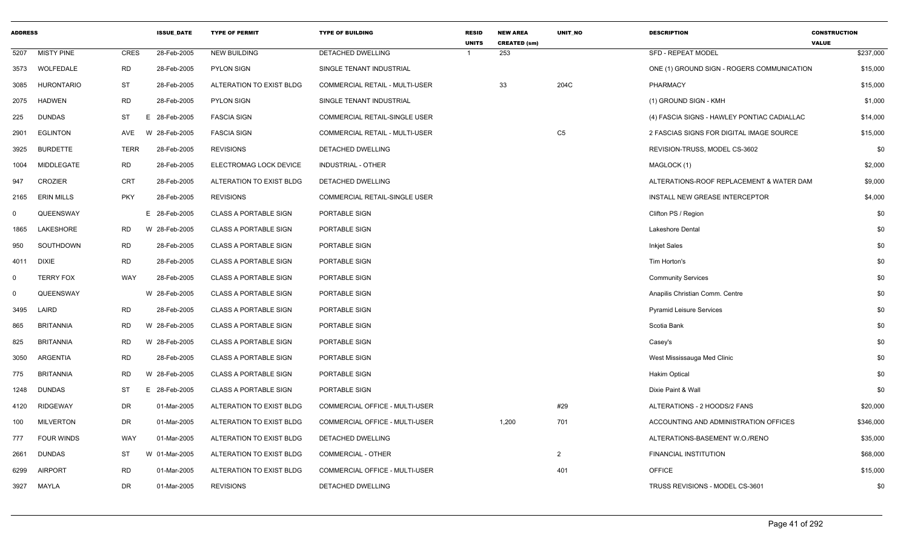| ADDRESS | | | ISSUE_DATE | TYPE OF PERMIT | TYPE OF BUILDING | RESID UNITS | NEW AREA CREATED (sm) | UNIT_NO | DESCRIPTION | CONSTRUCTION VALUE |
|---|---|---|---|---|---|---|---|---|---|---|
| 5207 | MISTY PINE | CRES | 28-Feb-2005 | NEW BUILDING | DETACHED DWELLING | 1 | 253 | | SFD - REPEAT MODEL | $237,000 |
| 3573 | WOLFEDALE | RD | 28-Feb-2005 | PYLON SIGN | SINGLE TENANT INDUSTRIAL | | | | ONE (1) GROUND SIGN - ROGERS COMMUNICATION | $15,000 |
| 3085 | HURONTARIO | ST | 28-Feb-2005 | ALTERATION TO EXIST BLDG | COMMERCIAL RETAIL - MULTI-USER | | 33 | 204C | PHARMACY | $15,000 |
| 2075 | HADWEN | RD | 28-Feb-2005 | PYLON SIGN | SINGLE TENANT INDUSTRIAL | | | | (1) GROUND SIGN - KMH | $1,000 |
| 225 | DUNDAS | ST | E 28-Feb-2005 | FASCIA SIGN | COMMERCIAL RETAIL-SINGLE USER | | | | (4) FASCIA SIGNS - HAWLEY PONTIAC CADIALLAC | $14,000 |
| 2901 | EGLINTON | AVE | W 28-Feb-2005 | FASCIA SIGN | COMMERCIAL RETAIL - MULTI-USER | | | C5 | 2 FASCIAS SIGNS FOR DIGITAL IMAGE SOURCE | $15,000 |
| 3925 | BURDETTE | TERR | 28-Feb-2005 | REVISIONS | DETACHED DWELLING | | | | REVISION-TRUSS, MODEL CS-3602 | $0 |
| 1004 | MIDDLEGATE | RD | 28-Feb-2005 | ELECTROMAG LOCK DEVICE | INDUSTRIAL - OTHER | | | | MAGLOCK (1) | $2,000 |
| 947 | CROZIER | CRT | 28-Feb-2005 | ALTERATION TO EXIST BLDG | DETACHED DWELLING | | | | ALTERATIONS-ROOF REPLACEMENT & WATER DAM | $9,000 |
| 2165 | ERIN MILLS | PKY | 28-Feb-2005 | REVISIONS | COMMERCIAL RETAIL-SINGLE USER | | | | INSTALL NEW GREASE INTERCEPTOR | $4,000 |
| 0 | QUEENSWAY | | E 28-Feb-2005 | CLASS A PORTABLE SIGN | PORTABLE SIGN | | | | Clifton PS / Region | $0 |
| 1865 | LAKESHORE | RD | W 28-Feb-2005 | CLASS A PORTABLE SIGN | PORTABLE SIGN | | | | Lakeshore Dental | $0 |
| 950 | SOUTHDOWN | RD | 28-Feb-2005 | CLASS A PORTABLE SIGN | PORTABLE SIGN | | | | Inkjet Sales | $0 |
| 4011 | DIXIE | RD | 28-Feb-2005 | CLASS A PORTABLE SIGN | PORTABLE SIGN | | | | Tim Horton's | $0 |
| 0 | TERRY FOX | WAY | 28-Feb-2005 | CLASS A PORTABLE SIGN | PORTABLE SIGN | | | | Community Services | $0 |
| 0 | QUEENSWAY | | W 28-Feb-2005 | CLASS A PORTABLE SIGN | PORTABLE SIGN | | | | Anapilis Christian Comm. Centre | $0 |
| 3495 | LAIRD | RD | 28-Feb-2005 | CLASS A PORTABLE SIGN | PORTABLE SIGN | | | | Pyramid Leisure Services | $0 |
| 865 | BRITANNIA | RD | W 28-Feb-2005 | CLASS A PORTABLE SIGN | PORTABLE SIGN | | | | Scotia Bank | $0 |
| 825 | BRITANNIA | RD | W 28-Feb-2005 | CLASS A PORTABLE SIGN | PORTABLE SIGN | | | | Casey's | $0 |
| 3050 | ARGENTIA | RD | 28-Feb-2005 | CLASS A PORTABLE SIGN | PORTABLE SIGN | | | | West Mississauga Med Clinic | $0 |
| 775 | BRITANNIA | RD | W 28-Feb-2005 | CLASS A PORTABLE SIGN | PORTABLE SIGN | | | | Hakim Optical | $0 |
| 1248 | DUNDAS | ST | E 28-Feb-2005 | CLASS A PORTABLE SIGN | PORTABLE SIGN | | | | Dixie Paint & Wall | $0 |
| 4120 | RIDGEWAY | DR | 01-Mar-2005 | ALTERATION TO EXIST BLDG | COMMERCIAL OFFICE - MULTI-USER | | | #29 | ALTERATIONS - 2 HOODS/2 FANS | $20,000 |
| 100 | MILVERTON | DR | 01-Mar-2005 | ALTERATION TO EXIST BLDG | COMMERCIAL OFFICE - MULTI-USER | | 1,200 | 701 | ACCOUNTING AND ADMINISTRATION OFFICES | $346,000 |
| 777 | FOUR WINDS | WAY | 01-Mar-2005 | ALTERATION TO EXIST BLDG | DETACHED DWELLING | | | | ALTERATIONS-BASEMENT W.O./RENO | $35,000 |
| 2661 | DUNDAS | ST | W 01-Mar-2005 | ALTERATION TO EXIST BLDG | COMMERCIAL - OTHER | | | 2 | FINANCIAL INSTITUTION | $68,000 |
| 6299 | AIRPORT | RD | 01-Mar-2005 | ALTERATION TO EXIST BLDG | COMMERCIAL OFFICE - MULTI-USER | | | 401 | OFFICE | $15,000 |
| 3927 | MAYLA | DR | 01-Mar-2005 | REVISIONS | DETACHED DWELLING | | | | TRUSS REVISIONS - MODEL CS-3601 | $0 |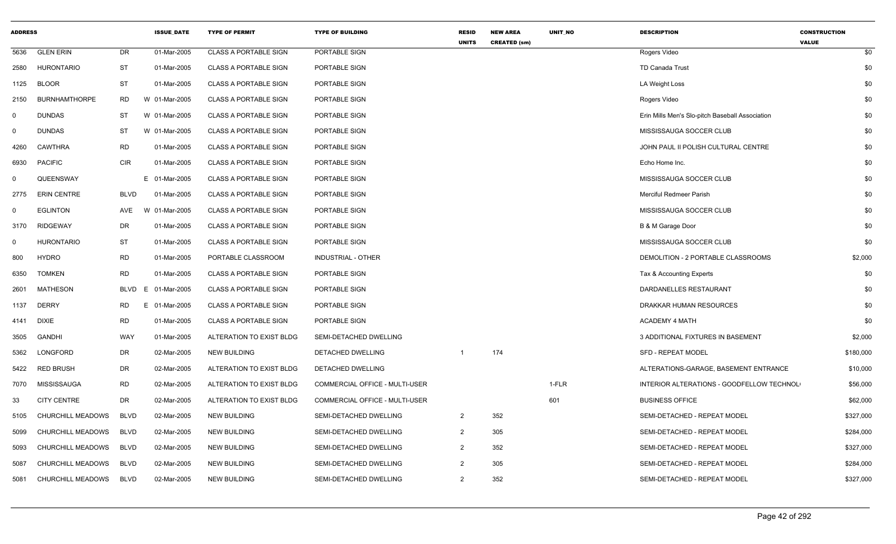| ADDRESS | | | ISSUE_DATE | TYPE OF PERMIT | TYPE OF BUILDING | RESID UNITS | NEW AREA CREATED (sm) | UNIT_NO | DESCRIPTION | CONSTRUCTION VALUE |
|---|---|---|---|---|---|---|---|---|---|---|
| 5636 | GLEN ERIN | DR | 01-Mar-2005 | CLASS A PORTABLE SIGN | PORTABLE SIGN | | | | Rogers Video | $0 |
| 2580 | HURONTARIO | ST | 01-Mar-2005 | CLASS A PORTABLE SIGN | PORTABLE SIGN | | | | TD Canada Trust | $0 |
| 1125 | BLOOR | ST | 01-Mar-2005 | CLASS A PORTABLE SIGN | PORTABLE SIGN | | | | LA Weight Loss | $0 |
| 2150 | BURNHAMTHORPE | RD | W 01-Mar-2005 | CLASS A PORTABLE SIGN | PORTABLE SIGN | | | | Rogers Video | $0 |
| 0 | DUNDAS | ST | W 01-Mar-2005 | CLASS A PORTABLE SIGN | PORTABLE SIGN | | | | Erin Mills Men's Slo-pitch Baseball Association | $0 |
| 0 | DUNDAS | ST | W 01-Mar-2005 | CLASS A PORTABLE SIGN | PORTABLE SIGN | | | | MISSISSAUGA SOCCER CLUB | $0 |
| 4260 | CAWTHRA | RD | 01-Mar-2005 | CLASS A PORTABLE SIGN | PORTABLE SIGN | | | | JOHN PAUL II POLISH CULTURAL CENTRE | $0 |
| 6930 | PACIFIC | CIR | 01-Mar-2005 | CLASS A PORTABLE SIGN | PORTABLE SIGN | | | | Echo Home Inc. | $0 |
| 0 | QUEENSWAY | | E 01-Mar-2005 | CLASS A PORTABLE SIGN | PORTABLE SIGN | | | | MISSISSAUGA SOCCER CLUB | $0 |
| 2775 | ERIN CENTRE | BLVD | 01-Mar-2005 | CLASS A PORTABLE SIGN | PORTABLE SIGN | | | | Merciful Redmeer Parish | $0 |
| 0 | EGLINTON | AVE | W 01-Mar-2005 | CLASS A PORTABLE SIGN | PORTABLE SIGN | | | | MISSISSAUGA SOCCER CLUB | $0 |
| 3170 | RIDGEWAY | DR | 01-Mar-2005 | CLASS A PORTABLE SIGN | PORTABLE SIGN | | | | B & M Garage Door | $0 |
| 0 | HURONTARIO | ST | 01-Mar-2005 | CLASS A PORTABLE SIGN | PORTABLE SIGN | | | | MISSISSAUGA SOCCER CLUB | $0 |
| 800 | HYDRO | RD | 01-Mar-2005 | PORTABLE CLASSROOM | INDUSTRIAL - OTHER | | | | DEMOLITION - 2 PORTABLE CLASSROOMS | $2,000 |
| 6350 | TOMKEN | RD | 01-Mar-2005 | CLASS A PORTABLE SIGN | PORTABLE SIGN | | | | Tax & Accounting Experts | $0 |
| 2601 | MATHESON | BLVD | E 01-Mar-2005 | CLASS A PORTABLE SIGN | PORTABLE SIGN | | | | DARDANELLES RESTAURANT | $0 |
| 1137 | DERRY | RD | E 01-Mar-2005 | CLASS A PORTABLE SIGN | PORTABLE SIGN | | | | DRAKKAR HUMAN RESOURCES | $0 |
| 4141 | DIXIE | RD | 01-Mar-2005 | CLASS A PORTABLE SIGN | PORTABLE SIGN | | | | ACADEMY 4 MATH | $0 |
| 3505 | GANDHI | WAY | 01-Mar-2005 | ALTERATION TO EXIST BLDG | SEMI-DETACHED DWELLING | | | | 3 ADDITIONAL FIXTURES IN BASEMENT | $2,000 |
| 5362 | LONGFORD | DR | 02-Mar-2005 | NEW BUILDING | DETACHED DWELLING | 1 | 174 | | SFD - REPEAT MODEL | $180,000 |
| 5422 | RED BRUSH | DR | 02-Mar-2005 | ALTERATION TO EXIST BLDG | DETACHED DWELLING | | | | ALTERATIONS-GARAGE, BASEMENT ENTRANCE | $10,000 |
| 7070 | MISSISSAUGA | RD | 02-Mar-2005 | ALTERATION TO EXIST BLDG | COMMERCIAL OFFICE - MULTI-USER | | | 1-FLR | INTERIOR ALTERATIONS - GOODFELLOW TECHNOL | $56,000 |
| 33 | CITY CENTRE | DR | 02-Mar-2005 | ALTERATION TO EXIST BLDG | COMMERCIAL OFFICE - MULTI-USER | | | 601 | BUSINESS OFFICE | $62,000 |
| 5105 | CHURCHILL MEADOWS | BLVD | 02-Mar-2005 | NEW BUILDING | SEMI-DETACHED DWELLING | 2 | 352 | | SEMI-DETACHED - REPEAT MODEL | $327,000 |
| 5099 | CHURCHILL MEADOWS | BLVD | 02-Mar-2005 | NEW BUILDING | SEMI-DETACHED DWELLING | 2 | 305 | | SEMI-DETACHED - REPEAT MODEL | $284,000 |
| 5093 | CHURCHILL MEADOWS | BLVD | 02-Mar-2005 | NEW BUILDING | SEMI-DETACHED DWELLING | 2 | 352 | | SEMI-DETACHED - REPEAT MODEL | $327,000 |
| 5087 | CHURCHILL MEADOWS | BLVD | 02-Mar-2005 | NEW BUILDING | SEMI-DETACHED DWELLING | 2 | 305 | | SEMI-DETACHED - REPEAT MODEL | $284,000 |
| 5081 | CHURCHILL MEADOWS | BLVD | 02-Mar-2005 | NEW BUILDING | SEMI-DETACHED DWELLING | 2 | 352 | | SEMI-DETACHED - REPEAT MODEL | $327,000 |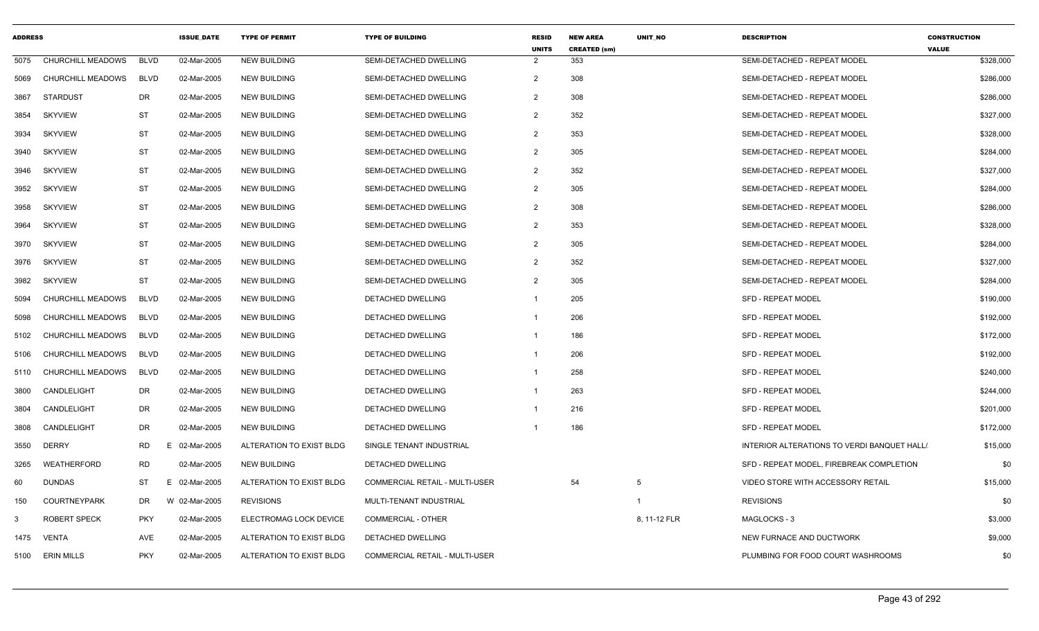| ADDRESS | | | ISSUE_DATE | TYPE OF PERMIT | TYPE OF BUILDING | RESID UNITS | NEW AREA CREATED (sm) | UNIT_NO | DESCRIPTION | CONSTRUCTION VALUE |
|---|---|---|---|---|---|---|---|---|---|---|
| 5075 | CHURCHILL MEADOWS | BLVD | 02-Mar-2005 | NEW BUILDING | SEMI-DETACHED DWELLING | 2 | 353 | | SEMI-DETACHED - REPEAT MODEL | $328,000 |
| 5069 | CHURCHILL MEADOWS | BLVD | 02-Mar-2005 | NEW BUILDING | SEMI-DETACHED DWELLING | 2 | 308 | | SEMI-DETACHED - REPEAT MODEL | $286,000 |
| 3867 | STARDUST | DR | 02-Mar-2005 | NEW BUILDING | SEMI-DETACHED DWELLING | 2 | 308 | | SEMI-DETACHED - REPEAT MODEL | $286,000 |
| 3854 | SKYVIEW | ST | 02-Mar-2005 | NEW BUILDING | SEMI-DETACHED DWELLING | 2 | 352 | | SEMI-DETACHED - REPEAT MODEL | $327,000 |
| 3934 | SKYVIEW | ST | 02-Mar-2005 | NEW BUILDING | SEMI-DETACHED DWELLING | 2 | 353 | | SEMI-DETACHED - REPEAT MODEL | $328,000 |
| 3940 | SKYVIEW | ST | 02-Mar-2005 | NEW BUILDING | SEMI-DETACHED DWELLING | 2 | 305 | | SEMI-DETACHED - REPEAT MODEL | $284,000 |
| 3946 | SKYVIEW | ST | 02-Mar-2005 | NEW BUILDING | SEMI-DETACHED DWELLING | 2 | 352 | | SEMI-DETACHED - REPEAT MODEL | $327,000 |
| 3952 | SKYVIEW | ST | 02-Mar-2005 | NEW BUILDING | SEMI-DETACHED DWELLING | 2 | 305 | | SEMI-DETACHED - REPEAT MODEL | $284,000 |
| 3958 | SKYVIEW | ST | 02-Mar-2005 | NEW BUILDING | SEMI-DETACHED DWELLING | 2 | 308 | | SEMI-DETACHED - REPEAT MODEL | $286,000 |
| 3964 | SKYVIEW | ST | 02-Mar-2005 | NEW BUILDING | SEMI-DETACHED DWELLING | 2 | 353 | | SEMI-DETACHED - REPEAT MODEL | $328,000 |
| 3970 | SKYVIEW | ST | 02-Mar-2005 | NEW BUILDING | SEMI-DETACHED DWELLING | 2 | 305 | | SEMI-DETACHED - REPEAT MODEL | $284,000 |
| 3976 | SKYVIEW | ST | 02-Mar-2005 | NEW BUILDING | SEMI-DETACHED DWELLING | 2 | 352 | | SEMI-DETACHED - REPEAT MODEL | $327,000 |
| 3982 | SKYVIEW | ST | 02-Mar-2005 | NEW BUILDING | SEMI-DETACHED DWELLING | 2 | 305 | | SEMI-DETACHED - REPEAT MODEL | $284,000 |
| 5094 | CHURCHILL MEADOWS | BLVD | 02-Mar-2005 | NEW BUILDING | DETACHED DWELLING | 1 | 205 | | SFD - REPEAT MODEL | $190,000 |
| 5098 | CHURCHILL MEADOWS | BLVD | 02-Mar-2005 | NEW BUILDING | DETACHED DWELLING | 1 | 206 | | SFD - REPEAT MODEL | $192,000 |
| 5102 | CHURCHILL MEADOWS | BLVD | 02-Mar-2005 | NEW BUILDING | DETACHED DWELLING | 1 | 186 | | SFD - REPEAT MODEL | $172,000 |
| 5106 | CHURCHILL MEADOWS | BLVD | 02-Mar-2005 | NEW BUILDING | DETACHED DWELLING | 1 | 206 | | SFD - REPEAT MODEL | $192,000 |
| 5110 | CHURCHILL MEADOWS | BLVD | 02-Mar-2005 | NEW BUILDING | DETACHED DWELLING | 1 | 258 | | SFD - REPEAT MODEL | $240,000 |
| 3800 | CANDLELIGHT | DR | 02-Mar-2005 | NEW BUILDING | DETACHED DWELLING | 1 | 263 | | SFD - REPEAT MODEL | $244,000 |
| 3804 | CANDLELIGHT | DR | 02-Mar-2005 | NEW BUILDING | DETACHED DWELLING | 1 | 216 | | SFD - REPEAT MODEL | $201,000 |
| 3808 | CANDLELIGHT | DR | 02-Mar-2005 | NEW BUILDING | DETACHED DWELLING | 1 | 186 | | SFD - REPEAT MODEL | $172,000 |
| 3550 | DERRY | RD E | 02-Mar-2005 | ALTERATION TO EXIST BLDG | SINGLE TENANT INDUSTRIAL | | | | INTERIOR ALTERATIONS TO VERDI BANQUET HALL/ | $15,000 |
| 3265 | WEATHERFORD | RD | 02-Mar-2005 | NEW BUILDING | DETACHED DWELLING | | | | SFD - REPEAT MODEL, FIREBREAK COMPLETION | $0 |
| 60 | DUNDAS | ST E | 02-Mar-2005 | ALTERATION TO EXIST BLDG | COMMERCIAL RETAIL - MULTI-USER | | 54 | 5 | VIDEO STORE WITH ACCESSORY RETAIL | $15,000 |
| 150 | COURTNEYPARK | DR W | 02-Mar-2005 | REVISIONS | MULTI-TENANT INDUSTRIAL | | | 1 | REVISIONS | $0 |
| 3 | ROBERT SPECK | PKY | 02-Mar-2005 | ELECTROMAG LOCK DEVICE | COMMERCIAL - OTHER | | | 8, 11-12 FLR | MAGLOCKS - 3 | $3,000 |
| 1475 | VENTA | AVE | 02-Mar-2005 | ALTERATION TO EXIST BLDG | DETACHED DWELLING | | | | NEW FURNACE AND DUCTWORK | $9,000 |
| 5100 | ERIN MILLS | PKY | 02-Mar-2005 | ALTERATION TO EXIST BLDG | COMMERCIAL RETAIL - MULTI-USER | | | | PLUMBING FOR FOOD COURT WASHROOMS | $0 |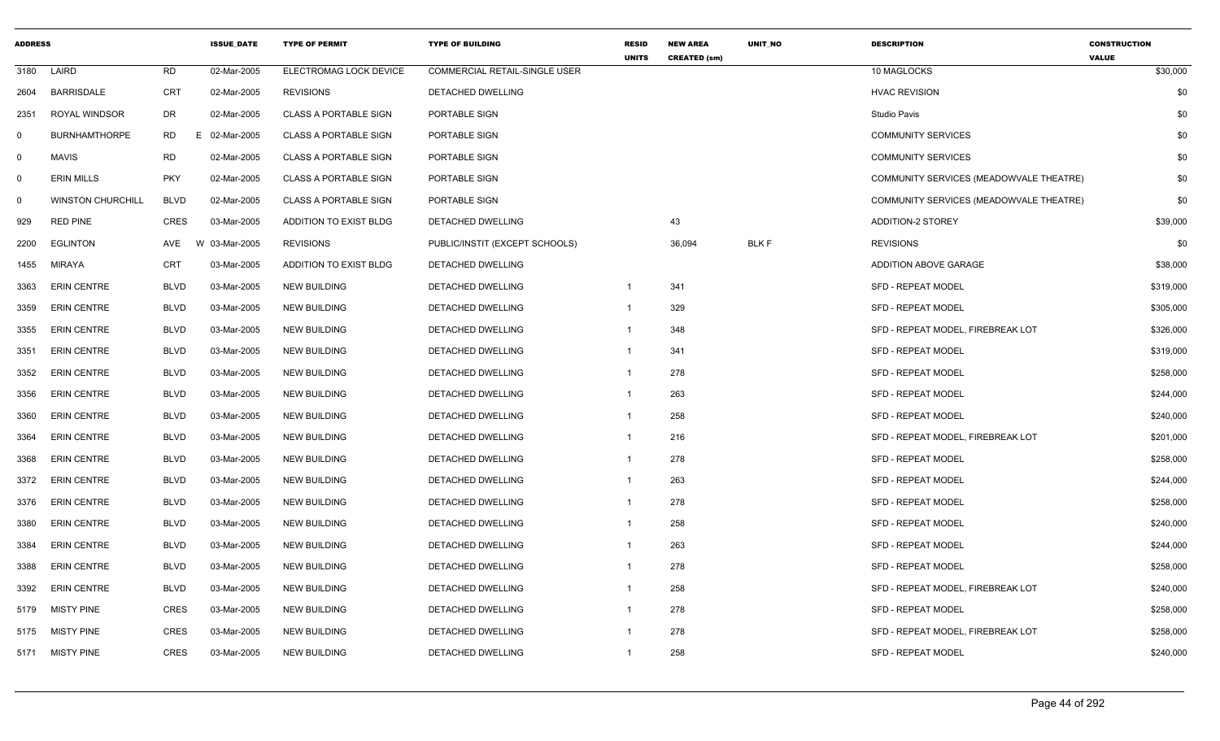| ADDRESS | | | ISSUE_DATE | TYPE OF PERMIT | TYPE OF BUILDING | RESID UNITS | NEW AREA CREATED (sm) | UNIT_NO | DESCRIPTION | CONSTRUCTION VALUE |
|---|---|---|---|---|---|---|---|---|---|---|
| 3180 | LAIRD | RD | 02-Mar-2005 | ELECTROMAG LOCK DEVICE | COMMERCIAL RETAIL-SINGLE USER | | | | 10 MAGLOCKS | $30,000 |
| 2604 | BARRISDALE | CRT | 02-Mar-2005 | REVISIONS | DETACHED DWELLING | | | | HVAC REVISION | $0 |
| 2351 | ROYAL WINDSOR | DR | 02-Mar-2005 | CLASS A PORTABLE SIGN | PORTABLE SIGN | | | | Studio Pavis | $0 |
| 0 | BURNHAMTHORPE | RD E | 02-Mar-2005 | CLASS A PORTABLE SIGN | PORTABLE SIGN | | | | COMMUNITY SERVICES | $0 |
| 0 | MAVIS | RD | 02-Mar-2005 | CLASS A PORTABLE SIGN | PORTABLE SIGN | | | | COMMUNITY SERVICES | $0 |
| 0 | ERIN MILLS | PKY | 02-Mar-2005 | CLASS A PORTABLE SIGN | PORTABLE SIGN | | | | COMMUNITY SERVICES (MEADOWVALE THEATRE) | $0 |
| 0 | WINSTON CHURCHILL | BLVD | 02-Mar-2005 | CLASS A PORTABLE SIGN | PORTABLE SIGN | | | | COMMUNITY SERVICES (MEADOWVALE THEATRE) | $0 |
| 929 | RED PINE | CRES | 03-Mar-2005 | ADDITION TO EXIST BLDG | DETACHED DWELLING | | 43 | | ADDITION-2 STOREY | $39,000 |
| 2200 | EGLINTON | AVE W | 03-Mar-2005 | REVISIONS | PUBLIC/INSTIT (EXCEPT SCHOOLS) | | 36,094 | BLK F | REVISIONS | $0 |
| 1455 | MIRAYA | CRT | 03-Mar-2005 | ADDITION TO EXIST BLDG | DETACHED DWELLING | | | | ADDITION ABOVE GARAGE | $38,000 |
| 3363 | ERIN CENTRE | BLVD | 03-Mar-2005 | NEW BUILDING | DETACHED DWELLING | 1 | 341 | | SFD - REPEAT MODEL | $319,000 |
| 3359 | ERIN CENTRE | BLVD | 03-Mar-2005 | NEW BUILDING | DETACHED DWELLING | 1 | 329 | | SFD - REPEAT MODEL | $305,000 |
| 3355 | ERIN CENTRE | BLVD | 03-Mar-2005 | NEW BUILDING | DETACHED DWELLING | 1 | 348 | | SFD - REPEAT MODEL, FIREBREAK LOT | $326,000 |
| 3351 | ERIN CENTRE | BLVD | 03-Mar-2005 | NEW BUILDING | DETACHED DWELLING | 1 | 341 | | SFD - REPEAT MODEL | $319,000 |
| 3352 | ERIN CENTRE | BLVD | 03-Mar-2005 | NEW BUILDING | DETACHED DWELLING | 1 | 278 | | SFD - REPEAT MODEL | $258,000 |
| 3356 | ERIN CENTRE | BLVD | 03-Mar-2005 | NEW BUILDING | DETACHED DWELLING | 1 | 263 | | SFD - REPEAT MODEL | $244,000 |
| 3360 | ERIN CENTRE | BLVD | 03-Mar-2005 | NEW BUILDING | DETACHED DWELLING | 1 | 258 | | SFD - REPEAT MODEL | $240,000 |
| 3364 | ERIN CENTRE | BLVD | 03-Mar-2005 | NEW BUILDING | DETACHED DWELLING | 1 | 216 | | SFD - REPEAT MODEL, FIREBREAK LOT | $201,000 |
| 3368 | ERIN CENTRE | BLVD | 03-Mar-2005 | NEW BUILDING | DETACHED DWELLING | 1 | 278 | | SFD - REPEAT MODEL | $258,000 |
| 3372 | ERIN CENTRE | BLVD | 03-Mar-2005 | NEW BUILDING | DETACHED DWELLING | 1 | 263 | | SFD - REPEAT MODEL | $244,000 |
| 3376 | ERIN CENTRE | BLVD | 03-Mar-2005 | NEW BUILDING | DETACHED DWELLING | 1 | 278 | | SFD - REPEAT MODEL | $258,000 |
| 3380 | ERIN CENTRE | BLVD | 03-Mar-2005 | NEW BUILDING | DETACHED DWELLING | 1 | 258 | | SFD - REPEAT MODEL | $240,000 |
| 3384 | ERIN CENTRE | BLVD | 03-Mar-2005 | NEW BUILDING | DETACHED DWELLING | 1 | 263 | | SFD - REPEAT MODEL | $244,000 |
| 3388 | ERIN CENTRE | BLVD | 03-Mar-2005 | NEW BUILDING | DETACHED DWELLING | 1 | 278 | | SFD - REPEAT MODEL | $258,000 |
| 3392 | ERIN CENTRE | BLVD | 03-Mar-2005 | NEW BUILDING | DETACHED DWELLING | 1 | 258 | | SFD - REPEAT MODEL, FIREBREAK LOT | $240,000 |
| 5179 | MISTY PINE | CRES | 03-Mar-2005 | NEW BUILDING | DETACHED DWELLING | 1 | 278 | | SFD - REPEAT MODEL | $258,000 |
| 5175 | MISTY PINE | CRES | 03-Mar-2005 | NEW BUILDING | DETACHED DWELLING | 1 | 278 | | SFD - REPEAT MODEL, FIREBREAK LOT | $258,000 |
| 5171 | MISTY PINE | CRES | 03-Mar-2005 | NEW BUILDING | DETACHED DWELLING | 1 | 258 | | SFD - REPEAT MODEL | $240,000 |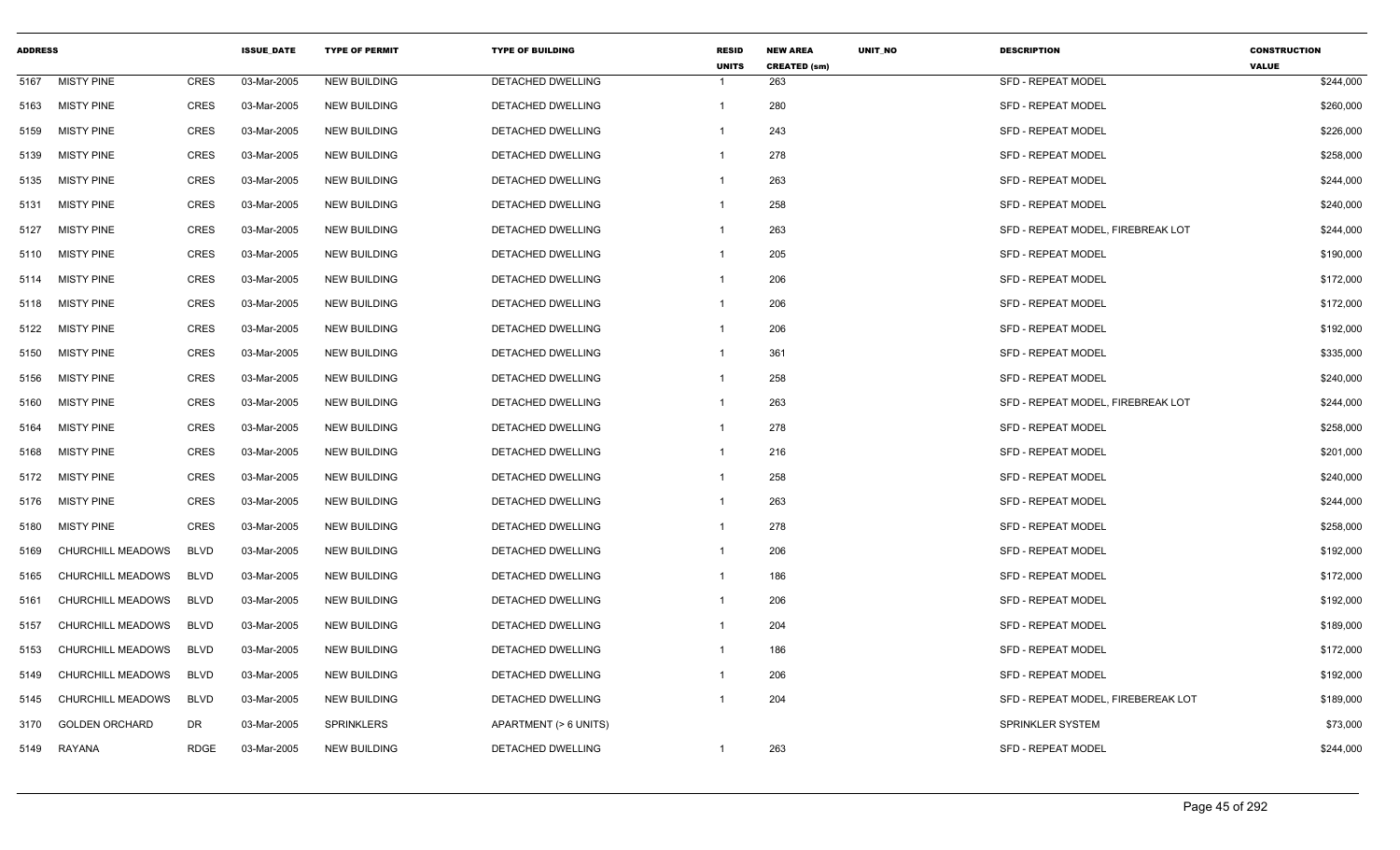| ADDRESS | | | ISSUE_DATE | TYPE OF PERMIT | TYPE OF BUILDING | RESID UNITS | NEW AREA CREATED (sm) | UNIT_NO | DESCRIPTION | CONSTRUCTION VALUE |
|---|---|---|---|---|---|---|---|---|---|---|
| 5167 | MISTY PINE | CRES | 03-Mar-2005 | NEW BUILDING | DETACHED DWELLING | 1 | 263 | | SFD - REPEAT MODEL | $244,000 |
| 5163 | MISTY PINE | CRES | 03-Mar-2005 | NEW BUILDING | DETACHED DWELLING | 1 | 280 | | SFD - REPEAT MODEL | $260,000 |
| 5159 | MISTY PINE | CRES | 03-Mar-2005 | NEW BUILDING | DETACHED DWELLING | 1 | 243 | | SFD - REPEAT MODEL | $226,000 |
| 5139 | MISTY PINE | CRES | 03-Mar-2005 | NEW BUILDING | DETACHED DWELLING | 1 | 278 | | SFD - REPEAT MODEL | $258,000 |
| 5135 | MISTY PINE | CRES | 03-Mar-2005 | NEW BUILDING | DETACHED DWELLING | 1 | 263 | | SFD - REPEAT MODEL | $244,000 |
| 5131 | MISTY PINE | CRES | 03-Mar-2005 | NEW BUILDING | DETACHED DWELLING | 1 | 258 | | SFD - REPEAT MODEL | $240,000 |
| 5127 | MISTY PINE | CRES | 03-Mar-2005 | NEW BUILDING | DETACHED DWELLING | 1 | 263 | | SFD - REPEAT MODEL, FIREBREAK LOT | $244,000 |
| 5110 | MISTY PINE | CRES | 03-Mar-2005 | NEW BUILDING | DETACHED DWELLING | 1 | 205 | | SFD - REPEAT MODEL | $190,000 |
| 5114 | MISTY PINE | CRES | 03-Mar-2005 | NEW BUILDING | DETACHED DWELLING | 1 | 206 | | SFD - REPEAT MODEL | $172,000 |
| 5118 | MISTY PINE | CRES | 03-Mar-2005 | NEW BUILDING | DETACHED DWELLING | 1 | 206 | | SFD - REPEAT MODEL | $172,000 |
| 5122 | MISTY PINE | CRES | 03-Mar-2005 | NEW BUILDING | DETACHED DWELLING | 1 | 206 | | SFD - REPEAT MODEL | $192,000 |
| 5150 | MISTY PINE | CRES | 03-Mar-2005 | NEW BUILDING | DETACHED DWELLING | 1 | 361 | | SFD - REPEAT MODEL | $335,000 |
| 5156 | MISTY PINE | CRES | 03-Mar-2005 | NEW BUILDING | DETACHED DWELLING | 1 | 258 | | SFD - REPEAT MODEL | $240,000 |
| 5160 | MISTY PINE | CRES | 03-Mar-2005 | NEW BUILDING | DETACHED DWELLING | 1 | 263 | | SFD - REPEAT MODEL, FIREBREAK LOT | $244,000 |
| 5164 | MISTY PINE | CRES | 03-Mar-2005 | NEW BUILDING | DETACHED DWELLING | 1 | 278 | | SFD - REPEAT MODEL | $258,000 |
| 5168 | MISTY PINE | CRES | 03-Mar-2005 | NEW BUILDING | DETACHED DWELLING | 1 | 216 | | SFD - REPEAT MODEL | $201,000 |
| 5172 | MISTY PINE | CRES | 03-Mar-2005 | NEW BUILDING | DETACHED DWELLING | 1 | 258 | | SFD - REPEAT MODEL | $240,000 |
| 5176 | MISTY PINE | CRES | 03-Mar-2005 | NEW BUILDING | DETACHED DWELLING | 1 | 263 | | SFD - REPEAT MODEL | $244,000 |
| 5180 | MISTY PINE | CRES | 03-Mar-2005 | NEW BUILDING | DETACHED DWELLING | 1 | 278 | | SFD - REPEAT MODEL | $258,000 |
| 5169 | CHURCHILL MEADOWS | BLVD | 03-Mar-2005 | NEW BUILDING | DETACHED DWELLING | 1 | 206 | | SFD - REPEAT MODEL | $192,000 |
| 5165 | CHURCHILL MEADOWS | BLVD | 03-Mar-2005 | NEW BUILDING | DETACHED DWELLING | 1 | 186 | | SFD - REPEAT MODEL | $172,000 |
| 5161 | CHURCHILL MEADOWS | BLVD | 03-Mar-2005 | NEW BUILDING | DETACHED DWELLING | 1 | 206 | | SFD - REPEAT MODEL | $192,000 |
| 5157 | CHURCHILL MEADOWS | BLVD | 03-Mar-2005 | NEW BUILDING | DETACHED DWELLING | 1 | 204 | | SFD - REPEAT MODEL | $189,000 |
| 5153 | CHURCHILL MEADOWS | BLVD | 03-Mar-2005 | NEW BUILDING | DETACHED DWELLING | 1 | 186 | | SFD - REPEAT MODEL | $172,000 |
| 5149 | CHURCHILL MEADOWS | BLVD | 03-Mar-2005 | NEW BUILDING | DETACHED DWELLING | 1 | 206 | | SFD - REPEAT MODEL | $192,000 |
| 5145 | CHURCHILL MEADOWS | BLVD | 03-Mar-2005 | NEW BUILDING | DETACHED DWELLING | 1 | 204 | | SFD - REPEAT MODEL, FIREBEREAK LOT | $189,000 |
| 3170 | GOLDEN ORCHARD | DR | 03-Mar-2005 | SPRINKLERS | APARTMENT (> 6 UNITS) | | | | SPRINKLER SYSTEM | $73,000 |
| 5149 | RAYANA | RDGE | 03-Mar-2005 | NEW BUILDING | DETACHED DWELLING | 1 | 263 | | SFD - REPEAT MODEL | $244,000 |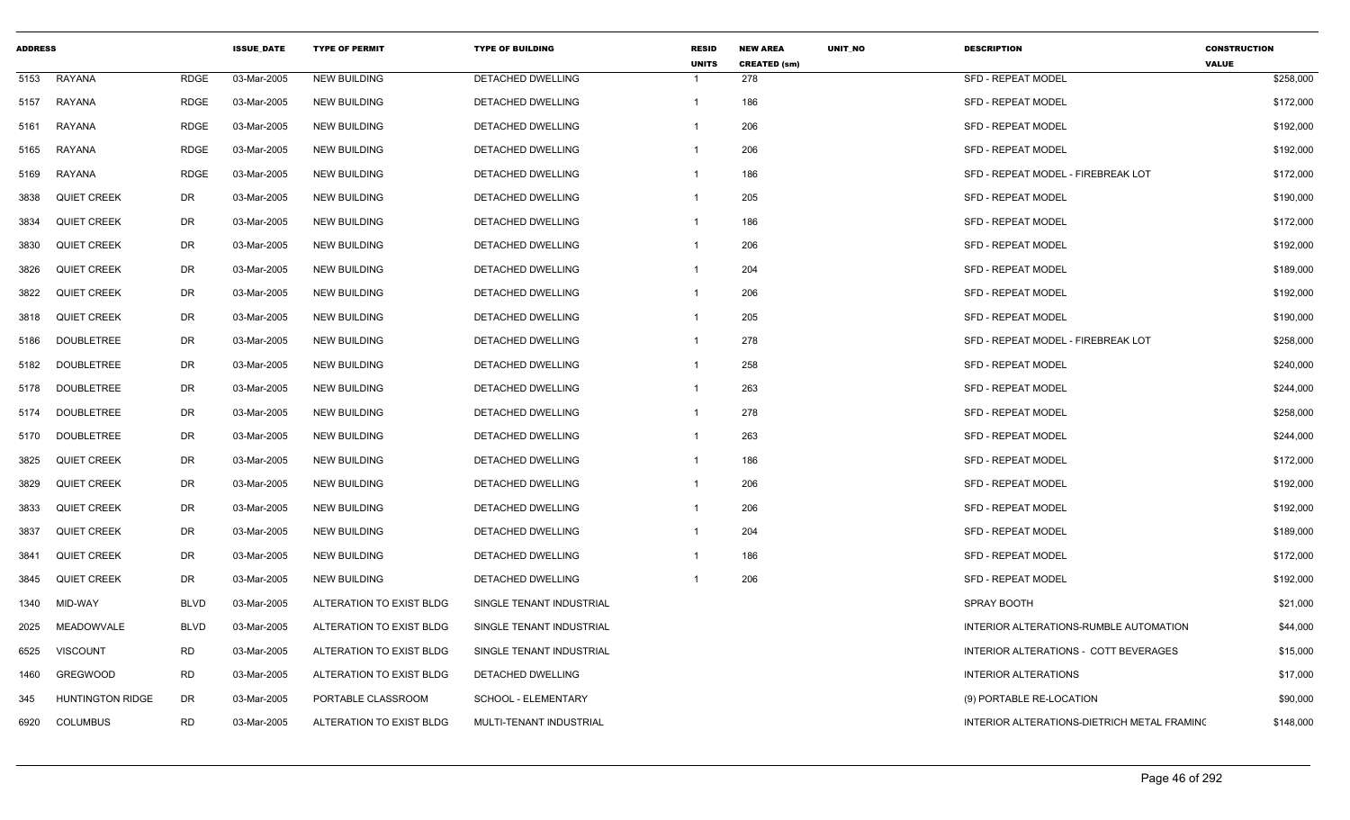| ADDRESS | | | ISSUE_DATE | TYPE OF PERMIT | TYPE OF BUILDING | RESID UNITS | NEW AREA CREATED (sm) | UNIT_NO | DESCRIPTION | CONSTRUCTION VALUE |
|---|---|---|---|---|---|---|---|---|---|---|
| 5153 | RAYANA | RDGE | 03-Mar-2005 | NEW BUILDING | DETACHED DWELLING | 1 | 278 | | SFD - REPEAT MODEL | $258,000 |
| 5157 | RAYANA | RDGE | 03-Mar-2005 | NEW BUILDING | DETACHED DWELLING | 1 | 186 | | SFD - REPEAT MODEL | $172,000 |
| 5161 | RAYANA | RDGE | 03-Mar-2005 | NEW BUILDING | DETACHED DWELLING | 1 | 206 | | SFD - REPEAT MODEL | $192,000 |
| 5165 | RAYANA | RDGE | 03-Mar-2005 | NEW BUILDING | DETACHED DWELLING | 1 | 206 | | SFD - REPEAT MODEL | $192,000 |
| 5169 | RAYANA | RDGE | 03-Mar-2005 | NEW BUILDING | DETACHED DWELLING | 1 | 186 | | SFD - REPEAT MODEL - FIREBREAK LOT | $172,000 |
| 3838 | QUIET CREEK | DR | 03-Mar-2005 | NEW BUILDING | DETACHED DWELLING | 1 | 205 | | SFD - REPEAT MODEL | $190,000 |
| 3834 | QUIET CREEK | DR | 03-Mar-2005 | NEW BUILDING | DETACHED DWELLING | 1 | 186 | | SFD - REPEAT MODEL | $172,000 |
| 3830 | QUIET CREEK | DR | 03-Mar-2005 | NEW BUILDING | DETACHED DWELLING | 1 | 206 | | SFD - REPEAT MODEL | $192,000 |
| 3826 | QUIET CREEK | DR | 03-Mar-2005 | NEW BUILDING | DETACHED DWELLING | 1 | 204 | | SFD - REPEAT MODEL | $189,000 |
| 3822 | QUIET CREEK | DR | 03-Mar-2005 | NEW BUILDING | DETACHED DWELLING | 1 | 206 | | SFD - REPEAT MODEL | $192,000 |
| 3818 | QUIET CREEK | DR | 03-Mar-2005 | NEW BUILDING | DETACHED DWELLING | 1 | 205 | | SFD - REPEAT MODEL | $190,000 |
| 5186 | DOUBLETREE | DR | 03-Mar-2005 | NEW BUILDING | DETACHED DWELLING | 1 | 278 | | SFD - REPEAT MODEL - FIREBREAK LOT | $258,000 |
| 5182 | DOUBLETREE | DR | 03-Mar-2005 | NEW BUILDING | DETACHED DWELLING | 1 | 258 | | SFD - REPEAT MODEL | $240,000 |
| 5178 | DOUBLETREE | DR | 03-Mar-2005 | NEW BUILDING | DETACHED DWELLING | 1 | 263 | | SFD - REPEAT MODEL | $244,000 |
| 5174 | DOUBLETREE | DR | 03-Mar-2005 | NEW BUILDING | DETACHED DWELLING | 1 | 278 | | SFD - REPEAT MODEL | $258,000 |
| 5170 | DOUBLETREE | DR | 03-Mar-2005 | NEW BUILDING | DETACHED DWELLING | 1 | 263 | | SFD - REPEAT MODEL | $244,000 |
| 3825 | QUIET CREEK | DR | 03-Mar-2005 | NEW BUILDING | DETACHED DWELLING | 1 | 186 | | SFD - REPEAT MODEL | $172,000 |
| 3829 | QUIET CREEK | DR | 03-Mar-2005 | NEW BUILDING | DETACHED DWELLING | 1 | 206 | | SFD - REPEAT MODEL | $192,000 |
| 3833 | QUIET CREEK | DR | 03-Mar-2005 | NEW BUILDING | DETACHED DWELLING | 1 | 206 | | SFD - REPEAT MODEL | $192,000 |
| 3837 | QUIET CREEK | DR | 03-Mar-2005 | NEW BUILDING | DETACHED DWELLING | 1 | 204 | | SFD - REPEAT MODEL | $189,000 |
| 3841 | QUIET CREEK | DR | 03-Mar-2005 | NEW BUILDING | DETACHED DWELLING | 1 | 186 | | SFD - REPEAT MODEL | $172,000 |
| 3845 | QUIET CREEK | DR | 03-Mar-2005 | NEW BUILDING | DETACHED DWELLING | 1 | 206 | | SFD - REPEAT MODEL | $192,000 |
| 1340 | MID-WAY | BLVD | 03-Mar-2005 | ALTERATION TO EXIST BLDG | SINGLE TENANT INDUSTRIAL | | | | SPRAY BOOTH | $21,000 |
| 2025 | MEADOWVALE | BLVD | 03-Mar-2005 | ALTERATION TO EXIST BLDG | SINGLE TENANT INDUSTRIAL | | | | INTERIOR ALTERATIONS-RUMBLE AUTOMATION | $44,000 |
| 6525 | VISCOUNT | RD | 03-Mar-2005 | ALTERATION TO EXIST BLDG | SINGLE TENANT INDUSTRIAL | | | | INTERIOR ALTERATIONS - COTT BEVERAGES | $15,000 |
| 1460 | GREGWOOD | RD | 03-Mar-2005 | ALTERATION TO EXIST BLDG | DETACHED DWELLING | | | | INTERIOR ALTERATIONS | $17,000 |
| 345 | HUNTINGTON RIDGE | DR | 03-Mar-2005 | PORTABLE CLASSROOM | SCHOOL - ELEMENTARY | | | | (9) PORTABLE RE-LOCATION | $90,000 |
| 6920 | COLUMBUS | RD | 03-Mar-2005 | ALTERATION TO EXIST BLDG | MULTI-TENANT INDUSTRIAL | | | | INTERIOR ALTERATIONS-DIETRICH METAL FRAMINC | $148,000 |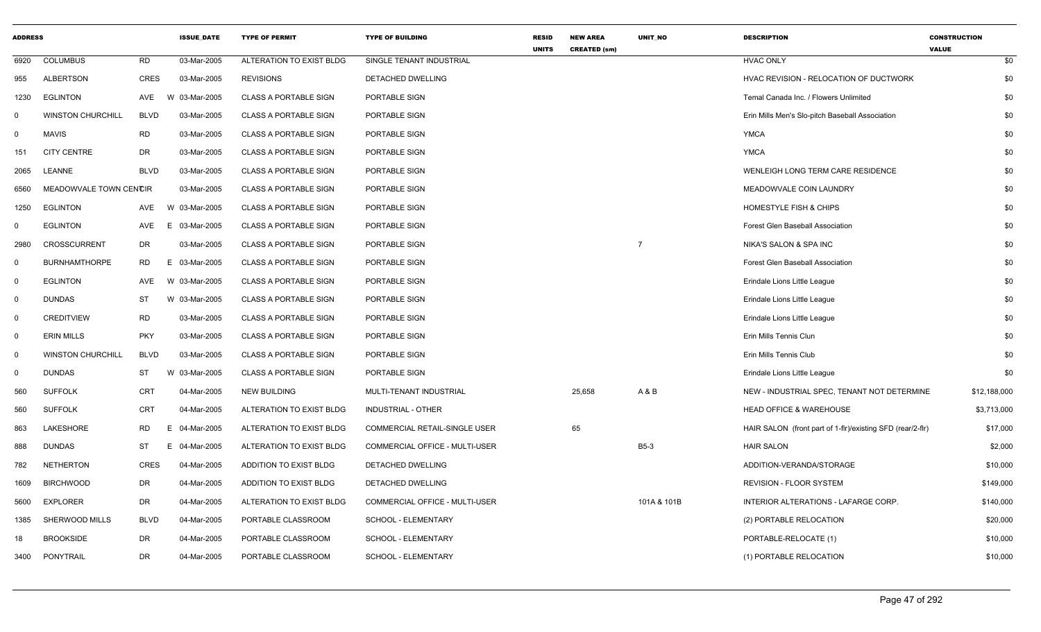| ADDRESS | | | ISSUE_DATE | TYPE OF PERMIT | TYPE OF BUILDING | RESID UNITS | NEW AREA CREATED (sm) | UNIT_NO | DESCRIPTION | CONSTRUCTION VALUE |
|---|---|---|---|---|---|---|---|---|---|---|
| 6920 | COLUMBUS | RD | 03-Mar-2005 | ALTERATION TO EXIST BLDG | SINGLE TENANT INDUSTRIAL | | | | HVAC ONLY | $0 |
| 955 | ALBERTSON | CRES | 03-Mar-2005 | REVISIONS | DETACHED DWELLING | | | | HVAC REVISION - RELOCATION OF DUCTWORK | $0 |
| 1230 | EGLINTON | AVE | W 03-Mar-2005 | CLASS A PORTABLE SIGN | PORTABLE SIGN | | | | Temal Canada Inc. / Flowers Unlimited | $0 |
| 0 | WINSTON CHURCHILL | BLVD | 03-Mar-2005 | CLASS A PORTABLE SIGN | PORTABLE SIGN | | | | Erin Mills Men's Slo-pitch Baseball Association | $0 |
| 0 | MAVIS | RD | 03-Mar-2005 | CLASS A PORTABLE SIGN | PORTABLE SIGN | | | | YMCA | $0 |
| 151 | CITY CENTRE | DR | 03-Mar-2005 | CLASS A PORTABLE SIGN | PORTABLE SIGN | | | | YMCA | $0 |
| 2065 | LEANNE | BLVD | 03-Mar-2005 | CLASS A PORTABLE SIGN | PORTABLE SIGN | | | | WENLEIGH LONG TERM CARE RESIDENCE | $0 |
| 6560 | MEADOWVALE TOWN CENTCIR | | 03-Mar-2005 | CLASS A PORTABLE SIGN | PORTABLE SIGN | | | | MEADOWVALE COIN LAUNDRY | $0 |
| 1250 | EGLINTON | AVE | W 03-Mar-2005 | CLASS A PORTABLE SIGN | PORTABLE SIGN | | | | HOMESTYLE FISH & CHIPS | $0 |
| 0 | EGLINTON | AVE | E 03-Mar-2005 | CLASS A PORTABLE SIGN | PORTABLE SIGN | | | | Forest Glen Baseball Association | $0 |
| 2980 | CROSSCURRENT | DR | 03-Mar-2005 | CLASS A PORTABLE SIGN | PORTABLE SIGN | | | 7 | NIKA'S SALON & SPA INC | $0 |
| 0 | BURNHAMTHORPE | RD | E 03-Mar-2005 | CLASS A PORTABLE SIGN | PORTABLE SIGN | | | | Forest Glen Baseball Association | $0 |
| 0 | EGLINTON | AVE | W 03-Mar-2005 | CLASS A PORTABLE SIGN | PORTABLE SIGN | | | | Erindale Lions Little League | $0 |
| 0 | DUNDAS | ST | W 03-Mar-2005 | CLASS A PORTABLE SIGN | PORTABLE SIGN | | | | Erindale Lions Little League | $0 |
| 0 | CREDITVIEW | RD | 03-Mar-2005 | CLASS A PORTABLE SIGN | PORTABLE SIGN | | | | Erindale Lions Little League | $0 |
| 0 | ERIN MILLS | PKY | 03-Mar-2005 | CLASS A PORTABLE SIGN | PORTABLE SIGN | | | | Erin Mills Tennis Clun | $0 |
| 0 | WINSTON CHURCHILL | BLVD | 03-Mar-2005 | CLASS A PORTABLE SIGN | PORTABLE SIGN | | | | Erin Mills Tennis Club | $0 |
| 0 | DUNDAS | ST | W 03-Mar-2005 | CLASS A PORTABLE SIGN | PORTABLE SIGN | | | | Erindale Lions Little League | $0 |
| 560 | SUFFOLK | CRT | 04-Mar-2005 | NEW BUILDING | MULTI-TENANT INDUSTRIAL | | 25,658 | A & B | NEW - INDUSTRIAL SPEC, TENANT NOT DETERMINE | $12,188,000 |
| 560 | SUFFOLK | CRT | 04-Mar-2005 | ALTERATION TO EXIST BLDG | INDUSTRIAL - OTHER | | | | HEAD OFFICE & WAREHOUSE | $3,713,000 |
| 863 | LAKESHORE | RD | E 04-Mar-2005 | ALTERATION TO EXIST BLDG | COMMERCIAL RETAIL-SINGLE USER | | 65 | | HAIR SALON (front part of 1-flr)/existing SFD (rear/2-flr) | $17,000 |
| 888 | DUNDAS | ST | E 04-Mar-2005 | ALTERATION TO EXIST BLDG | COMMERCIAL OFFICE - MULTI-USER | | | B5-3 | HAIR SALON | $2,000 |
| 782 | NETHERTON | CRES | 04-Mar-2005 | ADDITION TO EXIST BLDG | DETACHED DWELLING | | | | ADDITION-VERANDA/STORAGE | $10,000 |
| 1609 | BIRCHWOOD | DR | 04-Mar-2005 | ADDITION TO EXIST BLDG | DETACHED DWELLING | | | | REVISION - FLOOR SYSTEM | $149,000 |
| 5600 | EXPLORER | DR | 04-Mar-2005 | ALTERATION TO EXIST BLDG | COMMERCIAL OFFICE - MULTI-USER | | | 101A & 101B | INTERIOR ALTERATIONS - LAFARGE CORP. | $140,000 |
| 1385 | SHERWOOD MILLS | BLVD | 04-Mar-2005 | PORTABLE CLASSROOM | SCHOOL - ELEMENTARY | | | | (2) PORTABLE RELOCATION | $20,000 |
| 18 | BROOKSIDE | DR | 04-Mar-2005 | PORTABLE CLASSROOM | SCHOOL - ELEMENTARY | | | | PORTABLE-RELOCATE (1) | $10,000 |
| 3400 | PONYTRAIL | DR | 04-Mar-2005 | PORTABLE CLASSROOM | SCHOOL - ELEMENTARY | | | | (1) PORTABLE RELOCATION | $10,000 |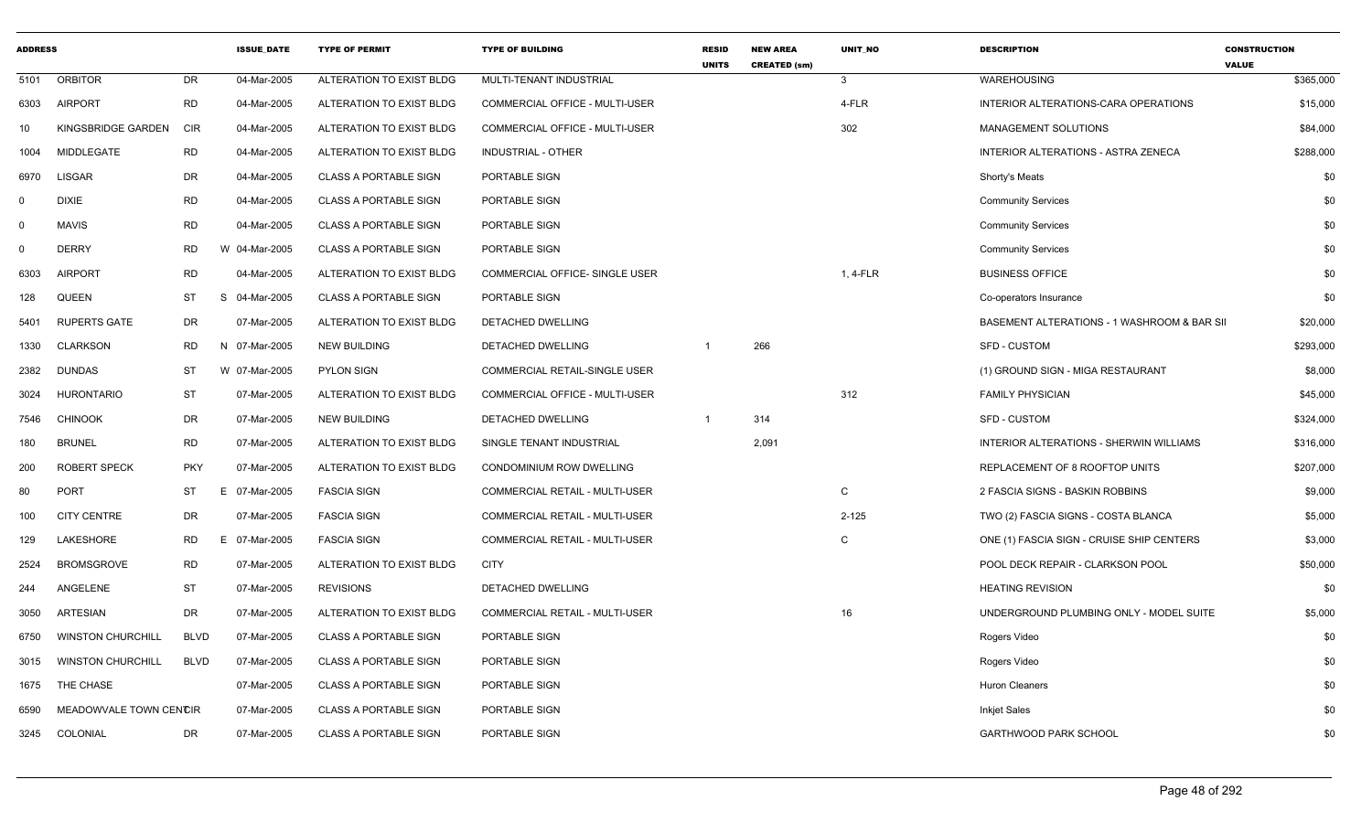| ADDRESS | | | ISSUE_DATE | TYPE OF PERMIT | TYPE OF BUILDING | RESID UNITS | NEW AREA CREATED (sm) | UNIT_NO | DESCRIPTION | CONSTRUCTION VALUE |
|---|---|---|---|---|---|---|---|---|---|---|
| 5101 | ORBITOR | DR | 04-Mar-2005 | ALTERATION TO EXIST BLDG | MULTI-TENANT INDUSTRIAL | | | 3 | WAREHOUSING | $365,000 |
| 6303 | AIRPORT | RD | 04-Mar-2005 | ALTERATION TO EXIST BLDG | COMMERCIAL OFFICE - MULTI-USER | | | 4-FLR | INTERIOR ALTERATIONS-CARA OPERATIONS | $15,000 |
| 10 | KINGSBRIDGE GARDEN | CIR | 04-Mar-2005 | ALTERATION TO EXIST BLDG | COMMERCIAL OFFICE - MULTI-USER | | | 302 | MANAGEMENT SOLUTIONS | $84,000 |
| 1004 | MIDDLEGATE | RD | 04-Mar-2005 | ALTERATION TO EXIST BLDG | INDUSTRIAL - OTHER | | | | INTERIOR ALTERATIONS - ASTRA ZENECA | $288,000 |
| 6970 | LISGAR | DR | 04-Mar-2005 | CLASS A PORTABLE SIGN | PORTABLE SIGN | | | | Shorty's Meats | $0 |
| 0 | DIXIE | RD | 04-Mar-2005 | CLASS A PORTABLE SIGN | PORTABLE SIGN | | | | Community Services | $0 |
| 0 | MAVIS | RD | 04-Mar-2005 | CLASS A PORTABLE SIGN | PORTABLE SIGN | | | | Community Services | $0 |
| 0 | DERRY | RD | W 04-Mar-2005 | CLASS A PORTABLE SIGN | PORTABLE SIGN | | | | Community Services | $0 |
| 6303 | AIRPORT | RD | 04-Mar-2005 | ALTERATION TO EXIST BLDG | COMMERCIAL OFFICE- SINGLE USER | | | 1, 4-FLR | BUSINESS OFFICE | $0 |
| 128 | QUEEN | ST | S 04-Mar-2005 | CLASS A PORTABLE SIGN | PORTABLE SIGN | | | | Co-operators Insurance | $0 |
| 5401 | RUPERTS GATE | DR | 07-Mar-2005 | ALTERATION TO EXIST BLDG | DETACHED DWELLING | | | | BASEMENT ALTERATIONS - 1 WASHROOM & BAR SII | $20,000 |
| 1330 | CLARKSON | RD | N 07-Mar-2005 | NEW BUILDING | DETACHED DWELLING | 1 | 266 | | SFD - CUSTOM | $293,000 |
| 2382 | DUNDAS | ST | W 07-Mar-2005 | PYLON SIGN | COMMERCIAL RETAIL-SINGLE USER | | | | (1) GROUND SIGN - MIGA RESTAURANT | $8,000 |
| 3024 | HURONTARIO | ST | 07-Mar-2005 | ALTERATION TO EXIST BLDG | COMMERCIAL OFFICE - MULTI-USER | | | 312 | FAMILY PHYSICIAN | $45,000 |
| 7546 | CHINOOK | DR | 07-Mar-2005 | NEW BUILDING | DETACHED DWELLING | 1 | 314 | | SFD - CUSTOM | $324,000 |
| 180 | BRUNEL | RD | 07-Mar-2005 | ALTERATION TO EXIST BLDG | SINGLE TENANT INDUSTRIAL | | 2,091 | | INTERIOR ALTERATIONS - SHERWIN WILLIAMS | $316,000 |
| 200 | ROBERT SPECK | PKY | 07-Mar-2005 | ALTERATION TO EXIST BLDG | CONDOMINIUM ROW DWELLING | | | | REPLACEMENT OF 8 ROOFTOP UNITS | $207,000 |
| 80 | PORT | ST | E 07-Mar-2005 | FASCIA SIGN | COMMERCIAL RETAIL - MULTI-USER | | | C | 2 FASCIA SIGNS - BASKIN ROBBINS | $9,000 |
| 100 | CITY CENTRE | DR | 07-Mar-2005 | FASCIA SIGN | COMMERCIAL RETAIL - MULTI-USER | | | 2-125 | TWO (2) FASCIA SIGNS - COSTA BLANCA | $5,000 |
| 129 | LAKESHORE | RD | E 07-Mar-2005 | FASCIA SIGN | COMMERCIAL RETAIL - MULTI-USER | | | C | ONE (1) FASCIA SIGN - CRUISE SHIP CENTERS | $3,000 |
| 2524 | BROMSGROVE | RD | 07-Mar-2005 | ALTERATION TO EXIST BLDG | CITY | | | | POOL DECK REPAIR - CLARKSON POOL | $50,000 |
| 244 | ANGELENE | ST | 07-Mar-2005 | REVISIONS | DETACHED DWELLING | | | | HEATING REVISION | $0 |
| 3050 | ARTESIAN | DR | 07-Mar-2005 | ALTERATION TO EXIST BLDG | COMMERCIAL RETAIL - MULTI-USER | | | 16 | UNDERGROUND PLUMBING ONLY - MODEL SUITE | $5,000 |
| 6750 | WINSTON CHURCHILL | BLVD | 07-Mar-2005 | CLASS A PORTABLE SIGN | PORTABLE SIGN | | | | Rogers Video | $0 |
| 3015 | WINSTON CHURCHILL | BLVD | 07-Mar-2005 | CLASS A PORTABLE SIGN | PORTABLE SIGN | | | | Rogers Video | $0 |
| 1675 | THE CHASE | | 07-Mar-2005 | CLASS A PORTABLE SIGN | PORTABLE SIGN | | | | Huron Cleaners | $0 |
| 6590 | MEADOWVALE TOWN CENTCIR | | 07-Mar-2005 | CLASS A PORTABLE SIGN | PORTABLE SIGN | | | | Inkjet Sales | $0 |
| 3245 | COLONIAL | DR | 07-Mar-2005 | CLASS A PORTABLE SIGN | PORTABLE SIGN | | | | GARTHWOOD PARK SCHOOL | $0 |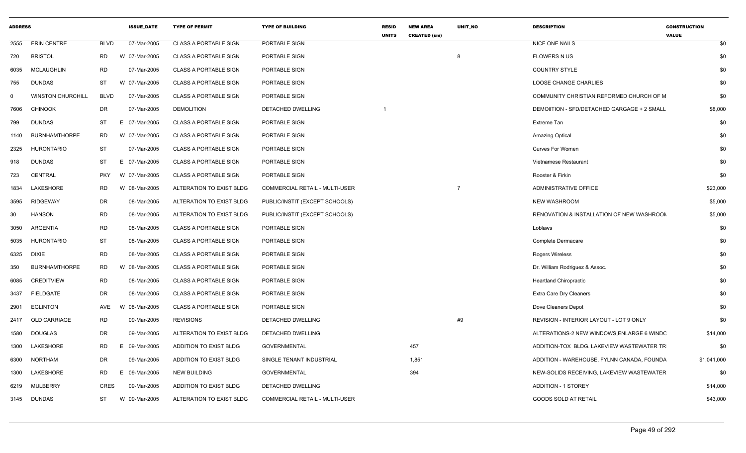| ADDRESS | | | ISSUE_DATE | TYPE OF PERMIT | TYPE OF BUILDING | RESID UNITS | NEW AREA CREATED (sm) | UNIT_NO | DESCRIPTION | CONSTRUCTION VALUE |
|---|---|---|---|---|---|---|---|---|---|---|
| 2555 | ERIN CENTRE | BLVD | 07-Mar-2005 | CLASS A PORTABLE SIGN | PORTABLE SIGN | | | | NICE ONE NAILS | $0 |
| 720 | BRISTOL | RD | W 07-Mar-2005 | CLASS A PORTABLE SIGN | PORTABLE SIGN | | | 8 | FLOWERS N US | $0 |
| 6035 | MCLAUGHLIN | RD | 07-Mar-2005 | CLASS A PORTABLE SIGN | PORTABLE SIGN | | | | COUNTRY STYLE | $0 |
| 755 | DUNDAS | ST | W 07-Mar-2005 | CLASS A PORTABLE SIGN | PORTABLE SIGN | | | | LOOSE CHANGE CHARLIES | $0 |
| 0 | WINSTON CHURCHILL | BLVD | 07-Mar-2005 | CLASS A PORTABLE SIGN | PORTABLE SIGN | | | | COMMUNITY CHRISTIAN REFORMED CHURCH OF M | $0 |
| 7606 | CHINOOK | DR | 07-Mar-2005 | DEMOLITION | DETACHED DWELLING | 1 | | | DEMOIITION - SFD/DETACHED GARGAGE + 2 SMALL | $8,000 |
| 799 | DUNDAS | ST | E 07-Mar-2005 | CLASS A PORTABLE SIGN | PORTABLE SIGN | | | | Extreme Tan | $0 |
| 1140 | BURNHAMTHORPE | RD | W 07-Mar-2005 | CLASS A PORTABLE SIGN | PORTABLE SIGN | | | | Amazing Optical | $0 |
| 2325 | HURONTARIO | ST | 07-Mar-2005 | CLASS A PORTABLE SIGN | PORTABLE SIGN | | | | Curves For Women | $0 |
| 918 | DUNDAS | ST | E 07-Mar-2005 | CLASS A PORTABLE SIGN | PORTABLE SIGN | | | | Vietnamese Restaurant | $0 |
| 723 | CENTRAL | PKY | W 07-Mar-2005 | CLASS A PORTABLE SIGN | PORTABLE SIGN | | | | Rooster & Firkin | $0 |
| 1834 | LAKESHORE | RD | W 08-Mar-2005 | ALTERATION TO EXIST BLDG | COMMERCIAL RETAIL - MULTI-USER | | | 7 | ADMINISTRATIVE OFFICE | $23,000 |
| 3595 | RIDGEWAY | DR | 08-Mar-2005 | ALTERATION TO EXIST BLDG | PUBLIC/INSTIT (EXCEPT SCHOOLS) | | | | NEW WASHROOM | $5,000 |
| 30 | HANSON | RD | 08-Mar-2005 | ALTERATION TO EXIST BLDG | PUBLIC/INSTIT (EXCEPT SCHOOLS) | | | | RENOVATION & INSTALLATION OF NEW WASHROOM | $5,000 |
| 3050 | ARGENTIA | RD | 08-Mar-2005 | CLASS A PORTABLE SIGN | PORTABLE SIGN | | | | Loblaws | $0 |
| 5035 | HURONTARIO | ST | 08-Mar-2005 | CLASS A PORTABLE SIGN | PORTABLE SIGN | | | | Complete Dermacare | $0 |
| 6325 | DIXIE | RD | 08-Mar-2005 | CLASS A PORTABLE SIGN | PORTABLE SIGN | | | | Rogers Wireless | $0 |
| 350 | BURNHAMTHORPE | RD | W 08-Mar-2005 | CLASS A PORTABLE SIGN | PORTABLE SIGN | | | | Dr. William Rodriguez & Assoc. | $0 |
| 6085 | CREDITVIEW | RD | 08-Mar-2005 | CLASS A PORTABLE SIGN | PORTABLE SIGN | | | | Heartland Chiropractic | $0 |
| 3437 | FIELDGATE | DR | 08-Mar-2005 | CLASS A PORTABLE SIGN | PORTABLE SIGN | | | | Extra Care Dry Cleaners | $0 |
| 2901 | EGLINTON | AVE | W 08-Mar-2005 | CLASS A PORTABLE SIGN | PORTABLE SIGN | | | | Dove Cleaners Depot | $0 |
| 2417 | OLD CARRIAGE | RD | 09-Mar-2005 | REVISIONS | DETACHED DWELLING | | | #9 | REVISION - INTERIOR LAYOUT - LOT 9 ONLY | $0 |
| 1580 | DOUGLAS | DR | 09-Mar-2005 | ALTERATION TO EXIST BLDG | DETACHED DWELLING | | | | ALTERATIONS-2 NEW WINDOWS,ENLARGE 6 WINDC | $14,000 |
| 1300 | LAKESHORE | RD | E 09-Mar-2005 | ADDITION TO EXIST BLDG | GOVERNMENTAL | | 457 | | ADDITION-TOX BLDG. LAKEVIEW WASTEWATER TR | $0 |
| 6300 | NORTHAM | DR | 09-Mar-2005 | ADDITION TO EXIST BLDG | SINGLE TENANT INDUSTRIAL | | 1,851 | | ADDITION - WAREHOUSE, FYLNN CANADA, FOUNDA | $1,041,000 |
| 1300 | LAKESHORE | RD | E 09-Mar-2005 | NEW BUILDING | GOVERNMENTAL | | 394 | | NEW-SOLIDS RECEIVING, LAKEVIEW WASTEWATER | $0 |
| 6219 | MULBERRY | CRES | 09-Mar-2005 | ADDITION TO EXIST BLDG | DETACHED DWELLING | | | | ADDITION - 1 STOREY | $14,000 |
| 3145 | DUNDAS | ST | W 09-Mar-2005 | ALTERATION TO EXIST BLDG | COMMERCIAL RETAIL - MULTI-USER | | | | GOODS SOLD AT RETAIL | $43,000 |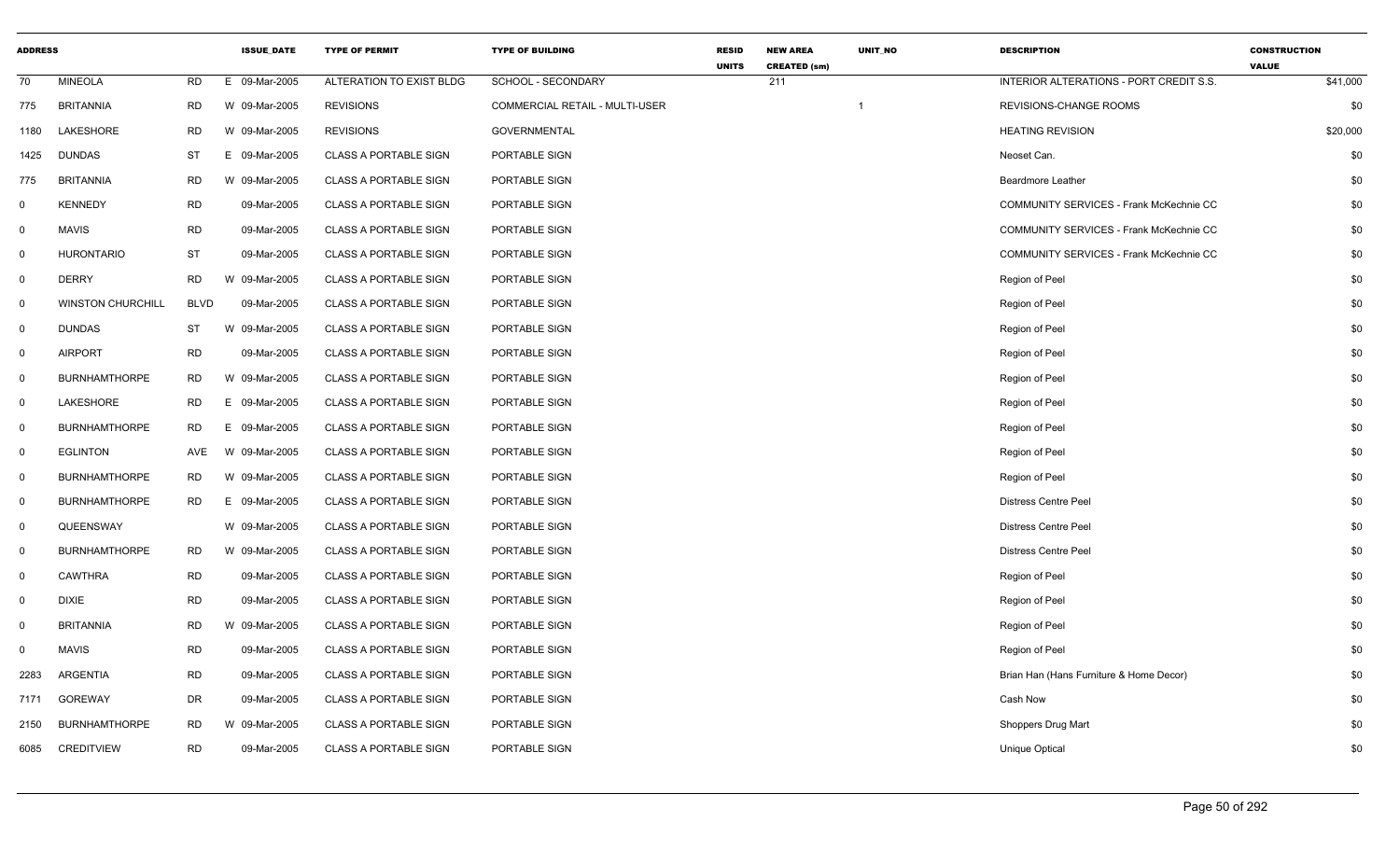| ADDRESS | | | | ISSUE_DATE | TYPE OF PERMIT | TYPE OF BUILDING | RESID UNITS | NEW AREA CREATED (sm) | UNIT_NO | DESCRIPTION | CONSTRUCTION VALUE |
|---|---|---|---|---|---|---|---|---|---|---|---|
| 70 | MINEOLA | RD | E | 09-Mar-2005 | ALTERATION TO EXIST BLDG | SCHOOL - SECONDARY | | 211 | | INTERIOR ALTERATIONS - PORT CREDIT S.S. | $41,000 |
| 775 | BRITANNIA | RD | W | 09-Mar-2005 | REVISIONS | COMMERCIAL RETAIL - MULTI-USER | | | 1 | REVISIONS-CHANGE ROOMS | $0 |
| 1180 | LAKESHORE | RD | W | 09-Mar-2005 | REVISIONS | GOVERNMENTAL | | | | HEATING REVISION | $20,000 |
| 1425 | DUNDAS | ST | E | 09-Mar-2005 | CLASS A PORTABLE SIGN | PORTABLE SIGN | | | | Neoset Can. | $0 |
| 775 | BRITANNIA | RD | W | 09-Mar-2005 | CLASS A PORTABLE SIGN | PORTABLE SIGN | | | | Beardmore Leather | $0 |
| 0 | KENNEDY | RD | | 09-Mar-2005 | CLASS A PORTABLE SIGN | PORTABLE SIGN | | | | COMMUNITY SERVICES - Frank McKechnie CC | $0 |
| 0 | MAVIS | RD | | 09-Mar-2005 | CLASS A PORTABLE SIGN | PORTABLE SIGN | | | | COMMUNITY SERVICES - Frank McKechnie CC | $0 |
| 0 | HURONTARIO | ST | | 09-Mar-2005 | CLASS A PORTABLE SIGN | PORTABLE SIGN | | | | COMMUNITY SERVICES - Frank McKechnie CC | $0 |
| 0 | DERRY | RD | W | 09-Mar-2005 | CLASS A PORTABLE SIGN | PORTABLE SIGN | | | | Region of Peel | $0 |
| 0 | WINSTON CHURCHILL | BLVD | | 09-Mar-2005 | CLASS A PORTABLE SIGN | PORTABLE SIGN | | | | Region of Peel | $0 |
| 0 | DUNDAS | ST | W | 09-Mar-2005 | CLASS A PORTABLE SIGN | PORTABLE SIGN | | | | Region of Peel | $0 |
| 0 | AIRPORT | RD | | 09-Mar-2005 | CLASS A PORTABLE SIGN | PORTABLE SIGN | | | | Region of Peel | $0 |
| 0 | BURNHAMTHORPE | RD | W | 09-Mar-2005 | CLASS A PORTABLE SIGN | PORTABLE SIGN | | | | Region of Peel | $0 |
| 0 | LAKESHORE | RD | E | 09-Mar-2005 | CLASS A PORTABLE SIGN | PORTABLE SIGN | | | | Region of Peel | $0 |
| 0 | BURNHAMTHORPE | RD | E | 09-Mar-2005 | CLASS A PORTABLE SIGN | PORTABLE SIGN | | | | Region of Peel | $0 |
| 0 | EGLINTON | AVE | W | 09-Mar-2005 | CLASS A PORTABLE SIGN | PORTABLE SIGN | | | | Region of Peel | $0 |
| 0 | BURNHAMTHORPE | RD | W | 09-Mar-2005 | CLASS A PORTABLE SIGN | PORTABLE SIGN | | | | Region of Peel | $0 |
| 0 | BURNHAMTHORPE | RD | E | 09-Mar-2005 | CLASS A PORTABLE SIGN | PORTABLE SIGN | | | | Distress Centre Peel | $0 |
| 0 | QUEENSWAY | | W | 09-Mar-2005 | CLASS A PORTABLE SIGN | PORTABLE SIGN | | | | Distress Centre Peel | $0 |
| 0 | BURNHAMTHORPE | RD | W | 09-Mar-2005 | CLASS A PORTABLE SIGN | PORTABLE SIGN | | | | Distress Centre Peel | $0 |
| 0 | CAWTHRA | RD | | 09-Mar-2005 | CLASS A PORTABLE SIGN | PORTABLE SIGN | | | | Region of Peel | $0 |
| 0 | DIXIE | RD | | 09-Mar-2005 | CLASS A PORTABLE SIGN | PORTABLE SIGN | | | | Region of Peel | $0 |
| 0 | BRITANNIA | RD | W | 09-Mar-2005 | CLASS A PORTABLE SIGN | PORTABLE SIGN | | | | Region of Peel | $0 |
| 0 | MAVIS | RD | | 09-Mar-2005 | CLASS A PORTABLE SIGN | PORTABLE SIGN | | | | Region of Peel | $0 |
| 2283 | ARGENTIA | RD | | 09-Mar-2005 | CLASS A PORTABLE SIGN | PORTABLE SIGN | | | | Brian Han (Hans Furniture & Home Decor) | $0 |
| 7171 | GOREWAY | DR | | 09-Mar-2005 | CLASS A PORTABLE SIGN | PORTABLE SIGN | | | | Cash Now | $0 |
| 2150 | BURNHAMTHORPE | RD | W | 09-Mar-2005 | CLASS A PORTABLE SIGN | PORTABLE SIGN | | | | Shoppers Drug Mart | $0 |
| 6085 | CREDITVIEW | RD | | 09-Mar-2005 | CLASS A PORTABLE SIGN | PORTABLE SIGN | | | | Unique Optical | $0 |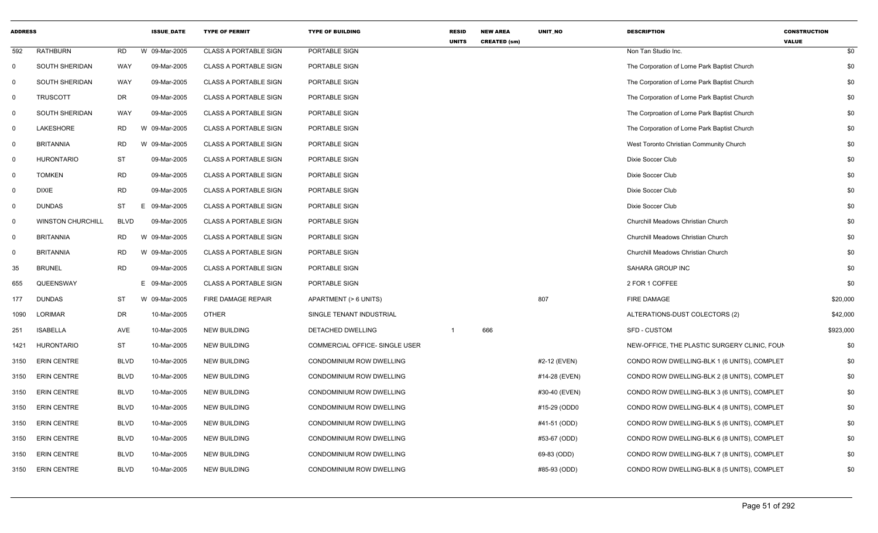| ADDRESS | | | | ISSUE_DATE | TYPE OF PERMIT | TYPE OF BUILDING | RESID UNITS | NEW AREA CREATED (sm) | UNIT_NO | DESCRIPTION | CONSTRUCTION VALUE |
|---|---|---|---|---|---|---|---|---|---|---|---|
| 592 | RATHBURN | RD | W | 09-Mar-2005 | CLASS A PORTABLE SIGN | PORTABLE SIGN | | | | Non Tan Studio Inc. | $0 |
| 0 | SOUTH SHERIDAN | WAY | | 09-Mar-2005 | CLASS A PORTABLE SIGN | PORTABLE SIGN | | | | The Corporation of Lorne Park Baptist Church | $0 |
| 0 | SOUTH SHERIDAN | WAY | | 09-Mar-2005 | CLASS A PORTABLE SIGN | PORTABLE SIGN | | | | The Corporation of Lorne Park Baptist Church | $0 |
| 0 | TRUSCOTT | DR | | 09-Mar-2005 | CLASS A PORTABLE SIGN | PORTABLE SIGN | | | | The Corporation of Lorne Park Baptist Church | $0 |
| 0 | SOUTH SHERIDAN | WAY | | 09-Mar-2005 | CLASS A PORTABLE SIGN | PORTABLE SIGN | | | | The Corproation of Lorne Park Baptist Church | $0 |
| 0 | LAKESHORE | RD | W | 09-Mar-2005 | CLASS A PORTABLE SIGN | PORTABLE SIGN | | | | The Corporation of Lorne Park Baptist Church | $0 |
| 0 | BRITANNIA | RD | W | 09-Mar-2005 | CLASS A PORTABLE SIGN | PORTABLE SIGN | | | | West Toronto Christian Community Church | $0 |
| 0 | HURONTARIO | ST | | 09-Mar-2005 | CLASS A PORTABLE SIGN | PORTABLE SIGN | | | | Dixie Soccer Club | $0 |
| 0 | TOMKEN | RD | | 09-Mar-2005 | CLASS A PORTABLE SIGN | PORTABLE SIGN | | | | Dixie Soccer Club | $0 |
| 0 | DIXIE | RD | | 09-Mar-2005 | CLASS A PORTABLE SIGN | PORTABLE SIGN | | | | Dixie Soccer Club | $0 |
| 0 | DUNDAS | ST | E | 09-Mar-2005 | CLASS A PORTABLE SIGN | PORTABLE SIGN | | | | Dixie Soccer Club | $0 |
| 0 | WINSTON CHURCHILL | BLVD | | 09-Mar-2005 | CLASS A PORTABLE SIGN | PORTABLE SIGN | | | | Churchill Meadows Christian Church | $0 |
| 0 | BRITANNIA | RD | W | 09-Mar-2005 | CLASS A PORTABLE SIGN | PORTABLE SIGN | | | | Churchill Meadows Christian Church | $0 |
| 0 | BRITANNIA | RD | W | 09-Mar-2005 | CLASS A PORTABLE SIGN | PORTABLE SIGN | | | | Churchill Meadows Christian Church | $0 |
| 35 | BRUNEL | RD | | 09-Mar-2005 | CLASS A PORTABLE SIGN | PORTABLE SIGN | | | | SAHARA GROUP INC | $0 |
| 655 | QUEENSWAY | | E | 09-Mar-2005 | CLASS A PORTABLE SIGN | PORTABLE SIGN | | | | 2 FOR 1 COFFEE | $0 |
| 177 | DUNDAS | ST | W | 09-Mar-2005 | FIRE DAMAGE REPAIR | APARTMENT (> 6 UNITS) | | | 807 | FIRE DAMAGE | $20,000 |
| 1090 | LORIMAR | DR | | 10-Mar-2005 | OTHER | SINGLE TENANT INDUSTRIAL | | | | ALTERATIONS-DUST COLECTORS (2) | $42,000 |
| 251 | ISABELLA | AVE | | 10-Mar-2005 | NEW BUILDING | DETACHED DWELLING | 1 | 666 | | SFD - CUSTOM | $923,000 |
| 1421 | HURONTARIO | ST | | 10-Mar-2005 | NEW BUILDING | COMMERCIAL OFFICE- SINGLE USER | | | | NEW-OFFICE, THE PLASTIC SURGERY CLINIC, FOUN | $0 |
| 3150 | ERIN CENTRE | BLVD | | 10-Mar-2005 | NEW BUILDING | CONDOMINIUM ROW DWELLING | | | #2-12 (EVEN) | CONDO ROW DWELLING-BLK 1 (6 UNITS), COMPLET | $0 |
| 3150 | ERIN CENTRE | BLVD | | 10-Mar-2005 | NEW BUILDING | CONDOMINIUM ROW DWELLING | | | #14-28 (EVEN) | CONDO ROW DWELLING-BLK 2 (8 UNITS), COMPLET | $0 |
| 3150 | ERIN CENTRE | BLVD | | 10-Mar-2005 | NEW BUILDING | CONDOMINIUM ROW DWELLING | | | #30-40 (EVEN) | CONDO ROW DWELLING-BLK 3 (6 UNITS), COMPLET | $0 |
| 3150 | ERIN CENTRE | BLVD | | 10-Mar-2005 | NEW BUILDING | CONDOMINIUM ROW DWELLING | | | #15-29 (ODD0 | CONDO ROW DWELLING-BLK 4 (8 UNITS), COMPLET | $0 |
| 3150 | ERIN CENTRE | BLVD | | 10-Mar-2005 | NEW BUILDING | CONDOMINIUM ROW DWELLING | | | #41-51 (ODD) | CONDO ROW DWELLING-BLK 5 (6 UNITS), COMPLET | $0 |
| 3150 | ERIN CENTRE | BLVD | | 10-Mar-2005 | NEW BUILDING | CONDOMINIUM ROW DWELLING | | | #53-67 (ODD) | CONDO ROW DWELLING-BLK 6 (8 UNITS), COMPLET | $0 |
| 3150 | ERIN CENTRE | BLVD | | 10-Mar-2005 | NEW BUILDING | CONDOMINIUM ROW DWELLING | | | 69-83 (ODD) | CONDO ROW DWELLING-BLK 7 (8 UNITS), COMPLET | $0 |
| 3150 | ERIN CENTRE | BLVD | | 10-Mar-2005 | NEW BUILDING | CONDOMINIUM ROW DWELLING | | | #85-93 (ODD) | CONDO ROW DWELLING-BLK 8 (5 UNITS), COMPLET | $0 |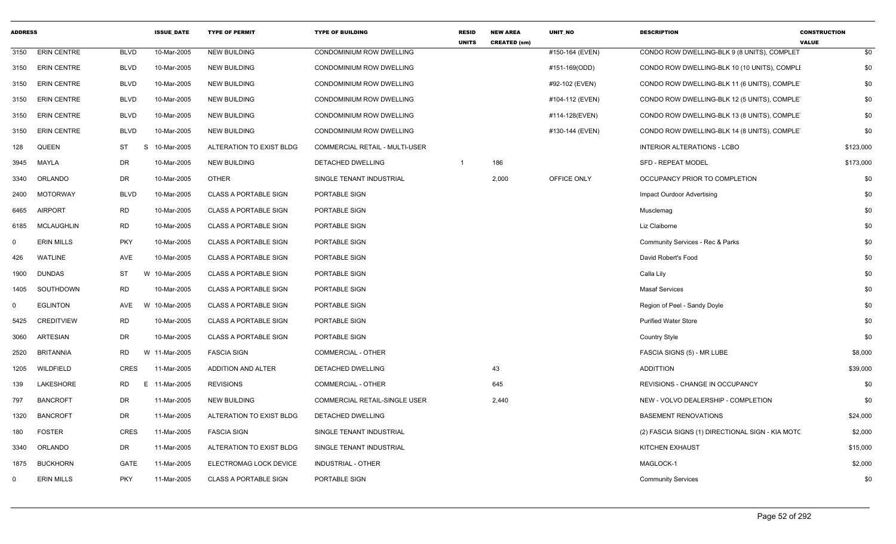| ADDRESS | | | ISSUE_DATE | TYPE OF PERMIT | TYPE OF BUILDING | RESID UNITS | NEW AREA CREATED (sm) | UNIT_NO | DESCRIPTION | CONSTRUCTION VALUE |
|---|---|---|---|---|---|---|---|---|---|---|
| 3150 | ERIN CENTRE | BLVD | 10-Mar-2005 | NEW BUILDING | CONDOMINIUM ROW DWELLING | | | #150-164 (EVEN) | CONDO ROW DWELLING-BLK 9 (8 UNITS), COMPLET | $0 |
| 3150 | ERIN CENTRE | BLVD | 10-Mar-2005 | NEW BUILDING | CONDOMINIUM ROW DWELLING | | | #151-169(ODD) | CONDO ROW DWELLING-BLK 10 (10 UNITS), COMPLI | $0 |
| 3150 | ERIN CENTRE | BLVD | 10-Mar-2005 | NEW BUILDING | CONDOMINIUM ROW DWELLING | | | #92-102 (EVEN) | CONDO ROW DWELLING-BLK 11 (6 UNITS), COMPLE | $0 |
| 3150 | ERIN CENTRE | BLVD | 10-Mar-2005 | NEW BUILDING | CONDOMINIUM ROW DWELLING | | | #104-112 (EVEN) | CONDO ROW DWELLING-BLK 12 (5 UNITS), COMPLE | $0 |
| 3150 | ERIN CENTRE | BLVD | 10-Mar-2005 | NEW BUILDING | CONDOMINIUM ROW DWELLING | | | #114-128(EVEN) | CONDO ROW DWELLING-BLK 13 (8 UNITS), COMPLE | $0 |
| 3150 | ERIN CENTRE | BLVD | 10-Mar-2005 | NEW BUILDING | CONDOMINIUM ROW DWELLING | | | #130-144 (EVEN) | CONDO ROW DWELLING-BLK 14 (8 UNITS), COMPLE | $0 |
| 128 | QUEEN | ST S | 10-Mar-2005 | ALTERATION TO EXIST BLDG | COMMERCIAL RETAIL - MULTI-USER | | | | INTERIOR ALTERATIONS - LCBO | $123,000 |
| 3945 | MAYLA | DR | 10-Mar-2005 | NEW BUILDING | DETACHED DWELLING | 1 | 186 | | SFD - REPEAT MODEL | $173,000 |
| 3340 | ORLANDO | DR | 10-Mar-2005 | OTHER | SINGLE TENANT INDUSTRIAL | | 2,000 | OFFICE ONLY | OCCUPANCY PRIOR TO COMPLETION | $0 |
| 2400 | MOTORWAY | BLVD | 10-Mar-2005 | CLASS A PORTABLE SIGN | PORTABLE SIGN | | | | Impact Ourdoor Advertising | $0 |
| 6465 | AIRPORT | RD | 10-Mar-2005 | CLASS A PORTABLE SIGN | PORTABLE SIGN | | | | Musclemag | $0 |
| 6185 | MCLAUGHLIN | RD | 10-Mar-2005 | CLASS A PORTABLE SIGN | PORTABLE SIGN | | | | Liz Claiborne | $0 |
| 0 | ERIN MILLS | PKY | 10-Mar-2005 | CLASS A PORTABLE SIGN | PORTABLE SIGN | | | | Community Services - Rec & Parks | $0 |
| 426 | WATLINE | AVE | 10-Mar-2005 | CLASS A PORTABLE SIGN | PORTABLE SIGN | | | | David Robert's Food | $0 |
| 1900 | DUNDAS | ST W | 10-Mar-2005 | CLASS A PORTABLE SIGN | PORTABLE SIGN | | | | Calla Lily | $0 |
| 1405 | SOUTHDOWN | RD | 10-Mar-2005 | CLASS A PORTABLE SIGN | PORTABLE SIGN | | | | Masaf Services | $0 |
| 0 | EGLINTON | AVE W | 10-Mar-2005 | CLASS A PORTABLE SIGN | PORTABLE SIGN | | | | Region of Peel - Sandy Doyle | $0 |
| 5425 | CREDITVIEW | RD | 10-Mar-2005 | CLASS A PORTABLE SIGN | PORTABLE SIGN | | | | Purified Water Store | $0 |
| 3060 | ARTESIAN | DR | 10-Mar-2005 | CLASS A PORTABLE SIGN | PORTABLE SIGN | | | | Country Style | $0 |
| 2520 | BRITANNIA | RD W | 11-Mar-2005 | FASCIA SIGN | COMMERCIAL - OTHER | | | | FASCIA SIGNS (5) - MR LUBE | $8,000 |
| 1205 | WILDFIELD | CRES | 11-Mar-2005 | ADDITION AND ALTER | DETACHED DWELLING | | 43 | | ADDITTION | $39,000 |
| 139 | LAKESHORE | RD E | 11-Mar-2005 | REVISIONS | COMMERCIAL - OTHER | | 645 | | REVISIONS - CHANGE IN OCCUPANCY | $0 |
| 797 | BANCROFT | DR | 11-Mar-2005 | NEW BUILDING | COMMERCIAL RETAIL-SINGLE USER | | 2,440 | | NEW - VOLVO DEALERSHIP - COMPLETION | $0 |
| 1320 | BANCROFT | DR | 11-Mar-2005 | ALTERATION TO EXIST BLDG | DETACHED DWELLING | | | | BASEMENT RENOVATIONS | $24,000 |
| 180 | FOSTER | CRES | 11-Mar-2005 | FASCIA SIGN | SINGLE TENANT INDUSTRIAL | | | | (2) FASCIA SIGNS (1) DIRECTIONAL SIGN - KIA MOTC | $2,000 |
| 3340 | ORLANDO | DR | 11-Mar-2005 | ALTERATION TO EXIST BLDG | SINGLE TENANT INDUSTRIAL | | | | KITCHEN EXHAUST | $15,000 |
| 1875 | BUCKHORN | GATE | 11-Mar-2005 | ELECTROMAG LOCK DEVICE | INDUSTRIAL - OTHER | | | | MAGLOCK-1 | $2,000 |
| 0 | ERIN MILLS | PKY | 11-Mar-2005 | CLASS A PORTABLE SIGN | PORTABLE SIGN | | | | Community Services | $0 |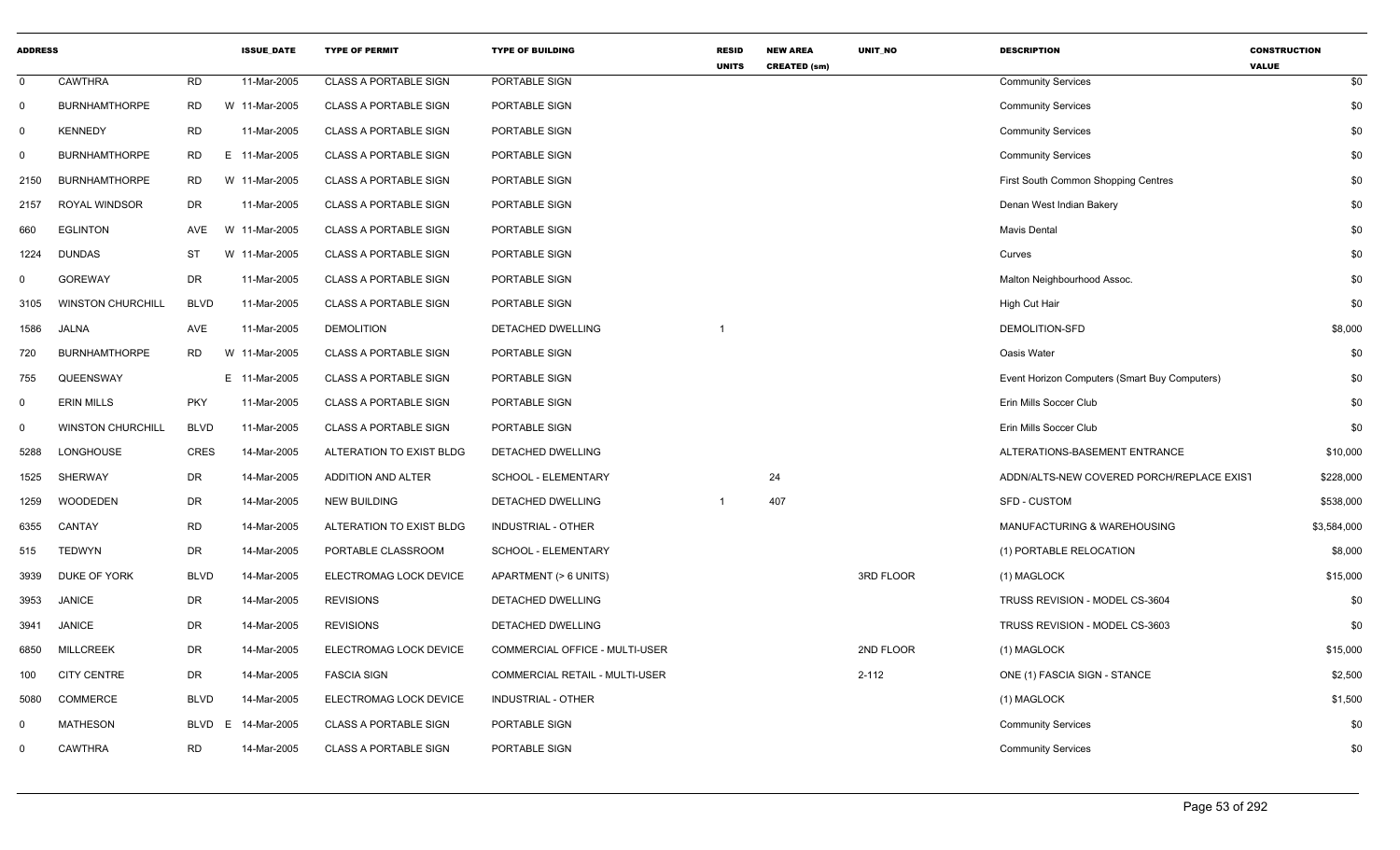| ADDRESS | | | ISSUE_DATE | TYPE OF PERMIT | TYPE OF BUILDING | RESID UNITS | NEW AREA CREATED (sm) | UNIT_NO | DESCRIPTION | CONSTRUCTION VALUE |
|---|---|---|---|---|---|---|---|---|---|---|
| 0 | CAWTHRA | RD | 11-Mar-2005 | CLASS A PORTABLE SIGN | PORTABLE SIGN | | | | Community Services | $0 |
| 0 | BURNHAMTHORPE | RD | W 11-Mar-2005 | CLASS A PORTABLE SIGN | PORTABLE SIGN | | | | Community Services | $0 |
| 0 | KENNEDY | RD | 11-Mar-2005 | CLASS A PORTABLE SIGN | PORTABLE SIGN | | | | Community Services | $0 |
| 0 | BURNHAMTHORPE | RD | E 11-Mar-2005 | CLASS A PORTABLE SIGN | PORTABLE SIGN | | | | Community Services | $0 |
| 2150 | BURNHAMTHORPE | RD | W 11-Mar-2005 | CLASS A PORTABLE SIGN | PORTABLE SIGN | | | | First South Common Shopping Centres | $0 |
| 2157 | ROYAL WINDSOR | DR | 11-Mar-2005 | CLASS A PORTABLE SIGN | PORTABLE SIGN | | | | Denan West Indian Bakery | $0 |
| 660 | EGLINTON | AVE | W 11-Mar-2005 | CLASS A PORTABLE SIGN | PORTABLE SIGN | | | | Mavis Dental | $0 |
| 1224 | DUNDAS | ST | W 11-Mar-2005 | CLASS A PORTABLE SIGN | PORTABLE SIGN | | | | Curves | $0 |
| 0 | GOREWAY | DR | 11-Mar-2005 | CLASS A PORTABLE SIGN | PORTABLE SIGN | | | | Malton Neighbourhood Assoc. | $0 |
| 3105 | WINSTON CHURCHILL | BLVD | 11-Mar-2005 | CLASS A PORTABLE SIGN | PORTABLE SIGN | | | | High Cut Hair | $0 |
| 1586 | JALNA | AVE | 11-Mar-2005 | DEMOLITION | DETACHED DWELLING | 1 | | | DEMOLITION-SFD | $8,000 |
| 720 | BURNHAMTHORPE | RD | W 11-Mar-2005 | CLASS A PORTABLE SIGN | PORTABLE SIGN | | | | Oasis Water | $0 |
| 755 | QUEENSWAY | | E 11-Mar-2005 | CLASS A PORTABLE SIGN | PORTABLE SIGN | | | | Event Horizon Computers (Smart Buy Computers) | $0 |
| 0 | ERIN MILLS | PKY | 11-Mar-2005 | CLASS A PORTABLE SIGN | PORTABLE SIGN | | | | Erin Mills Soccer Club | $0 |
| 0 | WINSTON CHURCHILL | BLVD | 11-Mar-2005 | CLASS A PORTABLE SIGN | PORTABLE SIGN | | | | Erin Mills Soccer Club | $0 |
| 5288 | LONGHOUSE | CRES | 14-Mar-2005 | ALTERATION TO EXIST BLDG | DETACHED DWELLING | | | | ALTERATIONS-BASEMENT ENTRANCE | $10,000 |
| 1525 | SHERWAY | DR | 14-Mar-2005 | ADDITION AND ALTER | SCHOOL - ELEMENTARY | | 24 | | ADDN/ALTS-NEW COVERED PORCH/REPLACE EXIST | $228,000 |
| 1259 | WOODEDEN | DR | 14-Mar-2005 | NEW BUILDING | DETACHED DWELLING | 1 | 407 | | SFD - CUSTOM | $538,000 |
| 6355 | CANTAY | RD | 14-Mar-2005 | ALTERATION TO EXIST BLDG | INDUSTRIAL - OTHER | | | | MANUFACTURING & WAREHOUSING | $3,584,000 |
| 515 | TEDWYN | DR | 14-Mar-2005 | PORTABLE CLASSROOM | SCHOOL - ELEMENTARY | | | | (1) PORTABLE RELOCATION | $8,000 |
| 3939 | DUKE OF YORK | BLVD | 14-Mar-2005 | ELECTROMAG LOCK DEVICE | APARTMENT (> 6 UNITS) | | | 3RD FLOOR | (1) MAGLOCK | $15,000 |
| 3953 | JANICE | DR | 14-Mar-2005 | REVISIONS | DETACHED DWELLING | | | | TRUSS REVISION - MODEL CS-3604 | $0 |
| 3941 | JANICE | DR | 14-Mar-2005 | REVISIONS | DETACHED DWELLING | | | | TRUSS REVISION - MODEL CS-3603 | $0 |
| 6850 | MILLCREEK | DR | 14-Mar-2005 | ELECTROMAG LOCK DEVICE | COMMERCIAL OFFICE - MULTI-USER | | | 2ND FLOOR | (1) MAGLOCK | $15,000 |
| 100 | CITY CENTRE | DR | 14-Mar-2005 | FASCIA SIGN | COMMERCIAL RETAIL - MULTI-USER | | | 2-112 | ONE (1) FASCIA SIGN - STANCE | $2,500 |
| 5080 | COMMERCE | BLVD | 14-Mar-2005 | ELECTROMAG LOCK DEVICE | INDUSTRIAL - OTHER | | | | (1) MAGLOCK | $1,500 |
| 0 | MATHESON | BLVD | E 14-Mar-2005 | CLASS A PORTABLE SIGN | PORTABLE SIGN | | | | Community Services | $0 |
| 0 | CAWTHRA | RD | 14-Mar-2005 | CLASS A PORTABLE SIGN | PORTABLE SIGN | | | | Community Services | $0 |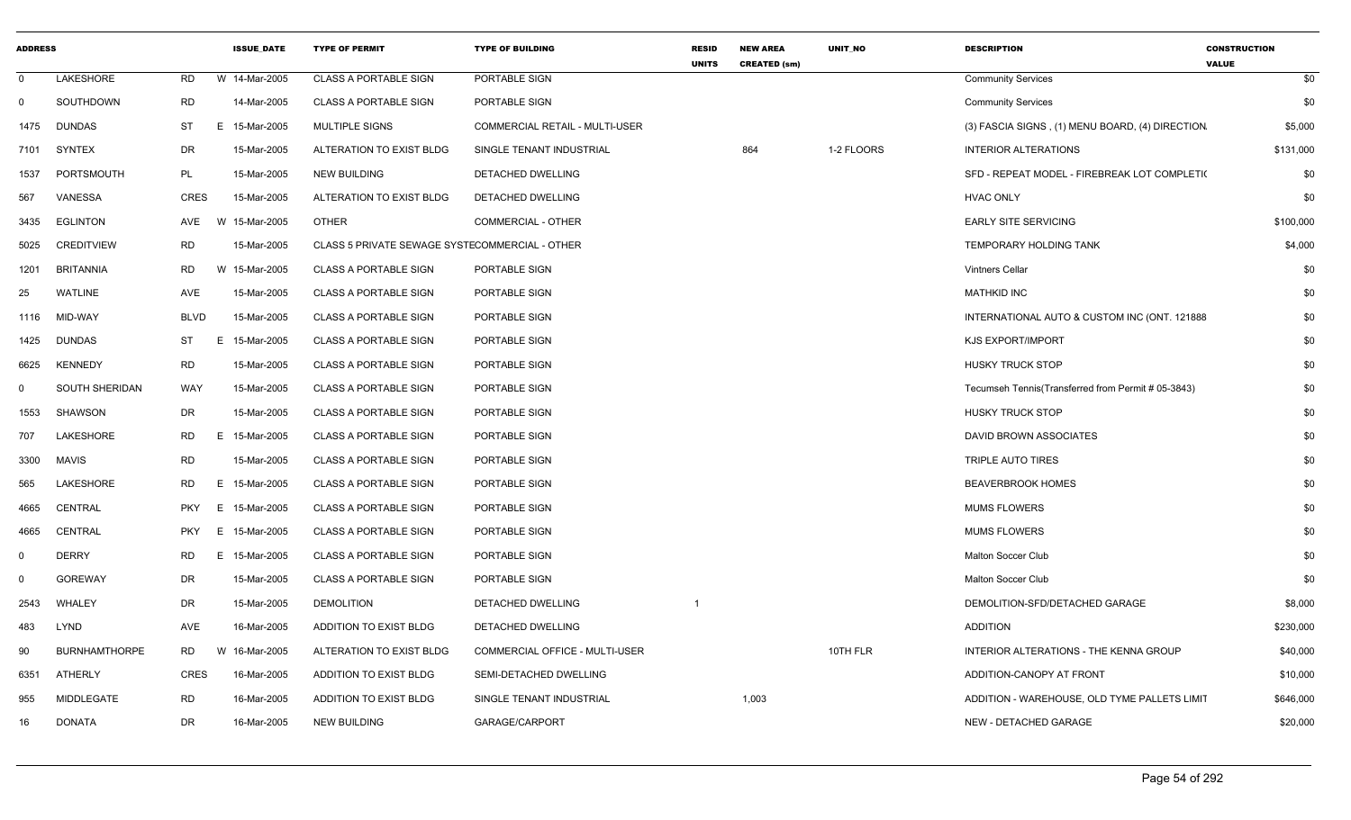| ADDRESS | | | | ISSUE_DATE | TYPE OF PERMIT | TYPE OF BUILDING | RESID UNITS | NEW AREA CREATED (sm) | UNIT_NO | DESCRIPTION | CONSTRUCTION VALUE |
|---|---|---|---|---|---|---|---|---|---|---|---|
| 0 | LAKESHORE | RD | W | 14-Mar-2005 | CLASS A PORTABLE SIGN | PORTABLE SIGN | | | | Community Services | $0 |
| 0 | SOUTHDOWN | RD | | 14-Mar-2005 | CLASS A PORTABLE SIGN | PORTABLE SIGN | | | | Community Services | $0 |
| 1475 | DUNDAS | ST | E | 15-Mar-2005 | MULTIPLE SIGNS | COMMERCIAL RETAIL - MULTI-USER | | | | (3) FASCIA SIGNS , (1) MENU BOARD, (4) DIRECTION. | $5,000 |
| 7101 | SYNTEX | DR | | 15-Mar-2005 | ALTERATION TO EXIST BLDG | SINGLE TENANT INDUSTRIAL | | 864 | 1-2 FLOORS | INTERIOR ALTERATIONS | $131,000 |
| 1537 | PORTSMOUTH | PL | | 15-Mar-2005 | NEW BUILDING | DETACHED DWELLING | | | | SFD - REPEAT MODEL - FIREBREAK LOT COMPLETI( | $0 |
| 567 | VANESSA | CRES | | 15-Mar-2005 | ALTERATION TO EXIST BLDG | DETACHED DWELLING | | | | HVAC ONLY | $0 |
| 3435 | EGLINTON | AVE | W | 15-Mar-2005 | OTHER | COMMERCIAL - OTHER | | | | EARLY SITE SERVICING | $100,000 |
| 5025 | CREDITVIEW | RD | | 15-Mar-2005 | CLASS 5 PRIVATE SEWAGE SYSTE | COMMERCIAL - OTHER | | | | TEMPORARY HOLDING TANK | $4,000 |
| 1201 | BRITANNIA | RD | W | 15-Mar-2005 | CLASS A PORTABLE SIGN | PORTABLE SIGN | | | | Vintners Cellar | $0 |
| 25 | WATLINE | AVE | | 15-Mar-2005 | CLASS A PORTABLE SIGN | PORTABLE SIGN | | | | MATHKID INC | $0 |
| 1116 | MID-WAY | BLVD | | 15-Mar-2005 | CLASS A PORTABLE SIGN | PORTABLE SIGN | | | | INTERNATIONAL AUTO & CUSTOM INC (ONT. 121888 | $0 |
| 1425 | DUNDAS | ST | E | 15-Mar-2005 | CLASS A PORTABLE SIGN | PORTABLE SIGN | | | | KJS EXPORT/IMPORT | $0 |
| 6625 | KENNEDY | RD | | 15-Mar-2005 | CLASS A PORTABLE SIGN | PORTABLE SIGN | | | | HUSKY TRUCK STOP | $0 |
| 0 | SOUTH SHERIDAN | WAY | | 15-Mar-2005 | CLASS A PORTABLE SIGN | PORTABLE SIGN | | | | Tecumseh Tennis(Transferred from Permit # 05-3843) | $0 |
| 1553 | SHAWSON | DR | | 15-Mar-2005 | CLASS A PORTABLE SIGN | PORTABLE SIGN | | | | HUSKY TRUCK STOP | $0 |
| 707 | LAKESHORE | RD | E | 15-Mar-2005 | CLASS A PORTABLE SIGN | PORTABLE SIGN | | | | DAVID BROWN ASSOCIATES | $0 |
| 3300 | MAVIS | RD | | 15-Mar-2005 | CLASS A PORTABLE SIGN | PORTABLE SIGN | | | | TRIPLE AUTO TIRES | $0 |
| 565 | LAKESHORE | RD | E | 15-Mar-2005 | CLASS A PORTABLE SIGN | PORTABLE SIGN | | | | BEAVERBROOK HOMES | $0 |
| 4665 | CENTRAL | PKY | E | 15-Mar-2005 | CLASS A PORTABLE SIGN | PORTABLE SIGN | | | | MUMS FLOWERS | $0 |
| 4665 | CENTRAL | PKY | E | 15-Mar-2005 | CLASS A PORTABLE SIGN | PORTABLE SIGN | | | | MUMS FLOWERS | $0 |
| 0 | DERRY | RD | E | 15-Mar-2005 | CLASS A PORTABLE SIGN | PORTABLE SIGN | | | | Malton Soccer Club | $0 |
| 0 | GOREWAY | DR | | 15-Mar-2005 | CLASS A PORTABLE SIGN | PORTABLE SIGN | | | | Malton Soccer Club | $0 |
| 2543 | WHALEY | DR | | 15-Mar-2005 | DEMOLITION | DETACHED DWELLING | 1 | | | DEMOLITION-SFD/DETACHED GARAGE | $8,000 |
| 483 | LYND | AVE | | 16-Mar-2005 | ADDITION TO EXIST BLDG | DETACHED DWELLING | | | | ADDITION | $230,000 |
| 90 | BURNHAMTHORPE | RD | W | 16-Mar-2005 | ALTERATION TO EXIST BLDG | COMMERCIAL OFFICE - MULTI-USER | | | 10TH FLR | INTERIOR ALTERATIONS - THE KENNA GROUP | $40,000 |
| 6351 | ATHERLY | CRES | | 16-Mar-2005 | ADDITION TO EXIST BLDG | SEMI-DETACHED DWELLING | | | | ADDITION-CANOPY AT FRONT | $10,000 |
| 955 | MIDDLEGATE | RD | | 16-Mar-2005 | ADDITION TO EXIST BLDG | SINGLE TENANT INDUSTRIAL | | 1,003 | | ADDITION - WAREHOUSE, OLD TYME PALLETS LIMIT | $646,000 |
| 16 | DONATA | DR | | 16-Mar-2005 | NEW BUILDING | GARAGE/CARPORT | | | | NEW - DETACHED GARAGE | $20,000 |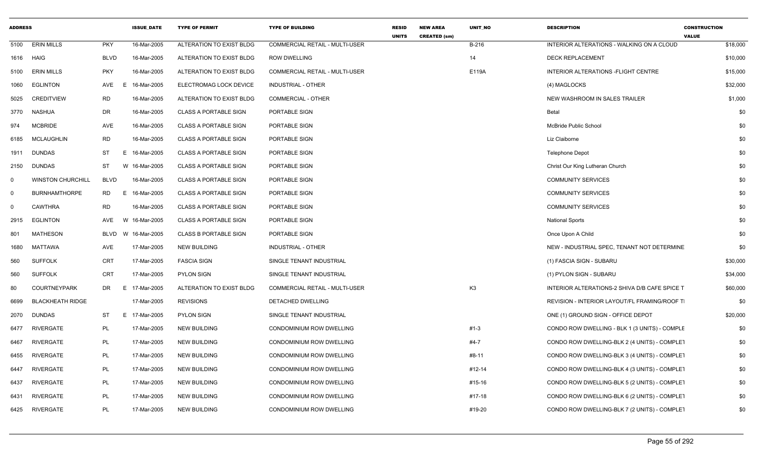| ADDRESS | | | | ISSUE_DATE | TYPE OF PERMIT | TYPE OF BUILDING | RESID UNITS | NEW AREA CREATED (sm) | UNIT_NO | DESCRIPTION | CONSTRUCTION VALUE |
|---|---|---|---|---|---|---|---|---|---|---|---|
| 5100 | ERIN MILLS | PKY | | 16-Mar-2005 | ALTERATION TO EXIST BLDG | COMMERCIAL RETAIL - MULTI-USER | | | B-216 | INTERIOR ALTERATIONS - WALKING ON A CLOUD | $18,000 |
| 1616 | HAIG | BLVD | | 16-Mar-2005 | ALTERATION TO EXIST BLDG | ROW DWELLING | | | 14 | DECK REPLACEMENT | $10,000 |
| 5100 | ERIN MILLS | PKY | | 16-Mar-2005 | ALTERATION TO EXIST BLDG | COMMERCIAL RETAIL - MULTI-USER | | | E119A | INTERIOR ALTERATIONS -FLIGHT CENTRE | $15,000 |
| 1060 | EGLINTON | AVE | E | 16-Mar-2005 | ELECTROMAG LOCK DEVICE | INDUSTRIAL - OTHER | | | | (4) MAGLOCKS | $32,000 |
| 5025 | CREDITVIEW | RD | | 16-Mar-2005 | ALTERATION TO EXIST BLDG | COMMERCIAL - OTHER | | | | NEW WASHROOM IN SALES TRAILER | $1,000 |
| 3770 | NASHUA | DR | | 16-Mar-2005 | CLASS A PORTABLE SIGN | PORTABLE SIGN | | | | Betal | $0 |
| 974 | MCBRIDE | AVE | | 16-Mar-2005 | CLASS A PORTABLE SIGN | PORTABLE SIGN | | | | McBride Public School | $0 |
| 6185 | MCLAUGHLIN | RD | | 16-Mar-2005 | CLASS A PORTABLE SIGN | PORTABLE SIGN | | | | Liz Claiborne | $0 |
| 1911 | DUNDAS | ST | E | 16-Mar-2005 | CLASS A PORTABLE SIGN | PORTABLE SIGN | | | | Telephone Depot | $0 |
| 2150 | DUNDAS | ST | W | 16-Mar-2005 | CLASS A PORTABLE SIGN | PORTABLE SIGN | | | | Christ Our King Lutheran Church | $0 |
| 0 | WINSTON CHURCHILL | BLVD | | 16-Mar-2005 | CLASS A PORTABLE SIGN | PORTABLE SIGN | | | | COMMUNITY SERVICES | $0 |
| 0 | BURNHAMTHORPE | RD | E | 16-Mar-2005 | CLASS A PORTABLE SIGN | PORTABLE SIGN | | | | COMMUNITY SERVICES | $0 |
| 0 | CAWTHRA | RD | | 16-Mar-2005 | CLASS A PORTABLE SIGN | PORTABLE SIGN | | | | COMMUNITY SERVICES | $0 |
| 2915 | EGLINTON | AVE | W | 16-Mar-2005 | CLASS A PORTABLE SIGN | PORTABLE SIGN | | | | National Sports | $0 |
| 801 | MATHESON | BLVD | W | 16-Mar-2005 | CLASS B PORTABLE SIGN | PORTABLE SIGN | | | | Once Upon A Child | $0 |
| 1680 | MATTAWA | AVE | | 17-Mar-2005 | NEW BUILDING | INDUSTRIAL - OTHER | | | | NEW - INDUSTRIAL SPEC, TENANT NOT DETERMINE | $0 |
| 560 | SUFFOLK | CRT | | 17-Mar-2005 | FASCIA SIGN | SINGLE TENANT INDUSTRIAL | | | | (1) FASCIA SIGN - SUBARU | $30,000 |
| 560 | SUFFOLK | CRT | | 17-Mar-2005 | PYLON SIGN | SINGLE TENANT INDUSTRIAL | | | | (1) PYLON SIGN - SUBARU | $34,000 |
| 80 | COURTNEYPARK | DR | E | 17-Mar-2005 | ALTERATION TO EXIST BLDG | COMMERCIAL RETAIL - MULTI-USER | | | K3 | INTERIOR ALTERATIONS-2 SHIVA D/B CAFE SPICE T | $60,000 |
| 6699 | BLACKHEATH RIDGE | | | 17-Mar-2005 | REVISIONS | DETACHED DWELLING | | | | REVISION - INTERIOR LAYOUT/FL FRAMING/ROOF T | $0 |
| 2070 | DUNDAS | ST | E | 17-Mar-2005 | PYLON SIGN | SINGLE TENANT INDUSTRIAL | | | | ONE (1) GROUND SIGN - OFFICE DEPOT | $20,000 |
| 6477 | RIVERGATE | PL | | 17-Mar-2005 | NEW BUILDING | CONDOMINIUM ROW DWELLING | | | #1-3 | CONDO ROW DWELLING - BLK 1 (3 UNITS) - COMPLE | $0 |
| 6467 | RIVERGATE | PL | | 17-Mar-2005 | NEW BUILDING | CONDOMINIUM ROW DWELLING | | | #4-7 | CONDO ROW DWELLING-BLK 2 (4 UNITS) - COMPLET | $0 |
| 6455 | RIVERGATE | PL | | 17-Mar-2005 | NEW BUILDING | CONDOMINIUM ROW DWELLING | | | #8-11 | CONDO ROW DWELLING-BLK 3 (4 UNITS) - COMPLET | $0 |
| 6447 | RIVERGATE | PL | | 17-Mar-2005 | NEW BUILDING | CONDOMINIUM ROW DWELLING | | | #12-14 | CONDO ROW DWELLING-BLK 4 (3 UNITS) - COMPLET | $0 |
| 6437 | RIVERGATE | PL | | 17-Mar-2005 | NEW BUILDING | CONDOMINIUM ROW DWELLING | | | #15-16 | CONDO ROW DWELLING-BLK 5 (2 UNITS) - COMPLET | $0 |
| 6431 | RIVERGATE | PL | | 17-Mar-2005 | NEW BUILDING | CONDOMINIUM ROW DWELLING | | | #17-18 | CONDO ROW DWELLING-BLK 6 (2 UNITS) - COMPLET | $0 |
| 6425 | RIVERGATE | PL | | 17-Mar-2005 | NEW BUILDING | CONDOMINIUM ROW DWELLING | | | #19-20 | CONDO ROW DWELLING-BLK 7 (2 UNITS) - COMPLET | $0 |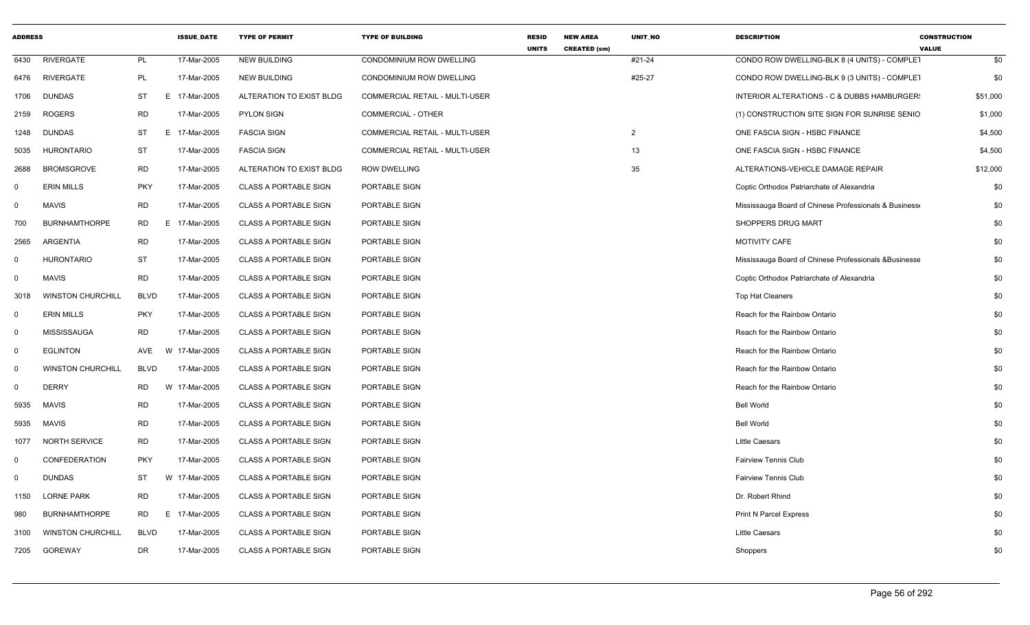| ADDRESS | | | | ISSUE_DATE | TYPE OF PERMIT | TYPE OF BUILDING | RESID UNITS | NEW AREA CREATED (sm) | UNIT_NO | DESCRIPTION | CONSTRUCTION VALUE |
|---|---|---|---|---|---|---|---|---|---|---|---|
| 6430 | RIVERGATE | PL | | 17-Mar-2005 | NEW BUILDING | CONDOMINIUM ROW DWELLING | | | #21-24 | CONDO ROW DWELLING-BLK 8 (4 UNITS) - COMPLET | $0 |
| 6476 | RIVERGATE | PL | | 17-Mar-2005 | NEW BUILDING | CONDOMINIUM ROW DWELLING | | | #25-27 | CONDO ROW DWELLING-BLK 9 (3 UNITS) - COMPLET | $0 |
| 1706 | DUNDAS | ST | E | 17-Mar-2005 | ALTERATION TO EXIST BLDG | COMMERCIAL RETAIL - MULTI-USER | | | | INTERIOR ALTERATIONS - C & DUBBS HAMBURGER! | $51,000 |
| 2159 | ROGERS | RD | | 17-Mar-2005 | PYLON SIGN | COMMERCIAL - OTHER | | | | (1) CONSTRUCTION SITE SIGN FOR SUNRISE SENIO | $1,000 |
| 1248 | DUNDAS | ST | E | 17-Mar-2005 | FASCIA SIGN | COMMERCIAL RETAIL - MULTI-USER | | | 2 | ONE FASCIA SIGN - HSBC FINANCE | $4,500 |
| 5035 | HURONTARIO | ST | | 17-Mar-2005 | FASCIA SIGN | COMMERCIAL RETAIL - MULTI-USER | | | 13 | ONE FASCIA SIGN - HSBC FINANCE | $4,500 |
| 2688 | BROMSGROVE | RD | | 17-Mar-2005 | ALTERATION TO EXIST BLDG | ROW DWELLING | | | 35 | ALTERATIONS-VEHICLE DAMAGE REPAIR | $12,000 |
| 0 | ERIN MILLS | PKY | | 17-Mar-2005 | CLASS A PORTABLE SIGN | PORTABLE SIGN | | | | Coptic Orthodox Patriarchate of Alexandria | $0 |
| 0 | MAVIS | RD | | 17-Mar-2005 | CLASS A PORTABLE SIGN | PORTABLE SIGN | | | | Mississauga Board of Chinese Professionals & Business | $0 |
| 700 | BURNHAMTHORPE | RD | E | 17-Mar-2005 | CLASS A PORTABLE SIGN | PORTABLE SIGN | | | | SHOPPERS DRUG MART | $0 |
| 2565 | ARGENTIA | RD | | 17-Mar-2005 | CLASS A PORTABLE SIGN | PORTABLE SIGN | | | | MOTIVITY CAFE | $0 |
| 0 | HURONTARIO | ST | | 17-Mar-2005 | CLASS A PORTABLE SIGN | PORTABLE SIGN | | | | Mississauga Board of Chinese Professionals &Businesse | $0 |
| 0 | MAVIS | RD | | 17-Mar-2005 | CLASS A PORTABLE SIGN | PORTABLE SIGN | | | | Coptic Orthodox Patriarchate of Alexandria | $0 |
| 3018 | WINSTON CHURCHILL | BLVD | | 17-Mar-2005 | CLASS A PORTABLE SIGN | PORTABLE SIGN | | | | Top Hat Cleaners | $0 |
| 0 | ERIN MILLS | PKY | | 17-Mar-2005 | CLASS A PORTABLE SIGN | PORTABLE SIGN | | | | Reach for the Rainbow Ontario | $0 |
| 0 | MISSISSAUGA | RD | | 17-Mar-2005 | CLASS A PORTABLE SIGN | PORTABLE SIGN | | | | Reach for the Rainbow Ontario | $0 |
| 0 | EGLINTON | AVE | W | 17-Mar-2005 | CLASS A PORTABLE SIGN | PORTABLE SIGN | | | | Reach for the Rainbow Ontario | $0 |
| 0 | WINSTON CHURCHILL | BLVD | | 17-Mar-2005 | CLASS A PORTABLE SIGN | PORTABLE SIGN | | | | Reach for the Rainbow Ontario | $0 |
| 0 | DERRY | RD | W | 17-Mar-2005 | CLASS A PORTABLE SIGN | PORTABLE SIGN | | | | Reach for the Rainbow Ontario | $0 |
| 5935 | MAVIS | RD | | 17-Mar-2005 | CLASS A PORTABLE SIGN | PORTABLE SIGN | | | | Bell World | $0 |
| 5935 | MAVIS | RD | | 17-Mar-2005 | CLASS A PORTABLE SIGN | PORTABLE SIGN | | | | Bell World | $0 |
| 1077 | NORTH SERVICE | RD | | 17-Mar-2005 | CLASS A PORTABLE SIGN | PORTABLE SIGN | | | | Little Caesars | $0 |
| 0 | CONFEDERATION | PKY | | 17-Mar-2005 | CLASS A PORTABLE SIGN | PORTABLE SIGN | | | | Fairview Tennis Club | $0 |
| 0 | DUNDAS | ST | W | 17-Mar-2005 | CLASS A PORTABLE SIGN | PORTABLE SIGN | | | | Fairview Tennis Club | $0 |
| 1150 | LORNE PARK | RD | | 17-Mar-2005 | CLASS A PORTABLE SIGN | PORTABLE SIGN | | | | Dr. Robert Rhind | $0 |
| 980 | BURNHAMTHORPE | RD | E | 17-Mar-2005 | CLASS A PORTABLE SIGN | PORTABLE SIGN | | | | Print N Parcel Express | $0 |
| 3100 | WINSTON CHURCHILL | BLVD | | 17-Mar-2005 | CLASS A PORTABLE SIGN | PORTABLE SIGN | | | | Little Caesars | $0 |
| 7205 | GOREWAY | DR | | 17-Mar-2005 | CLASS A PORTABLE SIGN | PORTABLE SIGN | | | | Shoppers | $0 |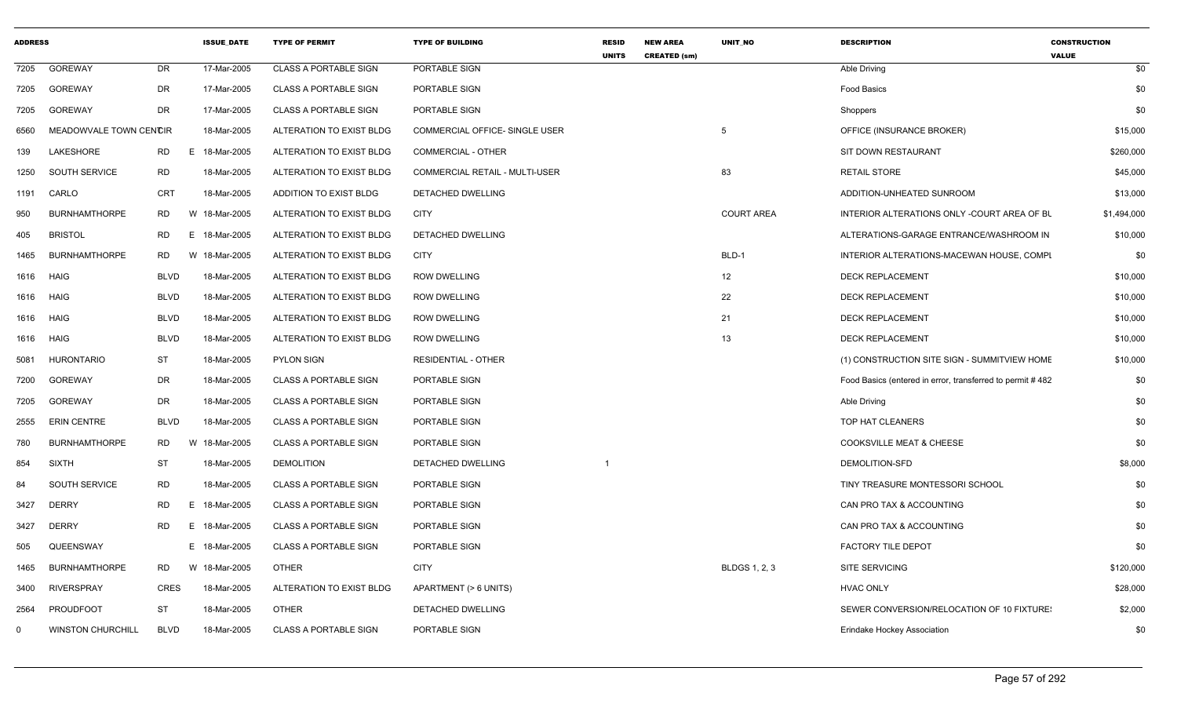| ADDRESS | | | ISSUE_DATE | TYPE OF PERMIT | TYPE OF BUILDING | RESID UNITS | NEW AREA CREATED (sm) | UNIT_NO | DESCRIPTION | CONSTRUCTION VALUE |
|---|---|---|---|---|---|---|---|---|---|---|
| 7205 | GOREWAY | DR | 17-Mar-2005 | CLASS A PORTABLE SIGN | PORTABLE SIGN | | | | Able Driving | $0 |
| 7205 | GOREWAY | DR | 17-Mar-2005 | CLASS A PORTABLE SIGN | PORTABLE SIGN | | | | Food Basics | $0 |
| 7205 | GOREWAY | DR | 17-Mar-2005 | CLASS A PORTABLE SIGN | PORTABLE SIGN | | | | Shoppers | $0 |
| 6560 | MEADOWVALE TOWN CENTRE | CIR | 18-Mar-2005 | ALTERATION TO EXIST BLDG | COMMERCIAL OFFICE- SINGLE USER | | | 5 | OFFICE (INSURANCE BROKER) | $15,000 |
| 139 | LAKESHORE | RD E | 18-Mar-2005 | ALTERATION TO EXIST BLDG | COMMERCIAL - OTHER | | | | SIT DOWN RESTAURANT | $260,000 |
| 1250 | SOUTH SERVICE | RD | 18-Mar-2005 | ALTERATION TO EXIST BLDG | COMMERCIAL RETAIL - MULTI-USER | | | 83 | RETAIL STORE | $45,000 |
| 1191 | CARLO | CRT | 18-Mar-2005 | ADDITION TO EXIST BLDG | DETACHED DWELLING | | | | ADDITION-UNHEATED SUNROOM | $13,000 |
| 950 | BURNHAMTHORPE | RD W | 18-Mar-2005 | ALTERATION TO EXIST BLDG | CITY | | | COURT AREA | INTERIOR ALTERATIONS ONLY -COURT AREA OF BL | $1,494,000 |
| 405 | BRISTOL | RD E | 18-Mar-2005 | ALTERATION TO EXIST BLDG | DETACHED DWELLING | | | | ALTERATIONS-GARAGE ENTRANCE/WASHROOM IN | $10,000 |
| 1465 | BURNHAMTHORPE | RD W | 18-Mar-2005 | ALTERATION TO EXIST BLDG | CITY | | | BLD-1 | INTERIOR ALTERATIONS-MACEWAN HOUSE, COMPL | $0 |
| 1616 | HAIG | BLVD | 18-Mar-2005 | ALTERATION TO EXIST BLDG | ROW DWELLING | | | 12 | DECK REPLACEMENT | $10,000 |
| 1616 | HAIG | BLVD | 18-Mar-2005 | ALTERATION TO EXIST BLDG | ROW DWELLING | | | 22 | DECK REPLACEMENT | $10,000 |
| 1616 | HAIG | BLVD | 18-Mar-2005 | ALTERATION TO EXIST BLDG | ROW DWELLING | | | 21 | DECK REPLACEMENT | $10,000 |
| 1616 | HAIG | BLVD | 18-Mar-2005 | ALTERATION TO EXIST BLDG | ROW DWELLING | | | 13 | DECK REPLACEMENT | $10,000 |
| 5081 | HURONTARIO | ST | 18-Mar-2005 | PYLON SIGN | RESIDENTIAL - OTHER | | | | (1) CONSTRUCTION SITE SIGN - SUMMITVIEW HOME | $10,000 |
| 7200 | GOREWAY | DR | 18-Mar-2005 | CLASS A PORTABLE SIGN | PORTABLE SIGN | | | | Food Basics (entered in error, transferred to permit # 482 | $0 |
| 7205 | GOREWAY | DR | 18-Mar-2005 | CLASS A PORTABLE SIGN | PORTABLE SIGN | | | | Able Driving | $0 |
| 2555 | ERIN CENTRE | BLVD | 18-Mar-2005 | CLASS A PORTABLE SIGN | PORTABLE SIGN | | | | TOP HAT CLEANERS | $0 |
| 780 | BURNHAMTHORPE | RD W | 18-Mar-2005 | CLASS A PORTABLE SIGN | PORTABLE SIGN | | | | COOKSVILLE MEAT & CHEESE | $0 |
| 854 | SIXTH | ST | 18-Mar-2005 | DEMOLITION | DETACHED DWELLING | 1 | | | DEMOLITION-SFD | $8,000 |
| 84 | SOUTH SERVICE | RD | 18-Mar-2005 | CLASS A PORTABLE SIGN | PORTABLE SIGN | | | | TINY TREASURE MONTESSORI SCHOOL | $0 |
| 3427 | DERRY | RD E | 18-Mar-2005 | CLASS A PORTABLE SIGN | PORTABLE SIGN | | | | CAN PRO TAX & ACCOUNTING | $0 |
| 3427 | DERRY | RD E | 18-Mar-2005 | CLASS A PORTABLE SIGN | PORTABLE SIGN | | | | CAN PRO TAX & ACCOUNTING | $0 |
| 505 | QUEENSWAY | E | 18-Mar-2005 | CLASS A PORTABLE SIGN | PORTABLE SIGN | | | | FACTORY TILE DEPOT | $0 |
| 1465 | BURNHAMTHORPE | RD W | 18-Mar-2005 | OTHER | CITY | | | BLDGS 1, 2, 3 | SITE SERVICING | $120,000 |
| 3400 | RIVERSPRAY | CRES | 18-Mar-2005 | ALTERATION TO EXIST BLDG | APARTMENT (> 6 UNITS) | | | | HVAC ONLY | $28,000 |
| 2564 | PROUDFOOT | ST | 18-Mar-2005 | OTHER | DETACHED DWELLING | | | | SEWER CONVERSION/RELOCATION OF 10 FIXTURES | $2,000 |
| 0 | WINSTON CHURCHILL | BLVD | 18-Mar-2005 | CLASS A PORTABLE SIGN | PORTABLE SIGN | | | | Erindake Hockey Association | $0 |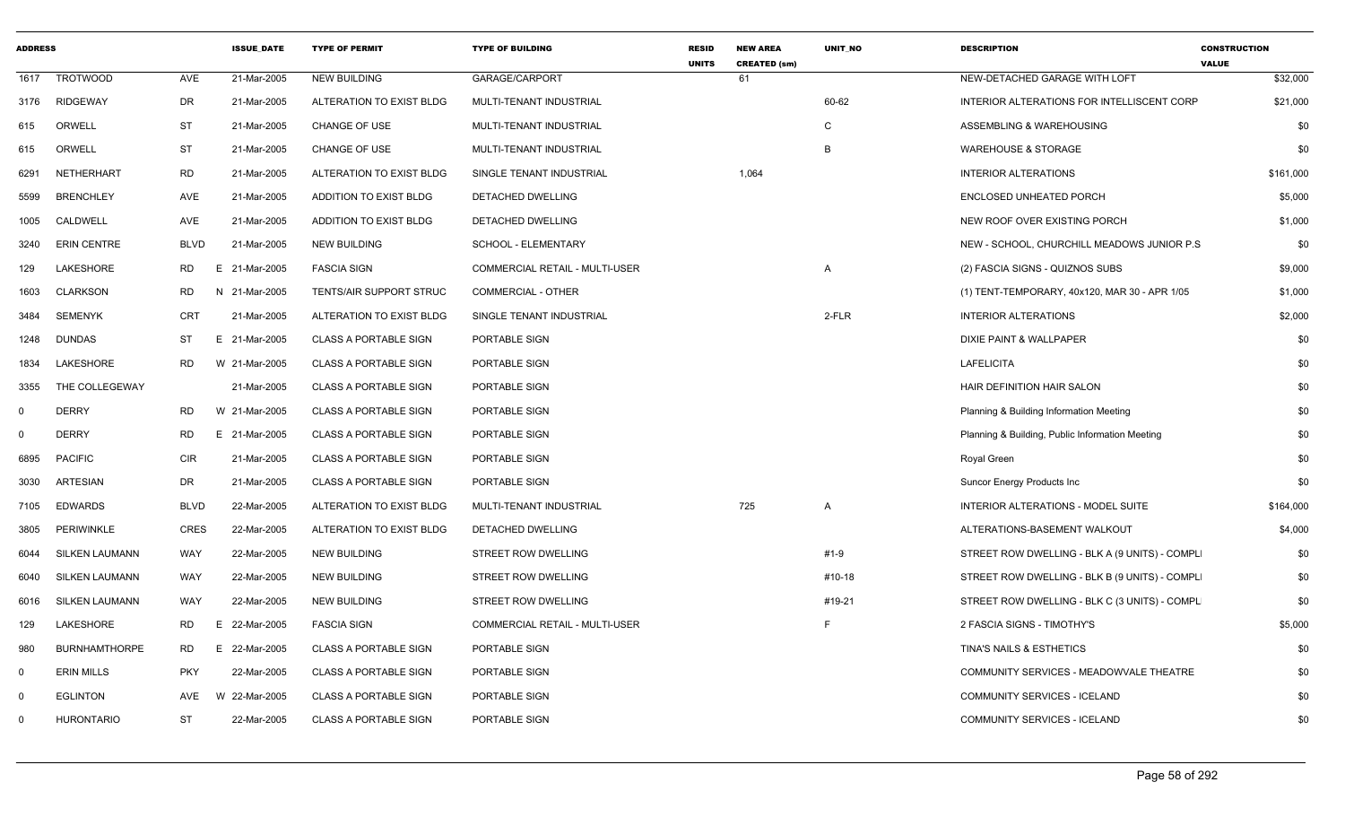| ADDRESS | | | ISSUE_DATE | TYPE OF PERMIT | TYPE OF BUILDING | RESID UNITS | NEW AREA CREATED (sm) | UNIT_NO | DESCRIPTION | CONSTRUCTION VALUE |
|---|---|---|---|---|---|---|---|---|---|---|
| 1617 | TROTWOOD | AVE | 21-Mar-2005 | NEW BUILDING | GARAGE/CARPORT | | 61 | | NEW-DETACHED GARAGE WITH LOFT | $32,000 |
| 3176 | RIDGEWAY | DR | 21-Mar-2005 | ALTERATION TO EXIST BLDG | MULTI-TENANT INDUSTRIAL | | | 60-62 | INTERIOR ALTERATIONS FOR INTELLISCENT CORP | $21,000 |
| 615 | ORWELL | ST | 21-Mar-2005 | CHANGE OF USE | MULTI-TENANT INDUSTRIAL | | | C | ASSEMBLING & WAREHOUSING | $0 |
| 615 | ORWELL | ST | 21-Mar-2005 | CHANGE OF USE | MULTI-TENANT INDUSTRIAL | | | B | WAREHOUSE & STORAGE | $0 |
| 6291 | NETHERHART | RD | 21-Mar-2005 | ALTERATION TO EXIST BLDG | SINGLE TENANT INDUSTRIAL | | 1,064 | | INTERIOR ALTERATIONS | $161,000 |
| 5599 | BRENCHLEY | AVE | 21-Mar-2005 | ADDITION TO EXIST BLDG | DETACHED DWELLING | | | | ENCLOSED UNHEATED PORCH | $5,000 |
| 1005 | CALDWELL | AVE | 21-Mar-2005 | ADDITION TO EXIST BLDG | DETACHED DWELLING | | | | NEW ROOF OVER EXISTING PORCH | $1,000 |
| 3240 | ERIN CENTRE | BLVD | 21-Mar-2005 | NEW BUILDING | SCHOOL - ELEMENTARY | | | | NEW - SCHOOL, CHURCHILL MEADOWS JUNIOR P.S | $0 |
| 129 | LAKESHORE | RD E | 21-Mar-2005 | FASCIA SIGN | COMMERCIAL RETAIL - MULTI-USER | | | A | (2) FASCIA SIGNS - QUIZNOS SUBS | $9,000 |
| 1603 | CLARKSON | RD N | 21-Mar-2005 | TENTS/AIR SUPPORT STRUC | COMMERCIAL - OTHER | | | | (1) TENT-TEMPORARY, 40x120, MAR 30 - APR 1/05 | $1,000 |
| 3484 | SEMENYK | CRT | 21-Mar-2005 | ALTERATION TO EXIST BLDG | SINGLE TENANT INDUSTRIAL | | | 2-FLR | INTERIOR ALTERATIONS | $2,000 |
| 1248 | DUNDAS | ST E | 21-Mar-2005 | CLASS A PORTABLE SIGN | PORTABLE SIGN | | | | DIXIE PAINT & WALLPAPER | $0 |
| 1834 | LAKESHORE | RD W | 21-Mar-2005 | CLASS A PORTABLE SIGN | PORTABLE SIGN | | | | LAFELICITA | $0 |
| 3355 | THE COLLEGEWAY | | 21-Mar-2005 | CLASS A PORTABLE SIGN | PORTABLE SIGN | | | | HAIR DEFINITION HAIR SALON | $0 |
| 0 | DERRY | RD W | 21-Mar-2005 | CLASS A PORTABLE SIGN | PORTABLE SIGN | | | | Planning & Building Information Meeting | $0 |
| 0 | DERRY | RD E | 21-Mar-2005 | CLASS A PORTABLE SIGN | PORTABLE SIGN | | | | Planning & Building, Public Information Meeting | $0 |
| 6895 | PACIFIC | CIR | 21-Mar-2005 | CLASS A PORTABLE SIGN | PORTABLE SIGN | | | | Royal Green | $0 |
| 3030 | ARTESIAN | DR | 21-Mar-2005 | CLASS A PORTABLE SIGN | PORTABLE SIGN | | | | Suncor Energy Products Inc | $0 |
| 7105 | EDWARDS | BLVD | 22-Mar-2005 | ALTERATION TO EXIST BLDG | MULTI-TENANT INDUSTRIAL | | 725 | A | INTERIOR ALTERATIONS - MODEL SUITE | $164,000 |
| 3805 | PERIWINKLE | CRES | 22-Mar-2005 | ALTERATION TO EXIST BLDG | DETACHED DWELLING | | | | ALTERATIONS-BASEMENT WALKOUT | $4,000 |
| 6044 | SILKEN LAUMANN | WAY | 22-Mar-2005 | NEW BUILDING | STREET ROW DWELLING | | | #1-9 | STREET ROW DWELLING - BLK A (9 UNITS) - COMPLI | $0 |
| 6040 | SILKEN LAUMANN | WAY | 22-Mar-2005 | NEW BUILDING | STREET ROW DWELLING | | | #10-18 | STREET ROW DWELLING - BLK B (9 UNITS) - COMPLI | $0 |
| 6016 | SILKEN LAUMANN | WAY | 22-Mar-2005 | NEW BUILDING | STREET ROW DWELLING | | | #19-21 | STREET ROW DWELLING - BLK C (3 UNITS) - COMPL | $0 |
| 129 | LAKESHORE | RD E | 22-Mar-2005 | FASCIA SIGN | COMMERCIAL RETAIL - MULTI-USER | | | F | 2 FASCIA SIGNS - TIMOTHY'S | $5,000 |
| 980 | BURNHAMTHORPE | RD E | 22-Mar-2005 | CLASS A PORTABLE SIGN | PORTABLE SIGN | | | | TINA'S NAILS & ESTHETICS | $0 |
| 0 | ERIN MILLS | PKY | 22-Mar-2005 | CLASS A PORTABLE SIGN | PORTABLE SIGN | | | | COMMUNITY SERVICES - MEADOWVALE THEATRE | $0 |
| 0 | EGLINTON | AVE W | 22-Mar-2005 | CLASS A PORTABLE SIGN | PORTABLE SIGN | | | | COMMUNITY SERVICES - ICELAND | $0 |
| 0 | HURONTARIO | ST | 22-Mar-2005 | CLASS A PORTABLE SIGN | PORTABLE SIGN | | | | COMMUNITY SERVICES - ICELAND | $0 |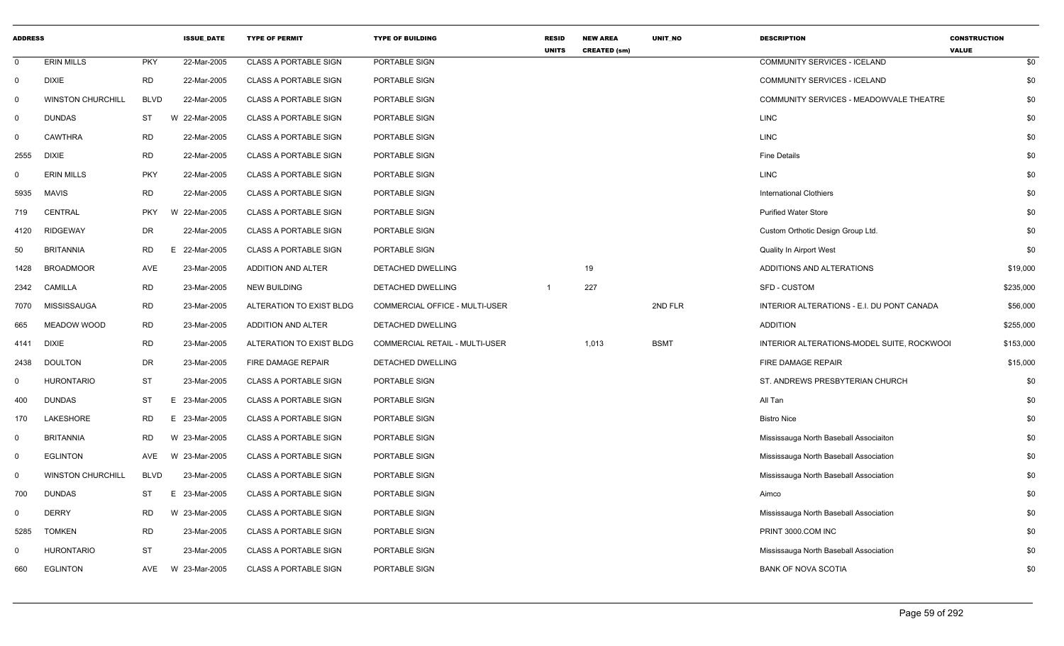| ADDRESS | | | ISSUE_DATE | TYPE OF PERMIT | TYPE OF BUILDING | RESID UNITS | NEW AREA CREATED (sm) | UNIT_NO | DESCRIPTION | CONSTRUCTION VALUE |
|---|---|---|---|---|---|---|---|---|---|---|
| 0 | ERIN MILLS | PKY | 22-Mar-2005 | CLASS A PORTABLE SIGN | PORTABLE SIGN | | | | COMMUNITY SERVICES - ICELAND | $0 |
| 0 | DIXIE | RD | 22-Mar-2005 | CLASS A PORTABLE SIGN | PORTABLE SIGN | | | | COMMUNITY SERVICES - ICELAND | $0 |
| 0 | WINSTON CHURCHILL | BLVD | 22-Mar-2005 | CLASS A PORTABLE SIGN | PORTABLE SIGN | | | | COMMUNITY SERVICES - MEADOWVALE THEATRE | $0 |
| 0 | DUNDAS | ST | W 22-Mar-2005 | CLASS A PORTABLE SIGN | PORTABLE SIGN | | | | LINC | $0 |
| 0 | CAWTHRA | RD | 22-Mar-2005 | CLASS A PORTABLE SIGN | PORTABLE SIGN | | | | LINC | $0 |
| 2555 | DIXIE | RD | 22-Mar-2005 | CLASS A PORTABLE SIGN | PORTABLE SIGN | | | | Fine Details | $0 |
| 0 | ERIN MILLS | PKY | 22-Mar-2005 | CLASS A PORTABLE SIGN | PORTABLE SIGN | | | | LINC | $0 |
| 5935 | MAVIS | RD | 22-Mar-2005 | CLASS A PORTABLE SIGN | PORTABLE SIGN | | | | International Clothiers | $0 |
| 719 | CENTRAL | PKY | W 22-Mar-2005 | CLASS A PORTABLE SIGN | PORTABLE SIGN | | | | Purified Water Store | $0 |
| 4120 | RIDGEWAY | DR | 22-Mar-2005 | CLASS A PORTABLE SIGN | PORTABLE SIGN | | | | Custom Orthotic Design Group Ltd. | $0 |
| 50 | BRITANNIA | RD | E 22-Mar-2005 | CLASS A PORTABLE SIGN | PORTABLE SIGN | | | | Quality In Airport West | $0 |
| 1428 | BROADMOOR | AVE | 23-Mar-2005 | ADDITION AND ALTER | DETACHED DWELLING | | 19 | | ADDITIONS AND ALTERATIONS | $19,000 |
| 2342 | CAMILLA | RD | 23-Mar-2005 | NEW BUILDING | DETACHED DWELLING | 1 | 227 | | SFD - CUSTOM | $235,000 |
| 7070 | MISSISSAUGA | RD | 23-Mar-2005 | ALTERATION TO EXIST BLDG | COMMERCIAL OFFICE - MULTI-USER | | | 2ND FLR | INTERIOR ALTERATIONS - E.I. DU PONT CANADA | $56,000 |
| 665 | MEADOW WOOD | RD | 23-Mar-2005 | ADDITION AND ALTER | DETACHED DWELLING | | | | ADDITION | $255,000 |
| 4141 | DIXIE | RD | 23-Mar-2005 | ALTERATION TO EXIST BLDG | COMMERCIAL RETAIL - MULTI-USER | | 1,013 | BSMT | INTERIOR ALTERATIONS-MODEL SUITE, ROCKWOOI | $153,000 |
| 2438 | DOULTON | DR | 23-Mar-2005 | FIRE DAMAGE REPAIR | DETACHED DWELLING | | | | FIRE DAMAGE REPAIR | $15,000 |
| 0 | HURONTARIO | ST | 23-Mar-2005 | CLASS A PORTABLE SIGN | PORTABLE SIGN | | | | ST. ANDREWS PRESBYTERIAN CHURCH | $0 |
| 400 | DUNDAS | ST | E 23-Mar-2005 | CLASS A PORTABLE SIGN | PORTABLE SIGN | | | | All Tan | $0 |
| 170 | LAKESHORE | RD | E 23-Mar-2005 | CLASS A PORTABLE SIGN | PORTABLE SIGN | | | | Bistro Nice | $0 |
| 0 | BRITANNIA | RD | W 23-Mar-2005 | CLASS A PORTABLE SIGN | PORTABLE SIGN | | | | Mississauga North Baseball Associaiton | $0 |
| 0 | EGLINTON | AVE | W 23-Mar-2005 | CLASS A PORTABLE SIGN | PORTABLE SIGN | | | | Mississauga North Baseball Association | $0 |
| 0 | WINSTON CHURCHILL | BLVD | 23-Mar-2005 | CLASS A PORTABLE SIGN | PORTABLE SIGN | | | | Mississauga North Baseball Association | $0 |
| 700 | DUNDAS | ST | E 23-Mar-2005 | CLASS A PORTABLE SIGN | PORTABLE SIGN | | | | Aimco | $0 |
| 0 | DERRY | RD | W 23-Mar-2005 | CLASS A PORTABLE SIGN | PORTABLE SIGN | | | | Mississauga North Baseball Association | $0 |
| 5285 | TOMKEN | RD | 23-Mar-2005 | CLASS A PORTABLE SIGN | PORTABLE SIGN | | | | PRINT 3000.COM INC | $0 |
| 0 | HURONTARIO | ST | 23-Mar-2005 | CLASS A PORTABLE SIGN | PORTABLE SIGN | | | | Mississauga North Baseball Association | $0 |
| 660 | EGLINTON | AVE | W 23-Mar-2005 | CLASS A PORTABLE SIGN | PORTABLE SIGN | | | | BANK OF NOVA SCOTIA | $0 |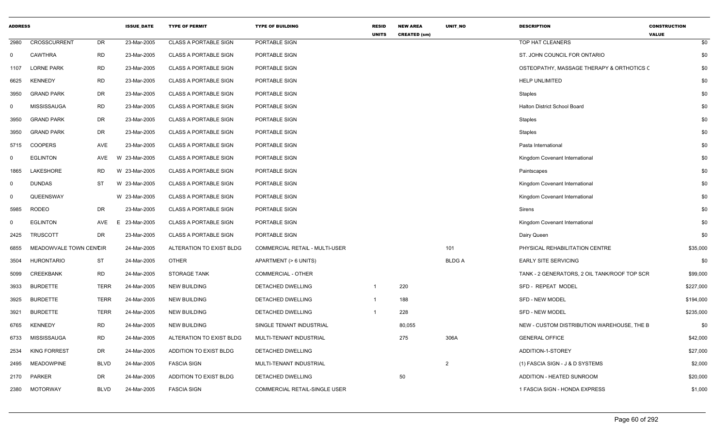| ADDRESS | | | ISSUE_DATE | TYPE OF PERMIT | TYPE OF BUILDING | RESID UNITS | NEW AREA CREATED (sm) | UNIT_NO | DESCRIPTION | CONSTRUCTION VALUE |
|---|---|---|---|---|---|---|---|---|---|---|
| 2980 | CROSSCURRENT | DR | 23-Mar-2005 | CLASS A PORTABLE SIGN | PORTABLE SIGN | | | | TOP HAT CLEANERS | $0 |
| 0 | CAWTHRA | RD | 23-Mar-2005 | CLASS A PORTABLE SIGN | PORTABLE SIGN | | | | ST. JOHN COUNCIL FOR ONTARIO | $0 |
| 1107 | LORNE PARK | RD | 23-Mar-2005 | CLASS A PORTABLE SIGN | PORTABLE SIGN | | | | OSTEOPATHY, MASSAGE THERAPY & ORTHOTICS C | $0 |
| 6625 | KENNEDY | RD | 23-Mar-2005 | CLASS A PORTABLE SIGN | PORTABLE SIGN | | | | HELP UNLIMITED | $0 |
| 3950 | GRAND PARK | DR | 23-Mar-2005 | CLASS A PORTABLE SIGN | PORTABLE SIGN | | | | Staples | $0 |
| 0 | MISSISSAUGA | RD | 23-Mar-2005 | CLASS A PORTABLE SIGN | PORTABLE SIGN | | | | Halton District School Board | $0 |
| 3950 | GRAND PARK | DR | 23-Mar-2005 | CLASS A PORTABLE SIGN | PORTABLE SIGN | | | | Staples | $0 |
| 3950 | GRAND PARK | DR | 23-Mar-2005 | CLASS A PORTABLE SIGN | PORTABLE SIGN | | | | Staples | $0 |
| 5715 | COOPERS | AVE | 23-Mar-2005 | CLASS A PORTABLE SIGN | PORTABLE SIGN | | | | Pasta International | $0 |
| 0 | EGLINTON | AVE | W 23-Mar-2005 | CLASS A PORTABLE SIGN | PORTABLE SIGN | | | | Kingdom Covenant International | $0 |
| 1865 | LAKESHORE | RD | W 23-Mar-2005 | CLASS A PORTABLE SIGN | PORTABLE SIGN | | | | Paintscapes | $0 |
| 0 | DUNDAS | ST | W 23-Mar-2005 | CLASS A PORTABLE SIGN | PORTABLE SIGN | | | | Kingdom Covenant International | $0 |
| 0 | QUEENSWAY | | W 23-Mar-2005 | CLASS A PORTABLE SIGN | PORTABLE SIGN | | | | Kingdom Covenant International | $0 |
| 5985 | RODEO | DR | 23-Mar-2005 | CLASS A PORTABLE SIGN | PORTABLE SIGN | | | | Sirens | $0 |
| 0 | EGLINTON | AVE | E 23-Mar-2005 | CLASS A PORTABLE SIGN | PORTABLE SIGN | | | | Kingdom Covenant International | $0 |
| 2425 | TRUSCOTT | DR | 23-Mar-2005 | CLASS A PORTABLE SIGN | PORTABLE SIGN | | | | Dairy Queen | $0 |
| 6855 | MEADOWVALE TOWN CENTRE | CIR | 24-Mar-2005 | ALTERATION TO EXIST BLDG | COMMERCIAL RETAIL - MULTI-USER | | | 101 | PHYSICAL REHABILITATION CENTRE | $35,000 |
| 3504 | HURONTARIO | ST | 24-Mar-2005 | OTHER | APARTMENT (> 6 UNITS) | | | BLDG A | EARLY SITE SERVICING | $0 |
| 5099 | CREEKBANK | RD | 24-Mar-2005 | STORAGE TANK | COMMERCIAL - OTHER | | | | TANK - 2 GENERATORS, 2 OIL TANK/ROOF TOP SCR | $99,000 |
| 3933 | BURDETTE | TERR | 24-Mar-2005 | NEW BUILDING | DETACHED DWELLING | 1 | 220 | | SFD - REPEAT MODEL | $227,000 |
| 3925 | BURDETTE | TERR | 24-Mar-2005 | NEW BUILDING | DETACHED DWELLING | 1 | 188 | | SFD - NEW MODEL | $194,000 |
| 3921 | BURDETTE | TERR | 24-Mar-2005 | NEW BUILDING | DETACHED DWELLING | 1 | 228 | | SFD - NEW MODEL | $235,000 |
| 6765 | KENNEDY | RD | 24-Mar-2005 | NEW BUILDING | SINGLE TENANT INDUSTRIAL | | 80,055 | | NEW - CUSTOM DISTRIBUTION WAREHOUSE, THE B | $0 |
| 6733 | MISSISSAUGA | RD | 24-Mar-2005 | ALTERATION TO EXIST BLDG | MULTI-TENANT INDUSTRIAL | | 275 | 306A | GENERAL OFFICE | $42,000 |
| 2534 | KING FORREST | DR | 24-Mar-2005 | ADDITION TO EXIST BLDG | DETACHED DWELLING | | | | ADDITION-1-STOREY | $27,000 |
| 2495 | MEADOWPINE | BLVD | 24-Mar-2005 | FASCIA SIGN | MULTI-TENANT INDUSTRIAL | | | 2 | (1) FASCIA SIGN - J & D SYSTEMS | $2,000 |
| 2170 | PARKER | DR | 24-Mar-2005 | ADDITION TO EXIST BLDG | DETACHED DWELLING | | 50 | | ADDITION - HEATED SUNROOM | $20,000 |
| 2380 | MOTORWAY | BLVD | 24-Mar-2005 | FASCIA SIGN | COMMERCIAL RETAIL-SINGLE USER | | | | 1 FASCIA SIGN - HONDA EXPRESS | $1,000 |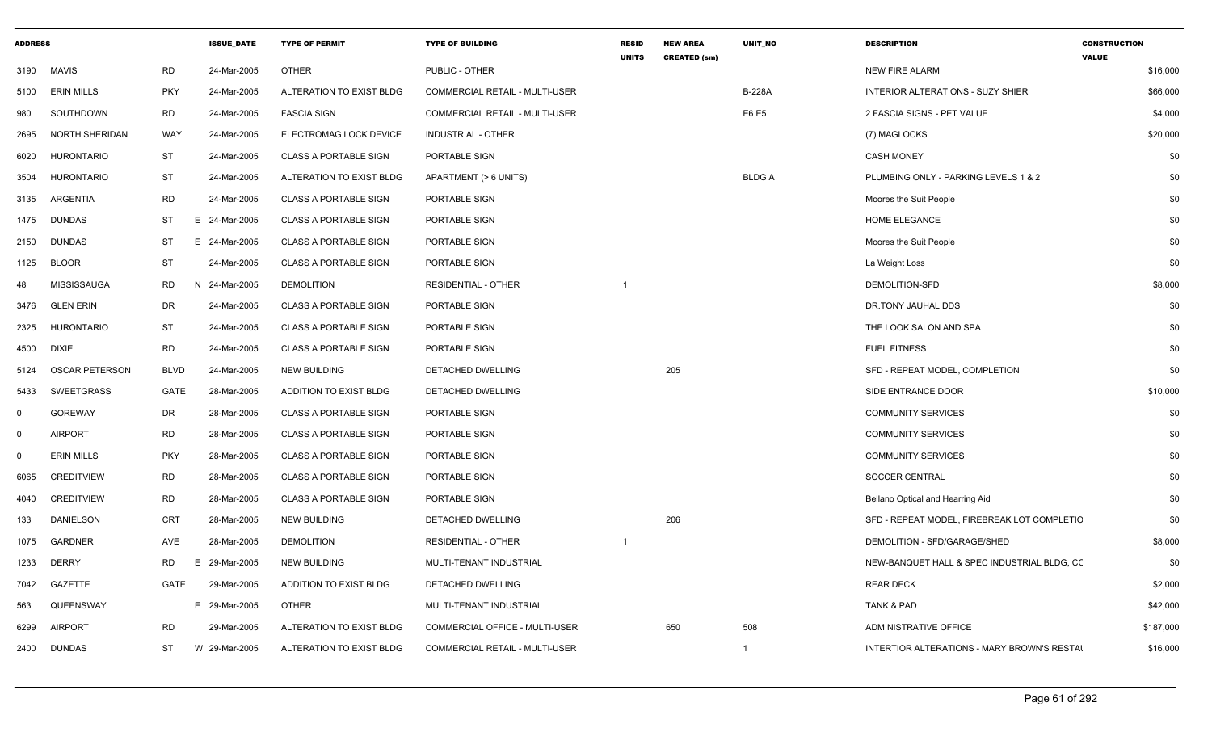| ADDRESS | | | ISSUE_DATE | TYPE OF PERMIT | TYPE OF BUILDING | RESID UNITS | NEW AREA CREATED (sm) | UNIT_NO | DESCRIPTION | CONSTRUCTION VALUE |
|---|---|---|---|---|---|---|---|---|---|---|
| 3190 | MAVIS | RD | 24-Mar-2005 | OTHER | PUBLIC - OTHER | | | | NEW FIRE ALARM | $16,000 |
| 5100 | ERIN MILLS | PKY | 24-Mar-2005 | ALTERATION TO EXIST BLDG | COMMERCIAL RETAIL - MULTI-USER | | | B-228A | INTERIOR ALTERATIONS - SUZY SHIER | $66,000 |
| 980 | SOUTHDOWN | RD | 24-Mar-2005 | FASCIA SIGN | COMMERCIAL RETAIL - MULTI-USER | | | E6 E5 | 2 FASCIA SIGNS - PET VALUE | $4,000 |
| 2695 | NORTH SHERIDAN | WAY | 24-Mar-2005 | ELECTROMAG LOCK DEVICE | INDUSTRIAL - OTHER | | | | (7) MAGLOCKS | $20,000 |
| 6020 | HURONTARIO | ST | 24-Mar-2005 | CLASS A PORTABLE SIGN | PORTABLE SIGN | | | | CASH MONEY | $0 |
| 3504 | HURONTARIO | ST | 24-Mar-2005 | ALTERATION TO EXIST BLDG | APARTMENT (> 6 UNITS) | | | BLDG A | PLUMBING ONLY - PARKING LEVELS 1 & 2 | $0 |
| 3135 | ARGENTIA | RD | 24-Mar-2005 | CLASS A PORTABLE SIGN | PORTABLE SIGN | | | | Moores the Suit People | $0 |
| 1475 | DUNDAS | ST | E 24-Mar-2005 | CLASS A PORTABLE SIGN | PORTABLE SIGN | | | | HOME ELEGANCE | $0 |
| 2150 | DUNDAS | ST | E 24-Mar-2005 | CLASS A PORTABLE SIGN | PORTABLE SIGN | | | | Moores the Suit People | $0 |
| 1125 | BLOOR | ST | 24-Mar-2005 | CLASS A PORTABLE SIGN | PORTABLE SIGN | | | | La Weight Loss | $0 |
| 48 | MISSISSAUGA | RD | N 24-Mar-2005 | DEMOLITION | RESIDENTIAL - OTHER | 1 | | | DEMOLITION-SFD | $8,000 |
| 3476 | GLEN ERIN | DR | 24-Mar-2005 | CLASS A PORTABLE SIGN | PORTABLE SIGN | | | | DR.TONY JAUHAL DDS | $0 |
| 2325 | HURONTARIO | ST | 24-Mar-2005 | CLASS A PORTABLE SIGN | PORTABLE SIGN | | | | THE LOOK SALON AND SPA | $0 |
| 4500 | DIXIE | RD | 24-Mar-2005 | CLASS A PORTABLE SIGN | PORTABLE SIGN | | | | FUEL FITNESS | $0 |
| 5124 | OSCAR PETERSON | BLVD | 24-Mar-2005 | NEW BUILDING | DETACHED DWELLING | | 205 | | SFD - REPEAT MODEL, COMPLETION | $0 |
| 5433 | SWEETGRASS | GATE | 28-Mar-2005 | ADDITION TO EXIST BLDG | DETACHED DWELLING | | | | SIDE ENTRANCE DOOR | $10,000 |
| 0 | GOREWAY | DR | 28-Mar-2005 | CLASS A PORTABLE SIGN | PORTABLE SIGN | | | | COMMUNITY SERVICES | $0 |
| 0 | AIRPORT | RD | 28-Mar-2005 | CLASS A PORTABLE SIGN | PORTABLE SIGN | | | | COMMUNITY SERVICES | $0 |
| 0 | ERIN MILLS | PKY | 28-Mar-2005 | CLASS A PORTABLE SIGN | PORTABLE SIGN | | | | COMMUNITY SERVICES | $0 |
| 6065 | CREDITVIEW | RD | 28-Mar-2005 | CLASS A PORTABLE SIGN | PORTABLE SIGN | | | | SOCCER CENTRAL | $0 |
| 4040 | CREDITVIEW | RD | 28-Mar-2005 | CLASS A PORTABLE SIGN | PORTABLE SIGN | | | | Bellano Optical and Hearring Aid | $0 |
| 133 | DANIELSON | CRT | 28-Mar-2005 | NEW BUILDING | DETACHED DWELLING | | 206 | | SFD - REPEAT MODEL, FIREBREAK LOT COMPLETIO | $0 |
| 1075 | GARDNER | AVE | 28-Mar-2005 | DEMOLITION | RESIDENTIAL - OTHER | 1 | | | DEMOLITION - SFD/GARAGE/SHED | $8,000 |
| 1233 | DERRY | RD | E 29-Mar-2005 | NEW BUILDING | MULTI-TENANT INDUSTRIAL | | | | NEW-BANQUET HALL & SPEC INDUSTRIAL BLDG, CC | $0 |
| 7042 | GAZETTE | GATE | 29-Mar-2005 | ADDITION TO EXIST BLDG | DETACHED DWELLING | | | | REAR DECK | $2,000 |
| 563 | QUEENSWAY | | E 29-Mar-2005 | OTHER | MULTI-TENANT INDUSTRIAL | | | | TANK & PAD | $42,000 |
| 6299 | AIRPORT | RD | 29-Mar-2005 | ALTERATION TO EXIST BLDG | COMMERCIAL OFFICE - MULTI-USER | | 650 | 508 | ADMINISTRATIVE OFFICE | $187,000 |
| 2400 | DUNDAS | ST | W 29-Mar-2005 | ALTERATION TO EXIST BLDG | COMMERCIAL RETAIL - MULTI-USER | | | 1 | INTERTIOR ALTERATIONS - MARY BROWN'S RESTAU | $16,000 |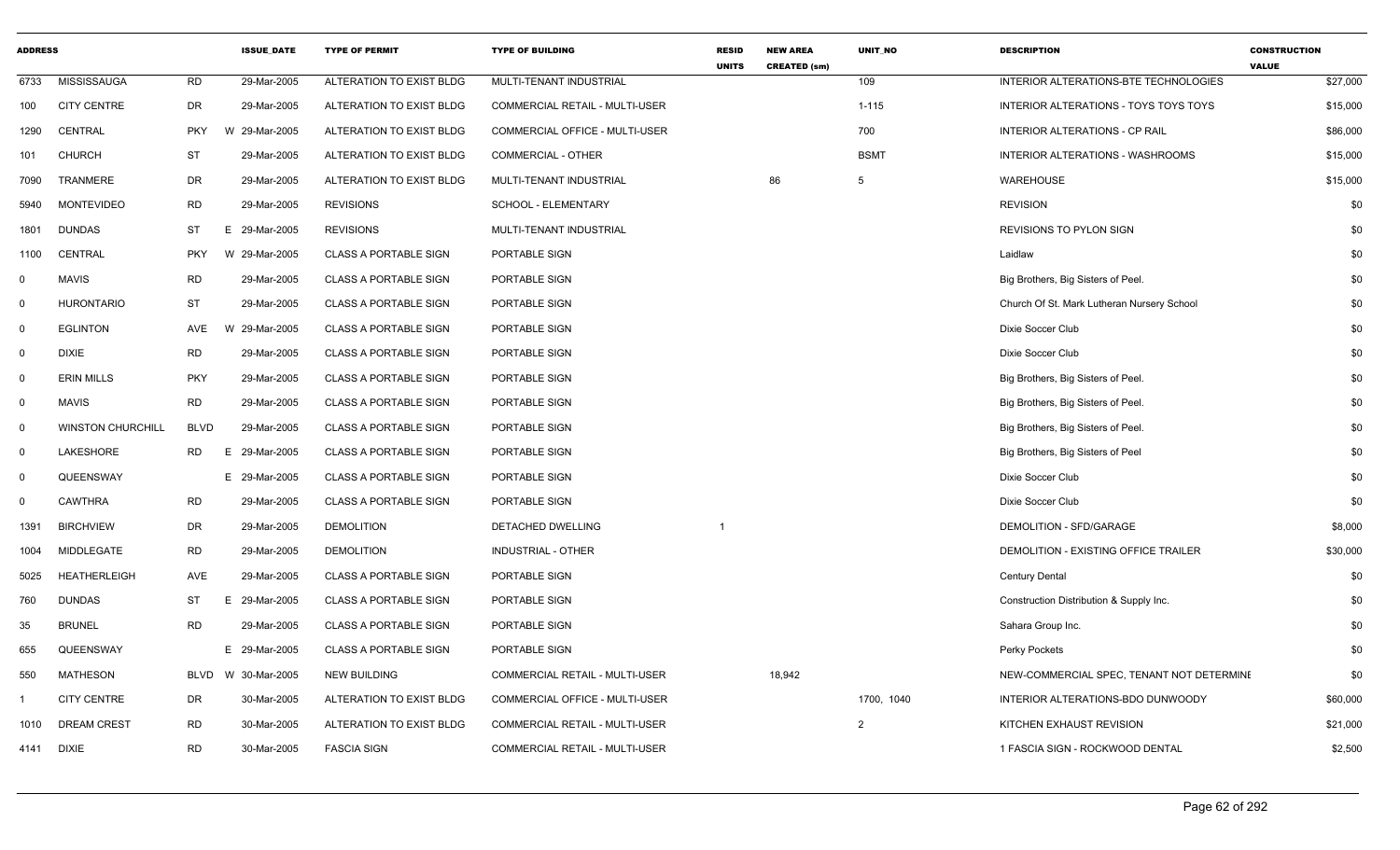| ADDRESS | | | ISSUE_DATE | TYPE OF PERMIT | TYPE OF BUILDING | RESID UNITS | NEW AREA CREATED (sm) | UNIT_NO | DESCRIPTION | CONSTRUCTION VALUE |
|---|---|---|---|---|---|---|---|---|---|---|
| 6733 | MISSISSAUGA | RD | 29-Mar-2005 | ALTERATION TO EXIST BLDG | MULTI-TENANT INDUSTRIAL | | | 109 | INTERIOR ALTERATIONS-BTE TECHNOLOGIES | $27,000 |
| 100 | CITY CENTRE | DR | 29-Mar-2005 | ALTERATION TO EXIST BLDG | COMMERCIAL RETAIL - MULTI-USER | | | 1-115 | INTERIOR ALTERATIONS - TOYS TOYS TOYS | $15,000 |
| 1290 | CENTRAL | PKY | W 29-Mar-2005 | ALTERATION TO EXIST BLDG | COMMERCIAL OFFICE - MULTI-USER | | | 700 | INTERIOR ALTERATIONS - CP RAIL | $86,000 |
| 101 | CHURCH | ST | 29-Mar-2005 | ALTERATION TO EXIST BLDG | COMMERCIAL - OTHER | | | BSMT | INTERIOR ALTERATIONS - WASHROOMS | $15,000 |
| 7090 | TRANMERE | DR | 29-Mar-2005 | ALTERATION TO EXIST BLDG | MULTI-TENANT INDUSTRIAL | | 86 | 5 | WAREHOUSE | $15,000 |
| 5940 | MONTEVIDEO | RD | 29-Mar-2005 | REVISIONS | SCHOOL - ELEMENTARY | | | | REVISION | $0 |
| 1801 | DUNDAS | ST | E 29-Mar-2005 | REVISIONS | MULTI-TENANT INDUSTRIAL | | | | REVISIONS TO PYLON SIGN | $0 |
| 1100 | CENTRAL | PKY | W 29-Mar-2005 | CLASS A PORTABLE SIGN | PORTABLE SIGN | | | | Laidlaw | $0 |
| 0 | MAVIS | RD | 29-Mar-2005 | CLASS A PORTABLE SIGN | PORTABLE SIGN | | | | Big Brothers, Big Sisters of Peel. | $0 |
| 0 | HURONTARIO | ST | 29-Mar-2005 | CLASS A PORTABLE SIGN | PORTABLE SIGN | | | | Church Of St. Mark Lutheran Nursery School | $0 |
| 0 | EGLINTON | AVE | W 29-Mar-2005 | CLASS A PORTABLE SIGN | PORTABLE SIGN | | | | Dixie Soccer Club | $0 |
| 0 | DIXIE | RD | 29-Mar-2005 | CLASS A PORTABLE SIGN | PORTABLE SIGN | | | | Dixie Soccer Club | $0 |
| 0 | ERIN MILLS | PKY | 29-Mar-2005 | CLASS A PORTABLE SIGN | PORTABLE SIGN | | | | Big Brothers, Big Sisters of Peel. | $0 |
| 0 | MAVIS | RD | 29-Mar-2005 | CLASS A PORTABLE SIGN | PORTABLE SIGN | | | | Big Brothers, Big Sisters of Peel. | $0 |
| 0 | WINSTON CHURCHILL | BLVD | 29-Mar-2005 | CLASS A PORTABLE SIGN | PORTABLE SIGN | | | | Big Brothers, Big Sisters of Peel. | $0 |
| 0 | LAKESHORE | RD | E 29-Mar-2005 | CLASS A PORTABLE SIGN | PORTABLE SIGN | | | | Big Brothers, Big Sisters of Peel | $0 |
| 0 | QUEENSWAY | | E 29-Mar-2005 | CLASS A PORTABLE SIGN | PORTABLE SIGN | | | | Dixie Soccer Club | $0 |
| 0 | CAWTHRA | RD | 29-Mar-2005 | CLASS A PORTABLE SIGN | PORTABLE SIGN | | | | Dixie Soccer Club | $0 |
| 1391 | BIRCHVIEW | DR | 29-Mar-2005 | DEMOLITION | DETACHED DWELLING | 1 | | | DEMOLITION - SFD/GARAGE | $8,000 |
| 1004 | MIDDLEGATE | RD | 29-Mar-2005 | DEMOLITION | INDUSTRIAL - OTHER | | | | DEMOLITION - EXISTING OFFICE TRAILER | $30,000 |
| 5025 | HEATHERLEIGH | AVE | 29-Mar-2005 | CLASS A PORTABLE SIGN | PORTABLE SIGN | | | | Century Dental | $0 |
| 760 | DUNDAS | ST | E 29-Mar-2005 | CLASS A PORTABLE SIGN | PORTABLE SIGN | | | | Construction Distribution & Supply Inc. | $0 |
| 35 | BRUNEL | RD | 29-Mar-2005 | CLASS A PORTABLE SIGN | PORTABLE SIGN | | | | Sahara Group Inc. | $0 |
| 655 | QUEENSWAY | | E 29-Mar-2005 | CLASS A PORTABLE SIGN | PORTABLE SIGN | | | | Perky Pockets | $0 |
| 550 | MATHESON | BLVD | W 30-Mar-2005 | NEW BUILDING | COMMERCIAL RETAIL - MULTI-USER | | 18,942 | | NEW-COMMERCIAL SPEC, TENANT NOT DETERMINE | $0 |
| 1 | CITY CENTRE | DR | 30-Mar-2005 | ALTERATION TO EXIST BLDG | COMMERCIAL OFFICE - MULTI-USER | | | 1700, 1040 | INTERIOR ALTERATIONS-BDO DUNWOODY | $60,000 |
| 1010 | DREAM CREST | RD | 30-Mar-2005 | ALTERATION TO EXIST BLDG | COMMERCIAL RETAIL - MULTI-USER | | | 2 | KITCHEN EXHAUST REVISION | $21,000 |
| 4141 | DIXIE | RD | 30-Mar-2005 | FASCIA SIGN | COMMERCIAL RETAIL - MULTI-USER | | | | 1 FASCIA SIGN - ROCKWOOD DENTAL | $2,500 |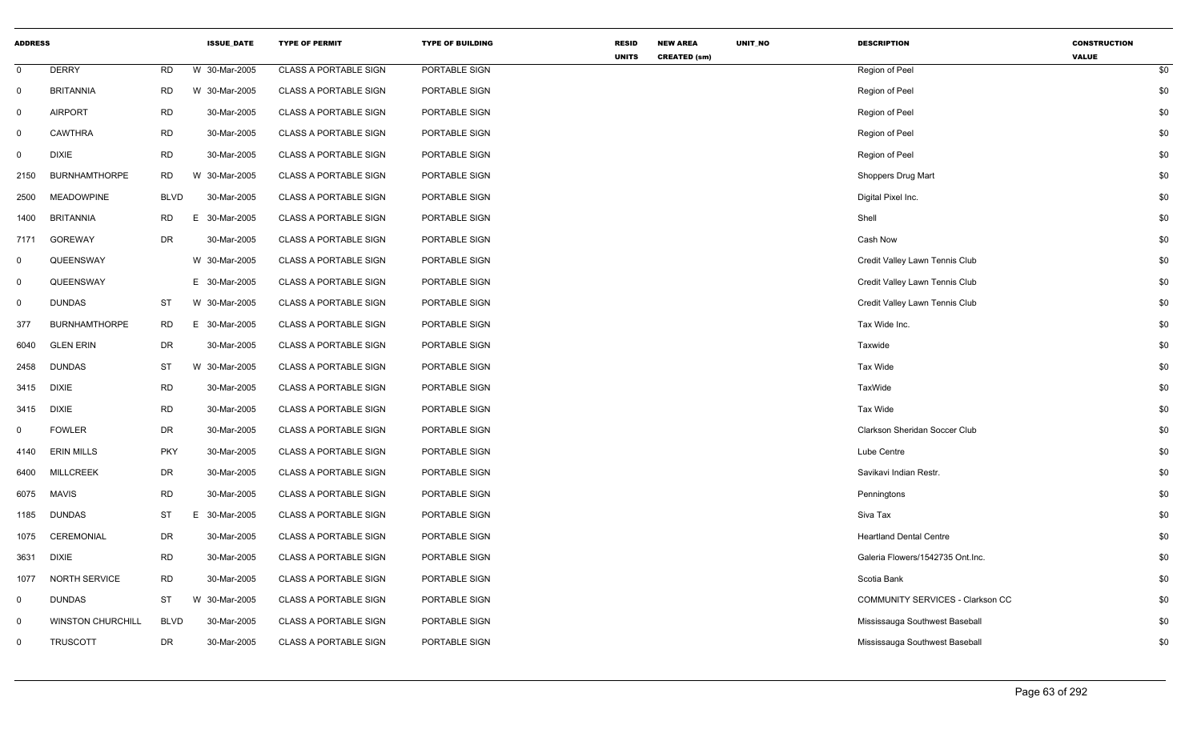| ADDRESS | | | | ISSUE_DATE | TYPE OF PERMIT | TYPE OF BUILDING | RESID UNITS | NEW AREA CREATED (sm) | UNIT_NO | DESCRIPTION | CONSTRUCTION VALUE |
|---|---|---|---|---|---|---|---|---|---|---|---|
| 0 | DERRY | RD | W | 30-Mar-2005 | CLASS A PORTABLE SIGN | PORTABLE SIGN | | | | Region of Peel | $0 |
| 0 | BRITANNIA | RD | W | 30-Mar-2005 | CLASS A PORTABLE SIGN | PORTABLE SIGN | | | | Region of Peel | $0 |
| 0 | AIRPORT | RD | | 30-Mar-2005 | CLASS A PORTABLE SIGN | PORTABLE SIGN | | | | Region of Peel | $0 |
| 0 | CAWTHRA | RD | | 30-Mar-2005 | CLASS A PORTABLE SIGN | PORTABLE SIGN | | | | Region of Peel | $0 |
| 0 | DIXIE | RD | | 30-Mar-2005 | CLASS A PORTABLE SIGN | PORTABLE SIGN | | | | Region of Peel | $0 |
| 2150 | BURNHAMTHORPE | RD | W | 30-Mar-2005 | CLASS A PORTABLE SIGN | PORTABLE SIGN | | | | Shoppers Drug Mart | $0 |
| 2500 | MEADOWPINE | BLVD | | 30-Mar-2005 | CLASS A PORTABLE SIGN | PORTABLE SIGN | | | | Digital Pixel Inc. | $0 |
| 1400 | BRITANNIA | RD | E | 30-Mar-2005 | CLASS A PORTABLE SIGN | PORTABLE SIGN | | | | Shell | $0 |
| 7171 | GOREWAY | DR | | 30-Mar-2005 | CLASS A PORTABLE SIGN | PORTABLE SIGN | | | | Cash Now | $0 |
| 0 | QUEENSWAY | | W | 30-Mar-2005 | CLASS A PORTABLE SIGN | PORTABLE SIGN | | | | Credit Valley Lawn Tennis Club | $0 |
| 0 | QUEENSWAY | | E | 30-Mar-2005 | CLASS A PORTABLE SIGN | PORTABLE SIGN | | | | Credit Valley Lawn Tennis Club | $0 |
| 0 | DUNDAS | ST | W | 30-Mar-2005 | CLASS A PORTABLE SIGN | PORTABLE SIGN | | | | Credit Valley Lawn Tennis Club | $0 |
| 377 | BURNHAMTHORPE | RD | E | 30-Mar-2005 | CLASS A PORTABLE SIGN | PORTABLE SIGN | | | | Tax Wide Inc. | $0 |
| 6040 | GLEN ERIN | DR | | 30-Mar-2005 | CLASS A PORTABLE SIGN | PORTABLE SIGN | | | | Taxwide | $0 |
| 2458 | DUNDAS | ST | W | 30-Mar-2005 | CLASS A PORTABLE SIGN | PORTABLE SIGN | | | | Tax Wide | $0 |
| 3415 | DIXIE | RD | | 30-Mar-2005 | CLASS A PORTABLE SIGN | PORTABLE SIGN | | | | TaxWide | $0 |
| 3415 | DIXIE | RD | | 30-Mar-2005 | CLASS A PORTABLE SIGN | PORTABLE SIGN | | | | Tax Wide | $0 |
| 0 | FOWLER | DR | | 30-Mar-2005 | CLASS A PORTABLE SIGN | PORTABLE SIGN | | | | Clarkson Sheridan Soccer Club | $0 |
| 4140 | ERIN MILLS | PKY | | 30-Mar-2005 | CLASS A PORTABLE SIGN | PORTABLE SIGN | | | | Lube Centre | $0 |
| 6400 | MILLCREEK | DR | | 30-Mar-2005 | CLASS A PORTABLE SIGN | PORTABLE SIGN | | | | Savikavi Indian Restr. | $0 |
| 6075 | MAVIS | RD | | 30-Mar-2005 | CLASS A PORTABLE SIGN | PORTABLE SIGN | | | | Penningtons | $0 |
| 1185 | DUNDAS | ST | E | 30-Mar-2005 | CLASS A PORTABLE SIGN | PORTABLE SIGN | | | | Siva Tax | $0 |
| 1075 | CEREMONIAL | DR | | 30-Mar-2005 | CLASS A PORTABLE SIGN | PORTABLE SIGN | | | | Heartland Dental Centre | $0 |
| 3631 | DIXIE | RD | | 30-Mar-2005 | CLASS A PORTABLE SIGN | PORTABLE SIGN | | | | Galeria Flowers/1542735 Ont.Inc. | $0 |
| 1077 | NORTH SERVICE | RD | | 30-Mar-2005 | CLASS A PORTABLE SIGN | PORTABLE SIGN | | | | Scotia Bank | $0 |
| 0 | DUNDAS | ST | W | 30-Mar-2005 | CLASS A PORTABLE SIGN | PORTABLE SIGN | | | | COMMUNITY SERVICES - Clarkson CC | $0 |
| 0 | WINSTON CHURCHILL | BLVD | | 30-Mar-2005 | CLASS A PORTABLE SIGN | PORTABLE SIGN | | | | Mississauga Southwest Baseball | $0 |
| 0 | TRUSCOTT | DR | | 30-Mar-2005 | CLASS A PORTABLE SIGN | PORTABLE SIGN | | | | Mississauga Southwest Baseball | $0 |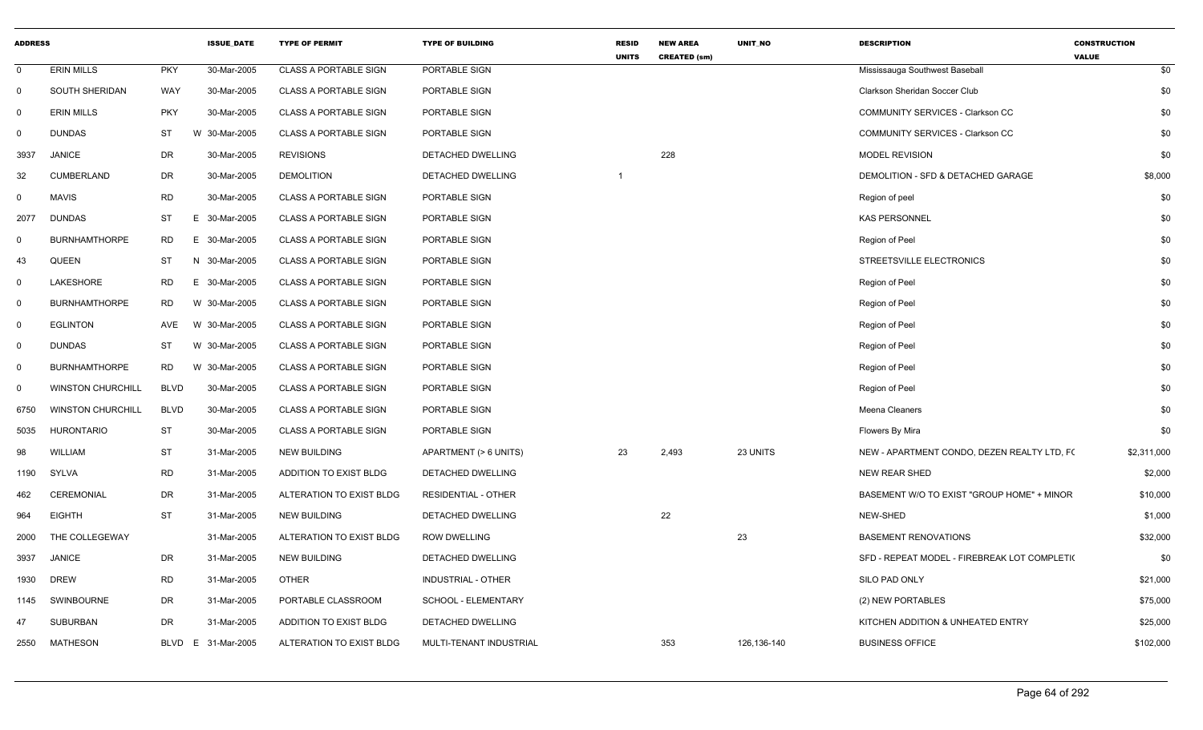| ADDRESS | | | ISSUE_DATE | TYPE OF PERMIT | TYPE OF BUILDING | RESID UNITS | NEW AREA CREATED (sm) | UNIT_NO | DESCRIPTION | CONSTRUCTION VALUE |
|---|---|---|---|---|---|---|---|---|---|---|
| 0 | ERIN MILLS | PKY | 30-Mar-2005 | CLASS A PORTABLE SIGN | PORTABLE SIGN | | | | Mississauga Southwest Baseball | $0 |
| 0 | SOUTH SHERIDAN | WAY | 30-Mar-2005 | CLASS A PORTABLE SIGN | PORTABLE SIGN | | | | Clarkson Sheridan Soccer Club | $0 |
| 0 | ERIN MILLS | PKY | 30-Mar-2005 | CLASS A PORTABLE SIGN | PORTABLE SIGN | | | | COMMUNITY SERVICES - Clarkson CC | $0 |
| 0 | DUNDAS | ST | W 30-Mar-2005 | CLASS A PORTABLE SIGN | PORTABLE SIGN | | | | COMMUNITY SERVICES - Clarkson CC | $0 |
| 3937 | JANICE | DR | 30-Mar-2005 | REVISIONS | DETACHED DWELLING | | 228 | | MODEL REVISION | $0 |
| 32 | CUMBERLAND | DR | 30-Mar-2005 | DEMOLITION | DETACHED DWELLING | 1 | | | DEMOLITION - SFD & DETACHED GARAGE | $8,000 |
| 0 | MAVIS | RD | 30-Mar-2005 | CLASS A PORTABLE SIGN | PORTABLE SIGN | | | | Region of peel | $0 |
| 2077 | DUNDAS | ST | E 30-Mar-2005 | CLASS A PORTABLE SIGN | PORTABLE SIGN | | | | KAS PERSONNEL | $0 |
| 0 | BURNHAMTHORPE | RD | E 30-Mar-2005 | CLASS A PORTABLE SIGN | PORTABLE SIGN | | | | Region of Peel | $0 |
| 43 | QUEEN | ST | N 30-Mar-2005 | CLASS A PORTABLE SIGN | PORTABLE SIGN | | | | STREETSVILLE ELECTRONICS | $0 |
| 0 | LAKESHORE | RD | E 30-Mar-2005 | CLASS A PORTABLE SIGN | PORTABLE SIGN | | | | Region of Peel | $0 |
| 0 | BURNHAMTHORPE | RD | W 30-Mar-2005 | CLASS A PORTABLE SIGN | PORTABLE SIGN | | | | Region of Peel | $0 |
| 0 | EGLINTON | AVE | W 30-Mar-2005 | CLASS A PORTABLE SIGN | PORTABLE SIGN | | | | Region of Peel | $0 |
| 0 | DUNDAS | ST | W 30-Mar-2005 | CLASS A PORTABLE SIGN | PORTABLE SIGN | | | | Region of Peel | $0 |
| 0 | BURNHAMTHORPE | RD | W 30-Mar-2005 | CLASS A PORTABLE SIGN | PORTABLE SIGN | | | | Region of Peel | $0 |
| 0 | WINSTON CHURCHILL | BLVD | 30-Mar-2005 | CLASS A PORTABLE SIGN | PORTABLE SIGN | | | | Region of Peel | $0 |
| 6750 | WINSTON CHURCHILL | BLVD | 30-Mar-2005 | CLASS A PORTABLE SIGN | PORTABLE SIGN | | | | Meena Cleaners | $0 |
| 5035 | HURONTARIO | ST | 30-Mar-2005 | CLASS A PORTABLE SIGN | PORTABLE SIGN | | | | Flowers By Mira | $0 |
| 98 | WILLIAM | ST | 31-Mar-2005 | NEW BUILDING | APARTMENT (> 6 UNITS) | 23 | 2,493 | 23 UNITS | NEW - APARTMENT CONDO, DEZEN REALTY LTD, FC | $2,311,000 |
| 1190 | SYLVA | RD | 31-Mar-2005 | ADDITION TO EXIST BLDG | DETACHED DWELLING | | | | NEW REAR SHED | $2,000 |
| 462 | CEREMONIAL | DR | 31-Mar-2005 | ALTERATION TO EXIST BLDG | RESIDENTIAL - OTHER | | | | BASEMENT W/O TO EXIST "GROUP HOME" + MINOR | $10,000 |
| 964 | EIGHTH | ST | 31-Mar-2005 | NEW BUILDING | DETACHED DWELLING | | 22 | | NEW-SHED | $1,000 |
| 2000 | THE COLLEGEWAY | | 31-Mar-2005 | ALTERATION TO EXIST BLDG | ROW DWELLING | | | 23 | BASEMENT RENOVATIONS | $32,000 |
| 3937 | JANICE | DR | 31-Mar-2005 | NEW BUILDING | DETACHED DWELLING | | | | SFD - REPEAT MODEL - FIREBREAK LOT COMPLETIC | $0 |
| 1930 | DREW | RD | 31-Mar-2005 | OTHER | INDUSTRIAL - OTHER | | | | SILO PAD ONLY | $21,000 |
| 1145 | SWINBOURNE | DR | 31-Mar-2005 | PORTABLE CLASSROOM | SCHOOL - ELEMENTARY | | | | (2) NEW PORTABLES | $75,000 |
| 47 | SUBURBAN | DR | 31-Mar-2005 | ADDITION TO EXIST BLDG | DETACHED DWELLING | | | | KITCHEN ADDITION & UNHEATED ENTRY | $25,000 |
| 2550 | MATHESON | BLVD | E 31-Mar-2005 | ALTERATION TO EXIST BLDG | MULTI-TENANT INDUSTRIAL | | 353 | 126,136-140 | BUSINESS OFFICE | $102,000 |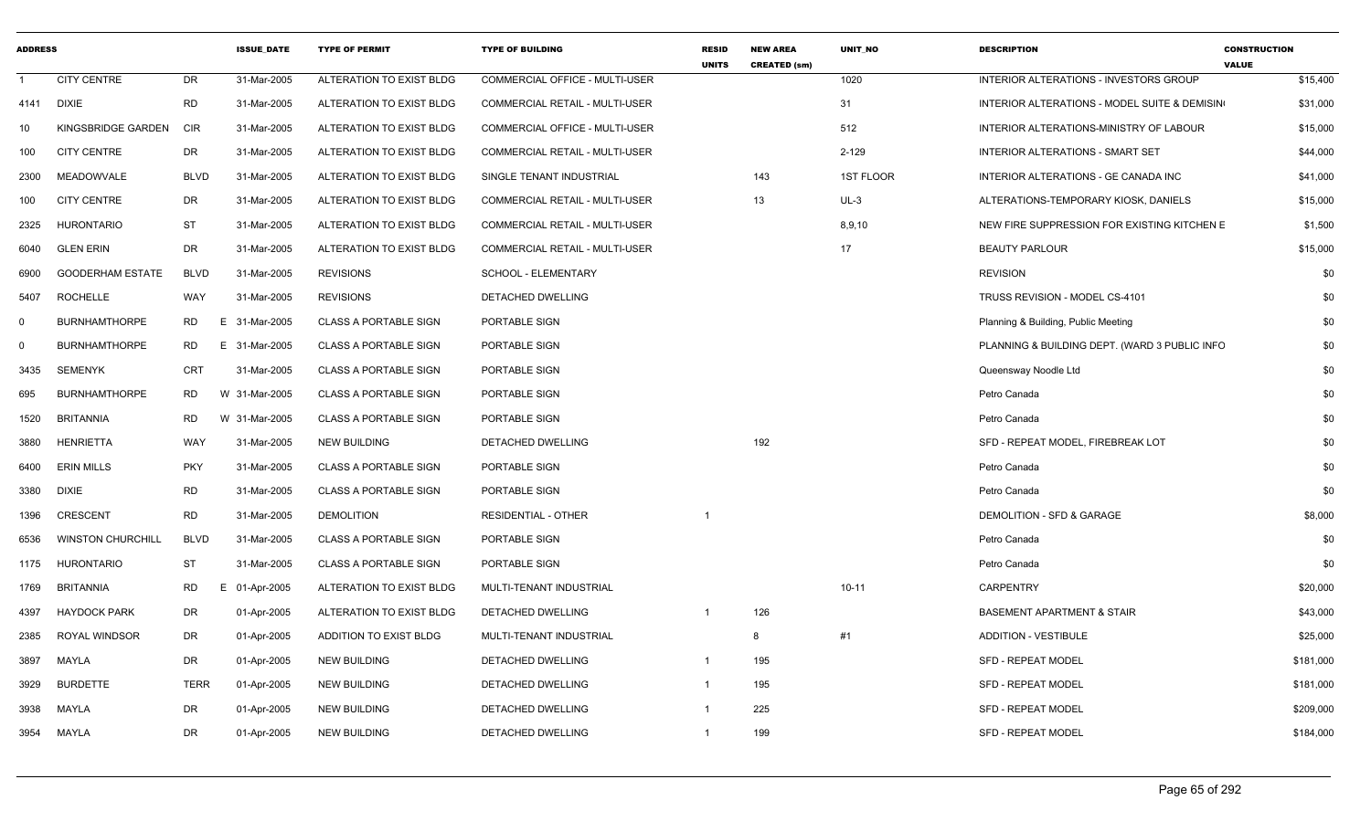| ADDRESS | | | ISSUE_DATE | TYPE OF PERMIT | TYPE OF BUILDING | RESID UNITS | NEW AREA CREATED (sm) | UNIT_NO | DESCRIPTION | CONSTRUCTION VALUE |
|---|---|---|---|---|---|---|---|---|---|---|
| 1 | CITY CENTRE | DR | 31-Mar-2005 | ALTERATION TO EXIST BLDG | COMMERCIAL OFFICE - MULTI-USER | | | 1020 | INTERIOR ALTERATIONS - INVESTORS GROUP | $15,400 |
| 4141 | DIXIE | RD | 31-Mar-2005 | ALTERATION TO EXIST BLDG | COMMERCIAL RETAIL - MULTI-USER | | | 31 | INTERIOR ALTERATIONS - MODEL SUITE & DEMISIN | $31,000 |
| 10 | KINGSBRIDGE GARDEN | CIR | 31-Mar-2005 | ALTERATION TO EXIST BLDG | COMMERCIAL OFFICE - MULTI-USER | | | 512 | INTERIOR ALTERATIONS-MINISTRY OF LABOUR | $15,000 |
| 100 | CITY CENTRE | DR | 31-Mar-2005 | ALTERATION TO EXIST BLDG | COMMERCIAL RETAIL - MULTI-USER | | | 2-129 | INTERIOR ALTERATIONS - SMART SET | $44,000 |
| 2300 | MEADOWVALE | BLVD | 31-Mar-2005 | ALTERATION TO EXIST BLDG | SINGLE TENANT INDUSTRIAL | | 143 | 1ST FLOOR | INTERIOR ALTERATIONS - GE CANADA INC | $41,000 |
| 100 | CITY CENTRE | DR | 31-Mar-2005 | ALTERATION TO EXIST BLDG | COMMERCIAL RETAIL - MULTI-USER | | 13 | UL-3 | ALTERATIONS-TEMPORARY KIOSK, DANIELS | $15,000 |
| 2325 | HURONTARIO | ST | 31-Mar-2005 | ALTERATION TO EXIST BLDG | COMMERCIAL RETAIL - MULTI-USER | | | 8,9,10 | NEW FIRE SUPPRESSION FOR EXISTING KITCHEN E | $1,500 |
| 6040 | GLEN ERIN | DR | 31-Mar-2005 | ALTERATION TO EXIST BLDG | COMMERCIAL RETAIL - MULTI-USER | | | 17 | BEAUTY PARLOUR | $15,000 |
| 6900 | GOODERHAM ESTATE | BLVD | 31-Mar-2005 | REVISIONS | SCHOOL - ELEMENTARY | | | | REVISION | $0 |
| 5407 | ROCHELLE | WAY | 31-Mar-2005 | REVISIONS | DETACHED DWELLING | | | | TRUSS REVISION - MODEL CS-4101 | $0 |
| 0 | BURNHAMTHORPE | RD | E 31-Mar-2005 | CLASS A PORTABLE SIGN | PORTABLE SIGN | | | | Planning & Building, Public Meeting | $0 |
| 0 | BURNHAMTHORPE | RD | E 31-Mar-2005 | CLASS A PORTABLE SIGN | PORTABLE SIGN | | | | PLANNING & BUILDING DEPT. (WARD 3 PUBLIC INFO | $0 |
| 3435 | SEMENYK | CRT | 31-Mar-2005 | CLASS A PORTABLE SIGN | PORTABLE SIGN | | | | Queensway Noodle Ltd | $0 |
| 695 | BURNHAMTHORPE | RD | W 31-Mar-2005 | CLASS A PORTABLE SIGN | PORTABLE SIGN | | | | Petro Canada | $0 |
| 1520 | BRITANNIA | RD | W 31-Mar-2005 | CLASS A PORTABLE SIGN | PORTABLE SIGN | | | | Petro Canada | $0 |
| 3880 | HENRIETTA | WAY | 31-Mar-2005 | NEW BUILDING | DETACHED DWELLING | | 192 | | SFD - REPEAT MODEL, FIREBREAK LOT | $0 |
| 6400 | ERIN MILLS | PKY | 31-Mar-2005 | CLASS A PORTABLE SIGN | PORTABLE SIGN | | | | Petro Canada | $0 |
| 3380 | DIXIE | RD | 31-Mar-2005 | CLASS A PORTABLE SIGN | PORTABLE SIGN | | | | Petro Canada | $0 |
| 1396 | CRESCENT | RD | 31-Mar-2005 | DEMOLITION | RESIDENTIAL - OTHER | 1 | | | DEMOLITION - SFD & GARAGE | $8,000 |
| 6536 | WINSTON CHURCHILL | BLVD | 31-Mar-2005 | CLASS A PORTABLE SIGN | PORTABLE SIGN | | | | Petro Canada | $0 |
| 1175 | HURONTARIO | ST | 31-Mar-2005 | CLASS A PORTABLE SIGN | PORTABLE SIGN | | | | Petro Canada | $0 |
| 1769 | BRITANNIA | RD | E 01-Apr-2005 | ALTERATION TO EXIST BLDG | MULTI-TENANT INDUSTRIAL | | | 10-11 | CARPENTRY | $20,000 |
| 4397 | HAYDOCK PARK | DR | 01-Apr-2005 | ALTERATION TO EXIST BLDG | DETACHED DWELLING | 1 | 126 | | BASEMENT APARTMENT & STAIR | $43,000 |
| 2385 | ROYAL WINDSOR | DR | 01-Apr-2005 | ADDITION TO EXIST BLDG | MULTI-TENANT INDUSTRIAL | | 8 | #1 | ADDITION - VESTIBULE | $25,000 |
| 3897 | MAYLA | DR | 01-Apr-2005 | NEW BUILDING | DETACHED DWELLING | 1 | 195 | | SFD - REPEAT MODEL | $181,000 |
| 3929 | BURDETTE | TERR | 01-Apr-2005 | NEW BUILDING | DETACHED DWELLING | 1 | 195 | | SFD - REPEAT MODEL | $181,000 |
| 3938 | MAYLA | DR | 01-Apr-2005 | NEW BUILDING | DETACHED DWELLING | 1 | 225 | | SFD - REPEAT MODEL | $209,000 |
| 3954 | MAYLA | DR | 01-Apr-2005 | NEW BUILDING | DETACHED DWELLING | 1 | 199 | | SFD - REPEAT MODEL | $184,000 |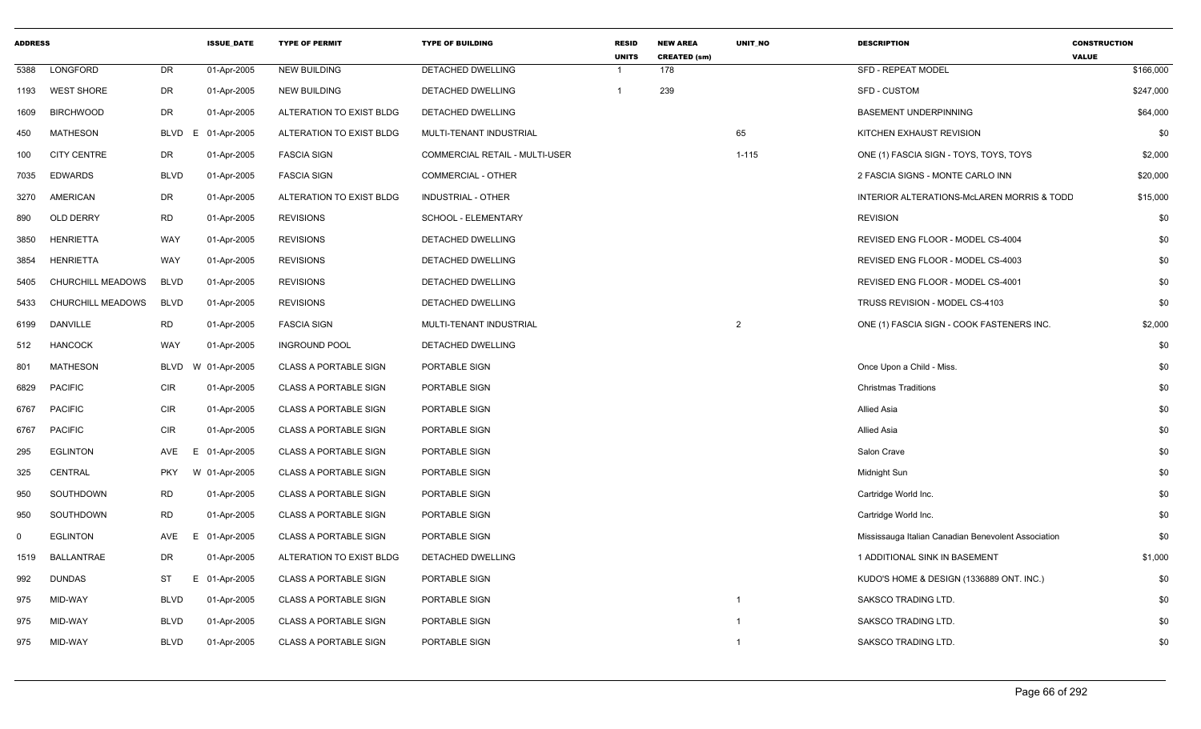| ADDRESS | | | ISSUE_DATE | TYPE OF PERMIT | TYPE OF BUILDING | RESID UNITS | NEW AREA CREATED (sm) | UNIT_NO | DESCRIPTION | CONSTRUCTION VALUE |
|---|---|---|---|---|---|---|---|---|---|---|
| 5388 | LONGFORD | DR | 01-Apr-2005 | NEW BUILDING | DETACHED DWELLING | 1 | 178 | | SFD - REPEAT MODEL | $166,000 |
| 1193 | WEST SHORE | DR | 01-Apr-2005 | NEW BUILDING | DETACHED DWELLING | 1 | 239 | | SFD - CUSTOM | $247,000 |
| 1609 | BIRCHWOOD | DR | 01-Apr-2005 | ALTERATION TO EXIST BLDG | DETACHED DWELLING | | | | BASEMENT UNDERPINNING | $64,000 |
| 450 | MATHESON | BLVD E | 01-Apr-2005 | ALTERATION TO EXIST BLDG | MULTI-TENANT INDUSTRIAL | | | 65 | KITCHEN EXHAUST REVISION | $0 |
| 100 | CITY CENTRE | DR | 01-Apr-2005 | FASCIA SIGN | COMMERCIAL RETAIL - MULTI-USER | | | 1-115 | ONE (1) FASCIA SIGN - TOYS, TOYS, TOYS | $2,000 |
| 7035 | EDWARDS | BLVD | 01-Apr-2005 | FASCIA SIGN | COMMERCIAL - OTHER | | | | 2 FASCIA SIGNS - MONTE CARLO INN | $20,000 |
| 3270 | AMERICAN | DR | 01-Apr-2005 | ALTERATION TO EXIST BLDG | INDUSTRIAL - OTHER | | | | INTERIOR ALTERATIONS-McLAREN MORRIS & TODD | $15,000 |
| 890 | OLD DERRY | RD | 01-Apr-2005 | REVISIONS | SCHOOL - ELEMENTARY | | | | REVISION | $0 |
| 3850 | HENRIETTA | WAY | 01-Apr-2005 | REVISIONS | DETACHED DWELLING | | | | REVISED ENG FLOOR - MODEL CS-4004 | $0 |
| 3854 | HENRIETTA | WAY | 01-Apr-2005 | REVISIONS | DETACHED DWELLING | | | | REVISED ENG FLOOR - MODEL CS-4003 | $0 |
| 5405 | CHURCHILL MEADOWS | BLVD | 01-Apr-2005 | REVISIONS | DETACHED DWELLING | | | | REVISED ENG FLOOR - MODEL CS-4001 | $0 |
| 5433 | CHURCHILL MEADOWS | BLVD | 01-Apr-2005 | REVISIONS | DETACHED DWELLING | | | | TRUSS REVISION - MODEL CS-4103 | $0 |
| 6199 | DANVILLE | RD | 01-Apr-2005 | FASCIA SIGN | MULTI-TENANT INDUSTRIAL | | | 2 | ONE (1) FASCIA SIGN - COOK FASTENERS INC. | $2,000 |
| 512 | HANCOCK | WAY | 01-Apr-2005 | INGROUND POOL | DETACHED DWELLING | | | | | $0 |
| 801 | MATHESON | BLVD W | 01-Apr-2005 | CLASS A PORTABLE SIGN | PORTABLE SIGN | | | | Once Upon a Child - Miss. | $0 |
| 6829 | PACIFIC | CIR | 01-Apr-2005 | CLASS A PORTABLE SIGN | PORTABLE SIGN | | | | Christmas Traditions | $0 |
| 6767 | PACIFIC | CIR | 01-Apr-2005 | CLASS A PORTABLE SIGN | PORTABLE SIGN | | | | Allied Asia | $0 |
| 6767 | PACIFIC | CIR | 01-Apr-2005 | CLASS A PORTABLE SIGN | PORTABLE SIGN | | | | Allied Asia | $0 |
| 295 | EGLINTON | AVE E | 01-Apr-2005 | CLASS A PORTABLE SIGN | PORTABLE SIGN | | | | Salon Crave | $0 |
| 325 | CENTRAL | PKY W | 01-Apr-2005 | CLASS A PORTABLE SIGN | PORTABLE SIGN | | | | Midnight Sun | $0 |
| 950 | SOUTHDOWN | RD | 01-Apr-2005 | CLASS A PORTABLE SIGN | PORTABLE SIGN | | | | Cartridge World Inc. | $0 |
| 950 | SOUTHDOWN | RD | 01-Apr-2005 | CLASS A PORTABLE SIGN | PORTABLE SIGN | | | | Cartridge World Inc. | $0 |
| 0 | EGLINTON | AVE E | 01-Apr-2005 | CLASS A PORTABLE SIGN | PORTABLE SIGN | | | | Mississauga Italian Canadian Benevolent Association | $0 |
| 1519 | BALLANTRAE | DR | 01-Apr-2005 | ALTERATION TO EXIST BLDG | DETACHED DWELLING | | | | 1 ADDITIONAL SINK IN BASEMENT | $1,000 |
| 992 | DUNDAS | ST E | 01-Apr-2005 | CLASS A PORTABLE SIGN | PORTABLE SIGN | | | | KUDO'S HOME & DESIGN (1336889 ONT. INC.) | $0 |
| 975 | MID-WAY | BLVD | 01-Apr-2005 | CLASS A PORTABLE SIGN | PORTABLE SIGN | | | 1 | SAKSCO TRADING LTD. | $0 |
| 975 | MID-WAY | BLVD | 01-Apr-2005 | CLASS A PORTABLE SIGN | PORTABLE SIGN | | | 1 | SAKSCO TRADING LTD. | $0 |
| 975 | MID-WAY | BLVD | 01-Apr-2005 | CLASS A PORTABLE SIGN | PORTABLE SIGN | | | 1 | SAKSCO TRADING LTD. | $0 |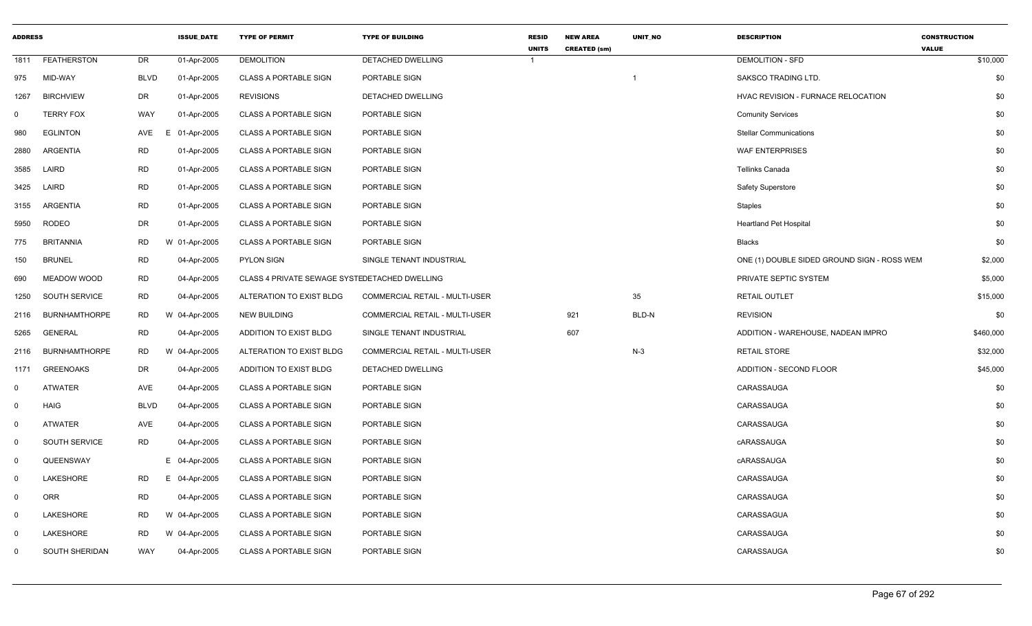| ADDRESS | | | ISSUE_DATE | TYPE OF PERMIT | TYPE OF BUILDING | RESID UNITS | NEW AREA CREATED (sm) | UNIT_NO | DESCRIPTION | CONSTRUCTION VALUE |
|---|---|---|---|---|---|---|---|---|---|---|
| 1811 | FEATHERSTON | DR | 01-Apr-2005 | DEMOLITION | DETACHED DWELLING | 1 | | | DEMOLITION - SFD | $10,000 |
| 975 | MID-WAY | BLVD | 01-Apr-2005 | CLASS A PORTABLE SIGN | PORTABLE SIGN | | | 1 | SAKSCO TRADING LTD. | $0 |
| 1267 | BIRCHVIEW | DR | 01-Apr-2005 | REVISIONS | DETACHED DWELLING | | | | HVAC REVISION - FURNACE RELOCATION | $0 |
| 0 | TERRY FOX | WAY | 01-Apr-2005 | CLASS A PORTABLE SIGN | PORTABLE SIGN | | | | Comunity Services | $0 |
| 980 | EGLINTON | AVE E | 01-Apr-2005 | CLASS A PORTABLE SIGN | PORTABLE SIGN | | | | Stellar Communications | $0 |
| 2880 | ARGENTIA | RD | 01-Apr-2005 | CLASS A PORTABLE SIGN | PORTABLE SIGN | | | | WAF ENTERPRISES | $0 |
| 3585 | LAIRD | RD | 01-Apr-2005 | CLASS A PORTABLE SIGN | PORTABLE SIGN | | | | Tellinks Canada | $0 |
| 3425 | LAIRD | RD | 01-Apr-2005 | CLASS A PORTABLE SIGN | PORTABLE SIGN | | | | Safety Superstore | $0 |
| 3155 | ARGENTIA | RD | 01-Apr-2005 | CLASS A PORTABLE SIGN | PORTABLE SIGN | | | | Staples | $0 |
| 5950 | RODEO | DR | 01-Apr-2005 | CLASS A PORTABLE SIGN | PORTABLE SIGN | | | | Heartland Pet Hospital | $0 |
| 775 | BRITANNIA | RD W | 01-Apr-2005 | CLASS A PORTABLE SIGN | PORTABLE SIGN | | | | Blacks | $0 |
| 150 | BRUNEL | RD | 04-Apr-2005 | PYLON SIGN | SINGLE TENANT INDUSTRIAL | | | | ONE (1) DOUBLE SIDED GROUND SIGN - ROSS WEM | $2,000 |
| 690 | MEADOW WOOD | RD | 04-Apr-2005 | CLASS 4 PRIVATE SEWAGE SYSTE | DETACHED DWELLING | | | | PRIVATE SEPTIC SYSTEM | $5,000 |
| 1250 | SOUTH SERVICE | RD | 04-Apr-2005 | ALTERATION TO EXIST BLDG | COMMERCIAL RETAIL - MULTI-USER | | | 35 | RETAIL OUTLET | $15,000 |
| 2116 | BURNHAMTHORPE | RD W | 04-Apr-2005 | NEW BUILDING | COMMERCIAL RETAIL - MULTI-USER | | 921 | BLD-N | REVISION | $0 |
| 5265 | GENERAL | RD | 04-Apr-2005 | ADDITION TO EXIST BLDG | SINGLE TENANT INDUSTRIAL | | 607 | | ADDITION - WAREHOUSE, NADEAN IMPRO | $460,000 |
| 2116 | BURNHAMTHORPE | RD W | 04-Apr-2005 | ALTERATION TO EXIST BLDG | COMMERCIAL RETAIL - MULTI-USER | | | N-3 | RETAIL STORE | $32,000 |
| 1171 | GREENOAKS | DR | 04-Apr-2005 | ADDITION TO EXIST BLDG | DETACHED DWELLING | | | | ADDITION - SECOND FLOOR | $45,000 |
| 0 | ATWATER | AVE | 04-Apr-2005 | CLASS A PORTABLE SIGN | PORTABLE SIGN | | | | CARASSAUGA | $0 |
| 0 | HAIG | BLVD | 04-Apr-2005 | CLASS A PORTABLE SIGN | PORTABLE SIGN | | | | CARASSAUGA | $0 |
| 0 | ATWATER | AVE | 04-Apr-2005 | CLASS A PORTABLE SIGN | PORTABLE SIGN | | | | CARASSAUGA | $0 |
| 0 | SOUTH SERVICE | RD | 04-Apr-2005 | CLASS A PORTABLE SIGN | PORTABLE SIGN | | | | cARASSAUGA | $0 |
| 0 | QUEENSWAY | E | 04-Apr-2005 | CLASS A PORTABLE SIGN | PORTABLE SIGN | | | | cARASSAUGA | $0 |
| 0 | LAKESHORE | RD E | 04-Apr-2005 | CLASS A PORTABLE SIGN | PORTABLE SIGN | | | | CARASSAUGA | $0 |
| 0 | ORR | RD | 04-Apr-2005 | CLASS A PORTABLE SIGN | PORTABLE SIGN | | | | CARASSAUGA | $0 |
| 0 | LAKESHORE | RD W | 04-Apr-2005 | CLASS A PORTABLE SIGN | PORTABLE SIGN | | | | CARASSAGUA | $0 |
| 0 | LAKESHORE | RD W | 04-Apr-2005 | CLASS A PORTABLE SIGN | PORTABLE SIGN | | | | CARASSAUGA | $0 |
| 0 | SOUTH SHERIDAN | WAY | 04-Apr-2005 | CLASS A PORTABLE SIGN | PORTABLE SIGN | | | | CARASSAUGA | $0 |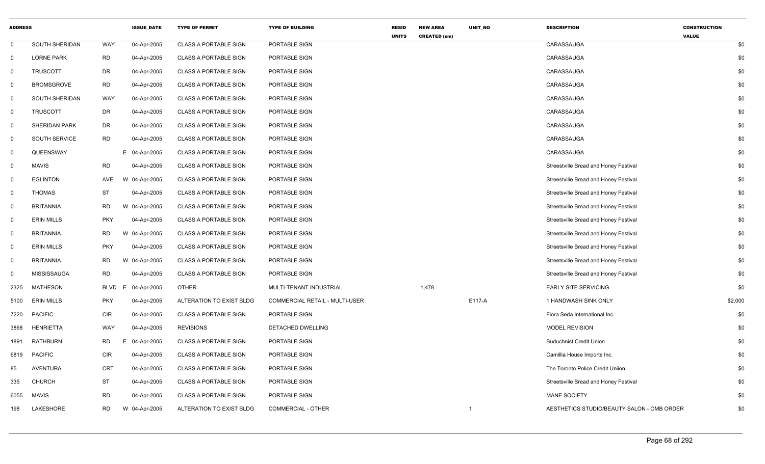| ADDRESS | | | ISSUE_DATE | TYPE OF PERMIT | TYPE OF BUILDING | RESID UNITS | NEW AREA CREATED (sm) | UNIT_NO | DESCRIPTION | CONSTRUCTION VALUE |
|---|---|---|---|---|---|---|---|---|---|---|
| 0 | SOUTH SHERIDAN | WAY | 04-Apr-2005 | CLASS A PORTABLE SIGN | PORTABLE SIGN | | | | CARASSAUGA | $0 |
| 0 | LORNE PARK | RD | 04-Apr-2005 | CLASS A PORTABLE SIGN | PORTABLE SIGN | | | | CARASSAUGA | $0 |
| 0 | TRUSCOTT | DR | 04-Apr-2005 | CLASS A PORTABLE SIGN | PORTABLE SIGN | | | | CARASSAUGA | $0 |
| 0 | BROMSGROVE | RD | 04-Apr-2005 | CLASS A PORTABLE SIGN | PORTABLE SIGN | | | | CARASSAUGA | $0 |
| 0 | SOUTH SHERIDAN | WAY | 04-Apr-2005 | CLASS A PORTABLE SIGN | PORTABLE SIGN | | | | CARASSAUGA | $0 |
| 0 | TRUSCOTT | DR | 04-Apr-2005 | CLASS A PORTABLE SIGN | PORTABLE SIGN | | | | CARASSAUGA | $0 |
| 0 | SHERIDAN PARK | DR | 04-Apr-2005 | CLASS A PORTABLE SIGN | PORTABLE SIGN | | | | CARASSAUGA | $0 |
| 0 | SOUTH SERVICE | RD | 04-Apr-2005 | CLASS A PORTABLE SIGN | PORTABLE SIGN | | | | CARASSAUGA | $0 |
| 0 | QUEENSWAY | | E 04-Apr-2005 | CLASS A PORTABLE SIGN | PORTABLE SIGN | | | | CARASSAUGA | $0 |
| 0 | MAVIS | RD | 04-Apr-2005 | CLASS A PORTABLE SIGN | PORTABLE SIGN | | | | Streestville Bread and Honey Festival | $0 |
| 0 | EGLINTON | AVE | W 04-Apr-2005 | CLASS A PORTABLE SIGN | PORTABLE SIGN | | | | Streestville Bread and Honey Festival | $0 |
| 0 | THOMAS | ST | 04-Apr-2005 | CLASS A PORTABLE SIGN | PORTABLE SIGN | | | | Streetsville Bread and Honey Festival | $0 |
| 0 | BRITANNIA | RD | W 04-Apr-2005 | CLASS A PORTABLE SIGN | PORTABLE SIGN | | | | Streetsville Bread and Honey Festival | $0 |
| 0 | ERIN MILLS | PKY | 04-Apr-2005 | CLASS A PORTABLE SIGN | PORTABLE SIGN | | | | Streetsville Bread and Honey Festival | $0 |
| 0 | BRITANNIA | RD | W 04-Apr-2005 | CLASS A PORTABLE SIGN | PORTABLE SIGN | | | | Streetsville Bread and Honey Festival | $0 |
| 0 | ERIN MILLS | PKY | 04-Apr-2005 | CLASS A PORTABLE SIGN | PORTABLE SIGN | | | | Streetsville Bread and Honey Festival | $0 |
| 0 | BRITANNIA | RD | W 04-Apr-2005 | CLASS A PORTABLE SIGN | PORTABLE SIGN | | | | Streetsville Bread and Honey Festival | $0 |
| 0 | MISSISSAUGA | RD | 04-Apr-2005 | CLASS A PORTABLE SIGN | PORTABLE SIGN | | | | Streetsville Bread and Honey Festival | $0 |
| 2325 | MATHESON | BLVD | E 04-Apr-2005 | OTHER | MULTI-TENANT INDUSTRIAL | | 1,478 | | EARLY SITE SERVICING | $0 |
| 5100 | ERIN MILLS | PKY | 04-Apr-2005 | ALTERATION TO EXIST BLDG | COMMERCIAL RETAIL - MULTI-USER | | | E117-A | 1 HANDWASH SINK ONLY | $2,000 |
| 7220 | PACIFIC | CIR | 04-Apr-2005 | CLASS A PORTABLE SIGN | PORTABLE SIGN | | | | Flora Seda International Inc. | $0 |
| 3868 | HENRIETTA | WAY | 04-Apr-2005 | REVISIONS | DETACHED DWELLING | | | | MODEL REVISION | $0 |
| 1891 | RATHBURN | RD | E 04-Apr-2005 | CLASS A PORTABLE SIGN | PORTABLE SIGN | | | | Buduchnist Credit Union | $0 |
| 6819 | PACIFIC | CIR | 04-Apr-2005 | CLASS A PORTABLE SIGN | PORTABLE SIGN | | | | Camillia House Imports Inc. | $0 |
| 85 | AVENTURA | CRT | 04-Apr-2005 | CLASS A PORTABLE SIGN | PORTABLE SIGN | | | | The Toronto Police Credit Uniion | $0 |
| 335 | CHURCH | ST | 04-Apr-2005 | CLASS A PORTABLE SIGN | PORTABLE SIGN | | | | Streetsville Bread and Honey Festival | $0 |
| 6055 | MAVIS | RD | 04-Apr-2005 | CLASS A PORTABLE SIGN | PORTABLE SIGN | | | | MANE SOCIETY | $0 |
| 198 | LAKESHORE | RD | W 04-Apr-2005 | ALTERATION TO EXIST BLDG | COMMERCIAL - OTHER | | | 1 | AESTHETICS STUDIO/BEAUTY SALON - OMB ORDER | $0 |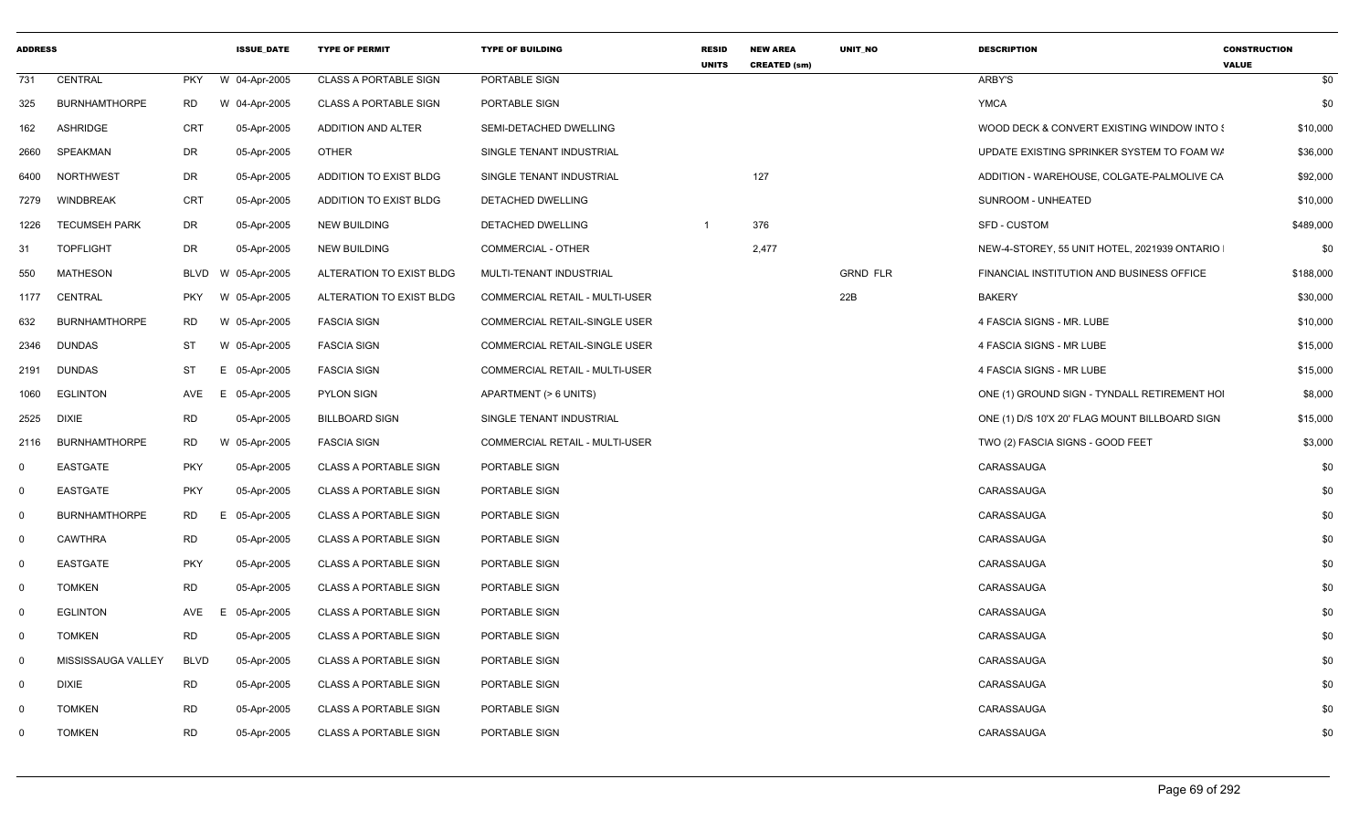| ADDRESS | | | ISSUE_DATE | TYPE OF PERMIT | TYPE OF BUILDING | RESID UNITS | NEW AREA CREATED (sm) | UNIT_NO | DESCRIPTION | CONSTRUCTION VALUE |
|---|---|---|---|---|---|---|---|---|---|---|
| 731 | CENTRAL | PKY | W 04-Apr-2005 | CLASS A PORTABLE SIGN | PORTABLE SIGN | | | | ARBY'S | $0 |
| 325 | BURNHAMTHORPE | RD | W 04-Apr-2005 | CLASS A PORTABLE SIGN | PORTABLE SIGN | | | | YMCA | $0 |
| 162 | ASHRIDGE | CRT | 05-Apr-2005 | ADDITION AND ALTER | SEMI-DETACHED DWELLING | | | | WOOD DECK & CONVERT EXISTING WINDOW INTO S | $10,000 |
| 2660 | SPEAKMAN | DR | 05-Apr-2005 | OTHER | SINGLE TENANT INDUSTRIAL | | | | UPDATE EXISTING SPRINKER SYSTEM TO FOAM WA | $36,000 |
| 6400 | NORTHWEST | DR | 05-Apr-2005 | ADDITION TO EXIST BLDG | SINGLE TENANT INDUSTRIAL | | 127 | | ADDITION - WAREHOUSE, COLGATE-PALMOLIVE CA | $92,000 |
| 7279 | WINDBREAK | CRT | 05-Apr-2005 | ADDITION TO EXIST BLDG | DETACHED DWELLING | | | | SUNROOM - UNHEATED | $10,000 |
| 1226 | TECUMSEH PARK | DR | 05-Apr-2005 | NEW BUILDING | DETACHED DWELLING | 1 | 376 | | SFD - CUSTOM | $489,000 |
| 31 | TOPFLIGHT | DR | 05-Apr-2005 | NEW BUILDING | COMMERCIAL - OTHER | | 2,477 | | NEW-4-STOREY, 55 UNIT HOTEL, 2021939 ONTARIO I | $0 |
| 550 | MATHESON | BLVD | W 05-Apr-2005 | ALTERATION TO EXIST BLDG | MULTI-TENANT INDUSTRIAL | | | GRND FLR | FINANCIAL INSTITUTION AND BUSINESS OFFICE | $188,000 |
| 1177 | CENTRAL | PKY | W 05-Apr-2005 | ALTERATION TO EXIST BLDG | COMMERCIAL RETAIL - MULTI-USER | | | 22B | BAKERY | $30,000 |
| 632 | BURNHAMTHORPE | RD | W 05-Apr-2005 | FASCIA SIGN | COMMERCIAL RETAIL-SINGLE USER | | | | 4 FASCIA SIGNS - MR. LUBE | $10,000 |
| 2346 | DUNDAS | ST | W 05-Apr-2005 | FASCIA SIGN | COMMERCIAL RETAIL-SINGLE USER | | | | 4 FASCIA SIGNS - MR LUBE | $15,000 |
| 2191 | DUNDAS | ST | E 05-Apr-2005 | FASCIA SIGN | COMMERCIAL RETAIL - MULTI-USER | | | | 4 FASCIA SIGNS - MR LUBE | $15,000 |
| 1060 | EGLINTON | AVE | E 05-Apr-2005 | PYLON SIGN | APARTMENT (> 6 UNITS) | | | | ONE (1) GROUND SIGN - TYNDALL RETIREMENT HOI | $8,000 |
| 2525 | DIXIE | RD | 05-Apr-2005 | BILLBOARD SIGN | SINGLE TENANT INDUSTRIAL | | | | ONE (1) D/S 10'X 20' FLAG MOUNT BILLBOARD SIGN | $15,000 |
| 2116 | BURNHAMTHORPE | RD | W 05-Apr-2005 | FASCIA SIGN | COMMERCIAL RETAIL - MULTI-USER | | | | TWO (2) FASCIA SIGNS - GOOD FEET | $3,000 |
| 0 | EASTGATE | PKY | 05-Apr-2005 | CLASS A PORTABLE SIGN | PORTABLE SIGN | | | | CARASSAUGA | $0 |
| 0 | EASTGATE | PKY | 05-Apr-2005 | CLASS A PORTABLE SIGN | PORTABLE SIGN | | | | CARASSAUGA | $0 |
| 0 | BURNHAMTHORPE | RD | E 05-Apr-2005 | CLASS A PORTABLE SIGN | PORTABLE SIGN | | | | CARASSAUGA | $0 |
| 0 | CAWTHRA | RD | 05-Apr-2005 | CLASS A PORTABLE SIGN | PORTABLE SIGN | | | | CARASSAUGA | $0 |
| 0 | EASTGATE | PKY | 05-Apr-2005 | CLASS A PORTABLE SIGN | PORTABLE SIGN | | | | CARASSAUGA | $0 |
| 0 | TOMKEN | RD | 05-Apr-2005 | CLASS A PORTABLE SIGN | PORTABLE SIGN | | | | CARASSAUGA | $0 |
| 0 | EGLINTON | AVE | E 05-Apr-2005 | CLASS A PORTABLE SIGN | PORTABLE SIGN | | | | CARASSAUGA | $0 |
| 0 | TOMKEN | RD | 05-Apr-2005 | CLASS A PORTABLE SIGN | PORTABLE SIGN | | | | CARASSAUGA | $0 |
| 0 | MISSISSAUGA VALLEY | BLVD | 05-Apr-2005 | CLASS A PORTABLE SIGN | PORTABLE SIGN | | | | CARASSAUGA | $0 |
| 0 | DIXIE | RD | 05-Apr-2005 | CLASS A PORTABLE SIGN | PORTABLE SIGN | | | | CARASSAUGA | $0 |
| 0 | TOMKEN | RD | 05-Apr-2005 | CLASS A PORTABLE SIGN | PORTABLE SIGN | | | | CARASSAUGA | $0 |
| 0 | TOMKEN | RD | 05-Apr-2005 | CLASS A PORTABLE SIGN | PORTABLE SIGN | | | | CARASSAUGA | $0 |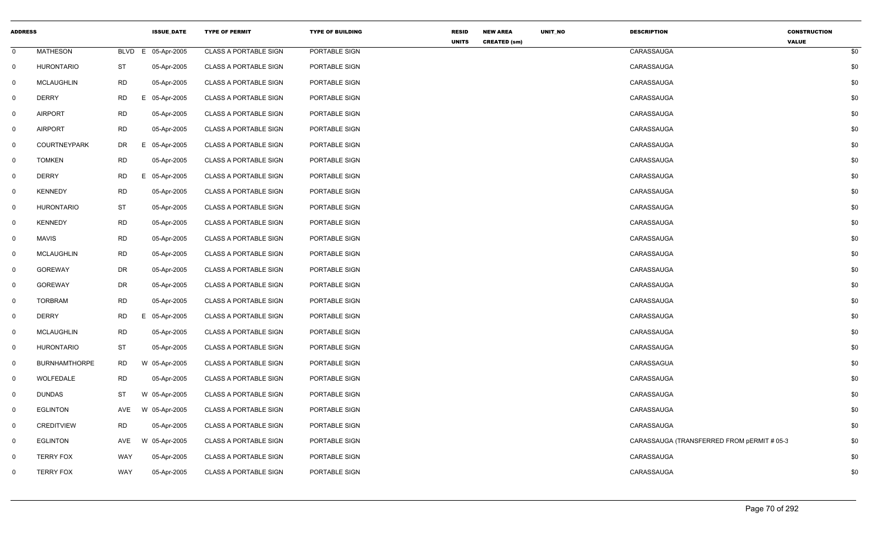| ADDRESS | | | ISSUE_DATE | TYPE OF PERMIT | TYPE OF BUILDING | RESID UNITS | NEW AREA CREATED (sm) | UNIT_NO | DESCRIPTION | CONSTRUCTION VALUE |
|---|---|---|---|---|---|---|---|---|---|---|
| 0 | MATHESON | BLVD | E 05-Apr-2005 | CLASS A PORTABLE SIGN | PORTABLE SIGN | | | | CARASSAUGA | $0 |
| 0 | HURONTARIO | ST | 05-Apr-2005 | CLASS A PORTABLE SIGN | PORTABLE SIGN | | | | CARASSAUGA | $0 |
| 0 | MCLAUGHLIN | RD | 05-Apr-2005 | CLASS A PORTABLE SIGN | PORTABLE SIGN | | | | CARASSAUGA | $0 |
| 0 | DERRY | RD | E 05-Apr-2005 | CLASS A PORTABLE SIGN | PORTABLE SIGN | | | | CARASSAUGA | $0 |
| 0 | AIRPORT | RD | 05-Apr-2005 | CLASS A PORTABLE SIGN | PORTABLE SIGN | | | | CARASSAUGA | $0 |
| 0 | AIRPORT | RD | 05-Apr-2005 | CLASS A PORTABLE SIGN | PORTABLE SIGN | | | | CARASSAUGA | $0 |
| 0 | COURTNEYPARK | DR | E 05-Apr-2005 | CLASS A PORTABLE SIGN | PORTABLE SIGN | | | | CARASSAUGA | $0 |
| 0 | TOMKEN | RD | 05-Apr-2005 | CLASS A PORTABLE SIGN | PORTABLE SIGN | | | | CARASSAUGA | $0 |
| 0 | DERRY | RD | E 05-Apr-2005 | CLASS A PORTABLE SIGN | PORTABLE SIGN | | | | CARASSAUGA | $0 |
| 0 | KENNEDY | RD | 05-Apr-2005 | CLASS A PORTABLE SIGN | PORTABLE SIGN | | | | CARASSAUGA | $0 |
| 0 | HURONTARIO | ST | 05-Apr-2005 | CLASS A PORTABLE SIGN | PORTABLE SIGN | | | | CARASSAUGA | $0 |
| 0 | KENNEDY | RD | 05-Apr-2005 | CLASS A PORTABLE SIGN | PORTABLE SIGN | | | | CARASSAUGA | $0 |
| 0 | MAVIS | RD | 05-Apr-2005 | CLASS A PORTABLE SIGN | PORTABLE SIGN | | | | CARASSAUGA | $0 |
| 0 | MCLAUGHLIN | RD | 05-Apr-2005 | CLASS A PORTABLE SIGN | PORTABLE SIGN | | | | CARASSAUGA | $0 |
| 0 | GOREWAY | DR | 05-Apr-2005 | CLASS A PORTABLE SIGN | PORTABLE SIGN | | | | CARASSAUGA | $0 |
| 0 | GOREWAY | DR | 05-Apr-2005 | CLASS A PORTABLE SIGN | PORTABLE SIGN | | | | CARASSAUGA | $0 |
| 0 | TORBRAM | RD | 05-Apr-2005 | CLASS A PORTABLE SIGN | PORTABLE SIGN | | | | CARASSAUGA | $0 |
| 0 | DERRY | RD | E 05-Apr-2005 | CLASS A PORTABLE SIGN | PORTABLE SIGN | | | | CARASSAUGA | $0 |
| 0 | MCLAUGHLIN | RD | 05-Apr-2005 | CLASS A PORTABLE SIGN | PORTABLE SIGN | | | | CARASSAUGA | $0 |
| 0 | HURONTARIO | ST | 05-Apr-2005 | CLASS A PORTABLE SIGN | PORTABLE SIGN | | | | CARASSAUGA | $0 |
| 0 | BURNHAMTHORPE | RD | W 05-Apr-2005 | CLASS A PORTABLE SIGN | PORTABLE SIGN | | | | CARASSAGUA | $0 |
| 0 | WOLFEDALE | RD | 05-Apr-2005 | CLASS A PORTABLE SIGN | PORTABLE SIGN | | | | CARASSAUGA | $0 |
| 0 | DUNDAS | ST | W 05-Apr-2005 | CLASS A PORTABLE SIGN | PORTABLE SIGN | | | | CARASSAUGA | $0 |
| 0 | EGLINTON | AVE | W 05-Apr-2005 | CLASS A PORTABLE SIGN | PORTABLE SIGN | | | | CARASSAUGA | $0 |
| 0 | CREDITVIEW | RD | 05-Apr-2005 | CLASS A PORTABLE SIGN | PORTABLE SIGN | | | | CARASSAUGA | $0 |
| 0 | EGLINTON | AVE | W 05-Apr-2005 | CLASS A PORTABLE SIGN | PORTABLE SIGN | | | | CARASSAUGA (TRANSFERRED FROM pERMIT # 05-3 | $0 |
| 0 | TERRY FOX | WAY | 05-Apr-2005 | CLASS A PORTABLE SIGN | PORTABLE SIGN | | | | CARASSAUGA | $0 |
| 0 | TERRY FOX | WAY | 05-Apr-2005 | CLASS A PORTABLE SIGN | PORTABLE SIGN | | | | CARASSAUGA | $0 |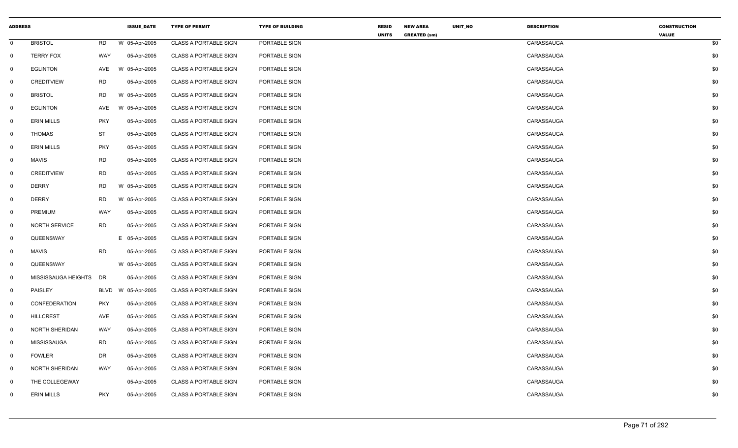| ADDRESS | | | | ISSUE_DATE | TYPE OF PERMIT | TYPE OF BUILDING | RESID UNITS | NEW AREA CREATED (sm) | UNIT_NO | DESCRIPTION | CONSTRUCTION VALUE |
|---|---|---|---|---|---|---|---|---|---|---|---|
| 0 | BRISTOL | RD | W | 05-Apr-2005 | CLASS A PORTABLE SIGN | PORTABLE SIGN | | | | CARASSAUGA | $0 |
| 0 | TERRY FOX | WAY | | 05-Apr-2005 | CLASS A PORTABLE SIGN | PORTABLE SIGN | | | | CARASSAUGA | $0 |
| 0 | EGLINTON | AVE | W | 05-Apr-2005 | CLASS A PORTABLE SIGN | PORTABLE SIGN | | | | CARASSAUGA | $0 |
| 0 | CREDITVIEW | RD | | 05-Apr-2005 | CLASS A PORTABLE SIGN | PORTABLE SIGN | | | | CARASSAUGA | $0 |
| 0 | BRISTOL | RD | W | 05-Apr-2005 | CLASS A PORTABLE SIGN | PORTABLE SIGN | | | | CARASSAUGA | $0 |
| 0 | EGLINTON | AVE | W | 05-Apr-2005 | CLASS A PORTABLE SIGN | PORTABLE SIGN | | | | CARASSAUGA | $0 |
| 0 | ERIN MILLS | PKY | | 05-Apr-2005 | CLASS A PORTABLE SIGN | PORTABLE SIGN | | | | CARASSAUGA | $0 |
| 0 | THOMAS | ST | | 05-Apr-2005 | CLASS A PORTABLE SIGN | PORTABLE SIGN | | | | CARASSAUGA | $0 |
| 0 | ERIN MILLS | PKY | | 05-Apr-2005 | CLASS A PORTABLE SIGN | PORTABLE SIGN | | | | CARASSAUGA | $0 |
| 0 | MAVIS | RD | | 05-Apr-2005 | CLASS A PORTABLE SIGN | PORTABLE SIGN | | | | CARASSAUGA | $0 |
| 0 | CREDITVIEW | RD | | 05-Apr-2005 | CLASS A PORTABLE SIGN | PORTABLE SIGN | | | | CARASSAUGA | $0 |
| 0 | DERRY | RD | W | 05-Apr-2005 | CLASS A PORTABLE SIGN | PORTABLE SIGN | | | | CARASSAUGA | $0 |
| 0 | DERRY | RD | W | 05-Apr-2005 | CLASS A PORTABLE SIGN | PORTABLE SIGN | | | | CARASSAUGA | $0 |
| 0 | PREMIUM | WAY | | 05-Apr-2005 | CLASS A PORTABLE SIGN | PORTABLE SIGN | | | | CARASSAUGA | $0 |
| 0 | NORTH SERVICE | RD | | 05-Apr-2005 | CLASS A PORTABLE SIGN | PORTABLE SIGN | | | | CARASSAUGA | $0 |
| 0 | QUEENSWAY | | E | 05-Apr-2005 | CLASS A PORTABLE SIGN | PORTABLE SIGN | | | | CARASSAUGA | $0 |
| 0 | MAVIS | RD | | 05-Apr-2005 | CLASS A PORTABLE SIGN | PORTABLE SIGN | | | | CARASSAUGA | $0 |
| 0 | QUEENSWAY | | W | 05-Apr-2005 | CLASS A PORTABLE SIGN | PORTABLE SIGN | | | | CARASSAUGA | $0 |
| 0 | MISSISSAUGA HEIGHTS | DR | | 05-Apr-2005 | CLASS A PORTABLE SIGN | PORTABLE SIGN | | | | CARASSAUGA | $0 |
| 0 | PAISLEY | BLVD | W | 05-Apr-2005 | CLASS A PORTABLE SIGN | PORTABLE SIGN | | | | CARASSAUGA | $0 |
| 0 | CONFEDERATION | PKY | | 05-Apr-2005 | CLASS A PORTABLE SIGN | PORTABLE SIGN | | | | CARASSAUGA | $0 |
| 0 | HILLCREST | AVE | | 05-Apr-2005 | CLASS A PORTABLE SIGN | PORTABLE SIGN | | | | CARASSAUGA | $0 |
| 0 | NORTH SHERIDAN | WAY | | 05-Apr-2005 | CLASS A PORTABLE SIGN | PORTABLE SIGN | | | | CARASSAUGA | $0 |
| 0 | MISSISSAUGA | RD | | 05-Apr-2005 | CLASS A PORTABLE SIGN | PORTABLE SIGN | | | | CARASSAUGA | $0 |
| 0 | FOWLER | DR | | 05-Apr-2005 | CLASS A PORTABLE SIGN | PORTABLE SIGN | | | | CARASSAUGA | $0 |
| 0 | NORTH SHERIDAN | WAY | | 05-Apr-2005 | CLASS A PORTABLE SIGN | PORTABLE SIGN | | | | CARASSAUGA | $0 |
| 0 | THE COLLEGEWAY | | | 05-Apr-2005 | CLASS A PORTABLE SIGN | PORTABLE SIGN | | | | CARASSAUGA | $0 |
| 0 | ERIN MILLS | PKY | | 05-Apr-2005 | CLASS A PORTABLE SIGN | PORTABLE SIGN | | | | CARASSAUGA | $0 |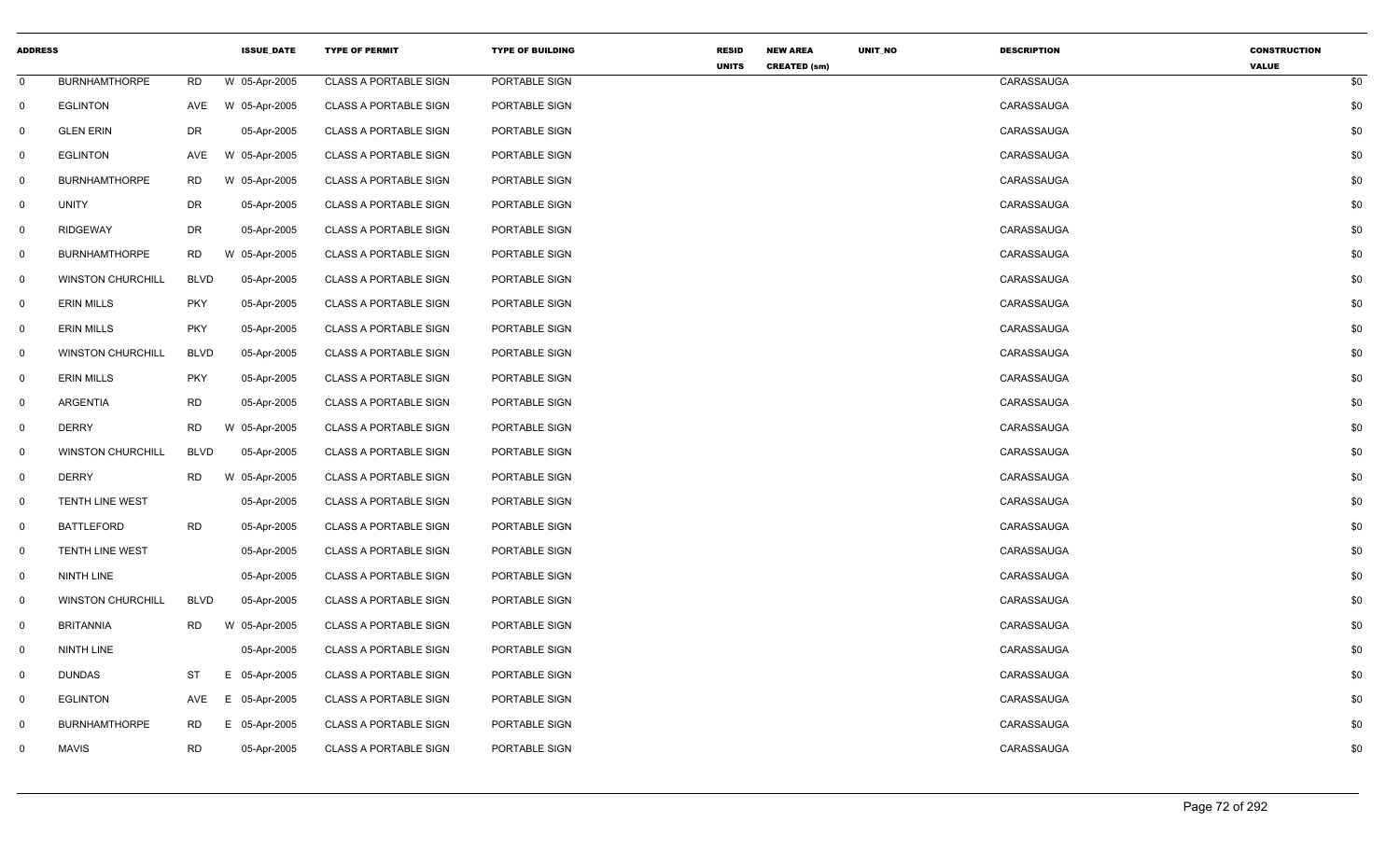| ADDRESS | | | ISSUE_DATE | TYPE OF PERMIT | TYPE OF BUILDING | RESID UNITS | NEW AREA CREATED (sm) | UNIT_NO | DESCRIPTION | CONSTRUCTION VALUE |
|---|---|---|---|---|---|---|---|---|---|---|
| 0 | BURNHAMTHORPE | RD | W 05-Apr-2005 | CLASS A PORTABLE SIGN | PORTABLE SIGN | | | | CARASSAUGA | $0 |
| 0 | EGLINTON | AVE | W 05-Apr-2005 | CLASS A PORTABLE SIGN | PORTABLE SIGN | | | | CARASSAUGA | $0 |
| 0 | GLEN ERIN | DR | 05-Apr-2005 | CLASS A PORTABLE SIGN | PORTABLE SIGN | | | | CARASSAUGA | $0 |
| 0 | EGLINTON | AVE | W 05-Apr-2005 | CLASS A PORTABLE SIGN | PORTABLE SIGN | | | | CARASSAUGA | $0 |
| 0 | BURNHAMTHORPE | RD | W 05-Apr-2005 | CLASS A PORTABLE SIGN | PORTABLE SIGN | | | | CARASSAUGA | $0 |
| 0 | UNITY | DR | 05-Apr-2005 | CLASS A PORTABLE SIGN | PORTABLE SIGN | | | | CARASSAUGA | $0 |
| 0 | RIDGEWAY | DR | 05-Apr-2005 | CLASS A PORTABLE SIGN | PORTABLE SIGN | | | | CARASSAUGA | $0 |
| 0 | BURNHAMTHORPE | RD | W 05-Apr-2005 | CLASS A PORTABLE SIGN | PORTABLE SIGN | | | | CARASSAUGA | $0 |
| 0 | WINSTON CHURCHILL | BLVD | 05-Apr-2005 | CLASS A PORTABLE SIGN | PORTABLE SIGN | | | | CARASSAUGA | $0 |
| 0 | ERIN MILLS | PKY | 05-Apr-2005 | CLASS A PORTABLE SIGN | PORTABLE SIGN | | | | CARASSAUGA | $0 |
| 0 | ERIN MILLS | PKY | 05-Apr-2005 | CLASS A PORTABLE SIGN | PORTABLE SIGN | | | | CARASSAUGA | $0 |
| 0 | WINSTON CHURCHILL | BLVD | 05-Apr-2005 | CLASS A PORTABLE SIGN | PORTABLE SIGN | | | | CARASSAUGA | $0 |
| 0 | ERIN MILLS | PKY | 05-Apr-2005 | CLASS A PORTABLE SIGN | PORTABLE SIGN | | | | CARASSAUGA | $0 |
| 0 | ARGENTIA | RD | 05-Apr-2005 | CLASS A PORTABLE SIGN | PORTABLE SIGN | | | | CARASSAUGA | $0 |
| 0 | DERRY | RD | W 05-Apr-2005 | CLASS A PORTABLE SIGN | PORTABLE SIGN | | | | CARASSAUGA | $0 |
| 0 | WINSTON CHURCHILL | BLVD | 05-Apr-2005 | CLASS A PORTABLE SIGN | PORTABLE SIGN | | | | CARASSAUGA | $0 |
| 0 | DERRY | RD | W 05-Apr-2005 | CLASS A PORTABLE SIGN | PORTABLE SIGN | | | | CARASSAUGA | $0 |
| 0 | TENTH LINE WEST | | 05-Apr-2005 | CLASS A PORTABLE SIGN | PORTABLE SIGN | | | | CARASSAUGA | $0 |
| 0 | BATTLEFORD | RD | 05-Apr-2005 | CLASS A PORTABLE SIGN | PORTABLE SIGN | | | | CARASSAUGA | $0 |
| 0 | TENTH LINE WEST | | 05-Apr-2005 | CLASS A PORTABLE SIGN | PORTABLE SIGN | | | | CARASSAUGA | $0 |
| 0 | NINTH LINE | | 05-Apr-2005 | CLASS A PORTABLE SIGN | PORTABLE SIGN | | | | CARASSAUGA | $0 |
| 0 | WINSTON CHURCHILL | BLVD | 05-Apr-2005 | CLASS A PORTABLE SIGN | PORTABLE SIGN | | | | CARASSAUGA | $0 |
| 0 | BRITANNIA | RD | W 05-Apr-2005 | CLASS A PORTABLE SIGN | PORTABLE SIGN | | | | CARASSAUGA | $0 |
| 0 | NINTH LINE | | 05-Apr-2005 | CLASS A PORTABLE SIGN | PORTABLE SIGN | | | | CARASSAUGA | $0 |
| 0 | DUNDAS | ST | E 05-Apr-2005 | CLASS A PORTABLE SIGN | PORTABLE SIGN | | | | CARASSAUGA | $0 |
| 0 | EGLINTON | AVE | E 05-Apr-2005 | CLASS A PORTABLE SIGN | PORTABLE SIGN | | | | CARASSAUGA | $0 |
| 0 | BURNHAMTHORPE | RD | E 05-Apr-2005 | CLASS A PORTABLE SIGN | PORTABLE SIGN | | | | CARASSAUGA | $0 |
| 0 | MAVIS | RD | 05-Apr-2005 | CLASS A PORTABLE SIGN | PORTABLE SIGN | | | | CARASSAUGA | $0 |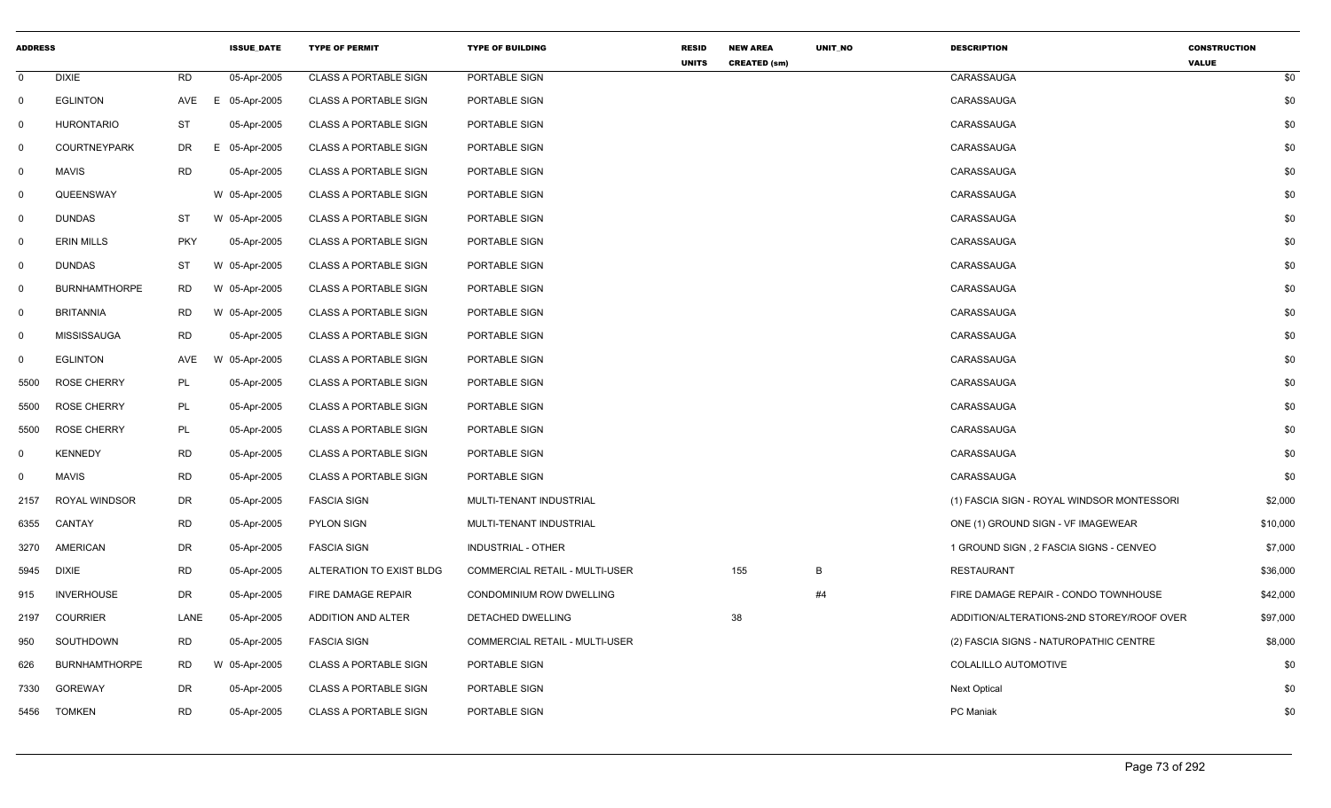| ADDRESS | | | | ISSUE_DATE | TYPE OF PERMIT | TYPE OF BUILDING | RESID UNITS | NEW AREA CREATED (sm) | UNIT_NO | DESCRIPTION | CONSTRUCTION VALUE |
|---|---|---|---|---|---|---|---|---|---|---|---|
| 0 | DIXIE | RD | | 05-Apr-2005 | CLASS A PORTABLE SIGN | PORTABLE SIGN | | | | CARASSAUGA | $0 |
| 0 | EGLINTON | AVE | E | 05-Apr-2005 | CLASS A PORTABLE SIGN | PORTABLE SIGN | | | | CARASSAUGA | $0 |
| 0 | HURONTARIO | ST | | 05-Apr-2005 | CLASS A PORTABLE SIGN | PORTABLE SIGN | | | | CARASSAUGA | $0 |
| 0 | COURTNEYPARK | DR | E | 05-Apr-2005 | CLASS A PORTABLE SIGN | PORTABLE SIGN | | | | CARASSAUGA | $0 |
| 0 | MAVIS | RD | | 05-Apr-2005 | CLASS A PORTABLE SIGN | PORTABLE SIGN | | | | CARASSAUGA | $0 |
| 0 | QUEENSWAY | | W | 05-Apr-2005 | CLASS A PORTABLE SIGN | PORTABLE SIGN | | | | CARASSAUGA | $0 |
| 0 | DUNDAS | ST | W | 05-Apr-2005 | CLASS A PORTABLE SIGN | PORTABLE SIGN | | | | CARASSAUGA | $0 |
| 0 | ERIN MILLS | PKY | | 05-Apr-2005 | CLASS A PORTABLE SIGN | PORTABLE SIGN | | | | CARASSAUGA | $0 |
| 0 | DUNDAS | ST | W | 05-Apr-2005 | CLASS A PORTABLE SIGN | PORTABLE SIGN | | | | CARASSAUGA | $0 |
| 0 | BURNHAMTHORPE | RD | W | 05-Apr-2005 | CLASS A PORTABLE SIGN | PORTABLE SIGN | | | | CARASSAUGA | $0 |
| 0 | BRITANNIA | RD | W | 05-Apr-2005 | CLASS A PORTABLE SIGN | PORTABLE SIGN | | | | CARASSAUGA | $0 |
| 0 | MISSISSAUGA | RD | | 05-Apr-2005 | CLASS A PORTABLE SIGN | PORTABLE SIGN | | | | CARASSAUGA | $0 |
| 0 | EGLINTON | AVE | W | 05-Apr-2005 | CLASS A PORTABLE SIGN | PORTABLE SIGN | | | | CARASSAUGA | $0 |
| 5500 | ROSE CHERRY | PL | | 05-Apr-2005 | CLASS A PORTABLE SIGN | PORTABLE SIGN | | | | CARASSAUGA | $0 |
| 5500 | ROSE CHERRY | PL | | 05-Apr-2005 | CLASS A PORTABLE SIGN | PORTABLE SIGN | | | | CARASSAUGA | $0 |
| 5500 | ROSE CHERRY | PL | | 05-Apr-2005 | CLASS A PORTABLE SIGN | PORTABLE SIGN | | | | CARASSAUGA | $0 |
| 0 | KENNEDY | RD | | 05-Apr-2005 | CLASS A PORTABLE SIGN | PORTABLE SIGN | | | | CARASSAUGA | $0 |
| 0 | MAVIS | RD | | 05-Apr-2005 | CLASS A PORTABLE SIGN | PORTABLE SIGN | | | | CARASSAUGA | $0 |
| 2157 | ROYAL WINDSOR | DR | | 05-Apr-2005 | FASCIA SIGN | MULTI-TENANT INDUSTRIAL | | | | (1) FASCIA SIGN - ROYAL WINDSOR MONTESSORI | $2,000 |
| 6355 | CANTAY | RD | | 05-Apr-2005 | PYLON SIGN | MULTI-TENANT INDUSTRIAL | | | | ONE (1) GROUND SIGN - VF IMAGEWEAR | $10,000 |
| 3270 | AMERICAN | DR | | 05-Apr-2005 | FASCIA SIGN | INDUSTRIAL - OTHER | | | | 1 GROUND SIGN , 2 FASCIA SIGNS - CENVEO | $7,000 |
| 5945 | DIXIE | RD | | 05-Apr-2005 | ALTERATION TO EXIST BLDG | COMMERCIAL RETAIL - MULTI-USER | | 155 | B | RESTAURANT | $36,000 |
| 915 | INVERHOUSE | DR | | 05-Apr-2005 | FIRE DAMAGE REPAIR | CONDOMINIUM ROW DWELLING | | | #4 | FIRE DAMAGE REPAIR - CONDO TOWNHOUSE | $42,000 |
| 2197 | COURRIER | LANE | | 05-Apr-2005 | ADDITION AND ALTER | DETACHED DWELLING | | 38 | | ADDITION/ALTERATIONS-2ND STOREY/ROOF OVER | $97,000 |
| 950 | SOUTHDOWN | RD | | 05-Apr-2005 | FASCIA SIGN | COMMERCIAL RETAIL - MULTI-USER | | | | (2) FASCIA SIGNS - NATUROPATHIC CENTRE | $8,000 |
| 626 | BURNHAMTHORPE | RD | W | 05-Apr-2005 | CLASS A PORTABLE SIGN | PORTABLE SIGN | | | | COLALILLO AUTOMOTIVE | $0 |
| 7330 | GOREWAY | DR | | 05-Apr-2005 | CLASS A PORTABLE SIGN | PORTABLE SIGN | | | | Next Optical | $0 |
| 5456 | TOMKEN | RD | | 05-Apr-2005 | CLASS A PORTABLE SIGN | PORTABLE SIGN | | | | PC Maniak | $0 |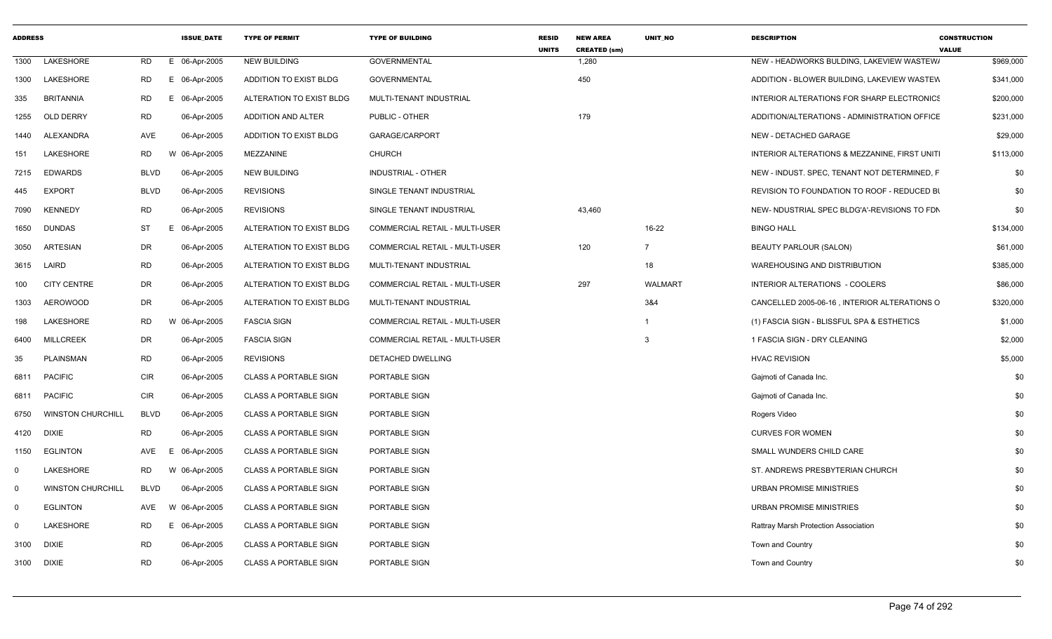| ADDRESS | | | ISSUE_DATE | TYPE OF PERMIT | TYPE OF BUILDING | RESID UNITS | NEW AREA CREATED (sm) | UNIT_NO | DESCRIPTION | CONSTRUCTION VALUE |
|---|---|---|---|---|---|---|---|---|---|---|
| 1300 | LAKESHORE | RD | E 06-Apr-2005 | NEW BUILDING | GOVERNMENTAL | | 1,280 | | NEW - HEADWORKS BULDING, LAKEVIEW WASTEW/ | $969,000 |
| 1300 | LAKESHORE | RD | E 06-Apr-2005 | ADDITION TO EXIST BLDG | GOVERNMENTAL | | 450 | | ADDITION - BLOWER BUILDING, LAKEVIEW WASTEW | $341,000 |
| 335 | BRITANNIA | RD | E 06-Apr-2005 | ALTERATION TO EXIST BLDG | MULTI-TENANT INDUSTRIAL | | | | INTERIOR ALTERATIONS FOR SHARP ELECTRONICS | $200,000 |
| 1255 | OLD DERRY | RD | 06-Apr-2005 | ADDITION AND ALTER | PUBLIC - OTHER | | 179 | | ADDITION/ALTERATIONS - ADMINISTRATION OFFICE | $231,000 |
| 1440 | ALEXANDRA | AVE | 06-Apr-2005 | ADDITION TO EXIST BLDG | GARAGE/CARPORT | | | | NEW - DETACHED GARAGE | $29,000 |
| 151 | LAKESHORE | RD | W 06-Apr-2005 | MEZZANINE | CHURCH | | | | INTERIOR ALTERATIONS & MEZZANINE, FIRST UNITI | $113,000 |
| 7215 | EDWARDS | BLVD | 06-Apr-2005 | NEW BUILDING | INDUSTRIAL - OTHER | | | | NEW - INDUST. SPEC, TENANT NOT DETERMINED, F | $0 |
| 445 | EXPORT | BLVD | 06-Apr-2005 | REVISIONS | SINGLE TENANT INDUSTRIAL | | | | REVISION TO FOUNDATION TO ROOF - REDUCED BU | $0 |
| 7090 | KENNEDY | RD | 06-Apr-2005 | REVISIONS | SINGLE TENANT INDUSTRIAL | | 43,460 | | NEW- NDUSTRIAL SPEC BLDG'A'-REVISIONS TO FDN | $0 |
| 1650 | DUNDAS | ST | E 06-Apr-2005 | ALTERATION TO EXIST BLDG | COMMERCIAL RETAIL - MULTI-USER | | | 16-22 | BINGO HALL | $134,000 |
| 3050 | ARTESIAN | DR | 06-Apr-2005 | ALTERATION TO EXIST BLDG | COMMERCIAL RETAIL - MULTI-USER | | 120 | 7 | BEAUTY PARLOUR (SALON) | $61,000 |
| 3615 | LAIRD | RD | 06-Apr-2005 | ALTERATION TO EXIST BLDG | MULTI-TENANT INDUSTRIAL | | | 18 | WAREHOUSING AND DISTRIBUTION | $385,000 |
| 100 | CITY CENTRE | DR | 06-Apr-2005 | ALTERATION TO EXIST BLDG | COMMERCIAL RETAIL - MULTI-USER | | 297 | WALMART | INTERIOR ALTERATIONS - COOLERS | $86,000 |
| 1303 | AEROWOOD | DR | 06-Apr-2005 | ALTERATION TO EXIST BLDG | MULTI-TENANT INDUSTRIAL | | | 3&4 | CANCELLED 2005-06-16 , INTERIOR ALTERATIONS O | $320,000 |
| 198 | LAKESHORE | RD | W 06-Apr-2005 | FASCIA SIGN | COMMERCIAL RETAIL - MULTI-USER | | | 1 | (1) FASCIA SIGN - BLISSFUL SPA & ESTHETICS | $1,000 |
| 6400 | MILLCREEK | DR | 06-Apr-2005 | FASCIA SIGN | COMMERCIAL RETAIL - MULTI-USER | | | 3 | 1 FASCIA SIGN - DRY CLEANING | $2,000 |
| 35 | PLAINSMAN | RD | 06-Apr-2005 | REVISIONS | DETACHED DWELLING | | | | HVAC REVISION | $5,000 |
| 6811 | PACIFIC | CIR | 06-Apr-2005 | CLASS A PORTABLE SIGN | PORTABLE SIGN | | | | Gajmoti of Canada Inc. | $0 |
| 6811 | PACIFIC | CIR | 06-Apr-2005 | CLASS A PORTABLE SIGN | PORTABLE SIGN | | | | Gajmoti of Canada Inc. | $0 |
| 6750 | WINSTON CHURCHILL | BLVD | 06-Apr-2005 | CLASS A PORTABLE SIGN | PORTABLE SIGN | | | | Rogers Video | $0 |
| 4120 | DIXIE | RD | 06-Apr-2005 | CLASS A PORTABLE SIGN | PORTABLE SIGN | | | | CURVES FOR WOMEN | $0 |
| 1150 | EGLINTON | AVE | E 06-Apr-2005 | CLASS A PORTABLE SIGN | PORTABLE SIGN | | | | SMALL WUNDERS CHILD CARE | $0 |
| 0 | LAKESHORE | RD | W 06-Apr-2005 | CLASS A PORTABLE SIGN | PORTABLE SIGN | | | | ST. ANDREWS PRESBYTERIAN CHURCH | $0 |
| 0 | WINSTON CHURCHILL | BLVD | 06-Apr-2005 | CLASS A PORTABLE SIGN | PORTABLE SIGN | | | | URBAN PROMISE MINISTRIES | $0 |
| 0 | EGLINTON | AVE | W 06-Apr-2005 | CLASS A PORTABLE SIGN | PORTABLE SIGN | | | | URBAN PROMISE MINISTRIES | $0 |
| 0 | LAKESHORE | RD | E 06-Apr-2005 | CLASS A PORTABLE SIGN | PORTABLE SIGN | | | | Rattray Marsh Protection Association | $0 |
| 3100 | DIXIE | RD | 06-Apr-2005 | CLASS A PORTABLE SIGN | PORTABLE SIGN | | | | Town and Country | $0 |
| 3100 | DIXIE | RD | 06-Apr-2005 | CLASS A PORTABLE SIGN | PORTABLE SIGN | | | | Town and Country | $0 |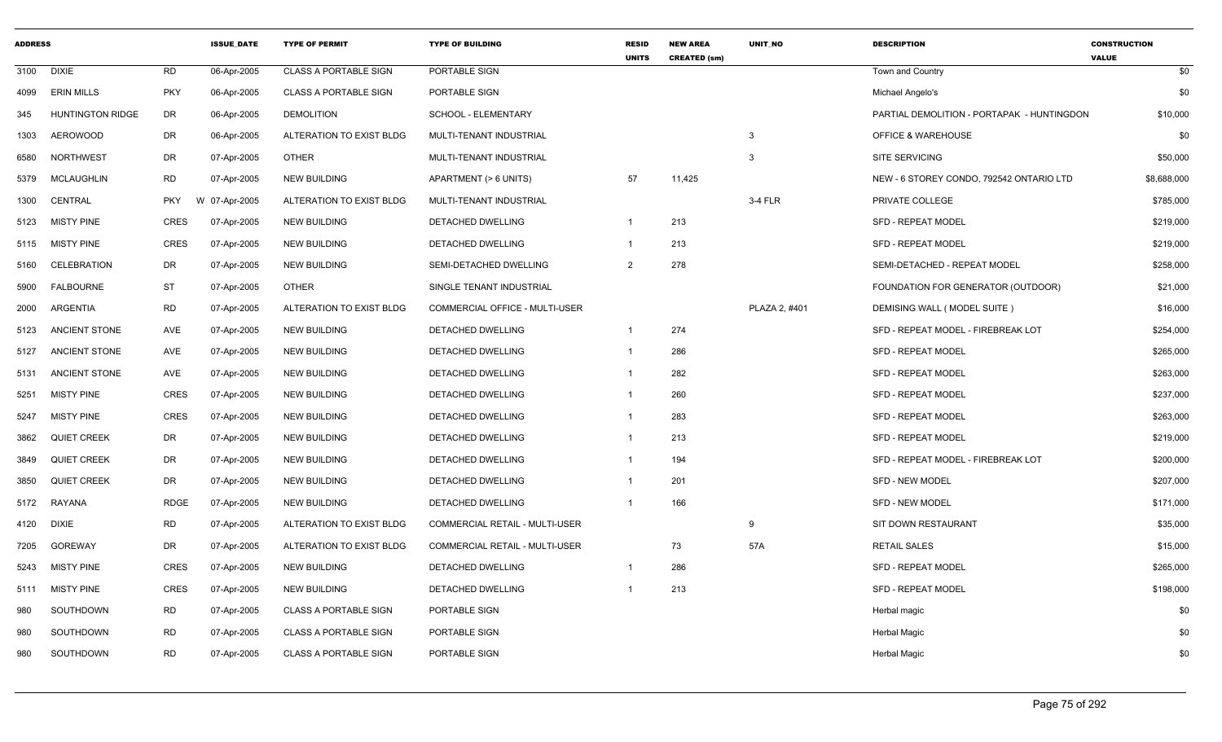| ADDRESS | | | ISSUE_DATE | TYPE OF PERMIT | TYPE OF BUILDING | RESID UNITS | NEW AREA CREATED (sm) | UNIT_NO | DESCRIPTION | CONSTRUCTION VALUE |
|---|---|---|---|---|---|---|---|---|---|---|
| 3100 | DIXIE | RD | 06-Apr-2005 | CLASS A PORTABLE SIGN | PORTABLE SIGN | | | | Town and Country | $0 |
| 4099 | ERIN MILLS | PKY | 06-Apr-2005 | CLASS A PORTABLE SIGN | PORTABLE SIGN | | | | Michael Angelo's | $0 |
| 345 | HUNTINGTON RIDGE | DR | 06-Apr-2005 | DEMOLITION | SCHOOL - ELEMENTARY | | | | PARTIAL DEMOLITION - PORTAPAK - HUNTINGDON | $10,000 |
| 1303 | AEROWOOD | DR | 06-Apr-2005 | ALTERATION TO EXIST BLDG | MULTI-TENANT INDUSTRIAL | | | 3 | OFFICE & WAREHOUSE | $0 |
| 6580 | NORTHWEST | DR | 07-Apr-2005 | OTHER | MULTI-TENANT INDUSTRIAL | | | 3 | SITE SERVICING | $50,000 |
| 5379 | MCLAUGHLIN | RD | 07-Apr-2005 | NEW BUILDING | APARTMENT (> 6 UNITS) | 57 | 11,425 | | NEW - 6 STOREY CONDO, 792542 ONTARIO LTD | $8,688,000 |
| 1300 | CENTRAL | PKY | W 07-Apr-2005 | ALTERATION TO EXIST BLDG | MULTI-TENANT INDUSTRIAL | | | 3-4 FLR | PRIVATE COLLEGE | $785,000 |
| 5123 | MISTY PINE | CRES | 07-Apr-2005 | NEW BUILDING | DETACHED DWELLING | 1 | 213 | | SFD - REPEAT MODEL | $219,000 |
| 5115 | MISTY PINE | CRES | 07-Apr-2005 | NEW BUILDING | DETACHED DWELLING | 1 | 213 | | SFD - REPEAT MODEL | $219,000 |
| 5160 | CELEBRATION | DR | 07-Apr-2005 | NEW BUILDING | SEMI-DETACHED DWELLING | 2 | 278 | | SEMI-DETACHED - REPEAT MODEL | $258,000 |
| 5900 | FALBOURNE | ST | 07-Apr-2005 | OTHER | SINGLE TENANT INDUSTRIAL | | | | FOUNDATION FOR GENERATOR (OUTDOOR) | $21,000 |
| 2000 | ARGENTIA | RD | 07-Apr-2005 | ALTERATION TO EXIST BLDG | COMMERCIAL OFFICE - MULTI-USER | | | PLAZA 2, #401 | DEMISING WALL ( MODEL SUITE ) | $16,000 |
| 5123 | ANCIENT STONE | AVE | 07-Apr-2005 | NEW BUILDING | DETACHED DWELLING | 1 | 274 | | SFD - REPEAT MODEL - FIREBREAK LOT | $254,000 |
| 5127 | ANCIENT STONE | AVE | 07-Apr-2005 | NEW BUILDING | DETACHED DWELLING | 1 | 286 | | SFD - REPEAT MODEL | $265,000 |
| 5131 | ANCIENT STONE | AVE | 07-Apr-2005 | NEW BUILDING | DETACHED DWELLING | 1 | 282 | | SFD - REPEAT MODEL | $263,000 |
| 5251 | MISTY PINE | CRES | 07-Apr-2005 | NEW BUILDING | DETACHED DWELLING | 1 | 260 | | SFD - REPEAT MODEL | $237,000 |
| 5247 | MISTY PINE | CRES | 07-Apr-2005 | NEW BUILDING | DETACHED DWELLING | 1 | 283 | | SFD - REPEAT MODEL | $263,000 |
| 3862 | QUIET CREEK | DR | 07-Apr-2005 | NEW BUILDING | DETACHED DWELLING | 1 | 213 | | SFD - REPEAT MODEL | $219,000 |
| 3849 | QUIET CREEK | DR | 07-Apr-2005 | NEW BUILDING | DETACHED DWELLING | 1 | 194 | | SFD - REPEAT MODEL - FIREBREAK LOT | $200,000 |
| 3850 | QUIET CREEK | DR | 07-Apr-2005 | NEW BUILDING | DETACHED DWELLING | 1 | 201 | | SFD - NEW MODEL | $207,000 |
| 5172 | RAYANA | RDGE | 07-Apr-2005 | NEW BUILDING | DETACHED DWELLING | 1 | 166 | | SFD - NEW MODEL | $171,000 |
| 4120 | DIXIE | RD | 07-Apr-2005 | ALTERATION TO EXIST BLDG | COMMERCIAL RETAIL - MULTI-USER | | | 9 | SIT DOWN RESTAURANT | $35,000 |
| 7205 | GOREWAY | DR | 07-Apr-2005 | ALTERATION TO EXIST BLDG | COMMERCIAL RETAIL - MULTI-USER | | 73 | 57A | RETAIL SALES | $15,000 |
| 5243 | MISTY PINE | CRES | 07-Apr-2005 | NEW BUILDING | DETACHED DWELLING | 1 | 286 | | SFD - REPEAT MODEL | $265,000 |
| 5111 | MISTY PINE | CRES | 07-Apr-2005 | NEW BUILDING | DETACHED DWELLING | 1 | 213 | | SFD - REPEAT MODEL | $198,000 |
| 980 | SOUTHDOWN | RD | 07-Apr-2005 | CLASS A PORTABLE SIGN | PORTABLE SIGN | | | | Herbal magic | $0 |
| 980 | SOUTHDOWN | RD | 07-Apr-2005 | CLASS A PORTABLE SIGN | PORTABLE SIGN | | | | Herbal Magic | $0 |
| 980 | SOUTHDOWN | RD | 07-Apr-2005 | CLASS A PORTABLE SIGN | PORTABLE SIGN | | | | Herbal Magic | $0 |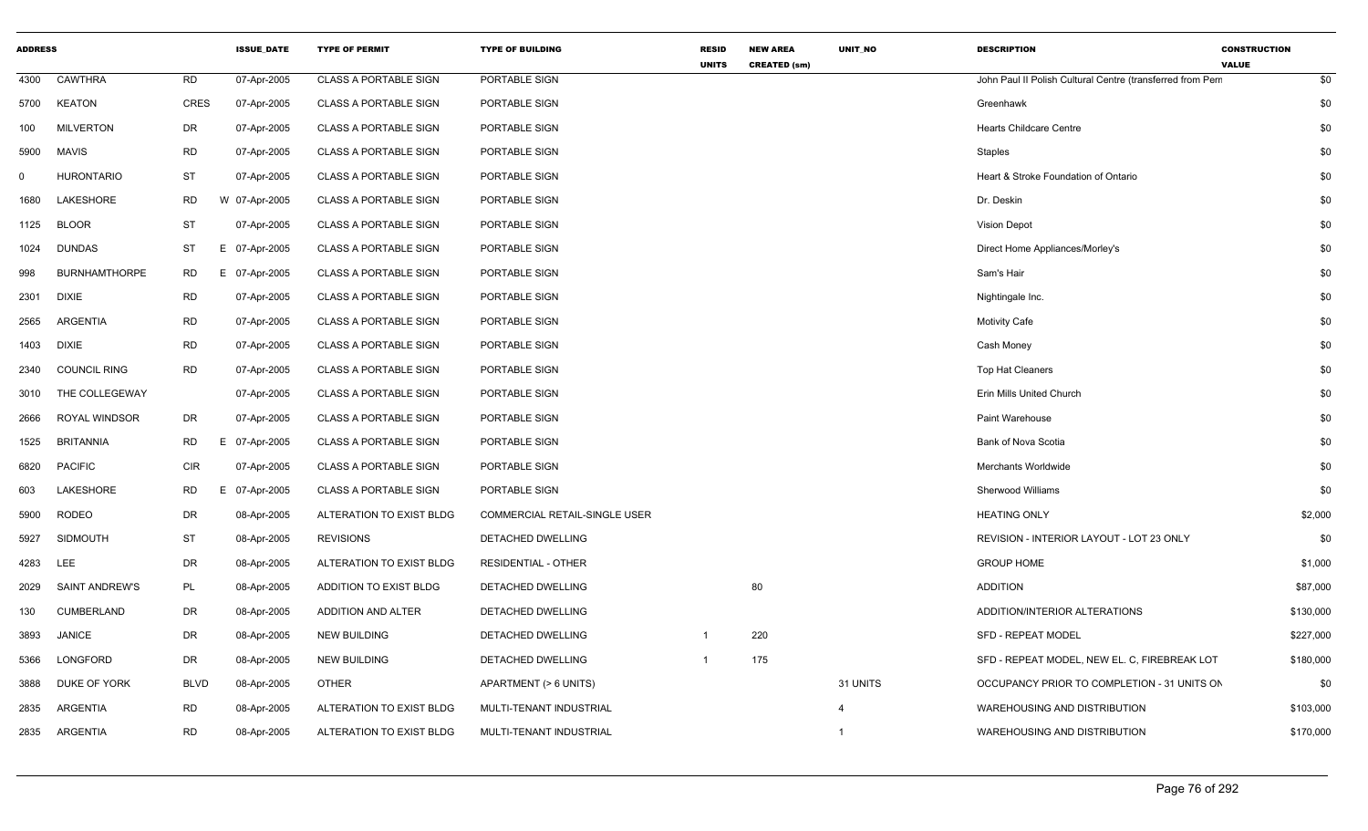| ADDRESS | | | ISSUE_DATE | TYPE OF PERMIT | TYPE OF BUILDING | RESID UNITS | NEW AREA CREATED (sm) | UNIT_NO | DESCRIPTION | CONSTRUCTION VALUE |
|---|---|---|---|---|---|---|---|---|---|---|
| 4300 | CAWTHRA | RD | 07-Apr-2005 | CLASS A PORTABLE SIGN | PORTABLE SIGN | | | | John Paul II Polish Cultural Centre (transferred from Pern | $0 |
| 5700 | KEATON | CRES | 07-Apr-2005 | CLASS A PORTABLE SIGN | PORTABLE SIGN | | | | Greenhawk | $0 |
| 100 | MILVERTON | DR | 07-Apr-2005 | CLASS A PORTABLE SIGN | PORTABLE SIGN | | | | Hearts Childcare Centre | $0 |
| 5900 | MAVIS | RD | 07-Apr-2005 | CLASS A PORTABLE SIGN | PORTABLE SIGN | | | | Staples | $0 |
| 0 | HURONTARIO | ST | 07-Apr-2005 | CLASS A PORTABLE SIGN | PORTABLE SIGN | | | | Heart & Stroke Foundation of Ontario | $0 |
| 1680 | LAKESHORE | RD W | 07-Apr-2005 | CLASS A PORTABLE SIGN | PORTABLE SIGN | | | | Dr. Deskin | $0 |
| 1125 | BLOOR | ST | 07-Apr-2005 | CLASS A PORTABLE SIGN | PORTABLE SIGN | | | | Vision Depot | $0 |
| 1024 | DUNDAS | ST E | 07-Apr-2005 | CLASS A PORTABLE SIGN | PORTABLE SIGN | | | | Direct Home Appliances/Morley's | $0 |
| 998 | BURNHAMTHORPE | RD E | 07-Apr-2005 | CLASS A PORTABLE SIGN | PORTABLE SIGN | | | | Sam's Hair | $0 |
| 2301 | DIXIE | RD | 07-Apr-2005 | CLASS A PORTABLE SIGN | PORTABLE SIGN | | | | Nightingale Inc. | $0 |
| 2565 | ARGENTIA | RD | 07-Apr-2005 | CLASS A PORTABLE SIGN | PORTABLE SIGN | | | | Motivity Cafe | $0 |
| 1403 | DIXIE | RD | 07-Apr-2005 | CLASS A PORTABLE SIGN | PORTABLE SIGN | | | | Cash Money | $0 |
| 2340 | COUNCIL RING | RD | 07-Apr-2005 | CLASS A PORTABLE SIGN | PORTABLE SIGN | | | | Top Hat Cleaners | $0 |
| 3010 | THE COLLEGEWAY | | 07-Apr-2005 | CLASS A PORTABLE SIGN | PORTABLE SIGN | | | | Erin Mills United Church | $0 |
| 2666 | ROYAL WINDSOR | DR | 07-Apr-2005 | CLASS A PORTABLE SIGN | PORTABLE SIGN | | | | Paint Warehouse | $0 |
| 1525 | BRITANNIA | RD E | 07-Apr-2005 | CLASS A PORTABLE SIGN | PORTABLE SIGN | | | | Bank of Nova Scotia | $0 |
| 6820 | PACIFIC | CIR | 07-Apr-2005 | CLASS A PORTABLE SIGN | PORTABLE SIGN | | | | Merchants Worldwide | $0 |
| 603 | LAKESHORE | RD E | 07-Apr-2005 | CLASS A PORTABLE SIGN | PORTABLE SIGN | | | | Sherwood Williams | $0 |
| 5900 | RODEO | DR | 08-Apr-2005 | ALTERATION TO EXIST BLDG | COMMERCIAL RETAIL-SINGLE USER | | | | HEATING ONLY | $2,000 |
| 5927 | SIDMOUTH | ST | 08-Apr-2005 | REVISIONS | DETACHED DWELLING | | | | REVISION - INTERIOR LAYOUT - LOT 23 ONLY | $0 |
| 4283 | LEE | DR | 08-Apr-2005 | ALTERATION TO EXIST BLDG | RESIDENTIAL - OTHER | | | | GROUP HOME | $1,000 |
| 2029 | SAINT ANDREW'S | PL | 08-Apr-2005 | ADDITION TO EXIST BLDG | DETACHED DWELLING | | 80 | | ADDITION | $87,000 |
| 130 | CUMBERLAND | DR | 08-Apr-2005 | ADDITION AND ALTER | DETACHED DWELLING | | | | ADDITION/INTERIOR ALTERATIONS | $130,000 |
| 3893 | JANICE | DR | 08-Apr-2005 | NEW BUILDING | DETACHED DWELLING | 1 | 220 | | SFD - REPEAT MODEL | $227,000 |
| 5366 | LONGFORD | DR | 08-Apr-2005 | NEW BUILDING | DETACHED DWELLING | 1 | 175 | | SFD - REPEAT MODEL, NEW EL. C, FIREBREAK LOT | $180,000 |
| 3888 | DUKE OF YORK | BLVD | 08-Apr-2005 | OTHER | APARTMENT (> 6 UNITS) | | | 31 UNITS | OCCUPANCY PRIOR TO COMPLETION - 31 UNITS ON | $0 |
| 2835 | ARGENTIA | RD | 08-Apr-2005 | ALTERATION TO EXIST BLDG | MULTI-TENANT INDUSTRIAL | | | 4 | WAREHOUSING AND DISTRIBUTION | $103,000 |
| 2835 | ARGENTIA | RD | 08-Apr-2005 | ALTERATION TO EXIST BLDG | MULTI-TENANT INDUSTRIAL | | | 1 | WAREHOUSING AND DISTRIBUTION | $170,000 |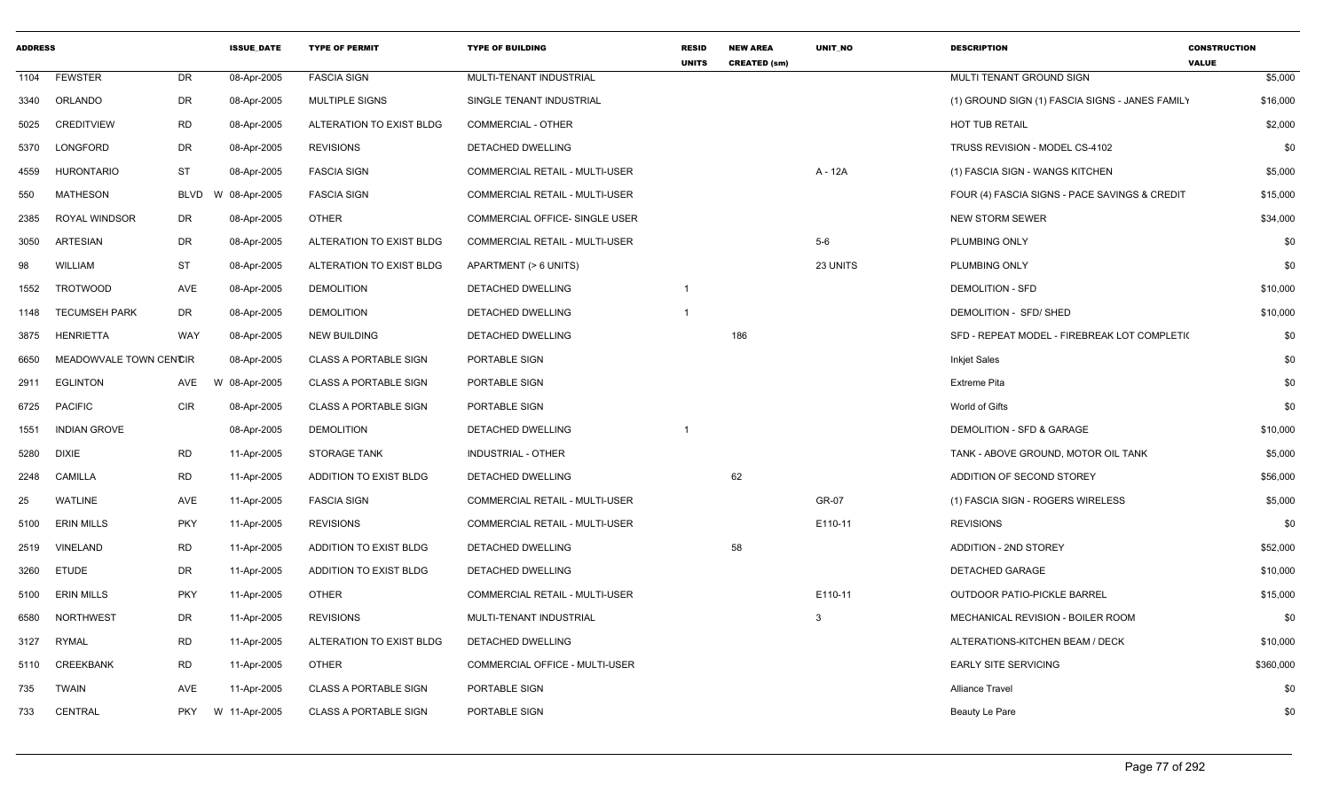| ADDRESS | | | ISSUE_DATE | TYPE OF PERMIT | TYPE OF BUILDING | RESID UNITS | NEW AREA CREATED (sm) | UNIT_NO | DESCRIPTION | CONSTRUCTION VALUE |
|---|---|---|---|---|---|---|---|---|---|---|
| 1104 | FEWSTER | DR | 08-Apr-2005 | FASCIA SIGN | MULTI-TENANT INDUSTRIAL | | | | MULTI TENANT GROUND SIGN | $5,000 |
| 3340 | ORLANDO | DR | 08-Apr-2005 | MULTIPLE SIGNS | SINGLE TENANT INDUSTRIAL | | | | (1) GROUND SIGN (1) FASCIA SIGNS - JANES FAMILY | $16,000 |
| 5025 | CREDITVIEW | RD | 08-Apr-2005 | ALTERATION TO EXIST BLDG | COMMERCIAL - OTHER | | | | HOT TUB RETAIL | $2,000 |
| 5370 | LONGFORD | DR | 08-Apr-2005 | REVISIONS | DETACHED DWELLING | | | | TRUSS REVISION - MODEL CS-4102 | $0 |
| 4559 | HURONTARIO | ST | 08-Apr-2005 | FASCIA SIGN | COMMERCIAL RETAIL - MULTI-USER | | | A - 12A | (1) FASCIA SIGN - WANGS KITCHEN | $5,000 |
| 550 | MATHESON | BLVD W | 08-Apr-2005 | FASCIA SIGN | COMMERCIAL RETAIL - MULTI-USER | | | | FOUR (4) FASCIA SIGNS - PACE SAVINGS & CREDIT | $15,000 |
| 2385 | ROYAL WINDSOR | DR | 08-Apr-2005 | OTHER | COMMERCIAL OFFICE- SINGLE USER | | | | NEW STORM SEWER | $34,000 |
| 3050 | ARTESIAN | DR | 08-Apr-2005 | ALTERATION TO EXIST BLDG | COMMERCIAL RETAIL - MULTI-USER | | | 5-6 | PLUMBING ONLY | $0 |
| 98 | WILLIAM | ST | 08-Apr-2005 | ALTERATION TO EXIST BLDG | APARTMENT (> 6 UNITS) | | | 23 UNITS | PLUMBING ONLY | $0 |
| 1552 | TROTWOOD | AVE | 08-Apr-2005 | DEMOLITION | DETACHED DWELLING | 1 | | | DEMOLITION - SFD | $10,000 |
| 1148 | TECUMSEH PARK | DR | 08-Apr-2005 | DEMOLITION | DETACHED DWELLING | 1 | | | DEMOLITION - SFD/ SHED | $10,000 |
| 3875 | HENRIETTA | WAY | 08-Apr-2005 | NEW BUILDING | DETACHED DWELLING | | 186 | | SFD - REPEAT MODEL - FIREBREAK LOT COMPLETI( | $0 |
| 6650 | MEADOWVALE TOWN CENTRE | CIR | 08-Apr-2005 | CLASS A PORTABLE SIGN | PORTABLE SIGN | | | | Inkjet Sales | $0 |
| 2911 | EGLINTON | AVE W | 08-Apr-2005 | CLASS A PORTABLE SIGN | PORTABLE SIGN | | | | Extreme Pita | $0 |
| 6725 | PACIFIC | CIR | 08-Apr-2005 | CLASS A PORTABLE SIGN | PORTABLE SIGN | | | | World of Gifts | $0 |
| 1551 | INDIAN GROVE | | 08-Apr-2005 | DEMOLITION | DETACHED DWELLING | 1 | | | DEMOLITION - SFD & GARAGE | $10,000 |
| 5280 | DIXIE | RD | 11-Apr-2005 | STORAGE TANK | INDUSTRIAL - OTHER | | | | TANK - ABOVE GROUND, MOTOR OIL TANK | $5,000 |
| 2248 | CAMILLA | RD | 11-Apr-2005 | ADDITION TO EXIST BLDG | DETACHED DWELLING | | 62 | | ADDITION OF SECOND STOREY | $56,000 |
| 25 | WATLINE | AVE | 11-Apr-2005 | FASCIA SIGN | COMMERCIAL RETAIL - MULTI-USER | | | GR-07 | (1) FASCIA SIGN - ROGERS WIRELESS | $5,000 |
| 5100 | ERIN MILLS | PKY | 11-Apr-2005 | REVISIONS | COMMERCIAL RETAIL - MULTI-USER | | | E110-11 | REVISIONS | $0 |
| 2519 | VINELAND | RD | 11-Apr-2005 | ADDITION TO EXIST BLDG | DETACHED DWELLING | | 58 | | ADDITION - 2ND STOREY | $52,000 |
| 3260 | ETUDE | DR | 11-Apr-2005 | ADDITION TO EXIST BLDG | DETACHED DWELLING | | | | DETACHED GARAGE | $10,000 |
| 5100 | ERIN MILLS | PKY | 11-Apr-2005 | OTHER | COMMERCIAL RETAIL - MULTI-USER | | | E110-11 | OUTDOOR PATIO-PICKLE BARREL | $15,000 |
| 6580 | NORTHWEST | DR | 11-Apr-2005 | REVISIONS | MULTI-TENANT INDUSTRIAL | | | 3 | MECHANICAL REVISION - BOILER ROOM | $0 |
| 3127 | RYMAL | RD | 11-Apr-2005 | ALTERATION TO EXIST BLDG | DETACHED DWELLING | | | | ALTERATIONS-KITCHEN BEAM / DECK | $10,000 |
| 5110 | CREEKBANK | RD | 11-Apr-2005 | OTHER | COMMERCIAL OFFICE - MULTI-USER | | | | EARLY SITE SERVICING | $360,000 |
| 735 | TWAIN | AVE | 11-Apr-2005 | CLASS A PORTABLE SIGN | PORTABLE SIGN | | | | Alliance Travel | $0 |
| 733 | CENTRAL | PKY W | 11-Apr-2005 | CLASS A PORTABLE SIGN | PORTABLE SIGN | | | | Beauty Le Pare | $0 |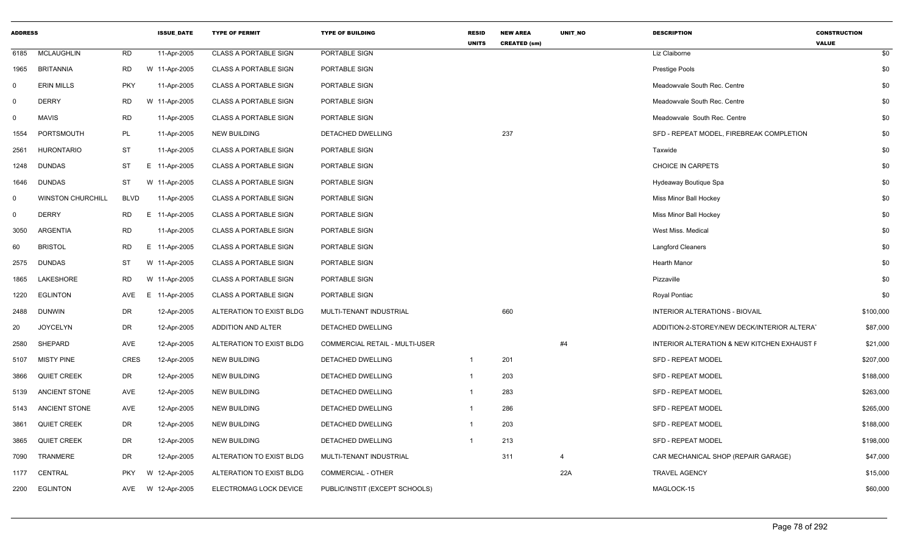| ADDRESS | | | ISSUE_DATE | TYPE OF PERMIT | TYPE OF BUILDING | RESID UNITS | NEW AREA CREATED (sm) | UNIT_NO | DESCRIPTION | CONSTRUCTION VALUE |
|---|---|---|---|---|---|---|---|---|---|---|
| 6185 | MCLAUGHLIN | RD | 11-Apr-2005 | CLASS A PORTABLE SIGN | PORTABLE SIGN | | | | Liz Claiborne | $0 |
| 1965 | BRITANNIA | RD | W 11-Apr-2005 | CLASS A PORTABLE SIGN | PORTABLE SIGN | | | | Prestige Pools | $0 |
| 0 | ERIN MILLS | PKY | 11-Apr-2005 | CLASS A PORTABLE SIGN | PORTABLE SIGN | | | | Meadowvale South Rec. Centre | $0 |
| 0 | DERRY | RD | W 11-Apr-2005 | CLASS A PORTABLE SIGN | PORTABLE SIGN | | | | Meadowvale South Rec. Centre | $0 |
| 0 | MAVIS | RD | 11-Apr-2005 | CLASS A PORTABLE SIGN | PORTABLE SIGN | | | | Meadowvale South Rec. Centre | $0 |
| 1554 | PORTSMOUTH | PL | 11-Apr-2005 | NEW BUILDING | DETACHED DWELLING | | 237 | | SFD - REPEAT MODEL, FIREBREAK COMPLETION | $0 |
| 2561 | HURONTARIO | ST | 11-Apr-2005 | CLASS A PORTABLE SIGN | PORTABLE SIGN | | | | Taxwide | $0 |
| 1248 | DUNDAS | ST | E 11-Apr-2005 | CLASS A PORTABLE SIGN | PORTABLE SIGN | | | | CHOICE IN CARPETS | $0 |
| 1646 | DUNDAS | ST | W 11-Apr-2005 | CLASS A PORTABLE SIGN | PORTABLE SIGN | | | | Hydeaway Boutique Spa | $0 |
| 0 | WINSTON CHURCHILL | BLVD | 11-Apr-2005 | CLASS A PORTABLE SIGN | PORTABLE SIGN | | | | Miss Minor Ball Hockey | $0 |
| 0 | DERRY | RD | E 11-Apr-2005 | CLASS A PORTABLE SIGN | PORTABLE SIGN | | | | Miss Minor Ball Hockey | $0 |
| 3050 | ARGENTIA | RD | 11-Apr-2005 | CLASS A PORTABLE SIGN | PORTABLE SIGN | | | | West Miss. Medical | $0 |
| 60 | BRISTOL | RD | E 11-Apr-2005 | CLASS A PORTABLE SIGN | PORTABLE SIGN | | | | Langford Cleaners | $0 |
| 2575 | DUNDAS | ST | W 11-Apr-2005 | CLASS A PORTABLE SIGN | PORTABLE SIGN | | | | Hearth Manor | $0 |
| 1865 | LAKESHORE | RD | W 11-Apr-2005 | CLASS A PORTABLE SIGN | PORTABLE SIGN | | | | Pizzaville | $0 |
| 1220 | EGLINTON | AVE | E 11-Apr-2005 | CLASS A PORTABLE SIGN | PORTABLE SIGN | | | | Royal Pontiac | $0 |
| 2488 | DUNWIN | DR | 12-Apr-2005 | ALTERATION TO EXIST BLDG | MULTI-TENANT INDUSTRIAL | | 660 | | INTERIOR ALTERATIONS - BIOVAIL | $100,000 |
| 20 | JOYCELYN | DR | 12-Apr-2005 | ADDITION AND ALTER | DETACHED DWELLING | | | | ADDITION-2-STOREY/NEW DECK/INTERIOR ALTERAT | $87,000 |
| 2580 | SHEPARD | AVE | 12-Apr-2005 | ALTERATION TO EXIST BLDG | COMMERCIAL RETAIL - MULTI-USER | | | #4 | INTERIOR ALTERATION & NEW KITCHEN EXHAUST F | $21,000 |
| 5107 | MISTY PINE | CRES | 12-Apr-2005 | NEW BUILDING | DETACHED DWELLING | 1 | 201 | | SFD - REPEAT MODEL | $207,000 |
| 3866 | QUIET CREEK | DR | 12-Apr-2005 | NEW BUILDING | DETACHED DWELLING | 1 | 203 | | SFD - REPEAT MODEL | $188,000 |
| 5139 | ANCIENT STONE | AVE | 12-Apr-2005 | NEW BUILDING | DETACHED DWELLING | 1 | 283 | | SFD - REPEAT MODEL | $263,000 |
| 5143 | ANCIENT STONE | AVE | 12-Apr-2005 | NEW BUILDING | DETACHED DWELLING | 1 | 286 | | SFD - REPEAT MODEL | $265,000 |
| 3861 | QUIET CREEK | DR | 12-Apr-2005 | NEW BUILDING | DETACHED DWELLING | 1 | 203 | | SFD - REPEAT MODEL | $188,000 |
| 3865 | QUIET CREEK | DR | 12-Apr-2005 | NEW BUILDING | DETACHED DWELLING | 1 | 213 | | SFD - REPEAT MODEL | $198,000 |
| 7090 | TRANMERE | DR | 12-Apr-2005 | ALTERATION TO EXIST BLDG | MULTI-TENANT INDUSTRIAL | | 311 | 4 | CAR MECHANICAL SHOP (REPAIR GARAGE) | $47,000 |
| 1177 | CENTRAL | PKY | W 12-Apr-2005 | ALTERATION TO EXIST BLDG | COMMERCIAL - OTHER | | | 22A | TRAVEL AGENCY | $15,000 |
| 2200 | EGLINTON | AVE | W 12-Apr-2005 | ELECTROMAG LOCK DEVICE | PUBLIC/INSTIT (EXCEPT SCHOOLS) | | | | MAGLOCK-15 | $60,000 |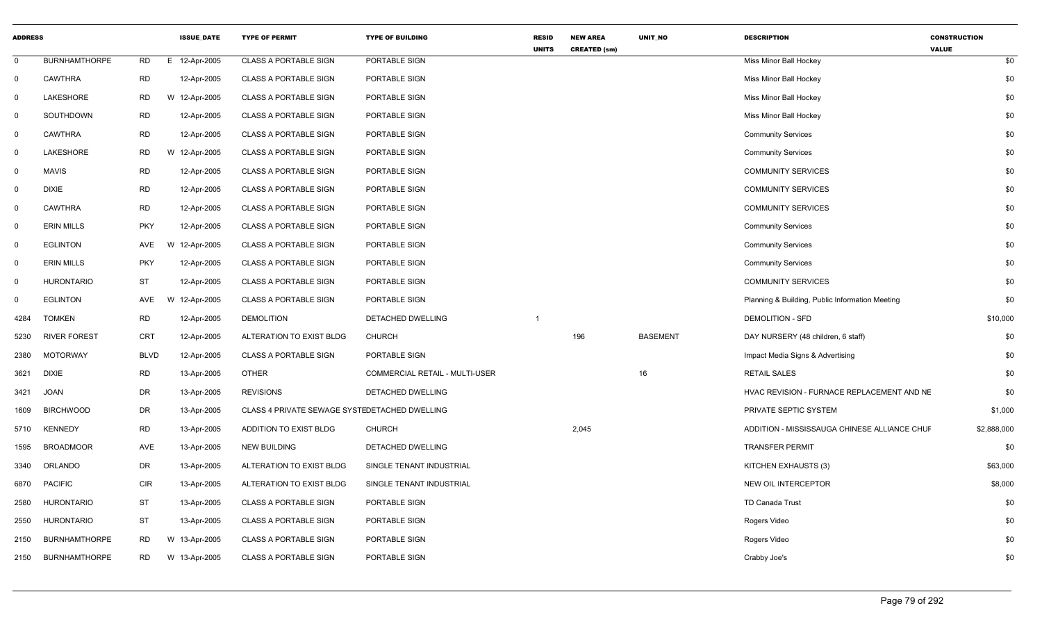| ADDRESS | | | | ISSUE_DATE | TYPE OF PERMIT | TYPE OF BUILDING | RESID UNITS | NEW AREA CREATED (sm) | UNIT_NO | DESCRIPTION | CONSTRUCTION VALUE |
|---|---|---|---|---|---|---|---|---|---|---|---|
| 0 | BURNHAMTHORPE | RD | E | 12-Apr-2005 | CLASS A PORTABLE SIGN | PORTABLE SIGN | | | | Miss Minor Ball Hockey | $0 |
| 0 | CAWTHRA | RD | | 12-Apr-2005 | CLASS A PORTABLE SIGN | PORTABLE SIGN | | | | Miss Minor Ball Hockey | $0 |
| 0 | LAKESHORE | RD | W | 12-Apr-2005 | CLASS A PORTABLE SIGN | PORTABLE SIGN | | | | Miss Minor Ball Hockey | $0 |
| 0 | SOUTHDOWN | RD | | 12-Apr-2005 | CLASS A PORTABLE SIGN | PORTABLE SIGN | | | | Miss Minor Ball Hockey | $0 |
| 0 | CAWTHRA | RD | | 12-Apr-2005 | CLASS A PORTABLE SIGN | PORTABLE SIGN | | | | Community Services | $0 |
| 0 | LAKESHORE | RD | W | 12-Apr-2005 | CLASS A PORTABLE SIGN | PORTABLE SIGN | | | | Community Services | $0 |
| 0 | MAVIS | RD | | 12-Apr-2005 | CLASS A PORTABLE SIGN | PORTABLE SIGN | | | | COMMUNITY SERVICES | $0 |
| 0 | DIXIE | RD | | 12-Apr-2005 | CLASS A PORTABLE SIGN | PORTABLE SIGN | | | | COMMUNITY SERVICES | $0 |
| 0 | CAWTHRA | RD | | 12-Apr-2005 | CLASS A PORTABLE SIGN | PORTABLE SIGN | | | | COMMUNITY SERVICES | $0 |
| 0 | ERIN MILLS | PKY | | 12-Apr-2005 | CLASS A PORTABLE SIGN | PORTABLE SIGN | | | | Community Services | $0 |
| 0 | EGLINTON | AVE | W | 12-Apr-2005 | CLASS A PORTABLE SIGN | PORTABLE SIGN | | | | Community Services | $0 |
| 0 | ERIN MILLS | PKY | | 12-Apr-2005 | CLASS A PORTABLE SIGN | PORTABLE SIGN | | | | Community Services | $0 |
| 0 | HURONTARIO | ST | | 12-Apr-2005 | CLASS A PORTABLE SIGN | PORTABLE SIGN | | | | COMMUNITY SERVICES | $0 |
| 0 | EGLINTON | AVE | W | 12-Apr-2005 | CLASS A PORTABLE SIGN | PORTABLE SIGN | | | | Planning & Building, Public Information Meeting | $0 |
| 4284 | TOMKEN | RD | | 12-Apr-2005 | DEMOLITION | DETACHED DWELLING | 1 | | | DEMOLITION - SFD | $10,000 |
| 5230 | RIVER FOREST | CRT | | 12-Apr-2005 | ALTERATION TO EXIST BLDG | CHURCH | | 196 | BASEMENT | DAY NURSERY (48 children, 6 staff) | $0 |
| 2380 | MOTORWAY | BLVD | | 12-Apr-2005 | CLASS A PORTABLE SIGN | PORTABLE SIGN | | | | Impact Media Signs & Advertising | $0 |
| 3621 | DIXIE | RD | | 13-Apr-2005 | OTHER | COMMERCIAL RETAIL - MULTI-USER | | | 16 | RETAIL SALES | $0 |
| 3421 | JOAN | DR | | 13-Apr-2005 | REVISIONS | DETACHED DWELLING | | | | HVAC REVISION - FURNACE REPLACEMENT AND NE | $0 |
| 1609 | BIRCHWOOD | DR | | 13-Apr-2005 | CLASS 4 PRIVATE SEWAGE SYSTEDETACHED DWELLING | | | | | PRIVATE SEPTIC SYSTEM | $1,000 |
| 5710 | KENNEDY | RD | | 13-Apr-2005 | ADDITION TO EXIST BLDG | CHURCH | | 2,045 | | ADDITION - MISSISSAUGA CHINESE ALLIANCE CHUF | $2,888,000 |
| 1595 | BROADMOOR | AVE | | 13-Apr-2005 | NEW BUILDING | DETACHED DWELLING | | | | TRANSFER PERMIT | $0 |
| 3340 | ORLANDO | DR | | 13-Apr-2005 | ALTERATION TO EXIST BLDG | SINGLE TENANT INDUSTRIAL | | | | KITCHEN EXHAUSTS (3) | $63,000 |
| 6870 | PACIFIC | CIR | | 13-Apr-2005 | ALTERATION TO EXIST BLDG | SINGLE TENANT INDUSTRIAL | | | | NEW OIL INTERCEPTOR | $8,000 |
| 2580 | HURONTARIO | ST | | 13-Apr-2005 | CLASS A PORTABLE SIGN | PORTABLE SIGN | | | | TD Canada Trust | $0 |
| 2550 | HURONTARIO | ST | | 13-Apr-2005 | CLASS A PORTABLE SIGN | PORTABLE SIGN | | | | Rogers Video | $0 |
| 2150 | BURNHAMTHORPE | RD | W | 13-Apr-2005 | CLASS A PORTABLE SIGN | PORTABLE SIGN | | | | Rogers Video | $0 |
| 2150 | BURNHAMTHORPE | RD | W | 13-Apr-2005 | CLASS A PORTABLE SIGN | PORTABLE SIGN | | | | Crabby Joe's | $0 |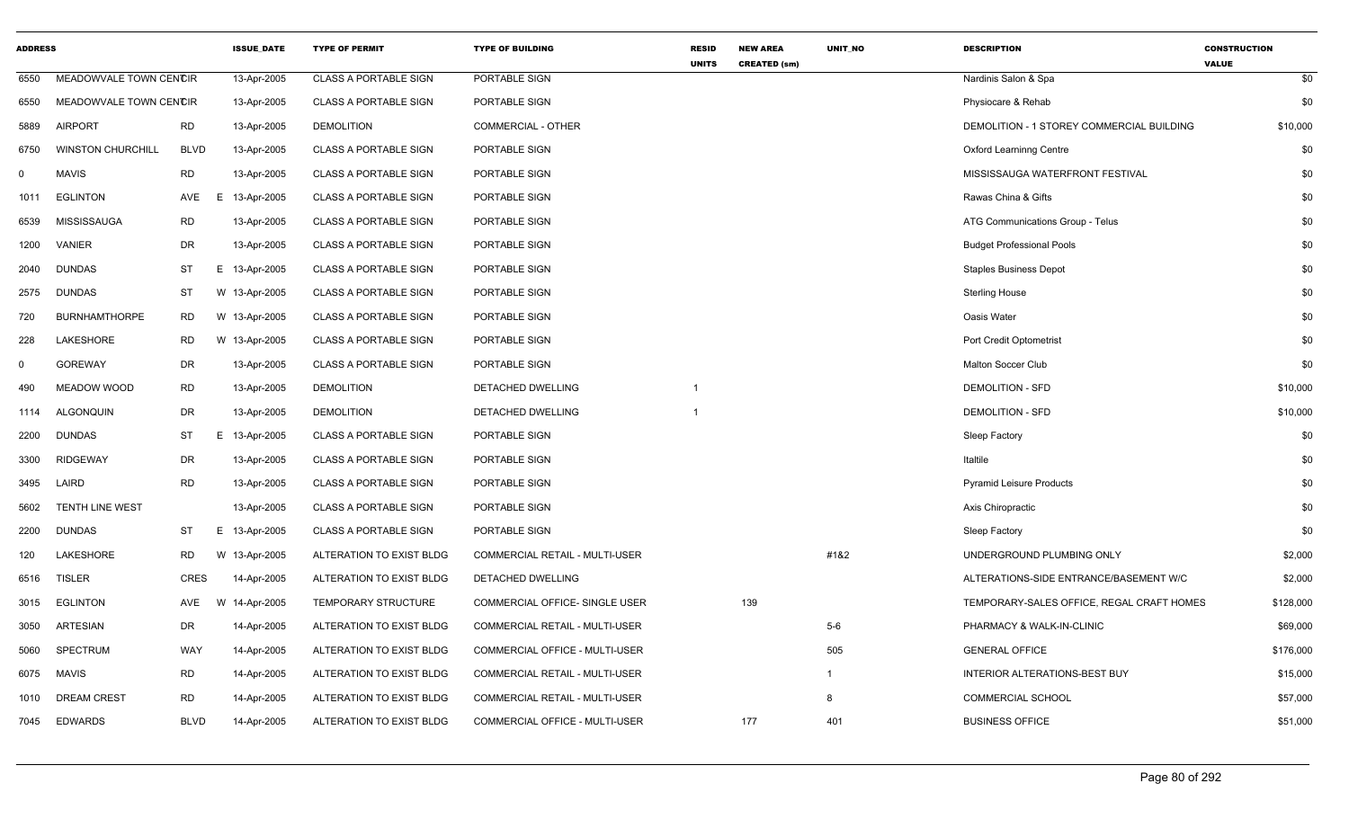| ADDRESS | | | ISSUE_DATE | TYPE OF PERMIT | TYPE OF BUILDING | RESID UNITS | NEW AREA CREATED (sm) | UNIT_NO | DESCRIPTION | CONSTRUCTION VALUE |
|---|---|---|---|---|---|---|---|---|---|---|
| 6550 | MEADOWVALE TOWN CENTCIR | | 13-Apr-2005 | CLASS A PORTABLE SIGN | PORTABLE SIGN | | | | Nardinis Salon & Spa | $0 |
| 6550 | MEADOWVALE TOWN CENTCIR | | 13-Apr-2005 | CLASS A PORTABLE SIGN | PORTABLE SIGN | | | | Physiocare & Rehab | $0 |
| 5889 | AIRPORT | RD | 13-Apr-2005 | DEMOLITION | COMMERCIAL - OTHER | | | | DEMOLITION - 1 STOREY COMMERCIAL BUILDING | $10,000 |
| 6750 | WINSTON CHURCHILL | BLVD | 13-Apr-2005 | CLASS A PORTABLE SIGN | PORTABLE SIGN | | | | Oxford Learninng Centre | $0 |
| 0 | MAVIS | RD | 13-Apr-2005 | CLASS A PORTABLE SIGN | PORTABLE SIGN | | | | MISSISSAUGA WATERFRONT FESTIVAL | $0 |
| 1011 | EGLINTON | AVE E | 13-Apr-2005 | CLASS A PORTABLE SIGN | PORTABLE SIGN | | | | Rawas China & Gifts | $0 |
| 6539 | MISSISSAUGA | RD | 13-Apr-2005 | CLASS A PORTABLE SIGN | PORTABLE SIGN | | | | ATG Communications Group - Telus | $0 |
| 1200 | VANIER | DR | 13-Apr-2005 | CLASS A PORTABLE SIGN | PORTABLE SIGN | | | | Budget Professional Pools | $0 |
| 2040 | DUNDAS | ST E | 13-Apr-2005 | CLASS A PORTABLE SIGN | PORTABLE SIGN | | | | Staples Business Depot | $0 |
| 2575 | DUNDAS | ST W | 13-Apr-2005 | CLASS A PORTABLE SIGN | PORTABLE SIGN | | | | Sterling House | $0 |
| 720 | BURNHAMTHORPE | RD W | 13-Apr-2005 | CLASS A PORTABLE SIGN | PORTABLE SIGN | | | | Oasis Water | $0 |
| 228 | LAKESHORE | RD W | 13-Apr-2005 | CLASS A PORTABLE SIGN | PORTABLE SIGN | | | | Port Credit Optometrist | $0 |
| 0 | GOREWAY | DR | 13-Apr-2005 | CLASS A PORTABLE SIGN | PORTABLE SIGN | | | | Malton Soccer Club | $0 |
| 490 | MEADOW WOOD | RD | 13-Apr-2005 | DEMOLITION | DETACHED DWELLING | 1 | | | DEMOLITION - SFD | $10,000 |
| 1114 | ALGONQUIN | DR | 13-Apr-2005 | DEMOLITION | DETACHED DWELLING | 1 | | | DEMOLITION - SFD | $10,000 |
| 2200 | DUNDAS | ST E | 13-Apr-2005 | CLASS A PORTABLE SIGN | PORTABLE SIGN | | | | Sleep Factory | $0 |
| 3300 | RIDGEWAY | DR | 13-Apr-2005 | CLASS A PORTABLE SIGN | PORTABLE SIGN | | | | Italtile | $0 |
| 3495 | LAIRD | RD | 13-Apr-2005 | CLASS A PORTABLE SIGN | PORTABLE SIGN | | | | Pyramid Leisure Products | $0 |
| 5602 | TENTH LINE WEST | | 13-Apr-2005 | CLASS A PORTABLE SIGN | PORTABLE SIGN | | | | Axis Chiropractic | $0 |
| 2200 | DUNDAS | ST E | 13-Apr-2005 | CLASS A PORTABLE SIGN | PORTABLE SIGN | | | | Sleep Factory | $0 |
| 120 | LAKESHORE | RD W | 13-Apr-2005 | ALTERATION TO EXIST BLDG | COMMERCIAL RETAIL - MULTI-USER | | | #1&2 | UNDERGROUND PLUMBING ONLY | $2,000 |
| 6516 | TISLER | CRES | 14-Apr-2005 | ALTERATION TO EXIST BLDG | DETACHED DWELLING | | | | ALTERATIONS-SIDE ENTRANCE/BASEMENT W/C | $2,000 |
| 3015 | EGLINTON | AVE W | 14-Apr-2005 | TEMPORARY STRUCTURE | COMMERCIAL OFFICE- SINGLE USER | | 139 | | TEMPORARY-SALES OFFICE, REGAL CRAFT HOMES | $128,000 |
| 3050 | ARTESIAN | DR | 14-Apr-2005 | ALTERATION TO EXIST BLDG | COMMERCIAL RETAIL - MULTI-USER | | | 5-6 | PHARMACY & WALK-IN-CLINIC | $69,000 |
| 5060 | SPECTRUM | WAY | 14-Apr-2005 | ALTERATION TO EXIST BLDG | COMMERCIAL OFFICE - MULTI-USER | | | 505 | GENERAL OFFICE | $176,000 |
| 6075 | MAVIS | RD | 14-Apr-2005 | ALTERATION TO EXIST BLDG | COMMERCIAL RETAIL - MULTI-USER | | | 1 | INTERIOR ALTERATIONS-BEST BUY | $15,000 |
| 1010 | DREAM CREST | RD | 14-Apr-2005 | ALTERATION TO EXIST BLDG | COMMERCIAL RETAIL - MULTI-USER | | | 8 | COMMERCIAL SCHOOL | $57,000 |
| 7045 | EDWARDS | BLVD | 14-Apr-2005 | ALTERATION TO EXIST BLDG | COMMERCIAL OFFICE - MULTI-USER | | 177 | 401 | BUSINESS OFFICE | $51,000 |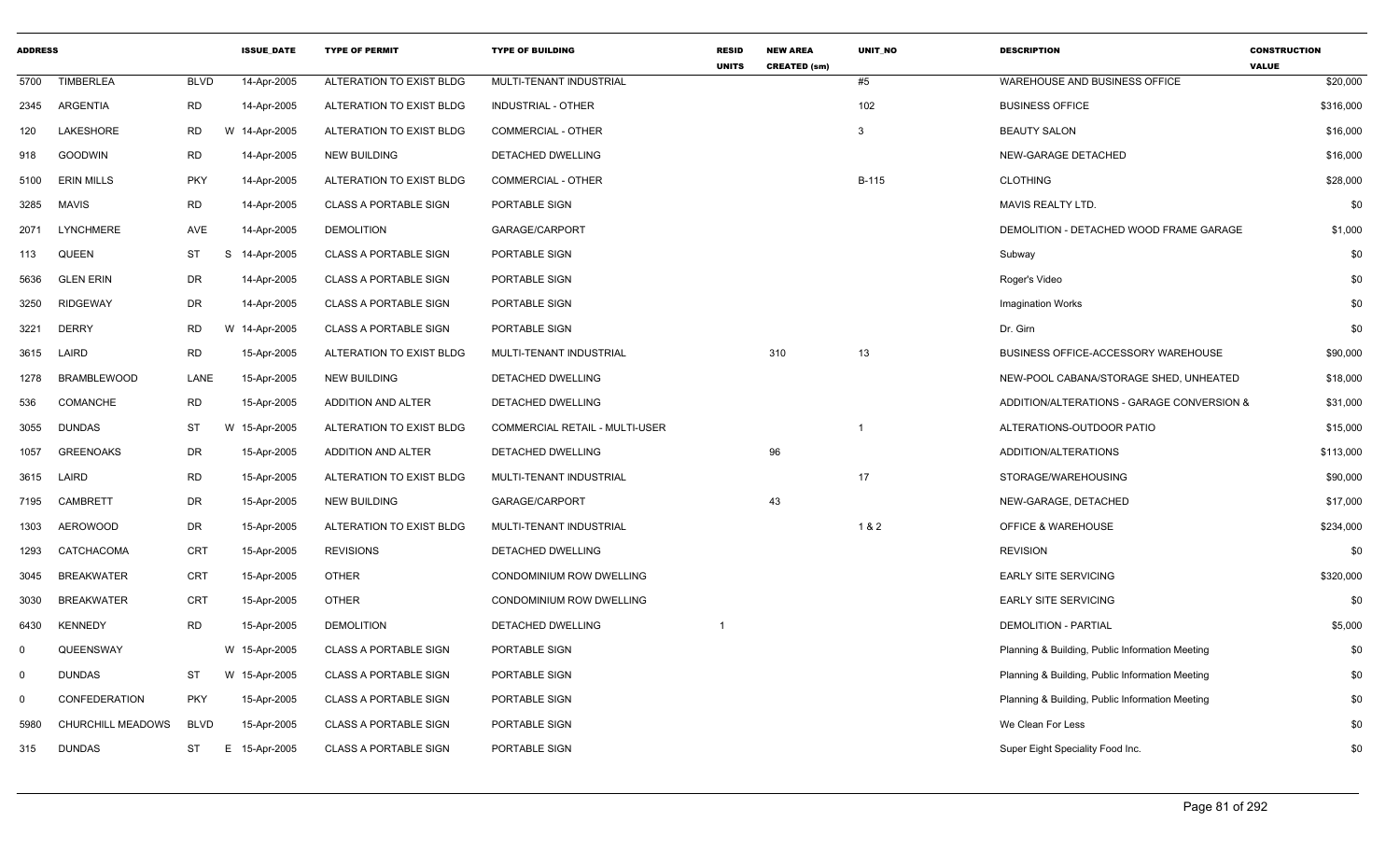| ADDRESS | | | ISSUE_DATE | TYPE OF PERMIT | TYPE OF BUILDING | RESID UNITS | NEW AREA CREATED (sm) | UNIT_NO | DESCRIPTION | CONSTRUCTION VALUE |
|---|---|---|---|---|---|---|---|---|---|---|
| 5700 | TIMBERLEA | BLVD | 14-Apr-2005 | ALTERATION TO EXIST BLDG | MULTI-TENANT INDUSTRIAL | | | #5 | WAREHOUSE AND BUSINESS OFFICE | $20,000 |
| 2345 | ARGENTIA | RD | 14-Apr-2005 | ALTERATION TO EXIST BLDG | INDUSTRIAL - OTHER | | | 102 | BUSINESS OFFICE | $316,000 |
| 120 | LAKESHORE | RD | W 14-Apr-2005 | ALTERATION TO EXIST BLDG | COMMERCIAL - OTHER | | | 3 | BEAUTY SALON | $16,000 |
| 918 | GOODWIN | RD | 14-Apr-2005 | NEW BUILDING | DETACHED DWELLING | | | | NEW-GARAGE DETACHED | $16,000 |
| 5100 | ERIN MILLS | PKY | 14-Apr-2005 | ALTERATION TO EXIST BLDG | COMMERCIAL - OTHER | | | B-115 | CLOTHING | $28,000 |
| 3285 | MAVIS | RD | 14-Apr-2005 | CLASS A PORTABLE SIGN | PORTABLE SIGN | | | | MAVIS REALTY LTD. | $0 |
| 2071 | LYNCHMERE | AVE | 14-Apr-2005 | DEMOLITION | GARAGE/CARPORT | | | | DEMOLITION - DETACHED WOOD FRAME GARAGE | $1,000 |
| 113 | QUEEN | ST | S 14-Apr-2005 | CLASS A PORTABLE SIGN | PORTABLE SIGN | | | | Subway | $0 |
| 5636 | GLEN ERIN | DR | 14-Apr-2005 | CLASS A PORTABLE SIGN | PORTABLE SIGN | | | | Roger's Video | $0 |
| 3250 | RIDGEWAY | DR | 14-Apr-2005 | CLASS A PORTABLE SIGN | PORTABLE SIGN | | | | Imagination Works | $0 |
| 3221 | DERRY | RD | W 14-Apr-2005 | CLASS A PORTABLE SIGN | PORTABLE SIGN | | | | Dr. Girn | $0 |
| 3615 | LAIRD | RD | 15-Apr-2005 | ALTERATION TO EXIST BLDG | MULTI-TENANT INDUSTRIAL | | 310 | 13 | BUSINESS OFFICE-ACCESSORY WAREHOUSE | $90,000 |
| 1278 | BRAMBLEWOOD | LANE | 15-Apr-2005 | NEW BUILDING | DETACHED DWELLING | | | | NEW-POOL CABANA/STORAGE SHED, UNHEATED | $18,000 |
| 536 | COMANCHE | RD | 15-Apr-2005 | ADDITION AND ALTER | DETACHED DWELLING | | | | ADDITION/ALTERATIONS - GARAGE CONVERSION & | $31,000 |
| 3055 | DUNDAS | ST | W 15-Apr-2005 | ALTERATION TO EXIST BLDG | COMMERCIAL RETAIL - MULTI-USER | | | 1 | ALTERATIONS-OUTDOOR PATIO | $15,000 |
| 1057 | GREENOAKS | DR | 15-Apr-2005 | ADDITION AND ALTER | DETACHED DWELLING | | 96 | | ADDITION/ALTERATIONS | $113,000 |
| 3615 | LAIRD | RD | 15-Apr-2005 | ALTERATION TO EXIST BLDG | MULTI-TENANT INDUSTRIAL | | | 17 | STORAGE/WAREHOUSING | $90,000 |
| 7195 | CAMBRETT | DR | 15-Apr-2005 | NEW BUILDING | GARAGE/CARPORT | | 43 | | NEW-GARAGE, DETACHED | $17,000 |
| 1303 | AEROWOOD | DR | 15-Apr-2005 | ALTERATION TO EXIST BLDG | MULTI-TENANT INDUSTRIAL | | | 1 & 2 | OFFICE & WAREHOUSE | $234,000 |
| 1293 | CATCHACOMA | CRT | 15-Apr-2005 | REVISIONS | DETACHED DWELLING | | | | REVISION | $0 |
| 3045 | BREAKWATER | CRT | 15-Apr-2005 | OTHER | CONDOMINIUM ROW DWELLING | | | | EARLY SITE SERVICING | $320,000 |
| 3030 | BREAKWATER | CRT | 15-Apr-2005 | OTHER | CONDOMINIUM ROW DWELLING | | | | EARLY SITE SERVICING | $0 |
| 6430 | KENNEDY | RD | 15-Apr-2005 | DEMOLITION | DETACHED DWELLING | 1 | | | DEMOLITION - PARTIAL | $5,000 |
| 0 | QUEENSWAY | | W 15-Apr-2005 | CLASS A PORTABLE SIGN | PORTABLE SIGN | | | | Planning & Building, Public Information Meeting | $0 |
| 0 | DUNDAS | ST | W 15-Apr-2005 | CLASS A PORTABLE SIGN | PORTABLE SIGN | | | | Planning & Building, Public Information Meeting | $0 |
| 0 | CONFEDERATION | PKY | 15-Apr-2005 | CLASS A PORTABLE SIGN | PORTABLE SIGN | | | | Planning & Building, Public Information Meeting | $0 |
| 5980 | CHURCHILL MEADOWS | BLVD | 15-Apr-2005 | CLASS A PORTABLE SIGN | PORTABLE SIGN | | | | We Clean For Less | $0 |
| 315 | DUNDAS | ST | E 15-Apr-2005 | CLASS A PORTABLE SIGN | PORTABLE SIGN | | | | Super Eight Speciality Food Inc. | $0 |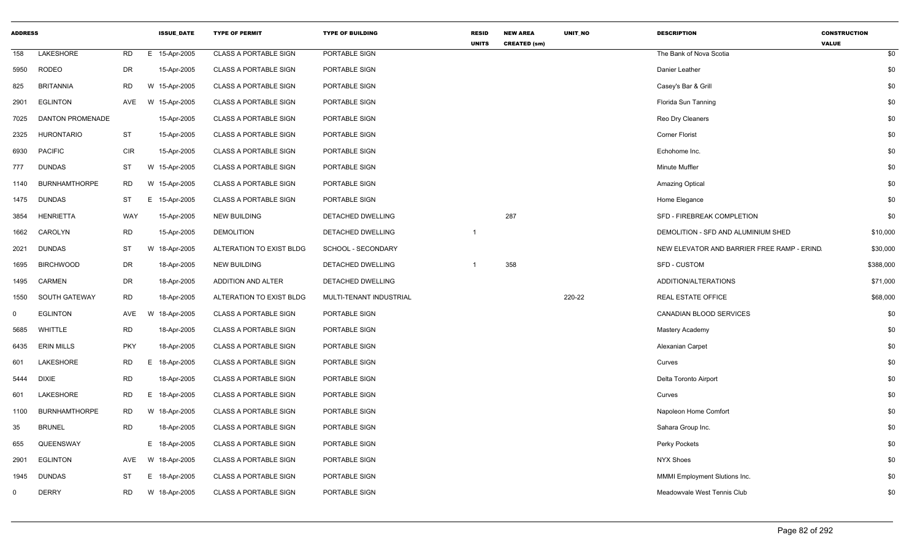| ADDRESS | | | | ISSUE_DATE | TYPE OF PERMIT | TYPE OF BUILDING | RESID UNITS | NEW AREA CREATED (sm) | UNIT_NO | DESCRIPTION | CONSTRUCTION VALUE |
|---|---|---|---|---|---|---|---|---|---|---|---|
| 158 | LAKESHORE | RD | E | 15-Apr-2005 | CLASS A PORTABLE SIGN | PORTABLE SIGN | | | | The Bank of Nova Scotia | $0 |
| 5950 | RODEO | DR | | 15-Apr-2005 | CLASS A PORTABLE SIGN | PORTABLE SIGN | | | | Danier Leather | $0 |
| 825 | BRITANNIA | RD | W | 15-Apr-2005 | CLASS A PORTABLE SIGN | PORTABLE SIGN | | | | Casey's Bar & Grill | $0 |
| 2901 | EGLINTON | AVE | W | 15-Apr-2005 | CLASS A PORTABLE SIGN | PORTABLE SIGN | | | | Florida Sun Tanning | $0 |
| 7025 | DANTON PROMENADE | | | 15-Apr-2005 | CLASS A PORTABLE SIGN | PORTABLE SIGN | | | | Reo Dry Cleaners | $0 |
| 2325 | HURONTARIO | ST | | 15-Apr-2005 | CLASS A PORTABLE SIGN | PORTABLE SIGN | | | | Corner Florist | $0 |
| 6930 | PACIFIC | CIR | | 15-Apr-2005 | CLASS A PORTABLE SIGN | PORTABLE SIGN | | | | Echohome Inc. | $0 |
| 777 | DUNDAS | ST | W | 15-Apr-2005 | CLASS A PORTABLE SIGN | PORTABLE SIGN | | | | Minute Muffler | $0 |
| 1140 | BURNHAMTHORPE | RD | W | 15-Apr-2005 | CLASS A PORTABLE SIGN | PORTABLE SIGN | | | | Amazing Optical | $0 |
| 1475 | DUNDAS | ST | E | 15-Apr-2005 | CLASS A PORTABLE SIGN | PORTABLE SIGN | | | | Home Elegance | $0 |
| 3854 | HENRIETTA | WAY | | 15-Apr-2005 | NEW BUILDING | DETACHED DWELLING | | 287 | | SFD - FIREBREAK COMPLETION | $0 |
| 1662 | CAROLYN | RD | | 15-Apr-2005 | DEMOLITION | DETACHED DWELLING | 1 | | | DEMOLITION - SFD AND ALUMINIUM SHED | $10,000 |
| 2021 | DUNDAS | ST | W | 18-Apr-2005 | ALTERATION TO EXIST BLDG | SCHOOL - SECONDARY | | | | NEW ELEVATOR AND BARRIER FREE RAMP - ERIND. | $30,000 |
| 1695 | BIRCHWOOD | DR | | 18-Apr-2005 | NEW BUILDING | DETACHED DWELLING | 1 | 358 | | SFD - CUSTOM | $388,000 |
| 1495 | CARMEN | DR | | 18-Apr-2005 | ADDITION AND ALTER | DETACHED DWELLING | | | | ADDITION/ALTERATIONS | $71,000 |
| 1550 | SOUTH GATEWAY | RD | | 18-Apr-2005 | ALTERATION TO EXIST BLDG | MULTI-TENANT INDUSTRIAL | | | 220-22 | REAL ESTATE OFFICE | $68,000 |
| 0 | EGLINTON | AVE | W | 18-Apr-2005 | CLASS A PORTABLE SIGN | PORTABLE SIGN | | | | CANADIAN BLOOD SERVICES | $0 |
| 5685 | WHITTLE | RD | | 18-Apr-2005 | CLASS A PORTABLE SIGN | PORTABLE SIGN | | | | Mastery Academy | $0 |
| 6435 | ERIN MILLS | PKY | | 18-Apr-2005 | CLASS A PORTABLE SIGN | PORTABLE SIGN | | | | Alexanian Carpet | $0 |
| 601 | LAKESHORE | RD | E | 18-Apr-2005 | CLASS A PORTABLE SIGN | PORTABLE SIGN | | | | Curves | $0 |
| 5444 | DIXIE | RD | | 18-Apr-2005 | CLASS A PORTABLE SIGN | PORTABLE SIGN | | | | Delta Toronto Airport | $0 |
| 601 | LAKESHORE | RD | E | 18-Apr-2005 | CLASS A PORTABLE SIGN | PORTABLE SIGN | | | | Curves | $0 |
| 1100 | BURNHAMTHORPE | RD | W | 18-Apr-2005 | CLASS A PORTABLE SIGN | PORTABLE SIGN | | | | Napoleon Home Comfort | $0 |
| 35 | BRUNEL | RD | | 18-Apr-2005 | CLASS A PORTABLE SIGN | PORTABLE SIGN | | | | Sahara Group Inc. | $0 |
| 655 | QUEENSWAY | | E | 18-Apr-2005 | CLASS A PORTABLE SIGN | PORTABLE SIGN | | | | Perky Pockets | $0 |
| 2901 | EGLINTON | AVE | W | 18-Apr-2005 | CLASS A PORTABLE SIGN | PORTABLE SIGN | | | | NYX Shoes | $0 |
| 1945 | DUNDAS | ST | E | 18-Apr-2005 | CLASS A PORTABLE SIGN | PORTABLE SIGN | | | | MMMI Employment Slutions Inc. | $0 |
| 0 | DERRY | RD | W | 18-Apr-2005 | CLASS A PORTABLE SIGN | PORTABLE SIGN | | | | Meadowvale West Tennis Club | $0 |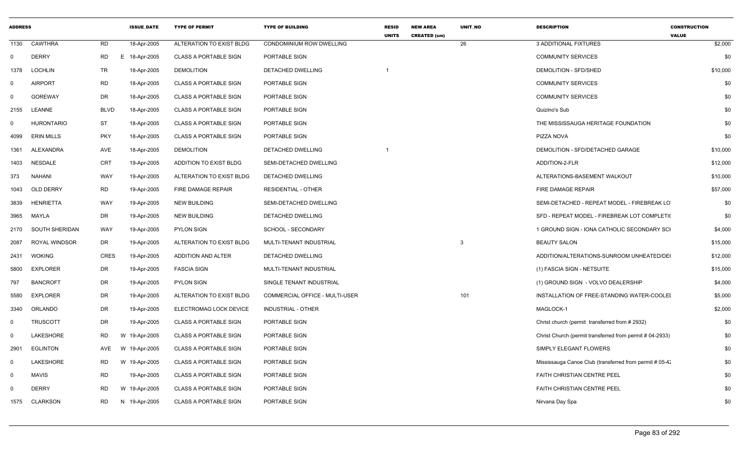| ADDRESS | | | ISSUE_DATE | TYPE OF PERMIT | TYPE OF BUILDING | RESID UNITS | NEW AREA CREATED (sm) | UNIT_NO | DESCRIPTION | CONSTRUCTION VALUE |
|---|---|---|---|---|---|---|---|---|---|---|
| 1130 | CAWTHRA | RD | 18-Apr-2005 | ALTERATION TO EXIST BLDG | CONDOMINIUM ROW DWELLING | | | 26 | 3 ADDITIONAL FIXTURES | $2,000 |
| 0 | DERRY | RD E | 18-Apr-2005 | CLASS A PORTABLE SIGN | PORTABLE SIGN | | | | COMMUNITY SERVICES | $0 |
| 1378 | LOCHLIN | TR | 18-Apr-2005 | DEMOLITION | DETACHED DWELLING | 1 | | | DEMOLITION - SFD/SHED | $10,000 |
| 0 | AIRPORT | RD | 18-Apr-2005 | CLASS A PORTABLE SIGN | PORTABLE SIGN | | | | COMMUNITY SERVICES | $0 |
| 0 | GOREWAY | DR | 18-Apr-2005 | CLASS A PORTABLE SIGN | PORTABLE SIGN | | | | COMMUNITY SERVICES | $0 |
| 2155 | LEANNE | BLVD | 18-Apr-2005 | CLASS A PORTABLE SIGN | PORTABLE SIGN | | | | Quizino's Sub | $0 |
| 0 | HURONTARIO | ST | 18-Apr-2005 | CLASS A PORTABLE SIGN | PORTABLE SIGN | | | | THE MISSISSAUGA HERITAGE FOUNDATION | $0 |
| 4099 | ERIN MILLS | PKY | 18-Apr-2005 | CLASS A PORTABLE SIGN | PORTABLE SIGN | | | | PIZZA NOVA | $0 |
| 1361 | ALEXANDRA | AVE | 18-Apr-2005 | DEMOLITION | DETACHED DWELLING | 1 | | | DEMOLITION - SFD/DETACHED GARAGE | $10,000 |
| 1403 | NESDALE | CRT | 19-Apr-2005 | ADDITION TO EXIST BLDG | SEMI-DETACHED DWELLING | | | | ADDITION-2-FLR | $12,000 |
| 373 | NAHANI | WAY | 19-Apr-2005 | ALTERATION TO EXIST BLDG | DETACHED DWELLING | | | | ALTERATIONS-BASEMENT WALKOUT | $10,000 |
| 1043 | OLD DERRY | RD | 19-Apr-2005 | FIRE DAMAGE REPAIR | RESIDENTIAL - OTHER | | | | FIRE DAMAGE REPAIR | $57,000 |
| 3839 | HENRIETTA | WAY | 19-Apr-2005 | NEW BUILDING | SEMI-DETACHED DWELLING | | | | SEMI-DETACHED - REPEAT MODEL - FIREBREAK LO | $0 |
| 3965 | MAYLA | DR | 19-Apr-2005 | NEW BUILDING | DETACHED DWELLING | | | | SFD - REPEAT MODEL - FIREBREAK LOT COMPLETI( | $0 |
| 2170 | SOUTH SHERIDAN | WAY | 19-Apr-2005 | PYLON SIGN | SCHOOL - SECONDARY | | | | 1 GROUND SIGN - IONA CATHOLIC SECONDARY SCI | $4,000 |
| 2087 | ROYAL WINDSOR | DR | 19-Apr-2005 | ALTERATION TO EXIST BLDG | MULTI-TENANT INDUSTRIAL | | | 3 | BEAUTY SALON | $15,000 |
| 2431 | WOKING | CRES | 19-Apr-2005 | ADDITION AND ALTER | DETACHED DWELLING | | | | ADDITION/ALTERATIONS-SUNROOM UNHEATED/DE( | $12,000 |
| 5800 | EXPLORER | DR | 19-Apr-2005 | FASCIA SIGN | MULTI-TENANT INDUSTRIAL | | | | (1) FASCIA SIGN - NETSUITE | $15,000 |
| 797 | BANCROFT | DR | 19-Apr-2005 | PYLON SIGN | SINGLE TENANT INDUSTRIAL | | | | (1) GROUND SIGN - VOLVO DEALERSHIP | $4,000 |
| 5580 | EXPLORER | DR | 19-Apr-2005 | ALTERATION TO EXIST BLDG | COMMERCIAL OFFICE - MULTI-USER | | | 101 | INSTALLATION OF FREE-STANDING WATER-COOLEI | $5,000 |
| 3340 | ORLANDO | DR | 19-Apr-2005 | ELECTROMAG LOCK DEVICE | INDUSTRIAL - OTHER | | | | MAGLOCK-1 | $2,000 |
| 0 | TRUSCOTT | DR | 19-Apr-2005 | CLASS A PORTABLE SIGN | PORTABLE SIGN | | | | Christ church (permit transferred from # 2932) | $0 |
| 0 | LAKESHORE | RD W | 19-Apr-2005 | CLASS A PORTABLE SIGN | PORTABLE SIGN | | | | Christ Church (permit transferred from permit # 04-2933) | $0 |
| 2901 | EGLINTON | AVE W | 19-Apr-2005 | CLASS A PORTABLE SIGN | PORTABLE SIGN | | | | SIMPLY ELEGANT FLOWERS | $0 |
| 0 | LAKESHORE | RD W | 19-Apr-2005 | CLASS A PORTABLE SIGN | PORTABLE SIGN | | | | Mississauga Canoe Club (transferred from permit # 05-42 | $0 |
| 0 | MAVIS | RD | 19-Apr-2005 | CLASS A PORTABLE SIGN | PORTABLE SIGN | | | | FAITH CHRISTIAN CENTRE PEEL | $0 |
| 0 | DERRY | RD W | 19-Apr-2005 | CLASS A PORTABLE SIGN | PORTABLE SIGN | | | | FAITH CHRISTIAN CENTRE PEEL | $0 |
| 1575 | CLARKSON | RD N | 19-Apr-2005 | CLASS A PORTABLE SIGN | PORTABLE SIGN | | | | Nirvana Day Spa | $0 |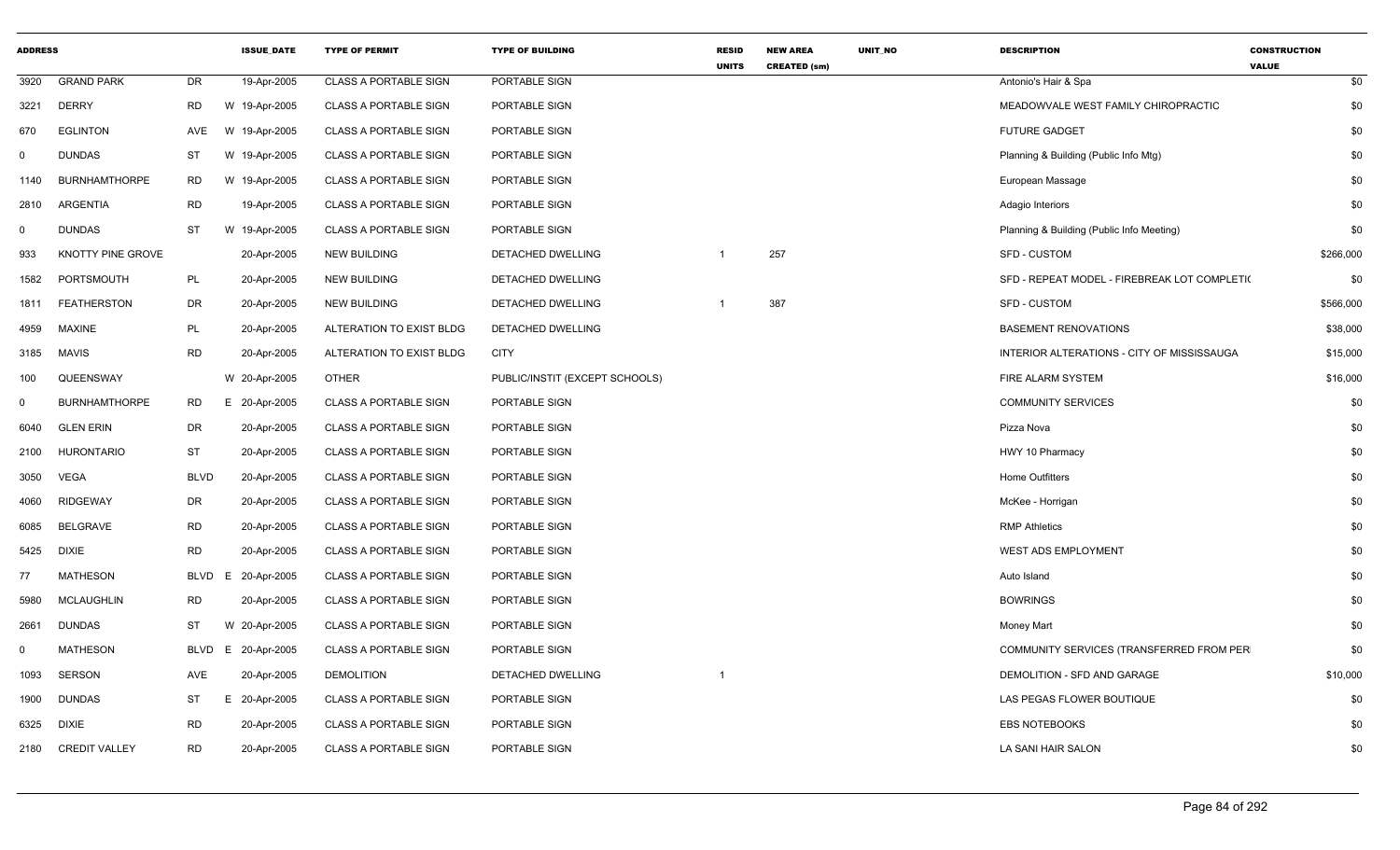| ADDRESS | | | ISSUE_DATE | TYPE OF PERMIT | TYPE OF BUILDING | RESID UNITS | NEW AREA CREATED (sm) | UNIT_NO | DESCRIPTION | CONSTRUCTION VALUE |
|---|---|---|---|---|---|---|---|---|---|---|
| 3920 | GRAND PARK | DR | 19-Apr-2005 | CLASS A PORTABLE SIGN | PORTABLE SIGN | | | | Antonio's Hair & Spa | $0 |
| 3221 | DERRY | RD | W 19-Apr-2005 | CLASS A PORTABLE SIGN | PORTABLE SIGN | | | | MEADOWVALE WEST FAMILY CHIROPRACTIC | $0 |
| 670 | EGLINTON | AVE | W 19-Apr-2005 | CLASS A PORTABLE SIGN | PORTABLE SIGN | | | | FUTURE GADGET | $0 |
| 0 | DUNDAS | ST | W 19-Apr-2005 | CLASS A PORTABLE SIGN | PORTABLE SIGN | | | | Planning & Building (Public Info Mtg) | $0 |
| 1140 | BURNHAMTHORPE | RD | W 19-Apr-2005 | CLASS A PORTABLE SIGN | PORTABLE SIGN | | | | European Massage | $0 |
| 2810 | ARGENTIA | RD | 19-Apr-2005 | CLASS A PORTABLE SIGN | PORTABLE SIGN | | | | Adagio Interiors | $0 |
| 0 | DUNDAS | ST | W 19-Apr-2005 | CLASS A PORTABLE SIGN | PORTABLE SIGN | | | | Planning & Building (Public Info Meeting) | $0 |
| 933 | KNOTTY PINE GROVE | | 20-Apr-2005 | NEW BUILDING | DETACHED DWELLING | 1 | 257 | | SFD - CUSTOM | $266,000 |
| 1582 | PORTSMOUTH | PL | 20-Apr-2005 | NEW BUILDING | DETACHED DWELLING | | | | SFD - REPEAT MODEL - FIREBREAK LOT COMPLETI( | $0 |
| 1811 | FEATHERSTON | DR | 20-Apr-2005 | NEW BUILDING | DETACHED DWELLING | 1 | 387 | | SFD - CUSTOM | $566,000 |
| 4959 | MAXINE | PL | 20-Apr-2005 | ALTERATION TO EXIST BLDG | DETACHED DWELLING | | | | BASEMENT RENOVATIONS | $38,000 |
| 3185 | MAVIS | RD | 20-Apr-2005 | ALTERATION TO EXIST BLDG | CITY | | | | INTERIOR ALTERATIONS - CITY OF MISSISSAUGA | $15,000 |
| 100 | QUEENSWAY | | W 20-Apr-2005 | OTHER | PUBLIC/INSTIT (EXCEPT SCHOOLS) | | | | FIRE ALARM SYSTEM | $16,000 |
| 0 | BURNHAMTHORPE | RD | E 20-Apr-2005 | CLASS A PORTABLE SIGN | PORTABLE SIGN | | | | COMMUNITY SERVICES | $0 |
| 6040 | GLEN ERIN | DR | 20-Apr-2005 | CLASS A PORTABLE SIGN | PORTABLE SIGN | | | | Pizza Nova | $0 |
| 2100 | HURONTARIO | ST | 20-Apr-2005 | CLASS A PORTABLE SIGN | PORTABLE SIGN | | | | HWY 10 Pharmacy | $0 |
| 3050 | VEGA | BLVD | 20-Apr-2005 | CLASS A PORTABLE SIGN | PORTABLE SIGN | | | | Home Outfitters | $0 |
| 4060 | RIDGEWAY | DR | 20-Apr-2005 | CLASS A PORTABLE SIGN | PORTABLE SIGN | | | | McKee - Horrigan | $0 |
| 6085 | BELGRAVE | RD | 20-Apr-2005 | CLASS A PORTABLE SIGN | PORTABLE SIGN | | | | RMP Athletics | $0 |
| 5425 | DIXIE | RD | 20-Apr-2005 | CLASS A PORTABLE SIGN | PORTABLE SIGN | | | | WEST ADS EMPLOYMENT | $0 |
| 77 | MATHESON | BLVD | E 20-Apr-2005 | CLASS A PORTABLE SIGN | PORTABLE SIGN | | | | Auto Island | $0 |
| 5980 | MCLAUGHLIN | RD | 20-Apr-2005 | CLASS A PORTABLE SIGN | PORTABLE SIGN | | | | BOWRINGS | $0 |
| 2661 | DUNDAS | ST | W 20-Apr-2005 | CLASS A PORTABLE SIGN | PORTABLE SIGN | | | | Money Mart | $0 |
| 0 | MATHESON | BLVD | E 20-Apr-2005 | CLASS A PORTABLE SIGN | PORTABLE SIGN | | | | COMMUNITY SERVICES (TRANSFERRED FROM PER | $0 |
| 1093 | SERSON | AVE | 20-Apr-2005 | DEMOLITION | DETACHED DWELLING | 1 | | | DEMOLITION - SFD AND GARAGE | $10,000 |
| 1900 | DUNDAS | ST | E 20-Apr-2005 | CLASS A PORTABLE SIGN | PORTABLE SIGN | | | | LAS PEGAS FLOWER BOUTIQUE | $0 |
| 6325 | DIXIE | RD | 20-Apr-2005 | CLASS A PORTABLE SIGN | PORTABLE SIGN | | | | EBS NOTEBOOKS | $0 |
| 2180 | CREDIT VALLEY | RD | 20-Apr-2005 | CLASS A PORTABLE SIGN | PORTABLE SIGN | | | | LA SANI HAIR SALON | $0 |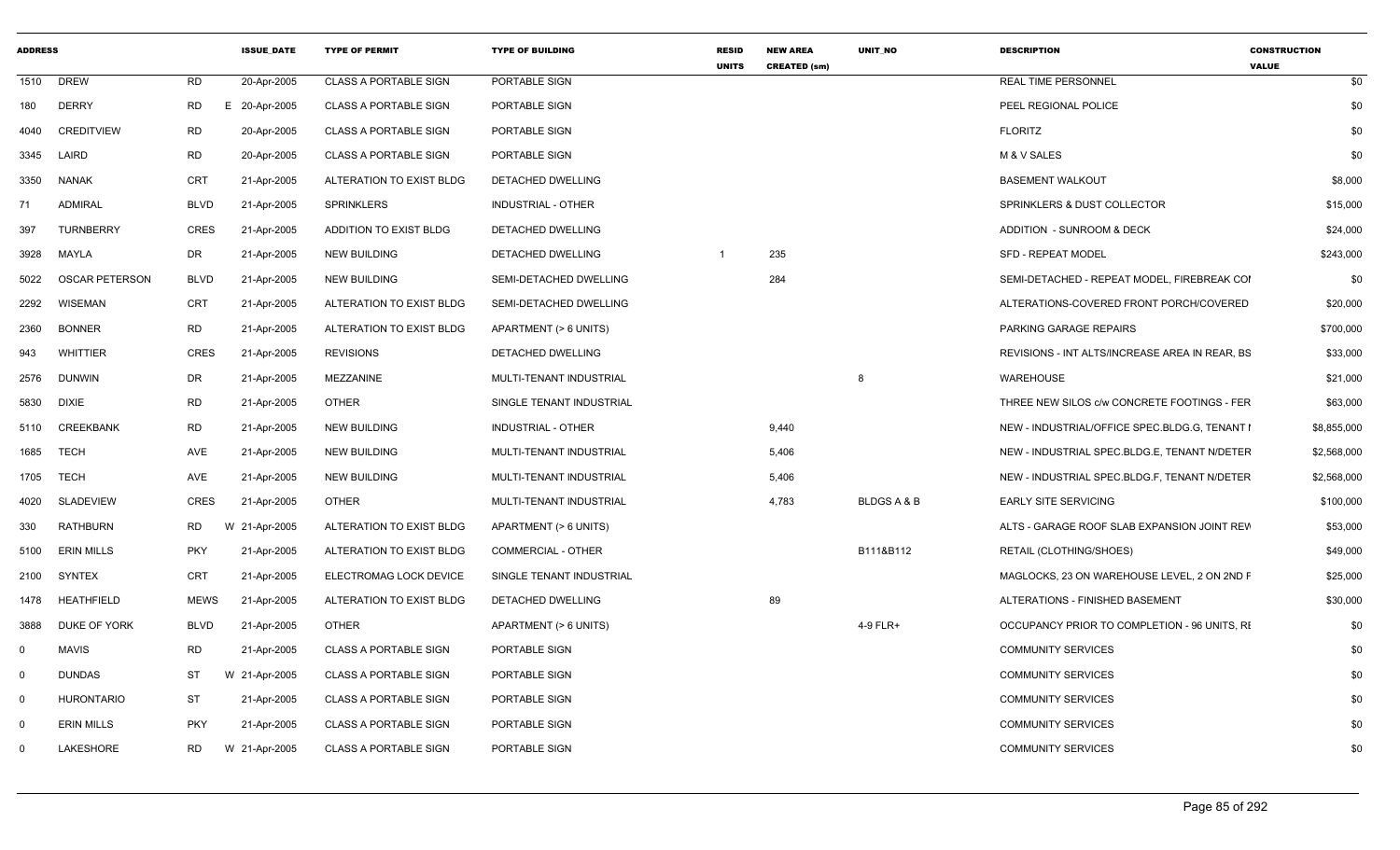| ADDRESS | | | ISSUE_DATE | TYPE OF PERMIT | TYPE OF BUILDING | RESID UNITS | NEW AREA CREATED (sm) | UNIT_NO | DESCRIPTION | CONSTRUCTION VALUE |
|---|---|---|---|---|---|---|---|---|---|---|
| 1510 | DREW | RD | 20-Apr-2005 | CLASS A PORTABLE SIGN | PORTABLE SIGN | | | | REAL TIME PERSONNEL | $0 |
| 180 | DERRY | RD | E 20-Apr-2005 | CLASS A PORTABLE SIGN | PORTABLE SIGN | | | | PEEL REGIONAL POLICE | $0 |
| 4040 | CREDITVIEW | RD | 20-Apr-2005 | CLASS A PORTABLE SIGN | PORTABLE SIGN | | | | FLORITZ | $0 |
| 3345 | LAIRD | RD | 20-Apr-2005 | CLASS A PORTABLE SIGN | PORTABLE SIGN | | | | M & V SALES | $0 |
| 3350 | NANAK | CRT | 21-Apr-2005 | ALTERATION TO EXIST BLDG | DETACHED DWELLING | | | | BASEMENT WALKOUT | $8,000 |
| 71 | ADMIRAL | BLVD | 21-Apr-2005 | SPRINKLERS | INDUSTRIAL - OTHER | | | | SPRINKLERS & DUST COLLECTOR | $15,000 |
| 397 | TURNBERRY | CRES | 21-Apr-2005 | ADDITION TO EXIST BLDG | DETACHED DWELLING | | | | ADDITION - SUNROOM & DECK | $24,000 |
| 3928 | MAYLA | DR | 21-Apr-2005 | NEW BUILDING | DETACHED DWELLING | 1 | 235 | | SFD - REPEAT MODEL | $243,000 |
| 5022 | OSCAR PETERSON | BLVD | 21-Apr-2005 | NEW BUILDING | SEMI-DETACHED DWELLING | | 284 | | SEMI-DETACHED - REPEAT MODEL, FIREBREAK COI | $0 |
| 2292 | WISEMAN | CRT | 21-Apr-2005 | ALTERATION TO EXIST BLDG | SEMI-DETACHED DWELLING | | | | ALTERATIONS-COVERED FRONT PORCH/COVERED | $20,000 |
| 2360 | BONNER | RD | 21-Apr-2005 | ALTERATION TO EXIST BLDG | APARTMENT (> 6 UNITS) | | | | PARKING GARAGE REPAIRS | $700,000 |
| 943 | WHITTIER | CRES | 21-Apr-2005 | REVISIONS | DETACHED DWELLING | | | | REVISIONS - INT ALTS/INCREASE AREA IN REAR, BS | $33,000 |
| 2576 | DUNWIN | DR | 21-Apr-2005 | MEZZANINE | MULTI-TENANT INDUSTRIAL | | | 8 | WAREHOUSE | $21,000 |
| 5830 | DIXIE | RD | 21-Apr-2005 | OTHER | SINGLE TENANT INDUSTRIAL | | | | THREE NEW SILOS c/w CONCRETE FOOTINGS - FER | $63,000 |
| 5110 | CREEKBANK | RD | 21-Apr-2005 | NEW BUILDING | INDUSTRIAL - OTHER | | 9,440 | | NEW - INDUSTRIAL/OFFICE SPEC.BLDG.G, TENANT I | $8,855,000 |
| 1685 | TECH | AVE | 21-Apr-2005 | NEW BUILDING | MULTI-TENANT INDUSTRIAL | | 5,406 | | NEW - INDUSTRIAL SPEC.BLDG.E, TENANT N/DETER | $2,568,000 |
| 1705 | TECH | AVE | 21-Apr-2005 | NEW BUILDING | MULTI-TENANT INDUSTRIAL | | 5,406 | | NEW - INDUSTRIAL SPEC.BLDG.F, TENANT N/DETER | $2,568,000 |
| 4020 | SLADEVIEW | CRES | 21-Apr-2005 | OTHER | MULTI-TENANT INDUSTRIAL | | 4,783 | BLDGS A & B | EARLY SITE SERVICING | $100,000 |
| 330 | RATHBURN | RD | W 21-Apr-2005 | ALTERATION TO EXIST BLDG | APARTMENT (> 6 UNITS) | | | | ALTS - GARAGE ROOF SLAB EXPANSION JOINT REV | $53,000 |
| 5100 | ERIN MILLS | PKY | 21-Apr-2005 | ALTERATION TO EXIST BLDG | COMMERCIAL - OTHER | | | B111&B112 | RETAIL (CLOTHING/SHOES) | $49,000 |
| 2100 | SYNTEX | CRT | 21-Apr-2005 | ELECTROMAG LOCK DEVICE | SINGLE TENANT INDUSTRIAL | | | | MAGLOCKS, 23 ON WAREHOUSE LEVEL, 2 ON 2ND F | $25,000 |
| 1478 | HEATHFIELD | MEWS | 21-Apr-2005 | ALTERATION TO EXIST BLDG | DETACHED DWELLING | | 89 | | ALTERATIONS - FINISHED BASEMENT | $30,000 |
| 3888 | DUKE OF YORK | BLVD | 21-Apr-2005 | OTHER | APARTMENT (> 6 UNITS) | | | 4-9 FLR+ | OCCUPANCY PRIOR TO COMPLETION - 96 UNITS, RI | $0 |
| 0 | MAVIS | RD | 21-Apr-2005 | CLASS A PORTABLE SIGN | PORTABLE SIGN | | | | COMMUNITY SERVICES | $0 |
| 0 | DUNDAS | ST | W 21-Apr-2005 | CLASS A PORTABLE SIGN | PORTABLE SIGN | | | | COMMUNITY SERVICES | $0 |
| 0 | HURONTARIO | ST | 21-Apr-2005 | CLASS A PORTABLE SIGN | PORTABLE SIGN | | | | COMMUNITY SERVICES | $0 |
| 0 | ERIN MILLS | PKY | 21-Apr-2005 | CLASS A PORTABLE SIGN | PORTABLE SIGN | | | | COMMUNITY SERVICES | $0 |
| 0 | LAKESHORE | RD | W 21-Apr-2005 | CLASS A PORTABLE SIGN | PORTABLE SIGN | | | | COMMUNITY SERVICES | $0 |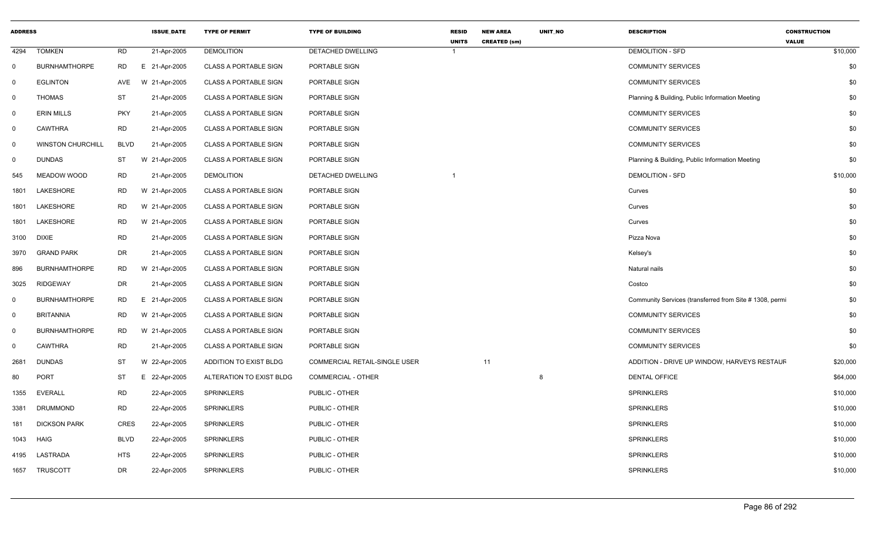| ADDRESS | | | ISSUE_DATE | TYPE OF PERMIT | TYPE OF BUILDING | RESID UNITS | NEW AREA CREATED (sm) | UNIT_NO | DESCRIPTION | CONSTRUCTION VALUE |
|---|---|---|---|---|---|---|---|---|---|---|
| 4294 | TOMKEN | RD | 21-Apr-2005 | DEMOLITION | DETACHED DWELLING | 1 | | | DEMOLITION - SFD | $10,000 |
| 0 | BURNHAMTHORPE | RD | E 21-Apr-2005 | CLASS A PORTABLE SIGN | PORTABLE SIGN | | | | COMMUNITY SERVICES | $0 |
| 0 | EGLINTON | AVE | W 21-Apr-2005 | CLASS A PORTABLE SIGN | PORTABLE SIGN | | | | COMMUNITY SERVICES | $0 |
| 0 | THOMAS | ST | 21-Apr-2005 | CLASS A PORTABLE SIGN | PORTABLE SIGN | | | | Planning & Building, Public Information Meeting | $0 |
| 0 | ERIN MILLS | PKY | 21-Apr-2005 | CLASS A PORTABLE SIGN | PORTABLE SIGN | | | | COMMUNITY SERVICES | $0 |
| 0 | CAWTHRA | RD | 21-Apr-2005 | CLASS A PORTABLE SIGN | PORTABLE SIGN | | | | COMMUNITY SERVICES | $0 |
| 0 | WINSTON CHURCHILL | BLVD | 21-Apr-2005 | CLASS A PORTABLE SIGN | PORTABLE SIGN | | | | COMMUNITY SERVICES | $0 |
| 0 | DUNDAS | ST | W 21-Apr-2005 | CLASS A PORTABLE SIGN | PORTABLE SIGN | | | | Planning & Building, Public Information Meeting | $0 |
| 545 | MEADOW WOOD | RD | 21-Apr-2005 | DEMOLITION | DETACHED DWELLING | 1 | | | DEMOLITION - SFD | $10,000 |
| 1801 | LAKESHORE | RD | W 21-Apr-2005 | CLASS A PORTABLE SIGN | PORTABLE SIGN | | | | Curves | $0 |
| 1801 | LAKESHORE | RD | W 21-Apr-2005 | CLASS A PORTABLE SIGN | PORTABLE SIGN | | | | Curves | $0 |
| 1801 | LAKESHORE | RD | W 21-Apr-2005 | CLASS A PORTABLE SIGN | PORTABLE SIGN | | | | Curves | $0 |
| 3100 | DIXIE | RD | 21-Apr-2005 | CLASS A PORTABLE SIGN | PORTABLE SIGN | | | | Pizza Nova | $0 |
| 3970 | GRAND PARK | DR | 21-Apr-2005 | CLASS A PORTABLE SIGN | PORTABLE SIGN | | | | Kelsey's | $0 |
| 896 | BURNHAMTHORPE | RD | W 21-Apr-2005 | CLASS A PORTABLE SIGN | PORTABLE SIGN | | | | Natural nails | $0 |
| 3025 | RIDGEWAY | DR | 21-Apr-2005 | CLASS A PORTABLE SIGN | PORTABLE SIGN | | | | Costco | $0 |
| 0 | BURNHAMTHORPE | RD | E 21-Apr-2005 | CLASS A PORTABLE SIGN | PORTABLE SIGN | | | | Community Services (transferred from Site # 1308, permi | $0 |
| 0 | BRITANNIA | RD | W 21-Apr-2005 | CLASS A PORTABLE SIGN | PORTABLE SIGN | | | | COMMUNITY SERVICES | $0 |
| 0 | BURNHAMTHORPE | RD | W 21-Apr-2005 | CLASS A PORTABLE SIGN | PORTABLE SIGN | | | | COMMUNITY SERVICES | $0 |
| 0 | CAWTHRA | RD | 21-Apr-2005 | CLASS A PORTABLE SIGN | PORTABLE SIGN | | | | COMMUNITY SERVICES | $0 |
| 2681 | DUNDAS | ST | W 22-Apr-2005 | ADDITION TO EXIST BLDG | COMMERCIAL RETAIL-SINGLE USER | | 11 | | ADDITION - DRIVE UP WINDOW, HARVEYS RESTAUR | $20,000 |
| 80 | PORT | ST | E 22-Apr-2005 | ALTERATION TO EXIST BLDG | COMMERCIAL - OTHER | | | 8 | DENTAL OFFICE | $64,000 |
| 1355 | EVERALL | RD | 22-Apr-2005 | SPRINKLERS | PUBLIC - OTHER | | | | SPRINKLERS | $10,000 |
| 3381 | DRUMMOND | RD | 22-Apr-2005 | SPRINKLERS | PUBLIC - OTHER | | | | SPRINKLERS | $10,000 |
| 181 | DICKSON PARK | CRES | 22-Apr-2005 | SPRINKLERS | PUBLIC - OTHER | | | | SPRINKLERS | $10,000 |
| 1043 | HAIG | BLVD | 22-Apr-2005 | SPRINKLERS | PUBLIC - OTHER | | | | SPRINKLERS | $10,000 |
| 4195 | LASTRADA | HTS | 22-Apr-2005 | SPRINKLERS | PUBLIC - OTHER | | | | SPRINKLERS | $10,000 |
| 1657 | TRUSCOTT | DR | 22-Apr-2005 | SPRINKLERS | PUBLIC - OTHER | | | | SPRINKLERS | $10,000 |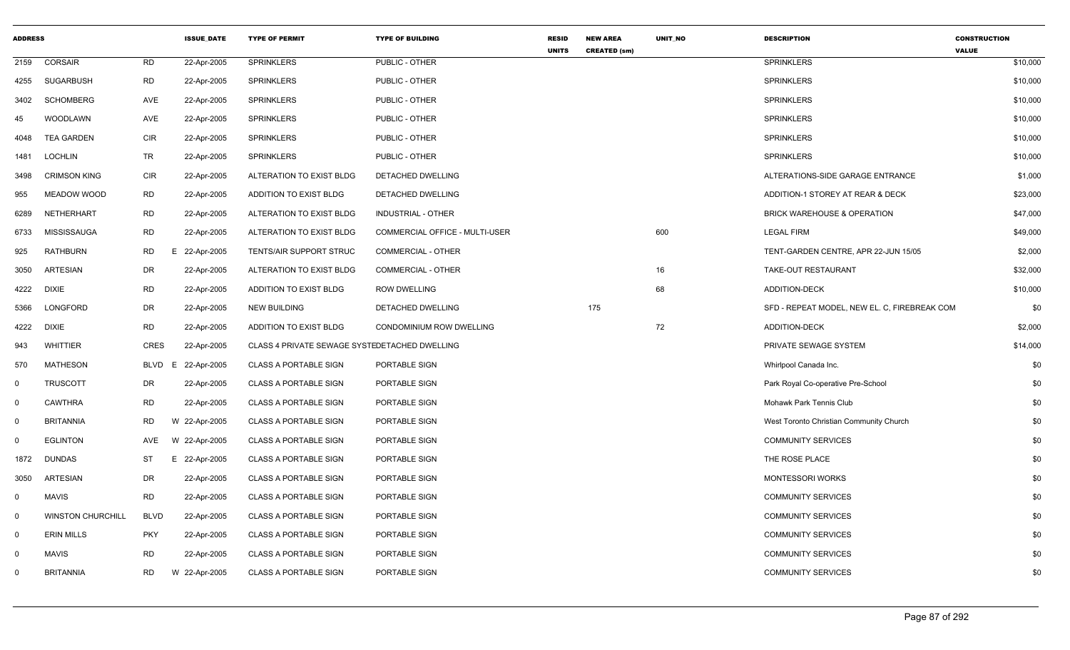| ADDRESS | | | ISSUE_DATE | TYPE OF PERMIT | TYPE OF BUILDING | RESID UNITS | NEW AREA CREATED (sm) | UNIT_NO | DESCRIPTION | CONSTRUCTION VALUE |
|---|---|---|---|---|---|---|---|---|---|---|
| 2159 | CORSAIR | RD | 22-Apr-2005 | SPRINKLERS | PUBLIC - OTHER | | | | SPRINKLERS | $10,000 |
| 4255 | SUGARBUSH | RD | 22-Apr-2005 | SPRINKLERS | PUBLIC - OTHER | | | | SPRINKLERS | $10,000 |
| 3402 | SCHOMBERG | AVE | 22-Apr-2005 | SPRINKLERS | PUBLIC - OTHER | | | | SPRINKLERS | $10,000 |
| 45 | WOODLAWN | AVE | 22-Apr-2005 | SPRINKLERS | PUBLIC - OTHER | | | | SPRINKLERS | $10,000 |
| 4048 | TEA GARDEN | CIR | 22-Apr-2005 | SPRINKLERS | PUBLIC - OTHER | | | | SPRINKLERS | $10,000 |
| 1481 | LOCHLIN | TR | 22-Apr-2005 | SPRINKLERS | PUBLIC - OTHER | | | | SPRINKLERS | $10,000 |
| 3498 | CRIMSON KING | CIR | 22-Apr-2005 | ALTERATION TO EXIST BLDG | DETACHED DWELLING | | | | ALTERATIONS-SIDE GARAGE ENTRANCE | $1,000 |
| 955 | MEADOW WOOD | RD | 22-Apr-2005 | ADDITION TO EXIST BLDG | DETACHED DWELLING | | | | ADDITION-1 STOREY AT REAR & DECK | $23,000 |
| 6289 | NETHERHART | RD | 22-Apr-2005 | ALTERATION TO EXIST BLDG | INDUSTRIAL - OTHER | | | | BRICK WAREHOUSE & OPERATION | $47,000 |
| 6733 | MISSISSAUGA | RD | 22-Apr-2005 | ALTERATION TO EXIST BLDG | COMMERCIAL OFFICE - MULTI-USER | | | 600 | LEGAL FIRM | $49,000 |
| 925 | RATHBURN | RD E | 22-Apr-2005 | TENTS/AIR SUPPORT STRUC | COMMERCIAL - OTHER | | | | TENT-GARDEN CENTRE, APR 22-JUN 15/05 | $2,000 |
| 3050 | ARTESIAN | DR | 22-Apr-2005 | ALTERATION TO EXIST BLDG | COMMERCIAL - OTHER | | | 16 | TAKE-OUT RESTAURANT | $32,000 |
| 4222 | DIXIE | RD | 22-Apr-2005 | ADDITION TO EXIST BLDG | ROW DWELLING | | | 68 | ADDITION-DECK | $10,000 |
| 5366 | LONGFORD | DR | 22-Apr-2005 | NEW BUILDING | DETACHED DWELLING | | 175 | | SFD - REPEAT MODEL, NEW EL. C, FIREBREAK COM | $0 |
| 4222 | DIXIE | RD | 22-Apr-2005 | ADDITION TO EXIST BLDG | CONDOMINIUM ROW DWELLING | | | 72 | ADDITION-DECK | $2,000 |
| 943 | WHITTIER | CRES | 22-Apr-2005 | CLASS 4 PRIVATE SEWAGE SYSTE | DETACHED DWELLING | | | | PRIVATE SEWAGE SYSTEM | $14,000 |
| 570 | MATHESON | BLVD E | 22-Apr-2005 | CLASS A PORTABLE SIGN | PORTABLE SIGN | | | | Whirlpool Canada Inc. | $0 |
| 0 | TRUSCOTT | DR | 22-Apr-2005 | CLASS A PORTABLE SIGN | PORTABLE SIGN | | | | Park Royal Co-operative Pre-School | $0 |
| 0 | CAWTHRA | RD | 22-Apr-2005 | CLASS A PORTABLE SIGN | PORTABLE SIGN | | | | Mohawk Park Tennis Club | $0 |
| 0 | BRITANNIA | RD W | 22-Apr-2005 | CLASS A PORTABLE SIGN | PORTABLE SIGN | | | | West Toronto Christian Community Church | $0 |
| 0 | EGLINTON | AVE W | 22-Apr-2005 | CLASS A PORTABLE SIGN | PORTABLE SIGN | | | | COMMUNITY SERVICES | $0 |
| 1872 | DUNDAS | ST E | 22-Apr-2005 | CLASS A PORTABLE SIGN | PORTABLE SIGN | | | | THE ROSE PLACE | $0 |
| 3050 | ARTESIAN | DR | 22-Apr-2005 | CLASS A PORTABLE SIGN | PORTABLE SIGN | | | | MONTESSORI WORKS | $0 |
| 0 | MAVIS | RD | 22-Apr-2005 | CLASS A PORTABLE SIGN | PORTABLE SIGN | | | | COMMUNITY SERVICES | $0 |
| 0 | WINSTON CHURCHILL | BLVD | 22-Apr-2005 | CLASS A PORTABLE SIGN | PORTABLE SIGN | | | | COMMUNITY SERVICES | $0 |
| 0 | ERIN MILLS | PKY | 22-Apr-2005 | CLASS A PORTABLE SIGN | PORTABLE SIGN | | | | COMMUNITY SERVICES | $0 |
| 0 | MAVIS | RD | 22-Apr-2005 | CLASS A PORTABLE SIGN | PORTABLE SIGN | | | | COMMUNITY SERVICES | $0 |
| 0 | BRITANNIA | RD W | 22-Apr-2005 | CLASS A PORTABLE SIGN | PORTABLE SIGN | | | | COMMUNITY SERVICES | $0 |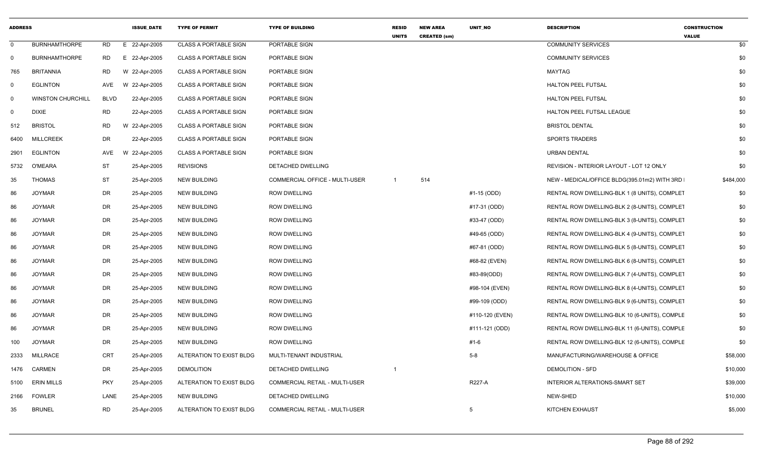| ADDRESS | | | ISSUE_DATE | TYPE OF PERMIT | TYPE OF BUILDING | RESID UNITS | NEW AREA CREATED (sm) | UNIT_NO | DESCRIPTION | CONSTRUCTION VALUE |
|---|---|---|---|---|---|---|---|---|---|---|
| 0 | BURNHAMTHORPE | RD | E 22-Apr-2005 | CLASS A PORTABLE SIGN | PORTABLE SIGN | | | | COMMUNITY SERVICES | $0 |
| 0 | BURNHAMTHORPE | RD | E 22-Apr-2005 | CLASS A PORTABLE SIGN | PORTABLE SIGN | | | | COMMUNITY SERVICES | $0 |
| 765 | BRITANNIA | RD | W 22-Apr-2005 | CLASS A PORTABLE SIGN | PORTABLE SIGN | | | | MAYTAG | $0 |
| 0 | EGLINTON | AVE | W 22-Apr-2005 | CLASS A PORTABLE SIGN | PORTABLE SIGN | | | | HALTON PEEL FUTSAL | $0 |
| 0 | WINSTON CHURCHILL | BLVD | 22-Apr-2005 | CLASS A PORTABLE SIGN | PORTABLE SIGN | | | | HALTON PEEL FUTSAL | $0 |
| 0 | DIXIE | RD | 22-Apr-2005 | CLASS A PORTABLE SIGN | PORTABLE SIGN | | | | HALTON PEEL FUTSAL LEAGUE | $0 |
| 512 | BRISTOL | RD | W 22-Apr-2005 | CLASS A PORTABLE SIGN | PORTABLE SIGN | | | | BRISTOL DENTAL | $0 |
| 6400 | MILLCREEK | DR | 22-Apr-2005 | CLASS A PORTABLE SIGN | PORTABLE SIGN | | | | SPORTS TRADERS | $0 |
| 2901 | EGLINTON | AVE | W 22-Apr-2005 | CLASS A PORTABLE SIGN | PORTABLE SIGN | | | | URBAN DENTAL | $0 |
| 5732 | O'MEARA | ST | 25-Apr-2005 | REVISIONS | DETACHED DWELLING | | | | REVISION - INTERIOR LAYOUT - LOT 12 ONLY | $0 |
| 35 | THOMAS | ST | 25-Apr-2005 | NEW BUILDING | COMMERCIAL OFFICE - MULTI-USER | 1 | 514 | | NEW - MEDICAL/OFFICE BLDG(395.01m2) WITH 3RD I | $484,000 |
| 86 | JOYMAR | DR | 25-Apr-2005 | NEW BUILDING | ROW DWELLING | | | #1-15 (ODD) | RENTAL ROW DWELLING-BLK 1 (8 UNITS), COMPLET | $0 |
| 86 | JOYMAR | DR | 25-Apr-2005 | NEW BUILDING | ROW DWELLING | | | #17-31 (ODD) | RENTAL ROW DWELLING-BLK 2 (8-UNITS), COMPLET | $0 |
| 86 | JOYMAR | DR | 25-Apr-2005 | NEW BUILDING | ROW DWELLING | | | #33-47 (ODD) | RENTAL ROW DWELLING-BLK 3 (8-UNITS), COMPLET | $0 |
| 86 | JOYMAR | DR | 25-Apr-2005 | NEW BUILDING | ROW DWELLING | | | #49-65 (ODD) | RENTAL ROW DWELLING-BLK 4 (9-UNITS), COMPLET | $0 |
| 86 | JOYMAR | DR | 25-Apr-2005 | NEW BUILDING | ROW DWELLING | | | #67-81 (ODD) | RENTAL ROW DWELLING-BLK 5 (8-UNITS), COMPLET | $0 |
| 86 | JOYMAR | DR | 25-Apr-2005 | NEW BUILDING | ROW DWELLING | | | #68-82 (EVEN) | RENTAL ROW DWELLING-BLK 6 (8-UNITS), COMPLET | $0 |
| 86 | JOYMAR | DR | 25-Apr-2005 | NEW BUILDING | ROW DWELLING | | | #83-89(ODD) | RENTAL ROW DWELLING-BLK 7 (4-UNITS), COMPLET | $0 |
| 86 | JOYMAR | DR | 25-Apr-2005 | NEW BUILDING | ROW DWELLING | | | #98-104 (EVEN) | RENTAL ROW DWELLING-BLK 8 (4-UNITS), COMPLET | $0 |
| 86 | JOYMAR | DR | 25-Apr-2005 | NEW BUILDING | ROW DWELLING | | | #99-109 (ODD) | RENTAL ROW DWELLING-BLK 9 (6-UNITS), COMPLET | $0 |
| 86 | JOYMAR | DR | 25-Apr-2005 | NEW BUILDING | ROW DWELLING | | | #110-120 (EVEN) | RENTAL ROW DWELLING-BLK 10 (6-UNITS), COMPLE | $0 |
| 86 | JOYMAR | DR | 25-Apr-2005 | NEW BUILDING | ROW DWELLING | | | #111-121 (ODD) | RENTAL ROW DWELLING-BLK 11 (6-UNITS), COMPLE | $0 |
| 100 | JOYMAR | DR | 25-Apr-2005 | NEW BUILDING | ROW DWELLING | | | #1-6 | RENTAL ROW DWELLING-BLK 12 (6-UNITS), COMPLE | $0 |
| 2333 | MILLRACE | CRT | 25-Apr-2005 | ALTERATION TO EXIST BLDG | MULTI-TENANT INDUSTRIAL | | | 5-8 | MANUFACTURING/WAREHOUSE & OFFICE | $58,000 |
| 1476 | CARMEN | DR | 25-Apr-2005 | DEMOLITION | DETACHED DWELLING | 1 | | | DEMOLITION - SFD | $10,000 |
| 5100 | ERIN MILLS | PKY | 25-Apr-2005 | ALTERATION TO EXIST BLDG | COMMERCIAL RETAIL - MULTI-USER | | | R227-A | INTERIOR ALTERATIONS-SMART SET | $39,000 |
| 2166 | FOWLER | LANE | 25-Apr-2005 | NEW BUILDING | DETACHED DWELLING | | | | NEW-SHED | $10,000 |
| 35 | BRUNEL | RD | 25-Apr-2005 | ALTERATION TO EXIST BLDG | COMMERCIAL RETAIL - MULTI-USER | | | 5 | KITCHEN EXHAUST | $5,000 |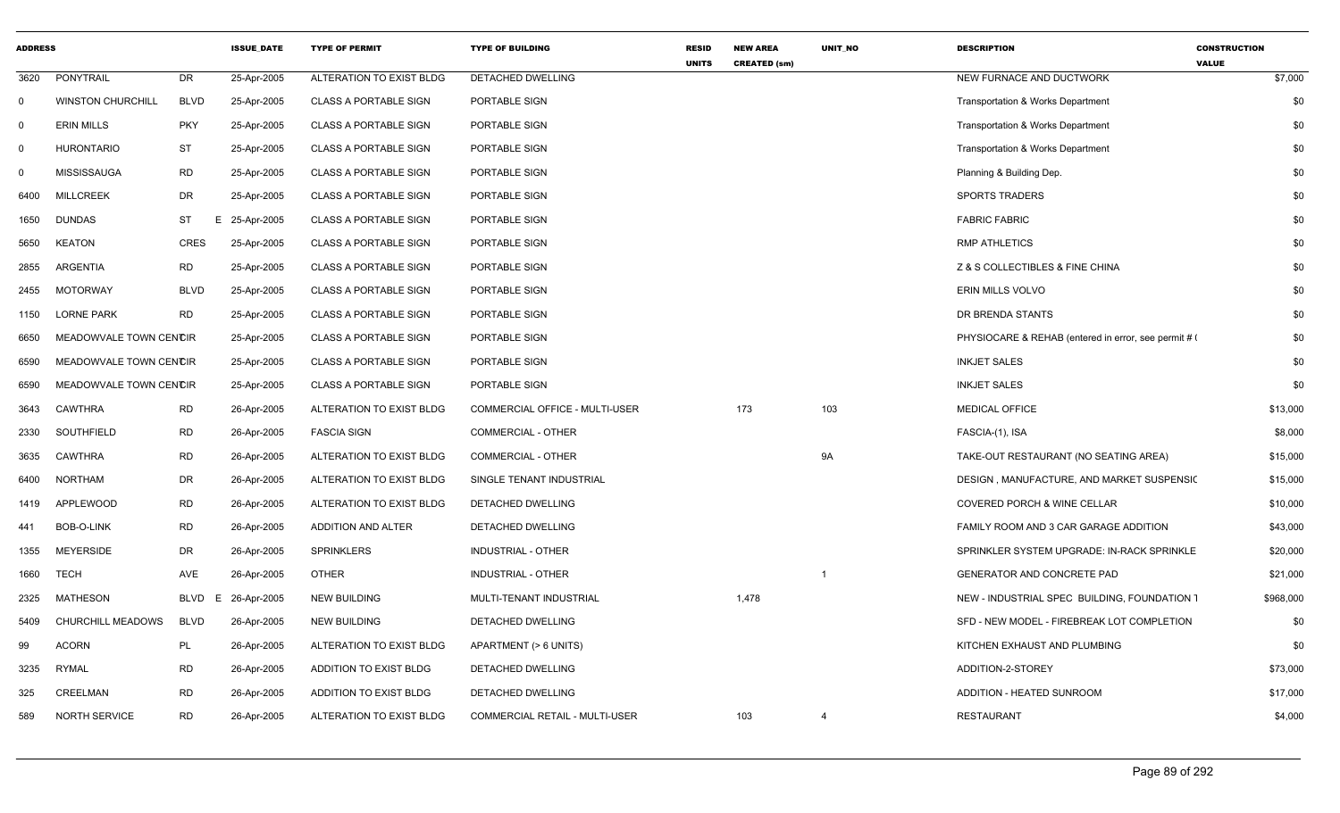| ADDRESS | | | ISSUE_DATE | TYPE OF PERMIT | TYPE OF BUILDING | RESID UNITS | NEW AREA CREATED (sm) | UNIT_NO | DESCRIPTION | CONSTRUCTION VALUE |
|---|---|---|---|---|---|---|---|---|---|---|
| 3620 | PONYTRAIL | DR | 25-Apr-2005 | ALTERATION TO EXIST BLDG | DETACHED DWELLING | | | | NEW FURNACE AND DUCTWORK | $7,000 |
| 0 | WINSTON CHURCHILL | BLVD | 25-Apr-2005 | CLASS A PORTABLE SIGN | PORTABLE SIGN | | | | Transportation & Works Department | $0 |
| 0 | ERIN MILLS | PKY | 25-Apr-2005 | CLASS A PORTABLE SIGN | PORTABLE SIGN | | | | Transportation & Works Department | $0 |
| 0 | HURONTARIO | ST | 25-Apr-2005 | CLASS A PORTABLE SIGN | PORTABLE SIGN | | | | Transportation & Works Department | $0 |
| 0 | MISSISSAUGA | RD | 25-Apr-2005 | CLASS A PORTABLE SIGN | PORTABLE SIGN | | | | Planning & Building Dep. | $0 |
| 6400 | MILLCREEK | DR | 25-Apr-2005 | CLASS A PORTABLE SIGN | PORTABLE SIGN | | | | SPORTS TRADERS | $0 |
| 1650 | DUNDAS | ST E | 25-Apr-2005 | CLASS A PORTABLE SIGN | PORTABLE SIGN | | | | FABRIC FABRIC | $0 |
| 5650 | KEATON | CRES | 25-Apr-2005 | CLASS A PORTABLE SIGN | PORTABLE SIGN | | | | RMP ATHLETICS | $0 |
| 2855 | ARGENTIA | RD | 25-Apr-2005 | CLASS A PORTABLE SIGN | PORTABLE SIGN | | | | Z & S COLLECTIBLES & FINE CHINA | $0 |
| 2455 | MOTORWAY | BLVD | 25-Apr-2005 | CLASS A PORTABLE SIGN | PORTABLE SIGN | | | | ERIN MILLS VOLVO | $0 |
| 1150 | LORNE PARK | RD | 25-Apr-2005 | CLASS A PORTABLE SIGN | PORTABLE SIGN | | | | DR BRENDA STANTS | $0 |
| 6650 | MEADOWVALE TOWN CENTCIR | | 25-Apr-2005 | CLASS A PORTABLE SIGN | PORTABLE SIGN | | | | PHYSIOCARE & REHAB (entered in error, see permit # ( | $0 |
| 6590 | MEADOWVALE TOWN CENTCIR | | 25-Apr-2005 | CLASS A PORTABLE SIGN | PORTABLE SIGN | | | | INKJET SALES | $0 |
| 6590 | MEADOWVALE TOWN CENTCIR | | 25-Apr-2005 | CLASS A PORTABLE SIGN | PORTABLE SIGN | | | | INKJET SALES | $0 |
| 3643 | CAWTHRA | RD | 26-Apr-2005 | ALTERATION TO EXIST BLDG | COMMERCIAL OFFICE - MULTI-USER | | 173 | 103 | MEDICAL OFFICE | $13,000 |
| 2330 | SOUTHFIELD | RD | 26-Apr-2005 | FASCIA SIGN | COMMERCIAL - OTHER | | | | FASCIA-(1), ISA | $8,000 |
| 3635 | CAWTHRA | RD | 26-Apr-2005 | ALTERATION TO EXIST BLDG | COMMERCIAL - OTHER | | | 9A | TAKE-OUT RESTAURANT (NO SEATING AREA) | $15,000 |
| 6400 | NORTHAM | DR | 26-Apr-2005 | ALTERATION TO EXIST BLDG | SINGLE TENANT INDUSTRIAL | | | | DESIGN , MANUFACTURE, AND MARKET SUSPENSIC | $15,000 |
| 1419 | APPLEWOOD | RD | 26-Apr-2005 | ALTERATION TO EXIST BLDG | DETACHED DWELLING | | | | COVERED PORCH & WINE CELLAR | $10,000 |
| 441 | BOB-O-LINK | RD | 26-Apr-2005 | ADDITION AND ALTER | DETACHED DWELLING | | | | FAMILY ROOM AND 3 CAR GARAGE ADDITION | $43,000 |
| 1355 | MEYERSIDE | DR | 26-Apr-2005 | SPRINKLERS | INDUSTRIAL - OTHER | | | | SPRINKLER SYSTEM UPGRADE: IN-RACK SPRINKLE | $20,000 |
| 1660 | TECH | AVE | 26-Apr-2005 | OTHER | INDUSTRIAL - OTHER | | | 1 | GENERATOR AND CONCRETE PAD | $21,000 |
| 2325 | MATHESON | BLVD E | 26-Apr-2005 | NEW BUILDING | MULTI-TENANT INDUSTRIAL | | 1,478 | | NEW - INDUSTRIAL SPEC BUILDING, FOUNDATION 1 | $968,000 |
| 5409 | CHURCHILL MEADOWS | BLVD | 26-Apr-2005 | NEW BUILDING | DETACHED DWELLING | | | | SFD - NEW MODEL - FIREBREAK LOT COMPLETION | $0 |
| 99 | ACORN | PL | 26-Apr-2005 | ALTERATION TO EXIST BLDG | APARTMENT (> 6 UNITS) | | | | KITCHEN EXHAUST AND PLUMBING | $0 |
| 3235 | RYMAL | RD | 26-Apr-2005 | ADDITION TO EXIST BLDG | DETACHED DWELLING | | | | ADDITION-2-STOREY | $73,000 |
| 325 | CREELMAN | RD | 26-Apr-2005 | ADDITION TO EXIST BLDG | DETACHED DWELLING | | | | ADDITION - HEATED SUNROOM | $17,000 |
| 589 | NORTH SERVICE | RD | 26-Apr-2005 | ALTERATION TO EXIST BLDG | COMMERCIAL RETAIL - MULTI-USER | | 103 | 4 | RESTAURANT | $4,000 |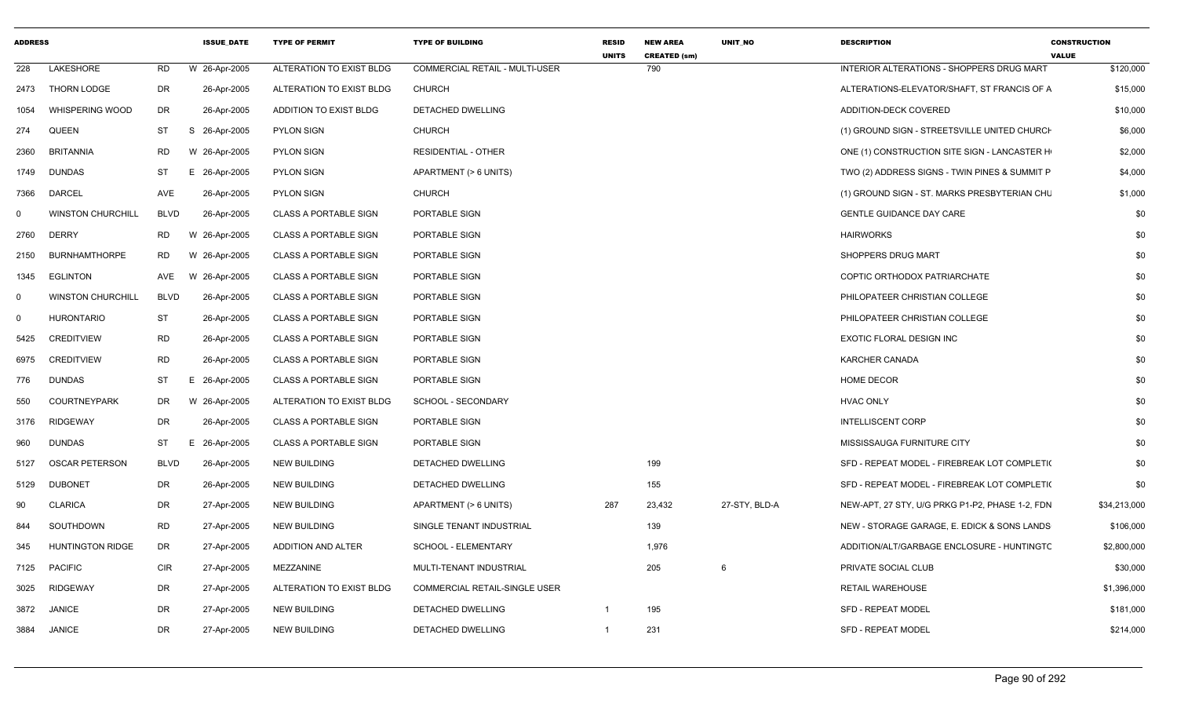| ADDRESS | | | ISSUE_DATE | TYPE OF PERMIT | TYPE OF BUILDING | RESID UNITS | NEW AREA CREATED (sm) | UNIT_NO | DESCRIPTION | CONSTRUCTION VALUE |
|---|---|---|---|---|---|---|---|---|---|---|
| 228 | LAKESHORE | RD | W 26-Apr-2005 | ALTERATION TO EXIST BLDG | COMMERCIAL RETAIL - MULTI-USER | | 790 | | INTERIOR ALTERATIONS - SHOPPERS DRUG MART | $120,000 |
| 2473 | THORN LODGE | DR | 26-Apr-2005 | ALTERATION TO EXIST BLDG | CHURCH | | | | ALTERATIONS-ELEVATOR/SHAFT, ST FRANCIS OF A | $15,000 |
| 1054 | WHISPERING WOOD | DR | 26-Apr-2005 | ADDITION TO EXIST BLDG | DETACHED DWELLING | | | | ADDITION-DECK COVERED | $10,000 |
| 274 | QUEEN | ST | S 26-Apr-2005 | PYLON SIGN | CHURCH | | | | (1) GROUND SIGN - STREETSVILLE UNITED CHURCH | $6,000 |
| 2360 | BRITANNIA | RD | W 26-Apr-2005 | PYLON SIGN | RESIDENTIAL - OTHER | | | | ONE (1) CONSTRUCTION SITE SIGN - LANCASTER H | $2,000 |
| 1749 | DUNDAS | ST | E 26-Apr-2005 | PYLON SIGN | APARTMENT (> 6 UNITS) | | | | TWO (2) ADDRESS SIGNS - TWIN PINES & SUMMIT P | $4,000 |
| 7366 | DARCEL | AVE | 26-Apr-2005 | PYLON SIGN | CHURCH | | | | (1) GROUND SIGN - ST. MARKS PRESBYTERIAN CHU | $1,000 |
| 0 | WINSTON CHURCHILL | BLVD | 26-Apr-2005 | CLASS A PORTABLE SIGN | PORTABLE SIGN | | | | GENTLE GUIDANCE DAY CARE | $0 |
| 2760 | DERRY | RD | W 26-Apr-2005 | CLASS A PORTABLE SIGN | PORTABLE SIGN | | | | HAIRWORKS | $0 |
| 2150 | BURNHAMTHORPE | RD | W 26-Apr-2005 | CLASS A PORTABLE SIGN | PORTABLE SIGN | | | | SHOPPERS DRUG MART | $0 |
| 1345 | EGLINTON | AVE | W 26-Apr-2005 | CLASS A PORTABLE SIGN | PORTABLE SIGN | | | | COPTIC ORTHODOX PATRIARCHATE | $0 |
| 0 | WINSTON CHURCHILL | BLVD | 26-Apr-2005 | CLASS A PORTABLE SIGN | PORTABLE SIGN | | | | PHILOPATEER CHRISTIAN COLLEGE | $0 |
| 0 | HURONTARIO | ST | 26-Apr-2005 | CLASS A PORTABLE SIGN | PORTABLE SIGN | | | | PHILOPATEER CHRISTIAN COLLEGE | $0 |
| 5425 | CREDITVIEW | RD | 26-Apr-2005 | CLASS A PORTABLE SIGN | PORTABLE SIGN | | | | EXOTIC FLORAL DESIGN INC | $0 |
| 6975 | CREDITVIEW | RD | 26-Apr-2005 | CLASS A PORTABLE SIGN | PORTABLE SIGN | | | | KARCHER CANADA | $0 |
| 776 | DUNDAS | ST | E 26-Apr-2005 | CLASS A PORTABLE SIGN | PORTABLE SIGN | | | | HOME DECOR | $0 |
| 550 | COURTNEYPARK | DR | W 26-Apr-2005 | ALTERATION TO EXIST BLDG | SCHOOL - SECONDARY | | | | HVAC ONLY | $0 |
| 3176 | RIDGEWAY | DR | 26-Apr-2005 | CLASS A PORTABLE SIGN | PORTABLE SIGN | | | | INTELLISCENT CORP | $0 |
| 960 | DUNDAS | ST | E 26-Apr-2005 | CLASS A PORTABLE SIGN | PORTABLE SIGN | | | | MISSISSAUGA FURNITURE CITY | $0 |
| 5127 | OSCAR PETERSON | BLVD | 26-Apr-2005 | NEW BUILDING | DETACHED DWELLING | | 199 | | SFD - REPEAT MODEL - FIREBREAK LOT COMPLETIC | $0 |
| 5129 | DUBONET | DR | 26-Apr-2005 | NEW BUILDING | DETACHED DWELLING | | 155 | | SFD - REPEAT MODEL - FIREBREAK LOT COMPLETIC | $0 |
| 90 | CLARICA | DR | 27-Apr-2005 | NEW BUILDING | APARTMENT (> 6 UNITS) | 287 | 23,432 | 27-STY, BLD-A | NEW-APT, 27 STY, U/G PRKG P1-P2, PHASE 1-2, FDN | $34,213,000 |
| 844 | SOUTHDOWN | RD | 27-Apr-2005 | NEW BUILDING | SINGLE TENANT INDUSTRIAL | | 139 | | NEW - STORAGE GARAGE, E. EDICK & SONS LANDS | $106,000 |
| 345 | HUNTINGTON RIDGE | DR | 27-Apr-2005 | ADDITION AND ALTER | SCHOOL - ELEMENTARY | | 1,976 | | ADDITION/ALT/GARBAGE ENCLOSURE - HUNTINGTC | $2,800,000 |
| 7125 | PACIFIC | CIR | 27-Apr-2005 | MEZZANINE | MULTI-TENANT INDUSTRIAL | | 205 | 6 | PRIVATE SOCIAL CLUB | $30,000 |
| 3025 | RIDGEWAY | DR | 27-Apr-2005 | ALTERATION TO EXIST BLDG | COMMERCIAL RETAIL-SINGLE USER | | | | RETAIL WAREHOUSE | $1,396,000 |
| 3872 | JANICE | DR | 27-Apr-2005 | NEW BUILDING | DETACHED DWELLING | 1 | 195 | | SFD - REPEAT MODEL | $181,000 |
| 3884 | JANICE | DR | 27-Apr-2005 | NEW BUILDING | DETACHED DWELLING | 1 | 231 | | SFD - REPEAT MODEL | $214,000 |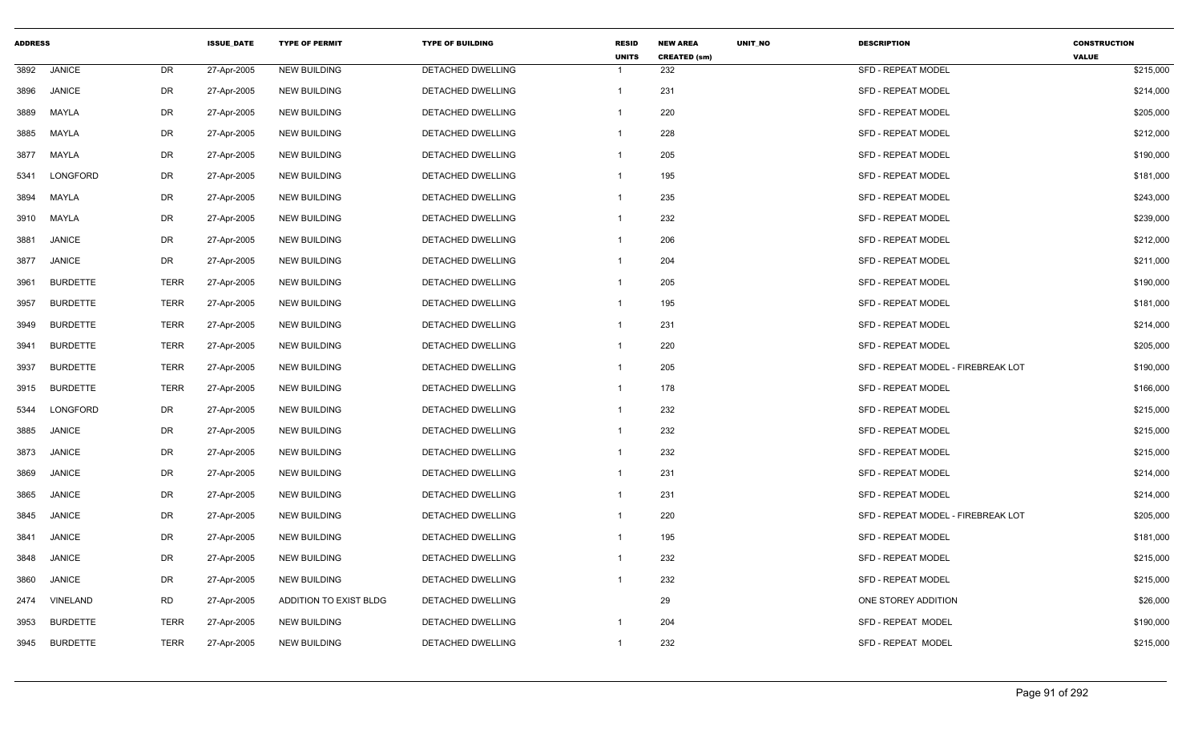| ADDRESS | | | ISSUE_DATE | TYPE OF PERMIT | TYPE OF BUILDING | RESID UNITS | NEW AREA CREATED (sm) | UNIT_NO | DESCRIPTION | CONSTRUCTION VALUE |
|---|---|---|---|---|---|---|---|---|---|---|
| 3892 | JANICE | DR | 27-Apr-2005 | NEW BUILDING | DETACHED DWELLING | 1 | 232 | | SFD - REPEAT MODEL | $215,000 |
| 3896 | JANICE | DR | 27-Apr-2005 | NEW BUILDING | DETACHED DWELLING | 1 | 231 | | SFD - REPEAT MODEL | $214,000 |
| 3889 | MAYLA | DR | 27-Apr-2005 | NEW BUILDING | DETACHED DWELLING | 1 | 220 | | SFD - REPEAT MODEL | $205,000 |
| 3885 | MAYLA | DR | 27-Apr-2005 | NEW BUILDING | DETACHED DWELLING | 1 | 228 | | SFD - REPEAT MODEL | $212,000 |
| 3877 | MAYLA | DR | 27-Apr-2005 | NEW BUILDING | DETACHED DWELLING | 1 | 205 | | SFD - REPEAT MODEL | $190,000 |
| 5341 | LONGFORD | DR | 27-Apr-2005 | NEW BUILDING | DETACHED DWELLING | 1 | 195 | | SFD - REPEAT MODEL | $181,000 |
| 3894 | MAYLA | DR | 27-Apr-2005 | NEW BUILDING | DETACHED DWELLING | 1 | 235 | | SFD - REPEAT MODEL | $243,000 |
| 3910 | MAYLA | DR | 27-Apr-2005 | NEW BUILDING | DETACHED DWELLING | 1 | 232 | | SFD - REPEAT MODEL | $239,000 |
| 3881 | JANICE | DR | 27-Apr-2005 | NEW BUILDING | DETACHED DWELLING | 1 | 206 | | SFD - REPEAT MODEL | $212,000 |
| 3877 | JANICE | DR | 27-Apr-2005 | NEW BUILDING | DETACHED DWELLING | 1 | 204 | | SFD - REPEAT MODEL | $211,000 |
| 3961 | BURDETTE | TERR | 27-Apr-2005 | NEW BUILDING | DETACHED DWELLING | 1 | 205 | | SFD - REPEAT MODEL | $190,000 |
| 3957 | BURDETTE | TERR | 27-Apr-2005 | NEW BUILDING | DETACHED DWELLING | 1 | 195 | | SFD - REPEAT MODEL | $181,000 |
| 3949 | BURDETTE | TERR | 27-Apr-2005 | NEW BUILDING | DETACHED DWELLING | 1 | 231 | | SFD - REPEAT MODEL | $214,000 |
| 3941 | BURDETTE | TERR | 27-Apr-2005 | NEW BUILDING | DETACHED DWELLING | 1 | 220 | | SFD - REPEAT MODEL | $205,000 |
| 3937 | BURDETTE | TERR | 27-Apr-2005 | NEW BUILDING | DETACHED DWELLING | 1 | 205 | | SFD - REPEAT MODEL - FIREBREAK LOT | $190,000 |
| 3915 | BURDETTE | TERR | 27-Apr-2005 | NEW BUILDING | DETACHED DWELLING | 1 | 178 | | SFD - REPEAT MODEL | $166,000 |
| 5344 | LONGFORD | DR | 27-Apr-2005 | NEW BUILDING | DETACHED DWELLING | 1 | 232 | | SFD - REPEAT MODEL | $215,000 |
| 3885 | JANICE | DR | 27-Apr-2005 | NEW BUILDING | DETACHED DWELLING | 1 | 232 | | SFD - REPEAT MODEL | $215,000 |
| 3873 | JANICE | DR | 27-Apr-2005 | NEW BUILDING | DETACHED DWELLING | 1 | 232 | | SFD - REPEAT MODEL | $215,000 |
| 3869 | JANICE | DR | 27-Apr-2005 | NEW BUILDING | DETACHED DWELLING | 1 | 231 | | SFD - REPEAT MODEL | $214,000 |
| 3865 | JANICE | DR | 27-Apr-2005 | NEW BUILDING | DETACHED DWELLING | 1 | 231 | | SFD - REPEAT MODEL | $214,000 |
| 3845 | JANICE | DR | 27-Apr-2005 | NEW BUILDING | DETACHED DWELLING | 1 | 220 | | SFD - REPEAT MODEL - FIREBREAK LOT | $205,000 |
| 3841 | JANICE | DR | 27-Apr-2005 | NEW BUILDING | DETACHED DWELLING | 1 | 195 | | SFD - REPEAT MODEL | $181,000 |
| 3848 | JANICE | DR | 27-Apr-2005 | NEW BUILDING | DETACHED DWELLING | 1 | 232 | | SFD - REPEAT MODEL | $215,000 |
| 3860 | JANICE | DR | 27-Apr-2005 | NEW BUILDING | DETACHED DWELLING | 1 | 232 | | SFD - REPEAT MODEL | $215,000 |
| 2474 | VINELAND | RD | 27-Apr-2005 | ADDITION TO EXIST BLDG | DETACHED DWELLING | | 29 | | ONE STOREY ADDITION | $26,000 |
| 3953 | BURDETTE | TERR | 27-Apr-2005 | NEW BUILDING | DETACHED DWELLING | 1 | 204 | | SFD - REPEAT MODEL | $190,000 |
| 3945 | BURDETTE | TERR | 27-Apr-2005 | NEW BUILDING | DETACHED DWELLING | 1 | 232 | | SFD - REPEAT MODEL | $215,000 |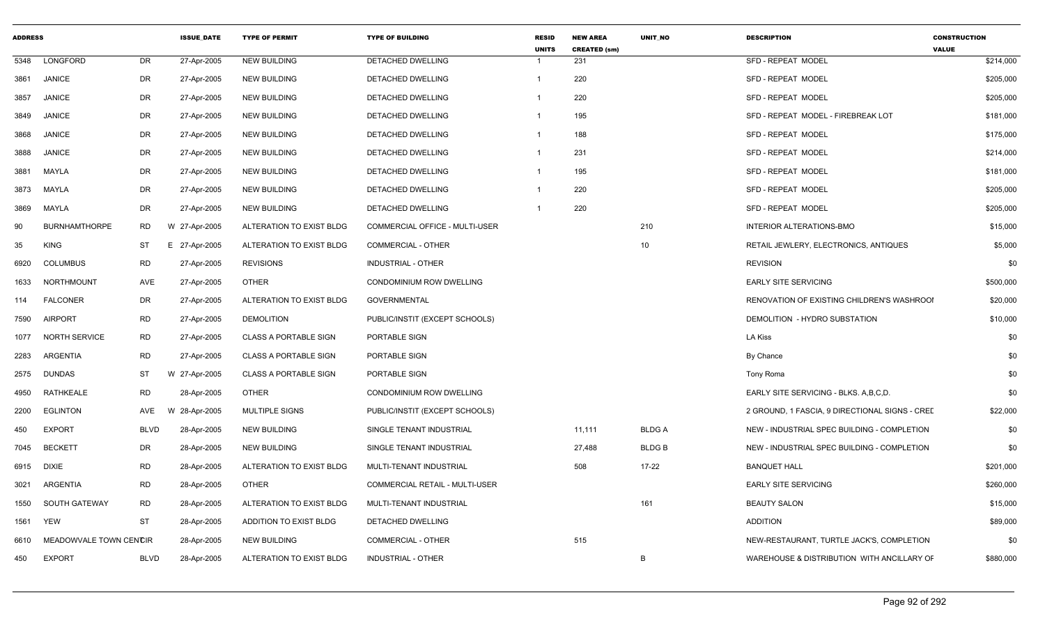| ADDRESS | | | ISSUE_DATE | TYPE OF PERMIT | TYPE OF BUILDING | RESID UNITS | NEW AREA CREATED (sm) | UNIT_NO | DESCRIPTION | CONSTRUCTION VALUE |
|---|---|---|---|---|---|---|---|---|---|---|
| 5348 | LONGFORD | DR | 27-Apr-2005 | NEW BUILDING | DETACHED DWELLING | 1 | 231 | | SFD - REPEAT MODEL | $214,000 |
| 3861 | JANICE | DR | 27-Apr-2005 | NEW BUILDING | DETACHED DWELLING | 1 | 220 | | SFD - REPEAT MODEL | $205,000 |
| 3857 | JANICE | DR | 27-Apr-2005 | NEW BUILDING | DETACHED DWELLING | 1 | 220 | | SFD - REPEAT MODEL | $205,000 |
| 3849 | JANICE | DR | 27-Apr-2005 | NEW BUILDING | DETACHED DWELLING | 1 | 195 | | SFD - REPEAT MODEL - FIREBREAK LOT | $181,000 |
| 3868 | JANICE | DR | 27-Apr-2005 | NEW BUILDING | DETACHED DWELLING | 1 | 188 | | SFD - REPEAT MODEL | $175,000 |
| 3888 | JANICE | DR | 27-Apr-2005 | NEW BUILDING | DETACHED DWELLING | 1 | 231 | | SFD - REPEAT MODEL | $214,000 |
| 3881 | MAYLA | DR | 27-Apr-2005 | NEW BUILDING | DETACHED DWELLING | 1 | 195 | | SFD - REPEAT MODEL | $181,000 |
| 3873 | MAYLA | DR | 27-Apr-2005 | NEW BUILDING | DETACHED DWELLING | 1 | 220 | | SFD - REPEAT MODEL | $205,000 |
| 3869 | MAYLA | DR | 27-Apr-2005 | NEW BUILDING | DETACHED DWELLING | 1 | 220 | | SFD - REPEAT MODEL | $205,000 |
| 90 | BURNHAMTHORPE | RD | W 27-Apr-2005 | ALTERATION TO EXIST BLDG | COMMERCIAL OFFICE - MULTI-USER | | | 210 | INTERIOR ALTERATIONS-BMO | $15,000 |
| 35 | KING | ST | E 27-Apr-2005 | ALTERATION TO EXIST BLDG | COMMERCIAL - OTHER | | | 10 | RETAIL JEWLERY, ELECTRONICS, ANTIQUES | $5,000 |
| 6920 | COLUMBUS | RD | 27-Apr-2005 | REVISIONS | INDUSTRIAL - OTHER | | | | REVISION | $0 |
| 1633 | NORTHMOUNT | AVE | 27-Apr-2005 | OTHER | CONDOMINIUM ROW DWELLING | | | | EARLY SITE SERVICING | $500,000 |
| 114 | FALCONER | DR | 27-Apr-2005 | ALTERATION TO EXIST BLDG | GOVERNMENTAL | | | | RENOVATION OF EXISTING CHILDREN'S WASHROOI | $20,000 |
| 7590 | AIRPORT | RD | 27-Apr-2005 | DEMOLITION | PUBLIC/INSTIT (EXCEPT SCHOOLS) | | | | DEMOLITION - HYDRO SUBSTATION | $10,000 |
| 1077 | NORTH SERVICE | RD | 27-Apr-2005 | CLASS A PORTABLE SIGN | PORTABLE SIGN | | | | LA Kiss | $0 |
| 2283 | ARGENTIA | RD | 27-Apr-2005 | CLASS A PORTABLE SIGN | PORTABLE SIGN | | | | By Chance | $0 |
| 2575 | DUNDAS | ST | W 27-Apr-2005 | CLASS A PORTABLE SIGN | PORTABLE SIGN | | | | Tony Roma | $0 |
| 4950 | RATHKEALE | RD | 28-Apr-2005 | OTHER | CONDOMINIUM ROW DWELLING | | | | EARLY SITE SERVICING - BLKS. A,B,C,D. | $0 |
| 2200 | EGLINTON | AVE | W 28-Apr-2005 | MULTIPLE SIGNS | PUBLIC/INSTIT (EXCEPT SCHOOLS) | | | | 2 GROUND, 1 FASCIA, 9 DIRECTIONAL SIGNS - CREI | $22,000 |
| 450 | EXPORT | BLVD | 28-Apr-2005 | NEW BUILDING | SINGLE TENANT INDUSTRIAL | | 11,111 | BLDG A | NEW - INDUSTRIAL SPEC BUILDING - COMPLETION | $0 |
| 7045 | BECKETT | DR | 28-Apr-2005 | NEW BUILDING | SINGLE TENANT INDUSTRIAL | | 27,488 | BLDG B | NEW - INDUSTRIAL SPEC BUILDING - COMPLETION | $0 |
| 6915 | DIXIE | RD | 28-Apr-2005 | ALTERATION TO EXIST BLDG | MULTI-TENANT INDUSTRIAL | | 508 | 17-22 | BANQUET HALL | $201,000 |
| 3021 | ARGENTIA | RD | 28-Apr-2005 | OTHER | COMMERCIAL RETAIL - MULTI-USER | | | | EARLY SITE SERVICING | $260,000 |
| 1550 | SOUTH GATEWAY | RD | 28-Apr-2005 | ALTERATION TO EXIST BLDG | MULTI-TENANT INDUSTRIAL | | | 161 | BEAUTY SALON | $15,000 |
| 1561 | YEW | ST | 28-Apr-2005 | ADDITION TO EXIST BLDG | DETACHED DWELLING | | | | ADDITION | $89,000 |
| 6610 | MEADOWVALE TOWN CENTRE | CIR | 28-Apr-2005 | NEW BUILDING | COMMERCIAL - OTHER | | 515 | | NEW-RESTAURANT, TURTLE JACK'S, COMPLETION | $0 |
| 450 | EXPORT | BLVD | 28-Apr-2005 | ALTERATION TO EXIST BLDG | INDUSTRIAL - OTHER | | | B | WAREHOUSE & DISTRIBUTION WITH ANCILLARY OF | $880,000 |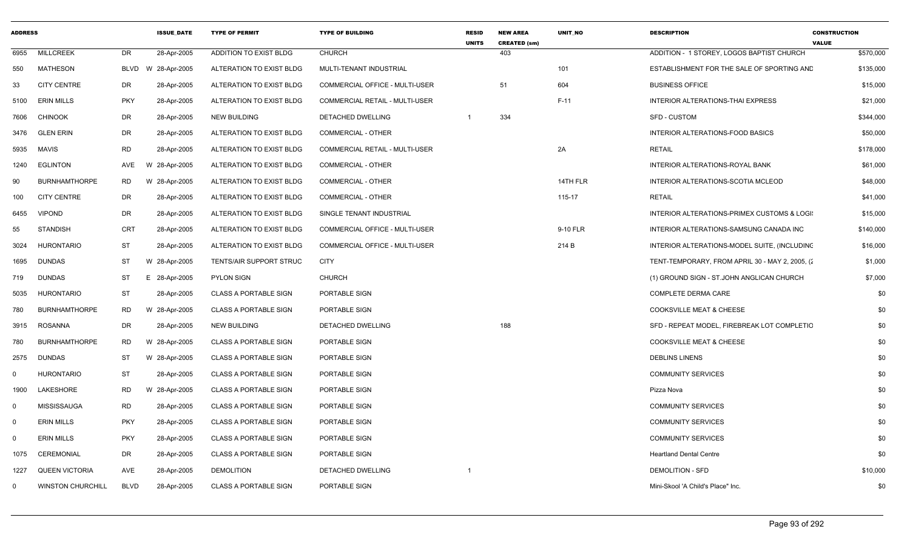| ADDRESS | | | ISSUE_DATE | TYPE OF PERMIT | TYPE OF BUILDING | RESID UNITS | NEW AREA CREATED (sm) | UNIT_NO | DESCRIPTION | CONSTRUCTION VALUE |
|---|---|---|---|---|---|---|---|---|---|---|
| 6955 | MILLCREEK | DR | 28-Apr-2005 | ADDITION TO EXIST BLDG | CHURCH | | 403 | | ADDITION - 1 STOREY, LOGOS BAPTIST CHURCH | $570,000 |
| 550 | MATHESON | BLVD W | 28-Apr-2005 | ALTERATION TO EXIST BLDG | MULTI-TENANT INDUSTRIAL | | | 101 | ESTABLISHMENT FOR THE SALE OF SPORTING AND | $135,000 |
| 33 | CITY CENTRE | DR | 28-Apr-2005 | ALTERATION TO EXIST BLDG | COMMERCIAL OFFICE - MULTI-USER | | 51 | 604 | BUSINESS OFFICE | $15,000 |
| 5100 | ERIN MILLS | PKY | 28-Apr-2005 | ALTERATION TO EXIST BLDG | COMMERCIAL RETAIL - MULTI-USER | | | F-11 | INTERIOR ALTERATIONS-THAI EXPRESS | $21,000 |
| 7606 | CHINOOK | DR | 28-Apr-2005 | NEW BUILDING | DETACHED DWELLING | 1 | 334 | | SFD - CUSTOM | $344,000 |
| 3476 | GLEN ERIN | DR | 28-Apr-2005 | ALTERATION TO EXIST BLDG | COMMERCIAL - OTHER | | | | INTERIOR ALTERATIONS-FOOD BASICS | $50,000 |
| 5935 | MAVIS | RD | 28-Apr-2005 | ALTERATION TO EXIST BLDG | COMMERCIAL RETAIL - MULTI-USER | | | 2A | RETAIL | $178,000 |
| 1240 | EGLINTON | AVE W | 28-Apr-2005 | ALTERATION TO EXIST BLDG | COMMERCIAL - OTHER | | | | INTERIOR ALTERATIONS-ROYAL BANK | $61,000 |
| 90 | BURNHAMTHORPE | RD W | 28-Apr-2005 | ALTERATION TO EXIST BLDG | COMMERCIAL - OTHER | | | 14TH FLR | INTERIOR ALTERATIONS-SCOTIA MCLEOD | $48,000 |
| 100 | CITY CENTRE | DR | 28-Apr-2005 | ALTERATION TO EXIST BLDG | COMMERCIAL - OTHER | | | 115-17 | RETAIL | $41,000 |
| 6455 | VIPOND | DR | 28-Apr-2005 | ALTERATION TO EXIST BLDG | SINGLE TENANT INDUSTRIAL | | | | INTERIOR ALTERATIONS-PRIMEX CUSTOMS & LOGI! | $15,000 |
| 55 | STANDISH | CRT | 28-Apr-2005 | ALTERATION TO EXIST BLDG | COMMERCIAL OFFICE - MULTI-USER | | | 9-10 FLR | INTERIOR ALTERATIONS-SAMSUNG CANADA INC | $140,000 |
| 3024 | HURONTARIO | ST | 28-Apr-2005 | ALTERATION TO EXIST BLDG | COMMERCIAL OFFICE - MULTI-USER | | | 214 B | INTERIOR ALTERATIONS-MODEL SUITE, (INCLUDING | $16,000 |
| 1695 | DUNDAS | ST W | 28-Apr-2005 | TENTS/AIR SUPPORT STRUC | CITY | | | | TENT-TEMPORARY, FROM APRIL 30 - MAY 2, 2005, (2 | $1,000 |
| 719 | DUNDAS | ST E | 28-Apr-2005 | PYLON SIGN | CHURCH | | | | (1) GROUND SIGN - ST.JOHN ANGLICAN CHURCH | $7,000 |
| 5035 | HURONTARIO | ST | 28-Apr-2005 | CLASS A PORTABLE SIGN | PORTABLE SIGN | | | | COMPLETE DERMA CARE | $0 |
| 780 | BURNHAMTHORPE | RD W | 28-Apr-2005 | CLASS A PORTABLE SIGN | PORTABLE SIGN | | | | COOKSVILLE MEAT & CHEESE | $0 |
| 3915 | ROSANNA | DR | 28-Apr-2005 | NEW BUILDING | DETACHED DWELLING | | 188 | | SFD - REPEAT MODEL, FIREBREAK LOT COMPLETIO | $0 |
| 780 | BURNHAMTHORPE | RD W | 28-Apr-2005 | CLASS A PORTABLE SIGN | PORTABLE SIGN | | | | COOKSVILLE MEAT & CHEESE | $0 |
| 2575 | DUNDAS | ST W | 28-Apr-2005 | CLASS A PORTABLE SIGN | PORTABLE SIGN | | | | DEBLINS LINENS | $0 |
| 0 | HURONTARIO | ST | 28-Apr-2005 | CLASS A PORTABLE SIGN | PORTABLE SIGN | | | | COMMUNITY SERVICES | $0 |
| 1900 | LAKESHORE | RD W | 28-Apr-2005 | CLASS A PORTABLE SIGN | PORTABLE SIGN | | | | Pizza Nova | $0 |
| 0 | MISSISSAUGA | RD | 28-Apr-2005 | CLASS A PORTABLE SIGN | PORTABLE SIGN | | | | COMMUNITY SERVICES | $0 |
| 0 | ERIN MILLS | PKY | 28-Apr-2005 | CLASS A PORTABLE SIGN | PORTABLE SIGN | | | | COMMUNITY SERVICES | $0 |
| 0 | ERIN MILLS | PKY | 28-Apr-2005 | CLASS A PORTABLE SIGN | PORTABLE SIGN | | | | COMMUNITY SERVICES | $0 |
| 1075 | CEREMONIAL | DR | 28-Apr-2005 | CLASS A PORTABLE SIGN | PORTABLE SIGN | | | | Heartland Dental Centre | $0 |
| 1227 | QUEEN VICTORIA | AVE | 28-Apr-2005 | DEMOLITION | DETACHED DWELLING | 1 | | | DEMOLITION - SFD | $10,000 |
| 0 | WINSTON CHURCHILL | BLVD | 28-Apr-2005 | CLASS A PORTABLE SIGN | PORTABLE SIGN | | | | Mini-Skool 'A Child's Place" Inc. | $0 |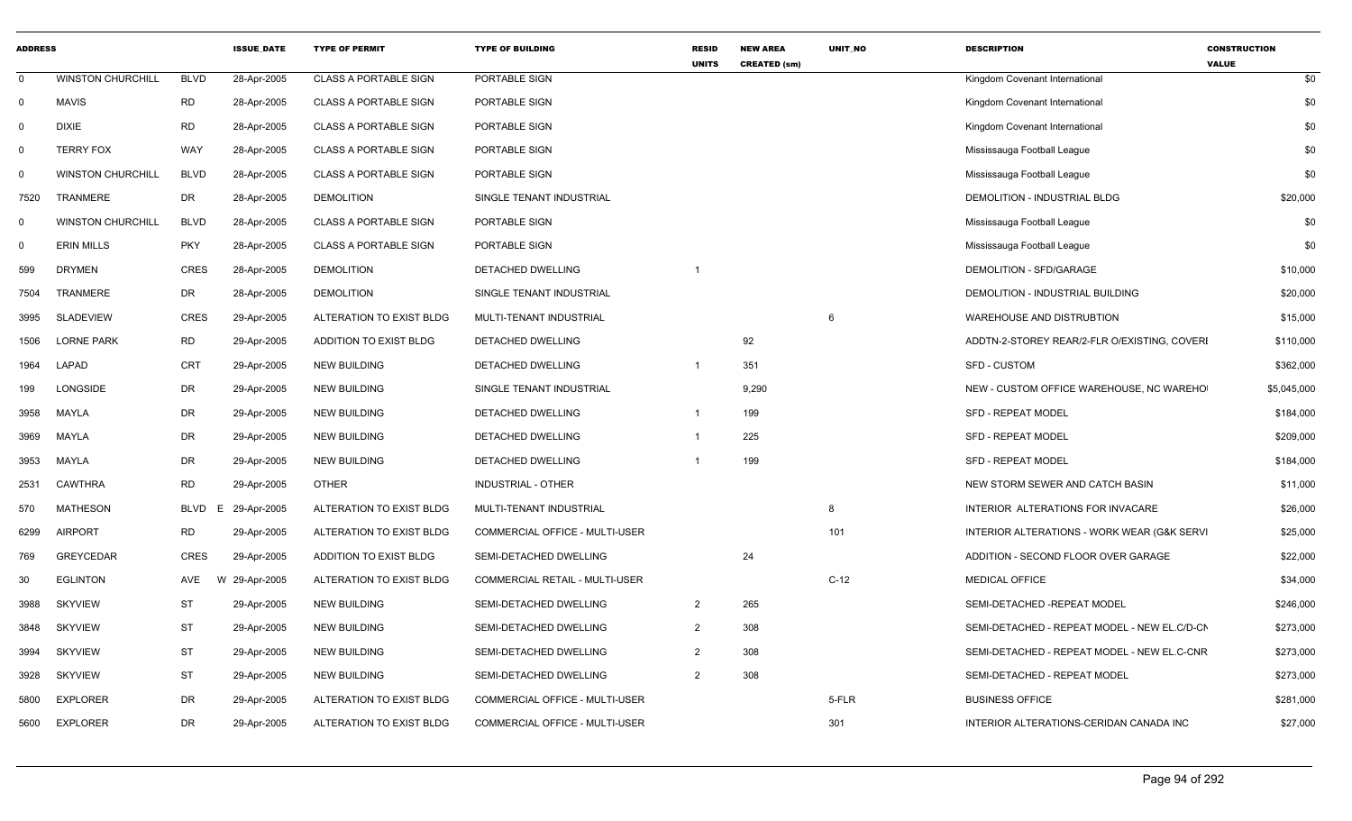| ADDRESS | | | ISSUE_DATE | TYPE OF PERMIT | TYPE OF BUILDING | RESID UNITS | NEW AREA CREATED (sm) | UNIT_NO | DESCRIPTION | CONSTRUCTION VALUE |
|---|---|---|---|---|---|---|---|---|---|---|
| 0 | WINSTON CHURCHILL | BLVD | 28-Apr-2005 | CLASS A PORTABLE SIGN | PORTABLE SIGN | | | | Kingdom Covenant International | $0 |
| 0 | MAVIS | RD | 28-Apr-2005 | CLASS A PORTABLE SIGN | PORTABLE SIGN | | | | Kingdom Covenant International | $0 |
| 0 | DIXIE | RD | 28-Apr-2005 | CLASS A PORTABLE SIGN | PORTABLE SIGN | | | | Kingdom Covenant International | $0 |
| 0 | TERRY FOX | WAY | 28-Apr-2005 | CLASS A PORTABLE SIGN | PORTABLE SIGN | | | | Mississauga Football League | $0 |
| 0 | WINSTON CHURCHILL | BLVD | 28-Apr-2005 | CLASS A PORTABLE SIGN | PORTABLE SIGN | | | | Mississauga Football League | $0 |
| 7520 | TRANMERE | DR | 28-Apr-2005 | DEMOLITION | SINGLE TENANT INDUSTRIAL | | | | DEMOLITION - INDUSTRIAL BLDG | $20,000 |
| 0 | WINSTON CHURCHILL | BLVD | 28-Apr-2005 | CLASS A PORTABLE SIGN | PORTABLE SIGN | | | | Mississauga Football League | $0 |
| 0 | ERIN MILLS | PKY | 28-Apr-2005 | CLASS A PORTABLE SIGN | PORTABLE SIGN | | | | Mississauga Football League | $0 |
| 599 | DRYMEN | CRES | 28-Apr-2005 | DEMOLITION | DETACHED DWELLING | 1 | | | DEMOLITION - SFD/GARAGE | $10,000 |
| 7504 | TRANMERE | DR | 28-Apr-2005 | DEMOLITION | SINGLE TENANT INDUSTRIAL | | | | DEMOLITION - INDUSTRIAL BUILDING | $20,000 |
| 3995 | SLADEVIEW | CRES | 29-Apr-2005 | ALTERATION TO EXIST BLDG | MULTI-TENANT INDUSTRIAL | | | 6 | WAREHOUSE AND DISTRUBTION | $15,000 |
| 1506 | LORNE PARK | RD | 29-Apr-2005 | ADDITION TO EXIST BLDG | DETACHED DWELLING | | 92 | | ADDTN-2-STOREY REAR/2-FLR O/EXISTING, COVERI | $110,000 |
| 1964 | LAPAD | CRT | 29-Apr-2005 | NEW BUILDING | DETACHED DWELLING | 1 | 351 | | SFD - CUSTOM | $362,000 |
| 199 | LONGSIDE | DR | 29-Apr-2005 | NEW BUILDING | SINGLE TENANT INDUSTRIAL | | 9,290 | | NEW - CUSTOM OFFICE WAREHOUSE, NC WAREHO | $5,045,000 |
| 3958 | MAYLA | DR | 29-Apr-2005 | NEW BUILDING | DETACHED DWELLING | 1 | 199 | | SFD - REPEAT MODEL | $184,000 |
| 3969 | MAYLA | DR | 29-Apr-2005 | NEW BUILDING | DETACHED DWELLING | 1 | 225 | | SFD - REPEAT MODEL | $209,000 |
| 3953 | MAYLA | DR | 29-Apr-2005 | NEW BUILDING | DETACHED DWELLING | 1 | 199 | | SFD - REPEAT MODEL | $184,000 |
| 2531 | CAWTHRA | RD | 29-Apr-2005 | OTHER | INDUSTRIAL - OTHER | | | | NEW STORM SEWER AND CATCH BASIN | $11,000 |
| 570 | MATHESON | BLVD E | 29-Apr-2005 | ALTERATION TO EXIST BLDG | MULTI-TENANT INDUSTRIAL | | | 8 | INTERIOR ALTERATIONS FOR INVACARE | $26,000 |
| 6299 | AIRPORT | RD | 29-Apr-2005 | ALTERATION TO EXIST BLDG | COMMERCIAL OFFICE - MULTI-USER | | | 101 | INTERIOR ALTERATIONS - WORK WEAR (G&K SERVI | $25,000 |
| 769 | GREYCEDAR | CRES | 29-Apr-2005 | ADDITION TO EXIST BLDG | SEMI-DETACHED DWELLING | | 24 | | ADDITION - SECOND FLOOR OVER GARAGE | $22,000 |
| 30 | EGLINTON | AVE W | 29-Apr-2005 | ALTERATION TO EXIST BLDG | COMMERCIAL RETAIL - MULTI-USER | | | C-12 | MEDICAL OFFICE | $34,000 |
| 3988 | SKYVIEW | ST | 29-Apr-2005 | NEW BUILDING | SEMI-DETACHED DWELLING | 2 | 265 | | SEMI-DETACHED -REPEAT MODEL | $246,000 |
| 3848 | SKYVIEW | ST | 29-Apr-2005 | NEW BUILDING | SEMI-DETACHED DWELLING | 2 | 308 | | SEMI-DETACHED - REPEAT MODEL - NEW EL.C/D-CN | $273,000 |
| 3994 | SKYVIEW | ST | 29-Apr-2005 | NEW BUILDING | SEMI-DETACHED DWELLING | 2 | 308 | | SEMI-DETACHED - REPEAT MODEL - NEW EL.C-CNR | $273,000 |
| 3928 | SKYVIEW | ST | 29-Apr-2005 | NEW BUILDING | SEMI-DETACHED DWELLING | 2 | 308 | | SEMI-DETACHED - REPEAT MODEL | $273,000 |
| 5800 | EXPLORER | DR | 29-Apr-2005 | ALTERATION TO EXIST BLDG | COMMERCIAL OFFICE - MULTI-USER | | | 5-FLR | BUSINESS OFFICE | $281,000 |
| 5600 | EXPLORER | DR | 29-Apr-2005 | ALTERATION TO EXIST BLDG | COMMERCIAL OFFICE - MULTI-USER | | | 301 | INTERIOR ALTERATIONS-CERIDAN CANADA INC | $27,000 |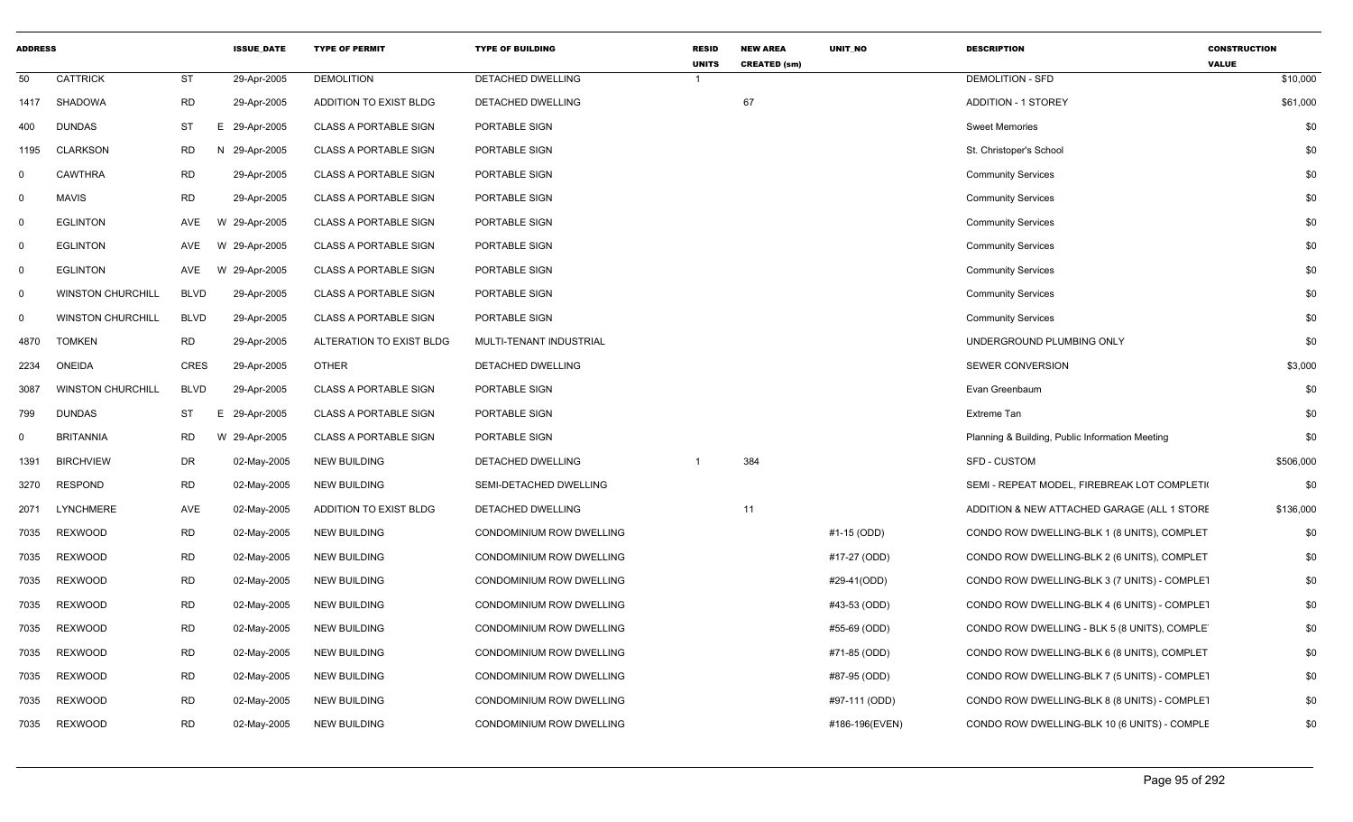| ADDRESS | | | ISSUE_DATE | TYPE OF PERMIT | TYPE OF BUILDING | RESID UNITS | NEW AREA CREATED (sm) | UNIT_NO | DESCRIPTION | CONSTRUCTION VALUE |
|---|---|---|---|---|---|---|---|---|---|---|
| 50 | CATTRICK | ST | 29-Apr-2005 | DEMOLITION | DETACHED DWELLING | 1 | | | DEMOLITION - SFD | $10,000 |
| 1417 | SHADOWA | RD | 29-Apr-2005 | ADDITION TO EXIST BLDG | DETACHED DWELLING | | 67 | | ADDITION - 1 STOREY | $61,000 |
| 400 | DUNDAS | ST | E 29-Apr-2005 | CLASS A PORTABLE SIGN | PORTABLE SIGN | | | | Sweet Memories | $0 |
| 1195 | CLARKSON | RD | N 29-Apr-2005 | CLASS A PORTABLE SIGN | PORTABLE SIGN | | | | St. Christoper's School | $0 |
| 0 | CAWTHRA | RD | 29-Apr-2005 | CLASS A PORTABLE SIGN | PORTABLE SIGN | | | | Community Services | $0 |
| 0 | MAVIS | RD | 29-Apr-2005 | CLASS A PORTABLE SIGN | PORTABLE SIGN | | | | Community Services | $0 |
| 0 | EGLINTON | AVE | W 29-Apr-2005 | CLASS A PORTABLE SIGN | PORTABLE SIGN | | | | Community Services | $0 |
| 0 | EGLINTON | AVE | W 29-Apr-2005 | CLASS A PORTABLE SIGN | PORTABLE SIGN | | | | Community Services | $0 |
| 0 | EGLINTON | AVE | W 29-Apr-2005 | CLASS A PORTABLE SIGN | PORTABLE SIGN | | | | Community Services | $0 |
| 0 | WINSTON CHURCHILL | BLVD | 29-Apr-2005 | CLASS A PORTABLE SIGN | PORTABLE SIGN | | | | Community Services | $0 |
| 0 | WINSTON CHURCHILL | BLVD | 29-Apr-2005 | CLASS A PORTABLE SIGN | PORTABLE SIGN | | | | Community Services | $0 |
| 4870 | TOMKEN | RD | 29-Apr-2005 | ALTERATION TO EXIST BLDG | MULTI-TENANT INDUSTRIAL | | | | UNDERGROUND PLUMBING ONLY | $0 |
| 2234 | ONEIDA | CRES | 29-Apr-2005 | OTHER | DETACHED DWELLING | | | | SEWER CONVERSION | $3,000 |
| 3087 | WINSTON CHURCHILL | BLVD | 29-Apr-2005 | CLASS A PORTABLE SIGN | PORTABLE SIGN | | | | Evan Greenbaum | $0 |
| 799 | DUNDAS | ST | E 29-Apr-2005 | CLASS A PORTABLE SIGN | PORTABLE SIGN | | | | Extreme Tan | $0 |
| 0 | BRITANNIA | RD | W 29-Apr-2005 | CLASS A PORTABLE SIGN | PORTABLE SIGN | | | | Planning & Building, Public Information Meeting | $0 |
| 1391 | BIRCHVIEW | DR | 02-May-2005 | NEW BUILDING | DETACHED DWELLING | 1 | 384 | | SFD - CUSTOM | $506,000 |
| 3270 | RESPOND | RD | 02-May-2005 | NEW BUILDING | SEMI-DETACHED DWELLING | | | | SEMI - REPEAT MODEL, FIREBREAK LOT COMPLETI( | $0 |
| 2071 | LYNCHMERE | AVE | 02-May-2005 | ADDITION TO EXIST BLDG | DETACHED DWELLING | | 11 | | ADDITION & NEW ATTACHED GARAGE (ALL 1 STORE | $136,000 |
| 7035 | REXWOOD | RD | 02-May-2005 | NEW BUILDING | CONDOMINIUM ROW DWELLING | | | #1-15 (ODD) | CONDO ROW DWELLING-BLK 1 (8 UNITS), COMPLET | $0 |
| 7035 | REXWOOD | RD | 02-May-2005 | NEW BUILDING | CONDOMINIUM ROW DWELLING | | | #17-27 (ODD) | CONDO ROW DWELLING-BLK 2 (6 UNITS), COMPLET | $0 |
| 7035 | REXWOOD | RD | 02-May-2005 | NEW BUILDING | CONDOMINIUM ROW DWELLING | | | #29-41(ODD) | CONDO ROW DWELLING-BLK 3 (7 UNITS) - COMPLET | $0 |
| 7035 | REXWOOD | RD | 02-May-2005 | NEW BUILDING | CONDOMINIUM ROW DWELLING | | | #43-53 (ODD) | CONDO ROW DWELLING-BLK 4 (6 UNITS) - COMPLET | $0 |
| 7035 | REXWOOD | RD | 02-May-2005 | NEW BUILDING | CONDOMINIUM ROW DWELLING | | | #55-69 (ODD) | CONDO ROW DWELLING - BLK 5 (8 UNITS), COMPLE | $0 |
| 7035 | REXWOOD | RD | 02-May-2005 | NEW BUILDING | CONDOMINIUM ROW DWELLING | | | #71-85 (ODD) | CONDO ROW DWELLING-BLK 6 (8 UNITS), COMPLET | $0 |
| 7035 | REXWOOD | RD | 02-May-2005 | NEW BUILDING | CONDOMINIUM ROW DWELLING | | | #87-95 (ODD) | CONDO ROW DWELLING-BLK 7 (5 UNITS) - COMPLET | $0 |
| 7035 | REXWOOD | RD | 02-May-2005 | NEW BUILDING | CONDOMINIUM ROW DWELLING | | | #97-111 (ODD) | CONDO ROW DWELLING-BLK 8 (8 UNITS) - COMPLET | $0 |
| 7035 | REXWOOD | RD | 02-May-2005 | NEW BUILDING | CONDOMINIUM ROW DWELLING | | | #186-196(EVEN) | CONDO ROW DWELLING-BLK 10 (6 UNITS) - COMPLE | $0 |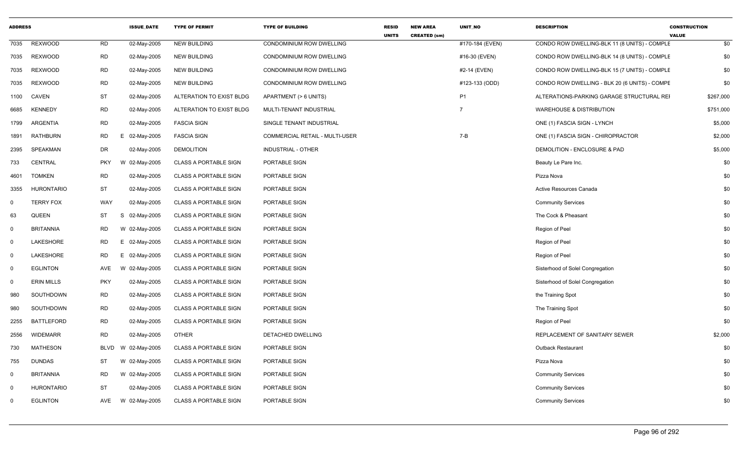| ADDRESS | | | ISSUE_DATE | TYPE OF PERMIT | TYPE OF BUILDING | RESID UNITS | NEW AREA CREATED (sm) | UNIT_NO | DESCRIPTION | CONSTRUCTION VALUE |
|---|---|---|---|---|---|---|---|---|---|---|
| 7035 | REXWOOD | RD | 02-May-2005 | NEW BUILDING | CONDOMINIUM ROW DWELLING | | | #170-184 (EVEN) | CONDO ROW DWELLING-BLK 11 (8 UNITS) - COMPLE | $0 |
| 7035 | REXWOOD | RD | 02-May-2005 | NEW BUILDING | CONDOMINIUM ROW DWELLING | | | #16-30 (EVEN) | CONDO ROW DWELLING-BLK 14 (8 UNITS) - COMPLE | $0 |
| 7035 | REXWOOD | RD | 02-May-2005 | NEW BUILDING | CONDOMINIUM ROW DWELLING | | | #2-14 (EVEN) | CONDO ROW DWELLING-BLK 15 (7 UNITS) - COMPLE | $0 |
| 7035 | REXWOOD | RD | 02-May-2005 | NEW BUILDING | CONDOMINIUM ROW DWELLING | | | #123-133 (ODD) | CONDO ROW DWELLING - BLK 20 (6 UNITS) - COMPE | $0 |
| 1100 | CAVEN | ST | 02-May-2005 | ALTERATION TO EXIST BLDG | APARTMENT (> 6 UNITS) | | | P1 | ALTERATIONS-PARKING GARAGE STRUCTURAL REI | $267,000 |
| 6685 | KENNEDY | RD | 02-May-2005 | ALTERATION TO EXIST BLDG | MULTI-TENANT INDUSTRIAL | | | 7 | WAREHOUSE & DISTRIBUTION | $751,000 |
| 1799 | ARGENTIA | RD | 02-May-2005 | FASCIA SIGN | SINGLE TENANT INDUSTRIAL | | | | ONE (1) FASCIA SIGN - LYNCH | $5,000 |
| 1891 | RATHBURN | RD | E 02-May-2005 | FASCIA SIGN | COMMERCIAL RETAIL - MULTI-USER | | | 7-B | ONE (1) FASCIA SIGN - CHIROPRACTOR | $2,000 |
| 2395 | SPEAKMAN | DR | 02-May-2005 | DEMOLITION | INDUSTRIAL - OTHER | | | | DEMOLITION - ENCLOSURE & PAD | $5,000 |
| 733 | CENTRAL | PKY | W 02-May-2005 | CLASS A PORTABLE SIGN | PORTABLE SIGN | | | | Beauty Le Pare Inc. | $0 |
| 4601 | TOMKEN | RD | 02-May-2005 | CLASS A PORTABLE SIGN | PORTABLE SIGN | | | | Pizza Nova | $0 |
| 3355 | HURONTARIO | ST | 02-May-2005 | CLASS A PORTABLE SIGN | PORTABLE SIGN | | | | Active Resources Canada | $0 |
| 0 | TERRY FOX | WAY | 02-May-2005 | CLASS A PORTABLE SIGN | PORTABLE SIGN | | | | Community Services | $0 |
| 63 | QUEEN | ST | S 02-May-2005 | CLASS A PORTABLE SIGN | PORTABLE SIGN | | | | The Cock & Pheasant | $0 |
| 0 | BRITANNIA | RD | W 02-May-2005 | CLASS A PORTABLE SIGN | PORTABLE SIGN | | | | Region of Peel | $0 |
| 0 | LAKESHORE | RD | E 02-May-2005 | CLASS A PORTABLE SIGN | PORTABLE SIGN | | | | Region of Peel | $0 |
| 0 | LAKESHORE | RD | E 02-May-2005 | CLASS A PORTABLE SIGN | PORTABLE SIGN | | | | Region of Peel | $0 |
| 0 | EGLINTON | AVE | W 02-May-2005 | CLASS A PORTABLE SIGN | PORTABLE SIGN | | | | Sisterhood of Solel Congregation | $0 |
| 0 | ERIN MILLS | PKY | 02-May-2005 | CLASS A PORTABLE SIGN | PORTABLE SIGN | | | | Sisterhood of Solel Congregation | $0 |
| 980 | SOUTHDOWN | RD | 02-May-2005 | CLASS A PORTABLE SIGN | PORTABLE SIGN | | | | the Training Spot | $0 |
| 980 | SOUTHDOWN | RD | 02-May-2005 | CLASS A PORTABLE SIGN | PORTABLE SIGN | | | | The Training Spot | $0 |
| 2255 | BATTLEFORD | RD | 02-May-2005 | CLASS A PORTABLE SIGN | PORTABLE SIGN | | | | Region of Peel | $0 |
| 2556 | WIDEMARR | RD | 02-May-2005 | OTHER | DETACHED DWELLING | | | | REPLACEMENT OF SANITARY SEWER | $2,000 |
| 730 | MATHESON | BLVD | W 02-May-2005 | CLASS A PORTABLE SIGN | PORTABLE SIGN | | | | Outback Restaurant | $0 |
| 755 | DUNDAS | ST | W 02-May-2005 | CLASS A PORTABLE SIGN | PORTABLE SIGN | | | | Pizza Nova | $0 |
| 0 | BRITANNIA | RD | W 02-May-2005 | CLASS A PORTABLE SIGN | PORTABLE SIGN | | | | Community Services | $0 |
| 0 | HURONTARIO | ST | 02-May-2005 | CLASS A PORTABLE SIGN | PORTABLE SIGN | | | | Community Services | $0 |
| 0 | EGLINTON | AVE | W 02-May-2005 | CLASS A PORTABLE SIGN | PORTABLE SIGN | | | | Community Services | $0 |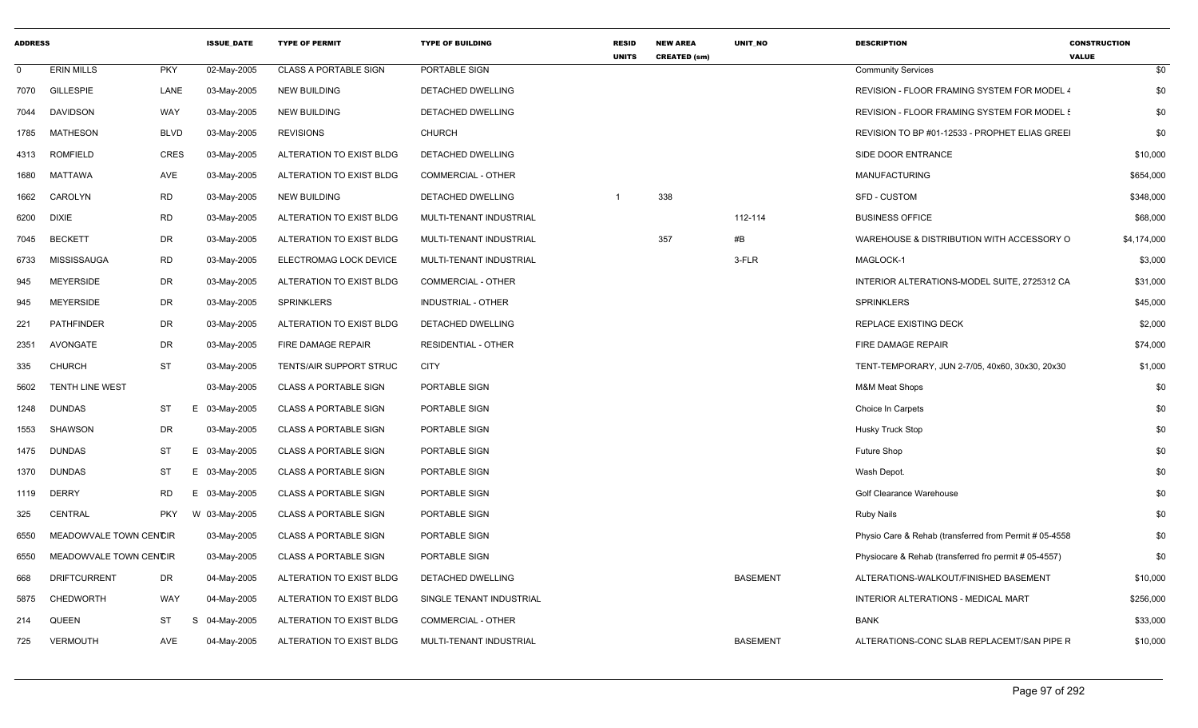| ADDRESS | | | ISSUE_DATE | TYPE OF PERMIT | TYPE OF BUILDING | RESID UNITS | NEW AREA CREATED (sm) | UNIT_NO | DESCRIPTION | CONSTRUCTION VALUE |
|---|---|---|---|---|---|---|---|---|---|---|
| 0 | ERIN MILLS | PKY | 02-May-2005 | CLASS A PORTABLE SIGN | PORTABLE SIGN | | | | Community Services | $0 |
| 7070 | GILLESPIE | LANE | 03-May-2005 | NEW BUILDING | DETACHED DWELLING | | | | REVISION - FLOOR FRAMING SYSTEM FOR MODEL 4 | $0 |
| 7044 | DAVIDSON | WAY | 03-May-2005 | NEW BUILDING | DETACHED DWELLING | | | | REVISION - FLOOR FRAMING SYSTEM FOR MODEL 5 | $0 |
| 1785 | MATHESON | BLVD | 03-May-2005 | REVISIONS | CHURCH | | | | REVISION TO BP #01-12533 - PROPHET ELIAS GREEI | $0 |
| 4313 | ROMFIELD | CRES | 03-May-2005 | ALTERATION TO EXIST BLDG | DETACHED DWELLING | | | | SIDE DOOR ENTRANCE | $10,000 |
| 1680 | MATTAWA | AVE | 03-May-2005 | ALTERATION TO EXIST BLDG | COMMERCIAL - OTHER | | | | MANUFACTURING | $654,000 |
| 1662 | CAROLYN | RD | 03-May-2005 | NEW BUILDING | DETACHED DWELLING | 1 | 338 | | SFD - CUSTOM | $348,000 |
| 6200 | DIXIE | RD | 03-May-2005 | ALTERATION TO EXIST BLDG | MULTI-TENANT INDUSTRIAL | | | 112-114 | BUSINESS OFFICE | $68,000 |
| 7045 | BECKETT | DR | 03-May-2005 | ALTERATION TO EXIST BLDG | MULTI-TENANT INDUSTRIAL | | 357 | #B | WAREHOUSE & DISTRIBUTION WITH ACCESSORY O | $4,174,000 |
| 6733 | MISSISSAUGA | RD | 03-May-2005 | ELECTROMAG LOCK DEVICE | MULTI-TENANT INDUSTRIAL | | | 3-FLR | MAGLOCK-1 | $3,000 |
| 945 | MEYERSIDE | DR | 03-May-2005 | ALTERATION TO EXIST BLDG | COMMERCIAL - OTHER | | | | INTERIOR ALTERATIONS-MODEL SUITE, 2725312 CA | $31,000 |
| 945 | MEYERSIDE | DR | 03-May-2005 | SPRINKLERS | INDUSTRIAL - OTHER | | | | SPRINKLERS | $45,000 |
| 221 | PATHFINDER | DR | 03-May-2005 | ALTERATION TO EXIST BLDG | DETACHED DWELLING | | | | REPLACE EXISTING DECK | $2,000 |
| 2351 | AVONGATE | DR | 03-May-2005 | FIRE DAMAGE REPAIR | RESIDENTIAL - OTHER | | | | FIRE DAMAGE REPAIR | $74,000 |
| 335 | CHURCH | ST | 03-May-2005 | TENTS/AIR SUPPORT STRUC | CITY | | | | TENT-TEMPORARY, JUN 2-7/05, 40x60, 30x30, 20x30 | $1,000 |
| 5602 | TENTH LINE WEST | | 03-May-2005 | CLASS A PORTABLE SIGN | PORTABLE SIGN | | | | M&M Meat Shops | $0 |
| 1248 | DUNDAS | ST | E 03-May-2005 | CLASS A PORTABLE SIGN | PORTABLE SIGN | | | | Choice In Carpets | $0 |
| 1553 | SHAWSON | DR | 03-May-2005 | CLASS A PORTABLE SIGN | PORTABLE SIGN | | | | Husky Truck Stop | $0 |
| 1475 | DUNDAS | ST | E 03-May-2005 | CLASS A PORTABLE SIGN | PORTABLE SIGN | | | | Future Shop | $0 |
| 1370 | DUNDAS | ST | E 03-May-2005 | CLASS A PORTABLE SIGN | PORTABLE SIGN | | | | Wash Depot. | $0 |
| 1119 | DERRY | RD | E 03-May-2005 | CLASS A PORTABLE SIGN | PORTABLE SIGN | | | | Golf Clearance Warehouse | $0 |
| 325 | CENTRAL | PKY | W 03-May-2005 | CLASS A PORTABLE SIGN | PORTABLE SIGN | | | | Ruby Nails | $0 |
| 6550 | MEADOWVALE TOWN CENTCIR | | 03-May-2005 | CLASS A PORTABLE SIGN | PORTABLE SIGN | | | | Physio Care & Rehab (transferred from Permit # 05-4558 | $0 |
| 6550 | MEADOWVALE TOWN CENTCIR | | 03-May-2005 | CLASS A PORTABLE SIGN | PORTABLE SIGN | | | | Physiocare & Rehab (transferred fro permit # 05-4557) | $0 |
| 668 | DRIFTCURRENT | DR | 04-May-2005 | ALTERATION TO EXIST BLDG | DETACHED DWELLING | | | BASEMENT | ALTERATIONS-WALKOUT/FINISHED BASEMENT | $10,000 |
| 5875 | CHEDWORTH | WAY | 04-May-2005 | ALTERATION TO EXIST BLDG | SINGLE TENANT INDUSTRIAL | | | | INTERIOR ALTERATIONS - MEDICAL MART | $256,000 |
| 214 | QUEEN | ST | S 04-May-2005 | ALTERATION TO EXIST BLDG | COMMERCIAL - OTHER | | | | BANK | $33,000 |
| 725 | VERMOUTH | AVE | 04-May-2005 | ALTERATION TO EXIST BLDG | MULTI-TENANT INDUSTRIAL | | | BASEMENT | ALTERATIONS-CONC SLAB REPLACEMT/SAN PIPE R | $10,000 |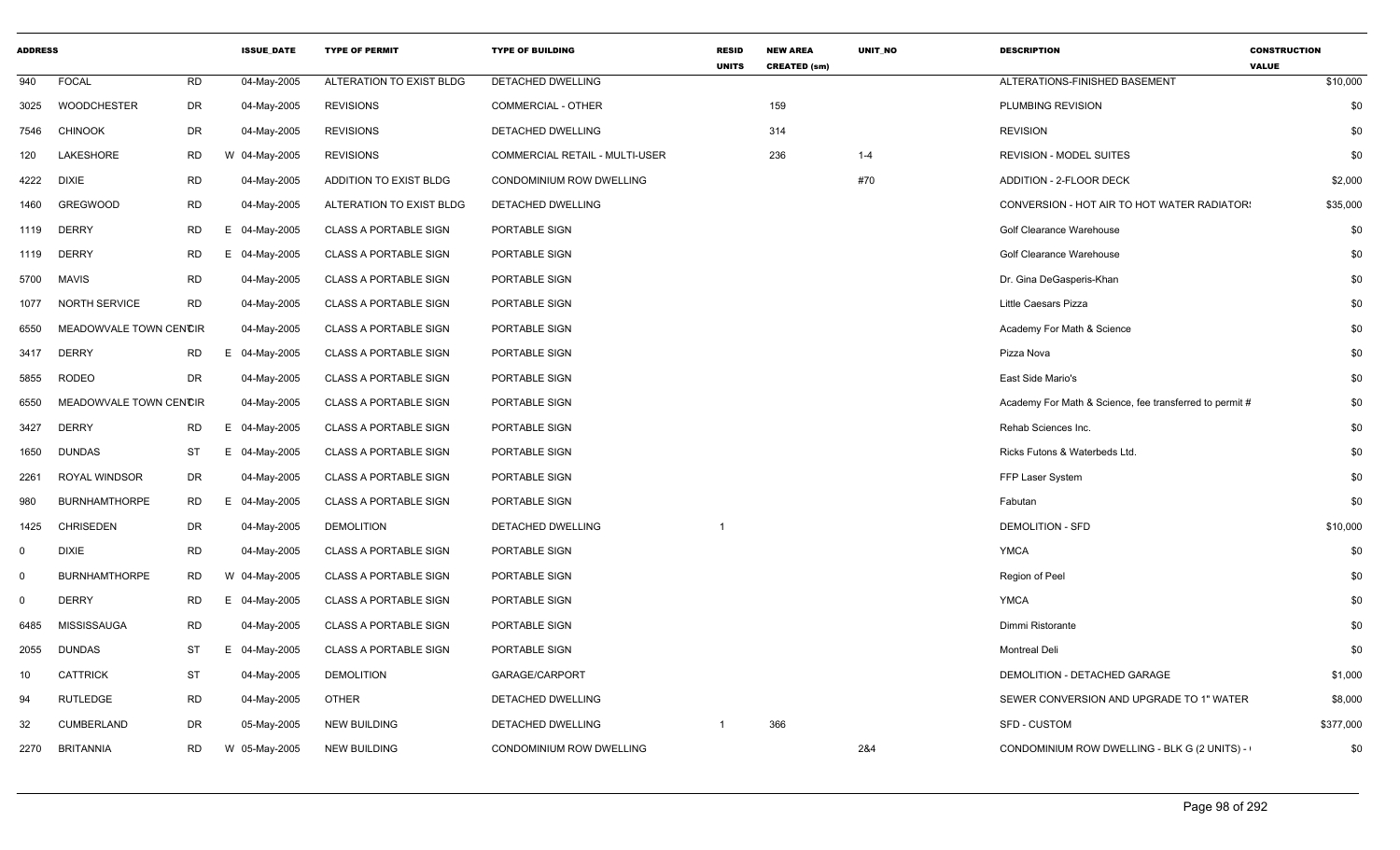| ADDRESS | | | ISSUE_DATE | TYPE OF PERMIT | TYPE OF BUILDING | RESID UNITS | NEW AREA CREATED (sm) | UNIT_NO | DESCRIPTION | CONSTRUCTION VALUE |
|---|---|---|---|---|---|---|---|---|---|---|
| 940 | FOCAL | RD | 04-May-2005 | ALTERATION TO EXIST BLDG | DETACHED DWELLING | | | | ALTERATIONS-FINISHED BASEMENT | $10,000 |
| 3025 | WOODCHESTER | DR | 04-May-2005 | REVISIONS | COMMERCIAL - OTHER | | 159 | | PLUMBING REVISION | $0 |
| 7546 | CHINOOK | DR | 04-May-2005 | REVISIONS | DETACHED DWELLING | | 314 | | REVISION | $0 |
| 120 | LAKESHORE | RD | W 04-May-2005 | REVISIONS | COMMERCIAL RETAIL - MULTI-USER | | 236 | 1-4 | REVISION - MODEL SUITES | $0 |
| 4222 | DIXIE | RD | 04-May-2005 | ADDITION TO EXIST BLDG | CONDOMINIUM ROW DWELLING | | | #70 | ADDITION - 2-FLOOR DECK | $2,000 |
| 1460 | GREGWOOD | RD | 04-May-2005 | ALTERATION TO EXIST BLDG | DETACHED DWELLING | | | | CONVERSION - HOT AIR TO HOT WATER RADIATOR: | $35,000 |
| 1119 | DERRY | RD | E 04-May-2005 | CLASS A PORTABLE SIGN | PORTABLE SIGN | | | | Golf Clearance Warehouse | $0 |
| 1119 | DERRY | RD | E 04-May-2005 | CLASS A PORTABLE SIGN | PORTABLE SIGN | | | | Golf Clearance Warehouse | $0 |
| 5700 | MAVIS | RD | 04-May-2005 | CLASS A PORTABLE SIGN | PORTABLE SIGN | | | | Dr. Gina DeGasperis-Khan | $0 |
| 1077 | NORTH SERVICE | RD | 04-May-2005 | CLASS A PORTABLE SIGN | PORTABLE SIGN | | | | Little Caesars Pizza | $0 |
| 6550 | MEADOWVALE TOWN CENTCIR | | 04-May-2005 | CLASS A PORTABLE SIGN | PORTABLE SIGN | | | | Academy For Math & Science | $0 |
| 3417 | DERRY | RD | E 04-May-2005 | CLASS A PORTABLE SIGN | PORTABLE SIGN | | | | Pizza Nova | $0 |
| 5855 | RODEO | DR | 04-May-2005 | CLASS A PORTABLE SIGN | PORTABLE SIGN | | | | East Side Mario's | $0 |
| 6550 | MEADOWVALE TOWN CENTCIR | | 04-May-2005 | CLASS A PORTABLE SIGN | PORTABLE SIGN | | | | Academy For Math & Science, fee transferred to permit # | $0 |
| 3427 | DERRY | RD | E 04-May-2005 | CLASS A PORTABLE SIGN | PORTABLE SIGN | | | | Rehab Sciences Inc. | $0 |
| 1650 | DUNDAS | ST | E 04-May-2005 | CLASS A PORTABLE SIGN | PORTABLE SIGN | | | | Ricks Futons & Waterbeds Ltd. | $0 |
| 2261 | ROYAL WINDSOR | DR | 04-May-2005 | CLASS A PORTABLE SIGN | PORTABLE SIGN | | | | FFP Laser System | $0 |
| 980 | BURNHAMTHORPE | RD | E 04-May-2005 | CLASS A PORTABLE SIGN | PORTABLE SIGN | | | | Fabutan | $0 |
| 1425 | CHRISEDEN | DR | 04-May-2005 | DEMOLITION | DETACHED DWELLING | 1 | | | DEMOLITION - SFD | $10,000 |
| 0 | DIXIE | RD | 04-May-2005 | CLASS A PORTABLE SIGN | PORTABLE SIGN | | | | YMCA | $0 |
| 0 | BURNHAMTHORPE | RD | W 04-May-2005 | CLASS A PORTABLE SIGN | PORTABLE SIGN | | | | Region of Peel | $0 |
| 0 | DERRY | RD | E 04-May-2005 | CLASS A PORTABLE SIGN | PORTABLE SIGN | | | | YMCA | $0 |
| 6485 | MISSISSAUGA | RD | 04-May-2005 | CLASS A PORTABLE SIGN | PORTABLE SIGN | | | | Dimmi Ristorante | $0 |
| 2055 | DUNDAS | ST | E 04-May-2005 | CLASS A PORTABLE SIGN | PORTABLE SIGN | | | | Montreal Deli | $0 |
| 10 | CATTRICK | ST | 04-May-2005 | DEMOLITION | GARAGE/CARPORT | | | | DEMOLITION - DETACHED GARAGE | $1,000 |
| 94 | RUTLEDGE | RD | 04-May-2005 | OTHER | DETACHED DWELLING | | | | SEWER CONVERSION AND UPGRADE TO 1" WATER | $8,000 |
| 32 | CUMBERLAND | DR | 05-May-2005 | NEW BUILDING | DETACHED DWELLING | 1 | 366 | | SFD - CUSTOM | $377,000 |
| 2270 | BRITANNIA | RD | W 05-May-2005 | NEW BUILDING | CONDOMINIUM ROW DWELLING | | | 2&4 | CONDOMINIUM ROW DWELLING - BLK G (2 UNITS) - | $0 |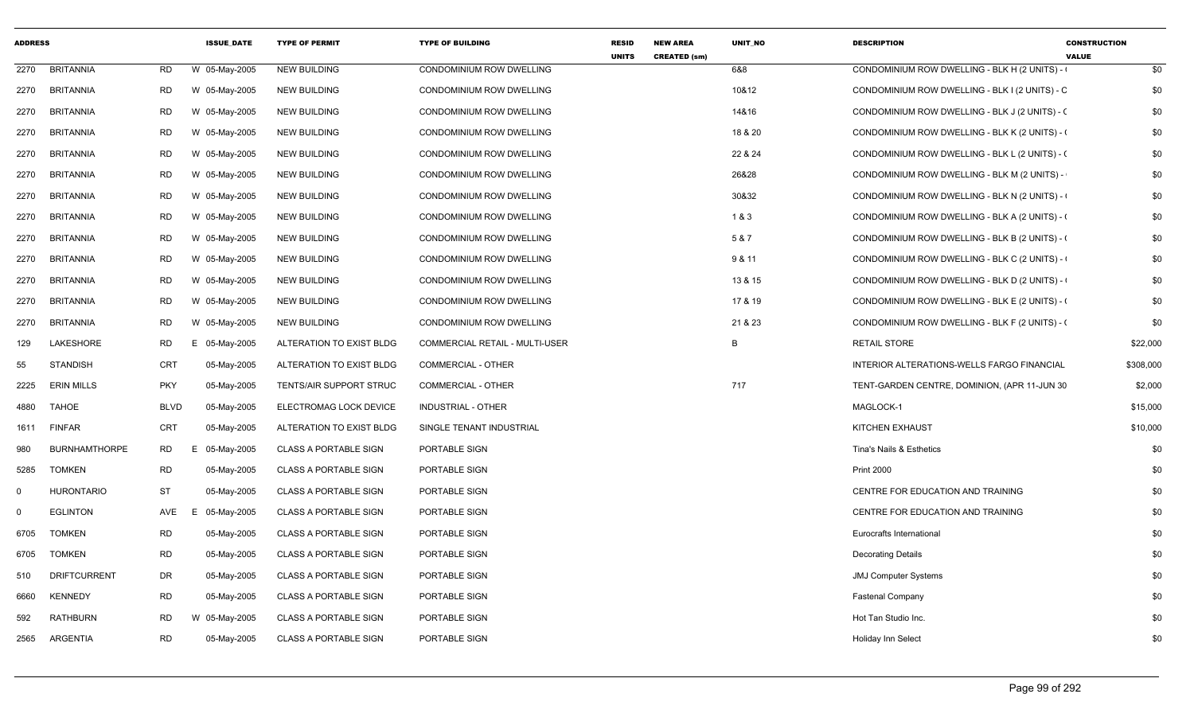| ADDRESS | | | | ISSUE_DATE | TYPE OF PERMIT | TYPE OF BUILDING | RESID UNITS | NEW AREA CREATED (sm) | UNIT_NO | DESCRIPTION | CONSTRUCTION VALUE |
|---|---|---|---|---|---|---|---|---|---|---|---|
| 2270 | BRITANNIA | RD | W | 05-May-2005 | NEW BUILDING | CONDOMINIUM ROW DWELLING | | | 6&8 | CONDOMINIUM ROW DWELLING - BLK H (2 UNITS) - ( | $0 |
| 2270 | BRITANNIA | RD | W | 05-May-2005 | NEW BUILDING | CONDOMINIUM ROW DWELLING | | | 10&12 | CONDOMINIUM ROW DWELLING - BLK I (2 UNITS) - C | $0 |
| 2270 | BRITANNIA | RD | W | 05-May-2005 | NEW BUILDING | CONDOMINIUM ROW DWELLING | | | 14&16 | CONDOMINIUM ROW DWELLING - BLK J (2 UNITS) - ( | $0 |
| 2270 | BRITANNIA | RD | W | 05-May-2005 | NEW BUILDING | CONDOMINIUM ROW DWELLING | | | 18 & 20 | CONDOMINIUM ROW DWELLING - BLK K (2 UNITS) - ( | $0 |
| 2270 | BRITANNIA | RD | W | 05-May-2005 | NEW BUILDING | CONDOMINIUM ROW DWELLING | | | 22 & 24 | CONDOMINIUM ROW DWELLING - BLK L (2 UNITS) - ( | $0 |
| 2270 | BRITANNIA | RD | W | 05-May-2005 | NEW BUILDING | CONDOMINIUM ROW DWELLING | | | 26&28 | CONDOMINIUM ROW DWELLING - BLK M (2 UNITS) - | $0 |
| 2270 | BRITANNIA | RD | W | 05-May-2005 | NEW BUILDING | CONDOMINIUM ROW DWELLING | | | 30&32 | CONDOMINIUM ROW DWELLING - BLK N (2 UNITS) - ( | $0 |
| 2270 | BRITANNIA | RD | W | 05-May-2005 | NEW BUILDING | CONDOMINIUM ROW DWELLING | | | 1 & 3 | CONDOMINIUM ROW DWELLING - BLK A (2 UNITS) - ( | $0 |
| 2270 | BRITANNIA | RD | W | 05-May-2005 | NEW BUILDING | CONDOMINIUM ROW DWELLING | | | 5 & 7 | CONDOMINIUM ROW DWELLING - BLK B (2 UNITS) - ( | $0 |
| 2270 | BRITANNIA | RD | W | 05-May-2005 | NEW BUILDING | CONDOMINIUM ROW DWELLING | | | 9 & 11 | CONDOMINIUM ROW DWELLING - BLK C (2 UNITS) - ( | $0 |
| 2270 | BRITANNIA | RD | W | 05-May-2005 | NEW BUILDING | CONDOMINIUM ROW DWELLING | | | 13 & 15 | CONDOMINIUM ROW DWELLING - BLK D (2 UNITS) - ( | $0 |
| 2270 | BRITANNIA | RD | W | 05-May-2005 | NEW BUILDING | CONDOMINIUM ROW DWELLING | | | 17 & 19 | CONDOMINIUM ROW DWELLING - BLK E (2 UNITS) - ( | $0 |
| 2270 | BRITANNIA | RD | W | 05-May-2005 | NEW BUILDING | CONDOMINIUM ROW DWELLING | | | 21 & 23 | CONDOMINIUM ROW DWELLING - BLK F (2 UNITS) - ( | $0 |
| 129 | LAKESHORE | RD | E | 05-May-2005 | ALTERATION TO EXIST BLDG | COMMERCIAL RETAIL - MULTI-USER | | | B | RETAIL STORE | $22,000 |
| 55 | STANDISH | CRT | | 05-May-2005 | ALTERATION TO EXIST BLDG | COMMERCIAL - OTHER | | | | INTERIOR ALTERATIONS-WELLS FARGO FINANCIAL | $308,000 |
| 2225 | ERIN MILLS | PKY | | 05-May-2005 | TENTS/AIR SUPPORT STRUC | COMMERCIAL - OTHER | | | 717 | TENT-GARDEN CENTRE, DOMINION, (APR 11-JUN 30 | $2,000 |
| 4880 | TAHOE | BLVD | | 05-May-2005 | ELECTROMAG LOCK DEVICE | INDUSTRIAL - OTHER | | | | MAGLOCK-1 | $15,000 |
| 1611 | FINFAR | CRT | | 05-May-2005 | ALTERATION TO EXIST BLDG | SINGLE TENANT INDUSTRIAL | | | | KITCHEN EXHAUST | $10,000 |
| 980 | BURNHAMTHORPE | RD | E | 05-May-2005 | CLASS A PORTABLE SIGN | PORTABLE SIGN | | | | Tina's Nails & Esthetics | $0 |
| 5285 | TOMKEN | RD | | 05-May-2005 | CLASS A PORTABLE SIGN | PORTABLE SIGN | | | | Print 2000 | $0 |
| 0 | HURONTARIO | ST | | 05-May-2005 | CLASS A PORTABLE SIGN | PORTABLE SIGN | | | | CENTRE FOR EDUCATION AND TRAINING | $0 |
| 0 | EGLINTON | AVE | E | 05-May-2005 | CLASS A PORTABLE SIGN | PORTABLE SIGN | | | | CENTRE FOR EDUCATION AND TRAINING | $0 |
| 6705 | TOMKEN | RD | | 05-May-2005 | CLASS A PORTABLE SIGN | PORTABLE SIGN | | | | Eurocrafts International | $0 |
| 6705 | TOMKEN | RD | | 05-May-2005 | CLASS A PORTABLE SIGN | PORTABLE SIGN | | | | Decorating Details | $0 |
| 510 | DRIFTCURRENT | DR | | 05-May-2005 | CLASS A PORTABLE SIGN | PORTABLE SIGN | | | | JMJ Computer Systems | $0 |
| 6660 | KENNEDY | RD | | 05-May-2005 | CLASS A PORTABLE SIGN | PORTABLE SIGN | | | | Fastenal Company | $0 |
| 592 | RATHBURN | RD | W | 05-May-2005 | CLASS A PORTABLE SIGN | PORTABLE SIGN | | | | Hot Tan Studio Inc. | $0 |
| 2565 | ARGENTIA | RD | | 05-May-2005 | CLASS A PORTABLE SIGN | PORTABLE SIGN | | | | Holiday Inn Select | $0 |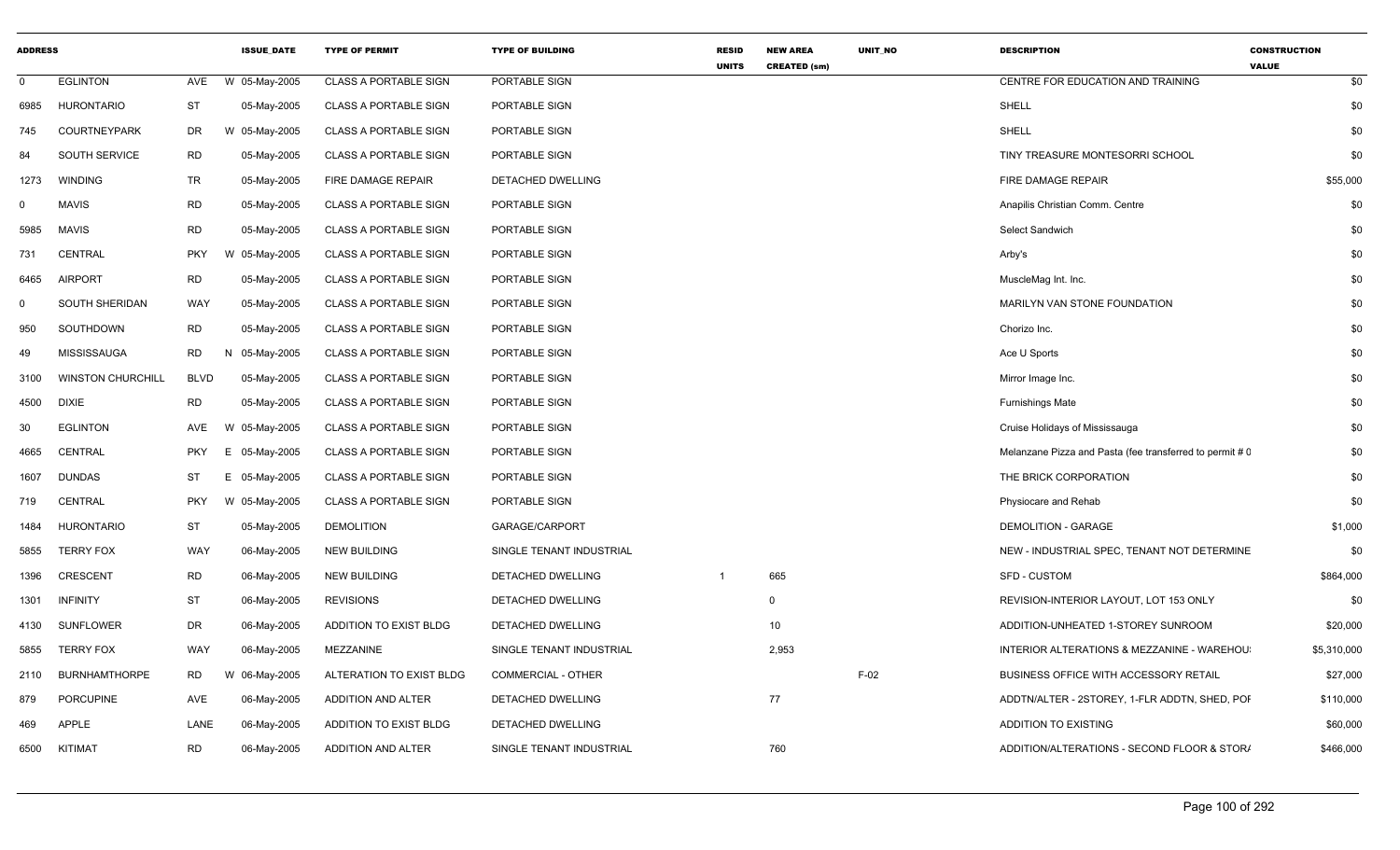| ADDRESS | | | ISSUE_DATE | TYPE OF PERMIT | TYPE OF BUILDING | RESID UNITS | NEW AREA CREATED (sm) | UNIT_NO | DESCRIPTION | CONSTRUCTION VALUE |
|---|---|---|---|---|---|---|---|---|---|---|
| 0 | EGLINTON | AVE | W 05-May-2005 | CLASS A PORTABLE SIGN | PORTABLE SIGN | | | | CENTRE FOR EDUCATION AND TRAINING | $0 |
| 6985 | HURONTARIO | ST | 05-May-2005 | CLASS A PORTABLE SIGN | PORTABLE SIGN | | | | SHELL | $0 |
| 745 | COURTNEYPARK | DR | W 05-May-2005 | CLASS A PORTABLE SIGN | PORTABLE SIGN | | | | SHELL | $0 |
| 84 | SOUTH SERVICE | RD | 05-May-2005 | CLASS A PORTABLE SIGN | PORTABLE SIGN | | | | TINY TREASURE MONTESORRI SCHOOL | $0 |
| 1273 | WINDING | TR | 05-May-2005 | FIRE DAMAGE REPAIR | DETACHED DWELLING | | | | FIRE DAMAGE REPAIR | $55,000 |
| 0 | MAVIS | RD | 05-May-2005 | CLASS A PORTABLE SIGN | PORTABLE SIGN | | | | Anapilis Christian Comm. Centre | $0 |
| 5985 | MAVIS | RD | 05-May-2005 | CLASS A PORTABLE SIGN | PORTABLE SIGN | | | | Select Sandwich | $0 |
| 731 | CENTRAL | PKY | W 05-May-2005 | CLASS A PORTABLE SIGN | PORTABLE SIGN | | | | Arby's | $0 |
| 6465 | AIRPORT | RD | 05-May-2005 | CLASS A PORTABLE SIGN | PORTABLE SIGN | | | | MuscleMag Int. Inc. | $0 |
| 0 | SOUTH SHERIDAN | WAY | 05-May-2005 | CLASS A PORTABLE SIGN | PORTABLE SIGN | | | | MARILYN VAN STONE FOUNDATION | $0 |
| 950 | SOUTHDOWN | RD | 05-May-2005 | CLASS A PORTABLE SIGN | PORTABLE SIGN | | | | Chorizo Inc. | $0 |
| 49 | MISSISSAUGA | RD | N 05-May-2005 | CLASS A PORTABLE SIGN | PORTABLE SIGN | | | | Ace U Sports | $0 |
| 3100 | WINSTON CHURCHILL | BLVD | 05-May-2005 | CLASS A PORTABLE SIGN | PORTABLE SIGN | | | | Mirror Image Inc. | $0 |
| 4500 | DIXIE | RD | 05-May-2005 | CLASS A PORTABLE SIGN | PORTABLE SIGN | | | | Furnishings Mate | $0 |
| 30 | EGLINTON | AVE | W 05-May-2005 | CLASS A PORTABLE SIGN | PORTABLE SIGN | | | | Cruise Holidays of Mississauga | $0 |
| 4665 | CENTRAL | PKY | E 05-May-2005 | CLASS A PORTABLE SIGN | PORTABLE SIGN | | | | Melanzane Pizza and Pasta (fee transferred to permit # 0 | $0 |
| 1607 | DUNDAS | ST | E 05-May-2005 | CLASS A PORTABLE SIGN | PORTABLE SIGN | | | | THE BRICK CORPORATION | $0 |
| 719 | CENTRAL | PKY | W 05-May-2005 | CLASS A PORTABLE SIGN | PORTABLE SIGN | | | | Physiocare and Rehab | $0 |
| 1484 | HURONTARIO | ST | 05-May-2005 | DEMOLITION | GARAGE/CARPORT | | | | DEMOLITION - GARAGE | $1,000 |
| 5855 | TERRY FOX | WAY | 06-May-2005 | NEW BUILDING | SINGLE TENANT INDUSTRIAL | | | | NEW - INDUSTRIAL SPEC, TENANT NOT DETERMINE | $0 |
| 1396 | CRESCENT | RD | 06-May-2005 | NEW BUILDING | DETACHED DWELLING | 1 | 665 | | SFD - CUSTOM | $864,000 |
| 1301 | INFINITY | ST | 06-May-2005 | REVISIONS | DETACHED DWELLING | | 0 | | REVISION-INTERIOR LAYOUT, LOT 153 ONLY | $0 |
| 4130 | SUNFLOWER | DR | 06-May-2005 | ADDITION TO EXIST BLDG | DETACHED DWELLING | | 10 | | ADDITION-UNHEATED 1-STOREY SUNROOM | $20,000 |
| 5855 | TERRY FOX | WAY | 06-May-2005 | MEZZANINE | SINGLE TENANT INDUSTRIAL | | 2,953 | | INTERIOR ALTERATIONS & MEZZANINE - WAREHOU: | $5,310,000 |
| 2110 | BURNHAMTHORPE | RD | W 06-May-2005 | ALTERATION TO EXIST BLDG | COMMERCIAL - OTHER | | | F-02 | BUSINESS OFFICE WITH ACCESSORY RETAIL | $27,000 |
| 879 | PORCUPINE | AVE | 06-May-2005 | ADDITION AND ALTER | DETACHED DWELLING | | 77 | | ADDTN/ALTER - 2STOREY, 1-FLR ADDTN, SHED, POF | $110,000 |
| 469 | APPLE | LANE | 06-May-2005 | ADDITION TO EXIST BLDG | DETACHED DWELLING | | | | ADDITION TO EXISTING | $60,000 |
| 6500 | KITIMAT | RD | 06-May-2005 | ADDITION AND ALTER | SINGLE TENANT INDUSTRIAL | | 760 | | ADDITION/ALTERATIONS - SECOND FLOOR & STOR/ | $466,000 |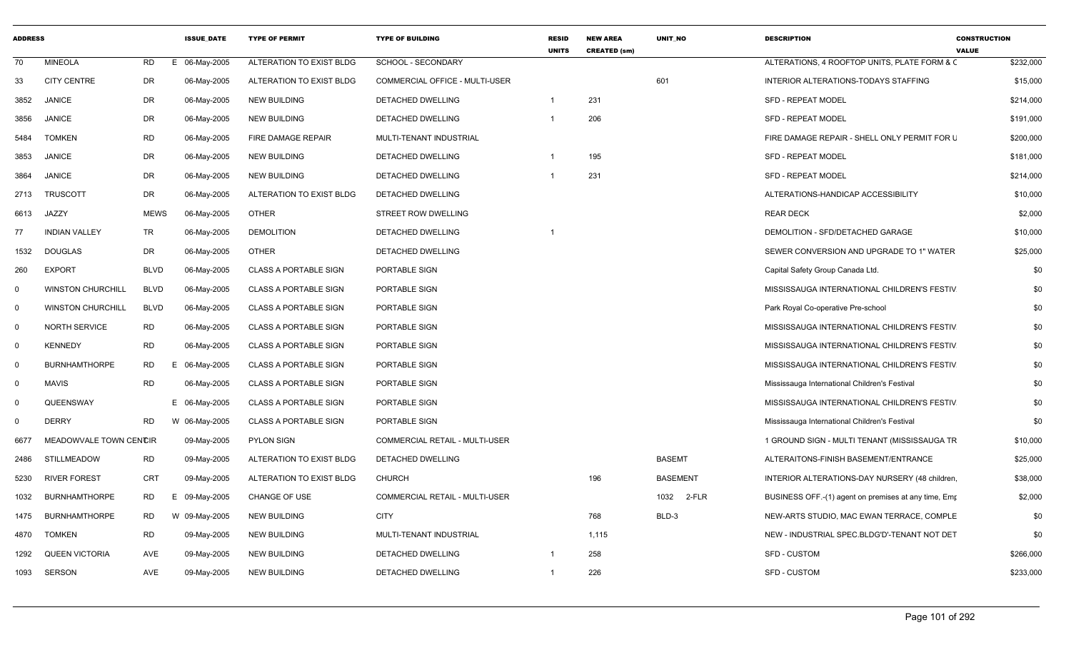| ADDRESS | | | ISSUE_DATE | TYPE OF PERMIT | TYPE OF BUILDING | RESID UNITS | NEW AREA CREATED (sm) | UNIT_NO | DESCRIPTION | CONSTRUCTION VALUE |
|---|---|---|---|---|---|---|---|---|---|---|
| 70 | MINEOLA | RD | E 06-May-2005 | ALTERATION TO EXIST BLDG | SCHOOL - SECONDARY | | | | ALTERATIONS, 4 ROOFTOP UNITS, PLATE FORM & C | $232,000 |
| 33 | CITY CENTRE | DR | 06-May-2005 | ALTERATION TO EXIST BLDG | COMMERCIAL OFFICE - MULTI-USER | | | 601 | INTERIOR ALTERATIONS-TODAYS STAFFING | $15,000 |
| 3852 | JANICE | DR | 06-May-2005 | NEW BUILDING | DETACHED DWELLING | 1 | 231 | | SFD - REPEAT MODEL | $214,000 |
| 3856 | JANICE | DR | 06-May-2005 | NEW BUILDING | DETACHED DWELLING | 1 | 206 | | SFD - REPEAT MODEL | $191,000 |
| 5484 | TOMKEN | RD | 06-May-2005 | FIRE DAMAGE REPAIR | MULTI-TENANT INDUSTRIAL | | | | FIRE DAMAGE REPAIR - SHELL ONLY PERMIT FOR U | $200,000 |
| 3853 | JANICE | DR | 06-May-2005 | NEW BUILDING | DETACHED DWELLING | 1 | 195 | | SFD - REPEAT MODEL | $181,000 |
| 3864 | JANICE | DR | 06-May-2005 | NEW BUILDING | DETACHED DWELLING | 1 | 231 | | SFD - REPEAT MODEL | $214,000 |
| 2713 | TRUSCOTT | DR | 06-May-2005 | ALTERATION TO EXIST BLDG | DETACHED DWELLING | | | | ALTERATIONS-HANDICAP ACCESSIBILITY | $10,000 |
| 6613 | JAZZY | MEWS | 06-May-2005 | OTHER | STREET ROW DWELLING | | | | REAR DECK | $2,000 |
| 77 | INDIAN VALLEY | TR | 06-May-2005 | DEMOLITION | DETACHED DWELLING | 1 | | | DEMOLITION - SFD/DETACHED GARAGE | $10,000 |
| 1532 | DOUGLAS | DR | 06-May-2005 | OTHER | DETACHED DWELLING | | | | SEWER CONVERSION AND UPGRADE TO 1" WATER | $25,000 |
| 260 | EXPORT | BLVD | 06-May-2005 | CLASS A PORTABLE SIGN | PORTABLE SIGN | | | | Capital Safety Group Canada Ltd. | $0 |
| 0 | WINSTON CHURCHILL | BLVD | 06-May-2005 | CLASS A PORTABLE SIGN | PORTABLE SIGN | | | | MISSISSAUGA INTERNATIONAL CHILDREN'S FESTIV | $0 |
| 0 | WINSTON CHURCHILL | BLVD | 06-May-2005 | CLASS A PORTABLE SIGN | PORTABLE SIGN | | | | Park Royal Co-operative Pre-school | $0 |
| 0 | NORTH SERVICE | RD | 06-May-2005 | CLASS A PORTABLE SIGN | PORTABLE SIGN | | | | MISSISSAUGA INTERNATIONAL CHILDREN'S FESTIV | $0 |
| 0 | KENNEDY | RD | 06-May-2005 | CLASS A PORTABLE SIGN | PORTABLE SIGN | | | | MISSISSAUGA INTERNATIONAL CHILDREN'S FESTIV | $0 |
| 0 | BURNHAMTHORPE | RD | E 06-May-2005 | CLASS A PORTABLE SIGN | PORTABLE SIGN | | | | MISSISSAUGA INTERNATIONAL CHILDREN'S FESTIV | $0 |
| 0 | MAVIS | RD | 06-May-2005 | CLASS A PORTABLE SIGN | PORTABLE SIGN | | | | Mississauga International Children's Festival | $0 |
| 0 | QUEENSWAY | | E 06-May-2005 | CLASS A PORTABLE SIGN | PORTABLE SIGN | | | | MISSISSAUGA INTERNATIONAL CHILDREN'S FESTIV | $0 |
| 0 | DERRY | RD | W 06-May-2005 | CLASS A PORTABLE SIGN | PORTABLE SIGN | | | | Mississauga International Children's Festival | $0 |
| 6677 | MEADOWVALE TOWN CENTCIR | | 09-May-2005 | PYLON SIGN | COMMERCIAL RETAIL - MULTI-USER | | | | 1 GROUND SIGN - MULTI TENANT (MISSISSAUGA TR | $10,000 |
| 2486 | STILLMEADOW | RD | 09-May-2005 | ALTERATION TO EXIST BLDG | DETACHED DWELLING | | | BASEMT | ALTERAITONS-FINISH BASEMENT/ENTRANCE | $25,000 |
| 5230 | RIVER FOREST | CRT | 09-May-2005 | ALTERATION TO EXIST BLDG | CHURCH | | 196 | BASEMENT | INTERIOR ALTERATIONS-DAY NURSERY (48 children, | $38,000 |
| 1032 | BURNHAMTHORPE | RD | E 09-May-2005 | CHANGE OF USE | COMMERCIAL RETAIL - MULTI-USER | | | 1032 2-FLR | BUSINESS OFF.-(1) agent on premises at any time, Emp | $2,000 |
| 1475 | BURNHAMTHORPE | RD | W 09-May-2005 | NEW BUILDING | CITY | | 768 | BLD-3 | NEW-ARTS STUDIO, MAC EWAN TERRACE, COMPLE | $0 |
| 4870 | TOMKEN | RD | 09-May-2005 | NEW BUILDING | MULTI-TENANT INDUSTRIAL | | 1,115 | | NEW - INDUSTRIAL SPEC.BLDG'D'-TENANT NOT DET | $0 |
| 1292 | QUEEN VICTORIA | AVE | 09-May-2005 | NEW BUILDING | DETACHED DWELLING | 1 | 258 | | SFD - CUSTOM | $266,000 |
| 1093 | SERSON | AVE | 09-May-2005 | NEW BUILDING | DETACHED DWELLING | 1 | 226 | | SFD - CUSTOM | $233,000 |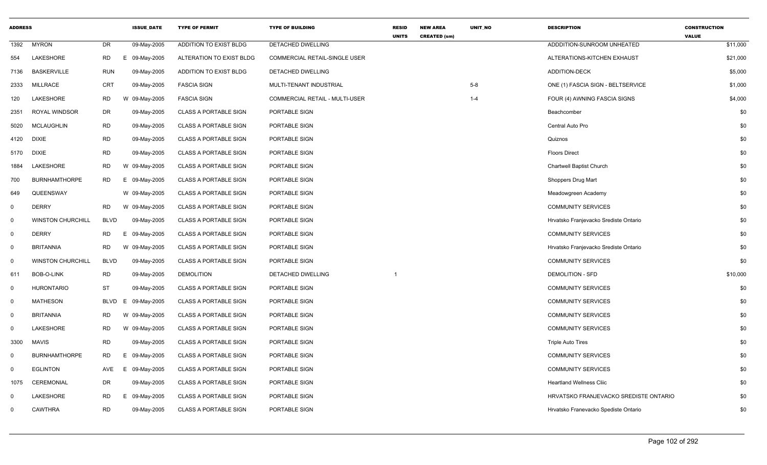| ADDRESS | | | ISSUE_DATE | TYPE OF PERMIT | TYPE OF BUILDING | RESID UNITS | NEW AREA CREATED (sm) | UNIT_NO | DESCRIPTION | CONSTRUCTION VALUE |
|---|---|---|---|---|---|---|---|---|---|---|
| 1392 | MYRON | DR | 09-May-2005 | ADDITION TO EXIST BLDG | DETACHED DWELLING | | | | ADDDITION-SUNROOM UNHEATED | $11,000 |
| 554 | LAKESHORE | RD | E 09-May-2005 | ALTERATION TO EXIST BLDG | COMMERCIAL RETAIL-SINGLE USER | | | | ALTERATIONS-KITCHEN EXHAUST | $21,000 |
| 7136 | BASKERVILLE | RUN | 09-May-2005 | ADDITION TO EXIST BLDG | DETACHED DWELLING | | | | ADDITION-DECK | $5,000 |
| 2333 | MILLRACE | CRT | 09-May-2005 | FASCIA SIGN | MULTI-TENANT INDUSTRIAL | | | 5-8 | ONE (1) FASCIA SIGN - BELTSERVICE | $1,000 |
| 120 | LAKESHORE | RD | W 09-May-2005 | FASCIA SIGN | COMMERCIAL RETAIL - MULTI-USER | | | 1-4 | FOUR (4) AWNING FASCIA SIGNS | $4,000 |
| 2351 | ROYAL WINDSOR | DR | 09-May-2005 | CLASS A PORTABLE SIGN | PORTABLE SIGN | | | | Beachcomber | $0 |
| 5020 | MCLAUGHLIN | RD | 09-May-2005 | CLASS A PORTABLE SIGN | PORTABLE SIGN | | | | Central Auto Pro | $0 |
| 4120 | DIXIE | RD | 09-May-2005 | CLASS A PORTABLE SIGN | PORTABLE SIGN | | | | Quiznos | $0 |
| 5170 | DIXIE | RD | 09-May-2005 | CLASS A PORTABLE SIGN | PORTABLE SIGN | | | | Floors Direct | $0 |
| 1884 | LAKESHORE | RD | W 09-May-2005 | CLASS A PORTABLE SIGN | PORTABLE SIGN | | | | Chartwell Baptist Church | $0 |
| 700 | BURNHAMTHORPE | RD | E 09-May-2005 | CLASS A PORTABLE SIGN | PORTABLE SIGN | | | | Shoppers Drug Mart | $0 |
| 649 | QUEENSWAY | | W 09-May-2005 | CLASS A PORTABLE SIGN | PORTABLE SIGN | | | | Meadowgreen Academy | $0 |
| 0 | DERRY | RD | W 09-May-2005 | CLASS A PORTABLE SIGN | PORTABLE SIGN | | | | COMMUNITY SERVICES | $0 |
| 0 | WINSTON CHURCHILL | BLVD | 09-May-2005 | CLASS A PORTABLE SIGN | PORTABLE SIGN | | | | Hrvatsko Franjevacko Srediste Ontario | $0 |
| 0 | DERRY | RD | E 09-May-2005 | CLASS A PORTABLE SIGN | PORTABLE SIGN | | | | COMMUNITY SERVICES | $0 |
| 0 | BRITANNIA | RD | W 09-May-2005 | CLASS A PORTABLE SIGN | PORTABLE SIGN | | | | Hrvatsko Franjevacko Srediste Ontario | $0 |
| 0 | WINSTON CHURCHILL | BLVD | 09-May-2005 | CLASS A PORTABLE SIGN | PORTABLE SIGN | | | | COMMUNITY SERVICES | $0 |
| 611 | BOB-O-LINK | RD | 09-May-2005 | DEMOLITION | DETACHED DWELLING | 1 | | | DEMOLITION - SFD | $10,000 |
| 0 | HURONTARIO | ST | 09-May-2005 | CLASS A PORTABLE SIGN | PORTABLE SIGN | | | | COMMUNITY SERVICES | $0 |
| 0 | MATHESON | BLVD | E 09-May-2005 | CLASS A PORTABLE SIGN | PORTABLE SIGN | | | | COMMUNITY SERVICES | $0 |
| 0 | BRITANNIA | RD | W 09-May-2005 | CLASS A PORTABLE SIGN | PORTABLE SIGN | | | | COMMUNITY SERVICES | $0 |
| 0 | LAKESHORE | RD | W 09-May-2005 | CLASS A PORTABLE SIGN | PORTABLE SIGN | | | | COMMUNITY SERVICES | $0 |
| 3300 | MAVIS | RD | 09-May-2005 | CLASS A PORTABLE SIGN | PORTABLE SIGN | | | | Triple Auto Tires | $0 |
| 0 | BURNHAMTHORPE | RD | E 09-May-2005 | CLASS A PORTABLE SIGN | PORTABLE SIGN | | | | COMMUNITY SERVICES | $0 |
| 0 | EGLINTON | AVE | E 09-May-2005 | CLASS A PORTABLE SIGN | PORTABLE SIGN | | | | COMMUNITY SERVICES | $0 |
| 1075 | CEREMONIAL | DR | 09-May-2005 | CLASS A PORTABLE SIGN | PORTABLE SIGN | | | | Heartland Wellness Cliic | $0 |
| 0 | LAKESHORE | RD | E 09-May-2005 | CLASS A PORTABLE SIGN | PORTABLE SIGN | | | | HRVATSKO FRANJEVACKO SREDISTE ONTARIO | $0 |
| 0 | CAWTHRA | RD | 09-May-2005 | CLASS A PORTABLE SIGN | PORTABLE SIGN | | | | Hrvatsko Franevacko Spediste Ontario | $0 |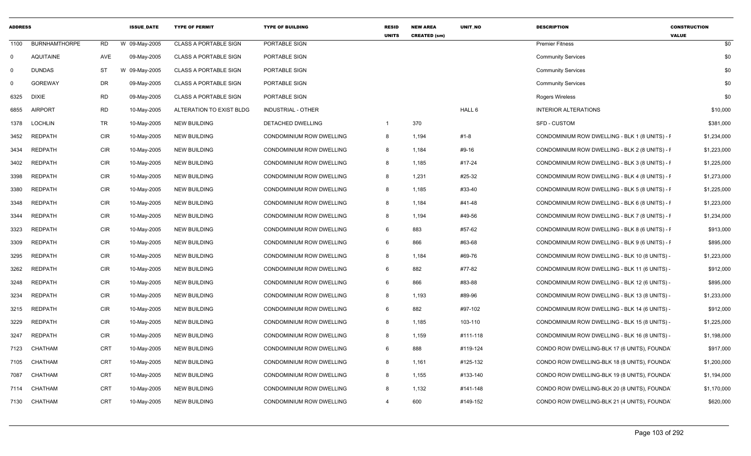| ADDRESS | | | ISSUE_DATE | TYPE OF PERMIT | TYPE OF BUILDING | RESID UNITS | NEW AREA CREATED (sm) | UNIT_NO | DESCRIPTION | CONSTRUCTION VALUE |
|---|---|---|---|---|---|---|---|---|---|---|
| 1100 | BURNHAMTHORPE | RD | W 09-May-2005 | CLASS A PORTABLE SIGN | PORTABLE SIGN | | | | Premier Fitness | $0 |
| 0 | AQUITAINE | AVE | 09-May-2005 | CLASS A PORTABLE SIGN | PORTABLE SIGN | | | | Community Services | $0 |
| 0 | DUNDAS | ST | W 09-May-2005 | CLASS A PORTABLE SIGN | PORTABLE SIGN | | | | Community Services | $0 |
| 0 | GOREWAY | DR | 09-May-2005 | CLASS A PORTABLE SIGN | PORTABLE SIGN | | | | Community Services | $0 |
| 6325 | DIXIE | RD | 09-May-2005 | CLASS A PORTABLE SIGN | PORTABLE SIGN | | | | Rogers Wireless | $0 |
| 6855 | AIRPORT | RD | 10-May-2005 | ALTERATION TO EXIST BLDG | INDUSTRIAL - OTHER | | | HALL 6 | INTERIOR ALTERATIONS | $10,000 |
| 1378 | LOCHLIN | TR | 10-May-2005 | NEW BUILDING | DETACHED DWELLING | 1 | 370 | | SFD - CUSTOM | $381,000 |
| 3452 | REDPATH | CIR | 10-May-2005 | NEW BUILDING | CONDOMINIUM ROW DWELLING | 8 | 1,194 | #1-8 | CONDOMINIUM ROW DWELLING - BLK 1 (8 UNITS) - F | $1,234,000 |
| 3434 | REDPATH | CIR | 10-May-2005 | NEW BUILDING | CONDOMINIUM ROW DWELLING | 8 | 1,184 | #9-16 | CONDOMINIUM ROW DWELLING - BLK 2 (8 UNITS) - F | $1,223,000 |
| 3402 | REDPATH | CIR | 10-May-2005 | NEW BUILDING | CONDOMINIUM ROW DWELLING | 8 | 1,185 | #17-24 | CONDOMINIUM ROW DWELLING - BLK 3 (8 UNITS) - F | $1,225,000 |
| 3398 | REDPATH | CIR | 10-May-2005 | NEW BUILDING | CONDOMINIUM ROW DWELLING | 8 | 1,231 | #25-32 | CONDOMINIUM ROW DWELLING - BLK 4 (8 UNITS) - F | $1,273,000 |
| 3380 | REDPATH | CIR | 10-May-2005 | NEW BUILDING | CONDOMINIUM ROW DWELLING | 8 | 1,185 | #33-40 | CONDOMINIUM ROW DWELLING - BLK 5 (8 UNITS) - F | $1,225,000 |
| 3348 | REDPATH | CIR | 10-May-2005 | NEW BUILDING | CONDOMINIUM ROW DWELLING | 8 | 1,184 | #41-48 | CONDOMINIUM ROW DWELLING - BLK 6 (8 UNITS) - F | $1,223,000 |
| 3344 | REDPATH | CIR | 10-May-2005 | NEW BUILDING | CONDOMINIUM ROW DWELLING | 8 | 1,194 | #49-56 | CONDOMINIUM ROW DWELLING - BLK 7 (8 UNITS) - F | $1,234,000 |
| 3323 | REDPATH | CIR | 10-May-2005 | NEW BUILDING | CONDOMINIUM ROW DWELLING | 6 | 883 | #57-62 | CONDOMINIUM ROW DWELLING - BLK 8 (6 UNITS) - F | $913,000 |
| 3309 | REDPATH | CIR | 10-May-2005 | NEW BUILDING | CONDOMINIUM ROW DWELLING | 6 | 866 | #63-68 | CONDOMINIUM ROW DWELLING - BLK 9 (6 UNITS) - F | $895,000 |
| 3295 | REDPATH | CIR | 10-May-2005 | NEW BUILDING | CONDOMINIUM ROW DWELLING | 8 | 1,184 | #69-76 | CONDOMINIUM ROW DWELLING - BLK 10 (8 UNITS) - | $1,223,000 |
| 3262 | REDPATH | CIR | 10-May-2005 | NEW BUILDING | CONDOMINIUM ROW DWELLING | 6 | 882 | #77-82 | CONDOMINIUM ROW DWELLING - BLK 11 (6 UNITS) - | $912,000 |
| 3248 | REDPATH | CIR | 10-May-2005 | NEW BUILDING | CONDOMINIUM ROW DWELLING | 6 | 866 | #83-88 | CONDOMINIUM ROW DWELLING - BLK 12 (6 UNITS) - | $895,000 |
| 3234 | REDPATH | CIR | 10-May-2005 | NEW BUILDING | CONDOMINIUM ROW DWELLING | 8 | 1,193 | #89-96 | CONDOMINIUM ROW DWELLING - BLK 13 (8 UNITS) - | $1,233,000 |
| 3215 | REDPATH | CIR | 10-May-2005 | NEW BUILDING | CONDOMINIUM ROW DWELLING | 6 | 882 | #97-102 | CONDOMINIUM ROW DWELLING - BLK 14 (6 UNITS) - | $912,000 |
| 3229 | REDPATH | CIR | 10-May-2005 | NEW BUILDING | CONDOMINIUM ROW DWELLING | 8 | 1,185 | 103-110 | CONDOMINIUM ROW DWELLING - BLK 15 (8 UNITS) - | $1,225,000 |
| 3247 | REDPATH | CIR | 10-May-2005 | NEW BUILDING | CONDOMINIUM ROW DWELLING | 8 | 1,159 | #111-118 | CONDOMINIUM ROW DWELLING - BLK 16 (8 UNITS) - | $1,198,000 |
| 7123 | CHATHAM | CRT | 10-May-2005 | NEW BUILDING | CONDOMINIUM ROW DWELLING | 6 | 888 | #119-124 | CONDO ROW DWELLING-BLK 17 (6 UNITS), FOUNDA | $917,000 |
| 7105 | CHATHAM | CRT | 10-May-2005 | NEW BUILDING | CONDOMINIUM ROW DWELLING | 8 | 1,161 | #125-132 | CONDO ROW DWELLING-BLK 18 (8 UNITS), FOUNDA | $1,200,000 |
| 7087 | CHATHAM | CRT | 10-May-2005 | NEW BUILDING | CONDOMINIUM ROW DWELLING | 8 | 1,155 | #133-140 | CONDO ROW DWELLING-BLK 19 (8 UNITS), FOUNDA | $1,194,000 |
| 7114 | CHATHAM | CRT | 10-May-2005 | NEW BUILDING | CONDOMINIUM ROW DWELLING | 8 | 1,132 | #141-148 | CONDO ROW DWELLING-BLK 20 (8 UNITS), FOUNDA | $1,170,000 |
| 7130 | CHATHAM | CRT | 10-May-2005 | NEW BUILDING | CONDOMINIUM ROW DWELLING | 4 | 600 | #149-152 | CONDO ROW DWELLING-BLK 21 (4 UNITS), FOUNDA | $620,000 |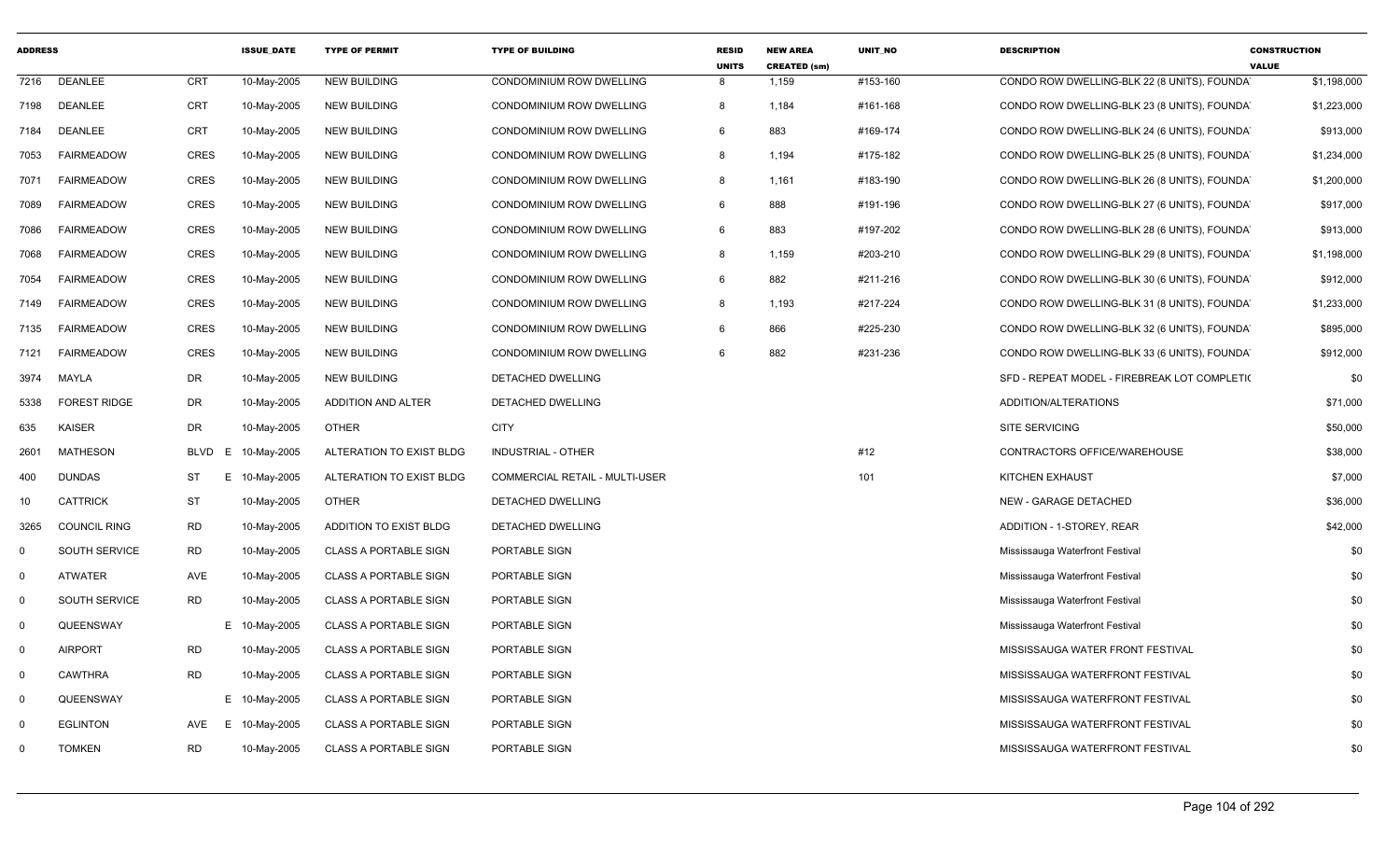| ADDRESS | | | ISSUE_DATE | TYPE OF PERMIT | TYPE OF BUILDING | RESID UNITS | NEW AREA CREATED (sm) | UNIT_NO | DESCRIPTION | CONSTRUCTION VALUE |
|---|---|---|---|---|---|---|---|---|---|---|
| 7216 | DEANLEE | CRT | 10-May-2005 | NEW BUILDING | CONDOMINIUM ROW DWELLING | 8 | 1,159 | #153-160 | CONDO ROW DWELLING-BLK 22 (8 UNITS), FOUNDA | $1,198,000 |
| 7198 | DEANLEE | CRT | 10-May-2005 | NEW BUILDING | CONDOMINIUM ROW DWELLING | 8 | 1,184 | #161-168 | CONDO ROW DWELLING-BLK 23 (8 UNITS), FOUNDA | $1,223,000 |
| 7184 | DEANLEE | CRT | 10-May-2005 | NEW BUILDING | CONDOMINIUM ROW DWELLING | 6 | 883 | #169-174 | CONDO ROW DWELLING-BLK 24 (6 UNITS), FOUNDA | $913,000 |
| 7053 | FAIRMEADOW | CRES | 10-May-2005 | NEW BUILDING | CONDOMINIUM ROW DWELLING | 8 | 1,194 | #175-182 | CONDO ROW DWELLING-BLK 25 (8 UNITS), FOUNDA | $1,234,000 |
| 7071 | FAIRMEADOW | CRES | 10-May-2005 | NEW BUILDING | CONDOMINIUM ROW DWELLING | 8 | 1,161 | #183-190 | CONDO ROW DWELLING-BLK 26 (8 UNITS), FOUNDA | $1,200,000 |
| 7089 | FAIRMEADOW | CRES | 10-May-2005 | NEW BUILDING | CONDOMINIUM ROW DWELLING | 6 | 888 | #191-196 | CONDO ROW DWELLING-BLK 27 (6 UNITS), FOUNDA | $917,000 |
| 7086 | FAIRMEADOW | CRES | 10-May-2005 | NEW BUILDING | CONDOMINIUM ROW DWELLING | 6 | 883 | #197-202 | CONDO ROW DWELLING-BLK 28 (6 UNITS), FOUNDA | $913,000 |
| 7068 | FAIRMEADOW | CRES | 10-May-2005 | NEW BUILDING | CONDOMINIUM ROW DWELLING | 8 | 1,159 | #203-210 | CONDO ROW DWELLING-BLK 29 (8 UNITS), FOUNDA | $1,198,000 |
| 7054 | FAIRMEADOW | CRES | 10-May-2005 | NEW BUILDING | CONDOMINIUM ROW DWELLING | 6 | 882 | #211-216 | CONDO ROW DWELLING-BLK 30 (6 UNITS), FOUNDA | $912,000 |
| 7149 | FAIRMEADOW | CRES | 10-May-2005 | NEW BUILDING | CONDOMINIUM ROW DWELLING | 8 | 1,193 | #217-224 | CONDO ROW DWELLING-BLK 31 (8 UNITS), FOUNDA | $1,233,000 |
| 7135 | FAIRMEADOW | CRES | 10-May-2005 | NEW BUILDING | CONDOMINIUM ROW DWELLING | 6 | 866 | #225-230 | CONDO ROW DWELLING-BLK 32 (6 UNITS), FOUNDA | $895,000 |
| 7121 | FAIRMEADOW | CRES | 10-May-2005 | NEW BUILDING | CONDOMINIUM ROW DWELLING | 6 | 882 | #231-236 | CONDO ROW DWELLING-BLK 33 (6 UNITS), FOUNDA | $912,000 |
| 3974 | MAYLA | DR | 10-May-2005 | NEW BUILDING | DETACHED DWELLING | | | | SFD - REPEAT MODEL - FIREBREAK LOT COMPLETI( | $0 |
| 5338 | FOREST RIDGE | DR | 10-May-2005 | ADDITION AND ALTER | DETACHED DWELLING | | | | ADDITION/ALTERATIONS | $71,000 |
| 635 | KAISER | DR | 10-May-2005 | OTHER | CITY | | | | SITE SERVICING | $50,000 |
| 2601 | MATHESON | BLVD E | 10-May-2005 | ALTERATION TO EXIST BLDG | INDUSTRIAL - OTHER | | | #12 | CONTRACTORS OFFICE/WAREHOUSE | $38,000 |
| 400 | DUNDAS | ST E | 10-May-2005 | ALTERATION TO EXIST BLDG | COMMERCIAL RETAIL - MULTI-USER | | | 101 | KITCHEN EXHAUST | $7,000 |
| 10 | CATTRICK | ST | 10-May-2005 | OTHER | DETACHED DWELLING | | | | NEW - GARAGE DETACHED | $36,000 |
| 3265 | COUNCIL RING | RD | 10-May-2005 | ADDITION TO EXIST BLDG | DETACHED DWELLING | | | | ADDITION - 1-STOREY, REAR | $42,000 |
| 0 | SOUTH SERVICE | RD | 10-May-2005 | CLASS A PORTABLE SIGN | PORTABLE SIGN | | | | Mississauga Waterfront Festival | $0 |
| 0 | ATWATER | AVE | 10-May-2005 | CLASS A PORTABLE SIGN | PORTABLE SIGN | | | | Mississauga Waterfront Festival | $0 |
| 0 | SOUTH SERVICE | RD | 10-May-2005 | CLASS A PORTABLE SIGN | PORTABLE SIGN | | | | Mississauga Waterfront Festival | $0 |
| 0 | QUEENSWAY | E | 10-May-2005 | CLASS A PORTABLE SIGN | PORTABLE SIGN | | | | Mississauga Waterfront Festival | $0 |
| 0 | AIRPORT | RD | 10-May-2005 | CLASS A PORTABLE SIGN | PORTABLE SIGN | | | | MISSISSAUGA WATER FRONT FESTIVAL | $0 |
| 0 | CAWTHRA | RD | 10-May-2005 | CLASS A PORTABLE SIGN | PORTABLE SIGN | | | | MISSISSAUGA WATERFRONT FESTIVAL | $0 |
| 0 | QUEENSWAY | E | 10-May-2005 | CLASS A PORTABLE SIGN | PORTABLE SIGN | | | | MISSISSAUGA WATERFRONT FESTIVAL | $0 |
| 0 | EGLINTON | AVE E | 10-May-2005 | CLASS A PORTABLE SIGN | PORTABLE SIGN | | | | MISSISSAUGA WATERFRONT FESTIVAL | $0 |
| 0 | TOMKEN | RD | 10-May-2005 | CLASS A PORTABLE SIGN | PORTABLE SIGN | | | | MISSISSAUGA WATERFRONT FESTIVAL | $0 |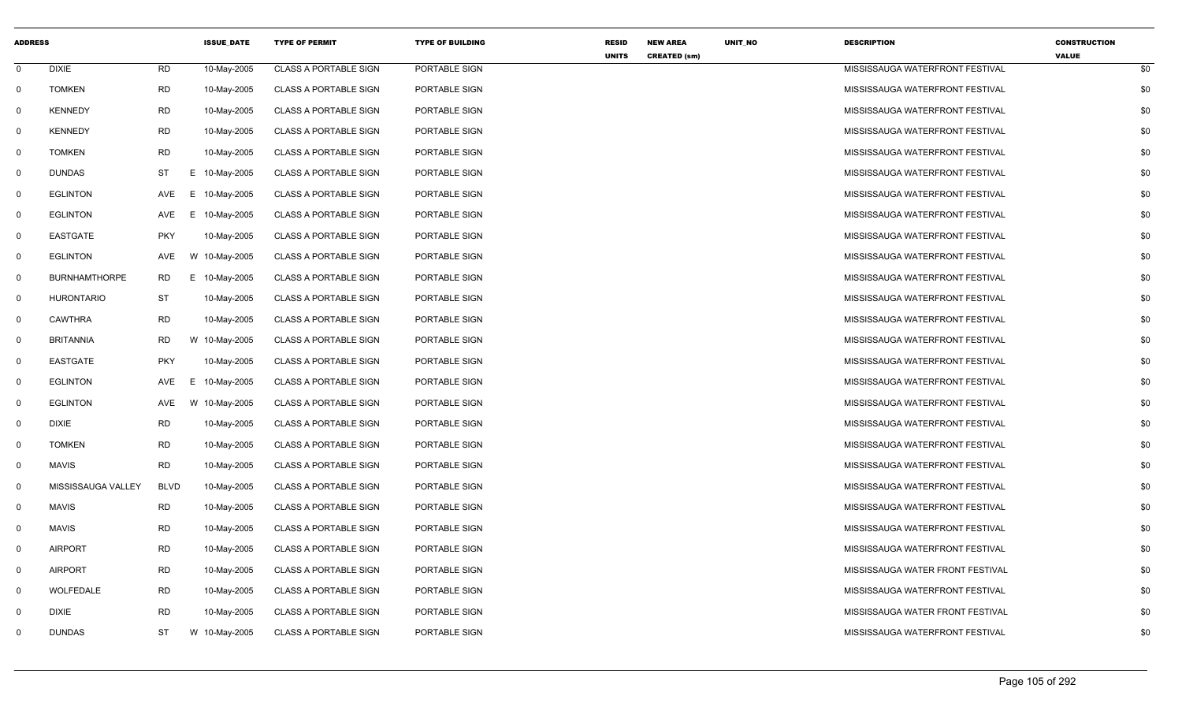| ADDRESS | | | | ISSUE_DATE | TYPE OF PERMIT | TYPE OF BUILDING | RESID UNITS | NEW AREA CREATED (sm) | UNIT_NO | DESCRIPTION | CONSTRUCTION VALUE |
|---|---|---|---|---|---|---|---|---|---|---|---|
| 0 | DIXIE | RD | | 10-May-2005 | CLASS A PORTABLE SIGN | PORTABLE SIGN | | | | MISSISSAUGA WATERFRONT FESTIVAL | $0 |
| 0 | TOMKEN | RD | | 10-May-2005 | CLASS A PORTABLE SIGN | PORTABLE SIGN | | | | MISSISSAUGA WATERFRONT FESTIVAL | $0 |
| 0 | KENNEDY | RD | | 10-May-2005 | CLASS A PORTABLE SIGN | PORTABLE SIGN | | | | MISSISSAUGA WATERFRONT FESTIVAL | $0 |
| 0 | KENNEDY | RD | | 10-May-2005 | CLASS A PORTABLE SIGN | PORTABLE SIGN | | | | MISSISSAUGA WATERFRONT FESTIVAL | $0 |
| 0 | TOMKEN | RD | | 10-May-2005 | CLASS A PORTABLE SIGN | PORTABLE SIGN | | | | MISSISSAUGA WATERFRONT FESTIVAL | $0 |
| 0 | DUNDAS | ST | E | 10-May-2005 | CLASS A PORTABLE SIGN | PORTABLE SIGN | | | | MISSISSAUGA WATERFRONT FESTIVAL | $0 |
| 0 | EGLINTON | AVE | E | 10-May-2005 | CLASS A PORTABLE SIGN | PORTABLE SIGN | | | | MISSISSAUGA WATERFRONT FESTIVAL | $0 |
| 0 | EGLINTON | AVE | E | 10-May-2005 | CLASS A PORTABLE SIGN | PORTABLE SIGN | | | | MISSISSAUGA WATERFRONT FESTIVAL | $0 |
| 0 | EASTGATE | PKY | | 10-May-2005 | CLASS A PORTABLE SIGN | PORTABLE SIGN | | | | MISSISSAUGA WATERFRONT FESTIVAL | $0 |
| 0 | EGLINTON | AVE | W | 10-May-2005 | CLASS A PORTABLE SIGN | PORTABLE SIGN | | | | MISSISSAUGA WATERFRONT FESTIVAL | $0 |
| 0 | BURNHAMTHORPE | RD | E | 10-May-2005 | CLASS A PORTABLE SIGN | PORTABLE SIGN | | | | MISSISSAUGA WATERFRONT FESTIVAL | $0 |
| 0 | HURONTARIO | ST | | 10-May-2005 | CLASS A PORTABLE SIGN | PORTABLE SIGN | | | | MISSISSAUGA WATERFRONT FESTIVAL | $0 |
| 0 | CAWTHRA | RD | | 10-May-2005 | CLASS A PORTABLE SIGN | PORTABLE SIGN | | | | MISSISSAUGA WATERFRONT FESTIVAL | $0 |
| 0 | BRITANNIA | RD | W | 10-May-2005 | CLASS A PORTABLE SIGN | PORTABLE SIGN | | | | MISSISSAUGA WATERFRONT FESTIVAL | $0 |
| 0 | EASTGATE | PKY | | 10-May-2005 | CLASS A PORTABLE SIGN | PORTABLE SIGN | | | | MISSISSAUGA WATERFRONT FESTIVAL | $0 |
| 0 | EGLINTON | AVE | E | 10-May-2005 | CLASS A PORTABLE SIGN | PORTABLE SIGN | | | | MISSISSAUGA WATERFRONT FESTIVAL | $0 |
| 0 | EGLINTON | AVE | W | 10-May-2005 | CLASS A PORTABLE SIGN | PORTABLE SIGN | | | | MISSISSAUGA WATERFRONT FESTIVAL | $0 |
| 0 | DIXIE | RD | | 10-May-2005 | CLASS A PORTABLE SIGN | PORTABLE SIGN | | | | MISSISSAUGA WATERFRONT FESTIVAL | $0 |
| 0 | TOMKEN | RD | | 10-May-2005 | CLASS A PORTABLE SIGN | PORTABLE SIGN | | | | MISSISSAUGA WATERFRONT FESTIVAL | $0 |
| 0 | MAVIS | RD | | 10-May-2005 | CLASS A PORTABLE SIGN | PORTABLE SIGN | | | | MISSISSAUGA WATERFRONT FESTIVAL | $0 |
| 0 | MISSISSAUGA VALLEY | BLVD | | 10-May-2005 | CLASS A PORTABLE SIGN | PORTABLE SIGN | | | | MISSISSAUGA WATERFRONT FESTIVAL | $0 |
| 0 | MAVIS | RD | | 10-May-2005 | CLASS A PORTABLE SIGN | PORTABLE SIGN | | | | MISSISSAUGA WATERFRONT FESTIVAL | $0 |
| 0 | MAVIS | RD | | 10-May-2005 | CLASS A PORTABLE SIGN | PORTABLE SIGN | | | | MISSISSAUGA WATERFRONT FESTIVAL | $0 |
| 0 | AIRPORT | RD | | 10-May-2005 | CLASS A PORTABLE SIGN | PORTABLE SIGN | | | | MISSISSAUGA WATERFRONT FESTIVAL | $0 |
| 0 | AIRPORT | RD | | 10-May-2005 | CLASS A PORTABLE SIGN | PORTABLE SIGN | | | | MISSISSAUGA WATER FRONT FESTIVAL | $0 |
| 0 | WOLFEDALE | RD | | 10-May-2005 | CLASS A PORTABLE SIGN | PORTABLE SIGN | | | | MISSISSAUGA WATERFRONT FESTIVAL | $0 |
| 0 | DIXIE | RD | | 10-May-2005 | CLASS A PORTABLE SIGN | PORTABLE SIGN | | | | MISSISSAUGA WATER FRONT FESTIVAL | $0 |
| 0 | DUNDAS | ST | W | 10-May-2005 | CLASS A PORTABLE SIGN | PORTABLE SIGN | | | | MISSISSAUGA WATERFRONT FESTIVAL | $0 |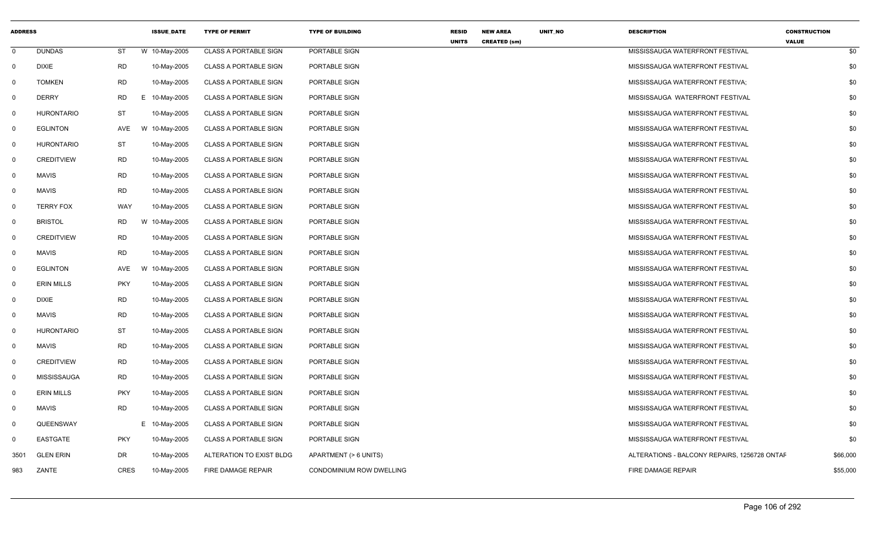| ADDRESS | | | | ISSUE_DATE | TYPE OF PERMIT | TYPE OF BUILDING | RESID UNITS | NEW AREA CREATED (sm) | UNIT_NO | DESCRIPTION | CONSTRUCTION VALUE |
|---|---|---|---|---|---|---|---|---|---|---|---|
| 0 | DUNDAS | ST | W | 10-May-2005 | CLASS A PORTABLE SIGN | PORTABLE SIGN | | | | MISSISSAUGA WATERFRONT FESTIVAL | $0 |
| 0 | DIXIE | RD | | 10-May-2005 | CLASS A PORTABLE SIGN | PORTABLE SIGN | | | | MISSISSAUGA WATERFRONT FESTIVAL | $0 |
| 0 | TOMKEN | RD | | 10-May-2005 | CLASS A PORTABLE SIGN | PORTABLE SIGN | | | | MISSISSAUGA WATERFRONT FESTIVA; | $0 |
| 0 | DERRY | RD | E | 10-May-2005 | CLASS A PORTABLE SIGN | PORTABLE SIGN | | | | MISSISSAUGA WATERFRONT FESTIVAL | $0 |
| 0 | HURONTARIO | ST | | 10-May-2005 | CLASS A PORTABLE SIGN | PORTABLE SIGN | | | | MISSISSAUGA WATERFRONT FESTIVAL | $0 |
| 0 | EGLINTON | AVE | W | 10-May-2005 | CLASS A PORTABLE SIGN | PORTABLE SIGN | | | | MISSISSAUGA WATERFRONT FESTIVAL | $0 |
| 0 | HURONTARIO | ST | | 10-May-2005 | CLASS A PORTABLE SIGN | PORTABLE SIGN | | | | MISSISSAUGA WATERFRONT FESTIVAL | $0 |
| 0 | CREDITVIEW | RD | | 10-May-2005 | CLASS A PORTABLE SIGN | PORTABLE SIGN | | | | MISSISSAUGA WATERFRONT FESTIVAL | $0 |
| 0 | MAVIS | RD | | 10-May-2005 | CLASS A PORTABLE SIGN | PORTABLE SIGN | | | | MISSISSAUGA WATERFRONT FESTIVAL | $0 |
| 0 | MAVIS | RD | | 10-May-2005 | CLASS A PORTABLE SIGN | PORTABLE SIGN | | | | MISSISSAUGA WATERFRONT FESTIVAL | $0 |
| 0 | TERRY FOX | WAY | | 10-May-2005 | CLASS A PORTABLE SIGN | PORTABLE SIGN | | | | MISSISSAUGA WATERFRONT FESTIVAL | $0 |
| 0 | BRISTOL | RD | W | 10-May-2005 | CLASS A PORTABLE SIGN | PORTABLE SIGN | | | | MISSISSAUGA WATERFRONT FESTIVAL | $0 |
| 0 | CREDITVIEW | RD | | 10-May-2005 | CLASS A PORTABLE SIGN | PORTABLE SIGN | | | | MISSISSAUGA WATERFRONT FESTIVAL | $0 |
| 0 | MAVIS | RD | | 10-May-2005 | CLASS A PORTABLE SIGN | PORTABLE SIGN | | | | MISSISSAUGA WATERFRONT FESTIVAL | $0 |
| 0 | EGLINTON | AVE | W | 10-May-2005 | CLASS A PORTABLE SIGN | PORTABLE SIGN | | | | MISSISSAUGA WATERFRONT FESTIVAL | $0 |
| 0 | ERIN MILLS | PKY | | 10-May-2005 | CLASS A PORTABLE SIGN | PORTABLE SIGN | | | | MISSISSAUGA WATERFRONT FESTIVAL | $0 |
| 0 | DIXIE | RD | | 10-May-2005 | CLASS A PORTABLE SIGN | PORTABLE SIGN | | | | MISSISSAUGA WATERFRONT FESTIVAL | $0 |
| 0 | MAVIS | RD | | 10-May-2005 | CLASS A PORTABLE SIGN | PORTABLE SIGN | | | | MISSISSAUGA WATERFRONT FESTIVAL | $0 |
| 0 | HURONTARIO | ST | | 10-May-2005 | CLASS A PORTABLE SIGN | PORTABLE SIGN | | | | MISSISSAUGA WATERFRONT FESTIVAL | $0 |
| 0 | MAVIS | RD | | 10-May-2005 | CLASS A PORTABLE SIGN | PORTABLE SIGN | | | | MISSISSAUGA WATERFRONT FESTIVAL | $0 |
| 0 | CREDITVIEW | RD | | 10-May-2005 | CLASS A PORTABLE SIGN | PORTABLE SIGN | | | | MISSISSAUGA WATERFRONT FESTIVAL | $0 |
| 0 | MISSISSAUGA | RD | | 10-May-2005 | CLASS A PORTABLE SIGN | PORTABLE SIGN | | | | MISSISSAUGA WATERFRONT FESTIVAL | $0 |
| 0 | ERIN MILLS | PKY | | 10-May-2005 | CLASS A PORTABLE SIGN | PORTABLE SIGN | | | | MISSISSAUGA WATERFRONT FESTIVAL | $0 |
| 0 | MAVIS | RD | | 10-May-2005 | CLASS A PORTABLE SIGN | PORTABLE SIGN | | | | MISSISSAUGA WATERFRONT FESTIVAL | $0 |
| 0 | QUEENSWAY | | E | 10-May-2005 | CLASS A PORTABLE SIGN | PORTABLE SIGN | | | | MISSISSAUGA WATERFRONT FESTIVAL | $0 |
| 0 | EASTGATE | PKY | | 10-May-2005 | CLASS A PORTABLE SIGN | PORTABLE SIGN | | | | MISSISSAUGA WATERFRONT FESTIVAL | $0 |
| 3501 | GLEN ERIN | DR | | 10-May-2005 | ALTERATION TO EXIST BLDG | APARTMENT (> 6 UNITS) | | | | ALTERATIONS - BALCONY REPAIRS, 1256728 ONTAF | $66,000 |
| 983 | ZANTE | CRES | | 10-May-2005 | FIRE DAMAGE REPAIR | CONDOMINIUM ROW DWELLING | | | | FIRE DAMAGE REPAIR | $55,000 |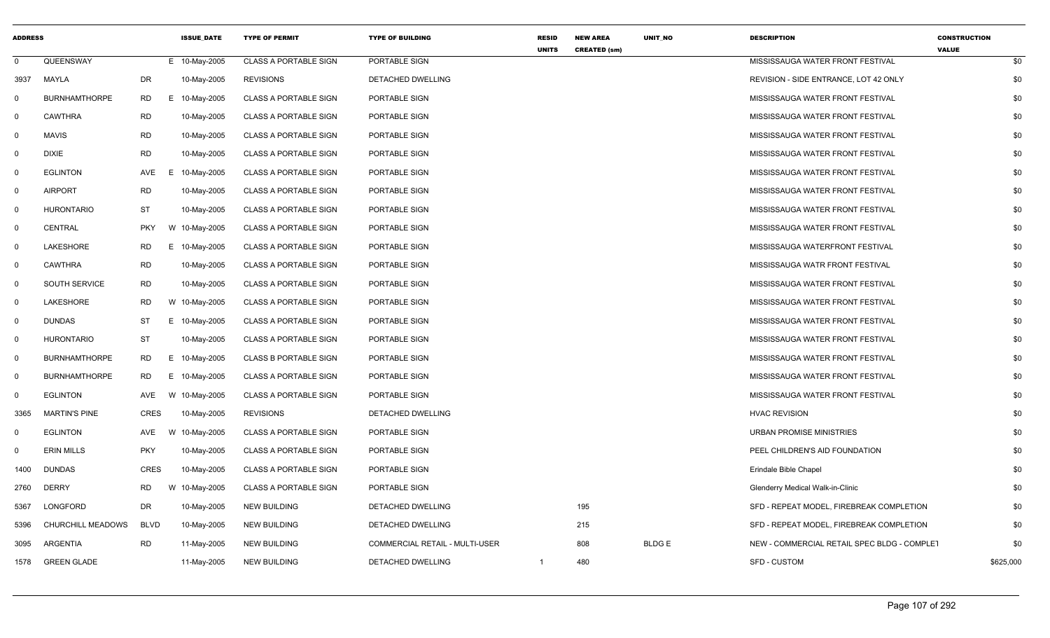| ADDRESS | | | ISSUE_DATE | TYPE OF PERMIT | TYPE OF BUILDING | RESID UNITS | NEW AREA CREATED (sm) | UNIT_NO | DESCRIPTION | CONSTRUCTION VALUE |
|---|---|---|---|---|---|---|---|---|---|---|
| 0 | QUEENSWAY | | E 10-May-2005 | CLASS A PORTABLE SIGN | PORTABLE SIGN | | | | MISSISSAUGA WATER FRONT FESTIVAL | $0 |
| 3937 | MAYLA | DR | 10-May-2005 | REVISIONS | DETACHED DWELLING | | | | REVISION - SIDE ENTRANCE, LOT 42 ONLY | $0 |
| 0 | BURNHAMTHORPE | RD | E 10-May-2005 | CLASS A PORTABLE SIGN | PORTABLE SIGN | | | | MISSISSAUGA WATER FRONT FESTIVAL | $0 |
| 0 | CAWTHRA | RD | 10-May-2005 | CLASS A PORTABLE SIGN | PORTABLE SIGN | | | | MISSISSAUGA WATER FRONT FESTIVAL | $0 |
| 0 | MAVIS | RD | 10-May-2005 | CLASS A PORTABLE SIGN | PORTABLE SIGN | | | | MISSISSAUGA WATER FRONT FESTIVAL | $0 |
| 0 | DIXIE | RD | 10-May-2005 | CLASS A PORTABLE SIGN | PORTABLE SIGN | | | | MISSISSAUGA WATER FRONT FESTIVAL | $0 |
| 0 | EGLINTON | AVE | E 10-May-2005 | CLASS A PORTABLE SIGN | PORTABLE SIGN | | | | MISSISSAUGA WATER FRONT FESTIVAL | $0 |
| 0 | AIRPORT | RD | 10-May-2005 | CLASS A PORTABLE SIGN | PORTABLE SIGN | | | | MISSISSAUGA WATER FRONT FESTIVAL | $0 |
| 0 | HURONTARIO | ST | 10-May-2005 | CLASS A PORTABLE SIGN | PORTABLE SIGN | | | | MISSISSAUGA WATER FRONT FESTIVAL | $0 |
| 0 | CENTRAL | PKY | W 10-May-2005 | CLASS A PORTABLE SIGN | PORTABLE SIGN | | | | MISSISSAUGA WATER FRONT FESTIVAL | $0 |
| 0 | LAKESHORE | RD | E 10-May-2005 | CLASS A PORTABLE SIGN | PORTABLE SIGN | | | | MISSISSAUGA WATERFRONT FESTIVAL | $0 |
| 0 | CAWTHRA | RD | 10-May-2005 | CLASS A PORTABLE SIGN | PORTABLE SIGN | | | | MISSISSAUGA WATR FRONT FESTIVAL | $0 |
| 0 | SOUTH SERVICE | RD | 10-May-2005 | CLASS A PORTABLE SIGN | PORTABLE SIGN | | | | MISSISSAUGA WATER FRONT FESTIVAL | $0 |
| 0 | LAKESHORE | RD | W 10-May-2005 | CLASS A PORTABLE SIGN | PORTABLE SIGN | | | | MISSISSAUGA WATER FRONT FESTIVAL | $0 |
| 0 | DUNDAS | ST | E 10-May-2005 | CLASS A PORTABLE SIGN | PORTABLE SIGN | | | | MISSISSAUGA WATER FRONT FESTIVAL | $0 |
| 0 | HURONTARIO | ST | 10-May-2005 | CLASS A PORTABLE SIGN | PORTABLE SIGN | | | | MISSISSAUGA WATER FRONT FESTIVAL | $0 |
| 0 | BURNHAMTHORPE | RD | E 10-May-2005 | CLASS B PORTABLE SIGN | PORTABLE SIGN | | | | MISSISSAUGA WATER FRONT FESTIVAL | $0 |
| 0 | BURNHAMTHORPE | RD | E 10-May-2005 | CLASS A PORTABLE SIGN | PORTABLE SIGN | | | | MISSISSAUGA WATER FRONT FESTIVAL | $0 |
| 0 | EGLINTON | AVE | W 10-May-2005 | CLASS A PORTABLE SIGN | PORTABLE SIGN | | | | MISSISSAUGA WATER FRONT FESTIVAL | $0 |
| 3365 | MARTIN'S PINE | CRES | 10-May-2005 | REVISIONS | DETACHED DWELLING | | | | HVAC REVISION | $0 |
| 0 | EGLINTON | AVE | W 10-May-2005 | CLASS A PORTABLE SIGN | PORTABLE SIGN | | | | URBAN PROMISE MINISTRIES | $0 |
| 0 | ERIN MILLS | PKY | 10-May-2005 | CLASS A PORTABLE SIGN | PORTABLE SIGN | | | | PEEL CHILDREN'S AID FOUNDATION | $0 |
| 1400 | DUNDAS | CRES | 10-May-2005 | CLASS A PORTABLE SIGN | PORTABLE SIGN | | | | Erindale Bible Chapel | $0 |
| 2760 | DERRY | RD | W 10-May-2005 | CLASS A PORTABLE SIGN | PORTABLE SIGN | | | | Glenderry Medical Walk-in-Clinic | $0 |
| 5367 | LONGFORD | DR | 10-May-2005 | NEW BUILDING | DETACHED DWELLING | | 195 | | SFD - REPEAT MODEL, FIREBREAK COMPLETION | $0 |
| 5396 | CHURCHILL MEADOWS | BLVD | 10-May-2005 | NEW BUILDING | DETACHED DWELLING | | 215 | | SFD - REPEAT MODEL, FIREBREAK COMPLETION | $0 |
| 3095 | ARGENTIA | RD | 11-May-2005 | NEW BUILDING | COMMERCIAL RETAIL - MULTI-USER | | 808 | BLDG E | NEW - COMMERCIAL RETAIL SPEC BLDG - COMPLET | $0 |
| 1578 | GREEN GLADE | | 11-May-2005 | NEW BUILDING | DETACHED DWELLING | 1 | 480 | | SFD - CUSTOM | $625,000 |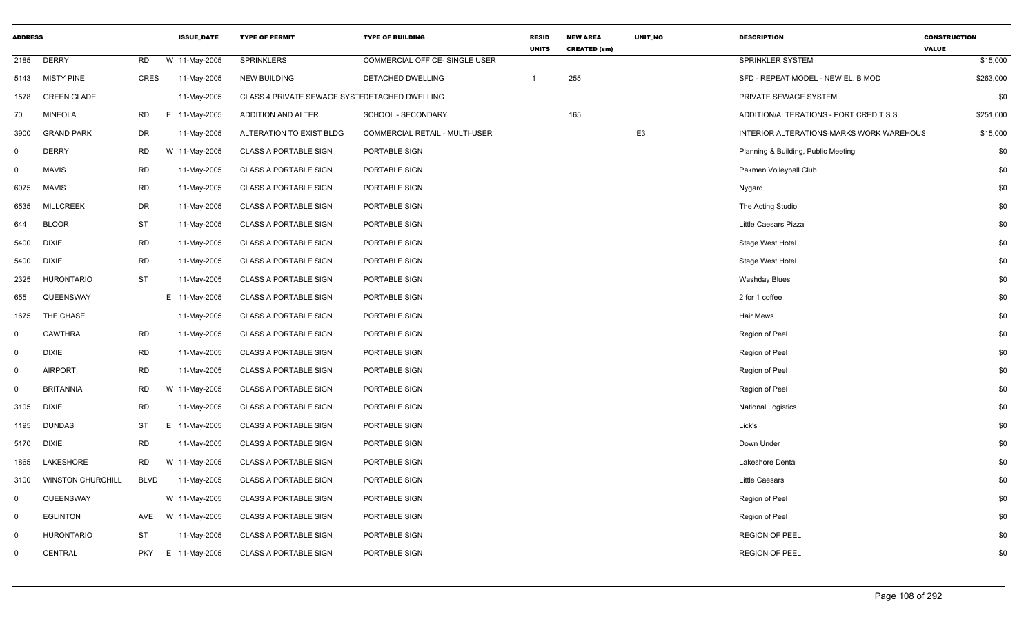| ADDRESS | | | | ISSUE_DATE | TYPE OF PERMIT | TYPE OF BUILDING | RESID UNITS | NEW AREA CREATED (sm) | UNIT_NO | DESCRIPTION | CONSTRUCTION VALUE |
|---|---|---|---|---|---|---|---|---|---|---|---|
| 2185 | DERRY | RD | W | 11-May-2005 | SPRINKLERS | COMMERCIAL OFFICE- SINGLE USER | | | | SPRINKLER SYSTEM | $15,000 |
| 5143 | MISTY PINE | CRES | | 11-May-2005 | NEW BUILDING | DETACHED DWELLING | 1 | 255 | | SFD - REPEAT MODEL - NEW EL. B MOD | $263,000 |
| 1578 | GREEN GLADE | | | 11-May-2005 | CLASS 4 PRIVATE SEWAGE SYSTE | DETACHED DWELLING | | | | PRIVATE SEWAGE SYSTEM | $0 |
| 70 | MINEOLA | RD | E | 11-May-2005 | ADDITION AND ALTER | SCHOOL - SECONDARY | | 165 | | ADDITION/ALTERATIONS - PORT CREDIT S.S. | $251,000 |
| 3900 | GRAND PARK | DR | | 11-May-2005 | ALTERATION TO EXIST BLDG | COMMERCIAL RETAIL - MULTI-USER | | | E3 | INTERIOR ALTERATIONS-MARKS WORK WAREHOUS | $15,000 |
| 0 | DERRY | RD | W | 11-May-2005 | CLASS A PORTABLE SIGN | PORTABLE SIGN | | | | Planning & Building, Public Meeting | $0 |
| 0 | MAVIS | RD | | 11-May-2005 | CLASS A PORTABLE SIGN | PORTABLE SIGN | | | | Pakmen Volleyball Club | $0 |
| 6075 | MAVIS | RD | | 11-May-2005 | CLASS A PORTABLE SIGN | PORTABLE SIGN | | | | Nygard | $0 |
| 6535 | MILLCREEK | DR | | 11-May-2005 | CLASS A PORTABLE SIGN | PORTABLE SIGN | | | | The Acting Studio | $0 |
| 644 | BLOOR | ST | | 11-May-2005 | CLASS A PORTABLE SIGN | PORTABLE SIGN | | | | Little Caesars Pizza | $0 |
| 5400 | DIXIE | RD | | 11-May-2005 | CLASS A PORTABLE SIGN | PORTABLE SIGN | | | | Stage West Hotel | $0 |
| 5400 | DIXIE | RD | | 11-May-2005 | CLASS A PORTABLE SIGN | PORTABLE SIGN | | | | Stage West Hotel | $0 |
| 2325 | HURONTARIO | ST | | 11-May-2005 | CLASS A PORTABLE SIGN | PORTABLE SIGN | | | | Washday Blues | $0 |
| 655 | QUEENSWAY | | E | 11-May-2005 | CLASS A PORTABLE SIGN | PORTABLE SIGN | | | | 2 for 1 coffee | $0 |
| 1675 | THE CHASE | | | 11-May-2005 | CLASS A PORTABLE SIGN | PORTABLE SIGN | | | | Hair Mews | $0 |
| 0 | CAWTHRA | RD | | 11-May-2005 | CLASS A PORTABLE SIGN | PORTABLE SIGN | | | | Region of Peel | $0 |
| 0 | DIXIE | RD | | 11-May-2005 | CLASS A PORTABLE SIGN | PORTABLE SIGN | | | | Region of Peel | $0 |
| 0 | AIRPORT | RD | | 11-May-2005 | CLASS A PORTABLE SIGN | PORTABLE SIGN | | | | Region of Peel | $0 |
| 0 | BRITANNIA | RD | W | 11-May-2005 | CLASS A PORTABLE SIGN | PORTABLE SIGN | | | | Region of Peel | $0 |
| 3105 | DIXIE | RD | | 11-May-2005 | CLASS A PORTABLE SIGN | PORTABLE SIGN | | | | National Logistics | $0 |
| 1195 | DUNDAS | ST | E | 11-May-2005 | CLASS A PORTABLE SIGN | PORTABLE SIGN | | | | Lick's | $0 |
| 5170 | DIXIE | RD | | 11-May-2005 | CLASS A PORTABLE SIGN | PORTABLE SIGN | | | | Down Under | $0 |
| 1865 | LAKESHORE | RD | W | 11-May-2005 | CLASS A PORTABLE SIGN | PORTABLE SIGN | | | | Lakeshore Dental | $0 |
| 3100 | WINSTON CHURCHILL | BLVD | | 11-May-2005 | CLASS A PORTABLE SIGN | PORTABLE SIGN | | | | Little Caesars | $0 |
| 0 | QUEENSWAY | | W | 11-May-2005 | CLASS A PORTABLE SIGN | PORTABLE SIGN | | | | Region of Peel | $0 |
| 0 | EGLINTON | AVE | W | 11-May-2005 | CLASS A PORTABLE SIGN | PORTABLE SIGN | | | | Region of Peel | $0 |
| 0 | HURONTARIO | ST | | 11-May-2005 | CLASS A PORTABLE SIGN | PORTABLE SIGN | | | | REGION OF PEEL | $0 |
| 0 | CENTRAL | PKY | E | 11-May-2005 | CLASS A PORTABLE SIGN | PORTABLE SIGN | | | | REGION OF PEEL | $0 |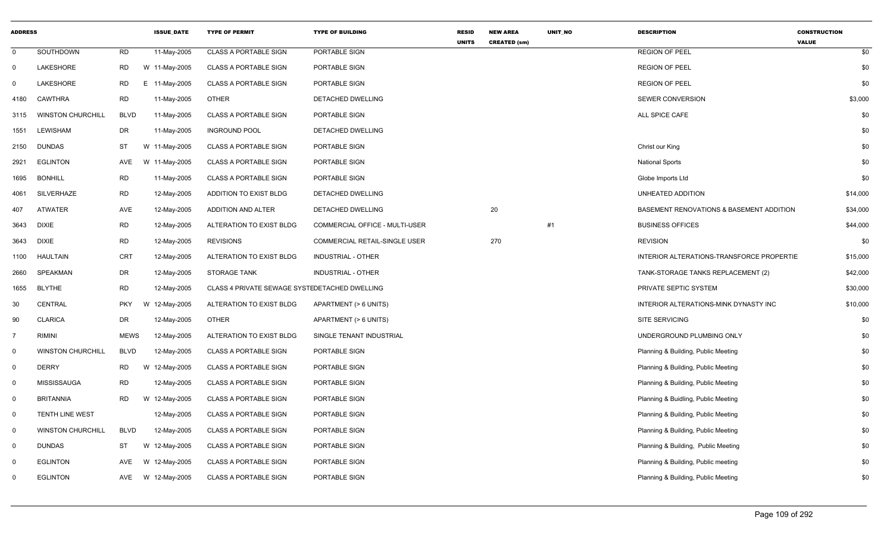| ADDRESS | | | ISSUE_DATE | TYPE OF PERMIT | TYPE OF BUILDING | RESID UNITS | NEW AREA CREATED (sm) | UNIT_NO | DESCRIPTION | CONSTRUCTION VALUE |
|---|---|---|---|---|---|---|---|---|---|---|
| 0 | SOUTHDOWN | RD | 11-May-2005 | CLASS A PORTABLE SIGN | PORTABLE SIGN | | | | REGION OF PEEL | $0 |
| 0 | LAKESHORE | RD | W 11-May-2005 | CLASS A PORTABLE SIGN | PORTABLE SIGN | | | | REGION OF PEEL | $0 |
| 0 | LAKESHORE | RD | E 11-May-2005 | CLASS A PORTABLE SIGN | PORTABLE SIGN | | | | REGION OF PEEL | $0 |
| 4180 | CAWTHRA | RD | 11-May-2005 | OTHER | DETACHED DWELLING | | | | SEWER CONVERSION | $3,000 |
| 3115 | WINSTON CHURCHILL | BLVD | 11-May-2005 | CLASS A PORTABLE SIGN | PORTABLE SIGN | | | | ALL SPICE CAFE | $0 |
| 1551 | LEWISHAM | DR | 11-May-2005 | INGROUND POOL | DETACHED DWELLING | | | | | $0 |
| 2150 | DUNDAS | ST | W 11-May-2005 | CLASS A PORTABLE SIGN | PORTABLE SIGN | | | | Christ our King | $0 |
| 2921 | EGLINTON | AVE | W 11-May-2005 | CLASS A PORTABLE SIGN | PORTABLE SIGN | | | | National Sports | $0 |
| 1695 | BONHILL | RD | 11-May-2005 | CLASS A PORTABLE SIGN | PORTABLE SIGN | | | | Globe Imports Ltd | $0 |
| 4061 | SILVERHAZE | RD | 12-May-2005 | ADDITION TO EXIST BLDG | DETACHED DWELLING | | | | UNHEATED ADDITION | $14,000 |
| 407 | ATWATER | AVE | 12-May-2005 | ADDITION AND ALTER | DETACHED DWELLING | | 20 | | BASEMENT RENOVATIONS & BASEMENT ADDITION | $34,000 |
| 3643 | DIXIE | RD | 12-May-2005 | ALTERATION TO EXIST BLDG | COMMERCIAL OFFICE - MULTI-USER | | | #1 | BUSINESS OFFICES | $44,000 |
| 3643 | DIXIE | RD | 12-May-2005 | REVISIONS | COMMERCIAL RETAIL-SINGLE USER | | 270 | | REVISION | $0 |
| 1100 | HAULTAIN | CRT | 12-May-2005 | ALTERATION TO EXIST BLDG | INDUSTRIAL - OTHER | | | | INTERIOR ALTERATIONS-TRANSFORCE PROPERTIE | $15,000 |
| 2660 | SPEAKMAN | DR | 12-May-2005 | STORAGE TANK | INDUSTRIAL - OTHER | | | | TANK-STORAGE TANKS REPLACEMENT (2) | $42,000 |
| 1655 | BLYTHE | RD | 12-May-2005 | CLASS 4 PRIVATE SEWAGE SYSTEDETACHED DWELLING | | | | | PRIVATE SEPTIC SYSTEM | $30,000 |
| 30 | CENTRAL | PKY | W 12-May-2005 | ALTERATION TO EXIST BLDG | APARTMENT (> 6 UNITS) | | | | INTERIOR ALTERATIONS-MINK DYNASTY INC | $10,000 |
| 90 | CLARICA | DR | 12-May-2005 | OTHER | APARTMENT (> 6 UNITS) | | | | SITE SERVICING | $0 |
| 7 | RIMINI | MEWS | 12-May-2005 | ALTERATION TO EXIST BLDG | SINGLE TENANT INDUSTRIAL | | | | UNDERGROUND PLUMBING ONLY | $0 |
| 0 | WINSTON CHURCHILL | BLVD | 12-May-2005 | CLASS A PORTABLE SIGN | PORTABLE SIGN | | | | Planning & Building, Public Meeting | $0 |
| 0 | DERRY | RD | W 12-May-2005 | CLASS A PORTABLE SIGN | PORTABLE SIGN | | | | Planning & Building, Public Meeting | $0 |
| 0 | MISSISSAUGA | RD | 12-May-2005 | CLASS A PORTABLE SIGN | PORTABLE SIGN | | | | Planning & Building, Public Meeting | $0 |
| 0 | BRITANNIA | RD | W 12-May-2005 | CLASS A PORTABLE SIGN | PORTABLE SIGN | | | | Planning & Buidling, Public Meeting | $0 |
| 0 | TENTH LINE WEST | | 12-May-2005 | CLASS A PORTABLE SIGN | PORTABLE SIGN | | | | Planning & Building, Public Meeting | $0 |
| 0 | WINSTON CHURCHILL | BLVD | 12-May-2005 | CLASS A PORTABLE SIGN | PORTABLE SIGN | | | | Planning & Building, Public Meeting | $0 |
| 0 | DUNDAS | ST | W 12-May-2005 | CLASS A PORTABLE SIGN | PORTABLE SIGN | | | | Planning & Building,  Public Meeting | $0 |
| 0 | EGLINTON | AVE | W 12-May-2005 | CLASS A PORTABLE SIGN | PORTABLE SIGN | | | | Planning & Building, Public meeting | $0 |
| 0 | EGLINTON | AVE | W 12-May-2005 | CLASS A PORTABLE SIGN | PORTABLE SIGN | | | | Planning & Building, Public Meeting | $0 |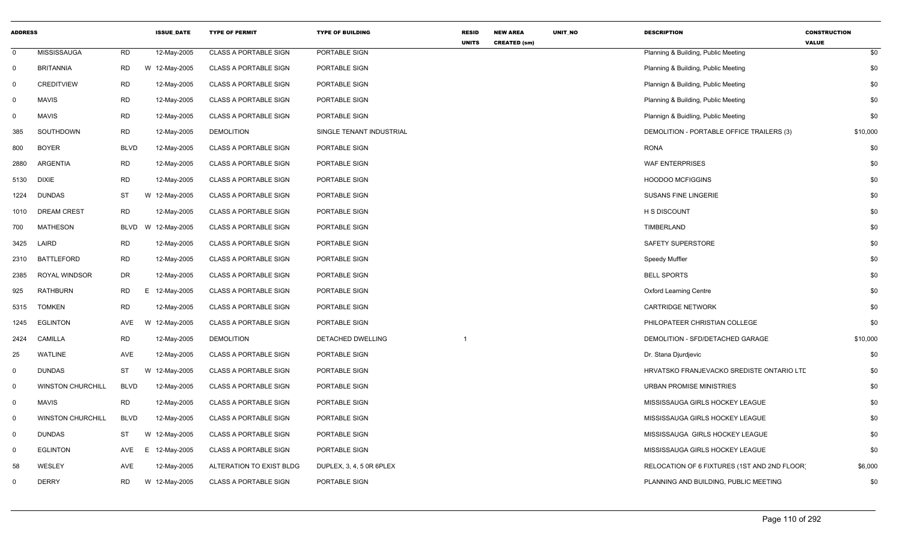| ADDRESS | | | | ISSUE_DATE | TYPE OF PERMIT | TYPE OF BUILDING | RESID UNITS | NEW AREA CREATED (sm) | UNIT_NO | DESCRIPTION | CONSTRUCTION VALUE |
|---|---|---|---|---|---|---|---|---|---|---|---|
| 0 | MISSISSAUGA | RD | | 12-May-2005 | CLASS A PORTABLE SIGN | PORTABLE SIGN | | | | Planning & Building, Public Meeting | $0 |
| 0 | BRITANNIA | RD | W | 12-May-2005 | CLASS A PORTABLE SIGN | PORTABLE SIGN | | | | Planning & Building, Public Meeting | $0 |
| 0 | CREDITVIEW | RD | | 12-May-2005 | CLASS A PORTABLE SIGN | PORTABLE SIGN | | | | Plannign & Building, Public Meeting | $0 |
| 0 | MAVIS | RD | | 12-May-2005 | CLASS A PORTABLE SIGN | PORTABLE SIGN | | | | Planning & Building, Public Meeting | $0 |
| 0 | MAVIS | RD | | 12-May-2005 | CLASS A PORTABLE SIGN | PORTABLE SIGN | | | | Plannign & Buidling, Public Meeting | $0 |
| 385 | SOUTHDOWN | RD | | 12-May-2005 | DEMOLITION | SINGLE TENANT INDUSTRIAL | | | | DEMOLITION - PORTABLE OFFICE TRAILERS (3) | $10,000 |
| 800 | BOYER | BLVD | | 12-May-2005 | CLASS A PORTABLE SIGN | PORTABLE SIGN | | | | RONA | $0 |
| 2880 | ARGENTIA | RD | | 12-May-2005 | CLASS A PORTABLE SIGN | PORTABLE SIGN | | | | WAF ENTERPRISES | $0 |
| 5130 | DIXIE | RD | | 12-May-2005 | CLASS A PORTABLE SIGN | PORTABLE SIGN | | | | HOODOO MCFIGGINS | $0 |
| 1224 | DUNDAS | ST | W | 12-May-2005 | CLASS A PORTABLE SIGN | PORTABLE SIGN | | | | SUSANS FINE LINGERIE | $0 |
| 1010 | DREAM CREST | RD | | 12-May-2005 | CLASS A PORTABLE SIGN | PORTABLE SIGN | | | | H S DISCOUNT | $0 |
| 700 | MATHESON | BLVD | W | 12-May-2005 | CLASS A PORTABLE SIGN | PORTABLE SIGN | | | | TIMBERLAND | $0 |
| 3425 | LAIRD | RD | | 12-May-2005 | CLASS A PORTABLE SIGN | PORTABLE SIGN | | | | SAFETY SUPERSTORE | $0 |
| 2310 | BATTLEFORD | RD | | 12-May-2005 | CLASS A PORTABLE SIGN | PORTABLE SIGN | | | | Speedy Muffler | $0 |
| 2385 | ROYAL WINDSOR | DR | | 12-May-2005 | CLASS A PORTABLE SIGN | PORTABLE SIGN | | | | BELL SPORTS | $0 |
| 925 | RATHBURN | RD | E | 12-May-2005 | CLASS A PORTABLE SIGN | PORTABLE SIGN | | | | Oxford Learning Centre | $0 |
| 5315 | TOMKEN | RD | | 12-May-2005 | CLASS A PORTABLE SIGN | PORTABLE SIGN | | | | CARTRIDGE NETWORK | $0 |
| 1245 | EGLINTON | AVE | W | 12-May-2005 | CLASS A PORTABLE SIGN | PORTABLE SIGN | | | | PHILOPATEER CHRISTIAN COLLEGE | $0 |
| 2424 | CAMILLA | RD | | 12-May-2005 | DEMOLITION | DETACHED DWELLING | 1 | | | DEMOLITION - SFD/DETACHED GARAGE | $10,000 |
| 25 | WATLINE | AVE | | 12-May-2005 | CLASS A PORTABLE SIGN | PORTABLE SIGN | | | | Dr. Stana Djurdjevic | $0 |
| 0 | DUNDAS | ST | W | 12-May-2005 | CLASS A PORTABLE SIGN | PORTABLE SIGN | | | | HRVATSKO FRANJEVACKO SREDISTE ONTARIO LTD | $0 |
| 0 | WINSTON CHURCHILL | BLVD | | 12-May-2005 | CLASS A PORTABLE SIGN | PORTABLE SIGN | | | | URBAN PROMISE MINISTRIES | $0 |
| 0 | MAVIS | RD | | 12-May-2005 | CLASS A PORTABLE SIGN | PORTABLE SIGN | | | | MISSISSAUGA GIRLS HOCKEY LEAGUE | $0 |
| 0 | WINSTON CHURCHILL | BLVD | | 12-May-2005 | CLASS A PORTABLE SIGN | PORTABLE SIGN | | | | MISSISSAUGA GIRLS HOCKEY LEAGUE | $0 |
| 0 | DUNDAS | ST | W | 12-May-2005 | CLASS A PORTABLE SIGN | PORTABLE SIGN | | | | MISSISSAUGA GIRLS HOCKEY LEAGUE | $0 |
| 0 | EGLINTON | AVE | E | 12-May-2005 | CLASS A PORTABLE SIGN | PORTABLE SIGN | | | | MISSISSAUGA GIRLS HOCKEY LEAGUE | $0 |
| 58 | WESLEY | AVE | | 12-May-2005 | ALTERATION TO EXIST BLDG | DUPLEX, 3, 4, 5 0R 6PLEX | | | | RELOCATION OF 6 FIXTURES (1ST AND 2ND FLOOR) | $6,000 |
| 0 | DERRY | RD | W | 12-May-2005 | CLASS A PORTABLE SIGN | PORTABLE SIGN | | | | PLANNING AND BUILDING, PUBLIC MEETING | $0 |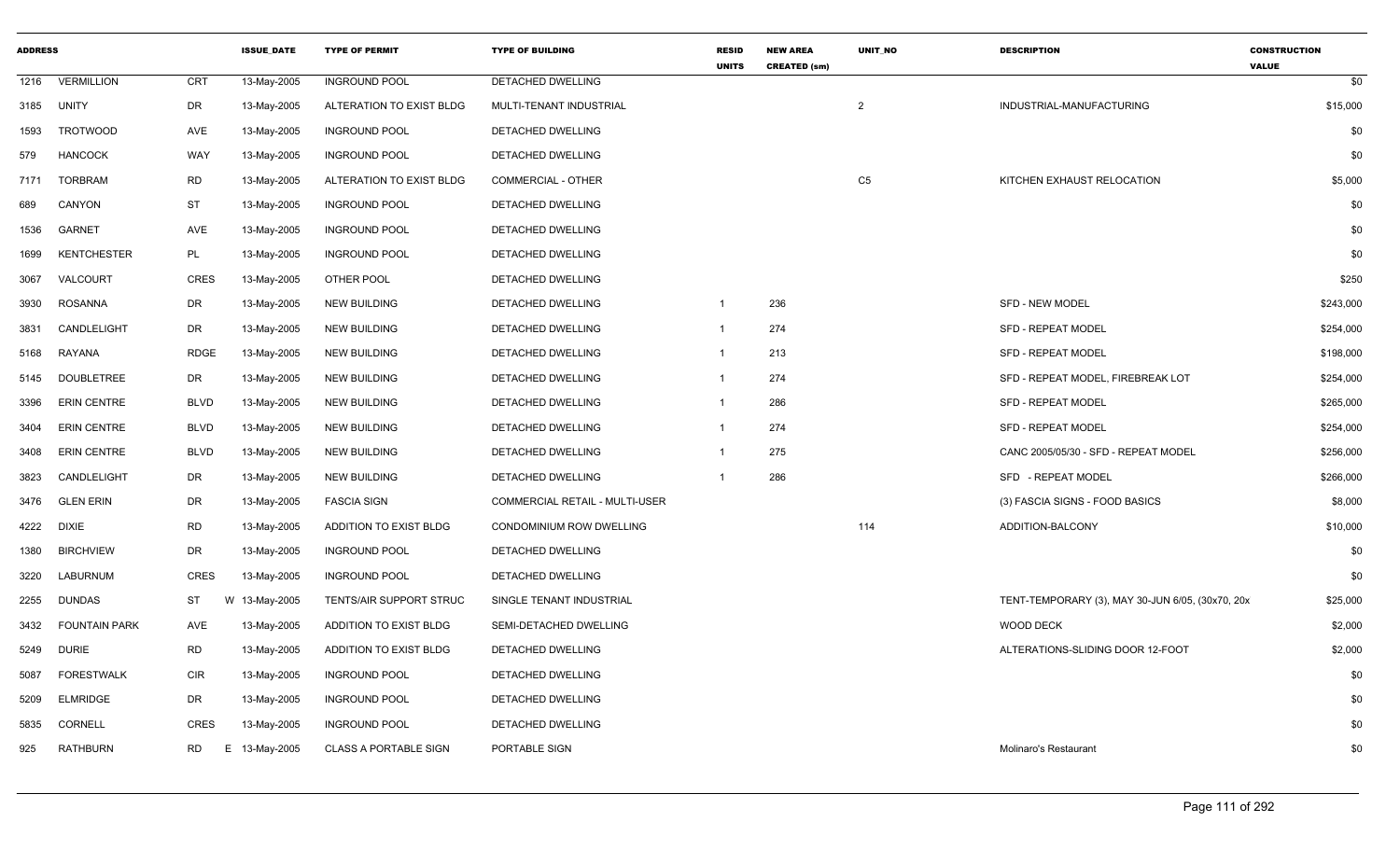| ADDRESS | | | ISSUE_DATE | TYPE OF PERMIT | TYPE OF BUILDING | RESID UNITS | NEW AREA CREATED (sm) | UNIT_NO | DESCRIPTION | CONSTRUCTION VALUE |
|---|---|---|---|---|---|---|---|---|---|---|
| 1216 | VERMILLION | CRT | 13-May-2005 | INGROUND POOL | DETACHED DWELLING | | | | | $0 |
| 3185 | UNITY | DR | 13-May-2005 | ALTERATION TO EXIST BLDG | MULTI-TENANT INDUSTRIAL | | | 2 | INDUSTRIAL-MANUFACTURING | $15,000 |
| 1593 | TROTWOOD | AVE | 13-May-2005 | INGROUND POOL | DETACHED DWELLING | | | | | $0 |
| 579 | HANCOCK | WAY | 13-May-2005 | INGROUND POOL | DETACHED DWELLING | | | | | $0 |
| 7171 | TORBRAM | RD | 13-May-2005 | ALTERATION TO EXIST BLDG | COMMERCIAL - OTHER | | | C5 | KITCHEN EXHAUST RELOCATION | $5,000 |
| 689 | CANYON | ST | 13-May-2005 | INGROUND POOL | DETACHED DWELLING | | | | | $0 |
| 1536 | GARNET | AVE | 13-May-2005 | INGROUND POOL | DETACHED DWELLING | | | | | $0 |
| 1699 | KENTCHESTER | PL | 13-May-2005 | INGROUND POOL | DETACHED DWELLING | | | | | $0 |
| 3067 | VALCOURT | CRES | 13-May-2005 | OTHER POOL | DETACHED DWELLING | | | | | $250 |
| 3930 | ROSANNA | DR | 13-May-2005 | NEW BUILDING | DETACHED DWELLING | 1 | 236 | | SFD - NEW MODEL | $243,000 |
| 3831 | CANDLELIGHT | DR | 13-May-2005 | NEW BUILDING | DETACHED DWELLING | 1 | 274 | | SFD - REPEAT MODEL | $254,000 |
| 5168 | RAYANA | RDGE | 13-May-2005 | NEW BUILDING | DETACHED DWELLING | 1 | 213 | | SFD - REPEAT MODEL | $198,000 |
| 5145 | DOUBLETREE | DR | 13-May-2005 | NEW BUILDING | DETACHED DWELLING | 1 | 274 | | SFD - REPEAT MODEL, FIREBREAK LOT | $254,000 |
| 3396 | ERIN CENTRE | BLVD | 13-May-2005 | NEW BUILDING | DETACHED DWELLING | 1 | 286 | | SFD - REPEAT MODEL | $265,000 |
| 3404 | ERIN CENTRE | BLVD | 13-May-2005 | NEW BUILDING | DETACHED DWELLING | 1 | 274 | | SFD - REPEAT MODEL | $254,000 |
| 3408 | ERIN CENTRE | BLVD | 13-May-2005 | NEW BUILDING | DETACHED DWELLING | 1 | 275 | | CANC 2005/05/30 - SFD - REPEAT MODEL | $256,000 |
| 3823 | CANDLELIGHT | DR | 13-May-2005 | NEW BUILDING | DETACHED DWELLING | 1 | 286 | | SFD - REPEAT MODEL | $266,000 |
| 3476 | GLEN ERIN | DR | 13-May-2005 | FASCIA SIGN | COMMERCIAL RETAIL - MULTI-USER | | | | (3) FASCIA SIGNS - FOOD BASICS | $8,000 |
| 4222 | DIXIE | RD | 13-May-2005 | ADDITION TO EXIST BLDG | CONDOMINIUM ROW DWELLING | | | 114 | ADDITION-BALCONY | $10,000 |
| 1380 | BIRCHVIEW | DR | 13-May-2005 | INGROUND POOL | DETACHED DWELLING | | | | | $0 |
| 3220 | LABURNUM | CRES | 13-May-2005 | INGROUND POOL | DETACHED DWELLING | | | | | $0 |
| 2255 | DUNDAS | ST | W 13-May-2005 | TENTS/AIR SUPPORT STRUC | SINGLE TENANT INDUSTRIAL | | | | TENT-TEMPORARY (3), MAY 30-JUN 6/05, (30x70, 20x | $25,000 |
| 3432 | FOUNTAIN PARK | AVE | 13-May-2005 | ADDITION TO EXIST BLDG | SEMI-DETACHED DWELLING | | | | WOOD DECK | $2,000 |
| 5249 | DURIE | RD | 13-May-2005 | ADDITION TO EXIST BLDG | DETACHED DWELLING | | | | ALTERATIONS-SLIDING DOOR 12-FOOT | $2,000 |
| 5087 | FORESTWALK | CIR | 13-May-2005 | INGROUND POOL | DETACHED DWELLING | | | | | $0 |
| 5209 | ELMRIDGE | DR | 13-May-2005 | INGROUND POOL | DETACHED DWELLING | | | | | $0 |
| 5835 | CORNELL | CRES | 13-May-2005 | INGROUND POOL | DETACHED DWELLING | | | | | $0 |
| 925 | RATHBURN | RD | E 13-May-2005 | CLASS A PORTABLE SIGN | PORTABLE SIGN | | | | Molinaro's Restaurant | $0 |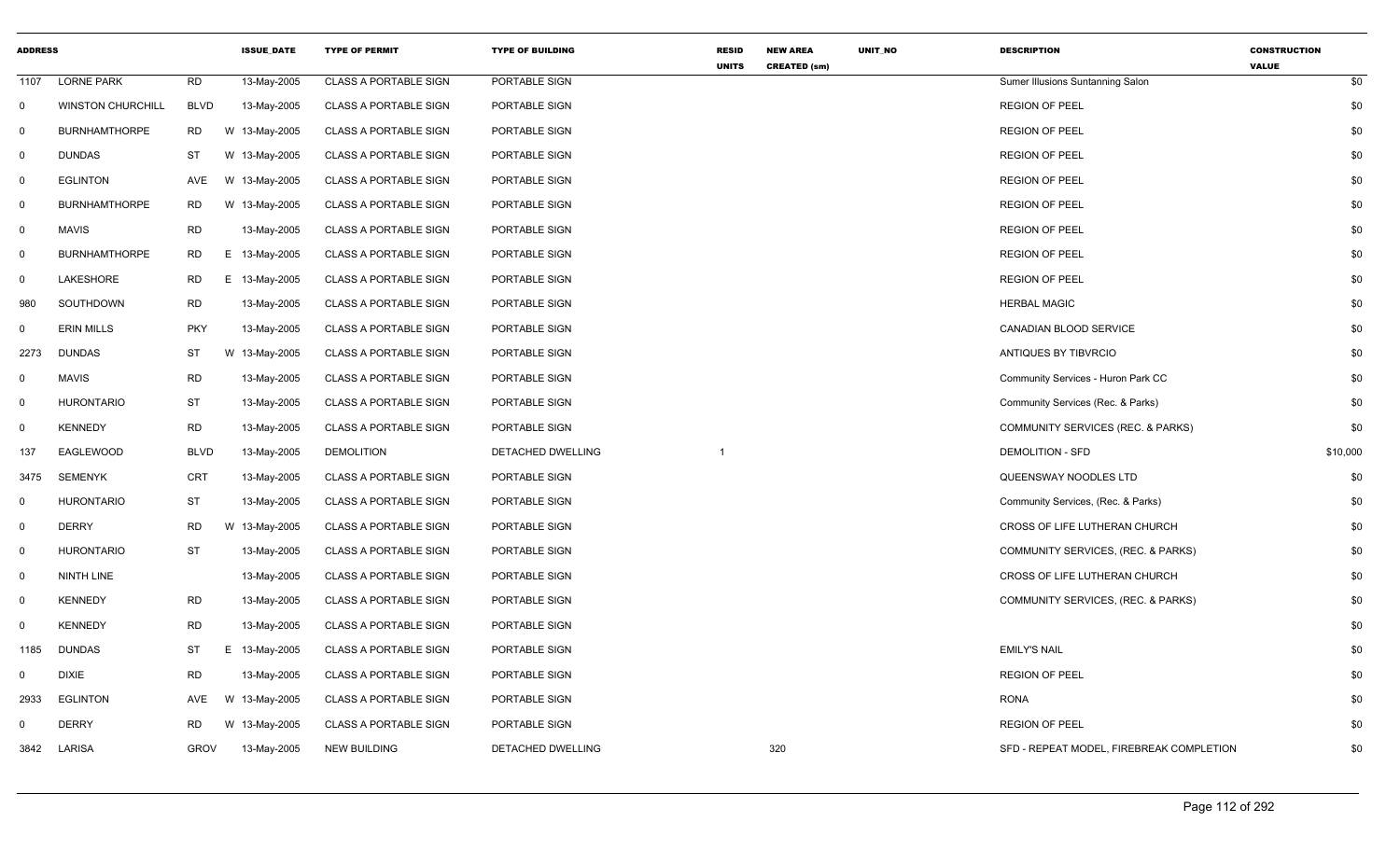| ADDRESS | | | ISSUE_DATE | TYPE OF PERMIT | TYPE OF BUILDING | RESID UNITS | NEW AREA CREATED (sm) | UNIT_NO | DESCRIPTION | CONSTRUCTION VALUE |
|---|---|---|---|---|---|---|---|---|---|---|
| 1107 | LORNE PARK | RD | 13-May-2005 | CLASS A PORTABLE SIGN | PORTABLE SIGN | | | | Sumer Illusions Suntanning Salon | $0 |
| 0 | WINSTON CHURCHILL | BLVD | 13-May-2005 | CLASS A PORTABLE SIGN | PORTABLE SIGN | | | | REGION OF PEEL | $0 |
| 0 | BURNHAMTHORPE | RD | W 13-May-2005 | CLASS A PORTABLE SIGN | PORTABLE SIGN | | | | REGION OF PEEL | $0 |
| 0 | DUNDAS | ST | W 13-May-2005 | CLASS A PORTABLE SIGN | PORTABLE SIGN | | | | REGION OF PEEL | $0 |
| 0 | EGLINTON | AVE | W 13-May-2005 | CLASS A PORTABLE SIGN | PORTABLE SIGN | | | | REGION OF PEEL | $0 |
| 0 | BURNHAMTHORPE | RD | W 13-May-2005 | CLASS A PORTABLE SIGN | PORTABLE SIGN | | | | REGION OF PEEL | $0 |
| 0 | MAVIS | RD | 13-May-2005 | CLASS A PORTABLE SIGN | PORTABLE SIGN | | | | REGION OF PEEL | $0 |
| 0 | BURNHAMTHORPE | RD | E 13-May-2005 | CLASS A PORTABLE SIGN | PORTABLE SIGN | | | | REGION OF PEEL | $0 |
| 0 | LAKESHORE | RD | E 13-May-2005 | CLASS A PORTABLE SIGN | PORTABLE SIGN | | | | REGION OF PEEL | $0 |
| 980 | SOUTHDOWN | RD | 13-May-2005 | CLASS A PORTABLE SIGN | PORTABLE SIGN | | | | HERBAL MAGIC | $0 |
| 0 | ERIN MILLS | PKY | 13-May-2005 | CLASS A PORTABLE SIGN | PORTABLE SIGN | | | | CANADIAN BLOOD SERVICE | $0 |
| 2273 | DUNDAS | ST | W 13-May-2005 | CLASS A PORTABLE SIGN | PORTABLE SIGN | | | | ANTIQUES BY TIBVRCIO | $0 |
| 0 | MAVIS | RD | 13-May-2005 | CLASS A PORTABLE SIGN | PORTABLE SIGN | | | | Community Services - Huron Park CC | $0 |
| 0 | HURONTARIO | ST | 13-May-2005 | CLASS A PORTABLE SIGN | PORTABLE SIGN | | | | Community Services (Rec. & Parks) | $0 |
| 0 | KENNEDY | RD | 13-May-2005 | CLASS A PORTABLE SIGN | PORTABLE SIGN | | | | COMMUNITY SERVICES (REC. & PARKS) | $0 |
| 137 | EAGLEWOOD | BLVD | 13-May-2005 | DEMOLITION | DETACHED DWELLING | 1 | | | DEMOLITION - SFD | $10,000 |
| 3475 | SEMENYK | CRT | 13-May-2005 | CLASS A PORTABLE SIGN | PORTABLE SIGN | | | | QUEENSWAY NOODLES LTD | $0 |
| 0 | HURONTARIO | ST | 13-May-2005 | CLASS A PORTABLE SIGN | PORTABLE SIGN | | | | Community Services, (Rec. & Parks) | $0 |
| 0 | DERRY | RD | W 13-May-2005 | CLASS A PORTABLE SIGN | PORTABLE SIGN | | | | CROSS OF LIFE LUTHERAN CHURCH | $0 |
| 0 | HURONTARIO | ST | 13-May-2005 | CLASS A PORTABLE SIGN | PORTABLE SIGN | | | | COMMUNITY SERVICES, (REC. & PARKS) | $0 |
| 0 | NINTH LINE | | 13-May-2005 | CLASS A PORTABLE SIGN | PORTABLE SIGN | | | | CROSS OF LIFE LUTHERAN CHURCH | $0 |
| 0 | KENNEDY | RD | 13-May-2005 | CLASS A PORTABLE SIGN | PORTABLE SIGN | | | | COMMUNITY SERVICES, (REC. & PARKS) | $0 |
| 0 | KENNEDY | RD | 13-May-2005 | CLASS A PORTABLE SIGN | PORTABLE SIGN | | | | | $0 |
| 1185 | DUNDAS | ST | E 13-May-2005 | CLASS A PORTABLE SIGN | PORTABLE SIGN | | | | EMILY'S NAIL | $0 |
| 0 | DIXIE | RD | 13-May-2005 | CLASS A PORTABLE SIGN | PORTABLE SIGN | | | | REGION OF PEEL | $0 |
| 2933 | EGLINTON | AVE | W 13-May-2005 | CLASS A PORTABLE SIGN | PORTABLE SIGN | | | | RONA | $0 |
| 0 | DERRY | RD | W 13-May-2005 | CLASS A PORTABLE SIGN | PORTABLE SIGN | | | | REGION OF PEEL | $0 |
| 3842 | LARISA | GROV | 13-May-2005 | NEW BUILDING | DETACHED DWELLING | | 320 | | SFD - REPEAT MODEL, FIREBREAK COMPLETION | $0 |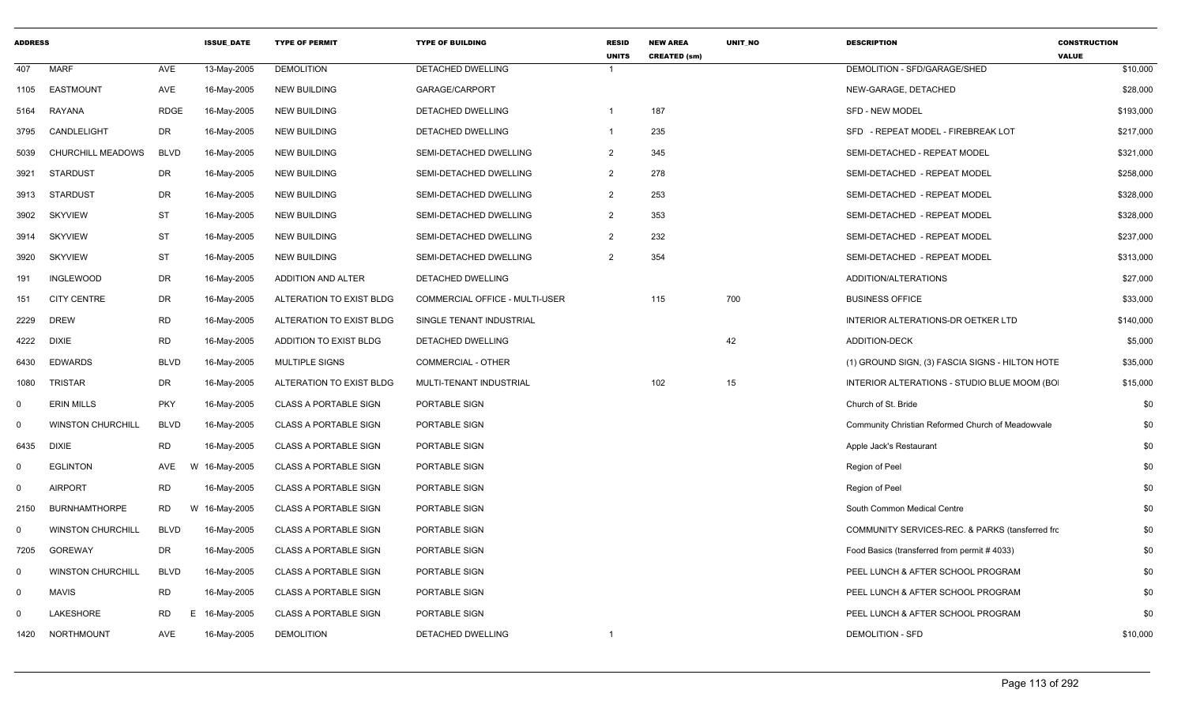| ADDRESS | | | ISSUE_DATE | TYPE OF PERMIT | TYPE OF BUILDING | RESID UNITS | NEW AREA CREATED (sm) | UNIT_NO | DESCRIPTION | CONSTRUCTION VALUE |
|---|---|---|---|---|---|---|---|---|---|---|
| 407 | MARF | AVE | 13-May-2005 | DEMOLITION | DETACHED DWELLING | 1 | | | DEMOLITION - SFD/GARAGE/SHED | $10,000 |
| 1105 | EASTMOUNT | AVE | 16-May-2005 | NEW BUILDING | GARAGE/CARPORT | | | | NEW-GARAGE, DETACHED | $28,000 |
| 5164 | RAYANA | RDGE | 16-May-2005 | NEW BUILDING | DETACHED DWELLING | 1 | 187 | | SFD - NEW MODEL | $193,000 |
| 3795 | CANDLELIGHT | DR | 16-May-2005 | NEW BUILDING | DETACHED DWELLING | 1 | 235 | | SFD - REPEAT MODEL - FIREBREAK LOT | $217,000 |
| 5039 | CHURCHILL MEADOWS | BLVD | 16-May-2005 | NEW BUILDING | SEMI-DETACHED DWELLING | 2 | 345 | | SEMI-DETACHED - REPEAT MODEL | $321,000 |
| 3921 | STARDUST | DR | 16-May-2005 | NEW BUILDING | SEMI-DETACHED DWELLING | 2 | 278 | | SEMI-DETACHED - REPEAT MODEL | $258,000 |
| 3913 | STARDUST | DR | 16-May-2005 | NEW BUILDING | SEMI-DETACHED DWELLING | 2 | 253 | | SEMI-DETACHED - REPEAT MODEL | $328,000 |
| 3902 | SKYVIEW | ST | 16-May-2005 | NEW BUILDING | SEMI-DETACHED DWELLING | 2 | 353 | | SEMI-DETACHED - REPEAT MODEL | $328,000 |
| 3914 | SKYVIEW | ST | 16-May-2005 | NEW BUILDING | SEMI-DETACHED DWELLING | 2 | 232 | | SEMI-DETACHED - REPEAT MODEL | $237,000 |
| 3920 | SKYVIEW | ST | 16-May-2005 | NEW BUILDING | SEMI-DETACHED DWELLING | 2 | 354 | | SEMI-DETACHED - REPEAT MODEL | $313,000 |
| 191 | INGLEWOOD | DR | 16-May-2005 | ADDITION AND ALTER | DETACHED DWELLING | | | | ADDITION/ALTERATIONS | $27,000 |
| 151 | CITY CENTRE | DR | 16-May-2005 | ALTERATION TO EXIST BLDG | COMMERCIAL OFFICE - MULTI-USER | | 115 | 700 | BUSINESS OFFICE | $33,000 |
| 2229 | DREW | RD | 16-May-2005 | ALTERATION TO EXIST BLDG | SINGLE TENANT INDUSTRIAL | | | | INTERIOR ALTERATIONS-DR OETKER LTD | $140,000 |
| 4222 | DIXIE | RD | 16-May-2005 | ADDITION TO EXIST BLDG | DETACHED DWELLING | | | 42 | ADDITION-DECK | $5,000 |
| 6430 | EDWARDS | BLVD | 16-May-2005 | MULTIPLE SIGNS | COMMERCIAL - OTHER | | | | (1) GROUND SIGN, (3) FASCIA SIGNS - HILTON HOTE | $35,000 |
| 1080 | TRISTAR | DR | 16-May-2005 | ALTERATION TO EXIST BLDG | MULTI-TENANT INDUSTRIAL | | 102 | 15 | INTERIOR ALTERATIONS - STUDIO BLUE MOOM (BO | $15,000 |
| 0 | ERIN MILLS | PKY | 16-May-2005 | CLASS A PORTABLE SIGN | PORTABLE SIGN | | | | Church of St. Bride | $0 |
| 0 | WINSTON CHURCHILL | BLVD | 16-May-2005 | CLASS A PORTABLE SIGN | PORTABLE SIGN | | | | Community Christian Reformed Church of Meadowvale | $0 |
| 6435 | DIXIE | RD | 16-May-2005 | CLASS A PORTABLE SIGN | PORTABLE SIGN | | | | Apple Jack's Restaurant | $0 |
| 0 | EGLINTON | AVE W | 16-May-2005 | CLASS A PORTABLE SIGN | PORTABLE SIGN | | | | Region of Peel | $0 |
| 0 | AIRPORT | RD | 16-May-2005 | CLASS A PORTABLE SIGN | PORTABLE SIGN | | | | Region of Peel | $0 |
| 2150 | BURNHAMTHORPE | RD W | 16-May-2005 | CLASS A PORTABLE SIGN | PORTABLE SIGN | | | | South Common Medical Centre | $0 |
| 0 | WINSTON CHURCHILL | BLVD | 16-May-2005 | CLASS A PORTABLE SIGN | PORTABLE SIGN | | | | COMMUNITY SERVICES-REC. & PARKS (tansferred frc | $0 |
| 7205 | GOREWAY | DR | 16-May-2005 | CLASS A PORTABLE SIGN | PORTABLE SIGN | | | | Food Basics (transferred from permit # 4033) | $0 |
| 0 | WINSTON CHURCHILL | BLVD | 16-May-2005 | CLASS A PORTABLE SIGN | PORTABLE SIGN | | | | PEEL LUNCH & AFTER SCHOOL PROGRAM | $0 |
| 0 | MAVIS | RD | 16-May-2005 | CLASS A PORTABLE SIGN | PORTABLE SIGN | | | | PEEL LUNCH & AFTER SCHOOL PROGRAM | $0 |
| 0 | LAKESHORE | RD E | 16-May-2005 | CLASS A PORTABLE SIGN | PORTABLE SIGN | | | | PEEL LUNCH & AFTER SCHOOL PROGRAM | $0 |
| 1420 | NORTHMOUNT | AVE | 16-May-2005 | DEMOLITION | DETACHED DWELLING | 1 | | | DEMOLITION - SFD | $10,000 |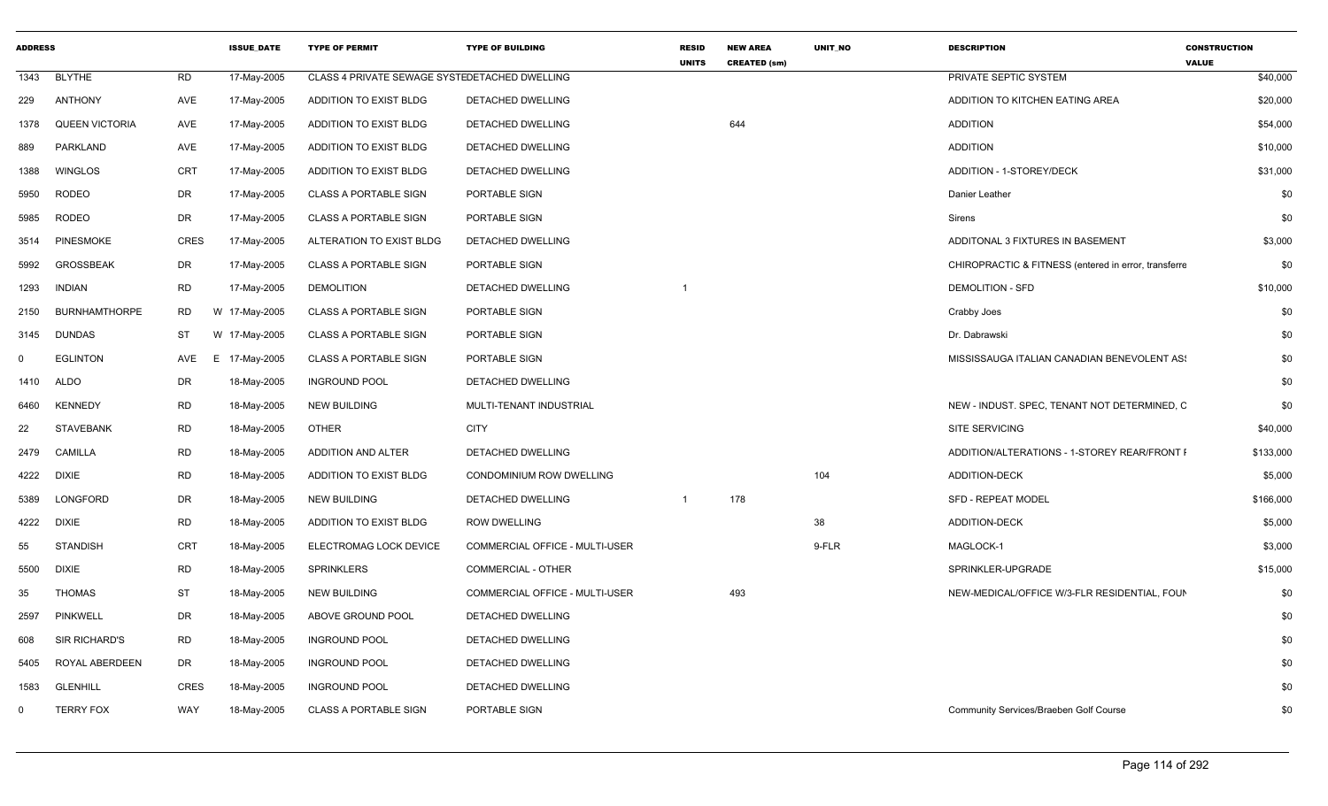| ADDRESS | | | ISSUE_DATE | TYPE OF PERMIT | TYPE OF BUILDING | RESID UNITS | NEW AREA CREATED (sm) | UNIT_NO | DESCRIPTION | CONSTRUCTION VALUE |
|---|---|---|---|---|---|---|---|---|---|---|
| 1343 | BLYTHE | RD | 17-May-2005 | CLASS 4 PRIVATE SEWAGE SYSTE | DETACHED DWELLING | | | | PRIVATE SEPTIC SYSTEM | $40,000 |
| 229 | ANTHONY | AVE | 17-May-2005 | ADDITION TO EXIST BLDG | DETACHED DWELLING | | | | ADDITION TO KITCHEN EATING AREA | $20,000 |
| 1378 | QUEEN VICTORIA | AVE | 17-May-2005 | ADDITION TO EXIST BLDG | DETACHED DWELLING | | 644 | | ADDITION | $54,000 |
| 889 | PARKLAND | AVE | 17-May-2005 | ADDITION TO EXIST BLDG | DETACHED DWELLING | | | | ADDITION | $10,000 |
| 1388 | WINGLOS | CRT | 17-May-2005 | ADDITION TO EXIST BLDG | DETACHED DWELLING | | | | ADDITION - 1-STOREY/DECK | $31,000 |
| 5950 | RODEO | DR | 17-May-2005 | CLASS A PORTABLE SIGN | PORTABLE SIGN | | | | Danier Leather | $0 |
| 5985 | RODEO | DR | 17-May-2005 | CLASS A PORTABLE SIGN | PORTABLE SIGN | | | | Sirens | $0 |
| 3514 | PINESMOKE | CRES | 17-May-2005 | ALTERATION TO EXIST BLDG | DETACHED DWELLING | | | | ADDITONAL 3 FIXTURES IN BASEMENT | $3,000 |
| 5992 | GROSSBEAK | DR | 17-May-2005 | CLASS A PORTABLE SIGN | PORTABLE SIGN | | | | CHIROPRACTIC & FITNESS (entered in error, transferre | $0 |
| 1293 | INDIAN | RD | 17-May-2005 | DEMOLITION | DETACHED DWELLING | 1 | | | DEMOLITION - SFD | $10,000 |
| 2150 | BURNHAMTHORPE | RD | W 17-May-2005 | CLASS A PORTABLE SIGN | PORTABLE SIGN | | | | Crabby Joes | $0 |
| 3145 | DUNDAS | ST | W 17-May-2005 | CLASS A PORTABLE SIGN | PORTABLE SIGN | | | | Dr. Dabrawski | $0 |
| 0 | EGLINTON | AVE | E 17-May-2005 | CLASS A PORTABLE SIGN | PORTABLE SIGN | | | | MISSISSAUGA ITALIAN CANADIAN BENEVOLENT AS | $0 |
| 1410 | ALDO | DR | 18-May-2005 | INGROUND POOL | DETACHED DWELLING | | | | | $0 |
| 6460 | KENNEDY | RD | 18-May-2005 | NEW BUILDING | MULTI-TENANT INDUSTRIAL | | | | NEW - INDUST. SPEC, TENANT NOT DETERMINED, C | $0 |
| 22 | STAVEBANK | RD | 18-May-2005 | OTHER | CITY | | | | SITE SERVICING | $40,000 |
| 2479 | CAMILLA | RD | 18-May-2005 | ADDITION AND ALTER | DETACHED DWELLING | | | | ADDITION/ALTERATIONS - 1-STOREY REAR/FRONT I | $133,000 |
| 4222 | DIXIE | RD | 18-May-2005 | ADDITION TO EXIST BLDG | CONDOMINIUM ROW DWELLING | | | 104 | ADDITION-DECK | $5,000 |
| 5389 | LONGFORD | DR | 18-May-2005 | NEW BUILDING | DETACHED DWELLING | 1 | 178 | | SFD - REPEAT MODEL | $166,000 |
| 4222 | DIXIE | RD | 18-May-2005 | ADDITION TO EXIST BLDG | ROW DWELLING | | | 38 | ADDITION-DECK | $5,000 |
| 55 | STANDISH | CRT | 18-May-2005 | ELECTROMAG LOCK DEVICE | COMMERCIAL OFFICE - MULTI-USER | | | 9-FLR | MAGLOCK-1 | $3,000 |
| 5500 | DIXIE | RD | 18-May-2005 | SPRINKLERS | COMMERCIAL - OTHER | | | | SPRINKLER-UPGRADE | $15,000 |
| 35 | THOMAS | ST | 18-May-2005 | NEW BUILDING | COMMERCIAL OFFICE - MULTI-USER | | 493 | | NEW-MEDICAL/OFFICE W/3-FLR RESIDENTIAL, FOUN | $0 |
| 2597 | PINKWELL | DR | 18-May-2005 | ABOVE GROUND POOL | DETACHED DWELLING | | | | | $0 |
| 608 | SIR RICHARD'S | RD | 18-May-2005 | INGROUND POOL | DETACHED DWELLING | | | | | $0 |
| 5405 | ROYAL ABERDEEN | DR | 18-May-2005 | INGROUND POOL | DETACHED DWELLING | | | | | $0 |
| 1583 | GLENHILL | CRES | 18-May-2005 | INGROUND POOL | DETACHED DWELLING | | | | | $0 |
| 0 | TERRY FOX | WAY | 18-May-2005 | CLASS A PORTABLE SIGN | PORTABLE SIGN | | | | Community Services/Braeben Golf Course | $0 |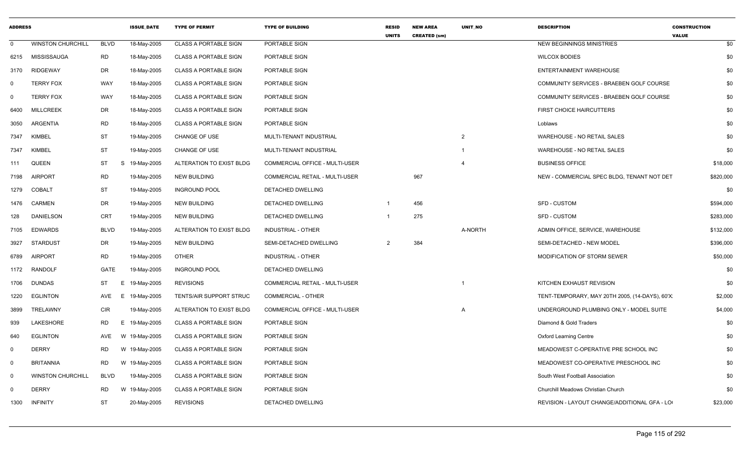| ADDRESS | | | ISSUE_DATE | TYPE OF PERMIT | TYPE OF BUILDING | RESID UNITS | NEW AREA CREATED (sm) | UNIT_NO | DESCRIPTION | CONSTRUCTION VALUE |
|---|---|---|---|---|---|---|---|---|---|---|
| 0 | WINSTON CHURCHILL | BLVD | 18-May-2005 | CLASS A PORTABLE SIGN | PORTABLE SIGN | | | | NEW BEGINNINGS MINISTRIES | $0 |
| 6215 | MISSISSAUGA | RD | 18-May-2005 | CLASS A PORTABLE SIGN | PORTABLE SIGN | | | | WILCOX BODIES | $0 |
| 3170 | RIDGEWAY | DR | 18-May-2005 | CLASS A PORTABLE SIGN | PORTABLE SIGN | | | | ENTERTAINMENT WAREHOUSE | $0 |
| 0 | TERRY FOX | WAY | 18-May-2005 | CLASS A PORTABLE SIGN | PORTABLE SIGN | | | | COMMUNITY SERVICES - BRAEBEN GOLF COURSE | $0 |
| 0 | TERRY FOX | WAY | 18-May-2005 | CLASS A PORTABLE SIGN | PORTABLE SIGN | | | | COMMUNITY SERVICES - BRAEBEN GOLF COURSE | $0 |
| 6400 | MILLCREEK | DR | 18-May-2005 | CLASS A PORTABLE SIGN | PORTABLE SIGN | | | | FIRST CHOICE HAIRCUTTERS | $0 |
| 3050 | ARGENTIA | RD | 18-May-2005 | CLASS A PORTABLE SIGN | PORTABLE SIGN | | | | Loblaws | $0 |
| 7347 | KIMBEL | ST | 19-May-2005 | CHANGE OF USE | MULTI-TENANT INDUSTRIAL | | | 2 | WAREHOUSE - NO RETAIL SALES | $0 |
| 7347 | KIMBEL | ST | 19-May-2005 | CHANGE OF USE | MULTI-TENANT INDUSTRIAL | | | 1 | WAREHOUSE - NO RETAIL SALES | $0 |
| 111 | QUEEN | ST S | 19-May-2005 | ALTERATION TO EXIST BLDG | COMMERCIAL OFFICE - MULTI-USER | | | 4 | BUSINESS OFFICE | $18,000 |
| 7198 | AIRPORT | RD | 19-May-2005 | NEW BUILDING | COMMERCIAL RETAIL - MULTI-USER | | 967 | | NEW - COMMERCIAL SPEC BLDG, TENANT NOT DET | $820,000 |
| 1279 | COBALT | ST | 19-May-2005 | INGROUND POOL | DETACHED DWELLING | | | | | $0 |
| 1476 | CARMEN | DR | 19-May-2005 | NEW BUILDING | DETACHED DWELLING | 1 | 456 | | SFD - CUSTOM | $594,000 |
| 128 | DANIELSON | CRT | 19-May-2005 | NEW BUILDING | DETACHED DWELLING | 1 | 275 | | SFD - CUSTOM | $283,000 |
| 7105 | EDWARDS | BLVD | 19-May-2005 | ALTERATION TO EXIST BLDG | INDUSTRIAL - OTHER | | | A-NORTH | ADMIN OFFICE, SERVICE, WAREHOUSE | $132,000 |
| 3927 | STARDUST | DR | 19-May-2005 | NEW BUILDING | SEMI-DETACHED DWELLING | 2 | 384 | | SEMI-DETACHED - NEW MODEL | $396,000 |
| 6789 | AIRPORT | RD | 19-May-2005 | OTHER | INDUSTRIAL - OTHER | | | | MODIFICATION OF STORM SEWER | $50,000 |
| 1172 | RANDOLF | GATE | 19-May-2005 | INGROUND POOL | DETACHED DWELLING | | | | | $0 |
| 1706 | DUNDAS | ST E | 19-May-2005 | REVISIONS | COMMERCIAL RETAIL - MULTI-USER | | | 1 | KITCHEN EXHAUST REVISION | $0 |
| 1220 | EGLINTON | AVE E | 19-May-2005 | TENTS/AIR SUPPORT STRUC | COMMERCIAL - OTHER | | | | TENT-TEMPORARY, MAY 20TH 2005, (14-DAYS), 60'X: | $2,000 |
| 3899 | TRELAWNY | CIR | 19-May-2005 | ALTERATION TO EXIST BLDG | COMMERCIAL OFFICE - MULTI-USER | | | A | UNDERGROUND PLUMBING ONLY - MODEL SUITE | $4,000 |
| 939 | LAKESHORE | RD E | 19-May-2005 | CLASS A PORTABLE SIGN | PORTABLE SIGN | | | | Diamond & Gold Traders | $0 |
| 640 | EGLINTON | AVE W | 19-May-2005 | CLASS A PORTABLE SIGN | PORTABLE SIGN | | | | Oxford Learning Centre | $0 |
| 0 | DERRY | RD W | 19-May-2005 | CLASS A PORTABLE SIGN | PORTABLE SIGN | | | | MEADOWEST C-OPERATIVE PRE SCHOOL INC | $0 |
| 0 | BRITANNIA | RD W | 19-May-2005 | CLASS A PORTABLE SIGN | PORTABLE SIGN | | | | MEADOWEST CO-OPERATIVE PRESCHOOL INC | $0 |
| 0 | WINSTON CHURCHILL | BLVD | 19-May-2005 | CLASS A PORTABLE SIGN | PORTABLE SIGN | | | | South West Football Association | $0 |
| 0 | DERRY | RD W | 19-May-2005 | CLASS A PORTABLE SIGN | PORTABLE SIGN | | | | Churchill Meadows Christian Church | $0 |
| 1300 | INFINITY | ST | 20-May-2005 | REVISIONS | DETACHED DWELLING | | | | REVISION - LAYOUT CHANGE/ADDITIONAL GFA - LO | $23,000 |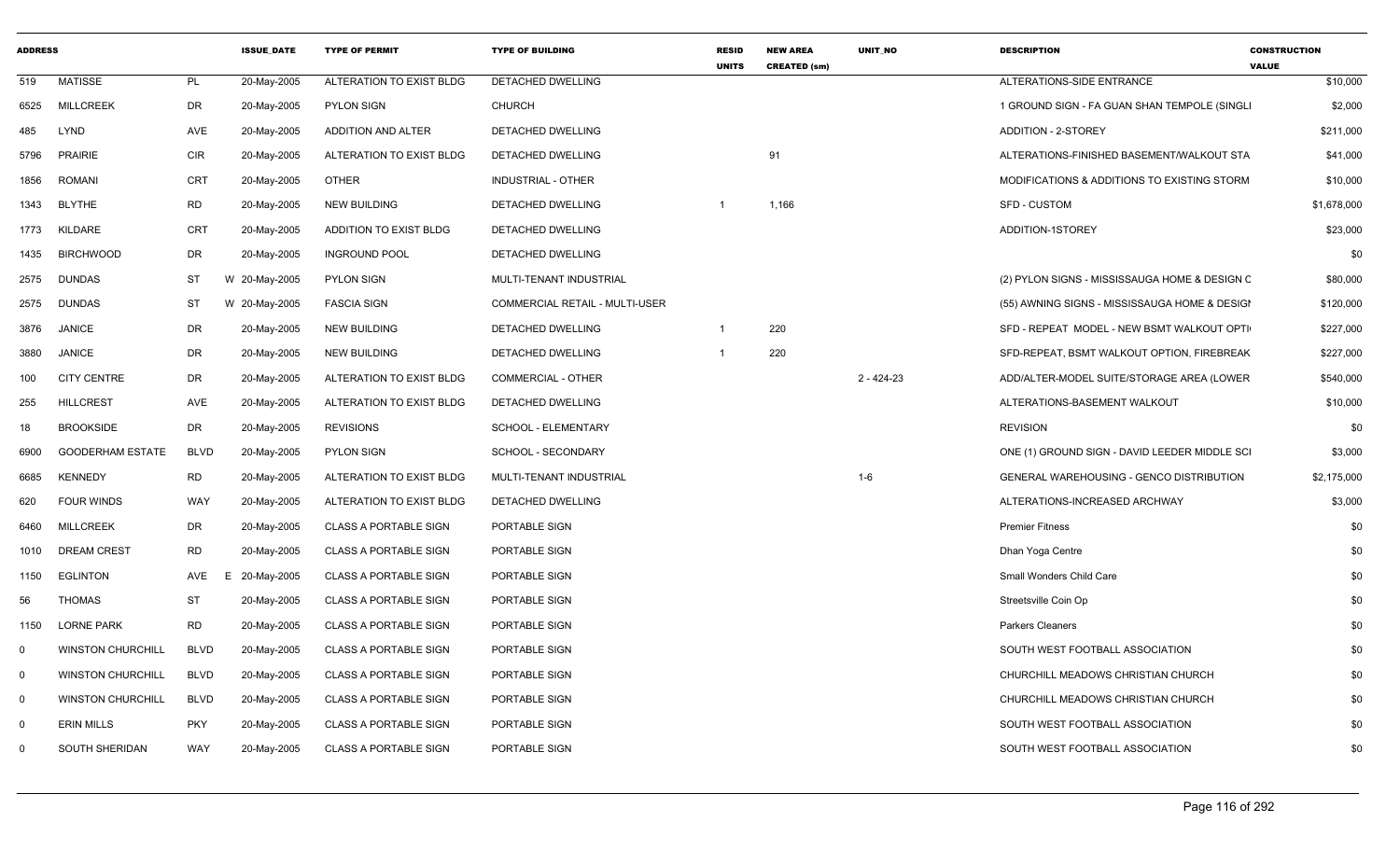| ADDRESS | | | ISSUE_DATE | TYPE OF PERMIT | TYPE OF BUILDING | RESID UNITS | NEW AREA CREATED (sm) | UNIT_NO | DESCRIPTION | CONSTRUCTION VALUE |
|---|---|---|---|---|---|---|---|---|---|---|
| 519 | MATISSE | PL | 20-May-2005 | ALTERATION TO EXIST BLDG | DETACHED DWELLING | | | | ALTERATIONS-SIDE ENTRANCE | $10,000 |
| 6525 | MILLCREEK | DR | 20-May-2005 | PYLON SIGN | CHURCH | | | | 1 GROUND SIGN - FA GUAN SHAN TEMPOLE (SINGLI | $2,000 |
| 485 | LYND | AVE | 20-May-2005 | ADDITION AND ALTER | DETACHED DWELLING | | | | ADDITION - 2-STOREY | $211,000 |
| 5796 | PRAIRIE | CIR | 20-May-2005 | ALTERATION TO EXIST BLDG | DETACHED DWELLING | | 91 | | ALTERATIONS-FINISHED BASEMENT/WALKOUT STA | $41,000 |
| 1856 | ROMANI | CRT | 20-May-2005 | OTHER | INDUSTRIAL - OTHER | | | | MODIFICATIONS & ADDITIONS TO EXISTING STORM | $10,000 |
| 1343 | BLYTHE | RD | 20-May-2005 | NEW BUILDING | DETACHED DWELLING | 1 | 1,166 | | SFD - CUSTOM | $1,678,000 |
| 1773 | KILDARE | CRT | 20-May-2005 | ADDITION TO EXIST BLDG | DETACHED DWELLING | | | | ADDITION-1STOREY | $23,000 |
| 1435 | BIRCHWOOD | DR | 20-May-2005 | INGROUND POOL | DETACHED DWELLING | | | | | $0 |
| 2575 | DUNDAS | ST | W 20-May-2005 | PYLON SIGN | MULTI-TENANT INDUSTRIAL | | | | (2) PYLON SIGNS - MISSISSAUGA HOME & DESIGN C | $80,000 |
| 2575 | DUNDAS | ST | W 20-May-2005 | FASCIA SIGN | COMMERCIAL RETAIL - MULTI-USER | | | | (55) AWNING SIGNS - MISSISSAUGA HOME & DESIGI | $120,000 |
| 3876 | JANICE | DR | 20-May-2005 | NEW BUILDING | DETACHED DWELLING | 1 | 220 | | SFD - REPEAT MODEL - NEW BSMT WALKOUT OPTI | $227,000 |
| 3880 | JANICE | DR | 20-May-2005 | NEW BUILDING | DETACHED DWELLING | 1 | 220 | | SFD-REPEAT, BSMT WALKOUT OPTION, FIREBREAK | $227,000 |
| 100 | CITY CENTRE | DR | 20-May-2005 | ALTERATION TO EXIST BLDG | COMMERCIAL - OTHER | | | 2 - 424-23 | ADD/ALTER-MODEL SUITE/STORAGE AREA (LOWER | $540,000 |
| 255 | HILLCREST | AVE | 20-May-2005 | ALTERATION TO EXIST BLDG | DETACHED DWELLING | | | | ALTERATIONS-BASEMENT WALKOUT | $10,000 |
| 18 | BROOKSIDE | DR | 20-May-2005 | REVISIONS | SCHOOL - ELEMENTARY | | | | REVISION | $0 |
| 6900 | GOODERHAM ESTATE | BLVD | 20-May-2005 | PYLON SIGN | SCHOOL - SECONDARY | | | | ONE (1) GROUND SIGN - DAVID LEEDER MIDDLE SCI | $3,000 |
| 6685 | KENNEDY | RD | 20-May-2005 | ALTERATION TO EXIST BLDG | MULTI-TENANT INDUSTRIAL | | | 1-6 | GENERAL WAREHOUSING - GENCO DISTRIBUTION | $2,175,000 |
| 620 | FOUR WINDS | WAY | 20-May-2005 | ALTERATION TO EXIST BLDG | DETACHED DWELLING | | | | ALTERATIONS-INCREASED ARCHWAY | $3,000 |
| 6460 | MILLCREEK | DR | 20-May-2005 | CLASS A PORTABLE SIGN | PORTABLE SIGN | | | | Premier Fitness | $0 |
| 1010 | DREAM CREST | RD | 20-May-2005 | CLASS A PORTABLE SIGN | PORTABLE SIGN | | | | Dhan Yoga Centre | $0 |
| 1150 | EGLINTON | AVE | E 20-May-2005 | CLASS A PORTABLE SIGN | PORTABLE SIGN | | | | Small Wonders Child Care | $0 |
| 56 | THOMAS | ST | 20-May-2005 | CLASS A PORTABLE SIGN | PORTABLE SIGN | | | | Streetsville Coin Op | $0 |
| 1150 | LORNE PARK | RD | 20-May-2005 | CLASS A PORTABLE SIGN | PORTABLE SIGN | | | | Parkers Cleaners | $0 |
| 0 | WINSTON CHURCHILL | BLVD | 20-May-2005 | CLASS A PORTABLE SIGN | PORTABLE SIGN | | | | SOUTH WEST FOOTBALL ASSOCIATION | $0 |
| 0 | WINSTON CHURCHILL | BLVD | 20-May-2005 | CLASS A PORTABLE SIGN | PORTABLE SIGN | | | | CHURCHILL MEADOWS CHRISTIAN CHURCH | $0 |
| 0 | WINSTON CHURCHILL | BLVD | 20-May-2005 | CLASS A PORTABLE SIGN | PORTABLE SIGN | | | | CHURCHILL MEADOWS CHRISTIAN CHURCH | $0 |
| 0 | ERIN MILLS | PKY | 20-May-2005 | CLASS A PORTABLE SIGN | PORTABLE SIGN | | | | SOUTH WEST FOOTBALL ASSOCIATION | $0 |
| 0 | SOUTH SHERIDAN | WAY | 20-May-2005 | CLASS A PORTABLE SIGN | PORTABLE SIGN | | | | SOUTH WEST FOOTBALL ASSOCIATION | $0 |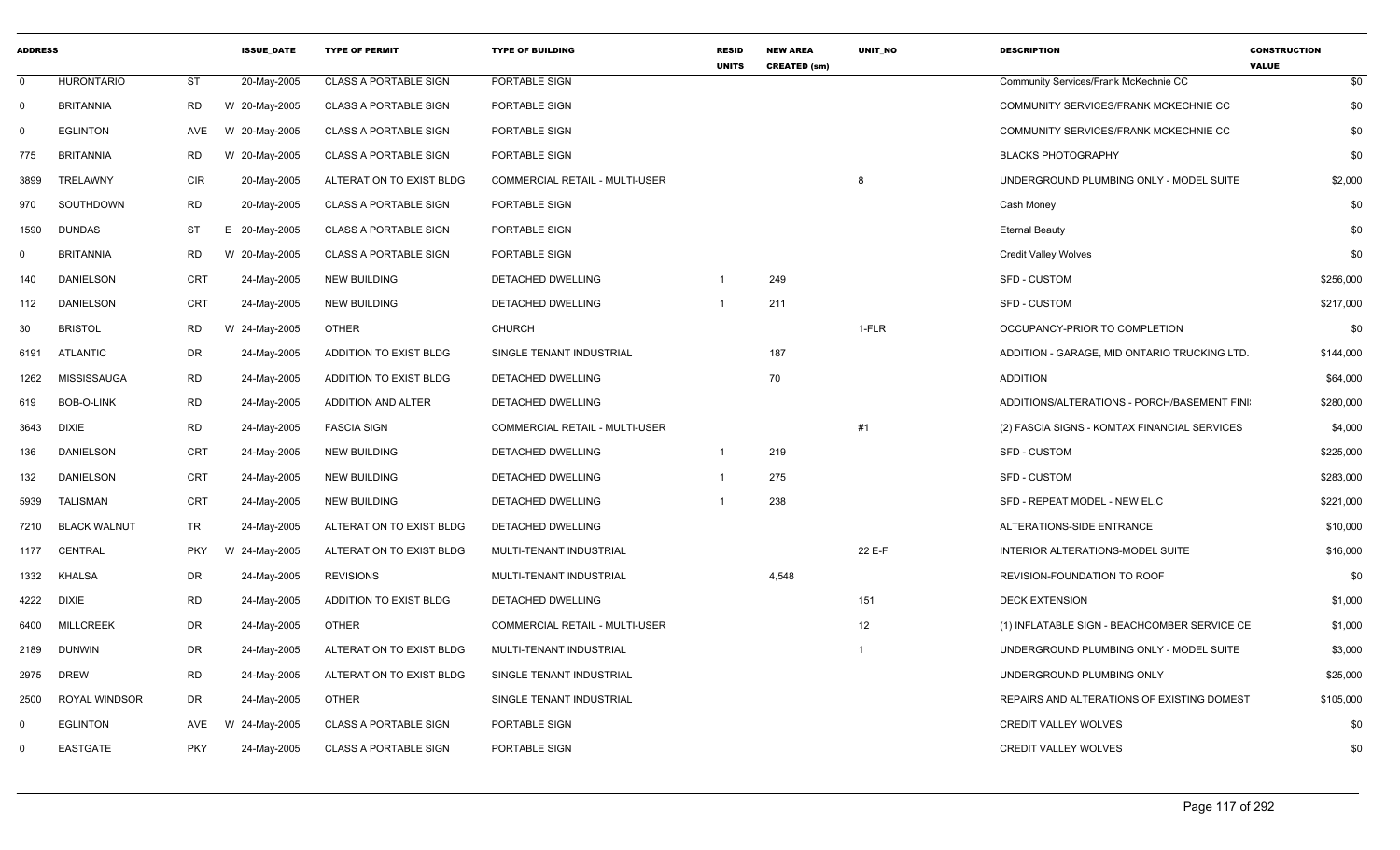| ADDRESS | | | ISSUE_DATE | TYPE OF PERMIT | TYPE OF BUILDING | RESID UNITS | NEW AREA CREATED (sm) | UNIT_NO | DESCRIPTION | CONSTRUCTION VALUE |
|---|---|---|---|---|---|---|---|---|---|---|
| 0 | HURONTARIO | ST | 20-May-2005 | CLASS A PORTABLE SIGN | PORTABLE SIGN | | | | Community Services/Frank McKechnie CC | $0 |
| 0 | BRITANNIA | RD | W 20-May-2005 | CLASS A PORTABLE SIGN | PORTABLE SIGN | | | | COMMUNITY SERVICES/FRANK MCKECHNIE CC | $0 |
| 0 | EGLINTON | AVE | W 20-May-2005 | CLASS A PORTABLE SIGN | PORTABLE SIGN | | | | COMMUNITY SERVICES/FRANK MCKECHNIE CC | $0 |
| 775 | BRITANNIA | RD | W 20-May-2005 | CLASS A PORTABLE SIGN | PORTABLE SIGN | | | | BLACKS PHOTOGRAPHY | $0 |
| 3899 | TRELAWNY | CIR | 20-May-2005 | ALTERATION TO EXIST BLDG | COMMERCIAL RETAIL - MULTI-USER | | | 8 | UNDERGROUND PLUMBING ONLY - MODEL SUITE | $2,000 |
| 970 | SOUTHDOWN | RD | 20-May-2005 | CLASS A PORTABLE SIGN | PORTABLE SIGN | | | | Cash Money | $0 |
| 1590 | DUNDAS | ST | E 20-May-2005 | CLASS A PORTABLE SIGN | PORTABLE SIGN | | | | Eternal Beauty | $0 |
| 0 | BRITANNIA | RD | W 20-May-2005 | CLASS A PORTABLE SIGN | PORTABLE SIGN | | | | Credit Valley Wolves | $0 |
| 140 | DANIELSON | CRT | 24-May-2005 | NEW BUILDING | DETACHED DWELLING | 1 | 249 | | SFD - CUSTOM | $256,000 |
| 112 | DANIELSON | CRT | 24-May-2005 | NEW BUILDING | DETACHED DWELLING | 1 | 211 | | SFD - CUSTOM | $217,000 |
| 30 | BRISTOL | RD | W 24-May-2005 | OTHER | CHURCH | | | 1-FLR | OCCUPANCY-PRIOR TO COMPLETION | $0 |
| 6191 | ATLANTIC | DR | 24-May-2005 | ADDITION TO EXIST BLDG | SINGLE TENANT INDUSTRIAL | | 187 | | ADDITION - GARAGE, MID ONTARIO TRUCKING LTD. | $144,000 |
| 1262 | MISSISSAUGA | RD | 24-May-2005 | ADDITION TO EXIST BLDG | DETACHED DWELLING | | 70 | | ADDITION | $64,000 |
| 619 | BOB-O-LINK | RD | 24-May-2005 | ADDITION AND ALTER | DETACHED DWELLING | | | | ADDITIONS/ALTERATIONS - PORCH/BASEMENT FINI: | $280,000 |
| 3643 | DIXIE | RD | 24-May-2005 | FASCIA SIGN | COMMERCIAL RETAIL - MULTI-USER | | | #1 | (2) FASCIA SIGNS - KOMTAX FINANCIAL SERVICES | $4,000 |
| 136 | DANIELSON | CRT | 24-May-2005 | NEW BUILDING | DETACHED DWELLING | 1 | 219 | | SFD - CUSTOM | $225,000 |
| 132 | DANIELSON | CRT | 24-May-2005 | NEW BUILDING | DETACHED DWELLING | 1 | 275 | | SFD - CUSTOM | $283,000 |
| 5939 | TALISMAN | CRT | 24-May-2005 | NEW BUILDING | DETACHED DWELLING | 1 | 238 | | SFD - REPEAT MODEL - NEW EL.C | $221,000 |
| 7210 | BLACK WALNUT | TR | 24-May-2005 | ALTERATION TO EXIST BLDG | DETACHED DWELLING | | | | ALTERATIONS-SIDE ENTRANCE | $10,000 |
| 1177 | CENTRAL | PKY | W 24-May-2005 | ALTERATION TO EXIST BLDG | MULTI-TENANT INDUSTRIAL | | | 22 E-F | INTERIOR ALTERATIONS-MODEL SUITE | $16,000 |
| 1332 | KHALSA | DR | 24-May-2005 | REVISIONS | MULTI-TENANT INDUSTRIAL | | 4,548 | | REVISION-FOUNDATION TO ROOF | $0 |
| 4222 | DIXIE | RD | 24-May-2005 | ADDITION TO EXIST BLDG | DETACHED DWELLING | | | 151 | DECK EXTENSION | $1,000 |
| 6400 | MILLCREEK | DR | 24-May-2005 | OTHER | COMMERCIAL RETAIL - MULTI-USER | | | 12 | (1) INFLATABLE SIGN - BEACHCOMBER SERVICE CE | $1,000 |
| 2189 | DUNWIN | DR | 24-May-2005 | ALTERATION TO EXIST BLDG | MULTI-TENANT INDUSTRIAL | | | 1 | UNDERGROUND PLUMBING ONLY - MODEL SUITE | $3,000 |
| 2975 | DREW | RD | 24-May-2005 | ALTERATION TO EXIST BLDG | SINGLE TENANT INDUSTRIAL | | | | UNDERGROUND PLUMBING ONLY | $25,000 |
| 2500 | ROYAL WINDSOR | DR | 24-May-2005 | OTHER | SINGLE TENANT INDUSTRIAL | | | | REPAIRS AND ALTERATIONS OF EXISTING DOMEST | $105,000 |
| 0 | EGLINTON | AVE | W 24-May-2005 | CLASS A PORTABLE SIGN | PORTABLE SIGN | | | | CREDIT VALLEY WOLVES | $0 |
| 0 | EASTGATE | PKY | 24-May-2005 | CLASS A PORTABLE SIGN | PORTABLE SIGN | | | | CREDIT VALLEY WOLVES | $0 |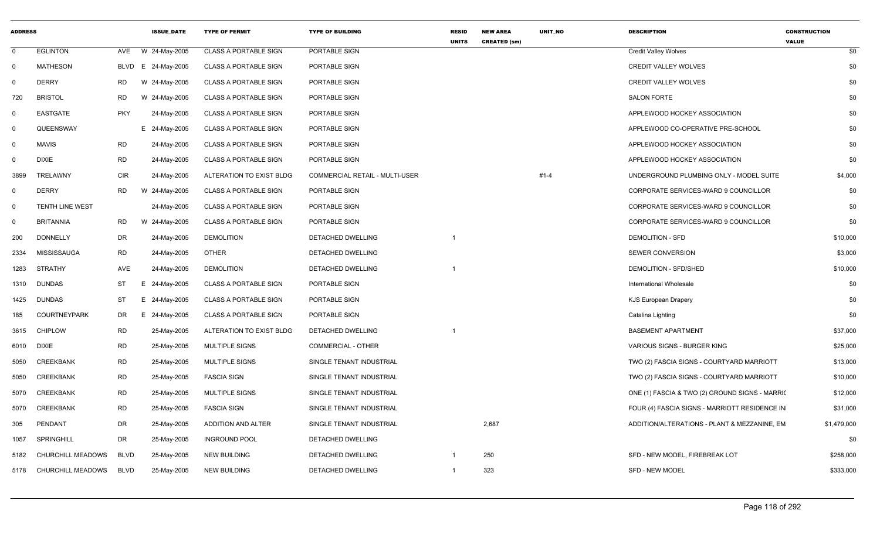| ADDRESS | | | ISSUE_DATE | TYPE OF PERMIT | TYPE OF BUILDING | RESID UNITS | NEW AREA CREATED (sm) | UNIT_NO | DESCRIPTION | CONSTRUCTION VALUE |
|---|---|---|---|---|---|---|---|---|---|---|
| 0 | EGLINTON | AVE | W 24-May-2005 | CLASS A PORTABLE SIGN | PORTABLE SIGN | | | | Credit Valley Wolves | $0 |
| 0 | MATHESON | BLVD | E 24-May-2005 | CLASS A PORTABLE SIGN | PORTABLE SIGN | | | | CREDIT VALLEY WOLVES | $0 |
| 0 | DERRY | RD | W 24-May-2005 | CLASS A PORTABLE SIGN | PORTABLE SIGN | | | | CREDIT VALLEY WOLVES | $0 |
| 720 | BRISTOL | RD | W 24-May-2005 | CLASS A PORTABLE SIGN | PORTABLE SIGN | | | | SALON FORTE | $0 |
| 0 | EASTGATE | PKY | 24-May-2005 | CLASS A PORTABLE SIGN | PORTABLE SIGN | | | | APPLEWOOD HOCKEY ASSOCIATION | $0 |
| 0 | QUEENSWAY | | E 24-May-2005 | CLASS A PORTABLE SIGN | PORTABLE SIGN | | | | APPLEWOOD CO-OPERATIVE PRE-SCHOOL | $0 |
| 0 | MAVIS | RD | 24-May-2005 | CLASS A PORTABLE SIGN | PORTABLE SIGN | | | | APPLEWOOD HOCKEY ASSOCIATION | $0 |
| 0 | DIXIE | RD | 24-May-2005 | CLASS A PORTABLE SIGN | PORTABLE SIGN | | | | APPLEWOOD HOCKEY ASSOCIATION | $0 |
| 3899 | TRELAWNY | CIR | 24-May-2005 | ALTERATION TO EXIST BLDG | COMMERCIAL RETAIL - MULTI-USER | | | #1-4 | UNDERGROUND PLUMBING ONLY - MODEL SUITE | $4,000 |
| 0 | DERRY | RD | W 24-May-2005 | CLASS A PORTABLE SIGN | PORTABLE SIGN | | | | CORPORATE SERVICES-WARD 9 COUNCILLOR | $0 |
| 0 | TENTH LINE WEST | | 24-May-2005 | CLASS A PORTABLE SIGN | PORTABLE SIGN | | | | CORPORATE SERVICES-WARD 9 COUNCILLOR | $0 |
| 0 | BRITANNIA | RD | W 24-May-2005 | CLASS A PORTABLE SIGN | PORTABLE SIGN | | | | CORPORATE SERVICES-WARD 9 COUNCILLOR | $0 |
| 200 | DONNELLY | DR | 24-May-2005 | DEMOLITION | DETACHED DWELLING | 1 | | | DEMOLITION - SFD | $10,000 |
| 2334 | MISSISSAUGA | RD | 24-May-2005 | OTHER | DETACHED DWELLING | | | | SEWER CONVERSION | $3,000 |
| 1283 | STRATHY | AVE | 24-May-2005 | DEMOLITION | DETACHED DWELLING | 1 | | | DEMOLITION - SFD/SHED | $10,000 |
| 1310 | DUNDAS | ST | E 24-May-2005 | CLASS A PORTABLE SIGN | PORTABLE SIGN | | | | International Wholesale | $0 |
| 1425 | DUNDAS | ST | E 24-May-2005 | CLASS A PORTABLE SIGN | PORTABLE SIGN | | | | KJS European Drapery | $0 |
| 185 | COURTNEYPARK | DR | E 24-May-2005 | CLASS A PORTABLE SIGN | PORTABLE SIGN | | | | Catalina Lighting | $0 |
| 3615 | CHIPLOW | RD | 25-May-2005 | ALTERATION TO EXIST BLDG | DETACHED DWELLING | 1 | | | BASEMENT APARTMENT | $37,000 |
| 6010 | DIXIE | RD | 25-May-2005 | MULTIPLE SIGNS | COMMERCIAL - OTHER | | | | VARIOUS SIGNS - BURGER KING | $25,000 |
| 5050 | CREEKBANK | RD | 25-May-2005 | MULTIPLE SIGNS | SINGLE TENANT INDUSTRIAL | | | | TWO (2) FASCIA SIGNS - COURTYARD MARRIOTT | $13,000 |
| 5050 | CREEKBANK | RD | 25-May-2005 | FASCIA SIGN | SINGLE TENANT INDUSTRIAL | | | | TWO (2) FASCIA SIGNS - COURTYARD MARRIOTT | $10,000 |
| 5070 | CREEKBANK | RD | 25-May-2005 | MULTIPLE SIGNS | SINGLE TENANT INDUSTRIAL | | | | ONE (1) FASCIA & TWO (2) GROUND SIGNS - MARRIC | $12,000 |
| 5070 | CREEKBANK | RD | 25-May-2005 | FASCIA SIGN | SINGLE TENANT INDUSTRIAL | | | | FOUR (4) FASCIA SIGNS - MARRIOTT RESIDENCE IN | $31,000 |
| 305 | PENDANT | DR | 25-May-2005 | ADDITION AND ALTER | SINGLE TENANT INDUSTRIAL | | 2,687 | | ADDITION/ALTERATIONS - PLANT & MEZZANINE, EM | $1,479,000 |
| 1057 | SPRINGHILL | DR | 25-May-2005 | INGROUND POOL | DETACHED DWELLING | | | | | $0 |
| 5182 | CHURCHILL MEADOWS | BLVD | 25-May-2005 | NEW BUILDING | DETACHED DWELLING | 1 | 250 | | SFD - NEW MODEL, FIREBREAK LOT | $258,000 |
| 5178 | CHURCHILL MEADOWS | BLVD | 25-May-2005 | NEW BUILDING | DETACHED DWELLING | 1 | 323 | | SFD - NEW MODEL | $333,000 |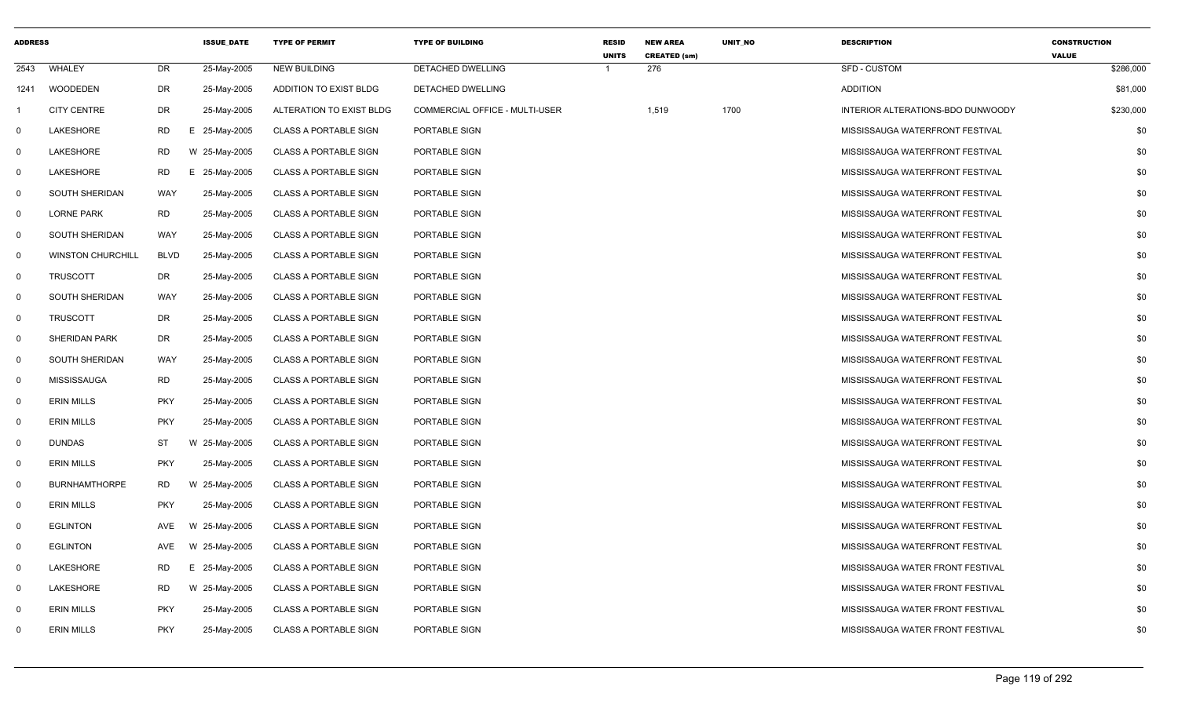| ADDRESS | | | ISSUE_DATE | TYPE OF PERMIT | TYPE OF BUILDING | RESID UNITS | NEW AREA CREATED (sm) | UNIT_NO | DESCRIPTION | CONSTRUCTION VALUE |
|---|---|---|---|---|---|---|---|---|---|---|
| 2543 | WHALEY | DR | 25-May-2005 | NEW BUILDING | DETACHED DWELLING | 1 | 276 | | SFD - CUSTOM | $286,000 |
| 1241 | WOODEDEN | DR | 25-May-2005 | ADDITION TO EXIST BLDG | DETACHED DWELLING | | | | ADDITION | $81,000 |
| 1 | CITY CENTRE | DR | 25-May-2005 | ALTERATION TO EXIST BLDG | COMMERCIAL OFFICE - MULTI-USER | | 1,519 | 1700 | INTERIOR ALTERATIONS-BDO DUNWOODY | $230,000 |
| 0 | LAKESHORE | RD | E 25-May-2005 | CLASS A PORTABLE SIGN | PORTABLE SIGN | | | | MISSISSAUGA WATERFRONT FESTIVAL | $0 |
| 0 | LAKESHORE | RD | W 25-May-2005 | CLASS A PORTABLE SIGN | PORTABLE SIGN | | | | MISSISSAUGA WATERFRONT FESTIVAL | $0 |
| 0 | LAKESHORE | RD | E 25-May-2005 | CLASS A PORTABLE SIGN | PORTABLE SIGN | | | | MISSISSAUGA WATERFRONT FESTIVAL | $0 |
| 0 | SOUTH SHERIDAN | WAY | 25-May-2005 | CLASS A PORTABLE SIGN | PORTABLE SIGN | | | | MISSISSAUGA WATERFRONT FESTIVAL | $0 |
| 0 | LORNE PARK | RD | 25-May-2005 | CLASS A PORTABLE SIGN | PORTABLE SIGN | | | | MISSISSAUGA WATERFRONT FESTIVAL | $0 |
| 0 | SOUTH SHERIDAN | WAY | 25-May-2005 | CLASS A PORTABLE SIGN | PORTABLE SIGN | | | | MISSISSAUGA WATERFRONT FESTIVAL | $0 |
| 0 | WINSTON CHURCHILL | BLVD | 25-May-2005 | CLASS A PORTABLE SIGN | PORTABLE SIGN | | | | MISSISSAUGA WATERFRONT FESTIVAL | $0 |
| 0 | TRUSCOTT | DR | 25-May-2005 | CLASS A PORTABLE SIGN | PORTABLE SIGN | | | | MISSISSAUGA WATERFRONT FESTIVAL | $0 |
| 0 | SOUTH SHERIDAN | WAY | 25-May-2005 | CLASS A PORTABLE SIGN | PORTABLE SIGN | | | | MISSISSAUGA WATERFRONT FESTIVAL | $0 |
| 0 | TRUSCOTT | DR | 25-May-2005 | CLASS A PORTABLE SIGN | PORTABLE SIGN | | | | MISSISSAUGA WATERFRONT FESTIVAL | $0 |
| 0 | SHERIDAN PARK | DR | 25-May-2005 | CLASS A PORTABLE SIGN | PORTABLE SIGN | | | | MISSISSAUGA WATERFRONT FESTIVAL | $0 |
| 0 | SOUTH SHERIDAN | WAY | 25-May-2005 | CLASS A PORTABLE SIGN | PORTABLE SIGN | | | | MISSISSAUGA WATERFRONT FESTIVAL | $0 |
| 0 | MISSISSAUGA | RD | 25-May-2005 | CLASS A PORTABLE SIGN | PORTABLE SIGN | | | | MISSISSAUGA WATERFRONT FESTIVAL | $0 |
| 0 | ERIN MILLS | PKY | 25-May-2005 | CLASS A PORTABLE SIGN | PORTABLE SIGN | | | | MISSISSAUGA WATERFRONT FESTIVAL | $0 |
| 0 | ERIN MILLS | PKY | 25-May-2005 | CLASS A PORTABLE SIGN | PORTABLE SIGN | | | | MISSISSAUGA WATERFRONT FESTIVAL | $0 |
| 0 | DUNDAS | ST | W 25-May-2005 | CLASS A PORTABLE SIGN | PORTABLE SIGN | | | | MISSISSAUGA WATERFRONT FESTIVAL | $0 |
| 0 | ERIN MILLS | PKY | 25-May-2005 | CLASS A PORTABLE SIGN | PORTABLE SIGN | | | | MISSISSAUGA WATERFRONT FESTIVAL | $0 |
| 0 | BURNHAMTHORPE | RD | W 25-May-2005 | CLASS A PORTABLE SIGN | PORTABLE SIGN | | | | MISSISSAUGA WATERFRONT FESTIVAL | $0 |
| 0 | ERIN MILLS | PKY | 25-May-2005 | CLASS A PORTABLE SIGN | PORTABLE SIGN | | | | MISSISSAUGA WATERFRONT FESTIVAL | $0 |
| 0 | EGLINTON | AVE | W 25-May-2005 | CLASS A PORTABLE SIGN | PORTABLE SIGN | | | | MISSISSAUGA WATERFRONT FESTIVAL | $0 |
| 0 | EGLINTON | AVE | W 25-May-2005 | CLASS A PORTABLE SIGN | PORTABLE SIGN | | | | MISSISSAUGA WATERFRONT FESTIVAL | $0 |
| 0 | LAKESHORE | RD | E 25-May-2005 | CLASS A PORTABLE SIGN | PORTABLE SIGN | | | | MISSISSAUGA WATER FRONT FESTIVAL | $0 |
| 0 | LAKESHORE | RD | W 25-May-2005 | CLASS A PORTABLE SIGN | PORTABLE SIGN | | | | MISSISSAUGA WATER FRONT FESTIVAL | $0 |
| 0 | ERIN MILLS | PKY | 25-May-2005 | CLASS A PORTABLE SIGN | PORTABLE SIGN | | | | MISSISSAUGA WATER FRONT FESTIVAL | $0 |
| 0 | ERIN MILLS | PKY | 25-May-2005 | CLASS A PORTABLE SIGN | PORTABLE SIGN | | | | MISSISSAUGA WATER FRONT FESTIVAL | $0 |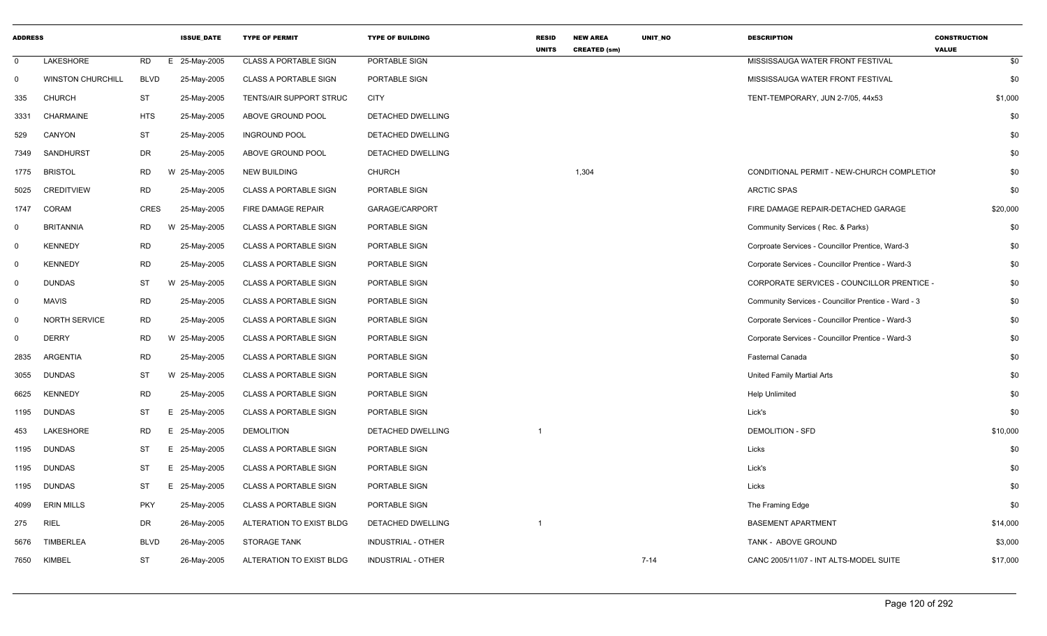| ADDRESS | | | ISSUE_DATE | TYPE OF PERMIT | TYPE OF BUILDING | RESID UNITS | NEW AREA CREATED (sm) | UNIT_NO | DESCRIPTION | CONSTRUCTION VALUE |
|---|---|---|---|---|---|---|---|---|---|---|
| 0 | LAKESHORE | RD | E 25-May-2005 | CLASS A PORTABLE SIGN | PORTABLE SIGN | | | | MISSISSAUGA WATER FRONT FESTIVAL | $0 |
| 0 | WINSTON CHURCHILL | BLVD | 25-May-2005 | CLASS A PORTABLE SIGN | PORTABLE SIGN | | | | MISSISSAUGA WATER FRONT FESTIVAL | $0 |
| 335 | CHURCH | ST | 25-May-2005 | TENTS/AIR SUPPORT STRUC | CITY | | | | TENT-TEMPORARY, JUN 2-7/05, 44x53 | $1,000 |
| 3331 | CHARMAINE | HTS | 25-May-2005 | ABOVE GROUND POOL | DETACHED DWELLING | | | | | $0 |
| 529 | CANYON | ST | 25-May-2005 | INGROUND POOL | DETACHED DWELLING | | | | | $0 |
| 7349 | SANDHURST | DR | 25-May-2005 | ABOVE GROUND POOL | DETACHED DWELLING | | | | | $0 |
| 1775 | BRISTOL | RD | W 25-May-2005 | NEW BUILDING | CHURCH | | 1,304 | | CONDITIONAL PERMIT - NEW-CHURCH COMPLETION | $0 |
| 5025 | CREDITVIEW | RD | 25-May-2005 | CLASS A PORTABLE SIGN | PORTABLE SIGN | | | | ARCTIC SPAS | $0 |
| 1747 | CORAM | CRES | 25-May-2005 | FIRE DAMAGE REPAIR | GARAGE/CARPORT | | | | FIRE DAMAGE REPAIR-DETACHED GARAGE | $20,000 |
| 0 | BRITANNIA | RD | W 25-May-2005 | CLASS A PORTABLE SIGN | PORTABLE SIGN | | | | Community Services ( Rec. & Parks) | $0 |
| 0 | KENNEDY | RD | 25-May-2005 | CLASS A PORTABLE SIGN | PORTABLE SIGN | | | | Corproate Services - Councillor Prentice, Ward-3 | $0 |
| 0 | KENNEDY | RD | 25-May-2005 | CLASS A PORTABLE SIGN | PORTABLE SIGN | | | | Corporate Services - Councillor Prentice - Ward-3 | $0 |
| 0 | DUNDAS | ST | W 25-May-2005 | CLASS A PORTABLE SIGN | PORTABLE SIGN | | | | CORPORATE SERVICES - COUNCILLOR PRENTICE - | $0 |
| 0 | MAVIS | RD | 25-May-2005 | CLASS A PORTABLE SIGN | PORTABLE SIGN | | | | Community Services - Councillor Prentice - Ward - 3 | $0 |
| 0 | NORTH SERVICE | RD | 25-May-2005 | CLASS A PORTABLE SIGN | PORTABLE SIGN | | | | Corporate Services - Councillor Prentice - Ward-3 | $0 |
| 0 | DERRY | RD | W 25-May-2005 | CLASS A PORTABLE SIGN | PORTABLE SIGN | | | | Corporate Services - Councillor Prentice - Ward-3 | $0 |
| 2835 | ARGENTIA | RD | 25-May-2005 | CLASS A PORTABLE SIGN | PORTABLE SIGN | | | | Fasternal Canada | $0 |
| 3055 | DUNDAS | ST | W 25-May-2005 | CLASS A PORTABLE SIGN | PORTABLE SIGN | | | | United Family Martial Arts | $0 |
| 6625 | KENNEDY | RD | 25-May-2005 | CLASS A PORTABLE SIGN | PORTABLE SIGN | | | | Help Unlimited | $0 |
| 1195 | DUNDAS | ST | E 25-May-2005 | CLASS A PORTABLE SIGN | PORTABLE SIGN | | | | Lick's | $0 |
| 453 | LAKESHORE | RD | E 25-May-2005 | DEMOLITION | DETACHED DWELLING | 1 | | | DEMOLITION - SFD | $10,000 |
| 1195 | DUNDAS | ST | E 25-May-2005 | CLASS A PORTABLE SIGN | PORTABLE SIGN | | | | Licks | $0 |
| 1195 | DUNDAS | ST | E 25-May-2005 | CLASS A PORTABLE SIGN | PORTABLE SIGN | | | | Lick's | $0 |
| 1195 | DUNDAS | ST | E 25-May-2005 | CLASS A PORTABLE SIGN | PORTABLE SIGN | | | | Licks | $0 |
| 4099 | ERIN MILLS | PKY | 25-May-2005 | CLASS A PORTABLE SIGN | PORTABLE SIGN | | | | The Framing Edge | $0 |
| 275 | RIEL | DR | 26-May-2005 | ALTERATION TO EXIST BLDG | DETACHED DWELLING | 1 | | | BASEMENT APARTMENT | $14,000 |
| 5676 | TIMBERLEA | BLVD | 26-May-2005 | STORAGE TANK | INDUSTRIAL - OTHER | | | | TANK - ABOVE GROUND | $3,000 |
| 7650 | KIMBEL | ST | 26-May-2005 | ALTERATION TO EXIST BLDG | INDUSTRIAL - OTHER | | | 7-14 | CANC 2005/11/07 - INT ALTS-MODEL SUITE | $17,000 |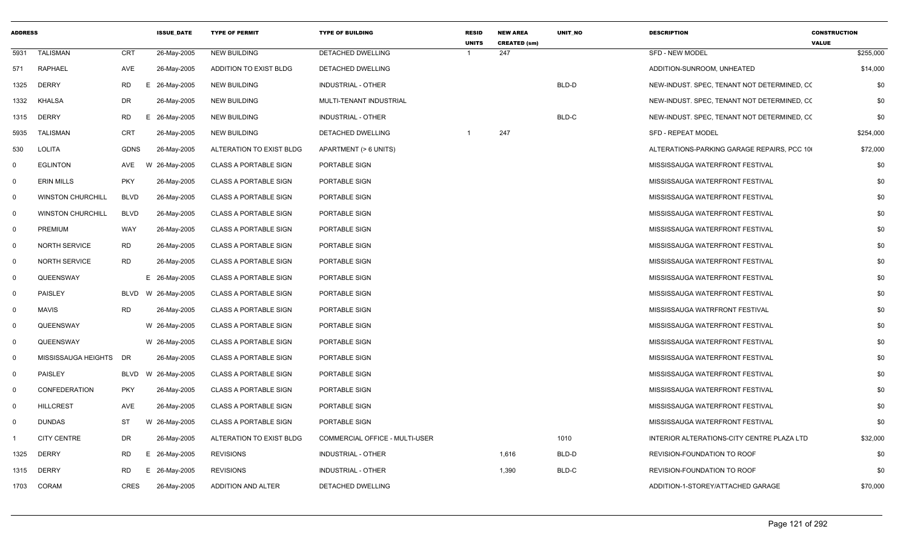| ADDRESS | | | ISSUE_DATE | TYPE OF PERMIT | TYPE OF BUILDING | RESID UNITS | NEW AREA CREATED (sm) | UNIT_NO | DESCRIPTION | CONSTRUCTION VALUE |
|---|---|---|---|---|---|---|---|---|---|---|
| 5931 | TALISMAN | CRT | 26-May-2005 | NEW BUILDING | DETACHED DWELLING | 1 | 247 | | SFD - NEW MODEL | $255,000 |
| 571 | RAPHAEL | AVE | 26-May-2005 | ADDITION TO EXIST BLDG | DETACHED DWELLING | | | | ADDITION-SUNROOM, UNHEATED | $14,000 |
| 1325 | DERRY | RD | E 26-May-2005 | NEW BUILDING | INDUSTRIAL - OTHER | | | BLD-D | NEW-INDUST. SPEC, TENANT NOT DETERMINED, CC | $0 |
| 1332 | KHALSA | DR | 26-May-2005 | NEW BUILDING | MULTI-TENANT INDUSTRIAL | | | | NEW-INDUST. SPEC, TENANT NOT DETERMINED, CC | $0 |
| 1315 | DERRY | RD | E 26-May-2005 | NEW BUILDING | INDUSTRIAL - OTHER | | | BLD-C | NEW-INDUST. SPEC, TENANT NOT DETERMINED, CC | $0 |
| 5935 | TALISMAN | CRT | 26-May-2005 | NEW BUILDING | DETACHED DWELLING | 1 | 247 | | SFD - REPEAT MODEL | $254,000 |
| 530 | LOLITA | GDNS | 26-May-2005 | ALTERATION TO EXIST BLDG | APARTMENT (> 6 UNITS) | | | | ALTERATIONS-PARKING GARAGE REPAIRS, PCC 10 | $72,000 |
| 0 | EGLINTON | AVE | W 26-May-2005 | CLASS A PORTABLE SIGN | PORTABLE SIGN | | | | MISSISSAUGA WATERFRONT FESTIVAL | $0 |
| 0 | ERIN MILLS | PKY | 26-May-2005 | CLASS A PORTABLE SIGN | PORTABLE SIGN | | | | MISSISSAUGA WATERFRONT FESTIVAL | $0 |
| 0 | WINSTON CHURCHILL | BLVD | 26-May-2005 | CLASS A PORTABLE SIGN | PORTABLE SIGN | | | | MISSISSAUGA WATERFRONT FESTIVAL | $0 |
| 0 | WINSTON CHURCHILL | BLVD | 26-May-2005 | CLASS A PORTABLE SIGN | PORTABLE SIGN | | | | MISSISSAUGA WATERFRONT FESTIVAL | $0 |
| 0 | PREMIUM | WAY | 26-May-2005 | CLASS A PORTABLE SIGN | PORTABLE SIGN | | | | MISSISSAUGA WATERFRONT FESTIVAL | $0 |
| 0 | NORTH SERVICE | RD | 26-May-2005 | CLASS A PORTABLE SIGN | PORTABLE SIGN | | | | MISSISSAUGA WATERFRONT FESTIVAL | $0 |
| 0 | NORTH SERVICE | RD | 26-May-2005 | CLASS A PORTABLE SIGN | PORTABLE SIGN | | | | MISSISSAUGA WATERFRONT FESTIVAL | $0 |
| 0 | QUEENSWAY | | E 26-May-2005 | CLASS A PORTABLE SIGN | PORTABLE SIGN | | | | MISSISSAUGA WATERFRONT FESTIVAL | $0 |
| 0 | PAISLEY | BLVD | W 26-May-2005 | CLASS A PORTABLE SIGN | PORTABLE SIGN | | | | MISSISSAUGA WATERFRONT FESTIVAL | $0 |
| 0 | MAVIS | RD | 26-May-2005 | CLASS A PORTABLE SIGN | PORTABLE SIGN | | | | MISSISSAUGA WATRFRONT FESTIVAL | $0 |
| 0 | QUEENSWAY | | W 26-May-2005 | CLASS A PORTABLE SIGN | PORTABLE SIGN | | | | MISSISSAUGA WATERFRONT FESTIVAL | $0 |
| 0 | QUEENSWAY | | W 26-May-2005 | CLASS A PORTABLE SIGN | PORTABLE SIGN | | | | MISSISSAUGA WATERFRONT FESTIVAL | $0 |
| 0 | MISSISSAUGA HEIGHTS | DR | 26-May-2005 | CLASS A PORTABLE SIGN | PORTABLE SIGN | | | | MISSISSAUGA WATERFRONT FESTIVAL | $0 |
| 0 | PAISLEY | BLVD | W 26-May-2005 | CLASS A PORTABLE SIGN | PORTABLE SIGN | | | | MISSISSAUGA WATERFRONT FESTIVAL | $0 |
| 0 | CONFEDERATION | PKY | 26-May-2005 | CLASS A PORTABLE SIGN | PORTABLE SIGN | | | | MISSISSAUGA WATERFRONT FESTIVAL | $0 |
| 0 | HILLCREST | AVE | 26-May-2005 | CLASS A PORTABLE SIGN | PORTABLE SIGN | | | | MISSISSAUGA WATERFRONT FESTIVAL | $0 |
| 0 | DUNDAS | ST | W 26-May-2005 | CLASS A PORTABLE SIGN | PORTABLE SIGN | | | | MISSISSAUGA WATERFRONT FESTIVAL | $0 |
| 1 | CITY CENTRE | DR | 26-May-2005 | ALTERATION TO EXIST BLDG | COMMERCIAL OFFICE - MULTI-USER | | | 1010 | INTERIOR ALTERATIONS-CITY CENTRE PLAZA LTD | $32,000 |
| 1325 | DERRY | RD | E 26-May-2005 | REVISIONS | INDUSTRIAL - OTHER | | 1,616 | BLD-D | REVISION-FOUNDATION TO ROOF | $0 |
| 1315 | DERRY | RD | E 26-May-2005 | REVISIONS | INDUSTRIAL - OTHER | | 1,390 | BLD-C | REVISION-FOUNDATION TO ROOF | $0 |
| 1703 | CORAM | CRES | 26-May-2005 | ADDITION AND ALTER | DETACHED DWELLING | | | | ADDITION-1-STOREY/ATTACHED GARAGE | $70,000 |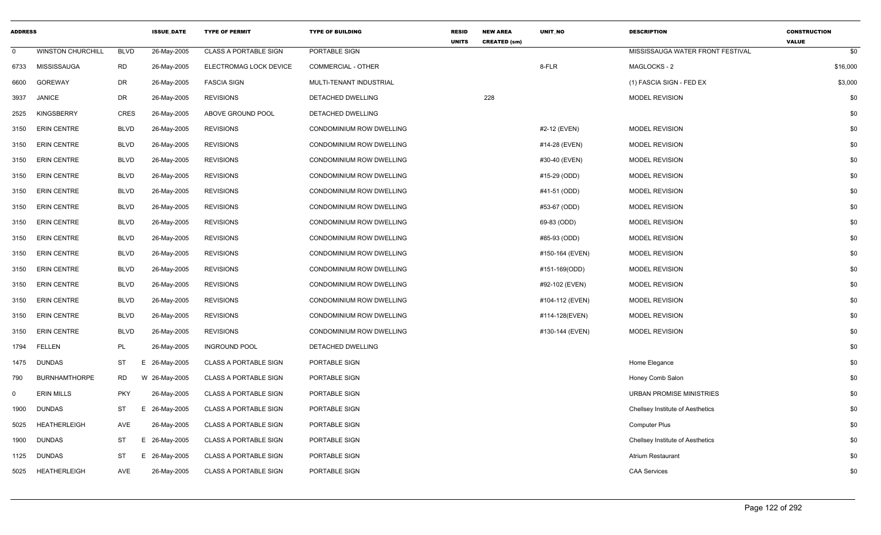| ADDRESS | | | ISSUE_DATE | TYPE OF PERMIT | TYPE OF BUILDING | RESID UNITS | NEW AREA CREATED (sm) | UNIT_NO | DESCRIPTION | CONSTRUCTION VALUE |
|---|---|---|---|---|---|---|---|---|---|---|
| 0 | WINSTON CHURCHILL | BLVD | 26-May-2005 | CLASS A PORTABLE SIGN | PORTABLE SIGN | | | | MISSISSAUGA WATER FRONT FESTIVAL | $0 |
| 6733 | MISSISSAUGA | RD | 26-May-2005 | ELECTROMAG LOCK DEVICE | COMMERCIAL - OTHER | | | 8-FLR | MAGLOCKS - 2 | $16,000 |
| 6600 | GOREWAY | DR | 26-May-2005 | FASCIA SIGN | MULTI-TENANT INDUSTRIAL | | | | (1) FASCIA SIGN - FED EX | $3,000 |
| 3937 | JANICE | DR | 26-May-2005 | REVISIONS | DETACHED DWELLING | | 228 | | MODEL REVISION | $0 |
| 2525 | KINGSBERRY | CRES | 26-May-2005 | ABOVE GROUND POOL | DETACHED DWELLING | | | | | $0 |
| 3150 | ERIN CENTRE | BLVD | 26-May-2005 | REVISIONS | CONDOMINIUM ROW DWELLING | | | #2-12 (EVEN) | MODEL REVISION | $0 |
| 3150 | ERIN CENTRE | BLVD | 26-May-2005 | REVISIONS | CONDOMINIUM ROW DWELLING | | | #14-28 (EVEN) | MODEL REVISION | $0 |
| 3150 | ERIN CENTRE | BLVD | 26-May-2005 | REVISIONS | CONDOMINIUM ROW DWELLING | | | #30-40 (EVEN) | MODEL REVISION | $0 |
| 3150 | ERIN CENTRE | BLVD | 26-May-2005 | REVISIONS | CONDOMINIUM ROW DWELLING | | | #15-29 (ODD) | MODEL REVISION | $0 |
| 3150 | ERIN CENTRE | BLVD | 26-May-2005 | REVISIONS | CONDOMINIUM ROW DWELLING | | | #41-51 (ODD) | MODEL REVISION | $0 |
| 3150 | ERIN CENTRE | BLVD | 26-May-2005 | REVISIONS | CONDOMINIUM ROW DWELLING | | | #53-67 (ODD) | MODEL REVISION | $0 |
| 3150 | ERIN CENTRE | BLVD | 26-May-2005 | REVISIONS | CONDOMINIUM ROW DWELLING | | | 69-83 (ODD) | MODEL REVISION | $0 |
| 3150 | ERIN CENTRE | BLVD | 26-May-2005 | REVISIONS | CONDOMINIUM ROW DWELLING | | | #85-93 (ODD) | MODEL REVISION | $0 |
| 3150 | ERIN CENTRE | BLVD | 26-May-2005 | REVISIONS | CONDOMINIUM ROW DWELLING | | | #150-164 (EVEN) | MODEL REVISION | $0 |
| 3150 | ERIN CENTRE | BLVD | 26-May-2005 | REVISIONS | CONDOMINIUM ROW DWELLING | | | #151-169(ODD) | MODEL REVISION | $0 |
| 3150 | ERIN CENTRE | BLVD | 26-May-2005 | REVISIONS | CONDOMINIUM ROW DWELLING | | | #92-102 (EVEN) | MODEL REVISION | $0 |
| 3150 | ERIN CENTRE | BLVD | 26-May-2005 | REVISIONS | CONDOMINIUM ROW DWELLING | | | #104-112 (EVEN) | MODEL REVISION | $0 |
| 3150 | ERIN CENTRE | BLVD | 26-May-2005 | REVISIONS | CONDOMINIUM ROW DWELLING | | | #114-128(EVEN) | MODEL REVISION | $0 |
| 3150 | ERIN CENTRE | BLVD | 26-May-2005 | REVISIONS | CONDOMINIUM ROW DWELLING | | | #130-144 (EVEN) | MODEL REVISION | $0 |
| 1794 | FELLEN | PL | 26-May-2005 | INGROUND POOL | DETACHED DWELLING | | | | | $0 |
| 1475 | DUNDAS | ST | E 26-May-2005 | CLASS A PORTABLE SIGN | PORTABLE SIGN | | | | Home Elegance | $0 |
| 790 | BURNHAMTHORPE | RD | W 26-May-2005 | CLASS A PORTABLE SIGN | PORTABLE SIGN | | | | Honey Comb Salon | $0 |
| 0 | ERIN MILLS | PKY | 26-May-2005 | CLASS A PORTABLE SIGN | PORTABLE SIGN | | | | URBAN PROMISE MINISTRIES | $0 |
| 1900 | DUNDAS | ST | E 26-May-2005 | CLASS A PORTABLE SIGN | PORTABLE SIGN | | | | Chellsey Institute of Aesthetics | $0 |
| 5025 | HEATHERLEIGH | AVE | 26-May-2005 | CLASS A PORTABLE SIGN | PORTABLE SIGN | | | | Computer Plus | $0 |
| 1900 | DUNDAS | ST | E 26-May-2005 | CLASS A PORTABLE SIGN | PORTABLE SIGN | | | | Chellsey Institute of Aesthetics | $0 |
| 1125 | DUNDAS | ST | E 26-May-2005 | CLASS A PORTABLE SIGN | PORTABLE SIGN | | | | Atrium Restaurant | $0 |
| 5025 | HEATHERLEIGH | AVE | 26-May-2005 | CLASS A PORTABLE SIGN | PORTABLE SIGN | | | | CAA Services | $0 |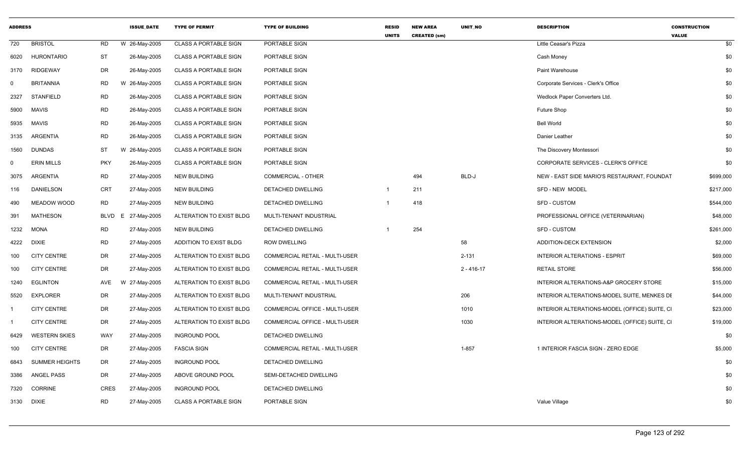| ADDRESS | | | ISSUE_DATE | TYPE OF PERMIT | TYPE OF BUILDING | RESID UNITS | NEW AREA CREATED (sm) | UNIT_NO | DESCRIPTION | CONSTRUCTION VALUE |
|---|---|---|---|---|---|---|---|---|---|---|
| 720 | BRISTOL | RD | W 26-May-2005 | CLASS A PORTABLE SIGN | PORTABLE SIGN | | | | Little Ceasar's Pizza | $0 |
| 6020 | HURONTARIO | ST | 26-May-2005 | CLASS A PORTABLE SIGN | PORTABLE SIGN | | | | Cash Money | $0 |
| 3170 | RIDGEWAY | DR | 26-May-2005 | CLASS A PORTABLE SIGN | PORTABLE SIGN | | | | Paint Warehouse | $0 |
| 0 | BRITANNIA | RD | W 26-May-2005 | CLASS A PORTABLE SIGN | PORTABLE SIGN | | | | Corporate Services - Clerk's Office | $0 |
| 2327 | STANFIELD | RD | 26-May-2005 | CLASS A PORTABLE SIGN | PORTABLE SIGN | | | | Wedlock Paper Converters Ltd. | $0 |
| 5900 | MAVIS | RD | 26-May-2005 | CLASS A PORTABLE SIGN | PORTABLE SIGN | | | | Future Shop | $0 |
| 5935 | MAVIS | RD | 26-May-2005 | CLASS A PORTABLE SIGN | PORTABLE SIGN | | | | Bell World | $0 |
| 3135 | ARGENTIA | RD | 26-May-2005 | CLASS A PORTABLE SIGN | PORTABLE SIGN | | | | Danier Leather | $0 |
| 1560 | DUNDAS | ST | W 26-May-2005 | CLASS A PORTABLE SIGN | PORTABLE SIGN | | | | The Discovery Montessori | $0 |
| 0 | ERIN MILLS | PKY | 26-May-2005 | CLASS A PORTABLE SIGN | PORTABLE SIGN | | | | CORPORATE SERVICES - CLERK'S OFFICE | $0 |
| 3075 | ARGENTIA | RD | 27-May-2005 | NEW BUILDING | COMMERCIAL - OTHER | | 494 | BLD-J | NEW - EAST SIDE MARIO'S RESTAURANT, FOUNDAT | $699,000 |
| 116 | DANIELSON | CRT | 27-May-2005 | NEW BUILDING | DETACHED DWELLING | 1 | 211 | | SFD - NEW MODEL | $217,000 |
| 490 | MEADOW WOOD | RD | 27-May-2005 | NEW BUILDING | DETACHED DWELLING | 1 | 418 | | SFD - CUSTOM | $544,000 |
| 391 | MATHESON | BLVD | E 27-May-2005 | ALTERATION TO EXIST BLDG | MULTI-TENANT INDUSTRIAL | | | | PROFESSIONAL OFFICE (VETERINARIAN) | $48,000 |
| 1232 | MONA | RD | 27-May-2005 | NEW BUILDING | DETACHED DWELLING | 1 | 254 | | SFD - CUSTOM | $261,000 |
| 4222 | DIXIE | RD | 27-May-2005 | ADDITION TO EXIST BLDG | ROW DWELLING | | | 58 | ADDITION-DECK EXTENSION | $2,000 |
| 100 | CITY CENTRE | DR | 27-May-2005 | ALTERATION TO EXIST BLDG | COMMERCIAL RETAIL - MULTI-USER | | | 2-131 | INTERIOR ALTERATIONS - ESPRIT | $69,000 |
| 100 | CITY CENTRE | DR | 27-May-2005 | ALTERATION TO EXIST BLDG | COMMERCIAL RETAIL - MULTI-USER | | | 2 - 416-17 | RETAIL STORE | $56,000 |
| 1240 | EGLINTON | AVE | W 27-May-2005 | ALTERATION TO EXIST BLDG | COMMERCIAL RETAIL - MULTI-USER | | | | INTERIOR ALTERATIONS-A&P GROCERY STORE | $15,000 |
| 5520 | EXPLORER | DR | 27-May-2005 | ALTERATION TO EXIST BLDG | MULTI-TENANT INDUSTRIAL | | | 206 | INTERIOR ALTERATIONS-MODEL SUITE, MENKES DE | $44,000 |
| 1 | CITY CENTRE | DR | 27-May-2005 | ALTERATION TO EXIST BLDG | COMMERCIAL OFFICE - MULTI-USER | | | 1010 | INTERIOR ALTERATIONS-MODEL (OFFICE) SUITE, CI | $23,000 |
| 1 | CITY CENTRE | DR | 27-May-2005 | ALTERATION TO EXIST BLDG | COMMERCIAL OFFICE - MULTI-USER | | | 1030 | INTERIOR ALTERATIONS-MODEL (OFFICE) SUITE, CI | $19,000 |
| 6429 | WESTERN SKIES | WAY | 27-May-2005 | INGROUND POOL | DETACHED DWELLING | | | | | $0 |
| 100 | CITY CENTRE | DR | 27-May-2005 | FASCIA SIGN | COMMERCIAL RETAIL - MULTI-USER | | | 1-857 | 1 INTERIOR FASCIA SIGN - ZERO EDGE | $5,000 |
| 6843 | SUMMER HEIGHTS | DR | 27-May-2005 | INGROUND POOL | DETACHED DWELLING | | | | | $0 |
| 3386 | ANGEL PASS | DR | 27-May-2005 | ABOVE GROUND POOL | SEMI-DETACHED DWELLING | | | | | $0 |
| 7320 | CORRINE | CRES | 27-May-2005 | INGROUND POOL | DETACHED DWELLING | | | | | $0 |
| 3130 | DIXIE | RD | 27-May-2005 | CLASS A PORTABLE SIGN | PORTABLE SIGN | | | | Value Village | $0 |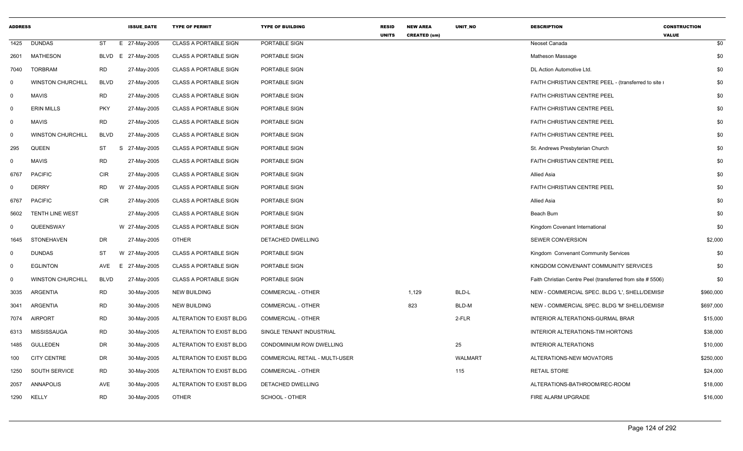| ADDRESS | | | | ISSUE_DATE | TYPE OF PERMIT | TYPE OF BUILDING | RESID UNITS | NEW AREA CREATED (sm) | UNIT_NO | DESCRIPTION | CONSTRUCTION VALUE |
|---|---|---|---|---|---|---|---|---|---|---|---|
| 1425 | DUNDAS | ST | E | 27-May-2005 | CLASS A PORTABLE SIGN | PORTABLE SIGN | | | | Neoset Canada | $0 |
| 2601 | MATHESON | BLVD | E | 27-May-2005 | CLASS A PORTABLE SIGN | PORTABLE SIGN | | | | Matheson Massage | $0 |
| 7040 | TORBRAM | RD | | 27-May-2005 | CLASS A PORTABLE SIGN | PORTABLE SIGN | | | | DL Action Automotive Ltd. | $0 |
| 0 | WINSTON CHURCHILL | BLVD | | 27-May-2005 | CLASS A PORTABLE SIGN | PORTABLE SIGN | | | | FAITH CHRISTIAN CENTRE PEEL - (transferred to site i | $0 |
| 0 | MAVIS | RD | | 27-May-2005 | CLASS A PORTABLE SIGN | PORTABLE SIGN | | | | FAITH CHRISTIAN CENTRE PEEL | $0 |
| 0 | ERIN MILLS | PKY | | 27-May-2005 | CLASS A PORTABLE SIGN | PORTABLE SIGN | | | | FAITH CHRISTIAN CENTRE PEEL | $0 |
| 0 | MAVIS | RD | | 27-May-2005 | CLASS A PORTABLE SIGN | PORTABLE SIGN | | | | FAITH CHRISTIAN CENTRE PEEL | $0 |
| 0 | WINSTON CHURCHILL | BLVD | | 27-May-2005 | CLASS A PORTABLE SIGN | PORTABLE SIGN | | | | FAITH CHRISTIAN CENTRE PEEL | $0 |
| 295 | QUEEN | ST | S | 27-May-2005 | CLASS A PORTABLE SIGN | PORTABLE SIGN | | | | St. Andrews Presbyterian Church | $0 |
| 0 | MAVIS | RD | | 27-May-2005 | CLASS A PORTABLE SIGN | PORTABLE SIGN | | | | FAITH CHRISTIAN CENTRE PEEL | $0 |
| 6767 | PACIFIC | CIR | | 27-May-2005 | CLASS A PORTABLE SIGN | PORTABLE SIGN | | | | Allied Asia | $0 |
| 0 | DERRY | RD | W | 27-May-2005 | CLASS A PORTABLE SIGN | PORTABLE SIGN | | | | FAITH CHRISTIAN CENTRE PEEL | $0 |
| 6767 | PACIFIC | CIR | | 27-May-2005 | CLASS A PORTABLE SIGN | PORTABLE SIGN | | | | Allied Asia | $0 |
| 5602 | TENTH LINE WEST | | | 27-May-2005 | CLASS A PORTABLE SIGN | PORTABLE SIGN | | | | Beach Bum | $0 |
| 0 | QUEENSWAY | | W | 27-May-2005 | CLASS A PORTABLE SIGN | PORTABLE SIGN | | | | Kingdom Covenant International | $0 |
| 1645 | STONEHAVEN | DR | | 27-May-2005 | OTHER | DETACHED DWELLING | | | | SEWER CONVERSION | $2,000 |
| 0 | DUNDAS | ST | W | 27-May-2005 | CLASS A PORTABLE SIGN | PORTABLE SIGN | | | | Kingdom Convenant Community Services | $0 |
| 0 | EGLINTON | AVE | E | 27-May-2005 | CLASS A PORTABLE SIGN | PORTABLE SIGN | | | | KINGDOM CONVENANT COMMUNITY SERVICES | $0 |
| 0 | WINSTON CHURCHILL | BLVD | | 27-May-2005 | CLASS A PORTABLE SIGN | PORTABLE SIGN | | | | Faith Christian Centre Peel (transferred from site # 5506) | $0 |
| 3035 | ARGENTIA | RD | | 30-May-2005 | NEW BUILDING | COMMERCIAL - OTHER | | 1,129 | BLD-L | NEW - COMMERCIAL SPEC. BLDG 'L', SHELL/DEMISII | $960,000 |
| 3041 | ARGENTIA | RD | | 30-May-2005 | NEW BUILDING | COMMERCIAL - OTHER | | 823 | BLD-M | NEW - COMMERCIAL SPEC. BLDG 'M' SHELL/DEMISII | $697,000 |
| 7074 | AIRPORT | RD | | 30-May-2005 | ALTERATION TO EXIST BLDG | COMMERCIAL - OTHER | | | 2-FLR | INTERIOR ALTERATIONS-GURMAL BRAR | $15,000 |
| 6313 | MISSISSAUGA | RD | | 30-May-2005 | ALTERATION TO EXIST BLDG | SINGLE TENANT INDUSTRIAL | | | | INTERIOR ALTERATIONS-TIM HORTONS | $38,000 |
| 1485 | GULLEDEN | DR | | 30-May-2005 | ALTERATION TO EXIST BLDG | CONDOMINIUM ROW DWELLING | | | 25 | INTERIOR ALTERATIONS | $10,000 |
| 100 | CITY CENTRE | DR | | 30-May-2005 | ALTERATION TO EXIST BLDG | COMMERCIAL RETAIL - MULTI-USER | | | WALMART | ALTERATIONS-NEW MOVATORS | $250,000 |
| 1250 | SOUTH SERVICE | RD | | 30-May-2005 | ALTERATION TO EXIST BLDG | COMMERCIAL - OTHER | | | 115 | RETAIL STORE | $24,000 |
| 2057 | ANNAPOLIS | AVE | | 30-May-2005 | ALTERATION TO EXIST BLDG | DETACHED DWELLING | | | | ALTERATIONS-BATHROOM/REC-ROOM | $18,000 |
| 1290 | KELLY | RD | | 30-May-2005 | OTHER | SCHOOL - OTHER | | | | FIRE ALARM UPGRADE | $16,000 |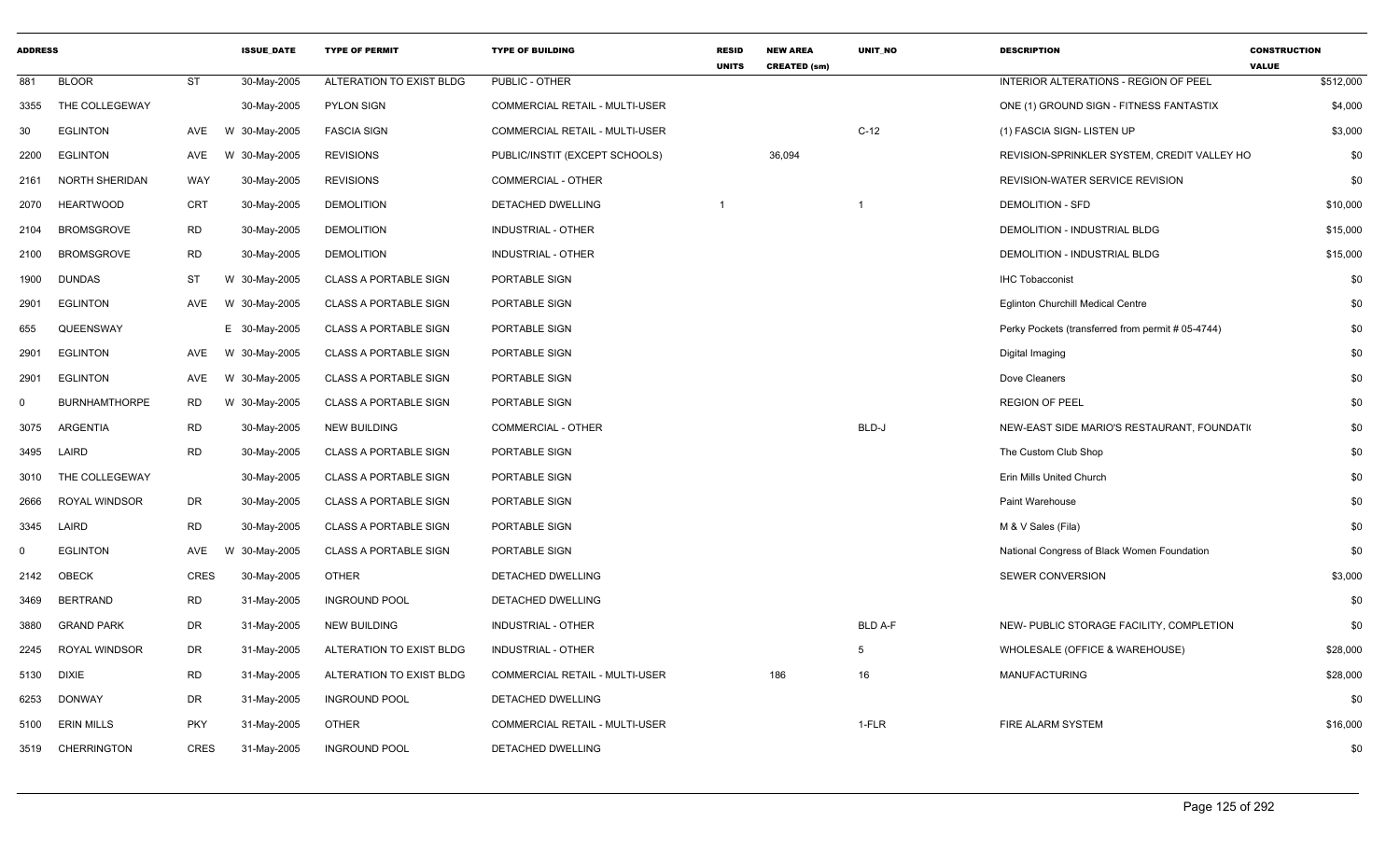| ADDRESS | | | ISSUE_DATE | TYPE OF PERMIT | TYPE OF BUILDING | RESID UNITS | NEW AREA CREATED (sm) | UNIT_NO | DESCRIPTION | CONSTRUCTION VALUE |
|---|---|---|---|---|---|---|---|---|---|---|
| 881 | BLOOR | ST | 30-May-2005 | ALTERATION TO EXIST BLDG | PUBLIC - OTHER | | | | INTERIOR ALTERATIONS - REGION OF PEEL | $512,000 |
| 3355 | THE COLLEGEWAY | | 30-May-2005 | PYLON SIGN | COMMERCIAL RETAIL - MULTI-USER | | | | ONE (1) GROUND SIGN - FITNESS FANTASTIX | $4,000 |
| 30 | EGLINTON | AVE | W 30-May-2005 | FASCIA SIGN | COMMERCIAL RETAIL - MULTI-USER | | | C-12 | (1) FASCIA SIGN- LISTEN UP | $3,000 |
| 2200 | EGLINTON | AVE | W 30-May-2005 | REVISIONS | PUBLIC/INSTIT (EXCEPT SCHOOLS) | | 36,094 | | REVISION-SPRINKLER SYSTEM, CREDIT VALLEY HO | $0 |
| 2161 | NORTH SHERIDAN | WAY | 30-May-2005 | REVISIONS | COMMERCIAL - OTHER | | | | REVISION-WATER SERVICE REVISION | $0 |
| 2070 | HEARTWOOD | CRT | 30-May-2005 | DEMOLITION | DETACHED DWELLING | 1 | | 1 | DEMOLITION - SFD | $10,000 |
| 2104 | BROMSGROVE | RD | 30-May-2005 | DEMOLITION | INDUSTRIAL - OTHER | | | | DEMOLITION - INDUSTRIAL BLDG | $15,000 |
| 2100 | BROMSGROVE | RD | 30-May-2005 | DEMOLITION | INDUSTRIAL - OTHER | | | | DEMOLITION - INDUSTRIAL BLDG | $15,000 |
| 1900 | DUNDAS | ST | W 30-May-2005 | CLASS A PORTABLE SIGN | PORTABLE SIGN | | | | IHC Tobacconist | $0 |
| 2901 | EGLINTON | AVE | W 30-May-2005 | CLASS A PORTABLE SIGN | PORTABLE SIGN | | | | Eglinton Churchill Medical Centre | $0 |
| 655 | QUEENSWAY | | E 30-May-2005 | CLASS A PORTABLE SIGN | PORTABLE SIGN | | | | Perky Pockets (transferred from permit # 05-4744) | $0 |
| 2901 | EGLINTON | AVE | W 30-May-2005 | CLASS A PORTABLE SIGN | PORTABLE SIGN | | | | Digital Imaging | $0 |
| 2901 | EGLINTON | AVE | W 30-May-2005 | CLASS A PORTABLE SIGN | PORTABLE SIGN | | | | Dove Cleaners | $0 |
| 0 | BURNHAMTHORPE | RD | W 30-May-2005 | CLASS A PORTABLE SIGN | PORTABLE SIGN | | | | REGION OF PEEL | $0 |
| 3075 | ARGENTIA | RD | 30-May-2005 | NEW BUILDING | COMMERCIAL - OTHER | | | BLD-J | NEW-EAST SIDE MARIO'S RESTAURANT, FOUNDATI( | $0 |
| 3495 | LAIRD | RD | 30-May-2005 | CLASS A PORTABLE SIGN | PORTABLE SIGN | | | | The Custom Club Shop | $0 |
| 3010 | THE COLLEGEWAY | | 30-May-2005 | CLASS A PORTABLE SIGN | PORTABLE SIGN | | | | Erin Mills United Church | $0 |
| 2666 | ROYAL WINDSOR | DR | 30-May-2005 | CLASS A PORTABLE SIGN | PORTABLE SIGN | | | | Paint Warehouse | $0 |
| 3345 | LAIRD | RD | 30-May-2005 | CLASS A PORTABLE SIGN | PORTABLE SIGN | | | | M & V Sales (Fila) | $0 |
| 0 | EGLINTON | AVE | W 30-May-2005 | CLASS A PORTABLE SIGN | PORTABLE SIGN | | | | National Congress of Black Women Foundation | $0 |
| 2142 | OBECK | CRES | 30-May-2005 | OTHER | DETACHED DWELLING | | | | SEWER CONVERSION | $3,000 |
| 3469 | BERTRAND | RD | 31-May-2005 | INGROUND POOL | DETACHED DWELLING | | | | | $0 |
| 3880 | GRAND PARK | DR | 31-May-2005 | NEW BUILDING | INDUSTRIAL - OTHER | | | BLD A-F | NEW- PUBLIC STORAGE FACILITY, COMPLETION | $0 |
| 2245 | ROYAL WINDSOR | DR | 31-May-2005 | ALTERATION TO EXIST BLDG | INDUSTRIAL - OTHER | | | 5 | WHOLESALE (OFFICE & WAREHOUSE) | $28,000 |
| 5130 | DIXIE | RD | 31-May-2005 | ALTERATION TO EXIST BLDG | COMMERCIAL RETAIL - MULTI-USER | | 186 | 16 | MANUFACTURING | $28,000 |
| 6253 | DONWAY | DR | 31-May-2005 | INGROUND POOL | DETACHED DWELLING | | | | | $0 |
| 5100 | ERIN MILLS | PKY | 31-May-2005 | OTHER | COMMERCIAL RETAIL - MULTI-USER | | | 1-FLR | FIRE ALARM SYSTEM | $16,000 |
| 3519 | CHERRINGTON | CRES | 31-May-2005 | INGROUND POOL | DETACHED DWELLING | | | | | $0 |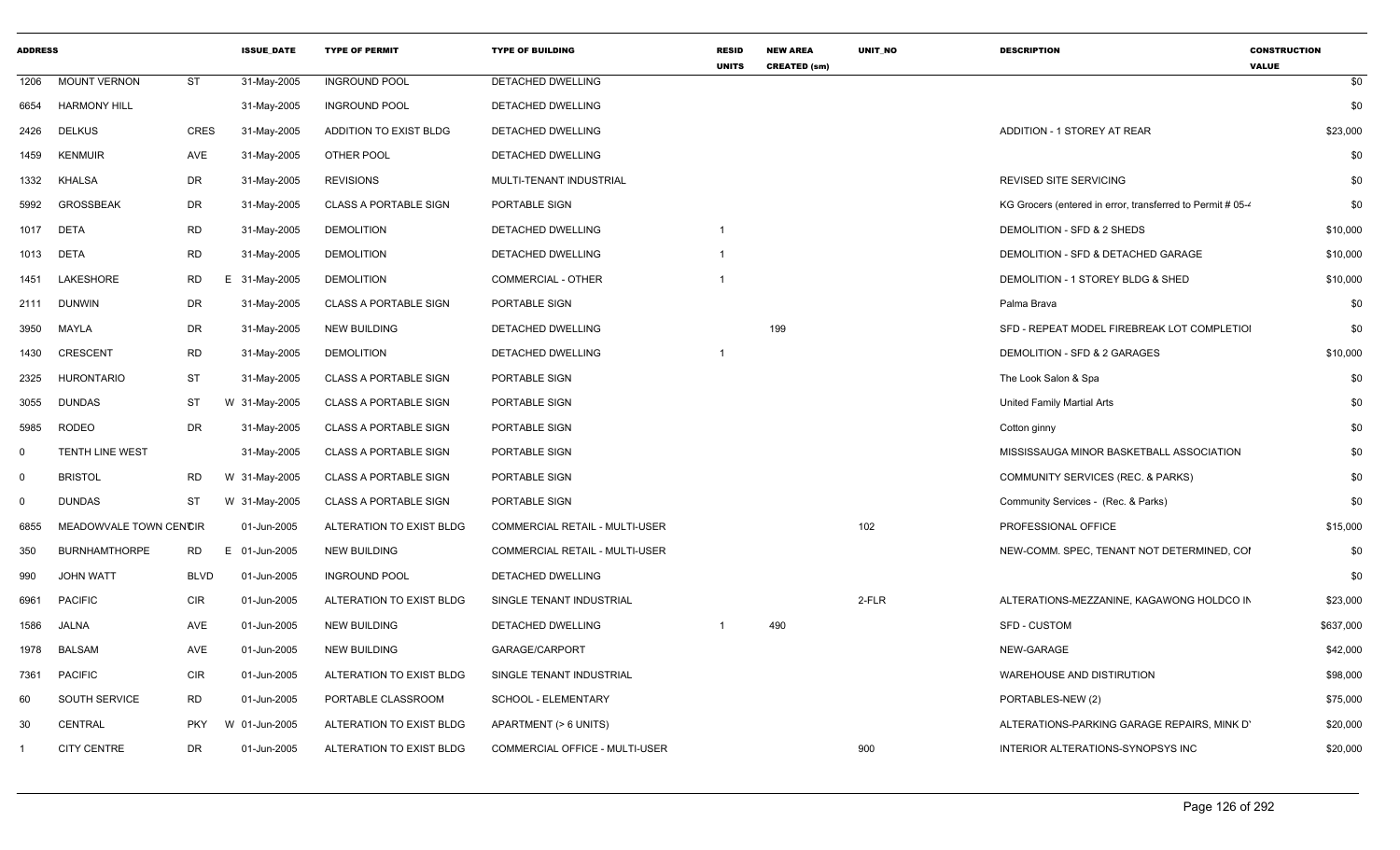| ADDRESS | | | ISSUE_DATE | TYPE OF PERMIT | TYPE OF BUILDING | RESID UNITS | NEW AREA CREATED (sm) | UNIT_NO | DESCRIPTION | CONSTRUCTION VALUE |
|---|---|---|---|---|---|---|---|---|---|---|
| 1206 | MOUNT VERNON | ST | 31-May-2005 | INGROUND POOL | DETACHED DWELLING | | | | | $0 |
| 6654 | HARMONY HILL | | 31-May-2005 | INGROUND POOL | DETACHED DWELLING | | | | | $0 |
| 2426 | DELKUS | CRES | 31-May-2005 | ADDITION TO EXIST BLDG | DETACHED DWELLING | | | | ADDITION - 1 STOREY AT REAR | $23,000 |
| 1459 | KENMUIR | AVE | 31-May-2005 | OTHER POOL | DETACHED DWELLING | | | | | $0 |
| 1332 | KHALSA | DR | 31-May-2005 | REVISIONS | MULTI-TENANT INDUSTRIAL | | | | REVISED SITE SERVICING | $0 |
| 5992 | GROSSBEAK | DR | 31-May-2005 | CLASS A PORTABLE SIGN | PORTABLE SIGN | | | | KG Grocers (entered in error, transferred to Permit # 05-4 | $0 |
| 1017 | DETA | RD | 31-May-2005 | DEMOLITION | DETACHED DWELLING | 1 | | | DEMOLITION - SFD & 2 SHEDS | $10,000 |
| 1013 | DETA | RD | 31-May-2005 | DEMOLITION | DETACHED DWELLING | 1 | | | DEMOLITION - SFD & DETACHED GARAGE | $10,000 |
| 1451 | LAKESHORE | RD | E 31-May-2005 | DEMOLITION | COMMERCIAL - OTHER | 1 | | | DEMOLITION - 1 STOREY BLDG & SHED | $10,000 |
| 2111 | DUNWIN | DR | 31-May-2005 | CLASS A PORTABLE SIGN | PORTABLE SIGN | | | | Palma Brava | $0 |
| 3950 | MAYLA | DR | 31-May-2005 | NEW BUILDING | DETACHED DWELLING | | 199 | | SFD - REPEAT MODEL FIREBREAK LOT COMPLETIOI | $0 |
| 1430 | CRESCENT | RD | 31-May-2005 | DEMOLITION | DETACHED DWELLING | 1 | | | DEMOLITION - SFD & 2 GARAGES | $10,000 |
| 2325 | HURONTARIO | ST | 31-May-2005 | CLASS A PORTABLE SIGN | PORTABLE SIGN | | | | The Look Salon & Spa | $0 |
| 3055 | DUNDAS | ST | W 31-May-2005 | CLASS A PORTABLE SIGN | PORTABLE SIGN | | | | United Family Martial Arts | $0 |
| 5985 | RODEO | DR | 31-May-2005 | CLASS A PORTABLE SIGN | PORTABLE SIGN | | | | Cotton ginny | $0 |
| 0 | TENTH LINE WEST | | 31-May-2005 | CLASS A PORTABLE SIGN | PORTABLE SIGN | | | | MISSISSAUGA MINOR BASKETBALL ASSOCIATION | $0 |
| 0 | BRISTOL | RD | W 31-May-2005 | CLASS A PORTABLE SIGN | PORTABLE SIGN | | | | COMMUNITY SERVICES (REC. & PARKS) | $0 |
| 0 | DUNDAS | ST | W 31-May-2005 | CLASS A PORTABLE SIGN | PORTABLE SIGN | | | | Community Services - (Rec. & Parks) | $0 |
| 6855 | MEADOWVALE TOWN CENTCIR | | 01-Jun-2005 | ALTERATION TO EXIST BLDG | COMMERCIAL RETAIL - MULTI-USER | | | 102 | PROFESSIONAL OFFICE | $15,000 |
| 350 | BURNHAMTHORPE | RD | E 01-Jun-2005 | NEW BUILDING | COMMERCIAL RETAIL - MULTI-USER | | | | NEW-COMM. SPEC, TENANT NOT DETERMINED, COI | $0 |
| 990 | JOHN WATT | BLVD | 01-Jun-2005 | INGROUND POOL | DETACHED DWELLING | | | | | $0 |
| 6961 | PACIFIC | CIR | 01-Jun-2005 | ALTERATION TO EXIST BLDG | SINGLE TENANT INDUSTRIAL | | | 2-FLR | ALTERATIONS-MEZZANINE, KAGAWONG HOLDCO IN | $23,000 |
| 1586 | JALNA | AVE | 01-Jun-2005 | NEW BUILDING | DETACHED DWELLING | 1 | 490 | | SFD - CUSTOM | $637,000 |
| 1978 | BALSAM | AVE | 01-Jun-2005 | NEW BUILDING | GARAGE/CARPORT | | | | NEW-GARAGE | $42,000 |
| 7361 | PACIFIC | CIR | 01-Jun-2005 | ALTERATION TO EXIST BLDG | SINGLE TENANT INDUSTRIAL | | | | WAREHOUSE AND DISTIRUTION | $98,000 |
| 60 | SOUTH SERVICE | RD | 01-Jun-2005 | PORTABLE CLASSROOM | SCHOOL - ELEMENTARY | | | | PORTABLES-NEW (2) | $75,000 |
| 30 | CENTRAL | PKY | W 01-Jun-2005 | ALTERATION TO EXIST BLDG | APARTMENT (> 6 UNITS) | | | | ALTERATIONS-PARKING GARAGE REPAIRS, MINK D' | $20,000 |
| 1 | CITY CENTRE | DR | 01-Jun-2005 | ALTERATION TO EXIST BLDG | COMMERCIAL OFFICE - MULTI-USER | | | 900 | INTERIOR ALTERATIONS-SYNOPSYS INC | $20,000 |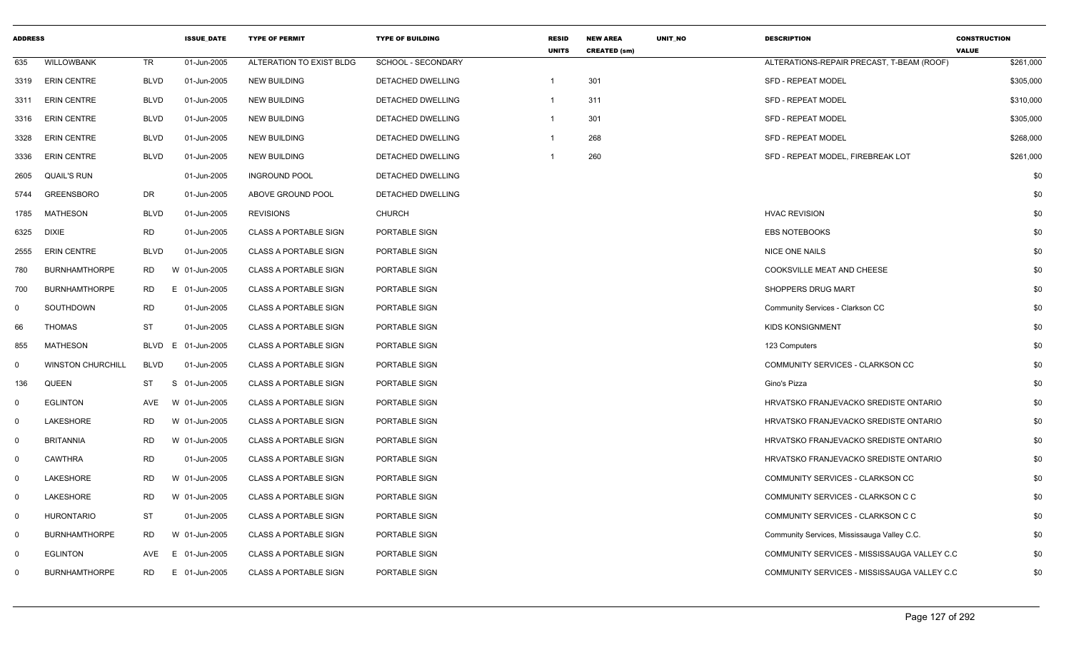| ADDRESS | | | ISSUE_DATE | TYPE OF PERMIT | TYPE OF BUILDING | RESID UNITS | NEW AREA CREATED (sm) | UNIT_NO | DESCRIPTION | CONSTRUCTION VALUE |
|---|---|---|---|---|---|---|---|---|---|---|
| 635 | WILLOWBANK | TR | 01-Jun-2005 | ALTERATION TO EXIST BLDG | SCHOOL - SECONDARY | | | | ALTERATIONS-REPAIR PRECAST, T-BEAM (ROOF) | $261,000 |
| 3319 | ERIN CENTRE | BLVD | 01-Jun-2005 | NEW BUILDING | DETACHED DWELLING | 1 | 301 | | SFD - REPEAT MODEL | $305,000 |
| 3311 | ERIN CENTRE | BLVD | 01-Jun-2005 | NEW BUILDING | DETACHED DWELLING | 1 | 311 | | SFD - REPEAT MODEL | $310,000 |
| 3316 | ERIN CENTRE | BLVD | 01-Jun-2005 | NEW BUILDING | DETACHED DWELLING | 1 | 301 | | SFD - REPEAT MODEL | $305,000 |
| 3328 | ERIN CENTRE | BLVD | 01-Jun-2005 | NEW BUILDING | DETACHED DWELLING | 1 | 268 | | SFD - REPEAT MODEL | $268,000 |
| 3336 | ERIN CENTRE | BLVD | 01-Jun-2005 | NEW BUILDING | DETACHED DWELLING | 1 | 260 | | SFD - REPEAT MODEL, FIREBREAK LOT | $261,000 |
| 2605 | QUAIL'S RUN | | 01-Jun-2005 | INGROUND POOL | DETACHED DWELLING | | | | | $0 |
| 5744 | GREENSBORO | DR | 01-Jun-2005 | ABOVE GROUND POOL | DETACHED DWELLING | | | | | $0 |
| 1785 | MATHESON | BLVD | 01-Jun-2005 | REVISIONS | CHURCH | | | | HVAC REVISION | $0 |
| 6325 | DIXIE | RD | 01-Jun-2005 | CLASS A PORTABLE SIGN | PORTABLE SIGN | | | | EBS NOTEBOOKS | $0 |
| 2555 | ERIN CENTRE | BLVD | 01-Jun-2005 | CLASS A PORTABLE SIGN | PORTABLE SIGN | | | | NICE ONE NAILS | $0 |
| 780 | BURNHAMTHORPE | RD | W 01-Jun-2005 | CLASS A PORTABLE SIGN | PORTABLE SIGN | | | | COOKSVILLE MEAT AND CHEESE | $0 |
| 700 | BURNHAMTHORPE | RD | E 01-Jun-2005 | CLASS A PORTABLE SIGN | PORTABLE SIGN | | | | SHOPPERS DRUG MART | $0 |
| 0 | SOUTHDOWN | RD | 01-Jun-2005 | CLASS A PORTABLE SIGN | PORTABLE SIGN | | | | Community Services - Clarkson CC | $0 |
| 66 | THOMAS | ST | 01-Jun-2005 | CLASS A PORTABLE SIGN | PORTABLE SIGN | | | | KIDS KONSIGNMENT | $0 |
| 855 | MATHESON | BLVD | E 01-Jun-2005 | CLASS A PORTABLE SIGN | PORTABLE SIGN | | | | 123 Computers | $0 |
| 0 | WINSTON CHURCHILL | BLVD | 01-Jun-2005 | CLASS A PORTABLE SIGN | PORTABLE SIGN | | | | COMMUNITY SERVICES - CLARKSON CC | $0 |
| 136 | QUEEN | ST | S 01-Jun-2005 | CLASS A PORTABLE SIGN | PORTABLE SIGN | | | | Gino's Pizza | $0 |
| 0 | EGLINTON | AVE | W 01-Jun-2005 | CLASS A PORTABLE SIGN | PORTABLE SIGN | | | | HRVATSKO FRANJEVACKO SREDISTE ONTARIO | $0 |
| 0 | LAKESHORE | RD | W 01-Jun-2005 | CLASS A PORTABLE SIGN | PORTABLE SIGN | | | | HRVATSKO FRANJEVACKO SREDISTE ONTARIO | $0 |
| 0 | BRITANNIA | RD | W 01-Jun-2005 | CLASS A PORTABLE SIGN | PORTABLE SIGN | | | | HRVATSKO FRANJEVACKO SREDISTE ONTARIO | $0 |
| 0 | CAWTHRA | RD | 01-Jun-2005 | CLASS A PORTABLE SIGN | PORTABLE SIGN | | | | HRVATSKO FRANJEVACKO SREDISTE ONTARIO | $0 |
| 0 | LAKESHORE | RD | W 01-Jun-2005 | CLASS A PORTABLE SIGN | PORTABLE SIGN | | | | COMMUNITY SERVICES - CLARKSON CC | $0 |
| 0 | LAKESHORE | RD | W 01-Jun-2005 | CLASS A PORTABLE SIGN | PORTABLE SIGN | | | | COMMUNITY SERVICES - CLARKSON C C | $0 |
| 0 | HURONTARIO | ST | 01-Jun-2005 | CLASS A PORTABLE SIGN | PORTABLE SIGN | | | | COMMUNITY SERVICES - CLARKSON C C | $0 |
| 0 | BURNHAMTHORPE | RD | W 01-Jun-2005 | CLASS A PORTABLE SIGN | PORTABLE SIGN | | | | Community Services, Mississauga Valley C.C. | $0 |
| 0 | EGLINTON | AVE | E 01-Jun-2005 | CLASS A PORTABLE SIGN | PORTABLE SIGN | | | | COMMUNITY SERVICES - MISSISSAUGA VALLEY C.C | $0 |
| 0 | BURNHAMTHORPE | RD | E 01-Jun-2005 | CLASS A PORTABLE SIGN | PORTABLE SIGN | | | | COMMUNITY SERVICES - MISSISSAUGA VALLEY C.C | $0 |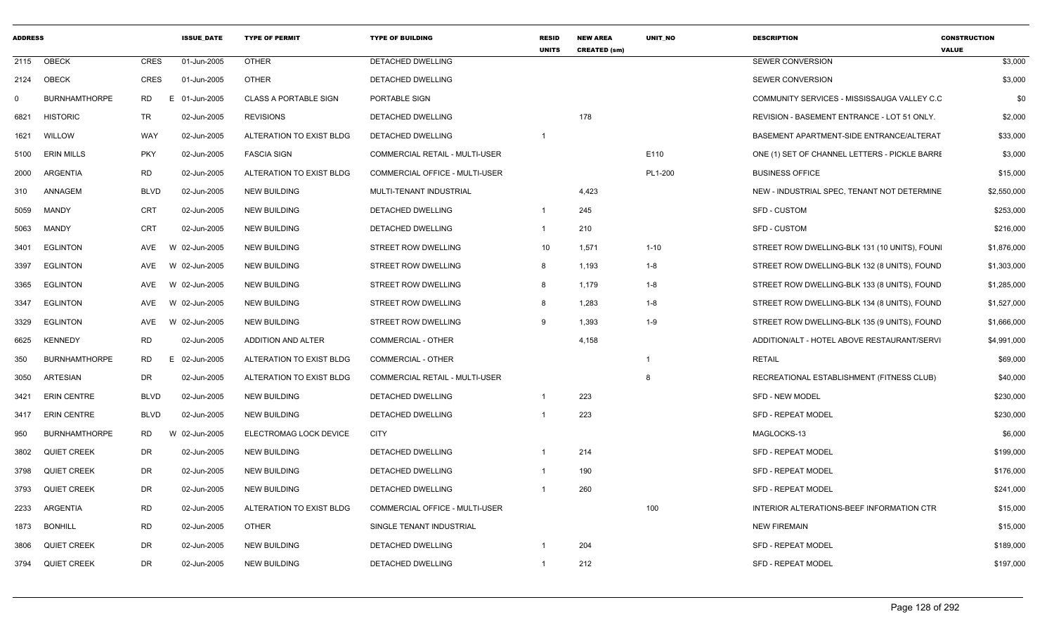| ADDRESS | | | ISSUE_DATE | TYPE OF PERMIT | TYPE OF BUILDING | RESID UNITS | NEW AREA CREATED (sm) | UNIT_NO | DESCRIPTION | CONSTRUCTION VALUE |
|---|---|---|---|---|---|---|---|---|---|---|
| 2115 | OBECK | CRES | 01-Jun-2005 | OTHER | DETACHED DWELLING | | | | SEWER CONVERSION | $3,000 |
| 2124 | OBECK | CRES | 01-Jun-2005 | OTHER | DETACHED DWELLING | | | | SEWER CONVERSION | $3,000 |
| 0 | BURNHAMTHORPE | RD E | 01-Jun-2005 | CLASS A PORTABLE SIGN | PORTABLE SIGN | | | | COMMUNITY SERVICES - MISSISSAUGA VALLEY C.C | $0 |
| 6821 | HISTORIC | TR | 02-Jun-2005 | REVISIONS | DETACHED DWELLING | | 178 | | REVISION - BASEMENT ENTRANCE - LOT 51 ONLY. | $2,000 |
| 1621 | WILLOW | WAY | 02-Jun-2005 | ALTERATION TO EXIST BLDG | DETACHED DWELLING | 1 | | | BASEMENT APARTMENT-SIDE ENTRANCE/ALTERAT | $33,000 |
| 5100 | ERIN MILLS | PKY | 02-Jun-2005 | FASCIA SIGN | COMMERCIAL RETAIL - MULTI-USER | | | E110 | ONE (1) SET OF CHANNEL LETTERS - PICKLE BARRE | $3,000 |
| 2000 | ARGENTIA | RD | 02-Jun-2005 | ALTERATION TO EXIST BLDG | COMMERCIAL OFFICE - MULTI-USER | | | PL1-200 | BUSINESS OFFICE | $15,000 |
| 310 | ANNAGEM | BLVD | 02-Jun-2005 | NEW BUILDING | MULTI-TENANT INDUSTRIAL | | 4,423 | | NEW - INDUSTRIAL SPEC, TENANT NOT DETERMINE | $2,550,000 |
| 5059 | MANDY | CRT | 02-Jun-2005 | NEW BUILDING | DETACHED DWELLING | 1 | 245 | | SFD - CUSTOM | $253,000 |
| 5063 | MANDY | CRT | 02-Jun-2005 | NEW BUILDING | DETACHED DWELLING | 1 | 210 | | SFD - CUSTOM | $216,000 |
| 3401 | EGLINTON | AVE W | 02-Jun-2005 | NEW BUILDING | STREET ROW DWELLING | 10 | 1,571 | 1-10 | STREET ROW DWELLING-BLK 131 (10 UNITS), FOUNI | $1,876,000 |
| 3397 | EGLINTON | AVE W | 02-Jun-2005 | NEW BUILDING | STREET ROW DWELLING | 8 | 1,193 | 1-8 | STREET ROW DWELLING-BLK 132 (8 UNITS), FOUND | $1,303,000 |
| 3365 | EGLINTON | AVE W | 02-Jun-2005 | NEW BUILDING | STREET ROW DWELLING | 8 | 1,179 | 1-8 | STREET ROW DWELLING-BLK 133 (8 UNITS), FOUND | $1,285,000 |
| 3347 | EGLINTON | AVE W | 02-Jun-2005 | NEW BUILDING | STREET ROW DWELLING | 8 | 1,283 | 1-8 | STREET ROW DWELLING-BLK 134 (8 UNITS), FOUND | $1,527,000 |
| 3329 | EGLINTON | AVE W | 02-Jun-2005 | NEW BUILDING | STREET ROW DWELLING | 9 | 1,393 | 1-9 | STREET ROW DWELLING-BLK 135 (9 UNITS), FOUND | $1,666,000 |
| 6625 | KENNEDY | RD | 02-Jun-2005 | ADDITION AND ALTER | COMMERCIAL - OTHER | | 4,158 | | ADDITION/ALT - HOTEL ABOVE RESTAURANT/SERVI | $4,991,000 |
| 350 | BURNHAMTHORPE | RD E | 02-Jun-2005 | ALTERATION TO EXIST BLDG | COMMERCIAL - OTHER | | | 1 | RETAIL | $69,000 |
| 3050 | ARTESIAN | DR | 02-Jun-2005 | ALTERATION TO EXIST BLDG | COMMERCIAL RETAIL - MULTI-USER | | | 8 | RECREATIONAL ESTABLISHMENT (FITNESS CLUB) | $40,000 |
| 3421 | ERIN CENTRE | BLVD | 02-Jun-2005 | NEW BUILDING | DETACHED DWELLING | 1 | 223 | | SFD - NEW MODEL | $230,000 |
| 3417 | ERIN CENTRE | BLVD | 02-Jun-2005 | NEW BUILDING | DETACHED DWELLING | 1 | 223 | | SFD - REPEAT MODEL | $230,000 |
| 950 | BURNHAMTHORPE | RD W | 02-Jun-2005 | ELECTROMAG LOCK DEVICE | CITY | | | | MAGLOCKS-13 | $6,000 |
| 3802 | QUIET CREEK | DR | 02-Jun-2005 | NEW BUILDING | DETACHED DWELLING | 1 | 214 | | SFD - REPEAT MODEL | $199,000 |
| 3798 | QUIET CREEK | DR | 02-Jun-2005 | NEW BUILDING | DETACHED DWELLING | 1 | 190 | | SFD - REPEAT MODEL | $176,000 |
| 3793 | QUIET CREEK | DR | 02-Jun-2005 | NEW BUILDING | DETACHED DWELLING | 1 | 260 | | SFD - REPEAT MODEL | $241,000 |
| 2233 | ARGENTIA | RD | 02-Jun-2005 | ALTERATION TO EXIST BLDG | COMMERCIAL OFFICE - MULTI-USER | | | 100 | INTERIOR ALTERATIONS-BEEF INFORMATION CTR | $15,000 |
| 1873 | BONHILL | RD | 02-Jun-2005 | OTHER | SINGLE TENANT INDUSTRIAL | | | | NEW FIREMAIN | $15,000 |
| 3806 | QUIET CREEK | DR | 02-Jun-2005 | NEW BUILDING | DETACHED DWELLING | 1 | 204 | | SFD - REPEAT MODEL | $189,000 |
| 3794 | QUIET CREEK | DR | 02-Jun-2005 | NEW BUILDING | DETACHED DWELLING | 1 | 212 | | SFD - REPEAT MODEL | $197,000 |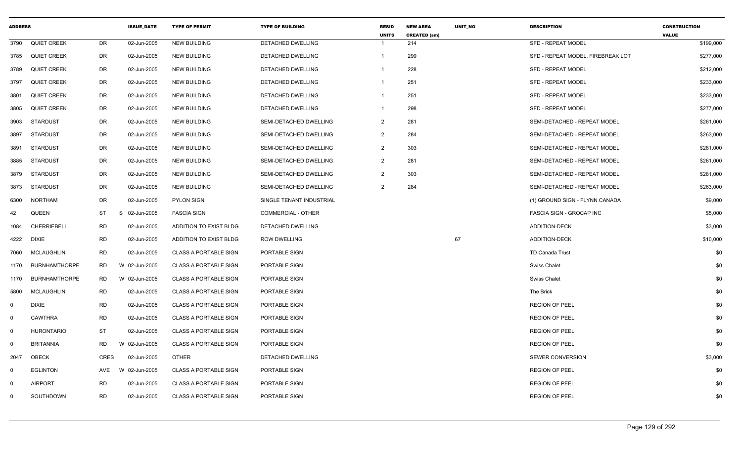| ADDRESS | | | ISSUE_DATE | TYPE OF PERMIT | TYPE OF BUILDING | RESID UNITS | NEW AREA CREATED (sm) | UNIT_NO | DESCRIPTION | CONSTRUCTION VALUE |
|---|---|---|---|---|---|---|---|---|---|---|
| 3790 | QUIET CREEK | DR | 02-Jun-2005 | NEW BUILDING | DETACHED DWELLING | 1 | 214 | | SFD - REPEAT MODEL | $199,000 |
| 3785 | QUIET CREEK | DR | 02-Jun-2005 | NEW BUILDING | DETACHED DWELLING | 1 | 299 | | SFD - REPEAT MODEL, FIREBREAK LOT | $277,000 |
| 3789 | QUIET CREEK | DR | 02-Jun-2005 | NEW BUILDING | DETACHED DWELLING | 1 | 228 | | SFD - REPEAT MODEL | $212,000 |
| 3797 | QUIET CREEK | DR | 02-Jun-2005 | NEW BUILDING | DETACHED DWELLING | 1 | 251 | | SFD - REPEAT MODEL | $233,000 |
| 3801 | QUIET CREEK | DR | 02-Jun-2005 | NEW BUILDING | DETACHED DWELLING | 1 | 251 | | SFD - REPEAT MODEL | $233,000 |
| 3805 | QUIET CREEK | DR | 02-Jun-2005 | NEW BUILDING | DETACHED DWELLING | 1 | 298 | | SFD - REPEAT MODEL | $277,000 |
| 3903 | STARDUST | DR | 02-Jun-2005 | NEW BUILDING | SEMI-DETACHED DWELLING | 2 | 281 | | SEMI-DETACHED - REPEAT MODEL | $261,000 |
| 3897 | STARDUST | DR | 02-Jun-2005 | NEW BUILDING | SEMI-DETACHED DWELLING | 2 | 284 | | SEMI-DETACHED - REPEAT MODEL | $263,000 |
| 3891 | STARDUST | DR | 02-Jun-2005 | NEW BUILDING | SEMI-DETACHED DWELLING | 2 | 303 | | SEMI-DETACHED - REPEAT MODEL | $281,000 |
| 3885 | STARDUST | DR | 02-Jun-2005 | NEW BUILDING | SEMI-DETACHED DWELLING | 2 | 281 | | SEMI-DETACHED - REPEAT MODEL | $261,000 |
| 3879 | STARDUST | DR | 02-Jun-2005 | NEW BUILDING | SEMI-DETACHED DWELLING | 2 | 303 | | SEMI-DETACHED - REPEAT MODEL | $281,000 |
| 3873 | STARDUST | DR | 02-Jun-2005 | NEW BUILDING | SEMI-DETACHED DWELLING | 2 | 284 | | SEMI-DETACHED - REPEAT MODEL | $263,000 |
| 6300 | NORTHAM | DR | 02-Jun-2005 | PYLON SIGN | SINGLE TENANT INDUSTRIAL | | | | (1) GROUND SIGN - FLYNN CANADA | $9,000 |
| 42 | QUEEN | ST | S 02-Jun-2005 | FASCIA SIGN | COMMERCIAL - OTHER | | | | FASCIA SIGN - GROCAP INC | $5,000 |
| 1084 | CHERRIEBELL | RD | 02-Jun-2005 | ADDITION TO EXIST BLDG | DETACHED DWELLING | | | | ADDITION-DECK | $3,000 |
| 4222 | DIXIE | RD | 02-Jun-2005 | ADDITION TO EXIST BLDG | ROW DWELLING | | | 67 | ADDITION-DECK | $10,000 |
| 7060 | MCLAUGHLIN | RD | 02-Jun-2005 | CLASS A PORTABLE SIGN | PORTABLE SIGN | | | | TD Canada Trust | $0 |
| 1170 | BURNHAMTHORPE | RD | W 02-Jun-2005 | CLASS A PORTABLE SIGN | PORTABLE SIGN | | | | Swiss Chalet | $0 |
| 1170 | BURNHAMTHORPE | RD | W 02-Jun-2005 | CLASS A PORTABLE SIGN | PORTABLE SIGN | | | | Swiss Chalet | $0 |
| 5800 | MCLAUGHLIN | RD | 02-Jun-2005 | CLASS A PORTABLE SIGN | PORTABLE SIGN | | | | The Brick | $0 |
| 0 | DIXIE | RD | 02-Jun-2005 | CLASS A PORTABLE SIGN | PORTABLE SIGN | | | | REGION OF PEEL | $0 |
| 0 | CAWTHRA | RD | 02-Jun-2005 | CLASS A PORTABLE SIGN | PORTABLE SIGN | | | | REGION OF PEEL | $0 |
| 0 | HURONTARIO | ST | 02-Jun-2005 | CLASS A PORTABLE SIGN | PORTABLE SIGN | | | | REGION OF PEEL | $0 |
| 0 | BRITANNIA | RD | W 02-Jun-2005 | CLASS A PORTABLE SIGN | PORTABLE SIGN | | | | REGION OF PEEL | $0 |
| 2047 | OBECK | CRES | 02-Jun-2005 | OTHER | DETACHED DWELLING | | | | SEWER CONVERSION | $3,000 |
| 0 | EGLINTON | AVE | W 02-Jun-2005 | CLASS A PORTABLE SIGN | PORTABLE SIGN | | | | REGION OF PEEL | $0 |
| 0 | AIRPORT | RD | 02-Jun-2005 | CLASS A PORTABLE SIGN | PORTABLE SIGN | | | | REGION OF PEEL | $0 |
| 0 | SOUTHDOWN | RD | 02-Jun-2005 | CLASS A PORTABLE SIGN | PORTABLE SIGN | | | | REGION OF PEEL | $0 |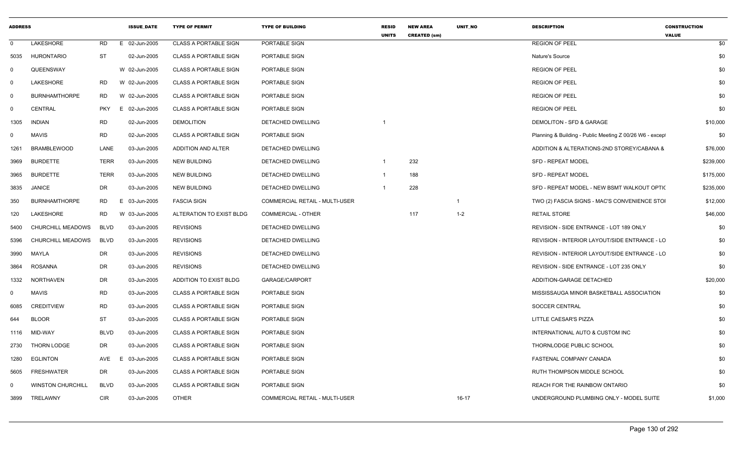| ADDRESS | | | | ISSUE_DATE | TYPE OF PERMIT | TYPE OF BUILDING | RESID UNITS | NEW AREA CREATED (sm) | UNIT_NO | DESCRIPTION | CONSTRUCTION VALUE |
|---|---|---|---|---|---|---|---|---|---|---|---|
| 0 | LAKESHORE | RD | E | 02-Jun-2005 | CLASS A PORTABLE SIGN | PORTABLE SIGN | | | | REGION OF PEEL | $0 |
| 5035 | HURONTARIO | ST | | 02-Jun-2005 | CLASS A PORTABLE SIGN | PORTABLE SIGN | | | | Nature's Source | $0 |
| 0 | QUEENSWAY | | W | 02-Jun-2005 | CLASS A PORTABLE SIGN | PORTABLE SIGN | | | | REGION OF PEEL | $0 |
| 0 | LAKESHORE | RD | W | 02-Jun-2005 | CLASS A PORTABLE SIGN | PORTABLE SIGN | | | | REGION OF PEEL | $0 |
| 0 | BURNHAMTHORPE | RD | W | 02-Jun-2005 | CLASS A PORTABLE SIGN | PORTABLE SIGN | | | | REGION OF PEEL | $0 |
| 0 | CENTRAL | PKY | E | 02-Jun-2005 | CLASS A PORTABLE SIGN | PORTABLE SIGN | | | | REGION OF PEEL | $0 |
| 1305 | INDIAN | RD | | 02-Jun-2005 | DEMOLITION | DETACHED DWELLING | 1 | | | DEMOLITON - SFD & GARAGE | $10,000 |
| 0 | MAVIS | RD | | 02-Jun-2005 | CLASS A PORTABLE SIGN | PORTABLE SIGN | | | | Planning & Building - Public Meeting Z 00/26 W6 - except | $0 |
| 1261 | BRAMBLEWOOD | LANE | | 03-Jun-2005 | ADDITION AND ALTER | DETACHED DWELLING | | | | ADDITION & ALTERATIONS-2ND STOREY/CABANA & | $76,000 |
| 3969 | BURDETTE | TERR | | 03-Jun-2005 | NEW BUILDING | DETACHED DWELLING | 1 | 232 | | SFD - REPEAT MODEL | $239,000 |
| 3965 | BURDETTE | TERR | | 03-Jun-2005 | NEW BUILDING | DETACHED DWELLING | 1 | 188 | | SFD - REPEAT MODEL | $175,000 |
| 3835 | JANICE | DR | | 03-Jun-2005 | NEW BUILDING | DETACHED DWELLING | 1 | 228 | | SFD - REPEAT MODEL - NEW BSMT WALKOUT OPTIC | $235,000 |
| 350 | BURNHAMTHORPE | RD | E | 03-Jun-2005 | FASCIA SIGN | COMMERCIAL RETAIL - MULTI-USER | | | 1 | TWO (2) FASCIA SIGNS - MAC'S CONVENIENCE STOI | $12,000 |
| 120 | LAKESHORE | RD | W | 03-Jun-2005 | ALTERATION TO EXIST BLDG | COMMERCIAL - OTHER | | 117 | 1-2 | RETAIL STORE | $46,000 |
| 5400 | CHURCHILL MEADOWS | BLVD | | 03-Jun-2005 | REVISIONS | DETACHED DWELLING | | | | REVISION - SIDE ENTRANCE - LOT 189 ONLY | $0 |
| 5396 | CHURCHILL MEADOWS | BLVD | | 03-Jun-2005 | REVISIONS | DETACHED DWELLING | | | | REVISION - INTERIOR LAYOUT/SIDE ENTRANCE - LO | $0 |
| 3990 | MAYLA | DR | | 03-Jun-2005 | REVISIONS | DETACHED DWELLING | | | | REVISION - INTERIOR LAYOUT/SIDE ENTRANCE - LO | $0 |
| 3864 | ROSANNA | DR | | 03-Jun-2005 | REVISIONS | DETACHED DWELLING | | | | REVISION - SIDE ENTRANCE - LOT 235 ONLY | $0 |
| 1332 | NORTHAVEN | DR | | 03-Jun-2005 | ADDITION TO EXIST BLDG | GARAGE/CARPORT | | | | ADDITION-GARAGE DETACHED | $20,000 |
| 0 | MAVIS | RD | | 03-Jun-2005 | CLASS A PORTABLE SIGN | PORTABLE SIGN | | | | MISSISSAUGA MINOR BASKETBALL ASSOCIATION | $0 |
| 6085 | CREDITVIEW | RD | | 03-Jun-2005 | CLASS A PORTABLE SIGN | PORTABLE SIGN | | | | SOCCER CENTRAL | $0 |
| 644 | BLOOR | ST | | 03-Jun-2005 | CLASS A PORTABLE SIGN | PORTABLE SIGN | | | | LITTLE CAESAR'S PIZZA | $0 |
| 1116 | MID-WAY | BLVD | | 03-Jun-2005 | CLASS A PORTABLE SIGN | PORTABLE SIGN | | | | INTERNATIONAL AUTO & CUSTOM INC | $0 |
| 2730 | THORN LODGE | DR | | 03-Jun-2005 | CLASS A PORTABLE SIGN | PORTABLE SIGN | | | | THORNLODGE PUBLIC SCHOOL | $0 |
| 1280 | EGLINTON | AVE | E | 03-Jun-2005 | CLASS A PORTABLE SIGN | PORTABLE SIGN | | | | FASTENAL COMPANY CANADA | $0 |
| 5605 | FRESHWATER | DR | | 03-Jun-2005 | CLASS A PORTABLE SIGN | PORTABLE SIGN | | | | RUTH THOMPSON MIDDLE SCHOOL | $0 |
| 0 | WINSTON CHURCHILL | BLVD | | 03-Jun-2005 | CLASS A PORTABLE SIGN | PORTABLE SIGN | | | | REACH FOR THE RAINBOW ONTARIO | $0 |
| 3899 | TRELAWNY | CIR | | 03-Jun-2005 | OTHER | COMMERCIAL RETAIL - MULTI-USER | | | 16-17 | UNDERGROUND PLUMBING ONLY - MODEL SUITE | $1,000 |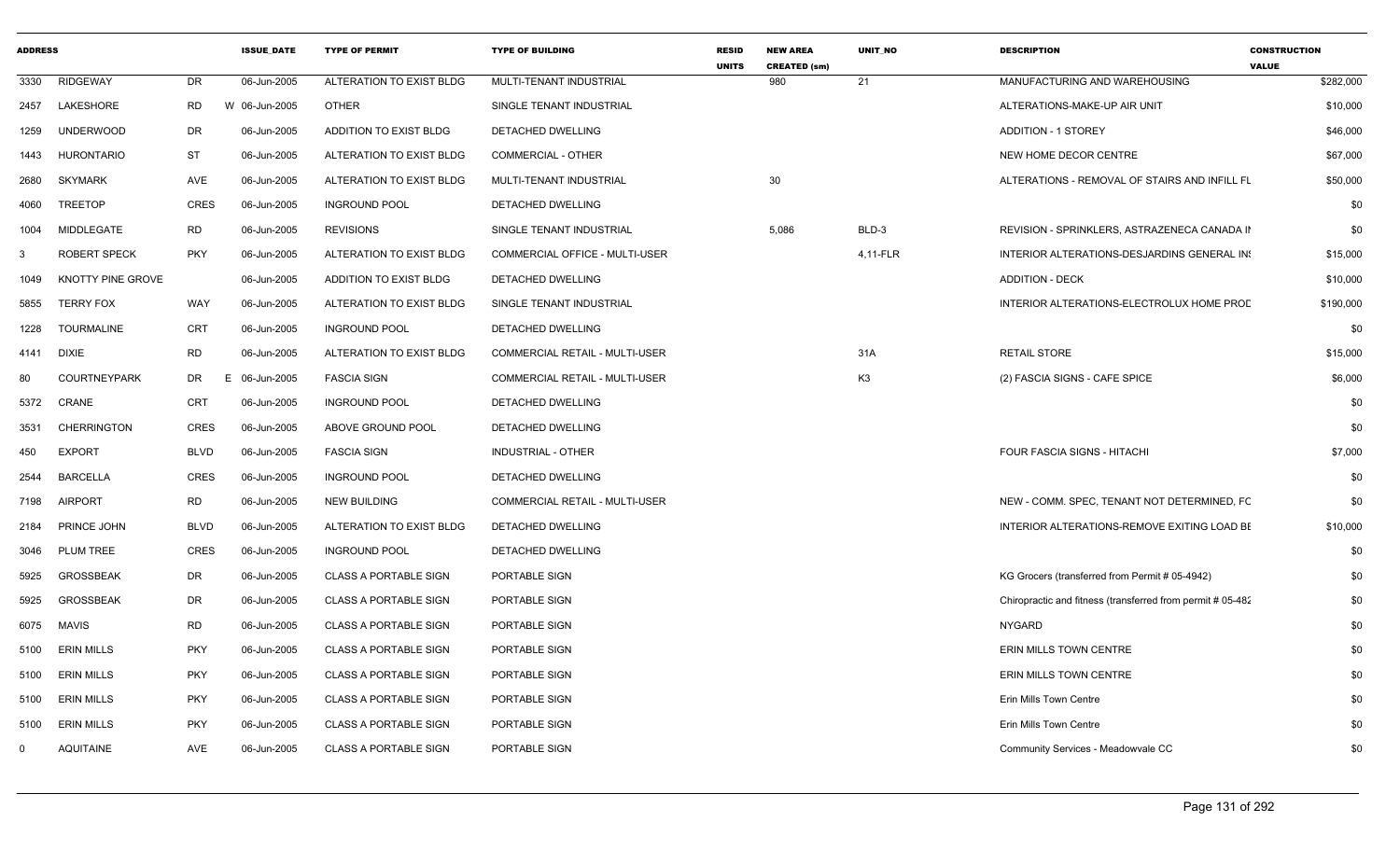| ADDRESS | | | ISSUE_DATE | TYPE OF PERMIT | TYPE OF BUILDING | RESID UNITS | NEW AREA CREATED (sm) | UNIT_NO | DESCRIPTION | CONSTRUCTION VALUE |
|---|---|---|---|---|---|---|---|---|---|---|
| 3330 | RIDGEWAY | DR | 06-Jun-2005 | ALTERATION TO EXIST BLDG | MULTI-TENANT INDUSTRIAL | | 980 | 21 | MANUFACTURING AND WAREHOUSING | $282,000 |
| 2457 | LAKESHORE | RD | W 06-Jun-2005 | OTHER | SINGLE TENANT INDUSTRIAL | | | | ALTERATIONS-MAKE-UP AIR UNIT | $10,000 |
| 1259 | UNDERWOOD | DR | 06-Jun-2005 | ADDITION TO EXIST BLDG | DETACHED DWELLING | | | | ADDITION - 1 STOREY | $46,000 |
| 1443 | HURONTARIO | ST | 06-Jun-2005 | ALTERATION TO EXIST BLDG | COMMERCIAL - OTHER | | | | NEW HOME DECOR CENTRE | $67,000 |
| 2680 | SKYMARK | AVE | 06-Jun-2005 | ALTERATION TO EXIST BLDG | MULTI-TENANT INDUSTRIAL | | 30 | | ALTERATIONS - REMOVAL OF STAIRS AND INFILL FL | $50,000 |
| 4060 | TREETOP | CRES | 06-Jun-2005 | INGROUND POOL | DETACHED DWELLING | | | | | $0 |
| 1004 | MIDDLEGATE | RD | 06-Jun-2005 | REVISIONS | SINGLE TENANT INDUSTRIAL | | 5,086 | BLD-3 | REVISION - SPRINKLERS, ASTRAZENECA CANADA IN | $0 |
| 3 | ROBERT SPECK | PKY | 06-Jun-2005 | ALTERATION TO EXIST BLDG | COMMERCIAL OFFICE - MULTI-USER | | | 4,11-FLR | INTERIOR ALTERATIONS-DESJARDINS GENERAL INS | $15,000 |
| 1049 | KNOTTY PINE GROVE | | 06-Jun-2005 | ADDITION TO EXIST BLDG | DETACHED DWELLING | | | | ADDITION - DECK | $10,000 |
| 5855 | TERRY FOX | WAY | 06-Jun-2005 | ALTERATION TO EXIST BLDG | SINGLE TENANT INDUSTRIAL | | | | INTERIOR ALTERATIONS-ELECTROLUX HOME PROD | $190,000 |
| 1228 | TOURMALINE | CRT | 06-Jun-2005 | INGROUND POOL | DETACHED DWELLING | | | | | $0 |
| 4141 | DIXIE | RD | 06-Jun-2005 | ALTERATION TO EXIST BLDG | COMMERCIAL RETAIL - MULTI-USER | | | 31A | RETAIL STORE | $15,000 |
| 80 | COURTNEYPARK | DR | E 06-Jun-2005 | FASCIA SIGN | COMMERCIAL RETAIL - MULTI-USER | | | K3 | (2) FASCIA SIGNS - CAFE SPICE | $6,000 |
| 5372 | CRANE | CRT | 06-Jun-2005 | INGROUND POOL | DETACHED DWELLING | | | | | $0 |
| 3531 | CHERRINGTON | CRES | 06-Jun-2005 | ABOVE GROUND POOL | DETACHED DWELLING | | | | | $0 |
| 450 | EXPORT | BLVD | 06-Jun-2005 | FASCIA SIGN | INDUSTRIAL - OTHER | | | | FOUR FASCIA SIGNS - HITACHI | $7,000 |
| 2544 | BARCELLA | CRES | 06-Jun-2005 | INGROUND POOL | DETACHED DWELLING | | | | | $0 |
| 7198 | AIRPORT | RD | 06-Jun-2005 | NEW BUILDING | COMMERCIAL RETAIL - MULTI-USER | | | | NEW - COMM. SPEC, TENANT NOT DETERMINED, FC | $0 |
| 2184 | PRINCE JOHN | BLVD | 06-Jun-2005 | ALTERATION TO EXIST BLDG | DETACHED DWELLING | | | | INTERIOR ALTERATIONS-REMOVE EXITING LOAD BE | $10,000 |
| 3046 | PLUM TREE | CRES | 06-Jun-2005 | INGROUND POOL | DETACHED DWELLING | | | | | $0 |
| 5925 | GROSSBEAK | DR | 06-Jun-2005 | CLASS A PORTABLE SIGN | PORTABLE SIGN | | | | KG Grocers (transferred from Permit # 05-4942) | $0 |
| 5925 | GROSSBEAK | DR | 06-Jun-2005 | CLASS A PORTABLE SIGN | PORTABLE SIGN | | | | Chiropractic and fitness (transferred from permit # 05-482 | $0 |
| 6075 | MAVIS | RD | 06-Jun-2005 | CLASS A PORTABLE SIGN | PORTABLE SIGN | | | | NYGARD | $0 |
| 5100 | ERIN MILLS | PKY | 06-Jun-2005 | CLASS A PORTABLE SIGN | PORTABLE SIGN | | | | ERIN MILLS TOWN CENTRE | $0 |
| 5100 | ERIN MILLS | PKY | 06-Jun-2005 | CLASS A PORTABLE SIGN | PORTABLE SIGN | | | | ERIN MILLS TOWN CENTRE | $0 |
| 5100 | ERIN MILLS | PKY | 06-Jun-2005 | CLASS A PORTABLE SIGN | PORTABLE SIGN | | | | Erin Mills Town Centre | $0 |
| 5100 | ERIN MILLS | PKY | 06-Jun-2005 | CLASS A PORTABLE SIGN | PORTABLE SIGN | | | | Erin Mills Town Centre | $0 |
| 0 | AQUITAINE | AVE | 06-Jun-2005 | CLASS A PORTABLE SIGN | PORTABLE SIGN | | | | Community Services - Meadowvale CC | $0 |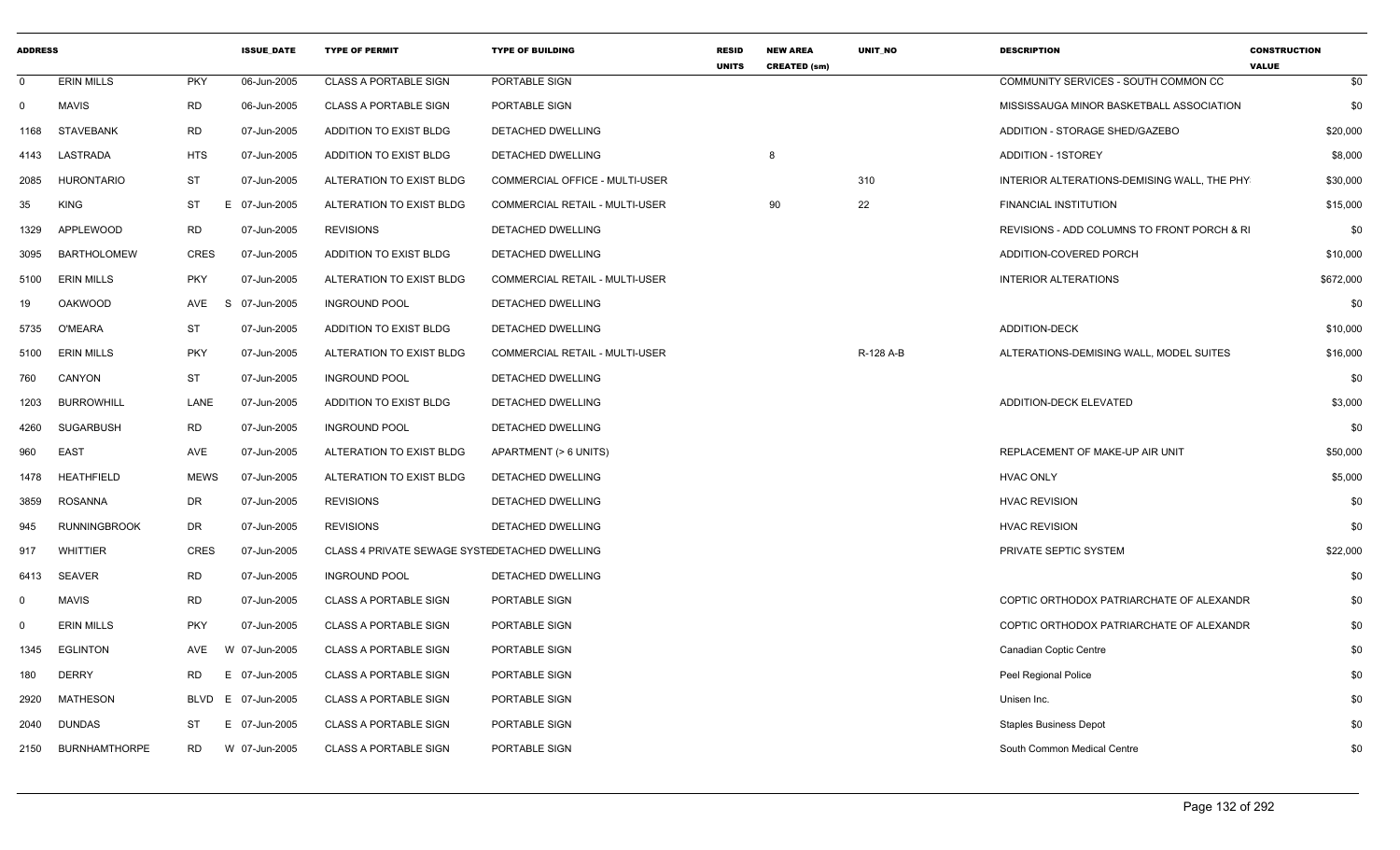| ADDRESS | | | ISSUE_DATE | TYPE OF PERMIT | TYPE OF BUILDING | RESID UNITS | NEW AREA CREATED (sm) | UNIT_NO | DESCRIPTION | CONSTRUCTION VALUE |
|---|---|---|---|---|---|---|---|---|---|---|
| 0 | ERIN MILLS | PKY | 06-Jun-2005 | CLASS A PORTABLE SIGN | PORTABLE SIGN | | | | COMMUNITY SERVICES - SOUTH COMMON CC | $0 |
| 0 | MAVIS | RD | 06-Jun-2005 | CLASS A PORTABLE SIGN | PORTABLE SIGN | | | | MISSISSAUGA MINOR BASKETBALL ASSOCIATION | $0 |
| 1168 | STAVEBANK | RD | 07-Jun-2005 | ADDITION TO EXIST BLDG | DETACHED DWELLING | | | | ADDITION - STORAGE SHED/GAZEBO | $20,000 |
| 4143 | LASTRADA | HTS | 07-Jun-2005 | ADDITION TO EXIST BLDG | DETACHED DWELLING | | 8 | | ADDITION - 1STOREY | $8,000 |
| 2085 | HURONTARIO | ST | 07-Jun-2005 | ALTERATION TO EXIST BLDG | COMMERCIAL OFFICE - MULTI-USER | | | 310 | INTERIOR ALTERATIONS-DEMISING WALL, THE PHY | $30,000 |
| 35 | KING | ST E | 07-Jun-2005 | ALTERATION TO EXIST BLDG | COMMERCIAL RETAIL - MULTI-USER | | 90 | 22 | FINANCIAL INSTITUTION | $15,000 |
| 1329 | APPLEWOOD | RD | 07-Jun-2005 | REVISIONS | DETACHED DWELLING | | | | REVISIONS - ADD COLUMNS TO FRONT PORCH & RI | $0 |
| 3095 | BARTHOLOMEW | CRES | 07-Jun-2005 | ADDITION TO EXIST BLDG | DETACHED DWELLING | | | | ADDITION-COVERED PORCH | $10,000 |
| 5100 | ERIN MILLS | PKY | 07-Jun-2005 | ALTERATION TO EXIST BLDG | COMMERCIAL RETAIL - MULTI-USER | | | | INTERIOR ALTERATIONS | $672,000 |
| 19 | OAKWOOD | AVE S | 07-Jun-2005 | INGROUND POOL | DETACHED DWELLING | | | | | $0 |
| 5735 | O'MEARA | ST | 07-Jun-2005 | ADDITION TO EXIST BLDG | DETACHED DWELLING | | | | ADDITION-DECK | $10,000 |
| 5100 | ERIN MILLS | PKY | 07-Jun-2005 | ALTERATION TO EXIST BLDG | COMMERCIAL RETAIL - MULTI-USER | | | R-128 A-B | ALTERATIONS-DEMISING WALL, MODEL SUITES | $16,000 |
| 760 | CANYON | ST | 07-Jun-2005 | INGROUND POOL | DETACHED DWELLING | | | | | $0 |
| 1203 | BURROWHILL | LANE | 07-Jun-2005 | ADDITION TO EXIST BLDG | DETACHED DWELLING | | | | ADDITION-DECK ELEVATED | $3,000 |
| 4260 | SUGARBUSH | RD | 07-Jun-2005 | INGROUND POOL | DETACHED DWELLING | | | | | $0 |
| 960 | EAST | AVE | 07-Jun-2005 | ALTERATION TO EXIST BLDG | APARTMENT (> 6 UNITS) | | | | REPLACEMENT OF MAKE-UP AIR UNIT | $50,000 |
| 1478 | HEATHFIELD | MEWS | 07-Jun-2005 | ALTERATION TO EXIST BLDG | DETACHED DWELLING | | | | HVAC ONLY | $5,000 |
| 3859 | ROSANNA | DR | 07-Jun-2005 | REVISIONS | DETACHED DWELLING | | | | HVAC REVISION | $0 |
| 945 | RUNNINGBROOK | DR | 07-Jun-2005 | REVISIONS | DETACHED DWELLING | | | | HVAC REVISION | $0 |
| 917 | WHITTIER | CRES | 07-Jun-2005 | CLASS 4 PRIVATE SEWAGE SYSTE | DETACHED DWELLING | | | | PRIVATE SEPTIC SYSTEM | $22,000 |
| 6413 | SEAVER | RD | 07-Jun-2005 | INGROUND POOL | DETACHED DWELLING | | | | | $0 |
| 0 | MAVIS | RD | 07-Jun-2005 | CLASS A PORTABLE SIGN | PORTABLE SIGN | | | | COPTIC ORTHODOX PATRIARCHATE OF ALEXANDR | $0 |
| 0 | ERIN MILLS | PKY | 07-Jun-2005 | CLASS A PORTABLE SIGN | PORTABLE SIGN | | | | COPTIC ORTHODOX PATRIARCHATE OF ALEXANDR | $0 |
| 1345 | EGLINTON | AVE W | 07-Jun-2005 | CLASS A PORTABLE SIGN | PORTABLE SIGN | | | | Canadian Coptic Centre | $0 |
| 180 | DERRY | RD E | 07-Jun-2005 | CLASS A PORTABLE SIGN | PORTABLE SIGN | | | | Peel Regional Police | $0 |
| 2920 | MATHESON | BLVD E | 07-Jun-2005 | CLASS A PORTABLE SIGN | PORTABLE SIGN | | | | Unisen Inc. | $0 |
| 2040 | DUNDAS | ST E | 07-Jun-2005 | CLASS A PORTABLE SIGN | PORTABLE SIGN | | | | Staples Business Depot | $0 |
| 2150 | BURNHAMTHORPE | RD W | 07-Jun-2005 | CLASS A PORTABLE SIGN | PORTABLE SIGN | | | | South Common Medical Centre | $0 |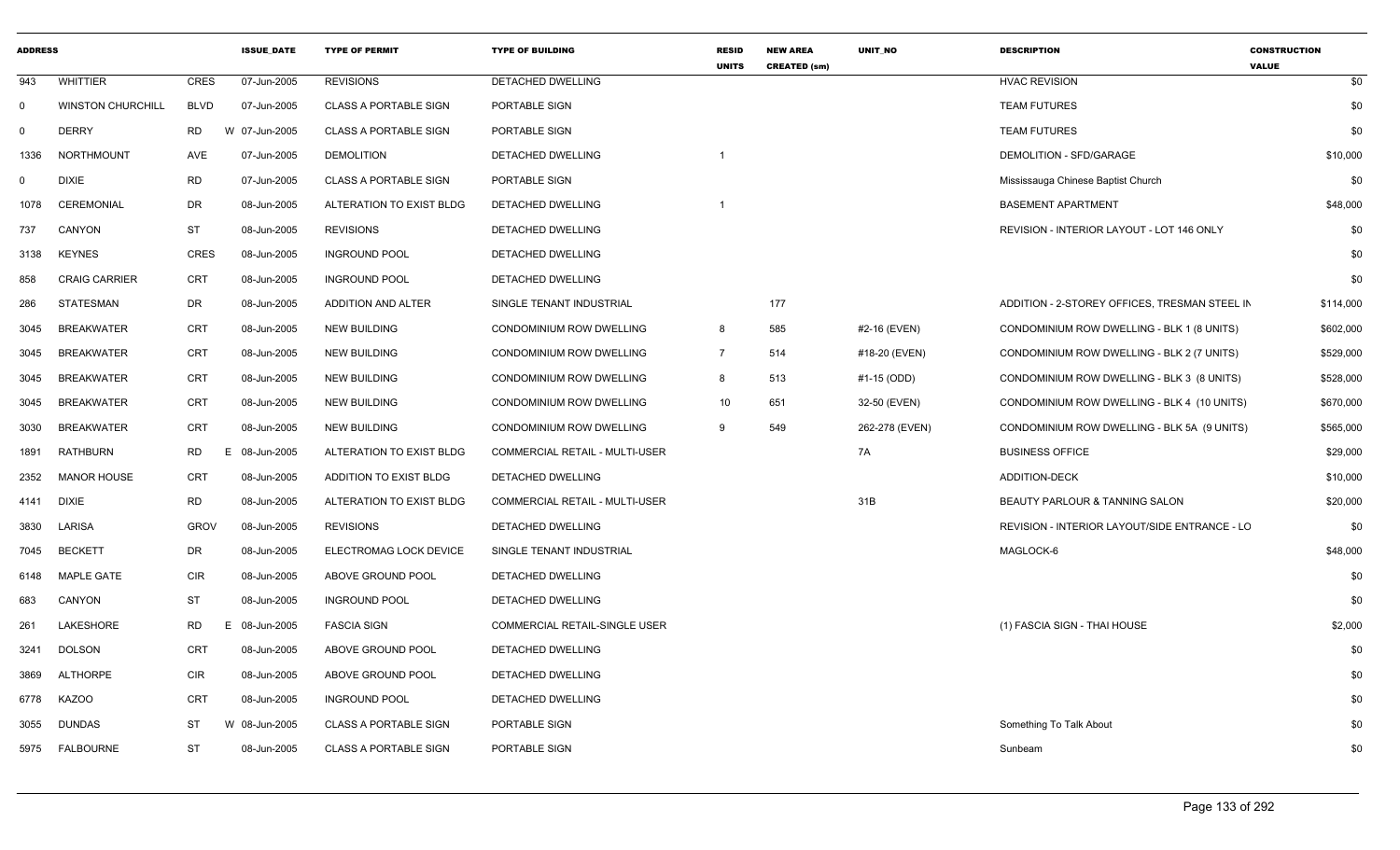| ADDRESS | | | | ISSUE_DATE | TYPE OF PERMIT | TYPE OF BUILDING | RESID UNITS | NEW AREA CREATED (sm) | UNIT_NO | DESCRIPTION | CONSTRUCTION VALUE |
|---|---|---|---|---|---|---|---|---|---|---|---|
| 943 | WHITTIER | CRES | | 07-Jun-2005 | REVISIONS | DETACHED DWELLING | | | | HVAC REVISION | $0 |
| 0 | WINSTON CHURCHILL | BLVD | | 07-Jun-2005 | CLASS A PORTABLE SIGN | PORTABLE SIGN | | | | TEAM FUTURES | $0 |
| 0 | DERRY | RD | W | 07-Jun-2005 | CLASS A PORTABLE SIGN | PORTABLE SIGN | | | | TEAM FUTURES | $0 |
| 1336 | NORTHMOUNT | AVE | | 07-Jun-2005 | DEMOLITION | DETACHED DWELLING | 1 | | | DEMOLITION - SFD/GARAGE | $10,000 |
| 0 | DIXIE | RD | | 07-Jun-2005 | CLASS A PORTABLE SIGN | PORTABLE SIGN | | | | Mississauga Chinese Baptist Church | $0 |
| 1078 | CEREMONIAL | DR | | 08-Jun-2005 | ALTERATION TO EXIST BLDG | DETACHED DWELLING | 1 | | | BASEMENT APARTMENT | $48,000 |
| 737 | CANYON | ST | | 08-Jun-2005 | REVISIONS | DETACHED DWELLING | | | | REVISION - INTERIOR LAYOUT - LOT 146 ONLY | $0 |
| 3138 | KEYNES | CRES | | 08-Jun-2005 | INGROUND POOL | DETACHED DWELLING | | | | | $0 |
| 858 | CRAIG CARRIER | CRT | | 08-Jun-2005 | INGROUND POOL | DETACHED DWELLING | | | | | $0 |
| 286 | STATESMAN | DR | | 08-Jun-2005 | ADDITION AND ALTER | SINGLE TENANT INDUSTRIAL | | 177 | | ADDITION - 2-STOREY OFFICES, TRESMAN STEEL IN | $114,000 |
| 3045 | BREAKWATER | CRT | | 08-Jun-2005 | NEW BUILDING | CONDOMINIUM ROW DWELLING | 8 | 585 | #2-16 (EVEN) | CONDOMINIUM ROW DWELLING - BLK 1 (8 UNITS) | $602,000 |
| 3045 | BREAKWATER | CRT | | 08-Jun-2005 | NEW BUILDING | CONDOMINIUM ROW DWELLING | 7 | 514 | #18-20 (EVEN) | CONDOMINIUM ROW DWELLING - BLK 2 (7 UNITS) | $529,000 |
| 3045 | BREAKWATER | CRT | | 08-Jun-2005 | NEW BUILDING | CONDOMINIUM ROW DWELLING | 8 | 513 | #1-15 (ODD) | CONDOMINIUM ROW DWELLING - BLK 3 (8 UNITS) | $528,000 |
| 3045 | BREAKWATER | CRT | | 08-Jun-2005 | NEW BUILDING | CONDOMINIUM ROW DWELLING | 10 | 651 | 32-50 (EVEN) | CONDOMINIUM ROW DWELLING - BLK 4 (10 UNITS) | $670,000 |
| 3030 | BREAKWATER | CRT | | 08-Jun-2005 | NEW BUILDING | CONDOMINIUM ROW DWELLING | 9 | 549 | 262-278 (EVEN) | CONDOMINIUM ROW DWELLING - BLK 5A (9 UNITS) | $565,000 |
| 1891 | RATHBURN | RD | E | 08-Jun-2005 | ALTERATION TO EXIST BLDG | COMMERCIAL RETAIL - MULTI-USER | | | 7A | BUSINESS OFFICE | $29,000 |
| 2352 | MANOR HOUSE | CRT | | 08-Jun-2005 | ADDITION TO EXIST BLDG | DETACHED DWELLING | | | | ADDITION-DECK | $10,000 |
| 4141 | DIXIE | RD | | 08-Jun-2005 | ALTERATION TO EXIST BLDG | COMMERCIAL RETAIL - MULTI-USER | | | 31B | BEAUTY PARLOUR & TANNING SALON | $20,000 |
| 3830 | LARISA | GROV | | 08-Jun-2005 | REVISIONS | DETACHED DWELLING | | | | REVISION - INTERIOR LAYOUT/SIDE ENTRANCE - LO | $0 |
| 7045 | BECKETT | DR | | 08-Jun-2005 | ELECTROMAG LOCK DEVICE | SINGLE TENANT INDUSTRIAL | | | | MAGLOCK-6 | $48,000 |
| 6148 | MAPLE GATE | CIR | | 08-Jun-2005 | ABOVE GROUND POOL | DETACHED DWELLING | | | | | $0 |
| 683 | CANYON | ST | | 08-Jun-2005 | INGROUND POOL | DETACHED DWELLING | | | | | $0 |
| 261 | LAKESHORE | RD | E | 08-Jun-2005 | FASCIA SIGN | COMMERCIAL RETAIL-SINGLE USER | | | | (1) FASCIA SIGN - THAI HOUSE | $2,000 |
| 3241 | DOLSON | CRT | | 08-Jun-2005 | ABOVE GROUND POOL | DETACHED DWELLING | | | | | $0 |
| 3869 | ALTHORPE | CIR | | 08-Jun-2005 | ABOVE GROUND POOL | DETACHED DWELLING | | | | | $0 |
| 6778 | KAZOO | CRT | | 08-Jun-2005 | INGROUND POOL | DETACHED DWELLING | | | | | $0 |
| 3055 | DUNDAS | ST | W | 08-Jun-2005 | CLASS A PORTABLE SIGN | PORTABLE SIGN | | | | Something To Talk About | $0 |
| 5975 | FALBOURNE | ST | | 08-Jun-2005 | CLASS A PORTABLE SIGN | PORTABLE SIGN | | | | Sunbeam | $0 |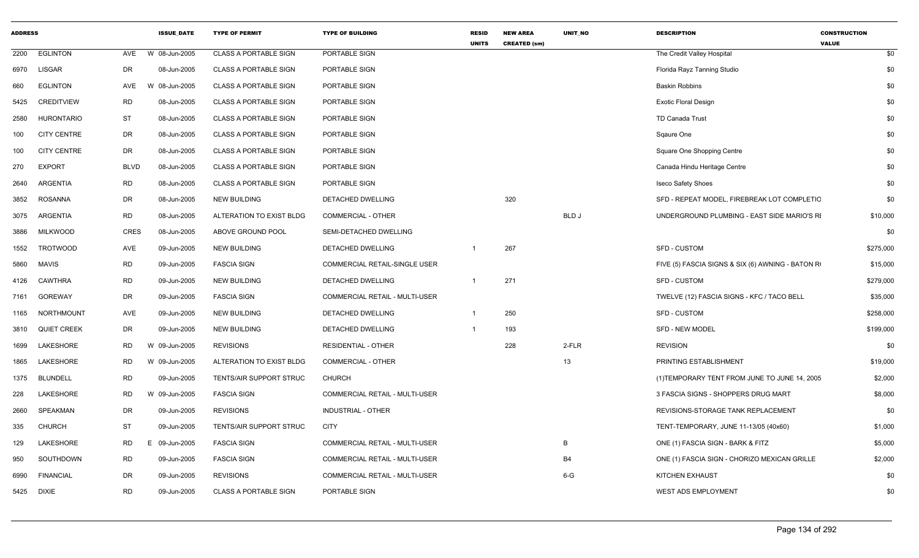| ADDRESS | | | ISSUE_DATE | TYPE OF PERMIT | TYPE OF BUILDING | RESID UNITS | NEW AREA CREATED (sm) | UNIT_NO | DESCRIPTION | CONSTRUCTION VALUE |
|---|---|---|---|---|---|---|---|---|---|---|
| 2200 | EGLINTON | AVE | W 08-Jun-2005 | CLASS A PORTABLE SIGN | PORTABLE SIGN | | | | The Credit Valley Hospital | $0 |
| 6970 | LISGAR | DR | 08-Jun-2005 | CLASS A PORTABLE SIGN | PORTABLE SIGN | | | | Florida Rayz Tanning Studio | $0 |
| 660 | EGLINTON | AVE | W 08-Jun-2005 | CLASS A PORTABLE SIGN | PORTABLE SIGN | | | | Baskin Robbins | $0 |
| 5425 | CREDITVIEW | RD | 08-Jun-2005 | CLASS A PORTABLE SIGN | PORTABLE SIGN | | | | Exotic Floral Design | $0 |
| 2580 | HURONTARIO | ST | 08-Jun-2005 | CLASS A PORTABLE SIGN | PORTABLE SIGN | | | | TD Canada Trust | $0 |
| 100 | CITY CENTRE | DR | 08-Jun-2005 | CLASS A PORTABLE SIGN | PORTABLE SIGN | | | | Sqaure One | $0 |
| 100 | CITY CENTRE | DR | 08-Jun-2005 | CLASS A PORTABLE SIGN | PORTABLE SIGN | | | | Square One Shopping Centre | $0 |
| 270 | EXPORT | BLVD | 08-Jun-2005 | CLASS A PORTABLE SIGN | PORTABLE SIGN | | | | Canada Hindu Heritage Centre | $0 |
| 2640 | ARGENTIA | RD | 08-Jun-2005 | CLASS A PORTABLE SIGN | PORTABLE SIGN | | | | Iseco Safety Shoes | $0 |
| 3852 | ROSANNA | DR | 08-Jun-2005 | NEW BUILDING | DETACHED DWELLING | | 320 | | SFD - REPEAT MODEL, FIREBREAK LOT COMPLETIO | $0 |
| 3075 | ARGENTIA | RD | 08-Jun-2005 | ALTERATION TO EXIST BLDG | COMMERCIAL - OTHER | | | BLD J | UNDERGROUND PLUMBING - EAST SIDE MARIO'S RI | $10,000 |
| 3886 | MILKWOOD | CRES | 08-Jun-2005 | ABOVE GROUND POOL | SEMI-DETACHED DWELLING | | | | | $0 |
| 1552 | TROTWOOD | AVE | 09-Jun-2005 | NEW BUILDING | DETACHED DWELLING | 1 | 267 | | SFD - CUSTOM | $275,000 |
| 5860 | MAVIS | RD | 09-Jun-2005 | FASCIA SIGN | COMMERCIAL RETAIL-SINGLE USER | | | | FIVE (5) FASCIA SIGNS & SIX (6) AWNING - BATON R | $15,000 |
| 4126 | CAWTHRA | RD | 09-Jun-2005 | NEW BUILDING | DETACHED DWELLING | 1 | 271 | | SFD - CUSTOM | $279,000 |
| 7161 | GOREWAY | DR | 09-Jun-2005 | FASCIA SIGN | COMMERCIAL RETAIL - MULTI-USER | | | | TWELVE (12) FASCIA SIGNS - KFC / TACO BELL | $35,000 |
| 1165 | NORTHMOUNT | AVE | 09-Jun-2005 | NEW BUILDING | DETACHED DWELLING | 1 | 250 | | SFD - CUSTOM | $258,000 |
| 3810 | QUIET CREEK | DR | 09-Jun-2005 | NEW BUILDING | DETACHED DWELLING | 1 | 193 | | SFD - NEW MODEL | $199,000 |
| 1699 | LAKESHORE | RD | W 09-Jun-2005 | REVISIONS | RESIDENTIAL - OTHER | | 228 | 2-FLR | REVISION | $0 |
| 1865 | LAKESHORE | RD | W 09-Jun-2005 | ALTERATION TO EXIST BLDG | COMMERCIAL - OTHER | | | 13 | PRINTING ESTABLISHMENT | $19,000 |
| 1375 | BLUNDELL | RD | 09-Jun-2005 | TENTS/AIR SUPPORT STRUC | CHURCH | | | | (1)TEMPORARY TENT FROM JUNE TO JUNE 14, 2005 | $2,000 |
| 228 | LAKESHORE | RD | W 09-Jun-2005 | FASCIA SIGN | COMMERCIAL RETAIL - MULTI-USER | | | | 3 FASCIA SIGNS - SHOPPERS DRUG MART | $8,000 |
| 2660 | SPEAKMAN | DR | 09-Jun-2005 | REVISIONS | INDUSTRIAL - OTHER | | | | REVISIONS-STORAGE TANK REPLACEMENT | $0 |
| 335 | CHURCH | ST | 09-Jun-2005 | TENTS/AIR SUPPORT STRUC | CITY | | | | TENT-TEMPORARY, JUNE 11-13/05 (40x60) | $1,000 |
| 129 | LAKESHORE | RD | E 09-Jun-2005 | FASCIA SIGN | COMMERCIAL RETAIL - MULTI-USER | | | B | ONE (1) FASCIA SIGN - BARK & FITZ | $5,000 |
| 950 | SOUTHDOWN | RD | 09-Jun-2005 | FASCIA SIGN | COMMERCIAL RETAIL - MULTI-USER | | | B4 | ONE (1) FASCIA SIGN - CHORIZO MEXICAN GRILLE | $2,000 |
| 6990 | FINANCIAL | DR | 09-Jun-2005 | REVISIONS | COMMERCIAL RETAIL - MULTI-USER | | | 6-G | KITCHEN EXHAUST | $0 |
| 5425 | DIXIE | RD | 09-Jun-2005 | CLASS A PORTABLE SIGN | PORTABLE SIGN | | | | WEST ADS EMPLOYMENT | $0 |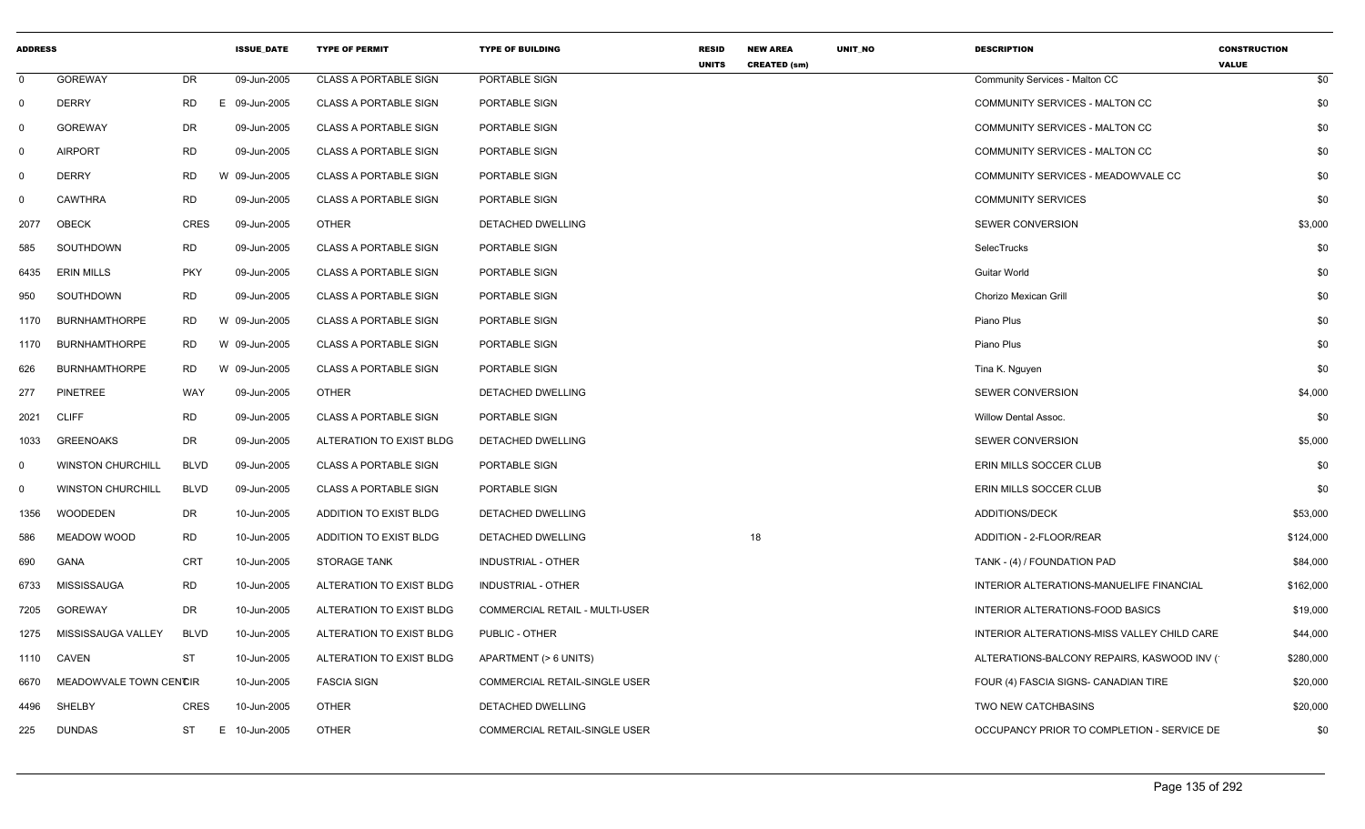| ADDRESS | | | ISSUE_DATE | TYPE OF PERMIT | TYPE OF BUILDING | RESID UNITS | NEW AREA CREATED (sm) | UNIT_NO | DESCRIPTION | CONSTRUCTION VALUE |
|---|---|---|---|---|---|---|---|---|---|---|
| 0 | GOREWAY | DR | 09-Jun-2005 | CLASS A PORTABLE SIGN | PORTABLE SIGN | | | | Community Services - Malton CC | $0 |
| 0 | DERRY | RD | E 09-Jun-2005 | CLASS A PORTABLE SIGN | PORTABLE SIGN | | | | COMMUNITY SERVICES - MALTON CC | $0 |
| 0 | GOREWAY | DR | 09-Jun-2005 | CLASS A PORTABLE SIGN | PORTABLE SIGN | | | | COMMUNITY SERVICES - MALTON CC | $0 |
| 0 | AIRPORT | RD | 09-Jun-2005 | CLASS A PORTABLE SIGN | PORTABLE SIGN | | | | COMMUNITY SERVICES - MALTON CC | $0 |
| 0 | DERRY | RD | W 09-Jun-2005 | CLASS A PORTABLE SIGN | PORTABLE SIGN | | | | COMMUNITY SERVICES - MEADOWVALE CC | $0 |
| 0 | CAWTHRA | RD | 09-Jun-2005 | CLASS A PORTABLE SIGN | PORTABLE SIGN | | | | COMMUNITY SERVICES | $0 |
| 2077 | OBECK | CRES | 09-Jun-2005 | OTHER | DETACHED DWELLING | | | | SEWER CONVERSION | $3,000 |
| 585 | SOUTHDOWN | RD | 09-Jun-2005 | CLASS A PORTABLE SIGN | PORTABLE SIGN | | | | SelecTrucks | $0 |
| 6435 | ERIN MILLS | PKY | 09-Jun-2005 | CLASS A PORTABLE SIGN | PORTABLE SIGN | | | | Guitar World | $0 |
| 950 | SOUTHDOWN | RD | 09-Jun-2005 | CLASS A PORTABLE SIGN | PORTABLE SIGN | | | | Chorizo Mexican Grill | $0 |
| 1170 | BURNHAMTHORPE | RD | W 09-Jun-2005 | CLASS A PORTABLE SIGN | PORTABLE SIGN | | | | Piano Plus | $0 |
| 1170 | BURNHAMTHORPE | RD | W 09-Jun-2005 | CLASS A PORTABLE SIGN | PORTABLE SIGN | | | | Piano Plus | $0 |
| 626 | BURNHAMTHORPE | RD | W 09-Jun-2005 | CLASS A PORTABLE SIGN | PORTABLE SIGN | | | | Tina K. Nguyen | $0 |
| 277 | PINETREE | WAY | 09-Jun-2005 | OTHER | DETACHED DWELLING | | | | SEWER CONVERSION | $4,000 |
| 2021 | CLIFF | RD | 09-Jun-2005 | CLASS A PORTABLE SIGN | PORTABLE SIGN | | | | Willow Dental Assoc. | $0 |
| 1033 | GREENOAKS | DR | 09-Jun-2005 | ALTERATION TO EXIST BLDG | DETACHED DWELLING | | | | SEWER CONVERSION | $5,000 |
| 0 | WINSTON CHURCHILL | BLVD | 09-Jun-2005 | CLASS A PORTABLE SIGN | PORTABLE SIGN | | | | ERIN MILLS SOCCER CLUB | $0 |
| 0 | WINSTON CHURCHILL | BLVD | 09-Jun-2005 | CLASS A PORTABLE SIGN | PORTABLE SIGN | | | | ERIN MILLS SOCCER CLUB | $0 |
| 1356 | WOODEDEN | DR | 10-Jun-2005 | ADDITION TO EXIST BLDG | DETACHED DWELLING | | | | ADDITIONS/DECK | $53,000 |
| 586 | MEADOW WOOD | RD | 10-Jun-2005 | ADDITION TO EXIST BLDG | DETACHED DWELLING | | 18 | | ADDITION - 2-FLOOR/REAR | $124,000 |
| 690 | GANA | CRT | 10-Jun-2005 | STORAGE TANK | INDUSTRIAL - OTHER | | | | TANK - (4) / FOUNDATION PAD | $84,000 |
| 6733 | MISSISSAUGA | RD | 10-Jun-2005 | ALTERATION TO EXIST BLDG | INDUSTRIAL - OTHER | | | | INTERIOR ALTERATIONS-MANUELIFE FINANCIAL | $162,000 |
| 7205 | GOREWAY | DR | 10-Jun-2005 | ALTERATION TO EXIST BLDG | COMMERCIAL RETAIL - MULTI-USER | | | | INTERIOR ALTERATIONS-FOOD BASICS | $19,000 |
| 1275 | MISSISSAUGA VALLEY | BLVD | 10-Jun-2005 | ALTERATION TO EXIST BLDG | PUBLIC - OTHER | | | | INTERIOR ALTERATIONS-MISS VALLEY CHILD CARE | $44,000 |
| 1110 | CAVEN | ST | 10-Jun-2005 | ALTERATION TO EXIST BLDG | APARTMENT (> 6 UNITS) | | | | ALTERATIONS-BALCONY REPAIRS, KASWOOD INV ( | $280,000 |
| 6670 | MEADOWVALE TOWN CENTCIR | | 10-Jun-2005 | FASCIA SIGN | COMMERCIAL RETAIL-SINGLE USER | | | | FOUR (4) FASCIA SIGNS- CANADIAN TIRE | $20,000 |
| 4496 | SHELBY | CRES | 10-Jun-2005 | OTHER | DETACHED DWELLING | | | | TWO NEW CATCHBASINS | $20,000 |
| 225 | DUNDAS | ST | E 10-Jun-2005 | OTHER | COMMERCIAL RETAIL-SINGLE USER | | | | OCCUPANCY PRIOR TO COMPLETION - SERVICE DE | $0 |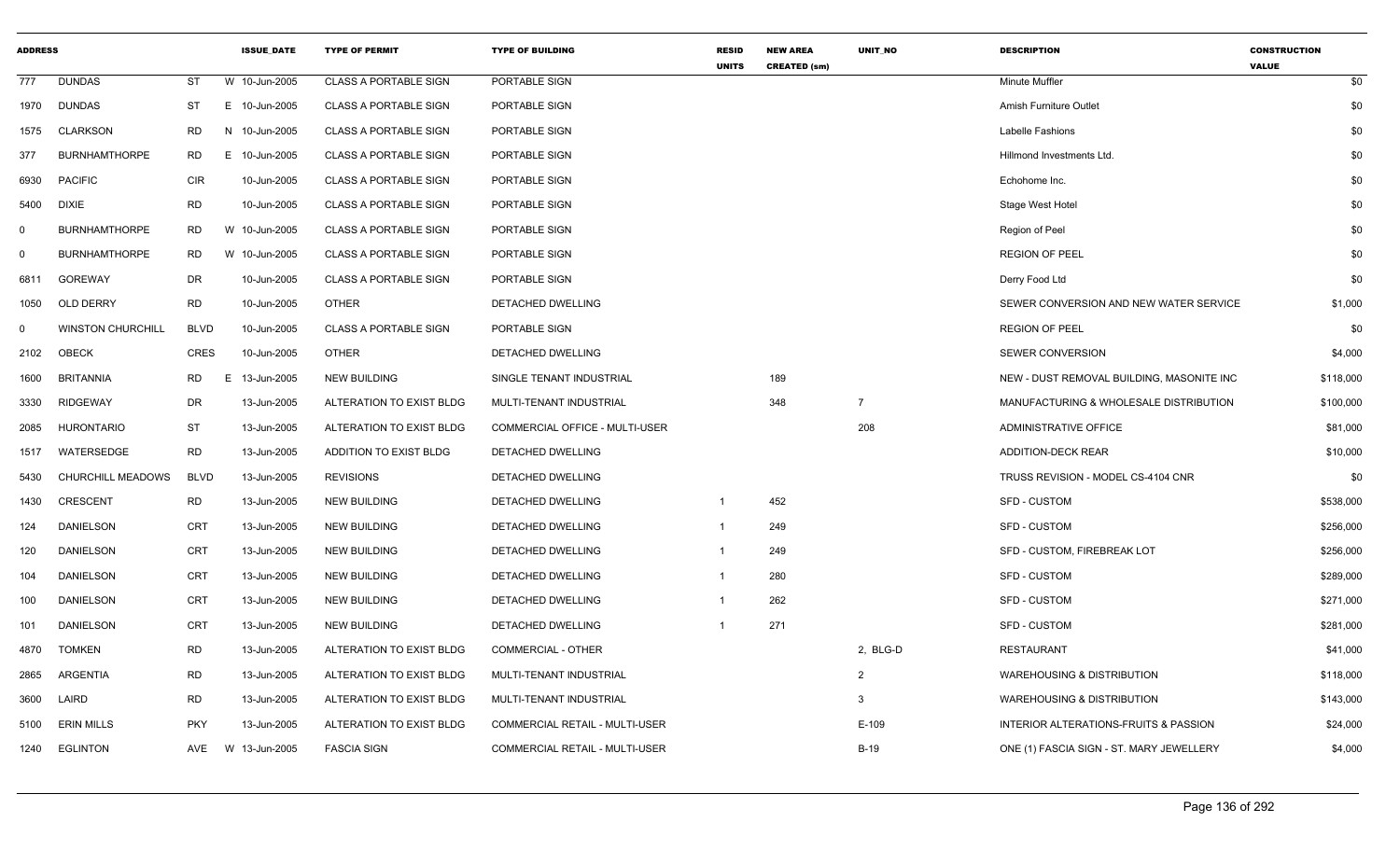| ADDRESS | | | | ISSUE_DATE | TYPE OF PERMIT | TYPE OF BUILDING | RESID UNITS | NEW AREA CREATED (sm) | UNIT_NO | DESCRIPTION | CONSTRUCTION VALUE |
|---|---|---|---|---|---|---|---|---|---|---|---|
| 777 | DUNDAS | ST | W | 10-Jun-2005 | CLASS A PORTABLE SIGN | PORTABLE SIGN | | | | Minute Muffler | $0 |
| 1970 | DUNDAS | ST | E | 10-Jun-2005 | CLASS A PORTABLE SIGN | PORTABLE SIGN | | | | Amish Furniture Outlet | $0 |
| 1575 | CLARKSON | RD | N | 10-Jun-2005 | CLASS A PORTABLE SIGN | PORTABLE SIGN | | | | Labelle Fashions | $0 |
| 377 | BURNHAMTHORPE | RD | E | 10-Jun-2005 | CLASS A PORTABLE SIGN | PORTABLE SIGN | | | | Hillmond Investments Ltd. | $0 |
| 6930 | PACIFIC | CIR | | 10-Jun-2005 | CLASS A PORTABLE SIGN | PORTABLE SIGN | | | | Echohome Inc. | $0 |
| 5400 | DIXIE | RD | | 10-Jun-2005 | CLASS A PORTABLE SIGN | PORTABLE SIGN | | | | Stage West Hotel | $0 |
| 0 | BURNHAMTHORPE | RD | W | 10-Jun-2005 | CLASS A PORTABLE SIGN | PORTABLE SIGN | | | | Region of Peel | $0 |
| 0 | BURNHAMTHORPE | RD | W | 10-Jun-2005 | CLASS A PORTABLE SIGN | PORTABLE SIGN | | | | REGION OF PEEL | $0 |
| 6811 | GOREWAY | DR | | 10-Jun-2005 | CLASS A PORTABLE SIGN | PORTABLE SIGN | | | | Derry Food Ltd | $0 |
| 1050 | OLD DERRY | RD | | 10-Jun-2005 | OTHER | DETACHED DWELLING | | | | SEWER CONVERSION AND NEW WATER SERVICE | $1,000 |
| 0 | WINSTON CHURCHILL | BLVD | | 10-Jun-2005 | CLASS A PORTABLE SIGN | PORTABLE SIGN | | | | REGION OF PEEL | $0 |
| 2102 | OBECK | CRES | | 10-Jun-2005 | OTHER | DETACHED DWELLING | | | | SEWER CONVERSION | $4,000 |
| 1600 | BRITANNIA | RD | E | 13-Jun-2005 | NEW BUILDING | SINGLE TENANT INDUSTRIAL | | 189 | | NEW - DUST REMOVAL BUILDING, MASONITE INC | $118,000 |
| 3330 | RIDGEWAY | DR | | 13-Jun-2005 | ALTERATION TO EXIST BLDG | MULTI-TENANT INDUSTRIAL | | 348 | 7 | MANUFACTURING & WHOLESALE DISTRIBUTION | $100,000 |
| 2085 | HURONTARIO | ST | | 13-Jun-2005 | ALTERATION TO EXIST BLDG | COMMERCIAL OFFICE - MULTI-USER | | | 208 | ADMINISTRATIVE OFFICE | $81,000 |
| 1517 | WATERSEDGE | RD | | 13-Jun-2005 | ADDITION TO EXIST BLDG | DETACHED DWELLING | | | | ADDITION-DECK REAR | $10,000 |
| 5430 | CHURCHILL MEADOWS | BLVD | | 13-Jun-2005 | REVISIONS | DETACHED DWELLING | | | | TRUSS REVISION - MODEL CS-4104 CNR | $0 |
| 1430 | CRESCENT | RD | | 13-Jun-2005 | NEW BUILDING | DETACHED DWELLING | 1 | 452 | | SFD - CUSTOM | $538,000 |
| 124 | DANIELSON | CRT | | 13-Jun-2005 | NEW BUILDING | DETACHED DWELLING | 1 | 249 | | SFD - CUSTOM | $256,000 |
| 120 | DANIELSON | CRT | | 13-Jun-2005 | NEW BUILDING | DETACHED DWELLING | 1 | 249 | | SFD - CUSTOM, FIREBREAK LOT | $256,000 |
| 104 | DANIELSON | CRT | | 13-Jun-2005 | NEW BUILDING | DETACHED DWELLING | 1 | 280 | | SFD - CUSTOM | $289,000 |
| 100 | DANIELSON | CRT | | 13-Jun-2005 | NEW BUILDING | DETACHED DWELLING | 1 | 262 | | SFD - CUSTOM | $271,000 |
| 101 | DANIELSON | CRT | | 13-Jun-2005 | NEW BUILDING | DETACHED DWELLING | 1 | 271 | | SFD - CUSTOM | $281,000 |
| 4870 | TOMKEN | RD | | 13-Jun-2005 | ALTERATION TO EXIST BLDG | COMMERCIAL - OTHER | | | 2, BLG-D | RESTAURANT | $41,000 |
| 2865 | ARGENTIA | RD | | 13-Jun-2005 | ALTERATION TO EXIST BLDG | MULTI-TENANT INDUSTRIAL | | | 2 | WAREHOUSING & DISTRIBUTION | $118,000 |
| 3600 | LAIRD | RD | | 13-Jun-2005 | ALTERATION TO EXIST BLDG | MULTI-TENANT INDUSTRIAL | | | 3 | WAREHOUSING & DISTRIBUTION | $143,000 |
| 5100 | ERIN MILLS | PKY | | 13-Jun-2005 | ALTERATION TO EXIST BLDG | COMMERCIAL RETAIL - MULTI-USER | | | E-109 | INTERIOR ALTERATIONS-FRUITS & PASSION | $24,000 |
| 1240 | EGLINTON | AVE | W | 13-Jun-2005 | FASCIA SIGN | COMMERCIAL RETAIL - MULTI-USER | | | B-19 | ONE (1) FASCIA SIGN - ST. MARY JEWELLERY | $4,000 |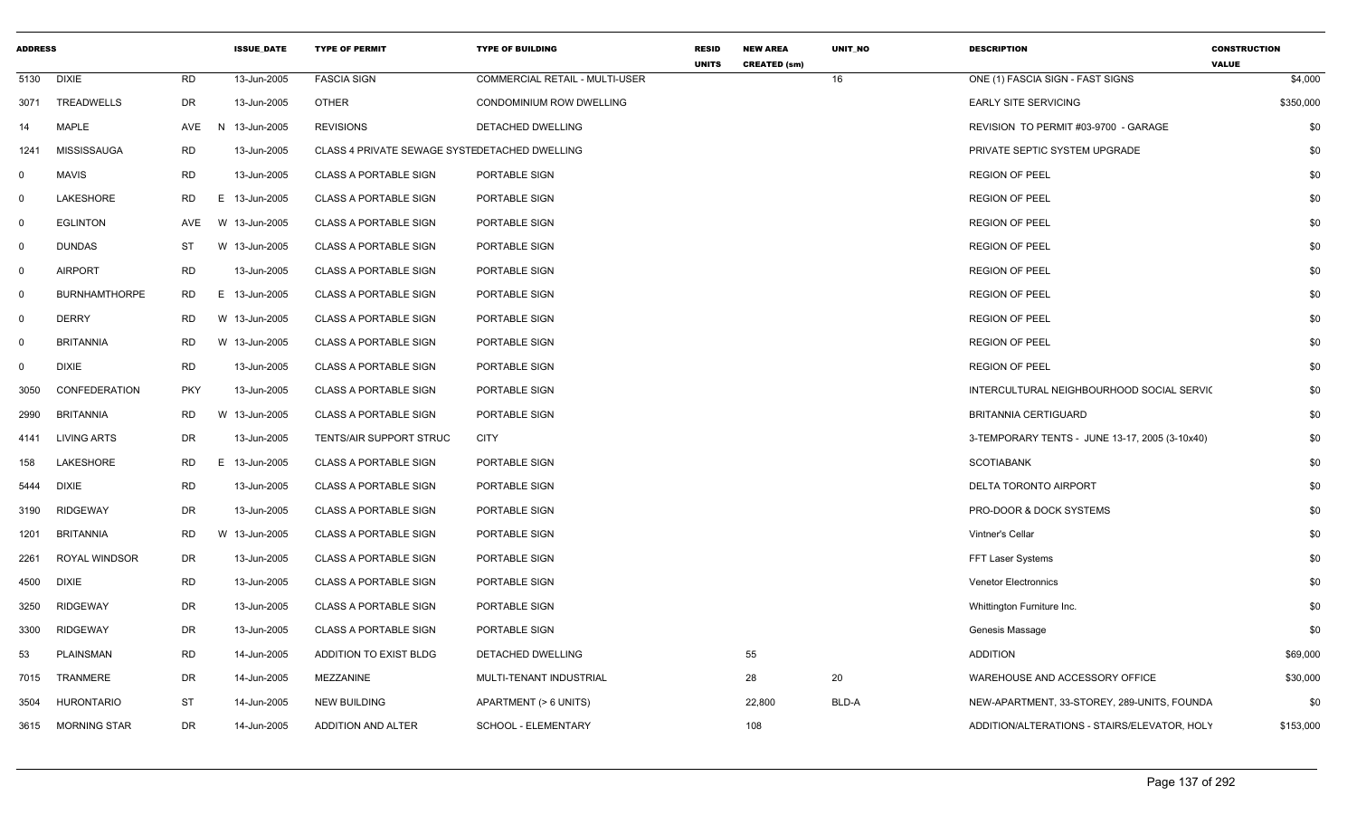| ADDRESS | | | ISSUE_DATE | TYPE OF PERMIT | TYPE OF BUILDING | RESID UNITS | NEW AREA CREATED (sm) | UNIT_NO | DESCRIPTION | CONSTRUCTION VALUE |
|---|---|---|---|---|---|---|---|---|---|---|
| 5130 | DIXIE | RD | 13-Jun-2005 | FASCIA SIGN | COMMERCIAL RETAIL - MULTI-USER | | | 16 | ONE (1) FASCIA SIGN - FAST SIGNS | $4,000 |
| 3071 | TREADWELLS | DR | 13-Jun-2005 | OTHER | CONDOMINIUM ROW DWELLING | | | | EARLY SITE SERVICING | $350,000 |
| 14 | MAPLE | AVE N | 13-Jun-2005 | REVISIONS | DETACHED DWELLING | | | | REVISION TO PERMIT #03-9700 - GARAGE | $0 |
| 1241 | MISSISSAUGA | RD | 13-Jun-2005 | CLASS 4 PRIVATE SEWAGE SYSTE | DETACHED DWELLING | | | | PRIVATE SEPTIC SYSTEM UPGRADE | $0 |
| 0 | MAVIS | RD | 13-Jun-2005 | CLASS A PORTABLE SIGN | PORTABLE SIGN | | | | REGION OF PEEL | $0 |
| 0 | LAKESHORE | RD E | 13-Jun-2005 | CLASS A PORTABLE SIGN | PORTABLE SIGN | | | | REGION OF PEEL | $0 |
| 0 | EGLINTON | AVE W | 13-Jun-2005 | CLASS A PORTABLE SIGN | PORTABLE SIGN | | | | REGION OF PEEL | $0 |
| 0 | DUNDAS | ST W | 13-Jun-2005 | CLASS A PORTABLE SIGN | PORTABLE SIGN | | | | REGION OF PEEL | $0 |
| 0 | AIRPORT | RD | 13-Jun-2005 | CLASS A PORTABLE SIGN | PORTABLE SIGN | | | | REGION OF PEEL | $0 |
| 0 | BURNHAMTHORPE | RD E | 13-Jun-2005 | CLASS A PORTABLE SIGN | PORTABLE SIGN | | | | REGION OF PEEL | $0 |
| 0 | DERRY | RD W | 13-Jun-2005 | CLASS A PORTABLE SIGN | PORTABLE SIGN | | | | REGION OF PEEL | $0 |
| 0 | BRITANNIA | RD W | 13-Jun-2005 | CLASS A PORTABLE SIGN | PORTABLE SIGN | | | | REGION OF PEEL | $0 |
| 0 | DIXIE | RD | 13-Jun-2005 | CLASS A PORTABLE SIGN | PORTABLE SIGN | | | | REGION OF PEEL | $0 |
| 3050 | CONFEDERATION | PKY | 13-Jun-2005 | CLASS A PORTABLE SIGN | PORTABLE SIGN | | | | INTERCULTURAL NEIGHBOURHOOD SOCIAL SERVIC | $0 |
| 2990 | BRITANNIA | RD W | 13-Jun-2005 | CLASS A PORTABLE SIGN | PORTABLE SIGN | | | | BRITANNIA CERTIGUARD | $0 |
| 4141 | LIVING ARTS | DR | 13-Jun-2005 | TENTS/AIR SUPPORT STRUC | CITY | | | | 3-TEMPORARY TENTS - JUNE 13-17, 2005 (3-10x40) | $0 |
| 158 | LAKESHORE | RD E | 13-Jun-2005 | CLASS A PORTABLE SIGN | PORTABLE SIGN | | | | SCOTIABANK | $0 |
| 5444 | DIXIE | RD | 13-Jun-2005 | CLASS A PORTABLE SIGN | PORTABLE SIGN | | | | DELTA TORONTO AIRPORT | $0 |
| 3190 | RIDGEWAY | DR | 13-Jun-2005 | CLASS A PORTABLE SIGN | PORTABLE SIGN | | | | PRO-DOOR & DOCK SYSTEMS | $0 |
| 1201 | BRITANNIA | RD W | 13-Jun-2005 | CLASS A PORTABLE SIGN | PORTABLE SIGN | | | | Vintner's Cellar | $0 |
| 2261 | ROYAL WINDSOR | DR | 13-Jun-2005 | CLASS A PORTABLE SIGN | PORTABLE SIGN | | | | FFT Laser Systems | $0 |
| 4500 | DIXIE | RD | 13-Jun-2005 | CLASS A PORTABLE SIGN | PORTABLE SIGN | | | | Venetor Electronnics | $0 |
| 3250 | RIDGEWAY | DR | 13-Jun-2005 | CLASS A PORTABLE SIGN | PORTABLE SIGN | | | | Whittington Furniture Inc. | $0 |
| 3300 | RIDGEWAY | DR | 13-Jun-2005 | CLASS A PORTABLE SIGN | PORTABLE SIGN | | | | Genesis Massage | $0 |
| 53 | PLAINSMAN | RD | 14-Jun-2005 | ADDITION TO EXIST BLDG | DETACHED DWELLING | | 55 | | ADDITION | $69,000 |
| 7015 | TRANMERE | DR | 14-Jun-2005 | MEZZANINE | MULTI-TENANT INDUSTRIAL | | 28 | 20 | WAREHOUSE AND ACCESSORY OFFICE | $30,000 |
| 3504 | HURONTARIO | ST | 14-Jun-2005 | NEW BUILDING | APARTMENT (> 6 UNITS) | | 22,800 | BLD-A | NEW-APARTMENT, 33-STOREY, 289-UNITS, FOUNDA | $0 |
| 3615 | MORNING STAR | DR | 14-Jun-2005 | ADDITION AND ALTER | SCHOOL - ELEMENTARY | | 108 | | ADDITION/ALTERATIONS - STAIRS/ELEVATOR, HOLY | $153,000 |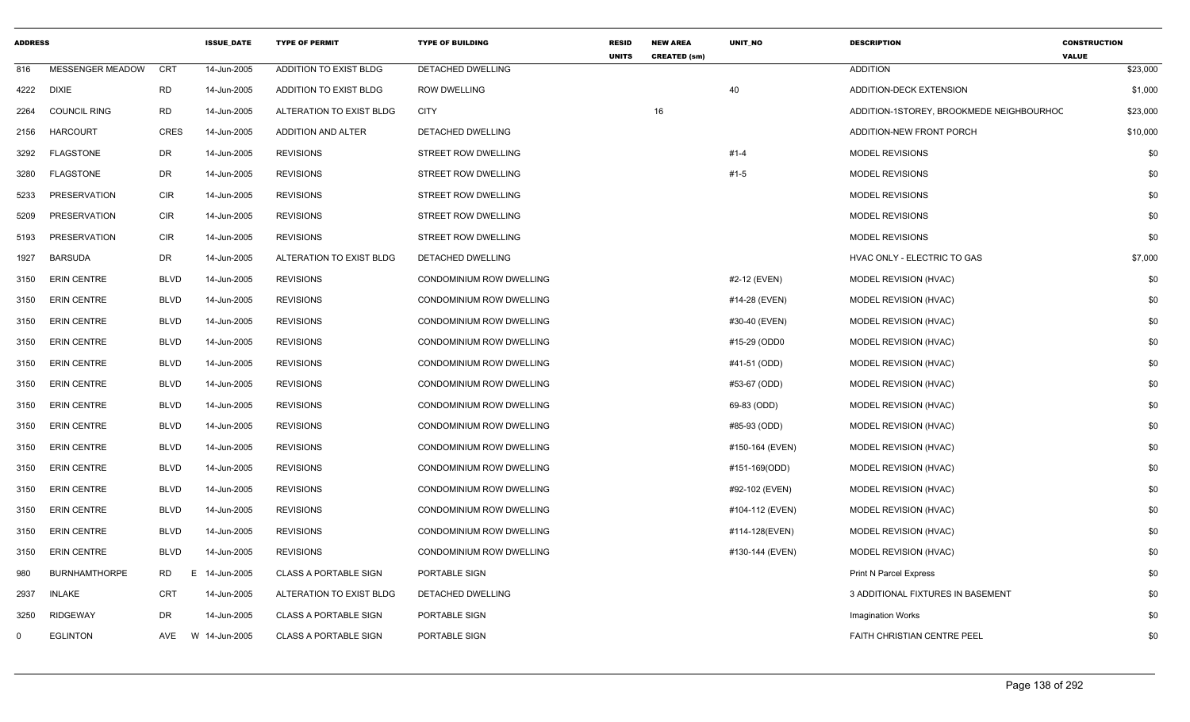| ADDRESS | | | ISSUE_DATE | TYPE OF PERMIT | TYPE OF BUILDING | RESID UNITS | NEW AREA CREATED (sm) | UNIT_NO | DESCRIPTION | CONSTRUCTION VALUE |
|---|---|---|---|---|---|---|---|---|---|---|
| 816 | MESSENGER MEADOW | CRT | 14-Jun-2005 | ADDITION TO EXIST BLDG | DETACHED DWELLING | | | | ADDITION | $23,000 |
| 4222 | DIXIE | RD | 14-Jun-2005 | ADDITION TO EXIST BLDG | ROW DWELLING | | | 40 | ADDITION-DECK EXTENSION | $1,000 |
| 2264 | COUNCIL RING | RD | 14-Jun-2005 | ALTERATION TO EXIST BLDG | CITY | | 16 | | ADDITION-1STOREY, BROOKMEDE NEIGHBOURHOC | $23,000 |
| 2156 | HARCOURT | CRES | 14-Jun-2005 | ADDITION AND ALTER | DETACHED DWELLING | | | | ADDITION-NEW FRONT PORCH | $10,000 |
| 3292 | FLAGSTONE | DR | 14-Jun-2005 | REVISIONS | STREET ROW DWELLING | | | #1-4 | MODEL REVISIONS | $0 |
| 3280 | FLAGSTONE | DR | 14-Jun-2005 | REVISIONS | STREET ROW DWELLING | | | #1-5 | MODEL REVISIONS | $0 |
| 5233 | PRESERVATION | CIR | 14-Jun-2005 | REVISIONS | STREET ROW DWELLING | | | | MODEL REVISIONS | $0 |
| 5209 | PRESERVATION | CIR | 14-Jun-2005 | REVISIONS | STREET ROW DWELLING | | | | MODEL REVISIONS | $0 |
| 5193 | PRESERVATION | CIR | 14-Jun-2005 | REVISIONS | STREET ROW DWELLING | | | | MODEL REVISIONS | $0 |
| 1927 | BARSUDA | DR | 14-Jun-2005 | ALTERATION TO EXIST BLDG | DETACHED DWELLING | | | | HVAC ONLY - ELECTRIC TO GAS | $7,000 |
| 3150 | ERIN CENTRE | BLVD | 14-Jun-2005 | REVISIONS | CONDOMINIUM ROW DWELLING | | | #2-12 (EVEN) | MODEL REVISION (HVAC) | $0 |
| 3150 | ERIN CENTRE | BLVD | 14-Jun-2005 | REVISIONS | CONDOMINIUM ROW DWELLING | | | #14-28 (EVEN) | MODEL REVISION (HVAC) | $0 |
| 3150 | ERIN CENTRE | BLVD | 14-Jun-2005 | REVISIONS | CONDOMINIUM ROW DWELLING | | | #30-40 (EVEN) | MODEL REVISION (HVAC) | $0 |
| 3150 | ERIN CENTRE | BLVD | 14-Jun-2005 | REVISIONS | CONDOMINIUM ROW DWELLING | | | #15-29 (ODD0 | MODEL REVISION (HVAC) | $0 |
| 3150 | ERIN CENTRE | BLVD | 14-Jun-2005 | REVISIONS | CONDOMINIUM ROW DWELLING | | | #41-51 (ODD) | MODEL REVISION (HVAC) | $0 |
| 3150 | ERIN CENTRE | BLVD | 14-Jun-2005 | REVISIONS | CONDOMINIUM ROW DWELLING | | | #53-67 (ODD) | MODEL REVISION (HVAC) | $0 |
| 3150 | ERIN CENTRE | BLVD | 14-Jun-2005 | REVISIONS | CONDOMINIUM ROW DWELLING | | | 69-83 (ODD) | MODEL REVISION (HVAC) | $0 |
| 3150 | ERIN CENTRE | BLVD | 14-Jun-2005 | REVISIONS | CONDOMINIUM ROW DWELLING | | | #85-93 (ODD) | MODEL REVISION (HVAC) | $0 |
| 3150 | ERIN CENTRE | BLVD | 14-Jun-2005 | REVISIONS | CONDOMINIUM ROW DWELLING | | | #150-164 (EVEN) | MODEL REVISION (HVAC) | $0 |
| 3150 | ERIN CENTRE | BLVD | 14-Jun-2005 | REVISIONS | CONDOMINIUM ROW DWELLING | | | #151-169(ODD) | MODEL REVISION (HVAC) | $0 |
| 3150 | ERIN CENTRE | BLVD | 14-Jun-2005 | REVISIONS | CONDOMINIUM ROW DWELLING | | | #92-102 (EVEN) | MODEL REVISION (HVAC) | $0 |
| 3150 | ERIN CENTRE | BLVD | 14-Jun-2005 | REVISIONS | CONDOMINIUM ROW DWELLING | | | #104-112 (EVEN) | MODEL REVISION (HVAC) | $0 |
| 3150 | ERIN CENTRE | BLVD | 14-Jun-2005 | REVISIONS | CONDOMINIUM ROW DWELLING | | | #114-128(EVEN) | MODEL REVISION (HVAC) | $0 |
| 3150 | ERIN CENTRE | BLVD | 14-Jun-2005 | REVISIONS | CONDOMINIUM ROW DWELLING | | | #130-144 (EVEN) | MODEL REVISION (HVAC) | $0 |
| 980 | BURNHAMTHORPE | RD E | 14-Jun-2005 | CLASS A PORTABLE SIGN | PORTABLE SIGN | | | | Print N Parcel Express | $0 |
| 2937 | INLAKE | CRT | 14-Jun-2005 | ALTERATION TO EXIST BLDG | DETACHED DWELLING | | | | 3 ADDITIONAL FIXTURES IN BASEMENT | $0 |
| 3250 | RIDGEWAY | DR | 14-Jun-2005 | CLASS A PORTABLE SIGN | PORTABLE SIGN | | | | Imagination Works | $0 |
| 0 | EGLINTON | AVE W | 14-Jun-2005 | CLASS A PORTABLE SIGN | PORTABLE SIGN | | | | FAITH CHRISTIAN CENTRE PEEL | $0 |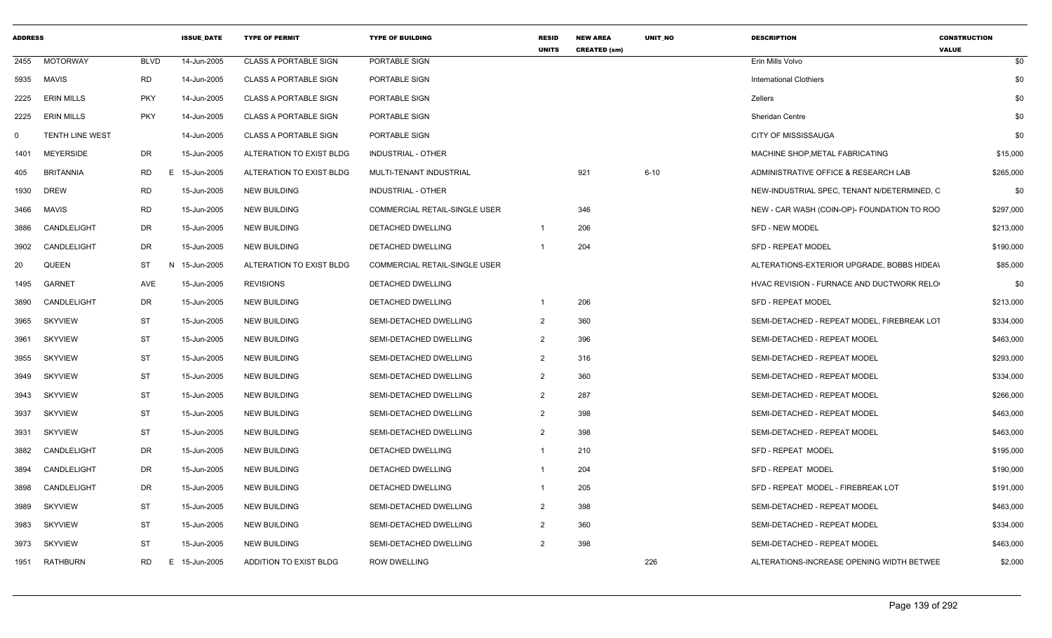| ADDRESS | | | ISSUE_DATE | TYPE OF PERMIT | TYPE OF BUILDING | RESID UNITS | NEW AREA CREATED (sm) | UNIT_NO | DESCRIPTION | CONSTRUCTION VALUE |
|---|---|---|---|---|---|---|---|---|---|---|
| 2455 | MOTORWAY | BLVD | 14-Jun-2005 | CLASS A PORTABLE SIGN | PORTABLE SIGN | | | | Erin Mills Volvo | $0 |
| 5935 | MAVIS | RD | 14-Jun-2005 | CLASS A PORTABLE SIGN | PORTABLE SIGN | | | | International Clothiers | $0 |
| 2225 | ERIN MILLS | PKY | 14-Jun-2005 | CLASS A PORTABLE SIGN | PORTABLE SIGN | | | | Zellers | $0 |
| 2225 | ERIN MILLS | PKY | 14-Jun-2005 | CLASS A PORTABLE SIGN | PORTABLE SIGN | | | | Sheridan Centre | $0 |
| 0 | TENTH LINE WEST | | 14-Jun-2005 | CLASS A PORTABLE SIGN | PORTABLE SIGN | | | | CITY OF MISSISSAUGA | $0 |
| 1401 | MEYERSIDE | DR | 15-Jun-2005 | ALTERATION TO EXIST BLDG | INDUSTRIAL - OTHER | | | | MACHINE SHOP,METAL FABRICATING | $15,000 |
| 405 | BRITANNIA | RD E | 15-Jun-2005 | ALTERATION TO EXIST BLDG | MULTI-TENANT INDUSTRIAL | | 921 | 6-10 | ADMINISTRATIVE OFFICE & RESEARCH LAB | $265,000 |
| 1930 | DREW | RD | 15-Jun-2005 | NEW BUILDING | INDUSTRIAL - OTHER | | | | NEW-INDUSTRIAL SPEC, TENANT N/DETERMINED, C | $0 |
| 3466 | MAVIS | RD | 15-Jun-2005 | NEW BUILDING | COMMERCIAL RETAIL-SINGLE USER | | 346 | | NEW - CAR WASH (COIN-OP)- FOUNDATION TO ROO | $297,000 |
| 3886 | CANDLELIGHT | DR | 15-Jun-2005 | NEW BUILDING | DETACHED DWELLING | 1 | 206 | | SFD - NEW MODEL | $213,000 |
| 3902 | CANDLELIGHT | DR | 15-Jun-2005 | NEW BUILDING | DETACHED DWELLING | 1 | 204 | | SFD - REPEAT MODEL | $190,000 |
| 20 | QUEEN | ST N | 15-Jun-2005 | ALTERATION TO EXIST BLDG | COMMERCIAL RETAIL-SINGLE USER | | | | ALTERATIONS-EXTERIOR UPGRADE, BOBBS HIDEA\ | $85,000 |
| 1495 | GARNET | AVE | 15-Jun-2005 | REVISIONS | DETACHED DWELLING | | | | HVAC REVISION - FURNACE AND DUCTWORK RELO | $0 |
| 3890 | CANDLELIGHT | DR | 15-Jun-2005 | NEW BUILDING | DETACHED DWELLING | 1 | 206 | | SFD - REPEAT MODEL | $213,000 |
| 3965 | SKYVIEW | ST | 15-Jun-2005 | NEW BUILDING | SEMI-DETACHED DWELLING | 2 | 360 | | SEMI-DETACHED - REPEAT MODEL, FIREBREAK LOT | $334,000 |
| 3961 | SKYVIEW | ST | 15-Jun-2005 | NEW BUILDING | SEMI-DETACHED DWELLING | 2 | 396 | | SEMI-DETACHED - REPEAT MODEL | $463,000 |
| 3955 | SKYVIEW | ST | 15-Jun-2005 | NEW BUILDING | SEMI-DETACHED DWELLING | 2 | 316 | | SEMI-DETACHED - REPEAT MODEL | $293,000 |
| 3949 | SKYVIEW | ST | 15-Jun-2005 | NEW BUILDING | SEMI-DETACHED DWELLING | 2 | 360 | | SEMI-DETACHED - REPEAT MODEL | $334,000 |
| 3943 | SKYVIEW | ST | 15-Jun-2005 | NEW BUILDING | SEMI-DETACHED DWELLING | 2 | 287 | | SEMI-DETACHED - REPEAT MODEL | $266,000 |
| 3937 | SKYVIEW | ST | 15-Jun-2005 | NEW BUILDING | SEMI-DETACHED DWELLING | 2 | 398 | | SEMI-DETACHED - REPEAT MODEL | $463,000 |
| 3931 | SKYVIEW | ST | 15-Jun-2005 | NEW BUILDING | SEMI-DETACHED DWELLING | 2 | 398 | | SEMI-DETACHED - REPEAT MODEL | $463,000 |
| 3882 | CANDLELIGHT | DR | 15-Jun-2005 | NEW BUILDING | DETACHED DWELLING | 1 | 210 | | SFD - REPEAT MODEL | $195,000 |
| 3894 | CANDLELIGHT | DR | 15-Jun-2005 | NEW BUILDING | DETACHED DWELLING | 1 | 204 | | SFD - REPEAT MODEL | $190,000 |
| 3898 | CANDLELIGHT | DR | 15-Jun-2005 | NEW BUILDING | DETACHED DWELLING | 1 | 205 | | SFD - REPEAT MODEL - FIREBREAK LOT | $191,000 |
| 3989 | SKYVIEW | ST | 15-Jun-2005 | NEW BUILDING | SEMI-DETACHED DWELLING | 2 | 398 | | SEMI-DETACHED - REPEAT MODEL | $463,000 |
| 3983 | SKYVIEW | ST | 15-Jun-2005 | NEW BUILDING | SEMI-DETACHED DWELLING | 2 | 360 | | SEMI-DETACHED - REPEAT MODEL | $334,000 |
| 3973 | SKYVIEW | ST | 15-Jun-2005 | NEW BUILDING | SEMI-DETACHED DWELLING | 2 | 398 | | SEMI-DETACHED - REPEAT MODEL | $463,000 |
| 1951 | RATHBURN | RD E | 15-Jun-2005 | ADDITION TO EXIST BLDG | ROW DWELLING | | | 226 | ALTERATIONS-INCREASE OPENING WIDTH BETWEE | $2,000 |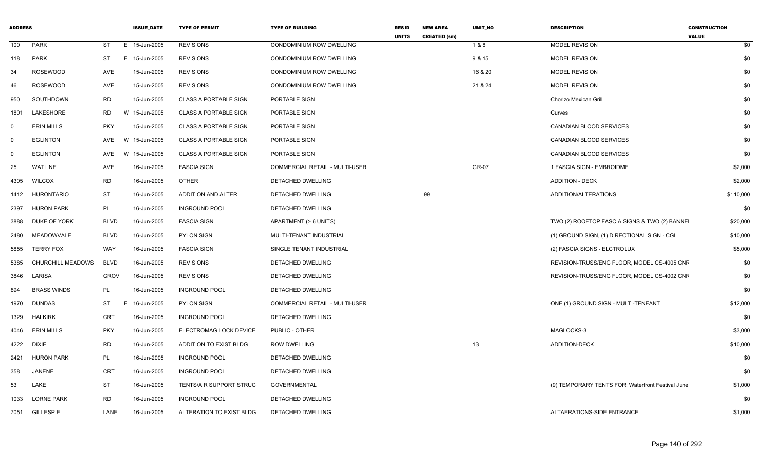| ADDRESS | | | ISSUE_DATE | TYPE OF PERMIT | TYPE OF BUILDING | RESID UNITS | NEW AREA CREATED (sm) | UNIT_NO | DESCRIPTION | CONSTRUCTION VALUE |
|---|---|---|---|---|---|---|---|---|---|---|
| 100 | PARK | ST | E 15-Jun-2005 | REVISIONS | CONDOMINIUM ROW DWELLING | | | 1 & 8 | MODEL REVISION | $0 |
| 118 | PARK | ST | E 15-Jun-2005 | REVISIONS | CONDOMINIUM ROW DWELLING | | | 9 & 15 | MODEL REVISION | $0 |
| 34 | ROSEWOOD | AVE | 15-Jun-2005 | REVISIONS | CONDOMINIUM ROW DWELLING | | | 16 & 20 | MODEL REVISION | $0 |
| 46 | ROSEWOOD | AVE | 15-Jun-2005 | REVISIONS | CONDOMINIUM ROW DWELLING | | | 21 & 24 | MODEL REVISION | $0 |
| 950 | SOUTHDOWN | RD | 15-Jun-2005 | CLASS A PORTABLE SIGN | PORTABLE SIGN | | | | Chorizo Mexican Grill | $0 |
| 1801 | LAKESHORE | RD | W 15-Jun-2005 | CLASS A PORTABLE SIGN | PORTABLE SIGN | | | | Curves | $0 |
| 0 | ERIN MILLS | PKY | 15-Jun-2005 | CLASS A PORTABLE SIGN | PORTABLE SIGN | | | | CANADIAN BLOOD SERVICES | $0 |
| 0 | EGLINTON | AVE | W 15-Jun-2005 | CLASS A PORTABLE SIGN | PORTABLE SIGN | | | | CANADIAN BLOOD SERVICES | $0 |
| 0 | EGLINTON | AVE | W 15-Jun-2005 | CLASS A PORTABLE SIGN | PORTABLE SIGN | | | | CANADIAN BLOOD SERVICES | $0 |
| 25 | WATLINE | AVE | 16-Jun-2005 | FASCIA SIGN | COMMERCIAL RETAIL - MULTI-USER | | | GR-07 | 1 FASCIA SIGN - EMBROIDME | $2,000 |
| 4305 | WILCOX | RD | 16-Jun-2005 | OTHER | DETACHED DWELLING | | | | ADDITION - DECK | $2,000 |
| 1412 | HURONTARIO | ST | 16-Jun-2005 | ADDITION AND ALTER | DETACHED DWELLING | | 99 | | ADDITION/ALTERATIONS | $110,000 |
| 2397 | HURON PARK | PL | 16-Jun-2005 | INGROUND POOL | DETACHED DWELLING | | | | | $0 |
| 3888 | DUKE OF YORK | BLVD | 16-Jun-2005 | FASCIA SIGN | APARTMENT (> 6 UNITS) | | | | TWO (2) ROOFTOP FASCIA SIGNS & TWO (2) BANNE | $20,000 |
| 2480 | MEADOWVALE | BLVD | 16-Jun-2005 | PYLON SIGN | MULTI-TENANT INDUSTRIAL | | | | (1) GROUND SIGN, (1) DIRECTIONAL SIGN - CGI | $10,000 |
| 5855 | TERRY FOX | WAY | 16-Jun-2005 | FASCIA SIGN | SINGLE TENANT INDUSTRIAL | | | | (2) FASCIA SIGNS - ELCTROLUX | $5,000 |
| 5385 | CHURCHILL MEADOWS | BLVD | 16-Jun-2005 | REVISIONS | DETACHED DWELLING | | | | REVISION-TRUSS/ENG FLOOR, MODEL CS-4005 CNF | $0 |
| 3846 | LARISA | GROV | 16-Jun-2005 | REVISIONS | DETACHED DWELLING | | | | REVISION-TRUSS/ENG FLOOR, MODEL CS-4002 CNF | $0 |
| 894 | BRASS WINDS | PL | 16-Jun-2005 | INGROUND POOL | DETACHED DWELLING | | | | | $0 |
| 1970 | DUNDAS | ST | E 16-Jun-2005 | PYLON SIGN | COMMERCIAL RETAIL - MULTI-USER | | | | ONE (1) GROUND SIGN - MULTI-TENEANT | $12,000 |
| 1329 | HALKIRK | CRT | 16-Jun-2005 | INGROUND POOL | DETACHED DWELLING | | | | | $0 |
| 4046 | ERIN MILLS | PKY | 16-Jun-2005 | ELECTROMAG LOCK DEVICE | PUBLIC - OTHER | | | | MAGLOCKS-3 | $3,000 |
| 4222 | DIXIE | RD | 16-Jun-2005 | ADDITION TO EXIST BLDG | ROW DWELLING | | | 13 | ADDITION-DECK | $10,000 |
| 2421 | HURON PARK | PL | 16-Jun-2005 | INGROUND POOL | DETACHED DWELLING | | | | | $0 |
| 358 | JANENE | CRT | 16-Jun-2005 | INGROUND POOL | DETACHED DWELLING | | | | | $0 |
| 53 | LAKE | ST | 16-Jun-2005 | TENTS/AIR SUPPORT STRUC | GOVERNMENTAL | | | | (9) TEMPORARY TENTS FOR: Waterfront Festival June | $1,000 |
| 1033 | LORNE PARK | RD | 16-Jun-2005 | INGROUND POOL | DETACHED DWELLING | | | | | $0 |
| 7051 | GILLESPIE | LANE | 16-Jun-2005 | ALTERATION TO EXIST BLDG | DETACHED DWELLING | | | | ALTAERATIONS-SIDE ENTRANCE | $1,000 |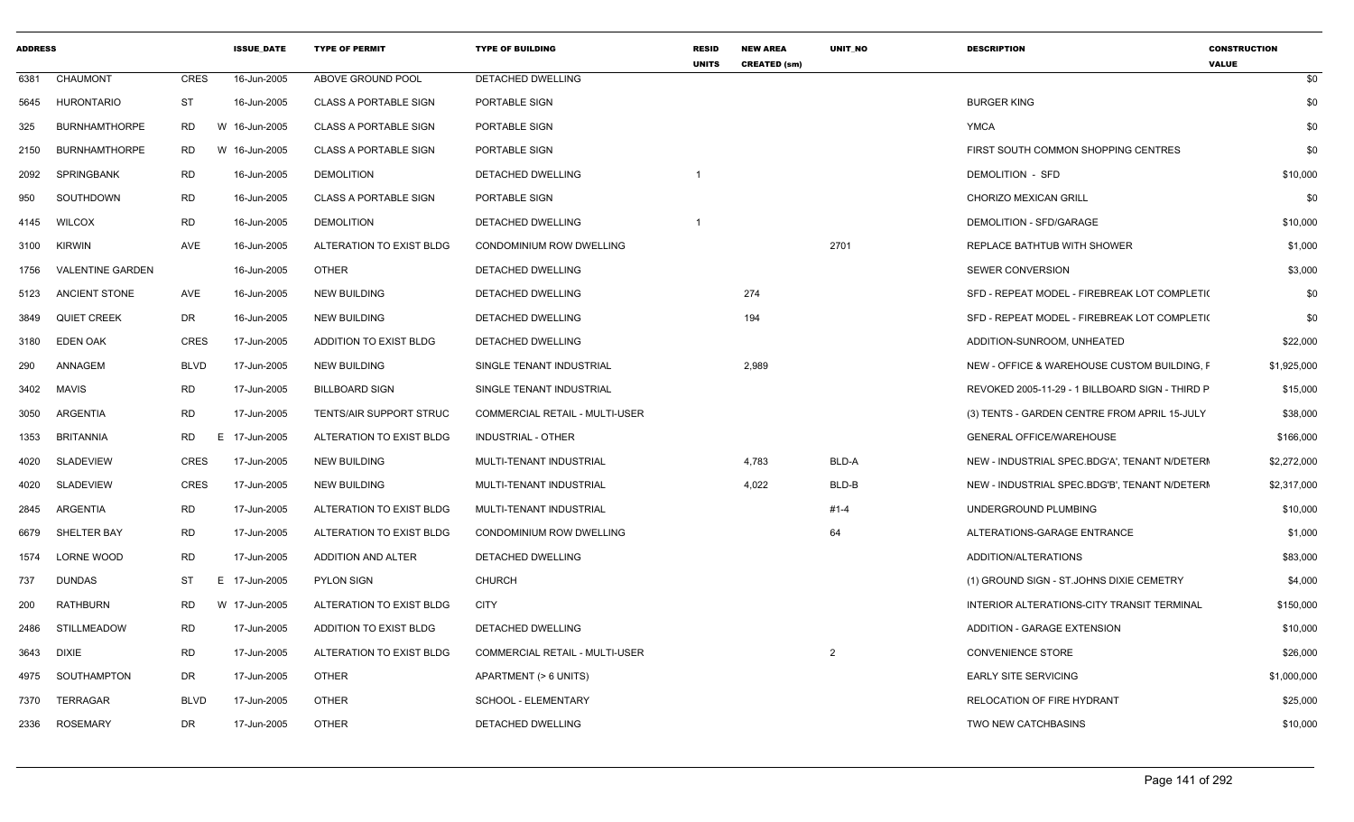| ADDRESS | | | ISSUE_DATE | TYPE OF PERMIT | TYPE OF BUILDING | RESID UNITS | NEW AREA CREATED (sm) | UNIT_NO | DESCRIPTION | CONSTRUCTION VALUE |
|---|---|---|---|---|---|---|---|---|---|---|
| 6381 | CHAUMONT | CRES | 16-Jun-2005 | ABOVE GROUND POOL | DETACHED DWELLING | | | | | $0 |
| 5645 | HURONTARIO | ST | 16-Jun-2005 | CLASS A PORTABLE SIGN | PORTABLE SIGN | | | | BURGER KING | $0 |
| 325 | BURNHAMTHORPE | RD | W 16-Jun-2005 | CLASS A PORTABLE SIGN | PORTABLE SIGN | | | | YMCA | $0 |
| 2150 | BURNHAMTHORPE | RD | W 16-Jun-2005 | CLASS A PORTABLE SIGN | PORTABLE SIGN | | | | FIRST SOUTH COMMON SHOPPING CENTRES | $0 |
| 2092 | SPRINGBANK | RD | 16-Jun-2005 | DEMOLITION | DETACHED DWELLING | 1 | | | DEMOLITION - SFD | $10,000 |
| 950 | SOUTHDOWN | RD | 16-Jun-2005 | CLASS A PORTABLE SIGN | PORTABLE SIGN | | | | CHORIZO MEXICAN GRILL | $0 |
| 4145 | WILCOX | RD | 16-Jun-2005 | DEMOLITION | DETACHED DWELLING | 1 | | | DEMOLITION - SFD/GARAGE | $10,000 |
| 3100 | KIRWIN | AVE | 16-Jun-2005 | ALTERATION TO EXIST BLDG | CONDOMINIUM ROW DWELLING | | | 2701 | REPLACE BATHTUB WITH SHOWER | $1,000 |
| 1756 | VALENTINE GARDEN | | 16-Jun-2005 | OTHER | DETACHED DWELLING | | | | SEWER CONVERSION | $3,000 |
| 5123 | ANCIENT STONE | AVE | 16-Jun-2005 | NEW BUILDING | DETACHED DWELLING | | 274 | | SFD - REPEAT MODEL - FIREBREAK LOT COMPLETI( | $0 |
| 3849 | QUIET CREEK | DR | 16-Jun-2005 | NEW BUILDING | DETACHED DWELLING | | 194 | | SFD - REPEAT MODEL - FIREBREAK LOT COMPLETI( | $0 |
| 3180 | EDEN OAK | CRES | 17-Jun-2005 | ADDITION TO EXIST BLDG | DETACHED DWELLING | | | | ADDITION-SUNROOM, UNHEATED | $22,000 |
| 290 | ANNAGEM | BLVD | 17-Jun-2005 | NEW BUILDING | SINGLE TENANT INDUSTRIAL | | 2,989 | | NEW - OFFICE & WAREHOUSE CUSTOM BUILDING, F | $1,925,000 |
| 3402 | MAVIS | RD | 17-Jun-2005 | BILLBOARD SIGN | SINGLE TENANT INDUSTRIAL | | | | REVOKED 2005-11-29 - 1 BILLBOARD SIGN - THIRD P | $15,000 |
| 3050 | ARGENTIA | RD | 17-Jun-2005 | TENTS/AIR SUPPORT STRUC | COMMERCIAL RETAIL - MULTI-USER | | | | (3) TENTS - GARDEN CENTRE FROM APRIL 15-JULY | $38,000 |
| 1353 | BRITANNIA | RD | E 17-Jun-2005 | ALTERATION TO EXIST BLDG | INDUSTRIAL - OTHER | | | | GENERAL OFFICE/WAREHOUSE | $166,000 |
| 4020 | SLADEVIEW | CRES | 17-Jun-2005 | NEW BUILDING | MULTI-TENANT INDUSTRIAL | | 4,783 | BLD-A | NEW - INDUSTRIAL SPEC.BDG'A', TENANT N/DETERI | $2,272,000 |
| 4020 | SLADEVIEW | CRES | 17-Jun-2005 | NEW BUILDING | MULTI-TENANT INDUSTRIAL | | 4,022 | BLD-B | NEW - INDUSTRIAL SPEC.BDG'B', TENANT N/DETERI | $2,317,000 |
| 2845 | ARGENTIA | RD | 17-Jun-2005 | ALTERATION TO EXIST BLDG | MULTI-TENANT INDUSTRIAL | | | #1-4 | UNDERGROUND PLUMBING | $10,000 |
| 6679 | SHELTER BAY | RD | 17-Jun-2005 | ALTERATION TO EXIST BLDG | CONDOMINIUM ROW DWELLING | | | 64 | ALTERATIONS-GARAGE ENTRANCE | $1,000 |
| 1574 | LORNE WOOD | RD | 17-Jun-2005 | ADDITION AND ALTER | DETACHED DWELLING | | | | ADDITION/ALTERATIONS | $83,000 |
| 737 | DUNDAS | ST | E 17-Jun-2005 | PYLON SIGN | CHURCH | | | | (1) GROUND SIGN - ST.JOHNS DIXIE CEMETRY | $4,000 |
| 200 | RATHBURN | RD | W 17-Jun-2005 | ALTERATION TO EXIST BLDG | CITY | | | | INTERIOR ALTERATIONS-CITY TRANSIT TERMINAL | $150,000 |
| 2486 | STILLMEADOW | RD | 17-Jun-2005 | ADDITION TO EXIST BLDG | DETACHED DWELLING | | | | ADDITION - GARAGE EXTENSION | $10,000 |
| 3643 | DIXIE | RD | 17-Jun-2005 | ALTERATION TO EXIST BLDG | COMMERCIAL RETAIL - MULTI-USER | | | 2 | CONVENIENCE STORE | $26,000 |
| 4975 | SOUTHAMPTON | DR | 17-Jun-2005 | OTHER | APARTMENT (> 6 UNITS) | | | | EARLY SITE SERVICING | $1,000,000 |
| 7370 | TERRAGAR | BLVD | 17-Jun-2005 | OTHER | SCHOOL - ELEMENTARY | | | | RELOCATION OF FIRE HYDRANT | $25,000 |
| 2336 | ROSEMARY | DR | 17-Jun-2005 | OTHER | DETACHED DWELLING | | | | TWO NEW CATCHBASINS | $10,000 |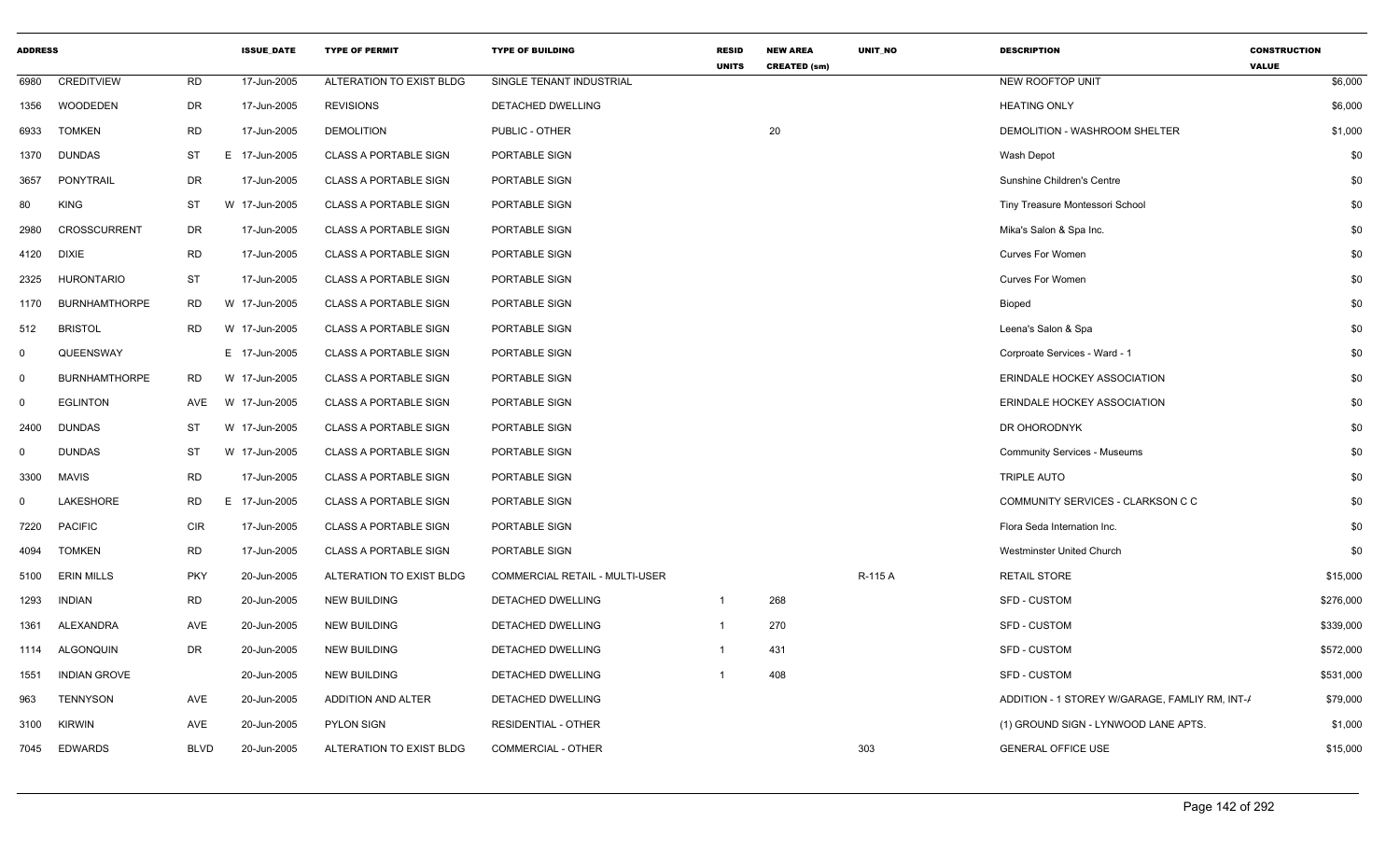| ADDRESS | | | ISSUE_DATE | TYPE OF PERMIT | TYPE OF BUILDING | RESID UNITS | NEW AREA CREATED (sm) | UNIT_NO | DESCRIPTION | CONSTRUCTION VALUE |
|---|---|---|---|---|---|---|---|---|---|---|
| 6980 | CREDITVIEW | RD | 17-Jun-2005 | ALTERATION TO EXIST BLDG | SINGLE TENANT INDUSTRIAL | | | | NEW ROOFTOP UNIT | $6,000 |
| 1356 | WOODEDEN | DR | 17-Jun-2005 | REVISIONS | DETACHED DWELLING | | | | HEATING ONLY | $6,000 |
| 6933 | TOMKEN | RD | 17-Jun-2005 | DEMOLITION | PUBLIC - OTHER | | 20 | | DEMOLITION - WASHROOM SHELTER | $1,000 |
| 1370 | DUNDAS | ST | E 17-Jun-2005 | CLASS A PORTABLE SIGN | PORTABLE SIGN | | | | Wash Depot | $0 |
| 3657 | PONYTRAIL | DR | 17-Jun-2005 | CLASS A PORTABLE SIGN | PORTABLE SIGN | | | | Sunshine Children's Centre | $0 |
| 80 | KING | ST | W 17-Jun-2005 | CLASS A PORTABLE SIGN | PORTABLE SIGN | | | | Tiny Treasure Montessori School | $0 |
| 2980 | CROSSCURRENT | DR | 17-Jun-2005 | CLASS A PORTABLE SIGN | PORTABLE SIGN | | | | Mika's Salon & Spa Inc. | $0 |
| 4120 | DIXIE | RD | 17-Jun-2005 | CLASS A PORTABLE SIGN | PORTABLE SIGN | | | | Curves For Women | $0 |
| 2325 | HURONTARIO | ST | 17-Jun-2005 | CLASS A PORTABLE SIGN | PORTABLE SIGN | | | | Curves For Women | $0 |
| 1170 | BURNHAMTHORPE | RD | W 17-Jun-2005 | CLASS A PORTABLE SIGN | PORTABLE SIGN | | | | Bioped | $0 |
| 512 | BRISTOL | RD | W 17-Jun-2005 | CLASS A PORTABLE SIGN | PORTABLE SIGN | | | | Leena's Salon & Spa | $0 |
| 0 | QUEENSWAY | | E 17-Jun-2005 | CLASS A PORTABLE SIGN | PORTABLE SIGN | | | | Corproate Services - Ward - 1 | $0 |
| 0 | BURNHAMTHORPE | RD | W 17-Jun-2005 | CLASS A PORTABLE SIGN | PORTABLE SIGN | | | | ERINDALE HOCKEY ASSOCIATION | $0 |
| 0 | EGLINTON | AVE | W 17-Jun-2005 | CLASS A PORTABLE SIGN | PORTABLE SIGN | | | | ERINDALE HOCKEY ASSOCIATION | $0 |
| 2400 | DUNDAS | ST | W 17-Jun-2005 | CLASS A PORTABLE SIGN | PORTABLE SIGN | | | | DR OHORODNYK | $0 |
| 0 | DUNDAS | ST | W 17-Jun-2005 | CLASS A PORTABLE SIGN | PORTABLE SIGN | | | | Community Services - Museums | $0 |
| 3300 | MAVIS | RD | 17-Jun-2005 | CLASS A PORTABLE SIGN | PORTABLE SIGN | | | | TRIPLE AUTO | $0 |
| 0 | LAKESHORE | RD | E 17-Jun-2005 | CLASS A PORTABLE SIGN | PORTABLE SIGN | | | | COMMUNITY SERVICES - CLARKSON C C | $0 |
| 7220 | PACIFIC | CIR | 17-Jun-2005 | CLASS A PORTABLE SIGN | PORTABLE SIGN | | | | Flora Seda Internation Inc. | $0 |
| 4094 | TOMKEN | RD | 17-Jun-2005 | CLASS A PORTABLE SIGN | PORTABLE SIGN | | | | Westminster United Church | $0 |
| 5100 | ERIN MILLS | PKY | 20-Jun-2005 | ALTERATION TO EXIST BLDG | COMMERCIAL RETAIL - MULTI-USER | | | R-115 A | RETAIL STORE | $15,000 |
| 1293 | INDIAN | RD | 20-Jun-2005 | NEW BUILDING | DETACHED DWELLING | 1 | 268 | | SFD - CUSTOM | $276,000 |
| 1361 | ALEXANDRA | AVE | 20-Jun-2005 | NEW BUILDING | DETACHED DWELLING | 1 | 270 | | SFD - CUSTOM | $339,000 |
| 1114 | ALGONQUIN | DR | 20-Jun-2005 | NEW BUILDING | DETACHED DWELLING | 1 | 431 | | SFD - CUSTOM | $572,000 |
| 1551 | INDIAN GROVE | | 20-Jun-2005 | NEW BUILDING | DETACHED DWELLING | 1 | 408 | | SFD - CUSTOM | $531,000 |
| 963 | TENNYSON | AVE | 20-Jun-2005 | ADDITION AND ALTER | DETACHED DWELLING | | | | ADDITION - 1 STOREY W/GARAGE, FAMLIY RM, INT-/ | $79,000 |
| 3100 | KIRWIN | AVE | 20-Jun-2005 | PYLON SIGN | RESIDENTIAL - OTHER | | | | (1) GROUND SIGN - LYNWOOD LANE APTS. | $1,000 |
| 7045 | EDWARDS | BLVD | 20-Jun-2005 | ALTERATION TO EXIST BLDG | COMMERCIAL - OTHER | | | 303 | GENERAL OFFICE USE | $15,000 |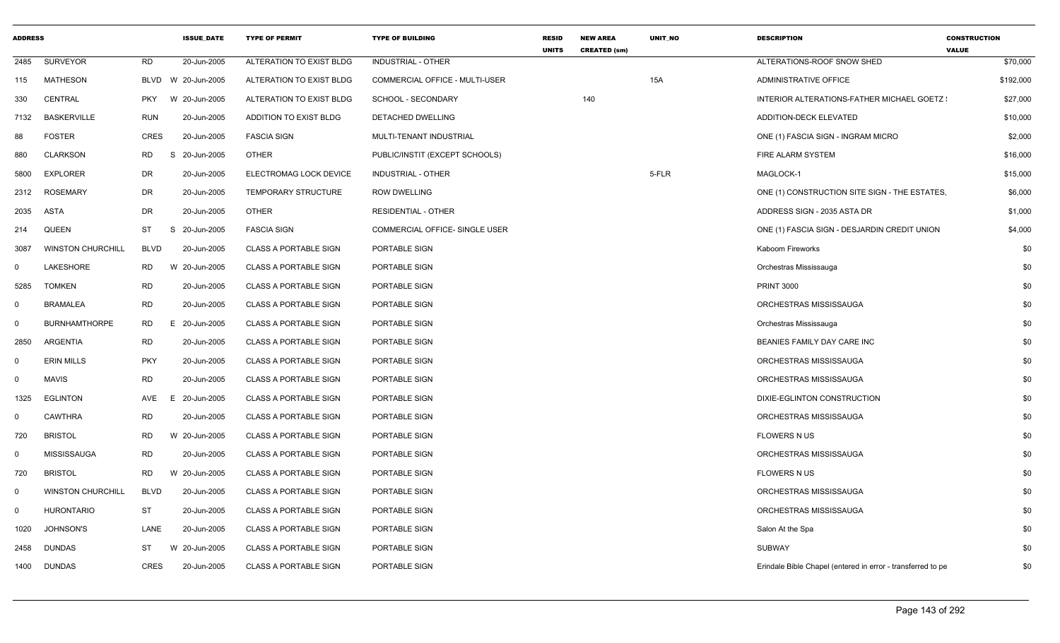| ADDRESS | | | ISSUE_DATE | TYPE OF PERMIT | TYPE OF BUILDING | RESID UNITS | NEW AREA CREATED (sm) | UNIT_NO | DESCRIPTION | CONSTRUCTION VALUE |
|---|---|---|---|---|---|---|---|---|---|---|
| 2485 | SURVEYOR | RD | 20-Jun-2005 | ALTERATION TO EXIST BLDG | INDUSTRIAL - OTHER | | | | ALTERATIONS-ROOF SNOW SHED | $70,000 |
| 115 | MATHESON | BLVD W | 20-Jun-2005 | ALTERATION TO EXIST BLDG | COMMERCIAL OFFICE - MULTI-USER | | | 15A | ADMINISTRATIVE OFFICE | $192,000 |
| 330 | CENTRAL | PKY W | 20-Jun-2005 | ALTERATION TO EXIST BLDG | SCHOOL - SECONDARY | | 140 | | INTERIOR ALTERATIONS-FATHER MICHAEL GOETZ : | $27,000 |
| 7132 | BASKERVILLE | RUN | 20-Jun-2005 | ADDITION TO EXIST BLDG | DETACHED DWELLING | | | | ADDITION-DECK ELEVATED | $10,000 |
| 88 | FOSTER | CRES | 20-Jun-2005 | FASCIA SIGN | MULTI-TENANT INDUSTRIAL | | | | ONE (1) FASCIA SIGN - INGRAM MICRO | $2,000 |
| 880 | CLARKSON | RD S | 20-Jun-2005 | OTHER | PUBLIC/INSTIT (EXCEPT SCHOOLS) | | | | FIRE ALARM SYSTEM | $16,000 |
| 5800 | EXPLORER | DR | 20-Jun-2005 | ELECTROMAG LOCK DEVICE | INDUSTRIAL - OTHER | | | 5-FLR | MAGLOCK-1 | $15,000 |
| 2312 | ROSEMARY | DR | 20-Jun-2005 | TEMPORARY STRUCTURE | ROW DWELLING | | | | ONE (1) CONSTRUCTION SITE SIGN - THE ESTATES, | $6,000 |
| 2035 | ASTA | DR | 20-Jun-2005 | OTHER | RESIDENTIAL - OTHER | | | | ADDRESS SIGN - 2035 ASTA DR | $1,000 |
| 214 | QUEEN | ST S | 20-Jun-2005 | FASCIA SIGN | COMMERCIAL OFFICE- SINGLE USER | | | | ONE (1) FASCIA SIGN - DESJARDIN CREDIT UNION | $4,000 |
| 3087 | WINSTON CHURCHILL | BLVD | 20-Jun-2005 | CLASS A PORTABLE SIGN | PORTABLE SIGN | | | | Kaboom Fireworks | $0 |
| 0 | LAKESHORE | RD W | 20-Jun-2005 | CLASS A PORTABLE SIGN | PORTABLE SIGN | | | | Orchestras Mississauga | $0 |
| 5285 | TOMKEN | RD | 20-Jun-2005 | CLASS A PORTABLE SIGN | PORTABLE SIGN | | | | PRINT 3000 | $0 |
| 0 | BRAMALEA | RD | 20-Jun-2005 | CLASS A PORTABLE SIGN | PORTABLE SIGN | | | | ORCHESTRAS MISSISSAUGA | $0 |
| 0 | BURNHAMTHORPE | RD E | 20-Jun-2005 | CLASS A PORTABLE SIGN | PORTABLE SIGN | | | | Orchestras Mississauga | $0 |
| 2850 | ARGENTIA | RD | 20-Jun-2005 | CLASS A PORTABLE SIGN | PORTABLE SIGN | | | | BEANIES FAMILY DAY CARE INC | $0 |
| 0 | ERIN MILLS | PKY | 20-Jun-2005 | CLASS A PORTABLE SIGN | PORTABLE SIGN | | | | ORCHESTRAS MISSISSAUGA | $0 |
| 0 | MAVIS | RD | 20-Jun-2005 | CLASS A PORTABLE SIGN | PORTABLE SIGN | | | | ORCHESTRAS MISSISSAUGA | $0 |
| 1325 | EGLINTON | AVE E | 20-Jun-2005 | CLASS A PORTABLE SIGN | PORTABLE SIGN | | | | DIXIE-EGLINTON CONSTRUCTION | $0 |
| 0 | CAWTHRA | RD | 20-Jun-2005 | CLASS A PORTABLE SIGN | PORTABLE SIGN | | | | ORCHESTRAS MISSISSAUGA | $0 |
| 720 | BRISTOL | RD W | 20-Jun-2005 | CLASS A PORTABLE SIGN | PORTABLE SIGN | | | | FLOWERS N US | $0 |
| 0 | MISSISSAUGA | RD | 20-Jun-2005 | CLASS A PORTABLE SIGN | PORTABLE SIGN | | | | ORCHESTRAS MISSISSAUGA | $0 |
| 720 | BRISTOL | RD W | 20-Jun-2005 | CLASS A PORTABLE SIGN | PORTABLE SIGN | | | | FLOWERS N US | $0 |
| 0 | WINSTON CHURCHILL | BLVD | 20-Jun-2005 | CLASS A PORTABLE SIGN | PORTABLE SIGN | | | | ORCHESTRAS MISSISSAUGA | $0 |
| 0 | HURONTARIO | ST | 20-Jun-2005 | CLASS A PORTABLE SIGN | PORTABLE SIGN | | | | ORCHESTRAS MISSISSAUGA | $0 |
| 1020 | JOHNSON'S | LANE | 20-Jun-2005 | CLASS A PORTABLE SIGN | PORTABLE SIGN | | | | Salon At the Spa | $0 |
| 2458 | DUNDAS | ST W | 20-Jun-2005 | CLASS A PORTABLE SIGN | PORTABLE SIGN | | | | SUBWAY | $0 |
| 1400 | DUNDAS | CRES | 20-Jun-2005 | CLASS A PORTABLE SIGN | PORTABLE SIGN | | | | Erindale Bible Chapel (entered in error - transferred to pe | $0 |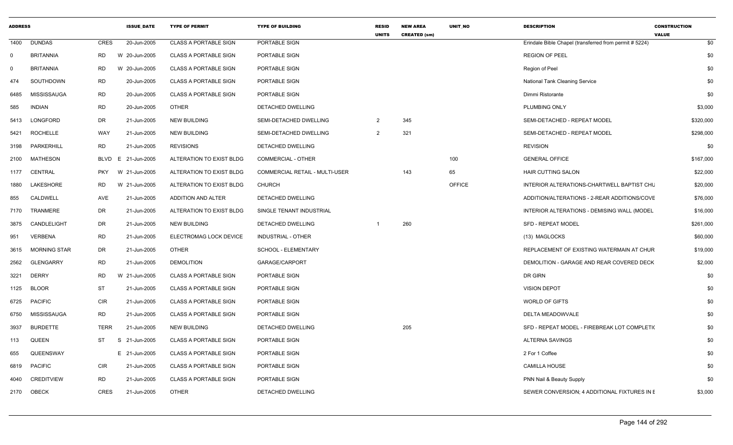| ADDRESS | | | ISSUE_DATE | TYPE OF PERMIT | TYPE OF BUILDING | RESID UNITS | NEW AREA CREATED (sm) | UNIT_NO | DESCRIPTION | CONSTRUCTION VALUE |
|---|---|---|---|---|---|---|---|---|---|---|
| 1400 | DUNDAS | CRES | 20-Jun-2005 | CLASS A PORTABLE SIGN | PORTABLE SIGN | | | | Erindale Bible Chapel (transferred from permit # 5224) | $0 |
| 0 | BRITANNIA | RD | W 20-Jun-2005 | CLASS A PORTABLE SIGN | PORTABLE SIGN | | | | REGION OF PEEL | $0 |
| 0 | BRITANNIA | RD | W 20-Jun-2005 | CLASS A PORTABLE SIGN | PORTABLE SIGN | | | | Region of Peel | $0 |
| 474 | SOUTHDOWN | RD | 20-Jun-2005 | CLASS A PORTABLE SIGN | PORTABLE SIGN | | | | National Tank Cleaning Service | $0 |
| 6485 | MISSISSAUGA | RD | 20-Jun-2005 | CLASS A PORTABLE SIGN | PORTABLE SIGN | | | | Dimmi Ristorante | $0 |
| 585 | INDIAN | RD | 20-Jun-2005 | OTHER | DETACHED DWELLING | | | | PLUMBING ONLY | $3,000 |
| 5413 | LONGFORD | DR | 21-Jun-2005 | NEW BUILDING | SEMI-DETACHED DWELLING | 2 | 345 | | SEMI-DETACHED - REPEAT MODEL | $320,000 |
| 5421 | ROCHELLE | WAY | 21-Jun-2005 | NEW BUILDING | SEMI-DETACHED DWELLING | 2 | 321 | | SEMI-DETACHED - REPEAT MODEL | $298,000 |
| 3198 | PARKERHILL | RD | 21-Jun-2005 | REVISIONS | DETACHED DWELLING | | | | REVISION | $0 |
| 2100 | MATHESON | BLVD | E 21-Jun-2005 | ALTERATION TO EXIST BLDG | COMMERCIAL - OTHER | | | 100 | GENERAL OFFICE | $167,000 |
| 1177 | CENTRAL | PKY | W 21-Jun-2005 | ALTERATION TO EXIST BLDG | COMMERCIAL RETAIL - MULTI-USER | | 143 | 65 | HAIR CUTTING SALON | $22,000 |
| 1880 | LAKESHORE | RD | W 21-Jun-2005 | ALTERATION TO EXIST BLDG | CHURCH | | | OFFICE | INTERIOR ALTERATIONS-CHARTWELL BAPTIST CHU | $20,000 |
| 855 | CALDWELL | AVE | 21-Jun-2005 | ADDITION AND ALTER | DETACHED DWELLING | | | | ADDITION/ALTERATIONS - 2-REAR ADDITIONS/COVE | $76,000 |
| 7170 | TRANMERE | DR | 21-Jun-2005 | ALTERATION TO EXIST BLDG | SINGLE TENANT INDUSTRIAL | | | | INTERIOR ALTERATIONS - DEMISING WALL (MODEL | $16,000 |
| 3875 | CANDLELIGHT | DR | 21-Jun-2005 | NEW BUILDING | DETACHED DWELLING | 1 | 260 | | SFD - REPEAT MODEL | $261,000 |
| 951 | VERBENA | RD | 21-Jun-2005 | ELECTROMAG LOCK DEVICE | INDUSTRIAL - OTHER | | | | (13) MAGLOCKS | $60,000 |
| 3615 | MORNING STAR | DR | 21-Jun-2005 | OTHER | SCHOOL - ELEMENTARY | | | | REPLACEMENT OF EXISTING WATERMAIN AT CHUR | $19,000 |
| 2562 | GLENGARRY | RD | 21-Jun-2005 | DEMOLITION | GARAGE/CARPORT | | | | DEMOLITION - GARAGE AND REAR COVERED DECK | $2,000 |
| 3221 | DERRY | RD | W 21-Jun-2005 | CLASS A PORTABLE SIGN | PORTABLE SIGN | | | | DR GIRN | $0 |
| 1125 | BLOOR | ST | 21-Jun-2005 | CLASS A PORTABLE SIGN | PORTABLE SIGN | | | | VISION DEPOT | $0 |
| 6725 | PACIFIC | CIR | 21-Jun-2005 | CLASS A PORTABLE SIGN | PORTABLE SIGN | | | | WORLD OF GIFTS | $0 |
| 6750 | MISSISSAUGA | RD | 21-Jun-2005 | CLASS A PORTABLE SIGN | PORTABLE SIGN | | | | DELTA MEADOWVALE | $0 |
| 3937 | BURDETTE | TERR | 21-Jun-2005 | NEW BUILDING | DETACHED DWELLING | | 205 | | SFD - REPEAT MODEL - FIREBREAK LOT COMPLETI( | $0 |
| 113 | QUEEN | ST | S 21-Jun-2005 | CLASS A PORTABLE SIGN | PORTABLE SIGN | | | | ALTERNA SAVINGS | $0 |
| 655 | QUEENSWAY | | E 21-Jun-2005 | CLASS A PORTABLE SIGN | PORTABLE SIGN | | | | 2 For 1 Coffee | $0 |
| 6819 | PACIFIC | CIR | 21-Jun-2005 | CLASS A PORTABLE SIGN | PORTABLE SIGN | | | | CAMILLA HOUSE | $0 |
| 4040 | CREDITVIEW | RD | 21-Jun-2005 | CLASS A PORTABLE SIGN | PORTABLE SIGN | | | | PNN Nail & Beauty Supply | $0 |
| 2170 | OBECK | CRES | 21-Jun-2005 | OTHER | DETACHED DWELLING | | | | SEWER CONVERSION; 4 ADDITIONAL FIXTURES IN E | $3,000 |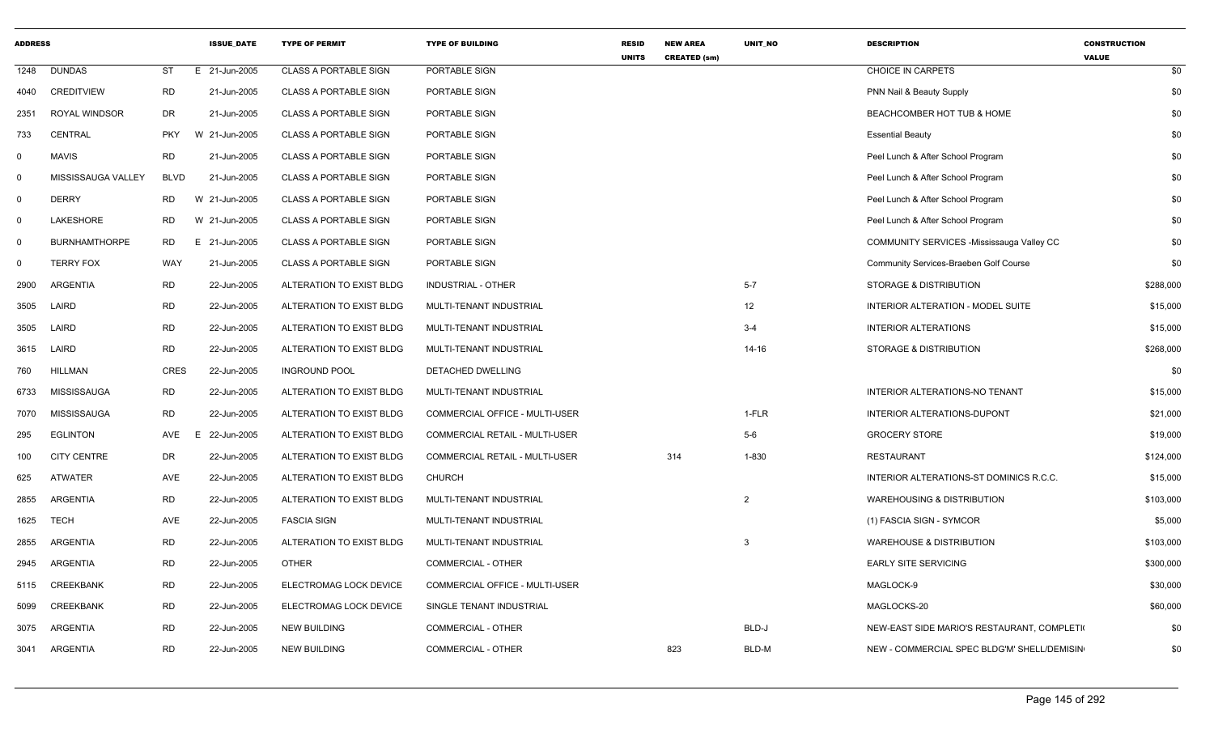| ADDRESS | | | | ISSUE_DATE | TYPE OF PERMIT | TYPE OF BUILDING | RESID UNITS | NEW AREA CREATED (sm) | UNIT_NO | DESCRIPTION | CONSTRUCTION VALUE |
|---|---|---|---|---|---|---|---|---|---|---|---|
| 1248 | DUNDAS | ST | E | 21-Jun-2005 | CLASS A PORTABLE SIGN | PORTABLE SIGN | | | | CHOICE IN CARPETS | $0 |
| 4040 | CREDITVIEW | RD | | 21-Jun-2005 | CLASS A PORTABLE SIGN | PORTABLE SIGN | | | | PNN Nail & Beauty Supply | $0 |
| 2351 | ROYAL WINDSOR | DR | | 21-Jun-2005 | CLASS A PORTABLE SIGN | PORTABLE SIGN | | | | BEACHCOMBER HOT TUB & HOME | $0 |
| 733 | CENTRAL | PKY | W | 21-Jun-2005 | CLASS A PORTABLE SIGN | PORTABLE SIGN | | | | Essential Beauty | $0 |
| 0 | MAVIS | RD | | 21-Jun-2005 | CLASS A PORTABLE SIGN | PORTABLE SIGN | | | | Peel Lunch & After School Program | $0 |
| 0 | MISSISSAUGA VALLEY | BLVD | | 21-Jun-2005 | CLASS A PORTABLE SIGN | PORTABLE SIGN | | | | Peel Lunch & After School Program | $0 |
| 0 | DERRY | RD | W | 21-Jun-2005 | CLASS A PORTABLE SIGN | PORTABLE SIGN | | | | Peel Lunch & After School Program | $0 |
| 0 | LAKESHORE | RD | W | 21-Jun-2005 | CLASS A PORTABLE SIGN | PORTABLE SIGN | | | | Peel Lunch & After School Program | $0 |
| 0 | BURNHAMTHORPE | RD | E | 21-Jun-2005 | CLASS A PORTABLE SIGN | PORTABLE SIGN | | | | COMMUNITY SERVICES -Mississauga Valley CC | $0 |
| 0 | TERRY FOX | WAY | | 21-Jun-2005 | CLASS A PORTABLE SIGN | PORTABLE SIGN | | | | Community Services-Braeben Golf Course | $0 |
| 2900 | ARGENTIA | RD | | 22-Jun-2005 | ALTERATION TO EXIST BLDG | INDUSTRIAL - OTHER | | | 5-7 | STORAGE & DISTRIBUTION | $288,000 |
| 3505 | LAIRD | RD | | 22-Jun-2005 | ALTERATION TO EXIST BLDG | MULTI-TENANT INDUSTRIAL | | | 12 | INTERIOR ALTERATION - MODEL SUITE | $15,000 |
| 3505 | LAIRD | RD | | 22-Jun-2005 | ALTERATION TO EXIST BLDG | MULTI-TENANT INDUSTRIAL | | | 3-4 | INTERIOR ALTERATIONS | $15,000 |
| 3615 | LAIRD | RD | | 22-Jun-2005 | ALTERATION TO EXIST BLDG | MULTI-TENANT INDUSTRIAL | | | 14-16 | STORAGE & DISTRIBUTION | $268,000 |
| 760 | HILLMAN | CRES | | 22-Jun-2005 | INGROUND POOL | DETACHED DWELLING | | | | | $0 |
| 6733 | MISSISSAUGA | RD | | 22-Jun-2005 | ALTERATION TO EXIST BLDG | MULTI-TENANT INDUSTRIAL | | | | INTERIOR ALTERATIONS-NO TENANT | $15,000 |
| 7070 | MISSISSAUGA | RD | | 22-Jun-2005 | ALTERATION TO EXIST BLDG | COMMERCIAL OFFICE - MULTI-USER | | | 1-FLR | INTERIOR ALTERATIONS-DUPONT | $21,000 |
| 295 | EGLINTON | AVE | E | 22-Jun-2005 | ALTERATION TO EXIST BLDG | COMMERCIAL RETAIL - MULTI-USER | | | 5-6 | GROCERY STORE | $19,000 |
| 100 | CITY CENTRE | DR | | 22-Jun-2005 | ALTERATION TO EXIST BLDG | COMMERCIAL RETAIL - MULTI-USER | | 314 | 1-830 | RESTAURANT | $124,000 |
| 625 | ATWATER | AVE | | 22-Jun-2005 | ALTERATION TO EXIST BLDG | CHURCH | | | | INTERIOR ALTERATIONS-ST DOMINICS R.C.C. | $15,000 |
| 2855 | ARGENTIA | RD | | 22-Jun-2005 | ALTERATION TO EXIST BLDG | MULTI-TENANT INDUSTRIAL | | | 2 | WAREHOUSING & DISTRIBUTION | $103,000 |
| 1625 | TECH | AVE | | 22-Jun-2005 | FASCIA SIGN | MULTI-TENANT INDUSTRIAL | | | | (1) FASCIA SIGN - SYMCOR | $5,000 |
| 2855 | ARGENTIA | RD | | 22-Jun-2005 | ALTERATION TO EXIST BLDG | MULTI-TENANT INDUSTRIAL | | | 3 | WAREHOUSE & DISTRIBUTION | $103,000 |
| 2945 | ARGENTIA | RD | | 22-Jun-2005 | OTHER | COMMERCIAL - OTHER | | | | EARLY SITE SERVICING | $300,000 |
| 5115 | CREEKBANK | RD | | 22-Jun-2005 | ELECTROMAG LOCK DEVICE | COMMERCIAL OFFICE - MULTI-USER | | | | MAGLOCK-9 | $30,000 |
| 5099 | CREEKBANK | RD | | 22-Jun-2005 | ELECTROMAG LOCK DEVICE | SINGLE TENANT INDUSTRIAL | | | | MAGLOCKS-20 | $60,000 |
| 3075 | ARGENTIA | RD | | 22-Jun-2005 | NEW BUILDING | COMMERCIAL - OTHER | | | BLD-J | NEW-EAST SIDE MARIO'S RESTAURANT, COMPLETI | $0 |
| 3041 | ARGENTIA | RD | | 22-Jun-2005 | NEW BUILDING | COMMERCIAL - OTHER | | 823 | BLD-M | NEW - COMMERCIAL SPEC BLDG'M' SHELL/DEMISIN | $0 |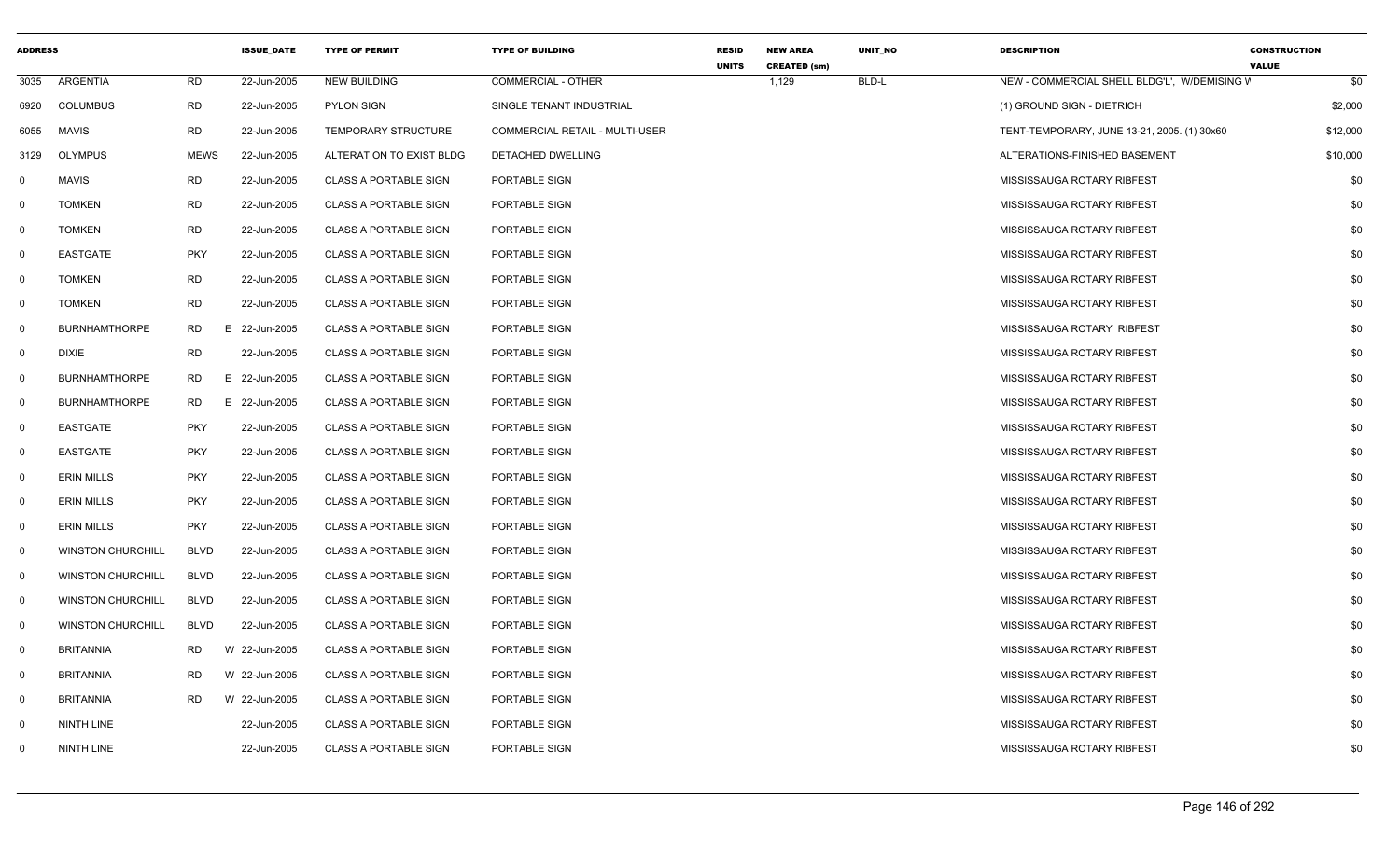| ADDRESS | | | ISSUE_DATE | TYPE OF PERMIT | TYPE OF BUILDING | RESID UNITS | NEW AREA CREATED (sm) | UNIT_NO | DESCRIPTION | CONSTRUCTION VALUE |
|---|---|---|---|---|---|---|---|---|---|---|
| 3035 | ARGENTIA | RD | 22-Jun-2005 | NEW BUILDING | COMMERCIAL - OTHER | | 1,129 | BLD-L | NEW - COMMERCIAL SHELL BLDG'L', W/DEMISING W | $0 |
| 6920 | COLUMBUS | RD | 22-Jun-2005 | PYLON SIGN | SINGLE TENANT INDUSTRIAL | | | | (1) GROUND SIGN - DIETRICH | $2,000 |
| 6055 | MAVIS | RD | 22-Jun-2005 | TEMPORARY STRUCTURE | COMMERCIAL RETAIL - MULTI-USER | | | | TENT-TEMPORARY, JUNE 13-21, 2005. (1) 30x60 | $12,000 |
| 3129 | OLYMPUS | MEWS | 22-Jun-2005 | ALTERATION TO EXIST BLDG | DETACHED DWELLING | | | | ALTERATIONS-FINISHED BASEMENT | $10,000 |
| 0 | MAVIS | RD | 22-Jun-2005 | CLASS A PORTABLE SIGN | PORTABLE SIGN | | | | MISSISSAUGA ROTARY RIBFEST | $0 |
| 0 | TOMKEN | RD | 22-Jun-2005 | CLASS A PORTABLE SIGN | PORTABLE SIGN | | | | MISSISSAUGA ROTARY RIBFEST | $0 |
| 0 | TOMKEN | RD | 22-Jun-2005 | CLASS A PORTABLE SIGN | PORTABLE SIGN | | | | MISSISSAUGA ROTARY RIBFEST | $0 |
| 0 | EASTGATE | PKY | 22-Jun-2005 | CLASS A PORTABLE SIGN | PORTABLE SIGN | | | | MISSISSAUGA ROTARY RIBFEST | $0 |
| 0 | TOMKEN | RD | 22-Jun-2005 | CLASS A PORTABLE SIGN | PORTABLE SIGN | | | | MISSISSAUGA ROTARY RIBFEST | $0 |
| 0 | TOMKEN | RD | 22-Jun-2005 | CLASS A PORTABLE SIGN | PORTABLE SIGN | | | | MISSISSAUGA ROTARY RIBFEST | $0 |
| 0 | BURNHAMTHORPE | RD | E 22-Jun-2005 | CLASS A PORTABLE SIGN | PORTABLE SIGN | | | | MISSISSAUGA ROTARY RIBFEST | $0 |
| 0 | DIXIE | RD | 22-Jun-2005 | CLASS A PORTABLE SIGN | PORTABLE SIGN | | | | MISSISSAUGA ROTARY RIBFEST | $0 |
| 0 | BURNHAMTHORPE | RD | E 22-Jun-2005 | CLASS A PORTABLE SIGN | PORTABLE SIGN | | | | MISSISSAUGA ROTARY RIBFEST | $0 |
| 0 | BURNHAMTHORPE | RD | E 22-Jun-2005 | CLASS A PORTABLE SIGN | PORTABLE SIGN | | | | MISSISSAUGA ROTARY RIBFEST | $0 |
| 0 | EASTGATE | PKY | 22-Jun-2005 | CLASS A PORTABLE SIGN | PORTABLE SIGN | | | | MISSISSAUGA ROTARY RIBFEST | $0 |
| 0 | EASTGATE | PKY | 22-Jun-2005 | CLASS A PORTABLE SIGN | PORTABLE SIGN | | | | MISSISSAUGA ROTARY RIBFEST | $0 |
| 0 | ERIN MILLS | PKY | 22-Jun-2005 | CLASS A PORTABLE SIGN | PORTABLE SIGN | | | | MISSISSAUGA ROTARY RIBFEST | $0 |
| 0 | ERIN MILLS | PKY | 22-Jun-2005 | CLASS A PORTABLE SIGN | PORTABLE SIGN | | | | MISSISSAUGA ROTARY RIBFEST | $0 |
| 0 | ERIN MILLS | PKY | 22-Jun-2005 | CLASS A PORTABLE SIGN | PORTABLE SIGN | | | | MISSISSAUGA ROTARY RIBFEST | $0 |
| 0 | WINSTON CHURCHILL | BLVD | 22-Jun-2005 | CLASS A PORTABLE SIGN | PORTABLE SIGN | | | | MISSISSAUGA ROTARY RIBFEST | $0 |
| 0 | WINSTON CHURCHILL | BLVD | 22-Jun-2005 | CLASS A PORTABLE SIGN | PORTABLE SIGN | | | | MISSISSAUGA ROTARY RIBFEST | $0 |
| 0 | WINSTON CHURCHILL | BLVD | 22-Jun-2005 | CLASS A PORTABLE SIGN | PORTABLE SIGN | | | | MISSISSAUGA ROTARY RIBFEST | $0 |
| 0 | WINSTON CHURCHILL | BLVD | 22-Jun-2005 | CLASS A PORTABLE SIGN | PORTABLE SIGN | | | | MISSISSAUGA ROTARY RIBFEST | $0 |
| 0 | BRITANNIA | RD | W 22-Jun-2005 | CLASS A PORTABLE SIGN | PORTABLE SIGN | | | | MISSISSAUGA ROTARY RIBFEST | $0 |
| 0 | BRITANNIA | RD | W 22-Jun-2005 | CLASS A PORTABLE SIGN | PORTABLE SIGN | | | | MISSISSAUGA ROTARY RIBFEST | $0 |
| 0 | BRITANNIA | RD | W 22-Jun-2005 | CLASS A PORTABLE SIGN | PORTABLE SIGN | | | | MISSISSAUGA ROTARY RIBFEST | $0 |
| 0 | NINTH LINE | | 22-Jun-2005 | CLASS A PORTABLE SIGN | PORTABLE SIGN | | | | MISSISSAUGA ROTARY RIBFEST | $0 |
| 0 | NINTH LINE | | 22-Jun-2005 | CLASS A PORTABLE SIGN | PORTABLE SIGN | | | | MISSISSAUGA ROTARY RIBFEST | $0 |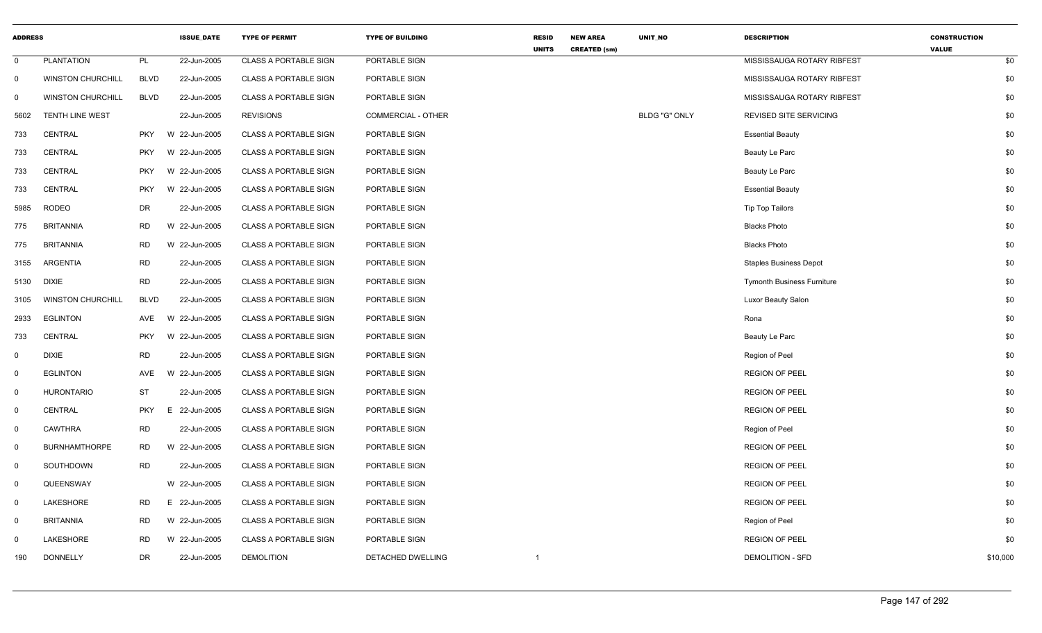| ADDRESS | | | ISSUE_DATE | TYPE OF PERMIT | TYPE OF BUILDING | RESID UNITS | NEW AREA CREATED (sm) | UNIT_NO | DESCRIPTION | CONSTRUCTION VALUE |
|---|---|---|---|---|---|---|---|---|---|---|
| 0 | PLANTATION | PL | 22-Jun-2005 | CLASS A PORTABLE SIGN | PORTABLE SIGN | | | | MISSISSAUGA ROTARY RIBFEST | $0 |
| 0 | WINSTON CHURCHILL | BLVD | 22-Jun-2005 | CLASS A PORTABLE SIGN | PORTABLE SIGN | | | | MISSISSAUGA ROTARY RIBFEST | $0 |
| 0 | WINSTON CHURCHILL | BLVD | 22-Jun-2005 | CLASS A PORTABLE SIGN | PORTABLE SIGN | | | | MISSISSAUGA ROTARY RIBFEST | $0 |
| 5602 | TENTH LINE WEST | | 22-Jun-2005 | REVISIONS | COMMERCIAL - OTHER | | | BLDG "G" ONLY | REVISED SITE SERVICING | $0 |
| 733 | CENTRAL | PKY W | 22-Jun-2005 | CLASS A PORTABLE SIGN | PORTABLE SIGN | | | | Essential Beauty | $0 |
| 733 | CENTRAL | PKY W | 22-Jun-2005 | CLASS A PORTABLE SIGN | PORTABLE SIGN | | | | Beauty Le Parc | $0 |
| 733 | CENTRAL | PKY W | 22-Jun-2005 | CLASS A PORTABLE SIGN | PORTABLE SIGN | | | | Beauty Le Parc | $0 |
| 733 | CENTRAL | PKY W | 22-Jun-2005 | CLASS A PORTABLE SIGN | PORTABLE SIGN | | | | Essential Beauty | $0 |
| 5985 | RODEO | DR | 22-Jun-2005 | CLASS A PORTABLE SIGN | PORTABLE SIGN | | | | Tip Top Tailors | $0 |
| 775 | BRITANNIA | RD W | 22-Jun-2005 | CLASS A PORTABLE SIGN | PORTABLE SIGN | | | | Blacks Photo | $0 |
| 775 | BRITANNIA | RD W | 22-Jun-2005 | CLASS A PORTABLE SIGN | PORTABLE SIGN | | | | Blacks Photo | $0 |
| 3155 | ARGENTIA | RD | 22-Jun-2005 | CLASS A PORTABLE SIGN | PORTABLE SIGN | | | | Staples Business Depot | $0 |
| 5130 | DIXIE | RD | 22-Jun-2005 | CLASS A PORTABLE SIGN | PORTABLE SIGN | | | | Tymonth Business Furniture | $0 |
| 3105 | WINSTON CHURCHILL | BLVD | 22-Jun-2005 | CLASS A PORTABLE SIGN | PORTABLE SIGN | | | | Luxor Beauty Salon | $0 |
| 2933 | EGLINTON | AVE W | 22-Jun-2005 | CLASS A PORTABLE SIGN | PORTABLE SIGN | | | | Rona | $0 |
| 733 | CENTRAL | PKY W | 22-Jun-2005 | CLASS A PORTABLE SIGN | PORTABLE SIGN | | | | Beauty Le Parc | $0 |
| 0 | DIXIE | RD | 22-Jun-2005 | CLASS A PORTABLE SIGN | PORTABLE SIGN | | | | Region of Peel | $0 |
| 0 | EGLINTON | AVE W | 22-Jun-2005 | CLASS A PORTABLE SIGN | PORTABLE SIGN | | | | REGION OF PEEL | $0 |
| 0 | HURONTARIO | ST | 22-Jun-2005 | CLASS A PORTABLE SIGN | PORTABLE SIGN | | | | REGION OF PEEL | $0 |
| 0 | CENTRAL | PKY E | 22-Jun-2005 | CLASS A PORTABLE SIGN | PORTABLE SIGN | | | | REGION OF PEEL | $0 |
| 0 | CAWTHRA | RD | 22-Jun-2005 | CLASS A PORTABLE SIGN | PORTABLE SIGN | | | | Region of Peel | $0 |
| 0 | BURNHAMTHORPE | RD W | 22-Jun-2005 | CLASS A PORTABLE SIGN | PORTABLE SIGN | | | | REGION OF PEEL | $0 |
| 0 | SOUTHDOWN | RD | 22-Jun-2005 | CLASS A PORTABLE SIGN | PORTABLE SIGN | | | | REGION OF PEEL | $0 |
| 0 | QUEENSWAY | W | 22-Jun-2005 | CLASS A PORTABLE SIGN | PORTABLE SIGN | | | | REGION OF PEEL | $0 |
| 0 | LAKESHORE | RD E | 22-Jun-2005 | CLASS A PORTABLE SIGN | PORTABLE SIGN | | | | REGION OF PEEL | $0 |
| 0 | BRITANNIA | RD W | 22-Jun-2005 | CLASS A PORTABLE SIGN | PORTABLE SIGN | | | | Region of Peel | $0 |
| 0 | LAKESHORE | RD W | 22-Jun-2005 | CLASS A PORTABLE SIGN | PORTABLE SIGN | | | | REGION OF PEEL | $0 |
| 190 | DONNELLY | DR | 22-Jun-2005 | DEMOLITION | DETACHED DWELLING | 1 | | | DEMOLITION - SFD | $10,000 |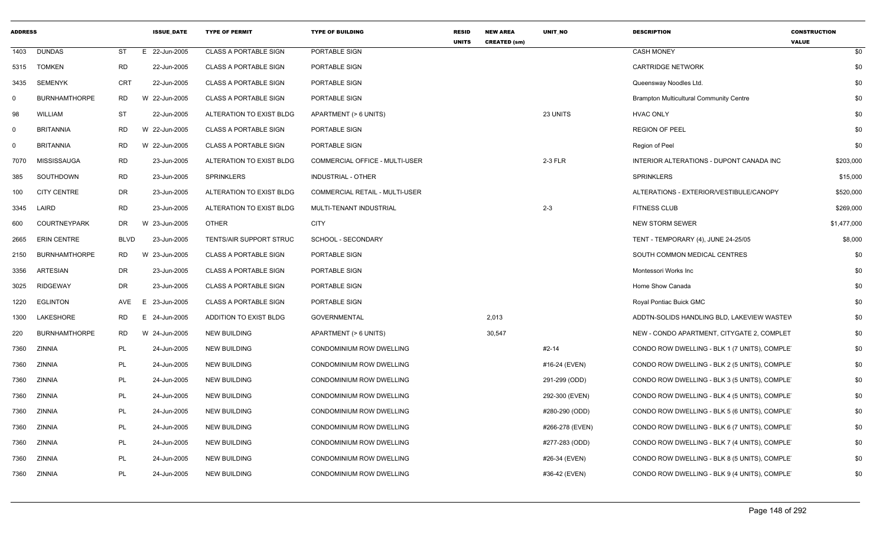| ADDRESS | | | ISSUE_DATE | TYPE OF PERMIT | TYPE OF BUILDING | RESID UNITS | NEW AREA CREATED (sm) | UNIT_NO | DESCRIPTION | CONSTRUCTION VALUE |
|---|---|---|---|---|---|---|---|---|---|---|
| 1403 | DUNDAS | ST | E 22-Jun-2005 | CLASS A PORTABLE SIGN | PORTABLE SIGN | | | | CASH MONEY | $0 |
| 5315 | TOMKEN | RD | 22-Jun-2005 | CLASS A PORTABLE SIGN | PORTABLE SIGN | | | | CARTRIDGE NETWORK | $0 |
| 3435 | SEMENYK | CRT | 22-Jun-2005 | CLASS A PORTABLE SIGN | PORTABLE SIGN | | | | Queensway Noodles Ltd. | $0 |
| 0 | BURNHAMTHORPE | RD | W 22-Jun-2005 | CLASS A PORTABLE SIGN | PORTABLE SIGN | | | | Brampton Multicultural Community Centre | $0 |
| 98 | WILLIAM | ST | 22-Jun-2005 | ALTERATION TO EXIST BLDG | APARTMENT (> 6 UNITS) | | | 23 UNITS | HVAC ONLY | $0 |
| 0 | BRITANNIA | RD | W 22-Jun-2005 | CLASS A PORTABLE SIGN | PORTABLE SIGN | | | | REGION OF PEEL | $0 |
| 0 | BRITANNIA | RD | W 22-Jun-2005 | CLASS A PORTABLE SIGN | PORTABLE SIGN | | | | Region of Peel | $0 |
| 7070 | MISSISSAUGA | RD | 23-Jun-2005 | ALTERATION TO EXIST BLDG | COMMERCIAL OFFICE - MULTI-USER | | | 2-3 FLR | INTERIOR ALTERATIONS - DUPONT CANADA INC | $203,000 |
| 385 | SOUTHDOWN | RD | 23-Jun-2005 | SPRINKLERS | INDUSTRIAL - OTHER | | | | SPRINKLERS | $15,000 |
| 100 | CITY CENTRE | DR | 23-Jun-2005 | ALTERATION TO EXIST BLDG | COMMERCIAL RETAIL - MULTI-USER | | | | ALTERATIONS - EXTERIOR/VESTIBULE/CANOPY | $520,000 |
| 3345 | LAIRD | RD | 23-Jun-2005 | ALTERATION TO EXIST BLDG | MULTI-TENANT INDUSTRIAL | | | 2-3 | FITNESS CLUB | $269,000 |
| 600 | COURTNEYPARK | DR | W 23-Jun-2005 | OTHER | CITY | | | | NEW STORM SEWER | $1,477,000 |
| 2665 | ERIN CENTRE | BLVD | 23-Jun-2005 | TENTS/AIR SUPPORT STRUC | SCHOOL - SECONDARY | | | | TENT - TEMPORARY (4), JUNE 24-25/05 | $8,000 |
| 2150 | BURNHAMTHORPE | RD | W 23-Jun-2005 | CLASS A PORTABLE SIGN | PORTABLE SIGN | | | | SOUTH COMMON MEDICAL CENTRES | $0 |
| 3356 | ARTESIAN | DR | 23-Jun-2005 | CLASS A PORTABLE SIGN | PORTABLE SIGN | | | | Montessori Works Inc | $0 |
| 3025 | RIDGEWAY | DR | 23-Jun-2005 | CLASS A PORTABLE SIGN | PORTABLE SIGN | | | | Home Show Canada | $0 |
| 1220 | EGLINTON | AVE | E 23-Jun-2005 | CLASS A PORTABLE SIGN | PORTABLE SIGN | | | | Royal Pontiac Buick GMC | $0 |
| 1300 | LAKESHORE | RD | E 24-Jun-2005 | ADDITION TO EXIST BLDG | GOVERNMENTAL | | 2,013 | | ADDTN-SOLIDS HANDLING BLD, LAKEVIEW WASTEW | $0 |
| 220 | BURNHAMTHORPE | RD | W 24-Jun-2005 | NEW BUILDING | APARTMENT (> 6 UNITS) | | 30,547 | | NEW - CONDO APARTMENT, CITYGATE 2, COMPLET | $0 |
| 7360 | ZINNIA | PL | 24-Jun-2005 | NEW BUILDING | CONDOMINIUM ROW DWELLING | | | #2-14 | CONDO ROW DWELLING - BLK 1 (7 UNITS), COMPLE | $0 |
| 7360 | ZINNIA | PL | 24-Jun-2005 | NEW BUILDING | CONDOMINIUM ROW DWELLING | | | #16-24 (EVEN) | CONDO ROW DWELLING - BLK 2 (5 UNITS), COMPLE | $0 |
| 7360 | ZINNIA | PL | 24-Jun-2005 | NEW BUILDING | CONDOMINIUM ROW DWELLING | | | 291-299 (ODD) | CONDO ROW DWELLING - BLK 3 (5 UNITS), COMPLE | $0 |
| 7360 | ZINNIA | PL | 24-Jun-2005 | NEW BUILDING | CONDOMINIUM ROW DWELLING | | | 292-300 (EVEN) | CONDO ROW DWELLING - BLK 4 (5 UNITS), COMPLE | $0 |
| 7360 | ZINNIA | PL | 24-Jun-2005 | NEW BUILDING | CONDOMINIUM ROW DWELLING | | | #280-290 (ODD) | CONDO ROW DWELLING - BLK 5 (6 UNITS), COMPLE | $0 |
| 7360 | ZINNIA | PL | 24-Jun-2005 | NEW BUILDING | CONDOMINIUM ROW DWELLING | | | #266-278 (EVEN) | CONDO ROW DWELLING - BLK 6 (7 UNITS), COMPLE | $0 |
| 7360 | ZINNIA | PL | 24-Jun-2005 | NEW BUILDING | CONDOMINIUM ROW DWELLING | | | #277-283 (ODD) | CONDO ROW DWELLING - BLK 7 (4 UNITS), COMPLE | $0 |
| 7360 | ZINNIA | PL | 24-Jun-2005 | NEW BUILDING | CONDOMINIUM ROW DWELLING | | | #26-34 (EVEN) | CONDO ROW DWELLING - BLK 8 (5 UNITS), COMPLE | $0 |
| 7360 | ZINNIA | PL | 24-Jun-2005 | NEW BUILDING | CONDOMINIUM ROW DWELLING | | | #36-42 (EVEN) | CONDO ROW DWELLING - BLK 9 (4 UNITS), COMPLE | $0 |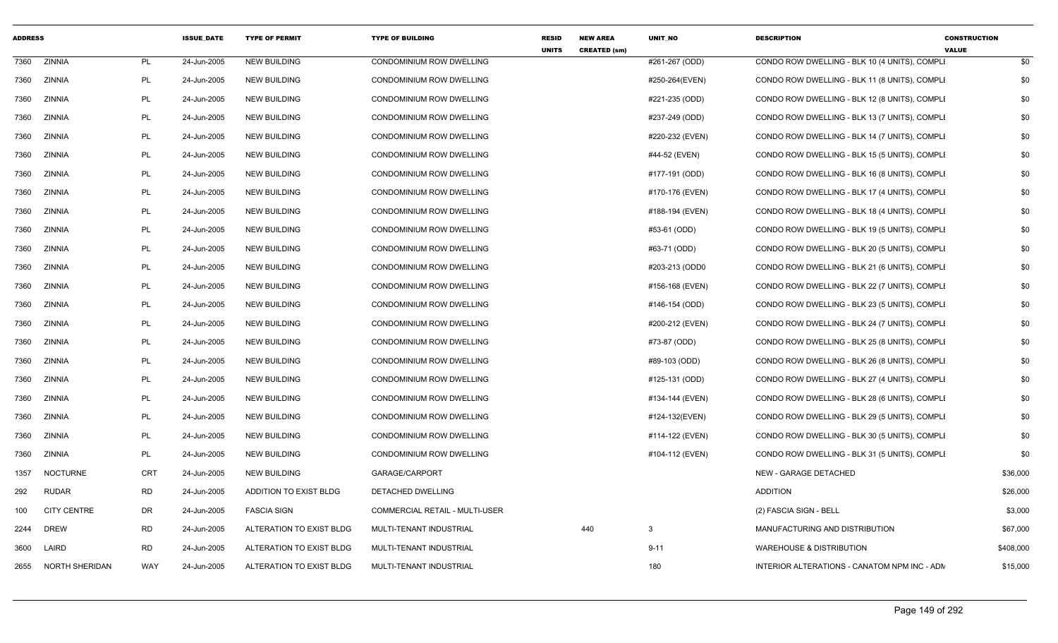| ADDRESS | | | ISSUE_DATE | TYPE OF PERMIT | TYPE OF BUILDING | RESID UNITS | NEW AREA CREATED (sm) | UNIT_NO | DESCRIPTION | CONSTRUCTION VALUE |
|---|---|---|---|---|---|---|---|---|---|---|
| 7360 | ZINNIA | PL | 24-Jun-2005 | NEW BUILDING | CONDOMINIUM ROW DWELLING | | | #261-267 (ODD) | CONDO ROW DWELLING - BLK 10 (4 UNITS), COMPLI | $0 |
| 7360 | ZINNIA | PL | 24-Jun-2005 | NEW BUILDING | CONDOMINIUM ROW DWELLING | | | #250-264(EVEN) | CONDO ROW DWELLING - BLK 11 (8 UNITS), COMPLI | $0 |
| 7360 | ZINNIA | PL | 24-Jun-2005 | NEW BUILDING | CONDOMINIUM ROW DWELLING | | | #221-235 (ODD) | CONDO ROW DWELLING - BLK 12 (8 UNITS), COMPLI | $0 |
| 7360 | ZINNIA | PL | 24-Jun-2005 | NEW BUILDING | CONDOMINIUM ROW DWELLING | | | #237-249 (ODD) | CONDO ROW DWELLING - BLK 13 (7 UNITS), COMPLI | $0 |
| 7360 | ZINNIA | PL | 24-Jun-2005 | NEW BUILDING | CONDOMINIUM ROW DWELLING | | | #220-232 (EVEN) | CONDO ROW DWELLING - BLK 14 (7 UNITS), COMPLI | $0 |
| 7360 | ZINNIA | PL | 24-Jun-2005 | NEW BUILDING | CONDOMINIUM ROW DWELLING | | | #44-52 (EVEN) | CONDO ROW DWELLING - BLK 15 (5 UNITS), COMPLI | $0 |
| 7360 | ZINNIA | PL | 24-Jun-2005 | NEW BUILDING | CONDOMINIUM ROW DWELLING | | | #177-191 (ODD) | CONDO ROW DWELLING - BLK 16 (8 UNITS), COMPLI | $0 |
| 7360 | ZINNIA | PL | 24-Jun-2005 | NEW BUILDING | CONDOMINIUM ROW DWELLING | | | #170-176 (EVEN) | CONDO ROW DWELLING - BLK 17 (4 UNITS), COMPLI | $0 |
| 7360 | ZINNIA | PL | 24-Jun-2005 | NEW BUILDING | CONDOMINIUM ROW DWELLING | | | #188-194 (EVEN) | CONDO ROW DWELLING - BLK 18 (4 UNITS), COMPLI | $0 |
| 7360 | ZINNIA | PL | 24-Jun-2005 | NEW BUILDING | CONDOMINIUM ROW DWELLING | | | #53-61 (ODD) | CONDO ROW DWELLING - BLK 19 (5 UNITS), COMPLI | $0 |
| 7360 | ZINNIA | PL | 24-Jun-2005 | NEW BUILDING | CONDOMINIUM ROW DWELLING | | | #63-71 (ODD) | CONDO ROW DWELLING - BLK 20 (5 UNITS), COMPLI | $0 |
| 7360 | ZINNIA | PL | 24-Jun-2005 | NEW BUILDING | CONDOMINIUM ROW DWELLING | | | #203-213 (ODD0 | CONDO ROW DWELLING - BLK 21 (6 UNITS), COMPLI | $0 |
| 7360 | ZINNIA | PL | 24-Jun-2005 | NEW BUILDING | CONDOMINIUM ROW DWELLING | | | #156-168 (EVEN) | CONDO ROW DWELLING - BLK 22 (7 UNITS), COMPLI | $0 |
| 7360 | ZINNIA | PL | 24-Jun-2005 | NEW BUILDING | CONDOMINIUM ROW DWELLING | | | #146-154 (ODD) | CONDO ROW DWELLING - BLK 23 (5 UNITS), COMPLI | $0 |
| 7360 | ZINNIA | PL | 24-Jun-2005 | NEW BUILDING | CONDOMINIUM ROW DWELLING | | | #200-212 (EVEN) | CONDO ROW DWELLING - BLK 24 (7 UNITS), COMPLI | $0 |
| 7360 | ZINNIA | PL | 24-Jun-2005 | NEW BUILDING | CONDOMINIUM ROW DWELLING | | | #73-87 (ODD) | CONDO ROW DWELLING - BLK 25 (8 UNITS), COMPLI | $0 |
| 7360 | ZINNIA | PL | 24-Jun-2005 | NEW BUILDING | CONDOMINIUM ROW DWELLING | | | #89-103 (ODD) | CONDO ROW DWELLING - BLK 26 (8 UNITS), COMPLI | $0 |
| 7360 | ZINNIA | PL | 24-Jun-2005 | NEW BUILDING | CONDOMINIUM ROW DWELLING | | | #125-131 (ODD) | CONDO ROW DWELLING - BLK 27 (4 UNITS), COMPLI | $0 |
| 7360 | ZINNIA | PL | 24-Jun-2005 | NEW BUILDING | CONDOMINIUM ROW DWELLING | | | #134-144 (EVEN) | CONDO ROW DWELLING - BLK 28 (6 UNITS), COMPLI | $0 |
| 7360 | ZINNIA | PL | 24-Jun-2005 | NEW BUILDING | CONDOMINIUM ROW DWELLING | | | #124-132(EVEN) | CONDO ROW DWELLING - BLK 29 (5 UNITS), COMPLI | $0 |
| 7360 | ZINNIA | PL | 24-Jun-2005 | NEW BUILDING | CONDOMINIUM ROW DWELLING | | | #114-122 (EVEN) | CONDO ROW DWELLING - BLK 30 (5 UNITS), COMPLI | $0 |
| 7360 | ZINNIA | PL | 24-Jun-2005 | NEW BUILDING | CONDOMINIUM ROW DWELLING | | | #104-112 (EVEN) | CONDO ROW DWELLING - BLK 31 (5 UNITS), COMPLI | $0 |
| 1357 | NOCTURNE | CRT | 24-Jun-2005 | NEW BUILDING | GARAGE/CARPORT | | | | NEW - GARAGE DETACHED | $36,000 |
| 292 | RUDAR | RD | 24-Jun-2005 | ADDITION TO EXIST BLDG | DETACHED DWELLING | | | | ADDITION | $26,000 |
| 100 | CITY CENTRE | DR | 24-Jun-2005 | FASCIA SIGN | COMMERCIAL RETAIL - MULTI-USER | | | | (2) FASCIA SIGN - BELL | $3,000 |
| 2244 | DREW | RD | 24-Jun-2005 | ALTERATION TO EXIST BLDG | MULTI-TENANT INDUSTRIAL | | 440 | 3 | MANUFACTURING AND DISTRIBUTION | $67,000 |
| 3600 | LAIRD | RD | 24-Jun-2005 | ALTERATION TO EXIST BLDG | MULTI-TENANT INDUSTRIAL | | | 9-11 | WAREHOUSE & DISTRIBUTION | $408,000 |
| 2655 | NORTH SHERIDAN | WAY | 24-Jun-2005 | ALTERATION TO EXIST BLDG | MULTI-TENANT INDUSTRIAL | | | 180 | INTERIOR ALTERATIONS - CANATOM NPM INC - ADM | $15,000 |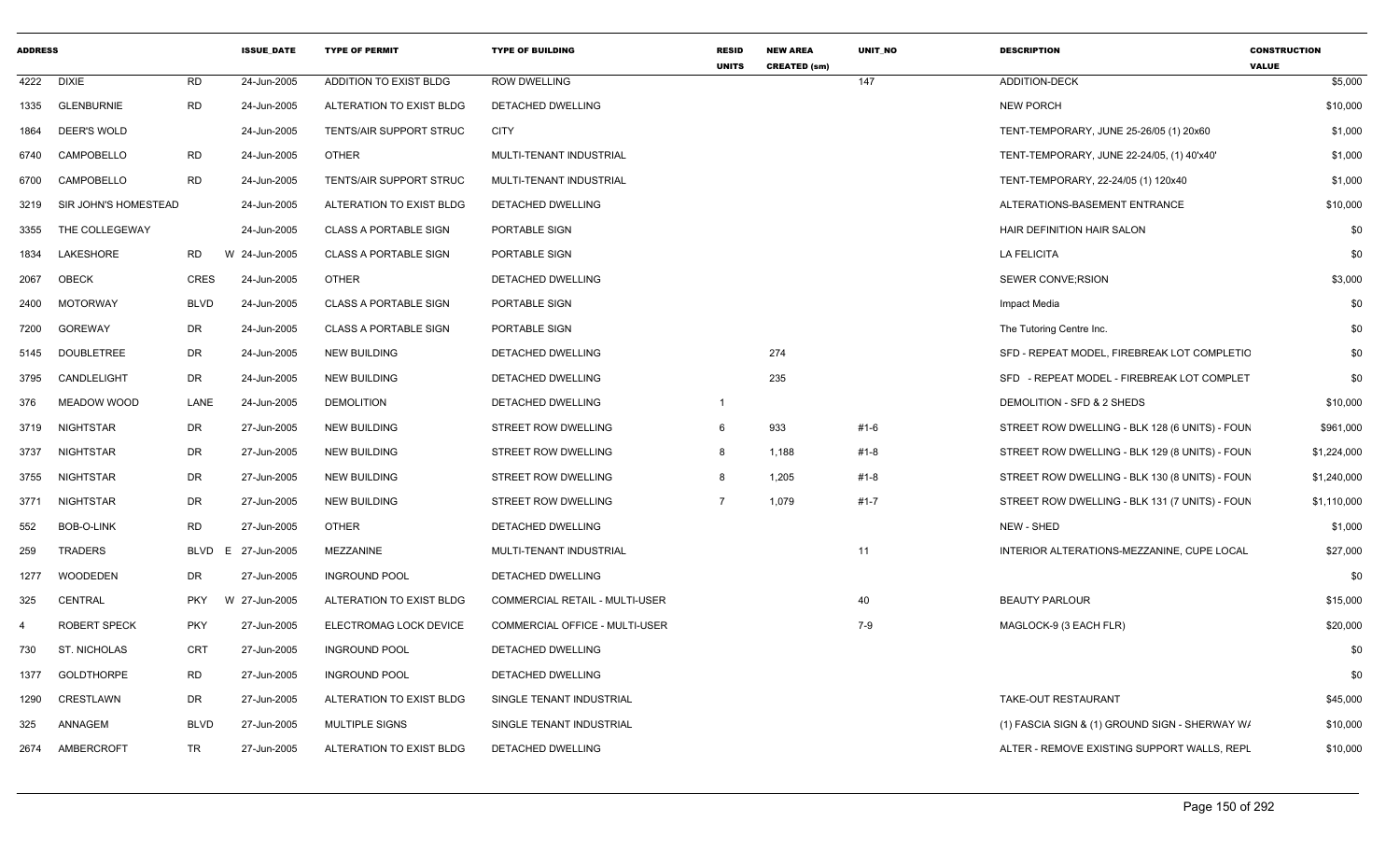| ADDRESS | | | ISSUE_DATE | TYPE OF PERMIT | TYPE OF BUILDING | RESID UNITS | NEW AREA CREATED (sm) | UNIT_NO | DESCRIPTION | CONSTRUCTION VALUE |
|---|---|---|---|---|---|---|---|---|---|---|
| 4222 | DIXIE | RD | 24-Jun-2005 | ADDITION TO EXIST BLDG | ROW DWELLING | | | 147 | ADDITION-DECK | $5,000 |
| 1335 | GLENBURNIE | RD | 24-Jun-2005 | ALTERATION TO EXIST BLDG | DETACHED DWELLING | | | | NEW PORCH | $10,000 |
| 1864 | DEER'S WOLD | | 24-Jun-2005 | TENTS/AIR SUPPORT STRUC | CITY | | | | TENT-TEMPORARY, JUNE 25-26/05 (1) 20x60 | $1,000 |
| 6740 | CAMPOBELLO | RD | 24-Jun-2005 | OTHER | MULTI-TENANT INDUSTRIAL | | | | TENT-TEMPORARY, JUNE 22-24/05, (1) 40'x40' | $1,000 |
| 6700 | CAMPOBELLO | RD | 24-Jun-2005 | TENTS/AIR SUPPORT STRUC | MULTI-TENANT INDUSTRIAL | | | | TENT-TEMPORARY, 22-24/05 (1) 120x40 | $1,000 |
| 3219 | SIR JOHN'S HOMESTEAD | | 24-Jun-2005 | ALTERATION TO EXIST BLDG | DETACHED DWELLING | | | | ALTERATIONS-BASEMENT ENTRANCE | $10,000 |
| 3355 | THE COLLEGEWAY | | 24-Jun-2005 | CLASS A PORTABLE SIGN | PORTABLE SIGN | | | | HAIR DEFINITION HAIR SALON | $0 |
| 1834 | LAKESHORE | RD | W 24-Jun-2005 | CLASS A PORTABLE SIGN | PORTABLE SIGN | | | | LA FELICITA | $0 |
| 2067 | OBECK | CRES | 24-Jun-2005 | OTHER | DETACHED DWELLING | | | | SEWER CONVE;RSION | $3,000 |
| 2400 | MOTORWAY | BLVD | 24-Jun-2005 | CLASS A PORTABLE SIGN | PORTABLE SIGN | | | | Impact Media | $0 |
| 7200 | GOREWAY | DR | 24-Jun-2005 | CLASS A PORTABLE SIGN | PORTABLE SIGN | | | | The Tutoring Centre Inc. | $0 |
| 5145 | DOUBLETREE | DR | 24-Jun-2005 | NEW BUILDING | DETACHED DWELLING | | 274 | | SFD - REPEAT MODEL, FIREBREAK LOT COMPLETIO | $0 |
| 3795 | CANDLELIGHT | DR | 24-Jun-2005 | NEW BUILDING | DETACHED DWELLING | | 235 | | SFD - REPEAT MODEL - FIREBREAK LOT COMPLET | $0 |
| 376 | MEADOW WOOD | LANE | 24-Jun-2005 | DEMOLITION | DETACHED DWELLING | 1 | | | DEMOLITION - SFD & 2 SHEDS | $10,000 |
| 3719 | NIGHTSTAR | DR | 27-Jun-2005 | NEW BUILDING | STREET ROW DWELLING | 6 | 933 | #1-6 | STREET ROW DWELLING - BLK 128 (6 UNITS) - FOUN | $961,000 |
| 3737 | NIGHTSTAR | DR | 27-Jun-2005 | NEW BUILDING | STREET ROW DWELLING | 8 | 1,188 | #1-8 | STREET ROW DWELLING - BLK 129 (8 UNITS) - FOUN | $1,224,000 |
| 3755 | NIGHTSTAR | DR | 27-Jun-2005 | NEW BUILDING | STREET ROW DWELLING | 8 | 1,205 | #1-8 | STREET ROW DWELLING - BLK 130 (8 UNITS) - FOUN | $1,240,000 |
| 3771 | NIGHTSTAR | DR | 27-Jun-2005 | NEW BUILDING | STREET ROW DWELLING | 7 | 1,079 | #1-7 | STREET ROW DWELLING - BLK 131 (7 UNITS) - FOUN | $1,110,000 |
| 552 | BOB-O-LINK | RD | 27-Jun-2005 | OTHER | DETACHED DWELLING | | | | NEW - SHED | $1,000 |
| 259 | TRADERS | BLVD | E 27-Jun-2005 | MEZZANINE | MULTI-TENANT INDUSTRIAL | | | 11 | INTERIOR ALTERATIONS-MEZZANINE, CUPE LOCAL | $27,000 |
| 1277 | WOODEDEN | DR | 27-Jun-2005 | INGROUND POOL | DETACHED DWELLING | | | | | $0 |
| 325 | CENTRAL | PKY | W 27-Jun-2005 | ALTERATION TO EXIST BLDG | COMMERCIAL RETAIL - MULTI-USER | | | 40 | BEAUTY PARLOUR | $15,000 |
| 4 | ROBERT SPECK | PKY | 27-Jun-2005 | ELECTROMAG LOCK DEVICE | COMMERCIAL OFFICE - MULTI-USER | | | 7-9 | MAGLOCK-9 (3 EACH FLR) | $20,000 |
| 730 | ST. NICHOLAS | CRT | 27-Jun-2005 | INGROUND POOL | DETACHED DWELLING | | | | | $0 |
| 1377 | GOLDTHORPE | RD | 27-Jun-2005 | INGROUND POOL | DETACHED DWELLING | | | | | $0 |
| 1290 | CRESTLAWN | DR | 27-Jun-2005 | ALTERATION TO EXIST BLDG | SINGLE TENANT INDUSTRIAL | | | | TAKE-OUT RESTAURANT | $45,000 |
| 325 | ANNAGEM | BLVD | 27-Jun-2005 | MULTIPLE SIGNS | SINGLE TENANT INDUSTRIAL | | | | (1) FASCIA SIGN & (1) GROUND SIGN - SHERWAY W/ | $10,000 |
| 2674 | AMBERCROFT | TR | 27-Jun-2005 | ALTERATION TO EXIST BLDG | DETACHED DWELLING | | | | ALTER - REMOVE EXISTING SUPPORT WALLS, REPL | $10,000 |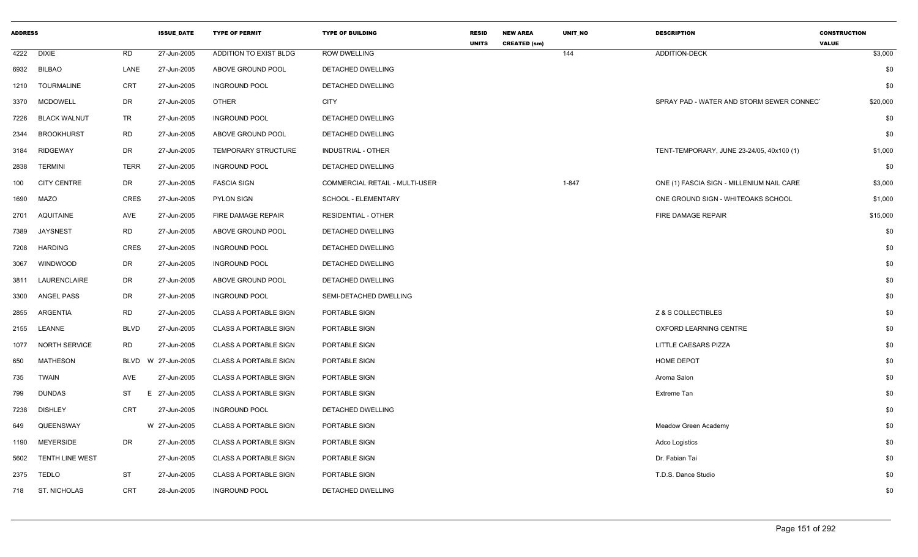| ADDRESS | | | ISSUE_DATE | TYPE OF PERMIT | TYPE OF BUILDING | RESID UNITS | NEW AREA CREATED (sm) | UNIT_NO | DESCRIPTION | CONSTRUCTION VALUE |
|---|---|---|---|---|---|---|---|---|---|---|
| 4222 | DIXIE | RD | 27-Jun-2005 | ADDITION TO EXIST BLDG | ROW DWELLING | | | 144 | ADDITION-DECK | $3,000 |
| 6932 | BILBAO | LANE | 27-Jun-2005 | ABOVE GROUND POOL | DETACHED DWELLING | | | | | $0 |
| 1210 | TOURMALINE | CRT | 27-Jun-2005 | INGROUND POOL | DETACHED DWELLING | | | | | $0 |
| 3370 | MCDOWELL | DR | 27-Jun-2005 | OTHER | CITY | | | | SPRAY PAD - WATER AND STORM SEWER CONNEC' | $20,000 |
| 7226 | BLACK WALNUT | TR | 27-Jun-2005 | INGROUND POOL | DETACHED DWELLING | | | | | $0 |
| 2344 | BROOKHURST | RD | 27-Jun-2005 | ABOVE GROUND POOL | DETACHED DWELLING | | | | | $0 |
| 3184 | RIDGEWAY | DR | 27-Jun-2005 | TEMPORARY STRUCTURE | INDUSTRIAL - OTHER | | | | TENT-TEMPORARY, JUNE 23-24/05, 40x100 (1) | $1,000 |
| 2838 | TERMINI | TERR | 27-Jun-2005 | INGROUND POOL | DETACHED DWELLING | | | | | $0 |
| 100 | CITY CENTRE | DR | 27-Jun-2005 | FASCIA SIGN | COMMERCIAL RETAIL - MULTI-USER | | | 1-847 | ONE (1) FASCIA SIGN - MILLENIUM NAIL CARE | $3,000 |
| 1690 | MAZO | CRES | 27-Jun-2005 | PYLON SIGN | SCHOOL - ELEMENTARY | | | | ONE GROUND SIGN - WHITEOAKS SCHOOL | $1,000 |
| 2701 | AQUITAINE | AVE | 27-Jun-2005 | FIRE DAMAGE REPAIR | RESIDENTIAL - OTHER | | | | FIRE DAMAGE REPAIR | $15,000 |
| 7389 | JAYSNEST | RD | 27-Jun-2005 | ABOVE GROUND POOL | DETACHED DWELLING | | | | | $0 |
| 7208 | HARDING | CRES | 27-Jun-2005 | INGROUND POOL | DETACHED DWELLING | | | | | $0 |
| 3067 | WINDWOOD | DR | 27-Jun-2005 | INGROUND POOL | DETACHED DWELLING | | | | | $0 |
| 3811 | LAURENCLAIRE | DR | 27-Jun-2005 | ABOVE GROUND POOL | DETACHED DWELLING | | | | | $0 |
| 3300 | ANGEL PASS | DR | 27-Jun-2005 | INGROUND POOL | SEMI-DETACHED DWELLING | | | | | $0 |
| 2855 | ARGENTIA | RD | 27-Jun-2005 | CLASS A PORTABLE SIGN | PORTABLE SIGN | | | | Z & S COLLECTIBLES | $0 |
| 2155 | LEANNE | BLVD | 27-Jun-2005 | CLASS A PORTABLE SIGN | PORTABLE SIGN | | | | OXFORD LEARNING CENTRE | $0 |
| 1077 | NORTH SERVICE | RD | 27-Jun-2005 | CLASS A PORTABLE SIGN | PORTABLE SIGN | | | | LITTLE CAESARS PIZZA | $0 |
| 650 | MATHESON | BLVD W | 27-Jun-2005 | CLASS A PORTABLE SIGN | PORTABLE SIGN | | | | HOME DEPOT | $0 |
| 735 | TWAIN | AVE | 27-Jun-2005 | CLASS A PORTABLE SIGN | PORTABLE SIGN | | | | Aroma Salon | $0 |
| 799 | DUNDAS | ST E | 27-Jun-2005 | CLASS A PORTABLE SIGN | PORTABLE SIGN | | | | Extreme Tan | $0 |
| 7238 | DISHLEY | CRT | 27-Jun-2005 | INGROUND POOL | DETACHED DWELLING | | | | | $0 |
| 649 | QUEENSWAY | W | 27-Jun-2005 | CLASS A PORTABLE SIGN | PORTABLE SIGN | | | | Meadow Green Academy | $0 |
| 1190 | MEYERSIDE | DR | 27-Jun-2005 | CLASS A PORTABLE SIGN | PORTABLE SIGN | | | | Adco Logistics | $0 |
| 5602 | TENTH LINE WEST | | 27-Jun-2005 | CLASS A PORTABLE SIGN | PORTABLE SIGN | | | | Dr. Fabian Tai | $0 |
| 2375 | TEDLO | ST | 27-Jun-2005 | CLASS A PORTABLE SIGN | PORTABLE SIGN | | | | T.D.S. Dance Studio | $0 |
| 718 | ST. NICHOLAS | CRT | 28-Jun-2005 | INGROUND POOL | DETACHED DWELLING | | | | | $0 |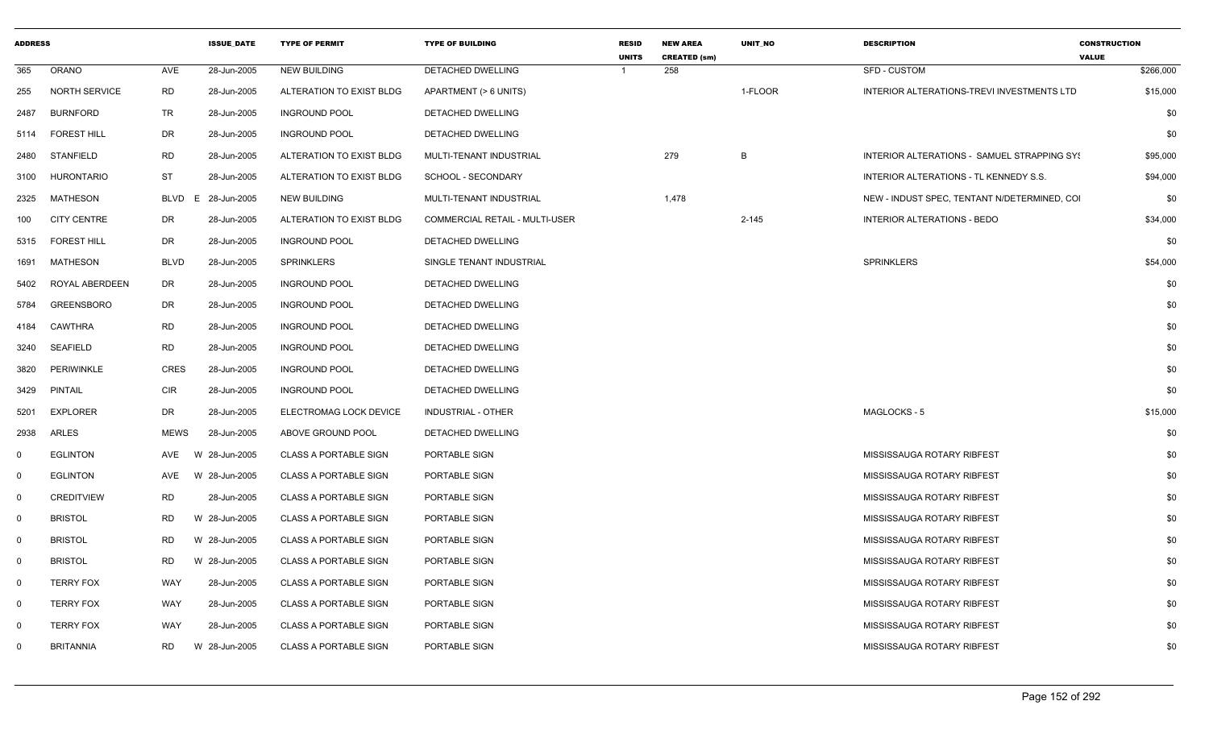| ADDRESS | | | ISSUE_DATE | TYPE OF PERMIT | TYPE OF BUILDING | RESID UNITS | NEW AREA CREATED (sm) | UNIT_NO | DESCRIPTION | CONSTRUCTION VALUE |
|---|---|---|---|---|---|---|---|---|---|---|
| 365 | ORANO | AVE | 28-Jun-2005 | NEW BUILDING | DETACHED DWELLING | 1 | 258 | | SFD - CUSTOM | $266,000 |
| 255 | NORTH SERVICE | RD | 28-Jun-2005 | ALTERATION TO EXIST BLDG | APARTMENT (> 6 UNITS) | | | 1-FLOOR | INTERIOR ALTERATIONS-TREVI INVESTMENTS LTD | $15,000 |
| 2487 | BURNFORD | TR | 28-Jun-2005 | INGROUND POOL | DETACHED DWELLING | | | | | $0 |
| 5114 | FOREST HILL | DR | 28-Jun-2005 | INGROUND POOL | DETACHED DWELLING | | | | | $0 |
| 2480 | STANFIELD | RD | 28-Jun-2005 | ALTERATION TO EXIST BLDG | MULTI-TENANT INDUSTRIAL | | 279 | B | INTERIOR ALTERATIONS - SAMUEL STRAPPING SYS | $95,000 |
| 3100 | HURONTARIO | ST | 28-Jun-2005 | ALTERATION TO EXIST BLDG | SCHOOL - SECONDARY | | | | INTERIOR ALTERATIONS - TL KENNEDY S.S. | $94,000 |
| 2325 | MATHESON | BLVD E | 28-Jun-2005 | NEW BUILDING | MULTI-TENANT INDUSTRIAL | | 1,478 | | NEW - INDUST SPEC, TENTANT N/DETERMINED, COI | $0 |
| 100 | CITY CENTRE | DR | 28-Jun-2005 | ALTERATION TO EXIST BLDG | COMMERCIAL RETAIL - MULTI-USER | | | 2-145 | INTERIOR ALTERATIONS - BEDO | $34,000 |
| 5315 | FOREST HILL | DR | 28-Jun-2005 | INGROUND POOL | DETACHED DWELLING | | | | | $0 |
| 1691 | MATHESON | BLVD | 28-Jun-2005 | SPRINKLERS | SINGLE TENANT INDUSTRIAL | | | | SPRINKLERS | $54,000 |
| 5402 | ROYAL ABERDEEN | DR | 28-Jun-2005 | INGROUND POOL | DETACHED DWELLING | | | | | $0 |
| 5784 | GREENSBORO | DR | 28-Jun-2005 | INGROUND POOL | DETACHED DWELLING | | | | | $0 |
| 4184 | CAWTHRA | RD | 28-Jun-2005 | INGROUND POOL | DETACHED DWELLING | | | | | $0 |
| 3240 | SEAFIELD | RD | 28-Jun-2005 | INGROUND POOL | DETACHED DWELLING | | | | | $0 |
| 3820 | PERIWINKLE | CRES | 28-Jun-2005 | INGROUND POOL | DETACHED DWELLING | | | | | $0 |
| 3429 | PINTAIL | CIR | 28-Jun-2005 | INGROUND POOL | DETACHED DWELLING | | | | | $0 |
| 5201 | EXPLORER | DR | 28-Jun-2005 | ELECTROMAG LOCK DEVICE | INDUSTRIAL - OTHER | | | | MAGLOCKS - 5 | $15,000 |
| 2938 | ARLES | MEWS | 28-Jun-2005 | ABOVE GROUND POOL | DETACHED DWELLING | | | | | $0 |
| 0 | EGLINTON | AVE W | 28-Jun-2005 | CLASS A PORTABLE SIGN | PORTABLE SIGN | | | | MISSISSAUGA ROTARY RIBFEST | $0 |
| 0 | EGLINTON | AVE W | 28-Jun-2005 | CLASS A PORTABLE SIGN | PORTABLE SIGN | | | | MISSISSAUGA ROTARY RIBFEST | $0 |
| 0 | CREDITVIEW | RD | 28-Jun-2005 | CLASS A PORTABLE SIGN | PORTABLE SIGN | | | | MISSISSAUGA ROTARY RIBFEST | $0 |
| 0 | BRISTOL | RD W | 28-Jun-2005 | CLASS A PORTABLE SIGN | PORTABLE SIGN | | | | MISSISSAUGA ROTARY RIBFEST | $0 |
| 0 | BRISTOL | RD W | 28-Jun-2005 | CLASS A PORTABLE SIGN | PORTABLE SIGN | | | | MISSISSAUGA ROTARY RIBFEST | $0 |
| 0 | BRISTOL | RD W | 28-Jun-2005 | CLASS A PORTABLE SIGN | PORTABLE SIGN | | | | MISSISSAUGA ROTARY RIBFEST | $0 |
| 0 | TERRY FOX | WAY | 28-Jun-2005 | CLASS A PORTABLE SIGN | PORTABLE SIGN | | | | MISSISSAUGA ROTARY RIBFEST | $0 |
| 0 | TERRY FOX | WAY | 28-Jun-2005 | CLASS A PORTABLE SIGN | PORTABLE SIGN | | | | MISSISSAUGA ROTARY RIBFEST | $0 |
| 0 | TERRY FOX | WAY | 28-Jun-2005 | CLASS A PORTABLE SIGN | PORTABLE SIGN | | | | MISSISSAUGA ROTARY RIBFEST | $0 |
| 0 | BRITANNIA | RD W | 28-Jun-2005 | CLASS A PORTABLE SIGN | PORTABLE SIGN | | | | MISSISSAUGA ROTARY RIBFEST | $0 |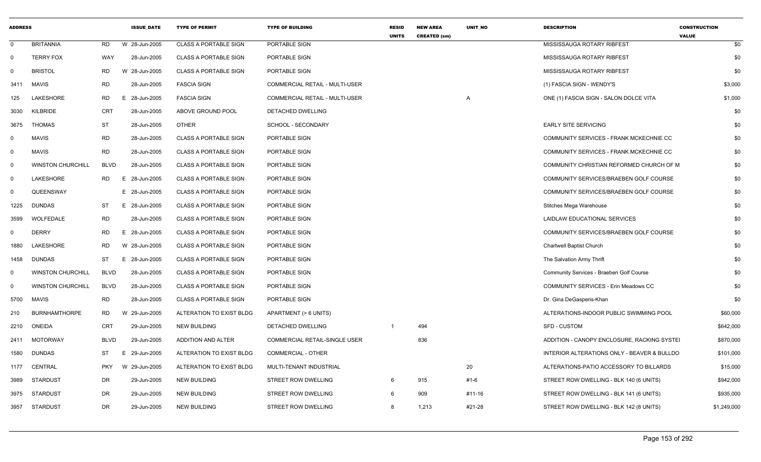| ADDRESS | | | ISSUE_DATE | TYPE OF PERMIT | TYPE OF BUILDING | RESID UNITS | NEW AREA CREATED (sm) | UNIT_NO | DESCRIPTION | CONSTRUCTION VALUE |
|---|---|---|---|---|---|---|---|---|---|---|
| 0 | BRITANNIA | RD | W 28-Jun-2005 | CLASS A PORTABLE SIGN | PORTABLE SIGN | | | | MISSISSAUGA ROTARY RIBFEST | $0 |
| 0 | TERRY FOX | WAY | 28-Jun-2005 | CLASS A PORTABLE SIGN | PORTABLE SIGN | | | | MISSISSAUGA ROTARY RIBFEST | $0 |
| 0 | BRISTOL | RD | W 28-Jun-2005 | CLASS A PORTABLE SIGN | PORTABLE SIGN | | | | MISSISSAUGA ROTARY RIBFEST | $0 |
| 3411 | MAVIS | RD | 28-Jun-2005 | FASCIA SIGN | COMMERCIAL RETAIL - MULTI-USER | | | | (1) FASCIA SIGN - WENDY'S | $3,000 |
| 125 | LAKESHORE | RD | E 28-Jun-2005 | FASCIA SIGN | COMMERCIAL RETAIL - MULTI-USER | | | A | ONE (1) FASCIA SIGN - SALON DOLCE VITA | $1,000 |
| 3030 | KILBRIDE | CRT | 28-Jun-2005 | ABOVE GROUND POOL | DETACHED DWELLING | | | | | $0 |
| 3675 | THOMAS | ST | 28-Jun-2005 | OTHER | SCHOOL - SECONDARY | | | | EARLY SITE SERVICING | $0 |
| 0 | MAVIS | RD | 28-Jun-2005 | CLASS A PORTABLE SIGN | PORTABLE SIGN | | | | COMMUNITY SERVICES - FRANK MCKECHNIE CC | $0 |
| 0 | MAVIS | RD | 28-Jun-2005 | CLASS A PORTABLE SIGN | PORTABLE SIGN | | | | COMMUNITY SERVICES - FRANK MCKECHNIE CC | $0 |
| 0 | WINSTON CHURCHILL | BLVD | 28-Jun-2005 | CLASS A PORTABLE SIGN | PORTABLE SIGN | | | | COMMUNITY CHRISTIAN REFORMED CHURCH OF M | $0 |
| 0 | LAKESHORE | RD | E 28-Jun-2005 | CLASS A PORTABLE SIGN | PORTABLE SIGN | | | | COMMUNITY SERVICES/BRAEBEN GOLF COURSE | $0 |
| 0 | QUEENSWAY | | E 28-Jun-2005 | CLASS A PORTABLE SIGN | PORTABLE SIGN | | | | COMMUNITY SERVICES/BRAEBEN GOLF COURSE | $0 |
| 1225 | DUNDAS | ST | E 28-Jun-2005 | CLASS A PORTABLE SIGN | PORTABLE SIGN | | | | Stitches Mega Warehouse | $0 |
| 3599 | WOLFEDALE | RD | 28-Jun-2005 | CLASS A PORTABLE SIGN | PORTABLE SIGN | | | | LAIDLAW EDUCATIONAL SERVICES | $0 |
| 0 | DERRY | RD | E 28-Jun-2005 | CLASS A PORTABLE SIGN | PORTABLE SIGN | | | | COMMUNITY SERVICES/BRAEBEN GOLF COURSE | $0 |
| 1880 | LAKESHORE | RD | W 28-Jun-2005 | CLASS A PORTABLE SIGN | PORTABLE SIGN | | | | Chartwell Baptist Church | $0 |
| 1458 | DUNDAS | ST | E 28-Jun-2005 | CLASS A PORTABLE SIGN | PORTABLE SIGN | | | | The Salvation Army Thrift | $0 |
| 0 | WINSTON CHURCHILL | BLVD | 28-Jun-2005 | CLASS A PORTABLE SIGN | PORTABLE SIGN | | | | Community Services - Braeben Golf Course | $0 |
| 0 | WINSTON CHURCHILL | BLVD | 28-Jun-2005 | CLASS A PORTABLE SIGN | PORTABLE SIGN | | | | COMMUNITY SERVICES - Erin Meadows CC | $0 |
| 5700 | MAVIS | RD | 28-Jun-2005 | CLASS A PORTABLE SIGN | PORTABLE SIGN | | | | Dr. Gina DeGasperis-Khan | $0 |
| 210 | BURNHAMTHORPE | RD | W 29-Jun-2005 | ALTERATION TO EXIST BLDG | APARTMENT (> 6 UNITS) | | | | ALTERATIONS-INDOOR PUBLIC SWIMMING POOL | $60,000 |
| 2210 | ONEIDA | CRT | 29-Jun-2005 | NEW BUILDING | DETACHED DWELLING | 1 | 494 | | SFD - CUSTOM | $642,000 |
| 2411 | MOTORWAY | BLVD | 29-Jun-2005 | ADDITION AND ALTER | COMMERCIAL RETAIL-SINGLE USER | | 836 | | ADDITION - CANOPY ENCLOSURE, RACKING SYSTEI | $870,000 |
| 1580 | DUNDAS | ST | E 29-Jun-2005 | ALTERATION TO EXIST BLDG | COMMERCIAL - OTHER | | | | INTERIOR ALTERATIONS ONLY - BEAVER & BULLDO | $101,000 |
| 1177 | CENTRAL | PKY | W 29-Jun-2005 | ALTERATION TO EXIST BLDG | MULTI-TENANT INDUSTRIAL | | | 20 | ALTERATIONS-PATIO ACCESSORY TO BILLARDS | $15,000 |
| 3989 | STARDUST | DR | 29-Jun-2005 | NEW BUILDING | STREET ROW DWELLING | 6 | 915 | #1-6 | STREET ROW DWELLING - BLK 140 (6 UNITS) | $942,000 |
| 3975 | STARDUST | DR | 29-Jun-2005 | NEW BUILDING | STREET ROW DWELLING | 6 | 909 | #11-16 | STREET ROW DWELLING - BLK 141 (6 UNITS) | $935,000 |
| 3957 | STARDUST | DR | 29-Jun-2005 | NEW BUILDING | STREET ROW DWELLING | 8 | 1,213 | #21-28 | STREET ROW DWELLING - BLK 142 (8 UNITS) | $1,249,000 |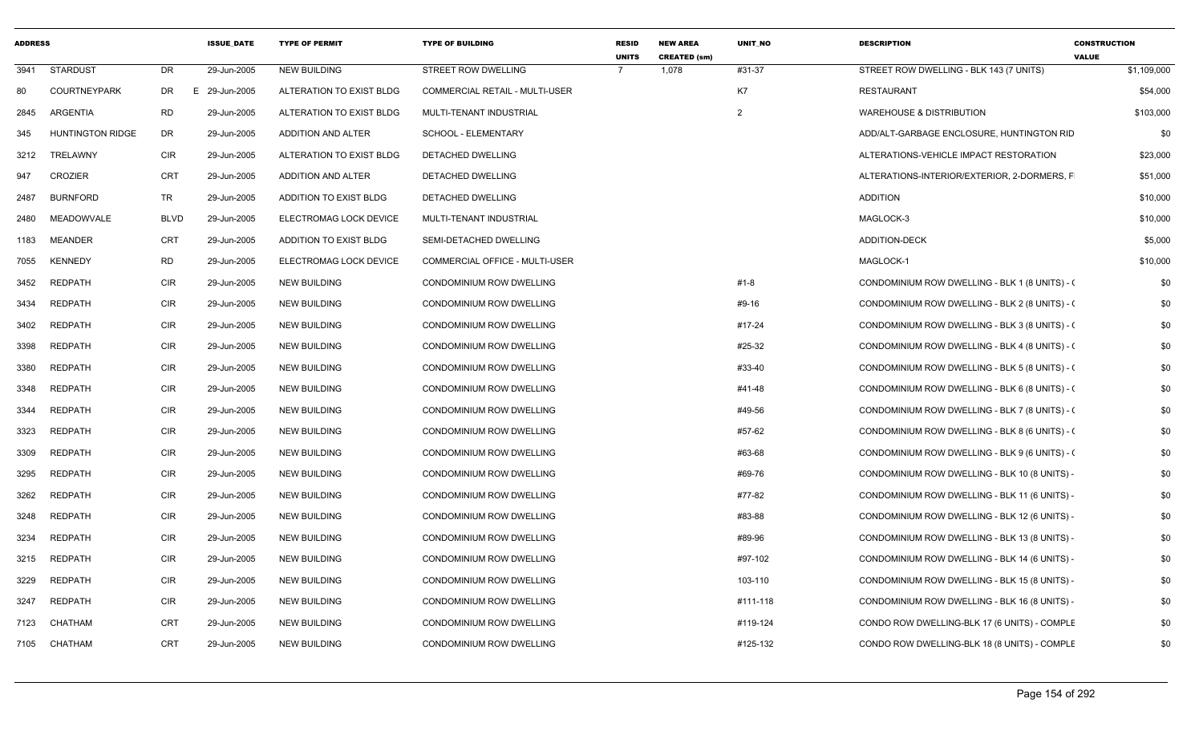| ADDRESS | | | ISSUE_DATE | TYPE OF PERMIT | TYPE OF BUILDING | RESID UNITS | NEW AREA CREATED (sm) | UNIT_NO | DESCRIPTION | CONSTRUCTION VALUE |
|---|---|---|---|---|---|---|---|---|---|---|
| 3941 | STARDUST | DR | 29-Jun-2005 | NEW BUILDING | STREET ROW DWELLING | 7 | 1,078 | #31-37 | STREET ROW DWELLING - BLK 143 (7 UNITS) | $1,109,000 |
| 80 | COURTNEYPARK | DR E | 29-Jun-2005 | ALTERATION TO EXIST BLDG | COMMERCIAL RETAIL - MULTI-USER | | | K7 | RESTAURANT | $54,000 |
| 2845 | ARGENTIA | RD | 29-Jun-2005 | ALTERATION TO EXIST BLDG | MULTI-TENANT INDUSTRIAL | | | 2 | WAREHOUSE & DISTRIBUTION | $103,000 |
| 345 | HUNTINGTON RIDGE | DR | 29-Jun-2005 | ADDITION AND ALTER | SCHOOL - ELEMENTARY | | | | ADD/ALT-GARBAGE ENCLOSURE, HUNTINGTON RID | $0 |
| 3212 | TRELAWNY | CIR | 29-Jun-2005 | ALTERATION TO EXIST BLDG | DETACHED DWELLING | | | | ALTERATIONS-VEHICLE IMPACT RESTORATION | $23,000 |
| 947 | CROZIER | CRT | 29-Jun-2005 | ADDITION AND ALTER | DETACHED DWELLING | | | | ALTERATIONS-INTERIOR/EXTERIOR, 2-DORMERS, F | $51,000 |
| 2487 | BURNFORD | TR | 29-Jun-2005 | ADDITION TO EXIST BLDG | DETACHED DWELLING | | | | ADDITION | $10,000 |
| 2480 | MEADOWVALE | BLVD | 29-Jun-2005 | ELECTROMAG LOCK DEVICE | MULTI-TENANT INDUSTRIAL | | | | MAGLOCK-3 | $10,000 |
| 1183 | MEANDER | CRT | 29-Jun-2005 | ADDITION TO EXIST BLDG | SEMI-DETACHED DWELLING | | | | ADDITION-DECK | $5,000 |
| 7055 | KENNEDY | RD | 29-Jun-2005 | ELECTROMAG LOCK DEVICE | COMMERCIAL OFFICE - MULTI-USER | | | | MAGLOCK-1 | $10,000 |
| 3452 | REDPATH | CIR | 29-Jun-2005 | NEW BUILDING | CONDOMINIUM ROW DWELLING | | | #1-8 | CONDOMINIUM ROW DWELLING - BLK 1 (8 UNITS) - ( | $0 |
| 3434 | REDPATH | CIR | 29-Jun-2005 | NEW BUILDING | CONDOMINIUM ROW DWELLING | | | #9-16 | CONDOMINIUM ROW DWELLING - BLK 2 (8 UNITS) - ( | $0 |
| 3402 | REDPATH | CIR | 29-Jun-2005 | NEW BUILDING | CONDOMINIUM ROW DWELLING | | | #17-24 | CONDOMINIUM ROW DWELLING - BLK 3 (8 UNITS) - ( | $0 |
| 3398 | REDPATH | CIR | 29-Jun-2005 | NEW BUILDING | CONDOMINIUM ROW DWELLING | | | #25-32 | CONDOMINIUM ROW DWELLING - BLK 4 (8 UNITS) - ( | $0 |
| 3380 | REDPATH | CIR | 29-Jun-2005 | NEW BUILDING | CONDOMINIUM ROW DWELLING | | | #33-40 | CONDOMINIUM ROW DWELLING - BLK 5 (8 UNITS) - ( | $0 |
| 3348 | REDPATH | CIR | 29-Jun-2005 | NEW BUILDING | CONDOMINIUM ROW DWELLING | | | #41-48 | CONDOMINIUM ROW DWELLING - BLK 6 (8 UNITS) - ( | $0 |
| 3344 | REDPATH | CIR | 29-Jun-2005 | NEW BUILDING | CONDOMINIUM ROW DWELLING | | | #49-56 | CONDOMINIUM ROW DWELLING - BLK 7 (8 UNITS) - ( | $0 |
| 3323 | REDPATH | CIR | 29-Jun-2005 | NEW BUILDING | CONDOMINIUM ROW DWELLING | | | #57-62 | CONDOMINIUM ROW DWELLING - BLK 8 (6 UNITS) - ( | $0 |
| 3309 | REDPATH | CIR | 29-Jun-2005 | NEW BUILDING | CONDOMINIUM ROW DWELLING | | | #63-68 | CONDOMINIUM ROW DWELLING - BLK 9 (6 UNITS) - ( | $0 |
| 3295 | REDPATH | CIR | 29-Jun-2005 | NEW BUILDING | CONDOMINIUM ROW DWELLING | | | #69-76 | CONDOMINIUM ROW DWELLING - BLK 10 (8 UNITS) - | $0 |
| 3262 | REDPATH | CIR | 29-Jun-2005 | NEW BUILDING | CONDOMINIUM ROW DWELLING | | | #77-82 | CONDOMINIUM ROW DWELLING - BLK 11 (6 UNITS) - | $0 |
| 3248 | REDPATH | CIR | 29-Jun-2005 | NEW BUILDING | CONDOMINIUM ROW DWELLING | | | #83-88 | CONDOMINIUM ROW DWELLING - BLK 12 (6 UNITS) - | $0 |
| 3234 | REDPATH | CIR | 29-Jun-2005 | NEW BUILDING | CONDOMINIUM ROW DWELLING | | | #89-96 | CONDOMINIUM ROW DWELLING - BLK 13 (8 UNITS) - | $0 |
| 3215 | REDPATH | CIR | 29-Jun-2005 | NEW BUILDING | CONDOMINIUM ROW DWELLING | | | #97-102 | CONDOMINIUM ROW DWELLING - BLK 14 (6 UNITS) - | $0 |
| 3229 | REDPATH | CIR | 29-Jun-2005 | NEW BUILDING | CONDOMINIUM ROW DWELLING | | | 103-110 | CONDOMINIUM ROW DWELLING - BLK 15 (8 UNITS) - | $0 |
| 3247 | REDPATH | CIR | 29-Jun-2005 | NEW BUILDING | CONDOMINIUM ROW DWELLING | | | #111-118 | CONDOMINIUM ROW DWELLING - BLK 16 (8 UNITS) - | $0 |
| 7123 | CHATHAM | CRT | 29-Jun-2005 | NEW BUILDING | CONDOMINIUM ROW DWELLING | | | #119-124 | CONDO ROW DWELLING-BLK 17 (6 UNITS) - COMPLE | $0 |
| 7105 | CHATHAM | CRT | 29-Jun-2005 | NEW BUILDING | CONDOMINIUM ROW DWELLING | | | #125-132 | CONDO ROW DWELLING-BLK 18 (8 UNITS) - COMPLE | $0 |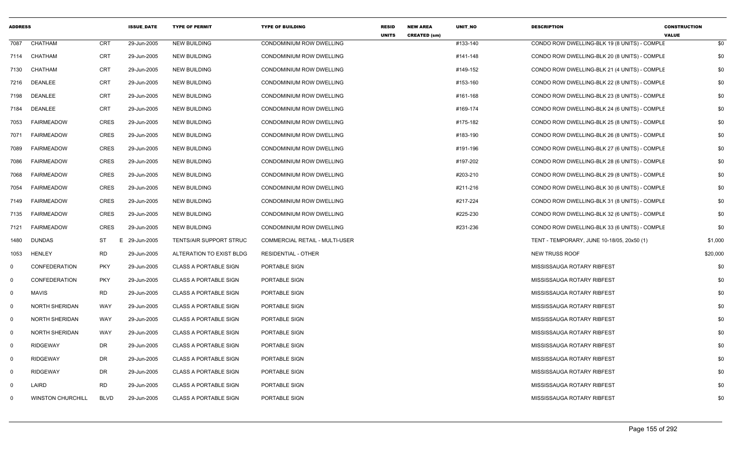| ADDRESS | | | ISSUE_DATE | TYPE OF PERMIT | TYPE OF BUILDING | RESID UNITS | NEW AREA CREATED (sm) | UNIT_NO | DESCRIPTION | CONSTRUCTION VALUE |
|---|---|---|---|---|---|---|---|---|---|---|
| 7087 | CHATHAM | CRT | 29-Jun-2005 | NEW BUILDING | CONDOMINIUM ROW DWELLING | | | #133-140 | CONDO ROW DWELLING-BLK 19 (8 UNITS) - COMPLE | $0 |
| 7114 | CHATHAM | CRT | 29-Jun-2005 | NEW BUILDING | CONDOMINIUM ROW DWELLING | | | #141-148 | CONDO ROW DWELLING-BLK 20 (8 UNITS) - COMPLE | $0 |
| 7130 | CHATHAM | CRT | 29-Jun-2005 | NEW BUILDING | CONDOMINIUM ROW DWELLING | | | #149-152 | CONDO ROW DWELLING-BLK 21 (4 UNITS) - COMPLE | $0 |
| 7216 | DEANLEE | CRT | 29-Jun-2005 | NEW BUILDING | CONDOMINIUM ROW DWELLING | | | #153-160 | CONDO ROW DWELLING-BLK 22 (8 UNITS) - COMPLE | $0 |
| 7198 | DEANLEE | CRT | 29-Jun-2005 | NEW BUILDING | CONDOMINIUM ROW DWELLING | | | #161-168 | CONDO ROW DWELLING-BLK 23 (8 UNITS) - COMPLE | $0 |
| 7184 | DEANLEE | CRT | 29-Jun-2005 | NEW BUILDING | CONDOMINIUM ROW DWELLING | | | #169-174 | CONDO ROW DWELLING-BLK 24 (6 UNITS) - COMPLE | $0 |
| 7053 | FAIRMEADOW | CRES | 29-Jun-2005 | NEW BUILDING | CONDOMINIUM ROW DWELLING | | | #175-182 | CONDO ROW DWELLING-BLK 25 (8 UNITS) - COMPLE | $0 |
| 7071 | FAIRMEADOW | CRES | 29-Jun-2005 | NEW BUILDING | CONDOMINIUM ROW DWELLING | | | #183-190 | CONDO ROW DWELLING-BLK 26 (8 UNITS) - COMPLE | $0 |
| 7089 | FAIRMEADOW | CRES | 29-Jun-2005 | NEW BUILDING | CONDOMINIUM ROW DWELLING | | | #191-196 | CONDO ROW DWELLING-BLK 27 (6 UNITS) - COMPLE | $0 |
| 7086 | FAIRMEADOW | CRES | 29-Jun-2005 | NEW BUILDING | CONDOMINIUM ROW DWELLING | | | #197-202 | CONDO ROW DWELLING-BLK 28 (6 UNITS) - COMPLE | $0 |
| 7068 | FAIRMEADOW | CRES | 29-Jun-2005 | NEW BUILDING | CONDOMINIUM ROW DWELLING | | | #203-210 | CONDO ROW DWELLING-BLK 29 (8 UNITS) - COMPLE | $0 |
| 7054 | FAIRMEADOW | CRES | 29-Jun-2005 | NEW BUILDING | CONDOMINIUM ROW DWELLING | | | #211-216 | CONDO ROW DWELLING-BLK 30 (6 UNITS) - COMPLE | $0 |
| 7149 | FAIRMEADOW | CRES | 29-Jun-2005 | NEW BUILDING | CONDOMINIUM ROW DWELLING | | | #217-224 | CONDO ROW DWELLING-BLK 31 (8 UNITS) - COMPLE | $0 |
| 7135 | FAIRMEADOW | CRES | 29-Jun-2005 | NEW BUILDING | CONDOMINIUM ROW DWELLING | | | #225-230 | CONDO ROW DWELLING-BLK 32 (6 UNITS) - COMPLE | $0 |
| 7121 | FAIRMEADOW | CRES | 29-Jun-2005 | NEW BUILDING | CONDOMINIUM ROW DWELLING | | | #231-236 | CONDO ROW DWELLING-BLK 33 (6 UNITS) - COMPLE | $0 |
| 1480 | DUNDAS | ST E | 29-Jun-2005 | TENTS/AIR SUPPORT STRUC | COMMERCIAL RETAIL - MULTI-USER | | | | TENT - TEMPORARY, JUNE 10-18/05, 20x50 (1) | $1,000 |
| 1053 | HENLEY | RD | 29-Jun-2005 | ALTERATION TO EXIST BLDG | RESIDENTIAL - OTHER | | | | NEW TRUSS ROOF | $20,000 |
| 0 | CONFEDERATION | PKY | 29-Jun-2005 | CLASS A PORTABLE SIGN | PORTABLE SIGN | | | | MISSISSAUGA ROTARY RIBFEST | $0 |
| 0 | CONFEDERATION | PKY | 29-Jun-2005 | CLASS A PORTABLE SIGN | PORTABLE SIGN | | | | MISSISSAUGA ROTARY RIBFEST | $0 |
| 0 | MAVIS | RD | 29-Jun-2005 | CLASS A PORTABLE SIGN | PORTABLE SIGN | | | | MISSISSAUGA ROTARY RIBFEST | $0 |
| 0 | NORTH SHERIDAN | WAY | 29-Jun-2005 | CLASS A PORTABLE SIGN | PORTABLE SIGN | | | | MISSISSAUGA ROTARY RIBFEST | $0 |
| 0 | NORTH SHERIDAN | WAY | 29-Jun-2005 | CLASS A PORTABLE SIGN | PORTABLE SIGN | | | | MISSISSAUGA ROTARY RIBFEST | $0 |
| 0 | NORTH SHERIDAN | WAY | 29-Jun-2005 | CLASS A PORTABLE SIGN | PORTABLE SIGN | | | | MISSISSAUGA ROTARY RIBFEST | $0 |
| 0 | RIDGEWAY | DR | 29-Jun-2005 | CLASS A PORTABLE SIGN | PORTABLE SIGN | | | | MISSISSAUGA ROTARY RIBFEST | $0 |
| 0 | RIDGEWAY | DR | 29-Jun-2005 | CLASS A PORTABLE SIGN | PORTABLE SIGN | | | | MISSISSAUGA ROTARY RIBFEST | $0 |
| 0 | RIDGEWAY | DR | 29-Jun-2005 | CLASS A PORTABLE SIGN | PORTABLE SIGN | | | | MISSISSAUGA ROTARY RIBFEST | $0 |
| 0 | LAIRD | RD | 29-Jun-2005 | CLASS A PORTABLE SIGN | PORTABLE SIGN | | | | MISSISSAUGA ROTARY RIBFEST | $0 |
| 0 | WINSTON CHURCHILL | BLVD | 29-Jun-2005 | CLASS A PORTABLE SIGN | PORTABLE SIGN | | | | MISSISSAUGA ROTARY RIBFEST | $0 |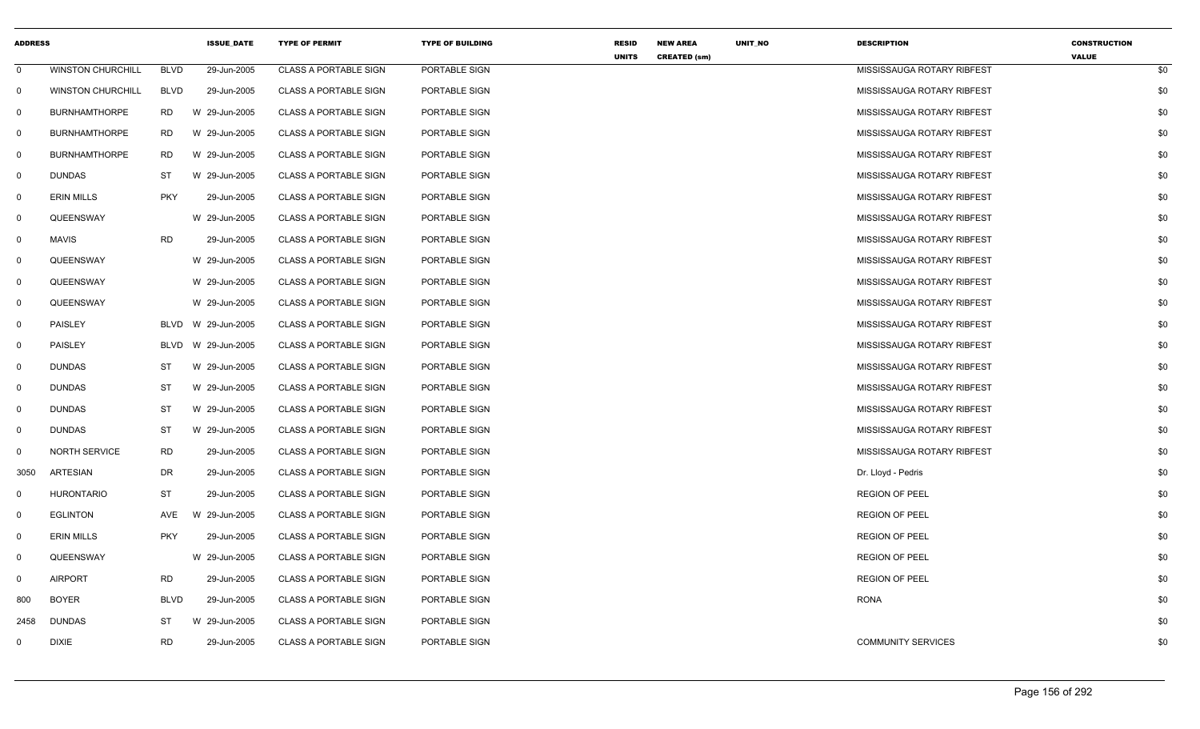| ADDRESS | | | | ISSUE_DATE | TYPE OF PERMIT | TYPE OF BUILDING | RESID UNITS | NEW AREA CREATED (sm) | UNIT_NO | DESCRIPTION | CONSTRUCTION VALUE |
|---|---|---|---|---|---|---|---|---|---|---|---|
| 0 | WINSTON CHURCHILL | BLVD | | 29-Jun-2005 | CLASS A PORTABLE SIGN | PORTABLE SIGN | | | | MISSISSAUGA ROTARY RIBFEST | $0 |
| 0 | WINSTON CHURCHILL | BLVD | | 29-Jun-2005 | CLASS A PORTABLE SIGN | PORTABLE SIGN | | | | MISSISSAUGA ROTARY RIBFEST | $0 |
| 0 | BURNHAMTHORPE | RD | W | 29-Jun-2005 | CLASS A PORTABLE SIGN | PORTABLE SIGN | | | | MISSISSAUGA ROTARY RIBFEST | $0 |
| 0 | BURNHAMTHORPE | RD | W | 29-Jun-2005 | CLASS A PORTABLE SIGN | PORTABLE SIGN | | | | MISSISSAUGA ROTARY RIBFEST | $0 |
| 0 | BURNHAMTHORPE | RD | W | 29-Jun-2005 | CLASS A PORTABLE SIGN | PORTABLE SIGN | | | | MISSISSAUGA ROTARY RIBFEST | $0 |
| 0 | DUNDAS | ST | W | 29-Jun-2005 | CLASS A PORTABLE SIGN | PORTABLE SIGN | | | | MISSISSAUGA ROTARY RIBFEST | $0 |
| 0 | ERIN MILLS | PKY | | 29-Jun-2005 | CLASS A PORTABLE SIGN | PORTABLE SIGN | | | | MISSISSAUGA ROTARY RIBFEST | $0 |
| 0 | QUEENSWAY | | W | 29-Jun-2005 | CLASS A PORTABLE SIGN | PORTABLE SIGN | | | | MISSISSAUGA ROTARY RIBFEST | $0 |
| 0 | MAVIS | RD | | 29-Jun-2005 | CLASS A PORTABLE SIGN | PORTABLE SIGN | | | | MISSISSAUGA ROTARY RIBFEST | $0 |
| 0 | QUEENSWAY | | W | 29-Jun-2005 | CLASS A PORTABLE SIGN | PORTABLE SIGN | | | | MISSISSAUGA ROTARY RIBFEST | $0 |
| 0 | QUEENSWAY | | W | 29-Jun-2005 | CLASS A PORTABLE SIGN | PORTABLE SIGN | | | | MISSISSAUGA ROTARY RIBFEST | $0 |
| 0 | QUEENSWAY | | W | 29-Jun-2005 | CLASS A PORTABLE SIGN | PORTABLE SIGN | | | | MISSISSAUGA ROTARY RIBFEST | $0 |
| 0 | PAISLEY | BLVD | W | 29-Jun-2005 | CLASS A PORTABLE SIGN | PORTABLE SIGN | | | | MISSISSAUGA ROTARY RIBFEST | $0 |
| 0 | PAISLEY | BLVD | W | 29-Jun-2005 | CLASS A PORTABLE SIGN | PORTABLE SIGN | | | | MISSISSAUGA ROTARY RIBFEST | $0 |
| 0 | DUNDAS | ST | W | 29-Jun-2005 | CLASS A PORTABLE SIGN | PORTABLE SIGN | | | | MISSISSAUGA ROTARY RIBFEST | $0 |
| 0 | DUNDAS | ST | W | 29-Jun-2005 | CLASS A PORTABLE SIGN | PORTABLE SIGN | | | | MISSISSAUGA ROTARY RIBFEST | $0 |
| 0 | DUNDAS | ST | W | 29-Jun-2005 | CLASS A PORTABLE SIGN | PORTABLE SIGN | | | | MISSISSAUGA ROTARY RIBFEST | $0 |
| 0 | DUNDAS | ST | W | 29-Jun-2005 | CLASS A PORTABLE SIGN | PORTABLE SIGN | | | | MISSISSAUGA ROTARY RIBFEST | $0 |
| 0 | NORTH SERVICE | RD | | 29-Jun-2005 | CLASS A PORTABLE SIGN | PORTABLE SIGN | | | | MISSISSAUGA ROTARY RIBFEST | $0 |
| 3050 | ARTESIAN | DR | | 29-Jun-2005 | CLASS A PORTABLE SIGN | PORTABLE SIGN | | | | Dr. Lloyd - Pedris | $0 |
| 0 | HURONTARIO | ST | | 29-Jun-2005 | CLASS A PORTABLE SIGN | PORTABLE SIGN | | | | REGION OF PEEL | $0 |
| 0 | EGLINTON | AVE | W | 29-Jun-2005 | CLASS A PORTABLE SIGN | PORTABLE SIGN | | | | REGION OF PEEL | $0 |
| 0 | ERIN MILLS | PKY | | 29-Jun-2005 | CLASS A PORTABLE SIGN | PORTABLE SIGN | | | | REGION OF PEEL | $0 |
| 0 | QUEENSWAY | | W | 29-Jun-2005 | CLASS A PORTABLE SIGN | PORTABLE SIGN | | | | REGION OF PEEL | $0 |
| 0 | AIRPORT | RD | | 29-Jun-2005 | CLASS A PORTABLE SIGN | PORTABLE SIGN | | | | REGION OF PEEL | $0 |
| 800 | BOYER | BLVD | | 29-Jun-2005 | CLASS A PORTABLE SIGN | PORTABLE SIGN | | | | RONA | $0 |
| 2458 | DUNDAS | ST | W | 29-Jun-2005 | CLASS A PORTABLE SIGN | PORTABLE SIGN | | | | | $0 |
| 0 | DIXIE | RD | | 29-Jun-2005 | CLASS A PORTABLE SIGN | PORTABLE SIGN | | | | COMMUNITY SERVICES | $0 |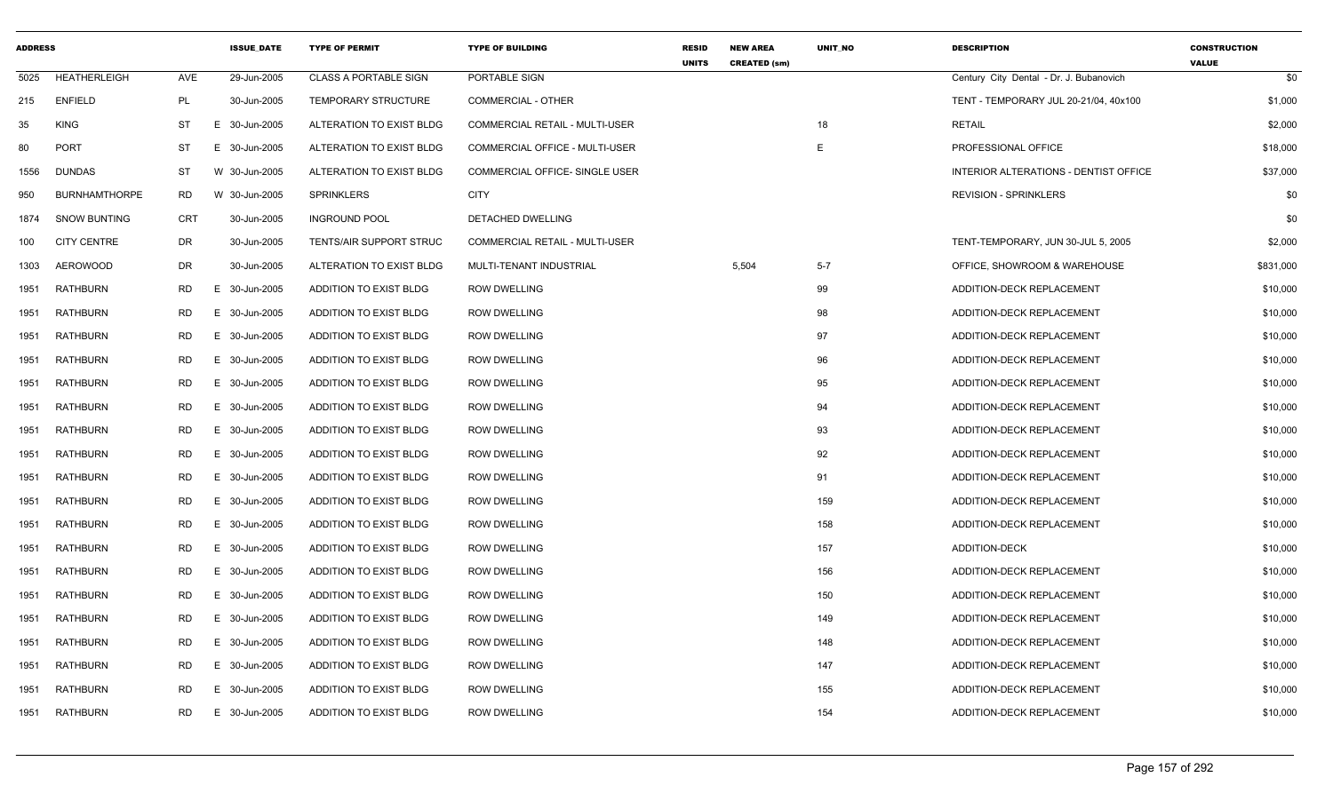| ADDRESS | | | ISSUE_DATE | TYPE OF PERMIT | TYPE OF BUILDING | RESID UNITS | NEW AREA CREATED (sm) | UNIT_NO | DESCRIPTION | CONSTRUCTION VALUE |
|---|---|---|---|---|---|---|---|---|---|---|
| 5025 | HEATHERLEIGH | AVE | 29-Jun-2005 | CLASS A PORTABLE SIGN | PORTABLE SIGN | | | | Century City Dental - Dr. J. Bubanovich | $0 |
| 215 | ENFIELD | PL | 30-Jun-2005 | TEMPORARY STRUCTURE | COMMERCIAL - OTHER | | | | TENT - TEMPORARY JUL 20-21/04, 40x100 | $1,000 |
| 35 | KING | ST | E 30-Jun-2005 | ALTERATION TO EXIST BLDG | COMMERCIAL RETAIL - MULTI-USER | | | 18 | RETAIL | $2,000 |
| 80 | PORT | ST | E 30-Jun-2005 | ALTERATION TO EXIST BLDG | COMMERCIAL OFFICE - MULTI-USER | | | E | PROFESSIONAL OFFICE | $18,000 |
| 1556 | DUNDAS | ST | W 30-Jun-2005 | ALTERATION TO EXIST BLDG | COMMERCIAL OFFICE- SINGLE USER | | | | INTERIOR ALTERATIONS - DENTIST OFFICE | $37,000 |
| 950 | BURNHAMTHORPE | RD | W 30-Jun-2005 | SPRINKLERS | CITY | | | | REVISION - SPRINKLERS | $0 |
| 1874 | SNOW BUNTING | CRT | 30-Jun-2005 | INGROUND POOL | DETACHED DWELLING | | | | | $0 |
| 100 | CITY CENTRE | DR | 30-Jun-2005 | TENTS/AIR SUPPORT STRUC | COMMERCIAL RETAIL - MULTI-USER | | | | TENT-TEMPORARY, JUN 30-JUL 5, 2005 | $2,000 |
| 1303 | AEROWOOD | DR | 30-Jun-2005 | ALTERATION TO EXIST BLDG | MULTI-TENANT INDUSTRIAL | | 5,504 | 5-7 | OFFICE, SHOWROOM & WAREHOUSE | $831,000 |
| 1951 | RATHBURN | RD | E 30-Jun-2005 | ADDITION TO EXIST BLDG | ROW DWELLING | | | 99 | ADDITION-DECK REPLACEMENT | $10,000 |
| 1951 | RATHBURN | RD | E 30-Jun-2005 | ADDITION TO EXIST BLDG | ROW DWELLING | | | 98 | ADDITION-DECK REPLACEMENT | $10,000 |
| 1951 | RATHBURN | RD | E 30-Jun-2005 | ADDITION TO EXIST BLDG | ROW DWELLING | | | 97 | ADDITION-DECK REPLACEMENT | $10,000 |
| 1951 | RATHBURN | RD | E 30-Jun-2005 | ADDITION TO EXIST BLDG | ROW DWELLING | | | 96 | ADDITION-DECK REPLACEMENT | $10,000 |
| 1951 | RATHBURN | RD | E 30-Jun-2005 | ADDITION TO EXIST BLDG | ROW DWELLING | | | 95 | ADDITION-DECK REPLACEMENT | $10,000 |
| 1951 | RATHBURN | RD | E 30-Jun-2005 | ADDITION TO EXIST BLDG | ROW DWELLING | | | 94 | ADDITION-DECK REPLACEMENT | $10,000 |
| 1951 | RATHBURN | RD | E 30-Jun-2005 | ADDITION TO EXIST BLDG | ROW DWELLING | | | 93 | ADDITION-DECK REPLACEMENT | $10,000 |
| 1951 | RATHBURN | RD | E 30-Jun-2005 | ADDITION TO EXIST BLDG | ROW DWELLING | | | 92 | ADDITION-DECK REPLACEMENT | $10,000 |
| 1951 | RATHBURN | RD | E 30-Jun-2005 | ADDITION TO EXIST BLDG | ROW DWELLING | | | 91 | ADDITION-DECK REPLACEMENT | $10,000 |
| 1951 | RATHBURN | RD | E 30-Jun-2005 | ADDITION TO EXIST BLDG | ROW DWELLING | | | 159 | ADDITION-DECK REPLACEMENT | $10,000 |
| 1951 | RATHBURN | RD | E 30-Jun-2005 | ADDITION TO EXIST BLDG | ROW DWELLING | | | 158 | ADDITION-DECK REPLACEMENT | $10,000 |
| 1951 | RATHBURN | RD | E 30-Jun-2005 | ADDITION TO EXIST BLDG | ROW DWELLING | | | 157 | ADDITION-DECK | $10,000 |
| 1951 | RATHBURN | RD | E 30-Jun-2005 | ADDITION TO EXIST BLDG | ROW DWELLING | | | 156 | ADDITION-DECK REPLACEMENT | $10,000 |
| 1951 | RATHBURN | RD | E 30-Jun-2005 | ADDITION TO EXIST BLDG | ROW DWELLING | | | 150 | ADDITION-DECK REPLACEMENT | $10,000 |
| 1951 | RATHBURN | RD | E 30-Jun-2005 | ADDITION TO EXIST BLDG | ROW DWELLING | | | 149 | ADDITION-DECK REPLACEMENT | $10,000 |
| 1951 | RATHBURN | RD | E 30-Jun-2005 | ADDITION TO EXIST BLDG | ROW DWELLING | | | 148 | ADDITION-DECK REPLACEMENT | $10,000 |
| 1951 | RATHBURN | RD | E 30-Jun-2005 | ADDITION TO EXIST BLDG | ROW DWELLING | | | 147 | ADDITION-DECK REPLACEMENT | $10,000 |
| 1951 | RATHBURN | RD | E 30-Jun-2005 | ADDITION TO EXIST BLDG | ROW DWELLING | | | 155 | ADDITION-DECK REPLACEMENT | $10,000 |
| 1951 | RATHBURN | RD | E 30-Jun-2005 | ADDITION TO EXIST BLDG | ROW DWELLING | | | 154 | ADDITION-DECK REPLACEMENT | $10,000 |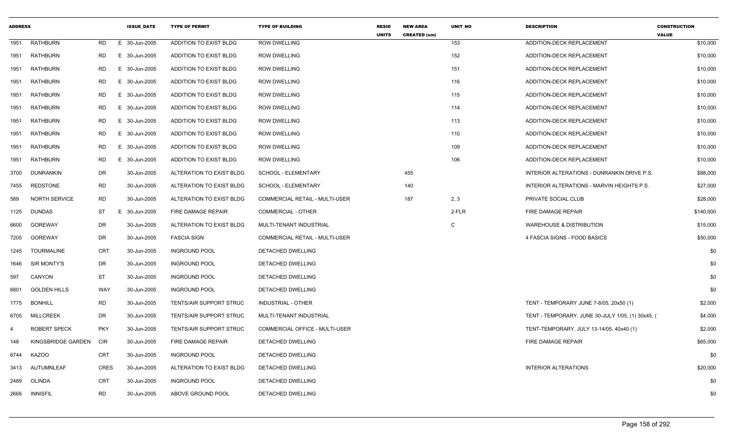| ADDRESS | | | ISSUE_DATE | TYPE OF PERMIT | TYPE OF BUILDING | RESID UNITS | NEW AREA CREATED (sm) | UNIT_NO | DESCRIPTION | CONSTRUCTION VALUE |
|---|---|---|---|---|---|---|---|---|---|---|
| 1951 | RATHBURN | RD | E 30-Jun-2005 | ADDITION TO EXIST BLDG | ROW DWELLING | | | 153 | ADDITION-DECK REPLACEMENT | $10,000 |
| 1951 | RATHBURN | RD | E 30-Jun-2005 | ADDITION TO EXIST BLDG | ROW DWELLING | | | 152 | ADDITION-DECK REPLACEMENT | $10,000 |
| 1951 | RATHBURN | RD | E 30-Jun-2005 | ADDITION TO EXIST BLDG | ROW DWELLING | | | 151 | ADDITION-DECK REPLACEMENT | $10,000 |
| 1951 | RATHBURN | RD | E 30-Jun-2005 | ADDITION TO EXIST BLDG | ROW DWELLING | | | 116 | ADDITION-DECK REPLACEMENT | $10,000 |
| 1951 | RATHBURN | RD | E 30-Jun-2005 | ADDITION TO EXIST BLDG | ROW DWELLING | | | 115 | ADDITION-DECK REPLACEMENT | $10,000 |
| 1951 | RATHBURN | RD | E 30-Jun-2005 | ADDITION TO EXIST BLDG | ROW DWELLING | | | 114 | ADDITION-DECK REPLACEMENT | $10,000 |
| 1951 | RATHBURN | RD | E 30-Jun-2005 | ADDITION TO EXIST BLDG | ROW DWELLING | | | 113 | ADDITION-DECK REPLACEMENT | $10,000 |
| 1951 | RATHBURN | RD | E 30-Jun-2005 | ADDITION TO EXIST BLDG | ROW DWELLING | | | 110 | ADDITION-DECK REPLACEMENT | $10,000 |
| 1951 | RATHBURN | RD | E 30-Jun-2005 | ADDITION TO EXIST BLDG | ROW DWELLING | | | 109 | ADDITION-DECK REPLACEMENT | $10,000 |
| 1951 | RATHBURN | RD | E 30-Jun-2005 | ADDITION TO EXIST BLDG | ROW DWELLING | | | 106 | ADDITION-DECK REPLACEMENT | $10,000 |
| 3700 | DUNRANKIN | DR | 30-Jun-2005 | ALTERATION TO EXIST BLDG | SCHOOL - ELEMENTARY | | 455 | | INTERIOR ALTERATIONS - DUNRANKIN DRIVE P.S. | $88,000 |
| 7455 | REDSTONE | RD | 30-Jun-2005 | ALTERATION TO EXIST BLDG | SCHOOL - ELEMENTARY | | 140 | | INTERIOR ALTERATIONS - MARVIN HEIGHTS P.S. | $27,000 |
| 589 | NORTH SERVICE | RD | 30-Jun-2005 | ALTERATION TO EXIST BLDG | COMMERCIAL RETAIL - MULTI-USER | | 187 | 2, 3 | PRIVATE SOCIAL CLUB | $28,000 |
| 1125 | DUNDAS | ST | E 30-Jun-2005 | FIRE DAMAGE REPAIR | COMMERCIAL - OTHER | | | 2-FLR | FIRE DAMAGE REPAIR | $140,000 |
| 6600 | GOREWAY | DR | 30-Jun-2005 | ALTERATION TO EXIST BLDG | MULTI-TENANT INDUSTRIAL | | | C | WAREHOUSE & DISTRIBUTION | $15,000 |
| 7205 | GOREWAY | DR | 30-Jun-2005 | FASCIA SIGN | COMMERCIAL RETAIL - MULTI-USER | | | | 4 FASCIA SIGNS - FOOD BASICS | $50,000 |
| 1245 | TOURMALINE | CRT | 30-Jun-2005 | INGROUND POOL | DETACHED DWELLING | | | | | $0 |
| 1646 | SIR MONTY'S | DR | 30-Jun-2005 | INGROUND POOL | DETACHED DWELLING | | | | | $0 |
| 597 | CANYON | ST | 30-Jun-2005 | INGROUND POOL | DETACHED DWELLING | | | | | $0 |
| 6801 | GOLDEN HILLS | WAY | 30-Jun-2005 | INGROUND POOL | DETACHED DWELLING | | | | | $0 |
| 1775 | BONHILL | RD | 30-Jun-2005 | TENTS/AIR SUPPORT STRUC | INDUSTRIAL - OTHER | | | | TENT - TEMPORARY JUNE 7-8/05, 20x50 (1) | $2,000 |
| 6705 | MILLCREEK | DR | 30-Jun-2005 | TENTS/AIR SUPPORT STRUC | MULTI-TENANT INDUSTRIAL | | | | TENT - TEMPORARY, JUNE 30-JULY 1/05, (1) 30x45, ( | $4,000 |
| 4 | ROBERT SPECK | PKY | 30-Jun-2005 | TENTS/AIR SUPPORT STRUC | COMMERCIAL OFFICE - MULTI-USER | | | | TENT-TEMPORARY, JULY 13-14/05, 40x40 (1) | $2,000 |
| 148 | KINGSBRIDGE GARDEN | CIR | 30-Jun-2005 | FIRE DAMAGE REPAIR | DETACHED DWELLING | | | | FIRE DAMAGE REPAIR | $65,000 |
| 6744 | KAZOO | CRT | 30-Jun-2005 | INGROUND POOL | DETACHED DWELLING | | | | | $0 |
| 3413 | AUTUMNLEAF | CRES | 30-Jun-2005 | ALTERATION TO EXIST BLDG | DETACHED DWELLING | | | | INTERIOR ALTERATIONS | $20,000 |
| 2489 | OLINDA | CRT | 30-Jun-2005 | INGROUND POOL | DETACHED DWELLING | | | | | $0 |
| 2666 | INNISFIL | RD | 30-Jun-2005 | ABOVE GROUND POOL | DETACHED DWELLING | | | | | $0 |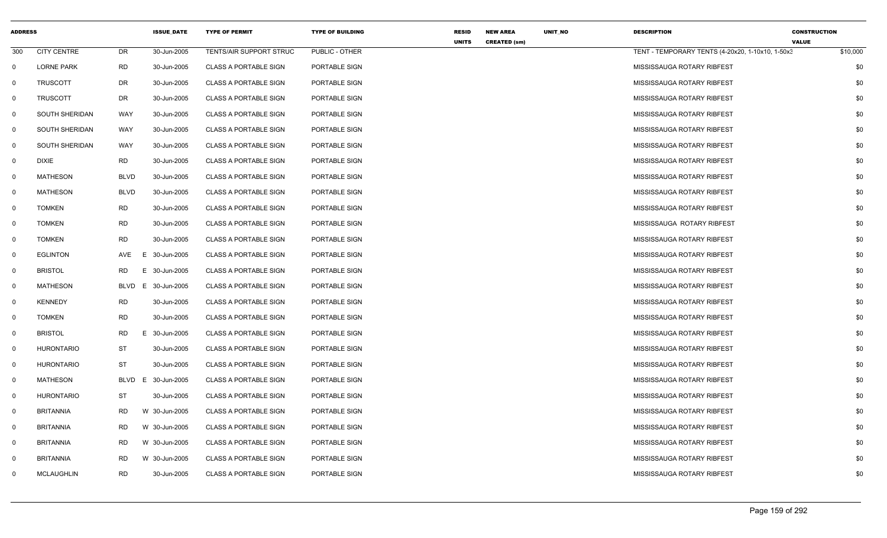| ADDRESS | | | ISSUE_DATE | TYPE OF PERMIT | TYPE OF BUILDING | RESID UNITS | NEW AREA CREATED (sm) | UNIT_NO | DESCRIPTION | CONSTRUCTION VALUE |
|---|---|---|---|---|---|---|---|---|---|---|
| 300 | CITY CENTRE | DR | 30-Jun-2005 | TENTS/AIR SUPPORT STRUC | PUBLIC - OTHER | | | | TENT - TEMPORARY TENTS (4-20x20, 1-10x10, 1-50x3 | $10,000 |
| 0 | LORNE PARK | RD | 30-Jun-2005 | CLASS A PORTABLE SIGN | PORTABLE SIGN | | | | MISSISSAUGA ROTARY RIBFEST | $0 |
| 0 | TRUSCOTT | DR | 30-Jun-2005 | CLASS A PORTABLE SIGN | PORTABLE SIGN | | | | MISSISSAUGA ROTARY RIBFEST | $0 |
| 0 | TRUSCOTT | DR | 30-Jun-2005 | CLASS A PORTABLE SIGN | PORTABLE SIGN | | | | MISSISSAUGA ROTARY RIBFEST | $0 |
| 0 | SOUTH SHERIDAN | WAY | 30-Jun-2005 | CLASS A PORTABLE SIGN | PORTABLE SIGN | | | | MISSISSAUGA ROTARY RIBFEST | $0 |
| 0 | SOUTH SHERIDAN | WAY | 30-Jun-2005 | CLASS A PORTABLE SIGN | PORTABLE SIGN | | | | MISSISSAUGA ROTARY RIBFEST | $0 |
| 0 | SOUTH SHERIDAN | WAY | 30-Jun-2005 | CLASS A PORTABLE SIGN | PORTABLE SIGN | | | | MISSISSAUGA ROTARY RIBFEST | $0 |
| 0 | DIXIE | RD | 30-Jun-2005 | CLASS A PORTABLE SIGN | PORTABLE SIGN | | | | MISSISSAUGA ROTARY RIBFEST | $0 |
| 0 | MATHESON | BLVD | 30-Jun-2005 | CLASS A PORTABLE SIGN | PORTABLE SIGN | | | | MISSISSAUGA ROTARY RIBFEST | $0 |
| 0 | MATHESON | BLVD | 30-Jun-2005 | CLASS A PORTABLE SIGN | PORTABLE SIGN | | | | MISSISSAUGA ROTARY RIBFEST | $0 |
| 0 | TOMKEN | RD | 30-Jun-2005 | CLASS A PORTABLE SIGN | PORTABLE SIGN | | | | MISSISSAUGA ROTARY RIBFEST | $0 |
| 0 | TOMKEN | RD | 30-Jun-2005 | CLASS A PORTABLE SIGN | PORTABLE SIGN | | | | MISSISSAUGA ROTARY RIBFEST | $0 |
| 0 | TOMKEN | RD | 30-Jun-2005 | CLASS A PORTABLE SIGN | PORTABLE SIGN | | | | MISSISSAUGA ROTARY RIBFEST | $0 |
| 0 | EGLINTON | AVE | E 30-Jun-2005 | CLASS A PORTABLE SIGN | PORTABLE SIGN | | | | MISSISSAUGA ROTARY RIBFEST | $0 |
| 0 | BRISTOL | RD | E 30-Jun-2005 | CLASS A PORTABLE SIGN | PORTABLE SIGN | | | | MISSISSAUGA ROTARY RIBFEST | $0 |
| 0 | MATHESON | BLVD | E 30-Jun-2005 | CLASS A PORTABLE SIGN | PORTABLE SIGN | | | | MISSISSAUGA ROTARY RIBFEST | $0 |
| 0 | KENNEDY | RD | 30-Jun-2005 | CLASS A PORTABLE SIGN | PORTABLE SIGN | | | | MISSISSAUGA ROTARY RIBFEST | $0 |
| 0 | TOMKEN | RD | 30-Jun-2005 | CLASS A PORTABLE SIGN | PORTABLE SIGN | | | | MISSISSAUGA ROTARY RIBFEST | $0 |
| 0 | BRISTOL | RD | E 30-Jun-2005 | CLASS A PORTABLE SIGN | PORTABLE SIGN | | | | MISSISSAUGA ROTARY RIBFEST | $0 |
| 0 | HURONTARIO | ST | 30-Jun-2005 | CLASS A PORTABLE SIGN | PORTABLE SIGN | | | | MISSISSAUGA ROTARY RIBFEST | $0 |
| 0 | HURONTARIO | ST | 30-Jun-2005 | CLASS A PORTABLE SIGN | PORTABLE SIGN | | | | MISSISSAUGA ROTARY RIBFEST | $0 |
| 0 | MATHESON | BLVD | E 30-Jun-2005 | CLASS A PORTABLE SIGN | PORTABLE SIGN | | | | MISSISSAUGA ROTARY RIBFEST | $0 |
| 0 | HURONTARIO | ST | 30-Jun-2005 | CLASS A PORTABLE SIGN | PORTABLE SIGN | | | | MISSISSAUGA ROTARY RIBFEST | $0 |
| 0 | BRITANNIA | RD | W 30-Jun-2005 | CLASS A PORTABLE SIGN | PORTABLE SIGN | | | | MISSISSAUGA ROTARY RIBFEST | $0 |
| 0 | BRITANNIA | RD | W 30-Jun-2005 | CLASS A PORTABLE SIGN | PORTABLE SIGN | | | | MISSISSAUGA ROTARY RIBFEST | $0 |
| 0 | BRITANNIA | RD | W 30-Jun-2005 | CLASS A PORTABLE SIGN | PORTABLE SIGN | | | | MISSISSAUGA ROTARY RIBFEST | $0 |
| 0 | BRITANNIA | RD | W 30-Jun-2005 | CLASS A PORTABLE SIGN | PORTABLE SIGN | | | | MISSISSAUGA ROTARY RIBFEST | $0 |
| 0 | MCLAUGHLIN | RD | 30-Jun-2005 | CLASS A PORTABLE SIGN | PORTABLE SIGN | | | | MISSISSAUGA ROTARY RIBFEST | $0 |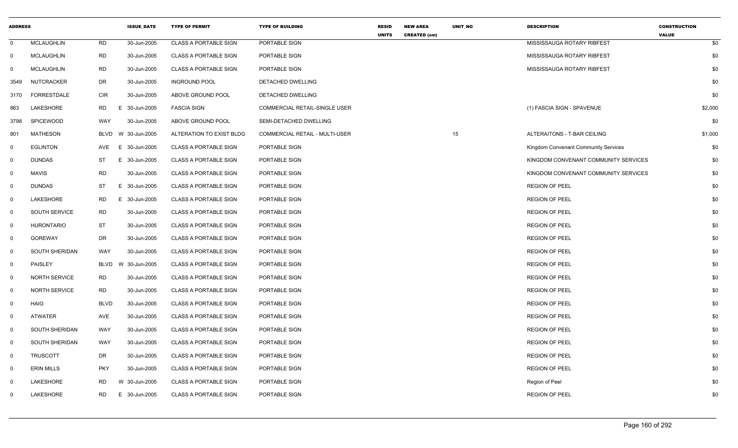| ADDRESS | | | ISSUE_DATE | TYPE OF PERMIT | TYPE OF BUILDING | RESID UNITS | NEW AREA CREATED (sm) | UNIT_NO | DESCRIPTION | CONSTRUCTION VALUE |
|---|---|---|---|---|---|---|---|---|---|---|
| 0 | MCLAUGHLIN | RD | 30-Jun-2005 | CLASS A PORTABLE SIGN | PORTABLE SIGN | | | | MISSISSAUGA ROTARY RIBFEST | $0 |
| 0 | MCLAUGHLIN | RD | 30-Jun-2005 | CLASS A PORTABLE SIGN | PORTABLE SIGN | | | | MISSISSAUGA ROTARY RIBFEST | $0 |
| 0 | MCLAUGHLIN | RD | 30-Jun-2005 | CLASS A PORTABLE SIGN | PORTABLE SIGN | | | | MISSISSAUGA ROTARY RIBFEST | $0 |
| 3549 | NUTCRACKER | DR | 30-Jun-2005 | INGROUND POOL | DETACHED DWELLING | | | | | $0 |
| 3170 | FORRESTDALE | CIR | 30-Jun-2005 | ABOVE GROUND POOL | DETACHED DWELLING | | | | | $0 |
| 863 | LAKESHORE | RD E | 30-Jun-2005 | FASCIA SIGN | COMMERCIAL RETAIL-SINGLE USER | | | | (1) FASCIA SIGN - SPAVENUE | $2,000 |
| 3798 | SPICEWOOD | WAY | 30-Jun-2005 | ABOVE GROUND POOL | SEMI-DETACHED DWELLING | | | | | $0 |
| 801 | MATHESON | BLVD W | 30-Jun-2005 | ALTERATION TO EXIST BLDG | COMMERCIAL RETAIL - MULTI-USER | | | 15 | ALTERAITONS - T-BAR CEILING | $1,000 |
| 0 | EGLINTON | AVE E | 30-Jun-2005 | CLASS A PORTABLE SIGN | PORTABLE SIGN | | | | Kingdom Convenant Community Services | $0 |
| 0 | DUNDAS | ST E | 30-Jun-2005 | CLASS A PORTABLE SIGN | PORTABLE SIGN | | | | KINGDOM CONVENANT COMMUNITY SERVICES | $0 |
| 0 | MAVIS | RD | 30-Jun-2005 | CLASS A PORTABLE SIGN | PORTABLE SIGN | | | | KINGDOM CONVENANT COMMUNITY SERVICES | $0 |
| 0 | DUNDAS | ST E | 30-Jun-2005 | CLASS A PORTABLE SIGN | PORTABLE SIGN | | | | REGION OF PEEL | $0 |
| 0 | LAKESHORE | RD E | 30-Jun-2005 | CLASS A PORTABLE SIGN | PORTABLE SIGN | | | | REGION OF PEEL | $0 |
| 0 | SOUTH SERVICE | RD | 30-Jun-2005 | CLASS A PORTABLE SIGN | PORTABLE SIGN | | | | REGION OF PEEL | $0 |
| 0 | HURONTARIO | ST | 30-Jun-2005 | CLASS A PORTABLE SIGN | PORTABLE SIGN | | | | REGION OF PEEL | $0 |
| 0 | GOREWAY | DR | 30-Jun-2005 | CLASS A PORTABLE SIGN | PORTABLE SIGN | | | | REGION OF PEEL | $0 |
| 0 | SOUTH SHERIDAN | WAY | 30-Jun-2005 | CLASS A PORTABLE SIGN | PORTABLE SIGN | | | | REGION OF PEEL | $0 |
| 0 | PAISLEY | BLVD W | 30-Jun-2005 | CLASS A PORTABLE SIGN | PORTABLE SIGN | | | | REGION OF PEEL | $0 |
| 0 | NORTH SERVICE | RD | 30-Jun-2005 | CLASS A PORTABLE SIGN | PORTABLE SIGN | | | | REGION OF PEEL | $0 |
| 0 | NORTH SERVICE | RD | 30-Jun-2005 | CLASS A PORTABLE SIGN | PORTABLE SIGN | | | | REGION OF PEEL | $0 |
| 0 | HAIG | BLVD | 30-Jun-2005 | CLASS A PORTABLE SIGN | PORTABLE SIGN | | | | REGION OF PEEL | $0 |
| 0 | ATWATER | AVE | 30-Jun-2005 | CLASS A PORTABLE SIGN | PORTABLE SIGN | | | | REGION OF PEEL | $0 |
| 0 | SOUTH SHERIDAN | WAY | 30-Jun-2005 | CLASS A PORTABLE SIGN | PORTABLE SIGN | | | | REGION OF PEEL | $0 |
| 0 | SOUTH SHERIDAN | WAY | 30-Jun-2005 | CLASS A PORTABLE SIGN | PORTABLE SIGN | | | | REGION OF PEEL | $0 |
| 0 | TRUSCOTT | DR | 30-Jun-2005 | CLASS A PORTABLE SIGN | PORTABLE SIGN | | | | REGION OF PEEL | $0 |
| 0 | ERIN MILLS | PKY | 30-Jun-2005 | CLASS A PORTABLE SIGN | PORTABLE SIGN | | | | REGION OF PEEL | $0 |
| 0 | LAKESHORE | RD W | 30-Jun-2005 | CLASS A PORTABLE SIGN | PORTABLE SIGN | | | | Region of Peel | $0 |
| 0 | LAKESHORE | RD E | 30-Jun-2005 | CLASS A PORTABLE SIGN | PORTABLE SIGN | | | | REGION OF PEEL | $0 |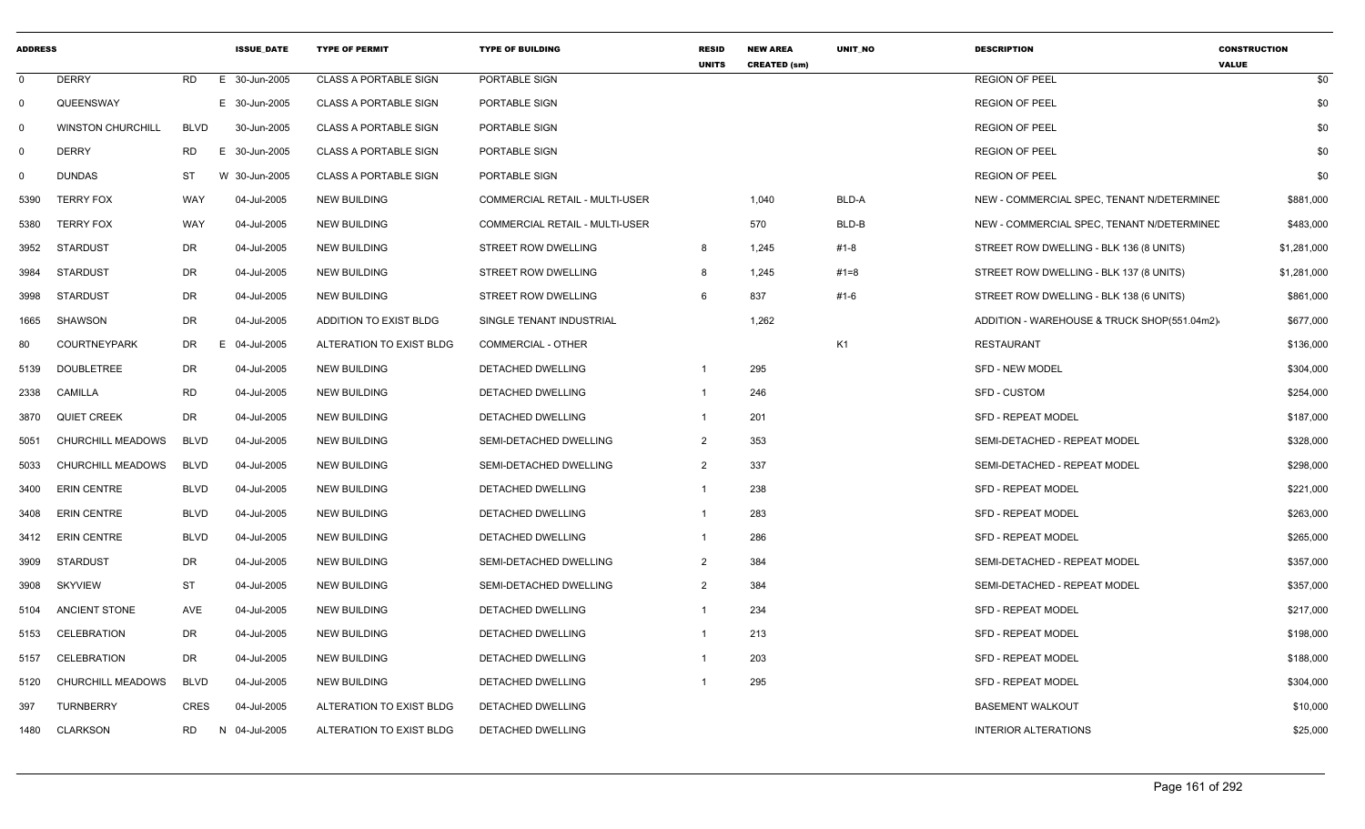| ADDRESS | | | | ISSUE_DATE | TYPE OF PERMIT | TYPE OF BUILDING | RESID UNITS | NEW AREA CREATED (sm) | UNIT_NO | DESCRIPTION | CONSTRUCTION VALUE |
|---|---|---|---|---|---|---|---|---|---|---|---|
| 0 | DERRY | RD | E | 30-Jun-2005 | CLASS A PORTABLE SIGN | PORTABLE SIGN | | | | REGION OF PEEL | $0 |
| 0 | QUEENSWAY | | E | 30-Jun-2005 | CLASS A PORTABLE SIGN | PORTABLE SIGN | | | | REGION OF PEEL | $0 |
| 0 | WINSTON CHURCHILL | BLVD | | 30-Jun-2005 | CLASS A PORTABLE SIGN | PORTABLE SIGN | | | | REGION OF PEEL | $0 |
| 0 | DERRY | RD | E | 30-Jun-2005 | CLASS A PORTABLE SIGN | PORTABLE SIGN | | | | REGION OF PEEL | $0 |
| 0 | DUNDAS | ST | W | 30-Jun-2005 | CLASS A PORTABLE SIGN | PORTABLE SIGN | | | | REGION OF PEEL | $0 |
| 5390 | TERRY FOX | WAY | | 04-Jul-2005 | NEW BUILDING | COMMERCIAL RETAIL - MULTI-USER | | 1,040 | BLD-A | NEW - COMMERCIAL SPEC, TENANT N/DETERMINED | $881,000 |
| 5380 | TERRY FOX | WAY | | 04-Jul-2005 | NEW BUILDING | COMMERCIAL RETAIL - MULTI-USER | | 570 | BLD-B | NEW - COMMERCIAL SPEC, TENANT N/DETERMINED | $483,000 |
| 3952 | STARDUST | DR | | 04-Jul-2005 | NEW BUILDING | STREET ROW DWELLING | 8 | 1,245 | #1-8 | STREET ROW DWELLING - BLK 136 (8 UNITS) | $1,281,000 |
| 3984 | STARDUST | DR | | 04-Jul-2005 | NEW BUILDING | STREET ROW DWELLING | 8 | 1,245 | #1=8 | STREET ROW DWELLING - BLK 137 (8 UNITS) | $1,281,000 |
| 3998 | STARDUST | DR | | 04-Jul-2005 | NEW BUILDING | STREET ROW DWELLING | 6 | 837 | #1-6 | STREET ROW DWELLING - BLK 138 (6 UNITS) | $861,000 |
| 1665 | SHAWSON | DR | | 04-Jul-2005 | ADDITION TO EXIST BLDG | SINGLE TENANT INDUSTRIAL | | 1,262 | | ADDITION - WAREHOUSE & TRUCK SHOP(551.04m2) | $677,000 |
| 80 | COURTNEYPARK | DR | E | 04-Jul-2005 | ALTERATION TO EXIST BLDG | COMMERCIAL - OTHER | | | K1 | RESTAURANT | $136,000 |
| 5139 | DOUBLETREE | DR | | 04-Jul-2005 | NEW BUILDING | DETACHED DWELLING | 1 | 295 | | SFD - NEW MODEL | $304,000 |
| 2338 | CAMILLA | RD | | 04-Jul-2005 | NEW BUILDING | DETACHED DWELLING | 1 | 246 | | SFD - CUSTOM | $254,000 |
| 3870 | QUIET CREEK | DR | | 04-Jul-2005 | NEW BUILDING | DETACHED DWELLING | 1 | 201 | | SFD - REPEAT MODEL | $187,000 |
| 5051 | CHURCHILL MEADOWS | BLVD | | 04-Jul-2005 | NEW BUILDING | SEMI-DETACHED DWELLING | 2 | 353 | | SEMI-DETACHED - REPEAT MODEL | $328,000 |
| 5033 | CHURCHILL MEADOWS | BLVD | | 04-Jul-2005 | NEW BUILDING | SEMI-DETACHED DWELLING | 2 | 337 | | SEMI-DETACHED - REPEAT MODEL | $298,000 |
| 3400 | ERIN CENTRE | BLVD | | 04-Jul-2005 | NEW BUILDING | DETACHED DWELLING | 1 | 238 | | SFD - REPEAT MODEL | $221,000 |
| 3408 | ERIN CENTRE | BLVD | | 04-Jul-2005 | NEW BUILDING | DETACHED DWELLING | 1 | 283 | | SFD - REPEAT MODEL | $263,000 |
| 3412 | ERIN CENTRE | BLVD | | 04-Jul-2005 | NEW BUILDING | DETACHED DWELLING | 1 | 286 | | SFD - REPEAT MODEL | $265,000 |
| 3909 | STARDUST | DR | | 04-Jul-2005 | NEW BUILDING | SEMI-DETACHED DWELLING | 2 | 384 | | SEMI-DETACHED - REPEAT MODEL | $357,000 |
| 3908 | SKYVIEW | ST | | 04-Jul-2005 | NEW BUILDING | SEMI-DETACHED DWELLING | 2 | 384 | | SEMI-DETACHED - REPEAT MODEL | $357,000 |
| 5104 | ANCIENT STONE | AVE | | 04-Jul-2005 | NEW BUILDING | DETACHED DWELLING | 1 | 234 | | SFD - REPEAT MODEL | $217,000 |
| 5153 | CELEBRATION | DR | | 04-Jul-2005 | NEW BUILDING | DETACHED DWELLING | 1 | 213 | | SFD - REPEAT MODEL | $198,000 |
| 5157 | CELEBRATION | DR | | 04-Jul-2005 | NEW BUILDING | DETACHED DWELLING | 1 | 203 | | SFD - REPEAT MODEL | $188,000 |
| 5120 | CHURCHILL MEADOWS | BLVD | | 04-Jul-2005 | NEW BUILDING | DETACHED DWELLING | 1 | 295 | | SFD - REPEAT MODEL | $304,000 |
| 397 | TURNBERRY | CRES | | 04-Jul-2005 | ALTERATION TO EXIST BLDG | DETACHED DWELLING | | | | BASEMENT WALKOUT | $10,000 |
| 1480 | CLARKSON | RD | N | 04-Jul-2005 | ALTERATION TO EXIST BLDG | DETACHED DWELLING | | | | INTERIOR ALTERATIONS | $25,000 |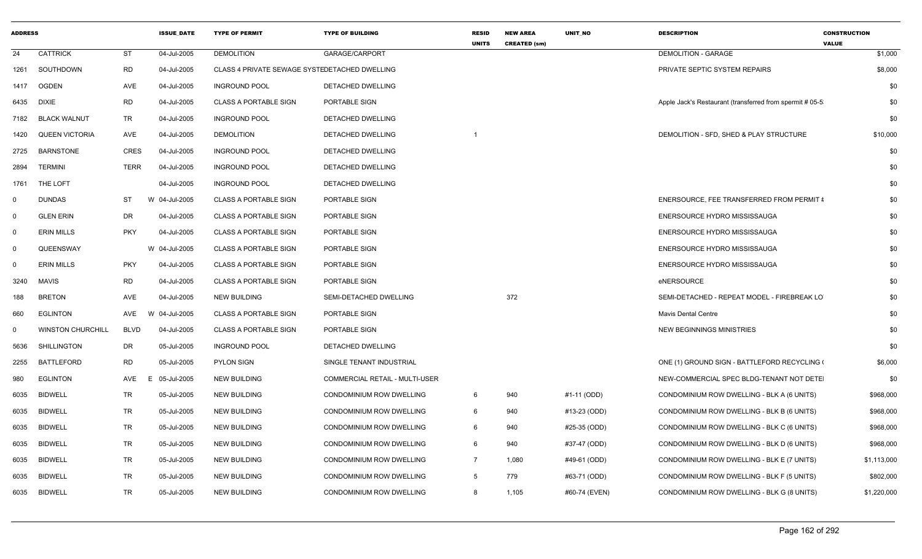| ADDRESS | | | ISSUE_DATE | TYPE OF PERMIT | TYPE OF BUILDING | RESID UNITS | NEW AREA CREATED (sm) | UNIT_NO | DESCRIPTION | CONSTRUCTION VALUE |
|---|---|---|---|---|---|---|---|---|---|---|
| 24 | CATTRICK | ST | 04-Jul-2005 | DEMOLITION | GARAGE/CARPORT | | | | DEMOLITION - GARAGE | $1,000 |
| 1261 | SOUTHDOWN | RD | 04-Jul-2005 | CLASS 4 PRIVATE SEWAGE SYSTEDETACHED DWELLING | | | | | PRIVATE SEPTIC SYSTEM REPAIRS | $8,000 |
| 1417 | OGDEN | AVE | 04-Jul-2005 | INGROUND POOL | DETACHED DWELLING | | | | | $0 |
| 6435 | DIXIE | RD | 04-Jul-2005 | CLASS A PORTABLE SIGN | PORTABLE SIGN | | | | Apple Jack's Restaurant (transferred from spermit # 05-5 | $0 |
| 7182 | BLACK WALNUT | TR | 04-Jul-2005 | INGROUND POOL | DETACHED DWELLING | | | | | $0 |
| 1420 | QUEEN VICTORIA | AVE | 04-Jul-2005 | DEMOLITION | DETACHED DWELLING | 1 | | | DEMOLITION - SFD, SHED & PLAY STRUCTURE | $10,000 |
| 2725 | BARNSTONE | CRES | 04-Jul-2005 | INGROUND POOL | DETACHED DWELLING | | | | | $0 |
| 2894 | TERMINI | TERR | 04-Jul-2005 | INGROUND POOL | DETACHED DWELLING | | | | | $0 |
| 1761 | THE LOFT | | 04-Jul-2005 | INGROUND POOL | DETACHED DWELLING | | | | | $0 |
| 0 | DUNDAS | ST | W 04-Jul-2005 | CLASS A PORTABLE SIGN | PORTABLE SIGN | | | | ENERSOURCE, FEE TRANSFERRED FROM PERMIT # | $0 |
| 0 | GLEN ERIN | DR | 04-Jul-2005 | CLASS A PORTABLE SIGN | PORTABLE SIGN | | | | ENERSOURCE HYDRO MISSISSAUGA | $0 |
| 0 | ERIN MILLS | PKY | 04-Jul-2005 | CLASS A PORTABLE SIGN | PORTABLE SIGN | | | | ENERSOURCE HYDRO MISSISSAUGA | $0 |
| 0 | QUEENSWAY | | W 04-Jul-2005 | CLASS A PORTABLE SIGN | PORTABLE SIGN | | | | ENERSOURCE HYDRO MISSISSAUGA | $0 |
| 0 | ERIN MILLS | PKY | 04-Jul-2005 | CLASS A PORTABLE SIGN | PORTABLE SIGN | | | | ENERSOURCE HYDRO MISSISSAUGA | $0 |
| 3240 | MAVIS | RD | 04-Jul-2005 | CLASS A PORTABLE SIGN | PORTABLE SIGN | | | | eNERSOURCE | $0 |
| 188 | BRETON | AVE | 04-Jul-2005 | NEW BUILDING | SEMI-DETACHED DWELLING | | 372 | | SEMI-DETACHED - REPEAT MODEL - FIREBREAK LO | $0 |
| 660 | EGLINTON | AVE | W 04-Jul-2005 | CLASS A PORTABLE SIGN | PORTABLE SIGN | | | | Mavis Dental Centre | $0 |
| 0 | WINSTON CHURCHILL | BLVD | 04-Jul-2005 | CLASS A PORTABLE SIGN | PORTABLE SIGN | | | | NEW BEGINNINGS MINISTRIES | $0 |
| 5636 | SHILLINGTON | DR | 05-Jul-2005 | INGROUND POOL | DETACHED DWELLING | | | | | $0 |
| 2255 | BATTLEFORD | RD | 05-Jul-2005 | PYLON SIGN | SINGLE TENANT INDUSTRIAL | | | | ONE (1) GROUND SIGN - BATTLEFORD RECYCLING ( | $6,000 |
| 980 | EGLINTON | AVE | E 05-Jul-2005 | NEW BUILDING | COMMERCIAL RETAIL - MULTI-USER | | | | NEW-COMMERCIAL SPEC BLDG-TENANT NOT DETE | $0 |
| 6035 | BIDWELL | TR | 05-Jul-2005 | NEW BUILDING | CONDOMINIUM ROW DWELLING | 6 | 940 | #1-11 (ODD) | CONDOMINIUM ROW DWELLING - BLK A (6 UNITS) | $968,000 |
| 6035 | BIDWELL | TR | 05-Jul-2005 | NEW BUILDING | CONDOMINIUM ROW DWELLING | 6 | 940 | #13-23 (ODD) | CONDOMINIUM ROW DWELLING - BLK B (6 UNITS) | $968,000 |
| 6035 | BIDWELL | TR | 05-Jul-2005 | NEW BUILDING | CONDOMINIUM ROW DWELLING | 6 | 940 | #25-35 (ODD) | CONDOMINIUM ROW DWELLING - BLK C (6 UNITS) | $968,000 |
| 6035 | BIDWELL | TR | 05-Jul-2005 | NEW BUILDING | CONDOMINIUM ROW DWELLING | 6 | 940 | #37-47 (ODD) | CONDOMINIUM ROW DWELLING - BLK D (6 UNITS) | $968,000 |
| 6035 | BIDWELL | TR | 05-Jul-2005 | NEW BUILDING | CONDOMINIUM ROW DWELLING | 7 | 1,080 | #49-61 (ODD) | CONDOMINIUM ROW DWELLING - BLK E (7 UNITS) | $1,113,000 |
| 6035 | BIDWELL | TR | 05-Jul-2005 | NEW BUILDING | CONDOMINIUM ROW DWELLING | 5 | 779 | #63-71 (ODD) | CONDOMINIUM ROW DWELLING - BLK F (5 UNITS) | $802,000 |
| 6035 | BIDWELL | TR | 05-Jul-2005 | NEW BUILDING | CONDOMINIUM ROW DWELLING | 8 | 1,105 | #60-74 (EVEN) | CONDOMINIUM ROW DWELLING - BLK G (8 UNITS) | $1,220,000 |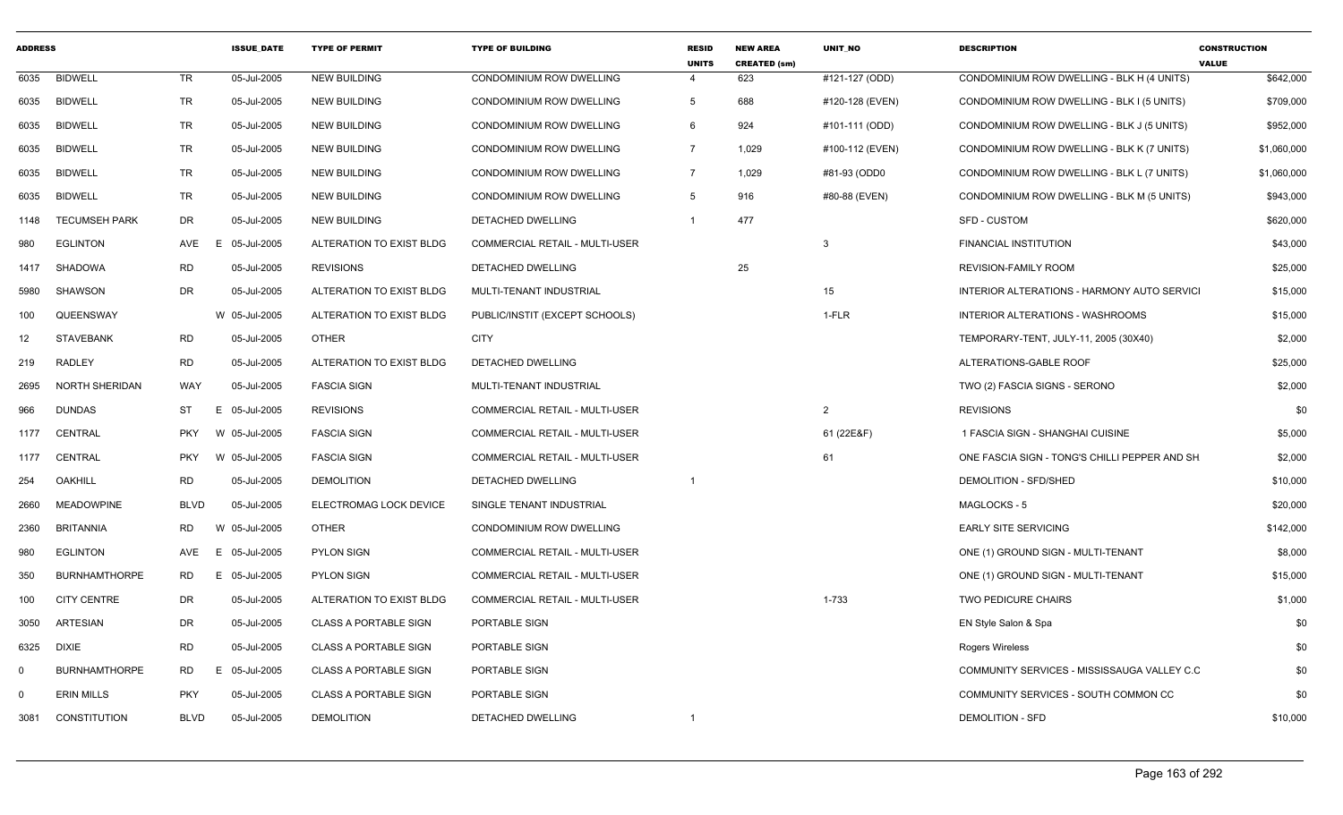| ADDRESS | | | ISSUE_DATE | TYPE OF PERMIT | TYPE OF BUILDING | RESID UNITS | NEW AREA CREATED (sm) | UNIT_NO | DESCRIPTION | CONSTRUCTION VALUE |
|---|---|---|---|---|---|---|---|---|---|---|
| 6035 | BIDWELL | TR | 05-Jul-2005 | NEW BUILDING | CONDOMINIUM ROW DWELLING | 4 | 623 | #121-127 (ODD) | CONDOMINIUM ROW DWELLING - BLK H (4 UNITS) | $642,000 |
| 6035 | BIDWELL | TR | 05-Jul-2005 | NEW BUILDING | CONDOMINIUM ROW DWELLING | 5 | 688 | #120-128 (EVEN) | CONDOMINIUM ROW DWELLING - BLK I (5 UNITS) | $709,000 |
| 6035 | BIDWELL | TR | 05-Jul-2005 | NEW BUILDING | CONDOMINIUM ROW DWELLING | 6 | 924 | #101-111 (ODD) | CONDOMINIUM ROW DWELLING - BLK J (5 UNITS) | $952,000 |
| 6035 | BIDWELL | TR | 05-Jul-2005 | NEW BUILDING | CONDOMINIUM ROW DWELLING | 7 | 1,029 | #100-112 (EVEN) | CONDOMINIUM ROW DWELLING - BLK K (7 UNITS) | $1,060,000 |
| 6035 | BIDWELL | TR | 05-Jul-2005 | NEW BUILDING | CONDOMINIUM ROW DWELLING | 7 | 1,029 | #81-93 (ODD0 | CONDOMINIUM ROW DWELLING - BLK L (7 UNITS) | $1,060,000 |
| 6035 | BIDWELL | TR | 05-Jul-2005 | NEW BUILDING | CONDOMINIUM ROW DWELLING | 5 | 916 | #80-88 (EVEN) | CONDOMINIUM ROW DWELLING - BLK M (5 UNITS) | $943,000 |
| 1148 | TECUMSEH PARK | DR | 05-Jul-2005 | NEW BUILDING | DETACHED DWELLING | 1 | 477 | | SFD - CUSTOM | $620,000 |
| 980 | EGLINTON | AVE E | 05-Jul-2005 | ALTERATION TO EXIST BLDG | COMMERCIAL RETAIL - MULTI-USER | | | 3 | FINANCIAL INSTITUTION | $43,000 |
| 1417 | SHADOWA | RD | 05-Jul-2005 | REVISIONS | DETACHED DWELLING | | 25 | | REVISION-FAMILY ROOM | $25,000 |
| 5980 | SHAWSON | DR | 05-Jul-2005 | ALTERATION TO EXIST BLDG | MULTI-TENANT INDUSTRIAL | | | 15 | INTERIOR ALTERATIONS - HARMONY AUTO SERVICI | $15,000 |
| 100 | QUEENSWAY | W | 05-Jul-2005 | ALTERATION TO EXIST BLDG | PUBLIC/INSTIT (EXCEPT SCHOOLS) | | | 1-FLR | INTERIOR ALTERATIONS - WASHROOMS | $15,000 |
| 12 | STAVEBANK | RD | 05-Jul-2005 | OTHER | CITY | | | | TEMPORARY-TENT, JULY-11, 2005 (30X40) | $2,000 |
| 219 | RADLEY | RD | 05-Jul-2005 | ALTERATION TO EXIST BLDG | DETACHED DWELLING | | | | ALTERATIONS-GABLE ROOF | $25,000 |
| 2695 | NORTH SHERIDAN | WAY | 05-Jul-2005 | FASCIA SIGN | MULTI-TENANT INDUSTRIAL | | | | TWO (2) FASCIA SIGNS - SERONO | $2,000 |
| 966 | DUNDAS | ST E | 05-Jul-2005 | REVISIONS | COMMERCIAL RETAIL - MULTI-USER | | | 2 | REVISIONS | $0 |
| 1177 | CENTRAL | PKY W | 05-Jul-2005 | FASCIA SIGN | COMMERCIAL RETAIL - MULTI-USER | | | 61 (22E&F) | 1 FASCIA SIGN - SHANGHAI CUISINE | $5,000 |
| 1177 | CENTRAL | PKY W | 05-Jul-2005 | FASCIA SIGN | COMMERCIAL RETAIL - MULTI-USER | | | 61 | ONE FASCIA SIGN - TONG'S CHILLI PEPPER AND SH | $2,000 |
| 254 | OAKHILL | RD | 05-Jul-2005 | DEMOLITION | DETACHED DWELLING | 1 | | | DEMOLITION - SFD/SHED | $10,000 |
| 2660 | MEADOWPINE | BLVD | 05-Jul-2005 | ELECTROMAG LOCK DEVICE | SINGLE TENANT INDUSTRIAL | | | | MAGLOCKS - 5 | $20,000 |
| 2360 | BRITANNIA | RD W | 05-Jul-2005 | OTHER | CONDOMINIUM ROW DWELLING | | | | EARLY SITE SERVICING | $142,000 |
| 980 | EGLINTON | AVE E | 05-Jul-2005 | PYLON SIGN | COMMERCIAL RETAIL - MULTI-USER | | | | ONE (1) GROUND SIGN - MULTI-TENANT | $8,000 |
| 350 | BURNHAMTHORPE | RD E | 05-Jul-2005 | PYLON SIGN | COMMERCIAL RETAIL - MULTI-USER | | | | ONE (1) GROUND SIGN - MULTI-TENANT | $15,000 |
| 100 | CITY CENTRE | DR | 05-Jul-2005 | ALTERATION TO EXIST BLDG | COMMERCIAL RETAIL - MULTI-USER | | | 1-733 | TWO PEDICURE CHAIRS | $1,000 |
| 3050 | ARTESIAN | DR | 05-Jul-2005 | CLASS A PORTABLE SIGN | PORTABLE SIGN | | | | EN Style Salon & Spa | $0 |
| 6325 | DIXIE | RD | 05-Jul-2005 | CLASS A PORTABLE SIGN | PORTABLE SIGN | | | | Rogers Wireless | $0 |
| 0 | BURNHAMTHORPE | RD E | 05-Jul-2005 | CLASS A PORTABLE SIGN | PORTABLE SIGN | | | | COMMUNITY SERVICES - MISSISSAUGA VALLEY C.C | $0 |
| 0 | ERIN MILLS | PKY | 05-Jul-2005 | CLASS A PORTABLE SIGN | PORTABLE SIGN | | | | COMMUNITY SERVICES - SOUTH COMMON CC | $0 |
| 3081 | CONSTITUTION | BLVD | 05-Jul-2005 | DEMOLITION | DETACHED DWELLING | 1 | | | DEMOLITION - SFD | $10,000 |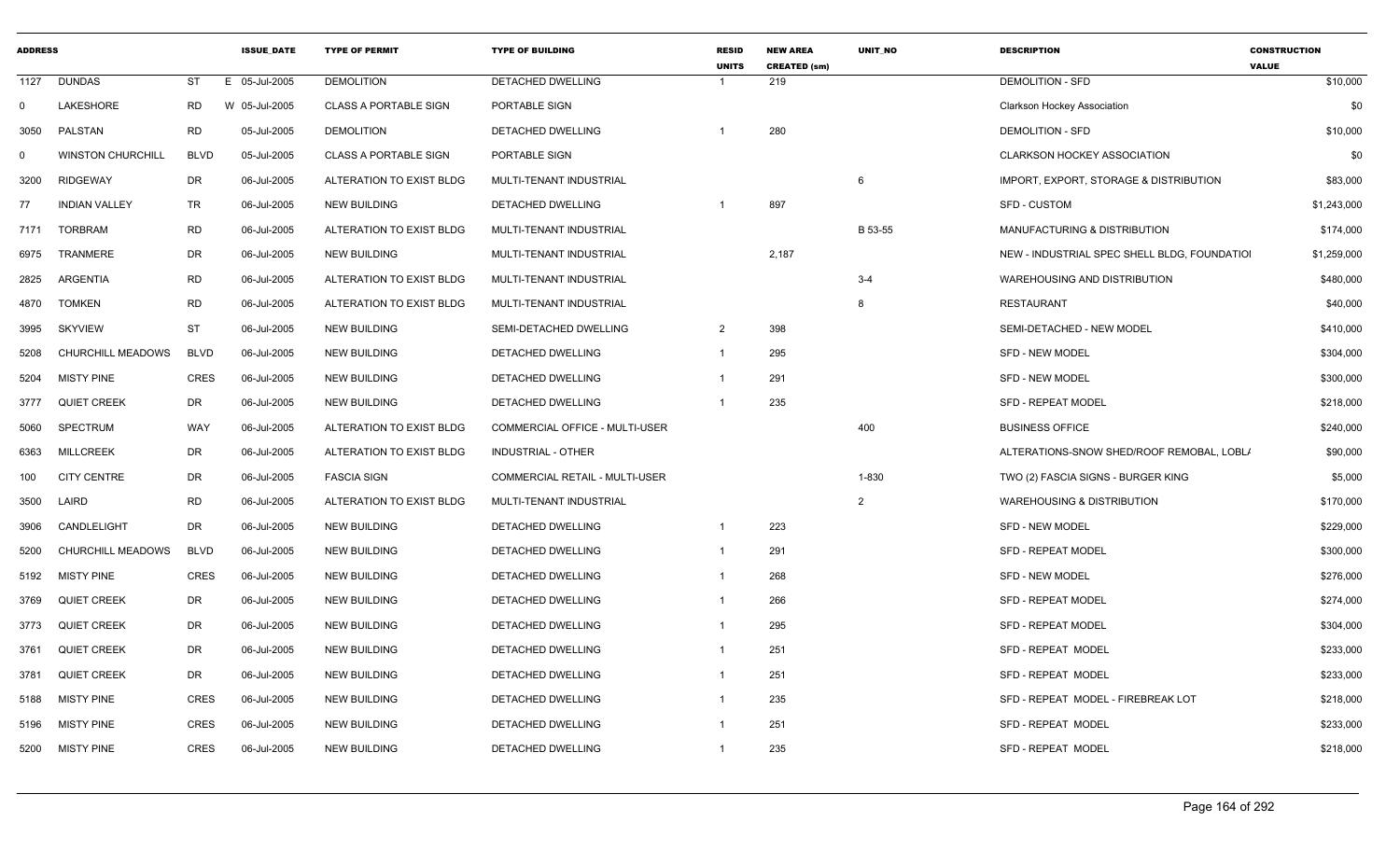| ADDRESS | | | ISSUE_DATE | TYPE OF PERMIT | TYPE OF BUILDING | RESID UNITS | NEW AREA CREATED (sm) | UNIT_NO | DESCRIPTION | CONSTRUCTION VALUE |
|---|---|---|---|---|---|---|---|---|---|---|
| 1127 | DUNDAS | ST | E 05-Jul-2005 | DEMOLITION | DETACHED DWELLING | 1 | 219 | | DEMOLITION - SFD | $10,000 |
| 0 | LAKESHORE | RD | W 05-Jul-2005 | CLASS A PORTABLE SIGN | PORTABLE SIGN | | | | Clarkson Hockey Association | $0 |
| 3050 | PALSTAN | RD | 05-Jul-2005 | DEMOLITION | DETACHED DWELLING | 1 | 280 | | DEMOLITION - SFD | $10,000 |
| 0 | WINSTON CHURCHILL | BLVD | 05-Jul-2005 | CLASS A PORTABLE SIGN | PORTABLE SIGN | | | | CLARKSON HOCKEY ASSOCIATION | $0 |
| 3200 | RIDGEWAY | DR | 06-Jul-2005 | ALTERATION TO EXIST BLDG | MULTI-TENANT INDUSTRIAL | | | 6 | IMPORT, EXPORT, STORAGE & DISTRIBUTION | $83,000 |
| 77 | INDIAN VALLEY | TR | 06-Jul-2005 | NEW BUILDING | DETACHED DWELLING | 1 | 897 | | SFD - CUSTOM | $1,243,000 |
| 7171 | TORBRAM | RD | 06-Jul-2005 | ALTERATION TO EXIST BLDG | MULTI-TENANT INDUSTRIAL | | | B 53-55 | MANUFACTURING & DISTRIBUTION | $174,000 |
| 6975 | TRANMERE | DR | 06-Jul-2005 | NEW BUILDING | MULTI-TENANT INDUSTRIAL | | 2,187 | | NEW - INDUSTRIAL SPEC SHELL BLDG, FOUNDATIOI | $1,259,000 |
| 2825 | ARGENTIA | RD | 06-Jul-2005 | ALTERATION TO EXIST BLDG | MULTI-TENANT INDUSTRIAL | | | 3-4 | WAREHOUSING AND DISTRIBUTION | $480,000 |
| 4870 | TOMKEN | RD | 06-Jul-2005 | ALTERATION TO EXIST BLDG | MULTI-TENANT INDUSTRIAL | | | 8 | RESTAURANT | $40,000 |
| 3995 | SKYVIEW | ST | 06-Jul-2005 | NEW BUILDING | SEMI-DETACHED DWELLING | 2 | 398 | | SEMI-DETACHED - NEW MODEL | $410,000 |
| 5208 | CHURCHILL MEADOWS | BLVD | 06-Jul-2005 | NEW BUILDING | DETACHED DWELLING | 1 | 295 | | SFD - NEW MODEL | $304,000 |
| 5204 | MISTY PINE | CRES | 06-Jul-2005 | NEW BUILDING | DETACHED DWELLING | 1 | 291 | | SFD - NEW MODEL | $300,000 |
| 3777 | QUIET CREEK | DR | 06-Jul-2005 | NEW BUILDING | DETACHED DWELLING | 1 | 235 | | SFD - REPEAT MODEL | $218,000 |
| 5060 | SPECTRUM | WAY | 06-Jul-2005 | ALTERATION TO EXIST BLDG | COMMERCIAL OFFICE - MULTI-USER | | | 400 | BUSINESS OFFICE | $240,000 |
| 6363 | MILLCREEK | DR | 06-Jul-2005 | ALTERATION TO EXIST BLDG | INDUSTRIAL - OTHER | | | | ALTERATIONS-SNOW SHED/ROOF REMOBAL, LOBL/ | $90,000 |
| 100 | CITY CENTRE | DR | 06-Jul-2005 | FASCIA SIGN | COMMERCIAL RETAIL - MULTI-USER | | | 1-830 | TWO (2) FASCIA SIGNS - BURGER KING | $5,000 |
| 3500 | LAIRD | RD | 06-Jul-2005 | ALTERATION TO EXIST BLDG | MULTI-TENANT INDUSTRIAL | | | 2 | WAREHOUSING & DISTRIBUTION | $170,000 |
| 3906 | CANDLELIGHT | DR | 06-Jul-2005 | NEW BUILDING | DETACHED DWELLING | 1 | 223 | | SFD - NEW MODEL | $229,000 |
| 5200 | CHURCHILL MEADOWS | BLVD | 06-Jul-2005 | NEW BUILDING | DETACHED DWELLING | 1 | 291 | | SFD - REPEAT MODEL | $300,000 |
| 5192 | MISTY PINE | CRES | 06-Jul-2005 | NEW BUILDING | DETACHED DWELLING | 1 | 268 | | SFD - NEW MODEL | $276,000 |
| 3769 | QUIET CREEK | DR | 06-Jul-2005 | NEW BUILDING | DETACHED DWELLING | 1 | 266 | | SFD - REPEAT MODEL | $274,000 |
| 3773 | QUIET CREEK | DR | 06-Jul-2005 | NEW BUILDING | DETACHED DWELLING | 1 | 295 | | SFD - REPEAT MODEL | $304,000 |
| 3761 | QUIET CREEK | DR | 06-Jul-2005 | NEW BUILDING | DETACHED DWELLING | 1 | 251 | | SFD - REPEAT MODEL | $233,000 |
| 3781 | QUIET CREEK | DR | 06-Jul-2005 | NEW BUILDING | DETACHED DWELLING | 1 | 251 | | SFD - REPEAT MODEL | $233,000 |
| 5188 | MISTY PINE | CRES | 06-Jul-2005 | NEW BUILDING | DETACHED DWELLING | 1 | 235 | | SFD - REPEAT MODEL - FIREBREAK LOT | $218,000 |
| 5196 | MISTY PINE | CRES | 06-Jul-2005 | NEW BUILDING | DETACHED DWELLING | 1 | 251 | | SFD - REPEAT MODEL | $233,000 |
| 5200 | MISTY PINE | CRES | 06-Jul-2005 | NEW BUILDING | DETACHED DWELLING | 1 | 235 | | SFD - REPEAT MODEL | $218,000 |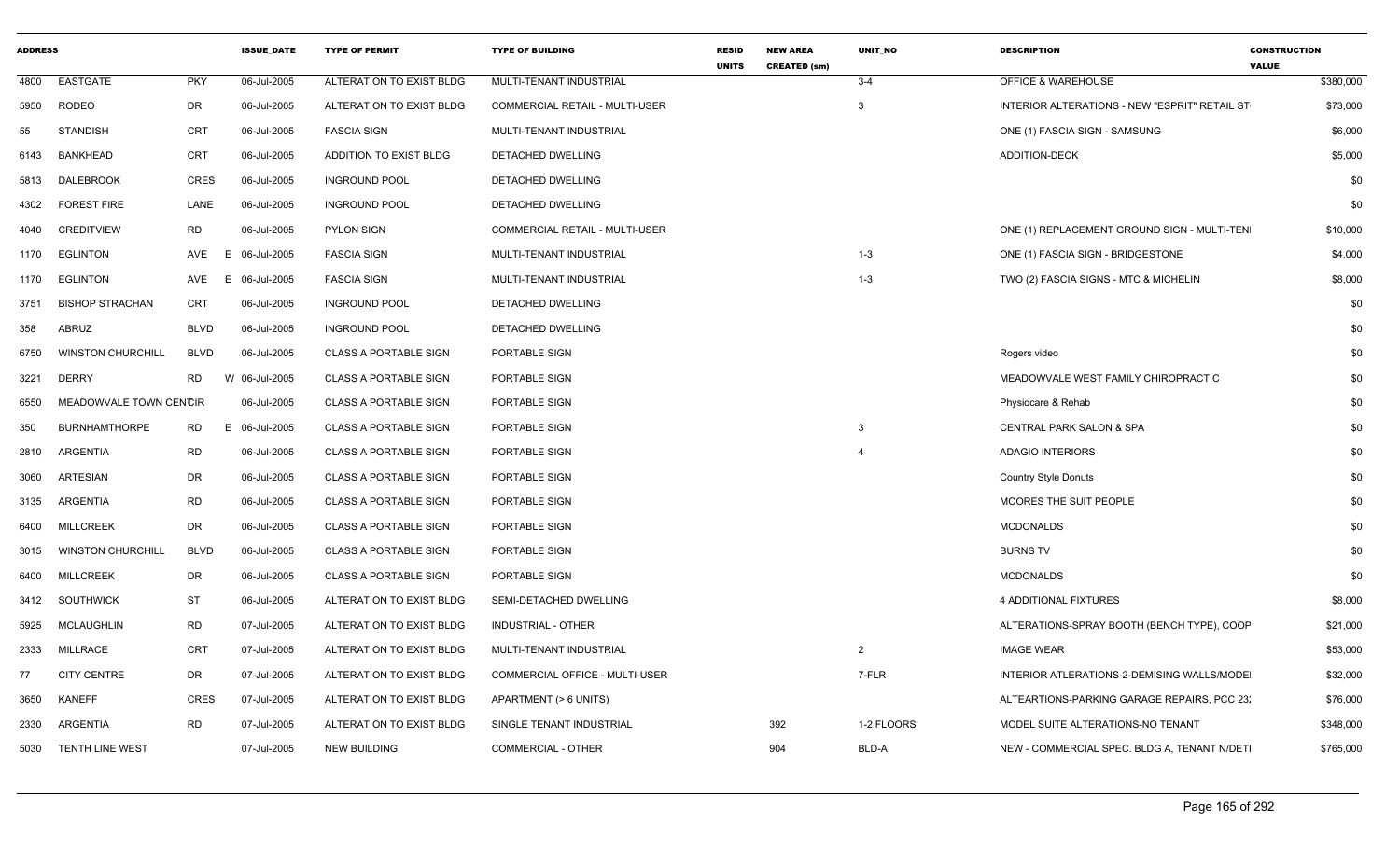| ADDRESS | | | ISSUE_DATE | TYPE OF PERMIT | TYPE OF BUILDING | RESID UNITS | NEW AREA CREATED (sm) | UNIT_NO | DESCRIPTION | CONSTRUCTION VALUE |
|---|---|---|---|---|---|---|---|---|---|---|
| 4800 | EASTGATE | PKY | 06-Jul-2005 | ALTERATION TO EXIST BLDG | MULTI-TENANT INDUSTRIAL | | | 3-4 | OFFICE & WAREHOUSE | $380,000 |
| 5950 | RODEO | DR | 06-Jul-2005 | ALTERATION TO EXIST BLDG | COMMERCIAL RETAIL - MULTI-USER | | | 3 | INTERIOR ALTERATIONS - NEW "ESPRIT" RETAIL ST | $73,000 |
| 55 | STANDISH | CRT | 06-Jul-2005 | FASCIA SIGN | MULTI-TENANT INDUSTRIAL | | | | ONE (1) FASCIA SIGN - SAMSUNG | $6,000 |
| 6143 | BANKHEAD | CRT | 06-Jul-2005 | ADDITION TO EXIST BLDG | DETACHED DWELLING | | | | ADDITION-DECK | $5,000 |
| 5813 | DALEBROOK | CRES | 06-Jul-2005 | INGROUND POOL | DETACHED DWELLING | | | | | $0 |
| 4302 | FOREST FIRE | LANE | 06-Jul-2005 | INGROUND POOL | DETACHED DWELLING | | | | | $0 |
| 4040 | CREDITVIEW | RD | 06-Jul-2005 | PYLON SIGN | COMMERCIAL RETAIL - MULTI-USER | | | | ONE (1) REPLACEMENT GROUND SIGN - MULTI-TENI | $10,000 |
| 1170 | EGLINTON | AVE E | 06-Jul-2005 | FASCIA SIGN | MULTI-TENANT INDUSTRIAL | | | 1-3 | ONE (1) FASCIA SIGN - BRIDGESTONE | $4,000 |
| 1170 | EGLINTON | AVE E | 06-Jul-2005 | FASCIA SIGN | MULTI-TENANT INDUSTRIAL | | | 1-3 | TWO (2) FASCIA SIGNS - MTC & MICHELIN | $8,000 |
| 3751 | BISHOP STRACHAN | CRT | 06-Jul-2005 | INGROUND POOL | DETACHED DWELLING | | | | | $0 |
| 358 | ABRUZ | BLVD | 06-Jul-2005 | INGROUND POOL | DETACHED DWELLING | | | | | $0 |
| 6750 | WINSTON CHURCHILL | BLVD | 06-Jul-2005 | CLASS A PORTABLE SIGN | PORTABLE SIGN | | | | Rogers video | $0 |
| 3221 | DERRY | RD W | 06-Jul-2005 | CLASS A PORTABLE SIGN | PORTABLE SIGN | | | | MEADOWVALE WEST FAMILY CHIROPRACTIC | $0 |
| 6550 | MEADOWVALE TOWN CENTCIR | | 06-Jul-2005 | CLASS A PORTABLE SIGN | PORTABLE SIGN | | | | Physiocare & Rehab | $0 |
| 350 | BURNHAMTHORPE | RD E | 06-Jul-2005 | CLASS A PORTABLE SIGN | PORTABLE SIGN | | | 3 | CENTRAL PARK SALON & SPA | $0 |
| 2810 | ARGENTIA | RD | 06-Jul-2005 | CLASS A PORTABLE SIGN | PORTABLE SIGN | | | 4 | ADAGIO INTERIORS | $0 |
| 3060 | ARTESIAN | DR | 06-Jul-2005 | CLASS A PORTABLE SIGN | PORTABLE SIGN | | | | Country Style Donuts | $0 |
| 3135 | ARGENTIA | RD | 06-Jul-2005 | CLASS A PORTABLE SIGN | PORTABLE SIGN | | | | MOORES THE SUIT PEOPLE | $0 |
| 6400 | MILLCREEK | DR | 06-Jul-2005 | CLASS A PORTABLE SIGN | PORTABLE SIGN | | | | MCDONALDS | $0 |
| 3015 | WINSTON CHURCHILL | BLVD | 06-Jul-2005 | CLASS A PORTABLE SIGN | PORTABLE SIGN | | | | BURNS TV | $0 |
| 6400 | MILLCREEK | DR | 06-Jul-2005 | CLASS A PORTABLE SIGN | PORTABLE SIGN | | | | MCDONALDS | $0 |
| 3412 | SOUTHWICK | ST | 06-Jul-2005 | ALTERATION TO EXIST BLDG | SEMI-DETACHED DWELLING | | | | 4 ADDITIONAL FIXTURES | $8,000 |
| 5925 | MCLAUGHLIN | RD | 07-Jul-2005 | ALTERATION TO EXIST BLDG | INDUSTRIAL - OTHER | | | | ALTERATIONS-SPRAY BOOTH (BENCH TYPE), COOP | $21,000 |
| 2333 | MILLRACE | CRT | 07-Jul-2005 | ALTERATION TO EXIST BLDG | MULTI-TENANT INDUSTRIAL | | | 2 | IMAGE WEAR | $53,000 |
| 77 | CITY CENTRE | DR | 07-Jul-2005 | ALTERATION TO EXIST BLDG | COMMERCIAL OFFICE - MULTI-USER | | | 7-FLR | INTERIOR ATLERATIONS-2-DEMISING WALLS/MODEI | $32,000 |
| 3650 | KANEFF | CRES | 07-Jul-2005 | ALTERATION TO EXIST BLDG | APARTMENT (> 6 UNITS) | | | | ALTEARTIONS-PARKING GARAGE REPAIRS, PCC 23. | $76,000 |
| 2330 | ARGENTIA | RD | 07-Jul-2005 | ALTERATION TO EXIST BLDG | SINGLE TENANT INDUSTRIAL | | 392 | 1-2 FLOORS | MODEL SUITE ALTERATIONS-NO TENANT | $348,000 |
| 5030 | TENTH LINE WEST | | 07-Jul-2005 | NEW BUILDING | COMMERCIAL - OTHER | | 904 | BLD-A | NEW - COMMERCIAL SPEC. BLDG A, TENANT N/DETI | $765,000 |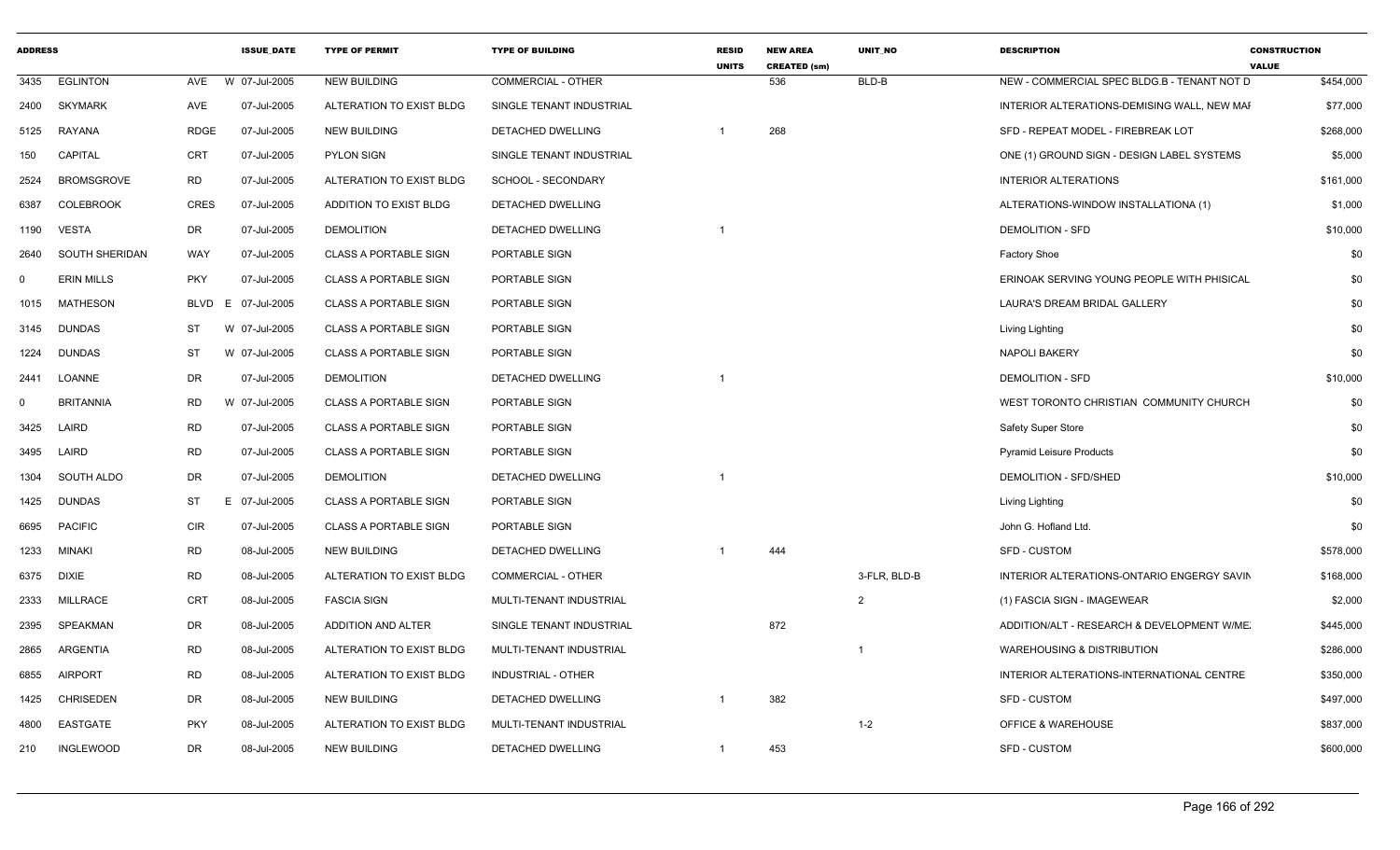| ADDRESS | | | ISSUE_DATE | TYPE OF PERMIT | TYPE OF BUILDING | RESID UNITS | NEW AREA CREATED (sm) | UNIT_NO | DESCRIPTION | CONSTRUCTION VALUE |
|---|---|---|---|---|---|---|---|---|---|---|
| 3435 | EGLINTON | AVE | W 07-Jul-2005 | NEW BUILDING | COMMERCIAL - OTHER | | 536 | BLD-B | NEW - COMMERCIAL SPEC BLDG.B - TENANT NOT D | $454,000 |
| 2400 | SKYMARK | AVE | 07-Jul-2005 | ALTERATION TO EXIST BLDG | SINGLE TENANT INDUSTRIAL | | | | INTERIOR ALTERATIONS-DEMISING WALL, NEW MAI | $77,000 |
| 5125 | RAYANA | RDGE | 07-Jul-2005 | NEW BUILDING | DETACHED DWELLING | 1 | 268 | | SFD - REPEAT MODEL - FIREBREAK LOT | $268,000 |
| 150 | CAPITAL | CRT | 07-Jul-2005 | PYLON SIGN | SINGLE TENANT INDUSTRIAL | | | | ONE (1) GROUND SIGN - DESIGN LABEL SYSTEMS | $5,000 |
| 2524 | BROMSGROVE | RD | 07-Jul-2005 | ALTERATION TO EXIST BLDG | SCHOOL - SECONDARY | | | | INTERIOR ALTERATIONS | $161,000 |
| 6387 | COLEBROOK | CRES | 07-Jul-2005 | ADDITION TO EXIST BLDG | DETACHED DWELLING | | | | ALTERATIONS-WINDOW INSTALLATIONA (1) | $1,000 |
| 1190 | VESTA | DR | 07-Jul-2005 | DEMOLITION | DETACHED DWELLING | 1 | | | DEMOLITION - SFD | $10,000 |
| 2640 | SOUTH SHERIDAN | WAY | 07-Jul-2005 | CLASS A PORTABLE SIGN | PORTABLE SIGN | | | | Factory Shoe | $0 |
| 0 | ERIN MILLS | PKY | 07-Jul-2005 | CLASS A PORTABLE SIGN | PORTABLE SIGN | | | | ERINOAK SERVING YOUNG PEOPLE WITH PHISICAL | $0 |
| 1015 | MATHESON | BLVD | E 07-Jul-2005 | CLASS A PORTABLE SIGN | PORTABLE SIGN | | | | LAURA'S DREAM BRIDAL GALLERY | $0 |
| 3145 | DUNDAS | ST | W 07-Jul-2005 | CLASS A PORTABLE SIGN | PORTABLE SIGN | | | | Living Lighting | $0 |
| 1224 | DUNDAS | ST | W 07-Jul-2005 | CLASS A PORTABLE SIGN | PORTABLE SIGN | | | | NAPOLI BAKERY | $0 |
| 2441 | LOANNE | DR | 07-Jul-2005 | DEMOLITION | DETACHED DWELLING | 1 | | | DEMOLITION - SFD | $10,000 |
| 0 | BRITANNIA | RD | W 07-Jul-2005 | CLASS A PORTABLE SIGN | PORTABLE SIGN | | | | WEST TORONTO CHRISTIAN COMMUNITY CHURCH | $0 |
| 3425 | LAIRD | RD | 07-Jul-2005 | CLASS A PORTABLE SIGN | PORTABLE SIGN | | | | Safety Super Store | $0 |
| 3495 | LAIRD | RD | 07-Jul-2005 | CLASS A PORTABLE SIGN | PORTABLE SIGN | | | | Pyramid Leisure Products | $0 |
| 1304 | SOUTH ALDO | DR | 07-Jul-2005 | DEMOLITION | DETACHED DWELLING | 1 | | | DEMOLITION - SFD/SHED | $10,000 |
| 1425 | DUNDAS | ST | E 07-Jul-2005 | CLASS A PORTABLE SIGN | PORTABLE SIGN | | | | Living Lighting | $0 |
| 6695 | PACIFIC | CIR | 07-Jul-2005 | CLASS A PORTABLE SIGN | PORTABLE SIGN | | | | John G. Hofland Ltd. | $0 |
| 1233 | MINAKI | RD | 08-Jul-2005 | NEW BUILDING | DETACHED DWELLING | 1 | 444 | | SFD - CUSTOM | $578,000 |
| 6375 | DIXIE | RD | 08-Jul-2005 | ALTERATION TO EXIST BLDG | COMMERCIAL - OTHER | | | 3-FLR, BLD-B | INTERIOR ALTERATIONS-ONTARIO ENGERGY SAVIN | $168,000 |
| 2333 | MILLRACE | CRT | 08-Jul-2005 | FASCIA SIGN | MULTI-TENANT INDUSTRIAL | | | 2 | (1) FASCIA SIGN - IMAGEWEAR | $2,000 |
| 2395 | SPEAKMAN | DR | 08-Jul-2005 | ADDITION AND ALTER | SINGLE TENANT INDUSTRIAL | | 872 | | ADDITION/ALT - RESEARCH & DEVELOPMENT W/ME. | $445,000 |
| 2865 | ARGENTIA | RD | 08-Jul-2005 | ALTERATION TO EXIST BLDG | MULTI-TENANT INDUSTRIAL | | | 1 | WAREHOUSING & DISTRIBUTION | $286,000 |
| 6855 | AIRPORT | RD | 08-Jul-2005 | ALTERATION TO EXIST BLDG | INDUSTRIAL - OTHER | | | | INTERIOR ALTERATIONS-INTERNATIONAL CENTRE | $350,000 |
| 1425 | CHRISEDEN | DR | 08-Jul-2005 | NEW BUILDING | DETACHED DWELLING | 1 | 382 | | SFD - CUSTOM | $497,000 |
| 4800 | EASTGATE | PKY | 08-Jul-2005 | ALTERATION TO EXIST BLDG | MULTI-TENANT INDUSTRIAL | | | 1-2 | OFFICE & WAREHOUSE | $837,000 |
| 210 | INGLEWOOD | DR | 08-Jul-2005 | NEW BUILDING | DETACHED DWELLING | 1 | 453 | | SFD - CUSTOM | $600,000 |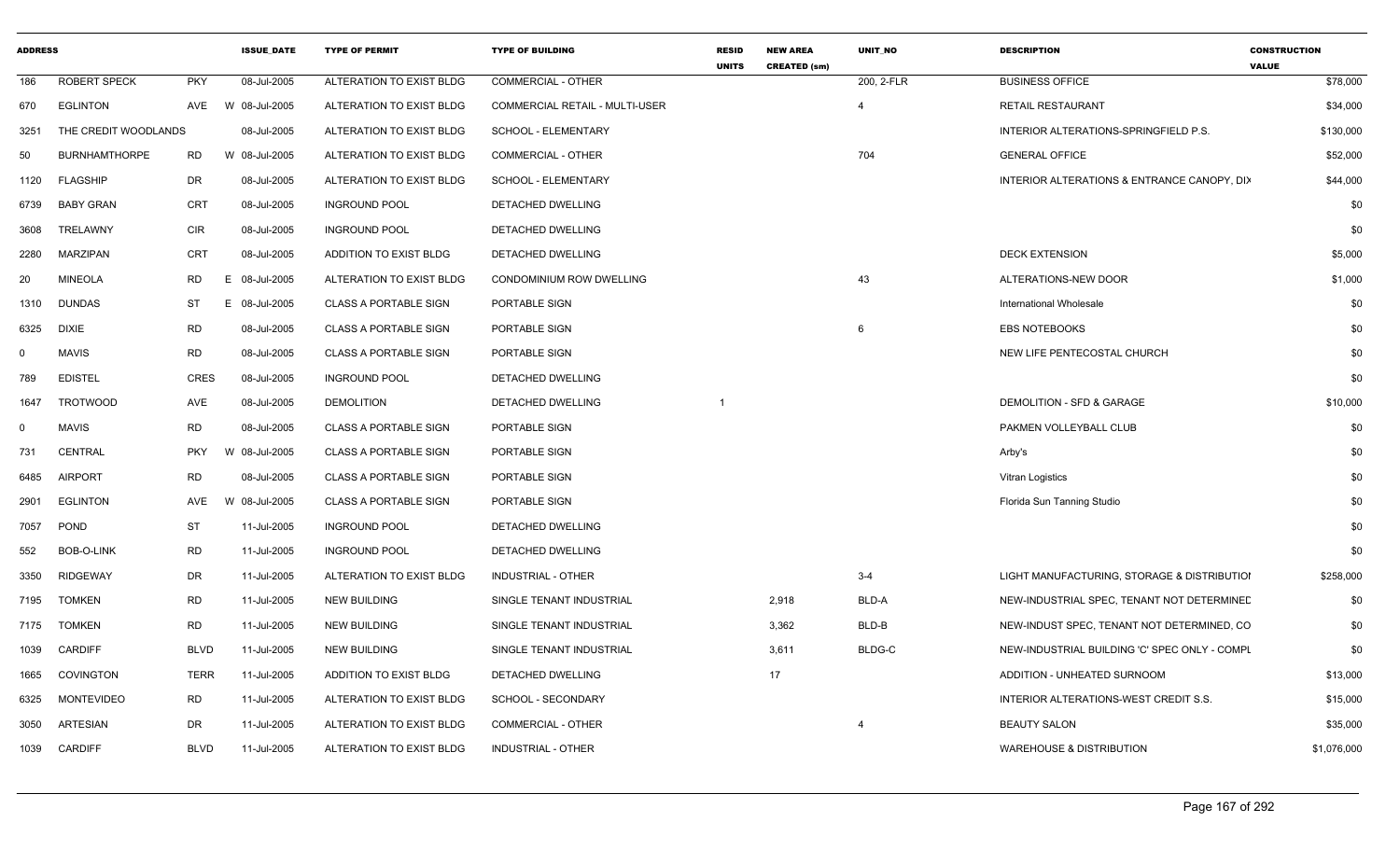| ADDRESS | | | ISSUE_DATE | TYPE OF PERMIT | TYPE OF BUILDING | RESID UNITS | NEW AREA CREATED (sm) | UNIT_NO | DESCRIPTION | CONSTRUCTION VALUE |
|---|---|---|---|---|---|---|---|---|---|---|
| 186 | ROBERT SPECK | PKY | 08-Jul-2005 | ALTERATION TO EXIST BLDG | COMMERCIAL - OTHER | | | 200, 2-FLR | BUSINESS OFFICE | $78,000 |
| 670 | EGLINTON | AVE W | 08-Jul-2005 | ALTERATION TO EXIST BLDG | COMMERCIAL RETAIL - MULTI-USER | | | 4 | RETAIL RESTAURANT | $34,000 |
| 3251 | THE CREDIT WOODLANDS | | 08-Jul-2005 | ALTERATION TO EXIST BLDG | SCHOOL - ELEMENTARY | | | | INTERIOR ALTERATIONS-SPRINGFIELD P.S. | $130,000 |
| 50 | BURNHAMTHORPE | RD W | 08-Jul-2005 | ALTERATION TO EXIST BLDG | COMMERCIAL - OTHER | | | 704 | GENERAL OFFICE | $52,000 |
| 1120 | FLAGSHIP | DR | 08-Jul-2005 | ALTERATION TO EXIST BLDG | SCHOOL - ELEMENTARY | | | | INTERIOR ALTERATIONS & ENTRANCE CANOPY, DIX | $44,000 |
| 6739 | BABY GRAN | CRT | 08-Jul-2005 | INGROUND POOL | DETACHED DWELLING | | | | | $0 |
| 3608 | TRELAWNY | CIR | 08-Jul-2005 | INGROUND POOL | DETACHED DWELLING | | | | | $0 |
| 2280 | MARZIPAN | CRT | 08-Jul-2005 | ADDITION TO EXIST BLDG | DETACHED DWELLING | | | | DECK EXTENSION | $5,000 |
| 20 | MINEOLA | RD E | 08-Jul-2005 | ALTERATION TO EXIST BLDG | CONDOMINIUM ROW DWELLING | | | 43 | ALTERATIONS-NEW DOOR | $1,000 |
| 1310 | DUNDAS | ST E | 08-Jul-2005 | CLASS A PORTABLE SIGN | PORTABLE SIGN | | | | International Wholesale | $0 |
| 6325 | DIXIE | RD | 08-Jul-2005 | CLASS A PORTABLE SIGN | PORTABLE SIGN | | | 6 | EBS NOTEBOOKS | $0 |
| 0 | MAVIS | RD | 08-Jul-2005 | CLASS A PORTABLE SIGN | PORTABLE SIGN | | | | NEW LIFE PENTECOSTAL CHURCH | $0 |
| 789 | EDISTEL | CRES | 08-Jul-2005 | INGROUND POOL | DETACHED DWELLING | | | | | $0 |
| 1647 | TROTWOOD | AVE | 08-Jul-2005 | DEMOLITION | DETACHED DWELLING | 1 | | | DEMOLITION - SFD & GARAGE | $10,000 |
| 0 | MAVIS | RD | 08-Jul-2005 | CLASS A PORTABLE SIGN | PORTABLE SIGN | | | | PAKMEN VOLLEYBALL CLUB | $0 |
| 731 | CENTRAL | PKY W | 08-Jul-2005 | CLASS A PORTABLE SIGN | PORTABLE SIGN | | | | Arby's | $0 |
| 6485 | AIRPORT | RD | 08-Jul-2005 | CLASS A PORTABLE SIGN | PORTABLE SIGN | | | | Vitran Logistics | $0 |
| 2901 | EGLINTON | AVE W | 08-Jul-2005 | CLASS A PORTABLE SIGN | PORTABLE SIGN | | | | Florida Sun Tanning Studio | $0 |
| 7057 | POND | ST | 11-Jul-2005 | INGROUND POOL | DETACHED DWELLING | | | | | $0 |
| 552 | BOB-O-LINK | RD | 11-Jul-2005 | INGROUND POOL | DETACHED DWELLING | | | | | $0 |
| 3350 | RIDGEWAY | DR | 11-Jul-2005 | ALTERATION TO EXIST BLDG | INDUSTRIAL - OTHER | | | 3-4 | LIGHT MANUFACTURING, STORAGE & DISTRIBUTIOI | $258,000 |
| 7195 | TOMKEN | RD | 11-Jul-2005 | NEW BUILDING | SINGLE TENANT INDUSTRIAL | | 2,918 | BLD-A | NEW-INDUSTRIAL SPEC, TENANT NOT DETERMINED | $0 |
| 7175 | TOMKEN | RD | 11-Jul-2005 | NEW BUILDING | SINGLE TENANT INDUSTRIAL | | 3,362 | BLD-B | NEW-INDUST SPEC, TENANT NOT DETERMINED, CO | $0 |
| 1039 | CARDIFF | BLVD | 11-Jul-2005 | NEW BUILDING | SINGLE TENANT INDUSTRIAL | | 3,611 | BLDG-C | NEW-INDUSTRIAL BUILDING 'C' SPEC ONLY - COMPL | $0 |
| 1665 | COVINGTON | TERR | 11-Jul-2005 | ADDITION TO EXIST BLDG | DETACHED DWELLING | | 17 | | ADDITION - UNHEATED SURNOOM | $13,000 |
| 6325 | MONTEVIDEO | RD | 11-Jul-2005 | ALTERATION TO EXIST BLDG | SCHOOL - SECONDARY | | | | INTERIOR ALTERATIONS-WEST CREDIT S.S. | $15,000 |
| 3050 | ARTESIAN | DR | 11-Jul-2005 | ALTERATION TO EXIST BLDG | COMMERCIAL - OTHER | | | 4 | BEAUTY SALON | $35,000 |
| 1039 | CARDIFF | BLVD | 11-Jul-2005 | ALTERATION TO EXIST BLDG | INDUSTRIAL - OTHER | | | | WAREHOUSE & DISTRIBUTION | $1,076,000 |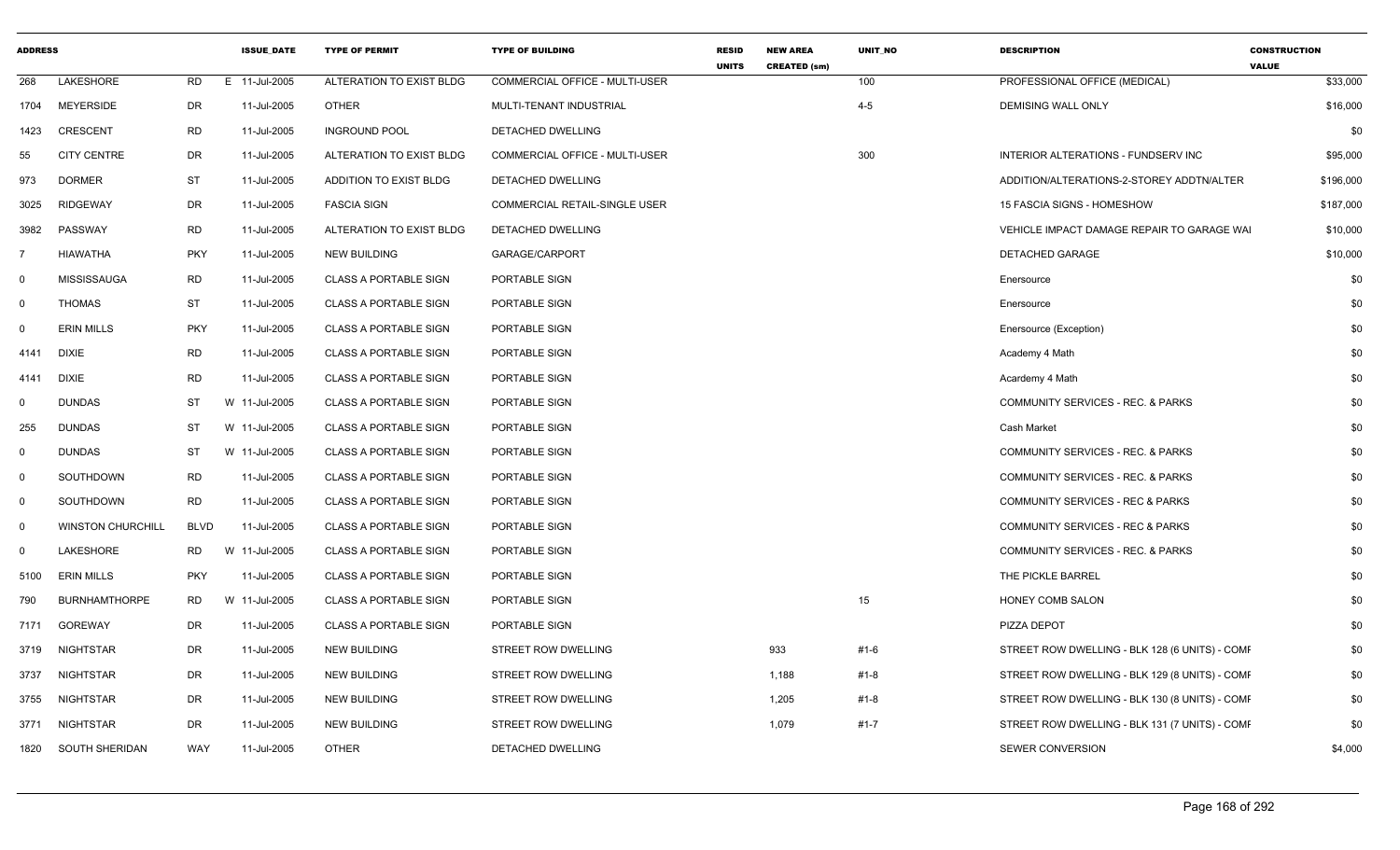| ADDRESS | | | ISSUE_DATE | TYPE OF PERMIT | TYPE OF BUILDING | RESID UNITS | NEW AREA CREATED (sm) | UNIT_NO | DESCRIPTION | CONSTRUCTION VALUE |
|---|---|---|---|---|---|---|---|---|---|---|
| 268 | LAKESHORE | RD | E 11-Jul-2005 | ALTERATION TO EXIST BLDG | COMMERCIAL OFFICE - MULTI-USER | | | 100 | PROFESSIONAL OFFICE (MEDICAL) | $33,000 |
| 1704 | MEYERSIDE | DR | 11-Jul-2005 | OTHER | MULTI-TENANT INDUSTRIAL | | | 4-5 | DEMISING WALL ONLY | $16,000 |
| 1423 | CRESCENT | RD | 11-Jul-2005 | INGROUND POOL | DETACHED DWELLING | | | | | $0 |
| 55 | CITY CENTRE | DR | 11-Jul-2005 | ALTERATION TO EXIST BLDG | COMMERCIAL OFFICE - MULTI-USER | | | 300 | INTERIOR ALTERATIONS - FUNDSERV INC | $95,000 |
| 973 | DORMER | ST | 11-Jul-2005 | ADDITION TO EXIST BLDG | DETACHED DWELLING | | | | ADDITION/ALTERATIONS-2-STOREY ADDTN/ALTER | $196,000 |
| 3025 | RIDGEWAY | DR | 11-Jul-2005 | FASCIA SIGN | COMMERCIAL RETAIL-SINGLE USER | | | | 15 FASCIA SIGNS - HOMESHOW | $187,000 |
| 3982 | PASSWAY | RD | 11-Jul-2005 | ALTERATION TO EXIST BLDG | DETACHED DWELLING | | | | VEHICLE IMPACT DAMAGE REPAIR TO GARAGE WAI | $10,000 |
| 7 | HIAWATHA | PKY | 11-Jul-2005 | NEW BUILDING | GARAGE/CARPORT | | | | DETACHED GARAGE | $10,000 |
| 0 | MISSISSAUGA | RD | 11-Jul-2005 | CLASS A PORTABLE SIGN | PORTABLE SIGN | | | | Enersource | $0 |
| 0 | THOMAS | ST | 11-Jul-2005 | CLASS A PORTABLE SIGN | PORTABLE SIGN | | | | Enersource | $0 |
| 0 | ERIN MILLS | PKY | 11-Jul-2005 | CLASS A PORTABLE SIGN | PORTABLE SIGN | | | | Enersource (Exception) | $0 |
| 4141 | DIXIE | RD | 11-Jul-2005 | CLASS A PORTABLE SIGN | PORTABLE SIGN | | | | Academy 4 Math | $0 |
| 4141 | DIXIE | RD | 11-Jul-2005 | CLASS A PORTABLE SIGN | PORTABLE SIGN | | | | Acardemy 4 Math | $0 |
| 0 | DUNDAS | ST | W 11-Jul-2005 | CLASS A PORTABLE SIGN | PORTABLE SIGN | | | | COMMUNITY SERVICES - REC. & PARKS | $0 |
| 255 | DUNDAS | ST | W 11-Jul-2005 | CLASS A PORTABLE SIGN | PORTABLE SIGN | | | | Cash Market | $0 |
| 0 | DUNDAS | ST | W 11-Jul-2005 | CLASS A PORTABLE SIGN | PORTABLE SIGN | | | | COMMUNITY SERVICES - REC. & PARKS | $0 |
| 0 | SOUTHDOWN | RD | 11-Jul-2005 | CLASS A PORTABLE SIGN | PORTABLE SIGN | | | | COMMUNITY SERVICES - REC. & PARKS | $0 |
| 0 | SOUTHDOWN | RD | 11-Jul-2005 | CLASS A PORTABLE SIGN | PORTABLE SIGN | | | | COMMUNITY SERVICES - REC & PARKS | $0 |
| 0 | WINSTON CHURCHILL | BLVD | 11-Jul-2005 | CLASS A PORTABLE SIGN | PORTABLE SIGN | | | | COMMUNITY SERVICES - REC & PARKS | $0 |
| 0 | LAKESHORE | RD | W 11-Jul-2005 | CLASS A PORTABLE SIGN | PORTABLE SIGN | | | | COMMUNITY SERVICES - REC. & PARKS | $0 |
| 5100 | ERIN MILLS | PKY | 11-Jul-2005 | CLASS A PORTABLE SIGN | PORTABLE SIGN | | | | THE PICKLE BARREL | $0 |
| 790 | BURNHAMTHORPE | RD | W 11-Jul-2005 | CLASS A PORTABLE SIGN | PORTABLE SIGN | | | 15 | HONEY COMB SALON | $0 |
| 7171 | GOREWAY | DR | 11-Jul-2005 | CLASS A PORTABLE SIGN | PORTABLE SIGN | | | | PIZZA DEPOT | $0 |
| 3719 | NIGHTSTAR | DR | 11-Jul-2005 | NEW BUILDING | STREET ROW DWELLING | | 933 | #1-6 | STREET ROW DWELLING - BLK 128 (6 UNITS) - COMF | $0 |
| 3737 | NIGHTSTAR | DR | 11-Jul-2005 | NEW BUILDING | STREET ROW DWELLING | | 1,188 | #1-8 | STREET ROW DWELLING - BLK 129 (8 UNITS) - COMF | $0 |
| 3755 | NIGHTSTAR | DR | 11-Jul-2005 | NEW BUILDING | STREET ROW DWELLING | | 1,205 | #1-8 | STREET ROW DWELLING - BLK 130 (8 UNITS) - COMF | $0 |
| 3771 | NIGHTSTAR | DR | 11-Jul-2005 | NEW BUILDING | STREET ROW DWELLING | | 1,079 | #1-7 | STREET ROW DWELLING - BLK 131 (7 UNITS) - COMF | $0 |
| 1820 | SOUTH SHERIDAN | WAY | 11-Jul-2005 | OTHER | DETACHED DWELLING | | | | SEWER CONVERSION | $4,000 |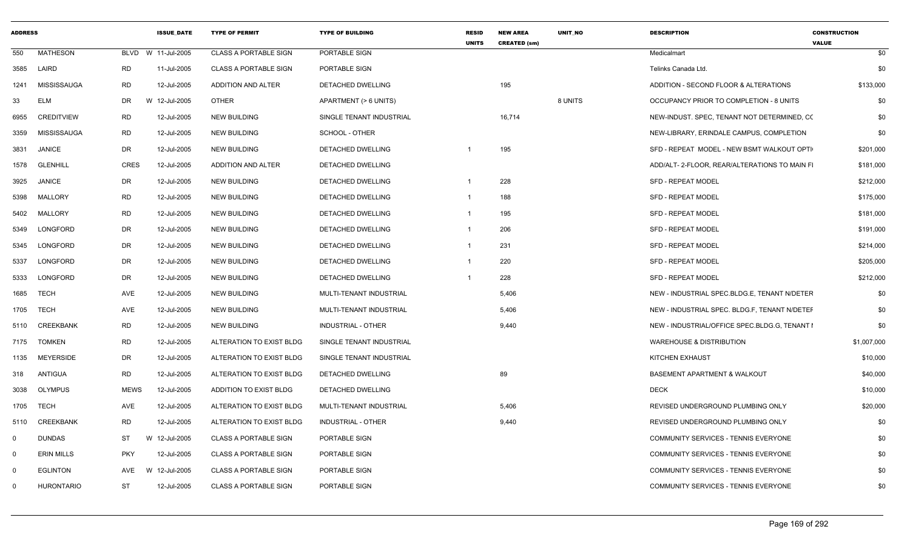| ADDRESS | | | ISSUE_DATE | TYPE OF PERMIT | TYPE OF BUILDING | RESID UNITS | NEW AREA CREATED (sm) | UNIT_NO | DESCRIPTION | CONSTRUCTION VALUE |
|---|---|---|---|---|---|---|---|---|---|---|
| 550 | MATHESON | BLVD | W 11-Jul-2005 | CLASS A PORTABLE SIGN | PORTABLE SIGN | | | | Medicalmart | $0 |
| 3585 | LAIRD | RD | 11-Jul-2005 | CLASS A PORTABLE SIGN | PORTABLE SIGN | | | | Telinks Canada Ltd. | $0 |
| 1241 | MISSISSAUGA | RD | 12-Jul-2005 | ADDITION AND ALTER | DETACHED DWELLING | | 195 | | ADDITION - SECOND FLOOR & ALTERATIONS | $133,000 |
| 33 | ELM | DR | W 12-Jul-2005 | OTHER | APARTMENT (> 6 UNITS) | | | 8 UNITS | OCCUPANCY PRIOR TO COMPLETION - 8 UNITS | $0 |
| 6955 | CREDITVIEW | RD | 12-Jul-2005 | NEW BUILDING | SINGLE TENANT INDUSTRIAL | | 16,714 | | NEW-INDUST. SPEC, TENANT NOT DETERMINED, CC | $0 |
| 3359 | MISSISSAUGA | RD | 12-Jul-2005 | NEW BUILDING | SCHOOL - OTHER | | | | NEW-LIBRARY, ERINDALE CAMPUS, COMPLETION | $0 |
| 3831 | JANICE | DR | 12-Jul-2005 | NEW BUILDING | DETACHED DWELLING | 1 | 195 | | SFD - REPEAT MODEL - NEW BSMT WALKOUT OPTI | $201,000 |
| 1578 | GLENHILL | CRES | 12-Jul-2005 | ADDITION AND ALTER | DETACHED DWELLING | | | | ADD/ALT- 2-FLOOR, REAR/ALTERATIONS TO MAIN FI | $181,000 |
| 3925 | JANICE | DR | 12-Jul-2005 | NEW BUILDING | DETACHED DWELLING | 1 | 228 | | SFD - REPEAT MODEL | $212,000 |
| 5398 | MALLORY | RD | 12-Jul-2005 | NEW BUILDING | DETACHED DWELLING | 1 | 188 | | SFD - REPEAT MODEL | $175,000 |
| 5402 | MALLORY | RD | 12-Jul-2005 | NEW BUILDING | DETACHED DWELLING | 1 | 195 | | SFD - REPEAT MODEL | $181,000 |
| 5349 | LONGFORD | DR | 12-Jul-2005 | NEW BUILDING | DETACHED DWELLING | 1 | 206 | | SFD - REPEAT MODEL | $191,000 |
| 5345 | LONGFORD | DR | 12-Jul-2005 | NEW BUILDING | DETACHED DWELLING | 1 | 231 | | SFD - REPEAT MODEL | $214,000 |
| 5337 | LONGFORD | DR | 12-Jul-2005 | NEW BUILDING | DETACHED DWELLING | 1 | 220 | | SFD - REPEAT MODEL | $205,000 |
| 5333 | LONGFORD | DR | 12-Jul-2005 | NEW BUILDING | DETACHED DWELLING | 1 | 228 | | SFD - REPEAT MODEL | $212,000 |
| 1685 | TECH | AVE | 12-Jul-2005 | NEW BUILDING | MULTI-TENANT INDUSTRIAL | | 5,406 | | NEW - INDUSTRIAL SPEC.BLDG.E, TENANT N/DETER | $0 |
| 1705 | TECH | AVE | 12-Jul-2005 | NEW BUILDING | MULTI-TENANT INDUSTRIAL | | 5,406 | | NEW - INDUSTRIAL SPEC. BLDG.F, TENANT N/DETEF | $0 |
| 5110 | CREEKBANK | RD | 12-Jul-2005 | NEW BUILDING | INDUSTRIAL - OTHER | | 9,440 | | NEW - INDUSTRIAL/OFFICE SPEC.BLDG.G, TENANT I | $0 |
| 7175 | TOMKEN | RD | 12-Jul-2005 | ALTERATION TO EXIST BLDG | SINGLE TENANT INDUSTRIAL | | | | WAREHOUSE & DISTRIBUTION | $1,007,000 |
| 1135 | MEYERSIDE | DR | 12-Jul-2005 | ALTERATION TO EXIST BLDG | SINGLE TENANT INDUSTRIAL | | | | KITCHEN EXHAUST | $10,000 |
| 318 | ANTIGUA | RD | 12-Jul-2005 | ALTERATION TO EXIST BLDG | DETACHED DWELLING | | 89 | | BASEMENT APARTMENT & WALKOUT | $40,000 |
| 3038 | OLYMPUS | MEWS | 12-Jul-2005 | ADDITION TO EXIST BLDG | DETACHED DWELLING | | | | DECK | $10,000 |
| 1705 | TECH | AVE | 12-Jul-2005 | ALTERATION TO EXIST BLDG | MULTI-TENANT INDUSTRIAL | | 5,406 | | REVISED UNDERGROUND PLUMBING ONLY | $20,000 |
| 5110 | CREEKBANK | RD | 12-Jul-2005 | ALTERATION TO EXIST BLDG | INDUSTRIAL - OTHER | | 9,440 | | REVISED UNDERGROUND PLUMBING ONLY | $0 |
| 0 | DUNDAS | ST | W 12-Jul-2005 | CLASS A PORTABLE SIGN | PORTABLE SIGN | | | | COMMUNITY SERVICES - TENNIS EVERYONE | $0 |
| 0 | ERIN MILLS | PKY | 12-Jul-2005 | CLASS A PORTABLE SIGN | PORTABLE SIGN | | | | COMMUNITY SERVICES - TENNIS EVERYONE | $0 |
| 0 | EGLINTON | AVE | W 12-Jul-2005 | CLASS A PORTABLE SIGN | PORTABLE SIGN | | | | COMMUNITY SERVICES - TENNIS EVERYONE | $0 |
| 0 | HURONTARIO | ST | 12-Jul-2005 | CLASS A PORTABLE SIGN | PORTABLE SIGN | | | | COMMUNITY SERVICES - TENNIS EVERYONE | $0 |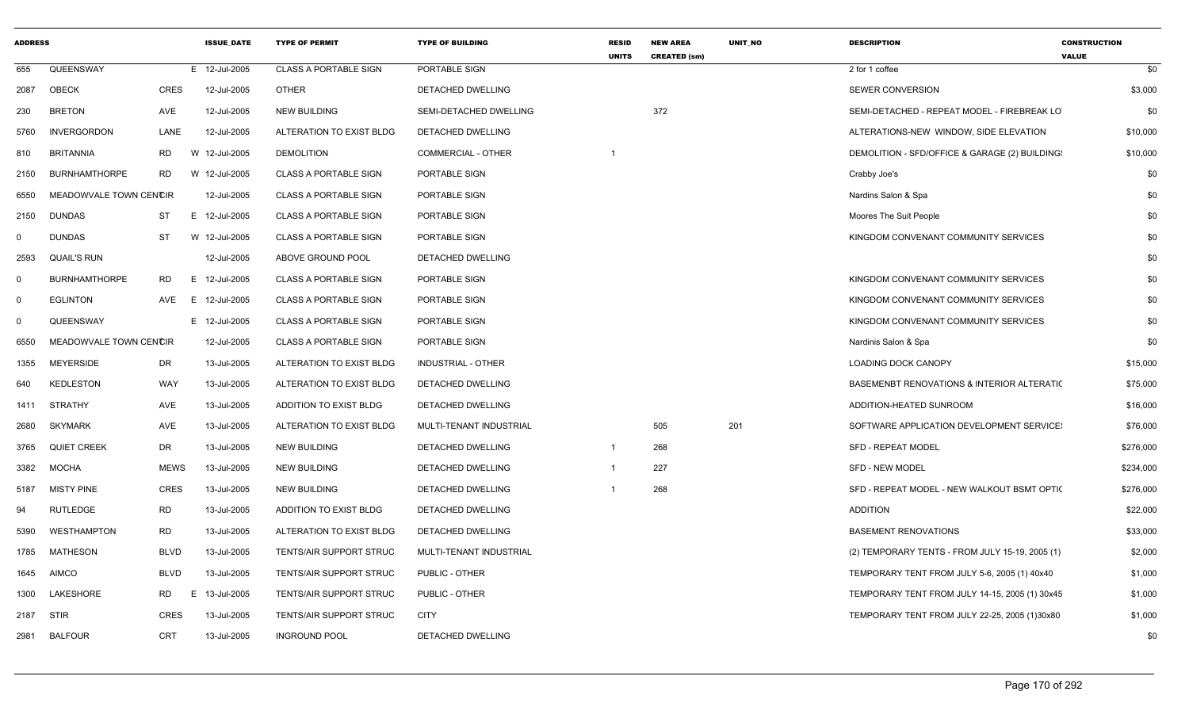| ADDRESS | | | ISSUE_DATE | TYPE OF PERMIT | TYPE OF BUILDING | RESID UNITS | NEW AREA CREATED (sm) | UNIT_NO | DESCRIPTION | CONSTRUCTION VALUE |
|---|---|---|---|---|---|---|---|---|---|---|
| 655 | QUEENSWAY | | E 12-Jul-2005 | CLASS A PORTABLE SIGN | PORTABLE SIGN | | | | 2 for 1 coffee | $0 |
| 2087 | OBECK | CRES | 12-Jul-2005 | OTHER | DETACHED DWELLING | | | | SEWER CONVERSION | $3,000 |
| 230 | BRETON | AVE | 12-Jul-2005 | NEW BUILDING | SEMI-DETACHED DWELLING | | 372 | | SEMI-DETACHED - REPEAT MODEL - FIREBREAK LO | $0 |
| 5760 | INVERGORDON | LANE | 12-Jul-2005 | ALTERATION TO EXIST BLDG | DETACHED DWELLING | | | | ALTERATIONS-NEW WINDOW, SIDE ELEVATION | $10,000 |
| 810 | BRITANNIA | RD | W 12-Jul-2005 | DEMOLITION | COMMERCIAL - OTHER | 1 | | | DEMOLITION - SFD/OFFICE & GARAGE (2) BUILDING | $10,000 |
| 2150 | BURNHAMTHORPE | RD | W 12-Jul-2005 | CLASS A PORTABLE SIGN | PORTABLE SIGN | | | | Crabby Joe's | $0 |
| 6550 | MEADOWVALE TOWN CENTCIR | | 12-Jul-2005 | CLASS A PORTABLE SIGN | PORTABLE SIGN | | | | Nardins Salon & Spa | $0 |
| 2150 | DUNDAS | ST | E 12-Jul-2005 | CLASS A PORTABLE SIGN | PORTABLE SIGN | | | | Moores The Suit People | $0 |
| 0 | DUNDAS | ST | W 12-Jul-2005 | CLASS A PORTABLE SIGN | PORTABLE SIGN | | | | KINGDOM CONVENANT COMMUNITY SERVICES | $0 |
| 2593 | QUAIL'S RUN | | 12-Jul-2005 | ABOVE GROUND POOL | DETACHED DWELLING | | | | | $0 |
| 0 | BURNHAMTHORPE | RD | E 12-Jul-2005 | CLASS A PORTABLE SIGN | PORTABLE SIGN | | | | KINGDOM CONVENANT COMMUNITY SERVICES | $0 |
| 0 | EGLINTON | AVE | E 12-Jul-2005 | CLASS A PORTABLE SIGN | PORTABLE SIGN | | | | KINGDOM CONVENANT COMMUNITY SERVICES | $0 |
| 0 | QUEENSWAY | | E 12-Jul-2005 | CLASS A PORTABLE SIGN | PORTABLE SIGN | | | | KINGDOM CONVENANT COMMUNITY SERVICES | $0 |
| 6550 | MEADOWVALE TOWN CENTCIR | | 12-Jul-2005 | CLASS A PORTABLE SIGN | PORTABLE SIGN | | | | Nardinis Salon & Spa | $0 |
| 1355 | MEYERSIDE | DR | 13-Jul-2005 | ALTERATION TO EXIST BLDG | INDUSTRIAL - OTHER | | | | LOADING DOCK CANOPY | $15,000 |
| 640 | KEDLESTON | WAY | 13-Jul-2005 | ALTERATION TO EXIST BLDG | DETACHED DWELLING | | | | BASEMENBT RENOVATIONS & INTERIOR ALTERATIC | $75,000 |
| 1411 | STRATHY | AVE | 13-Jul-2005 | ADDITION TO EXIST BLDG | DETACHED DWELLING | | | | ADDITION-HEATED SUNROOM | $16,000 |
| 2680 | SKYMARK | AVE | 13-Jul-2005 | ALTERATION TO EXIST BLDG | MULTI-TENANT INDUSTRIAL | | 505 | 201 | SOFTWARE APPLICATION DEVELOPMENT SERVICE | $76,000 |
| 3765 | QUIET CREEK | DR | 13-Jul-2005 | NEW BUILDING | DETACHED DWELLING | 1 | 268 | | SFD - REPEAT MODEL | $276,000 |
| 3382 | MOCHA | MEWS | 13-Jul-2005 | NEW BUILDING | DETACHED DWELLING | 1 | 227 | | SFD - NEW MODEL | $234,000 |
| 5187 | MISTY PINE | CRES | 13-Jul-2005 | NEW BUILDING | DETACHED DWELLING | 1 | 268 | | SFD - REPEAT MODEL - NEW WALKOUT BSMT OPTIC | $276,000 |
| 94 | RUTLEDGE | RD | 13-Jul-2005 | ADDITION TO EXIST BLDG | DETACHED DWELLING | | | | ADDITION | $22,000 |
| 5390 | WESTHAMPTON | RD | 13-Jul-2005 | ALTERATION TO EXIST BLDG | DETACHED DWELLING | | | | BASEMENT RENOVATIONS | $33,000 |
| 1785 | MATHESON | BLVD | 13-Jul-2005 | TENTS/AIR SUPPORT STRUC | MULTI-TENANT INDUSTRIAL | | | | (2) TEMPORARY TENTS - FROM JULY 15-19, 2005 (1) | $2,000 |
| 1645 | AIMCO | BLVD | 13-Jul-2005 | TENTS/AIR SUPPORT STRUC | PUBLIC - OTHER | | | | TEMPORARY TENT FROM JULY 5-6, 2005 (1) 40x40 | $1,000 |
| 1300 | LAKESHORE | RD | E 13-Jul-2005 | TENTS/AIR SUPPORT STRUC | PUBLIC - OTHER | | | | TEMPORARY TENT FROM JULY 14-15, 2005 (1) 30x45 | $1,000 |
| 2187 | STIR | CRES | 13-Jul-2005 | TENTS/AIR SUPPORT STRUC | CITY | | | | TEMPORARY TENT FROM JULY 22-25, 2005 (1)30x80 | $1,000 |
| 2981 | BALFOUR | CRT | 13-Jul-2005 | INGROUND POOL | DETACHED DWELLING | | | | | $0 |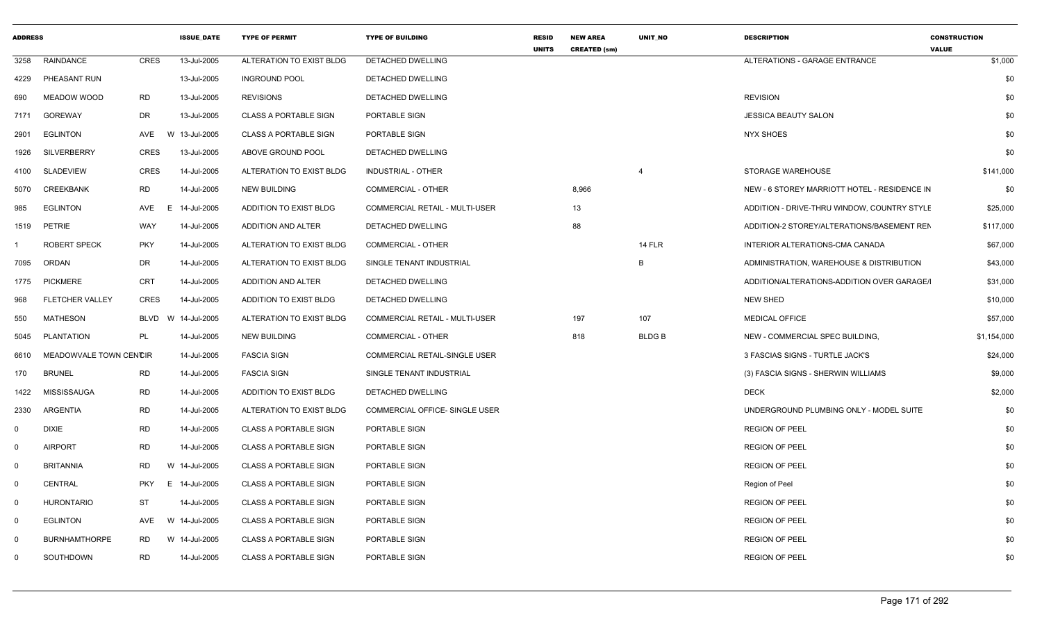| ADDRESS | | | ISSUE_DATE | TYPE OF PERMIT | TYPE OF BUILDING | RESID UNITS | NEW AREA CREATED (sm) | UNIT_NO | DESCRIPTION | CONSTRUCTION VALUE |
|---|---|---|---|---|---|---|---|---|---|---|
| 3258 | RAINDANCE | CRES | 13-Jul-2005 | ALTERATION TO EXIST BLDG | DETACHED DWELLING | | | | ALTERATIONS - GARAGE ENTRANCE | $1,000 |
| 4229 | PHEASANT RUN | | 13-Jul-2005 | INGROUND POOL | DETACHED DWELLING | | | | | $0 |
| 690 | MEADOW WOOD | RD | 13-Jul-2005 | REVISIONS | DETACHED DWELLING | | | | REVISION | $0 |
| 7171 | GOREWAY | DR | 13-Jul-2005 | CLASS A PORTABLE SIGN | PORTABLE SIGN | | | | JESSICA BEAUTY SALON | $0 |
| 2901 | EGLINTON | AVE W | 13-Jul-2005 | CLASS A PORTABLE SIGN | PORTABLE SIGN | | | | NYX SHOES | $0 |
| 1926 | SILVERBERRY | CRES | 13-Jul-2005 | ABOVE GROUND POOL | DETACHED DWELLING | | | | | $0 |
| 4100 | SLADEVIEW | CRES | 14-Jul-2005 | ALTERATION TO EXIST BLDG | INDUSTRIAL - OTHER | | | 4 | STORAGE WAREHOUSE | $141,000 |
| 5070 | CREEKBANK | RD | 14-Jul-2005 | NEW BUILDING | COMMERCIAL - OTHER | | 8,966 | | NEW - 6 STOREY MARRIOTT HOTEL - RESIDENCE IN | $0 |
| 985 | EGLINTON | AVE E | 14-Jul-2005 | ADDITION TO EXIST BLDG | COMMERCIAL RETAIL - MULTI-USER | | 13 | | ADDITION - DRIVE-THRU WINDOW, COUNTRY STYLE | $25,000 |
| 1519 | PETRIE | WAY | 14-Jul-2005 | ADDITION AND ALTER | DETACHED DWELLING | | 88 | | ADDITION-2 STOREY/ALTERATIONS/BASEMENT REN | $117,000 |
| 1 | ROBERT SPECK | PKY | 14-Jul-2005 | ALTERATION TO EXIST BLDG | COMMERCIAL - OTHER | | | 14 FLR | INTERIOR ALTERATIONS-CMA CANADA | $67,000 |
| 7095 | ORDAN | DR | 14-Jul-2005 | ALTERATION TO EXIST BLDG | SINGLE TENANT INDUSTRIAL | | | B | ADMINISTRATION, WAREHOUSE & DISTRIBUTION | $43,000 |
| 1775 | PICKMERE | CRT | 14-Jul-2005 | ADDITION AND ALTER | DETACHED DWELLING | | | | ADDITION/ALTERATIONS-ADDITION OVER GARAGE/I | $31,000 |
| 968 | FLETCHER VALLEY | CRES | 14-Jul-2005 | ADDITION TO EXIST BLDG | DETACHED DWELLING | | | | NEW SHED | $10,000 |
| 550 | MATHESON | BLVD W | 14-Jul-2005 | ALTERATION TO EXIST BLDG | COMMERCIAL RETAIL - MULTI-USER | | 197 | 107 | MEDICAL OFFICE | $57,000 |
| 5045 | PLANTATION | PL | 14-Jul-2005 | NEW BUILDING | COMMERCIAL - OTHER | | 818 | BLDG B | NEW - COMMERCIAL SPEC BUILDING, | $1,154,000 |
| 6610 | MEADOWVALE TOWN CENTRE | CIR | 14-Jul-2005 | FASCIA SIGN | COMMERCIAL RETAIL-SINGLE USER | | | | 3 FASCIAS SIGNS - TURTLE JACK'S | $24,000 |
| 170 | BRUNEL | RD | 14-Jul-2005 | FASCIA SIGN | SINGLE TENANT INDUSTRIAL | | | | (3) FASCIA SIGNS - SHERWIN WILLIAMS | $9,000 |
| 1422 | MISSISSAUGA | RD | 14-Jul-2005 | ADDITION TO EXIST BLDG | DETACHED DWELLING | | | | DECK | $2,000 |
| 2330 | ARGENTIA | RD | 14-Jul-2005 | ALTERATION TO EXIST BLDG | COMMERCIAL OFFICE- SINGLE USER | | | | UNDERGROUND PLUMBING ONLY - MODEL SUITE | $0 |
| 0 | DIXIE | RD | 14-Jul-2005 | CLASS A PORTABLE SIGN | PORTABLE SIGN | | | | REGION OF PEEL | $0 |
| 0 | AIRPORT | RD | 14-Jul-2005 | CLASS A PORTABLE SIGN | PORTABLE SIGN | | | | REGION OF PEEL | $0 |
| 0 | BRITANNIA | RD W | 14-Jul-2005 | CLASS A PORTABLE SIGN | PORTABLE SIGN | | | | REGION OF PEEL | $0 |
| 0 | CENTRAL | PKY E | 14-Jul-2005 | CLASS A PORTABLE SIGN | PORTABLE SIGN | | | | Region of Peel | $0 |
| 0 | HURONTARIO | ST | 14-Jul-2005 | CLASS A PORTABLE SIGN | PORTABLE SIGN | | | | REGION OF PEEL | $0 |
| 0 | EGLINTON | AVE W | 14-Jul-2005 | CLASS A PORTABLE SIGN | PORTABLE SIGN | | | | REGION OF PEEL | $0 |
| 0 | BURNHAMTHORPE | RD W | 14-Jul-2005 | CLASS A PORTABLE SIGN | PORTABLE SIGN | | | | REGION OF PEEL | $0 |
| 0 | SOUTHDOWN | RD | 14-Jul-2005 | CLASS A PORTABLE SIGN | PORTABLE SIGN | | | | REGION OF PEEL | $0 |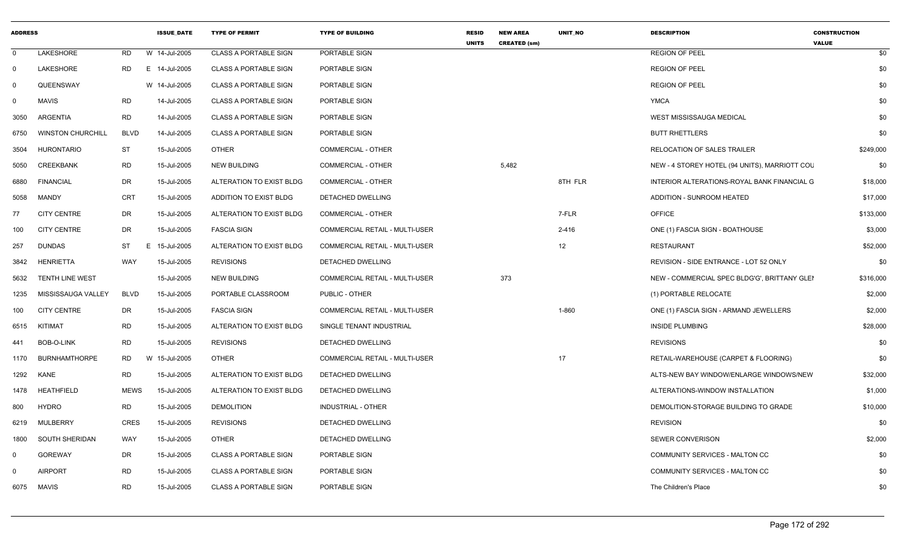| ADDRESS | | | ISSUE_DATE | TYPE OF PERMIT | TYPE OF BUILDING | RESID UNITS | NEW AREA CREATED (sm) | UNIT_NO | DESCRIPTION | CONSTRUCTION VALUE |
|---|---|---|---|---|---|---|---|---|---|---|
| 0 | LAKESHORE | RD | W 14-Jul-2005 | CLASS A PORTABLE SIGN | PORTABLE SIGN | | | | REGION OF PEEL | $0 |
| 0 | LAKESHORE | RD | E 14-Jul-2005 | CLASS A PORTABLE SIGN | PORTABLE SIGN | | | | REGION OF PEEL | $0 |
| 0 | QUEENSWAY | | W 14-Jul-2005 | CLASS A PORTABLE SIGN | PORTABLE SIGN | | | | REGION OF PEEL | $0 |
| 0 | MAVIS | RD | 14-Jul-2005 | CLASS A PORTABLE SIGN | PORTABLE SIGN | | | | YMCA | $0 |
| 3050 | ARGENTIA | RD | 14-Jul-2005 | CLASS A PORTABLE SIGN | PORTABLE SIGN | | | | WEST MISSISSAUGA MEDICAL | $0 |
| 6750 | WINSTON CHURCHILL | BLVD | 14-Jul-2005 | CLASS A PORTABLE SIGN | PORTABLE SIGN | | | | BUTT RHETTLERS | $0 |
| 3504 | HURONTARIO | ST | 15-Jul-2005 | OTHER | COMMERCIAL - OTHER | | | | RELOCATION OF SALES TRAILER | $249,000 |
| 5050 | CREEKBANK | RD | 15-Jul-2005 | NEW BUILDING | COMMERCIAL - OTHER | | 5,482 | | NEW - 4 STOREY HOTEL (94 UNITS), MARRIOTT COU | $0 |
| 6880 | FINANCIAL | DR | 15-Jul-2005 | ALTERATION TO EXIST BLDG | COMMERCIAL - OTHER | | | 8TH FLR | INTERIOR ALTERATIONS-ROYAL BANK FINANCIAL G | $18,000 |
| 5058 | MANDY | CRT | 15-Jul-2005 | ADDITION TO EXIST BLDG | DETACHED DWELLING | | | | ADDITION - SUNROOM HEATED | $17,000 |
| 77 | CITY CENTRE | DR | 15-Jul-2005 | ALTERATION TO EXIST BLDG | COMMERCIAL - OTHER | | | 7-FLR | OFFICE | $133,000 |
| 100 | CITY CENTRE | DR | 15-Jul-2005 | FASCIA SIGN | COMMERCIAL RETAIL - MULTI-USER | | | 2-416 | ONE (1) FASCIA SIGN - BOATHOUSE | $3,000 |
| 257 | DUNDAS | ST | E 15-Jul-2005 | ALTERATION TO EXIST BLDG | COMMERCIAL RETAIL - MULTI-USER | | | 12 | RESTAURANT | $52,000 |
| 3842 | HENRIETTA | WAY | 15-Jul-2005 | REVISIONS | DETACHED DWELLING | | | | REVISION - SIDE ENTRANCE - LOT 52 ONLY | $0 |
| 5632 | TENTH LINE WEST | | 15-Jul-2005 | NEW BUILDING | COMMERCIAL RETAIL - MULTI-USER | | 373 | | NEW - COMMERCIAL SPEC BLDG'G', BRITTANY GLEN | $316,000 |
| 1235 | MISSISSAUGA VALLEY | BLVD | 15-Jul-2005 | PORTABLE CLASSROOM | PUBLIC - OTHER | | | | (1) PORTABLE RELOCATE | $2,000 |
| 100 | CITY CENTRE | DR | 15-Jul-2005 | FASCIA SIGN | COMMERCIAL RETAIL - MULTI-USER | | | 1-860 | ONE (1) FASCIA SIGN - ARMAND JEWELLERS | $2,000 |
| 6515 | KITIMAT | RD | 15-Jul-2005 | ALTERATION TO EXIST BLDG | SINGLE TENANT INDUSTRIAL | | | | INSIDE PLUMBING | $28,000 |
| 441 | BOB-O-LINK | RD | 15-Jul-2005 | REVISIONS | DETACHED DWELLING | | | | REVISIONS | $0 |
| 1170 | BURNHAMTHORPE | RD | W 15-Jul-2005 | OTHER | COMMERCIAL RETAIL - MULTI-USER | | | 17 | RETAIL-WAREHOUSE (CARPET & FLOORING) | $0 |
| 1292 | KANE | RD | 15-Jul-2005 | ALTERATION TO EXIST BLDG | DETACHED DWELLING | | | | ALTS-NEW BAY WINDOW/ENLARGE WINDOWS/NEW | $32,000 |
| 1478 | HEATHFIELD | MEWS | 15-Jul-2005 | ALTERATION TO EXIST BLDG | DETACHED DWELLING | | | | ALTERATIONS-WINDOW INSTALLATION | $1,000 |
| 800 | HYDRO | RD | 15-Jul-2005 | DEMOLITION | INDUSTRIAL - OTHER | | | | DEMOLITION-STORAGE BUILDING TO GRADE | $10,000 |
| 6219 | MULBERRY | CRES | 15-Jul-2005 | REVISIONS | DETACHED DWELLING | | | | REVISION | $0 |
| 1800 | SOUTH SHERIDAN | WAY | 15-Jul-2005 | OTHER | DETACHED DWELLING | | | | SEWER CONVERISON | $2,000 |
| 0 | GOREWAY | DR | 15-Jul-2005 | CLASS A PORTABLE SIGN | PORTABLE SIGN | | | | COMMUNITY SERVICES - MALTON CC | $0 |
| 0 | AIRPORT | RD | 15-Jul-2005 | CLASS A PORTABLE SIGN | PORTABLE SIGN | | | | COMMUNITY SERVICES - MALTON CC | $0 |
| 6075 | MAVIS | RD | 15-Jul-2005 | CLASS A PORTABLE SIGN | PORTABLE SIGN | | | | The Children's Place | $0 |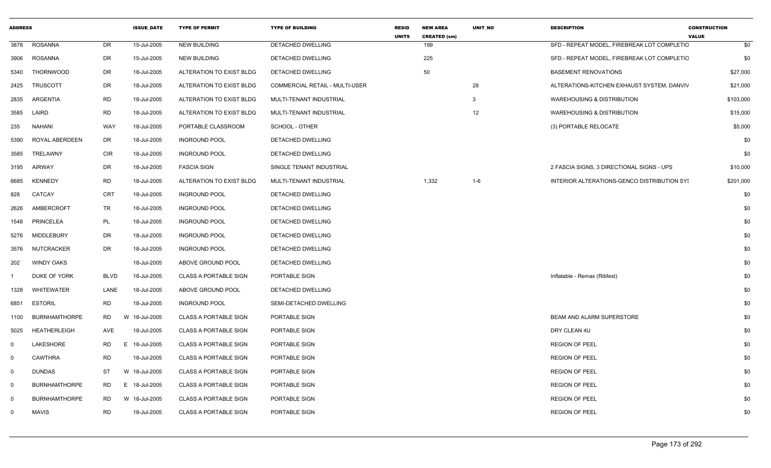| ADDRESS | | | ISSUE_DATE | TYPE OF PERMIT | TYPE OF BUILDING | RESID UNITS | NEW AREA CREATED (sm) | UNIT_NO | DESCRIPTION | CONSTRUCTION VALUE |
|---|---|---|---|---|---|---|---|---|---|---|
| 3878 | ROSANNA | DR | 15-Jul-2005 | NEW BUILDING | DETACHED DWELLING | | 199 | | SFD - REPEAT MODEL, FIREBREAK LOT COMPLETIO | $0 |
| 3906 | ROSANNA | DR | 15-Jul-2005 | NEW BUILDING | DETACHED DWELLING | | 225 | | SFD - REPEAT MODEL, FIREBREAK LOT COMPLETIO | $0 |
| 5340 | THORNWOOD | DR | 18-Jul-2005 | ALTERATION TO EXIST BLDG | DETACHED DWELLING | | 50 | | BASEMENT RENOVATIONS | $27,000 |
| 2425 | TRUSCOTT | DR | 18-Jul-2005 | ALTERATION TO EXIST BLDG | COMMERCIAL RETAIL - MULTI-USER | | | 28 | ALTERATIONS-KITCHEN EXHAUST SYSTEM, DANVIV | $21,000 |
| 2835 | ARGENTIA | RD | 18-Jul-2005 | ALTERATION TO EXIST BLDG | MULTI-TENANT INDUSTRIAL | | | 3 | WAREHOUSING & DISTRIBUTION | $103,000 |
| 3585 | LAIRD | RD | 18-Jul-2005 | ALTERATION TO EXIST BLDG | MULTI-TENANT INDUSTRIAL | | | 12 | WAREHOUSING & DISTRIBUTION | $15,000 |
| 235 | NAHANI | WAY | 18-Jul-2005 | PORTABLE CLASSROOM | SCHOOL - OTHER | | | | (3) PORTABLE RELOCATE | $5,000 |
| 5390 | ROYAL ABERDEEN | DR | 18-Jul-2005 | INGROUND POOL | DETACHED DWELLING | | | | | $0 |
| 3585 | TRELAWNY | CIR | 18-Jul-2005 | INGROUND POOL | DETACHED DWELLING | | | | | $0 |
| 3195 | AIRWAY | DR | 18-Jul-2005 | FASCIA SIGN | SINGLE TENANT INDUSTRIAL | | | | 2 FASCIA SIGNS, 3 DIRECTIONAL SIGNS - UPS | $10,000 |
| 6685 | KENNEDY | RD | 18-Jul-2005 | ALTERATION TO EXIST BLDG | MULTI-TENANT INDUSTRIAL | | 1,332 | 1-6 | INTERIOR ALTERATIONS-GENCO DISTRIBUTION SYS | $201,000 |
| 828 | CATCAY | CRT | 18-Jul-2005 | INGROUND POOL | DETACHED DWELLING | | | | | $0 |
| 2626 | AMBERCROFT | TR | 18-Jul-2005 | INGROUND POOL | DETACHED DWELLING | | | | | $0 |
| 1548 | PRINCELEA | PL | 18-Jul-2005 | INGROUND POOL | DETACHED DWELLING | | | | | $0 |
| 5276 | MIDDLEBURY | DR | 18-Jul-2005 | INGROUND POOL | DETACHED DWELLING | | | | | $0 |
| 3576 | NUTCRACKER | DR | 18-Jul-2005 | INGROUND POOL | DETACHED DWELLING | | | | | $0 |
| 202 | WINDY OAKS | | 18-Jul-2005 | ABOVE GROUND POOL | DETACHED DWELLING | | | | | $0 |
| 1 | DUKE OF YORK | BLVD | 18-Jul-2005 | CLASS A PORTABLE SIGN | PORTABLE SIGN | | | | Inflatable - Remax (Ribfest) | $0 |
| 1328 | WHITEWATER | LANE | 18-Jul-2005 | ABOVE GROUND POOL | DETACHED DWELLING | | | | | $0 |
| 6851 | ESTORIL | RD | 18-Jul-2005 | INGROUND POOL | SEMI-DETACHED DWELLING | | | | | $0 |
| 1100 | BURNHAMTHORPE | RD | W 18-Jul-2005 | CLASS A PORTABLE SIGN | PORTABLE SIGN | | | | BEAM AND ALARM SUPERSTORE | $0 |
| 5025 | HEATHERLEIGH | AVE | 18-Jul-2005 | CLASS A PORTABLE SIGN | PORTABLE SIGN | | | | DRY CLEAN 4U | $0 |
| 0 | LAKESHORE | RD | E 18-Jul-2005 | CLASS A PORTABLE SIGN | PORTABLE SIGN | | | | REGION OF PEEL | $0 |
| 0 | CAWTHRA | RD | 18-Jul-2005 | CLASS A PORTABLE SIGN | PORTABLE SIGN | | | | REGION OF PEEL | $0 |
| 0 | DUNDAS | ST | W 18-Jul-2005 | CLASS A PORTABLE SIGN | PORTABLE SIGN | | | | REGION OF PEEL | $0 |
| 0 | BURNHAMTHORPE | RD | E 18-Jul-2005 | CLASS A PORTABLE SIGN | PORTABLE SIGN | | | | REGION OF PEEL | $0 |
| 0 | BURNHAMTHORPE | RD | W 18-Jul-2005 | CLASS A PORTABLE SIGN | PORTABLE SIGN | | | | REGION OF PEEL | $0 |
| 0 | MAVIS | RD | 18-Jul-2005 | CLASS A PORTABLE SIGN | PORTABLE SIGN | | | | REGION OF PEEL | $0 |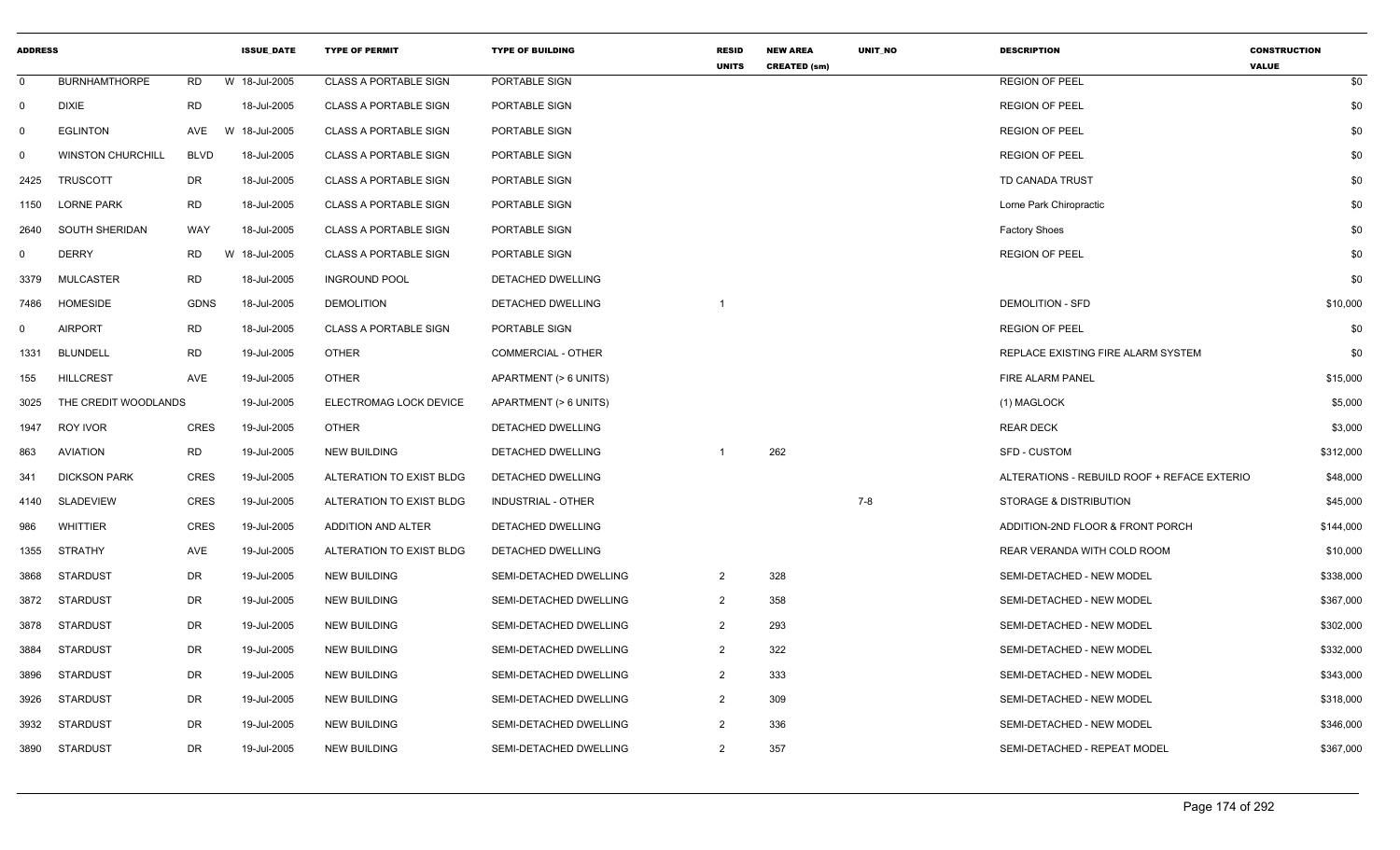| ADDRESS | | | ISSUE_DATE | TYPE OF PERMIT | TYPE OF BUILDING | RESID UNITS | NEW AREA CREATED (sm) | UNIT_NO | DESCRIPTION | CONSTRUCTION VALUE |
|---|---|---|---|---|---|---|---|---|---|---|
| 0 | BURNHAMTHORPE | RD | W 18-Jul-2005 | CLASS A PORTABLE SIGN | PORTABLE SIGN | | | | REGION OF PEEL | $0 |
| 0 | DIXIE | RD | 18-Jul-2005 | CLASS A PORTABLE SIGN | PORTABLE SIGN | | | | REGION OF PEEL | $0 |
| 0 | EGLINTON | AVE | W 18-Jul-2005 | CLASS A PORTABLE SIGN | PORTABLE SIGN | | | | REGION OF PEEL | $0 |
| 0 | WINSTON CHURCHILL | BLVD | 18-Jul-2005 | CLASS A PORTABLE SIGN | PORTABLE SIGN | | | | REGION OF PEEL | $0 |
| 2425 | TRUSCOTT | DR | 18-Jul-2005 | CLASS A PORTABLE SIGN | PORTABLE SIGN | | | | TD CANADA TRUST | $0 |
| 1150 | LORNE PARK | RD | 18-Jul-2005 | CLASS A PORTABLE SIGN | PORTABLE SIGN | | | | Lorne Park Chiropractic | $0 |
| 2640 | SOUTH SHERIDAN | WAY | 18-Jul-2005 | CLASS A PORTABLE SIGN | PORTABLE SIGN | | | | Factory Shoes | $0 |
| 0 | DERRY | RD | W 18-Jul-2005 | CLASS A PORTABLE SIGN | PORTABLE SIGN | | | | REGION OF PEEL | $0 |
| 3379 | MULCASTER | RD | 18-Jul-2005 | INGROUND POOL | DETACHED DWELLING | | | | | $0 |
| 7486 | HOMESIDE | GDNS | 18-Jul-2005 | DEMOLITION | DETACHED DWELLING | 1 | | | DEMOLITION - SFD | $10,000 |
| 0 | AIRPORT | RD | 18-Jul-2005 | CLASS A PORTABLE SIGN | PORTABLE SIGN | | | | REGION OF PEEL | $0 |
| 1331 | BLUNDELL | RD | 19-Jul-2005 | OTHER | COMMERCIAL - OTHER | | | | REPLACE EXISTING FIRE ALARM SYSTEM | $0 |
| 155 | HILLCREST | AVE | 19-Jul-2005 | OTHER | APARTMENT (> 6 UNITS) | | | | FIRE ALARM PANEL | $15,000 |
| 3025 | THE CREDIT WOODLANDS | | 19-Jul-2005 | ELECTROMAG LOCK DEVICE | APARTMENT (> 6 UNITS) | | | | (1) MAGLOCK | $5,000 |
| 1947 | ROY IVOR | CRES | 19-Jul-2005 | OTHER | DETACHED DWELLING | | | | REAR DECK | $3,000 |
| 863 | AVIATION | RD | 19-Jul-2005 | NEW BUILDING | DETACHED DWELLING | 1 | 262 | | SFD - CUSTOM | $312,000 |
| 341 | DICKSON PARK | CRES | 19-Jul-2005 | ALTERATION TO EXIST BLDG | DETACHED DWELLING | | | | ALTERATIONS - REBUILD ROOF + REFACE EXTERIO | $48,000 |
| 4140 | SLADEVIEW | CRES | 19-Jul-2005 | ALTERATION TO EXIST BLDG | INDUSTRIAL - OTHER | | | 7-8 | STORAGE & DISTRIBUTION | $45,000 |
| 986 | WHITTIER | CRES | 19-Jul-2005 | ADDITION AND ALTER | DETACHED DWELLING | | | | ADDITION-2ND FLOOR & FRONT PORCH | $144,000 |
| 1355 | STRATHY | AVE | 19-Jul-2005 | ALTERATION TO EXIST BLDG | DETACHED DWELLING | | | | REAR VERANDA WITH COLD ROOM | $10,000 |
| 3868 | STARDUST | DR | 19-Jul-2005 | NEW BUILDING | SEMI-DETACHED DWELLING | 2 | 328 | | SEMI-DETACHED - NEW MODEL | $338,000 |
| 3872 | STARDUST | DR | 19-Jul-2005 | NEW BUILDING | SEMI-DETACHED DWELLING | 2 | 358 | | SEMI-DETACHED - NEW MODEL | $367,000 |
| 3878 | STARDUST | DR | 19-Jul-2005 | NEW BUILDING | SEMI-DETACHED DWELLING | 2 | 293 | | SEMI-DETACHED - NEW MODEL | $302,000 |
| 3884 | STARDUST | DR | 19-Jul-2005 | NEW BUILDING | SEMI-DETACHED DWELLING | 2 | 322 | | SEMI-DETACHED - NEW MODEL | $332,000 |
| 3896 | STARDUST | DR | 19-Jul-2005 | NEW BUILDING | SEMI-DETACHED DWELLING | 2 | 333 | | SEMI-DETACHED - NEW MODEL | $343,000 |
| 3926 | STARDUST | DR | 19-Jul-2005 | NEW BUILDING | SEMI-DETACHED DWELLING | 2 | 309 | | SEMI-DETACHED - NEW MODEL | $318,000 |
| 3932 | STARDUST | DR | 19-Jul-2005 | NEW BUILDING | SEMI-DETACHED DWELLING | 2 | 336 | | SEMI-DETACHED - NEW MODEL | $346,000 |
| 3890 | STARDUST | DR | 19-Jul-2005 | NEW BUILDING | SEMI-DETACHED DWELLING | 2 | 357 | | SEMI-DETACHED - REPEAT MODEL | $367,000 |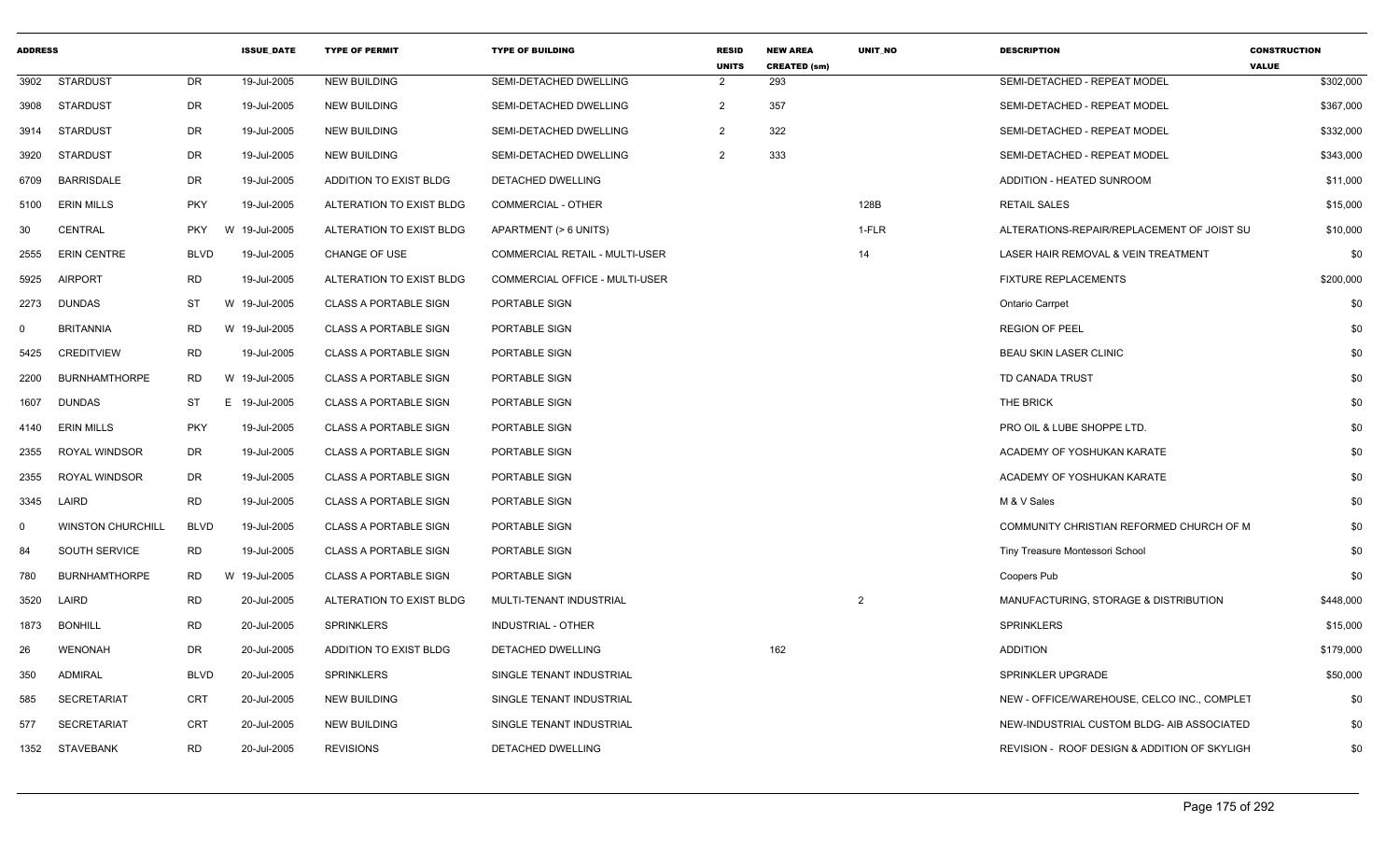| ADDRESS | | | ISSUE_DATE | TYPE OF PERMIT | TYPE OF BUILDING | RESID UNITS | NEW AREA CREATED (sm) | UNIT_NO | DESCRIPTION | CONSTRUCTION VALUE |
|---|---|---|---|---|---|---|---|---|---|---|
| 3902 | STARDUST | DR | 19-Jul-2005 | NEW BUILDING | SEMI-DETACHED DWELLING | 2 | 293 | | SEMI-DETACHED - REPEAT MODEL | $302,000 |
| 3908 | STARDUST | DR | 19-Jul-2005 | NEW BUILDING | SEMI-DETACHED DWELLING | 2 | 357 | | SEMI-DETACHED - REPEAT MODEL | $367,000 |
| 3914 | STARDUST | DR | 19-Jul-2005 | NEW BUILDING | SEMI-DETACHED DWELLING | 2 | 322 | | SEMI-DETACHED - REPEAT MODEL | $332,000 |
| 3920 | STARDUST | DR | 19-Jul-2005 | NEW BUILDING | SEMI-DETACHED DWELLING | 2 | 333 | | SEMI-DETACHED - REPEAT MODEL | $343,000 |
| 6709 | BARRISDALE | DR | 19-Jul-2005 | ADDITION TO EXIST BLDG | DETACHED DWELLING | | | | ADDITION - HEATED SUNROOM | $11,000 |
| 5100 | ERIN MILLS | PKY | 19-Jul-2005 | ALTERATION TO EXIST BLDG | COMMERCIAL - OTHER | | | 128B | RETAIL SALES | $15,000 |
| 30 | CENTRAL | PKY | W 19-Jul-2005 | ALTERATION TO EXIST BLDG | APARTMENT (> 6 UNITS) | | | 1-FLR | ALTERATIONS-REPAIR/REPLACEMENT OF JOIST SU | $10,000 |
| 2555 | ERIN CENTRE | BLVD | 19-Jul-2005 | CHANGE OF USE | COMMERCIAL RETAIL - MULTI-USER | | | 14 | LASER HAIR REMOVAL & VEIN TREATMENT | $0 |
| 5925 | AIRPORT | RD | 19-Jul-2005 | ALTERATION TO EXIST BLDG | COMMERCIAL OFFICE - MULTI-USER | | | | FIXTURE REPLACEMENTS | $200,000 |
| 2273 | DUNDAS | ST | W 19-Jul-2005 | CLASS A PORTABLE SIGN | PORTABLE SIGN | | | | Ontario Carrpet | $0 |
| 0 | BRITANNIA | RD | W 19-Jul-2005 | CLASS A PORTABLE SIGN | PORTABLE SIGN | | | | REGION OF PEEL | $0 |
| 5425 | CREDITVIEW | RD | 19-Jul-2005 | CLASS A PORTABLE SIGN | PORTABLE SIGN | | | | BEAU SKIN LASER CLINIC | $0 |
| 2200 | BURNHAMTHORPE | RD | W 19-Jul-2005 | CLASS A PORTABLE SIGN | PORTABLE SIGN | | | | TD CANADA TRUST | $0 |
| 1607 | DUNDAS | ST | E 19-Jul-2005 | CLASS A PORTABLE SIGN | PORTABLE SIGN | | | | THE BRICK | $0 |
| 4140 | ERIN MILLS | PKY | 19-Jul-2005 | CLASS A PORTABLE SIGN | PORTABLE SIGN | | | | PRO OIL & LUBE SHOPPE LTD. | $0 |
| 2355 | ROYAL WINDSOR | DR | 19-Jul-2005 | CLASS A PORTABLE SIGN | PORTABLE SIGN | | | | ACADEMY OF YOSHUKAN KARATE | $0 |
| 2355 | ROYAL WINDSOR | DR | 19-Jul-2005 | CLASS A PORTABLE SIGN | PORTABLE SIGN | | | | ACADEMY OF YOSHUKAN KARATE | $0 |
| 3345 | LAIRD | RD | 19-Jul-2005 | CLASS A PORTABLE SIGN | PORTABLE SIGN | | | | M & V Sales | $0 |
| 0 | WINSTON CHURCHILL | BLVD | 19-Jul-2005 | CLASS A PORTABLE SIGN | PORTABLE SIGN | | | | COMMUNITY CHRISTIAN REFORMED CHURCH OF M | $0 |
| 84 | SOUTH SERVICE | RD | 19-Jul-2005 | CLASS A PORTABLE SIGN | PORTABLE SIGN | | | | Tiny Treasure Montessori School | $0 |
| 780 | BURNHAMTHORPE | RD | W 19-Jul-2005 | CLASS A PORTABLE SIGN | PORTABLE SIGN | | | | Coopers Pub | $0 |
| 3520 | LAIRD | RD | 20-Jul-2005 | ALTERATION TO EXIST BLDG | MULTI-TENANT INDUSTRIAL | | | 2 | MANUFACTURING, STORAGE & DISTRIBUTION | $448,000 |
| 1873 | BONHILL | RD | 20-Jul-2005 | SPRINKLERS | INDUSTRIAL - OTHER | | | | SPRINKLERS | $15,000 |
| 26 | WENONAH | DR | 20-Jul-2005 | ADDITION TO EXIST BLDG | DETACHED DWELLING | | 162 | | ADDITION | $179,000 |
| 350 | ADMIRAL | BLVD | 20-Jul-2005 | SPRINKLERS | SINGLE TENANT INDUSTRIAL | | | | SPRINKLER UPGRADE | $50,000 |
| 585 | SECRETARIAT | CRT | 20-Jul-2005 | NEW BUILDING | SINGLE TENANT INDUSTRIAL | | | | NEW - OFFICE/WAREHOUSE, CELCO INC., COMPLET | $0 |
| 577 | SECRETARIAT | CRT | 20-Jul-2005 | NEW BUILDING | SINGLE TENANT INDUSTRIAL | | | | NEW-INDUSTRIAL CUSTOM BLDG- AIB ASSOCIATED | $0 |
| 1352 | STAVEBANK | RD | 20-Jul-2005 | REVISIONS | DETACHED DWELLING | | | | REVISION - ROOF DESIGN & ADDITION OF SKYLIGH | $0 |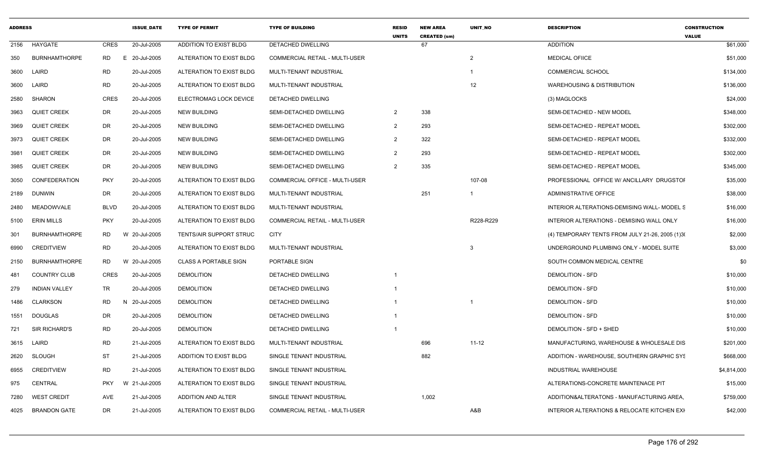| ADDRESS | | | ISSUE_DATE | TYPE OF PERMIT | TYPE OF BUILDING | RESID UNITS | NEW AREA CREATED (sm) | UNIT_NO | DESCRIPTION | CONSTRUCTION VALUE |
|---|---|---|---|---|---|---|---|---|---|---|
| 2156 | HAYGATE | CRES | 20-Jul-2005 | ADDITION TO EXIST BLDG | DETACHED DWELLING | | 67 | | ADDITION | $61,000 |
| 350 | BURNHAMTHORPE | RD E | 20-Jul-2005 | ALTERATION TO EXIST BLDG | COMMERCIAL RETAIL - MULTI-USER | | | 2 | MEDICAL OFIICE | $51,000 |
| 3600 | LAIRD | RD | 20-Jul-2005 | ALTERATION TO EXIST BLDG | MULTI-TENANT INDUSTRIAL | | | 1 | COMMERCIAL SCHOOL | $134,000 |
| 3600 | LAIRD | RD | 20-Jul-2005 | ALTERATION TO EXIST BLDG | MULTI-TENANT INDUSTRIAL | | | 12 | WAREHOUSING & DISTRIBUTION | $136,000 |
| 2580 | SHARON | CRES | 20-Jul-2005 | ELECTROMAG LOCK DEVICE | DETACHED DWELLING | | | | (3) MAGLOCKS | $24,000 |
| 3963 | QUIET CREEK | DR | 20-Jul-2005 | NEW BUILDING | SEMI-DETACHED DWELLING | 2 | 338 | | SEMI-DETACHED - NEW MODEL | $348,000 |
| 3969 | QUIET CREEK | DR | 20-Jul-2005 | NEW BUILDING | SEMI-DETACHED DWELLING | 2 | 293 | | SEMI-DETACHED - REPEAT MODEL | $302,000 |
| 3973 | QUIET CREEK | DR | 20-Jul-2005 | NEW BUILDING | SEMI-DETACHED DWELLING | 2 | 322 | | SEMI-DETACHED - REPEAT MODEL | $332,000 |
| 3981 | QUIET CREEK | DR | 20-Jul-2005 | NEW BUILDING | SEMI-DETACHED DWELLING | 2 | 293 | | SEMI-DETACHED - REPEAT MODEL | $302,000 |
| 3985 | QUIET CREEK | DR | 20-Jul-2005 | NEW BUILDING | SEMI-DETACHED DWELLING | 2 | 335 | | SEMI-DETACHED - REPEAT MODEL | $345,000 |
| 3050 | CONFEDERATION | PKY | 20-Jul-2005 | ALTERATION TO EXIST BLDG | COMMERCIAL OFFICE - MULTI-USER | | | 107-08 | PROFESSIONAL OFFICE W/ ANCILLARY DRUGSTOI | $35,000 |
| 2189 | DUNWIN | DR | 20-Jul-2005 | ALTERATION TO EXIST BLDG | MULTI-TENANT INDUSTRIAL | | 251 | 1 | ADMINISTRATIVE OFFICE | $38,000 |
| 2480 | MEADOWVALE | BLVD | 20-Jul-2005 | ALTERATION TO EXIST BLDG | MULTI-TENANT INDUSTRIAL | | | | INTERIOR ALTERATIONS-DEMISING WALL- MODEL S | $16,000 |
| 5100 | ERIN MILLS | PKY | 20-Jul-2005 | ALTERATION TO EXIST BLDG | COMMERCIAL RETAIL - MULTI-USER | | | R228-R229 | INTERIOR ALTERATIONS - DEMISING WALL ONLY | $16,000 |
| 301 | BURNHAMTHORPE | RD W | 20-Jul-2005 | TENTS/AIR SUPPORT STRUC | CITY | | | | (4) TEMPORARY TENTS FROM JULY 21-26, 2005 (1)3( | $2,000 |
| 6990 | CREDITVIEW | RD | 20-Jul-2005 | ALTERATION TO EXIST BLDG | MULTI-TENANT INDUSTRIAL | | | 3 | UNDERGROUND PLUMBING ONLY - MODEL SUITE | $3,000 |
| 2150 | BURNHAMTHORPE | RD W | 20-Jul-2005 | CLASS A PORTABLE SIGN | PORTABLE SIGN | | | | SOUTH COMMON MEDICAL CENTRE | $0 |
| 481 | COUNTRY CLUB | CRES | 20-Jul-2005 | DEMOLITION | DETACHED DWELLING | 1 | | | DEMOLITION - SFD | $10,000 |
| 279 | INDIAN VALLEY | TR | 20-Jul-2005 | DEMOLITION | DETACHED DWELLING | 1 | | | DEMOLITION - SFD | $10,000 |
| 1486 | CLARKSON | RD N | 20-Jul-2005 | DEMOLITION | DETACHED DWELLING | 1 | | 1 | DEMOLITION - SFD | $10,000 |
| 1551 | DOUGLAS | DR | 20-Jul-2005 | DEMOLITION | DETACHED DWELLING | 1 | | | DEMOLITION - SFD | $10,000 |
| 721 | SIR RICHARD'S | RD | 20-Jul-2005 | DEMOLITION | DETACHED DWELLING | 1 | | | DEMOLITION - SFD + SHED | $10,000 |
| 3615 | LAIRD | RD | 21-Jul-2005 | ALTERATION TO EXIST BLDG | MULTI-TENANT INDUSTRIAL | | 696 | 11-12 | MANUFACTURING, WAREHOUSE & WHOLESALE DIS | $201,000 |
| 2620 | SLOUGH | ST | 21-Jul-2005 | ADDITION TO EXIST BLDG | SINGLE TENANT INDUSTRIAL | | 882 | | ADDITION - WAREHOUSE, SOUTHERN GRAPHIC SYS | $668,000 |
| 6955 | CREDITVIEW | RD | 21-Jul-2005 | ALTERATION TO EXIST BLDG | SINGLE TENANT INDUSTRIAL | | | | INDUSTRIAL WAREHOUSE | $4,814,000 |
| 975 | CENTRAL | PKY W | 21-Jul-2005 | ALTERATION TO EXIST BLDG | SINGLE TENANT INDUSTRIAL | | | | ALTERATIONS-CONCRETE MAINTENACE PIT | $15,000 |
| 7280 | WEST CREDIT | AVE | 21-Jul-2005 | ADDITION AND ALTER | SINGLE TENANT INDUSTRIAL | | 1,002 | | ADDITION&ALTERATONS - MANUFACTURING AREA, | $759,000 |
| 4025 | BRANDON GATE | DR | 21-Jul-2005 | ALTERATION TO EXIST BLDG | COMMERCIAL RETAIL - MULTI-USER | | | A&B | INTERIOR ALTERATIONS & RELOCATE KITCHEN EXI | $42,000 |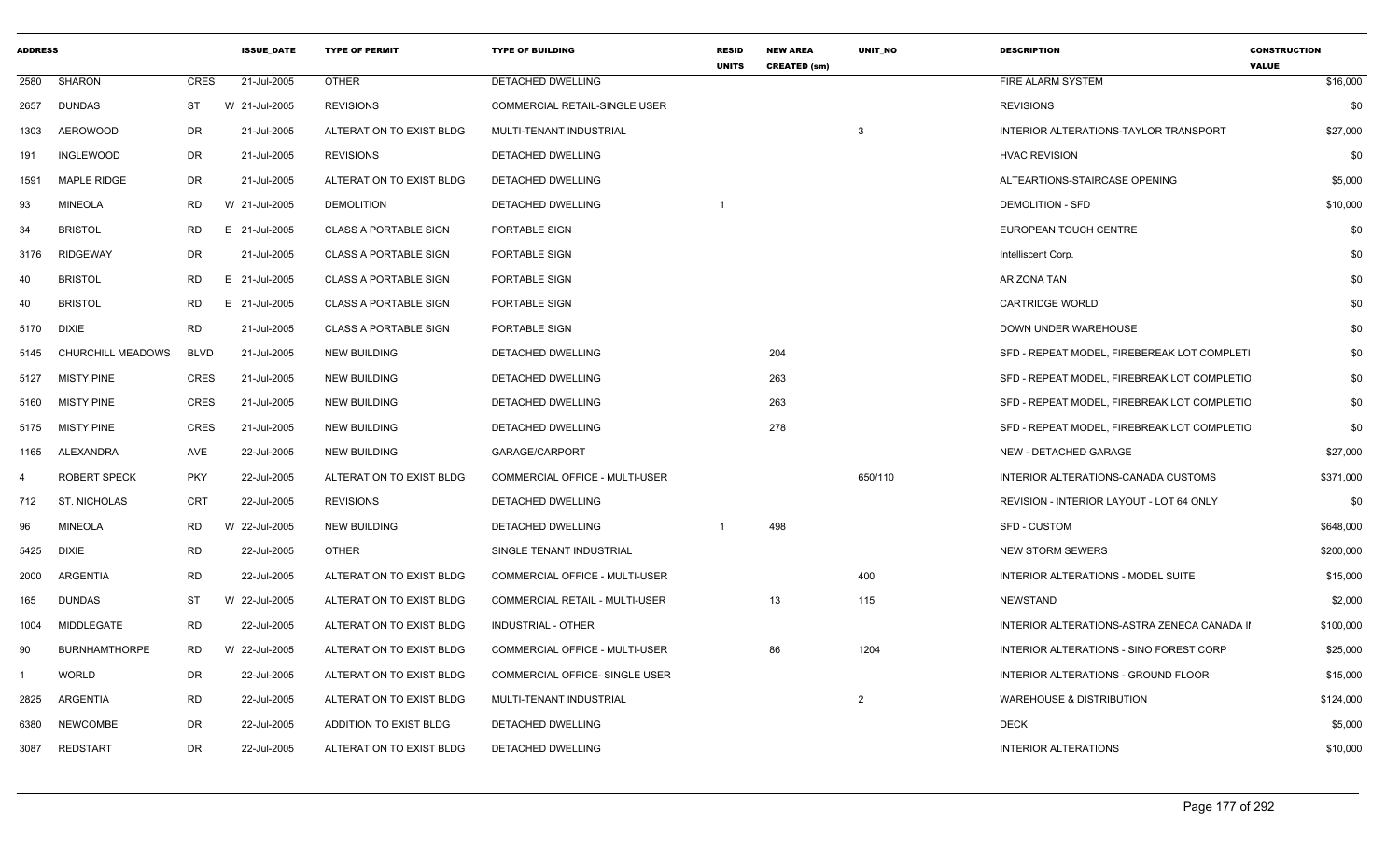| ADDRESS | | | ISSUE_DATE | TYPE OF PERMIT | TYPE OF BUILDING | RESID UNITS | NEW AREA CREATED (sm) | UNIT_NO | DESCRIPTION | CONSTRUCTION VALUE |
|---|---|---|---|---|---|---|---|---|---|---|
| 2580 | SHARON | CRES | 21-Jul-2005 | OTHER | DETACHED DWELLING | | | | FIRE ALARM SYSTEM | $16,000 |
| 2657 | DUNDAS | ST | W 21-Jul-2005 | REVISIONS | COMMERCIAL RETAIL-SINGLE USER | | | | REVISIONS | $0 |
| 1303 | AEROWOOD | DR | 21-Jul-2005 | ALTERATION TO EXIST BLDG | MULTI-TENANT INDUSTRIAL | | | 3 | INTERIOR ALTERATIONS-TAYLOR TRANSPORT | $27,000 |
| 191 | INGLEWOOD | DR | 21-Jul-2005 | REVISIONS | DETACHED DWELLING | | | | HVAC REVISION | $0 |
| 1591 | MAPLE RIDGE | DR | 21-Jul-2005 | ALTERATION TO EXIST BLDG | DETACHED DWELLING | | | | ALTEARTIONS-STAIRCASE OPENING | $5,000 |
| 93 | MINEOLA | RD | W 21-Jul-2005 | DEMOLITION | DETACHED DWELLING | 1 | | | DEMOLITION - SFD | $10,000 |
| 34 | BRISTOL | RD | E 21-Jul-2005 | CLASS A PORTABLE SIGN | PORTABLE SIGN | | | | EUROPEAN TOUCH CENTRE | $0 |
| 3176 | RIDGEWAY | DR | 21-Jul-2005 | CLASS A PORTABLE SIGN | PORTABLE SIGN | | | | Intelliscent Corp. | $0 |
| 40 | BRISTOL | RD | E 21-Jul-2005 | CLASS A PORTABLE SIGN | PORTABLE SIGN | | | | ARIZONA TAN | $0 |
| 40 | BRISTOL | RD | E 21-Jul-2005 | CLASS A PORTABLE SIGN | PORTABLE SIGN | | | | CARTRIDGE WORLD | $0 |
| 5170 | DIXIE | RD | 21-Jul-2005 | CLASS A PORTABLE SIGN | PORTABLE SIGN | | | | DOWN UNDER WAREHOUSE | $0 |
| 5145 | CHURCHILL MEADOWS | BLVD | 21-Jul-2005 | NEW BUILDING | DETACHED DWELLING | | 204 | | SFD - REPEAT MODEL, FIREBEREAK LOT COMPLETI | $0 |
| 5127 | MISTY PINE | CRES | 21-Jul-2005 | NEW BUILDING | DETACHED DWELLING | | 263 | | SFD - REPEAT MODEL, FIREBREAK LOT COMPLETIO | $0 |
| 5160 | MISTY PINE | CRES | 21-Jul-2005 | NEW BUILDING | DETACHED DWELLING | | 263 | | SFD - REPEAT MODEL, FIREBREAK LOT COMPLETIO | $0 |
| 5175 | MISTY PINE | CRES | 21-Jul-2005 | NEW BUILDING | DETACHED DWELLING | | 278 | | SFD - REPEAT MODEL, FIREBREAK LOT COMPLETIO | $0 |
| 1165 | ALEXANDRA | AVE | 22-Jul-2005 | NEW BUILDING | GARAGE/CARPORT | | | | NEW - DETACHED GARAGE | $27,000 |
| 4 | ROBERT SPECK | PKY | 22-Jul-2005 | ALTERATION TO EXIST BLDG | COMMERCIAL OFFICE - MULTI-USER | | | 650/110 | INTERIOR ALTERATIONS-CANADA CUSTOMS | $371,000 |
| 712 | ST. NICHOLAS | CRT | 22-Jul-2005 | REVISIONS | DETACHED DWELLING | | | | REVISION - INTERIOR LAYOUT - LOT 64 ONLY | $0 |
| 96 | MINEOLA | RD | W 22-Jul-2005 | NEW BUILDING | DETACHED DWELLING | 1 | 498 | | SFD - CUSTOM | $648,000 |
| 5425 | DIXIE | RD | 22-Jul-2005 | OTHER | SINGLE TENANT INDUSTRIAL | | | | NEW STORM SEWERS | $200,000 |
| 2000 | ARGENTIA | RD | 22-Jul-2005 | ALTERATION TO EXIST BLDG | COMMERCIAL OFFICE - MULTI-USER | | | 400 | INTERIOR ALTERATIONS - MODEL SUITE | $15,000 |
| 165 | DUNDAS | ST | W 22-Jul-2005 | ALTERATION TO EXIST BLDG | COMMERCIAL RETAIL - MULTI-USER | | 13 | 115 | NEWSTAND | $2,000 |
| 1004 | MIDDLEGATE | RD | 22-Jul-2005 | ALTERATION TO EXIST BLDG | INDUSTRIAL - OTHER | | | | INTERIOR ALTERATIONS-ASTRA ZENECA CANADA II | $100,000 |
| 90 | BURNHAMTHORPE | RD | W 22-Jul-2005 | ALTERATION TO EXIST BLDG | COMMERCIAL OFFICE - MULTI-USER | | 86 | 1204 | INTERIOR ALTERATIONS - SINO FOREST CORP | $25,000 |
| 1 | WORLD | DR | 22-Jul-2005 | ALTERATION TO EXIST BLDG | COMMERCIAL OFFICE- SINGLE USER | | | | INTERIOR ALTERATIONS - GROUND FLOOR | $15,000 |
| 2825 | ARGENTIA | RD | 22-Jul-2005 | ALTERATION TO EXIST BLDG | MULTI-TENANT INDUSTRIAL | | | 2 | WAREHOUSE & DISTRIBUTION | $124,000 |
| 6380 | NEWCOMBE | DR | 22-Jul-2005 | ADDITION TO EXIST BLDG | DETACHED DWELLING | | | | DECK | $5,000 |
| 3087 | REDSTART | DR | 22-Jul-2005 | ALTERATION TO EXIST BLDG | DETACHED DWELLING | | | | INTERIOR ALTERATIONS | $10,000 |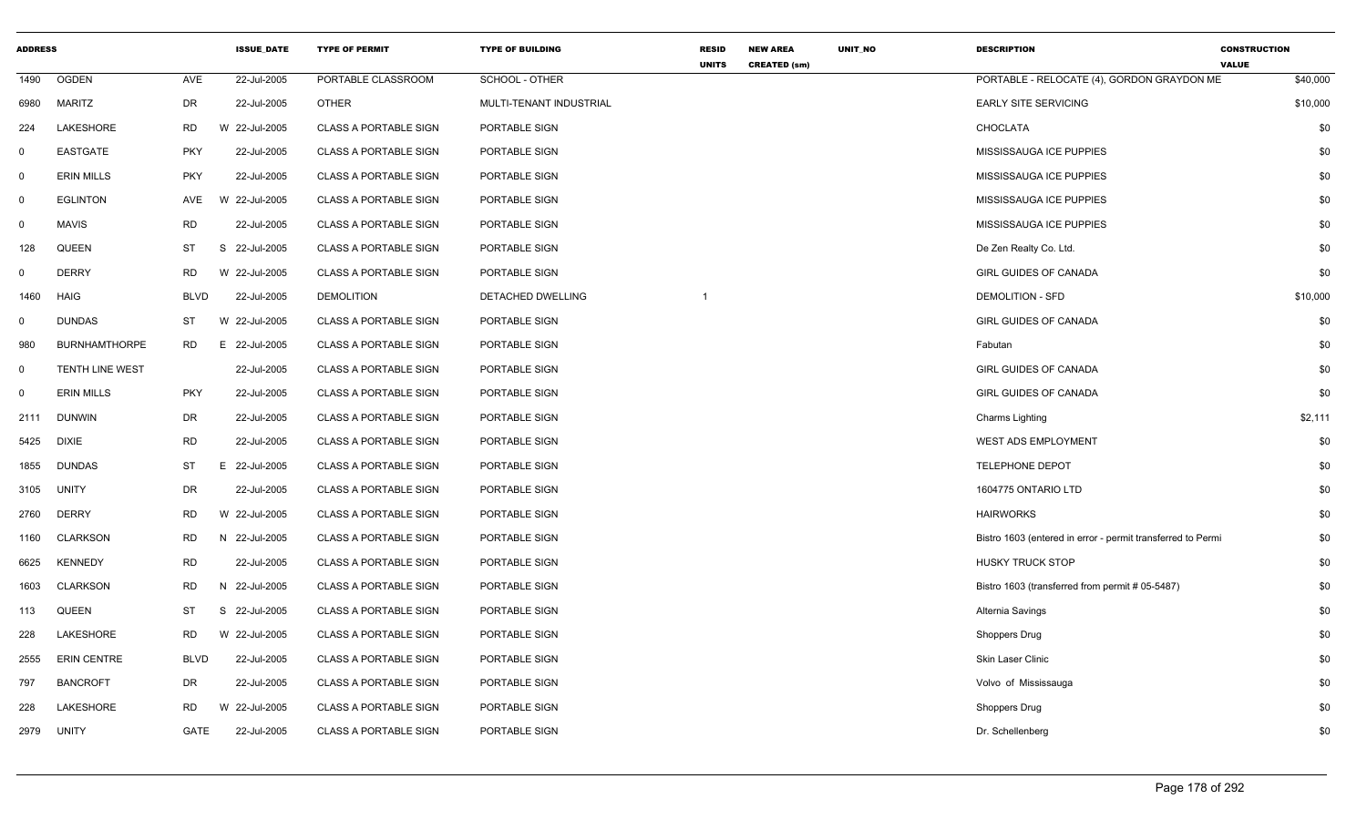| ADDRESS | | | ISSUE_DATE | TYPE OF PERMIT | TYPE OF BUILDING | RESID UNITS | NEW AREA CREATED (sm) | UNIT_NO | DESCRIPTION | CONSTRUCTION VALUE |
|---|---|---|---|---|---|---|---|---|---|---|
| 1490 | OGDEN | AVE | 22-Jul-2005 | PORTABLE CLASSROOM | SCHOOL - OTHER | | | | PORTABLE - RELOCATE (4), GORDON GRAYDON ME | $40,000 |
| 6980 | MARITZ | DR | 22-Jul-2005 | OTHER | MULTI-TENANT INDUSTRIAL | | | | EARLY SITE SERVICING | $10,000 |
| 224 | LAKESHORE | RD | W 22-Jul-2005 | CLASS A PORTABLE SIGN | PORTABLE SIGN | | | | CHOCLATA | $0 |
| 0 | EASTGATE | PKY | 22-Jul-2005 | CLASS A PORTABLE SIGN | PORTABLE SIGN | | | | MISSISSAUGA ICE PUPPIES | $0 |
| 0 | ERIN MILLS | PKY | 22-Jul-2005 | CLASS A PORTABLE SIGN | PORTABLE SIGN | | | | MISSISSAUGA ICE PUPPIES | $0 |
| 0 | EGLINTON | AVE | W 22-Jul-2005 | CLASS A PORTABLE SIGN | PORTABLE SIGN | | | | MISSISSAUGA ICE PUPPIES | $0 |
| 0 | MAVIS | RD | 22-Jul-2005 | CLASS A PORTABLE SIGN | PORTABLE SIGN | | | | MISSISSAUGA ICE PUPPIES | $0 |
| 128 | QUEEN | ST | S 22-Jul-2005 | CLASS A PORTABLE SIGN | PORTABLE SIGN | | | | De Zen Realty Co. Ltd. | $0 |
| 0 | DERRY | RD | W 22-Jul-2005 | CLASS A PORTABLE SIGN | PORTABLE SIGN | | | | GIRL GUIDES OF CANADA | $0 |
| 1460 | HAIG | BLVD | 22-Jul-2005 | DEMOLITION | DETACHED DWELLING | 1 | | | DEMOLITION - SFD | $10,000 |
| 0 | DUNDAS | ST | W 22-Jul-2005 | CLASS A PORTABLE SIGN | PORTABLE SIGN | | | | GIRL GUIDES OF CANADA | $0 |
| 980 | BURNHAMTHORPE | RD | E 22-Jul-2005 | CLASS A PORTABLE SIGN | PORTABLE SIGN | | | | Fabutan | $0 |
| 0 | TENTH LINE WEST | | 22-Jul-2005 | CLASS A PORTABLE SIGN | PORTABLE SIGN | | | | GIRL GUIDES OF CANADA | $0 |
| 0 | ERIN MILLS | PKY | 22-Jul-2005 | CLASS A PORTABLE SIGN | PORTABLE SIGN | | | | GIRL GUIDES OF CANADA | $0 |
| 2111 | DUNWIN | DR | 22-Jul-2005 | CLASS A PORTABLE SIGN | PORTABLE SIGN | | | | Charms Lighting | $2,111 |
| 5425 | DIXIE | RD | 22-Jul-2005 | CLASS A PORTABLE SIGN | PORTABLE SIGN | | | | WEST ADS EMPLOYMENT | $0 |
| 1855 | DUNDAS | ST | E 22-Jul-2005 | CLASS A PORTABLE SIGN | PORTABLE SIGN | | | | TELEPHONE DEPOT | $0 |
| 3105 | UNITY | DR | 22-Jul-2005 | CLASS A PORTABLE SIGN | PORTABLE SIGN | | | | 1604775 ONTARIO LTD | $0 |
| 2760 | DERRY | RD | W 22-Jul-2005 | CLASS A PORTABLE SIGN | PORTABLE SIGN | | | | HAIRWORKS | $0 |
| 1160 | CLARKSON | RD | N 22-Jul-2005 | CLASS A PORTABLE SIGN | PORTABLE SIGN | | | | Bistro 1603 (entered in error - permit transferred to Permi | $0 |
| 6625 | KENNEDY | RD | 22-Jul-2005 | CLASS A PORTABLE SIGN | PORTABLE SIGN | | | | HUSKY TRUCK STOP | $0 |
| 1603 | CLARKSON | RD | N 22-Jul-2005 | CLASS A PORTABLE SIGN | PORTABLE SIGN | | | | Bistro 1603 (transferred from permit # 05-5487) | $0 |
| 113 | QUEEN | ST | S 22-Jul-2005 | CLASS A PORTABLE SIGN | PORTABLE SIGN | | | | Alternia Savings | $0 |
| 228 | LAKESHORE | RD | W 22-Jul-2005 | CLASS A PORTABLE SIGN | PORTABLE SIGN | | | | Shoppers Drug | $0 |
| 2555 | ERIN CENTRE | BLVD | 22-Jul-2005 | CLASS A PORTABLE SIGN | PORTABLE SIGN | | | | Skin Laser Clinic | $0 |
| 797 | BANCROFT | DR | 22-Jul-2005 | CLASS A PORTABLE SIGN | PORTABLE SIGN | | | | Volvo of Mississauga | $0 |
| 228 | LAKESHORE | RD | W 22-Jul-2005 | CLASS A PORTABLE SIGN | PORTABLE SIGN | | | | Shoppers Drug | $0 |
| 2979 | UNITY | GATE | 22-Jul-2005 | CLASS A PORTABLE SIGN | PORTABLE SIGN | | | | Dr. Schellenberg | $0 |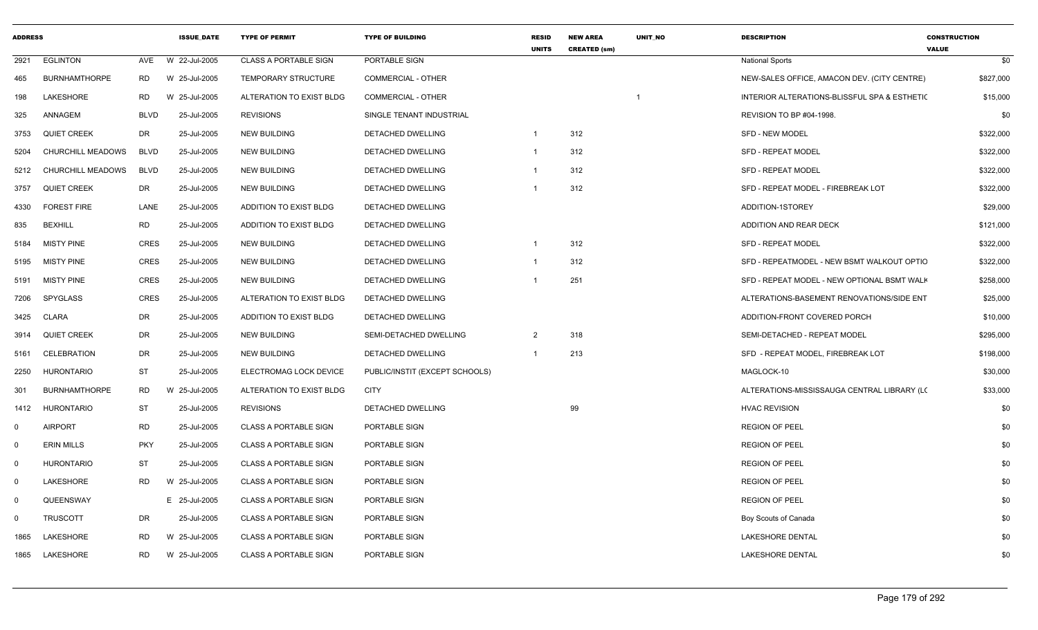| ADDRESS | | | ISSUE_DATE | TYPE OF PERMIT | TYPE OF BUILDING | RESID UNITS | NEW AREA CREATED (sm) | UNIT_NO | DESCRIPTION | CONSTRUCTION VALUE |
|---|---|---|---|---|---|---|---|---|---|---|
| 2921 | EGLINTON | AVE | W 22-Jul-2005 | CLASS A PORTABLE SIGN | PORTABLE SIGN | | | | National Sports | $0 |
| 465 | BURNHAMTHORPE | RD | W 25-Jul-2005 | TEMPORARY STRUCTURE | COMMERCIAL - OTHER | | | | NEW-SALES OFFICE, AMACON DEV. (CITY CENTRE) | $827,000 |
| 198 | LAKESHORE | RD | W 25-Jul-2005 | ALTERATION TO EXIST BLDG | COMMERCIAL - OTHER | | | 1 | INTERIOR ALTERATIONS-BLISSFUL SPA & ESTHETIC | $15,000 |
| 325 | ANNAGEM | BLVD | 25-Jul-2005 | REVISIONS | SINGLE TENANT INDUSTRIAL | | | | REVISION TO BP #04-1998. | $0 |
| 3753 | QUIET CREEK | DR | 25-Jul-2005 | NEW BUILDING | DETACHED DWELLING | 1 | 312 | | SFD - NEW MODEL | $322,000 |
| 5204 | CHURCHILL MEADOWS | BLVD | 25-Jul-2005 | NEW BUILDING | DETACHED DWELLING | 1 | 312 | | SFD - REPEAT MODEL | $322,000 |
| 5212 | CHURCHILL MEADOWS | BLVD | 25-Jul-2005 | NEW BUILDING | DETACHED DWELLING | 1 | 312 | | SFD - REPEAT MODEL | $322,000 |
| 3757 | QUIET CREEK | DR | 25-Jul-2005 | NEW BUILDING | DETACHED DWELLING | 1 | 312 | | SFD - REPEAT MODEL - FIREBREAK LOT | $322,000 |
| 4330 | FOREST FIRE | LANE | 25-Jul-2005 | ADDITION TO EXIST BLDG | DETACHED DWELLING | | | | ADDITION-1STOREY | $29,000 |
| 835 | BEXHILL | RD | 25-Jul-2005 | ADDITION TO EXIST BLDG | DETACHED DWELLING | | | | ADDITION AND REAR DECK | $121,000 |
| 5184 | MISTY PINE | CRES | 25-Jul-2005 | NEW BUILDING | DETACHED DWELLING | 1 | 312 | | SFD - REPEAT MODEL | $322,000 |
| 5195 | MISTY PINE | CRES | 25-Jul-2005 | NEW BUILDING | DETACHED DWELLING | 1 | 312 | | SFD - REPEATMODEL - NEW BSMT WALKOUT OPTIO | $322,000 |
| 5191 | MISTY PINE | CRES | 25-Jul-2005 | NEW BUILDING | DETACHED DWELLING | 1 | 251 | | SFD - REPEAT MODEL - NEW OPTIONAL BSMT WALK | $258,000 |
| 7206 | SPYGLASS | CRES | 25-Jul-2005 | ALTERATION TO EXIST BLDG | DETACHED DWELLING | | | | ALTERATIONS-BASEMENT RENOVATIONS/SIDE ENT | $25,000 |
| 3425 | CLARA | DR | 25-Jul-2005 | ADDITION TO EXIST BLDG | DETACHED DWELLING | | | | ADDITION-FRONT COVERED PORCH | $10,000 |
| 3914 | QUIET CREEK | DR | 25-Jul-2005 | NEW BUILDING | SEMI-DETACHED DWELLING | 2 | 318 | | SEMI-DETACHED - REPEAT MODEL | $295,000 |
| 5161 | CELEBRATION | DR | 25-Jul-2005 | NEW BUILDING | DETACHED DWELLING | 1 | 213 | | SFD - REPEAT MODEL, FIREBREAK LOT | $198,000 |
| 2250 | HURONTARIO | ST | 25-Jul-2005 | ELECTROMAG LOCK DEVICE | PUBLIC/INSTIT (EXCEPT SCHOOLS) | | | | MAGLOCK-10 | $30,000 |
| 301 | BURNHAMTHORPE | RD | W 25-Jul-2005 | ALTERATION TO EXIST BLDG | CITY | | | | ALTERATIONS-MISSISSAUGA CENTRAL LIBRARY (LC | $33,000 |
| 1412 | HURONTARIO | ST | 25-Jul-2005 | REVISIONS | DETACHED DWELLING | | 99 | | HVAC REVISION | $0 |
| 0 | AIRPORT | RD | 25-Jul-2005 | CLASS A PORTABLE SIGN | PORTABLE SIGN | | | | REGION OF PEEL | $0 |
| 0 | ERIN MILLS | PKY | 25-Jul-2005 | CLASS A PORTABLE SIGN | PORTABLE SIGN | | | | REGION OF PEEL | $0 |
| 0 | HURONTARIO | ST | 25-Jul-2005 | CLASS A PORTABLE SIGN | PORTABLE SIGN | | | | REGION OF PEEL | $0 |
| 0 | LAKESHORE | RD | W 25-Jul-2005 | CLASS A PORTABLE SIGN | PORTABLE SIGN | | | | REGION OF PEEL | $0 |
| 0 | QUEENSWAY | | E 25-Jul-2005 | CLASS A PORTABLE SIGN | PORTABLE SIGN | | | | REGION OF PEEL | $0 |
| 0 | TRUSCOTT | DR | 25-Jul-2005 | CLASS A PORTABLE SIGN | PORTABLE SIGN | | | | Boy Scouts of Canada | $0 |
| 1865 | LAKESHORE | RD | W 25-Jul-2005 | CLASS A PORTABLE SIGN | PORTABLE SIGN | | | | LAKESHORE DENTAL | $0 |
| 1865 | LAKESHORE | RD | W 25-Jul-2005 | CLASS A PORTABLE SIGN | PORTABLE SIGN | | | | LAKESHORE DENTAL | $0 |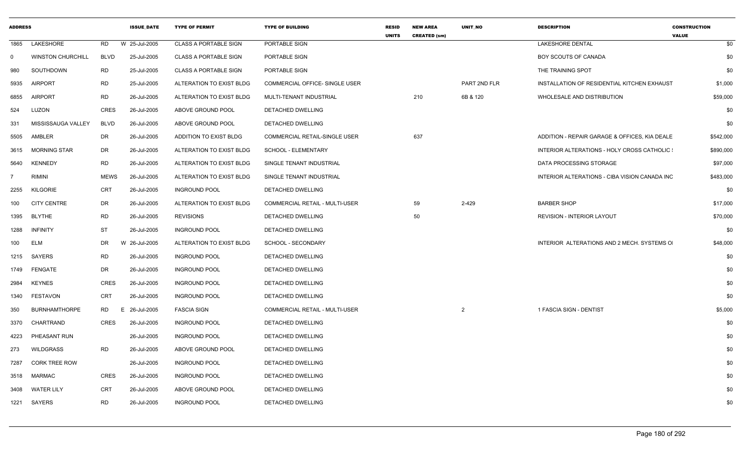| ADDRESS | | | ISSUE_DATE | TYPE OF PERMIT | TYPE OF BUILDING | RESID UNITS | NEW AREA CREATED (sm) | UNIT_NO | DESCRIPTION | CONSTRUCTION VALUE |
|---|---|---|---|---|---|---|---|---|---|---|
| 1865 | LAKESHORE | RD | W 25-Jul-2005 | CLASS A PORTABLE SIGN | PORTABLE SIGN | | | | LAKESHORE DENTAL | $0 |
| 0 | WINSTON CHURCHILL | BLVD | 25-Jul-2005 | CLASS A PORTABLE SIGN | PORTABLE SIGN | | | | BOY SCOUTS OF CANADA | $0 |
| 980 | SOUTHDOWN | RD | 25-Jul-2005 | CLASS A PORTABLE SIGN | PORTABLE SIGN | | | | THE TRAINING SPOT | $0 |
| 5935 | AIRPORT | RD | 25-Jul-2005 | ALTERATION TO EXIST BLDG | COMMERCIAL OFFICE- SINGLE USER | | | PART 2ND FLR | INSTALLATION OF RESIDENTIAL KITCHEN EXHAUST | $1,000 |
| 6855 | AIRPORT | RD | 26-Jul-2005 | ALTERATION TO EXIST BLDG | MULTI-TENANT INDUSTRIAL | | 210 | 6B & 120 | WHOLESALE AND DISTRIBUTION | $59,000 |
| 524 | LUZON | CRES | 26-Jul-2005 | ABOVE GROUND POOL | DETACHED DWELLING | | | | | $0 |
| 331 | MISSISSAUGA VALLEY | BLVD | 26-Jul-2005 | ABOVE GROUND POOL | DETACHED DWELLING | | | | | $0 |
| 5505 | AMBLER | DR | 26-Jul-2005 | ADDITION TO EXIST BLDG | COMMERCIAL RETAIL-SINGLE USER | | 637 | | ADDITION - REPAIR GARAGE & OFFICES, KIA DEALE | $542,000 |
| 3615 | MORNING STAR | DR | 26-Jul-2005 | ALTERATION TO EXIST BLDG | SCHOOL - ELEMENTARY | | | | INTERIOR ALTERATIONS - HOLY CROSS CATHOLIC : | $890,000 |
| 5640 | KENNEDY | RD | 26-Jul-2005 | ALTERATION TO EXIST BLDG | SINGLE TENANT INDUSTRIAL | | | | DATA PROCESSING STORAGE | $97,000 |
| 7 | RIMINI | MEWS | 26-Jul-2005 | ALTERATION TO EXIST BLDG | SINGLE TENANT INDUSTRIAL | | | | INTERIOR ALTERATIONS - CIBA VISION CANADA INC | $483,000 |
| 2255 | KILGORIE | CRT | 26-Jul-2005 | INGROUND POOL | DETACHED DWELLING | | | | | $0 |
| 100 | CITY CENTRE | DR | 26-Jul-2005 | ALTERATION TO EXIST BLDG | COMMERCIAL RETAIL - MULTI-USER | | 59 | 2-429 | BARBER SHOP | $17,000 |
| 1395 | BLYTHE | RD | 26-Jul-2005 | REVISIONS | DETACHED DWELLING | | 50 | | REVISION - INTERIOR LAYOUT | $70,000 |
| 1288 | INFINITY | ST | 26-Jul-2005 | INGROUND POOL | DETACHED DWELLING | | | | | $0 |
| 100 | ELM | DR | W 26-Jul-2005 | ALTERATION TO EXIST BLDG | SCHOOL - SECONDARY | | | | INTERIOR ALTERATIONS AND 2 MECH. SYSTEMS OI | $48,000 |
| 1215 | SAYERS | RD | 26-Jul-2005 | INGROUND POOL | DETACHED DWELLING | | | | | $0 |
| 1749 | FENGATE | DR | 26-Jul-2005 | INGROUND POOL | DETACHED DWELLING | | | | | $0 |
| 2984 | KEYNES | CRES | 26-Jul-2005 | INGROUND POOL | DETACHED DWELLING | | | | | $0 |
| 1340 | FESTAVON | CRT | 26-Jul-2005 | INGROUND POOL | DETACHED DWELLING | | | | | $0 |
| 350 | BURNHAMTHORPE | RD | E 26-Jul-2005 | FASCIA SIGN | COMMERCIAL RETAIL - MULTI-USER | | | 2 | 1 FASCIA SIGN - DENTIST | $5,000 |
| 3370 | CHARTRAND | CRES | 26-Jul-2005 | INGROUND POOL | DETACHED DWELLING | | | | | $0 |
| 4223 | PHEASANT RUN | | 26-Jul-2005 | INGROUND POOL | DETACHED DWELLING | | | | | $0 |
| 273 | WILDGRASS | RD | 26-Jul-2005 | ABOVE GROUND POOL | DETACHED DWELLING | | | | | $0 |
| 7287 | CORK TREE ROW | | 26-Jul-2005 | INGROUND POOL | DETACHED DWELLING | | | | | $0 |
| 3518 | MARMAC | CRES | 26-Jul-2005 | INGROUND POOL | DETACHED DWELLING | | | | | $0 |
| 3408 | WATER LILY | CRT | 26-Jul-2005 | ABOVE GROUND POOL | DETACHED DWELLING | | | | | $0 |
| 1221 | SAYERS | RD | 26-Jul-2005 | INGROUND POOL | DETACHED DWELLING | | | | | $0 |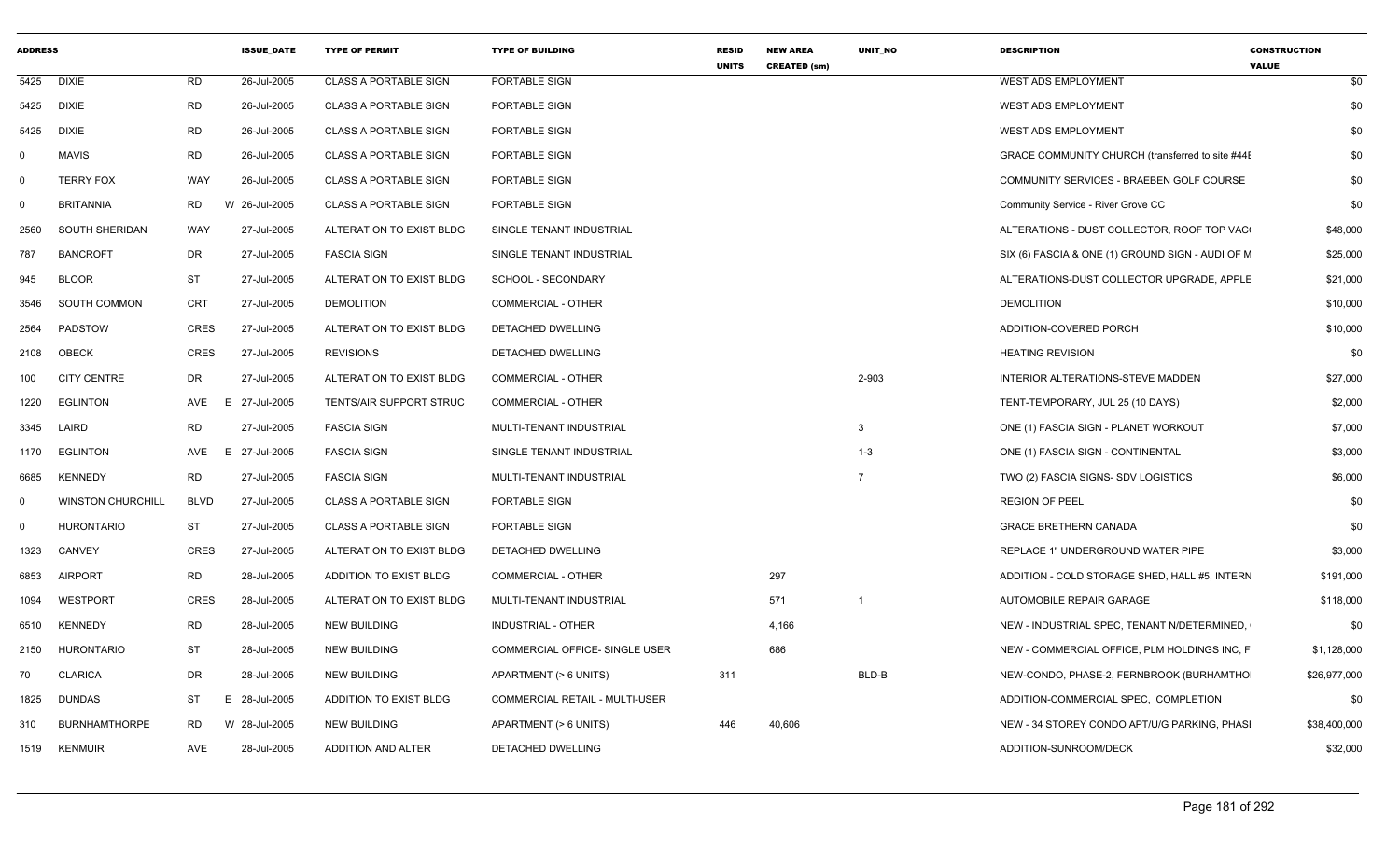| ADDRESS | | | ISSUE_DATE | TYPE OF PERMIT | TYPE OF BUILDING | RESID UNITS | NEW AREA CREATED (sm) | UNIT_NO | DESCRIPTION | CONSTRUCTION VALUE |
|---|---|---|---|---|---|---|---|---|---|---|
| 5425 | DIXIE | RD | 26-Jul-2005 | CLASS A PORTABLE SIGN | PORTABLE SIGN | | | | WEST ADS EMPLOYMENT | $0 |
| 5425 | DIXIE | RD | 26-Jul-2005 | CLASS A PORTABLE SIGN | PORTABLE SIGN | | | | WEST ADS EMPLOYMENT | $0 |
| 5425 | DIXIE | RD | 26-Jul-2005 | CLASS A PORTABLE SIGN | PORTABLE SIGN | | | | WEST ADS EMPLOYMENT | $0 |
| 0 | MAVIS | RD | 26-Jul-2005 | CLASS A PORTABLE SIGN | PORTABLE SIGN | | | | GRACE COMMUNITY CHURCH (transferred to site #44E | $0 |
| 0 | TERRY FOX | WAY | 26-Jul-2005 | CLASS A PORTABLE SIGN | PORTABLE SIGN | | | | COMMUNITY SERVICES - BRAEBEN GOLF COURSE | $0 |
| 0 | BRITANNIA | RD W | 26-Jul-2005 | CLASS A PORTABLE SIGN | PORTABLE SIGN | | | | Community Service - River Grove CC | $0 |
| 2560 | SOUTH SHERIDAN | WAY | 27-Jul-2005 | ALTERATION TO EXIST BLDG | SINGLE TENANT INDUSTRIAL | | | | ALTERATIONS - DUST COLLECTOR, ROOF TOP VAC | $48,000 |
| 787 | BANCROFT | DR | 27-Jul-2005 | FASCIA SIGN | SINGLE TENANT INDUSTRIAL | | | | SIX (6) FASCIA & ONE (1) GROUND SIGN - AUDI OF M | $25,000 |
| 945 | BLOOR | ST | 27-Jul-2005 | ALTERATION TO EXIST BLDG | SCHOOL - SECONDARY | | | | ALTERATIONS-DUST COLLECTOR UPGRADE, APPLE | $21,000 |
| 3546 | SOUTH COMMON | CRT | 27-Jul-2005 | DEMOLITION | COMMERCIAL - OTHER | | | | DEMOLITION | $10,000 |
| 2564 | PADSTOW | CRES | 27-Jul-2005 | ALTERATION TO EXIST BLDG | DETACHED DWELLING | | | | ADDITION-COVERED PORCH | $10,000 |
| 2108 | OBECK | CRES | 27-Jul-2005 | REVISIONS | DETACHED DWELLING | | | | HEATING REVISION | $0 |
| 100 | CITY CENTRE | DR | 27-Jul-2005 | ALTERATION TO EXIST BLDG | COMMERCIAL - OTHER | | | 2-903 | INTERIOR ALTERATIONS-STEVE MADDEN | $27,000 |
| 1220 | EGLINTON | AVE E | 27-Jul-2005 | TENTS/AIR SUPPORT STRUC | COMMERCIAL - OTHER | | | | TENT-TEMPORARY, JUL 25 (10 DAYS) | $2,000 |
| 3345 | LAIRD | RD | 27-Jul-2005 | FASCIA SIGN | MULTI-TENANT INDUSTRIAL | | | 3 | ONE (1) FASCIA SIGN - PLANET WORKOUT | $7,000 |
| 1170 | EGLINTON | AVE E | 27-Jul-2005 | FASCIA SIGN | SINGLE TENANT INDUSTRIAL | | | 1-3 | ONE (1) FASCIA SIGN - CONTINENTAL | $3,000 |
| 6685 | KENNEDY | RD | 27-Jul-2005 | FASCIA SIGN | MULTI-TENANT INDUSTRIAL | | | 7 | TWO (2) FASCIA SIGNS- SDV LOGISTICS | $6,000 |
| 0 | WINSTON CHURCHILL | BLVD | 27-Jul-2005 | CLASS A PORTABLE SIGN | PORTABLE SIGN | | | | REGION OF PEEL | $0 |
| 0 | HURONTARIO | ST | 27-Jul-2005 | CLASS A PORTABLE SIGN | PORTABLE SIGN | | | | GRACE BRETHERN CANADA | $0 |
| 1323 | CANVEY | CRES | 27-Jul-2005 | ALTERATION TO EXIST BLDG | DETACHED DWELLING | | | | REPLACE 1" UNDERGROUND WATER PIPE | $3,000 |
| 6853 | AIRPORT | RD | 28-Jul-2005 | ADDITION TO EXIST BLDG | COMMERCIAL - OTHER | | 297 | | ADDITION - COLD STORAGE SHED, HALL #5, INTERN | $191,000 |
| 1094 | WESTPORT | CRES | 28-Jul-2005 | ALTERATION TO EXIST BLDG | MULTI-TENANT INDUSTRIAL | | 571 | 1 | AUTOMOBILE REPAIR GARAGE | $118,000 |
| 6510 | KENNEDY | RD | 28-Jul-2005 | NEW BUILDING | INDUSTRIAL - OTHER | | 4,166 | | NEW - INDUSTRIAL SPEC, TENANT N/DETERMINED, | $0 |
| 2150 | HURONTARIO | ST | 28-Jul-2005 | NEW BUILDING | COMMERCIAL OFFICE- SINGLE USER | | 686 | | NEW - COMMERCIAL OFFICE, PLM HOLDINGS INC, F | $1,128,000 |
| 70 | CLARICA | DR | 28-Jul-2005 | NEW BUILDING | APARTMENT (> 6 UNITS) | 311 | | BLD-B | NEW-CONDO, PHASE-2, FERNBROOK (BURHAMTHO | $26,977,000 |
| 1825 | DUNDAS | ST E | 28-Jul-2005 | ADDITION TO EXIST BLDG | COMMERCIAL RETAIL - MULTI-USER | | | | ADDITION-COMMERCIAL SPEC, COMPLETION | $0 |
| 310 | BURNHAMTHORPE | RD W | 28-Jul-2005 | NEW BUILDING | APARTMENT (> 6 UNITS) | 446 | 40,606 | | NEW - 34 STOREY CONDO APT/U/G PARKING, PHASI | $38,400,000 |
| 1519 | KENMUIR | AVE | 28-Jul-2005 | ADDITION AND ALTER | DETACHED DWELLING | | | | ADDITION-SUNROOM/DECK | $32,000 |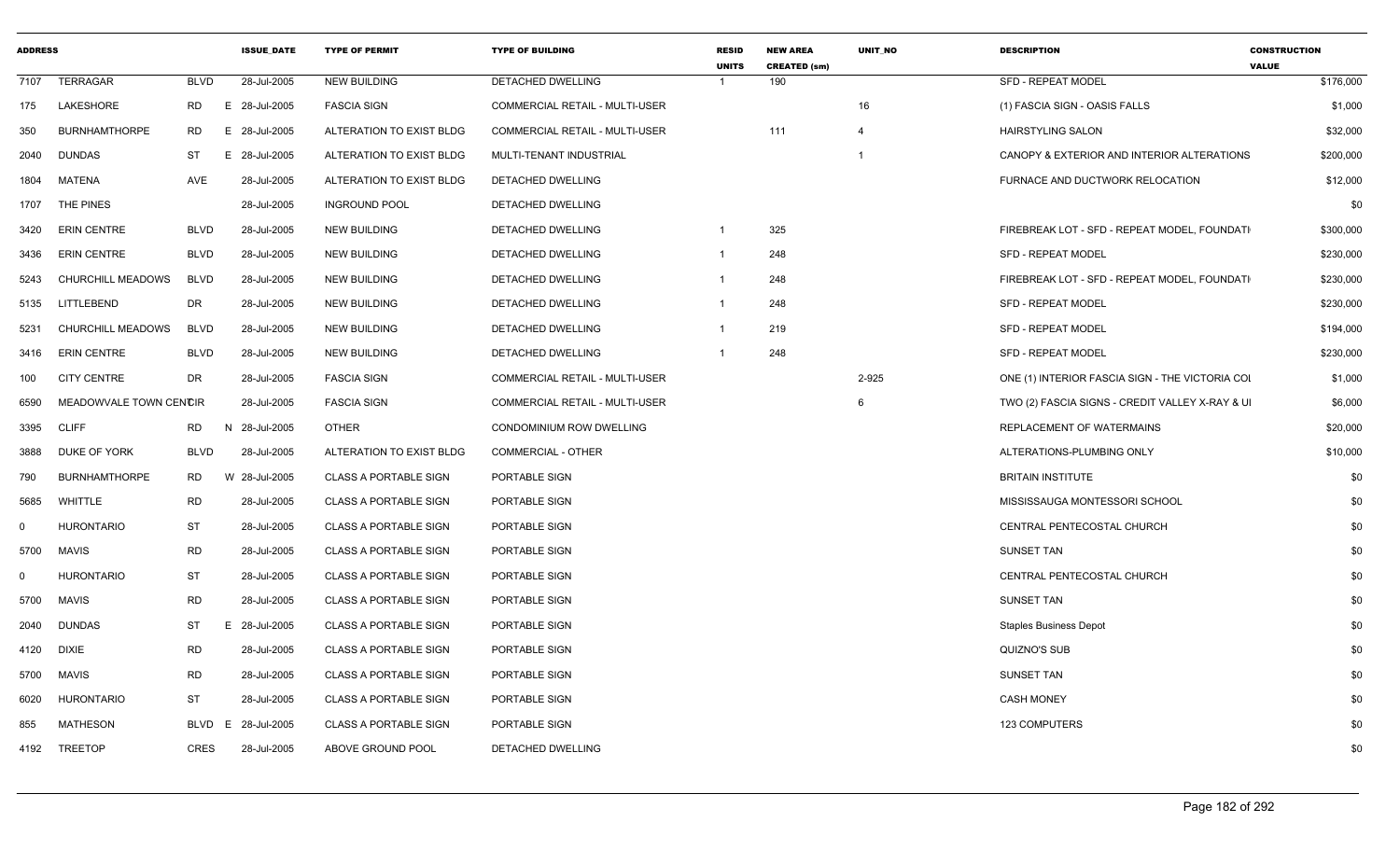| ADDRESS | | | ISSUE_DATE | TYPE OF PERMIT | TYPE OF BUILDING | RESID UNITS | NEW AREA CREATED (sm) | UNIT_NO | DESCRIPTION | CONSTRUCTION VALUE |
|---|---|---|---|---|---|---|---|---|---|---|
| 7107 | TERRAGAR | BLVD | 28-Jul-2005 | NEW BUILDING | DETACHED DWELLING | 1 | 190 | | SFD - REPEAT MODEL | $176,000 |
| 175 | LAKESHORE | RD E | 28-Jul-2005 | FASCIA SIGN | COMMERCIAL RETAIL - MULTI-USER | | | 16 | (1) FASCIA SIGN - OASIS FALLS | $1,000 |
| 350 | BURNHAMTHORPE | RD E | 28-Jul-2005 | ALTERATION TO EXIST BLDG | COMMERCIAL RETAIL - MULTI-USER | | 111 | 4 | HAIRSTYLING SALON | $32,000 |
| 2040 | DUNDAS | ST E | 28-Jul-2005 | ALTERATION TO EXIST BLDG | MULTI-TENANT INDUSTRIAL | | | 1 | CANOPY & EXTERIOR AND INTERIOR ALTERATIONS | $200,000 |
| 1804 | MATENA | AVE | 28-Jul-2005 | ALTERATION TO EXIST BLDG | DETACHED DWELLING | | | | FURNACE AND DUCTWORK RELOCATION | $12,000 |
| 1707 | THE PINES | | 28-Jul-2005 | INGROUND POOL | DETACHED DWELLING | | | | | $0 |
| 3420 | ERIN CENTRE | BLVD | 28-Jul-2005 | NEW BUILDING | DETACHED DWELLING | 1 | 325 | | FIREBREAK LOT - SFD - REPEAT MODEL, FOUNDATI | $300,000 |
| 3436 | ERIN CENTRE | BLVD | 28-Jul-2005 | NEW BUILDING | DETACHED DWELLING | 1 | 248 | | SFD - REPEAT MODEL | $230,000 |
| 5243 | CHURCHILL MEADOWS | BLVD | 28-Jul-2005 | NEW BUILDING | DETACHED DWELLING | 1 | 248 | | FIREBREAK LOT - SFD - REPEAT MODEL, FOUNDATI | $230,000 |
| 5135 | LITTLEBEND | DR | 28-Jul-2005 | NEW BUILDING | DETACHED DWELLING | 1 | 248 | | SFD - REPEAT MODEL | $230,000 |
| 5231 | CHURCHILL MEADOWS | BLVD | 28-Jul-2005 | NEW BUILDING | DETACHED DWELLING | 1 | 219 | | SFD - REPEAT MODEL | $194,000 |
| 3416 | ERIN CENTRE | BLVD | 28-Jul-2005 | NEW BUILDING | DETACHED DWELLING | 1 | 248 | | SFD - REPEAT MODEL | $230,000 |
| 100 | CITY CENTRE | DR | 28-Jul-2005 | FASCIA SIGN | COMMERCIAL RETAIL - MULTI-USER | | | 2-925 | ONE (1) INTERIOR FASCIA SIGN - THE VICTORIA COL | $1,000 |
| 6590 | MEADOWVALE TOWN CENTRE | CIR | 28-Jul-2005 | FASCIA SIGN | COMMERCIAL RETAIL - MULTI-USER | | | 6 | TWO (2) FASCIA SIGNS - CREDIT VALLEY X-RAY & UI | $6,000 |
| 3395 | CLIFF | RD N | 28-Jul-2005 | OTHER | CONDOMINIUM ROW DWELLING | | | | REPLACEMENT OF WATERMAINS | $20,000 |
| 3888 | DUKE OF YORK | BLVD | 28-Jul-2005 | ALTERATION TO EXIST BLDG | COMMERCIAL - OTHER | | | | ALTERATIONS-PLUMBING ONLY | $10,000 |
| 790 | BURNHAMTHORPE | RD W | 28-Jul-2005 | CLASS A PORTABLE SIGN | PORTABLE SIGN | | | | BRITAIN INSTITUTE | $0 |
| 5685 | WHITTLE | RD | 28-Jul-2005 | CLASS A PORTABLE SIGN | PORTABLE SIGN | | | | MISSISSAUGA MONTESSORI SCHOOL | $0 |
| 0 | HURONTARIO | ST | 28-Jul-2005 | CLASS A PORTABLE SIGN | PORTABLE SIGN | | | | CENTRAL PENTECOSTAL CHURCH | $0 |
| 5700 | MAVIS | RD | 28-Jul-2005 | CLASS A PORTABLE SIGN | PORTABLE SIGN | | | | SUNSET TAN | $0 |
| 0 | HURONTARIO | ST | 28-Jul-2005 | CLASS A PORTABLE SIGN | PORTABLE SIGN | | | | CENTRAL PENTECOSTAL CHURCH | $0 |
| 5700 | MAVIS | RD | 28-Jul-2005 | CLASS A PORTABLE SIGN | PORTABLE SIGN | | | | SUNSET TAN | $0 |
| 2040 | DUNDAS | ST E | 28-Jul-2005 | CLASS A PORTABLE SIGN | PORTABLE SIGN | | | | Staples Business Depot | $0 |
| 4120 | DIXIE | RD | 28-Jul-2005 | CLASS A PORTABLE SIGN | PORTABLE SIGN | | | | QUIZNO'S SUB | $0 |
| 5700 | MAVIS | RD | 28-Jul-2005 | CLASS A PORTABLE SIGN | PORTABLE SIGN | | | | SUNSET TAN | $0 |
| 6020 | HURONTARIO | ST | 28-Jul-2005 | CLASS A PORTABLE SIGN | PORTABLE SIGN | | | | CASH MONEY | $0 |
| 855 | MATHESON | BLVD E | 28-Jul-2005 | CLASS A PORTABLE SIGN | PORTABLE SIGN | | | | 123 COMPUTERS | $0 |
| 4192 | TREETOP | CRES | 28-Jul-2005 | ABOVE GROUND POOL | DETACHED DWELLING | | | | | $0 |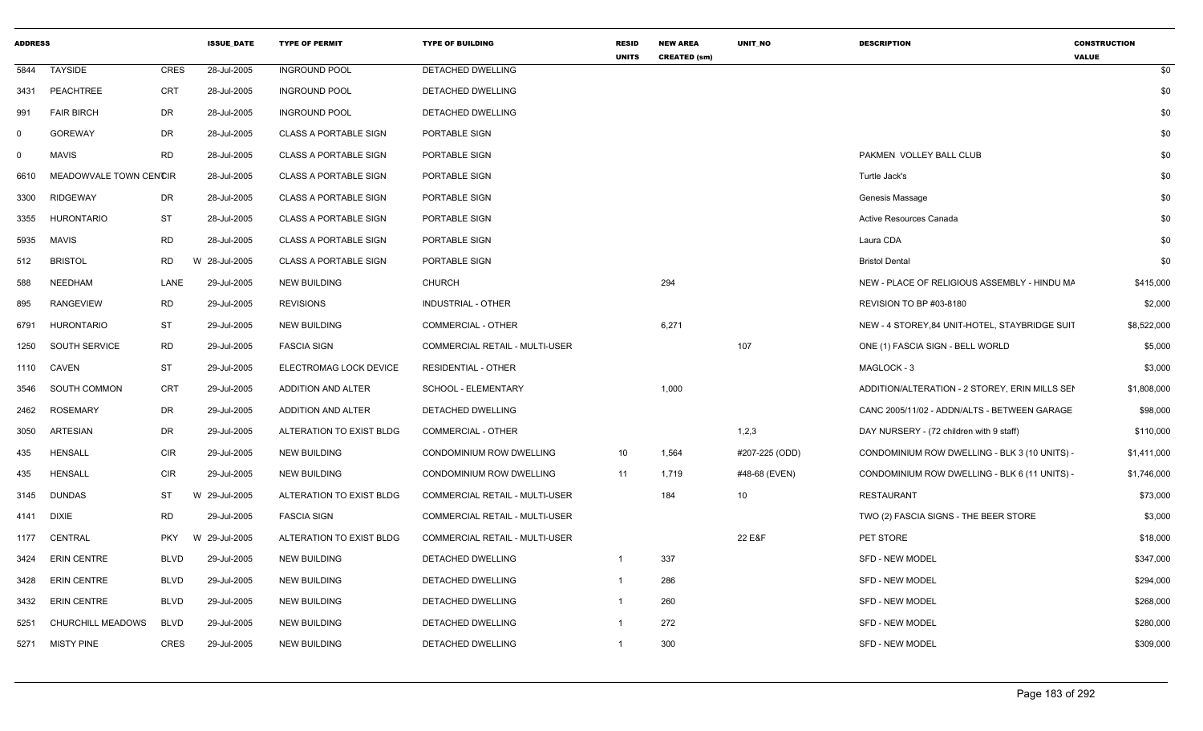| ADDRESS | | | ISSUE_DATE | TYPE OF PERMIT | TYPE OF BUILDING | RESID UNITS | NEW AREA CREATED (sm) | UNIT_NO | DESCRIPTION | CONSTRUCTION VALUE |
|---|---|---|---|---|---|---|---|---|---|---|
| 5844 | TAYSIDE | CRES | 28-Jul-2005 | INGROUND POOL | DETACHED DWELLING | | | | | $0 |
| 3431 | PEACHTREE | CRT | 28-Jul-2005 | INGROUND POOL | DETACHED DWELLING | | | | | $0 |
| 991 | FAIR BIRCH | DR | 28-Jul-2005 | INGROUND POOL | DETACHED DWELLING | | | | | $0 |
| 0 | GOREWAY | DR | 28-Jul-2005 | CLASS A PORTABLE SIGN | PORTABLE SIGN | | | | | $0 |
| 0 | MAVIS | RD | 28-Jul-2005 | CLASS A PORTABLE SIGN | PORTABLE SIGN | | | | PAKMEN VOLLEY BALL CLUB | $0 |
| 6610 | MEADOWVALE TOWN CENTCIR | | 28-Jul-2005 | CLASS A PORTABLE SIGN | PORTABLE SIGN | | | | Turtle Jack's | $0 |
| 3300 | RIDGEWAY | DR | 28-Jul-2005 | CLASS A PORTABLE SIGN | PORTABLE SIGN | | | | Genesis Massage | $0 |
| 3355 | HURONTARIO | ST | 28-Jul-2005 | CLASS A PORTABLE SIGN | PORTABLE SIGN | | | | Active Resources Canada | $0 |
| 5935 | MAVIS | RD | 28-Jul-2005 | CLASS A PORTABLE SIGN | PORTABLE SIGN | | | | Laura CDA | $0 |
| 512 | BRISTOL | RD | W 28-Jul-2005 | CLASS A PORTABLE SIGN | PORTABLE SIGN | | | | Bristol Dental | $0 |
| 588 | NEEDHAM | LANE | 29-Jul-2005 | NEW BUILDING | CHURCH | | 294 | | NEW - PLACE OF RELIGIOUS ASSEMBLY - HINDU MA | $415,000 |
| 895 | RANGEVIEW | RD | 29-Jul-2005 | REVISIONS | INDUSTRIAL - OTHER | | | | REVISION TO BP #03-8180 | $2,000 |
| 6791 | HURONTARIO | ST | 29-Jul-2005 | NEW BUILDING | COMMERCIAL - OTHER | | 6,271 | | NEW - 4 STOREY,84 UNIT-HOTEL, STAYBRIDGE SUIT | $8,522,000 |
| 1250 | SOUTH SERVICE | RD | 29-Jul-2005 | FASCIA SIGN | COMMERCIAL RETAIL - MULTI-USER | | | 107 | ONE (1) FASCIA SIGN - BELL WORLD | $5,000 |
| 1110 | CAVEN | ST | 29-Jul-2005 | ELECTROMAG LOCK DEVICE | RESIDENTIAL - OTHER | | | | MAGLOCK - 3 | $3,000 |
| 3546 | SOUTH COMMON | CRT | 29-Jul-2005 | ADDITION AND ALTER | SCHOOL - ELEMENTARY | | 1,000 | | ADDITION/ALTERATION - 2 STOREY, ERIN MILLS SEI | $1,808,000 |
| 2462 | ROSEMARY | DR | 29-Jul-2005 | ADDITION AND ALTER | DETACHED DWELLING | | | | CANC 2005/11/02 - ADDN/ALTS - BETWEEN GARAGE | $98,000 |
| 3050 | ARTESIAN | DR | 29-Jul-2005 | ALTERATION TO EXIST BLDG | COMMERCIAL - OTHER | | | 1,2,3 | DAY NURSERY - (72 children with 9 staff) | $110,000 |
| 435 | HENSALL | CIR | 29-Jul-2005 | NEW BUILDING | CONDOMINIUM ROW DWELLING | 10 | 1,564 | #207-225 (ODD) | CONDOMINIUM ROW DWELLING - BLK 3 (10 UNITS) - | $1,411,000 |
| 435 | HENSALL | CIR | 29-Jul-2005 | NEW BUILDING | CONDOMINIUM ROW DWELLING | 11 | 1,719 | #48-68 (EVEN) | CONDOMINIUM ROW DWELLING - BLK 6 (11 UNITS) - | $1,746,000 |
| 3145 | DUNDAS | ST | W 29-Jul-2005 | ALTERATION TO EXIST BLDG | COMMERCIAL RETAIL - MULTI-USER | | 184 | 10 | RESTAURANT | $73,000 |
| 4141 | DIXIE | RD | 29-Jul-2005 | FASCIA SIGN | COMMERCIAL RETAIL - MULTI-USER | | | | TWO (2) FASCIA SIGNS - THE BEER STORE | $3,000 |
| 1177 | CENTRAL | PKY | W 29-Jul-2005 | ALTERATION TO EXIST BLDG | COMMERCIAL RETAIL - MULTI-USER | | | 22 E&F | PET STORE | $18,000 |
| 3424 | ERIN CENTRE | BLVD | 29-Jul-2005 | NEW BUILDING | DETACHED DWELLING | 1 | 337 | | SFD - NEW MODEL | $347,000 |
| 3428 | ERIN CENTRE | BLVD | 29-Jul-2005 | NEW BUILDING | DETACHED DWELLING | 1 | 286 | | SFD - NEW MODEL | $294,000 |
| 3432 | ERIN CENTRE | BLVD | 29-Jul-2005 | NEW BUILDING | DETACHED DWELLING | 1 | 260 | | SFD - NEW MODEL | $268,000 |
| 5251 | CHURCHILL MEADOWS | BLVD | 29-Jul-2005 | NEW BUILDING | DETACHED DWELLING | 1 | 272 | | SFD - NEW MODEL | $280,000 |
| 5271 | MISTY PINE | CRES | 29-Jul-2005 | NEW BUILDING | DETACHED DWELLING | 1 | 300 | | SFD - NEW MODEL | $309,000 |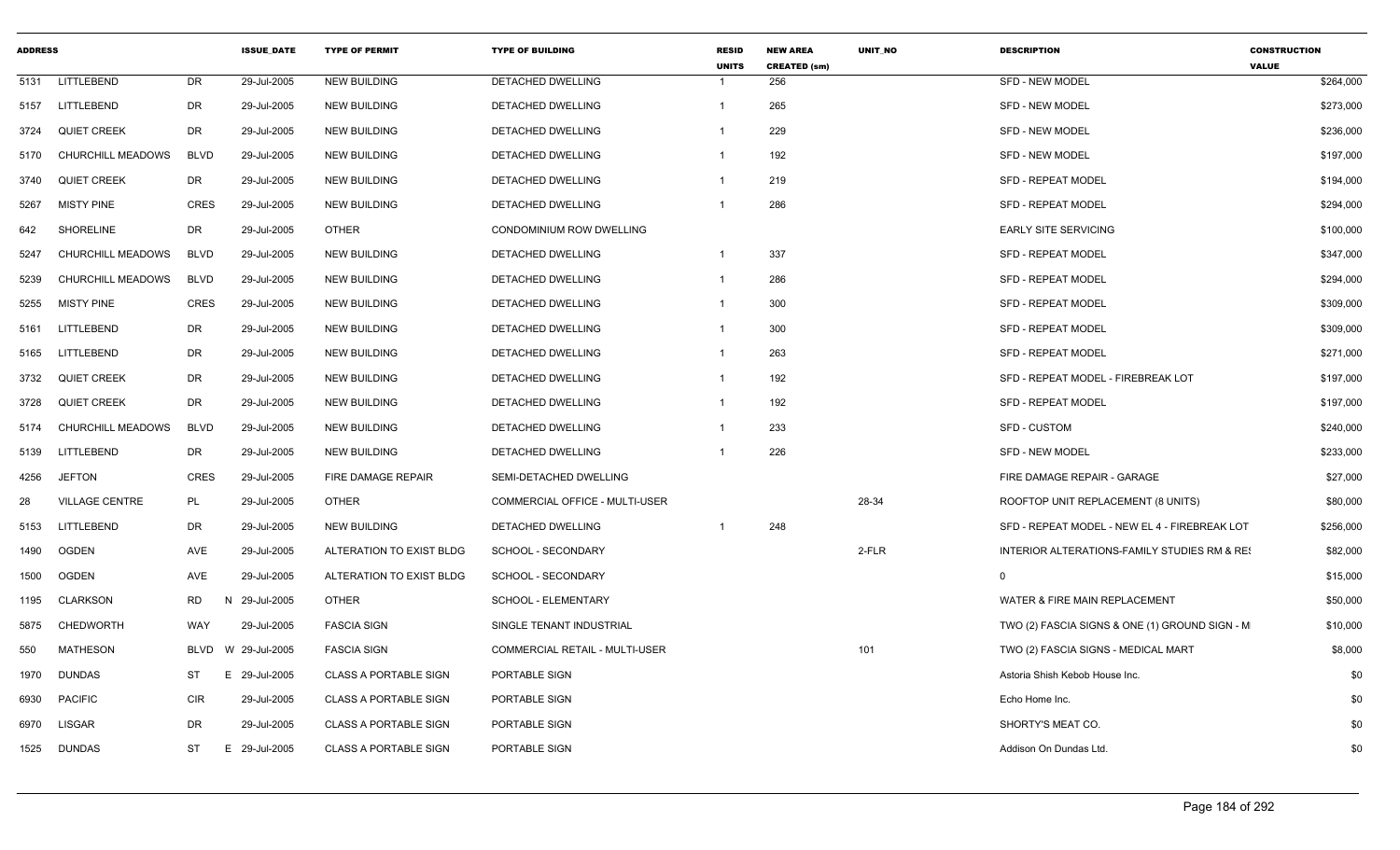| ADDRESS | | | ISSUE_DATE | TYPE OF PERMIT | TYPE OF BUILDING | RESID UNITS | NEW AREA CREATED (sm) | UNIT_NO | DESCRIPTION | CONSTRUCTION VALUE |
|---|---|---|---|---|---|---|---|---|---|---|
| 5131 | LITTLEBEND | DR | 29-Jul-2005 | NEW BUILDING | DETACHED DWELLING | 1 | 256 | | SFD - NEW MODEL | $264,000 |
| 5157 | LITTLEBEND | DR | 29-Jul-2005 | NEW BUILDING | DETACHED DWELLING | 1 | 265 | | SFD - NEW MODEL | $273,000 |
| 3724 | QUIET CREEK | DR | 29-Jul-2005 | NEW BUILDING | DETACHED DWELLING | 1 | 229 | | SFD - NEW MODEL | $236,000 |
| 5170 | CHURCHILL MEADOWS | BLVD | 29-Jul-2005 | NEW BUILDING | DETACHED DWELLING | 1 | 192 | | SFD - NEW MODEL | $197,000 |
| 3740 | QUIET CREEK | DR | 29-Jul-2005 | NEW BUILDING | DETACHED DWELLING | 1 | 219 | | SFD - REPEAT MODEL | $194,000 |
| 5267 | MISTY PINE | CRES | 29-Jul-2005 | NEW BUILDING | DETACHED DWELLING | 1 | 286 | | SFD - REPEAT MODEL | $294,000 |
| 642 | SHORELINE | DR | 29-Jul-2005 | OTHER | CONDOMINIUM ROW DWELLING | | | | EARLY SITE SERVICING | $100,000 |
| 5247 | CHURCHILL MEADOWS | BLVD | 29-Jul-2005 | NEW BUILDING | DETACHED DWELLING | 1 | 337 | | SFD - REPEAT MODEL | $347,000 |
| 5239 | CHURCHILL MEADOWS | BLVD | 29-Jul-2005 | NEW BUILDING | DETACHED DWELLING | 1 | 286 | | SFD - REPEAT MODEL | $294,000 |
| 5255 | MISTY PINE | CRES | 29-Jul-2005 | NEW BUILDING | DETACHED DWELLING | 1 | 300 | | SFD - REPEAT MODEL | $309,000 |
| 5161 | LITTLEBEND | DR | 29-Jul-2005 | NEW BUILDING | DETACHED DWELLING | 1 | 300 | | SFD - REPEAT MODEL | $309,000 |
| 5165 | LITTLEBEND | DR | 29-Jul-2005 | NEW BUILDING | DETACHED DWELLING | 1 | 263 | | SFD - REPEAT MODEL | $271,000 |
| 3732 | QUIET CREEK | DR | 29-Jul-2005 | NEW BUILDING | DETACHED DWELLING | 1 | 192 | | SFD - REPEAT MODEL - FIREBREAK LOT | $197,000 |
| 3728 | QUIET CREEK | DR | 29-Jul-2005 | NEW BUILDING | DETACHED DWELLING | 1 | 192 | | SFD - REPEAT MODEL | $197,000 |
| 5174 | CHURCHILL MEADOWS | BLVD | 29-Jul-2005 | NEW BUILDING | DETACHED DWELLING | 1 | 233 | | SFD - CUSTOM | $240,000 |
| 5139 | LITTLEBEND | DR | 29-Jul-2005 | NEW BUILDING | DETACHED DWELLING | 1 | 226 | | SFD - NEW MODEL | $233,000 |
| 4256 | JEFTON | CRES | 29-Jul-2005 | FIRE DAMAGE REPAIR | SEMI-DETACHED DWELLING | | | | FIRE DAMAGE REPAIR - GARAGE | $27,000 |
| 28 | VILLAGE CENTRE | PL | 29-Jul-2005 | OTHER | COMMERCIAL OFFICE - MULTI-USER | | | 28-34 | ROOFTOP UNIT REPLACEMENT (8 UNITS) | $80,000 |
| 5153 | LITTLEBEND | DR | 29-Jul-2005 | NEW BUILDING | DETACHED DWELLING | 1 | 248 | | SFD - REPEAT MODEL - NEW EL 4 - FIREBREAK LOT | $256,000 |
| 1490 | OGDEN | AVE | 29-Jul-2005 | ALTERATION TO EXIST BLDG | SCHOOL - SECONDARY | | | 2-FLR | INTERIOR ALTERATIONS-FAMILY STUDIES RM & RES | $82,000 |
| 1500 | OGDEN | AVE | 29-Jul-2005 | ALTERATION TO EXIST BLDG | SCHOOL - SECONDARY | | | | 0 | $15,000 |
| 1195 | CLARKSON | RD | N 29-Jul-2005 | OTHER | SCHOOL - ELEMENTARY | | | | WATER & FIRE MAIN REPLACEMENT | $50,000 |
| 5875 | CHEDWORTH | WAY | 29-Jul-2005 | FASCIA SIGN | SINGLE TENANT INDUSTRIAL | | | | TWO (2) FASCIA SIGNS & ONE (1) GROUND SIGN - M | $10,000 |
| 550 | MATHESON | BLVD | W 29-Jul-2005 | FASCIA SIGN | COMMERCIAL RETAIL - MULTI-USER | | | 101 | TWO (2) FASCIA SIGNS - MEDICAL MART | $8,000 |
| 1970 | DUNDAS | ST | E 29-Jul-2005 | CLASS A PORTABLE SIGN | PORTABLE SIGN | | | | Astoria Shish Kebob House Inc. | $0 |
| 6930 | PACIFIC | CIR | 29-Jul-2005 | CLASS A PORTABLE SIGN | PORTABLE SIGN | | | | Echo Home Inc. | $0 |
| 6970 | LISGAR | DR | 29-Jul-2005 | CLASS A PORTABLE SIGN | PORTABLE SIGN | | | | SHORTY'S MEAT CO. | $0 |
| 1525 | DUNDAS | ST | E 29-Jul-2005 | CLASS A PORTABLE SIGN | PORTABLE SIGN | | | | Addison On Dundas Ltd. | $0 |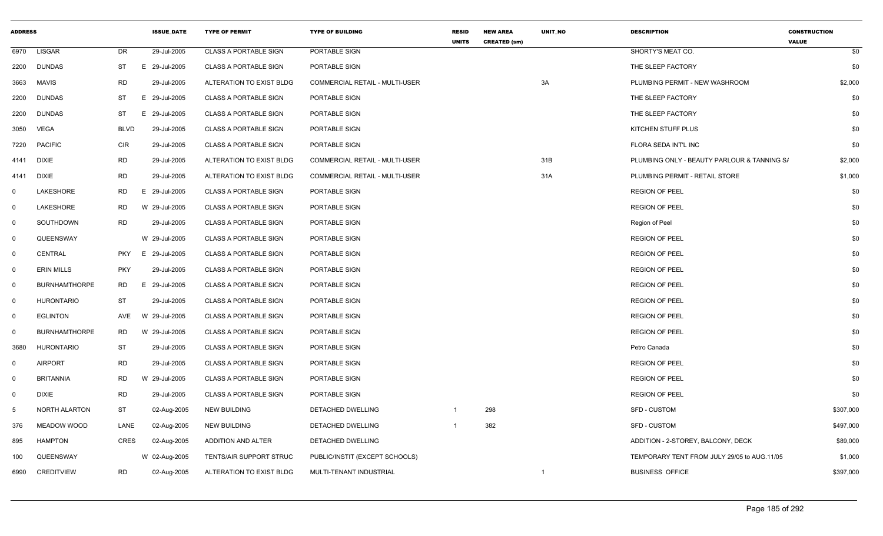| ADDRESS | | | ISSUE_DATE | TYPE OF PERMIT | TYPE OF BUILDING | RESID UNITS | NEW AREA CREATED (sm) | UNIT_NO | DESCRIPTION | CONSTRUCTION VALUE |
|---|---|---|---|---|---|---|---|---|---|---|
| 6970 | LISGAR | DR | 29-Jul-2005 | CLASS A PORTABLE SIGN | PORTABLE SIGN | | | | SHORTY'S MEAT CO. | $0 |
| 2200 | DUNDAS | ST | E 29-Jul-2005 | CLASS A PORTABLE SIGN | PORTABLE SIGN | | | | THE SLEEP FACTORY | $0 |
| 3663 | MAVIS | RD | 29-Jul-2005 | ALTERATION TO EXIST BLDG | COMMERCIAL RETAIL - MULTI-USER | | | 3A | PLUMBING PERMIT - NEW WASHROOM | $2,000 |
| 2200 | DUNDAS | ST | E 29-Jul-2005 | CLASS A PORTABLE SIGN | PORTABLE SIGN | | | | THE SLEEP FACTORY | $0 |
| 2200 | DUNDAS | ST | E 29-Jul-2005 | CLASS A PORTABLE SIGN | PORTABLE SIGN | | | | THE SLEEP FACTORY | $0 |
| 3050 | VEGA | BLVD | 29-Jul-2005 | CLASS A PORTABLE SIGN | PORTABLE SIGN | | | | KITCHEN STUFF PLUS | $0 |
| 7220 | PACIFIC | CIR | 29-Jul-2005 | CLASS A PORTABLE SIGN | PORTABLE SIGN | | | | FLORA SEDA INT'L INC | $0 |
| 4141 | DIXIE | RD | 29-Jul-2005 | ALTERATION TO EXIST BLDG | COMMERCIAL RETAIL - MULTI-USER | | | 31B | PLUMBING ONLY - BEAUTY PARLOUR & TANNING S/ | $2,000 |
| 4141 | DIXIE | RD | 29-Jul-2005 | ALTERATION TO EXIST BLDG | COMMERCIAL RETAIL - MULTI-USER | | | 31A | PLUMBING PERMIT - RETAIL STORE | $1,000 |
| 0 | LAKESHORE | RD | E 29-Jul-2005 | CLASS A PORTABLE SIGN | PORTABLE SIGN | | | | REGION OF PEEL | $0 |
| 0 | LAKESHORE | RD | W 29-Jul-2005 | CLASS A PORTABLE SIGN | PORTABLE SIGN | | | | REGION OF PEEL | $0 |
| 0 | SOUTHDOWN | RD | 29-Jul-2005 | CLASS A PORTABLE SIGN | PORTABLE SIGN | | | | Region of Peel | $0 |
| 0 | QUEENSWAY | | W 29-Jul-2005 | CLASS A PORTABLE SIGN | PORTABLE SIGN | | | | REGION OF PEEL | $0 |
| 0 | CENTRAL | PKY | E 29-Jul-2005 | CLASS A PORTABLE SIGN | PORTABLE SIGN | | | | REGION OF PEEL | $0 |
| 0 | ERIN MILLS | PKY | 29-Jul-2005 | CLASS A PORTABLE SIGN | PORTABLE SIGN | | | | REGION OF PEEL | $0 |
| 0 | BURNHAMTHORPE | RD | E 29-Jul-2005 | CLASS A PORTABLE SIGN | PORTABLE SIGN | | | | REGION OF PEEL | $0 |
| 0 | HURONTARIO | ST | 29-Jul-2005 | CLASS A PORTABLE SIGN | PORTABLE SIGN | | | | REGION OF PEEL | $0 |
| 0 | EGLINTON | AVE | W 29-Jul-2005 | CLASS A PORTABLE SIGN | PORTABLE SIGN | | | | REGION OF PEEL | $0 |
| 0 | BURNHAMTHORPE | RD | W 29-Jul-2005 | CLASS A PORTABLE SIGN | PORTABLE SIGN | | | | REGION OF PEEL | $0 |
| 3680 | HURONTARIO | ST | 29-Jul-2005 | CLASS A PORTABLE SIGN | PORTABLE SIGN | | | | Petro Canada | $0 |
| 0 | AIRPORT | RD | 29-Jul-2005 | CLASS A PORTABLE SIGN | PORTABLE SIGN | | | | REGION OF PEEL | $0 |
| 0 | BRITANNIA | RD | W 29-Jul-2005 | CLASS A PORTABLE SIGN | PORTABLE SIGN | | | | REGION OF PEEL | $0 |
| 0 | DIXIE | RD | 29-Jul-2005 | CLASS A PORTABLE SIGN | PORTABLE SIGN | | | | REGION OF PEEL | $0 |
| 5 | NORTH ALARTON | ST | 02-Aug-2005 | NEW BUILDING | DETACHED DWELLING | 1 | 298 | | SFD - CUSTOM | $307,000 |
| 376 | MEADOW WOOD | LANE | 02-Aug-2005 | NEW BUILDING | DETACHED DWELLING | 1 | 382 | | SFD - CUSTOM | $497,000 |
| 895 | HAMPTON | CRES | 02-Aug-2005 | ADDITION AND ALTER | DETACHED DWELLING | | | | ADDITION - 2-STOREY, BALCONY, DECK | $89,000 |
| 100 | QUEENSWAY | | W 02-Aug-2005 | TENTS/AIR SUPPORT STRUC | PUBLIC/INSTIT (EXCEPT SCHOOLS) | | | | TEMPORARY TENT FROM JULY 29/05 to AUG.11/05 | $1,000 |
| 6990 | CREDITVIEW | RD | 02-Aug-2005 | ALTERATION TO EXIST BLDG | MULTI-TENANT INDUSTRIAL | | | 1 | BUSINESS OFFICE | $397,000 |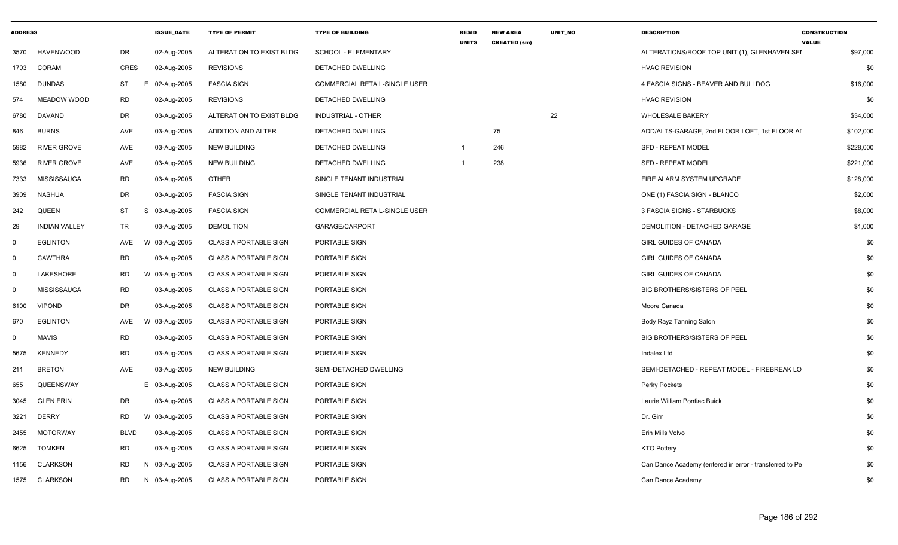| ADDRESS | | | | ISSUE_DATE | TYPE OF PERMIT | TYPE OF BUILDING | RESID UNITS | NEW AREA CREATED (sm) | UNIT_NO | DESCRIPTION | CONSTRUCTION VALUE |
|---|---|---|---|---|---|---|---|---|---|---|---|
| 3570 | HAVENWOOD | DR | | 02-Aug-2005 | ALTERATION TO EXIST BLDG | SCHOOL - ELEMENTARY | | | | ALTERATIONS/ROOF TOP UNIT (1), GLENHAVEN SEN | $97,000 |
| 1703 | CORAM | CRES | | 02-Aug-2005 | REVISIONS | DETACHED DWELLING | | | | HVAC REVISION | $0 |
| 1580 | DUNDAS | ST | E | 02-Aug-2005 | FASCIA SIGN | COMMERCIAL RETAIL-SINGLE USER | | | | 4 FASCIA SIGNS - BEAVER AND BULLDOG | $16,000 |
| 574 | MEADOW WOOD | RD | | 02-Aug-2005 | REVISIONS | DETACHED DWELLING | | | | HVAC REVISION | $0 |
| 6780 | DAVAND | DR | | 03-Aug-2005 | ALTERATION TO EXIST BLDG | INDUSTRIAL - OTHER | | | 22 | WHOLESALE BAKERY | $34,000 |
| 846 | BURNS | AVE | | 03-Aug-2005 | ADDITION AND ALTER | DETACHED DWELLING | | 75 | | ADD/ALTS-GARAGE, 2nd FLOOR LOFT, 1st FLOOR AD | $102,000 |
| 5982 | RIVER GROVE | AVE | | 03-Aug-2005 | NEW BUILDING | DETACHED DWELLING | 1 | 246 | | SFD - REPEAT MODEL | $228,000 |
| 5936 | RIVER GROVE | AVE | | 03-Aug-2005 | NEW BUILDING | DETACHED DWELLING | 1 | 238 | | SFD - REPEAT MODEL | $221,000 |
| 7333 | MISSISSAUGA | RD | | 03-Aug-2005 | OTHER | SINGLE TENANT INDUSTRIAL | | | | FIRE ALARM SYSTEM UPGRADE | $128,000 |
| 3909 | NASHUA | DR | | 03-Aug-2005 | FASCIA SIGN | SINGLE TENANT INDUSTRIAL | | | | ONE (1) FASCIA SIGN - BLANCO | $2,000 |
| 242 | QUEEN | ST | S | 03-Aug-2005 | FASCIA SIGN | COMMERCIAL RETAIL-SINGLE USER | | | | 3 FASCIA SIGNS - STARBUCKS | $8,000 |
| 29 | INDIAN VALLEY | TR | | 03-Aug-2005 | DEMOLITION | GARAGE/CARPORT | | | | DEMOLITION - DETACHED GARAGE | $1,000 |
| 0 | EGLINTON | AVE | W | 03-Aug-2005 | CLASS A PORTABLE SIGN | PORTABLE SIGN | | | | GIRL GUIDES OF CANADA | $0 |
| 0 | CAWTHRA | RD | | 03-Aug-2005 | CLASS A PORTABLE SIGN | PORTABLE SIGN | | | | GIRL GUIDES OF CANADA | $0 |
| 0 | LAKESHORE | RD | W | 03-Aug-2005 | CLASS A PORTABLE SIGN | PORTABLE SIGN | | | | GIRL GUIDES OF CANADA | $0 |
| 0 | MISSISSAUGA | RD | | 03-Aug-2005 | CLASS A PORTABLE SIGN | PORTABLE SIGN | | | | BIG BROTHERS/SISTERS OF PEEL | $0 |
| 6100 | VIPOND | DR | | 03-Aug-2005 | CLASS A PORTABLE SIGN | PORTABLE SIGN | | | | Moore Canada | $0 |
| 670 | EGLINTON | AVE | W | 03-Aug-2005 | CLASS A PORTABLE SIGN | PORTABLE SIGN | | | | Body Rayz Tanning Salon | $0 |
| 0 | MAVIS | RD | | 03-Aug-2005 | CLASS A PORTABLE SIGN | PORTABLE SIGN | | | | BIG BROTHERS/SISTERS OF PEEL | $0 |
| 5675 | KENNEDY | RD | | 03-Aug-2005 | CLASS A PORTABLE SIGN | PORTABLE SIGN | | | | Indalex Ltd | $0 |
| 211 | BRETON | AVE | | 03-Aug-2005 | NEW BUILDING | SEMI-DETACHED DWELLING | | | | SEMI-DETACHED - REPEAT MODEL - FIREBREAK LO | $0 |
| 655 | QUEENSWAY | | E | 03-Aug-2005 | CLASS A PORTABLE SIGN | PORTABLE SIGN | | | | Perky Pockets | $0 |
| 3045 | GLEN ERIN | DR | | 03-Aug-2005 | CLASS A PORTABLE SIGN | PORTABLE SIGN | | | | Laurie William Pontiac Buick | $0 |
| 3221 | DERRY | RD | W | 03-Aug-2005 | CLASS A PORTABLE SIGN | PORTABLE SIGN | | | | Dr. Girn | $0 |
| 2455 | MOTORWAY | BLVD | | 03-Aug-2005 | CLASS A PORTABLE SIGN | PORTABLE SIGN | | | | Erin Mills Volvo | $0 |
| 6625 | TOMKEN | RD | | 03-Aug-2005 | CLASS A PORTABLE SIGN | PORTABLE SIGN | | | | KTO Pottery | $0 |
| 1156 | CLARKSON | RD | N | 03-Aug-2005 | CLASS A PORTABLE SIGN | PORTABLE SIGN | | | | Can Dance Academy (entered in error - transferred to Pe | $0 |
| 1575 | CLARKSON | RD | N | 03-Aug-2005 | CLASS A PORTABLE SIGN | PORTABLE SIGN | | | | Can Dance Academy | $0 |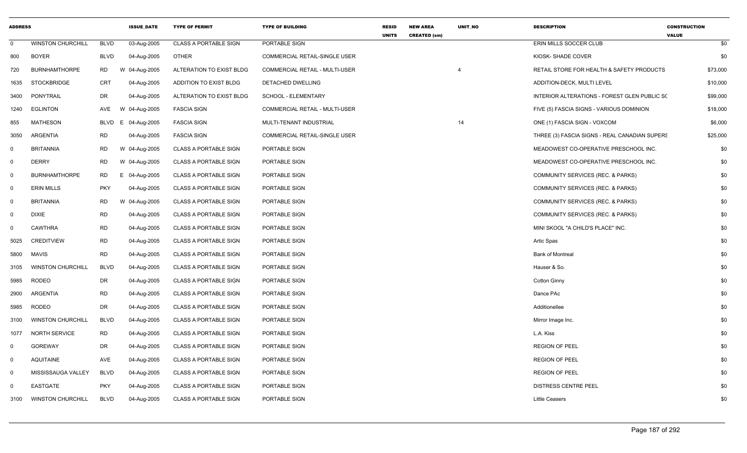| ADDRESS | | | ISSUE_DATE | TYPE OF PERMIT | TYPE OF BUILDING | RESID UNITS | NEW AREA CREATED (sm) | UNIT_NO | DESCRIPTION | CONSTRUCTION VALUE |
|---|---|---|---|---|---|---|---|---|---|---|
| 0 | WINSTON CHURCHILL | BLVD | 03-Aug-2005 | CLASS A PORTABLE SIGN | PORTABLE SIGN | | | | ERIN MILLS SOCCER CLUB | $0 |
| 800 | BOYER | BLVD | 04-Aug-2005 | OTHER | COMMERCIAL RETAIL-SINGLE USER | | | | KIOSK- SHADE COVER | $0 |
| 720 | BURNHAMTHORPE | RD | W 04-Aug-2005 | ALTERATION TO EXIST BLDG | COMMERCIAL RETAIL - MULTI-USER | | | 4 | RETAIL STORE FOR HEALTH & SAFETY PRODUCTS | $73,000 |
| 1635 | STOCKBRIDGE | CRT | 04-Aug-2005 | ADDITION TO EXIST BLDG | DETACHED DWELLING | | | | ADDITION-DECK, MULTI LEVEL | $10,000 |
| 3400 | PONYTRAIL | DR | 04-Aug-2005 | ALTERATION TO EXIST BLDG | SCHOOL - ELEMENTARY | | | | INTERIOR ALTERATIONS - FOREST GLEN PUBLIC SC | $99,000 |
| 1240 | EGLINTON | AVE | W 04-Aug-2005 | FASCIA SIGN | COMMERCIAL RETAIL - MULTI-USER | | | | FIVE (5) FASCIA SIGNS - VARIOUS DOMINION | $18,000 |
| 855 | MATHESON | BLVD | E 04-Aug-2005 | FASCIA SIGN | MULTI-TENANT INDUSTRIAL | | | 14 | ONE (1) FASCIA SIGN - VOXCOM | $6,000 |
| 3050 | ARGENTIA | RD | 04-Aug-2005 | FASCIA SIGN | COMMERCIAL RETAIL-SINGLE USER | | | | THREE (3) FASCIA SIGNS - REAL CANADIAN SUPERS | $25,000 |
| 0 | BRITANNIA | RD | W 04-Aug-2005 | CLASS A PORTABLE SIGN | PORTABLE SIGN | | | | MEADOWEST CO-OPERATIVE PRESCHOOL INC. | $0 |
| 0 | DERRY | RD | W 04-Aug-2005 | CLASS A PORTABLE SIGN | PORTABLE SIGN | | | | MEADOWEST CO-OPERATIVE PRESCHOOL INC. | $0 |
| 0 | BURNHAMTHORPE | RD | E 04-Aug-2005 | CLASS A PORTABLE SIGN | PORTABLE SIGN | | | | COMMUNITY SERVICES (REC. & PARKS) | $0 |
| 0 | ERIN MILLS | PKY | 04-Aug-2005 | CLASS A PORTABLE SIGN | PORTABLE SIGN | | | | COMMUNITY SERVICES (REC. & PARKS) | $0 |
| 0 | BRITANNIA | RD | W 04-Aug-2005 | CLASS A PORTABLE SIGN | PORTABLE SIGN | | | | COMMUNITY SERVICES (REC. & PARKS) | $0 |
| 0 | DIXIE | RD | 04-Aug-2005 | CLASS A PORTABLE SIGN | PORTABLE SIGN | | | | COMMUNITY SERVICES (REC. & PARKS) | $0 |
| 0 | CAWTHRA | RD | 04-Aug-2005 | CLASS A PORTABLE SIGN | PORTABLE SIGN | | | | MINI SKOOL "A CHILD'S PLACE" INC. | $0 |
| 5025 | CREDITVIEW | RD | 04-Aug-2005 | CLASS A PORTABLE SIGN | PORTABLE SIGN | | | | Artic Spas | $0 |
| 5800 | MAVIS | RD | 04-Aug-2005 | CLASS A PORTABLE SIGN | PORTABLE SIGN | | | | Bank of Montreal | $0 |
| 3105 | WINSTON CHURCHILL | BLVD | 04-Aug-2005 | CLASS A PORTABLE SIGN | PORTABLE SIGN | | | | Hauser & So. | $0 |
| 5985 | RODEO | DR | 04-Aug-2005 | CLASS A PORTABLE SIGN | PORTABLE SIGN | | | | Cotton Ginny | $0 |
| 2900 | ARGENTIA | RD | 04-Aug-2005 | CLASS A PORTABLE SIGN | PORTABLE SIGN | | | | Dance PAc | $0 |
| 5985 | RODEO | DR | 04-Aug-2005 | CLASS A PORTABLE SIGN | PORTABLE SIGN | | | | Additionellee | $0 |
| 3100 | WINSTON CHURCHILL | BLVD | 04-Aug-2005 | CLASS A PORTABLE SIGN | PORTABLE SIGN | | | | Mirror Image Inc. | $0 |
| 1077 | NORTH SERVICE | RD | 04-Aug-2005 | CLASS A PORTABLE SIGN | PORTABLE SIGN | | | | L.A. Kiss | $0 |
| 0 | GOREWAY | DR | 04-Aug-2005 | CLASS A PORTABLE SIGN | PORTABLE SIGN | | | | REGION OF PEEL | $0 |
| 0 | AQUITAINE | AVE | 04-Aug-2005 | CLASS A PORTABLE SIGN | PORTABLE SIGN | | | | REGION OF PEEL | $0 |
| 0 | MISSISSAUGA VALLEY | BLVD | 04-Aug-2005 | CLASS A PORTABLE SIGN | PORTABLE SIGN | | | | REGION OF PEEL | $0 |
| 0 | EASTGATE | PKY | 04-Aug-2005 | CLASS A PORTABLE SIGN | PORTABLE SIGN | | | | DISTRESS CENTRE PEEL | $0 |
| 3100 | WINSTON CHURCHILL | BLVD | 04-Aug-2005 | CLASS A PORTABLE SIGN | PORTABLE SIGN | | | | Little Ceasers | $0 |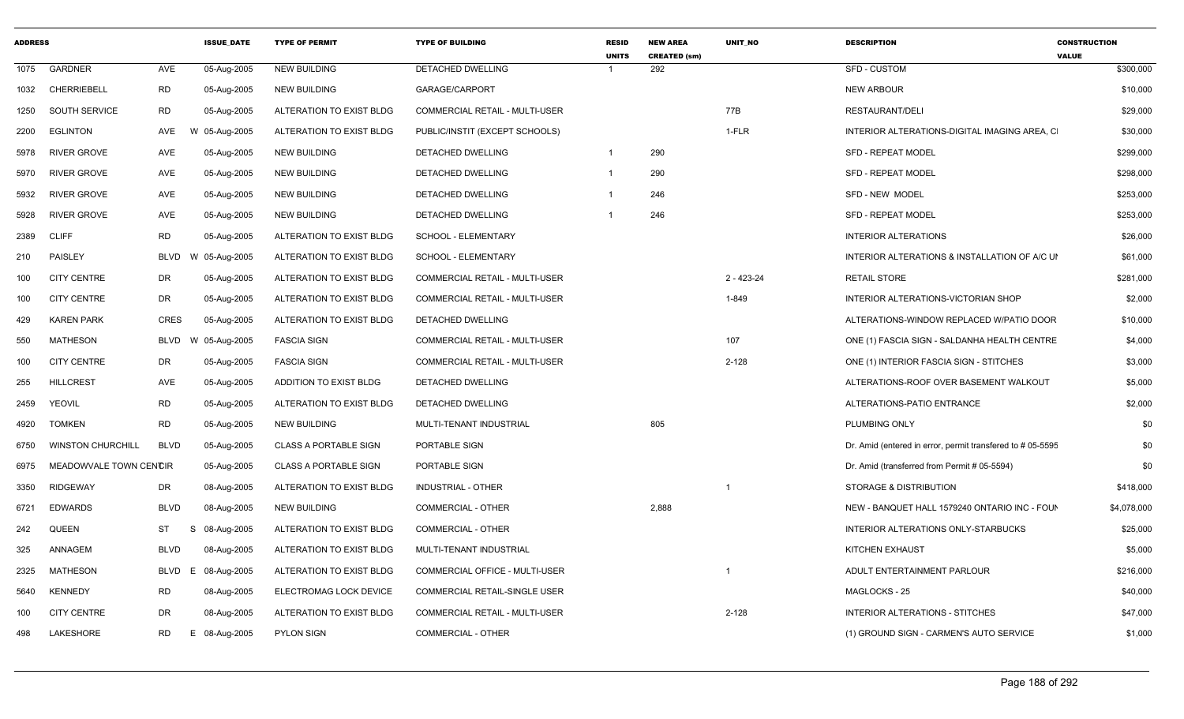| ADDRESS | | | ISSUE_DATE | TYPE OF PERMIT | TYPE OF BUILDING | RESID UNITS | NEW AREA CREATED (sm) | UNIT_NO | DESCRIPTION | CONSTRUCTION VALUE |
|---|---|---|---|---|---|---|---|---|---|---|
| 1075 | GARDNER | AVE | 05-Aug-2005 | NEW BUILDING | DETACHED DWELLING | 1 | 292 | | SFD - CUSTOM | $300,000 |
| 1032 | CHERRIEBELL | RD | 05-Aug-2005 | NEW BUILDING | GARAGE/CARPORT | | | | NEW ARBOUR | $10,000 |
| 1250 | SOUTH SERVICE | RD | 05-Aug-2005 | ALTERATION TO EXIST BLDG | COMMERCIAL RETAIL - MULTI-USER | | | 77B | RESTAURANT/DELI | $29,000 |
| 2200 | EGLINTON | AVE W | 05-Aug-2005 | ALTERATION TO EXIST BLDG | PUBLIC/INSTIT (EXCEPT SCHOOLS) | | | 1-FLR | INTERIOR ALTERATIONS-DIGITAL IMAGING AREA, CI | $30,000 |
| 5978 | RIVER GROVE | AVE | 05-Aug-2005 | NEW BUILDING | DETACHED DWELLING | 1 | 290 | | SFD - REPEAT MODEL | $299,000 |
| 5970 | RIVER GROVE | AVE | 05-Aug-2005 | NEW BUILDING | DETACHED DWELLING | 1 | 290 | | SFD - REPEAT MODEL | $298,000 |
| 5932 | RIVER GROVE | AVE | 05-Aug-2005 | NEW BUILDING | DETACHED DWELLING | 1 | 246 | | SFD - NEW MODEL | $253,000 |
| 5928 | RIVER GROVE | AVE | 05-Aug-2005 | NEW BUILDING | DETACHED DWELLING | 1 | 246 | | SFD - REPEAT MODEL | $253,000 |
| 2389 | CLIFF | RD | 05-Aug-2005 | ALTERATION TO EXIST BLDG | SCHOOL - ELEMENTARY | | | | INTERIOR ALTERATIONS | $26,000 |
| 210 | PAISLEY | BLVD W | 05-Aug-2005 | ALTERATION TO EXIST BLDG | SCHOOL - ELEMENTARY | | | | INTERIOR ALTERATIONS & INSTALLATION OF A/C UI | $61,000 |
| 100 | CITY CENTRE | DR | 05-Aug-2005 | ALTERATION TO EXIST BLDG | COMMERCIAL RETAIL - MULTI-USER | | | 2 - 423-24 | RETAIL STORE | $281,000 |
| 100 | CITY CENTRE | DR | 05-Aug-2005 | ALTERATION TO EXIST BLDG | COMMERCIAL RETAIL - MULTI-USER | | | 1-849 | INTERIOR ALTERATIONS-VICTORIAN SHOP | $2,000 |
| 429 | KAREN PARK | CRES | 05-Aug-2005 | ALTERATION TO EXIST BLDG | DETACHED DWELLING | | | | ALTERATIONS-WINDOW REPLACED W/PATIO DOOR | $10,000 |
| 550 | MATHESON | BLVD W | 05-Aug-2005 | FASCIA SIGN | COMMERCIAL RETAIL - MULTI-USER | | | 107 | ONE (1) FASCIA SIGN - SALDANHA HEALTH CENTRE | $4,000 |
| 100 | CITY CENTRE | DR | 05-Aug-2005 | FASCIA SIGN | COMMERCIAL RETAIL - MULTI-USER | | | 2-128 | ONE (1) INTERIOR FASCIA SIGN - STITCHES | $3,000 |
| 255 | HILLCREST | AVE | 05-Aug-2005 | ADDITION TO EXIST BLDG | DETACHED DWELLING | | | | ALTERATIONS-ROOF OVER BASEMENT WALKOUT | $5,000 |
| 2459 | YEOVIL | RD | 05-Aug-2005 | ALTERATION TO EXIST BLDG | DETACHED DWELLING | | | | ALTERATIONS-PATIO ENTRANCE | $2,000 |
| 4920 | TOMKEN | RD | 05-Aug-2005 | NEW BUILDING | MULTI-TENANT INDUSTRIAL | | 805 | | PLUMBING ONLY | $0 |
| 6750 | WINSTON CHURCHILL | BLVD | 05-Aug-2005 | CLASS A PORTABLE SIGN | PORTABLE SIGN | | | | Dr. Amid (entered in error, permit transfered to # 05-5595 | $0 |
| 6975 | MEADOWVALE TOWN CENTCIR | | 05-Aug-2005 | CLASS A PORTABLE SIGN | PORTABLE SIGN | | | | Dr. Amid (transferred from Permit # 05-5594) | $0 |
| 3350 | RIDGEWAY | DR | 08-Aug-2005 | ALTERATION TO EXIST BLDG | INDUSTRIAL - OTHER | | | 1 | STORAGE & DISTRIBUTION | $418,000 |
| 6721 | EDWARDS | BLVD | 08-Aug-2005 | NEW BUILDING | COMMERCIAL - OTHER | | 2,888 | | NEW - BANQUET HALL 1579240 ONTARIO INC - FOUN | $4,078,000 |
| 242 | QUEEN | ST S | 08-Aug-2005 | ALTERATION TO EXIST BLDG | COMMERCIAL - OTHER | | | | INTERIOR ALTERATIONS ONLY-STARBUCKS | $25,000 |
| 325 | ANNAGEM | BLVD | 08-Aug-2005 | ALTERATION TO EXIST BLDG | MULTI-TENANT INDUSTRIAL | | | | KITCHEN EXHAUST | $5,000 |
| 2325 | MATHESON | BLVD E | 08-Aug-2005 | ALTERATION TO EXIST BLDG | COMMERCIAL OFFICE - MULTI-USER | | | 1 | ADULT ENTERTAINMENT PARLOUR | $216,000 |
| 5640 | KENNEDY | RD | 08-Aug-2005 | ELECTROMAG LOCK DEVICE | COMMERCIAL RETAIL-SINGLE USER | | | | MAGLOCKS - 25 | $40,000 |
| 100 | CITY CENTRE | DR | 08-Aug-2005 | ALTERATION TO EXIST BLDG | COMMERCIAL RETAIL - MULTI-USER | | | 2-128 | INTERIOR ALTERATIONS - STITCHES | $47,000 |
| 498 | LAKESHORE | RD E | 08-Aug-2005 | PYLON SIGN | COMMERCIAL - OTHER | | | | (1) GROUND SIGN - CARMEN'S AUTO SERVICE | $1,000 |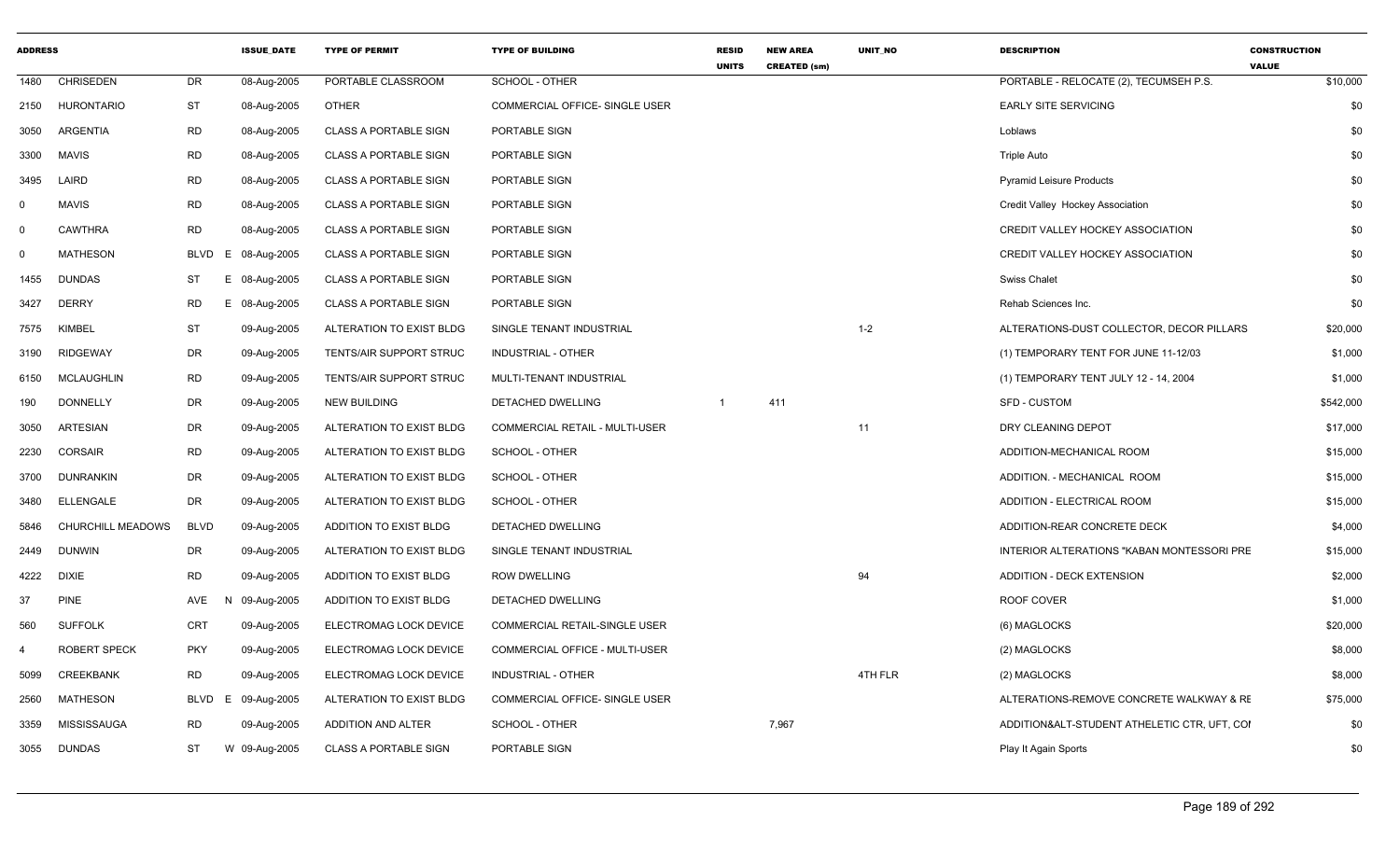| ADDRESS | | | ISSUE_DATE | TYPE OF PERMIT | TYPE OF BUILDING | RESID UNITS | NEW AREA CREATED (sm) | UNIT_NO | DESCRIPTION | CONSTRUCTION VALUE |
|---|---|---|---|---|---|---|---|---|---|---|
| 1480 | CHRISEDEN | DR | 08-Aug-2005 | PORTABLE CLASSROOM | SCHOOL - OTHER | | | | PORTABLE - RELOCATE (2), TECUMSEH P.S. | $10,000 |
| 2150 | HURONTARIO | ST | 08-Aug-2005 | OTHER | COMMERCIAL OFFICE- SINGLE USER | | | | EARLY SITE SERVICING | $0 |
| 3050 | ARGENTIA | RD | 08-Aug-2005 | CLASS A PORTABLE SIGN | PORTABLE SIGN | | | | Loblaws | $0 |
| 3300 | MAVIS | RD | 08-Aug-2005 | CLASS A PORTABLE SIGN | PORTABLE SIGN | | | | Triple Auto | $0 |
| 3495 | LAIRD | RD | 08-Aug-2005 | CLASS A PORTABLE SIGN | PORTABLE SIGN | | | | Pyramid Leisure Products | $0 |
| 0 | MAVIS | RD | 08-Aug-2005 | CLASS A PORTABLE SIGN | PORTABLE SIGN | | | | Credit Valley Hockey Association | $0 |
| 0 | CAWTHRA | RD | 08-Aug-2005 | CLASS A PORTABLE SIGN | PORTABLE SIGN | | | | CREDIT VALLEY HOCKEY ASSOCIATION | $0 |
| 0 | MATHESON | BLVD E | 08-Aug-2005 | CLASS A PORTABLE SIGN | PORTABLE SIGN | | | | CREDIT VALLEY HOCKEY ASSOCIATION | $0 |
| 1455 | DUNDAS | ST E | 08-Aug-2005 | CLASS A PORTABLE SIGN | PORTABLE SIGN | | | | Swiss Chalet | $0 |
| 3427 | DERRY | RD E | 08-Aug-2005 | CLASS A PORTABLE SIGN | PORTABLE SIGN | | | | Rehab Sciences Inc. | $0 |
| 7575 | KIMBEL | ST | 09-Aug-2005 | ALTERATION TO EXIST BLDG | SINGLE TENANT INDUSTRIAL | | | 1-2 | ALTERATIONS-DUST COLLECTOR, DECOR PILLARS | $20,000 |
| 3190 | RIDGEWAY | DR | 09-Aug-2005 | TENTS/AIR SUPPORT STRUC | INDUSTRIAL - OTHER | | | | (1) TEMPORARY TENT FOR JUNE 11-12/03 | $1,000 |
| 6150 | MCLAUGHLIN | RD | 09-Aug-2005 | TENTS/AIR SUPPORT STRUC | MULTI-TENANT INDUSTRIAL | | | | (1) TEMPORARY TENT JULY 12 - 14, 2004 | $1,000 |
| 190 | DONNELLY | DR | 09-Aug-2005 | NEW BUILDING | DETACHED DWELLING | 1 | 411 | | SFD - CUSTOM | $542,000 |
| 3050 | ARTESIAN | DR | 09-Aug-2005 | ALTERATION TO EXIST BLDG | COMMERCIAL RETAIL - MULTI-USER | | | 11 | DRY CLEANING DEPOT | $17,000 |
| 2230 | CORSAIR | RD | 09-Aug-2005 | ALTERATION TO EXIST BLDG | SCHOOL - OTHER | | | | ADDITION-MECHANICAL ROOM | $15,000 |
| 3700 | DUNRANKIN | DR | 09-Aug-2005 | ALTERATION TO EXIST BLDG | SCHOOL - OTHER | | | | ADDITION. - MECHANICAL ROOM | $15,000 |
| 3480 | ELLENGALE | DR | 09-Aug-2005 | ALTERATION TO EXIST BLDG | SCHOOL - OTHER | | | | ADDITION - ELECTRICAL ROOM | $15,000 |
| 5846 | CHURCHILL MEADOWS | BLVD | 09-Aug-2005 | ADDITION TO EXIST BLDG | DETACHED DWELLING | | | | ADDITION-REAR CONCRETE DECK | $4,000 |
| 2449 | DUNWIN | DR | 09-Aug-2005 | ALTERATION TO EXIST BLDG | SINGLE TENANT INDUSTRIAL | | | | INTERIOR ALTERATIONS "KABAN MONTESSORI PRE | $15,000 |
| 4222 | DIXIE | RD | 09-Aug-2005 | ADDITION TO EXIST BLDG | ROW DWELLING | | | 94 | ADDITION - DECK EXTENSION | $2,000 |
| 37 | PINE | AVE N | 09-Aug-2005 | ADDITION TO EXIST BLDG | DETACHED DWELLING | | | | ROOF COVER | $1,000 |
| 560 | SUFFOLK | CRT | 09-Aug-2005 | ELECTROMAG LOCK DEVICE | COMMERCIAL RETAIL-SINGLE USER | | | | (6) MAGLOCKS | $20,000 |
| 4 | ROBERT SPECK | PKY | 09-Aug-2005 | ELECTROMAG LOCK DEVICE | COMMERCIAL OFFICE - MULTI-USER | | | | (2) MAGLOCKS | $8,000 |
| 5099 | CREEKBANK | RD | 09-Aug-2005 | ELECTROMAG LOCK DEVICE | INDUSTRIAL - OTHER | | | 4TH FLR | (2) MAGLOCKS | $8,000 |
| 2560 | MATHESON | BLVD E | 09-Aug-2005 | ALTERATION TO EXIST BLDG | COMMERCIAL OFFICE- SINGLE USER | | | | ALTERATIONS-REMOVE CONCRETE WALKWAY & RE | $75,000 |
| 3359 | MISSISSAUGA | RD | 09-Aug-2005 | ADDITION AND ALTER | SCHOOL - OTHER | | 7,967 | | ADDITION&ALT-STUDENT ATHELETIC CTR, UFT, COI | $0 |
| 3055 | DUNDAS | ST W | 09-Aug-2005 | CLASS A PORTABLE SIGN | PORTABLE SIGN | | | | Play It Again Sports | $0 |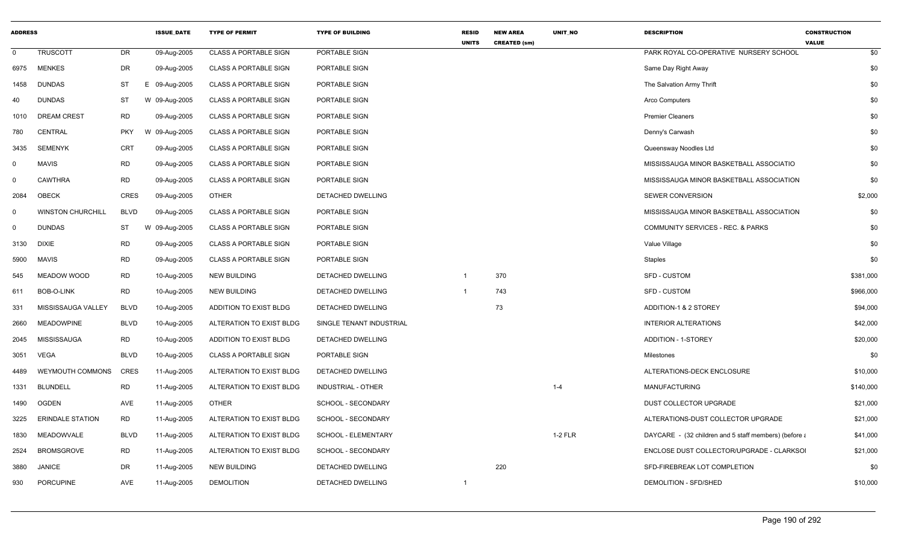| ADDRESS | | | ISSUE_DATE | TYPE OF PERMIT | TYPE OF BUILDING | RESID UNITS | NEW AREA CREATED (sm) | UNIT_NO | DESCRIPTION | CONSTRUCTION VALUE |
|---|---|---|---|---|---|---|---|---|---|---|
| 0 | TRUSCOTT | DR | 09-Aug-2005 | CLASS A PORTABLE SIGN | PORTABLE SIGN | | | | PARK ROYAL CO-OPERATIVE NURSERY SCHOOL | $0 |
| 6975 | MENKES | DR | 09-Aug-2005 | CLASS A PORTABLE SIGN | PORTABLE SIGN | | | | Same Day Right Away | $0 |
| 1458 | DUNDAS | ST | E 09-Aug-2005 | CLASS A PORTABLE SIGN | PORTABLE SIGN | | | | The Salvation Army Thrift | $0 |
| 40 | DUNDAS | ST | W 09-Aug-2005 | CLASS A PORTABLE SIGN | PORTABLE SIGN | | | | Arco Computers | $0 |
| 1010 | DREAM CREST | RD | 09-Aug-2005 | CLASS A PORTABLE SIGN | PORTABLE SIGN | | | | Premier Cleaners | $0 |
| 780 | CENTRAL | PKY | W 09-Aug-2005 | CLASS A PORTABLE SIGN | PORTABLE SIGN | | | | Denny's Carwash | $0 |
| 3435 | SEMENYK | CRT | 09-Aug-2005 | CLASS A PORTABLE SIGN | PORTABLE SIGN | | | | Queensway Noodles Ltd | $0 |
| 0 | MAVIS | RD | 09-Aug-2005 | CLASS A PORTABLE SIGN | PORTABLE SIGN | | | | MISSISSAUGA MINOR BASKETBALL ASSOCIATIO | $0 |
| 0 | CAWTHRA | RD | 09-Aug-2005 | CLASS A PORTABLE SIGN | PORTABLE SIGN | | | | MISSISSAUGA MINOR BASKETBALL ASSOCIATION | $0 |
| 2084 | OBECK | CRES | 09-Aug-2005 | OTHER | DETACHED DWELLING | | | | SEWER CONVERSION | $2,000 |
| 0 | WINSTON CHURCHILL | BLVD | 09-Aug-2005 | CLASS A PORTABLE SIGN | PORTABLE SIGN | | | | MISSISSAUGA MINOR BASKETBALL ASSOCIATION | $0 |
| 0 | DUNDAS | ST | W 09-Aug-2005 | CLASS A PORTABLE SIGN | PORTABLE SIGN | | | | COMMUNITY SERVICES - REC. & PARKS | $0 |
| 3130 | DIXIE | RD | 09-Aug-2005 | CLASS A PORTABLE SIGN | PORTABLE SIGN | | | | Value Village | $0 |
| 5900 | MAVIS | RD | 09-Aug-2005 | CLASS A PORTABLE SIGN | PORTABLE SIGN | | | | Staples | $0 |
| 545 | MEADOW WOOD | RD | 10-Aug-2005 | NEW BUILDING | DETACHED DWELLING | 1 | 370 | | SFD - CUSTOM | $381,000 |
| 611 | BOB-O-LINK | RD | 10-Aug-2005 | NEW BUILDING | DETACHED DWELLING | 1 | 743 | | SFD - CUSTOM | $966,000 |
| 331 | MISSISSAUGA VALLEY | BLVD | 10-Aug-2005 | ADDITION TO EXIST BLDG | DETACHED DWELLING | | 73 | | ADDITION-1 & 2 STOREY | $94,000 |
| 2660 | MEADOWPINE | BLVD | 10-Aug-2005 | ALTERATION TO EXIST BLDG | SINGLE TENANT INDUSTRIAL | | | | INTERIOR ALTERATIONS | $42,000 |
| 2045 | MISSISSAUGA | RD | 10-Aug-2005 | ADDITION TO EXIST BLDG | DETACHED DWELLING | | | | ADDITION - 1-STOREY | $20,000 |
| 3051 | VEGA | BLVD | 10-Aug-2005 | CLASS A PORTABLE SIGN | PORTABLE SIGN | | | | Milestones | $0 |
| 4489 | WEYMOUTH COMMONS | CRES | 11-Aug-2005 | ALTERATION TO EXIST BLDG | DETACHED DWELLING | | | | ALTERATIONS-DECK ENCLOSURE | $10,000 |
| 1331 | BLUNDELL | RD | 11-Aug-2005 | ALTERATION TO EXIST BLDG | INDUSTRIAL - OTHER | | | 1-4 | MANUFACTURING | $140,000 |
| 1490 | OGDEN | AVE | 11-Aug-2005 | OTHER | SCHOOL - SECONDARY | | | | DUST COLLECTOR UPGRADE | $21,000 |
| 3225 | ERINDALE STATION | RD | 11-Aug-2005 | ALTERATION TO EXIST BLDG | SCHOOL - SECONDARY | | | | ALTERATIONS-DUST COLLECTOR UPGRADE | $21,000 |
| 1830 | MEADOWVALE | BLVD | 11-Aug-2005 | ALTERATION TO EXIST BLDG | SCHOOL - ELEMENTARY | | | 1-2 FLR | DAYCARE - (32 children and 5 staff members) (before a | $41,000 |
| 2524 | BROMSGROVE | RD | 11-Aug-2005 | ALTERATION TO EXIST BLDG | SCHOOL - SECONDARY | | | | ENCLOSE DUST COLLECTOR/UPGRADE - CLARKSOI | $21,000 |
| 3880 | JANICE | DR | 11-Aug-2005 | NEW BUILDING | DETACHED DWELLING | | 220 | | SFD-FIREBREAK LOT COMPLETION | $0 |
| 930 | PORCUPINE | AVE | 11-Aug-2005 | DEMOLITION | DETACHED DWELLING | 1 | | | DEMOLITION - SFD/SHED | $10,000 |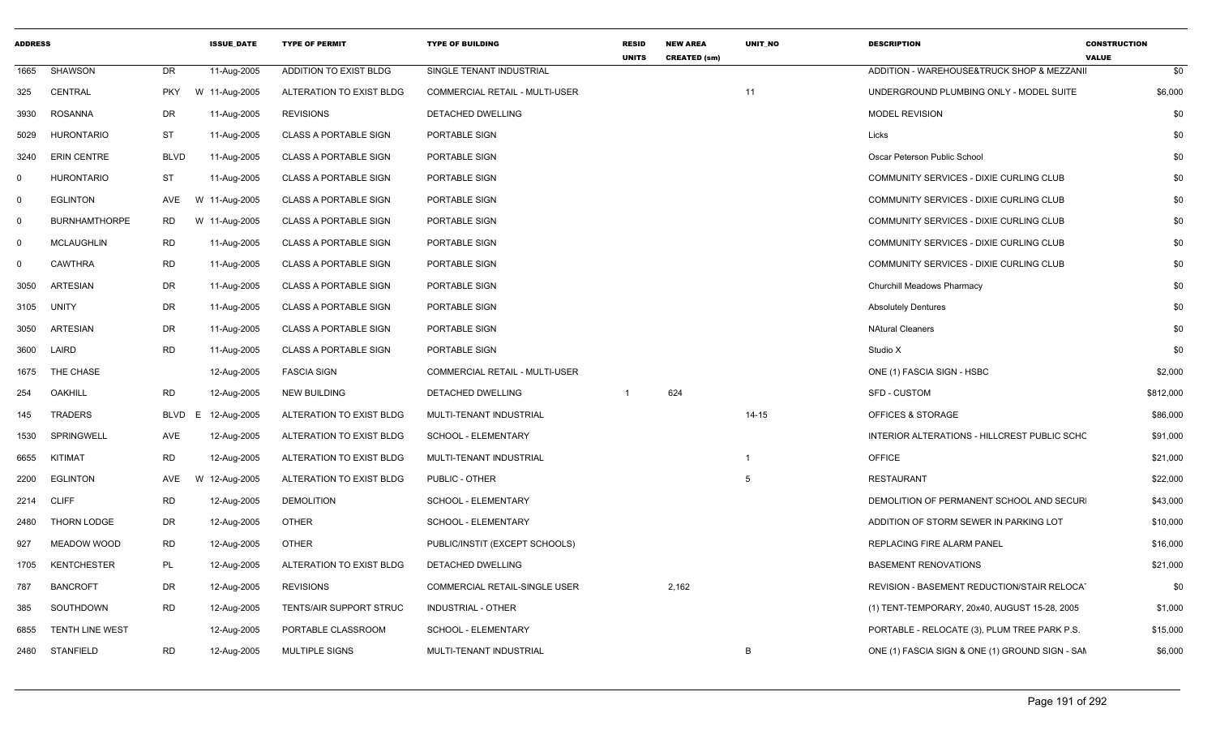| ADDRESS | | | ISSUE_DATE | TYPE OF PERMIT | TYPE OF BUILDING | RESID UNITS | NEW AREA CREATED (sm) | UNIT_NO | DESCRIPTION | CONSTRUCTION VALUE |
|---|---|---|---|---|---|---|---|---|---|---|
| 1665 | SHAWSON | DR | 11-Aug-2005 | ADDITION TO EXIST BLDG | SINGLE TENANT INDUSTRIAL | | | | ADDITION - WAREHOUSE&TRUCK SHOP & MEZZANII | $0 |
| 325 | CENTRAL | PKY W | 11-Aug-2005 | ALTERATION TO EXIST BLDG | COMMERCIAL RETAIL - MULTI-USER | | | 11 | UNDERGROUND PLUMBING ONLY - MODEL SUITE | $6,000 |
| 3930 | ROSANNA | DR | 11-Aug-2005 | REVISIONS | DETACHED DWELLING | | | | MODEL REVISION | $0 |
| 5029 | HURONTARIO | ST | 11-Aug-2005 | CLASS A PORTABLE SIGN | PORTABLE SIGN | | | | Licks | $0 |
| 3240 | ERIN CENTRE | BLVD | 11-Aug-2005 | CLASS A PORTABLE SIGN | PORTABLE SIGN | | | | Oscar Peterson Public School | $0 |
| 0 | HURONTARIO | ST | 11-Aug-2005 | CLASS A PORTABLE SIGN | PORTABLE SIGN | | | | COMMUNITY SERVICES - DIXIE CURLING CLUB | $0 |
| 0 | EGLINTON | AVE W | 11-Aug-2005 | CLASS A PORTABLE SIGN | PORTABLE SIGN | | | | COMMUNITY SERVICES - DIXIE CURLING CLUB | $0 |
| 0 | BURNHAMTHORPE | RD W | 11-Aug-2005 | CLASS A PORTABLE SIGN | PORTABLE SIGN | | | | COMMUNITY SERVICES - DIXIE CURLING CLUB | $0 |
| 0 | MCLAUGHLIN | RD | 11-Aug-2005 | CLASS A PORTABLE SIGN | PORTABLE SIGN | | | | COMMUNITY SERVICES - DIXIE CURLING CLUB | $0 |
| 0 | CAWTHRA | RD | 11-Aug-2005 | CLASS A PORTABLE SIGN | PORTABLE SIGN | | | | COMMUNITY SERVICES - DIXIE CURLING CLUB | $0 |
| 3050 | ARTESIAN | DR | 11-Aug-2005 | CLASS A PORTABLE SIGN | PORTABLE SIGN | | | | Churchill Meadows Pharmacy | $0 |
| 3105 | UNITY | DR | 11-Aug-2005 | CLASS A PORTABLE SIGN | PORTABLE SIGN | | | | Absolutely Dentures | $0 |
| 3050 | ARTESIAN | DR | 11-Aug-2005 | CLASS A PORTABLE SIGN | PORTABLE SIGN | | | | NAtural Cleaners | $0 |
| 3600 | LAIRD | RD | 11-Aug-2005 | CLASS A PORTABLE SIGN | PORTABLE SIGN | | | | Studio X | $0 |
| 1675 | THE CHASE | | 12-Aug-2005 | FASCIA SIGN | COMMERCIAL RETAIL - MULTI-USER | | | | ONE (1) FASCIA SIGN - HSBC | $2,000 |
| 254 | OAKHILL | RD | 12-Aug-2005 | NEW BUILDING | DETACHED DWELLING | 1 | 624 | | SFD - CUSTOM | $812,000 |
| 145 | TRADERS | BLVD E | 12-Aug-2005 | ALTERATION TO EXIST BLDG | MULTI-TENANT INDUSTRIAL | | | 14-15 | OFFICES & STORAGE | $86,000 |
| 1530 | SPRINGWELL | AVE | 12-Aug-2005 | ALTERATION TO EXIST BLDG | SCHOOL - ELEMENTARY | | | | INTERIOR ALTERATIONS - HILLCREST PUBLIC SCHC | $91,000 |
| 6655 | KITIMAT | RD | 12-Aug-2005 | ALTERATION TO EXIST BLDG | MULTI-TENANT INDUSTRIAL | | | 1 | OFFICE | $21,000 |
| 2200 | EGLINTON | AVE W | 12-Aug-2005 | ALTERATION TO EXIST BLDG | PUBLIC - OTHER | | | 5 | RESTAURANT | $22,000 |
| 2214 | CLIFF | RD | 12-Aug-2005 | DEMOLITION | SCHOOL - ELEMENTARY | | | | DEMOLITION OF PERMANENT SCHOOL AND SECURI | $43,000 |
| 2480 | THORN LODGE | DR | 12-Aug-2005 | OTHER | SCHOOL - ELEMENTARY | | | | ADDITION OF STORM SEWER IN PARKING LOT | $10,000 |
| 927 | MEADOW WOOD | RD | 12-Aug-2005 | OTHER | PUBLIC/INSTIT (EXCEPT SCHOOLS) | | | | REPLACING FIRE ALARM PANEL | $16,000 |
| 1705 | KENTCHESTER | PL | 12-Aug-2005 | ALTERATION TO EXIST BLDG | DETACHED DWELLING | | | | BASEMENT RENOVATIONS | $21,000 |
| 787 | BANCROFT | DR | 12-Aug-2005 | REVISIONS | COMMERCIAL RETAIL-SINGLE USER | | 2,162 | | REVISION - BASEMENT REDUCTION/STAIR RELOCA | $0 |
| 385 | SOUTHDOWN | RD | 12-Aug-2005 | TENTS/AIR SUPPORT STRUC | INDUSTRIAL - OTHER | | | | (1) TENT-TEMPORARY, 20x40, AUGUST 15-28, 2005 | $1,000 |
| 6855 | TENTH LINE WEST | | 12-Aug-2005 | PORTABLE CLASSROOM | SCHOOL - ELEMENTARY | | | | PORTABLE - RELOCATE (3), PLUM TREE PARK P.S. | $15,000 |
| 2480 | STANFIELD | RD | 12-Aug-2005 | MULTIPLE SIGNS | MULTI-TENANT INDUSTRIAL | | | B | ONE (1) FASCIA SIGN & ONE (1) GROUND SIGN - SAM | $6,000 |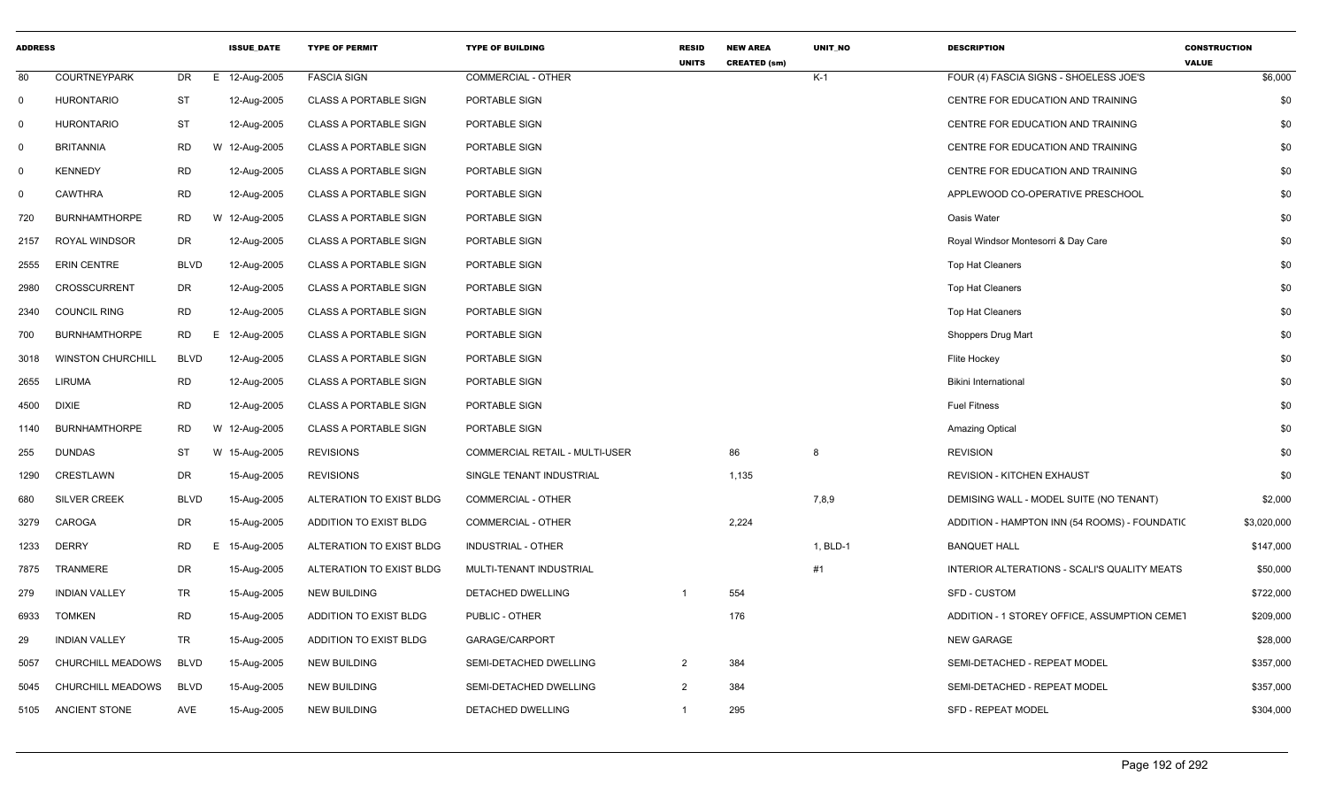| ADDRESS | | | ISSUE_DATE | TYPE OF PERMIT | TYPE OF BUILDING | RESID UNITS | NEW AREA CREATED (sm) | UNIT_NO | DESCRIPTION | CONSTRUCTION VALUE |
|---|---|---|---|---|---|---|---|---|---|---|
| 80 | COURTNEYPARK | DR | E 12-Aug-2005 | FASCIA SIGN | COMMERCIAL - OTHER | | | K-1 | FOUR (4) FASCIA SIGNS - SHOELESS JOE'S | $6,000 |
| 0 | HURONTARIO | ST | 12-Aug-2005 | CLASS A PORTABLE SIGN | PORTABLE SIGN | | | | CENTRE FOR EDUCATION AND TRAINING | $0 |
| 0 | HURONTARIO | ST | 12-Aug-2005 | CLASS A PORTABLE SIGN | PORTABLE SIGN | | | | CENTRE FOR EDUCATION AND TRAINING | $0 |
| 0 | BRITANNIA | RD | W 12-Aug-2005 | CLASS A PORTABLE SIGN | PORTABLE SIGN | | | | CENTRE FOR EDUCATION AND TRAINING | $0 |
| 0 | KENNEDY | RD | 12-Aug-2005 | CLASS A PORTABLE SIGN | PORTABLE SIGN | | | | CENTRE FOR EDUCATION AND TRAINING | $0 |
| 0 | CAWTHRA | RD | 12-Aug-2005 | CLASS A PORTABLE SIGN | PORTABLE SIGN | | | | APPLEWOOD CO-OPERATIVE PRESCHOOL | $0 |
| 720 | BURNHAMTHORPE | RD | W 12-Aug-2005 | CLASS A PORTABLE SIGN | PORTABLE SIGN | | | | Oasis Water | $0 |
| 2157 | ROYAL WINDSOR | DR | 12-Aug-2005 | CLASS A PORTABLE SIGN | PORTABLE SIGN | | | | Royal Windsor Montesorri & Day Care | $0 |
| 2555 | ERIN CENTRE | BLVD | 12-Aug-2005 | CLASS A PORTABLE SIGN | PORTABLE SIGN | | | | Top Hat Cleaners | $0 |
| 2980 | CROSSCURRENT | DR | 12-Aug-2005 | CLASS A PORTABLE SIGN | PORTABLE SIGN | | | | Top Hat Cleaners | $0 |
| 2340 | COUNCIL RING | RD | 12-Aug-2005 | CLASS A PORTABLE SIGN | PORTABLE SIGN | | | | Top Hat Cleaners | $0 |
| 700 | BURNHAMTHORPE | RD | E 12-Aug-2005 | CLASS A PORTABLE SIGN | PORTABLE SIGN | | | | Shoppers Drug Mart | $0 |
| 3018 | WINSTON CHURCHILL | BLVD | 12-Aug-2005 | CLASS A PORTABLE SIGN | PORTABLE SIGN | | | | Flite Hockey | $0 |
| 2655 | LIRUMA | RD | 12-Aug-2005 | CLASS A PORTABLE SIGN | PORTABLE SIGN | | | | Bikini International | $0 |
| 4500 | DIXIE | RD | 12-Aug-2005 | CLASS A PORTABLE SIGN | PORTABLE SIGN | | | | Fuel Fitness | $0 |
| 1140 | BURNHAMTHORPE | RD | W 12-Aug-2005 | CLASS A PORTABLE SIGN | PORTABLE SIGN | | | | Amazing Optical | $0 |
| 255 | DUNDAS | ST | W 15-Aug-2005 | REVISIONS | COMMERCIAL RETAIL - MULTI-USER | | 86 | 8 | REVISION | $0 |
| 1290 | CRESTLAWN | DR | 15-Aug-2005 | REVISIONS | SINGLE TENANT INDUSTRIAL | | 1,135 | | REVISION - KITCHEN EXHAUST | $0 |
| 680 | SILVER CREEK | BLVD | 15-Aug-2005 | ALTERATION TO EXIST BLDG | COMMERCIAL - OTHER | | | 7,8,9 | DEMISING WALL - MODEL SUITE (NO TENANT) | $2,000 |
| 3279 | CAROGA | DR | 15-Aug-2005 | ADDITION TO EXIST BLDG | COMMERCIAL - OTHER | | 2,224 | | ADDITION - HAMPTON INN (54 ROOMS) - FOUNDATIC | $3,020,000 |
| 1233 | DERRY | RD | E 15-Aug-2005 | ALTERATION TO EXIST BLDG | INDUSTRIAL - OTHER | | | 1, BLD-1 | BANQUET HALL | $147,000 |
| 7875 | TRANMERE | DR | 15-Aug-2005 | ALTERATION TO EXIST BLDG | MULTI-TENANT INDUSTRIAL | | | #1 | INTERIOR ALTERATIONS - SCALI'S QUALITY MEATS | $50,000 |
| 279 | INDIAN VALLEY | TR | 15-Aug-2005 | NEW BUILDING | DETACHED DWELLING | 1 | 554 | | SFD - CUSTOM | $722,000 |
| 6933 | TOMKEN | RD | 15-Aug-2005 | ADDITION TO EXIST BLDG | PUBLIC - OTHER | | 176 | | ADDITION - 1 STOREY OFFICE, ASSUMPTION CEMET | $209,000 |
| 29 | INDIAN VALLEY | TR | 15-Aug-2005 | ADDITION TO EXIST BLDG | GARAGE/CARPORT | | | | NEW GARAGE | $28,000 |
| 5057 | CHURCHILL MEADOWS | BLVD | 15-Aug-2005 | NEW BUILDING | SEMI-DETACHED DWELLING | 2 | 384 | | SEMI-DETACHED - REPEAT MODEL | $357,000 |
| 5045 | CHURCHILL MEADOWS | BLVD | 15-Aug-2005 | NEW BUILDING | SEMI-DETACHED DWELLING | 2 | 384 | | SEMI-DETACHED - REPEAT MODEL | $357,000 |
| 5105 | ANCIENT STONE | AVE | 15-Aug-2005 | NEW BUILDING | DETACHED DWELLING | 1 | 295 | | SFD - REPEAT MODEL | $304,000 |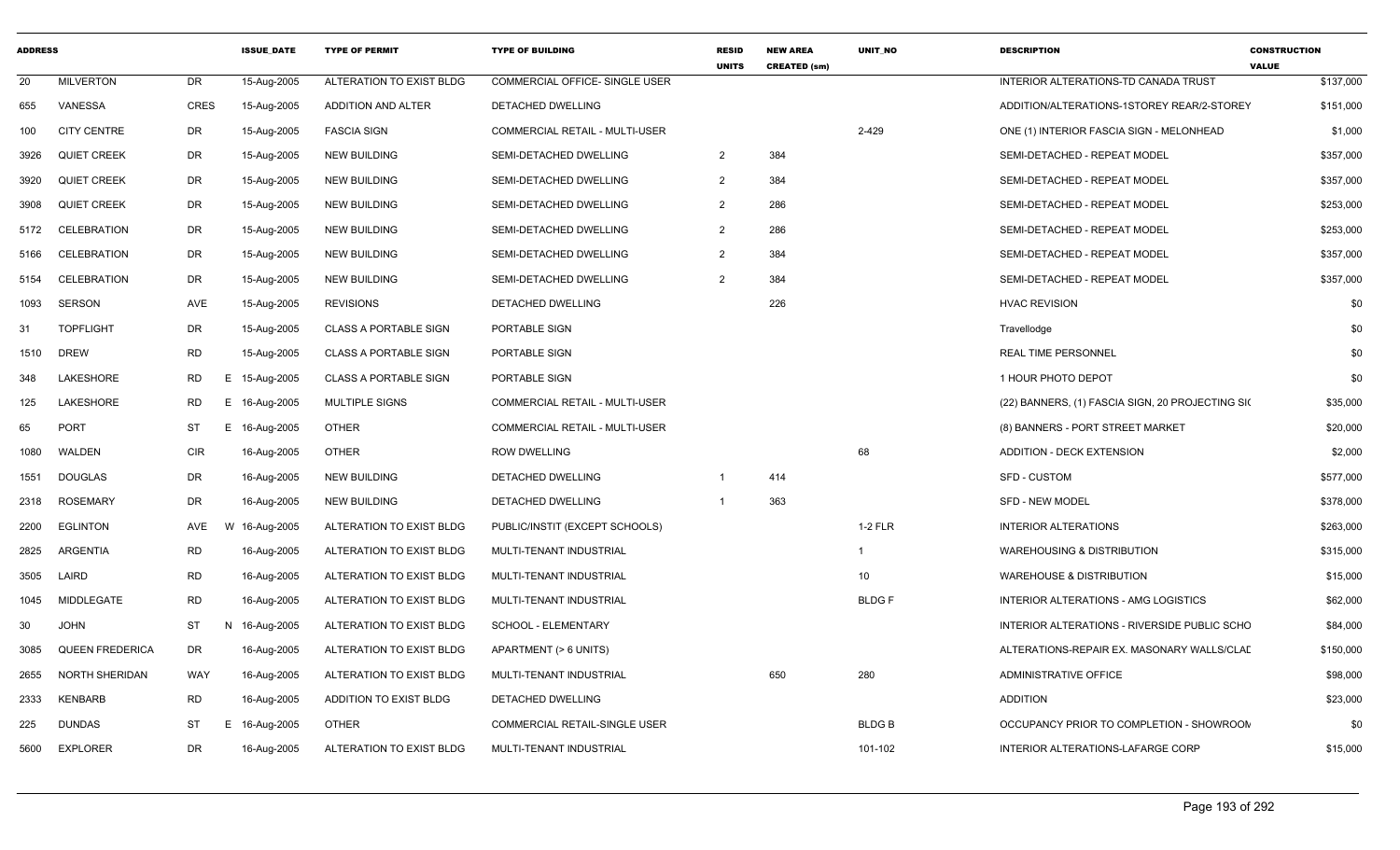| ADDRESS | | | ISSUE_DATE | TYPE OF PERMIT | TYPE OF BUILDING | RESID UNITS | NEW AREA CREATED (sm) | UNIT_NO | DESCRIPTION | CONSTRUCTION VALUE |
|---|---|---|---|---|---|---|---|---|---|---|
| 20 | MILVERTON | DR | 15-Aug-2005 | ALTERATION TO EXIST BLDG | COMMERCIAL OFFICE- SINGLE USER | | | | INTERIOR ALTERATIONS-TD CANADA TRUST | $137,000 |
| 655 | VANESSA | CRES | 15-Aug-2005 | ADDITION AND ALTER | DETACHED DWELLING | | | | ADDITION/ALTERATIONS-1STOREY REAR/2-STOREY | $151,000 |
| 100 | CITY CENTRE | DR | 15-Aug-2005 | FASCIA SIGN | COMMERCIAL RETAIL - MULTI-USER | | | 2-429 | ONE (1) INTERIOR FASCIA SIGN - MELONHEAD | $1,000 |
| 3926 | QUIET CREEK | DR | 15-Aug-2005 | NEW BUILDING | SEMI-DETACHED DWELLING | 2 | 384 | | SEMI-DETACHED - REPEAT MODEL | $357,000 |
| 3920 | QUIET CREEK | DR | 15-Aug-2005 | NEW BUILDING | SEMI-DETACHED DWELLING | 2 | 384 | | SEMI-DETACHED - REPEAT MODEL | $357,000 |
| 3908 | QUIET CREEK | DR | 15-Aug-2005 | NEW BUILDING | SEMI-DETACHED DWELLING | 2 | 286 | | SEMI-DETACHED - REPEAT MODEL | $253,000 |
| 5172 | CELEBRATION | DR | 15-Aug-2005 | NEW BUILDING | SEMI-DETACHED DWELLING | 2 | 286 | | SEMI-DETACHED - REPEAT MODEL | $253,000 |
| 5166 | CELEBRATION | DR | 15-Aug-2005 | NEW BUILDING | SEMI-DETACHED DWELLING | 2 | 384 | | SEMI-DETACHED - REPEAT MODEL | $357,000 |
| 5154 | CELEBRATION | DR | 15-Aug-2005 | NEW BUILDING | SEMI-DETACHED DWELLING | 2 | 384 | | SEMI-DETACHED - REPEAT MODEL | $357,000 |
| 1093 | SERSON | AVE | 15-Aug-2005 | REVISIONS | DETACHED DWELLING | | 226 | | HVAC REVISION | $0 |
| 31 | TOPFLIGHT | DR | 15-Aug-2005 | CLASS A PORTABLE SIGN | PORTABLE SIGN | | | | Travellodge | $0 |
| 1510 | DREW | RD | 15-Aug-2005 | CLASS A PORTABLE SIGN | PORTABLE SIGN | | | | REAL TIME PERSONNEL | $0 |
| 348 | LAKESHORE | RD | E 15-Aug-2005 | CLASS A PORTABLE SIGN | PORTABLE SIGN | | | | 1 HOUR PHOTO DEPOT | $0 |
| 125 | LAKESHORE | RD | E 16-Aug-2005 | MULTIPLE SIGNS | COMMERCIAL RETAIL - MULTI-USER | | | | (22) BANNERS, (1) FASCIA SIGN, 20 PROJECTING SI( | $35,000 |
| 65 | PORT | ST | E 16-Aug-2005 | OTHER | COMMERCIAL RETAIL - MULTI-USER | | | | (8) BANNERS - PORT STREET MARKET | $20,000 |
| 1080 | WALDEN | CIR | 16-Aug-2005 | OTHER | ROW DWELLING | | | 68 | ADDITION - DECK EXTENSION | $2,000 |
| 1551 | DOUGLAS | DR | 16-Aug-2005 | NEW BUILDING | DETACHED DWELLING | 1 | 414 | | SFD - CUSTOM | $577,000 |
| 2318 | ROSEMARY | DR | 16-Aug-2005 | NEW BUILDING | DETACHED DWELLING | 1 | 363 | | SFD - NEW MODEL | $378,000 |
| 2200 | EGLINTON | AVE | W 16-Aug-2005 | ALTERATION TO EXIST BLDG | PUBLIC/INSTIT (EXCEPT SCHOOLS) | | | 1-2 FLR | INTERIOR ALTERATIONS | $263,000 |
| 2825 | ARGENTIA | RD | 16-Aug-2005 | ALTERATION TO EXIST BLDG | MULTI-TENANT INDUSTRIAL | | | 1 | WAREHOUSING & DISTRIBUTION | $315,000 |
| 3505 | LAIRD | RD | 16-Aug-2005 | ALTERATION TO EXIST BLDG | MULTI-TENANT INDUSTRIAL | | | 10 | WAREHOUSE & DISTRIBUTION | $15,000 |
| 1045 | MIDDLEGATE | RD | 16-Aug-2005 | ALTERATION TO EXIST BLDG | MULTI-TENANT INDUSTRIAL | | | BLDG F | INTERIOR ALTERATIONS - AMG LOGISTICS | $62,000 |
| 30 | JOHN | ST | N 16-Aug-2005 | ALTERATION TO EXIST BLDG | SCHOOL - ELEMENTARY | | | | INTERIOR ALTERATIONS - RIVERSIDE PUBLIC SCHO | $84,000 |
| 3085 | QUEEN FREDERICA | DR | 16-Aug-2005 | ALTERATION TO EXIST BLDG | APARTMENT (> 6 UNITS) | | | | ALTERATIONS-REPAIR EX. MASONARY WALLS/CLAD | $150,000 |
| 2655 | NORTH SHERIDAN | WAY | 16-Aug-2005 | ALTERATION TO EXIST BLDG | MULTI-TENANT INDUSTRIAL | | 650 | 280 | ADMINISTRATIVE OFFICE | $98,000 |
| 2333 | KENBARB | RD | 16-Aug-2005 | ADDITION TO EXIST BLDG | DETACHED DWELLING | | | | ADDITION | $23,000 |
| 225 | DUNDAS | ST | E 16-Aug-2005 | OTHER | COMMERCIAL RETAIL-SINGLE USER | | | BLDG B | OCCUPANCY PRIOR TO COMPLETION - SHOWROOM | $0 |
| 5600 | EXPLORER | DR | 16-Aug-2005 | ALTERATION TO EXIST BLDG | MULTI-TENANT INDUSTRIAL | | | 101-102 | INTERIOR ALTERATIONS-LAFARGE CORP | $15,000 |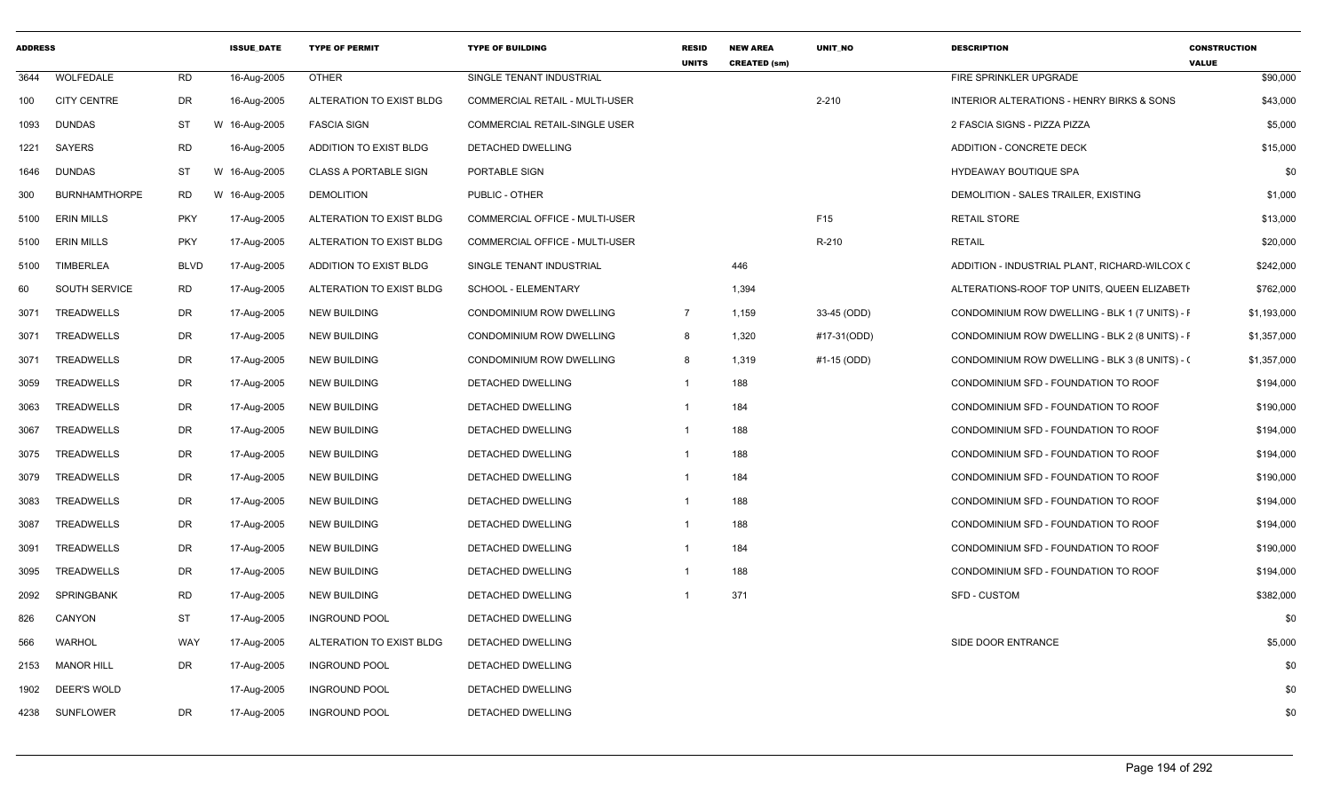| ADDRESS | | | ISSUE_DATE | TYPE OF PERMIT | TYPE OF BUILDING | RESID UNITS | NEW AREA CREATED (sm) | UNIT_NO | DESCRIPTION | CONSTRUCTION VALUE |
|---|---|---|---|---|---|---|---|---|---|---|
| 3644 | WOLFEDALE | RD | 16-Aug-2005 | OTHER | SINGLE TENANT INDUSTRIAL | | | | FIRE SPRINKLER UPGRADE | $90,000 |
| 100 | CITY CENTRE | DR | 16-Aug-2005 | ALTERATION TO EXIST BLDG | COMMERCIAL RETAIL - MULTI-USER | | | 2-210 | INTERIOR ALTERATIONS - HENRY BIRKS & SONS | $43,000 |
| 1093 | DUNDAS | ST | W 16-Aug-2005 | FASCIA SIGN | COMMERCIAL RETAIL-SINGLE USER | | | | 2 FASCIA SIGNS - PIZZA PIZZA | $5,000 |
| 1221 | SAYERS | RD | 16-Aug-2005 | ADDITION TO EXIST BLDG | DETACHED DWELLING | | | | ADDITION - CONCRETE DECK | $15,000 |
| 1646 | DUNDAS | ST | W 16-Aug-2005 | CLASS A PORTABLE SIGN | PORTABLE SIGN | | | | HYDEAWAY BOUTIQUE SPA | $0 |
| 300 | BURNHAMTHORPE | RD | W 16-Aug-2005 | DEMOLITION | PUBLIC - OTHER | | | | DEMOLITION - SALES TRAILER, EXISTING | $1,000 |
| 5100 | ERIN MILLS | PKY | 17-Aug-2005 | ALTERATION TO EXIST BLDG | COMMERCIAL OFFICE - MULTI-USER | | | F15 | RETAIL STORE | $13,000 |
| 5100 | ERIN MILLS | PKY | 17-Aug-2005 | ALTERATION TO EXIST BLDG | COMMERCIAL OFFICE - MULTI-USER | | | R-210 | RETAIL | $20,000 |
| 5100 | TIMBERLEA | BLVD | 17-Aug-2005 | ADDITION TO EXIST BLDG | SINGLE TENANT INDUSTRIAL | | 446 | | ADDITION - INDUSTRIAL PLANT, RICHARD-WILCOX C | $242,000 |
| 60 | SOUTH SERVICE | RD | 17-Aug-2005 | ALTERATION TO EXIST BLDG | SCHOOL - ELEMENTARY | | 1,394 | | ALTERATIONS-ROOF TOP UNITS, QUEEN ELIZABETH | $762,000 |
| 3071 | TREADWELLS | DR | 17-Aug-2005 | NEW BUILDING | CONDOMINIUM ROW DWELLING | 7 | 1,159 | 33-45 (ODD) | CONDOMINIUM ROW DWELLING - BLK 1 (7 UNITS) - F | $1,193,000 |
| 3071 | TREADWELLS | DR | 17-Aug-2005 | NEW BUILDING | CONDOMINIUM ROW DWELLING | 8 | 1,320 | #17-31(ODD) | CONDOMINIUM ROW DWELLING - BLK 2 (8 UNITS) - F | $1,357,000 |
| 3071 | TREADWELLS | DR | 17-Aug-2005 | NEW BUILDING | CONDOMINIUM ROW DWELLING | 8 | 1,319 | #1-15 (ODD) | CONDOMINIUM ROW DWELLING - BLK 3 (8 UNITS) - ( | $1,357,000 |
| 3059 | TREADWELLS | DR | 17-Aug-2005 | NEW BUILDING | DETACHED DWELLING | 1 | 188 | | CONDOMINIUM SFD - FOUNDATION TO ROOF | $194,000 |
| 3063 | TREADWELLS | DR | 17-Aug-2005 | NEW BUILDING | DETACHED DWELLING | 1 | 184 | | CONDOMINIUM SFD - FOUNDATION TO ROOF | $190,000 |
| 3067 | TREADWELLS | DR | 17-Aug-2005 | NEW BUILDING | DETACHED DWELLING | 1 | 188 | | CONDOMINIUM SFD - FOUNDATION TO ROOF | $194,000 |
| 3075 | TREADWELLS | DR | 17-Aug-2005 | NEW BUILDING | DETACHED DWELLING | 1 | 188 | | CONDOMINIUM SFD - FOUNDATION TO ROOF | $194,000 |
| 3079 | TREADWELLS | DR | 17-Aug-2005 | NEW BUILDING | DETACHED DWELLING | 1 | 184 | | CONDOMINIUM SFD - FOUNDATION TO ROOF | $190,000 |
| 3083 | TREADWELLS | DR | 17-Aug-2005 | NEW BUILDING | DETACHED DWELLING | 1 | 188 | | CONDOMINIUM SFD - FOUNDATION TO ROOF | $194,000 |
| 3087 | TREADWELLS | DR | 17-Aug-2005 | NEW BUILDING | DETACHED DWELLING | 1 | 188 | | CONDOMINIUM SFD - FOUNDATION TO ROOF | $194,000 |
| 3091 | TREADWELLS | DR | 17-Aug-2005 | NEW BUILDING | DETACHED DWELLING | 1 | 184 | | CONDOMINIUM SFD - FOUNDATION TO ROOF | $190,000 |
| 3095 | TREADWELLS | DR | 17-Aug-2005 | NEW BUILDING | DETACHED DWELLING | 1 | 188 | | CONDOMINIUM SFD - FOUNDATION TO ROOF | $194,000 |
| 2092 | SPRINGBANK | RD | 17-Aug-2005 | NEW BUILDING | DETACHED DWELLING | 1 | 371 | | SFD - CUSTOM | $382,000 |
| 826 | CANYON | ST | 17-Aug-2005 | INGROUND POOL | DETACHED DWELLING | | | | | $0 |
| 566 | WARHOL | WAY | 17-Aug-2005 | ALTERATION TO EXIST BLDG | DETACHED DWELLING | | | | SIDE DOOR ENTRANCE | $5,000 |
| 2153 | MANOR HILL | DR | 17-Aug-2005 | INGROUND POOL | DETACHED DWELLING | | | | | $0 |
| 1902 | DEER'S WOLD | | 17-Aug-2005 | INGROUND POOL | DETACHED DWELLING | | | | | $0 |
| 4238 | SUNFLOWER | DR | 17-Aug-2005 | INGROUND POOL | DETACHED DWELLING | | | | | $0 |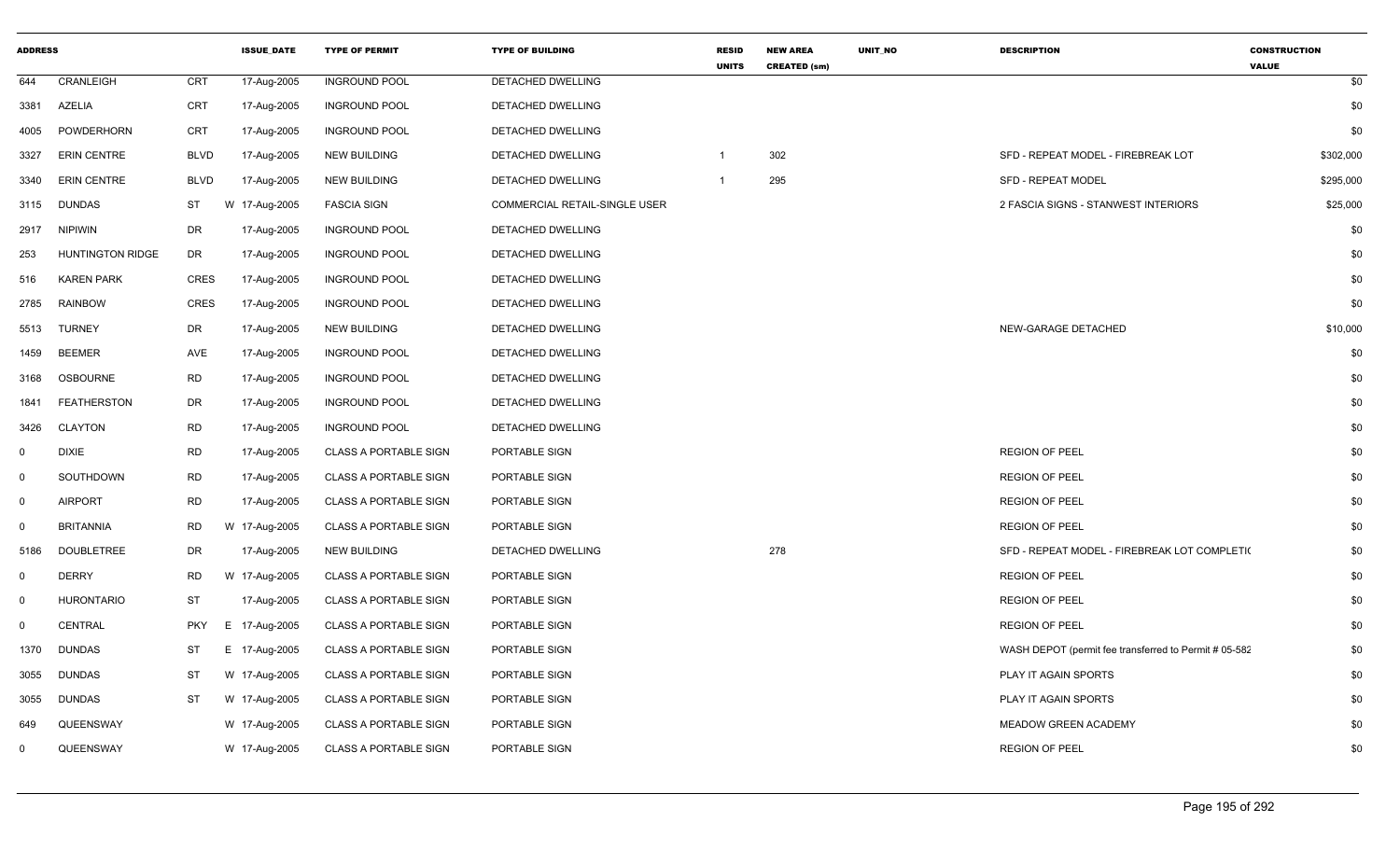| ADDRESS | | | ISSUE_DATE | TYPE OF PERMIT | TYPE OF BUILDING | RESID UNITS | NEW AREA CREATED (sm) | UNIT_NO | DESCRIPTION | CONSTRUCTION VALUE |
|---|---|---|---|---|---|---|---|---|---|---|
| 644 | CRANLEIGH | CRT | 17-Aug-2005 | INGROUND POOL | DETACHED DWELLING | | | | | $0 |
| 3381 | AZELIA | CRT | 17-Aug-2005 | INGROUND POOL | DETACHED DWELLING | | | | | $0 |
| 4005 | POWDERHORN | CRT | 17-Aug-2005 | INGROUND POOL | DETACHED DWELLING | | | | | $0 |
| 3327 | ERIN CENTRE | BLVD | 17-Aug-2005 | NEW BUILDING | DETACHED DWELLING | 1 | 302 | | SFD - REPEAT MODEL - FIREBREAK LOT | $302,000 |
| 3340 | ERIN CENTRE | BLVD | 17-Aug-2005 | NEW BUILDING | DETACHED DWELLING | 1 | 295 | | SFD - REPEAT MODEL | $295,000 |
| 3115 | DUNDAS | ST | W 17-Aug-2005 | FASCIA SIGN | COMMERCIAL RETAIL-SINGLE USER | | | | 2 FASCIA SIGNS - STANWEST INTERIORS | $25,000 |
| 2917 | NIPIWIN | DR | 17-Aug-2005 | INGROUND POOL | DETACHED DWELLING | | | | | $0 |
| 253 | HUNTINGTON RIDGE | DR | 17-Aug-2005 | INGROUND POOL | DETACHED DWELLING | | | | | $0 |
| 516 | KAREN PARK | CRES | 17-Aug-2005 | INGROUND POOL | DETACHED DWELLING | | | | | $0 |
| 2785 | RAINBOW | CRES | 17-Aug-2005 | INGROUND POOL | DETACHED DWELLING | | | | | $0 |
| 5513 | TURNEY | DR | 17-Aug-2005 | NEW BUILDING | DETACHED DWELLING | | | | NEW-GARAGE DETACHED | $10,000 |
| 1459 | BEEMER | AVE | 17-Aug-2005 | INGROUND POOL | DETACHED DWELLING | | | | | $0 |
| 3168 | OSBOURNE | RD | 17-Aug-2005 | INGROUND POOL | DETACHED DWELLING | | | | | $0 |
| 1841 | FEATHERSTON | DR | 17-Aug-2005 | INGROUND POOL | DETACHED DWELLING | | | | | $0 |
| 3426 | CLAYTON | RD | 17-Aug-2005 | INGROUND POOL | DETACHED DWELLING | | | | | $0 |
| 0 | DIXIE | RD | 17-Aug-2005 | CLASS A PORTABLE SIGN | PORTABLE SIGN | | | | REGION OF PEEL | $0 |
| 0 | SOUTHDOWN | RD | 17-Aug-2005 | CLASS A PORTABLE SIGN | PORTABLE SIGN | | | | REGION OF PEEL | $0 |
| 0 | AIRPORT | RD | 17-Aug-2005 | CLASS A PORTABLE SIGN | PORTABLE SIGN | | | | REGION OF PEEL | $0 |
| 0 | BRITANNIA | RD | W 17-Aug-2005 | CLASS A PORTABLE SIGN | PORTABLE SIGN | | | | REGION OF PEEL | $0 |
| 5186 | DOUBLETREE | DR | 17-Aug-2005 | NEW BUILDING | DETACHED DWELLING | | 278 | | SFD - REPEAT MODEL - FIREBREAK LOT COMPLETI( | $0 |
| 0 | DERRY | RD | W 17-Aug-2005 | CLASS A PORTABLE SIGN | PORTABLE SIGN | | | | REGION OF PEEL | $0 |
| 0 | HURONTARIO | ST | 17-Aug-2005 | CLASS A PORTABLE SIGN | PORTABLE SIGN | | | | REGION OF PEEL | $0 |
| 0 | CENTRAL | PKY | E 17-Aug-2005 | CLASS A PORTABLE SIGN | PORTABLE SIGN | | | | REGION OF PEEL | $0 |
| 1370 | DUNDAS | ST | E 17-Aug-2005 | CLASS A PORTABLE SIGN | PORTABLE SIGN | | | | WASH DEPOT (permit fee transferred to Permit # 05-582 | $0 |
| 3055 | DUNDAS | ST | W 17-Aug-2005 | CLASS A PORTABLE SIGN | PORTABLE SIGN | | | | PLAY IT AGAIN SPORTS | $0 |
| 3055 | DUNDAS | ST | W 17-Aug-2005 | CLASS A PORTABLE SIGN | PORTABLE SIGN | | | | PLAY IT AGAIN SPORTS | $0 |
| 649 | QUEENSWAY | | W 17-Aug-2005 | CLASS A PORTABLE SIGN | PORTABLE SIGN | | | | MEADOW GREEN ACADEMY | $0 |
| 0 | QUEENSWAY | | W 17-Aug-2005 | CLASS A PORTABLE SIGN | PORTABLE SIGN | | | | REGION OF PEEL | $0 |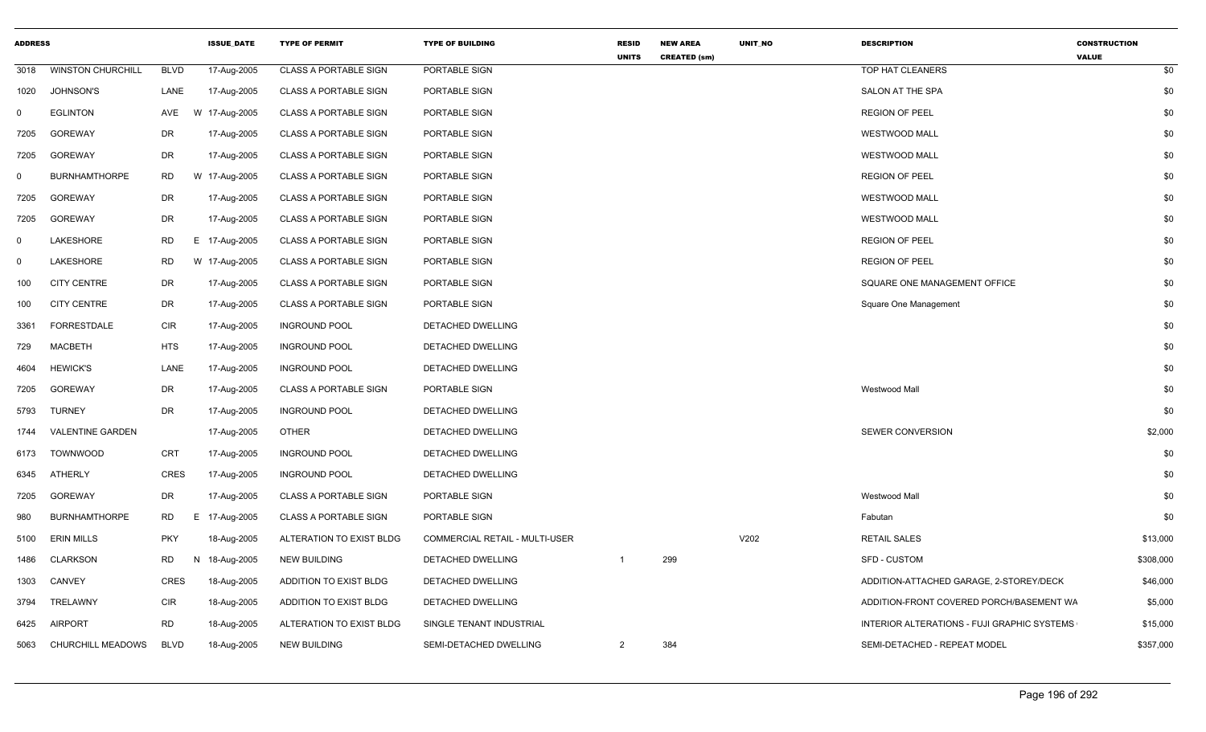| ADDRESS | | | ISSUE_DATE | TYPE OF PERMIT | TYPE OF BUILDING | RESID UNITS | NEW AREA CREATED (sm) | UNIT_NO | DESCRIPTION | CONSTRUCTION VALUE |
|---|---|---|---|---|---|---|---|---|---|---|
| 3018 | WINSTON CHURCHILL | BLVD | 17-Aug-2005 | CLASS A PORTABLE SIGN | PORTABLE SIGN | | | | TOP HAT CLEANERS | $0 |
| 1020 | JOHNSON'S | LANE | 17-Aug-2005 | CLASS A PORTABLE SIGN | PORTABLE SIGN | | | | SALON AT THE SPA | $0 |
| 0 | EGLINTON | AVE W | 17-Aug-2005 | CLASS A PORTABLE SIGN | PORTABLE SIGN | | | | REGION OF PEEL | $0 |
| 7205 | GOREWAY | DR | 17-Aug-2005 | CLASS A PORTABLE SIGN | PORTABLE SIGN | | | | WESTWOOD MALL | $0 |
| 7205 | GOREWAY | DR | 17-Aug-2005 | CLASS A PORTABLE SIGN | PORTABLE SIGN | | | | WESTWOOD MALL | $0 |
| 0 | BURNHAMTHORPE | RD W | 17-Aug-2005 | CLASS A PORTABLE SIGN | PORTABLE SIGN | | | | REGION OF PEEL | $0 |
| 7205 | GOREWAY | DR | 17-Aug-2005 | CLASS A PORTABLE SIGN | PORTABLE SIGN | | | | WESTWOOD MALL | $0 |
| 7205 | GOREWAY | DR | 17-Aug-2005 | CLASS A PORTABLE SIGN | PORTABLE SIGN | | | | WESTWOOD MALL | $0 |
| 0 | LAKESHORE | RD E | 17-Aug-2005 | CLASS A PORTABLE SIGN | PORTABLE SIGN | | | | REGION OF PEEL | $0 |
| 0 | LAKESHORE | RD W | 17-Aug-2005 | CLASS A PORTABLE SIGN | PORTABLE SIGN | | | | REGION OF PEEL | $0 |
| 100 | CITY CENTRE | DR | 17-Aug-2005 | CLASS A PORTABLE SIGN | PORTABLE SIGN | | | | SQUARE ONE MANAGEMENT OFFICE | $0 |
| 100 | CITY CENTRE | DR | 17-Aug-2005 | CLASS A PORTABLE SIGN | PORTABLE SIGN | | | | Square One Management | $0 |
| 3361 | FORRESTDALE | CIR | 17-Aug-2005 | INGROUND POOL | DETACHED DWELLING | | | | | $0 |
| 729 | MACBETH | HTS | 17-Aug-2005 | INGROUND POOL | DETACHED DWELLING | | | | | $0 |
| 4604 | HEWICK'S | LANE | 17-Aug-2005 | INGROUND POOL | DETACHED DWELLING | | | | | $0 |
| 7205 | GOREWAY | DR | 17-Aug-2005 | CLASS A PORTABLE SIGN | PORTABLE SIGN | | | | Westwood Mall | $0 |
| 5793 | TURNEY | DR | 17-Aug-2005 | INGROUND POOL | DETACHED DWELLING | | | | | $0 |
| 1744 | VALENTINE GARDEN | | 17-Aug-2005 | OTHER | DETACHED DWELLING | | | | SEWER CONVERSION | $2,000 |
| 6173 | TOWNWOOD | CRT | 17-Aug-2005 | INGROUND POOL | DETACHED DWELLING | | | | | $0 |
| 6345 | ATHERLY | CRES | 17-Aug-2005 | INGROUND POOL | DETACHED DWELLING | | | | | $0 |
| 7205 | GOREWAY | DR | 17-Aug-2005 | CLASS A PORTABLE SIGN | PORTABLE SIGN | | | | Westwood Mall | $0 |
| 980 | BURNHAMTHORPE | RD E | 17-Aug-2005 | CLASS A PORTABLE SIGN | PORTABLE SIGN | | | | Fabutan | $0 |
| 5100 | ERIN MILLS | PKY | 18-Aug-2005 | ALTERATION TO EXIST BLDG | COMMERCIAL RETAIL - MULTI-USER | | | V202 | RETAIL SALES | $13,000 |
| 1486 | CLARKSON | RD N | 18-Aug-2005 | NEW BUILDING | DETACHED DWELLING | 1 | 299 | | SFD - CUSTOM | $308,000 |
| 1303 | CANVEY | CRES | 18-Aug-2005 | ADDITION TO EXIST BLDG | DETACHED DWELLING | | | | ADDITION-ATTACHED GARAGE, 2-STOREY/DECK | $46,000 |
| 3794 | TRELAWNY | CIR | 18-Aug-2005 | ADDITION TO EXIST BLDG | DETACHED DWELLING | | | | ADDITION-FRONT COVERED PORCH/BASEMENT WA | $5,000 |
| 6425 | AIRPORT | RD | 18-Aug-2005 | ALTERATION TO EXIST BLDG | SINGLE TENANT INDUSTRIAL | | | | INTERIOR ALTERATIONS - FUJI GRAPHIC SYSTEMS | $15,000 |
| 5063 | CHURCHILL MEADOWS | BLVD | 18-Aug-2005 | NEW BUILDING | SEMI-DETACHED DWELLING | 2 | 384 | | SEMI-DETACHED - REPEAT MODEL | $357,000 |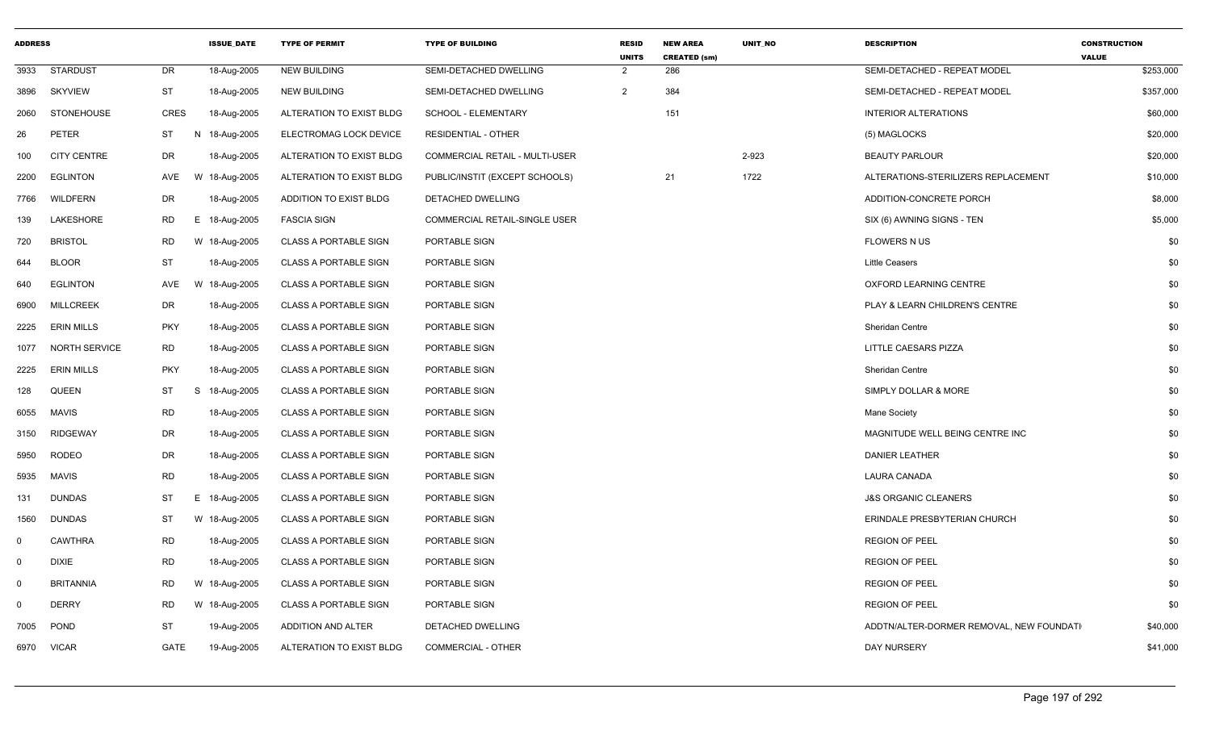| ADDRESS | | | | ISSUE_DATE | TYPE OF PERMIT | TYPE OF BUILDING | RESID UNITS | NEW AREA CREATED (sm) | UNIT_NO | DESCRIPTION | CONSTRUCTION VALUE |
|---|---|---|---|---|---|---|---|---|---|---|---|
| 3933 | STARDUST | DR | | 18-Aug-2005 | NEW BUILDING | SEMI-DETACHED DWELLING | 2 | 286 | | SEMI-DETACHED - REPEAT MODEL | $253,000 |
| 3896 | SKYVIEW | ST | | 18-Aug-2005 | NEW BUILDING | SEMI-DETACHED DWELLING | 2 | 384 | | SEMI-DETACHED - REPEAT MODEL | $357,000 |
| 2060 | STONEHOUSE | CRES | | 18-Aug-2005 | ALTERATION TO EXIST BLDG | SCHOOL - ELEMENTARY | | 151 | | INTERIOR ALTERATIONS | $60,000 |
| 26 | PETER | ST | N | 18-Aug-2005 | ELECTROMAG LOCK DEVICE | RESIDENTIAL - OTHER | | | | (5) MAGLOCKS | $20,000 |
| 100 | CITY CENTRE | DR | | 18-Aug-2005 | ALTERATION TO EXIST BLDG | COMMERCIAL RETAIL - MULTI-USER | | | 2-923 | BEAUTY PARLOUR | $20,000 |
| 2200 | EGLINTON | AVE | W | 18-Aug-2005 | ALTERATION TO EXIST BLDG | PUBLIC/INSTIT (EXCEPT SCHOOLS) | | 21 | 1722 | ALTERATIONS-STERILIZERS REPLACEMENT | $10,000 |
| 7766 | WILDFERN | DR | | 18-Aug-2005 | ADDITION TO EXIST BLDG | DETACHED DWELLING | | | | ADDITION-CONCRETE PORCH | $8,000 |
| 139 | LAKESHORE | RD | E | 18-Aug-2005 | FASCIA SIGN | COMMERCIAL RETAIL-SINGLE USER | | | | SIX (6) AWNING SIGNS - TEN | $5,000 |
| 720 | BRISTOL | RD | W | 18-Aug-2005 | CLASS A PORTABLE SIGN | PORTABLE SIGN | | | | FLOWERS N US | $0 |
| 644 | BLOOR | ST | | 18-Aug-2005 | CLASS A PORTABLE SIGN | PORTABLE SIGN | | | | Little Ceasers | $0 |
| 640 | EGLINTON | AVE | W | 18-Aug-2005 | CLASS A PORTABLE SIGN | PORTABLE SIGN | | | | OXFORD LEARNING CENTRE | $0 |
| 6900 | MILLCREEK | DR | | 18-Aug-2005 | CLASS A PORTABLE SIGN | PORTABLE SIGN | | | | PLAY & LEARN CHILDREN'S CENTRE | $0 |
| 2225 | ERIN MILLS | PKY | | 18-Aug-2005 | CLASS A PORTABLE SIGN | PORTABLE SIGN | | | | Sheridan Centre | $0 |
| 1077 | NORTH SERVICE | RD | | 18-Aug-2005 | CLASS A PORTABLE SIGN | PORTABLE SIGN | | | | LITTLE CAESARS PIZZA | $0 |
| 2225 | ERIN MILLS | PKY | | 18-Aug-2005 | CLASS A PORTABLE SIGN | PORTABLE SIGN | | | | Sheridan Centre | $0 |
| 128 | QUEEN | ST | S | 18-Aug-2005 | CLASS A PORTABLE SIGN | PORTABLE SIGN | | | | SIMPLY DOLLAR & MORE | $0 |
| 6055 | MAVIS | RD | | 18-Aug-2005 | CLASS A PORTABLE SIGN | PORTABLE SIGN | | | | Mane Society | $0 |
| 3150 | RIDGEWAY | DR | | 18-Aug-2005 | CLASS A PORTABLE SIGN | PORTABLE SIGN | | | | MAGNITUDE WELL BEING CENTRE INC | $0 |
| 5950 | RODEO | DR | | 18-Aug-2005 | CLASS A PORTABLE SIGN | PORTABLE SIGN | | | | DANIER LEATHER | $0 |
| 5935 | MAVIS | RD | | 18-Aug-2005 | CLASS A PORTABLE SIGN | PORTABLE SIGN | | | | LAURA CANADA | $0 |
| 131 | DUNDAS | ST | E | 18-Aug-2005 | CLASS A PORTABLE SIGN | PORTABLE SIGN | | | | J&S ORGANIC CLEANERS | $0 |
| 1560 | DUNDAS | ST | W | 18-Aug-2005 | CLASS A PORTABLE SIGN | PORTABLE SIGN | | | | ERINDALE PRESBYTERIAN CHURCH | $0 |
| 0 | CAWTHRA | RD | | 18-Aug-2005 | CLASS A PORTABLE SIGN | PORTABLE SIGN | | | | REGION OF PEEL | $0 |
| 0 | DIXIE | RD | | 18-Aug-2005 | CLASS A PORTABLE SIGN | PORTABLE SIGN | | | | REGION OF PEEL | $0 |
| 0 | BRITANNIA | RD | W | 18-Aug-2005 | CLASS A PORTABLE SIGN | PORTABLE SIGN | | | | REGION OF PEEL | $0 |
| 0 | DERRY | RD | W | 18-Aug-2005 | CLASS A PORTABLE SIGN | PORTABLE SIGN | | | | REGION OF PEEL | $0 |
| 7005 | POND | ST | | 19-Aug-2005 | ADDITION AND ALTER | DETACHED DWELLING | | | | ADDTN/ALTER-DORMER REMOVAL, NEW FOUNDATI | $40,000 |
| 6970 | VICAR | GATE | | 19-Aug-2005 | ALTERATION TO EXIST BLDG | COMMERCIAL - OTHER | | | | DAY NURSERY | $41,000 |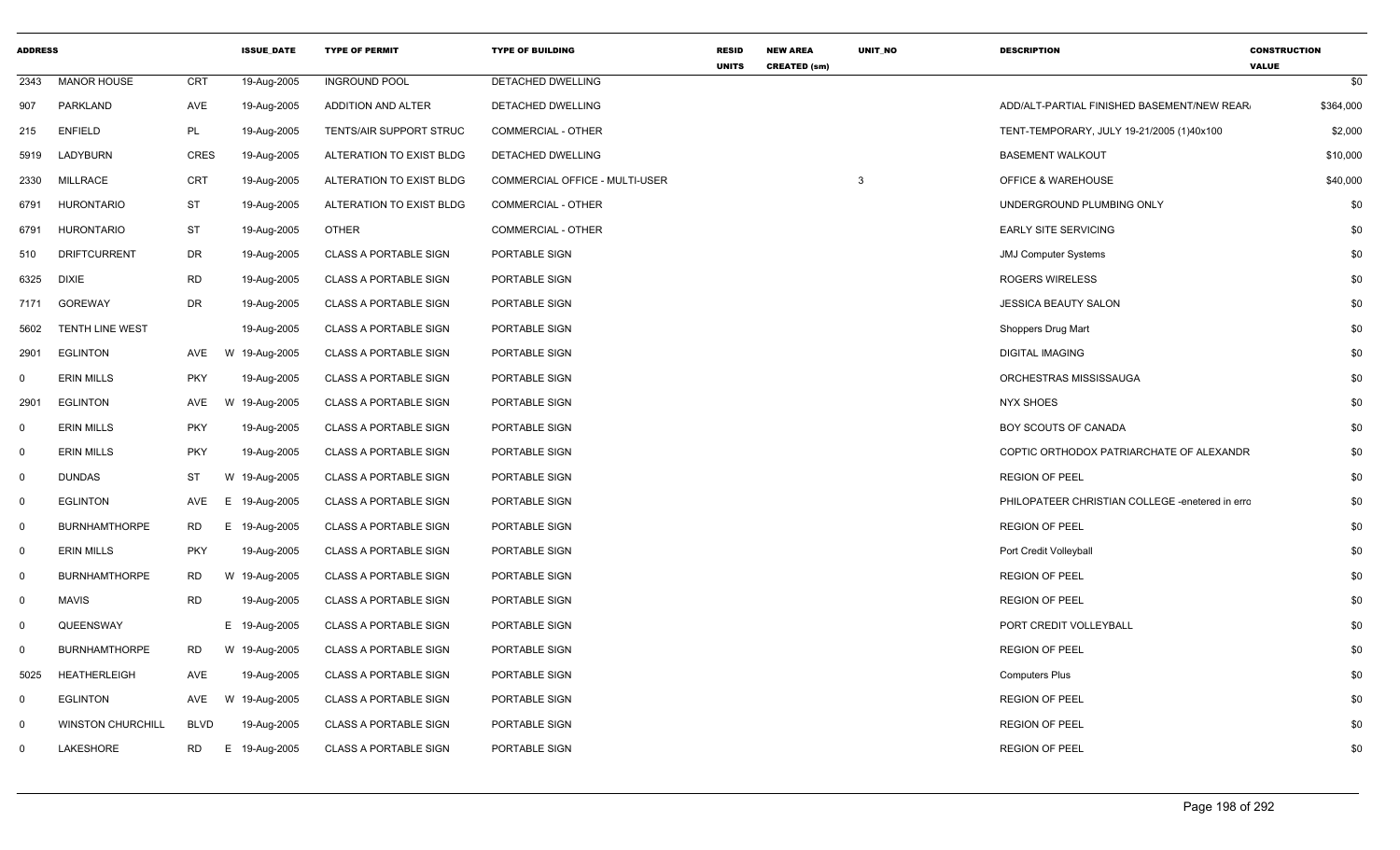| ADDRESS | | | ISSUE_DATE | TYPE OF PERMIT | TYPE OF BUILDING | RESID UNITS | NEW AREA CREATED (sm) | UNIT_NO | DESCRIPTION | CONSTRUCTION VALUE |
|---|---|---|---|---|---|---|---|---|---|---|
| 2343 | MANOR HOUSE | CRT | 19-Aug-2005 | INGROUND POOL | DETACHED DWELLING | | | | | $0 |
| 907 | PARKLAND | AVE | 19-Aug-2005 | ADDITION AND ALTER | DETACHED DWELLING | | | | ADD/ALT-PARTIAL FINISHED BASEMENT/NEW REAR | $364,000 |
| 215 | ENFIELD | PL | 19-Aug-2005 | TENTS/AIR SUPPORT STRUC | COMMERCIAL - OTHER | | | | TENT-TEMPORARY, JULY 19-21/2005 (1)40x100 | $2,000 |
| 5919 | LADYBURN | CRES | 19-Aug-2005 | ALTERATION TO EXIST BLDG | DETACHED DWELLING | | | | BASEMENT WALKOUT | $10,000 |
| 2330 | MILLRACE | CRT | 19-Aug-2005 | ALTERATION TO EXIST BLDG | COMMERCIAL OFFICE - MULTI-USER | | | 3 | OFFICE & WAREHOUSE | $40,000 |
| 6791 | HURONTARIO | ST | 19-Aug-2005 | ALTERATION TO EXIST BLDG | COMMERCIAL - OTHER | | | | UNDERGROUND PLUMBING ONLY | $0 |
| 6791 | HURONTARIO | ST | 19-Aug-2005 | OTHER | COMMERCIAL - OTHER | | | | EARLY SITE SERVICING | $0 |
| 510 | DRIFTCURRENT | DR | 19-Aug-2005 | CLASS A PORTABLE SIGN | PORTABLE SIGN | | | | JMJ Computer Systems | $0 |
| 6325 | DIXIE | RD | 19-Aug-2005 | CLASS A PORTABLE SIGN | PORTABLE SIGN | | | | ROGERS WIRELESS | $0 |
| 7171 | GOREWAY | DR | 19-Aug-2005 | CLASS A PORTABLE SIGN | PORTABLE SIGN | | | | JESSICA BEAUTY SALON | $0 |
| 5602 | TENTH LINE WEST | | 19-Aug-2005 | CLASS A PORTABLE SIGN | PORTABLE SIGN | | | | Shoppers Drug Mart | $0 |
| 2901 | EGLINTON | AVE | W 19-Aug-2005 | CLASS A PORTABLE SIGN | PORTABLE SIGN | | | | DIGITAL IMAGING | $0 |
| 0 | ERIN MILLS | PKY | 19-Aug-2005 | CLASS A PORTABLE SIGN | PORTABLE SIGN | | | | ORCHESTRAS MISSISSAUGA | $0 |
| 2901 | EGLINTON | AVE | W 19-Aug-2005 | CLASS A PORTABLE SIGN | PORTABLE SIGN | | | | NYX SHOES | $0 |
| 0 | ERIN MILLS | PKY | 19-Aug-2005 | CLASS A PORTABLE SIGN | PORTABLE SIGN | | | | BOY SCOUTS OF CANADA | $0 |
| 0 | ERIN MILLS | PKY | 19-Aug-2005 | CLASS A PORTABLE SIGN | PORTABLE SIGN | | | | COPTIC ORTHODOX PATRIARCHATE OF ALEXANDR | $0 |
| 0 | DUNDAS | ST | W 19-Aug-2005 | CLASS A PORTABLE SIGN | PORTABLE SIGN | | | | REGION OF PEEL | $0 |
| 0 | EGLINTON | AVE | E 19-Aug-2005 | CLASS A PORTABLE SIGN | PORTABLE SIGN | | | | PHILOPATEER CHRISTIAN COLLEGE -enetered in erro | $0 |
| 0 | BURNHAMTHORPE | RD | E 19-Aug-2005 | CLASS A PORTABLE SIGN | PORTABLE SIGN | | | | REGION OF PEEL | $0 |
| 0 | ERIN MILLS | PKY | 19-Aug-2005 | CLASS A PORTABLE SIGN | PORTABLE SIGN | | | | Port Credit Volleyball | $0 |
| 0 | BURNHAMTHORPE | RD | W 19-Aug-2005 | CLASS A PORTABLE SIGN | PORTABLE SIGN | | | | REGION OF PEEL | $0 |
| 0 | MAVIS | RD | 19-Aug-2005 | CLASS A PORTABLE SIGN | PORTABLE SIGN | | | | REGION OF PEEL | $0 |
| 0 | QUEENSWAY | | E 19-Aug-2005 | CLASS A PORTABLE SIGN | PORTABLE SIGN | | | | PORT CREDIT VOLLEYBALL | $0 |
| 0 | BURNHAMTHORPE | RD | W 19-Aug-2005 | CLASS A PORTABLE SIGN | PORTABLE SIGN | | | | REGION OF PEEL | $0 |
| 5025 | HEATHERLEIGH | AVE | 19-Aug-2005 | CLASS A PORTABLE SIGN | PORTABLE SIGN | | | | Computers Plus | $0 |
| 0 | EGLINTON | AVE | W 19-Aug-2005 | CLASS A PORTABLE SIGN | PORTABLE SIGN | | | | REGION OF PEEL | $0 |
| 0 | WINSTON CHURCHILL | BLVD | 19-Aug-2005 | CLASS A PORTABLE SIGN | PORTABLE SIGN | | | | REGION OF PEEL | $0 |
| 0 | LAKESHORE | RD | E 19-Aug-2005 | CLASS A PORTABLE SIGN | PORTABLE SIGN | | | | REGION OF PEEL | $0 |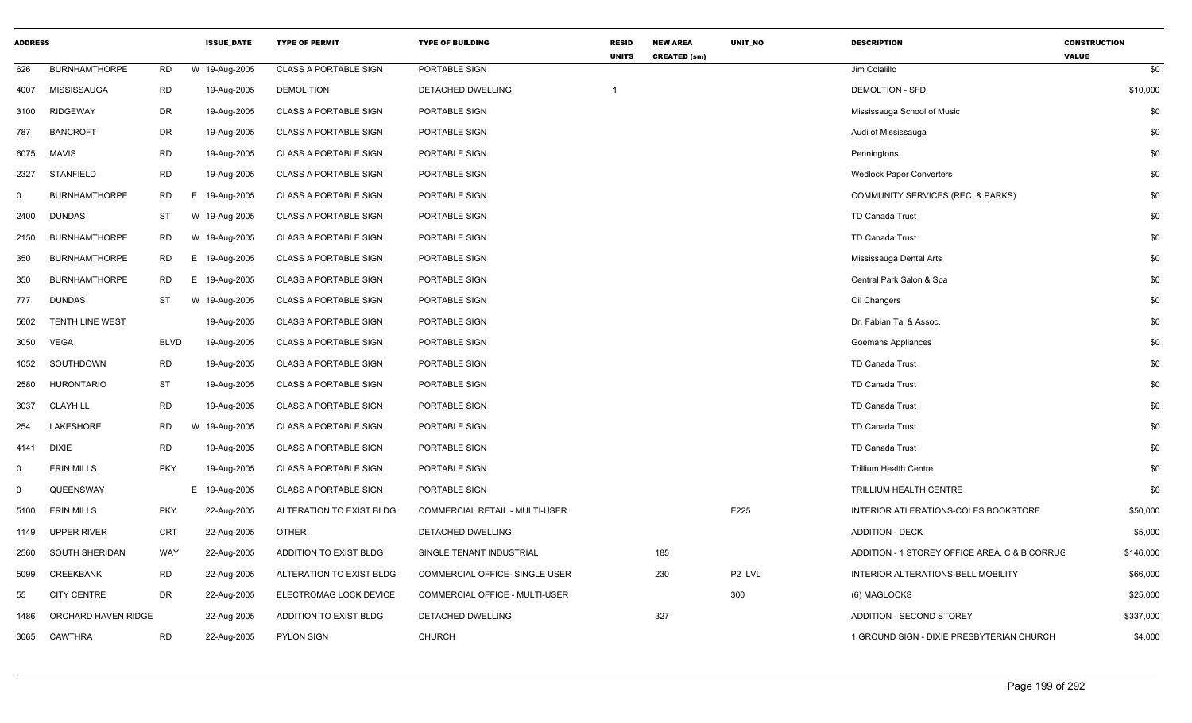| ADDRESS | | | ISSUE_DATE | TYPE OF PERMIT | TYPE OF BUILDING | RESID UNITS | NEW AREA CREATED (sm) | UNIT_NO | DESCRIPTION | CONSTRUCTION VALUE |
|---|---|---|---|---|---|---|---|---|---|---|
| 626 | BURNHAMTHORPE | RD | W 19-Aug-2005 | CLASS A PORTABLE SIGN | PORTABLE SIGN | | | | Jim Colalillo | $0 |
| 4007 | MISSISSAUGA | RD | 19-Aug-2005 | DEMOLITION | DETACHED DWELLING | 1 | | | DEMOLTION - SFD | $10,000 |
| 3100 | RIDGEWAY | DR | 19-Aug-2005 | CLASS A PORTABLE SIGN | PORTABLE SIGN | | | | Mississauga School of Music | $0 |
| 787 | BANCROFT | DR | 19-Aug-2005 | CLASS A PORTABLE SIGN | PORTABLE SIGN | | | | Audi of Mississauga | $0 |
| 6075 | MAVIS | RD | 19-Aug-2005 | CLASS A PORTABLE SIGN | PORTABLE SIGN | | | | Penningtons | $0 |
| 2327 | STANFIELD | RD | 19-Aug-2005 | CLASS A PORTABLE SIGN | PORTABLE SIGN | | | | Wedlock Paper Converters | $0 |
| 0 | BURNHAMTHORPE | RD | E 19-Aug-2005 | CLASS A PORTABLE SIGN | PORTABLE SIGN | | | | COMMUNITY SERVICES (REC. & PARKS) | $0 |
| 2400 | DUNDAS | ST | W 19-Aug-2005 | CLASS A PORTABLE SIGN | PORTABLE SIGN | | | | TD Canada Trust | $0 |
| 2150 | BURNHAMTHORPE | RD | W 19-Aug-2005 | CLASS A PORTABLE SIGN | PORTABLE SIGN | | | | TD Canada Trust | $0 |
| 350 | BURNHAMTHORPE | RD | E 19-Aug-2005 | CLASS A PORTABLE SIGN | PORTABLE SIGN | | | | Mississauga Dental Arts | $0 |
| 350 | BURNHAMTHORPE | RD | E 19-Aug-2005 | CLASS A PORTABLE SIGN | PORTABLE SIGN | | | | Central Park Salon & Spa | $0 |
| 777 | DUNDAS | ST | W 19-Aug-2005 | CLASS A PORTABLE SIGN | PORTABLE SIGN | | | | Oil Changers | $0 |
| 5602 | TENTH LINE WEST | | 19-Aug-2005 | CLASS A PORTABLE SIGN | PORTABLE SIGN | | | | Dr. Fabian Tai & Assoc. | $0 |
| 3050 | VEGA | BLVD | 19-Aug-2005 | CLASS A PORTABLE SIGN | PORTABLE SIGN | | | | Goemans Appliances | $0 |
| 1052 | SOUTHDOWN | RD | 19-Aug-2005 | CLASS A PORTABLE SIGN | PORTABLE SIGN | | | | TD Canada Trust | $0 |
| 2580 | HURONTARIO | ST | 19-Aug-2005 | CLASS A PORTABLE SIGN | PORTABLE SIGN | | | | TD Canada Trust | $0 |
| 3037 | CLAYHILL | RD | 19-Aug-2005 | CLASS A PORTABLE SIGN | PORTABLE SIGN | | | | TD Canada Trust | $0 |
| 254 | LAKESHORE | RD | W 19-Aug-2005 | CLASS A PORTABLE SIGN | PORTABLE SIGN | | | | TD Canada Trust | $0 |
| 4141 | DIXIE | RD | 19-Aug-2005 | CLASS A PORTABLE SIGN | PORTABLE SIGN | | | | TD Canada Trust | $0 |
| 0 | ERIN MILLS | PKY | 19-Aug-2005 | CLASS A PORTABLE SIGN | PORTABLE SIGN | | | | Trillium Health Centre | $0 |
| 0 | QUEENSWAY | | E 19-Aug-2005 | CLASS A PORTABLE SIGN | PORTABLE SIGN | | | | TRILLIUM HEALTH CENTRE | $0 |
| 5100 | ERIN MILLS | PKY | 22-Aug-2005 | ALTERATION TO EXIST BLDG | COMMERCIAL RETAIL - MULTI-USER | | | E225 | INTERIOR ATLERATIONS-COLES BOOKSTORE | $50,000 |
| 1149 | UPPER RIVER | CRT | 22-Aug-2005 | OTHER | DETACHED DWELLING | | | | ADDITION - DECK | $5,000 |
| 2560 | SOUTH SHERIDAN | WAY | 22-Aug-2005 | ADDITION TO EXIST BLDG | SINGLE TENANT INDUSTRIAL | | 185 | | ADDITION - 1 STOREY OFFICE AREA, C & B CORRUG | $146,000 |
| 5099 | CREEKBANK | RD | 22-Aug-2005 | ALTERATION TO EXIST BLDG | COMMERCIAL OFFICE- SINGLE USER | | 230 | P2 LVL | INTERIOR ALTERATIONS-BELL MOBILITY | $66,000 |
| 55 | CITY CENTRE | DR | 22-Aug-2005 | ELECTROMAG LOCK DEVICE | COMMERCIAL OFFICE - MULTI-USER | | | 300 | (6) MAGLOCKS | $25,000 |
| 1486 | ORCHARD HAVEN RIDGE | | 22-Aug-2005 | ADDITION TO EXIST BLDG | DETACHED DWELLING | | 327 | | ADDITION - SECOND STOREY | $337,000 |
| 3065 | CAWTHRA | RD | 22-Aug-2005 | PYLON SIGN | CHURCH | | | | 1 GROUND SIGN - DIXIE PRESBYTERIAN CHURCH | $4,000 |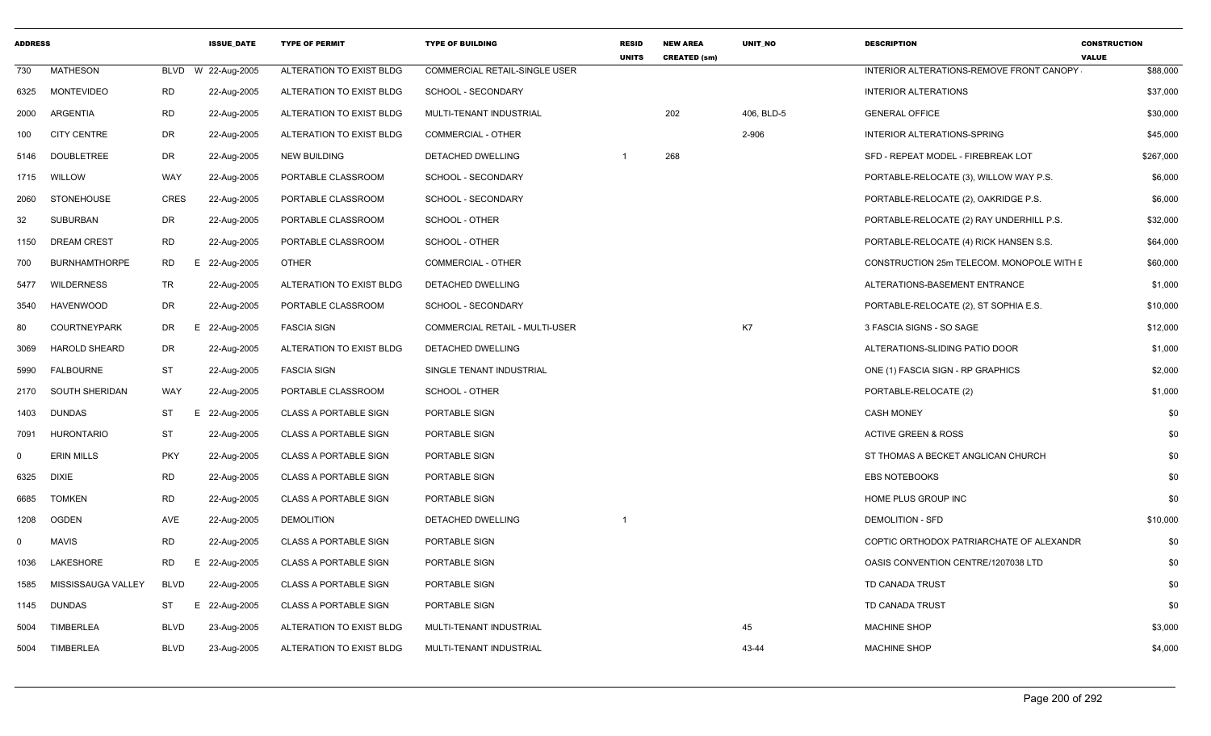| ADDRESS | | | ISSUE_DATE | TYPE OF PERMIT | TYPE OF BUILDING | RESID UNITS | NEW AREA CREATED (sm) | UNIT_NO | DESCRIPTION | CONSTRUCTION VALUE |
|---|---|---|---|---|---|---|---|---|---|---|
| 730 | MATHESON | BLVD | W 22-Aug-2005 | ALTERATION TO EXIST BLDG | COMMERCIAL RETAIL-SINGLE USER | | | | INTERIOR ALTERATIONS-REMOVE FRONT CANOPY | $88,000 |
| 6325 | MONTEVIDEO | RD | 22-Aug-2005 | ALTERATION TO EXIST BLDG | SCHOOL - SECONDARY | | | | INTERIOR ALTERATIONS | $37,000 |
| 2000 | ARGENTIA | RD | 22-Aug-2005 | ALTERATION TO EXIST BLDG | MULTI-TENANT INDUSTRIAL | | 202 | 406, BLD-5 | GENERAL OFFICE | $30,000 |
| 100 | CITY CENTRE | DR | 22-Aug-2005 | ALTERATION TO EXIST BLDG | COMMERCIAL - OTHER | | | 2-906 | INTERIOR ALTERATIONS-SPRING | $45,000 |
| 5146 | DOUBLETREE | DR | 22-Aug-2005 | NEW BUILDING | DETACHED DWELLING | 1 | 268 | | SFD - REPEAT MODEL - FIREBREAK LOT | $267,000 |
| 1715 | WILLOW | WAY | 22-Aug-2005 | PORTABLE CLASSROOM | SCHOOL - SECONDARY | | | | PORTABLE-RELOCATE (3), WILLOW WAY P.S. | $6,000 |
| 2060 | STONEHOUSE | CRES | 22-Aug-2005 | PORTABLE CLASSROOM | SCHOOL - SECONDARY | | | | PORTABLE-RELOCATE (2), OAKRIDGE P.S. | $6,000 |
| 32 | SUBURBAN | DR | 22-Aug-2005 | PORTABLE CLASSROOM | SCHOOL - OTHER | | | | PORTABLE-RELOCATE (2) RAY UNDERHILL P.S. | $32,000 |
| 1150 | DREAM CREST | RD | 22-Aug-2005 | PORTABLE CLASSROOM | SCHOOL - OTHER | | | | PORTABLE-RELOCATE (4) RICK HANSEN S.S. | $64,000 |
| 700 | BURNHAMTHORPE | RD | E 22-Aug-2005 | OTHER | COMMERCIAL - OTHER | | | | CONSTRUCTION 25m TELECOM. MONOPOLE WITH E | $60,000 |
| 5477 | WILDERNESS | TR | 22-Aug-2005 | ALTERATION TO EXIST BLDG | DETACHED DWELLING | | | | ALTERATIONS-BASEMENT ENTRANCE | $1,000 |
| 3540 | HAVENWOOD | DR | 22-Aug-2005 | PORTABLE CLASSROOM | SCHOOL - SECONDARY | | | | PORTABLE-RELOCATE (2), ST SOPHIA E.S. | $10,000 |
| 80 | COURTNEYPARK | DR | E 22-Aug-2005 | FASCIA SIGN | COMMERCIAL RETAIL - MULTI-USER | | | K7 | 3 FASCIA SIGNS - SO SAGE | $12,000 |
| 3069 | HAROLD SHEARD | DR | 22-Aug-2005 | ALTERATION TO EXIST BLDG | DETACHED DWELLING | | | | ALTERATIONS-SLIDING PATIO DOOR | $1,000 |
| 5990 | FALBOURNE | ST | 22-Aug-2005 | FASCIA SIGN | SINGLE TENANT INDUSTRIAL | | | | ONE (1) FASCIA SIGN - RP GRAPHICS | $2,000 |
| 2170 | SOUTH SHERIDAN | WAY | 22-Aug-2005 | PORTABLE CLASSROOM | SCHOOL - OTHER | | | | PORTABLE-RELOCATE (2) | $1,000 |
| 1403 | DUNDAS | ST | E 22-Aug-2005 | CLASS A PORTABLE SIGN | PORTABLE SIGN | | | | CASH MONEY | $0 |
| 7091 | HURONTARIO | ST | 22-Aug-2005 | CLASS A PORTABLE SIGN | PORTABLE SIGN | | | | ACTIVE GREEN & ROSS | $0 |
| 0 | ERIN MILLS | PKY | 22-Aug-2005 | CLASS A PORTABLE SIGN | PORTABLE SIGN | | | | ST THOMAS A BECKET ANGLICAN CHURCH | $0 |
| 6325 | DIXIE | RD | 22-Aug-2005 | CLASS A PORTABLE SIGN | PORTABLE SIGN | | | | EBS NOTEBOOKS | $0 |
| 6685 | TOMKEN | RD | 22-Aug-2005 | CLASS A PORTABLE SIGN | PORTABLE SIGN | | | | HOME PLUS GROUP INC | $0 |
| 1208 | OGDEN | AVE | 22-Aug-2005 | DEMOLITION | DETACHED DWELLING | 1 | | | DEMOLITION - SFD | $10,000 |
| 0 | MAVIS | RD | 22-Aug-2005 | CLASS A PORTABLE SIGN | PORTABLE SIGN | | | | COPTIC ORTHODOX PATRIARCHATE OF ALEXANDR | $0 |
| 1036 | LAKESHORE | RD | E 22-Aug-2005 | CLASS A PORTABLE SIGN | PORTABLE SIGN | | | | OASIS CONVENTION CENTRE/1207038 LTD | $0 |
| 1585 | MISSISSAUGA VALLEY | BLVD | 22-Aug-2005 | CLASS A PORTABLE SIGN | PORTABLE SIGN | | | | TD CANADA TRUST | $0 |
| 1145 | DUNDAS | ST | E 22-Aug-2005 | CLASS A PORTABLE SIGN | PORTABLE SIGN | | | | TD CANADA TRUST | $0 |
| 5004 | TIMBERLEA | BLVD | 23-Aug-2005 | ALTERATION TO EXIST BLDG | MULTI-TENANT INDUSTRIAL | | | 45 | MACHINE SHOP | $3,000 |
| 5004 | TIMBERLEA | BLVD | 23-Aug-2005 | ALTERATION TO EXIST BLDG | MULTI-TENANT INDUSTRIAL | | | 43-44 | MACHINE SHOP | $4,000 |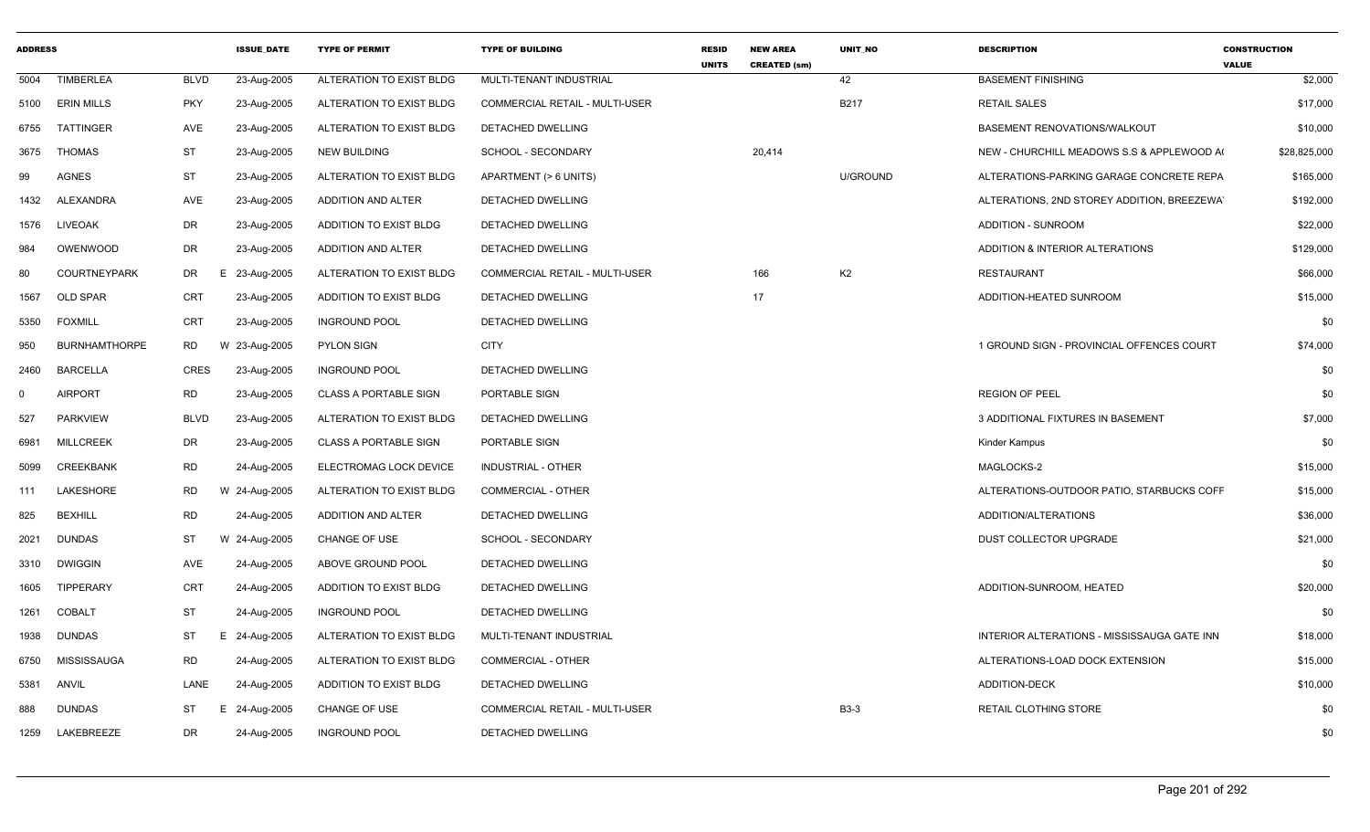| ADDRESS | | | ISSUE_DATE | TYPE OF PERMIT | TYPE OF BUILDING | RESID UNITS | NEW AREA CREATED (sm) | UNIT_NO | DESCRIPTION | CONSTRUCTION VALUE |
|---|---|---|---|---|---|---|---|---|---|---|
| 5004 | TIMBERLEA | BLVD | 23-Aug-2005 | ALTERATION TO EXIST BLDG | MULTI-TENANT INDUSTRIAL | | | 42 | BASEMENT FINISHING | $2,000 |
| 5100 | ERIN MILLS | PKY | 23-Aug-2005 | ALTERATION TO EXIST BLDG | COMMERCIAL RETAIL - MULTI-USER | | | B217 | RETAIL SALES | $17,000 |
| 6755 | TATTINGER | AVE | 23-Aug-2005 | ALTERATION TO EXIST BLDG | DETACHED DWELLING | | | | BASEMENT RENOVATIONS/WALKOUT | $10,000 |
| 3675 | THOMAS | ST | 23-Aug-2005 | NEW BUILDING | SCHOOL - SECONDARY | | 20,414 | | NEW - CHURCHILL MEADOWS S.S & APPLEWOOD A( | $28,825,000 |
| 99 | AGNES | ST | 23-Aug-2005 | ALTERATION TO EXIST BLDG | APARTMENT (> 6 UNITS) | | | U/GROUND | ALTERATIONS-PARKING GARAGE CONCRETE REPA | $165,000 |
| 1432 | ALEXANDRA | AVE | 23-Aug-2005 | ADDITION AND ALTER | DETACHED DWELLING | | | | ALTERATIONS, 2ND STOREY ADDITION, BREEZEWA' | $192,000 |
| 1576 | LIVEOAK | DR | 23-Aug-2005 | ADDITION TO EXIST BLDG | DETACHED DWELLING | | | | ADDITION - SUNROOM | $22,000 |
| 984 | OWENWOOD | DR | 23-Aug-2005 | ADDITION AND ALTER | DETACHED DWELLING | | | | ADDITION & INTERIOR ALTERATIONS | $129,000 |
| 80 | COURTNEYPARK | DR | E 23-Aug-2005 | ALTERATION TO EXIST BLDG | COMMERCIAL RETAIL - MULTI-USER | | 166 | K2 | RESTAURANT | $66,000 |
| 1567 | OLD SPAR | CRT | 23-Aug-2005 | ADDITION TO EXIST BLDG | DETACHED DWELLING | | 17 | | ADDITION-HEATED SUNROOM | $15,000 |
| 5350 | FOXMILL | CRT | 23-Aug-2005 | INGROUND POOL | DETACHED DWELLING | | | | | $0 |
| 950 | BURNHAMTHORPE | RD | W 23-Aug-2005 | PYLON SIGN | CITY | | | | 1 GROUND SIGN - PROVINCIAL OFFENCES COURT | $74,000 |
| 2460 | BARCELLA | CRES | 23-Aug-2005 | INGROUND POOL | DETACHED DWELLING | | | | | $0 |
| 0 | AIRPORT | RD | 23-Aug-2005 | CLASS A PORTABLE SIGN | PORTABLE SIGN | | | | REGION OF PEEL | $0 |
| 527 | PARKVIEW | BLVD | 23-Aug-2005 | ALTERATION TO EXIST BLDG | DETACHED DWELLING | | | | 3 ADDITIONAL FIXTURES IN BASEMENT | $7,000 |
| 6981 | MILLCREEK | DR | 23-Aug-2005 | CLASS A PORTABLE SIGN | PORTABLE SIGN | | | | Kinder Kampus | $0 |
| 5099 | CREEKBANK | RD | 24-Aug-2005 | ELECTROMAG LOCK DEVICE | INDUSTRIAL - OTHER | | | | MAGLOCKS-2 | $15,000 |
| 111 | LAKESHORE | RD | W 24-Aug-2005 | ALTERATION TO EXIST BLDG | COMMERCIAL - OTHER | | | | ALTERATIONS-OUTDOOR PATIO, STARBUCKS COFF | $15,000 |
| 825 | BEXHILL | RD | 24-Aug-2005 | ADDITION AND ALTER | DETACHED DWELLING | | | | ADDITION/ALTERATIONS | $36,000 |
| 2021 | DUNDAS | ST | W 24-Aug-2005 | CHANGE OF USE | SCHOOL - SECONDARY | | | | DUST COLLECTOR UPGRADE | $21,000 |
| 3310 | DWIGGIN | AVE | 24-Aug-2005 | ABOVE GROUND POOL | DETACHED DWELLING | | | | | $0 |
| 1605 | TIPPERARY | CRT | 24-Aug-2005 | ADDITION TO EXIST BLDG | DETACHED DWELLING | | | | ADDITION-SUNROOM, HEATED | $20,000 |
| 1261 | COBALT | ST | 24-Aug-2005 | INGROUND POOL | DETACHED DWELLING | | | | | $0 |
| 1938 | DUNDAS | ST | E 24-Aug-2005 | ALTERATION TO EXIST BLDG | MULTI-TENANT INDUSTRIAL | | | | INTERIOR ALTERATIONS - MISSISSAUGA GATE INN | $18,000 |
| 6750 | MISSISSAUGA | RD | 24-Aug-2005 | ALTERATION TO EXIST BLDG | COMMERCIAL - OTHER | | | | ALTERATIONS-LOAD DOCK EXTENSION | $15,000 |
| 5381 | ANVIL | LANE | 24-Aug-2005 | ADDITION TO EXIST BLDG | DETACHED DWELLING | | | | ADDITION-DECK | $10,000 |
| 888 | DUNDAS | ST | E 24-Aug-2005 | CHANGE OF USE | COMMERCIAL RETAIL - MULTI-USER | | | B3-3 | RETAIL CLOTHING STORE | $0 |
| 1259 | LAKEBREEZE | DR | 24-Aug-2005 | INGROUND POOL | DETACHED DWELLING | | | | | $0 |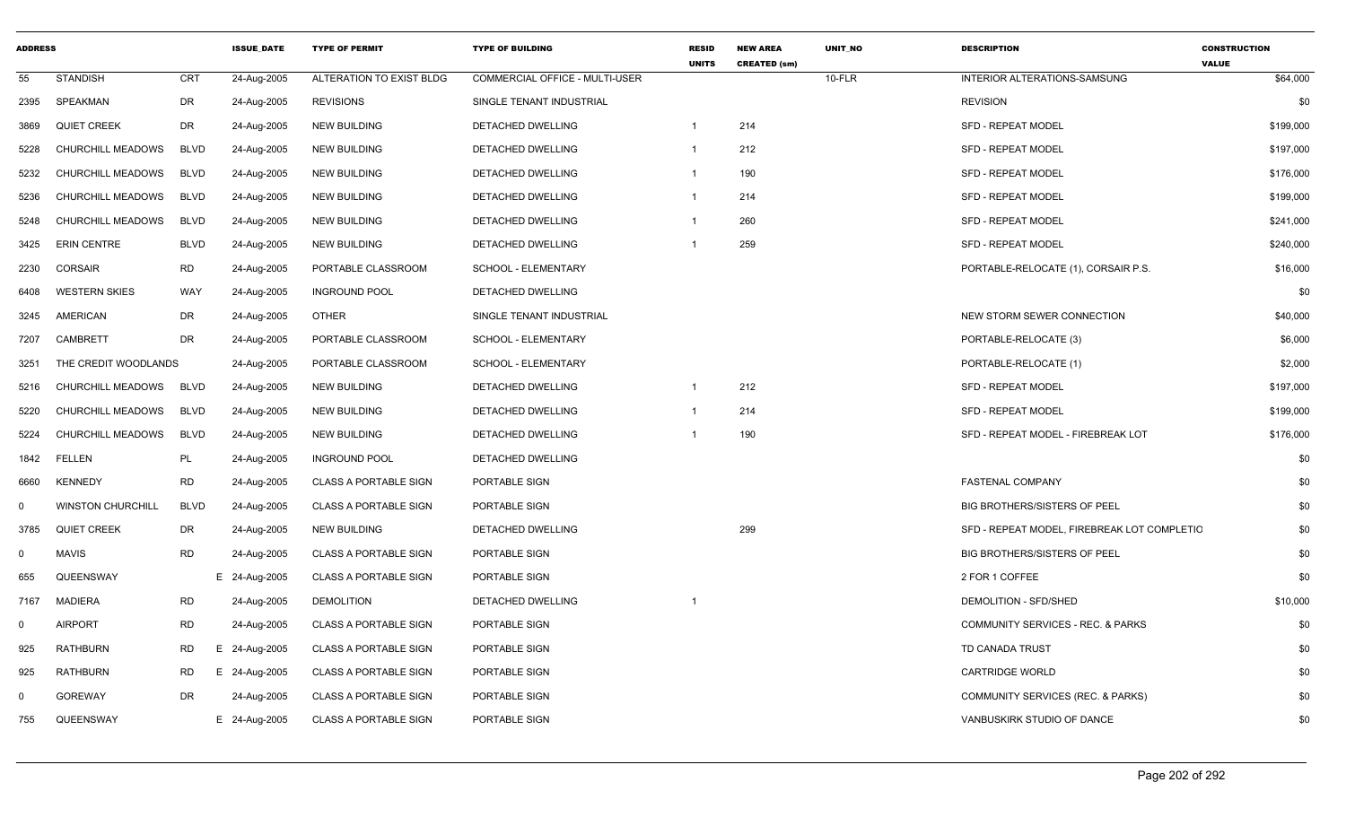| ADDRESS | | | ISSUE_DATE | TYPE OF PERMIT | TYPE OF BUILDING | RESID UNITS | NEW AREA CREATED (sm) | UNIT_NO | DESCRIPTION | CONSTRUCTION VALUE |
|---|---|---|---|---|---|---|---|---|---|---|
| 55 | STANDISH | CRT | 24-Aug-2005 | ALTERATION TO EXIST BLDG | COMMERCIAL OFFICE - MULTI-USER | | | 10-FLR | INTERIOR ALTERATIONS-SAMSUNG | $64,000 |
| 2395 | SPEAKMAN | DR | 24-Aug-2005 | REVISIONS | SINGLE TENANT INDUSTRIAL | | | | REVISION | $0 |
| 3869 | QUIET CREEK | DR | 24-Aug-2005 | NEW BUILDING | DETACHED DWELLING | 1 | 214 | | SFD - REPEAT MODEL | $199,000 |
| 5228 | CHURCHILL MEADOWS | BLVD | 24-Aug-2005 | NEW BUILDING | DETACHED DWELLING | 1 | 212 | | SFD - REPEAT MODEL | $197,000 |
| 5232 | CHURCHILL MEADOWS | BLVD | 24-Aug-2005 | NEW BUILDING | DETACHED DWELLING | 1 | 190 | | SFD - REPEAT MODEL | $176,000 |
| 5236 | CHURCHILL MEADOWS | BLVD | 24-Aug-2005 | NEW BUILDING | DETACHED DWELLING | 1 | 214 | | SFD - REPEAT MODEL | $199,000 |
| 5248 | CHURCHILL MEADOWS | BLVD | 24-Aug-2005 | NEW BUILDING | DETACHED DWELLING | 1 | 260 | | SFD - REPEAT MODEL | $241,000 |
| 3425 | ERIN CENTRE | BLVD | 24-Aug-2005 | NEW BUILDING | DETACHED DWELLING | 1 | 259 | | SFD - REPEAT MODEL | $240,000 |
| 2230 | CORSAIR | RD | 24-Aug-2005 | PORTABLE CLASSROOM | SCHOOL - ELEMENTARY | | | | PORTABLE-RELOCATE (1), CORSAIR P.S. | $16,000 |
| 6408 | WESTERN SKIES | WAY | 24-Aug-2005 | INGROUND POOL | DETACHED DWELLING | | | | | $0 |
| 3245 | AMERICAN | DR | 24-Aug-2005 | OTHER | SINGLE TENANT INDUSTRIAL | | | | NEW STORM SEWER CONNECTION | $40,000 |
| 7207 | CAMBRETT | DR | 24-Aug-2005 | PORTABLE CLASSROOM | SCHOOL - ELEMENTARY | | | | PORTABLE-RELOCATE (3) | $6,000 |
| 3251 | THE CREDIT WOODLANDS | | 24-Aug-2005 | PORTABLE CLASSROOM | SCHOOL - ELEMENTARY | | | | PORTABLE-RELOCATE (1) | $2,000 |
| 5216 | CHURCHILL MEADOWS | BLVD | 24-Aug-2005 | NEW BUILDING | DETACHED DWELLING | 1 | 212 | | SFD - REPEAT MODEL | $197,000 |
| 5220 | CHURCHILL MEADOWS | BLVD | 24-Aug-2005 | NEW BUILDING | DETACHED DWELLING | 1 | 214 | | SFD - REPEAT MODEL | $199,000 |
| 5224 | CHURCHILL MEADOWS | BLVD | 24-Aug-2005 | NEW BUILDING | DETACHED DWELLING | 1 | 190 | | SFD - REPEAT MODEL - FIREBREAK LOT | $176,000 |
| 1842 | FELLEN | PL | 24-Aug-2005 | INGROUND POOL | DETACHED DWELLING | | | | | $0 |
| 6660 | KENNEDY | RD | 24-Aug-2005 | CLASS A PORTABLE SIGN | PORTABLE SIGN | | | | FASTENAL COMPANY | $0 |
| 0 | WINSTON CHURCHILL | BLVD | 24-Aug-2005 | CLASS A PORTABLE SIGN | PORTABLE SIGN | | | | BIG BROTHERS/SISTERS OF PEEL | $0 |
| 3785 | QUIET CREEK | DR | 24-Aug-2005 | NEW BUILDING | DETACHED DWELLING | | 299 | | SFD - REPEAT MODEL, FIREBREAK LOT COMPLETIO | $0 |
| 0 | MAVIS | RD | 24-Aug-2005 | CLASS A PORTABLE SIGN | PORTABLE SIGN | | | | BIG BROTHERS/SISTERS OF PEEL | $0 |
| 655 | QUEENSWAY | E | 24-Aug-2005 | CLASS A PORTABLE SIGN | PORTABLE SIGN | | | | 2 FOR 1 COFFEE | $0 |
| 7167 | MADIERA | RD | 24-Aug-2005 | DEMOLITION | DETACHED DWELLING | 1 | | | DEMOLITION - SFD/SHED | $10,000 |
| 0 | AIRPORT | RD | 24-Aug-2005 | CLASS A PORTABLE SIGN | PORTABLE SIGN | | | | COMMUNITY SERVICES - REC. & PARKS | $0 |
| 925 | RATHBURN | RD E | 24-Aug-2005 | CLASS A PORTABLE SIGN | PORTABLE SIGN | | | | TD CANADA TRUST | $0 |
| 925 | RATHBURN | RD E | 24-Aug-2005 | CLASS A PORTABLE SIGN | PORTABLE SIGN | | | | CARTRIDGE WORLD | $0 |
| 0 | GOREWAY | DR | 24-Aug-2005 | CLASS A PORTABLE SIGN | PORTABLE SIGN | | | | COMMUNITY SERVICES (REC. & PARKS) | $0 |
| 755 | QUEENSWAY | E | 24-Aug-2005 | CLASS A PORTABLE SIGN | PORTABLE SIGN | | | | VANBUSKIRK STUDIO OF DANCE | $0 |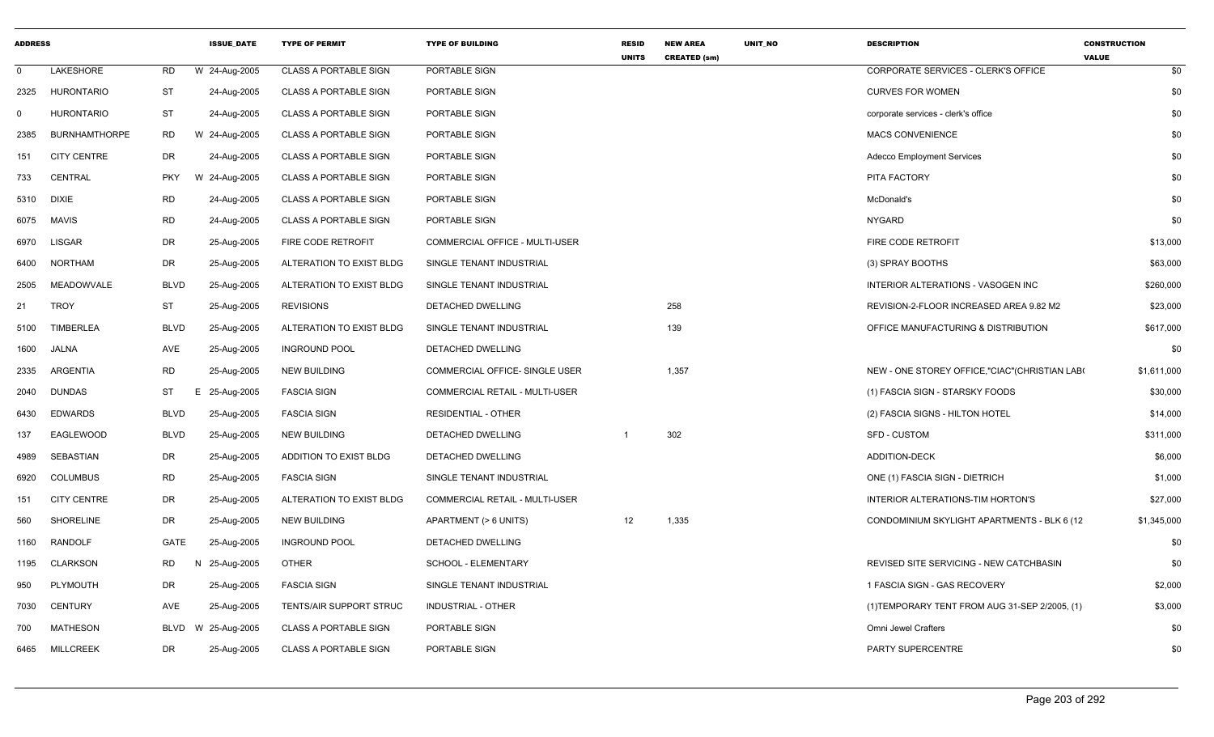| ADDRESS | | | ISSUE_DATE | TYPE OF PERMIT | TYPE OF BUILDING | RESID UNITS | NEW AREA CREATED (sm) | UNIT_NO | DESCRIPTION | CONSTRUCTION VALUE |
|---|---|---|---|---|---|---|---|---|---|---|
| 0 | LAKESHORE | RD | W 24-Aug-2005 | CLASS A PORTABLE SIGN | PORTABLE SIGN | | | | CORPORATE SERVICES - CLERK'S OFFICE | $0 |
| 2325 | HURONTARIO | ST | 24-Aug-2005 | CLASS A PORTABLE SIGN | PORTABLE SIGN | | | | CURVES FOR WOMEN | $0 |
| 0 | HURONTARIO | ST | 24-Aug-2005 | CLASS A PORTABLE SIGN | PORTABLE SIGN | | | | corporate services - clerk's office | $0 |
| 2385 | BURNHAMTHORPE | RD | W 24-Aug-2005 | CLASS A PORTABLE SIGN | PORTABLE SIGN | | | | MACS CONVENIENCE | $0 |
| 151 | CITY CENTRE | DR | 24-Aug-2005 | CLASS A PORTABLE SIGN | PORTABLE SIGN | | | | Adecco Employment Services | $0 |
| 733 | CENTRAL | PKY | W 24-Aug-2005 | CLASS A PORTABLE SIGN | PORTABLE SIGN | | | | PITA FACTORY | $0 |
| 5310 | DIXIE | RD | 24-Aug-2005 | CLASS A PORTABLE SIGN | PORTABLE SIGN | | | | McDonald's | $0 |
| 6075 | MAVIS | RD | 24-Aug-2005 | CLASS A PORTABLE SIGN | PORTABLE SIGN | | | | NYGARD | $0 |
| 6970 | LISGAR | DR | 25-Aug-2005 | FIRE CODE RETROFIT | COMMERCIAL OFFICE - MULTI-USER | | | | FIRE CODE RETROFIT | $13,000 |
| 6400 | NORTHAM | DR | 25-Aug-2005 | ALTERATION TO EXIST BLDG | SINGLE TENANT INDUSTRIAL | | | | (3) SPRAY BOOTHS | $63,000 |
| 2505 | MEADOWVALE | BLVD | 25-Aug-2005 | ALTERATION TO EXIST BLDG | SINGLE TENANT INDUSTRIAL | | | | INTERIOR ALTERATIONS - VASOGEN INC | $260,000 |
| 21 | TROY | ST | 25-Aug-2005 | REVISIONS | DETACHED DWELLING | | 258 | | REVISION-2-FLOOR INCREASED AREA 9.82 M2 | $23,000 |
| 5100 | TIMBERLEA | BLVD | 25-Aug-2005 | ALTERATION TO EXIST BLDG | SINGLE TENANT INDUSTRIAL | | 139 | | OFFICE MANUFACTURING & DISTRIBUTION | $617,000 |
| 1600 | JALNA | AVE | 25-Aug-2005 | INGROUND POOL | DETACHED DWELLING | | | | | $0 |
| 2335 | ARGENTIA | RD | 25-Aug-2005 | NEW BUILDING | COMMERCIAL OFFICE- SINGLE USER | | 1,357 | | NEW - ONE STOREY OFFICE,"CIAC"(CHRISTIAN LAB( | $1,611,000 |
| 2040 | DUNDAS | ST | E 25-Aug-2005 | FASCIA SIGN | COMMERCIAL RETAIL - MULTI-USER | | | | (1) FASCIA SIGN - STARSKY FOODS | $30,000 |
| 6430 | EDWARDS | BLVD | 25-Aug-2005 | FASCIA SIGN | RESIDENTIAL - OTHER | | | | (2) FASCIA SIGNS - HILTON HOTEL | $14,000 |
| 137 | EAGLEWOOD | BLVD | 25-Aug-2005 | NEW BUILDING | DETACHED DWELLING | 1 | 302 | | SFD - CUSTOM | $311,000 |
| 4989 | SEBASTIAN | DR | 25-Aug-2005 | ADDITION TO EXIST BLDG | DETACHED DWELLING | | | | ADDITION-DECK | $6,000 |
| 6920 | COLUMBUS | RD | 25-Aug-2005 | FASCIA SIGN | SINGLE TENANT INDUSTRIAL | | | | ONE (1) FASCIA SIGN - DIETRICH | $1,000 |
| 151 | CITY CENTRE | DR | 25-Aug-2005 | ALTERATION TO EXIST BLDG | COMMERCIAL RETAIL - MULTI-USER | | | | INTERIOR ALTERATIONS-TIM HORTON'S | $27,000 |
| 560 | SHORELINE | DR | 25-Aug-2005 | NEW BUILDING | APARTMENT (> 6 UNITS) | 12 | 1,335 | | CONDOMINIUM SKYLIGHT APARTMENTS - BLK 6 (12 | $1,345,000 |
| 1160 | RANDOLF | GATE | 25-Aug-2005 | INGROUND POOL | DETACHED DWELLING | | | | | $0 |
| 1195 | CLARKSON | RD | N 25-Aug-2005 | OTHER | SCHOOL - ELEMENTARY | | | | REVISED SITE SERVICING - NEW CATCHBASIN | $0 |
| 950 | PLYMOUTH | DR | 25-Aug-2005 | FASCIA SIGN | SINGLE TENANT INDUSTRIAL | | | | 1 FASCIA SIGN - GAS RECOVERY | $2,000 |
| 7030 | CENTURY | AVE | 25-Aug-2005 | TENTS/AIR SUPPORT STRUC | INDUSTRIAL - OTHER | | | | (1)TEMPORARY TENT FROM AUG 31-SEP 2/2005, (1) | $3,000 |
| 700 | MATHESON | BLVD | W 25-Aug-2005 | CLASS A PORTABLE SIGN | PORTABLE SIGN | | | | Omni Jewel Crafters | $0 |
| 6465 | MILLCREEK | DR | 25-Aug-2005 | CLASS A PORTABLE SIGN | PORTABLE SIGN | | | | PARTY SUPERCENTRE | $0 |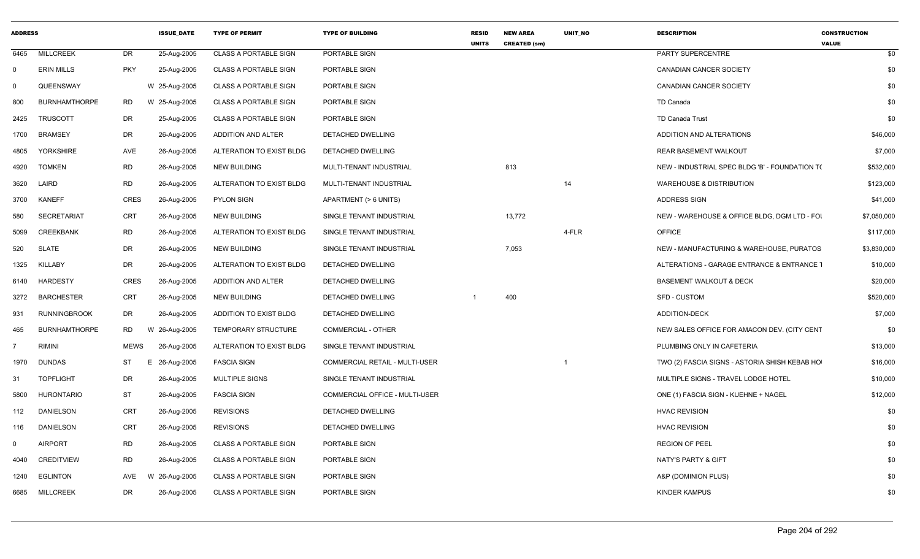| ADDRESS | | | ISSUE_DATE | TYPE OF PERMIT | TYPE OF BUILDING | RESID UNITS | NEW AREA CREATED (sm) | UNIT_NO | DESCRIPTION | CONSTRUCTION VALUE |
|---|---|---|---|---|---|---|---|---|---|---|
| 6465 | MILLCREEK | DR | 25-Aug-2005 | CLASS A PORTABLE SIGN | PORTABLE SIGN | | | | PARTY SUPERCENTRE | $0 |
| 0 | ERIN MILLS | PKY | 25-Aug-2005 | CLASS A PORTABLE SIGN | PORTABLE SIGN | | | | CANADIAN CANCER SOCIETY | $0 |
| 0 | QUEENSWAY | | W 25-Aug-2005 | CLASS A PORTABLE SIGN | PORTABLE SIGN | | | | CANADIAN CANCER SOCIETY | $0 |
| 800 | BURNHAMTHORPE | RD | W 25-Aug-2005 | CLASS A PORTABLE SIGN | PORTABLE SIGN | | | | TD Canada | $0 |
| 2425 | TRUSCOTT | DR | 25-Aug-2005 | CLASS A PORTABLE SIGN | PORTABLE SIGN | | | | TD Canada Trust | $0 |
| 1700 | BRAMSEY | DR | 26-Aug-2005 | ADDITION AND ALTER | DETACHED DWELLING | | | | ADDITION AND ALTERATIONS | $46,000 |
| 4805 | YORKSHIRE | AVE | 26-Aug-2005 | ALTERATION TO EXIST BLDG | DETACHED DWELLING | | | | REAR BASEMENT WALKOUT | $7,000 |
| 4920 | TOMKEN | RD | 26-Aug-2005 | NEW BUILDING | MULTI-TENANT INDUSTRIAL | | 813 | | NEW - INDUSTRIAL SPEC BLDG 'B' - FOUNDATION TO | $532,000 |
| 3620 | LAIRD | RD | 26-Aug-2005 | ALTERATION TO EXIST BLDG | MULTI-TENANT INDUSTRIAL | | | 14 | WAREHOUSE & DISTRIBUTION | $123,000 |
| 3700 | KANEFF | CRES | 26-Aug-2005 | PYLON SIGN | APARTMENT (> 6 UNITS) | | | | ADDRESS SIGN | $41,000 |
| 580 | SECRETARIAT | CRT | 26-Aug-2005 | NEW BUILDING | SINGLE TENANT INDUSTRIAL | | 13,772 | | NEW - WAREHOUSE & OFFICE BLDG, DGM LTD - FOU | $7,050,000 |
| 5099 | CREEKBANK | RD | 26-Aug-2005 | ALTERATION TO EXIST BLDG | SINGLE TENANT INDUSTRIAL | | | 4-FLR | OFFICE | $117,000 |
| 520 | SLATE | DR | 26-Aug-2005 | NEW BUILDING | SINGLE TENANT INDUSTRIAL | | 7,053 | | NEW - MANUFACTURING & WAREHOUSE, PURATOS | $3,830,000 |
| 1325 | KILLABY | DR | 26-Aug-2005 | ALTERATION TO EXIST BLDG | DETACHED DWELLING | | | | ALTERATIONS - GARAGE ENTRANCE & ENTRANCE T | $10,000 |
| 6140 | HARDESTY | CRES | 26-Aug-2005 | ADDITION AND ALTER | DETACHED DWELLING | | | | BASEMENT WALKOUT & DECK | $20,000 |
| 3272 | BARCHESTER | CRT | 26-Aug-2005 | NEW BUILDING | DETACHED DWELLING | 1 | 400 | | SFD - CUSTOM | $520,000 |
| 931 | RUNNINGBROOK | DR | 26-Aug-2005 | ADDITION TO EXIST BLDG | DETACHED DWELLING | | | | ADDITION-DECK | $7,000 |
| 465 | BURNHAMTHORPE | RD | W 26-Aug-2005 | TEMPORARY STRUCTURE | COMMERCIAL - OTHER | | | | NEW SALES OFFICE FOR AMACON DEV. (CITY CENT | $0 |
| 7 | RIMINI | MEWS | 26-Aug-2005 | ALTERATION TO EXIST BLDG | SINGLE TENANT INDUSTRIAL | | | | PLUMBING ONLY IN CAFETERIA | $13,000 |
| 1970 | DUNDAS | ST | E 26-Aug-2005 | FASCIA SIGN | COMMERCIAL RETAIL - MULTI-USER | | | 1 | TWO (2) FASCIA SIGNS - ASTORIA SHISH KEBAB HO | $16,000 |
| 31 | TOPFLIGHT | DR | 26-Aug-2005 | MULTIPLE SIGNS | SINGLE TENANT INDUSTRIAL | | | | MULTIPLE SIGNS - TRAVEL LODGE HOTEL | $10,000 |
| 5800 | HURONTARIO | ST | 26-Aug-2005 | FASCIA SIGN | COMMERCIAL OFFICE - MULTI-USER | | | | ONE (1) FASCIA SIGN - KUEHNE + NAGEL | $12,000 |
| 112 | DANIELSON | CRT | 26-Aug-2005 | REVISIONS | DETACHED DWELLING | | | | HVAC REVISION | $0 |
| 116 | DANIELSON | CRT | 26-Aug-2005 | REVISIONS | DETACHED DWELLING | | | | HVAC REVISION | $0 |
| 0 | AIRPORT | RD | 26-Aug-2005 | CLASS A PORTABLE SIGN | PORTABLE SIGN | | | | REGION OF PEEL | $0 |
| 4040 | CREDITVIEW | RD | 26-Aug-2005 | CLASS A PORTABLE SIGN | PORTABLE SIGN | | | | NATY'S PARTY & GIFT | $0 |
| 1240 | EGLINTON | AVE | W 26-Aug-2005 | CLASS A PORTABLE SIGN | PORTABLE SIGN | | | | A&P (DOMINION PLUS) | $0 |
| 6685 | MILLCREEK | DR | 26-Aug-2005 | CLASS A PORTABLE SIGN | PORTABLE SIGN | | | | KINDER KAMPUS | $0 |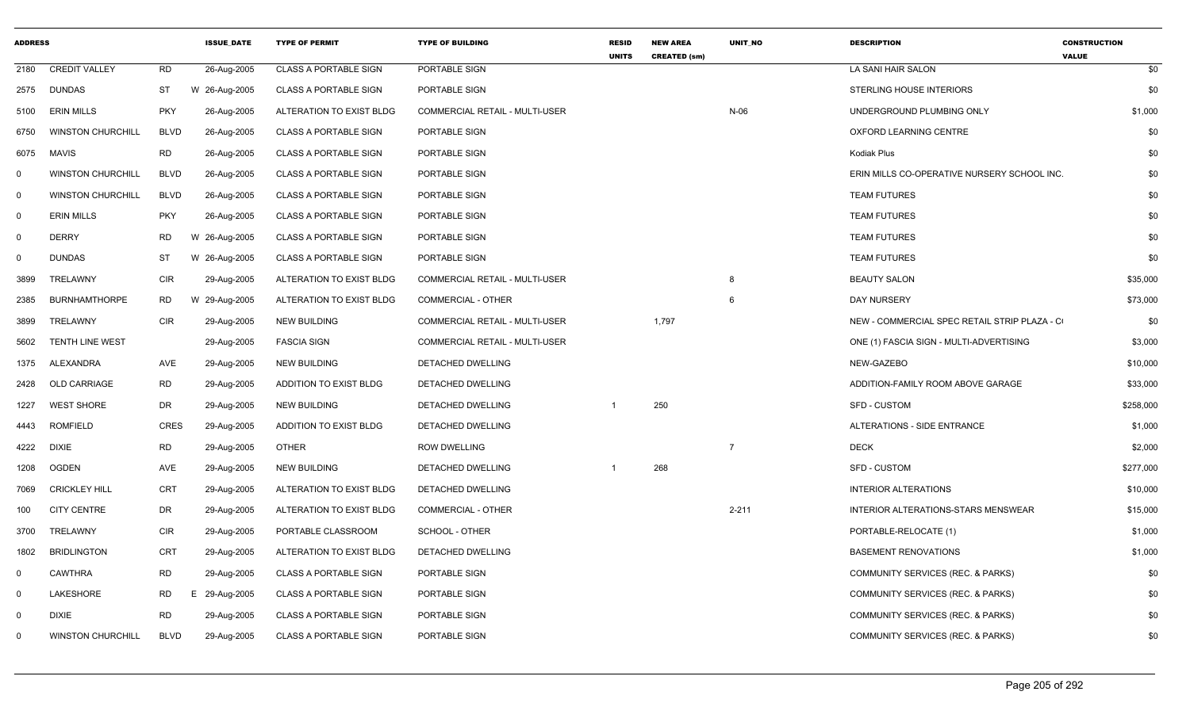| ADDRESS | | | ISSUE_DATE | TYPE OF PERMIT | TYPE OF BUILDING | RESID UNITS | NEW AREA CREATED (sm) | UNIT_NO | DESCRIPTION | CONSTRUCTION VALUE |
|---|---|---|---|---|---|---|---|---|---|---|
| 2180 | CREDIT VALLEY | RD | 26-Aug-2005 | CLASS A PORTABLE SIGN | PORTABLE SIGN | | | | LA SANI HAIR SALON | $0 |
| 2575 | DUNDAS | ST | W 26-Aug-2005 | CLASS A PORTABLE SIGN | PORTABLE SIGN | | | | STERLING HOUSE INTERIORS | $0 |
| 5100 | ERIN MILLS | PKY | 26-Aug-2005 | ALTERATION TO EXIST BLDG | COMMERCIAL RETAIL - MULTI-USER | | | N-06 | UNDERGROUND PLUMBING ONLY | $1,000 |
| 6750 | WINSTON CHURCHILL | BLVD | 26-Aug-2005 | CLASS A PORTABLE SIGN | PORTABLE SIGN | | | | OXFORD LEARNING CENTRE | $0 |
| 6075 | MAVIS | RD | 26-Aug-2005 | CLASS A PORTABLE SIGN | PORTABLE SIGN | | | | Kodiak Plus | $0 |
| 0 | WINSTON CHURCHILL | BLVD | 26-Aug-2005 | CLASS A PORTABLE SIGN | PORTABLE SIGN | | | | ERIN MILLS CO-OPERATIVE NURSERY SCHOOL INC. | $0 |
| 0 | WINSTON CHURCHILL | BLVD | 26-Aug-2005 | CLASS A PORTABLE SIGN | PORTABLE SIGN | | | | TEAM FUTURES | $0 |
| 0 | ERIN MILLS | PKY | 26-Aug-2005 | CLASS A PORTABLE SIGN | PORTABLE SIGN | | | | TEAM FUTURES | $0 |
| 0 | DERRY | RD | W 26-Aug-2005 | CLASS A PORTABLE SIGN | PORTABLE SIGN | | | | TEAM FUTURES | $0 |
| 0 | DUNDAS | ST | W 26-Aug-2005 | CLASS A PORTABLE SIGN | PORTABLE SIGN | | | | TEAM FUTURES | $0 |
| 3899 | TRELAWNY | CIR | 29-Aug-2005 | ALTERATION TO EXIST BLDG | COMMERCIAL RETAIL - MULTI-USER | | | 8 | BEAUTY SALON | $35,000 |
| 2385 | BURNHAMTHORPE | RD | W 29-Aug-2005 | ALTERATION TO EXIST BLDG | COMMERCIAL - OTHER | | | 6 | DAY NURSERY | $73,000 |
| 3899 | TRELAWNY | CIR | 29-Aug-2005 | NEW BUILDING | COMMERCIAL RETAIL - MULTI-USER | | 1,797 | | NEW - COMMERCIAL SPEC RETAIL STRIP PLAZA - C( | $0 |
| 5602 | TENTH LINE WEST | | 29-Aug-2005 | FASCIA SIGN | COMMERCIAL RETAIL - MULTI-USER | | | | ONE (1) FASCIA SIGN - MULTI-ADVERTISING | $3,000 |
| 1375 | ALEXANDRA | AVE | 29-Aug-2005 | NEW BUILDING | DETACHED DWELLING | | | | NEW-GAZEBO | $10,000 |
| 2428 | OLD CARRIAGE | RD | 29-Aug-2005 | ADDITION TO EXIST BLDG | DETACHED DWELLING | | | | ADDITION-FAMILY ROOM ABOVE GARAGE | $33,000 |
| 1227 | WEST SHORE | DR | 29-Aug-2005 | NEW BUILDING | DETACHED DWELLING | 1 | 250 | | SFD - CUSTOM | $258,000 |
| 4443 | ROMFIELD | CRES | 29-Aug-2005 | ADDITION TO EXIST BLDG | DETACHED DWELLING | | | | ALTERATIONS - SIDE ENTRANCE | $1,000 |
| 4222 | DIXIE | RD | 29-Aug-2005 | OTHER | ROW DWELLING | | | 7 | DECK | $2,000 |
| 1208 | OGDEN | AVE | 29-Aug-2005 | NEW BUILDING | DETACHED DWELLING | 1 | 268 | | SFD - CUSTOM | $277,000 |
| 7069 | CRICKLEY HILL | CRT | 29-Aug-2005 | ALTERATION TO EXIST BLDG | DETACHED DWELLING | | | | INTERIOR ALTERATIONS | $10,000 |
| 100 | CITY CENTRE | DR | 29-Aug-2005 | ALTERATION TO EXIST BLDG | COMMERCIAL - OTHER | | | 2-211 | INTERIOR ALTERATIONS-STARS MENSWEAR | $15,000 |
| 3700 | TRELAWNY | CIR | 29-Aug-2005 | PORTABLE CLASSROOM | SCHOOL - OTHER | | | | PORTABLE-RELOCATE (1) | $1,000 |
| 1802 | BRIDLINGTON | CRT | 29-Aug-2005 | ALTERATION TO EXIST BLDG | DETACHED DWELLING | | | | BASEMENT RENOVATIONS | $1,000 |
| 0 | CAWTHRA | RD | 29-Aug-2005 | CLASS A PORTABLE SIGN | PORTABLE SIGN | | | | COMMUNITY SERVICES (REC. & PARKS) | $0 |
| 0 | LAKESHORE | RD | E 29-Aug-2005 | CLASS A PORTABLE SIGN | PORTABLE SIGN | | | | COMMUNITY SERVICES (REC. & PARKS) | $0 |
| 0 | DIXIE | RD | 29-Aug-2005 | CLASS A PORTABLE SIGN | PORTABLE SIGN | | | | COMMUNITY SERVICES (REC. & PARKS) | $0 |
| 0 | WINSTON CHURCHILL | BLVD | 29-Aug-2005 | CLASS A PORTABLE SIGN | PORTABLE SIGN | | | | COMMUNITY SERVICES (REC. & PARKS) | $0 |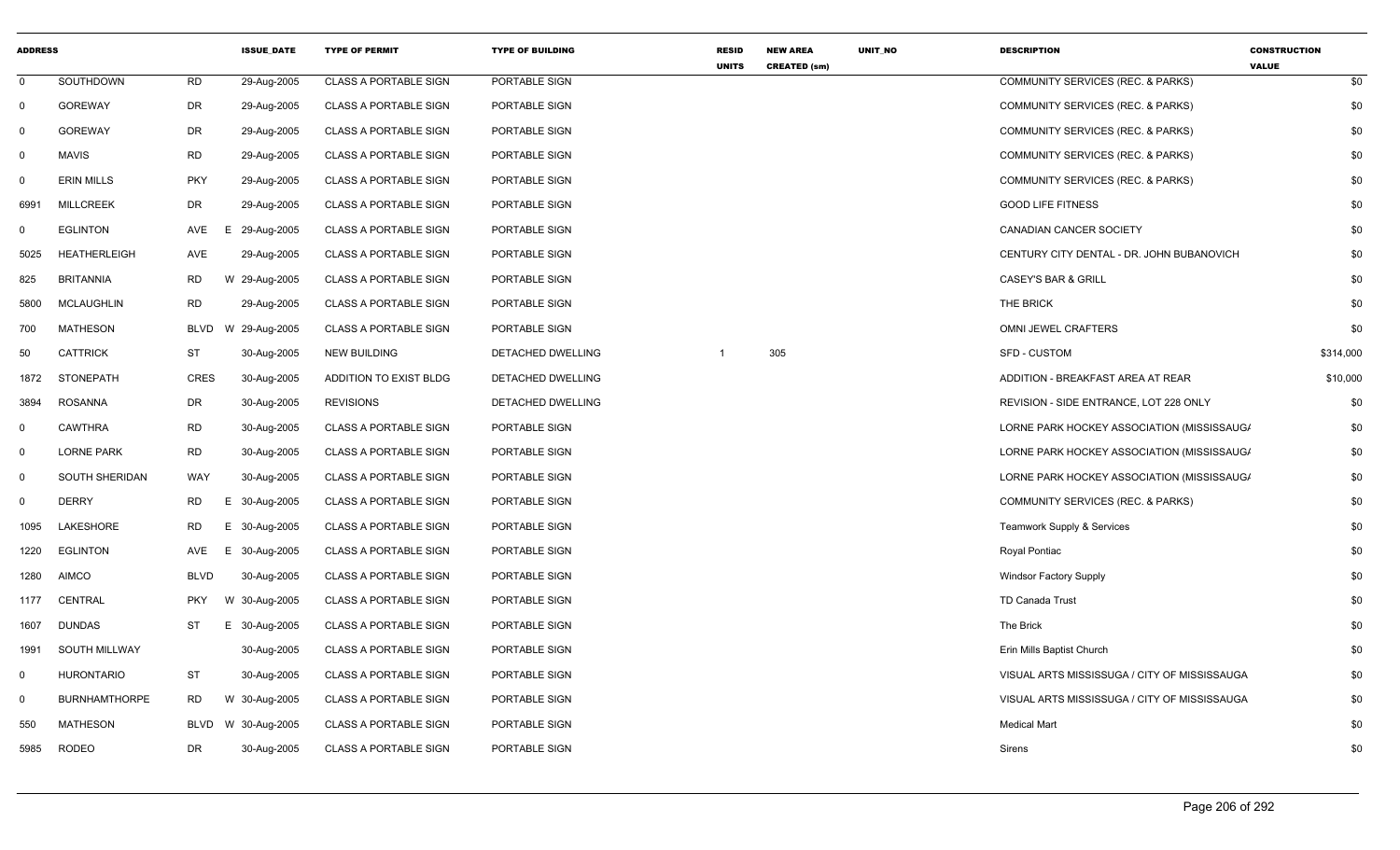| ADDRESS | | | ISSUE_DATE | TYPE OF PERMIT | TYPE OF BUILDING | RESID UNITS | NEW AREA CREATED (sm) | UNIT_NO | DESCRIPTION | CONSTRUCTION VALUE |
|---|---|---|---|---|---|---|---|---|---|---|
| 0 | SOUTHDOWN | RD | 29-Aug-2005 | CLASS A PORTABLE SIGN | PORTABLE SIGN | | | | COMMUNITY SERVICES (REC. & PARKS) | $0 |
| 0 | GOREWAY | DR | 29-Aug-2005 | CLASS A PORTABLE SIGN | PORTABLE SIGN | | | | COMMUNITY SERVICES (REC. & PARKS) | $0 |
| 0 | GOREWAY | DR | 29-Aug-2005 | CLASS A PORTABLE SIGN | PORTABLE SIGN | | | | COMMUNITY SERVICES (REC. & PARKS) | $0 |
| 0 | MAVIS | RD | 29-Aug-2005 | CLASS A PORTABLE SIGN | PORTABLE SIGN | | | | COMMUNITY SERVICES (REC. & PARKS) | $0 |
| 0 | ERIN MILLS | PKY | 29-Aug-2005 | CLASS A PORTABLE SIGN | PORTABLE SIGN | | | | COMMUNITY SERVICES (REC. & PARKS) | $0 |
| 6991 | MILLCREEK | DR | 29-Aug-2005 | CLASS A PORTABLE SIGN | PORTABLE SIGN | | | | GOOD LIFE FITNESS | $0 |
| 0 | EGLINTON | AVE | E 29-Aug-2005 | CLASS A PORTABLE SIGN | PORTABLE SIGN | | | | CANADIAN CANCER SOCIETY | $0 |
| 5025 | HEATHERLEIGH | AVE | 29-Aug-2005 | CLASS A PORTABLE SIGN | PORTABLE SIGN | | | | CENTURY CITY DENTAL - DR. JOHN BUBANOVICH | $0 |
| 825 | BRITANNIA | RD | W 29-Aug-2005 | CLASS A PORTABLE SIGN | PORTABLE SIGN | | | | CASEY'S BAR & GRILL | $0 |
| 5800 | MCLAUGHLIN | RD | 29-Aug-2005 | CLASS A PORTABLE SIGN | PORTABLE SIGN | | | | THE BRICK | $0 |
| 700 | MATHESON | BLVD | W 29-Aug-2005 | CLASS A PORTABLE SIGN | PORTABLE SIGN | | | | OMNI JEWEL CRAFTERS | $0 |
| 50 | CATTRICK | ST | 30-Aug-2005 | NEW BUILDING | DETACHED DWELLING | 1 | 305 | | SFD - CUSTOM | $314,000 |
| 1872 | STONEPATH | CRES | 30-Aug-2005 | ADDITION TO EXIST BLDG | DETACHED DWELLING | | | | ADDITION - BREAKFAST AREA AT REAR | $10,000 |
| 3894 | ROSANNA | DR | 30-Aug-2005 | REVISIONS | DETACHED DWELLING | | | | REVISION - SIDE ENTRANCE, LOT 228 ONLY | $0 |
| 0 | CAWTHRA | RD | 30-Aug-2005 | CLASS A PORTABLE SIGN | PORTABLE SIGN | | | | LORNE PARK HOCKEY ASSOCIATION (MISSISSAUG/ | $0 |
| 0 | LORNE PARK | RD | 30-Aug-2005 | CLASS A PORTABLE SIGN | PORTABLE SIGN | | | | LORNE PARK HOCKEY ASSOCIATION (MISSISSAUG/ | $0 |
| 0 | SOUTH SHERIDAN | WAY | 30-Aug-2005 | CLASS A PORTABLE SIGN | PORTABLE SIGN | | | | LORNE PARK HOCKEY ASSOCIATION (MISSISSAUG/ | $0 |
| 0 | DERRY | RD | E 30-Aug-2005 | CLASS A PORTABLE SIGN | PORTABLE SIGN | | | | COMMUNITY SERVICES (REC. & PARKS) | $0 |
| 1095 | LAKESHORE | RD | E 30-Aug-2005 | CLASS A PORTABLE SIGN | PORTABLE SIGN | | | | Teamwork Supply & Services | $0 |
| 1220 | EGLINTON | AVE | E 30-Aug-2005 | CLASS A PORTABLE SIGN | PORTABLE SIGN | | | | Royal Pontiac | $0 |
| 1280 | AIMCO | BLVD | 30-Aug-2005 | CLASS A PORTABLE SIGN | PORTABLE SIGN | | | | Windsor Factory Supply | $0 |
| 1177 | CENTRAL | PKY | W 30-Aug-2005 | CLASS A PORTABLE SIGN | PORTABLE SIGN | | | | TD Canada Trust | $0 |
| 1607 | DUNDAS | ST | E 30-Aug-2005 | CLASS A PORTABLE SIGN | PORTABLE SIGN | | | | The Brick | $0 |
| 1991 | SOUTH MILLWAY | | 30-Aug-2005 | CLASS A PORTABLE SIGN | PORTABLE SIGN | | | | Erin Mills Baptist Church | $0 |
| 0 | HURONTARIO | ST | 30-Aug-2005 | CLASS A PORTABLE SIGN | PORTABLE SIGN | | | | VISUAL ARTS MISSISSUGA / CITY OF MISSISSAUGA | $0 |
| 0 | BURNHAMTHORPE | RD | W 30-Aug-2005 | CLASS A PORTABLE SIGN | PORTABLE SIGN | | | | VISUAL ARTS MISSISSUGA / CITY OF MISSISSAUGA | $0 |
| 550 | MATHESON | BLVD | W 30-Aug-2005 | CLASS A PORTABLE SIGN | PORTABLE SIGN | | | | Medical Mart | $0 |
| 5985 | RODEO | DR | 30-Aug-2005 | CLASS A PORTABLE SIGN | PORTABLE SIGN | | | | Sirens | $0 |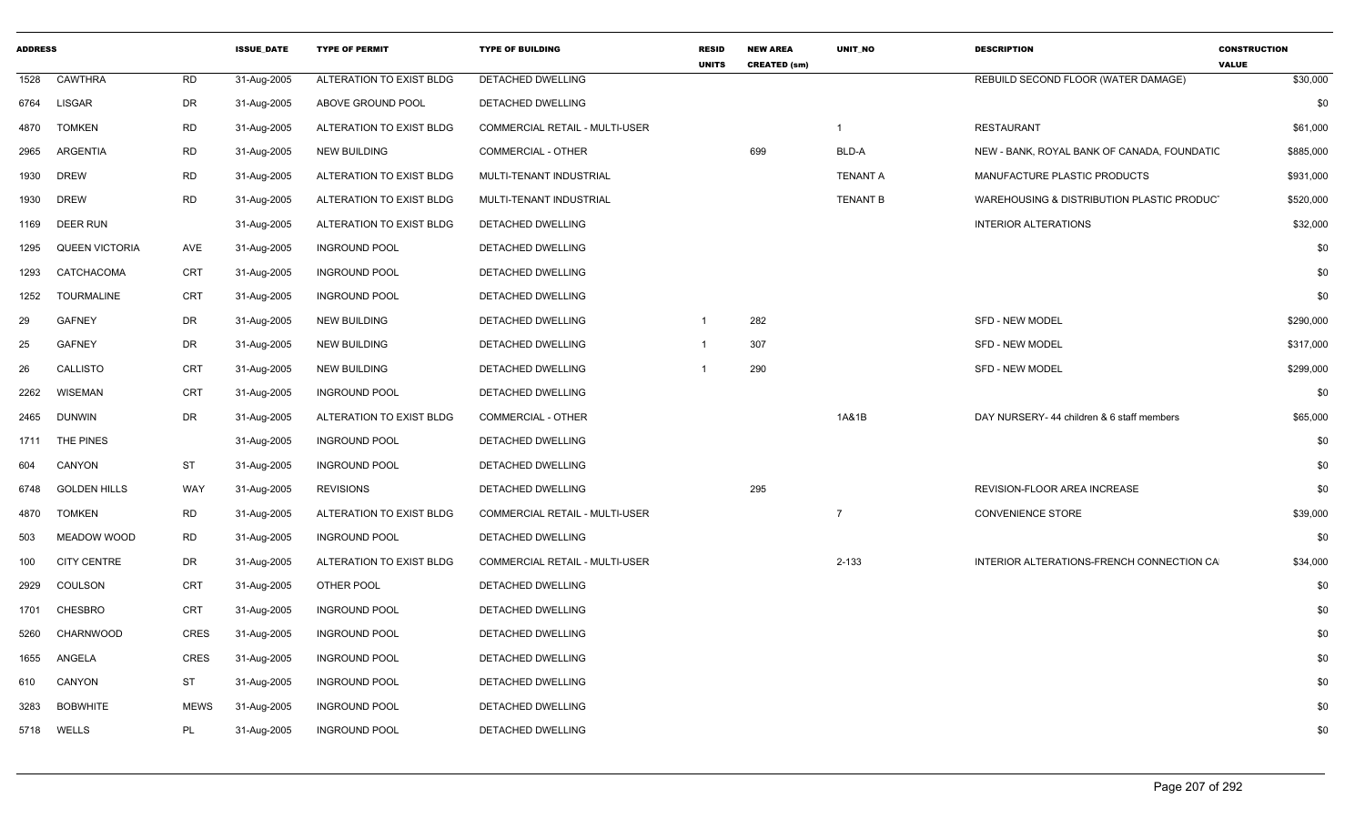| ADDRESS | | | ISSUE_DATE | TYPE OF PERMIT | TYPE OF BUILDING | RESID UNITS | NEW AREA CREATED (sm) | UNIT_NO | DESCRIPTION | CONSTRUCTION VALUE |
|---|---|---|---|---|---|---|---|---|---|---|
| 1528 | CAWTHRA | RD | 31-Aug-2005 | ALTERATION TO EXIST BLDG | DETACHED DWELLING | | | | REBUILD SECOND FLOOR (WATER DAMAGE) | $30,000 |
| 6764 | LISGAR | DR | 31-Aug-2005 | ABOVE GROUND POOL | DETACHED DWELLING | | | | | $0 |
| 4870 | TOMKEN | RD | 31-Aug-2005 | ALTERATION TO EXIST BLDG | COMMERCIAL RETAIL - MULTI-USER | | | 1 | RESTAURANT | $61,000 |
| 2965 | ARGENTIA | RD | 31-Aug-2005 | NEW BUILDING | COMMERCIAL - OTHER | | 699 | BLD-A | NEW - BANK, ROYAL BANK OF CANADA, FOUNDATIC | $885,000 |
| 1930 | DREW | RD | 31-Aug-2005 | ALTERATION TO EXIST BLDG | MULTI-TENANT INDUSTRIAL | | | TENANT A | MANUFACTURE PLASTIC PRODUCTS | $931,000 |
| 1930 | DREW | RD | 31-Aug-2005 | ALTERATION TO EXIST BLDG | MULTI-TENANT INDUSTRIAL | | | TENANT B | WAREHOUSING & DISTRIBUTION PLASTIC PRODUCT | $520,000 |
| 1169 | DEER RUN | | 31-Aug-2005 | ALTERATION TO EXIST BLDG | DETACHED DWELLING | | | | INTERIOR ALTERATIONS | $32,000 |
| 1295 | QUEEN VICTORIA | AVE | 31-Aug-2005 | INGROUND POOL | DETACHED DWELLING | | | | | $0 |
| 1293 | CATCHACOMA | CRT | 31-Aug-2005 | INGROUND POOL | DETACHED DWELLING | | | | | $0 |
| 1252 | TOURMALINE | CRT | 31-Aug-2005 | INGROUND POOL | DETACHED DWELLING | | | | | $0 |
| 29 | GAFNEY | DR | 31-Aug-2005 | NEW BUILDING | DETACHED DWELLING | 1 | 282 | | SFD - NEW MODEL | $290,000 |
| 25 | GAFNEY | DR | 31-Aug-2005 | NEW BUILDING | DETACHED DWELLING | 1 | 307 | | SFD - NEW MODEL | $317,000 |
| 26 | CALLISTO | CRT | 31-Aug-2005 | NEW BUILDING | DETACHED DWELLING | 1 | 290 | | SFD - NEW MODEL | $299,000 |
| 2262 | WISEMAN | CRT | 31-Aug-2005 | INGROUND POOL | DETACHED DWELLING | | | | | $0 |
| 2465 | DUNWIN | DR | 31-Aug-2005 | ALTERATION TO EXIST BLDG | COMMERCIAL - OTHER | | | 1A&1B | DAY NURSERY- 44 children & 6 staff members | $65,000 |
| 1711 | THE PINES | | 31-Aug-2005 | INGROUND POOL | DETACHED DWELLING | | | | | $0 |
| 604 | CANYON | ST | 31-Aug-2005 | INGROUND POOL | DETACHED DWELLING | | | | | $0 |
| 6748 | GOLDEN HILLS | WAY | 31-Aug-2005 | REVISIONS | DETACHED DWELLING | | 295 | | REVISION-FLOOR AREA INCREASE | $0 |
| 4870 | TOMKEN | RD | 31-Aug-2005 | ALTERATION TO EXIST BLDG | COMMERCIAL RETAIL - MULTI-USER | | | 7 | CONVENIENCE STORE | $39,000 |
| 503 | MEADOW WOOD | RD | 31-Aug-2005 | INGROUND POOL | DETACHED DWELLING | | | | | $0 |
| 100 | CITY CENTRE | DR | 31-Aug-2005 | ALTERATION TO EXIST BLDG | COMMERCIAL RETAIL - MULTI-USER | | | 2-133 | INTERIOR ALTERATIONS-FRENCH CONNECTION CA | $34,000 |
| 2929 | COULSON | CRT | 31-Aug-2005 | OTHER POOL | DETACHED DWELLING | | | | | $0 |
| 1701 | CHESBRO | CRT | 31-Aug-2005 | INGROUND POOL | DETACHED DWELLING | | | | | $0 |
| 5260 | CHARNWOOD | CRES | 31-Aug-2005 | INGROUND POOL | DETACHED DWELLING | | | | | $0 |
| 1655 | ANGELA | CRES | 31-Aug-2005 | INGROUND POOL | DETACHED DWELLING | | | | | $0 |
| 610 | CANYON | ST | 31-Aug-2005 | INGROUND POOL | DETACHED DWELLING | | | | | $0 |
| 3283 | BOBWHITE | MEWS | 31-Aug-2005 | INGROUND POOL | DETACHED DWELLING | | | | | $0 |
| 5718 | WELLS | PL | 31-Aug-2005 | INGROUND POOL | DETACHED DWELLING | | | | | $0 |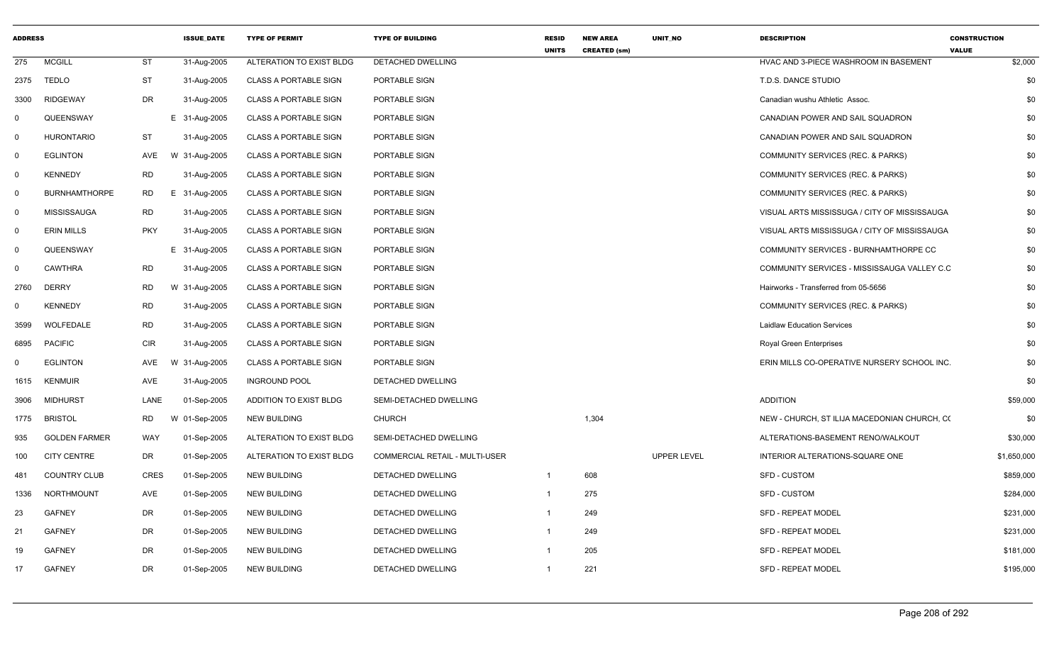| ADDRESS | | | ISSUE_DATE | TYPE OF PERMIT | TYPE OF BUILDING | RESID UNITS | NEW AREA CREATED (sm) | UNIT_NO | DESCRIPTION | CONSTRUCTION VALUE |
|---|---|---|---|---|---|---|---|---|---|---|
| 275 | MCGILL | ST | 31-Aug-2005 | ALTERATION TO EXIST BLDG | DETACHED DWELLING | | | | HVAC AND 3-PIECE WASHROOM IN BASEMENT | $2,000 |
| 2375 | TEDLO | ST | 31-Aug-2005 | CLASS A PORTABLE SIGN | PORTABLE SIGN | | | | T.D.S. DANCE STUDIO | $0 |
| 3300 | RIDGEWAY | DR | 31-Aug-2005 | CLASS A PORTABLE SIGN | PORTABLE SIGN | | | | Canadian wushu Athletic Assoc. | $0 |
| 0 | QUEENSWAY | | E 31-Aug-2005 | CLASS A PORTABLE SIGN | PORTABLE SIGN | | | | CANADIAN POWER AND SAIL SQUADRON | $0 |
| 0 | HURONTARIO | ST | 31-Aug-2005 | CLASS A PORTABLE SIGN | PORTABLE SIGN | | | | CANADIAN POWER AND SAIL SQUADRON | $0 |
| 0 | EGLINTON | AVE | W 31-Aug-2005 | CLASS A PORTABLE SIGN | PORTABLE SIGN | | | | COMMUNITY SERVICES (REC. & PARKS) | $0 |
| 0 | KENNEDY | RD | 31-Aug-2005 | CLASS A PORTABLE SIGN | PORTABLE SIGN | | | | COMMUNITY SERVICES (REC. & PARKS) | $0 |
| 0 | BURNHAMTHORPE | RD | E 31-Aug-2005 | CLASS A PORTABLE SIGN | PORTABLE SIGN | | | | COMMUNITY SERVICES (REC. & PARKS) | $0 |
| 0 | MISSISSAUGA | RD | 31-Aug-2005 | CLASS A PORTABLE SIGN | PORTABLE SIGN | | | | VISUAL ARTS MISSISSUGA / CITY OF MISSISSAUGA | $0 |
| 0 | ERIN MILLS | PKY | 31-Aug-2005 | CLASS A PORTABLE SIGN | PORTABLE SIGN | | | | VISUAL ARTS MISSISSUGA / CITY OF MISSISSAUGA | $0 |
| 0 | QUEENSWAY | | E 31-Aug-2005 | CLASS A PORTABLE SIGN | PORTABLE SIGN | | | | COMMUNITY SERVICES - BURNHAMTHORPE CC | $0 |
| 0 | CAWTHRA | RD | 31-Aug-2005 | CLASS A PORTABLE SIGN | PORTABLE SIGN | | | | COMMUNITY SERVICES - MISSISSAUGA VALLEY C.C | $0 |
| 2760 | DERRY | RD | W 31-Aug-2005 | CLASS A PORTABLE SIGN | PORTABLE SIGN | | | | Hairworks - Transferred from 05-5656 | $0 |
| 0 | KENNEDY | RD | 31-Aug-2005 | CLASS A PORTABLE SIGN | PORTABLE SIGN | | | | COMMUNITY SERVICES (REC. & PARKS) | $0 |
| 3599 | WOLFEDALE | RD | 31-Aug-2005 | CLASS A PORTABLE SIGN | PORTABLE SIGN | | | | Laidlaw Education Services | $0 |
| 6895 | PACIFIC | CIR | 31-Aug-2005 | CLASS A PORTABLE SIGN | PORTABLE SIGN | | | | Royal Green Enterprises | $0 |
| 0 | EGLINTON | AVE | W 31-Aug-2005 | CLASS A PORTABLE SIGN | PORTABLE SIGN | | | | ERIN MILLS CO-OPERATIVE NURSERY SCHOOL INC. | $0 |
| 1615 | KENMUIR | AVE | 31-Aug-2005 | INGROUND POOL | DETACHED DWELLING | | | | | $0 |
| 3906 | MIDHURST | LANE | 01-Sep-2005 | ADDITION TO EXIST BLDG | SEMI-DETACHED DWELLING | | | | ADDITION | $59,000 |
| 1775 | BRISTOL | RD | W 01-Sep-2005 | NEW BUILDING | CHURCH | | 1,304 | | NEW - CHURCH, ST ILIJA MACEDONIAN CHURCH, C( | $0 |
| 935 | GOLDEN FARMER | WAY | 01-Sep-2005 | ALTERATION TO EXIST BLDG | SEMI-DETACHED DWELLING | | | | ALTERATIONS-BASEMENT RENO/WALKOUT | $30,000 |
| 100 | CITY CENTRE | DR | 01-Sep-2005 | ALTERATION TO EXIST BLDG | COMMERCIAL RETAIL - MULTI-USER | | | UPPER LEVEL | INTERIOR ALTERATIONS-SQUARE ONE | $1,650,000 |
| 481 | COUNTRY CLUB | CRES | 01-Sep-2005 | NEW BUILDING | DETACHED DWELLING | 1 | 608 | | SFD - CUSTOM | $859,000 |
| 1336 | NORTHMOUNT | AVE | 01-Sep-2005 | NEW BUILDING | DETACHED DWELLING | 1 | 275 | | SFD - CUSTOM | $284,000 |
| 23 | GAFNEY | DR | 01-Sep-2005 | NEW BUILDING | DETACHED DWELLING | 1 | 249 | | SFD - REPEAT MODEL | $231,000 |
| 21 | GAFNEY | DR | 01-Sep-2005 | NEW BUILDING | DETACHED DWELLING | 1 | 249 | | SFD - REPEAT MODEL | $231,000 |
| 19 | GAFNEY | DR | 01-Sep-2005 | NEW BUILDING | DETACHED DWELLING | 1 | 205 | | SFD - REPEAT MODEL | $181,000 |
| 17 | GAFNEY | DR | 01-Sep-2005 | NEW BUILDING | DETACHED DWELLING | 1 | 221 | | SFD - REPEAT MODEL | $195,000 |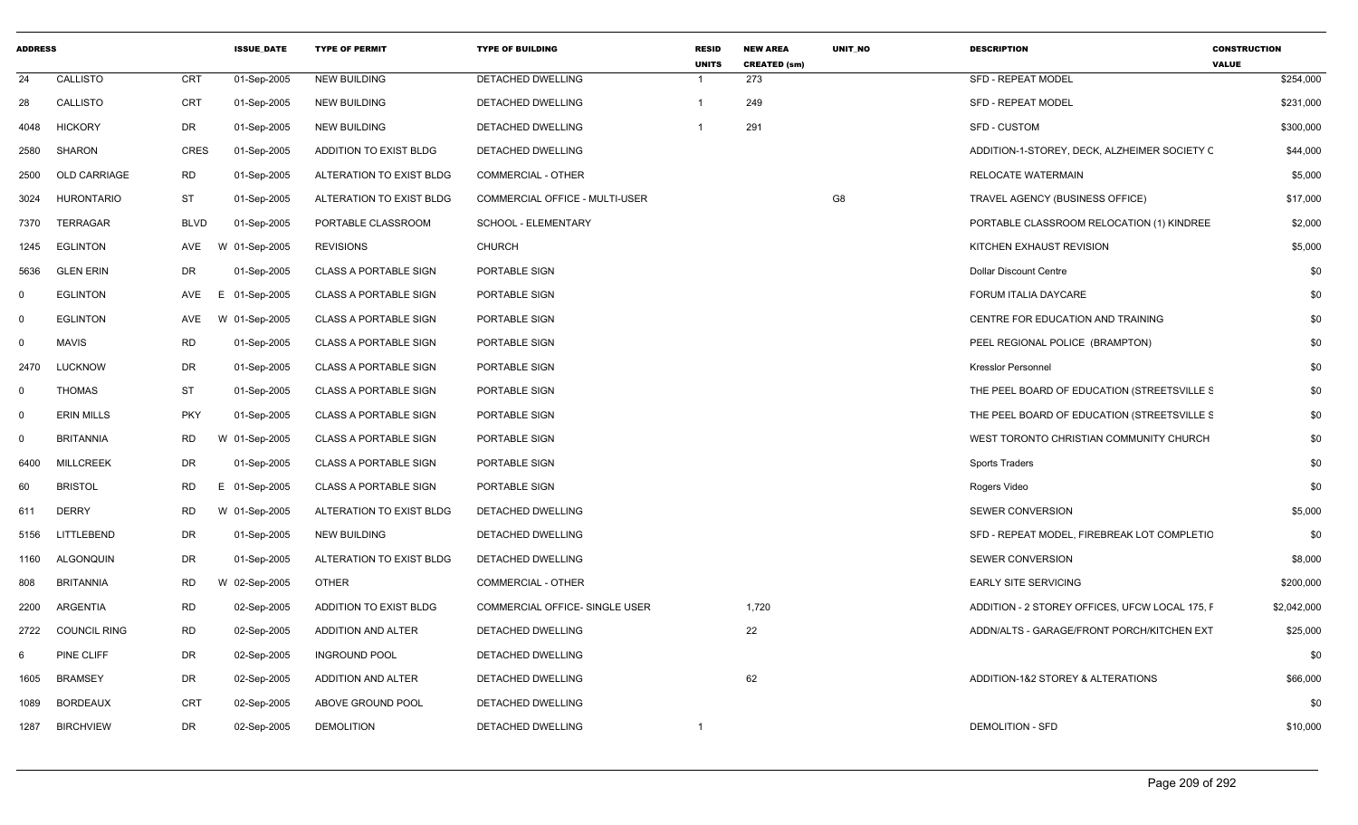| ADDRESS | | | ISSUE_DATE | TYPE OF PERMIT | TYPE OF BUILDING | RESID UNITS | NEW AREA CREATED (sm) | UNIT_NO | DESCRIPTION | CONSTRUCTION VALUE |
|---|---|---|---|---|---|---|---|---|---|---|
| 24 | CALLISTO | CRT | 01-Sep-2005 | NEW BUILDING | DETACHED DWELLING | 1 | 273 | | SFD - REPEAT MODEL | $254,000 |
| 28 | CALLISTO | CRT | 01-Sep-2005 | NEW BUILDING | DETACHED DWELLING | 1 | 249 | | SFD - REPEAT MODEL | $231,000 |
| 4048 | HICKORY | DR | 01-Sep-2005 | NEW BUILDING | DETACHED DWELLING | 1 | 291 | | SFD - CUSTOM | $300,000 |
| 2580 | SHARON | CRES | 01-Sep-2005 | ADDITION TO EXIST BLDG | DETACHED DWELLING | | | | ADDITION-1-STOREY, DECK, ALZHEIMER SOCIETY C | $44,000 |
| 2500 | OLD CARRIAGE | RD | 01-Sep-2005 | ALTERATION TO EXIST BLDG | COMMERCIAL - OTHER | | | | RELOCATE WATERMAIN | $5,000 |
| 3024 | HURONTARIO | ST | 01-Sep-2005 | ALTERATION TO EXIST BLDG | COMMERCIAL OFFICE - MULTI-USER | | | G8 | TRAVEL AGENCY (BUSINESS OFFICE) | $17,000 |
| 7370 | TERRAGAR | BLVD | 01-Sep-2005 | PORTABLE CLASSROOM | SCHOOL - ELEMENTARY | | | | PORTABLE CLASSROOM RELOCATION (1) KINDREE | $2,000 |
| 1245 | EGLINTON | AVE | W 01-Sep-2005 | REVISIONS | CHURCH | | | | KITCHEN EXHAUST REVISION | $5,000 |
| 5636 | GLEN ERIN | DR | 01-Sep-2005 | CLASS A PORTABLE SIGN | PORTABLE SIGN | | | | Dollar Discount Centre | $0 |
| 0 | EGLINTON | AVE | E 01-Sep-2005 | CLASS A PORTABLE SIGN | PORTABLE SIGN | | | | FORUM ITALIA DAYCARE | $0 |
| 0 | EGLINTON | AVE | W 01-Sep-2005 | CLASS A PORTABLE SIGN | PORTABLE SIGN | | | | CENTRE FOR EDUCATION AND TRAINING | $0 |
| 0 | MAVIS | RD | 01-Sep-2005 | CLASS A PORTABLE SIGN | PORTABLE SIGN | | | | PEEL REGIONAL POLICE (BRAMPTON) | $0 |
| 2470 | LUCKNOW | DR | 01-Sep-2005 | CLASS A PORTABLE SIGN | PORTABLE SIGN | | | | Kresslor Personnel | $0 |
| 0 | THOMAS | ST | 01-Sep-2005 | CLASS A PORTABLE SIGN | PORTABLE SIGN | | | | THE PEEL BOARD OF EDUCATION (STREETSVILLE S | $0 |
| 0 | ERIN MILLS | PKY | 01-Sep-2005 | CLASS A PORTABLE SIGN | PORTABLE SIGN | | | | THE PEEL BOARD OF EDUCATION (STREETSVILLE S | $0 |
| 0 | BRITANNIA | RD | W 01-Sep-2005 | CLASS A PORTABLE SIGN | PORTABLE SIGN | | | | WEST TORONTO CHRISTIAN COMMUNITY CHURCH | $0 |
| 6400 | MILLCREEK | DR | 01-Sep-2005 | CLASS A PORTABLE SIGN | PORTABLE SIGN | | | | Sports Traders | $0 |
| 60 | BRISTOL | RD | E 01-Sep-2005 | CLASS A PORTABLE SIGN | PORTABLE SIGN | | | | Rogers Video | $0 |
| 611 | DERRY | RD | W 01-Sep-2005 | ALTERATION TO EXIST BLDG | DETACHED DWELLING | | | | SEWER CONVERSION | $5,000 |
| 5156 | LITTLEBEND | DR | 01-Sep-2005 | NEW BUILDING | DETACHED DWELLING | | | | SFD - REPEAT MODEL, FIREBREAK LOT COMPLETIO | $0 |
| 1160 | ALGONQUIN | DR | 01-Sep-2005 | ALTERATION TO EXIST BLDG | DETACHED DWELLING | | | | SEWER CONVERSION | $8,000 |
| 808 | BRITANNIA | RD | W 02-Sep-2005 | OTHER | COMMERCIAL - OTHER | | | | EARLY SITE SERVICING | $200,000 |
| 2200 | ARGENTIA | RD | 02-Sep-2005 | ADDITION TO EXIST BLDG | COMMERCIAL OFFICE- SINGLE USER | | 1,720 | | ADDITION - 2 STOREY OFFICES, UFCW LOCAL 175, F | $2,042,000 |
| 2722 | COUNCIL RING | RD | 02-Sep-2005 | ADDITION AND ALTER | DETACHED DWELLING | | 22 | | ADDN/ALTS - GARAGE/FRONT PORCH/KITCHEN EXT | $25,000 |
| 6 | PINE CLIFF | DR | 02-Sep-2005 | INGROUND POOL | DETACHED DWELLING | | | | | $0 |
| 1605 | BRAMSEY | DR | 02-Sep-2005 | ADDITION AND ALTER | DETACHED DWELLING | | 62 | | ADDITION-1&2 STOREY & ALTERATIONS | $66,000 |
| 1089 | BORDEAUX | CRT | 02-Sep-2005 | ABOVE GROUND POOL | DETACHED DWELLING | | | | | $0 |
| 1287 | BIRCHVIEW | DR | 02-Sep-2005 | DEMOLITION | DETACHED DWELLING | 1 | | | DEMOLITION - SFD | $10,000 |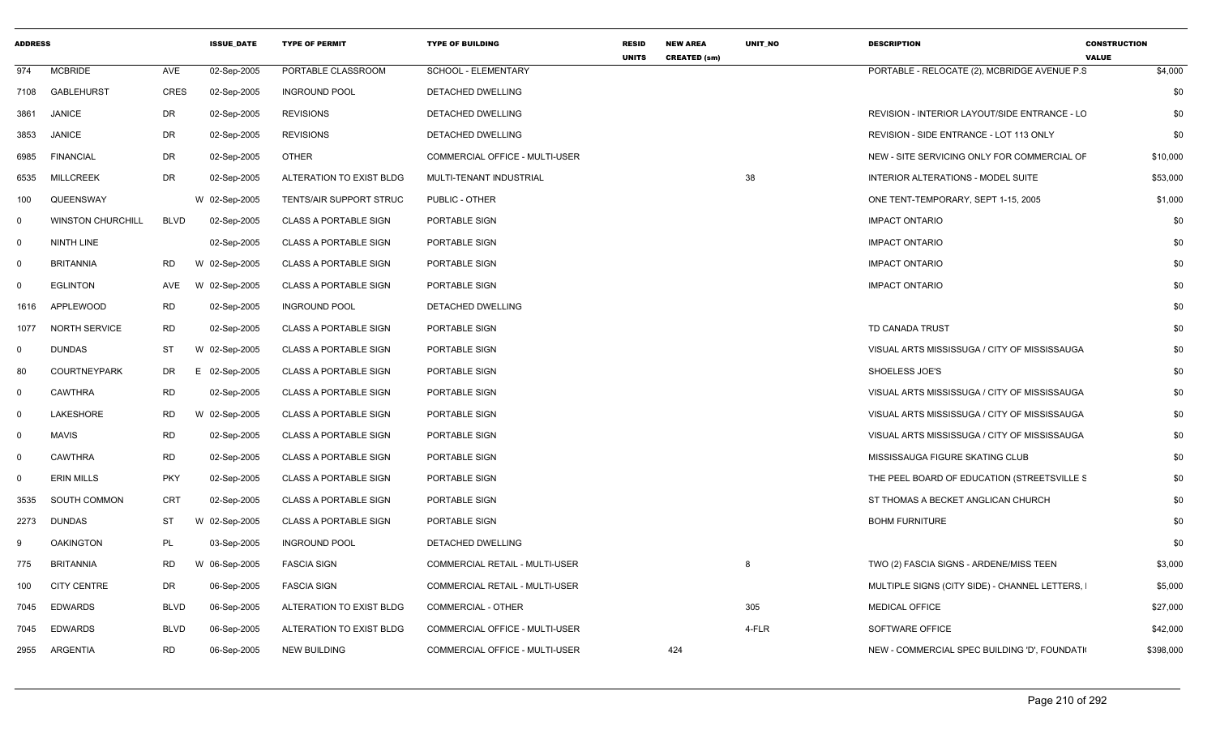| ADDRESS | | | ISSUE_DATE | TYPE OF PERMIT | TYPE OF BUILDING | RESID UNITS | NEW AREA CREATED (sm) | UNIT_NO | DESCRIPTION | CONSTRUCTION VALUE |
|---|---|---|---|---|---|---|---|---|---|---|
| 974 | MCBRIDE | AVE | 02-Sep-2005 | PORTABLE CLASSROOM | SCHOOL - ELEMENTARY | | | | PORTABLE - RELOCATE (2), MCBRIDGE AVENUE P.S | $4,000 |
| 7108 | GABLEHURST | CRES | 02-Sep-2005 | INGROUND POOL | DETACHED DWELLING | | | | | $0 |
| 3861 | JANICE | DR | 02-Sep-2005 | REVISIONS | DETACHED DWELLING | | | | REVISION - INTERIOR LAYOUT/SIDE ENTRANCE - LO | $0 |
| 3853 | JANICE | DR | 02-Sep-2005 | REVISIONS | DETACHED DWELLING | | | | REVISION - SIDE ENTRANCE - LOT 113 ONLY | $0 |
| 6985 | FINANCIAL | DR | 02-Sep-2005 | OTHER | COMMERCIAL OFFICE - MULTI-USER | | | | NEW - SITE SERVICING ONLY FOR COMMERCIAL OF | $10,000 |
| 6535 | MILLCREEK | DR | 02-Sep-2005 | ALTERATION TO EXIST BLDG | MULTI-TENANT INDUSTRIAL | | | 38 | INTERIOR ALTERATIONS - MODEL SUITE | $53,000 |
| 100 | QUEENSWAY | W | 02-Sep-2005 | TENTS/AIR SUPPORT STRUC | PUBLIC - OTHER | | | | ONE TENT-TEMPORARY, SEPT 1-15, 2005 | $1,000 |
| 0 | WINSTON CHURCHILL | BLVD | 02-Sep-2005 | CLASS A PORTABLE SIGN | PORTABLE SIGN | | | | IMPACT ONTARIO | $0 |
| 0 | NINTH LINE | | 02-Sep-2005 | CLASS A PORTABLE SIGN | PORTABLE SIGN | | | | IMPACT ONTARIO | $0 |
| 0 | BRITANNIA | RD W | 02-Sep-2005 | CLASS A PORTABLE SIGN | PORTABLE SIGN | | | | IMPACT ONTARIO | $0 |
| 0 | EGLINTON | AVE W | 02-Sep-2005 | CLASS A PORTABLE SIGN | PORTABLE SIGN | | | | IMPACT ONTARIO | $0 |
| 1616 | APPLEWOOD | RD | 02-Sep-2005 | INGROUND POOL | DETACHED DWELLING | | | | | $0 |
| 1077 | NORTH SERVICE | RD | 02-Sep-2005 | CLASS A PORTABLE SIGN | PORTABLE SIGN | | | | TD CANADA TRUST | $0 |
| 0 | DUNDAS | ST W | 02-Sep-2005 | CLASS A PORTABLE SIGN | PORTABLE SIGN | | | | VISUAL ARTS MISSISSUGA / CITY OF MISSISSAUGA | $0 |
| 80 | COURTNEYPARK | DR E | 02-Sep-2005 | CLASS A PORTABLE SIGN | PORTABLE SIGN | | | | SHOELESS JOE'S | $0 |
| 0 | CAWTHRA | RD | 02-Sep-2005 | CLASS A PORTABLE SIGN | PORTABLE SIGN | | | | VISUAL ARTS MISSISSUGA / CITY OF MISSISSAUGA | $0 |
| 0 | LAKESHORE | RD W | 02-Sep-2005 | CLASS A PORTABLE SIGN | PORTABLE SIGN | | | | VISUAL ARTS MISSISSUGA / CITY OF MISSISSAUGA | $0 |
| 0 | MAVIS | RD | 02-Sep-2005 | CLASS A PORTABLE SIGN | PORTABLE SIGN | | | | VISUAL ARTS MISSISSUGA / CITY OF MISSISSAUGA | $0 |
| 0 | CAWTHRA | RD | 02-Sep-2005 | CLASS A PORTABLE SIGN | PORTABLE SIGN | | | | MISSISSAUGA FIGURE SKATING CLUB | $0 |
| 0 | ERIN MILLS | PKY | 02-Sep-2005 | CLASS A PORTABLE SIGN | PORTABLE SIGN | | | | THE PEEL BOARD OF EDUCATION (STREETSVILLE S | $0 |
| 3535 | SOUTH COMMON | CRT | 02-Sep-2005 | CLASS A PORTABLE SIGN | PORTABLE SIGN | | | | ST THOMAS A BECKET ANGLICAN CHURCH | $0 |
| 2273 | DUNDAS | ST W | 02-Sep-2005 | CLASS A PORTABLE SIGN | PORTABLE SIGN | | | | BOHM FURNITURE | $0 |
| 9 | OAKINGTON | PL | 03-Sep-2005 | INGROUND POOL | DETACHED DWELLING | | | | | $0 |
| 775 | BRITANNIA | RD W | 06-Sep-2005 | FASCIA SIGN | COMMERCIAL RETAIL - MULTI-USER | | | 8 | TWO (2) FASCIA SIGNS - ARDENE/MISS TEEN | $3,000 |
| 100 | CITY CENTRE | DR | 06-Sep-2005 | FASCIA SIGN | COMMERCIAL RETAIL - MULTI-USER | | | | MULTIPLE SIGNS (CITY SIDE) - CHANNEL LETTERS, I | $5,000 |
| 7045 | EDWARDS | BLVD | 06-Sep-2005 | ALTERATION TO EXIST BLDG | COMMERCIAL - OTHER | | | 305 | MEDICAL OFFICE | $27,000 |
| 7045 | EDWARDS | BLVD | 06-Sep-2005 | ALTERATION TO EXIST BLDG | COMMERCIAL OFFICE - MULTI-USER | | | 4-FLR | SOFTWARE OFFICE | $42,000 |
| 2955 | ARGENTIA | RD | 06-Sep-2005 | NEW BUILDING | COMMERCIAL OFFICE - MULTI-USER | | 424 | | NEW - COMMERCIAL SPEC BUILDING 'D', FOUNDATI | $398,000 |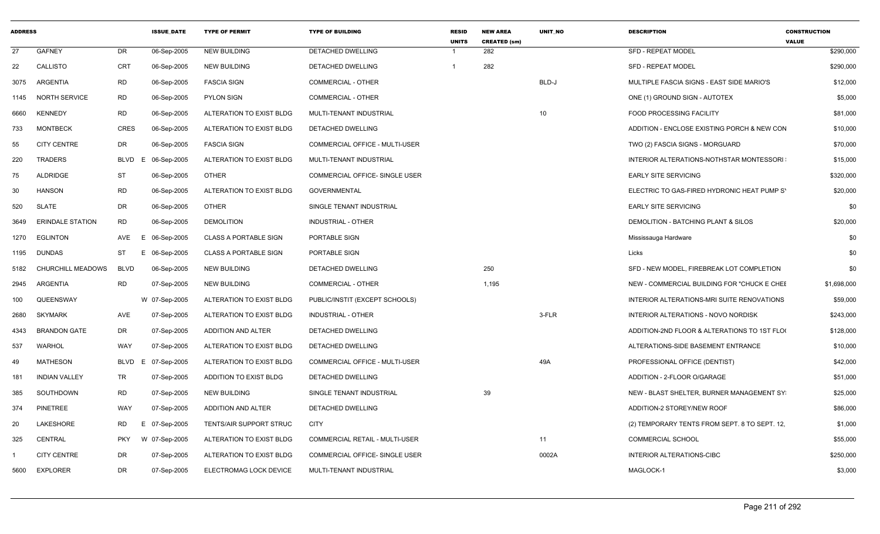| ADDRESS | | | ISSUE_DATE | TYPE OF PERMIT | TYPE OF BUILDING | RESID UNITS | NEW AREA CREATED (sm) | UNIT_NO | DESCRIPTION | CONSTRUCTION VALUE |
|---|---|---|---|---|---|---|---|---|---|---|
| 27 | GAFNEY | DR | 06-Sep-2005 | NEW BUILDING | DETACHED DWELLING | 1 | 282 | | SFD - REPEAT MODEL | $290,000 |
| 22 | CALLISTO | CRT | 06-Sep-2005 | NEW BUILDING | DETACHED DWELLING | 1 | 282 | | SFD - REPEAT MODEL | $290,000 |
| 3075 | ARGENTIA | RD | 06-Sep-2005 | FASCIA SIGN | COMMERCIAL - OTHER | | | BLD-J | MULTIPLE FASCIA SIGNS - EAST SIDE MARIO'S | $12,000 |
| 1145 | NORTH SERVICE | RD | 06-Sep-2005 | PYLON SIGN | COMMERCIAL - OTHER | | | | ONE (1) GROUND SIGN - AUTOTEX | $5,000 |
| 6660 | KENNEDY | RD | 06-Sep-2005 | ALTERATION TO EXIST BLDG | MULTI-TENANT INDUSTRIAL | | | 10 | FOOD PROCESSING FACILITY | $81,000 |
| 733 | MONTBECK | CRES | 06-Sep-2005 | ALTERATION TO EXIST BLDG | DETACHED DWELLING | | | | ADDITION - ENCLOSE EXISTING PORCH & NEW CON | $10,000 |
| 55 | CITY CENTRE | DR | 06-Sep-2005 | FASCIA SIGN | COMMERCIAL OFFICE - MULTI-USER | | | | TWO (2) FASCIA SIGNS - MORGUARD | $70,000 |
| 220 | TRADERS | BLVD E | 06-Sep-2005 | ALTERATION TO EXIST BLDG | MULTI-TENANT INDUSTRIAL | | | | INTERIOR ALTERATIONS-NOTHSTAR MONTESSORI | $15,000 |
| 75 | ALDRIDGE | ST | 06-Sep-2005 | OTHER | COMMERCIAL OFFICE- SINGLE USER | | | | EARLY SITE SERVICING | $320,000 |
| 30 | HANSON | RD | 06-Sep-2005 | ALTERATION TO EXIST BLDG | GOVERNMENTAL | | | | ELECTRIC TO GAS-FIRED HYDRONIC HEAT PUMP S' | $20,000 |
| 520 | SLATE | DR | 06-Sep-2005 | OTHER | SINGLE TENANT INDUSTRIAL | | | | EARLY SITE SERVICING | $0 |
| 3649 | ERINDALE STATION | RD | 06-Sep-2005 | DEMOLITION | INDUSTRIAL - OTHER | | | | DEMOLITION - BATCHING PLANT & SILOS | $20,000 |
| 1270 | EGLINTON | AVE E | 06-Sep-2005 | CLASS A PORTABLE SIGN | PORTABLE SIGN | | | | Mississauga Hardware | $0 |
| 1195 | DUNDAS | ST E | 06-Sep-2005 | CLASS A PORTABLE SIGN | PORTABLE SIGN | | | | Licks | $0 |
| 5182 | CHURCHILL MEADOWS | BLVD | 06-Sep-2005 | NEW BUILDING | DETACHED DWELLING | | 250 | | SFD - NEW MODEL, FIREBREAK LOT COMPLETION | $0 |
| 2945 | ARGENTIA | RD | 07-Sep-2005 | NEW BUILDING | COMMERCIAL - OTHER | | 1,195 | | NEW - COMMERCIAL BUILDING FOR "CHUCK E CHEI | $1,698,000 |
| 100 | QUEENSWAY | W | 07-Sep-2005 | ALTERATION TO EXIST BLDG | PUBLIC/INSTIT (EXCEPT SCHOOLS) | | | | INTERIOR ALTERATIONS-MRI SUITE RENOVATIONS | $59,000 |
| 2680 | SKYMARK | AVE | 07-Sep-2005 | ALTERATION TO EXIST BLDG | INDUSTRIAL - OTHER | | | 3-FLR | INTERIOR ALTERATIONS - NOVO NORDISK | $243,000 |
| 4343 | BRANDON GATE | DR | 07-Sep-2005 | ADDITION AND ALTER | DETACHED DWELLING | | | | ADDITION-2ND FLOOR & ALTERATIONS TO 1ST FLO( | $128,000 |
| 537 | WARHOL | WAY | 07-Sep-2005 | ALTERATION TO EXIST BLDG | DETACHED DWELLING | | | | ALTERATIONS-SIDE BASEMENT ENTRANCE | $10,000 |
| 49 | MATHESON | BLVD E | 07-Sep-2005 | ALTERATION TO EXIST BLDG | COMMERCIAL OFFICE - MULTI-USER | | | 49A | PROFESSIONAL OFFICE (DENTIST) | $42,000 |
| 181 | INDIAN VALLEY | TR | 07-Sep-2005 | ADDITION TO EXIST BLDG | DETACHED DWELLING | | | | ADDITION - 2-FLOOR O/GARAGE | $51,000 |
| 385 | SOUTHDOWN | RD | 07-Sep-2005 | NEW BUILDING | SINGLE TENANT INDUSTRIAL | | 39 | | NEW - BLAST SHELTER, BURNER MANAGEMENT SY: | $25,000 |
| 374 | PINETREE | WAY | 07-Sep-2005 | ADDITION AND ALTER | DETACHED DWELLING | | | | ADDITION-2 STOREY/NEW ROOF | $86,000 |
| 20 | LAKESHORE | RD E | 07-Sep-2005 | TENTS/AIR SUPPORT STRUC | CITY | | | | (2) TEMPORARY TENTS FROM SEPT. 8 TO SEPT. 12, | $1,000 |
| 325 | CENTRAL | PKY W | 07-Sep-2005 | ALTERATION TO EXIST BLDG | COMMERCIAL RETAIL - MULTI-USER | | | 11 | COMMERCIAL SCHOOL | $55,000 |
| 1 | CITY CENTRE | DR | 07-Sep-2005 | ALTERATION TO EXIST BLDG | COMMERCIAL OFFICE- SINGLE USER | | | 0002A | INTERIOR ALTERATIONS-CIBC | $250,000 |
| 5600 | EXPLORER | DR | 07-Sep-2005 | ELECTROMAG LOCK DEVICE | MULTI-TENANT INDUSTRIAL | | | | MAGLOCK-1 | $3,000 |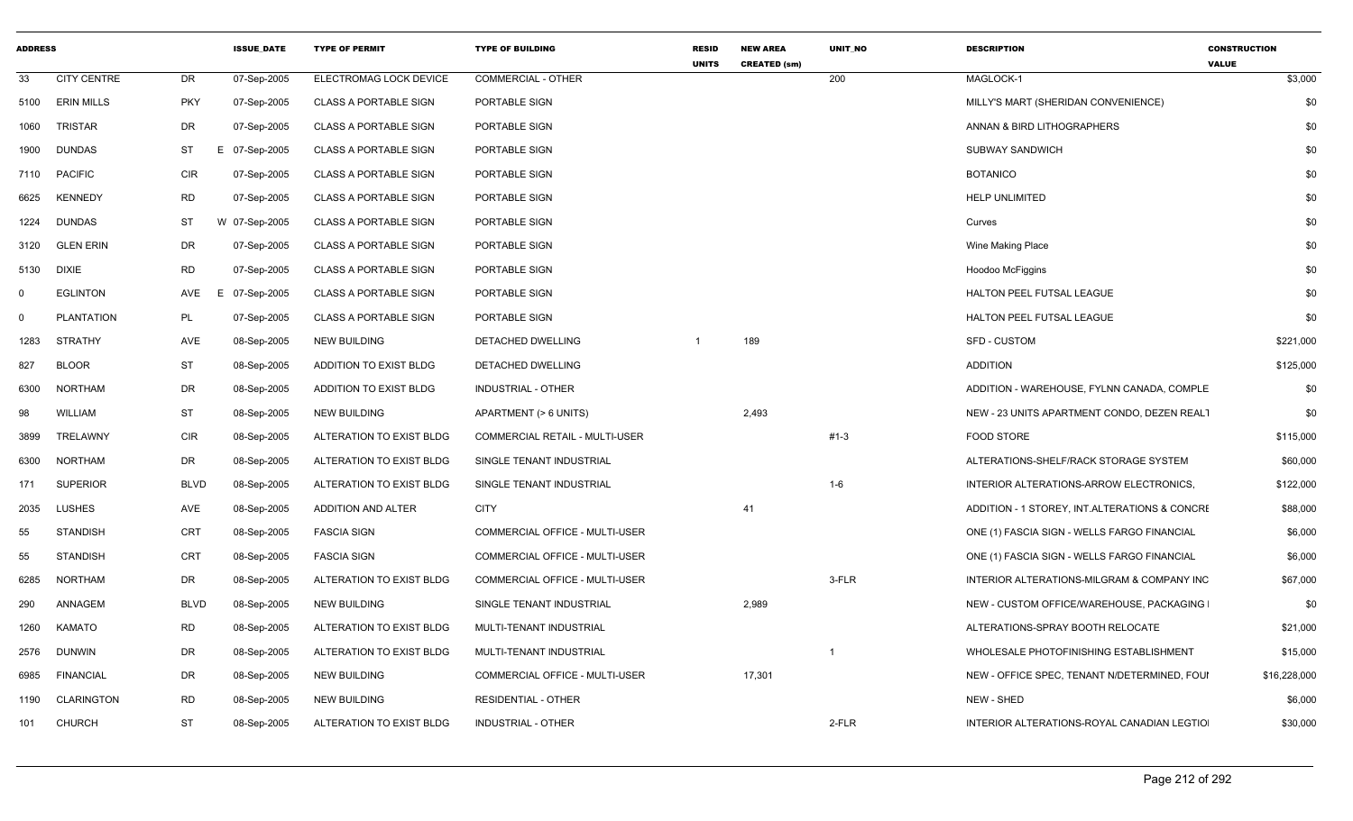| ADDRESS | | | ISSUE_DATE | TYPE OF PERMIT | TYPE OF BUILDING | RESID UNITS | NEW AREA CREATED (sm) | UNIT_NO | DESCRIPTION | CONSTRUCTION VALUE |
|---|---|---|---|---|---|---|---|---|---|---|
| 33 | CITY CENTRE | DR | 07-Sep-2005 | ELECTROMAG LOCK DEVICE | COMMERCIAL - OTHER | | | 200 | MAGLOCK-1 | $3,000 |
| 5100 | ERIN MILLS | PKY | 07-Sep-2005 | CLASS A PORTABLE SIGN | PORTABLE SIGN | | | | MILLY'S MART (SHERIDAN CONVENIENCE) | $0 |
| 1060 | TRISTAR | DR | 07-Sep-2005 | CLASS A PORTABLE SIGN | PORTABLE SIGN | | | | ANNAN & BIRD LITHOGRAPHERS | $0 |
| 1900 | DUNDAS | ST | E 07-Sep-2005 | CLASS A PORTABLE SIGN | PORTABLE SIGN | | | | SUBWAY SANDWICH | $0 |
| 7110 | PACIFIC | CIR | 07-Sep-2005 | CLASS A PORTABLE SIGN | PORTABLE SIGN | | | | BOTANICO | $0 |
| 6625 | KENNEDY | RD | 07-Sep-2005 | CLASS A PORTABLE SIGN | PORTABLE SIGN | | | | HELP UNLIMITED | $0 |
| 1224 | DUNDAS | ST | W 07-Sep-2005 | CLASS A PORTABLE SIGN | PORTABLE SIGN | | | | Curves | $0 |
| 3120 | GLEN ERIN | DR | 07-Sep-2005 | CLASS A PORTABLE SIGN | PORTABLE SIGN | | | | Wine Making Place | $0 |
| 5130 | DIXIE | RD | 07-Sep-2005 | CLASS A PORTABLE SIGN | PORTABLE SIGN | | | | Hoodoo McFiggins | $0 |
| 0 | EGLINTON | AVE | E 07-Sep-2005 | CLASS A PORTABLE SIGN | PORTABLE SIGN | | | | HALTON PEEL FUTSAL LEAGUE | $0 |
| 0 | PLANTATION | PL | 07-Sep-2005 | CLASS A PORTABLE SIGN | PORTABLE SIGN | | | | HALTON PEEL FUTSAL LEAGUE | $0 |
| 1283 | STRATHY | AVE | 08-Sep-2005 | NEW BUILDING | DETACHED DWELLING | 1 | 189 | | SFD - CUSTOM | $221,000 |
| 827 | BLOOR | ST | 08-Sep-2005 | ADDITION TO EXIST BLDG | DETACHED DWELLING | | | | ADDITION | $125,000 |
| 6300 | NORTHAM | DR | 08-Sep-2005 | ADDITION TO EXIST BLDG | INDUSTRIAL - OTHER | | | | ADDITION - WAREHOUSE, FYLNN CANADA, COMPLE | $0 |
| 98 | WILLIAM | ST | 08-Sep-2005 | NEW BUILDING | APARTMENT (> 6 UNITS) | | 2,493 | | NEW - 23 UNITS APARTMENT CONDO, DEZEN REALT | $0 |
| 3899 | TRELAWNY | CIR | 08-Sep-2005 | ALTERATION TO EXIST BLDG | COMMERCIAL RETAIL - MULTI-USER | | | #1-3 | FOOD STORE | $115,000 |
| 6300 | NORTHAM | DR | 08-Sep-2005 | ALTERATION TO EXIST BLDG | SINGLE TENANT INDUSTRIAL | | | | ALTERATIONS-SHELF/RACK STORAGE SYSTEM | $60,000 |
| 171 | SUPERIOR | BLVD | 08-Sep-2005 | ALTERATION TO EXIST BLDG | SINGLE TENANT INDUSTRIAL | | | 1-6 | INTERIOR ALTERATIONS-ARROW ELECTRONICS, | $122,000 |
| 2035 | LUSHES | AVE | 08-Sep-2005 | ADDITION AND ALTER | CITY | | 41 | | ADDITION - 1 STOREY, INT.ALTERATIONS & CONCRE | $88,000 |
| 55 | STANDISH | CRT | 08-Sep-2005 | FASCIA SIGN | COMMERCIAL OFFICE - MULTI-USER | | | | ONE (1) FASCIA SIGN - WELLS FARGO FINANCIAL | $6,000 |
| 55 | STANDISH | CRT | 08-Sep-2005 | FASCIA SIGN | COMMERCIAL OFFICE - MULTI-USER | | | | ONE (1) FASCIA SIGN - WELLS FARGO FINANCIAL | $6,000 |
| 6285 | NORTHAM | DR | 08-Sep-2005 | ALTERATION TO EXIST BLDG | COMMERCIAL OFFICE - MULTI-USER | | | 3-FLR | INTERIOR ALTERATIONS-MILGRAM & COMPANY INC | $67,000 |
| 290 | ANNAGEM | BLVD | 08-Sep-2005 | NEW BUILDING | SINGLE TENANT INDUSTRIAL | | 2,989 | | NEW - CUSTOM OFFICE/WAREHOUSE, PACKAGING I | $0 |
| 1260 | KAMATO | RD | 08-Sep-2005 | ALTERATION TO EXIST BLDG | MULTI-TENANT INDUSTRIAL | | | | ALTERATIONS-SPRAY BOOTH RELOCATE | $21,000 |
| 2576 | DUNWIN | DR | 08-Sep-2005 | ALTERATION TO EXIST BLDG | MULTI-TENANT INDUSTRIAL | | | 1 | WHOLESALE PHOTOFINISHING ESTABLISHMENT | $15,000 |
| 6985 | FINANCIAL | DR | 08-Sep-2005 | NEW BUILDING | COMMERCIAL OFFICE - MULTI-USER | | 17,301 | | NEW - OFFICE SPEC, TENANT N/DETERMINED, FOUI | $16,228,000 |
| 1190 | CLARINGTON | RD | 08-Sep-2005 | NEW BUILDING | RESIDENTIAL - OTHER | | | | NEW - SHED | $6,000 |
| 101 | CHURCH | ST | 08-Sep-2005 | ALTERATION TO EXIST BLDG | INDUSTRIAL - OTHER | | | 2-FLR | INTERIOR ALTERATIONS-ROYAL CANADIAN LEGTIO | $30,000 |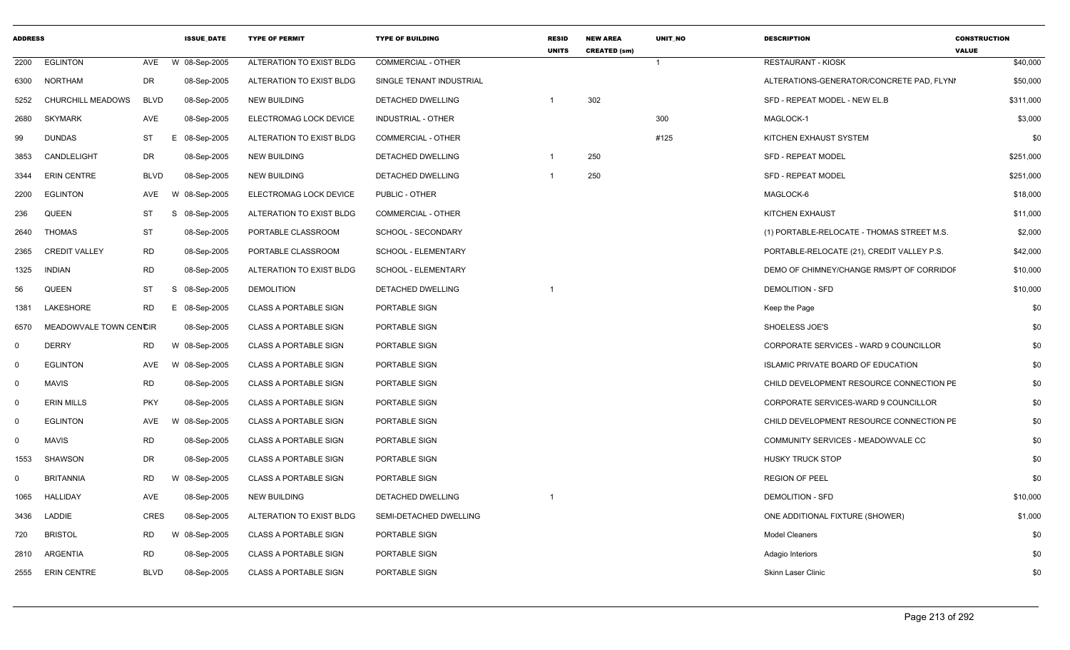| ADDRESS | | | | ISSUE_DATE | TYPE OF PERMIT | TYPE OF BUILDING | RESID UNITS | NEW AREA CREATED (sm) | UNIT_NO | DESCRIPTION | CONSTRUCTION VALUE |
|---|---|---|---|---|---|---|---|---|---|---|---|
| 2200 | EGLINTON | AVE | W | 08-Sep-2005 | ALTERATION TO EXIST BLDG | COMMERCIAL - OTHER | | | 1 | RESTAURANT - KIOSK | $40,000 |
| 6300 | NORTHAM | DR | | 08-Sep-2005 | ALTERATION TO EXIST BLDG | SINGLE TENANT INDUSTRIAL | | | | ALTERATIONS-GENERATOR/CONCRETE PAD, FLYNI | $50,000 |
| 5252 | CHURCHILL MEADOWS | BLVD | | 08-Sep-2005 | NEW BUILDING | DETACHED DWELLING | 1 | 302 | | SFD - REPEAT MODEL - NEW EL.B | $311,000 |
| 2680 | SKYMARK | AVE | | 08-Sep-2005 | ELECTROMAG LOCK DEVICE | INDUSTRIAL - OTHER | | | 300 | MAGLOCK-1 | $3,000 |
| 99 | DUNDAS | ST | E | 08-Sep-2005 | ALTERATION TO EXIST BLDG | COMMERCIAL - OTHER | | | #125 | KITCHEN EXHAUST SYSTEM | $0 |
| 3853 | CANDLELIGHT | DR | | 08-Sep-2005 | NEW BUILDING | DETACHED DWELLING | 1 | 250 | | SFD - REPEAT MODEL | $251,000 |
| 3344 | ERIN CENTRE | BLVD | | 08-Sep-2005 | NEW BUILDING | DETACHED DWELLING | 1 | 250 | | SFD - REPEAT MODEL | $251,000 |
| 2200 | EGLINTON | AVE | W | 08-Sep-2005 | ELECTROMAG LOCK DEVICE | PUBLIC - OTHER | | | | MAGLOCK-6 | $18,000 |
| 236 | QUEEN | ST | S | 08-Sep-2005 | ALTERATION TO EXIST BLDG | COMMERCIAL - OTHER | | | | KITCHEN EXHAUST | $11,000 |
| 2640 | THOMAS | ST | | 08-Sep-2005 | PORTABLE CLASSROOM | SCHOOL - SECONDARY | | | | (1) PORTABLE-RELOCATE - THOMAS STREET M.S. | $2,000 |
| 2365 | CREDIT VALLEY | RD | | 08-Sep-2005 | PORTABLE CLASSROOM | SCHOOL - ELEMENTARY | | | | PORTABLE-RELOCATE (21), CREDIT VALLEY P.S. | $42,000 |
| 1325 | INDIAN | RD | | 08-Sep-2005 | ALTERATION TO EXIST BLDG | SCHOOL - ELEMENTARY | | | | DEMO OF CHIMNEY/CHANGE RMS/PT OF CORRIDOF | $10,000 |
| 56 | QUEEN | ST | S | 08-Sep-2005 | DEMOLITION | DETACHED DWELLING | 1 | | | DEMOLITION - SFD | $10,000 |
| 1381 | LAKESHORE | RD | E | 08-Sep-2005 | CLASS A PORTABLE SIGN | PORTABLE SIGN | | | | Keep the Page | $0 |
| 6570 | MEADOWVALE TOWN CENTCIR | | | 08-Sep-2005 | CLASS A PORTABLE SIGN | PORTABLE SIGN | | | | SHOELESS JOE'S | $0 |
| 0 | DERRY | RD | W | 08-Sep-2005 | CLASS A PORTABLE SIGN | PORTABLE SIGN | | | | CORPORATE SERVICES - WARD 9 COUNCILLOR | $0 |
| 0 | EGLINTON | AVE | W | 08-Sep-2005 | CLASS A PORTABLE SIGN | PORTABLE SIGN | | | | ISLAMIC PRIVATE BOARD OF EDUCATION | $0 |
| 0 | MAVIS | RD | | 08-Sep-2005 | CLASS A PORTABLE SIGN | PORTABLE SIGN | | | | CHILD DEVELOPMENT RESOURCE CONNECTION PE | $0 |
| 0 | ERIN MILLS | PKY | | 08-Sep-2005 | CLASS A PORTABLE SIGN | PORTABLE SIGN | | | | CORPORATE SERVICES-WARD 9 COUNCILLOR | $0 |
| 0 | EGLINTON | AVE | W | 08-Sep-2005 | CLASS A PORTABLE SIGN | PORTABLE SIGN | | | | CHILD DEVELOPMENT RESOURCE CONNECTION PE | $0 |
| 0 | MAVIS | RD | | 08-Sep-2005 | CLASS A PORTABLE SIGN | PORTABLE SIGN | | | | COMMUNITY SERVICES - MEADOWVALE CC | $0 |
| 1553 | SHAWSON | DR | | 08-Sep-2005 | CLASS A PORTABLE SIGN | PORTABLE SIGN | | | | HUSKY TRUCK STOP | $0 |
| 0 | BRITANNIA | RD | W | 08-Sep-2005 | CLASS A PORTABLE SIGN | PORTABLE SIGN | | | | REGION OF PEEL | $0 |
| 1065 | HALLIDAY | AVE | | 08-Sep-2005 | NEW BUILDING | DETACHED DWELLING | 1 | | | DEMOLITION - SFD | $10,000 |
| 3436 | LADDIE | CRES | | 08-Sep-2005 | ALTERATION TO EXIST BLDG | SEMI-DETACHED DWELLING | | | | ONE ADDITIONAL FIXTURE (SHOWER) | $1,000 |
| 720 | BRISTOL | RD | W | 08-Sep-2005 | CLASS A PORTABLE SIGN | PORTABLE SIGN | | | | Model Cleaners | $0 |
| 2810 | ARGENTIA | RD | | 08-Sep-2005 | CLASS A PORTABLE SIGN | PORTABLE SIGN | | | | Adagio Interiors | $0 |
| 2555 | ERIN CENTRE | BLVD | | 08-Sep-2005 | CLASS A PORTABLE SIGN | PORTABLE SIGN | | | | Skinn Laser Clinic | $0 |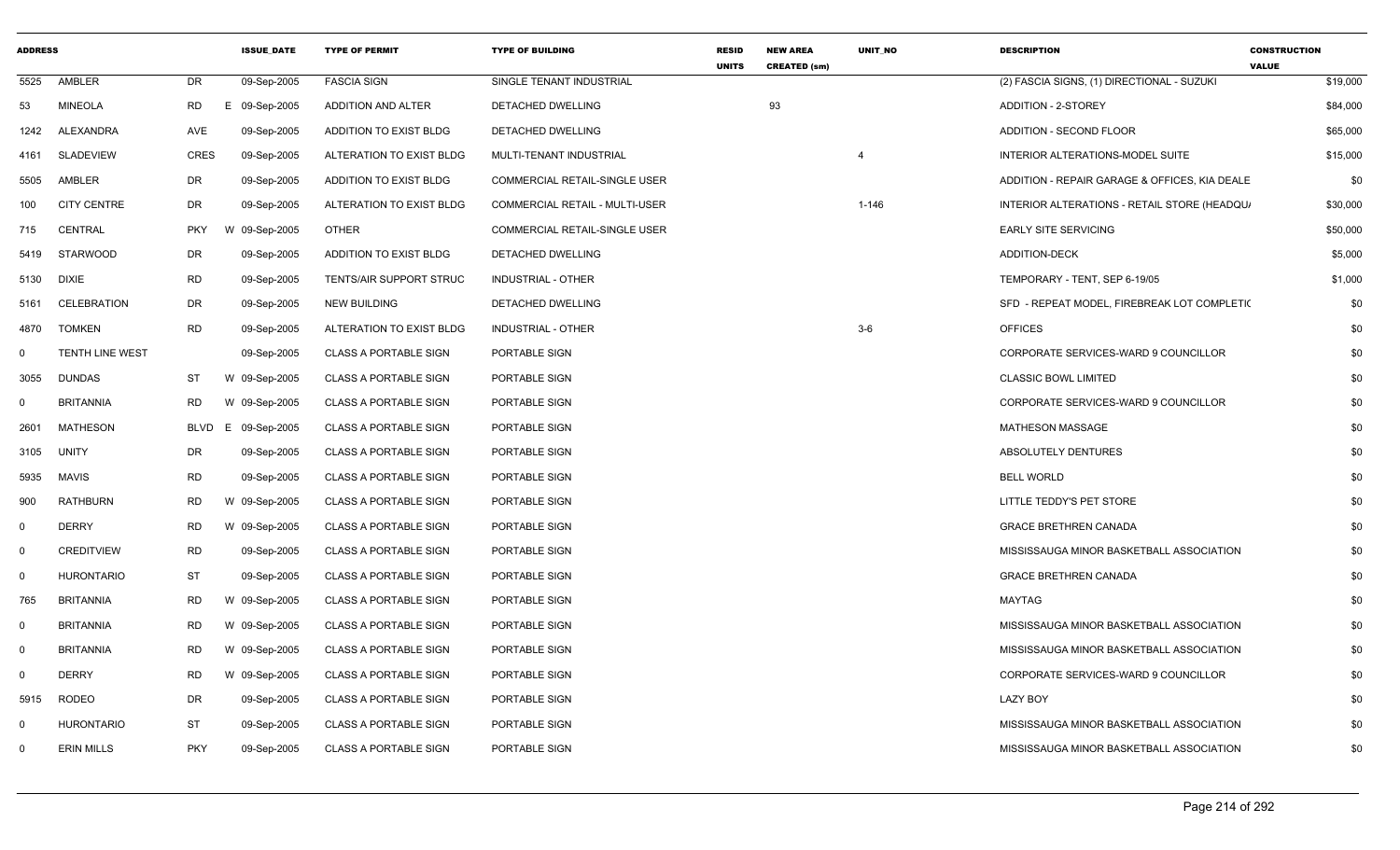| ADDRESS | | | ISSUE_DATE | TYPE OF PERMIT | TYPE OF BUILDING | RESID UNITS | NEW AREA CREATED (sm) | UNIT_NO | DESCRIPTION | CONSTRUCTION VALUE |
|---|---|---|---|---|---|---|---|---|---|---|
| 5525 | AMBLER | DR | 09-Sep-2005 | FASCIA SIGN | SINGLE TENANT INDUSTRIAL | | | | (2) FASCIA SIGNS, (1) DIRECTIONAL - SUZUKI | $19,000 |
| 53 | MINEOLA | RD | E 09-Sep-2005 | ADDITION AND ALTER | DETACHED DWELLING | | 93 | | ADDITION - 2-STOREY | $84,000 |
| 1242 | ALEXANDRA | AVE | 09-Sep-2005 | ADDITION TO EXIST BLDG | DETACHED DWELLING | | | | ADDITION - SECOND FLOOR | $65,000 |
| 4161 | SLADEVIEW | CRES | 09-Sep-2005 | ALTERATION TO EXIST BLDG | MULTI-TENANT INDUSTRIAL | | | 4 | INTERIOR ALTERATIONS-MODEL SUITE | $15,000 |
| 5505 | AMBLER | DR | 09-Sep-2005 | ADDITION TO EXIST BLDG | COMMERCIAL RETAIL-SINGLE USER | | | | ADDITION - REPAIR GARAGE & OFFICES, KIA DEALE | $0 |
| 100 | CITY CENTRE | DR | 09-Sep-2005 | ALTERATION TO EXIST BLDG | COMMERCIAL RETAIL - MULTI-USER | | | 1-146 | INTERIOR ALTERATIONS - RETAIL STORE (HEADQU/ | $30,000 |
| 715 | CENTRAL | PKY | W 09-Sep-2005 | OTHER | COMMERCIAL RETAIL-SINGLE USER | | | | EARLY SITE SERVICING | $50,000 |
| 5419 | STARWOOD | DR | 09-Sep-2005 | ADDITION TO EXIST BLDG | DETACHED DWELLING | | | | ADDITION-DECK | $5,000 |
| 5130 | DIXIE | RD | 09-Sep-2005 | TENTS/AIR SUPPORT STRUC | INDUSTRIAL - OTHER | | | | TEMPORARY - TENT, SEP 6-19/05 | $1,000 |
| 5161 | CELEBRATION | DR | 09-Sep-2005 | NEW BUILDING | DETACHED DWELLING | | | | SFD - REPEAT MODEL, FIREBREAK LOT COMPLETIC | $0 |
| 4870 | TOMKEN | RD | 09-Sep-2005 | ALTERATION TO EXIST BLDG | INDUSTRIAL - OTHER | | | 3-6 | OFFICES | $0 |
| 0 | TENTH LINE WEST | | 09-Sep-2005 | CLASS A PORTABLE SIGN | PORTABLE SIGN | | | | CORPORATE SERVICES-WARD 9 COUNCILLOR | $0 |
| 3055 | DUNDAS | ST | W 09-Sep-2005 | CLASS A PORTABLE SIGN | PORTABLE SIGN | | | | CLASSIC BOWL LIMITED | $0 |
| 0 | BRITANNIA | RD | W 09-Sep-2005 | CLASS A PORTABLE SIGN | PORTABLE SIGN | | | | CORPORATE SERVICES-WARD 9 COUNCILLOR | $0 |
| 2601 | MATHESON | BLVD | E 09-Sep-2005 | CLASS A PORTABLE SIGN | PORTABLE SIGN | | | | MATHESON MASSAGE | $0 |
| 3105 | UNITY | DR | 09-Sep-2005 | CLASS A PORTABLE SIGN | PORTABLE SIGN | | | | ABSOLUTELY DENTURES | $0 |
| 5935 | MAVIS | RD | 09-Sep-2005 | CLASS A PORTABLE SIGN | PORTABLE SIGN | | | | BELL WORLD | $0 |
| 900 | RATHBURN | RD | W 09-Sep-2005 | CLASS A PORTABLE SIGN | PORTABLE SIGN | | | | LITTLE TEDDY'S PET STORE | $0 |
| 0 | DERRY | RD | W 09-Sep-2005 | CLASS A PORTABLE SIGN | PORTABLE SIGN | | | | GRACE BRETHREN CANADA | $0 |
| 0 | CREDITVIEW | RD | 09-Sep-2005 | CLASS A PORTABLE SIGN | PORTABLE SIGN | | | | MISSISSAUGA MINOR BASKETBALL ASSOCIATION | $0 |
| 0 | HURONTARIO | ST | 09-Sep-2005 | CLASS A PORTABLE SIGN | PORTABLE SIGN | | | | GRACE BRETHREN CANADA | $0 |
| 765 | BRITANNIA | RD | W 09-Sep-2005 | CLASS A PORTABLE SIGN | PORTABLE SIGN | | | | MAYTAG | $0 |
| 0 | BRITANNIA | RD | W 09-Sep-2005 | CLASS A PORTABLE SIGN | PORTABLE SIGN | | | | MISSISSAUGA MINOR BASKETBALL ASSOCIATION | $0 |
| 0 | BRITANNIA | RD | W 09-Sep-2005 | CLASS A PORTABLE SIGN | PORTABLE SIGN | | | | MISSISSAUGA MINOR BASKETBALL ASSOCIATION | $0 |
| 0 | DERRY | RD | W 09-Sep-2005 | CLASS A PORTABLE SIGN | PORTABLE SIGN | | | | CORPORATE SERVICES-WARD 9 COUNCILLOR | $0 |
| 5915 | RODEO | DR | 09-Sep-2005 | CLASS A PORTABLE SIGN | PORTABLE SIGN | | | | LAZY BOY | $0 |
| 0 | HURONTARIO | ST | 09-Sep-2005 | CLASS A PORTABLE SIGN | PORTABLE SIGN | | | | MISSISSAUGA MINOR BASKETBALL ASSOCIATION | $0 |
| 0 | ERIN MILLS | PKY | 09-Sep-2005 | CLASS A PORTABLE SIGN | PORTABLE SIGN | | | | MISSISSAUGA MINOR BASKETBALL ASSOCIATION | $0 |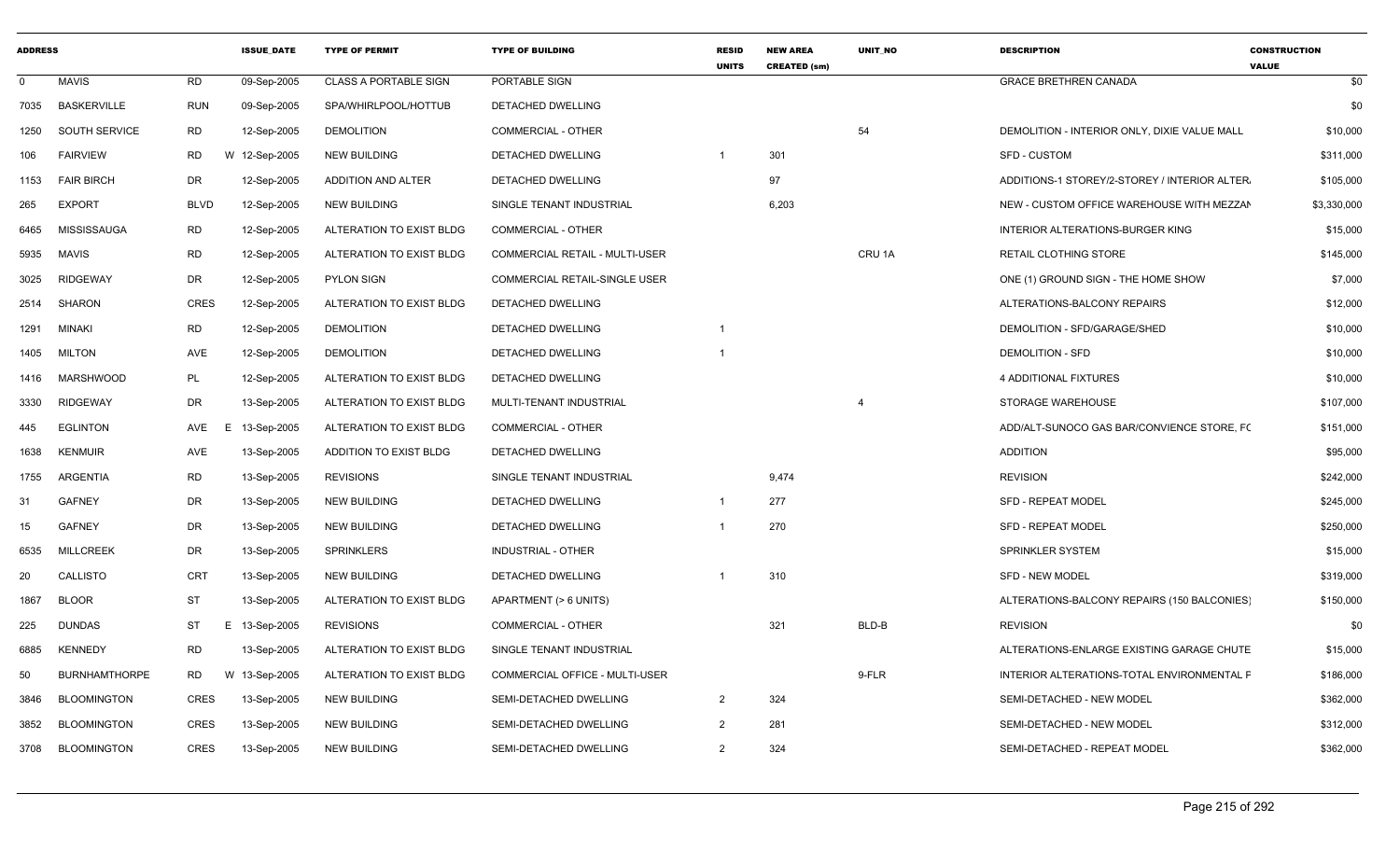| ADDRESS | | | ISSUE_DATE | TYPE OF PERMIT | TYPE OF BUILDING | RESID UNITS | NEW AREA CREATED (sm) | UNIT_NO | DESCRIPTION | CONSTRUCTION VALUE |
|---|---|---|---|---|---|---|---|---|---|---|
| 0 | MAVIS | RD | 09-Sep-2005 | CLASS A PORTABLE SIGN | PORTABLE SIGN | | | | GRACE BRETHREN CANADA | $0 |
| 7035 | BASKERVILLE | RUN | 09-Sep-2005 | SPA/WHIRLPOOL/HOTTUB | DETACHED DWELLING | | | | | $0 |
| 1250 | SOUTH SERVICE | RD | 12-Sep-2005 | DEMOLITION | COMMERCIAL - OTHER | | | 54 | DEMOLITION - INTERIOR ONLY, DIXIE VALUE MALL | $10,000 |
| 106 | FAIRVIEW | RD | W 12-Sep-2005 | NEW BUILDING | DETACHED DWELLING | 1 | 301 | | SFD - CUSTOM | $311,000 |
| 1153 | FAIR BIRCH | DR | 12-Sep-2005 | ADDITION AND ALTER | DETACHED DWELLING | | 97 | | ADDITIONS-1 STOREY/2-STOREY / INTERIOR ALTER. | $105,000 |
| 265 | EXPORT | BLVD | 12-Sep-2005 | NEW BUILDING | SINGLE TENANT INDUSTRIAL | | 6,203 | | NEW - CUSTOM OFFICE WAREHOUSE WITH MEZZAN | $3,330,000 |
| 6465 | MISSISSAUGA | RD | 12-Sep-2005 | ALTERATION TO EXIST BLDG | COMMERCIAL - OTHER | | | | INTERIOR ALTERATIONS-BURGER KING | $15,000 |
| 5935 | MAVIS | RD | 12-Sep-2005 | ALTERATION TO EXIST BLDG | COMMERCIAL RETAIL - MULTI-USER | | | CRU 1A | RETAIL CLOTHING STORE | $145,000 |
| 3025 | RIDGEWAY | DR | 12-Sep-2005 | PYLON SIGN | COMMERCIAL RETAIL-SINGLE USER | | | | ONE (1) GROUND SIGN - THE HOME SHOW | $7,000 |
| 2514 | SHARON | CRES | 12-Sep-2005 | ALTERATION TO EXIST BLDG | DETACHED DWELLING | | | | ALTERATIONS-BALCONY REPAIRS | $12,000 |
| 1291 | MINAKI | RD | 12-Sep-2005 | DEMOLITION | DETACHED DWELLING | 1 | | | DEMOLITION - SFD/GARAGE/SHED | $10,000 |
| 1405 | MILTON | AVE | 12-Sep-2005 | DEMOLITION | DETACHED DWELLING | 1 | | | DEMOLITION - SFD | $10,000 |
| 1416 | MARSHWOOD | PL | 12-Sep-2005 | ALTERATION TO EXIST BLDG | DETACHED DWELLING | | | | 4 ADDITIONAL FIXTURES | $10,000 |
| 3330 | RIDGEWAY | DR | 13-Sep-2005 | ALTERATION TO EXIST BLDG | MULTI-TENANT INDUSTRIAL | | | 4 | STORAGE WAREHOUSE | $107,000 |
| 445 | EGLINTON | AVE | E 13-Sep-2005 | ALTERATION TO EXIST BLDG | COMMERCIAL - OTHER | | | | ADD/ALT-SUNOCO GAS BAR/CONVIENCE STORE, FC | $151,000 |
| 1638 | KENMUIR | AVE | 13-Sep-2005 | ADDITION TO EXIST BLDG | DETACHED DWELLING | | | | ADDITION | $95,000 |
| 1755 | ARGENTIA | RD | 13-Sep-2005 | REVISIONS | SINGLE TENANT INDUSTRIAL | | 9,474 | | REVISION | $242,000 |
| 31 | GAFNEY | DR | 13-Sep-2005 | NEW BUILDING | DETACHED DWELLING | 1 | 277 | | SFD - REPEAT MODEL | $245,000 |
| 15 | GAFNEY | DR | 13-Sep-2005 | NEW BUILDING | DETACHED DWELLING | 1 | 270 | | SFD - REPEAT MODEL | $250,000 |
| 6535 | MILLCREEK | DR | 13-Sep-2005 | SPRINKLERS | INDUSTRIAL - OTHER | | | | SPRINKLER SYSTEM | $15,000 |
| 20 | CALLISTO | CRT | 13-Sep-2005 | NEW BUILDING | DETACHED DWELLING | 1 | 310 | | SFD - NEW MODEL | $319,000 |
| 1867 | BLOOR | ST | 13-Sep-2005 | ALTERATION TO EXIST BLDG | APARTMENT (> 6 UNITS) | | | | ALTERATIONS-BALCONY REPAIRS (150 BALCONIES) | $150,000 |
| 225 | DUNDAS | ST | E 13-Sep-2005 | REVISIONS | COMMERCIAL - OTHER | | 321 | BLD-B | REVISION | $0 |
| 6885 | KENNEDY | RD | 13-Sep-2005 | ALTERATION TO EXIST BLDG | SINGLE TENANT INDUSTRIAL | | | | ALTERATIONS-ENLARGE EXISTING GARAGE CHUTE | $15,000 |
| 50 | BURNHAMTHORPE | RD | W 13-Sep-2005 | ALTERATION TO EXIST BLDG | COMMERCIAL OFFICE - MULTI-USER | | | 9-FLR | INTERIOR ALTERATIONS-TOTAL ENVIRONMENTAL F | $186,000 |
| 3846 | BLOOMINGTON | CRES | 13-Sep-2005 | NEW BUILDING | SEMI-DETACHED DWELLING | 2 | 324 | | SEMI-DETACHED - NEW MODEL | $362,000 |
| 3852 | BLOOMINGTON | CRES | 13-Sep-2005 | NEW BUILDING | SEMI-DETACHED DWELLING | 2 | 281 | | SEMI-DETACHED - NEW MODEL | $312,000 |
| 3708 | BLOOMINGTON | CRES | 13-Sep-2005 | NEW BUILDING | SEMI-DETACHED DWELLING | 2 | 324 | | SEMI-DETACHED - REPEAT MODEL | $362,000 |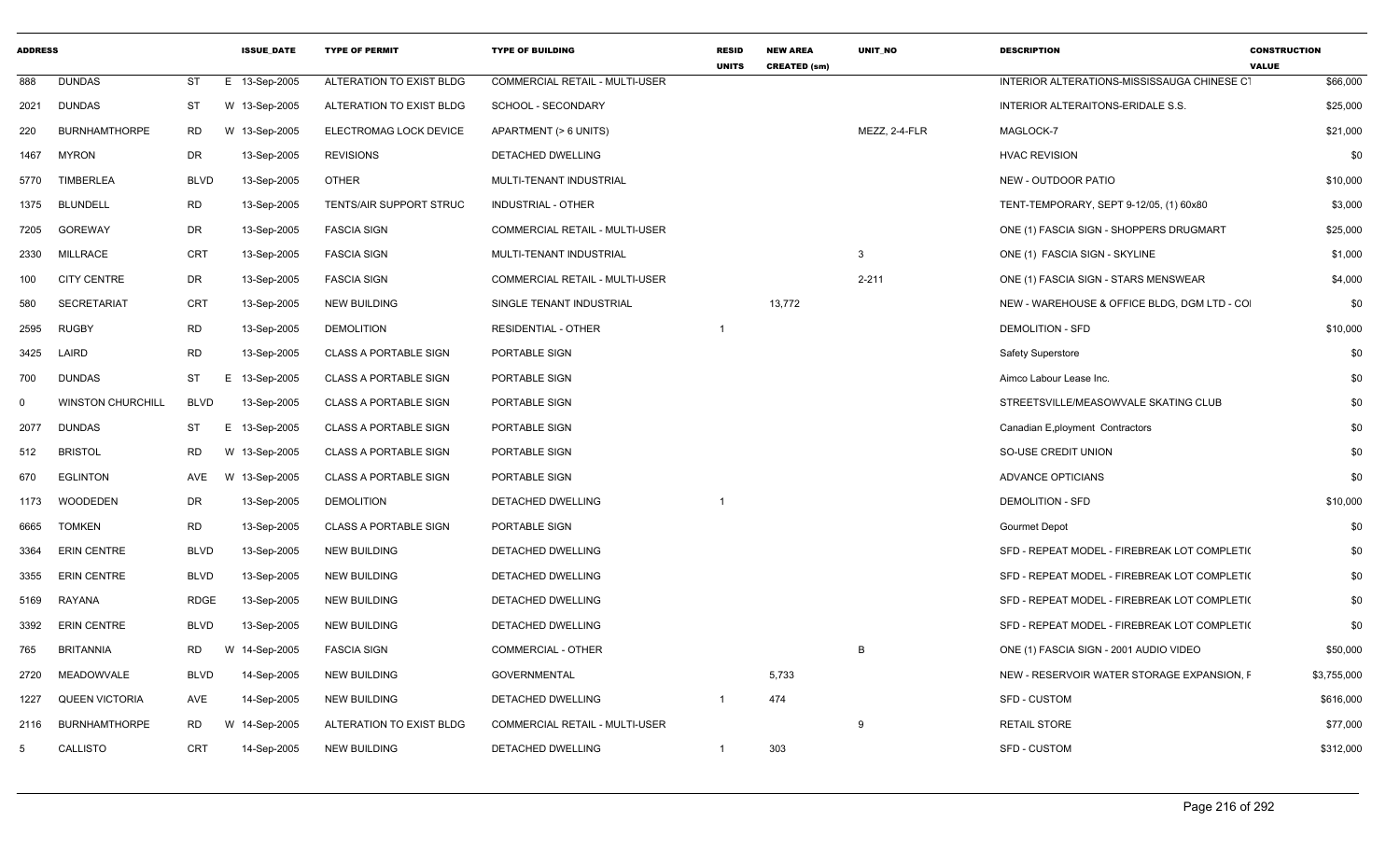| ADDRESS | | | ISSUE_DATE | TYPE OF PERMIT | TYPE OF BUILDING | RESID UNITS | NEW AREA CREATED (sm) | UNIT_NO | DESCRIPTION | CONSTRUCTION VALUE |
|---|---|---|---|---|---|---|---|---|---|---|
| 888 | DUNDAS | ST | E 13-Sep-2005 | ALTERATION TO EXIST BLDG | COMMERCIAL RETAIL - MULTI-USER | | | | INTERIOR ALTERATIONS-MISSISSAUGA CHINESE C1 | $66,000 |
| 2021 | DUNDAS | ST | W 13-Sep-2005 | ALTERATION TO EXIST BLDG | SCHOOL - SECONDARY | | | | INTERIOR ALTERAITONS-ERIDALE S.S. | $25,000 |
| 220 | BURNHAMTHORPE | RD | W 13-Sep-2005 | ELECTROMAG LOCK DEVICE | APARTMENT (> 6 UNITS) | | | MEZZ, 2-4-FLR | MAGLOCK-7 | $21,000 |
| 1467 | MYRON | DR | 13-Sep-2005 | REVISIONS | DETACHED DWELLING | | | | HVAC REVISION | $0 |
| 5770 | TIMBERLEA | BLVD | 13-Sep-2005 | OTHER | MULTI-TENANT INDUSTRIAL | | | | NEW - OUTDOOR PATIO | $10,000 |
| 1375 | BLUNDELL | RD | 13-Sep-2005 | TENTS/AIR SUPPORT STRUC | INDUSTRIAL - OTHER | | | | TENT-TEMPORARY, SEPT 9-12/05, (1) 60x80 | $3,000 |
| 7205 | GOREWAY | DR | 13-Sep-2005 | FASCIA SIGN | COMMERCIAL RETAIL - MULTI-USER | | | | ONE (1) FASCIA SIGN - SHOPPERS DRUGMART | $25,000 |
| 2330 | MILLRACE | CRT | 13-Sep-2005 | FASCIA SIGN | MULTI-TENANT INDUSTRIAL | | | 3 | ONE (1) FASCIA SIGN - SKYLINE | $1,000 |
| 100 | CITY CENTRE | DR | 13-Sep-2005 | FASCIA SIGN | COMMERCIAL RETAIL - MULTI-USER | | | 2-211 | ONE (1) FASCIA SIGN - STARS MENSWEAR | $4,000 |
| 580 | SECRETARIAT | CRT | 13-Sep-2005 | NEW BUILDING | SINGLE TENANT INDUSTRIAL | | 13,772 | | NEW - WAREHOUSE & OFFICE BLDG, DGM LTD - CO | $0 |
| 2595 | RUGBY | RD | 13-Sep-2005 | DEMOLITION | RESIDENTIAL - OTHER | 1 | | | DEMOLITION - SFD | $10,000 |
| 3425 | LAIRD | RD | 13-Sep-2005 | CLASS A PORTABLE SIGN | PORTABLE SIGN | | | | Safety Superstore | $0 |
| 700 | DUNDAS | ST | E 13-Sep-2005 | CLASS A PORTABLE SIGN | PORTABLE SIGN | | | | Aimco Labour Lease Inc. | $0 |
| 0 | WINSTON CHURCHILL | BLVD | 13-Sep-2005 | CLASS A PORTABLE SIGN | PORTABLE SIGN | | | | STREETSVILLE/MEASOWVALE SKATING CLUB | $0 |
| 2077 | DUNDAS | ST | E 13-Sep-2005 | CLASS A PORTABLE SIGN | PORTABLE SIGN | | | | Canadian E,ployment Contractors | $0 |
| 512 | BRISTOL | RD | W 13-Sep-2005 | CLASS A PORTABLE SIGN | PORTABLE SIGN | | | | SO-USE CREDIT UNION | $0 |
| 670 | EGLINTON | AVE | W 13-Sep-2005 | CLASS A PORTABLE SIGN | PORTABLE SIGN | | | | ADVANCE OPTICIANS | $0 |
| 1173 | WOODEDEN | DR | 13-Sep-2005 | DEMOLITION | DETACHED DWELLING | 1 | | | DEMOLITION - SFD | $10,000 |
| 6665 | TOMKEN | RD | 13-Sep-2005 | CLASS A PORTABLE SIGN | PORTABLE SIGN | | | | Gourmet Depot | $0 |
| 3364 | ERIN CENTRE | BLVD | 13-Sep-2005 | NEW BUILDING | DETACHED DWELLING | | | | SFD - REPEAT MODEL - FIREBREAK LOT COMPLETI( | $0 |
| 3355 | ERIN CENTRE | BLVD | 13-Sep-2005 | NEW BUILDING | DETACHED DWELLING | | | | SFD - REPEAT MODEL - FIREBREAK LOT COMPLETI( | $0 |
| 5169 | RAYANA | RDGE | 13-Sep-2005 | NEW BUILDING | DETACHED DWELLING | | | | SFD - REPEAT MODEL - FIREBREAK LOT COMPLETI( | $0 |
| 3392 | ERIN CENTRE | BLVD | 13-Sep-2005 | NEW BUILDING | DETACHED DWELLING | | | | SFD - REPEAT MODEL - FIREBREAK LOT COMPLETI( | $0 |
| 765 | BRITANNIA | RD | W 14-Sep-2005 | FASCIA SIGN | COMMERCIAL - OTHER | | | B | ONE (1) FASCIA SIGN - 2001 AUDIO VIDEO | $50,000 |
| 2720 | MEADOWVALE | BLVD | 14-Sep-2005 | NEW BUILDING | GOVERNMENTAL | | 5,733 | | NEW - RESERVOIR WATER STORAGE EXPANSION, F | $3,755,000 |
| 1227 | QUEEN VICTORIA | AVE | 14-Sep-2005 | NEW BUILDING | DETACHED DWELLING | 1 | 474 | | SFD - CUSTOM | $616,000 |
| 2116 | BURNHAMTHORPE | RD | W 14-Sep-2005 | ALTERATION TO EXIST BLDG | COMMERCIAL RETAIL - MULTI-USER | | | 9 | RETAIL STORE | $77,000 |
| 5 | CALLISTO | CRT | 14-Sep-2005 | NEW BUILDING | DETACHED DWELLING | 1 | 303 | | SFD - CUSTOM | $312,000 |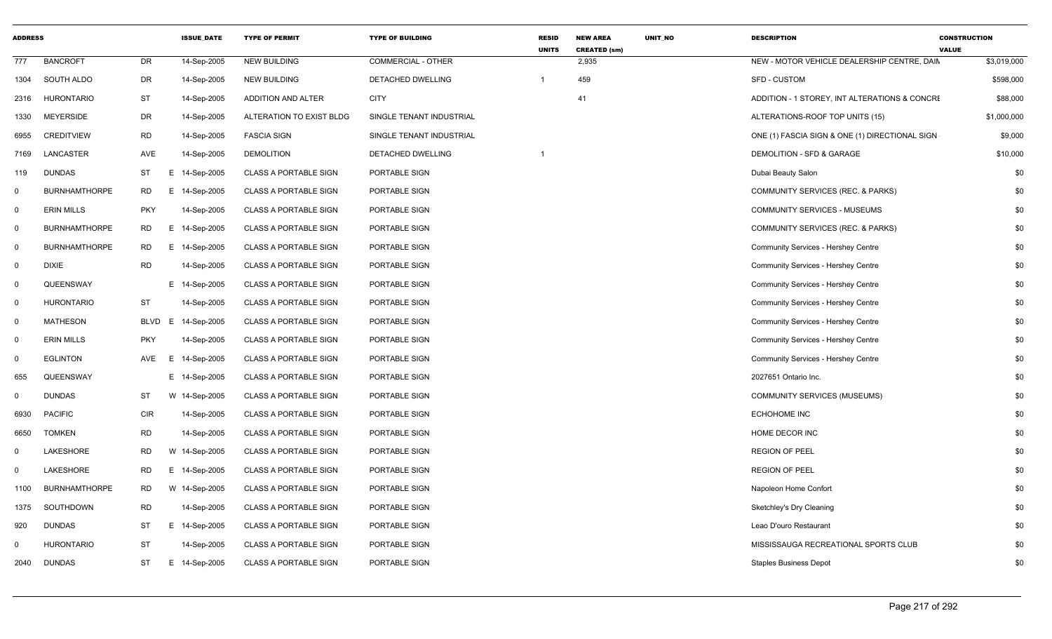| ADDRESS | | | ISSUE_DATE | TYPE OF PERMIT | TYPE OF BUILDING | RESID UNITS | NEW AREA CREATED (sm) | UNIT_NO | DESCRIPTION | CONSTRUCTION VALUE |
|---|---|---|---|---|---|---|---|---|---|---|
| 777 | BANCROFT | DR | 14-Sep-2005 | NEW BUILDING | COMMERCIAL - OTHER | | 2,935 | | NEW - MOTOR VEHICLE DEALERSHIP CENTRE, DAIN | $3,019,000 |
| 1304 | SOUTH ALDO | DR | 14-Sep-2005 | NEW BUILDING | DETACHED DWELLING | 1 | 459 | | SFD - CUSTOM | $598,000 |
| 2316 | HURONTARIO | ST | 14-Sep-2005 | ADDITION AND ALTER | CITY | | 41 | | ADDITION - 1 STOREY, INT ALTERATIONS & CONCRE | $88,000 |
| 1330 | MEYERSIDE | DR | 14-Sep-2005 | ALTERATION TO EXIST BLDG | SINGLE TENANT INDUSTRIAL | | | | ALTERATIONS-ROOF TOP UNITS (15) | $1,000,000 |
| 6955 | CREDITVIEW | RD | 14-Sep-2005 | FASCIA SIGN | SINGLE TENANT INDUSTRIAL | | | | ONE (1) FASCIA SIGN & ONE (1) DIRECTIONAL SIGN | $9,000 |
| 7169 | LANCASTER | AVE | 14-Sep-2005 | DEMOLITION | DETACHED DWELLING | 1 | | | DEMOLITION - SFD & GARAGE | $10,000 |
| 119 | DUNDAS | ST | E 14-Sep-2005 | CLASS A PORTABLE SIGN | PORTABLE SIGN | | | | Dubai Beauty Salon | $0 |
| 0 | BURNHAMTHORPE | RD | E 14-Sep-2005 | CLASS A PORTABLE SIGN | PORTABLE SIGN | | | | COMMUNITY SERVICES (REC. & PARKS) | $0 |
| 0 | ERIN MILLS | PKY | 14-Sep-2005 | CLASS A PORTABLE SIGN | PORTABLE SIGN | | | | COMMUNITY SERVICES - MUSEUMS | $0 |
| 0 | BURNHAMTHORPE | RD | E 14-Sep-2005 | CLASS A PORTABLE SIGN | PORTABLE SIGN | | | | COMMUNITY SERVICES (REC. & PARKS) | $0 |
| 0 | BURNHAMTHORPE | RD | E 14-Sep-2005 | CLASS A PORTABLE SIGN | PORTABLE SIGN | | | | Community Services - Hershey Centre | $0 |
| 0 | DIXIE | RD | 14-Sep-2005 | CLASS A PORTABLE SIGN | PORTABLE SIGN | | | | Community Services - Hershey Centre | $0 |
| 0 | QUEENSWAY | | E 14-Sep-2005 | CLASS A PORTABLE SIGN | PORTABLE SIGN | | | | Community Services - Hershey Centre | $0 |
| 0 | HURONTARIO | ST | 14-Sep-2005 | CLASS A PORTABLE SIGN | PORTABLE SIGN | | | | Community Services - Hershey Centre | $0 |
| 0 | MATHESON | BLVD | E 14-Sep-2005 | CLASS A PORTABLE SIGN | PORTABLE SIGN | | | | Community Services - Hershey Centre | $0 |
| 0 | ERIN MILLS | PKY | 14-Sep-2005 | CLASS A PORTABLE SIGN | PORTABLE SIGN | | | | Community Services - Hershey Centre | $0 |
| 0 | EGLINTON | AVE | E 14-Sep-2005 | CLASS A PORTABLE SIGN | PORTABLE SIGN | | | | Community Services - Hershey Centre | $0 |
| 655 | QUEENSWAY | | E 14-Sep-2005 | CLASS A PORTABLE SIGN | PORTABLE SIGN | | | | 2027651 Ontario Inc. | $0 |
| 0 | DUNDAS | ST | W 14-Sep-2005 | CLASS A PORTABLE SIGN | PORTABLE SIGN | | | | COMMUNITY SERVICES (MUSEUMS) | $0 |
| 6930 | PACIFIC | CIR | 14-Sep-2005 | CLASS A PORTABLE SIGN | PORTABLE SIGN | | | | ECHOHOME INC | $0 |
| 6650 | TOMKEN | RD | 14-Sep-2005 | CLASS A PORTABLE SIGN | PORTABLE SIGN | | | | HOME DECOR INC | $0 |
| 0 | LAKESHORE | RD | W 14-Sep-2005 | CLASS A PORTABLE SIGN | PORTABLE SIGN | | | | REGION OF PEEL | $0 |
| 0 | LAKESHORE | RD | E 14-Sep-2005 | CLASS A PORTABLE SIGN | PORTABLE SIGN | | | | REGION OF PEEL | $0 |
| 1100 | BURNHAMTHORPE | RD | W 14-Sep-2005 | CLASS A PORTABLE SIGN | PORTABLE SIGN | | | | Napoleon Home Confort | $0 |
| 1375 | SOUTHDOWN | RD | 14-Sep-2005 | CLASS A PORTABLE SIGN | PORTABLE SIGN | | | | Sketchley's Dry Cleaning | $0 |
| 920 | DUNDAS | ST | E 14-Sep-2005 | CLASS A PORTABLE SIGN | PORTABLE SIGN | | | | Leao D'ouro Restaurant | $0 |
| 0 | HURONTARIO | ST | 14-Sep-2005 | CLASS A PORTABLE SIGN | PORTABLE SIGN | | | | MISSISSAUGA RECREATIONAL SPORTS CLUB | $0 |
| 2040 | DUNDAS | ST | E 14-Sep-2005 | CLASS A PORTABLE SIGN | PORTABLE SIGN | | | | Staples Business Depot | $0 |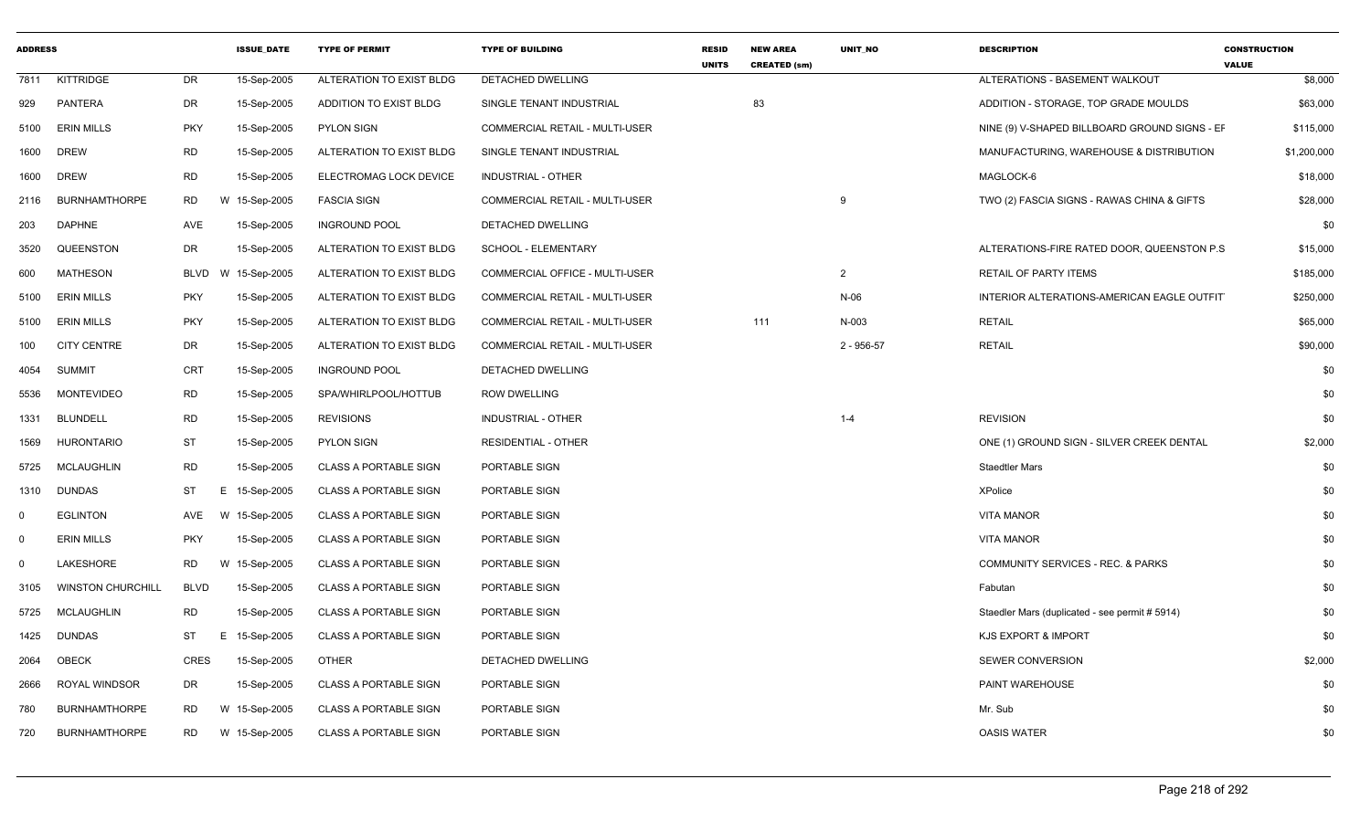| ADDRESS | | | ISSUE_DATE | TYPE OF PERMIT | TYPE OF BUILDING | RESID UNITS | NEW AREA CREATED (sm) | UNIT_NO | DESCRIPTION | CONSTRUCTION VALUE |
|---|---|---|---|---|---|---|---|---|---|---|
| 7811 | KITTRIDGE | DR | 15-Sep-2005 | ALTERATION TO EXIST BLDG | DETACHED DWELLING | | | | ALTERATIONS - BASEMENT WALKOUT | $8,000 |
| 929 | PANTERA | DR | 15-Sep-2005 | ADDITION TO EXIST BLDG | SINGLE TENANT INDUSTRIAL | | 83 | | ADDITION - STORAGE, TOP GRADE MOULDS | $63,000 |
| 5100 | ERIN MILLS | PKY | 15-Sep-2005 | PYLON SIGN | COMMERCIAL RETAIL - MULTI-USER | | | | NINE (9) V-SHAPED BILLBOARD GROUND SIGNS - EF | $115,000 |
| 1600 | DREW | RD | 15-Sep-2005 | ALTERATION TO EXIST BLDG | SINGLE TENANT INDUSTRIAL | | | | MANUFACTURING, WAREHOUSE & DISTRIBUTION | $1,200,000 |
| 1600 | DREW | RD | 15-Sep-2005 | ELECTROMAG LOCK DEVICE | INDUSTRIAL - OTHER | | | | MAGLOCK-6 | $18,000 |
| 2116 | BURNHAMTHORPE | RD | W 15-Sep-2005 | FASCIA SIGN | COMMERCIAL RETAIL - MULTI-USER | | | 9 | TWO (2) FASCIA SIGNS - RAWAS CHINA & GIFTS | $28,000 |
| 203 | DAPHNE | AVE | 15-Sep-2005 | INGROUND POOL | DETACHED DWELLING | | | | | $0 |
| 3520 | QUEENSTON | DR | 15-Sep-2005 | ALTERATION TO EXIST BLDG | SCHOOL - ELEMENTARY | | | | ALTERATIONS-FIRE RATED DOOR, QUEENSTON P.S | $15,000 |
| 600 | MATHESON | BLVD | W 15-Sep-2005 | ALTERATION TO EXIST BLDG | COMMERCIAL OFFICE - MULTI-USER | | | 2 | RETAIL OF PARTY ITEMS | $185,000 |
| 5100 | ERIN MILLS | PKY | 15-Sep-2005 | ALTERATION TO EXIST BLDG | COMMERCIAL RETAIL - MULTI-USER | | | N-06 | INTERIOR ALTERATIONS-AMERICAN EAGLE OUTFIT | $250,000 |
| 5100 | ERIN MILLS | PKY | 15-Sep-2005 | ALTERATION TO EXIST BLDG | COMMERCIAL RETAIL - MULTI-USER | | 111 | N-003 | RETAIL | $65,000 |
| 100 | CITY CENTRE | DR | 15-Sep-2005 | ALTERATION TO EXIST BLDG | COMMERCIAL RETAIL - MULTI-USER | | | 2 - 956-57 | RETAIL | $90,000 |
| 4054 | SUMMIT | CRT | 15-Sep-2005 | INGROUND POOL | DETACHED DWELLING | | | | | $0 |
| 5536 | MONTEVIDEO | RD | 15-Sep-2005 | SPA/WHIRLPOOL/HOTTUB | ROW DWELLING | | | | | $0 |
| 1331 | BLUNDELL | RD | 15-Sep-2005 | REVISIONS | INDUSTRIAL - OTHER | | | 1-4 | REVISION | $0 |
| 1569 | HURONTARIO | ST | 15-Sep-2005 | PYLON SIGN | RESIDENTIAL - OTHER | | | | ONE (1) GROUND SIGN - SILVER CREEK DENTAL | $2,000 |
| 5725 | MCLAUGHLIN | RD | 15-Sep-2005 | CLASS A PORTABLE SIGN | PORTABLE SIGN | | | | Staedtler Mars | $0 |
| 1310 | DUNDAS | ST | E 15-Sep-2005 | CLASS A PORTABLE SIGN | PORTABLE SIGN | | | | XPolice | $0 |
| 0 | EGLINTON | AVE | W 15-Sep-2005 | CLASS A PORTABLE SIGN | PORTABLE SIGN | | | | VITA MANOR | $0 |
| 0 | ERIN MILLS | PKY | 15-Sep-2005 | CLASS A PORTABLE SIGN | PORTABLE SIGN | | | | VITA MANOR | $0 |
| 0 | LAKESHORE | RD | W 15-Sep-2005 | CLASS A PORTABLE SIGN | PORTABLE SIGN | | | | COMMUNITY SERVICES - REC. & PARKS | $0 |
| 3105 | WINSTON CHURCHILL | BLVD | 15-Sep-2005 | CLASS A PORTABLE SIGN | PORTABLE SIGN | | | | Fabutan | $0 |
| 5725 | MCLAUGHLIN | RD | 15-Sep-2005 | CLASS A PORTABLE SIGN | PORTABLE SIGN | | | | Staedler Mars (duplicated - see permit # 5914) | $0 |
| 1425 | DUNDAS | ST | E 15-Sep-2005 | CLASS A PORTABLE SIGN | PORTABLE SIGN | | | | KJS EXPORT & IMPORT | $0 |
| 2064 | OBECK | CRES | 15-Sep-2005 | OTHER | DETACHED DWELLING | | | | SEWER CONVERSION | $2,000 |
| 2666 | ROYAL WINDSOR | DR | 15-Sep-2005 | CLASS A PORTABLE SIGN | PORTABLE SIGN | | | | PAINT WAREHOUSE | $0 |
| 780 | BURNHAMTHORPE | RD | W 15-Sep-2005 | CLASS A PORTABLE SIGN | PORTABLE SIGN | | | | Mr. Sub | $0 |
| 720 | BURNHAMTHORPE | RD | W 15-Sep-2005 | CLASS A PORTABLE SIGN | PORTABLE SIGN | | | | OASIS WATER | $0 |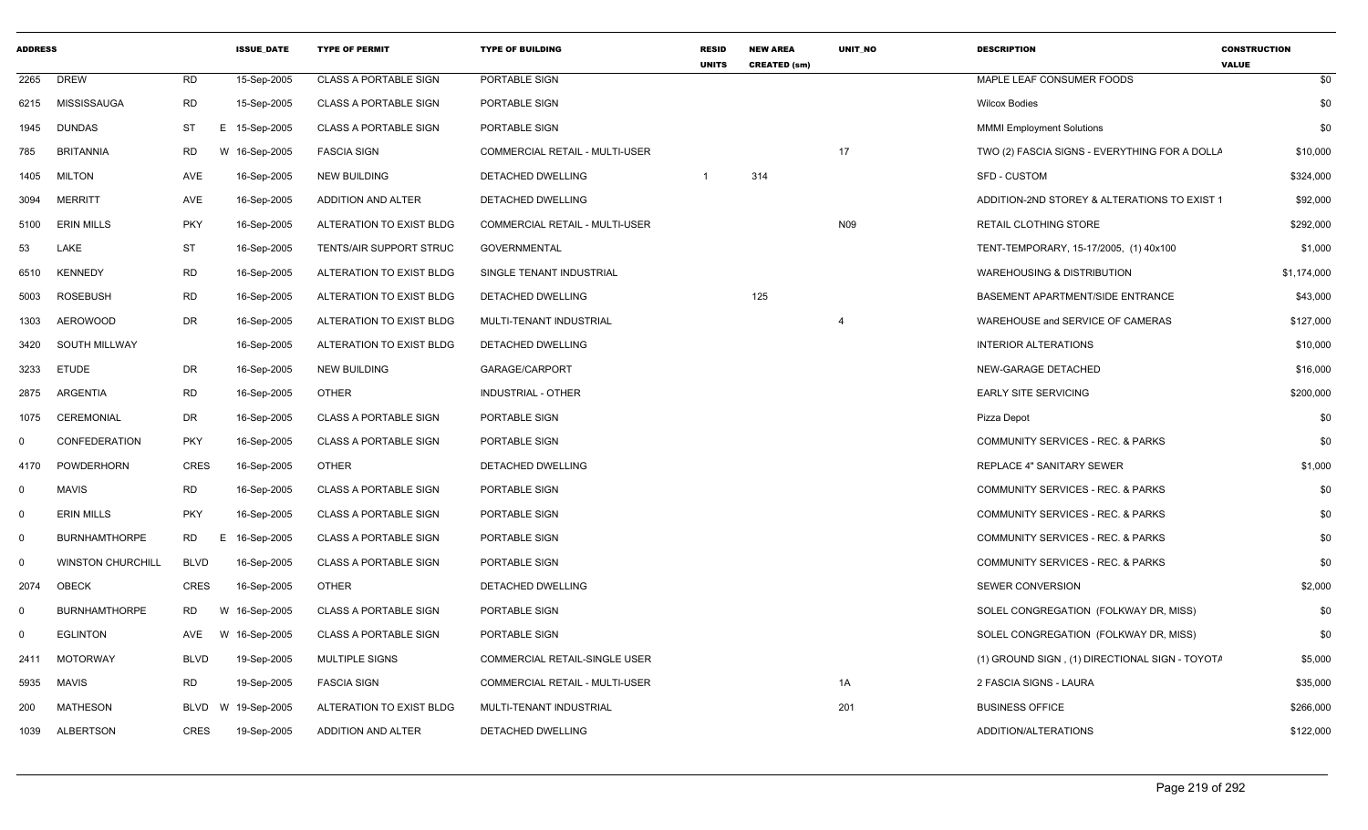| ADDRESS | | | ISSUE_DATE | TYPE OF PERMIT | TYPE OF BUILDING | RESID UNITS | NEW AREA CREATED (sm) | UNIT_NO | DESCRIPTION | CONSTRUCTION VALUE |
|---|---|---|---|---|---|---|---|---|---|---|
| 2265 | DREW | RD | 15-Sep-2005 | CLASS A PORTABLE SIGN | PORTABLE SIGN | | | | MAPLE LEAF CONSUMER FOODS | $0 |
| 6215 | MISSISSAUGA | RD | 15-Sep-2005 | CLASS A PORTABLE SIGN | PORTABLE SIGN | | | | Wilcox Bodies | $0 |
| 1945 | DUNDAS | ST | E 15-Sep-2005 | CLASS A PORTABLE SIGN | PORTABLE SIGN | | | | MMMI Employment Solutions | $0 |
| 785 | BRITANNIA | RD | W 16-Sep-2005 | FASCIA SIGN | COMMERCIAL RETAIL - MULTI-USER | | | 17 | TWO (2) FASCIA SIGNS - EVERYTHING FOR A DOLLA | $10,000 |
| 1405 | MILTON | AVE | 16-Sep-2005 | NEW BUILDING | DETACHED DWELLING | 1 | 314 | | SFD - CUSTOM | $324,000 |
| 3094 | MERRITT | AVE | 16-Sep-2005 | ADDITION AND ALTER | DETACHED DWELLING | | | | ADDITION-2ND STOREY & ALTERATIONS TO EXIST 1 | $92,000 |
| 5100 | ERIN MILLS | PKY | 16-Sep-2005 | ALTERATION TO EXIST BLDG | COMMERCIAL RETAIL - MULTI-USER | | | N09 | RETAIL CLOTHING STORE | $292,000 |
| 53 | LAKE | ST | 16-Sep-2005 | TENTS/AIR SUPPORT STRUC | GOVERNMENTAL | | | | TENT-TEMPORARY, 15-17/2005, (1) 40x100 | $1,000 |
| 6510 | KENNEDY | RD | 16-Sep-2005 | ALTERATION TO EXIST BLDG | SINGLE TENANT INDUSTRIAL | | | | WAREHOUSING & DISTRIBUTION | $1,174,000 |
| 5003 | ROSEBUSH | RD | 16-Sep-2005 | ALTERATION TO EXIST BLDG | DETACHED DWELLING | | 125 | | BASEMENT APARTMENT/SIDE ENTRANCE | $43,000 |
| 1303 | AEROWOOD | DR | 16-Sep-2005 | ALTERATION TO EXIST BLDG | MULTI-TENANT INDUSTRIAL | | | 4 | WAREHOUSE and SERVICE OF CAMERAS | $127,000 |
| 3420 | SOUTH MILLWAY | | 16-Sep-2005 | ALTERATION TO EXIST BLDG | DETACHED DWELLING | | | | INTERIOR ALTERATIONS | $10,000 |
| 3233 | ETUDE | DR | 16-Sep-2005 | NEW BUILDING | GARAGE/CARPORT | | | | NEW-GARAGE DETACHED | $16,000 |
| 2875 | ARGENTIA | RD | 16-Sep-2005 | OTHER | INDUSTRIAL - OTHER | | | | EARLY SITE SERVICING | $200,000 |
| 1075 | CEREMONIAL | DR | 16-Sep-2005 | CLASS A PORTABLE SIGN | PORTABLE SIGN | | | | Pizza Depot | $0 |
| 0 | CONFEDERATION | PKY | 16-Sep-2005 | CLASS A PORTABLE SIGN | PORTABLE SIGN | | | | COMMUNITY SERVICES - REC. & PARKS | $0 |
| 4170 | POWDERHORN | CRES | 16-Sep-2005 | OTHER | DETACHED DWELLING | | | | REPLACE 4" SANITARY SEWER | $1,000 |
| 0 | MAVIS | RD | 16-Sep-2005 | CLASS A PORTABLE SIGN | PORTABLE SIGN | | | | COMMUNITY SERVICES - REC. & PARKS | $0 |
| 0 | ERIN MILLS | PKY | 16-Sep-2005 | CLASS A PORTABLE SIGN | PORTABLE SIGN | | | | COMMUNITY SERVICES - REC. & PARKS | $0 |
| 0 | BURNHAMTHORPE | RD | E 16-Sep-2005 | CLASS A PORTABLE SIGN | PORTABLE SIGN | | | | COMMUNITY SERVICES - REC. & PARKS | $0 |
| 0 | WINSTON CHURCHILL | BLVD | 16-Sep-2005 | CLASS A PORTABLE SIGN | PORTABLE SIGN | | | | COMMUNITY SERVICES - REC. & PARKS | $0 |
| 2074 | OBECK | CRES | 16-Sep-2005 | OTHER | DETACHED DWELLING | | | | SEWER CONVERSION | $2,000 |
| 0 | BURNHAMTHORPE | RD | W 16-Sep-2005 | CLASS A PORTABLE SIGN | PORTABLE SIGN | | | | SOLEL CONGREGATION (FOLKWAY DR, MISS) | $0 |
| 0 | EGLINTON | AVE | W 16-Sep-2005 | CLASS A PORTABLE SIGN | PORTABLE SIGN | | | | SOLEL CONGREGATION (FOLKWAY DR, MISS) | $0 |
| 2411 | MOTORWAY | BLVD | 19-Sep-2005 | MULTIPLE SIGNS | COMMERCIAL RETAIL-SINGLE USER | | | | (1) GROUND SIGN , (1) DIRECTIONAL SIGN - TOYOTA | $5,000 |
| 5935 | MAVIS | RD | 19-Sep-2005 | FASCIA SIGN | COMMERCIAL RETAIL - MULTI-USER | | | 1A | 2 FASCIA SIGNS - LAURA | $35,000 |
| 200 | MATHESON | BLVD | W 19-Sep-2005 | ALTERATION TO EXIST BLDG | MULTI-TENANT INDUSTRIAL | | | 201 | BUSINESS OFFICE | $266,000 |
| 1039 | ALBERTSON | CRES | 19-Sep-2005 | ADDITION AND ALTER | DETACHED DWELLING | | | | ADDITION/ALTERATIONS | $122,000 |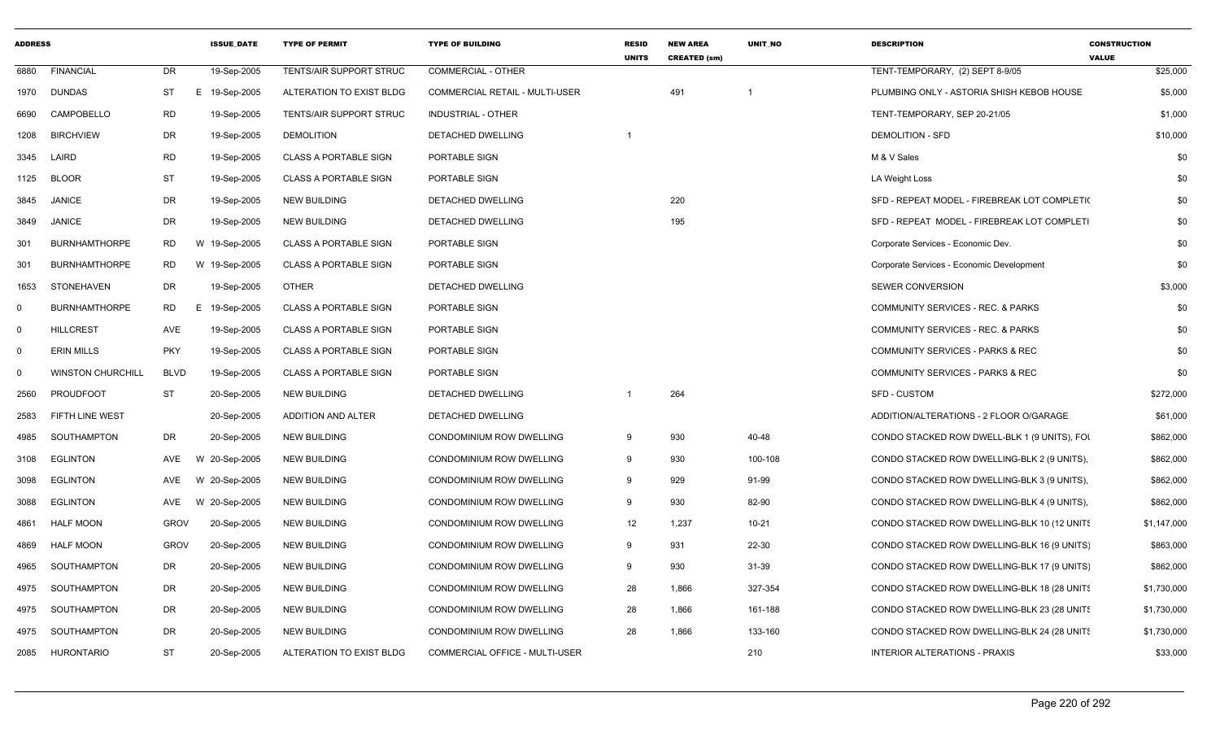| ADDRESS | | | ISSUE_DATE | TYPE OF PERMIT | TYPE OF BUILDING | RESID UNITS | NEW AREA CREATED (sm) | UNIT_NO | DESCRIPTION | CONSTRUCTION VALUE |
|---|---|---|---|---|---|---|---|---|---|---|
| 6880 | FINANCIAL | DR | 19-Sep-2005 | TENTS/AIR SUPPORT STRUC | COMMERCIAL - OTHER | | | | TENT-TEMPORARY, (2) SEPT 8-9/05 | $25,000 |
| 1970 | DUNDAS | ST | E 19-Sep-2005 | ALTERATION TO EXIST BLDG | COMMERCIAL RETAIL - MULTI-USER | | 491 | 1 | PLUMBING ONLY - ASTORIA SHISH KEBOB HOUSE | $5,000 |
| 6690 | CAMPOBELLO | RD | 19-Sep-2005 | TENTS/AIR SUPPORT STRUC | INDUSTRIAL - OTHER | | | | TENT-TEMPORARY, SEP 20-21/05 | $1,000 |
| 1208 | BIRCHVIEW | DR | 19-Sep-2005 | DEMOLITION | DETACHED DWELLING | 1 | | | DEMOLITION - SFD | $10,000 |
| 3345 | LAIRD | RD | 19-Sep-2005 | CLASS A PORTABLE SIGN | PORTABLE SIGN | | | | M & V Sales | $0 |
| 1125 | BLOOR | ST | 19-Sep-2005 | CLASS A PORTABLE SIGN | PORTABLE SIGN | | | | LA Weight Loss | $0 |
| 3845 | JANICE | DR | 19-Sep-2005 | NEW BUILDING | DETACHED DWELLING | | 220 | | SFD - REPEAT MODEL - FIREBREAK LOT COMPLETI( | $0 |
| 3849 | JANICE | DR | 19-Sep-2005 | NEW BUILDING | DETACHED DWELLING | | 195 | | SFD - REPEAT MODEL - FIREBREAK LOT COMPLETI | $0 |
| 301 | BURNHAMTHORPE | RD | W 19-Sep-2005 | CLASS A PORTABLE SIGN | PORTABLE SIGN | | | | Corporate Services - Economic Dev. | $0 |
| 301 | BURNHAMTHORPE | RD | W 19-Sep-2005 | CLASS A PORTABLE SIGN | PORTABLE SIGN | | | | Corporate Services - Economic Development | $0 |
| 1653 | STONEHAVEN | DR | 19-Sep-2005 | OTHER | DETACHED DWELLING | | | | SEWER CONVERSION | $3,000 |
| 0 | BURNHAMTHORPE | RD | E 19-Sep-2005 | CLASS A PORTABLE SIGN | PORTABLE SIGN | | | | COMMUNITY SERVICES - REC. & PARKS | $0 |
| 0 | HILLCREST | AVE | 19-Sep-2005 | CLASS A PORTABLE SIGN | PORTABLE SIGN | | | | COMMUNITY SERVICES - REC. & PARKS | $0 |
| 0 | ERIN MILLS | PKY | 19-Sep-2005 | CLASS A PORTABLE SIGN | PORTABLE SIGN | | | | COMMUNITY SERVICES - PARKS & REC | $0 |
| 0 | WINSTON CHURCHILL | BLVD | 19-Sep-2005 | CLASS A PORTABLE SIGN | PORTABLE SIGN | | | | COMMUNITY SERVICES - PARKS & REC | $0 |
| 2560 | PROUDFOOT | ST | 20-Sep-2005 | NEW BUILDING | DETACHED DWELLING | 1 | 264 | | SFD - CUSTOM | $272,000 |
| 2583 | FIFTH LINE WEST | | 20-Sep-2005 | ADDITION AND ALTER | DETACHED DWELLING | | | | ADDITION/ALTERATIONS - 2 FLOOR O/GARAGE | $61,000 |
| 4985 | SOUTHAMPTON | DR | 20-Sep-2005 | NEW BUILDING | CONDOMINIUM ROW DWELLING | 9 | 930 | 40-48 | CONDO STACKED ROW DWELL-BLK 1 (9 UNITS), FOI | $862,000 |
| 3108 | EGLINTON | AVE | W 20-Sep-2005 | NEW BUILDING | CONDOMINIUM ROW DWELLING | 9 | 930 | 100-108 | CONDO STACKED ROW DWELLING-BLK 2 (9 UNITS), | $862,000 |
| 3098 | EGLINTON | AVE | W 20-Sep-2005 | NEW BUILDING | CONDOMINIUM ROW DWELLING | 9 | 929 | 91-99 | CONDO STACKED ROW DWELLING-BLK 3 (9 UNITS), | $862,000 |
| 3088 | EGLINTON | AVE | W 20-Sep-2005 | NEW BUILDING | CONDOMINIUM ROW DWELLING | 9 | 930 | 82-90 | CONDO STACKED ROW DWELLING-BLK 4 (9 UNITS), | $862,000 |
| 4861 | HALF MOON | GROV | 20-Sep-2005 | NEW BUILDING | CONDOMINIUM ROW DWELLING | 12 | 1,237 | 10-21 | CONDO STACKED ROW DWELLING-BLK 10 (12 UNITS | $1,147,000 |
| 4869 | HALF MOON | GROV | 20-Sep-2005 | NEW BUILDING | CONDOMINIUM ROW DWELLING | 9 | 931 | 22-30 | CONDO STACKED ROW DWELLING-BLK 16 (9 UNITS) | $863,000 |
| 4965 | SOUTHAMPTON | DR | 20-Sep-2005 | NEW BUILDING | CONDOMINIUM ROW DWELLING | 9 | 930 | 31-39 | CONDO STACKED ROW DWELLING-BLK 17 (9 UNITS) | $862,000 |
| 4975 | SOUTHAMPTON | DR | 20-Sep-2005 | NEW BUILDING | CONDOMINIUM ROW DWELLING | 28 | 1,866 | 327-354 | CONDO STACKED ROW DWELLING-BLK 18 (28 UNITS | $1,730,000 |
| 4975 | SOUTHAMPTON | DR | 20-Sep-2005 | NEW BUILDING | CONDOMINIUM ROW DWELLING | 28 | 1,866 | 161-188 | CONDO STACKED ROW DWELLING-BLK 23 (28 UNITS | $1,730,000 |
| 4975 | SOUTHAMPTON | DR | 20-Sep-2005 | NEW BUILDING | CONDOMINIUM ROW DWELLING | 28 | 1,866 | 133-160 | CONDO STACKED ROW DWELLING-BLK 24 (28 UNITS | $1,730,000 |
| 2085 | HURONTARIO | ST | 20-Sep-2005 | ALTERATION TO EXIST BLDG | COMMERCIAL OFFICE - MULTI-USER | | | 210 | INTERIOR ALTERATIONS - PRAXIS | $33,000 |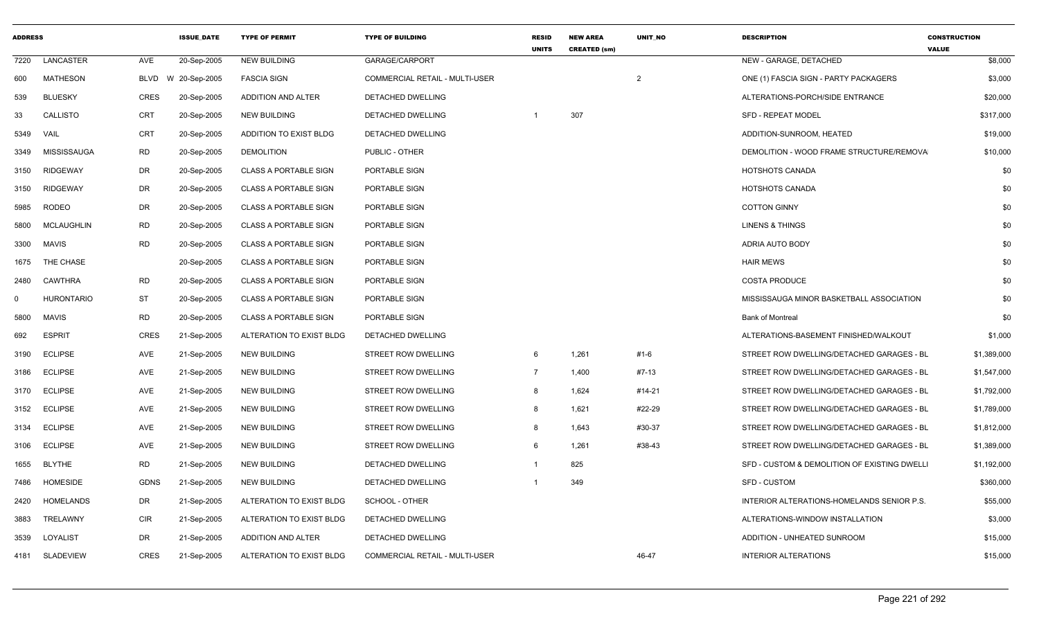| ADDRESS | | | ISSUE_DATE | TYPE OF PERMIT | TYPE OF BUILDING | RESID UNITS | NEW AREA CREATED (sm) | UNIT_NO | DESCRIPTION | CONSTRUCTION VALUE |
|---|---|---|---|---|---|---|---|---|---|---|
| 7220 | LANCASTER | AVE | 20-Sep-2005 | NEW BUILDING | GARAGE/CARPORT | | | | NEW - GARAGE, DETACHED | $8,000 |
| 600 | MATHESON | BLVD W | 20-Sep-2005 | FASCIA SIGN | COMMERCIAL RETAIL - MULTI-USER | | | 2 | ONE (1) FASCIA SIGN - PARTY PACKAGERS | $3,000 |
| 539 | BLUESKY | CRES | 20-Sep-2005 | ADDITION AND ALTER | DETACHED DWELLING | | | | ALTERATIONS-PORCH/SIDE ENTRANCE | $20,000 |
| 33 | CALLISTO | CRT | 20-Sep-2005 | NEW BUILDING | DETACHED DWELLING | 1 | 307 | | SFD - REPEAT MODEL | $317,000 |
| 5349 | VAIL | CRT | 20-Sep-2005 | ADDITION TO EXIST BLDG | DETACHED DWELLING | | | | ADDITION-SUNROOM, HEATED | $19,000 |
| 3349 | MISSISSAUGA | RD | 20-Sep-2005 | DEMOLITION | PUBLIC - OTHER | | | | DEMOLITION - WOOD FRAME STRUCTURE/REMOVA | $10,000 |
| 3150 | RIDGEWAY | DR | 20-Sep-2005 | CLASS A PORTABLE SIGN | PORTABLE SIGN | | | | HOTSHOTS CANADA | $0 |
| 3150 | RIDGEWAY | DR | 20-Sep-2005 | CLASS A PORTABLE SIGN | PORTABLE SIGN | | | | HOTSHOTS CANADA | $0 |
| 5985 | RODEO | DR | 20-Sep-2005 | CLASS A PORTABLE SIGN | PORTABLE SIGN | | | | COTTON GINNY | $0 |
| 5800 | MCLAUGHLIN | RD | 20-Sep-2005 | CLASS A PORTABLE SIGN | PORTABLE SIGN | | | | LINENS & THINGS | $0 |
| 3300 | MAVIS | RD | 20-Sep-2005 | CLASS A PORTABLE SIGN | PORTABLE SIGN | | | | ADRIA AUTO BODY | $0 |
| 1675 | THE CHASE | | 20-Sep-2005 | CLASS A PORTABLE SIGN | PORTABLE SIGN | | | | HAIR MEWS | $0 |
| 2480 | CAWTHRA | RD | 20-Sep-2005 | CLASS A PORTABLE SIGN | PORTABLE SIGN | | | | COSTA PRODUCE | $0 |
| 0 | HURONTARIO | ST | 20-Sep-2005 | CLASS A PORTABLE SIGN | PORTABLE SIGN | | | | MISSISSAUGA MINOR BASKETBALL ASSOCIATION | $0 |
| 5800 | MAVIS | RD | 20-Sep-2005 | CLASS A PORTABLE SIGN | PORTABLE SIGN | | | | Bank of Montreal | $0 |
| 692 | ESPRIT | CRES | 21-Sep-2005 | ALTERATION TO EXIST BLDG | DETACHED DWELLING | | | | ALTERATIONS-BASEMENT FINISHED/WALKOUT | $1,000 |
| 3190 | ECLIPSE | AVE | 21-Sep-2005 | NEW BUILDING | STREET ROW DWELLING | 6 | 1,261 | #1-6 | STREET ROW DWELLING/DETACHED GARAGES - BL | $1,389,000 |
| 3186 | ECLIPSE | AVE | 21-Sep-2005 | NEW BUILDING | STREET ROW DWELLING | 7 | 1,400 | #7-13 | STREET ROW DWELLING/DETACHED GARAGES - BL | $1,547,000 |
| 3170 | ECLIPSE | AVE | 21-Sep-2005 | NEW BUILDING | STREET ROW DWELLING | 8 | 1,624 | #14-21 | STREET ROW DWELLING/DETACHED GARAGES - BL | $1,792,000 |
| 3152 | ECLIPSE | AVE | 21-Sep-2005 | NEW BUILDING | STREET ROW DWELLING | 8 | 1,621 | #22-29 | STREET ROW DWELLING/DETACHED GARAGES - BL | $1,789,000 |
| 3134 | ECLIPSE | AVE | 21-Sep-2005 | NEW BUILDING | STREET ROW DWELLING | 8 | 1,643 | #30-37 | STREET ROW DWELLING/DETACHED GARAGES - BL | $1,812,000 |
| 3106 | ECLIPSE | AVE | 21-Sep-2005 | NEW BUILDING | STREET ROW DWELLING | 6 | 1,261 | #38-43 | STREET ROW DWELLING/DETACHED GARAGES - BL | $1,389,000 |
| 1655 | BLYTHE | RD | 21-Sep-2005 | NEW BUILDING | DETACHED DWELLING | 1 | 825 | | SFD - CUSTOM & DEMOLITION OF EXISTING DWELLI | $1,192,000 |
| 7486 | HOMESIDE | GDNS | 21-Sep-2005 | NEW BUILDING | DETACHED DWELLING | 1 | 349 | | SFD - CUSTOM | $360,000 |
| 2420 | HOMELANDS | DR | 21-Sep-2005 | ALTERATION TO EXIST BLDG | SCHOOL - OTHER | | | | INTERIOR ALTERATIONS-HOMELANDS SENIOR P.S. | $55,000 |
| 3883 | TRELAWNY | CIR | 21-Sep-2005 | ALTERATION TO EXIST BLDG | DETACHED DWELLING | | | | ALTERATIONS-WINDOW INSTALLATION | $3,000 |
| 3539 | LOYALIST | DR | 21-Sep-2005 | ADDITION AND ALTER | DETACHED DWELLING | | | | ADDITION - UNHEATED SUNROOM | $15,000 |
| 4181 | SLADEVIEW | CRES | 21-Sep-2005 | ALTERATION TO EXIST BLDG | COMMERCIAL RETAIL - MULTI-USER | | | 46-47 | INTERIOR ALTERATIONS | $15,000 |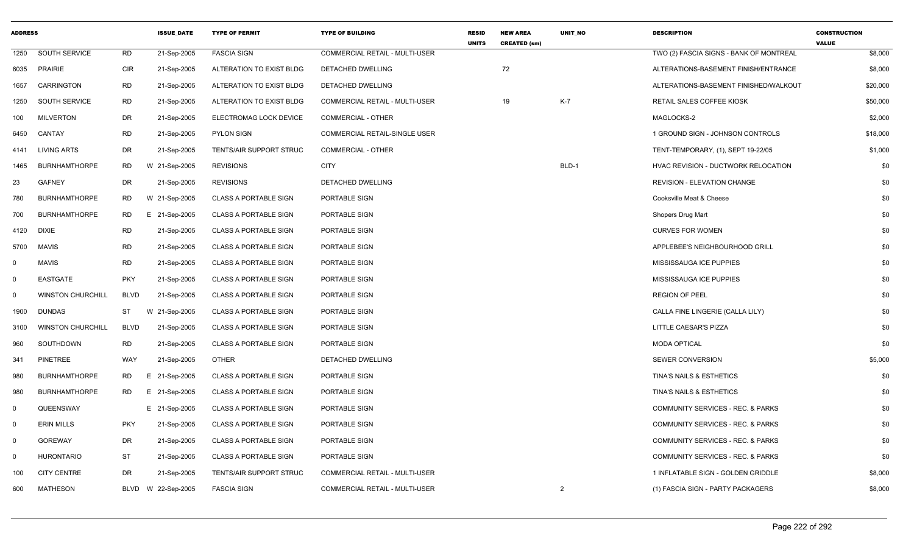| ADDRESS | | | ISSUE_DATE | TYPE OF PERMIT | TYPE OF BUILDING | RESID UNITS | NEW AREA CREATED (sm) | UNIT_NO | DESCRIPTION | CONSTRUCTION VALUE |
|---|---|---|---|---|---|---|---|---|---|---|
| 1250 | SOUTH SERVICE | RD | 21-Sep-2005 | FASCIA SIGN | COMMERCIAL RETAIL - MULTI-USER | | | | TWO (2) FASCIA SIGNS - BANK OF MONTREAL | $8,000 |
| 6035 | PRAIRIE | CIR | 21-Sep-2005 | ALTERATION TO EXIST BLDG | DETACHED DWELLING | | 72 | | ALTERATIONS-BASEMENT FINISH/ENTRANCE | $8,000 |
| 1657 | CARRINGTON | RD | 21-Sep-2005 | ALTERATION TO EXIST BLDG | DETACHED DWELLING | | | | ALTERATIONS-BASEMENT FINISHED/WALKOUT | $20,000 |
| 1250 | SOUTH SERVICE | RD | 21-Sep-2005 | ALTERATION TO EXIST BLDG | COMMERCIAL RETAIL - MULTI-USER | | 19 | K-7 | RETAIL SALES COFFEE KIOSK | $50,000 |
| 100 | MILVERTON | DR | 21-Sep-2005 | ELECTROMAG LOCK DEVICE | COMMERCIAL - OTHER | | | | MAGLOCKS-2 | $2,000 |
| 6450 | CANTAY | RD | 21-Sep-2005 | PYLON SIGN | COMMERCIAL RETAIL-SINGLE USER | | | | 1 GROUND SIGN - JOHNSON CONTROLS | $18,000 |
| 4141 | LIVING ARTS | DR | 21-Sep-2005 | TENTS/AIR SUPPORT STRUC | COMMERCIAL - OTHER | | | | TENT-TEMPORARY, (1), SEPT 19-22/05 | $1,000 |
| 1465 | BURNHAMTHORPE | RD | W 21-Sep-2005 | REVISIONS | CITY | | | BLD-1 | HVAC REVISION - DUCTWORK RELOCATION | $0 |
| 23 | GAFNEY | DR | 21-Sep-2005 | REVISIONS | DETACHED DWELLING | | | | REVISION - ELEVATION CHANGE | $0 |
| 780 | BURNHAMTHORPE | RD | W 21-Sep-2005 | CLASS A PORTABLE SIGN | PORTABLE SIGN | | | | Cooksville Meat & Cheese | $0 |
| 700 | BURNHAMTHORPE | RD | E 21-Sep-2005 | CLASS A PORTABLE SIGN | PORTABLE SIGN | | | | Shopers Drug Mart | $0 |
| 4120 | DIXIE | RD | 21-Sep-2005 | CLASS A PORTABLE SIGN | PORTABLE SIGN | | | | CURVES FOR WOMEN | $0 |
| 5700 | MAVIS | RD | 21-Sep-2005 | CLASS A PORTABLE SIGN | PORTABLE SIGN | | | | APPLEBEE'S NEIGHBOURHOOD GRILL | $0 |
| 0 | MAVIS | RD | 21-Sep-2005 | CLASS A PORTABLE SIGN | PORTABLE SIGN | | | | MISSISSAUGA ICE PUPPIES | $0 |
| 0 | EASTGATE | PKY | 21-Sep-2005 | CLASS A PORTABLE SIGN | PORTABLE SIGN | | | | MISSISSAUGA ICE PUPPIES | $0 |
| 0 | WINSTON CHURCHILL | BLVD | 21-Sep-2005 | CLASS A PORTABLE SIGN | PORTABLE SIGN | | | | REGION OF PEEL | $0 |
| 1900 | DUNDAS | ST | W 21-Sep-2005 | CLASS A PORTABLE SIGN | PORTABLE SIGN | | | | CALLA FINE LINGERIE (CALLA LILY) | $0 |
| 3100 | WINSTON CHURCHILL | BLVD | 21-Sep-2005 | CLASS A PORTABLE SIGN | PORTABLE SIGN | | | | LITTLE CAESAR'S PIZZA | $0 |
| 960 | SOUTHDOWN | RD | 21-Sep-2005 | CLASS A PORTABLE SIGN | PORTABLE SIGN | | | | MODA OPTICAL | $0 |
| 341 | PINETREE | WAY | 21-Sep-2005 | OTHER | DETACHED DWELLING | | | | SEWER CONVERSION | $5,000 |
| 980 | BURNHAMTHORPE | RD | E 21-Sep-2005 | CLASS A PORTABLE SIGN | PORTABLE SIGN | | | | TINA'S NAILS & ESTHETICS | $0 |
| 980 | BURNHAMTHORPE | RD | E 21-Sep-2005 | CLASS A PORTABLE SIGN | PORTABLE SIGN | | | | TINA'S NAILS & ESTHETICS | $0 |
| 0 | QUEENSWAY | | E 21-Sep-2005 | CLASS A PORTABLE SIGN | PORTABLE SIGN | | | | COMMUNITY SERVICES - REC. & PARKS | $0 |
| 0 | ERIN MILLS | PKY | 21-Sep-2005 | CLASS A PORTABLE SIGN | PORTABLE SIGN | | | | COMMUNITY SERVICES - REC. & PARKS | $0 |
| 0 | GOREWAY | DR | 21-Sep-2005 | CLASS A PORTABLE SIGN | PORTABLE SIGN | | | | COMMUNITY SERVICES - REC. & PARKS | $0 |
| 0 | HURONTARIO | ST | 21-Sep-2005 | CLASS A PORTABLE SIGN | PORTABLE SIGN | | | | COMMUNITY SERVICES - REC. & PARKS | $0 |
| 100 | CITY CENTRE | DR | 21-Sep-2005 | TENTS/AIR SUPPORT STRUC | COMMERCIAL RETAIL - MULTI-USER | | | | 1 INFLATABLE SIGN - GOLDEN GRIDDLE | $8,000 |
| 600 | MATHESON | BLVD | W 22-Sep-2005 | FASCIA SIGN | COMMERCIAL RETAIL - MULTI-USER | | | 2 | (1) FASCIA SIGN - PARTY PACKAGERS | $8,000 |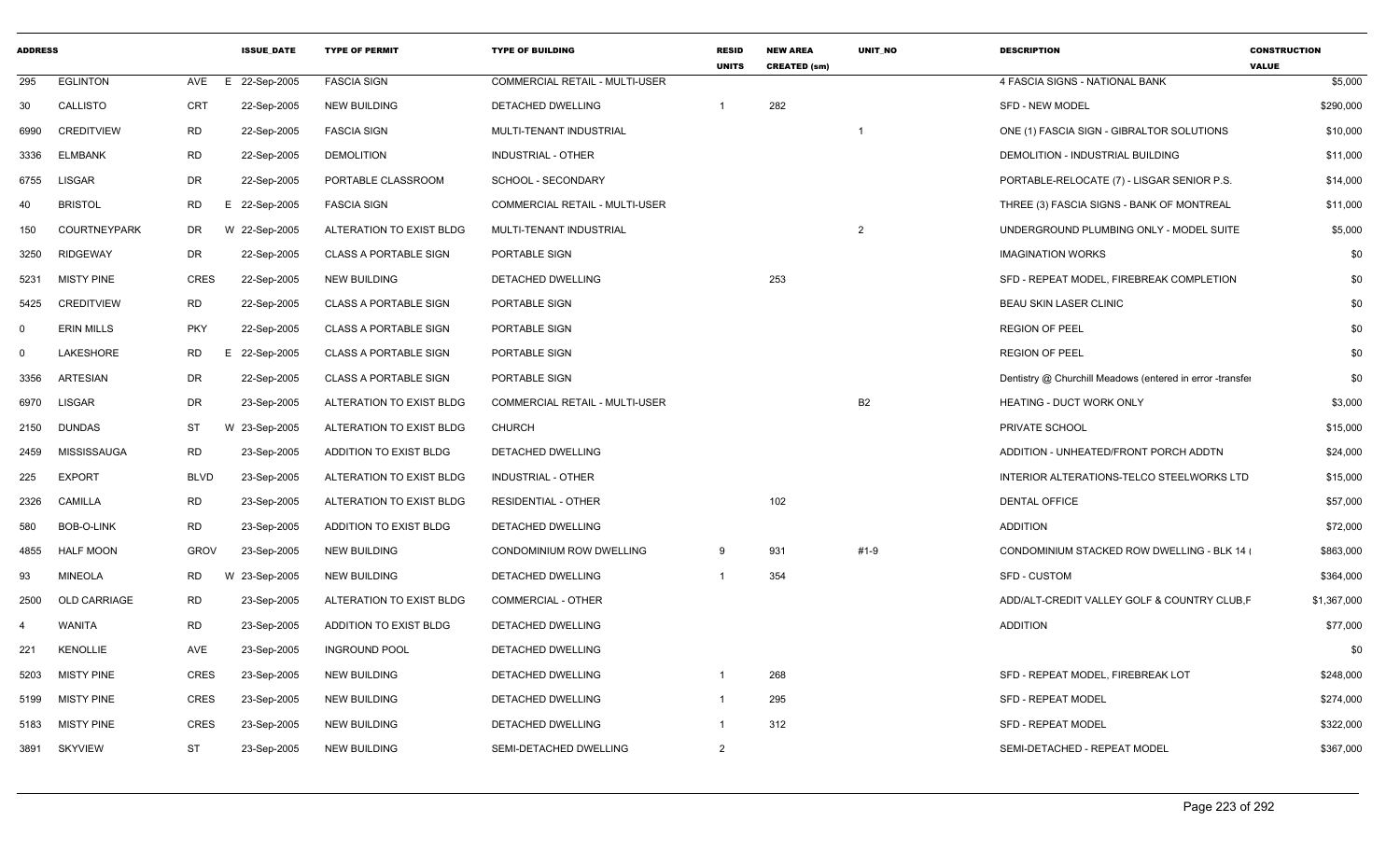| ADDRESS | | | ISSUE_DATE | TYPE OF PERMIT | TYPE OF BUILDING | RESID UNITS | NEW AREA CREATED (sm) | UNIT_NO | DESCRIPTION | CONSTRUCTION VALUE |
|---|---|---|---|---|---|---|---|---|---|---|
| 295 | EGLINTON | AVE | E 22-Sep-2005 | FASCIA SIGN | COMMERCIAL RETAIL - MULTI-USER | | | | 4 FASCIA SIGNS - NATIONAL BANK | $5,000 |
| 30 | CALLISTO | CRT | 22-Sep-2005 | NEW BUILDING | DETACHED DWELLING | 1 | 282 | | SFD - NEW MODEL | $290,000 |
| 6990 | CREDITVIEW | RD | 22-Sep-2005 | FASCIA SIGN | MULTI-TENANT INDUSTRIAL | | | 1 | ONE (1) FASCIA SIGN - GIBRALTOR SOLUTIONS | $10,000 |
| 3336 | ELMBANK | RD | 22-Sep-2005 | DEMOLITION | INDUSTRIAL - OTHER | | | | DEMOLITION - INDUSTRIAL BUILDING | $11,000 |
| 6755 | LISGAR | DR | 22-Sep-2005 | PORTABLE CLASSROOM | SCHOOL - SECONDARY | | | | PORTABLE-RELOCATE (7) - LISGAR SENIOR P.S. | $14,000 |
| 40 | BRISTOL | RD | E 22-Sep-2005 | FASCIA SIGN | COMMERCIAL RETAIL - MULTI-USER | | | | THREE (3) FASCIA SIGNS - BANK OF MONTREAL | $11,000 |
| 150 | COURTNEYPARK | DR | W 22-Sep-2005 | ALTERATION TO EXIST BLDG | MULTI-TENANT INDUSTRIAL | | | 2 | UNDERGROUND PLUMBING ONLY - MODEL SUITE | $5,000 |
| 3250 | RIDGEWAY | DR | 22-Sep-2005 | CLASS A PORTABLE SIGN | PORTABLE SIGN | | | | IMAGINATION WORKS | $0 |
| 5231 | MISTY PINE | CRES | 22-Sep-2005 | NEW BUILDING | DETACHED DWELLING | | 253 | | SFD - REPEAT MODEL, FIREBREAK COMPLETION | $0 |
| 5425 | CREDITVIEW | RD | 22-Sep-2005 | CLASS A PORTABLE SIGN | PORTABLE SIGN | | | | BEAU SKIN LASER CLINIC | $0 |
| 0 | ERIN MILLS | PKY | 22-Sep-2005 | CLASS A PORTABLE SIGN | PORTABLE SIGN | | | | REGION OF PEEL | $0 |
| 0 | LAKESHORE | RD | E 22-Sep-2005 | CLASS A PORTABLE SIGN | PORTABLE SIGN | | | | REGION OF PEEL | $0 |
| 3356 | ARTESIAN | DR | 22-Sep-2005 | CLASS A PORTABLE SIGN | PORTABLE SIGN | | | | Dentistry @ Churchill Meadows (entered in error -transfer | $0 |
| 6970 | LISGAR | DR | 23-Sep-2005 | ALTERATION TO EXIST BLDG | COMMERCIAL RETAIL - MULTI-USER | | | B2 | HEATING - DUCT WORK ONLY | $3,000 |
| 2150 | DUNDAS | ST | W 23-Sep-2005 | ALTERATION TO EXIST BLDG | CHURCH | | | | PRIVATE SCHOOL | $15,000 |
| 2459 | MISSISSAUGA | RD | 23-Sep-2005 | ADDITION TO EXIST BLDG | DETACHED DWELLING | | | | ADDITION - UNHEATED/FRONT PORCH ADDTN | $24,000 |
| 225 | EXPORT | BLVD | 23-Sep-2005 | ALTERATION TO EXIST BLDG | INDUSTRIAL - OTHER | | | | INTERIOR ALTERATIONS-TELCO STEELWORKS LTD | $15,000 |
| 2326 | CAMILLA | RD | 23-Sep-2005 | ALTERATION TO EXIST BLDG | RESIDENTIAL - OTHER | | 102 | | DENTAL OFFICE | $57,000 |
| 580 | BOB-O-LINK | RD | 23-Sep-2005 | ADDITION TO EXIST BLDG | DETACHED DWELLING | | | | ADDITION | $72,000 |
| 4855 | HALF MOON | GROV | 23-Sep-2005 | NEW BUILDING | CONDOMINIUM ROW DWELLING | 9 | 931 | #1-9 | CONDOMINIUM STACKED ROW DWELLING - BLK 14 ( | $863,000 |
| 93 | MINEOLA | RD | W 23-Sep-2005 | NEW BUILDING | DETACHED DWELLING | 1 | 354 | | SFD - CUSTOM | $364,000 |
| 2500 | OLD CARRIAGE | RD | 23-Sep-2005 | ALTERATION TO EXIST BLDG | COMMERCIAL - OTHER | | | | ADD/ALT-CREDIT VALLEY GOLF & COUNTRY CLUB,F | $1,367,000 |
| 4 | WANITA | RD | 23-Sep-2005 | ADDITION TO EXIST BLDG | DETACHED DWELLING | | | | ADDITION | $77,000 |
| 221 | KENOLLIE | AVE | 23-Sep-2005 | INGROUND POOL | DETACHED DWELLING | | | | | $0 |
| 5203 | MISTY PINE | CRES | 23-Sep-2005 | NEW BUILDING | DETACHED DWELLING | 1 | 268 | | SFD - REPEAT MODEL, FIREBREAK LOT | $248,000 |
| 5199 | MISTY PINE | CRES | 23-Sep-2005 | NEW BUILDING | DETACHED DWELLING | 1 | 295 | | SFD - REPEAT MODEL | $274,000 |
| 5183 | MISTY PINE | CRES | 23-Sep-2005 | NEW BUILDING | DETACHED DWELLING | 1 | 312 | | SFD - REPEAT MODEL | $322,000 |
| 3891 | SKYVIEW | ST | 23-Sep-2005 | NEW BUILDING | SEMI-DETACHED DWELLING | 2 | | | SEMI-DETACHED - REPEAT MODEL | $367,000 |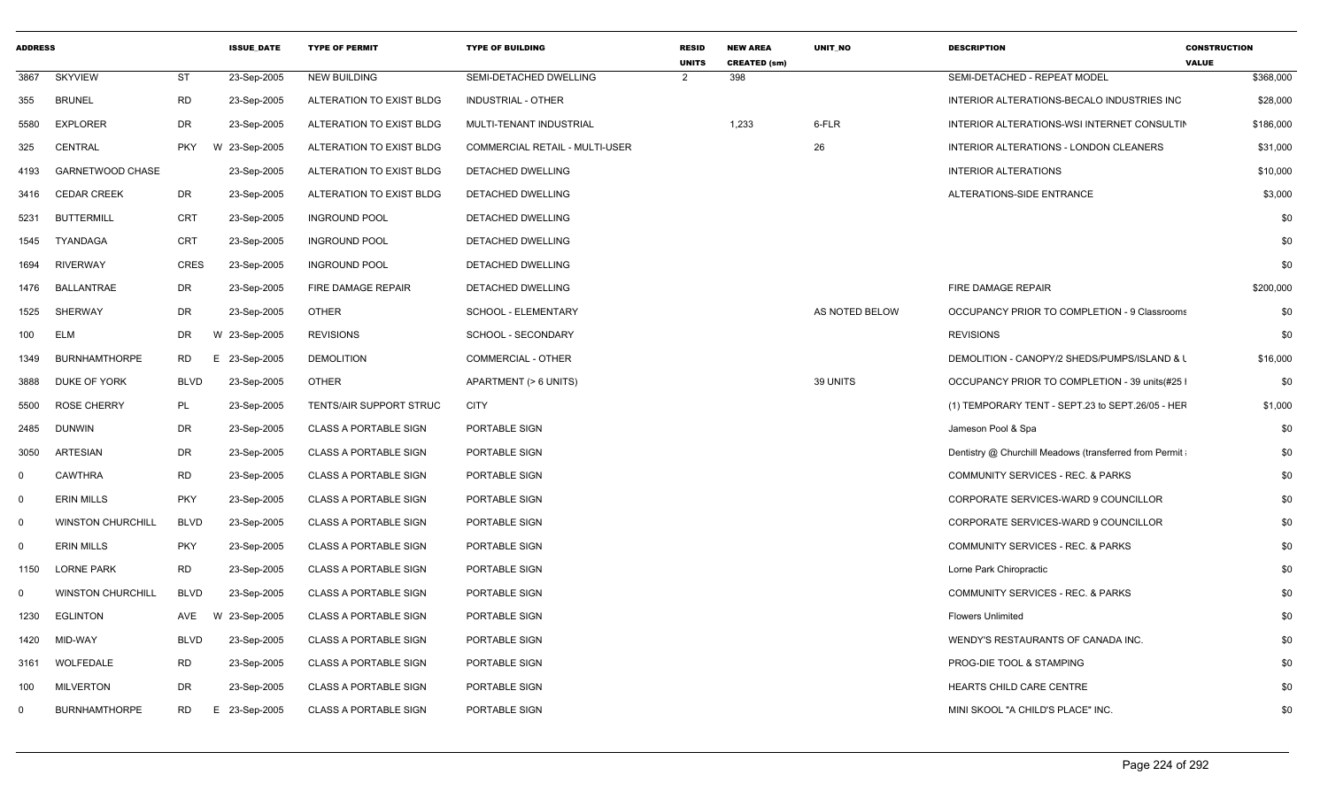| ADDRESS | | | ISSUE_DATE | TYPE OF PERMIT | TYPE OF BUILDING | RESID UNITS | NEW AREA CREATED (sm) | UNIT_NO | DESCRIPTION | CONSTRUCTION VALUE |
|---|---|---|---|---|---|---|---|---|---|---|
| 3867 | SKYVIEW | ST | 23-Sep-2005 | NEW BUILDING | SEMI-DETACHED DWELLING | 2 | 398 | | SEMI-DETACHED - REPEAT MODEL | $368,000 |
| 355 | BRUNEL | RD | 23-Sep-2005 | ALTERATION TO EXIST BLDG | INDUSTRIAL - OTHER | | | | INTERIOR ALTERATIONS-BECALO INDUSTRIES INC | $28,000 |
| 5580 | EXPLORER | DR | 23-Sep-2005 | ALTERATION TO EXIST BLDG | MULTI-TENANT INDUSTRIAL | | 1,233 | 6-FLR | INTERIOR ALTERATIONS-WSI INTERNET CONSULTIN | $186,000 |
| 325 | CENTRAL | PKY W | 23-Sep-2005 | ALTERATION TO EXIST BLDG | COMMERCIAL RETAIL - MULTI-USER | | | 26 | INTERIOR ALTERATIONS - LONDON CLEANERS | $31,000 |
| 4193 | GARNETWOOD CHASE | | 23-Sep-2005 | ALTERATION TO EXIST BLDG | DETACHED DWELLING | | | | INTERIOR ALTERATIONS | $10,000 |
| 3416 | CEDAR CREEK | DR | 23-Sep-2005 | ALTERATION TO EXIST BLDG | DETACHED DWELLING | | | | ALTERATIONS-SIDE ENTRANCE | $3,000 |
| 5231 | BUTTERMILL | CRT | 23-Sep-2005 | INGROUND POOL | DETACHED DWELLING | | | | | $0 |
| 1545 | TYANDAGA | CRT | 23-Sep-2005 | INGROUND POOL | DETACHED DWELLING | | | | | $0 |
| 1694 | RIVERWAY | CRES | 23-Sep-2005 | INGROUND POOL | DETACHED DWELLING | | | | | $0 |
| 1476 | BALLANTRAE | DR | 23-Sep-2005 | FIRE DAMAGE REPAIR | DETACHED DWELLING | | | | FIRE DAMAGE REPAIR | $200,000 |
| 1525 | SHERWAY | DR | 23-Sep-2005 | OTHER | SCHOOL - ELEMENTARY | | | AS NOTED BELOW | OCCUPANCY PRIOR TO COMPLETION - 9 Classrooms | $0 |
| 100 | ELM | DR W | 23-Sep-2005 | REVISIONS | SCHOOL - SECONDARY | | | | REVISIONS | $0 |
| 1349 | BURNHAMTHORPE | RD E | 23-Sep-2005 | DEMOLITION | COMMERCIAL - OTHER | | | | DEMOLITION - CANOPY/2 SHEDS/PUMPS/ISLAND & U | $16,000 |
| 3888 | DUKE OF YORK | BLVD | 23-Sep-2005 | OTHER | APARTMENT (> 6 UNITS) | | | 39 UNITS | OCCUPANCY PRIOR TO COMPLETION - 39 units(#25 | $0 |
| 5500 | ROSE CHERRY | PL | 23-Sep-2005 | TENTS/AIR SUPPORT STRUC | CITY | | | | (1) TEMPORARY TENT - SEPT.23 to SEPT.26/05 - HER | $1,000 |
| 2485 | DUNWIN | DR | 23-Sep-2005 | CLASS A PORTABLE SIGN | PORTABLE SIGN | | | | Jameson Pool & Spa | $0 |
| 3050 | ARTESIAN | DR | 23-Sep-2005 | CLASS A PORTABLE SIGN | PORTABLE SIGN | | | | Dentistry @ Churchill Meadows (transferred from Permit | $0 |
| 0 | CAWTHRA | RD | 23-Sep-2005 | CLASS A PORTABLE SIGN | PORTABLE SIGN | | | | COMMUNITY SERVICES - REC. & PARKS | $0 |
| 0 | ERIN MILLS | PKY | 23-Sep-2005 | CLASS A PORTABLE SIGN | PORTABLE SIGN | | | | CORPORATE SERVICES-WARD 9 COUNCILLOR | $0 |
| 0 | WINSTON CHURCHILL | BLVD | 23-Sep-2005 | CLASS A PORTABLE SIGN | PORTABLE SIGN | | | | CORPORATE SERVICES-WARD 9 COUNCILLOR | $0 |
| 0 | ERIN MILLS | PKY | 23-Sep-2005 | CLASS A PORTABLE SIGN | PORTABLE SIGN | | | | COMMUNITY SERVICES - REC. & PARKS | $0 |
| 1150 | LORNE PARK | RD | 23-Sep-2005 | CLASS A PORTABLE SIGN | PORTABLE SIGN | | | | Lorne Park Chiropractic | $0 |
| 0 | WINSTON CHURCHILL | BLVD | 23-Sep-2005 | CLASS A PORTABLE SIGN | PORTABLE SIGN | | | | COMMUNITY SERVICES - REC. & PARKS | $0 |
| 1230 | EGLINTON | AVE W | 23-Sep-2005 | CLASS A PORTABLE SIGN | PORTABLE SIGN | | | | Flowers Unlimited | $0 |
| 1420 | MID-WAY | BLVD | 23-Sep-2005 | CLASS A PORTABLE SIGN | PORTABLE SIGN | | | | WENDY'S RESTAURANTS OF CANADA INC. | $0 |
| 3161 | WOLFEDALE | RD | 23-Sep-2005 | CLASS A PORTABLE SIGN | PORTABLE SIGN | | | | PROG-DIE TOOL & STAMPING | $0 |
| 100 | MILVERTON | DR | 23-Sep-2005 | CLASS A PORTABLE SIGN | PORTABLE SIGN | | | | HEARTS CHILD CARE CENTRE | $0 |
| 0 | BURNHAMTHORPE | RD E | 23-Sep-2005 | CLASS A PORTABLE SIGN | PORTABLE SIGN | | | | MINI SKOOL "A CHILD'S PLACE" INC. | $0 |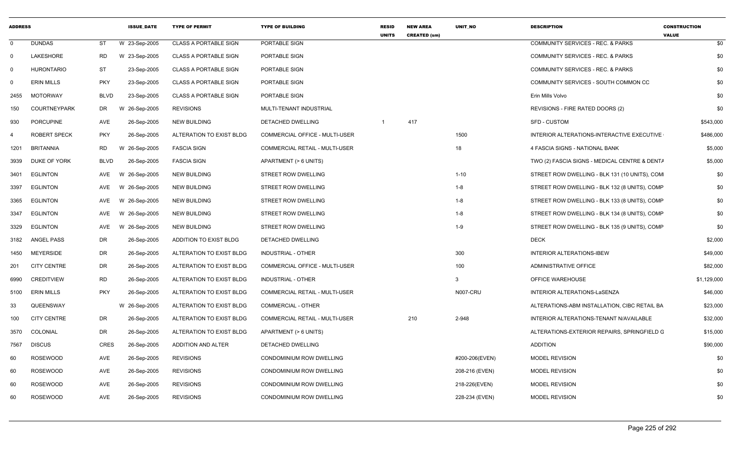| ADDRESS | | | ISSUE_DATE | TYPE OF PERMIT | TYPE OF BUILDING | RESID UNITS | NEW AREA CREATED (sm) | UNIT_NO | DESCRIPTION | CONSTRUCTION VALUE |
|---|---|---|---|---|---|---|---|---|---|---|
| 0 | DUNDAS | ST | W 23-Sep-2005 | CLASS A PORTABLE SIGN | PORTABLE SIGN | | | | COMMUNITY SERVICES - REC. & PARKS | $0 |
| 0 | LAKESHORE | RD | W 23-Sep-2005 | CLASS A PORTABLE SIGN | PORTABLE SIGN | | | | COMMUNITY SERVICES - REC. & PARKS | $0 |
| 0 | HURONTARIO | ST | 23-Sep-2005 | CLASS A PORTABLE SIGN | PORTABLE SIGN | | | | COMMUNITY SERVICES - REC. & PARKS | $0 |
| 0 | ERIN MILLS | PKY | 23-Sep-2005 | CLASS A PORTABLE SIGN | PORTABLE SIGN | | | | COMMUNITY SERVICES - SOUTH COMMON CC | $0 |
| 2455 | MOTORWAY | BLVD | 23-Sep-2005 | CLASS A PORTABLE SIGN | PORTABLE SIGN | | | | Erin Mills Volvo | $0 |
| 150 | COURTNEYPARK | DR | W 26-Sep-2005 | REVISIONS | MULTI-TENANT INDUSTRIAL | | | | REVISIONS - FIRE RATED DOORS (2) | $0 |
| 930 | PORCUPINE | AVE | 26-Sep-2005 | NEW BUILDING | DETACHED DWELLING | 1 | 417 | | SFD - CUSTOM | $543,000 |
| 4 | ROBERT SPECK | PKY | 26-Sep-2005 | ALTERATION TO EXIST BLDG | COMMERCIAL OFFICE - MULTI-USER | | | 1500 | INTERIOR ALTERATIONS-INTERACTIVE EXECUTIVE | $486,000 |
| 1201 | BRITANNIA | RD | W 26-Sep-2005 | FASCIA SIGN | COMMERCIAL RETAIL - MULTI-USER | | | 18 | 4 FASCIA SIGNS - NATIONAL BANK | $5,000 |
| 3939 | DUKE OF YORK | BLVD | 26-Sep-2005 | FASCIA SIGN | APARTMENT (> 6 UNITS) | | | | TWO (2) FASCIA SIGNS - MEDICAL CENTRE & DENTA | $5,000 |
| 3401 | EGLINTON | AVE | W 26-Sep-2005 | NEW BUILDING | STREET ROW DWELLING | | | 1-10 | STREET ROW DWELLING - BLK 131 (10 UNITS), COM | $0 |
| 3397 | EGLINTON | AVE | W 26-Sep-2005 | NEW BUILDING | STREET ROW DWELLING | | | 1-8 | STREET ROW DWELLING - BLK 132 (8 UNITS), COMP | $0 |
| 3365 | EGLINTON | AVE | W 26-Sep-2005 | NEW BUILDING | STREET ROW DWELLING | | | 1-8 | STREET ROW DWELLING - BLK 133 (8 UNITS), COMP | $0 |
| 3347 | EGLINTON | AVE | W 26-Sep-2005 | NEW BUILDING | STREET ROW DWELLING | | | 1-8 | STREET ROW DWELLING - BLK 134 (8 UNITS), COMP | $0 |
| 3329 | EGLINTON | AVE | W 26-Sep-2005 | NEW BUILDING | STREET ROW DWELLING | | | 1-9 | STREET ROW DWELLING - BLK 135 (9 UNITS), COMP | $0 |
| 3182 | ANGEL PASS | DR | 26-Sep-2005 | ADDITION TO EXIST BLDG | DETACHED DWELLING | | | | DECK | $2,000 |
| 1450 | MEYERSIDE | DR | 26-Sep-2005 | ALTERATION TO EXIST BLDG | INDUSTRIAL - OTHER | | | 300 | INTERIOR ALTERATIONS-IBEW | $49,000 |
| 201 | CITY CENTRE | DR | 26-Sep-2005 | ALTERATION TO EXIST BLDG | COMMERCIAL OFFICE - MULTI-USER | | | 100 | ADMINISTRATIVE OFFICE | $82,000 |
| 6990 | CREDITVIEW | RD | 26-Sep-2005 | ALTERATION TO EXIST BLDG | INDUSTRIAL - OTHER | | | 3 | OFFICE WAREHOUSE | $1,129,000 |
| 5100 | ERIN MILLS | PKY | 26-Sep-2005 | ALTERATION TO EXIST BLDG | COMMERCIAL RETAIL - MULTI-USER | | | N007-CRU | INTERIOR ALTERATIONS-LaSENZA | $46,000 |
| 33 | QUEENSWAY | | W 26-Sep-2005 | ALTERATION TO EXIST BLDG | COMMERCIAL - OTHER | | | | ALTERATIONS-ABM INSTALLATION, CIBC RETAIL BA | $23,000 |
| 100 | CITY CENTRE | DR | 26-Sep-2005 | ALTERATION TO EXIST BLDG | COMMERCIAL RETAIL - MULTI-USER | | 210 | 2-948 | INTERIOR ALTERATIONS-TENANT N/AVAILABLE | $32,000 |
| 3570 | COLONIAL | DR | 26-Sep-2005 | ALTERATION TO EXIST BLDG | APARTMENT (> 6 UNITS) | | | | ALTERATIONS-EXTERIOR REPAIRS, SPRINGFIELD G | $15,000 |
| 7567 | DISCUS | CRES | 26-Sep-2005 | ADDITION AND ALTER | DETACHED DWELLING | | | | ADDITION | $90,000 |
| 60 | ROSEWOOD | AVE | 26-Sep-2005 | REVISIONS | CONDOMINIUM ROW DWELLING | | | #200-206(EVEN) | MODEL REVISION | $0 |
| 60 | ROSEWOOD | AVE | 26-Sep-2005 | REVISIONS | CONDOMINIUM ROW DWELLING | | | 208-216 (EVEN) | MODEL REVISION | $0 |
| 60 | ROSEWOOD | AVE | 26-Sep-2005 | REVISIONS | CONDOMINIUM ROW DWELLING | | | 218-226(EVEN) | MODEL REVISION | $0 |
| 60 | ROSEWOOD | AVE | 26-Sep-2005 | REVISIONS | CONDOMINIUM ROW DWELLING | | | 228-234 (EVEN) | MODEL REVISION | $0 |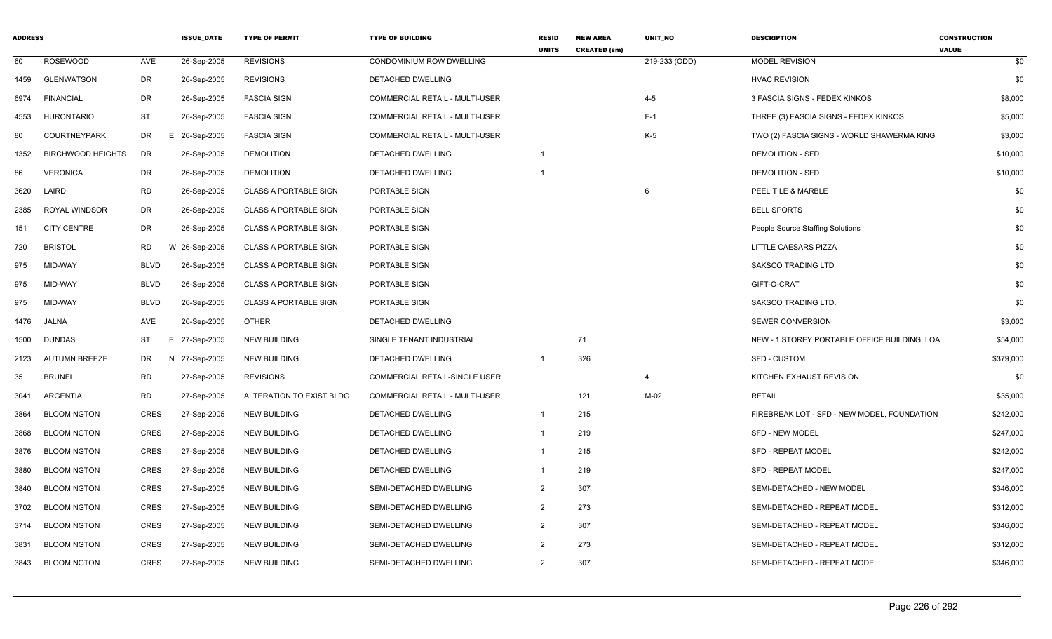| ADDRESS | | | ISSUE_DATE | TYPE OF PERMIT | TYPE OF BUILDING | RESID UNITS | NEW AREA CREATED (sm) | UNIT_NO | DESCRIPTION | CONSTRUCTION VALUE |
|---|---|---|---|---|---|---|---|---|---|---|
| 60 | ROSEWOOD | AVE | 26-Sep-2005 | REVISIONS | CONDOMINIUM ROW DWELLING | | | 219-233 (ODD) | MODEL REVISION | $0 |
| 1459 | GLENWATSON | DR | 26-Sep-2005 | REVISIONS | DETACHED DWELLING | | | | HVAC REVISION | $0 |
| 6974 | FINANCIAL | DR | 26-Sep-2005 | FASCIA SIGN | COMMERCIAL RETAIL - MULTI-USER | | | 4-5 | 3 FASCIA SIGNS - FEDEX KINKOS | $8,000 |
| 4553 | HURONTARIO | ST | 26-Sep-2005 | FASCIA SIGN | COMMERCIAL RETAIL - MULTI-USER | | | E-1 | THREE (3) FASCIA SIGNS - FEDEX KINKOS | $5,000 |
| 80 | COURTNEYPARK | DR | E 26-Sep-2005 | FASCIA SIGN | COMMERCIAL RETAIL - MULTI-USER | | | K-5 | TWO (2) FASCIA SIGNS - WORLD SHAWERMA KING | $3,000 |
| 1352 | BIRCHWOOD HEIGHTS | DR | 26-Sep-2005 | DEMOLITION | DETACHED DWELLING | 1 | | | DEMOLITION - SFD | $10,000 |
| 86 | VERONICA | DR | 26-Sep-2005 | DEMOLITION | DETACHED DWELLING | 1 | | | DEMOLITION - SFD | $10,000 |
| 3620 | LAIRD | RD | 26-Sep-2005 | CLASS A PORTABLE SIGN | PORTABLE SIGN | | | 6 | PEEL TILE & MARBLE | $0 |
| 2385 | ROYAL WINDSOR | DR | 26-Sep-2005 | CLASS A PORTABLE SIGN | PORTABLE SIGN | | | | BELL SPORTS | $0 |
| 151 | CITY CENTRE | DR | 26-Sep-2005 | CLASS A PORTABLE SIGN | PORTABLE SIGN | | | | People Source Staffing Solutions | $0 |
| 720 | BRISTOL | RD | W 26-Sep-2005 | CLASS A PORTABLE SIGN | PORTABLE SIGN | | | | LITTLE CAESARS PIZZA | $0 |
| 975 | MID-WAY | BLVD | 26-Sep-2005 | CLASS A PORTABLE SIGN | PORTABLE SIGN | | | | SAKSCO TRADING LTD | $0 |
| 975 | MID-WAY | BLVD | 26-Sep-2005 | CLASS A PORTABLE SIGN | PORTABLE SIGN | | | | GIFT-O-CRAT | $0 |
| 975 | MID-WAY | BLVD | 26-Sep-2005 | CLASS A PORTABLE SIGN | PORTABLE SIGN | | | | SAKSCO TRADING LTD. | $0 |
| 1476 | JALNA | AVE | 26-Sep-2005 | OTHER | DETACHED DWELLING | | | | SEWER CONVERSION | $3,000 |
| 1500 | DUNDAS | ST | E 27-Sep-2005 | NEW BUILDING | SINGLE TENANT INDUSTRIAL | | 71 | | NEW - 1 STOREY PORTABLE OFFICE BUILDING, LOA | $54,000 |
| 2123 | AUTUMN BREEZE | DR | N 27-Sep-2005 | NEW BUILDING | DETACHED DWELLING | 1 | 326 | | SFD - CUSTOM | $379,000 |
| 35 | BRUNEL | RD | 27-Sep-2005 | REVISIONS | COMMERCIAL RETAIL-SINGLE USER | | | 4 | KITCHEN EXHAUST REVISION | $0 |
| 3041 | ARGENTIA | RD | 27-Sep-2005 | ALTERATION TO EXIST BLDG | COMMERCIAL RETAIL - MULTI-USER | | 121 | M-02 | RETAIL | $35,000 |
| 3864 | BLOOMINGTON | CRES | 27-Sep-2005 | NEW BUILDING | DETACHED DWELLING | 1 | 215 | | FIREBREAK LOT - SFD - NEW MODEL, FOUNDATION | $242,000 |
| 3868 | BLOOMINGTON | CRES | 27-Sep-2005 | NEW BUILDING | DETACHED DWELLING | 1 | 219 | | SFD - NEW MODEL | $247,000 |
| 3876 | BLOOMINGTON | CRES | 27-Sep-2005 | NEW BUILDING | DETACHED DWELLING | 1 | 215 | | SFD - REPEAT MODEL | $242,000 |
| 3880 | BLOOMINGTON | CRES | 27-Sep-2005 | NEW BUILDING | DETACHED DWELLING | 1 | 219 | | SFD - REPEAT MODEL | $247,000 |
| 3840 | BLOOMINGTON | CRES | 27-Sep-2005 | NEW BUILDING | SEMI-DETACHED DWELLING | 2 | 307 | | SEMI-DETACHED - NEW MODEL | $346,000 |
| 3702 | BLOOMINGTON | CRES | 27-Sep-2005 | NEW BUILDING | SEMI-DETACHED DWELLING | 2 | 273 | | SEMI-DETACHED - REPEAT MODEL | $312,000 |
| 3714 | BLOOMINGTON | CRES | 27-Sep-2005 | NEW BUILDING | SEMI-DETACHED DWELLING | 2 | 307 | | SEMI-DETACHED - REPEAT MODEL | $346,000 |
| 3831 | BLOOMINGTON | CRES | 27-Sep-2005 | NEW BUILDING | SEMI-DETACHED DWELLING | 2 | 273 | | SEMI-DETACHED - REPEAT MODEL | $312,000 |
| 3843 | BLOOMINGTON | CRES | 27-Sep-2005 | NEW BUILDING | SEMI-DETACHED DWELLING | 2 | 307 | | SEMI-DETACHED - REPEAT MODEL | $346,000 |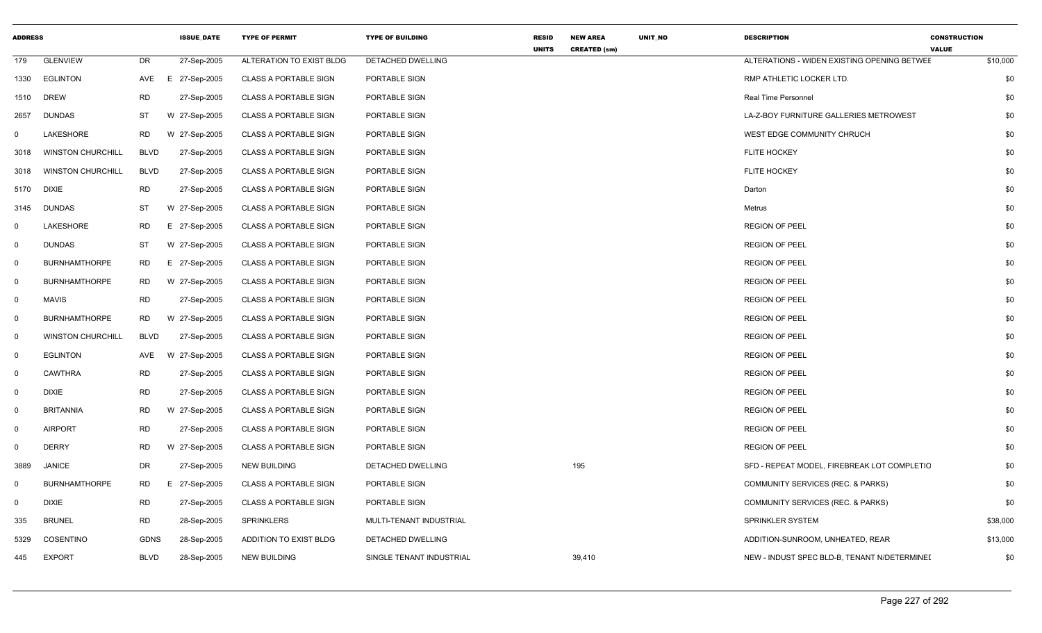| ADDRESS | | | ISSUE_DATE | TYPE OF PERMIT | TYPE OF BUILDING | RESID UNITS | NEW AREA CREATED (sm) | UNIT_NO | DESCRIPTION | CONSTRUCTION VALUE |
|---|---|---|---|---|---|---|---|---|---|---|
| 179 | GLENVIEW | DR | 27-Sep-2005 | ALTERATION TO EXIST BLDG | DETACHED DWELLING | | | | ALTERATIONS - WIDEN EXISTING OPENING BETWEE | $10,000 |
| 1330 | EGLINTON | AVE | E 27-Sep-2005 | CLASS A PORTABLE SIGN | PORTABLE SIGN | | | | RMP ATHLETIC LOCKER LTD. | $0 |
| 1510 | DREW | RD | 27-Sep-2005 | CLASS A PORTABLE SIGN | PORTABLE SIGN | | | | Real Time Personnel | $0 |
| 2657 | DUNDAS | ST | W 27-Sep-2005 | CLASS A PORTABLE SIGN | PORTABLE SIGN | | | | LA-Z-BOY FURNITURE GALLERIES METROWEST | $0 |
| 0 | LAKESHORE | RD | W 27-Sep-2005 | CLASS A PORTABLE SIGN | PORTABLE SIGN | | | | WEST EDGE COMMUNITY CHRUCH | $0 |
| 3018 | WINSTON CHURCHILL | BLVD | 27-Sep-2005 | CLASS A PORTABLE SIGN | PORTABLE SIGN | | | | FLITE HOCKEY | $0 |
| 3018 | WINSTON CHURCHILL | BLVD | 27-Sep-2005 | CLASS A PORTABLE SIGN | PORTABLE SIGN | | | | FLITE HOCKEY | $0 |
| 5170 | DIXIE | RD | 27-Sep-2005 | CLASS A PORTABLE SIGN | PORTABLE SIGN | | | | Darton | $0 |
| 3145 | DUNDAS | ST | W 27-Sep-2005 | CLASS A PORTABLE SIGN | PORTABLE SIGN | | | | Metrus | $0 |
| 0 | LAKESHORE | RD | E 27-Sep-2005 | CLASS A PORTABLE SIGN | PORTABLE SIGN | | | | REGION OF PEEL | $0 |
| 0 | DUNDAS | ST | W 27-Sep-2005 | CLASS A PORTABLE SIGN | PORTABLE SIGN | | | | REGION OF PEEL | $0 |
| 0 | BURNHAMTHORPE | RD | E 27-Sep-2005 | CLASS A PORTABLE SIGN | PORTABLE SIGN | | | | REGION OF PEEL | $0 |
| 0 | BURNHAMTHORPE | RD | W 27-Sep-2005 | CLASS A PORTABLE SIGN | PORTABLE SIGN | | | | REGION OF PEEL | $0 |
| 0 | MAVIS | RD | 27-Sep-2005 | CLASS A PORTABLE SIGN | PORTABLE SIGN | | | | REGION OF PEEL | $0 |
| 0 | BURNHAMTHORPE | RD | W 27-Sep-2005 | CLASS A PORTABLE SIGN | PORTABLE SIGN | | | | REGION OF PEEL | $0 |
| 0 | WINSTON CHURCHILL | BLVD | 27-Sep-2005 | CLASS A PORTABLE SIGN | PORTABLE SIGN | | | | REGION OF PEEL | $0 |
| 0 | EGLINTON | AVE | W 27-Sep-2005 | CLASS A PORTABLE SIGN | PORTABLE SIGN | | | | REGION OF PEEL | $0 |
| 0 | CAWTHRA | RD | 27-Sep-2005 | CLASS A PORTABLE SIGN | PORTABLE SIGN | | | | REGION OF PEEL | $0 |
| 0 | DIXIE | RD | 27-Sep-2005 | CLASS A PORTABLE SIGN | PORTABLE SIGN | | | | REGION OF PEEL | $0 |
| 0 | BRITANNIA | RD | W 27-Sep-2005 | CLASS A PORTABLE SIGN | PORTABLE SIGN | | | | REGION OF PEEL | $0 |
| 0 | AIRPORT | RD | 27-Sep-2005 | CLASS A PORTABLE SIGN | PORTABLE SIGN | | | | REGION OF PEEL | $0 |
| 0 | DERRY | RD | W 27-Sep-2005 | CLASS A PORTABLE SIGN | PORTABLE SIGN | | | | REGION OF PEEL | $0 |
| 3889 | JANICE | DR | 27-Sep-2005 | NEW BUILDING | DETACHED DWELLING | | 195 | | SFD - REPEAT MODEL, FIREBREAK LOT COMPLETIO | $0 |
| 0 | BURNHAMTHORPE | RD | E 27-Sep-2005 | CLASS A PORTABLE SIGN | PORTABLE SIGN | | | | COMMUNITY SERVICES (REC. & PARKS) | $0 |
| 0 | DIXIE | RD | 27-Sep-2005 | CLASS A PORTABLE SIGN | PORTABLE SIGN | | | | COMMUNITY SERVICES (REC. & PARKS) | $0 |
| 335 | BRUNEL | RD | 28-Sep-2005 | SPRINKLERS | MULTI-TENANT INDUSTRIAL | | | | SPRINKLER SYSTEM | $38,000 |
| 5329 | COSENTINO | GDNS | 28-Sep-2005 | ADDITION TO EXIST BLDG | DETACHED DWELLING | | | | ADDITION-SUNROOM, UNHEATED, REAR | $13,000 |
| 445 | EXPORT | BLVD | 28-Sep-2005 | NEW BUILDING | SINGLE TENANT INDUSTRIAL | | 39,410 | | NEW - INDUST SPEC BLD-B, TENANT N/DETERMINEI | $0 |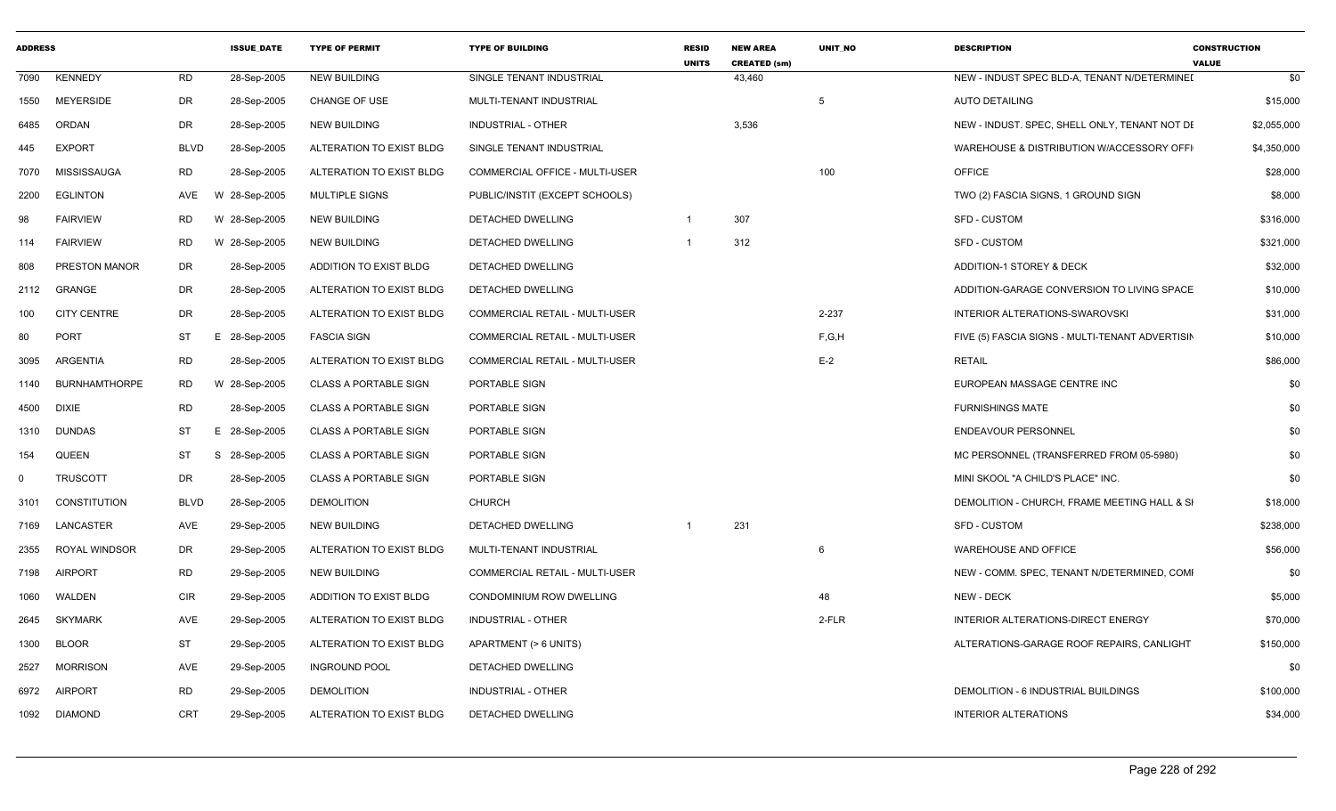| ADDRESS | | | ISSUE_DATE | TYPE OF PERMIT | TYPE OF BUILDING | RESID UNITS | NEW AREA CREATED (sm) | UNIT_NO | DESCRIPTION | CONSTRUCTION VALUE |
|---|---|---|---|---|---|---|---|---|---|---|
| 7090 | KENNEDY | RD | 28-Sep-2005 | NEW BUILDING | SINGLE TENANT INDUSTRIAL | | 43,460 | | NEW - INDUST SPEC BLD-A, TENANT N/DETERMINED | $0 |
| 1550 | MEYERSIDE | DR | 28-Sep-2005 | CHANGE OF USE | MULTI-TENANT INDUSTRIAL | | | 5 | AUTO DETAILING | $15,000 |
| 6485 | ORDAN | DR | 28-Sep-2005 | NEW BUILDING | INDUSTRIAL - OTHER | | 3,536 | | NEW - INDUST. SPEC, SHELL ONLY, TENANT NOT DE | $2,055,000 |
| 445 | EXPORT | BLVD | 28-Sep-2005 | ALTERATION TO EXIST BLDG | SINGLE TENANT INDUSTRIAL | | | | WAREHOUSE & DISTRIBUTION W/ACCESSORY OFFI | $4,350,000 |
| 7070 | MISSISSAUGA | RD | 28-Sep-2005 | ALTERATION TO EXIST BLDG | COMMERCIAL OFFICE - MULTI-USER | | | 100 | OFFICE | $28,000 |
| 2200 | EGLINTON | AVE | W 28-Sep-2005 | MULTIPLE SIGNS | PUBLIC/INSTIT (EXCEPT SCHOOLS) | | | | TWO (2) FASCIA SIGNS, 1 GROUND SIGN | $8,000 |
| 98 | FAIRVIEW | RD | W 28-Sep-2005 | NEW BUILDING | DETACHED DWELLING | 1 | 307 | | SFD - CUSTOM | $316,000 |
| 114 | FAIRVIEW | RD | W 28-Sep-2005 | NEW BUILDING | DETACHED DWELLING | 1 | 312 | | SFD - CUSTOM | $321,000 |
| 808 | PRESTON MANOR | DR | 28-Sep-2005 | ADDITION TO EXIST BLDG | DETACHED DWELLING | | | | ADDITION-1 STOREY & DECK | $32,000 |
| 2112 | GRANGE | DR | 28-Sep-2005 | ALTERATION TO EXIST BLDG | DETACHED DWELLING | | | | ADDITION-GARAGE CONVERSION TO LIVING SPACE | $10,000 |
| 100 | CITY CENTRE | DR | 28-Sep-2005 | ALTERATION TO EXIST BLDG | COMMERCIAL RETAIL - MULTI-USER | | | 2-237 | INTERIOR ALTERATIONS-SWAROVSKI | $31,000 |
| 80 | PORT | ST | E 28-Sep-2005 | FASCIA SIGN | COMMERCIAL RETAIL - MULTI-USER | | | F,G,H | FIVE (5) FASCIA SIGNS - MULTI-TENANT ADVERTISIN | $10,000 |
| 3095 | ARGENTIA | RD | 28-Sep-2005 | ALTERATION TO EXIST BLDG | COMMERCIAL RETAIL - MULTI-USER | | | E-2 | RETAIL | $86,000 |
| 1140 | BURNHAMTHORPE | RD | W 28-Sep-2005 | CLASS A PORTABLE SIGN | PORTABLE SIGN | | | | EUROPEAN MASSAGE CENTRE INC | $0 |
| 4500 | DIXIE | RD | 28-Sep-2005 | CLASS A PORTABLE SIGN | PORTABLE SIGN | | | | FURNISHINGS MATE | $0 |
| 1310 | DUNDAS | ST | E 28-Sep-2005 | CLASS A PORTABLE SIGN | PORTABLE SIGN | | | | ENDEAVOUR PERSONNEL | $0 |
| 154 | QUEEN | ST | S 28-Sep-2005 | CLASS A PORTABLE SIGN | PORTABLE SIGN | | | | MC PERSONNEL (TRANSFERRED FROM 05-5980) | $0 |
| 0 | TRUSCOTT | DR | 28-Sep-2005 | CLASS A PORTABLE SIGN | PORTABLE SIGN | | | | MINI SKOOL "A CHILD'S PLACE" INC. | $0 |
| 3101 | CONSTITUTION | BLVD | 28-Sep-2005 | DEMOLITION | CHURCH | | | | DEMOLITION - CHURCH, FRAME MEETING HALL & SI | $18,000 |
| 7169 | LANCASTER | AVE | 29-Sep-2005 | NEW BUILDING | DETACHED DWELLING | 1 | 231 | | SFD - CUSTOM | $238,000 |
| 2355 | ROYAL WINDSOR | DR | 29-Sep-2005 | ALTERATION TO EXIST BLDG | MULTI-TENANT INDUSTRIAL | | | 6 | WAREHOUSE AND OFFICE | $56,000 |
| 7198 | AIRPORT | RD | 29-Sep-2005 | NEW BUILDING | COMMERCIAL RETAIL - MULTI-USER | | | | NEW - COMM. SPEC, TENANT N/DETERMINED, COMI | $0 |
| 1060 | WALDEN | CIR | 29-Sep-2005 | ADDITION TO EXIST BLDG | CONDOMINIUM ROW DWELLING | | | 48 | NEW - DECK | $5,000 |
| 2645 | SKYMARK | AVE | 29-Sep-2005 | ALTERATION TO EXIST BLDG | INDUSTRIAL - OTHER | | | 2-FLR | INTERIOR ALTERATIONS-DIRECT ENERGY | $70,000 |
| 1300 | BLOOR | ST | 29-Sep-2005 | ALTERATION TO EXIST BLDG | APARTMENT (> 6 UNITS) | | | | ALTERATIONS-GARAGE ROOF REPAIRS, CANLIGHT | $150,000 |
| 2527 | MORRISON | AVE | 29-Sep-2005 | INGROUND POOL | DETACHED DWELLING | | | | | $0 |
| 6972 | AIRPORT | RD | 29-Sep-2005 | DEMOLITION | INDUSTRIAL - OTHER | | | | DEMOLITION - 6 INDUSTRIAL BUILDINGS | $100,000 |
| 1092 | DIAMOND | CRT | 29-Sep-2005 | ALTERATION TO EXIST BLDG | DETACHED DWELLING | | | | INTERIOR ALTERATIONS | $34,000 |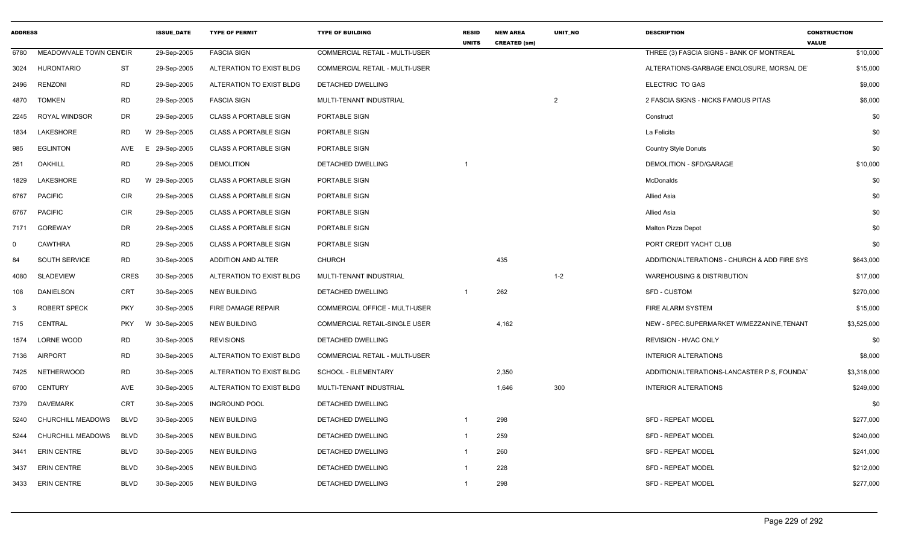| ADDRESS | | | ISSUE_DATE | TYPE OF PERMIT | TYPE OF BUILDING | RESID UNITS | NEW AREA CREATED (sm) | UNIT_NO | DESCRIPTION | CONSTRUCTION VALUE |
|---|---|---|---|---|---|---|---|---|---|---|
| 6780 | MEADOWVALE TOWN CENTCIR | | 29-Sep-2005 | FASCIA SIGN | COMMERCIAL RETAIL - MULTI-USER | | | | THREE (3) FASCIA SIGNS - BANK OF MONTREAL | $10,000 |
| 3024 | HURONTARIO | ST | 29-Sep-2005 | ALTERATION TO EXIST BLDG | COMMERCIAL RETAIL - MULTI-USER | | | | ALTERATIONS-GARBAGE ENCLOSURE, MORSAL DE | $15,000 |
| 2496 | RENZONI | RD | 29-Sep-2005 | ALTERATION TO EXIST BLDG | DETACHED DWELLING | | | | ELECTRIC TO GAS | $9,000 |
| 4870 | TOMKEN | RD | 29-Sep-2005 | FASCIA SIGN | MULTI-TENANT INDUSTRIAL | | | 2 | 2 FASCIA SIGNS - NICKS FAMOUS PITAS | $6,000 |
| 2245 | ROYAL WINDSOR | DR | 29-Sep-2005 | CLASS A PORTABLE SIGN | PORTABLE SIGN | | | | Construct | $0 |
| 1834 | LAKESHORE | RD | W 29-Sep-2005 | CLASS A PORTABLE SIGN | PORTABLE SIGN | | | | La Felicita | $0 |
| 985 | EGLINTON | AVE | E 29-Sep-2005 | CLASS A PORTABLE SIGN | PORTABLE SIGN | | | | Country Style Donuts | $0 |
| 251 | OAKHILL | RD | 29-Sep-2005 | DEMOLITION | DETACHED DWELLING | 1 | | | DEMOLITION - SFD/GARAGE | $10,000 |
| 1829 | LAKESHORE | RD | W 29-Sep-2005 | CLASS A PORTABLE SIGN | PORTABLE SIGN | | | | McDonalds | $0 |
| 6767 | PACIFIC | CIR | 29-Sep-2005 | CLASS A PORTABLE SIGN | PORTABLE SIGN | | | | Allied Asia | $0 |
| 6767 | PACIFIC | CIR | 29-Sep-2005 | CLASS A PORTABLE SIGN | PORTABLE SIGN | | | | Allied Asia | $0 |
| 7171 | GOREWAY | DR | 29-Sep-2005 | CLASS A PORTABLE SIGN | PORTABLE SIGN | | | | Malton Pizza Depot | $0 |
| 0 | CAWTHRA | RD | 29-Sep-2005 | CLASS A PORTABLE SIGN | PORTABLE SIGN | | | | PORT CREDIT YACHT CLUB | $0 |
| 84 | SOUTH SERVICE | RD | 30-Sep-2005 | ADDITION AND ALTER | CHURCH | | 435 | | ADDITION/ALTERATIONS - CHURCH & ADD FIRE SYS | $643,000 |
| 4080 | SLADEVIEW | CRES | 30-Sep-2005 | ALTERATION TO EXIST BLDG | MULTI-TENANT INDUSTRIAL | | | 1-2 | WAREHOUSING & DISTRIBUTION | $17,000 |
| 108 | DANIELSON | CRT | 30-Sep-2005 | NEW BUILDING | DETACHED DWELLING | 1 | 262 | | SFD - CUSTOM | $270,000 |
| 3 | ROBERT SPECK | PKY | 30-Sep-2005 | FIRE DAMAGE REPAIR | COMMERCIAL OFFICE - MULTI-USER | | | | FIRE ALARM SYSTEM | $15,000 |
| 715 | CENTRAL | PKY | W 30-Sep-2005 | NEW BUILDING | COMMERCIAL RETAIL-SINGLE USER | | 4,162 | | NEW - SPEC.SUPERMARKET W/MEZZANINE,TENANT | $3,525,000 |
| 1574 | LORNE WOOD | RD | 30-Sep-2005 | REVISIONS | DETACHED DWELLING | | | | REVISION - HVAC ONLY | $0 |
| 7136 | AIRPORT | RD | 30-Sep-2005 | ALTERATION TO EXIST BLDG | COMMERCIAL RETAIL - MULTI-USER | | | | INTERIOR ALTERATIONS | $8,000 |
| 7425 | NETHERWOOD | RD | 30-Sep-2005 | ALTERATION TO EXIST BLDG | SCHOOL - ELEMENTARY | | 2,350 | | ADDITION/ALTERATIONS-LANCASTER P.S, FOUNDA | $3,318,000 |
| 6700 | CENTURY | AVE | 30-Sep-2005 | ALTERATION TO EXIST BLDG | MULTI-TENANT INDUSTRIAL | | 1,646 | 300 | INTERIOR ALTERATIONS | $249,000 |
| 7379 | DAVEMARK | CRT | 30-Sep-2005 | INGROUND POOL | DETACHED DWELLING | | | | | $0 |
| 5240 | CHURCHILL MEADOWS | BLVD | 30-Sep-2005 | NEW BUILDING | DETACHED DWELLING | 1 | 298 | | SFD - REPEAT MODEL | $277,000 |
| 5244 | CHURCHILL MEADOWS | BLVD | 30-Sep-2005 | NEW BUILDING | DETACHED DWELLING | 1 | 259 | | SFD - REPEAT MODEL | $240,000 |
| 3441 | ERIN CENTRE | BLVD | 30-Sep-2005 | NEW BUILDING | DETACHED DWELLING | 1 | 260 | | SFD - REPEAT MODEL | $241,000 |
| 3437 | ERIN CENTRE | BLVD | 30-Sep-2005 | NEW BUILDING | DETACHED DWELLING | 1 | 228 | | SFD - REPEAT MODEL | $212,000 |
| 3433 | ERIN CENTRE | BLVD | 30-Sep-2005 | NEW BUILDING | DETACHED DWELLING | 1 | 298 | | SFD - REPEAT MODEL | $277,000 |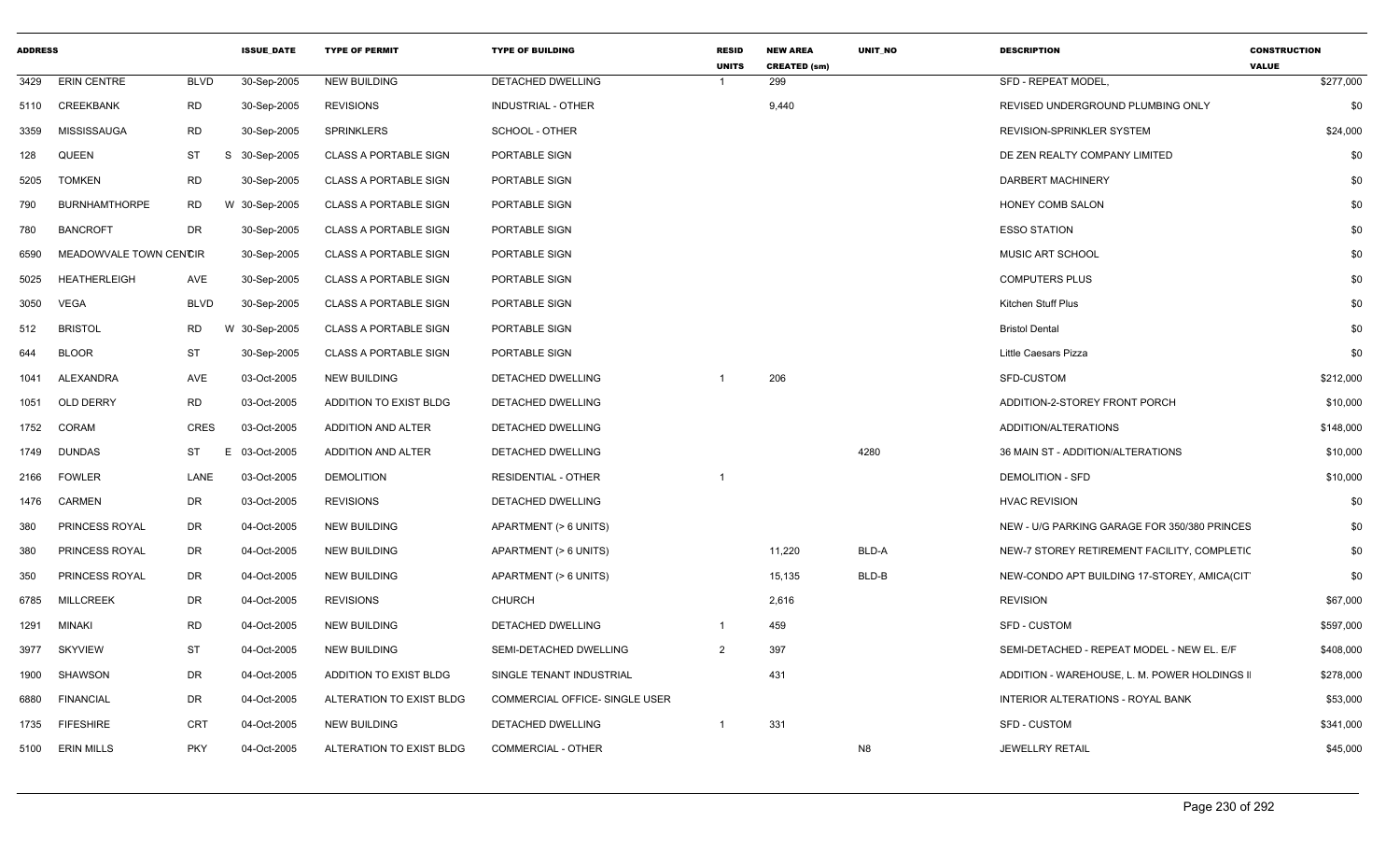| ADDRESS | | | ISSUE_DATE | TYPE OF PERMIT | TYPE OF BUILDING | RESID UNITS | NEW AREA CREATED (sm) | UNIT_NO | DESCRIPTION | CONSTRUCTION VALUE |
|---|---|---|---|---|---|---|---|---|---|---|
| 3429 | ERIN CENTRE | BLVD | 30-Sep-2005 | NEW BUILDING | DETACHED DWELLING | 1 | 299 | | SFD - REPEAT MODEL, | $277,000 |
| 5110 | CREEKBANK | RD | 30-Sep-2005 | REVISIONS | INDUSTRIAL - OTHER | | 9,440 | | REVISED UNDERGROUND PLUMBING ONLY | $0 |
| 3359 | MISSISSAUGA | RD | 30-Sep-2005 | SPRINKLERS | SCHOOL - OTHER | | | | REVISION-SPRINKLER SYSTEM | $24,000 |
| 128 | QUEEN | ST | S 30-Sep-2005 | CLASS A PORTABLE SIGN | PORTABLE SIGN | | | | DE ZEN REALTY COMPANY LIMITED | $0 |
| 5205 | TOMKEN | RD | 30-Sep-2005 | CLASS A PORTABLE SIGN | PORTABLE SIGN | | | | DARBERT MACHINERY | $0 |
| 790 | BURNHAMTHORPE | RD | W 30-Sep-2005 | CLASS A PORTABLE SIGN | PORTABLE SIGN | | | | HONEY COMB SALON | $0 |
| 780 | BANCROFT | DR | 30-Sep-2005 | CLASS A PORTABLE SIGN | PORTABLE SIGN | | | | ESSO STATION | $0 |
| 6590 | MEADOWVALE TOWN CENTRE | CIR | 30-Sep-2005 | CLASS A PORTABLE SIGN | PORTABLE SIGN | | | | MUSIC ART SCHOOL | $0 |
| 5025 | HEATHERLEIGH | AVE | 30-Sep-2005 | CLASS A PORTABLE SIGN | PORTABLE SIGN | | | | COMPUTERS PLUS | $0 |
| 3050 | VEGA | BLVD | 30-Sep-2005 | CLASS A PORTABLE SIGN | PORTABLE SIGN | | | | Kitchen Stuff Plus | $0 |
| 512 | BRISTOL | RD | W 30-Sep-2005 | CLASS A PORTABLE SIGN | PORTABLE SIGN | | | | Bristol Dental | $0 |
| 644 | BLOOR | ST | 30-Sep-2005 | CLASS A PORTABLE SIGN | PORTABLE SIGN | | | | Little Caesars Pizza | $0 |
| 1041 | ALEXANDRA | AVE | 03-Oct-2005 | NEW BUILDING | DETACHED DWELLING | 1 | 206 | | SFD-CUSTOM | $212,000 |
| 1051 | OLD DERRY | RD | 03-Oct-2005 | ADDITION TO EXIST BLDG | DETACHED DWELLING | | | | ADDITION-2-STOREY FRONT PORCH | $10,000 |
| 1752 | CORAM | CRES | 03-Oct-2005 | ADDITION AND ALTER | DETACHED DWELLING | | | | ADDITION/ALTERATIONS | $148,000 |
| 1749 | DUNDAS | ST | E 03-Oct-2005 | ADDITION AND ALTER | DETACHED DWELLING | | | 4280 | 36 MAIN ST - ADDITION/ALTERATIONS | $10,000 |
| 2166 | FOWLER | LANE | 03-Oct-2005 | DEMOLITION | RESIDENTIAL - OTHER | 1 | | | DEMOLITION - SFD | $10,000 |
| 1476 | CARMEN | DR | 03-Oct-2005 | REVISIONS | DETACHED DWELLING | | | | HVAC REVISION | $0 |
| 380 | PRINCESS ROYAL | DR | 04-Oct-2005 | NEW BUILDING | APARTMENT (> 6 UNITS) | | | | NEW - U/G PARKING GARAGE FOR 350/380 PRINCES | $0 |
| 380 | PRINCESS ROYAL | DR | 04-Oct-2005 | NEW BUILDING | APARTMENT (> 6 UNITS) | | 11,220 | BLD-A | NEW-7 STOREY RETIREMENT FACILITY, COMPLETIC | $0 |
| 350 | PRINCESS ROYAL | DR | 04-Oct-2005 | NEW BUILDING | APARTMENT (> 6 UNITS) | | 15,135 | BLD-B | NEW-CONDO APT BUILDING 17-STOREY, AMICA(CIT | $0 |
| 6785 | MILLCREEK | DR | 04-Oct-2005 | REVISIONS | CHURCH | | 2,616 | | REVISION | $67,000 |
| 1291 | MINAKI | RD | 04-Oct-2005 | NEW BUILDING | DETACHED DWELLING | 1 | 459 | | SFD - CUSTOM | $597,000 |
| 3977 | SKYVIEW | ST | 04-Oct-2005 | NEW BUILDING | SEMI-DETACHED DWELLING | 2 | 397 | | SEMI-DETACHED - REPEAT MODEL - NEW EL. E/F | $408,000 |
| 1900 | SHAWSON | DR | 04-Oct-2005 | ADDITION TO EXIST BLDG | SINGLE TENANT INDUSTRIAL | | 431 | | ADDITION - WAREHOUSE, L. M. POWER HOLDINGS I | $278,000 |
| 6880 | FINANCIAL | DR | 04-Oct-2005 | ALTERATION TO EXIST BLDG | COMMERCIAL OFFICE- SINGLE USER | | | | INTERIOR ALTERATIONS - ROYAL BANK | $53,000 |
| 1735 | FIFESHIRE | CRT | 04-Oct-2005 | NEW BUILDING | DETACHED DWELLING | 1 | 331 | | SFD - CUSTOM | $341,000 |
| 5100 | ERIN MILLS | PKY | 04-Oct-2005 | ALTERATION TO EXIST BLDG | COMMERCIAL - OTHER | | | N8 | JEWELLRY RETAIL | $45,000 |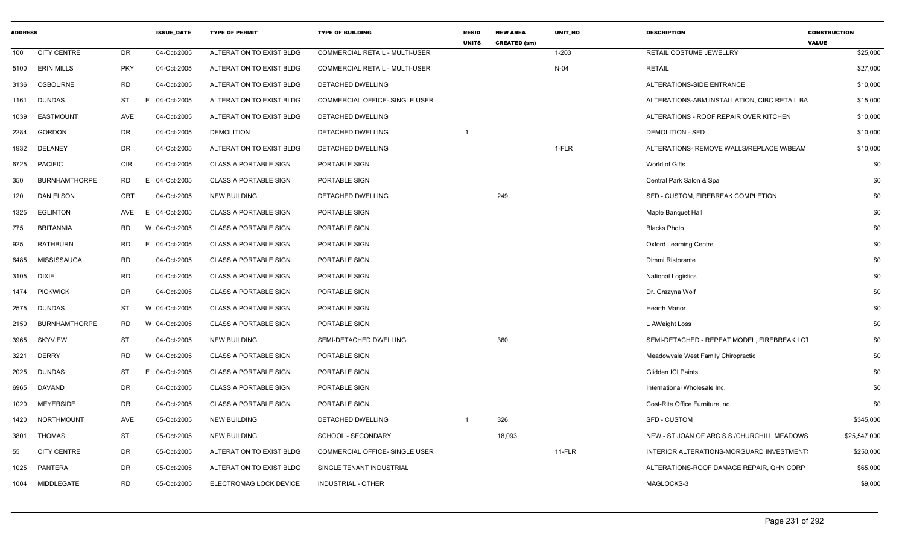| ADDRESS | | | ISSUE_DATE | TYPE OF PERMIT | TYPE OF BUILDING | RESID UNITS | NEW AREA CREATED (sm) | UNIT_NO | DESCRIPTION | CONSTRUCTION VALUE |
|---|---|---|---|---|---|---|---|---|---|---|
| 100 | CITY CENTRE | DR | 04-Oct-2005 | ALTERATION TO EXIST BLDG | COMMERCIAL RETAIL - MULTI-USER | | | 1-203 | RETAIL COSTUME JEWELLRY | $25,000 |
| 5100 | ERIN MILLS | PKY | 04-Oct-2005 | ALTERATION TO EXIST BLDG | COMMERCIAL RETAIL - MULTI-USER | | | N-04 | RETAIL | $27,000 |
| 3136 | OSBOURNE | RD | 04-Oct-2005 | ALTERATION TO EXIST BLDG | DETACHED DWELLING | | | | ALTERATIONS-SIDE ENTRANCE | $10,000 |
| 1161 | DUNDAS | ST | E 04-Oct-2005 | ALTERATION TO EXIST BLDG | COMMERCIAL OFFICE- SINGLE USER | | | | ALTERATIONS-ABM INSTALLATION, CIBC RETAIL BA | $15,000 |
| 1039 | EASTMOUNT | AVE | 04-Oct-2005 | ALTERATION TO EXIST BLDG | DETACHED DWELLING | | | | ALTERATIONS - ROOF REPAIR OVER KITCHEN | $10,000 |
| 2284 | GORDON | DR | 04-Oct-2005 | DEMOLITION | DETACHED DWELLING | 1 | | | DEMOLITION - SFD | $10,000 |
| 1932 | DELANEY | DR | 04-Oct-2005 | ALTERATION TO EXIST BLDG | DETACHED DWELLING | | | 1-FLR | ALTERATIONS- REMOVE WALLS/REPLACE W/BEAM | $10,000 |
| 6725 | PACIFIC | CIR | 04-Oct-2005 | CLASS A PORTABLE SIGN | PORTABLE SIGN | | | | World of Gifts | $0 |
| 350 | BURNHAMTHORPE | RD | E 04-Oct-2005 | CLASS A PORTABLE SIGN | PORTABLE SIGN | | | | Central Park Salon & Spa | $0 |
| 120 | DANIELSON | CRT | 04-Oct-2005 | NEW BUILDING | DETACHED DWELLING | | 249 | | SFD - CUSTOM, FIREBREAK COMPLETION | $0 |
| 1325 | EGLINTON | AVE | E 04-Oct-2005 | CLASS A PORTABLE SIGN | PORTABLE SIGN | | | | Maple Banquet Hall | $0 |
| 775 | BRITANNIA | RD | W 04-Oct-2005 | CLASS A PORTABLE SIGN | PORTABLE SIGN | | | | Blacks Photo | $0 |
| 925 | RATHBURN | RD | E 04-Oct-2005 | CLASS A PORTABLE SIGN | PORTABLE SIGN | | | | Oxford Learning Centre | $0 |
| 6485 | MISSISSAUGA | RD | 04-Oct-2005 | CLASS A PORTABLE SIGN | PORTABLE SIGN | | | | Dimmi Ristorante | $0 |
| 3105 | DIXIE | RD | 04-Oct-2005 | CLASS A PORTABLE SIGN | PORTABLE SIGN | | | | National Logistics | $0 |
| 1474 | PICKWICK | DR | 04-Oct-2005 | CLASS A PORTABLE SIGN | PORTABLE SIGN | | | | Dr. Grazyna Wolf | $0 |
| 2575 | DUNDAS | ST | W 04-Oct-2005 | CLASS A PORTABLE SIGN | PORTABLE SIGN | | | | Hearth Manor | $0 |
| 2150 | BURNHAMTHORPE | RD | W 04-Oct-2005 | CLASS A PORTABLE SIGN | PORTABLE SIGN | | | | L AWeight Loss | $0 |
| 3965 | SKYVIEW | ST | 04-Oct-2005 | NEW BUILDING | SEMI-DETACHED DWELLING | | 360 | | SEMI-DETACHED - REPEAT MODEL, FIREBREAK LOT | $0 |
| 3221 | DERRY | RD | W 04-Oct-2005 | CLASS A PORTABLE SIGN | PORTABLE SIGN | | | | Meadowvale West Family Chiropractic | $0 |
| 2025 | DUNDAS | ST | E 04-Oct-2005 | CLASS A PORTABLE SIGN | PORTABLE SIGN | | | | Glidden ICI Paints | $0 |
| 6965 | DAVAND | DR | 04-Oct-2005 | CLASS A PORTABLE SIGN | PORTABLE SIGN | | | | International Wholesale Inc. | $0 |
| 1020 | MEYERSIDE | DR | 04-Oct-2005 | CLASS A PORTABLE SIGN | PORTABLE SIGN | | | | Cost-Rite Office Furniture Inc. | $0 |
| 1420 | NORTHMOUNT | AVE | 05-Oct-2005 | NEW BUILDING | DETACHED DWELLING | 1 | 326 | | SFD - CUSTOM | $345,000 |
| 3801 | THOMAS | ST | 05-Oct-2005 | NEW BUILDING | SCHOOL - SECONDARY | | 18,093 | | NEW - ST JOAN OF ARC S.S./CHURCHILL MEADOWS | $25,547,000 |
| 55 | CITY CENTRE | DR | 05-Oct-2005 | ALTERATION TO EXIST BLDG | COMMERCIAL OFFICE- SINGLE USER | | | 11-FLR | INTERIOR ALTERATIONS-MORGUARD INVESTMENTS | $250,000 |
| 1025 | PANTERA | DR | 05-Oct-2005 | ALTERATION TO EXIST BLDG | SINGLE TENANT INDUSTRIAL | | | | ALTERATIONS-ROOF DAMAGE REPAIR, QHN CORP | $65,000 |
| 1004 | MIDDLEGATE | RD | 05-Oct-2005 | ELECTROMAG LOCK DEVICE | INDUSTRIAL - OTHER | | | | MAGLOCKS-3 | $9,000 |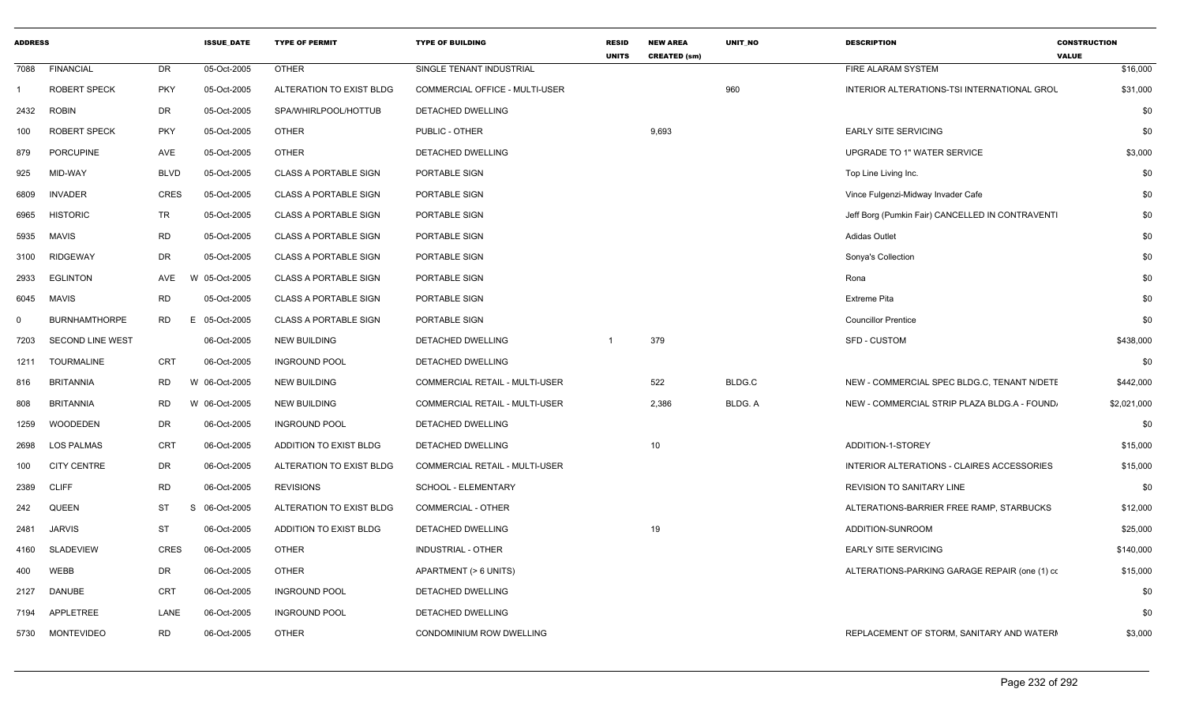| ADDRESS | | | ISSUE_DATE | TYPE OF PERMIT | TYPE OF BUILDING | RESID UNITS | NEW AREA CREATED (sm) | UNIT_NO | DESCRIPTION | CONSTRUCTION VALUE |
|---|---|---|---|---|---|---|---|---|---|---|
| 7088 | FINANCIAL | DR | 05-Oct-2005 | OTHER | SINGLE TENANT INDUSTRIAL | | | | FIRE ALARAM SYSTEM | $16,000 |
| 1 | ROBERT SPECK | PKY | 05-Oct-2005 | ALTERATION TO EXIST BLDG | COMMERCIAL OFFICE - MULTI-USER | | | 960 | INTERIOR ALTERATIONS-TSI INTERNATIONAL GROU | $31,000 |
| 2432 | ROBIN | DR | 05-Oct-2005 | SPA/WHIRLPOOL/HOTTUB | DETACHED DWELLING | | | | | $0 |
| 100 | ROBERT SPECK | PKY | 05-Oct-2005 | OTHER | PUBLIC - OTHER | | 9,693 | | EARLY SITE SERVICING | $0 |
| 879 | PORCUPINE | AVE | 05-Oct-2005 | OTHER | DETACHED DWELLING | | | | UPGRADE TO 1" WATER SERVICE | $3,000 |
| 925 | MID-WAY | BLVD | 05-Oct-2005 | CLASS A PORTABLE SIGN | PORTABLE SIGN | | | | Top Line Living Inc. | $0 |
| 6809 | INVADER | CRES | 05-Oct-2005 | CLASS A PORTABLE SIGN | PORTABLE SIGN | | | | Vince Fulgenzi-Midway Invader Cafe | $0 |
| 6965 | HISTORIC | TR | 05-Oct-2005 | CLASS A PORTABLE SIGN | PORTABLE SIGN | | | | Jeff Borg (Pumkin Fair) CANCELLED IN CONTRAVENTI | $0 |
| 5935 | MAVIS | RD | 05-Oct-2005 | CLASS A PORTABLE SIGN | PORTABLE SIGN | | | | Adidas Outlet | $0 |
| 3100 | RIDGEWAY | DR | 05-Oct-2005 | CLASS A PORTABLE SIGN | PORTABLE SIGN | | | | Sonya's Collection | $0 |
| 2933 | EGLINTON | AVE | W 05-Oct-2005 | CLASS A PORTABLE SIGN | PORTABLE SIGN | | | | Rona | $0 |
| 6045 | MAVIS | RD | 05-Oct-2005 | CLASS A PORTABLE SIGN | PORTABLE SIGN | | | | Extreme Pita | $0 |
| 0 | BURNHAMTHORPE | RD | E 05-Oct-2005 | CLASS A PORTABLE SIGN | PORTABLE SIGN | | | | Councillor Prentice | $0 |
| 7203 | SECOND LINE WEST | | 06-Oct-2005 | NEW BUILDING | DETACHED DWELLING | 1 | 379 | | SFD - CUSTOM | $438,000 |
| 1211 | TOURMALINE | CRT | 06-Oct-2005 | INGROUND POOL | DETACHED DWELLING | | | | | $0 |
| 816 | BRITANNIA | RD | W 06-Oct-2005 | NEW BUILDING | COMMERCIAL RETAIL - MULTI-USER | | 522 | BLDG.C | NEW - COMMERCIAL SPEC BLDG.C, TENANT N/DETE | $442,000 |
| 808 | BRITANNIA | RD | W 06-Oct-2005 | NEW BUILDING | COMMERCIAL RETAIL - MULTI-USER | | 2,386 | BLDG. A | NEW - COMMERCIAL STRIP PLAZA BLDG.A - FOUND. | $2,021,000 |
| 1259 | WOODEDEN | DR | 06-Oct-2005 | INGROUND POOL | DETACHED DWELLING | | | | | $0 |
| 2698 | LOS PALMAS | CRT | 06-Oct-2005 | ADDITION TO EXIST BLDG | DETACHED DWELLING | | 10 | | ADDITION-1-STOREY | $15,000 |
| 100 | CITY CENTRE | DR | 06-Oct-2005 | ALTERATION TO EXIST BLDG | COMMERCIAL RETAIL - MULTI-USER | | | | INTERIOR ALTERATIONS - CLAIRES ACCESSORIES | $15,000 |
| 2389 | CLIFF | RD | 06-Oct-2005 | REVISIONS | SCHOOL - ELEMENTARY | | | | REVISION TO SANITARY LINE | $0 |
| 242 | QUEEN | ST | S 06-Oct-2005 | ALTERATION TO EXIST BLDG | COMMERCIAL - OTHER | | | | ALTERATIONS-BARRIER FREE RAMP, STARBUCKS | $12,000 |
| 2481 | JARVIS | ST | 06-Oct-2005 | ADDITION TO EXIST BLDG | DETACHED DWELLING | | 19 | | ADDITION-SUNROOM | $25,000 |
| 4160 | SLADEVIEW | CRES | 06-Oct-2005 | OTHER | INDUSTRIAL - OTHER | | | | EARLY SITE SERVICING | $140,000 |
| 400 | WEBB | DR | 06-Oct-2005 | OTHER | APARTMENT (> 6 UNITS) | | | | ALTERATIONS-PARKING GARAGE REPAIR (one (1) cc | $15,000 |
| 2127 | DANUBE | CRT | 06-Oct-2005 | INGROUND POOL | DETACHED DWELLING | | | | | $0 |
| 7194 | APPLETREE | LANE | 06-Oct-2005 | INGROUND POOL | DETACHED DWELLING | | | | | $0 |
| 5730 | MONTEVIDEO | RD | 06-Oct-2005 | OTHER | CONDOMINIUM ROW DWELLING | | | | REPLACEMENT OF STORM, SANITARY AND WATERI | $3,000 |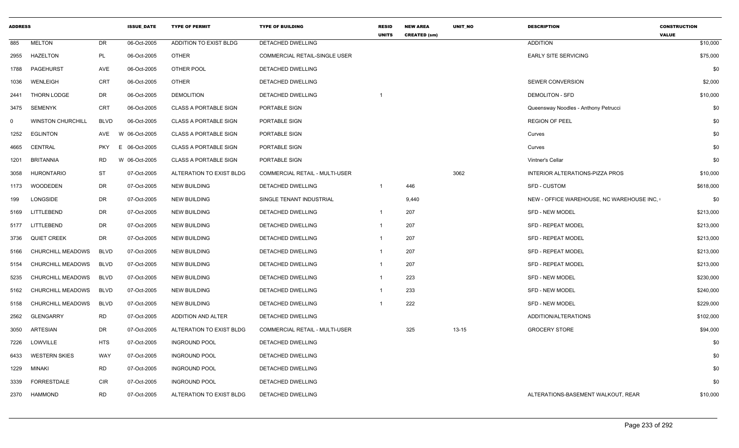| ADDRESS | | | ISSUE_DATE | TYPE OF PERMIT | TYPE OF BUILDING | RESID UNITS | NEW AREA CREATED (sm) | UNIT_NO | DESCRIPTION | CONSTRUCTION VALUE |
|---|---|---|---|---|---|---|---|---|---|---|
| 885 | MELTON | DR | 06-Oct-2005 | ADDITION TO EXIST BLDG | DETACHED DWELLING | | | | ADDITION | $10,000 |
| 2955 | HAZELTON | PL | 06-Oct-2005 | OTHER | COMMERCIAL RETAIL-SINGLE USER | | | | EARLY SITE SERVICING | $75,000 |
| 1788 | PAGEHURST | AVE | 06-Oct-2005 | OTHER POOL | DETACHED DWELLING | | | | | $0 |
| 1036 | WENLEIGH | CRT | 06-Oct-2005 | OTHER | DETACHED DWELLING | | | | SEWER CONVERSION | $2,000 |
| 2441 | THORN LODGE | DR | 06-Oct-2005 | DEMOLITION | DETACHED DWELLING | 1 | | | DEMOLITON - SFD | $10,000 |
| 3475 | SEMENYK | CRT | 06-Oct-2005 | CLASS A PORTABLE SIGN | PORTABLE SIGN | | | | Queensway Noodles - Anthony Petrucci | $0 |
| 0 | WINSTON CHURCHILL | BLVD | 06-Oct-2005 | CLASS A PORTABLE SIGN | PORTABLE SIGN | | | | REGION OF PEEL | $0 |
| 1252 | EGLINTON | AVE | W 06-Oct-2005 | CLASS A PORTABLE SIGN | PORTABLE SIGN | | | | Curves | $0 |
| 4665 | CENTRAL | PKY | E 06-Oct-2005 | CLASS A PORTABLE SIGN | PORTABLE SIGN | | | | Curves | $0 |
| 1201 | BRITANNIA | RD | W 06-Oct-2005 | CLASS A PORTABLE SIGN | PORTABLE SIGN | | | | Vintner's Cellar | $0 |
| 3058 | HURONTARIO | ST | 07-Oct-2005 | ALTERATION TO EXIST BLDG | COMMERCIAL RETAIL - MULTI-USER | | | 3062 | INTERIOR ALTERATIONS-PIZZA PROS | $10,000 |
| 1173 | WOODEDEN | DR | 07-Oct-2005 | NEW BUILDING | DETACHED DWELLING | 1 | 446 | | SFD - CUSTOM | $618,000 |
| 199 | LONGSIDE | DR | 07-Oct-2005 | NEW BUILDING | SINGLE TENANT INDUSTRIAL | | 9,440 | | NEW - OFFICE WAREHOUSE, NC WAREHOUSE INC, | $0 |
| 5169 | LITTLEBEND | DR | 07-Oct-2005 | NEW BUILDING | DETACHED DWELLING | 1 | 207 | | SFD - NEW MODEL | $213,000 |
| 5177 | LITTLEBEND | DR | 07-Oct-2005 | NEW BUILDING | DETACHED DWELLING | 1 | 207 | | SFD - REPEAT MODEL | $213,000 |
| 3736 | QUIET CREEK | DR | 07-Oct-2005 | NEW BUILDING | DETACHED DWELLING | 1 | 207 | | SFD - REPEAT MODEL | $213,000 |
| 5166 | CHURCHILL MEADOWS | BLVD | 07-Oct-2005 | NEW BUILDING | DETACHED DWELLING | 1 | 207 | | SFD - REPEAT MODEL | $213,000 |
| 5154 | CHURCHILL MEADOWS | BLVD | 07-Oct-2005 | NEW BUILDING | DETACHED DWELLING | 1 | 207 | | SFD - REPEAT MODEL | $213,000 |
| 5235 | CHURCHILL MEADOWS | BLVD | 07-Oct-2005 | NEW BUILDING | DETACHED DWELLING | 1 | 223 | | SFD - NEW MODEL | $230,000 |
| 5162 | CHURCHILL MEADOWS | BLVD | 07-Oct-2005 | NEW BUILDING | DETACHED DWELLING | 1 | 233 | | SFD - NEW MODEL | $240,000 |
| 5158 | CHURCHILL MEADOWS | BLVD | 07-Oct-2005 | NEW BUILDING | DETACHED DWELLING | 1 | 222 | | SFD - NEW MODEL | $229,000 |
| 2562 | GLENGARRY | RD | 07-Oct-2005 | ADDITION AND ALTER | DETACHED DWELLING | | | | ADDITION/ALTERATIONS | $102,000 |
| 3050 | ARTESIAN | DR | 07-Oct-2005 | ALTERATION TO EXIST BLDG | COMMERCIAL RETAIL - MULTI-USER | | 325 | 13-15 | GROCERY STORE | $94,000 |
| 7226 | LOWVILLE | HTS | 07-Oct-2005 | INGROUND POOL | DETACHED DWELLING | | | | | $0 |
| 6433 | WESTERN SKIES | WAY | 07-Oct-2005 | INGROUND POOL | DETACHED DWELLING | | | | | $0 |
| 1229 | MINAKI | RD | 07-Oct-2005 | INGROUND POOL | DETACHED DWELLING | | | | | $0 |
| 3339 | FORRESTDALE | CIR | 07-Oct-2005 | INGROUND POOL | DETACHED DWELLING | | | | | $0 |
| 2370 | HAMMOND | RD | 07-Oct-2005 | ALTERATION TO EXIST BLDG | DETACHED DWELLING | | | | ALTERATIONS-BASEMENT WALKOUT, REAR | $10,000 |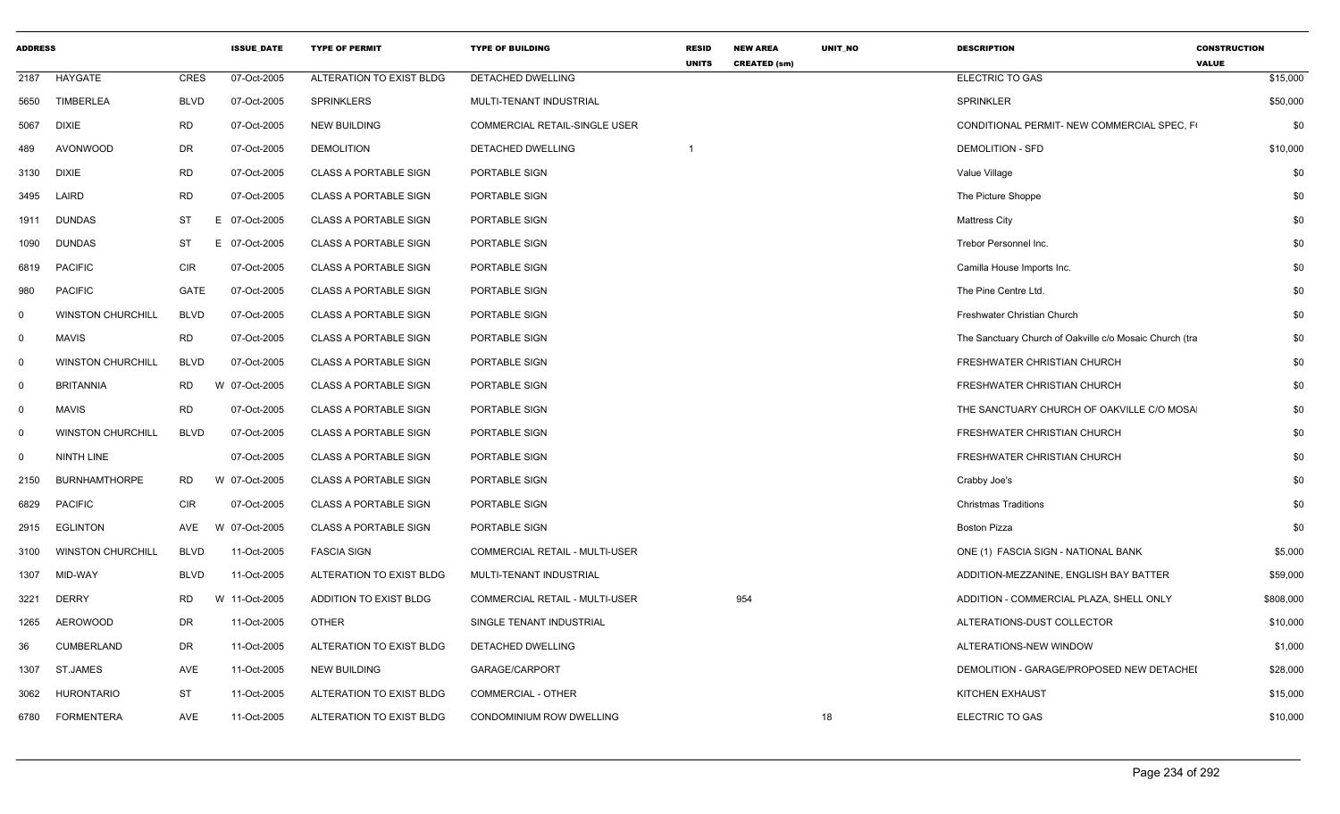| ADDRESS | | | | ISSUE_DATE | TYPE OF PERMIT | TYPE OF BUILDING | RESID UNITS | NEW AREA CREATED (sm) | UNIT_NO | DESCRIPTION | CONSTRUCTION VALUE |
|---|---|---|---|---|---|---|---|---|---|---|---|
| 2187 | HAYGATE | CRES | | 07-Oct-2005 | ALTERATION TO EXIST BLDG | DETACHED DWELLING | | | | ELECTRIC TO GAS | $15,000 |
| 5650 | TIMBERLEA | BLVD | | 07-Oct-2005 | SPRINKLERS | MULTI-TENANT INDUSTRIAL | | | | SPRINKLER | $50,000 |
| 5067 | DIXIE | RD | | 07-Oct-2005 | NEW BUILDING | COMMERCIAL RETAIL-SINGLE USER | | | | CONDITIONAL PERMIT- NEW COMMERCIAL SPEC, F( | $0 |
| 489 | AVONWOOD | DR | | 07-Oct-2005 | DEMOLITION | DETACHED DWELLING | 1 | | | DEMOLITION - SFD | $10,000 |
| 3130 | DIXIE | RD | | 07-Oct-2005 | CLASS A PORTABLE SIGN | PORTABLE SIGN | | | | Value Village | $0 |
| 3495 | LAIRD | RD | | 07-Oct-2005 | CLASS A PORTABLE SIGN | PORTABLE SIGN | | | | The Picture Shoppe | $0 |
| 1911 | DUNDAS | ST | E | 07-Oct-2005 | CLASS A PORTABLE SIGN | PORTABLE SIGN | | | | Mattress City | $0 |
| 1090 | DUNDAS | ST | E | 07-Oct-2005 | CLASS A PORTABLE SIGN | PORTABLE SIGN | | | | Trebor Personnel Inc. | $0 |
| 6819 | PACIFIC | CIR | | 07-Oct-2005 | CLASS A PORTABLE SIGN | PORTABLE SIGN | | | | Camilla House Imports Inc. | $0 |
| 980 | PACIFIC | GATE | | 07-Oct-2005 | CLASS A PORTABLE SIGN | PORTABLE SIGN | | | | The Pine Centre Ltd. | $0 |
| 0 | WINSTON CHURCHILL | BLVD | | 07-Oct-2005 | CLASS A PORTABLE SIGN | PORTABLE SIGN | | | | Freshwater Christian Church | $0 |
| 0 | MAVIS | RD | | 07-Oct-2005 | CLASS A PORTABLE SIGN | PORTABLE SIGN | | | | The Sanctuary Church of Oakville c/o Mosaic Church (tra | $0 |
| 0 | WINSTON CHURCHILL | BLVD | | 07-Oct-2005 | CLASS A PORTABLE SIGN | PORTABLE SIGN | | | | FRESHWATER CHRISTIAN CHURCH | $0 |
| 0 | BRITANNIA | RD | W | 07-Oct-2005 | CLASS A PORTABLE SIGN | PORTABLE SIGN | | | | FRESHWATER CHRISTIAN CHURCH | $0 |
| 0 | MAVIS | RD | | 07-Oct-2005 | CLASS A PORTABLE SIGN | PORTABLE SIGN | | | | THE SANCTUARY CHURCH OF OAKVILLE C/O MOSA | $0 |
| 0 | WINSTON CHURCHILL | BLVD | | 07-Oct-2005 | CLASS A PORTABLE SIGN | PORTABLE SIGN | | | | FRESHWATER CHRISTIAN CHURCH | $0 |
| 0 | NINTH LINE | | | 07-Oct-2005 | CLASS A PORTABLE SIGN | PORTABLE SIGN | | | | FRESHWATER CHRISTIAN CHURCH | $0 |
| 2150 | BURNHAMTHORPE | RD | W | 07-Oct-2005 | CLASS A PORTABLE SIGN | PORTABLE SIGN | | | | Crabby Joe's | $0 |
| 6829 | PACIFIC | CIR | | 07-Oct-2005 | CLASS A PORTABLE SIGN | PORTABLE SIGN | | | | Christmas Traditions | $0 |
| 2915 | EGLINTON | AVE | W | 07-Oct-2005 | CLASS A PORTABLE SIGN | PORTABLE SIGN | | | | Boston Pizza | $0 |
| 3100 | WINSTON CHURCHILL | BLVD | | 11-Oct-2005 | FASCIA SIGN | COMMERCIAL RETAIL - MULTI-USER | | | | ONE (1) FASCIA SIGN - NATIONAL BANK | $5,000 |
| 1307 | MID-WAY | BLVD | | 11-Oct-2005 | ALTERATION TO EXIST BLDG | MULTI-TENANT INDUSTRIAL | | | | ADDITION-MEZZANINE, ENGLISH BAY BATTER | $59,000 |
| 3221 | DERRY | RD | W | 11-Oct-2005 | ADDITION TO EXIST BLDG | COMMERCIAL RETAIL - MULTI-USER | | 954 | | ADDITION - COMMERCIAL PLAZA, SHELL ONLY | $808,000 |
| 1265 | AEROWOOD | DR | | 11-Oct-2005 | OTHER | SINGLE TENANT INDUSTRIAL | | | | ALTERATIONS-DUST COLLECTOR | $10,000 |
| 36 | CUMBERLAND | DR | | 11-Oct-2005 | ALTERATION TO EXIST BLDG | DETACHED DWELLING | | | | ALTERATIONS-NEW WINDOW | $1,000 |
| 1307 | ST.JAMES | AVE | | 11-Oct-2005 | NEW BUILDING | GARAGE/CARPORT | | | | DEMOLITION - GARAGE/PROPOSED NEW DETACHEI | $28,000 |
| 3062 | HURONTARIO | ST | | 11-Oct-2005 | ALTERATION TO EXIST BLDG | COMMERCIAL - OTHER | | | | KITCHEN EXHAUST | $15,000 |
| 6780 | FORMENTERA | AVE | | 11-Oct-2005 | ALTERATION TO EXIST BLDG | CONDOMINIUM ROW DWELLING | | | 18 | ELECTRIC TO GAS | $10,000 |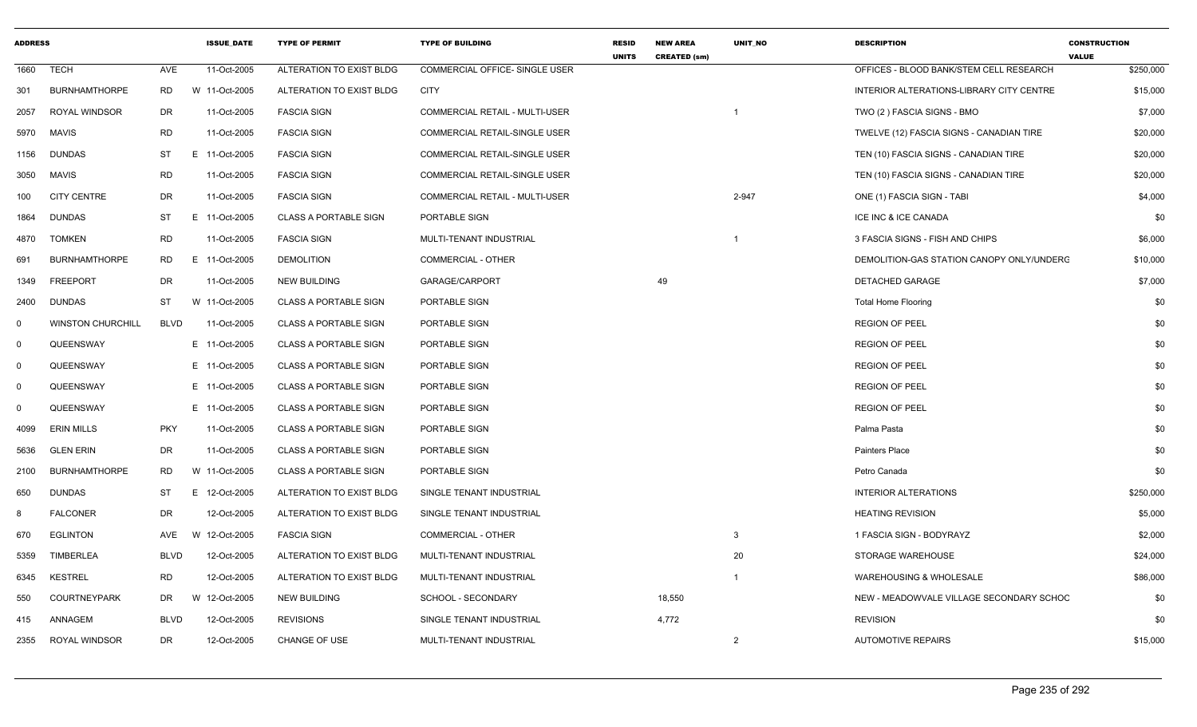| ADDRESS | | | ISSUE_DATE | TYPE OF PERMIT | TYPE OF BUILDING | RESID UNITS | NEW AREA CREATED (sm) | UNIT_NO | DESCRIPTION | CONSTRUCTION VALUE |
|---|---|---|---|---|---|---|---|---|---|---|
| 1660 | TECH | AVE | 11-Oct-2005 | ALTERATION TO EXIST BLDG | COMMERCIAL OFFICE- SINGLE USER | | | | OFFICES - BLOOD BANK/STEM CELL RESEARCH | $250,000 |
| 301 | BURNHAMTHORPE | RD | W 11-Oct-2005 | ALTERATION TO EXIST BLDG | CITY | | | | INTERIOR ALTERATIONS-LIBRARY CITY CENTRE | $15,000 |
| 2057 | ROYAL WINDSOR | DR | 11-Oct-2005 | FASCIA SIGN | COMMERCIAL RETAIL - MULTI-USER | | | 1 | TWO (2 ) FASCIA SIGNS - BMO | $7,000 |
| 5970 | MAVIS | RD | 11-Oct-2005 | FASCIA SIGN | COMMERCIAL RETAIL-SINGLE USER | | | | TWELVE (12) FASCIA SIGNS - CANADIAN TIRE | $20,000 |
| 1156 | DUNDAS | ST | E 11-Oct-2005 | FASCIA SIGN | COMMERCIAL RETAIL-SINGLE USER | | | | TEN (10) FASCIA SIGNS - CANADIAN TIRE | $20,000 |
| 3050 | MAVIS | RD | 11-Oct-2005 | FASCIA SIGN | COMMERCIAL RETAIL-SINGLE USER | | | | TEN (10) FASCIA SIGNS - CANADIAN TIRE | $20,000 |
| 100 | CITY CENTRE | DR | 11-Oct-2005 | FASCIA SIGN | COMMERCIAL RETAIL - MULTI-USER | | | 2-947 | ONE (1) FASCIA SIGN - TABI | $4,000 |
| 1864 | DUNDAS | ST | E 11-Oct-2005 | CLASS A PORTABLE SIGN | PORTABLE SIGN | | | | ICE INC & ICE CANADA | $0 |
| 4870 | TOMKEN | RD | 11-Oct-2005 | FASCIA SIGN | MULTI-TENANT INDUSTRIAL | | | 1 | 3 FASCIA SIGNS - FISH AND CHIPS | $6,000 |
| 691 | BURNHAMTHORPE | RD | E 11-Oct-2005 | DEMOLITION | COMMERCIAL - OTHER | | | | DEMOLITION-GAS STATION CANOPY ONLY/UNDERG | $10,000 |
| 1349 | FREEPORT | DR | 11-Oct-2005 | NEW BUILDING | GARAGE/CARPORT | | 49 | | DETACHED GARAGE | $7,000 |
| 2400 | DUNDAS | ST | W 11-Oct-2005 | CLASS A PORTABLE SIGN | PORTABLE SIGN | | | | Total Home Flooring | $0 |
| 0 | WINSTON CHURCHILL | BLVD | 11-Oct-2005 | CLASS A PORTABLE SIGN | PORTABLE SIGN | | | | REGION OF PEEL | $0 |
| 0 | QUEENSWAY | | E 11-Oct-2005 | CLASS A PORTABLE SIGN | PORTABLE SIGN | | | | REGION OF PEEL | $0 |
| 0 | QUEENSWAY | | E 11-Oct-2005 | CLASS A PORTABLE SIGN | PORTABLE SIGN | | | | REGION OF PEEL | $0 |
| 0 | QUEENSWAY | | E 11-Oct-2005 | CLASS A PORTABLE SIGN | PORTABLE SIGN | | | | REGION OF PEEL | $0 |
| 0 | QUEENSWAY | | E 11-Oct-2005 | CLASS A PORTABLE SIGN | PORTABLE SIGN | | | | REGION OF PEEL | $0 |
| 4099 | ERIN MILLS | PKY | 11-Oct-2005 | CLASS A PORTABLE SIGN | PORTABLE SIGN | | | | Palma Pasta | $0 |
| 5636 | GLEN ERIN | DR | 11-Oct-2005 | CLASS A PORTABLE SIGN | PORTABLE SIGN | | | | Painters Place | $0 |
| 2100 | BURNHAMTHORPE | RD | W 11-Oct-2005 | CLASS A PORTABLE SIGN | PORTABLE SIGN | | | | Petro Canada | $0 |
| 650 | DUNDAS | ST | E 12-Oct-2005 | ALTERATION TO EXIST BLDG | SINGLE TENANT INDUSTRIAL | | | | INTERIOR ALTERATIONS | $250,000 |
| 8 | FALCONER | DR | 12-Oct-2005 | ALTERATION TO EXIST BLDG | SINGLE TENANT INDUSTRIAL | | | | HEATING REVISION | $5,000 |
| 670 | EGLINTON | AVE | W 12-Oct-2005 | FASCIA SIGN | COMMERCIAL - OTHER | | | 3 | 1 FASCIA SIGN - BODYRAYZ | $2,000 |
| 5359 | TIMBERLEA | BLVD | 12-Oct-2005 | ALTERATION TO EXIST BLDG | MULTI-TENANT INDUSTRIAL | | | 20 | STORAGE WAREHOUSE | $24,000 |
| 6345 | KESTREL | RD | 12-Oct-2005 | ALTERATION TO EXIST BLDG | MULTI-TENANT INDUSTRIAL | | | 1 | WAREHOUSING & WHOLESALE | $86,000 |
| 550 | COURTNEYPARK | DR | W 12-Oct-2005 | NEW BUILDING | SCHOOL - SECONDARY | | 18,550 | | NEW - MEADOWVALE VILLAGE SECONDARY SCHOC | $0 |
| 415 | ANNAGEM | BLVD | 12-Oct-2005 | REVISIONS | SINGLE TENANT INDUSTRIAL | | 4,772 | | REVISION | $0 |
| 2355 | ROYAL WINDSOR | DR | 12-Oct-2005 | CHANGE OF USE | MULTI-TENANT INDUSTRIAL | | | 2 | AUTOMOTIVE REPAIRS | $15,000 |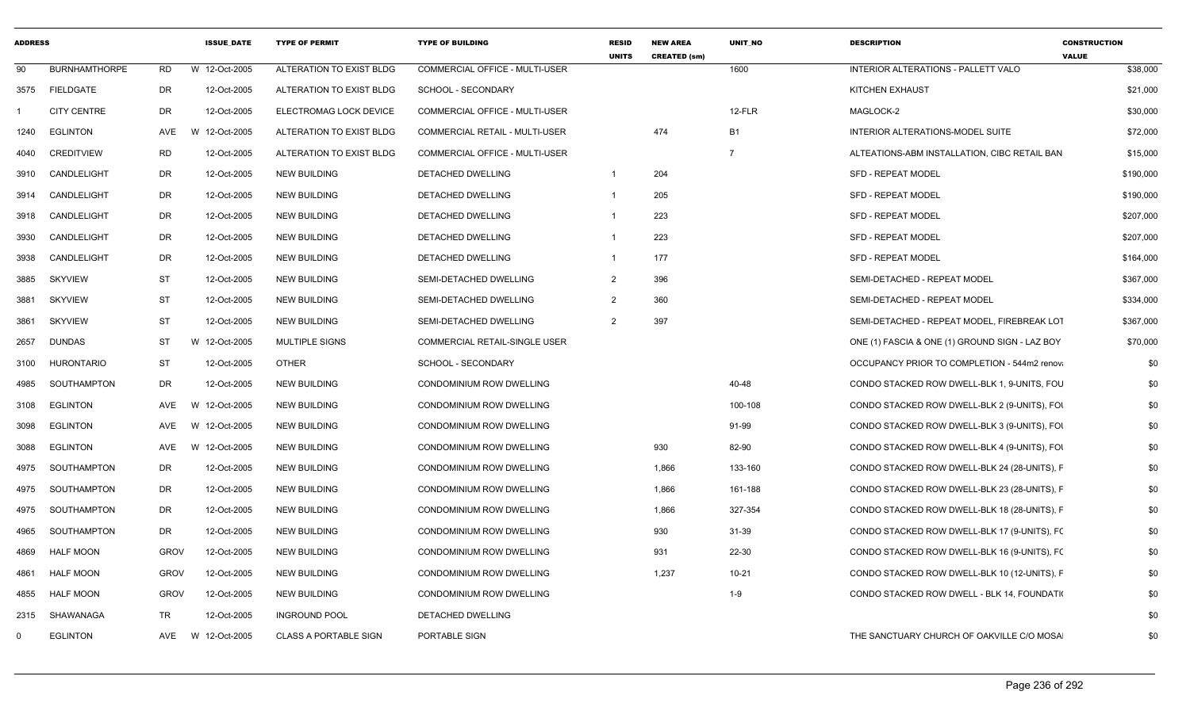| ADDRESS | | | ISSUE_DATE | TYPE OF PERMIT | TYPE OF BUILDING | RESID UNITS | NEW AREA CREATED (sm) | UNIT_NO | DESCRIPTION | CONSTRUCTION VALUE |
|---|---|---|---|---|---|---|---|---|---|---|
| 90 | BURNHAMTHORPE | RD | W 12-Oct-2005 | ALTERATION TO EXIST BLDG | COMMERCIAL OFFICE - MULTI-USER | | | 1600 | INTERIOR ALTERATIONS - PALLETT VALO | $38,000 |
| 3575 | FIELDGATE | DR | 12-Oct-2005 | ALTERATION TO EXIST BLDG | SCHOOL - SECONDARY | | | | KITCHEN EXHAUST | $21,000 |
| 1 | CITY CENTRE | DR | 12-Oct-2005 | ELECTROMAG LOCK DEVICE | COMMERCIAL OFFICE - MULTI-USER | | | 12-FLR | MAGLOCK-2 | $30,000 |
| 1240 | EGLINTON | AVE | W 12-Oct-2005 | ALTERATION TO EXIST BLDG | COMMERCIAL RETAIL - MULTI-USER | | 474 | B1 | INTERIOR ALTERATIONS-MODEL SUITE | $72,000 |
| 4040 | CREDITVIEW | RD | 12-Oct-2005 | ALTERATION TO EXIST BLDG | COMMERCIAL OFFICE - MULTI-USER | | | 7 | ALTEATIONS-ABM INSTALLATION, CIBC RETAIL BAN | $15,000 |
| 3910 | CANDLELIGHT | DR | 12-Oct-2005 | NEW BUILDING | DETACHED DWELLING | 1 | 204 | | SFD - REPEAT MODEL | $190,000 |
| 3914 | CANDLELIGHT | DR | 12-Oct-2005 | NEW BUILDING | DETACHED DWELLING | 1 | 205 | | SFD - REPEAT MODEL | $190,000 |
| 3918 | CANDLELIGHT | DR | 12-Oct-2005 | NEW BUILDING | DETACHED DWELLING | 1 | 223 | | SFD - REPEAT MODEL | $207,000 |
| 3930 | CANDLELIGHT | DR | 12-Oct-2005 | NEW BUILDING | DETACHED DWELLING | 1 | 223 | | SFD - REPEAT MODEL | $207,000 |
| 3938 | CANDLELIGHT | DR | 12-Oct-2005 | NEW BUILDING | DETACHED DWELLING | 1 | 177 | | SFD - REPEAT MODEL | $164,000 |
| 3885 | SKYVIEW | ST | 12-Oct-2005 | NEW BUILDING | SEMI-DETACHED DWELLING | 2 | 396 | | SEMI-DETACHED - REPEAT MODEL | $367,000 |
| 3881 | SKYVIEW | ST | 12-Oct-2005 | NEW BUILDING | SEMI-DETACHED DWELLING | 2 | 360 | | SEMI-DETACHED - REPEAT MODEL | $334,000 |
| 3861 | SKYVIEW | ST | 12-Oct-2005 | NEW BUILDING | SEMI-DETACHED DWELLING | 2 | 397 | | SEMI-DETACHED - REPEAT MODEL, FIREBREAK LOT | $367,000 |
| 2657 | DUNDAS | ST | W 12-Oct-2005 | MULTIPLE SIGNS | COMMERCIAL RETAIL-SINGLE USER | | | | ONE (1) FASCIA & ONE (1) GROUND SIGN - LAZ BOY | $70,000 |
| 3100 | HURONTARIO | ST | 12-Oct-2005 | OTHER | SCHOOL - SECONDARY | | | | OCCUPANCY PRIOR TO COMPLETION - 544m2 renov | $0 |
| 4985 | SOUTHAMPTON | DR | 12-Oct-2005 | NEW BUILDING | CONDOMINIUM ROW DWELLING | | | 40-48 | CONDO STACKED ROW DWELL-BLK 1, 9-UNITS, FOU | $0 |
| 3108 | EGLINTON | AVE | W 12-Oct-2005 | NEW BUILDING | CONDOMINIUM ROW DWELLING | | | 100-108 | CONDO STACKED ROW DWELL-BLK 2 (9-UNITS), FOI | $0 |
| 3098 | EGLINTON | AVE | W 12-Oct-2005 | NEW BUILDING | CONDOMINIUM ROW DWELLING | | | 91-99 | CONDO STACKED ROW DWELL-BLK 3 (9-UNITS), FOI | $0 |
| 3088 | EGLINTON | AVE | W 12-Oct-2005 | NEW BUILDING | CONDOMINIUM ROW DWELLING | | 930 | 82-90 | CONDO STACKED ROW DWELL-BLK 4 (9-UNITS), FOI | $0 |
| 4975 | SOUTHAMPTON | DR | 12-Oct-2005 | NEW BUILDING | CONDOMINIUM ROW DWELLING | | 1,866 | 133-160 | CONDO STACKED ROW DWELL-BLK 24 (28-UNITS), F | $0 |
| 4975 | SOUTHAMPTON | DR | 12-Oct-2005 | NEW BUILDING | CONDOMINIUM ROW DWELLING | | 1,866 | 161-188 | CONDO STACKED ROW DWELL-BLK 23 (28-UNITS), F | $0 |
| 4975 | SOUTHAMPTON | DR | 12-Oct-2005 | NEW BUILDING | CONDOMINIUM ROW DWELLING | | 1,866 | 327-354 | CONDO STACKED ROW DWELL-BLK 18 (28-UNITS), F | $0 |
| 4965 | SOUTHAMPTON | DR | 12-Oct-2005 | NEW BUILDING | CONDOMINIUM ROW DWELLING | | 930 | 31-39 | CONDO STACKED ROW DWELL-BLK 17 (9-UNITS), FC | $0 |
| 4869 | HALF MOON | GROV | 12-Oct-2005 | NEW BUILDING | CONDOMINIUM ROW DWELLING | | 931 | 22-30 | CONDO STACKED ROW DWELL-BLK 16 (9-UNITS), FC | $0 |
| 4861 | HALF MOON | GROV | 12-Oct-2005 | NEW BUILDING | CONDOMINIUM ROW DWELLING | | 1,237 | 10-21 | CONDO STACKED ROW DWELL-BLK 10 (12-UNITS), F | $0 |
| 4855 | HALF MOON | GROV | 12-Oct-2005 | NEW BUILDING | CONDOMINIUM ROW DWELLING | | | 1-9 | CONDO STACKED ROW DWELL - BLK 14, FOUNDATI( | $0 |
| 2315 | SHAWANAGA | TR | 12-Oct-2005 | INGROUND POOL | DETACHED DWELLING | | | | | $0 |
| 0 | EGLINTON | AVE | W 12-Oct-2005 | CLASS A PORTABLE SIGN | PORTABLE SIGN | | | | THE SANCTUARY CHURCH OF OAKVILLE C/O MOSA | $0 |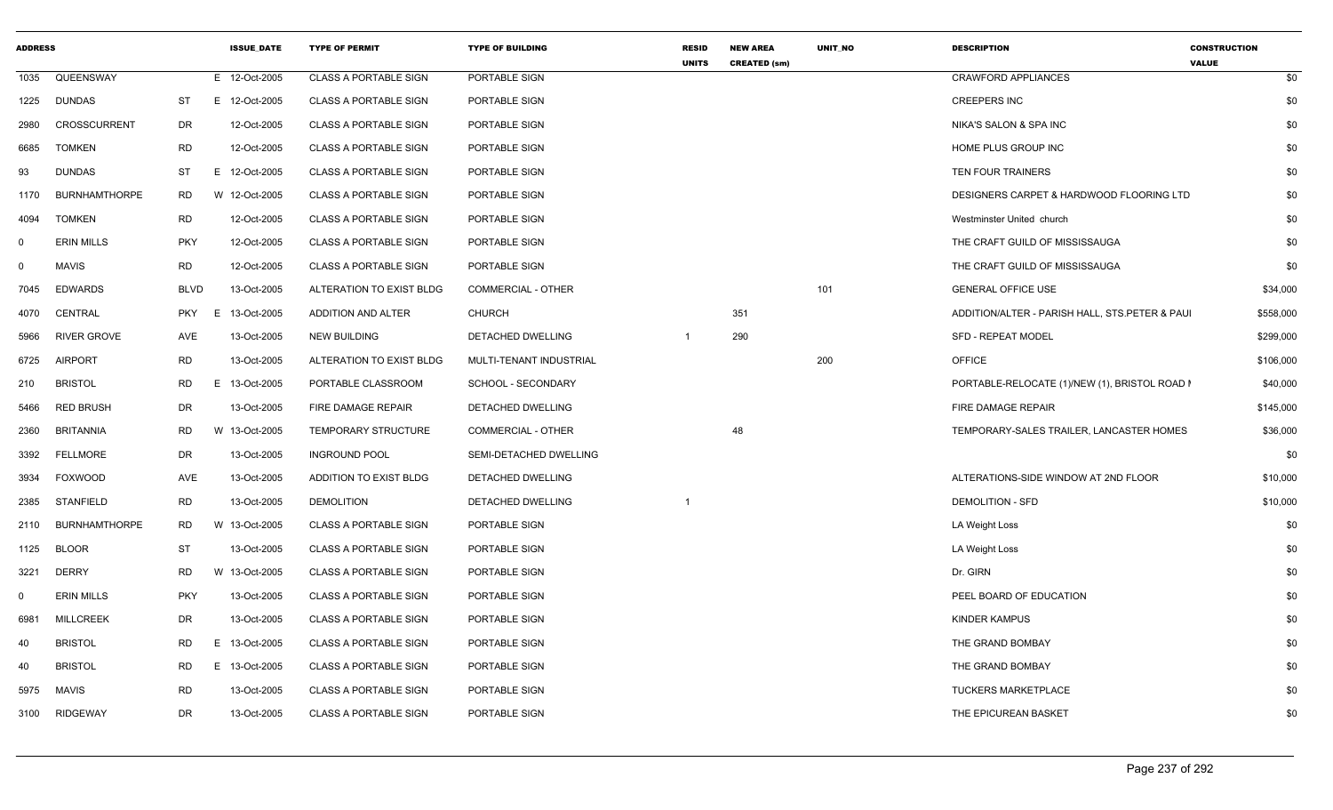| ADDRESS | | | | ISSUE_DATE | TYPE OF PERMIT | TYPE OF BUILDING | RESID UNITS | NEW AREA CREATED (sm) | UNIT_NO | DESCRIPTION | CONSTRUCTION VALUE |
|---|---|---|---|---|---|---|---|---|---|---|---|
| 1035 | QUEENSWAY | | E | 12-Oct-2005 | CLASS A PORTABLE SIGN | PORTABLE SIGN | | | | CRAWFORD APPLIANCES | $0 |
| 1225 | DUNDAS | ST | E | 12-Oct-2005 | CLASS A PORTABLE SIGN | PORTABLE SIGN | | | | CREEPERS INC | $0 |
| 2980 | CROSSCURRENT | DR | | 12-Oct-2005 | CLASS A PORTABLE SIGN | PORTABLE SIGN | | | | NIKA'S SALON & SPA INC | $0 |
| 6685 | TOMKEN | RD | | 12-Oct-2005 | CLASS A PORTABLE SIGN | PORTABLE SIGN | | | | HOME PLUS GROUP INC | $0 |
| 93 | DUNDAS | ST | E | 12-Oct-2005 | CLASS A PORTABLE SIGN | PORTABLE SIGN | | | | TEN FOUR TRAINERS | $0 |
| 1170 | BURNHAMTHORPE | RD | W | 12-Oct-2005 | CLASS A PORTABLE SIGN | PORTABLE SIGN | | | | DESIGNERS CARPET & HARDWOOD FLOORING LTD | $0 |
| 4094 | TOMKEN | RD | | 12-Oct-2005 | CLASS A PORTABLE SIGN | PORTABLE SIGN | | | | Westminster United church | $0 |
| 0 | ERIN MILLS | PKY | | 12-Oct-2005 | CLASS A PORTABLE SIGN | PORTABLE SIGN | | | | THE CRAFT GUILD OF MISSISSAUGA | $0 |
| 0 | MAVIS | RD | | 12-Oct-2005 | CLASS A PORTABLE SIGN | PORTABLE SIGN | | | | THE CRAFT GUILD OF MISSISSAUGA | $0 |
| 7045 | EDWARDS | BLVD | | 13-Oct-2005 | ALTERATION TO EXIST BLDG | COMMERCIAL - OTHER | | | 101 | GENERAL OFFICE USE | $34,000 |
| 4070 | CENTRAL | PKY | E | 13-Oct-2005 | ADDITION AND ALTER | CHURCH | | 351 | | ADDITION/ALTER - PARISH HALL, STS.PETER & PAUI | $558,000 |
| 5966 | RIVER GROVE | AVE | | 13-Oct-2005 | NEW BUILDING | DETACHED DWELLING | 1 | 290 | | SFD - REPEAT MODEL | $299,000 |
| 6725 | AIRPORT | RD | | 13-Oct-2005 | ALTERATION TO EXIST BLDG | MULTI-TENANT INDUSTRIAL | | | 200 | OFFICE | $106,000 |
| 210 | BRISTOL | RD | E | 13-Oct-2005 | PORTABLE CLASSROOM | SCHOOL - SECONDARY | | | | PORTABLE-RELOCATE (1)/NEW (1), BRISTOL ROAD I | $40,000 |
| 5466 | RED BRUSH | DR | | 13-Oct-2005 | FIRE DAMAGE REPAIR | DETACHED DWELLING | | | | FIRE DAMAGE REPAIR | $145,000 |
| 2360 | BRITANNIA | RD | W | 13-Oct-2005 | TEMPORARY STRUCTURE | COMMERCIAL - OTHER | | 48 | | TEMPORARY-SALES TRAILER, LANCASTER HOMES | $36,000 |
| 3392 | FELLMORE | DR | | 13-Oct-2005 | INGROUND POOL | SEMI-DETACHED DWELLING | | | | | $0 |
| 3934 | FOXWOOD | AVE | | 13-Oct-2005 | ADDITION TO EXIST BLDG | DETACHED DWELLING | | | | ALTERATIONS-SIDE WINDOW AT 2ND FLOOR | $10,000 |
| 2385 | STANFIELD | RD | | 13-Oct-2005 | DEMOLITION | DETACHED DWELLING | 1 | | | DEMOLITION - SFD | $10,000 |
| 2110 | BURNHAMTHORPE | RD | W | 13-Oct-2005 | CLASS A PORTABLE SIGN | PORTABLE SIGN | | | | LA Weight Loss | $0 |
| 1125 | BLOOR | ST | | 13-Oct-2005 | CLASS A PORTABLE SIGN | PORTABLE SIGN | | | | LA Weight Loss | $0 |
| 3221 | DERRY | RD | W | 13-Oct-2005 | CLASS A PORTABLE SIGN | PORTABLE SIGN | | | | Dr. GIRN | $0 |
| 0 | ERIN MILLS | PKY | | 13-Oct-2005 | CLASS A PORTABLE SIGN | PORTABLE SIGN | | | | PEEL BOARD OF EDUCATION | $0 |
| 6981 | MILLCREEK | DR | | 13-Oct-2005 | CLASS A PORTABLE SIGN | PORTABLE SIGN | | | | KINDER KAMPUS | $0 |
| 40 | BRISTOL | RD | E | 13-Oct-2005 | CLASS A PORTABLE SIGN | PORTABLE SIGN | | | | THE GRAND BOMBAY | $0 |
| 40 | BRISTOL | RD | E | 13-Oct-2005 | CLASS A PORTABLE SIGN | PORTABLE SIGN | | | | THE GRAND BOMBAY | $0 |
| 5975 | MAVIS | RD | | 13-Oct-2005 | CLASS A PORTABLE SIGN | PORTABLE SIGN | | | | TUCKERS MARKETPLACE | $0 |
| 3100 | RIDGEWAY | DR | | 13-Oct-2005 | CLASS A PORTABLE SIGN | PORTABLE SIGN | | | | THE EPICUREAN BASKET | $0 |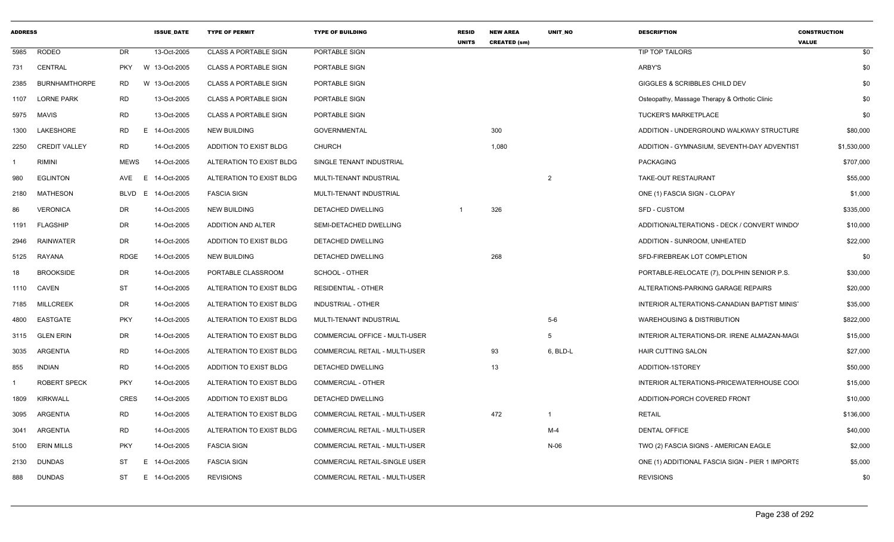| ADDRESS | | | ISSUE_DATE | TYPE OF PERMIT | TYPE OF BUILDING | RESID UNITS | NEW AREA CREATED (sm) | UNIT_NO | DESCRIPTION | CONSTRUCTION VALUE |
|---|---|---|---|---|---|---|---|---|---|---|
| 5985 | RODEO | DR | 13-Oct-2005 | CLASS A PORTABLE SIGN | PORTABLE SIGN | | | | TIP TOP TAILORS | $0 |
| 731 | CENTRAL | PKY | W 13-Oct-2005 | CLASS A PORTABLE SIGN | PORTABLE SIGN | | | | ARBY'S | $0 |
| 2385 | BURNHAMTHORPE | RD | W 13-Oct-2005 | CLASS A PORTABLE SIGN | PORTABLE SIGN | | | | GIGGLES & SCRIBBLES CHILD DEV | $0 |
| 1107 | LORNE PARK | RD | 13-Oct-2005 | CLASS A PORTABLE SIGN | PORTABLE SIGN | | | | Osteopathy, Massage Therapy & Orthotic Clinic | $0 |
| 5975 | MAVIS | RD | 13-Oct-2005 | CLASS A PORTABLE SIGN | PORTABLE SIGN | | | | TUCKER'S MARKETPLACE | $0 |
| 1300 | LAKESHORE | RD | E 14-Oct-2005 | NEW BUILDING | GOVERNMENTAL | | 300 | | ADDITION - UNDERGROUND WALKWAY STRUCTURE | $80,000 |
| 2250 | CREDIT VALLEY | RD | 14-Oct-2005 | ADDITION TO EXIST BLDG | CHURCH | | 1,080 | | ADDITION - GYMNASIUM, SEVENTH-DAY ADVENTIST | $1,530,000 |
| 1 | RIMINI | MEWS | 14-Oct-2005 | ALTERATION TO EXIST BLDG | SINGLE TENANT INDUSTRIAL | | | | PACKAGING | $707,000 |
| 980 | EGLINTON | AVE | E 14-Oct-2005 | ALTERATION TO EXIST BLDG | MULTI-TENANT INDUSTRIAL | | | 2 | TAKE-OUT RESTAURANT | $55,000 |
| 2180 | MATHESON | BLVD | E 14-Oct-2005 | FASCIA SIGN | MULTI-TENANT INDUSTRIAL | | | | ONE (1) FASCIA SIGN - CLOPAY | $1,000 |
| 86 | VERONICA | DR | 14-Oct-2005 | NEW BUILDING | DETACHED DWELLING | 1 | 326 | | SFD - CUSTOM | $335,000 |
| 1191 | FLAGSHIP | DR | 14-Oct-2005 | ADDITION AND ALTER | SEMI-DETACHED DWELLING | | | | ADDITION/ALTERATIONS - DECK / CONVERT WINDO | $10,000 |
| 2946 | RAINWATER | DR | 14-Oct-2005 | ADDITION TO EXIST BLDG | DETACHED DWELLING | | | | ADDITION - SUNROOM, UNHEATED | $22,000 |
| 5125 | RAYANA | RDGE | 14-Oct-2005 | NEW BUILDING | DETACHED DWELLING | | 268 | | SFD-FIREBREAK LOT COMPLETION | $0 |
| 18 | BROOKSIDE | DR | 14-Oct-2005 | PORTABLE CLASSROOM | SCHOOL - OTHER | | | | PORTABLE-RELOCATE (7), DOLPHIN SENIOR P.S. | $30,000 |
| 1110 | CAVEN | ST | 14-Oct-2005 | ALTERATION TO EXIST BLDG | RESIDENTIAL - OTHER | | | | ALTERATIONS-PARKING GARAGE REPAIRS | $20,000 |
| 7185 | MILLCREEK | DR | 14-Oct-2005 | ALTERATION TO EXIST BLDG | INDUSTRIAL - OTHER | | | | INTERIOR ALTERATIONS-CANADIAN BAPTIST MINIS | $35,000 |
| 4800 | EASTGATE | PKY | 14-Oct-2005 | ALTERATION TO EXIST BLDG | MULTI-TENANT INDUSTRIAL | | | 5-6 | WAREHOUSING & DISTRIBUTION | $822,000 |
| 3115 | GLEN ERIN | DR | 14-Oct-2005 | ALTERATION TO EXIST BLDG | COMMERCIAL OFFICE - MULTI-USER | | | 5 | INTERIOR ALTERATIONS-DR. IRENE ALMAZAN-MAGI | $15,000 |
| 3035 | ARGENTIA | RD | 14-Oct-2005 | ALTERATION TO EXIST BLDG | COMMERCIAL RETAIL - MULTI-USER | | 93 | 6, BLD-L | HAIR CUTTING SALON | $27,000 |
| 855 | INDIAN | RD | 14-Oct-2005 | ADDITION TO EXIST BLDG | DETACHED DWELLING | | 13 | | ADDITION-1STOREY | $50,000 |
| 1 | ROBERT SPECK | PKY | 14-Oct-2005 | ALTERATION TO EXIST BLDG | COMMERCIAL - OTHER | | | | INTERIOR ALTERATIONS-PRICEWATERHOUSE COO | $15,000 |
| 1809 | KIRKWALL | CRES | 14-Oct-2005 | ADDITION TO EXIST BLDG | DETACHED DWELLING | | | | ADDITION-PORCH COVERED FRONT | $10,000 |
| 3095 | ARGENTIA | RD | 14-Oct-2005 | ALTERATION TO EXIST BLDG | COMMERCIAL RETAIL - MULTI-USER | | 472 | 1 | RETAIL | $136,000 |
| 3041 | ARGENTIA | RD | 14-Oct-2005 | ALTERATION TO EXIST BLDG | COMMERCIAL RETAIL - MULTI-USER | | | M-4 | DENTAL OFFICE | $40,000 |
| 5100 | ERIN MILLS | PKY | 14-Oct-2005 | FASCIA SIGN | COMMERCIAL RETAIL - MULTI-USER | | | N-06 | TWO (2) FASCIA SIGNS - AMERICAN EAGLE | $2,000 |
| 2130 | DUNDAS | ST | E 14-Oct-2005 | FASCIA SIGN | COMMERCIAL RETAIL-SINGLE USER | | | | ONE (1) ADDITIONAL FASCIA SIGN - PIER 1 IMPORTS | $5,000 |
| 888 | DUNDAS | ST | E 14-Oct-2005 | REVISIONS | COMMERCIAL RETAIL - MULTI-USER | | | | REVISIONS | $0 |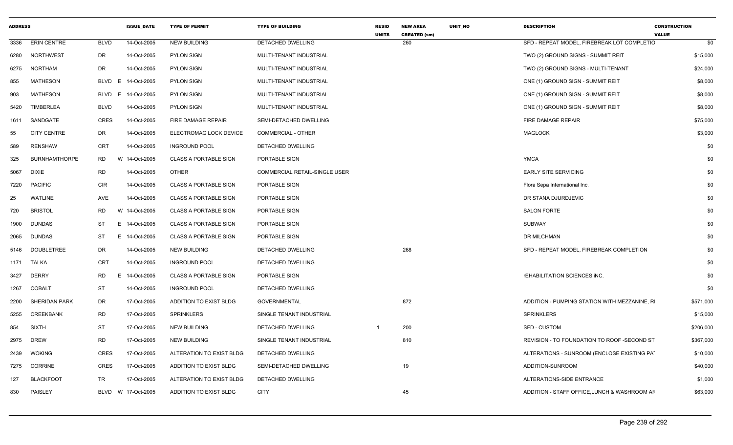| ADDRESS | | | ISSUE_DATE | TYPE OF PERMIT | TYPE OF BUILDING | RESID UNITS | NEW AREA CREATED (sm) | UNIT_NO | DESCRIPTION | CONSTRUCTION VALUE |
|---|---|---|---|---|---|---|---|---|---|---|
| 3336 | ERIN CENTRE | BLVD | 14-Oct-2005 | NEW BUILDING | DETACHED DWELLING | | 260 | | SFD - REPEAT MODEL, FIREBREAK LOT COMPLETIO | $0 |
| 6280 | NORTHWEST | DR | 14-Oct-2005 | PYLON SIGN | MULTI-TENANT INDUSTRIAL | | | | TWO (2) GROUND SIGNS - SUMMIT REIT | $15,000 |
| 6275 | NORTHAM | DR | 14-Oct-2005 | PYLON SIGN | MULTI-TENANT INDUSTRIAL | | | | TWO (2) GROUND SIGNS - MULTI-TENANT | $24,000 |
| 855 | MATHESON | BLVD E | 14-Oct-2005 | PYLON SIGN | MULTI-TENANT INDUSTRIAL | | | | ONE (1) GROUND SIGN - SUMMIT REIT | $8,000 |
| 903 | MATHESON | BLVD E | 14-Oct-2005 | PYLON SIGN | MULTI-TENANT INDUSTRIAL | | | | ONE (1) GROUND SIGN - SUMMIT REIT | $8,000 |
| 5420 | TIMBERLEA | BLVD | 14-Oct-2005 | PYLON SIGN | MULTI-TENANT INDUSTRIAL | | | | ONE (1) GROUND SIGN - SUMMIT REIT | $8,000 |
| 1611 | SANDGATE | CRES | 14-Oct-2005 | FIRE DAMAGE REPAIR | SEMI-DETACHED DWELLING | | | | FIRE DAMAGE REPAIR | $75,000 |
| 55 | CITY CENTRE | DR | 14-Oct-2005 | ELECTROMAG LOCK DEVICE | COMMERCIAL - OTHER | | | | MAGLOCK | $3,000 |
| 589 | RENSHAW | CRT | 14-Oct-2005 | INGROUND POOL | DETACHED DWELLING | | | | | $0 |
| 325 | BURNHAMTHORPE | RD W | 14-Oct-2005 | CLASS A PORTABLE SIGN | PORTABLE SIGN | | | | YMCA | $0 |
| 5067 | DIXIE | RD | 14-Oct-2005 | OTHER | COMMERCIAL RETAIL-SINGLE USER | | | | EARLY SITE SERVICING | $0 |
| 7220 | PACIFIC | CIR | 14-Oct-2005 | CLASS A PORTABLE SIGN | PORTABLE SIGN | | | | Flora Sepa International Inc. | $0 |
| 25 | WATLINE | AVE | 14-Oct-2005 | CLASS A PORTABLE SIGN | PORTABLE SIGN | | | | DR STANA DJURDJEVIC | $0 |
| 720 | BRISTOL | RD W | 14-Oct-2005 | CLASS A PORTABLE SIGN | PORTABLE SIGN | | | | SALON FORTE | $0 |
| 1900 | DUNDAS | ST E | 14-Oct-2005 | CLASS A PORTABLE SIGN | PORTABLE SIGN | | | | SUBWAY | $0 |
| 2065 | DUNDAS | ST E | 14-Oct-2005 | CLASS A PORTABLE SIGN | PORTABLE SIGN | | | | DR MILCHMAN | $0 |
| 5146 | DOUBLETREE | DR | 14-Oct-2005 | NEW BUILDING | DETACHED DWELLING | | 268 | | SFD - REPEAT MODEL, FIREBREAK COMPLETION | $0 |
| 1171 | TALKA | CRT | 14-Oct-2005 | INGROUND POOL | DETACHED DWELLING | | | | | $0 |
| 3427 | DERRY | RD E | 14-Oct-2005 | CLASS A PORTABLE SIGN | PORTABLE SIGN | | | | rEHABILITATION SCIENCES iNC. | $0 |
| 1267 | COBALT | ST | 14-Oct-2005 | INGROUND POOL | DETACHED DWELLING | | | | | $0 |
| 2200 | SHERIDAN PARK | DR | 17-Oct-2005 | ADDITION TO EXIST BLDG | GOVERNMENTAL | | 872 | | ADDITION - PUMPING STATION WITH MEZZANINE, RI | $571,000 |
| 5255 | CREEKBANK | RD | 17-Oct-2005 | SPRINKLERS | SINGLE TENANT INDUSTRIAL | | | | SPRINKLERS | $15,000 |
| 854 | SIXTH | ST | 17-Oct-2005 | NEW BUILDING | DETACHED DWELLING | 1 | 200 | | SFD - CUSTOM | $206,000 |
| 2975 | DREW | RD | 17-Oct-2005 | NEW BUILDING | SINGLE TENANT INDUSTRIAL | | 810 | | REVISION - TO FOUNDATION TO ROOF -SECOND ST | $367,000 |
| 2439 | WOKING | CRES | 17-Oct-2005 | ALTERATION TO EXIST BLDG | DETACHED DWELLING | | | | ALTERATIONS - SUNROOM (ENCLOSE EXISTING PAT | $10,000 |
| 7275 | CORRINE | CRES | 17-Oct-2005 | ADDITION TO EXIST BLDG | SEMI-DETACHED DWELLING | | 19 | | ADDITION-SUNROOM | $40,000 |
| 127 | BLACKFOOT | TR | 17-Oct-2005 | ALTERATION TO EXIST BLDG | DETACHED DWELLING | | | | ALTERATIONS-SIDE ENTRANCE | $1,000 |
| 830 | PAISLEY | BLVD W | 17-Oct-2005 | ADDITION TO EXIST BLDG | CITY | | 45 | | ADDITION - STAFF OFFICE,LUNCH & WASHROOM AF | $63,000 |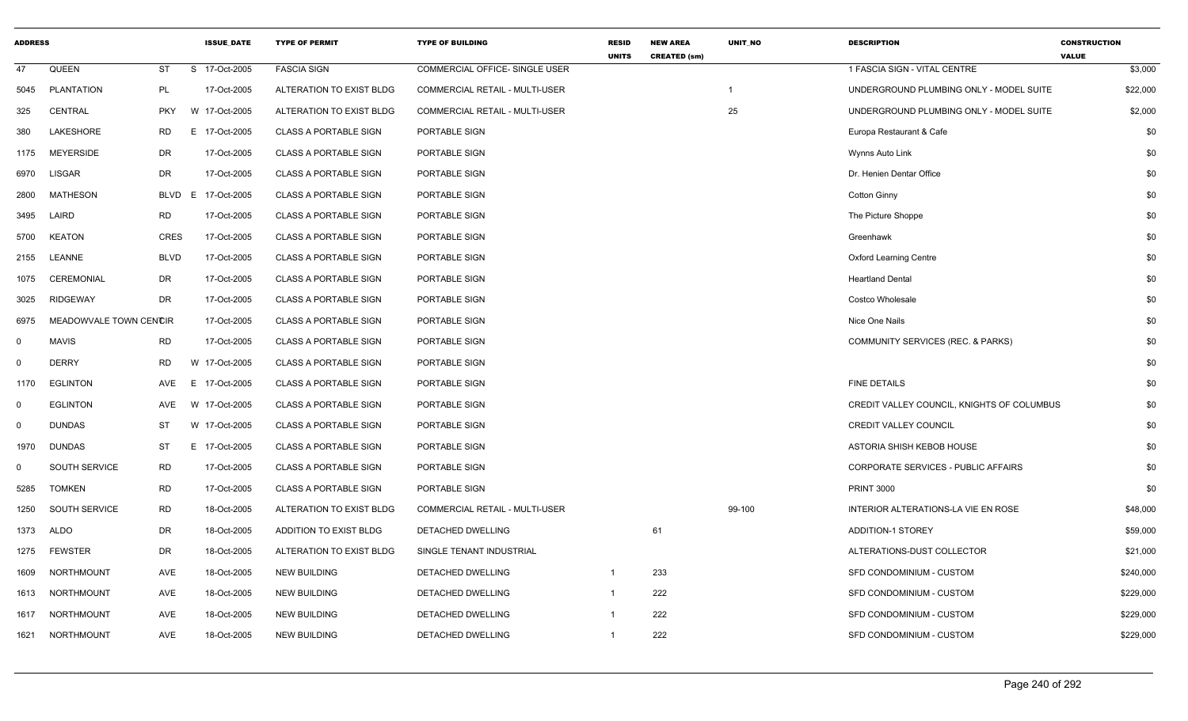| ADDRESS | | | | ISSUE_DATE | TYPE OF PERMIT | TYPE OF BUILDING | RESID UNITS | NEW AREA CREATED (sm) | UNIT_NO | DESCRIPTION | CONSTRUCTION VALUE |
|---|---|---|---|---|---|---|---|---|---|---|---|
| 47 | QUEEN | ST | S | 17-Oct-2005 | FASCIA SIGN | COMMERCIAL OFFICE- SINGLE USER | | | | 1 FASCIA SIGN - VITAL CENTRE | $3,000 |
| 5045 | PLANTATION | PL | | 17-Oct-2005 | ALTERATION TO EXIST BLDG | COMMERCIAL RETAIL - MULTI-USER | | | 1 | UNDERGROUND PLUMBING ONLY - MODEL SUITE | $22,000 |
| 325 | CENTRAL | PKY | W | 17-Oct-2005 | ALTERATION TO EXIST BLDG | COMMERCIAL RETAIL - MULTI-USER | | | 25 | UNDERGROUND PLUMBING ONLY - MODEL SUITE | $2,000 |
| 380 | LAKESHORE | RD | E | 17-Oct-2005 | CLASS A PORTABLE SIGN | PORTABLE SIGN | | | | Europa Restaurant & Cafe | $0 |
| 1175 | MEYERSIDE | DR | | 17-Oct-2005 | CLASS A PORTABLE SIGN | PORTABLE SIGN | | | | Wynns Auto Link | $0 |
| 6970 | LISGAR | DR | | 17-Oct-2005 | CLASS A PORTABLE SIGN | PORTABLE SIGN | | | | Dr. Henien Dentar Office | $0 |
| 2800 | MATHESON | BLVD | E | 17-Oct-2005 | CLASS A PORTABLE SIGN | PORTABLE SIGN | | | | Cotton Ginny | $0 |
| 3495 | LAIRD | RD | | 17-Oct-2005 | CLASS A PORTABLE SIGN | PORTABLE SIGN | | | | The Picture Shoppe | $0 |
| 5700 | KEATON | CRES | | 17-Oct-2005 | CLASS A PORTABLE SIGN | PORTABLE SIGN | | | | Greenhawk | $0 |
| 2155 | LEANNE | BLVD | | 17-Oct-2005 | CLASS A PORTABLE SIGN | PORTABLE SIGN | | | | Oxford Learning Centre | $0 |
| 1075 | CEREMONIAL | DR | | 17-Oct-2005 | CLASS A PORTABLE SIGN | PORTABLE SIGN | | | | Heartland Dental | $0 |
| 3025 | RIDGEWAY | DR | | 17-Oct-2005 | CLASS A PORTABLE SIGN | PORTABLE SIGN | | | | Costco Wholesale | $0 |
| 6975 | MEADOWVALE TOWN CENTCIR | | | 17-Oct-2005 | CLASS A PORTABLE SIGN | PORTABLE SIGN | | | | Nice One Nails | $0 |
| 0 | MAVIS | RD | | 17-Oct-2005 | CLASS A PORTABLE SIGN | PORTABLE SIGN | | | | COMMUNITY SERVICES (REC. & PARKS) | $0 |
| 0 | DERRY | RD | W | 17-Oct-2005 | CLASS A PORTABLE SIGN | PORTABLE SIGN | | | | | $0 |
| 1170 | EGLINTON | AVE | E | 17-Oct-2005 | CLASS A PORTABLE SIGN | PORTABLE SIGN | | | | FINE DETAILS | $0 |
| 0 | EGLINTON | AVE | W | 17-Oct-2005 | CLASS A PORTABLE SIGN | PORTABLE SIGN | | | | CREDIT VALLEY COUNCIL, KNIGHTS OF COLUMBUS | $0 |
| 0 | DUNDAS | ST | W | 17-Oct-2005 | CLASS A PORTABLE SIGN | PORTABLE SIGN | | | | CREDIT VALLEY COUNCIL | $0 |
| 1970 | DUNDAS | ST | E | 17-Oct-2005 | CLASS A PORTABLE SIGN | PORTABLE SIGN | | | | ASTORIA SHISH KEBOB HOUSE | $0 |
| 0 | SOUTH SERVICE | RD | | 17-Oct-2005 | CLASS A PORTABLE SIGN | PORTABLE SIGN | | | | CORPORATE SERVICES - PUBLIC AFFAIRS | $0 |
| 5285 | TOMKEN | RD | | 17-Oct-2005 | CLASS A PORTABLE SIGN | PORTABLE SIGN | | | | PRINT 3000 | $0 |
| 1250 | SOUTH SERVICE | RD | | 18-Oct-2005 | ALTERATION TO EXIST BLDG | COMMERCIAL RETAIL - MULTI-USER | | | 99-100 | INTERIOR ALTERATIONS-LA VIE EN ROSE | $48,000 |
| 1373 | ALDO | DR | | 18-Oct-2005 | ADDITION TO EXIST BLDG | DETACHED DWELLING | | 61 | | ADDITION-1 STOREY | $59,000 |
| 1275 | FEWSTER | DR | | 18-Oct-2005 | ALTERATION TO EXIST BLDG | SINGLE TENANT INDUSTRIAL | | | | ALTERATIONS-DUST COLLECTOR | $21,000 |
| 1609 | NORTHMOUNT | AVE | | 18-Oct-2005 | NEW BUILDING | DETACHED DWELLING | 1 | 233 | | SFD CONDOMINIUM - CUSTOM | $240,000 |
| 1613 | NORTHMOUNT | AVE | | 18-Oct-2005 | NEW BUILDING | DETACHED DWELLING | 1 | 222 | | SFD CONDOMINIUM - CUSTOM | $229,000 |
| 1617 | NORTHMOUNT | AVE | | 18-Oct-2005 | NEW BUILDING | DETACHED DWELLING | 1 | 222 | | SFD CONDOMINIUM - CUSTOM | $229,000 |
| 1621 | NORTHMOUNT | AVE | | 18-Oct-2005 | NEW BUILDING | DETACHED DWELLING | 1 | 222 | | SFD CONDOMINIUM - CUSTOM | $229,000 |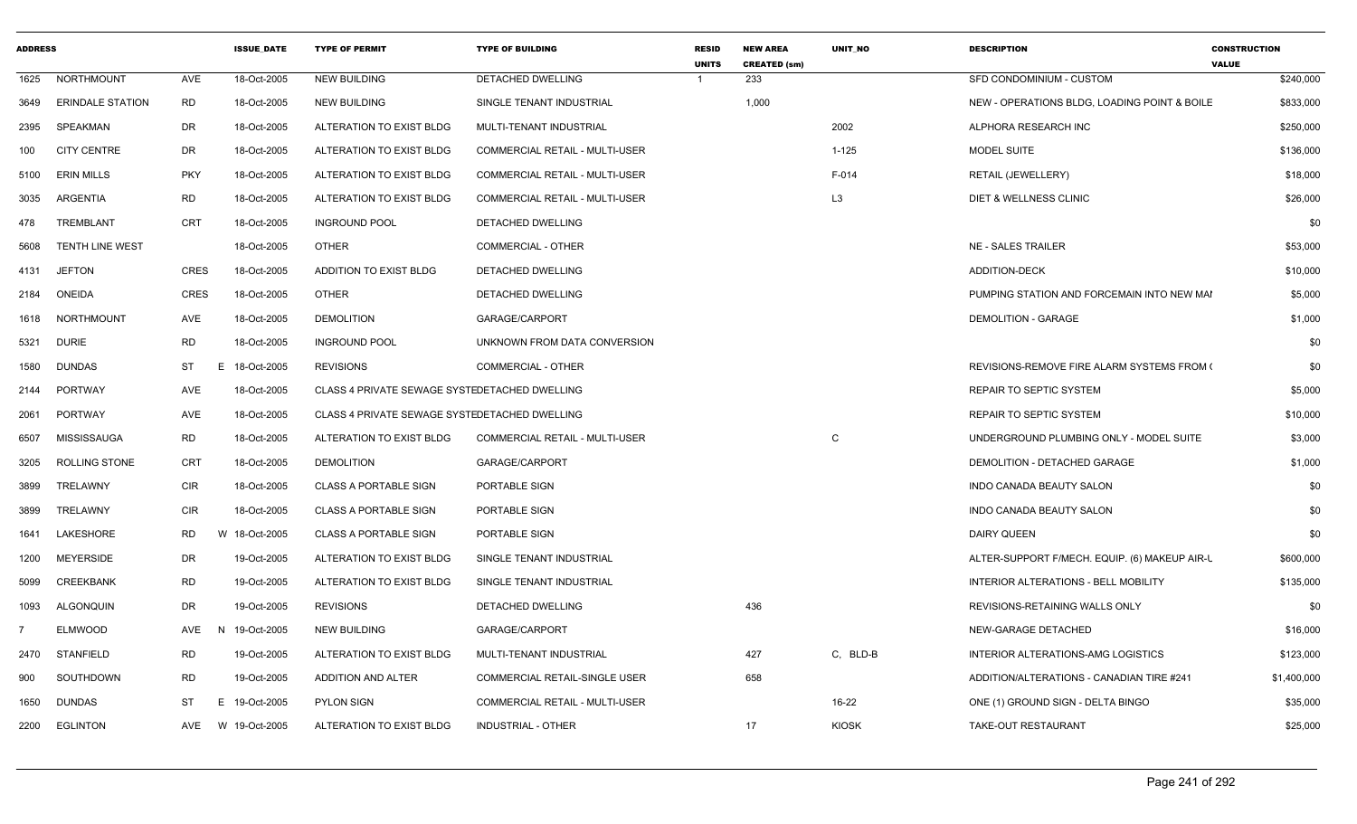| ADDRESS | | | ISSUE_DATE | TYPE OF PERMIT | TYPE OF BUILDING | RESID UNITS | NEW AREA CREATED (sm) | UNIT_NO | DESCRIPTION | CONSTRUCTION VALUE |
|---|---|---|---|---|---|---|---|---|---|---|
| 1625 | NORTHMOUNT | AVE | 18-Oct-2005 | NEW BUILDING | DETACHED DWELLING | 1 | 233 | | SFD CONDOMINIUM - CUSTOM | $240,000 |
| 3649 | ERINDALE STATION | RD | 18-Oct-2005 | NEW BUILDING | SINGLE TENANT INDUSTRIAL | | 1,000 | | NEW - OPERATIONS BLDG, LOADING POINT & BOILE | $833,000 |
| 2395 | SPEAKMAN | DR | 18-Oct-2005 | ALTERATION TO EXIST BLDG | MULTI-TENANT INDUSTRIAL | | | 2002 | ALPHORA RESEARCH INC | $250,000 |
| 100 | CITY CENTRE | DR | 18-Oct-2005 | ALTERATION TO EXIST BLDG | COMMERCIAL RETAIL - MULTI-USER | | | 1-125 | MODEL SUITE | $136,000 |
| 5100 | ERIN MILLS | PKY | 18-Oct-2005 | ALTERATION TO EXIST BLDG | COMMERCIAL RETAIL - MULTI-USER | | | F-014 | RETAIL (JEWELLERY) | $18,000 |
| 3035 | ARGENTIA | RD | 18-Oct-2005 | ALTERATION TO EXIST BLDG | COMMERCIAL RETAIL - MULTI-USER | | | L3 | DIET & WELLNESS CLINIC | $26,000 |
| 478 | TREMBLANT | CRT | 18-Oct-2005 | INGROUND POOL | DETACHED DWELLING | | | | | $0 |
| 5608 | TENTH LINE WEST | | 18-Oct-2005 | OTHER | COMMERCIAL - OTHER | | | | NE - SALES TRAILER | $53,000 |
| 4131 | JEFTON | CRES | 18-Oct-2005 | ADDITION TO EXIST BLDG | DETACHED DWELLING | | | | ADDITION-DECK | $10,000 |
| 2184 | ONEIDA | CRES | 18-Oct-2005 | OTHER | DETACHED DWELLING | | | | PUMPING STATION AND FORCEMAIN INTO NEW MAI | $5,000 |
| 1618 | NORTHMOUNT | AVE | 18-Oct-2005 | DEMOLITION | GARAGE/CARPORT | | | | DEMOLITION - GARAGE | $1,000 |
| 5321 | DURIE | RD | 18-Oct-2005 | INGROUND POOL | UNKNOWN FROM DATA CONVERSION | | | | | $0 |
| 1580 | DUNDAS | ST E | 18-Oct-2005 | REVISIONS | COMMERCIAL - OTHER | | | | REVISIONS-REMOVE FIRE ALARM SYSTEMS FROM ( | $0 |
| 2144 | PORTWAY | AVE | 18-Oct-2005 | CLASS 4 PRIVATE SEWAGE SYSTE | DETACHED DWELLING | | | | REPAIR TO SEPTIC SYSTEM | $5,000 |
| 2061 | PORTWAY | AVE | 18-Oct-2005 | CLASS 4 PRIVATE SEWAGE SYSTE | DETACHED DWELLING | | | | REPAIR TO SEPTIC SYSTEM | $10,000 |
| 6507 | MISSISSAUGA | RD | 18-Oct-2005 | ALTERATION TO EXIST BLDG | COMMERCIAL RETAIL - MULTI-USER | | | C | UNDERGROUND PLUMBING ONLY - MODEL SUITE | $3,000 |
| 3205 | ROLLING STONE | CRT | 18-Oct-2005 | DEMOLITION | GARAGE/CARPORT | | | | DEMOLITION - DETACHED GARAGE | $1,000 |
| 3899 | TRELAWNY | CIR | 18-Oct-2005 | CLASS A PORTABLE SIGN | PORTABLE SIGN | | | | INDO CANADA BEAUTY SALON | $0 |
| 3899 | TRELAWNY | CIR | 18-Oct-2005 | CLASS A PORTABLE SIGN | PORTABLE SIGN | | | | INDO CANADA BEAUTY SALON | $0 |
| 1641 | LAKESHORE | RD W | 18-Oct-2005 | CLASS A PORTABLE SIGN | PORTABLE SIGN | | | | DAIRY QUEEN | $0 |
| 1200 | MEYERSIDE | DR | 19-Oct-2005 | ALTERATION TO EXIST BLDG | SINGLE TENANT INDUSTRIAL | | | | ALTER-SUPPORT F/MECH. EQUIP. (6) MAKEUP AIR-U | $600,000 |
| 5099 | CREEKBANK | RD | 19-Oct-2005 | ALTERATION TO EXIST BLDG | SINGLE TENANT INDUSTRIAL | | | | INTERIOR ALTERATIONS - BELL MOBILITY | $135,000 |
| 1093 | ALGONQUIN | DR | 19-Oct-2005 | REVISIONS | DETACHED DWELLING | | 436 | | REVISIONS-RETAINING WALLS ONLY | $0 |
| 7 | ELMWOOD | AVE N | 19-Oct-2005 | NEW BUILDING | GARAGE/CARPORT | | | | NEW-GARAGE DETACHED | $16,000 |
| 2470 | STANFIELD | RD | 19-Oct-2005 | ALTERATION TO EXIST BLDG | MULTI-TENANT INDUSTRIAL | | 427 | C, BLD-B | INTERIOR ALTERATIONS-AMG LOGISTICS | $123,000 |
| 900 | SOUTHDOWN | RD | 19-Oct-2005 | ADDITION AND ALTER | COMMERCIAL RETAIL-SINGLE USER | | 658 | | ADDITION/ALTERATIONS - CANADIAN TIRE #241 | $1,400,000 |
| 1650 | DUNDAS | ST E | 19-Oct-2005 | PYLON SIGN | COMMERCIAL RETAIL - MULTI-USER | | | 16-22 | ONE (1) GROUND SIGN - DELTA BINGO | $35,000 |
| 2200 | EGLINTON | AVE W | 19-Oct-2005 | ALTERATION TO EXIST BLDG | INDUSTRIAL - OTHER | | 17 | KIOSK | TAKE-OUT RESTAURANT | $25,000 |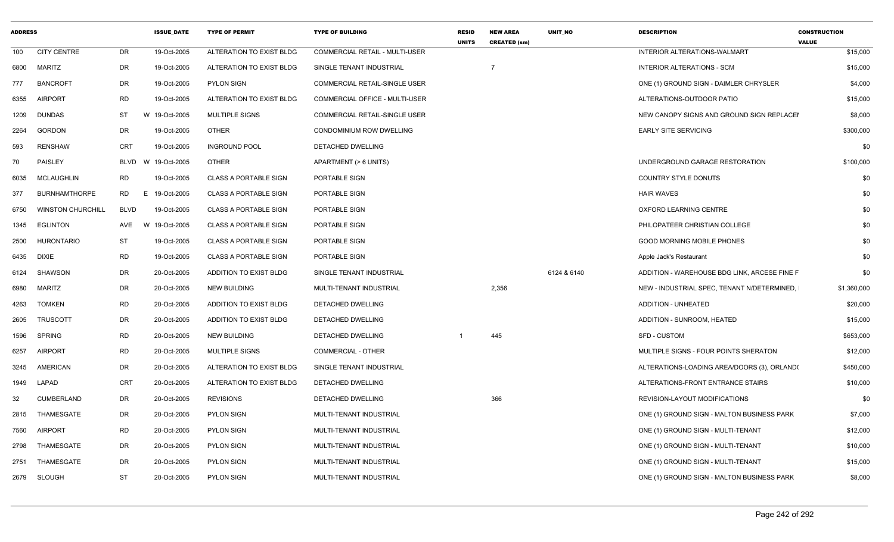| ADDRESS | | | ISSUE_DATE | TYPE OF PERMIT | TYPE OF BUILDING | RESID UNITS | NEW AREA CREATED (sm) | UNIT_NO | DESCRIPTION | CONSTRUCTION VALUE |
|---|---|---|---|---|---|---|---|---|---|---|
| 100 | CITY CENTRE | DR | 19-Oct-2005 | ALTERATION TO EXIST BLDG | COMMERCIAL RETAIL - MULTI-USER | | | | INTERIOR ALTERATIONS-WALMART | $15,000 |
| 6800 | MARITZ | DR | 19-Oct-2005 | ALTERATION TO EXIST BLDG | SINGLE TENANT INDUSTRIAL | | 7 | | INTERIOR ALTERATIONS - SCM | $15,000 |
| 777 | BANCROFT | DR | 19-Oct-2005 | PYLON SIGN | COMMERCIAL RETAIL-SINGLE USER | | | | ONE (1) GROUND SIGN - DAIMLER CHRYSLER | $4,000 |
| 6355 | AIRPORT | RD | 19-Oct-2005 | ALTERATION TO EXIST BLDG | COMMERCIAL OFFICE - MULTI-USER | | | | ALTERATIONS-OUTDOOR PATIO | $15,000 |
| 1209 | DUNDAS | ST W | 19-Oct-2005 | MULTIPLE SIGNS | COMMERCIAL RETAIL-SINGLE USER | | | | NEW CANOPY SIGNS AND GROUND SIGN REPLACEI | $8,000 |
| 2264 | GORDON | DR | 19-Oct-2005 | OTHER | CONDOMINIUM ROW DWELLING | | | | EARLY SITE SERVICING | $300,000 |
| 593 | RENSHAW | CRT | 19-Oct-2005 | INGROUND POOL | DETACHED DWELLING | | | | | $0 |
| 70 | PAISLEY | BLVD W | 19-Oct-2005 | OTHER | APARTMENT (> 6 UNITS) | | | | UNDERGROUND GARAGE RESTORATION | $100,000 |
| 6035 | MCLAUGHLIN | RD | 19-Oct-2005 | CLASS A PORTABLE SIGN | PORTABLE SIGN | | | | COUNTRY STYLE DONUTS | $0 |
| 377 | BURNHAMTHORPE | RD E | 19-Oct-2005 | CLASS A PORTABLE SIGN | PORTABLE SIGN | | | | HAIR WAVES | $0 |
| 6750 | WINSTON CHURCHILL | BLVD | 19-Oct-2005 | CLASS A PORTABLE SIGN | PORTABLE SIGN | | | | OXFORD LEARNING CENTRE | $0 |
| 1345 | EGLINTON | AVE W | 19-Oct-2005 | CLASS A PORTABLE SIGN | PORTABLE SIGN | | | | PHILOPATEER CHRISTIAN COLLEGE | $0 |
| 2500 | HURONTARIO | ST | 19-Oct-2005 | CLASS A PORTABLE SIGN | PORTABLE SIGN | | | | GOOD MORNING MOBILE PHONES | $0 |
| 6435 | DIXIE | RD | 19-Oct-2005 | CLASS A PORTABLE SIGN | PORTABLE SIGN | | | | Apple Jack's Restaurant | $0 |
| 6124 | SHAWSON | DR | 20-Oct-2005 | ADDITION TO EXIST BLDG | SINGLE TENANT INDUSTRIAL | | | 6124 & 6140 | ADDITION - WAREHOUSE BDG LINK, ARCESE FINE F | $0 |
| 6980 | MARITZ | DR | 20-Oct-2005 | NEW BUILDING | MULTI-TENANT INDUSTRIAL | | 2,356 | | NEW - INDUSTRIAL SPEC, TENANT N/DETERMINED, | $1,360,000 |
| 4263 | TOMKEN | RD | 20-Oct-2005 | ADDITION TO EXIST BLDG | DETACHED DWELLING | | | | ADDITION - UNHEATED | $20,000 |
| 2605 | TRUSCOTT | DR | 20-Oct-2005 | ADDITION TO EXIST BLDG | DETACHED DWELLING | | | | ADDITION - SUNROOM, HEATED | $15,000 |
| 1596 | SPRING | RD | 20-Oct-2005 | NEW BUILDING | DETACHED DWELLING | 1 | 445 | | SFD - CUSTOM | $653,000 |
| 6257 | AIRPORT | RD | 20-Oct-2005 | MULTIPLE SIGNS | COMMERCIAL - OTHER | | | | MULTIPLE SIGNS - FOUR POINTS SHERATON | $12,000 |
| 3245 | AMERICAN | DR | 20-Oct-2005 | ALTERATION TO EXIST BLDG | SINGLE TENANT INDUSTRIAL | | | | ALTERATIONS-LOADING AREA/DOORS (3), ORLAND( | $450,000 |
| 1949 | LAPAD | CRT | 20-Oct-2005 | ALTERATION TO EXIST BLDG | DETACHED DWELLING | | | | ALTERATIONS-FRONT ENTRANCE STAIRS | $10,000 |
| 32 | CUMBERLAND | DR | 20-Oct-2005 | REVISIONS | DETACHED DWELLING | | 366 | | REVISION-LAYOUT MODIFICATIONS | $0 |
| 2815 | THAMESGATE | DR | 20-Oct-2005 | PYLON SIGN | MULTI-TENANT INDUSTRIAL | | | | ONE (1) GROUND SIGN - MALTON BUSINESS PARK | $7,000 |
| 7560 | AIRPORT | RD | 20-Oct-2005 | PYLON SIGN | MULTI-TENANT INDUSTRIAL | | | | ONE (1) GROUND SIGN - MULTI-TENANT | $12,000 |
| 2798 | THAMESGATE | DR | 20-Oct-2005 | PYLON SIGN | MULTI-TENANT INDUSTRIAL | | | | ONE (1) GROUND SIGN - MULTI-TENANT | $10,000 |
| 2751 | THAMESGATE | DR | 20-Oct-2005 | PYLON SIGN | MULTI-TENANT INDUSTRIAL | | | | ONE (1) GROUND SIGN - MULTI-TENANT | $15,000 |
| 2679 | SLOUGH | ST | 20-Oct-2005 | PYLON SIGN | MULTI-TENANT INDUSTRIAL | | | | ONE (1) GROUND SIGN - MALTON BUSINESS PARK | $8,000 |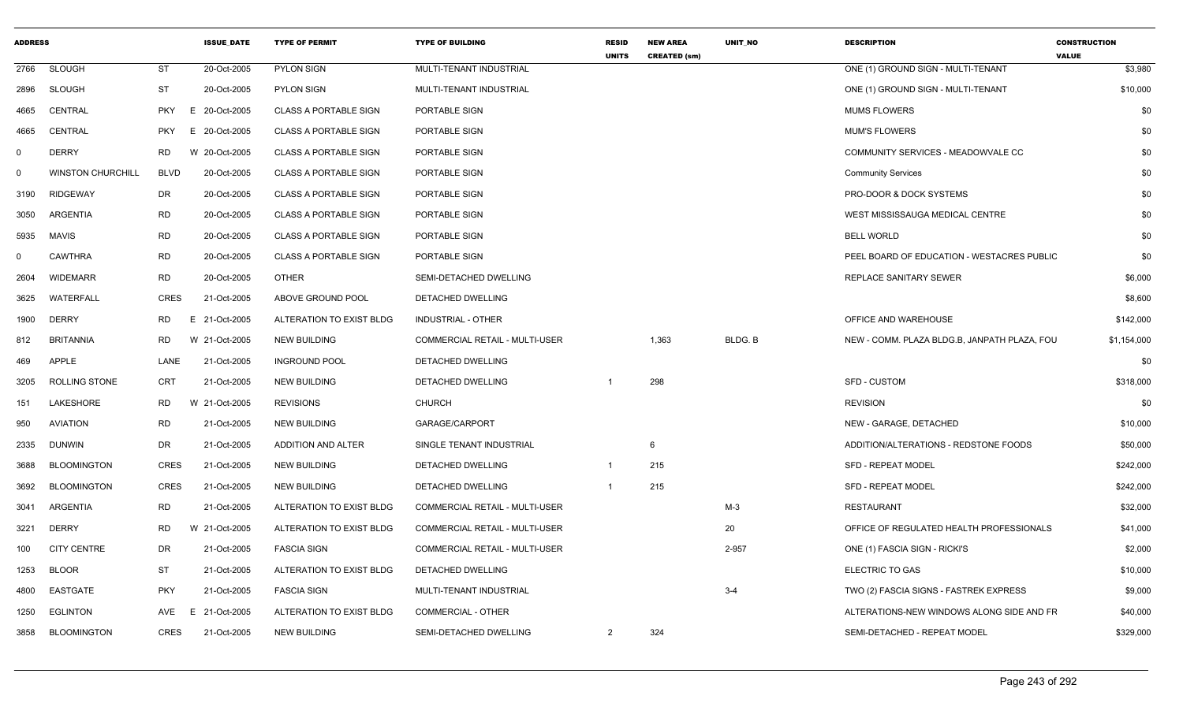| ADDRESS | | | ISSUE_DATE | TYPE OF PERMIT | TYPE OF BUILDING | RESID UNITS | NEW AREA CREATED (sm) | UNIT_NO | DESCRIPTION | CONSTRUCTION VALUE |
|---|---|---|---|---|---|---|---|---|---|---|
| 2766 | SLOUGH | ST | 20-Oct-2005 | PYLON SIGN | MULTI-TENANT INDUSTRIAL | | | | ONE (1) GROUND SIGN - MULTI-TENANT | $3,980 |
| 2896 | SLOUGH | ST | 20-Oct-2005 | PYLON SIGN | MULTI-TENANT INDUSTRIAL | | | | ONE (1) GROUND SIGN - MULTI-TENANT | $10,000 |
| 4665 | CENTRAL | PKY E | 20-Oct-2005 | CLASS A PORTABLE SIGN | PORTABLE SIGN | | | | MUMS FLOWERS | $0 |
| 4665 | CENTRAL | PKY E | 20-Oct-2005 | CLASS A PORTABLE SIGN | PORTABLE SIGN | | | | MUM'S FLOWERS | $0 |
| 0 | DERRY | RD W | 20-Oct-2005 | CLASS A PORTABLE SIGN | PORTABLE SIGN | | | | COMMUNITY SERVICES - MEADOWVALE CC | $0 |
| 0 | WINSTON CHURCHILL | BLVD | 20-Oct-2005 | CLASS A PORTABLE SIGN | PORTABLE SIGN | | | | Community Services | $0 |
| 3190 | RIDGEWAY | DR | 20-Oct-2005 | CLASS A PORTABLE SIGN | PORTABLE SIGN | | | | PRO-DOOR & DOCK SYSTEMS | $0 |
| 3050 | ARGENTIA | RD | 20-Oct-2005 | CLASS A PORTABLE SIGN | PORTABLE SIGN | | | | WEST MISSISSAUGA MEDICAL CENTRE | $0 |
| 5935 | MAVIS | RD | 20-Oct-2005 | CLASS A PORTABLE SIGN | PORTABLE SIGN | | | | BELL WORLD | $0 |
| 0 | CAWTHRA | RD | 20-Oct-2005 | CLASS A PORTABLE SIGN | PORTABLE SIGN | | | | PEEL BOARD OF EDUCATION - WESTACRES PUBLIC | $0 |
| 2604 | WIDEMARR | RD | 20-Oct-2005 | OTHER | SEMI-DETACHED DWELLING | | | | REPLACE SANITARY SEWER | $6,000 |
| 3625 | WATERFALL | CRES | 21-Oct-2005 | ABOVE GROUND POOL | DETACHED DWELLING | | | | | $8,600 |
| 1900 | DERRY | RD E | 21-Oct-2005 | ALTERATION TO EXIST BLDG | INDUSTRIAL - OTHER | | | | OFFICE AND WAREHOUSE | $142,000 |
| 812 | BRITANNIA | RD W | 21-Oct-2005 | NEW BUILDING | COMMERCIAL RETAIL - MULTI-USER | | 1,363 | BLDG. B | NEW - COMM. PLAZA BLDG.B, JANPATH PLAZA, FOU | $1,154,000 |
| 469 | APPLE | LANE | 21-Oct-2005 | INGROUND POOL | DETACHED DWELLING | | | | | $0 |
| 3205 | ROLLING STONE | CRT | 21-Oct-2005 | NEW BUILDING | DETACHED DWELLING | 1 | 298 | | SFD - CUSTOM | $318,000 |
| 151 | LAKESHORE | RD W | 21-Oct-2005 | REVISIONS | CHURCH | | | | REVISION | $0 |
| 950 | AVIATION | RD | 21-Oct-2005 | NEW BUILDING | GARAGE/CARPORT | | | | NEW - GARAGE, DETACHED | $10,000 |
| 2335 | DUNWIN | DR | 21-Oct-2005 | ADDITION AND ALTER | SINGLE TENANT INDUSTRIAL | | 6 | | ADDITION/ALTERATIONS - REDSTONE FOODS | $50,000 |
| 3688 | BLOOMINGTON | CRES | 21-Oct-2005 | NEW BUILDING | DETACHED DWELLING | 1 | 215 | | SFD - REPEAT MODEL | $242,000 |
| 3692 | BLOOMINGTON | CRES | 21-Oct-2005 | NEW BUILDING | DETACHED DWELLING | 1 | 215 | | SFD - REPEAT MODEL | $242,000 |
| 3041 | ARGENTIA | RD | 21-Oct-2005 | ALTERATION TO EXIST BLDG | COMMERCIAL RETAIL - MULTI-USER | | | M-3 | RESTAURANT | $32,000 |
| 3221 | DERRY | RD W | 21-Oct-2005 | ALTERATION TO EXIST BLDG | COMMERCIAL RETAIL - MULTI-USER | | | 20 | OFFICE OF REGULATED HEALTH PROFESSIONALS | $41,000 |
| 100 | CITY CENTRE | DR | 21-Oct-2005 | FASCIA SIGN | COMMERCIAL RETAIL - MULTI-USER | | | 2-957 | ONE (1) FASCIA SIGN - RICKI'S | $2,000 |
| 1253 | BLOOR | ST | 21-Oct-2005 | ALTERATION TO EXIST BLDG | DETACHED DWELLING | | | | ELECTRIC TO GAS | $10,000 |
| 4800 | EASTGATE | PKY | 21-Oct-2005 | FASCIA SIGN | MULTI-TENANT INDUSTRIAL | | | 3-4 | TWO (2) FASCIA SIGNS - FASTREK EXPRESS | $9,000 |
| 1250 | EGLINTON | AVE E | 21-Oct-2005 | ALTERATION TO EXIST BLDG | COMMERCIAL - OTHER | | | | ALTERATIONS-NEW WINDOWS ALONG SIDE AND FR | $40,000 |
| 3858 | BLOOMINGTON | CRES | 21-Oct-2005 | NEW BUILDING | SEMI-DETACHED DWELLING | 2 | 324 | | SEMI-DETACHED - REPEAT MODEL | $329,000 |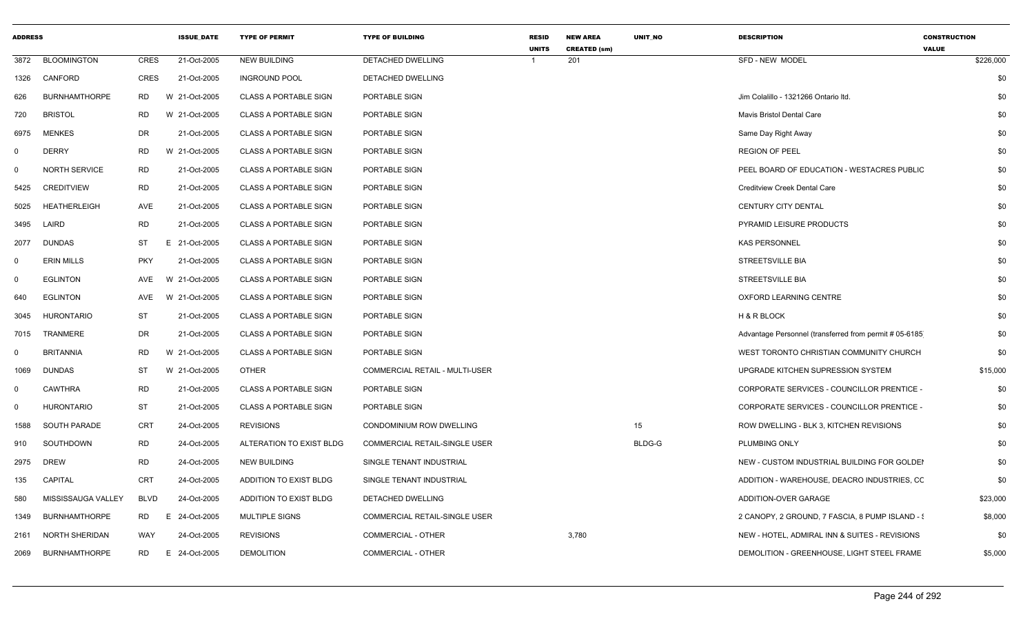| ADDRESS | | | ISSUE_DATE | TYPE OF PERMIT | TYPE OF BUILDING | RESID UNITS | NEW AREA CREATED (sm) | UNIT_NO | DESCRIPTION | CONSTRUCTION VALUE |
|---|---|---|---|---|---|---|---|---|---|---|
| 3872 | BLOOMINGTON | CRES | 21-Oct-2005 | NEW BUILDING | DETACHED DWELLING | 1 | 201 | | SFD - NEW MODEL | $226,000 |
| 1326 | CANFORD | CRES | 21-Oct-2005 | INGROUND POOL | DETACHED DWELLING | | | | | $0 |
| 626 | BURNHAMTHORPE | RD | W 21-Oct-2005 | CLASS A PORTABLE SIGN | PORTABLE SIGN | | | | Jim Colalillo - 1321266 Ontario ltd. | $0 |
| 720 | BRISTOL | RD | W 21-Oct-2005 | CLASS A PORTABLE SIGN | PORTABLE SIGN | | | | Mavis Bristol Dental Care | $0 |
| 6975 | MENKES | DR | 21-Oct-2005 | CLASS A PORTABLE SIGN | PORTABLE SIGN | | | | Same Day Right Away | $0 |
| 0 | DERRY | RD | W 21-Oct-2005 | CLASS A PORTABLE SIGN | PORTABLE SIGN | | | | REGION OF PEEL | $0 |
| 0 | NORTH SERVICE | RD | 21-Oct-2005 | CLASS A PORTABLE SIGN | PORTABLE SIGN | | | | PEEL BOARD OF EDUCATION - WESTACRES PUBLIC | $0 |
| 5425 | CREDITVIEW | RD | 21-Oct-2005 | CLASS A PORTABLE SIGN | PORTABLE SIGN | | | | Creditview Creek Dental Care | $0 |
| 5025 | HEATHERLEIGH | AVE | 21-Oct-2005 | CLASS A PORTABLE SIGN | PORTABLE SIGN | | | | CENTURY CITY DENTAL | $0 |
| 3495 | LAIRD | RD | 21-Oct-2005 | CLASS A PORTABLE SIGN | PORTABLE SIGN | | | | PYRAMID LEISURE PRODUCTS | $0 |
| 2077 | DUNDAS | ST | E 21-Oct-2005 | CLASS A PORTABLE SIGN | PORTABLE SIGN | | | | KAS PERSONNEL | $0 |
| 0 | ERIN MILLS | PKY | 21-Oct-2005 | CLASS A PORTABLE SIGN | PORTABLE SIGN | | | | STREETSVILLE BIA | $0 |
| 0 | EGLINTON | AVE | W 21-Oct-2005 | CLASS A PORTABLE SIGN | PORTABLE SIGN | | | | STREETSVILLE BIA | $0 |
| 640 | EGLINTON | AVE | W 21-Oct-2005 | CLASS A PORTABLE SIGN | PORTABLE SIGN | | | | OXFORD LEARNING CENTRE | $0 |
| 3045 | HURONTARIO | ST | 21-Oct-2005 | CLASS A PORTABLE SIGN | PORTABLE SIGN | | | | H & R BLOCK | $0 |
| 7015 | TRANMERE | DR | 21-Oct-2005 | CLASS A PORTABLE SIGN | PORTABLE SIGN | | | | Advantage Personnel (transferred from permit # 05-6185 | $0 |
| 0 | BRITANNIA | RD | W 21-Oct-2005 | CLASS A PORTABLE SIGN | PORTABLE SIGN | | | | WEST TORONTO CHRISTIAN COMMUNITY CHURCH | $0 |
| 1069 | DUNDAS | ST | W 21-Oct-2005 | OTHER | COMMERCIAL RETAIL - MULTI-USER | | | | UPGRADE KITCHEN SUPRESSION SYSTEM | $15,000 |
| 0 | CAWTHRA | RD | 21-Oct-2005 | CLASS A PORTABLE SIGN | PORTABLE SIGN | | | | CORPORATE SERVICES - COUNCILLOR PRENTICE - | $0 |
| 0 | HURONTARIO | ST | 21-Oct-2005 | CLASS A PORTABLE SIGN | PORTABLE SIGN | | | | CORPORATE SERVICES - COUNCILLOR PRENTICE - | $0 |
| 1588 | SOUTH PARADE | CRT | 24-Oct-2005 | REVISIONS | CONDOMINIUM ROW DWELLING | | | 15 | ROW DWELLING - BLK 3, KITCHEN REVISIONS | $0 |
| 910 | SOUTHDOWN | RD | 24-Oct-2005 | ALTERATION TO EXIST BLDG | COMMERCIAL RETAIL-SINGLE USER | | | BLDG-G | PLUMBING ONLY | $0 |
| 2975 | DREW | RD | 24-Oct-2005 | NEW BUILDING | SINGLE TENANT INDUSTRIAL | | | | NEW - CUSTOM INDUSTRIAL BUILDING FOR GOLDEI | $0 |
| 135 | CAPITAL | CRT | 24-Oct-2005 | ADDITION TO EXIST BLDG | SINGLE TENANT INDUSTRIAL | | | | ADDITION - WAREHOUSE, DEACRO INDUSTRIES, CC | $0 |
| 580 | MISSISSAUGA VALLEY | BLVD | 24-Oct-2005 | ADDITION TO EXIST BLDG | DETACHED DWELLING | | | | ADDITION-OVER GARAGE | $23,000 |
| 1349 | BURNHAMTHORPE | RD | E 24-Oct-2005 | MULTIPLE SIGNS | COMMERCIAL RETAIL-SINGLE USER | | | | 2 CANOPY, 2 GROUND, 7 FASCIA, 8 PUMP ISLAND - S | $8,000 |
| 2161 | NORTH SHERIDAN | WAY | 24-Oct-2005 | REVISIONS | COMMERCIAL - OTHER | | 3,780 | | NEW - HOTEL, ADMIRAL INN & SUITES - REVISIONS | $0 |
| 2069 | BURNHAMTHORPE | RD | E 24-Oct-2005 | DEMOLITION | COMMERCIAL - OTHER | | | | DEMOLITION - GREENHOUSE, LIGHT STEEL FRAME | $5,000 |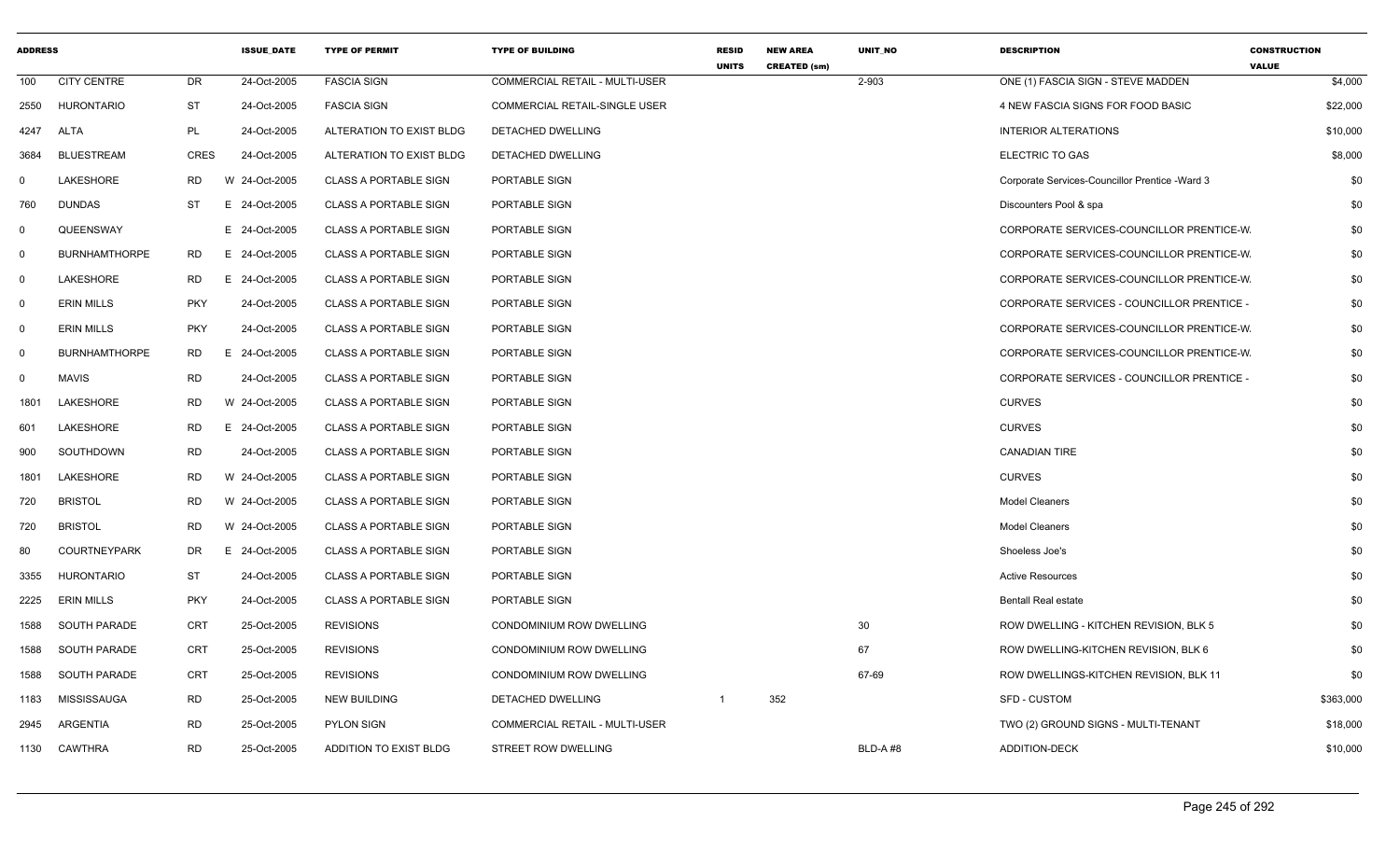| ADDRESS | | | ISSUE_DATE | TYPE OF PERMIT | TYPE OF BUILDING | RESID UNITS | NEW AREA CREATED (sm) | UNIT_NO | DESCRIPTION | CONSTRUCTION VALUE |
|---|---|---|---|---|---|---|---|---|---|---|
| 100 | CITY CENTRE | DR | 24-Oct-2005 | FASCIA SIGN | COMMERCIAL RETAIL - MULTI-USER | | | 2-903 | ONE (1) FASCIA SIGN - STEVE MADDEN | $4,000 |
| 2550 | HURONTARIO | ST | 24-Oct-2005 | FASCIA SIGN | COMMERCIAL RETAIL-SINGLE USER | | | | 4 NEW FASCIA SIGNS FOR FOOD BASIC | $22,000 |
| 4247 | ALTA | PL | 24-Oct-2005 | ALTERATION TO EXIST BLDG | DETACHED DWELLING | | | | INTERIOR ALTERATIONS | $10,000 |
| 3684 | BLUESTREAM | CRES | 24-Oct-2005 | ALTERATION TO EXIST BLDG | DETACHED DWELLING | | | | ELECTRIC TO GAS | $8,000 |
| 0 | LAKESHORE | RD | W 24-Oct-2005 | CLASS A PORTABLE SIGN | PORTABLE SIGN | | | | Corporate Services-Councillor Prentice -Ward 3 | $0 |
| 760 | DUNDAS | ST | E 24-Oct-2005 | CLASS A PORTABLE SIGN | PORTABLE SIGN | | | | Discounters Pool & spa | $0 |
| 0 | QUEENSWAY | | E 24-Oct-2005 | CLASS A PORTABLE SIGN | PORTABLE SIGN | | | | CORPORATE SERVICES-COUNCILLOR PRENTICE-W. | $0 |
| 0 | BURNHAMTHORPE | RD | E 24-Oct-2005 | CLASS A PORTABLE SIGN | PORTABLE SIGN | | | | CORPORATE SERVICES-COUNCILLOR PRENTICE-W. | $0 |
| 0 | LAKESHORE | RD | E 24-Oct-2005 | CLASS A PORTABLE SIGN | PORTABLE SIGN | | | | CORPORATE SERVICES-COUNCILLOR PRENTICE-W. | $0 |
| 0 | ERIN MILLS | PKY | 24-Oct-2005 | CLASS A PORTABLE SIGN | PORTABLE SIGN | | | | CORPORATE SERVICES - COUNCILLOR PRENTICE - | $0 |
| 0 | ERIN MILLS | PKY | 24-Oct-2005 | CLASS A PORTABLE SIGN | PORTABLE SIGN | | | | CORPORATE SERVICES-COUNCILLOR PRENTICE-W. | $0 |
| 0 | BURNHAMTHORPE | RD | E 24-Oct-2005 | CLASS A PORTABLE SIGN | PORTABLE SIGN | | | | CORPORATE SERVICES-COUNCILLOR PRENTICE-W. | $0 |
| 0 | MAVIS | RD | 24-Oct-2005 | CLASS A PORTABLE SIGN | PORTABLE SIGN | | | | CORPORATE SERVICES - COUNCILLOR PRENTICE - | $0 |
| 1801 | LAKESHORE | RD | W 24-Oct-2005 | CLASS A PORTABLE SIGN | PORTABLE SIGN | | | | CURVES | $0 |
| 601 | LAKESHORE | RD | E 24-Oct-2005 | CLASS A PORTABLE SIGN | PORTABLE SIGN | | | | CURVES | $0 |
| 900 | SOUTHDOWN | RD | 24-Oct-2005 | CLASS A PORTABLE SIGN | PORTABLE SIGN | | | | CANADIAN TIRE | $0 |
| 1801 | LAKESHORE | RD | W 24-Oct-2005 | CLASS A PORTABLE SIGN | PORTABLE SIGN | | | | CURVES | $0 |
| 720 | BRISTOL | RD | W 24-Oct-2005 | CLASS A PORTABLE SIGN | PORTABLE SIGN | | | | Model Cleaners | $0 |
| 720 | BRISTOL | RD | W 24-Oct-2005 | CLASS A PORTABLE SIGN | PORTABLE SIGN | | | | Model Cleaners | $0 |
| 80 | COURTNEYPARK | DR | E 24-Oct-2005 | CLASS A PORTABLE SIGN | PORTABLE SIGN | | | | Shoeless Joe's | $0 |
| 3355 | HURONTARIO | ST | 24-Oct-2005 | CLASS A PORTABLE SIGN | PORTABLE SIGN | | | | Active Resources | $0 |
| 2225 | ERIN MILLS | PKY | 24-Oct-2005 | CLASS A PORTABLE SIGN | PORTABLE SIGN | | | | Bentall Real estate | $0 |
| 1588 | SOUTH PARADE | CRT | 25-Oct-2005 | REVISIONS | CONDOMINIUM ROW DWELLING | | | 30 | ROW DWELLING - KITCHEN REVISION, BLK 5 | $0 |
| 1588 | SOUTH PARADE | CRT | 25-Oct-2005 | REVISIONS | CONDOMINIUM ROW DWELLING | | | 67 | ROW DWELLING-KITCHEN REVISION, BLK 6 | $0 |
| 1588 | SOUTH PARADE | CRT | 25-Oct-2005 | REVISIONS | CONDOMINIUM ROW DWELLING | | | 67-69 | ROW DWELLINGS-KITCHEN REVISION, BLK 11 | $0 |
| 1183 | MISSISSAUGA | RD | 25-Oct-2005 | NEW BUILDING | DETACHED DWELLING | 1 | 352 | | SFD - CUSTOM | $363,000 |
| 2945 | ARGENTIA | RD | 25-Oct-2005 | PYLON SIGN | COMMERCIAL RETAIL - MULTI-USER | | | | TWO (2) GROUND SIGNS - MULTI-TENANT | $18,000 |
| 1130 | CAWTHRA | RD | 25-Oct-2005 | ADDITION TO EXIST BLDG | STREET ROW DWELLING | | | BLD-A #8 | ADDITION-DECK | $10,000 |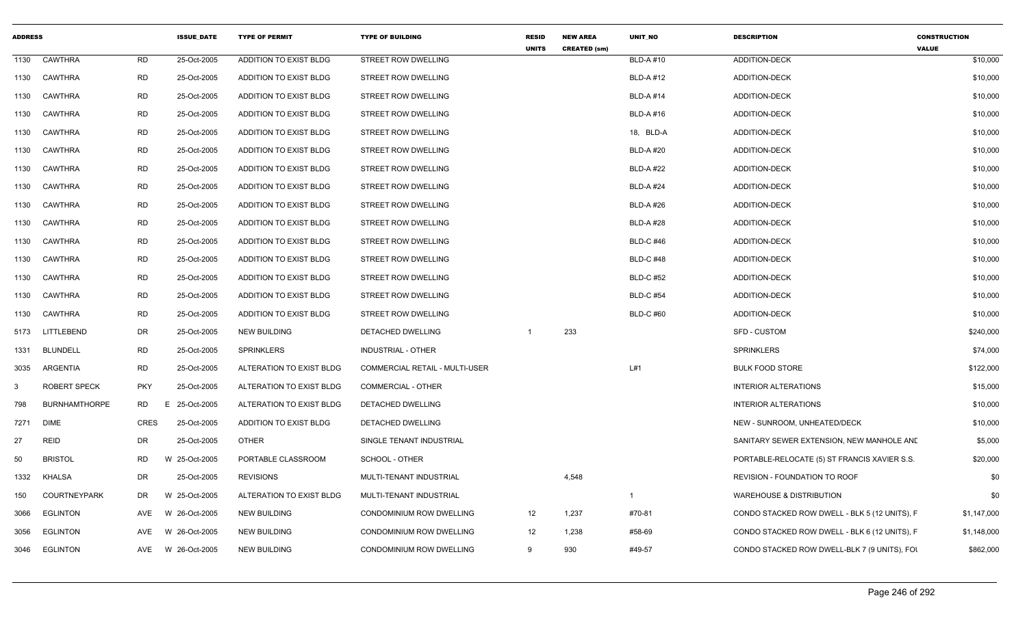| ADDRESS | | | ISSUE_DATE | TYPE OF PERMIT | TYPE OF BUILDING | RESID UNITS | NEW AREA CREATED (sm) | UNIT_NO | DESCRIPTION | CONSTRUCTION VALUE |
|---|---|---|---|---|---|---|---|---|---|---|
| 1130 | CAWTHRA | RD | 25-Oct-2005 | ADDITION TO EXIST BLDG | STREET ROW DWELLING | | | BLD-A #10 | ADDITION-DECK | $10,000 |
| 1130 | CAWTHRA | RD | 25-Oct-2005 | ADDITION TO EXIST BLDG | STREET ROW DWELLING | | | BLD-A #12 | ADDITION-DECK | $10,000 |
| 1130 | CAWTHRA | RD | 25-Oct-2005 | ADDITION TO EXIST BLDG | STREET ROW DWELLING | | | BLD-A #14 | ADDITION-DECK | $10,000 |
| 1130 | CAWTHRA | RD | 25-Oct-2005 | ADDITION TO EXIST BLDG | STREET ROW DWELLING | | | BLD-A #16 | ADDITION-DECK | $10,000 |
| 1130 | CAWTHRA | RD | 25-Oct-2005 | ADDITION TO EXIST BLDG | STREET ROW DWELLING | | | 18, BLD-A | ADDITION-DECK | $10,000 |
| 1130 | CAWTHRA | RD | 25-Oct-2005 | ADDITION TO EXIST BLDG | STREET ROW DWELLING | | | BLD-A #20 | ADDITION-DECK | $10,000 |
| 1130 | CAWTHRA | RD | 25-Oct-2005 | ADDITION TO EXIST BLDG | STREET ROW DWELLING | | | BLD-A #22 | ADDITION-DECK | $10,000 |
| 1130 | CAWTHRA | RD | 25-Oct-2005 | ADDITION TO EXIST BLDG | STREET ROW DWELLING | | | BLD-A #24 | ADDITION-DECK | $10,000 |
| 1130 | CAWTHRA | RD | 25-Oct-2005 | ADDITION TO EXIST BLDG | STREET ROW DWELLING | | | BLD-A #26 | ADDITION-DECK | $10,000 |
| 1130 | CAWTHRA | RD | 25-Oct-2005 | ADDITION TO EXIST BLDG | STREET ROW DWELLING | | | BLD-A #28 | ADDITION-DECK | $10,000 |
| 1130 | CAWTHRA | RD | 25-Oct-2005 | ADDITION TO EXIST BLDG | STREET ROW DWELLING | | | BLD-C #46 | ADDITION-DECK | $10,000 |
| 1130 | CAWTHRA | RD | 25-Oct-2005 | ADDITION TO EXIST BLDG | STREET ROW DWELLING | | | BLD-C #48 | ADDITION-DECK | $10,000 |
| 1130 | CAWTHRA | RD | 25-Oct-2005 | ADDITION TO EXIST BLDG | STREET ROW DWELLING | | | BLD-C #52 | ADDITION-DECK | $10,000 |
| 1130 | CAWTHRA | RD | 25-Oct-2005 | ADDITION TO EXIST BLDG | STREET ROW DWELLING | | | BLD-C #54 | ADDITION-DECK | $10,000 |
| 1130 | CAWTHRA | RD | 25-Oct-2005 | ADDITION TO EXIST BLDG | STREET ROW DWELLING | | | BLD-C #60 | ADDITION-DECK | $10,000 |
| 5173 | LITTLEBEND | DR | 25-Oct-2005 | NEW BUILDING | DETACHED DWELLING | 1 | 233 | | SFD - CUSTOM | $240,000 |
| 1331 | BLUNDELL | RD | 25-Oct-2005 | SPRINKLERS | INDUSTRIAL - OTHER | | | | SPRINKLERS | $74,000 |
| 3035 | ARGENTIA | RD | 25-Oct-2005 | ALTERATION TO EXIST BLDG | COMMERCIAL RETAIL - MULTI-USER | | | L#1 | BULK FOOD STORE | $122,000 |
| 3 | ROBERT SPECK | PKY | 25-Oct-2005 | ALTERATION TO EXIST BLDG | COMMERCIAL - OTHER | | | | INTERIOR ALTERATIONS | $15,000 |
| 798 | BURNHAMTHORPE | RD E | 25-Oct-2005 | ALTERATION TO EXIST BLDG | DETACHED DWELLING | | | | INTERIOR ALTERATIONS | $10,000 |
| 7271 | DIME | CRES | 25-Oct-2005 | ADDITION TO EXIST BLDG | DETACHED DWELLING | | | | NEW - SUNROOM, UNHEATED/DECK | $10,000 |
| 27 | REID | DR | 25-Oct-2005 | OTHER | SINGLE TENANT INDUSTRIAL | | | | SANITARY SEWER EXTENSION, NEW MANHOLE ANI | $5,000 |
| 50 | BRISTOL | RD W | 25-Oct-2005 | PORTABLE CLASSROOM | SCHOOL - OTHER | | | | PORTABLE-RELOCATE (5) ST FRANCIS XAVIER S.S. | $20,000 |
| 1332 | KHALSA | DR | 25-Oct-2005 | REVISIONS | MULTI-TENANT INDUSTRIAL | | 4,548 | | REVISION - FOUNDATION TO ROOF | $0 |
| 150 | COURTNEYPARK | DR W | 25-Oct-2005 | ALTERATION TO EXIST BLDG | MULTI-TENANT INDUSTRIAL | | | 1 | WAREHOUSE & DISTRIBUTION | $0 |
| 3066 | EGLINTON | AVE W | 26-Oct-2005 | NEW BUILDING | CONDOMINIUM ROW DWELLING | 12 | 1,237 | #70-81 | CONDO STACKED ROW DWELL - BLK 5 (12 UNITS), F | $1,147,000 |
| 3056 | EGLINTON | AVE W | 26-Oct-2005 | NEW BUILDING | CONDOMINIUM ROW DWELLING | 12 | 1,238 | #58-69 | CONDO STACKED ROW DWELL - BLK 6 (12 UNITS), F | $1,148,000 |
| 3046 | EGLINTON | AVE W | 26-Oct-2005 | NEW BUILDING | CONDOMINIUM ROW DWELLING | 9 | 930 | #49-57 | CONDO STACKED ROW DWELL-BLK 7 (9 UNITS), FOI | $862,000 |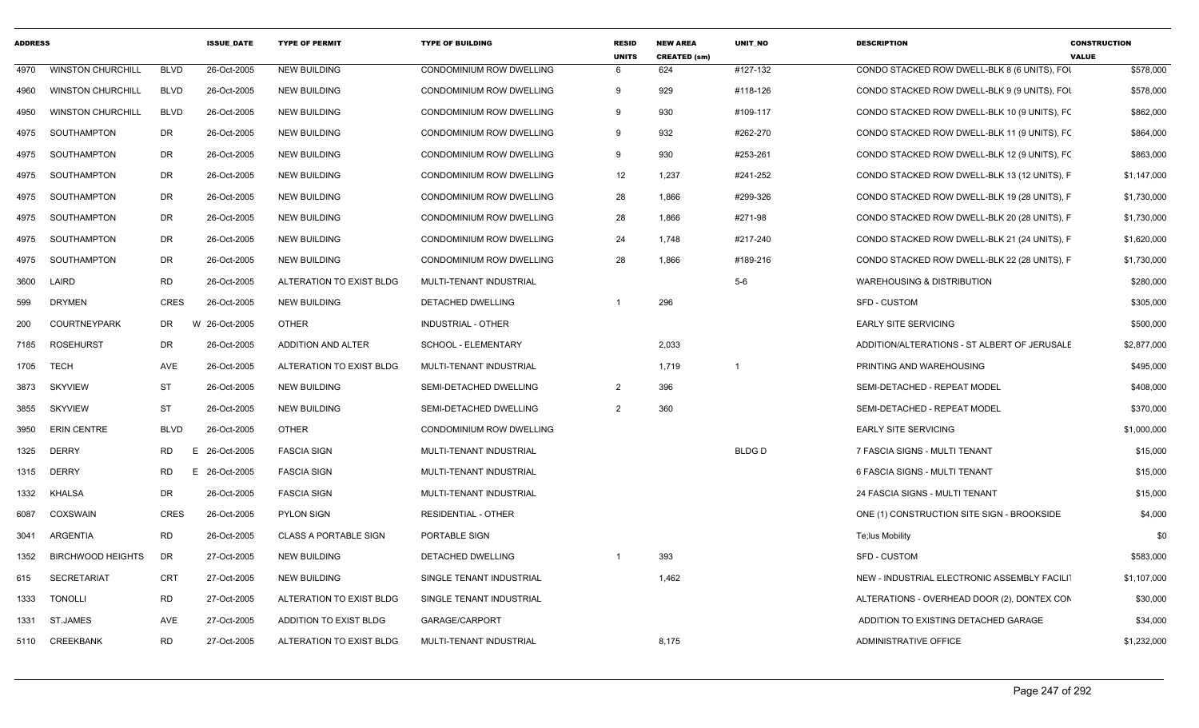| ADDRESS | | | ISSUE_DATE | TYPE OF PERMIT | TYPE OF BUILDING | RESID UNITS | NEW AREA CREATED (sm) | UNIT_NO | DESCRIPTION | CONSTRUCTION VALUE |
|---|---|---|---|---|---|---|---|---|---|---|
| 4970 | WINSTON CHURCHILL | BLVD | 26-Oct-2005 | NEW BUILDING | CONDOMINIUM ROW DWELLING | 6 | 624 | #127-132 | CONDO STACKED ROW DWELL-BLK 8 (6 UNITS), FOI | $578,000 |
| 4960 | WINSTON CHURCHILL | BLVD | 26-Oct-2005 | NEW BUILDING | CONDOMINIUM ROW DWELLING | 9 | 929 | #118-126 | CONDO STACKED ROW DWELL-BLK 9 (9 UNITS), FOI | $578,000 |
| 4950 | WINSTON CHURCHILL | BLVD | 26-Oct-2005 | NEW BUILDING | CONDOMINIUM ROW DWELLING | 9 | 930 | #109-117 | CONDO STACKED ROW DWELL-BLK 10 (9 UNITS), FC | $862,000 |
| 4975 | SOUTHAMPTON | DR | 26-Oct-2005 | NEW BUILDING | CONDOMINIUM ROW DWELLING | 9 | 932 | #262-270 | CONDO STACKED ROW DWELL-BLK 11 (9 UNITS), FC | $864,000 |
| 4975 | SOUTHAMPTON | DR | 26-Oct-2005 | NEW BUILDING | CONDOMINIUM ROW DWELLING | 9 | 930 | #253-261 | CONDO STACKED ROW DWELL-BLK 12 (9 UNITS), FC | $863,000 |
| 4975 | SOUTHAMPTON | DR | 26-Oct-2005 | NEW BUILDING | CONDOMINIUM ROW DWELLING | 12 | 1,237 | #241-252 | CONDO STACKED ROW DWELL-BLK 13 (12 UNITS), F | $1,147,000 |
| 4975 | SOUTHAMPTON | DR | 26-Oct-2005 | NEW BUILDING | CONDOMINIUM ROW DWELLING | 28 | 1,866 | #299-326 | CONDO STACKED ROW DWELL-BLK 19 (28 UNITS), F | $1,730,000 |
| 4975 | SOUTHAMPTON | DR | 26-Oct-2005 | NEW BUILDING | CONDOMINIUM ROW DWELLING | 28 | 1,866 | #271-98 | CONDO STACKED ROW DWELL-BLK 20 (28 UNITS), F | $1,730,000 |
| 4975 | SOUTHAMPTON | DR | 26-Oct-2005 | NEW BUILDING | CONDOMINIUM ROW DWELLING | 24 | 1,748 | #217-240 | CONDO STACKED ROW DWELL-BLK 21 (24 UNITS), F | $1,620,000 |
| 4975 | SOUTHAMPTON | DR | 26-Oct-2005 | NEW BUILDING | CONDOMINIUM ROW DWELLING | 28 | 1,866 | #189-216 | CONDO STACKED ROW DWELL-BLK 22 (28 UNITS), F | $1,730,000 |
| 3600 | LAIRD | RD | 26-Oct-2005 | ALTERATION TO EXIST BLDG | MULTI-TENANT INDUSTRIAL | | | 5-6 | WAREHOUSING & DISTRIBUTION | $280,000 |
| 599 | DRYMEN | CRES | 26-Oct-2005 | NEW BUILDING | DETACHED DWELLING | 1 | 296 | | SFD - CUSTOM | $305,000 |
| 200 | COURTNEYPARK | DR | W 26-Oct-2005 | OTHER | INDUSTRIAL - OTHER | | | | EARLY SITE SERVICING | $500,000 |
| 7185 | ROSEHURST | DR | 26-Oct-2005 | ADDITION AND ALTER | SCHOOL - ELEMENTARY | | 2,033 | | ADDITION/ALTERATIONS - ST ALBERT OF JERUSALE | $2,877,000 |
| 1705 | TECH | AVE | 26-Oct-2005 | ALTERATION TO EXIST BLDG | MULTI-TENANT INDUSTRIAL | | 1,719 | 1 | PRINTING AND WAREHOUSING | $495,000 |
| 3873 | SKYVIEW | ST | 26-Oct-2005 | NEW BUILDING | SEMI-DETACHED DWELLING | 2 | 396 | | SEMI-DETACHED - REPEAT MODEL | $408,000 |
| 3855 | SKYVIEW | ST | 26-Oct-2005 | NEW BUILDING | SEMI-DETACHED DWELLING | 2 | 360 | | SEMI-DETACHED - REPEAT MODEL | $370,000 |
| 3950 | ERIN CENTRE | BLVD | 26-Oct-2005 | OTHER | CONDOMINIUM ROW DWELLING | | | | EARLY SITE SERVICING | $1,000,000 |
| 1325 | DERRY | RD | E 26-Oct-2005 | FASCIA SIGN | MULTI-TENANT INDUSTRIAL | | | BLDG D | 7 FASCIA SIGNS - MULTI TENANT | $15,000 |
| 1315 | DERRY | RD | E 26-Oct-2005 | FASCIA SIGN | MULTI-TENANT INDUSTRIAL | | | | 6 FASCIA SIGNS - MULTI TENANT | $15,000 |
| 1332 | KHALSA | DR | 26-Oct-2005 | FASCIA SIGN | MULTI-TENANT INDUSTRIAL | | | | 24 FASCIA SIGNS - MULTI TENANT | $15,000 |
| 6087 | COXSWAIN | CRES | 26-Oct-2005 | PYLON SIGN | RESIDENTIAL - OTHER | | | | ONE (1) CONSTRUCTION SITE SIGN - BROOKSIDE | $4,000 |
| 3041 | ARGENTIA | RD | 26-Oct-2005 | CLASS A PORTABLE SIGN | PORTABLE SIGN | | | | Te;lus Mobility | $0 |
| 1352 | BIRCHWOOD HEIGHTS | DR | 27-Oct-2005 | NEW BUILDING | DETACHED DWELLING | 1 | 393 | | SFD - CUSTOM | $583,000 |
| 615 | SECRETARIAT | CRT | 27-Oct-2005 | NEW BUILDING | SINGLE TENANT INDUSTRIAL | | 1,462 | | NEW - INDUSTRIAL ELECTRONIC ASSEMBLY FACILIT | $1,107,000 |
| 1333 | TONOLLI | RD | 27-Oct-2005 | ALTERATION TO EXIST BLDG | SINGLE TENANT INDUSTRIAL | | | | ALTERATIONS - OVERHEAD DOOR (2), DONTEX CON | $30,000 |
| 1331 | ST.JAMES | AVE | 27-Oct-2005 | ADDITION TO EXIST BLDG | GARAGE/CARPORT | | | | ADDITION TO EXISTING DETACHED GARAGE | $34,000 |
| 5110 | CREEKBANK | RD | 27-Oct-2005 | ALTERATION TO EXIST BLDG | MULTI-TENANT INDUSTRIAL | | 8,175 | | ADMINISTRATIVE OFFICE | $1,232,000 |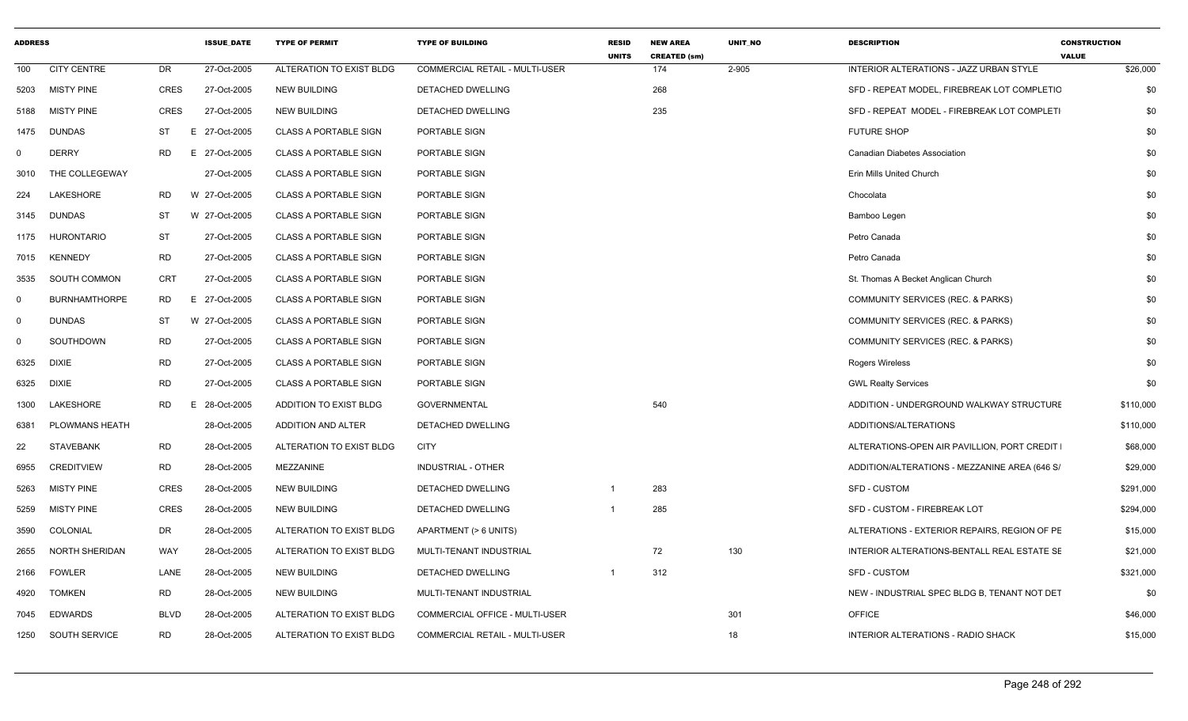| ADDRESS | | | ISSUE_DATE | TYPE OF PERMIT | TYPE OF BUILDING | RESID UNITS | NEW AREA CREATED (sm) | UNIT_NO | DESCRIPTION | CONSTRUCTION VALUE |
|---|---|---|---|---|---|---|---|---|---|---|
| 100 | CITY CENTRE | DR | 27-Oct-2005 | ALTERATION TO EXIST BLDG | COMMERCIAL RETAIL - MULTI-USER | | 174 | 2-905 | INTERIOR ALTERATIONS - JAZZ URBAN STYLE | $26,000 |
| 5203 | MISTY PINE | CRES | 27-Oct-2005 | NEW BUILDING | DETACHED DWELLING | | 268 | | SFD - REPEAT MODEL, FIREBREAK LOT COMPLETIO | $0 |
| 5188 | MISTY PINE | CRES | 27-Oct-2005 | NEW BUILDING | DETACHED DWELLING | | 235 | | SFD - REPEAT MODEL - FIREBREAK LOT COMPLETI | $0 |
| 1475 | DUNDAS | ST | E 27-Oct-2005 | CLASS A PORTABLE SIGN | PORTABLE SIGN | | | | FUTURE SHOP | $0 |
| 0 | DERRY | RD | E 27-Oct-2005 | CLASS A PORTABLE SIGN | PORTABLE SIGN | | | | Canadian Diabetes Association | $0 |
| 3010 | THE COLLEGEWAY | | 27-Oct-2005 | CLASS A PORTABLE SIGN | PORTABLE SIGN | | | | Erin Mills United Church | $0 |
| 224 | LAKESHORE | RD | W 27-Oct-2005 | CLASS A PORTABLE SIGN | PORTABLE SIGN | | | | Chocolata | $0 |
| 3145 | DUNDAS | ST | W 27-Oct-2005 | CLASS A PORTABLE SIGN | PORTABLE SIGN | | | | Bamboo Legen | $0 |
| 1175 | HURONTARIO | ST | 27-Oct-2005 | CLASS A PORTABLE SIGN | PORTABLE SIGN | | | | Petro Canada | $0 |
| 7015 | KENNEDY | RD | 27-Oct-2005 | CLASS A PORTABLE SIGN | PORTABLE SIGN | | | | Petro Canada | $0 |
| 3535 | SOUTH COMMON | CRT | 27-Oct-2005 | CLASS A PORTABLE SIGN | PORTABLE SIGN | | | | St. Thomas A Becket Anglican Church | $0 |
| 0 | BURNHAMTHORPE | RD | E 27-Oct-2005 | CLASS A PORTABLE SIGN | PORTABLE SIGN | | | | COMMUNITY SERVICES (REC. & PARKS) | $0 |
| 0 | DUNDAS | ST | W 27-Oct-2005 | CLASS A PORTABLE SIGN | PORTABLE SIGN | | | | COMMUNITY SERVICES (REC. & PARKS) | $0 |
| 0 | SOUTHDOWN | RD | 27-Oct-2005 | CLASS A PORTABLE SIGN | PORTABLE SIGN | | | | COMMUNITY SERVICES (REC. & PARKS) | $0 |
| 6325 | DIXIE | RD | 27-Oct-2005 | CLASS A PORTABLE SIGN | PORTABLE SIGN | | | | Rogers Wireless | $0 |
| 6325 | DIXIE | RD | 27-Oct-2005 | CLASS A PORTABLE SIGN | PORTABLE SIGN | | | | GWL Realty Services | $0 |
| 1300 | LAKESHORE | RD | E 28-Oct-2005 | ADDITION TO EXIST BLDG | GOVERNMENTAL | | 540 | | ADDITION - UNDERGROUND WALKWAY STRUCTURE | $110,000 |
| 6381 | PLOWMANS HEATH | | 28-Oct-2005 | ADDITION AND ALTER | DETACHED DWELLING | | | | ADDITIONS/ALTERATIONS | $110,000 |
| 22 | STAVEBANK | RD | 28-Oct-2005 | ALTERATION TO EXIST BLDG | CITY | | | | ALTERATIONS-OPEN AIR PAVILLION, PORT CREDIT I | $68,000 |
| 6955 | CREDITVIEW | RD | 28-Oct-2005 | MEZZANINE | INDUSTRIAL - OTHER | | | | ADDITION/ALTERATIONS - MEZZANINE AREA (646 S/ | $29,000 |
| 5263 | MISTY PINE | CRES | 28-Oct-2005 | NEW BUILDING | DETACHED DWELLING | 1 | 283 | | SFD - CUSTOM | $291,000 |
| 5259 | MISTY PINE | CRES | 28-Oct-2005 | NEW BUILDING | DETACHED DWELLING | 1 | 285 | | SFD - CUSTOM - FIREBREAK LOT | $294,000 |
| 3590 | COLONIAL | DR | 28-Oct-2005 | ALTERATION TO EXIST BLDG | APARTMENT (> 6 UNITS) | | | | ALTERATIONS - EXTERIOR REPAIRS, REGION OF PE | $15,000 |
| 2655 | NORTH SHERIDAN | WAY | 28-Oct-2005 | ALTERATION TO EXIST BLDG | MULTI-TENANT INDUSTRIAL | | 72 | 130 | INTERIOR ALTERATIONS-BENTALL REAL ESTATE SE | $21,000 |
| 2166 | FOWLER | LANE | 28-Oct-2005 | NEW BUILDING | DETACHED DWELLING | 1 | 312 | | SFD - CUSTOM | $321,000 |
| 4920 | TOMKEN | RD | 28-Oct-2005 | NEW BUILDING | MULTI-TENANT INDUSTRIAL | | | | NEW - INDUSTRIAL SPEC BLDG B, TENANT NOT DET | $0 |
| 7045 | EDWARDS | BLVD | 28-Oct-2005 | ALTERATION TO EXIST BLDG | COMMERCIAL OFFICE - MULTI-USER | | | 301 | OFFICE | $46,000 |
| 1250 | SOUTH SERVICE | RD | 28-Oct-2005 | ALTERATION TO EXIST BLDG | COMMERCIAL RETAIL - MULTI-USER | | | 18 | INTERIOR ALTERATIONS - RADIO SHACK | $15,000 |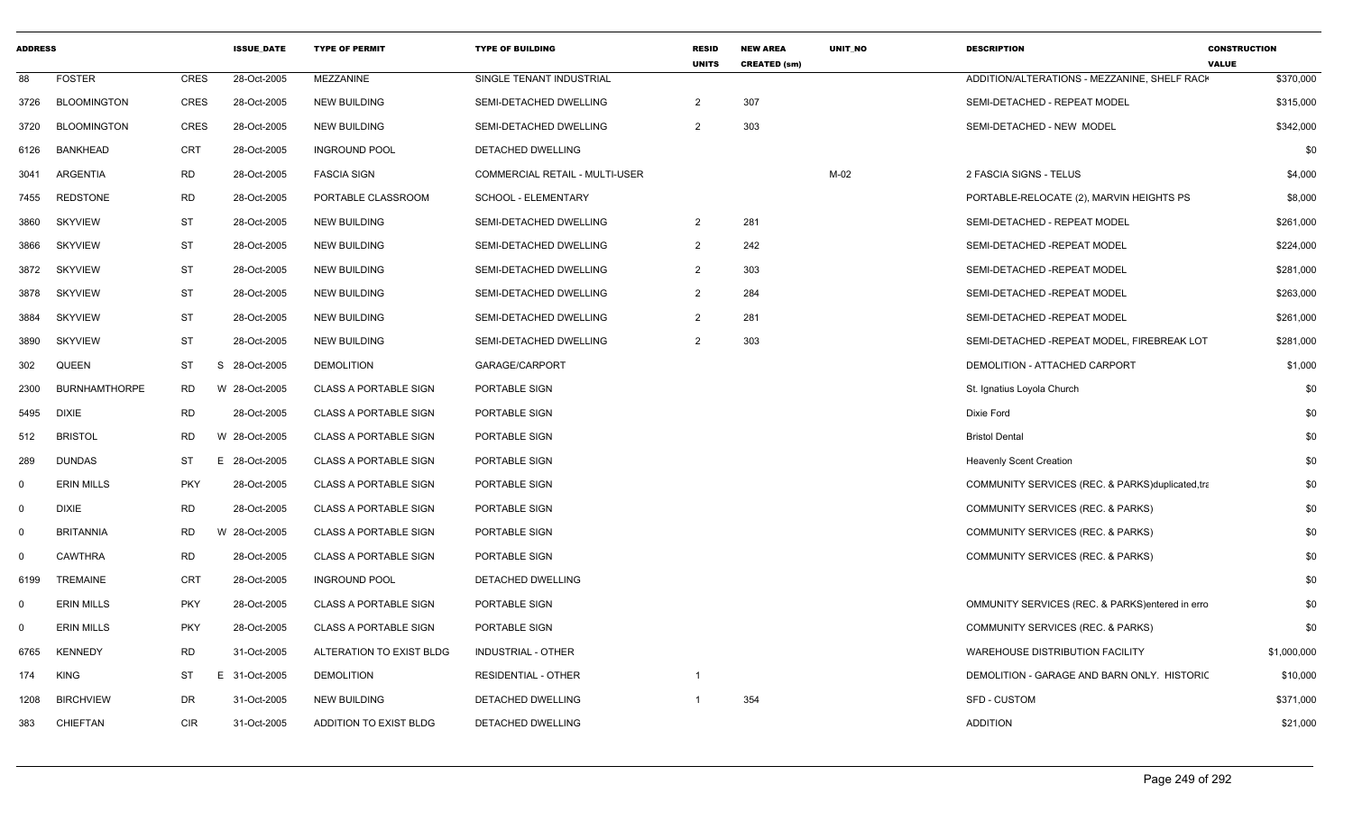| ADDRESS | | | ISSUE_DATE | TYPE OF PERMIT | TYPE OF BUILDING | RESID UNITS | NEW AREA CREATED (sm) | UNIT_NO | DESCRIPTION | CONSTRUCTION VALUE |
|---|---|---|---|---|---|---|---|---|---|---|
| 88 | FOSTER | CRES | 28-Oct-2005 | MEZZANINE | SINGLE TENANT INDUSTRIAL | | | | ADDITION/ALTERATIONS - MEZZANINE, SHELF RACK | $370,000 |
| 3726 | BLOOMINGTON | CRES | 28-Oct-2005 | NEW BUILDING | SEMI-DETACHED DWELLING | 2 | 307 | | SEMI-DETACHED - REPEAT MODEL | $315,000 |
| 3720 | BLOOMINGTON | CRES | 28-Oct-2005 | NEW BUILDING | SEMI-DETACHED DWELLING | 2 | 303 | | SEMI-DETACHED - NEW MODEL | $342,000 |
| 6126 | BANKHEAD | CRT | 28-Oct-2005 | INGROUND POOL | DETACHED DWELLING | | | | | $0 |
| 3041 | ARGENTIA | RD | 28-Oct-2005 | FASCIA SIGN | COMMERCIAL RETAIL - MULTI-USER | | | M-02 | 2 FASCIA SIGNS - TELUS | $4,000 |
| 7455 | REDSTONE | RD | 28-Oct-2005 | PORTABLE CLASSROOM | SCHOOL - ELEMENTARY | | | | PORTABLE-RELOCATE (2), MARVIN HEIGHTS PS | $8,000 |
| 3860 | SKYVIEW | ST | 28-Oct-2005 | NEW BUILDING | SEMI-DETACHED DWELLING | 2 | 281 | | SEMI-DETACHED - REPEAT MODEL | $261,000 |
| 3866 | SKYVIEW | ST | 28-Oct-2005 | NEW BUILDING | SEMI-DETACHED DWELLING | 2 | 242 | | SEMI-DETACHED -REPEAT MODEL | $224,000 |
| 3872 | SKYVIEW | ST | 28-Oct-2005 | NEW BUILDING | SEMI-DETACHED DWELLING | 2 | 303 | | SEMI-DETACHED -REPEAT MODEL | $281,000 |
| 3878 | SKYVIEW | ST | 28-Oct-2005 | NEW BUILDING | SEMI-DETACHED DWELLING | 2 | 284 | | SEMI-DETACHED -REPEAT MODEL | $263,000 |
| 3884 | SKYVIEW | ST | 28-Oct-2005 | NEW BUILDING | SEMI-DETACHED DWELLING | 2 | 281 | | SEMI-DETACHED -REPEAT MODEL | $261,000 |
| 3890 | SKYVIEW | ST | 28-Oct-2005 | NEW BUILDING | SEMI-DETACHED DWELLING | 2 | 303 | | SEMI-DETACHED -REPEAT MODEL, FIREBREAK LOT | $281,000 |
| 302 | QUEEN | ST | S 28-Oct-2005 | DEMOLITION | GARAGE/CARPORT | | | | DEMOLITION - ATTACHED CARPORT | $1,000 |
| 2300 | BURNHAMTHORPE | RD | W 28-Oct-2005 | CLASS A PORTABLE SIGN | PORTABLE SIGN | | | | St. Ignatius Loyola Church | $0 |
| 5495 | DIXIE | RD | 28-Oct-2005 | CLASS A PORTABLE SIGN | PORTABLE SIGN | | | | Dixie Ford | $0 |
| 512 | BRISTOL | RD | W 28-Oct-2005 | CLASS A PORTABLE SIGN | PORTABLE SIGN | | | | Bristol Dental | $0 |
| 289 | DUNDAS | ST | E 28-Oct-2005 | CLASS A PORTABLE SIGN | PORTABLE SIGN | | | | Heavenly Scent Creation | $0 |
| 0 | ERIN MILLS | PKY | 28-Oct-2005 | CLASS A PORTABLE SIGN | PORTABLE SIGN | | | | COMMUNITY SERVICES (REC. & PARKS)duplicated,tra | $0 |
| 0 | DIXIE | RD | 28-Oct-2005 | CLASS A PORTABLE SIGN | PORTABLE SIGN | | | | COMMUNITY SERVICES (REC. & PARKS) | $0 |
| 0 | BRITANNIA | RD | W 28-Oct-2005 | CLASS A PORTABLE SIGN | PORTABLE SIGN | | | | COMMUNITY SERVICES (REC. & PARKS) | $0 |
| 0 | CAWTHRA | RD | 28-Oct-2005 | CLASS A PORTABLE SIGN | PORTABLE SIGN | | | | COMMUNITY SERVICES (REC. & PARKS) | $0 |
| 6199 | TREMAINE | CRT | 28-Oct-2005 | INGROUND POOL | DETACHED DWELLING | | | | | $0 |
| 0 | ERIN MILLS | PKY | 28-Oct-2005 | CLASS A PORTABLE SIGN | PORTABLE SIGN | | | | OMMUNITY SERVICES (REC. & PARKS)entered in erro | $0 |
| 0 | ERIN MILLS | PKY | 28-Oct-2005 | CLASS A PORTABLE SIGN | PORTABLE SIGN | | | | COMMUNITY SERVICES (REC. & PARKS) | $0 |
| 6765 | KENNEDY | RD | 31-Oct-2005 | ALTERATION TO EXIST BLDG | INDUSTRIAL - OTHER | | | | WAREHOUSE DISTRIBUTION FACILITY | $1,000,000 |
| 174 | KING | ST | E 31-Oct-2005 | DEMOLITION | RESIDENTIAL - OTHER | 1 | | | DEMOLITION - GARAGE AND BARN ONLY. HISTORIC | $10,000 |
| 1208 | BIRCHVIEW | DR | 31-Oct-2005 | NEW BUILDING | DETACHED DWELLING | 1 | 354 | | SFD - CUSTOM | $371,000 |
| 383 | CHIEFTAN | CIR | 31-Oct-2005 | ADDITION TO EXIST BLDG | DETACHED DWELLING | | | | ADDITION | $21,000 |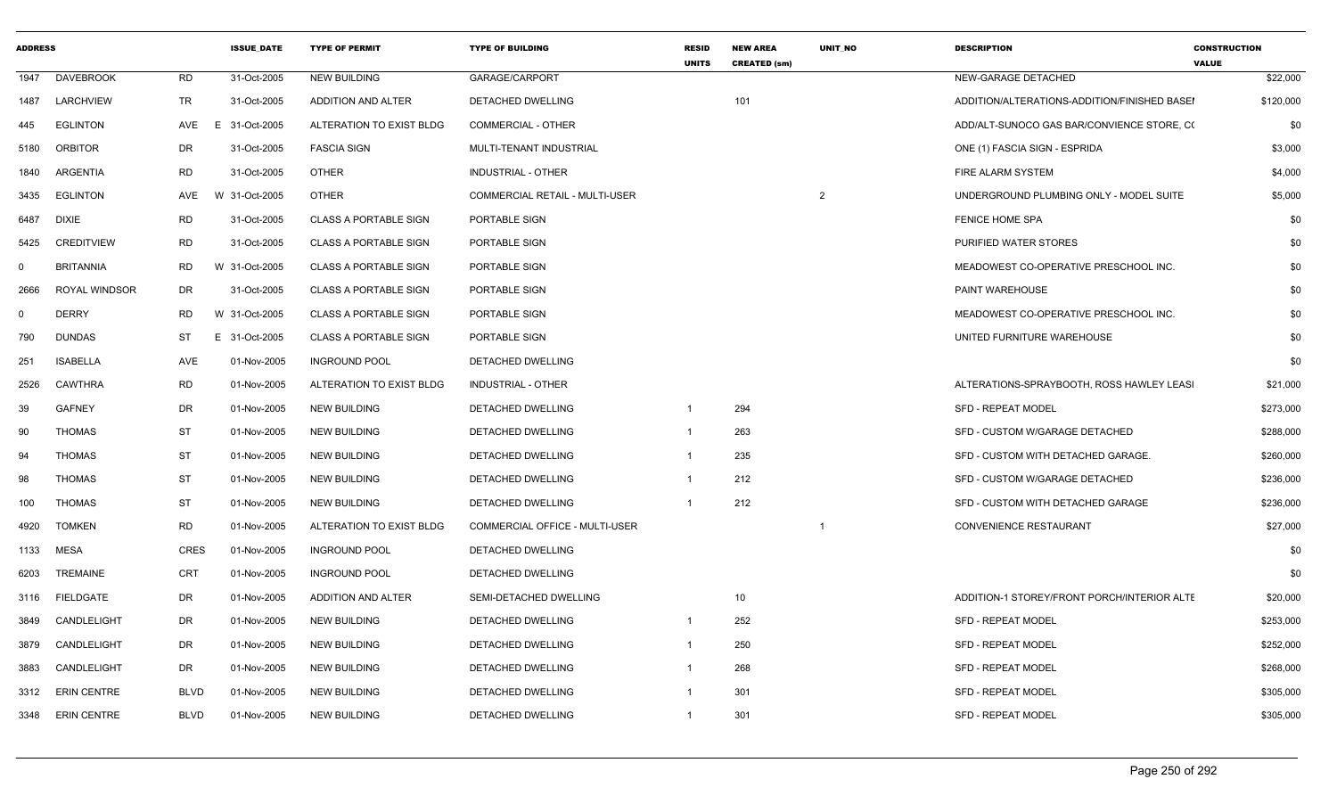| ADDRESS | | | ISSUE_DATE | TYPE OF PERMIT | TYPE OF BUILDING | RESID UNITS | NEW AREA CREATED (sm) | UNIT_NO | DESCRIPTION | CONSTRUCTION VALUE |
|---|---|---|---|---|---|---|---|---|---|---|
| 1947 | DAVEBROOK | RD | 31-Oct-2005 | NEW BUILDING | GARAGE/CARPORT | | | | NEW-GARAGE DETACHED | $22,000 |
| 1487 | LARCHVIEW | TR | 31-Oct-2005 | ADDITION AND ALTER | DETACHED DWELLING | | 101 | | ADDITION/ALTERATIONS-ADDITION/FINISHED BASEI | $120,000 |
| 445 | EGLINTON | AVE E | 31-Oct-2005 | ALTERATION TO EXIST BLDG | COMMERCIAL - OTHER | | | | ADD/ALT-SUNOCO GAS BAR/CONVIENCE STORE, C( | $0 |
| 5180 | ORBITOR | DR | 31-Oct-2005 | FASCIA SIGN | MULTI-TENANT INDUSTRIAL | | | | ONE (1) FASCIA SIGN - ESPRIDA | $3,000 |
| 1840 | ARGENTIA | RD | 31-Oct-2005 | OTHER | INDUSTRIAL - OTHER | | | | FIRE ALARM SYSTEM | $4,000 |
| 3435 | EGLINTON | AVE W | 31-Oct-2005 | OTHER | COMMERCIAL RETAIL - MULTI-USER | | | 2 | UNDERGROUND PLUMBING ONLY - MODEL SUITE | $5,000 |
| 6487 | DIXIE | RD | 31-Oct-2005 | CLASS A PORTABLE SIGN | PORTABLE SIGN | | | | FENICE HOME SPA | $0 |
| 5425 | CREDITVIEW | RD | 31-Oct-2005 | CLASS A PORTABLE SIGN | PORTABLE SIGN | | | | PURIFIED WATER STORES | $0 |
| 0 | BRITANNIA | RD W | 31-Oct-2005 | CLASS A PORTABLE SIGN | PORTABLE SIGN | | | | MEADOWEST CO-OPERATIVE PRESCHOOL INC. | $0 |
| 2666 | ROYAL WINDSOR | DR | 31-Oct-2005 | CLASS A PORTABLE SIGN | PORTABLE SIGN | | | | PAINT WAREHOUSE | $0 |
| 0 | DERRY | RD W | 31-Oct-2005 | CLASS A PORTABLE SIGN | PORTABLE SIGN | | | | MEADOWEST CO-OPERATIVE PRESCHOOL INC. | $0 |
| 790 | DUNDAS | ST E | 31-Oct-2005 | CLASS A PORTABLE SIGN | PORTABLE SIGN | | | | UNITED FURNITURE WAREHOUSE | $0 |
| 251 | ISABELLA | AVE | 01-Nov-2005 | INGROUND POOL | DETACHED DWELLING | | | | | $0 |
| 2526 | CAWTHRA | RD | 01-Nov-2005 | ALTERATION TO EXIST BLDG | INDUSTRIAL - OTHER | | | | ALTERATIONS-SPRAYBOOTH, ROSS HAWLEY LEASI | $21,000 |
| 39 | GAFNEY | DR | 01-Nov-2005 | NEW BUILDING | DETACHED DWELLING | 1 | 294 | | SFD - REPEAT MODEL | $273,000 |
| 90 | THOMAS | ST | 01-Nov-2005 | NEW BUILDING | DETACHED DWELLING | 1 | 263 | | SFD - CUSTOM W/GARAGE DETACHED | $288,000 |
| 94 | THOMAS | ST | 01-Nov-2005 | NEW BUILDING | DETACHED DWELLING | 1 | 235 | | SFD - CUSTOM WITH DETACHED GARAGE. | $260,000 |
| 98 | THOMAS | ST | 01-Nov-2005 | NEW BUILDING | DETACHED DWELLING | 1 | 212 | | SFD - CUSTOM W/GARAGE DETACHED | $236,000 |
| 100 | THOMAS | ST | 01-Nov-2005 | NEW BUILDING | DETACHED DWELLING | 1 | 212 | | SFD - CUSTOM WITH DETACHED GARAGE | $236,000 |
| 4920 | TOMKEN | RD | 01-Nov-2005 | ALTERATION TO EXIST BLDG | COMMERCIAL OFFICE - MULTI-USER | | | 1 | CONVENIENCE RESTAURANT | $27,000 |
| 1133 | MESA | CRES | 01-Nov-2005 | INGROUND POOL | DETACHED DWELLING | | | | | $0 |
| 6203 | TREMAINE | CRT | 01-Nov-2005 | INGROUND POOL | DETACHED DWELLING | | | | | $0 |
| 3116 | FIELDGATE | DR | 01-Nov-2005 | ADDITION AND ALTER | SEMI-DETACHED DWELLING | | 10 | | ADDITION-1 STOREY/FRONT PORCH/INTERIOR ALTE | $20,000 |
| 3849 | CANDLELIGHT | DR | 01-Nov-2005 | NEW BUILDING | DETACHED DWELLING | 1 | 252 | | SFD - REPEAT MODEL | $253,000 |
| 3879 | CANDLELIGHT | DR | 01-Nov-2005 | NEW BUILDING | DETACHED DWELLING | 1 | 250 | | SFD - REPEAT MODEL | $252,000 |
| 3883 | CANDLELIGHT | DR | 01-Nov-2005 | NEW BUILDING | DETACHED DWELLING | 1 | 268 | | SFD - REPEAT MODEL | $268,000 |
| 3312 | ERIN CENTRE | BLVD | 01-Nov-2005 | NEW BUILDING | DETACHED DWELLING | 1 | 301 | | SFD - REPEAT MODEL | $305,000 |
| 3348 | ERIN CENTRE | BLVD | 01-Nov-2005 | NEW BUILDING | DETACHED DWELLING | 1 | 301 | | SFD - REPEAT MODEL | $305,000 |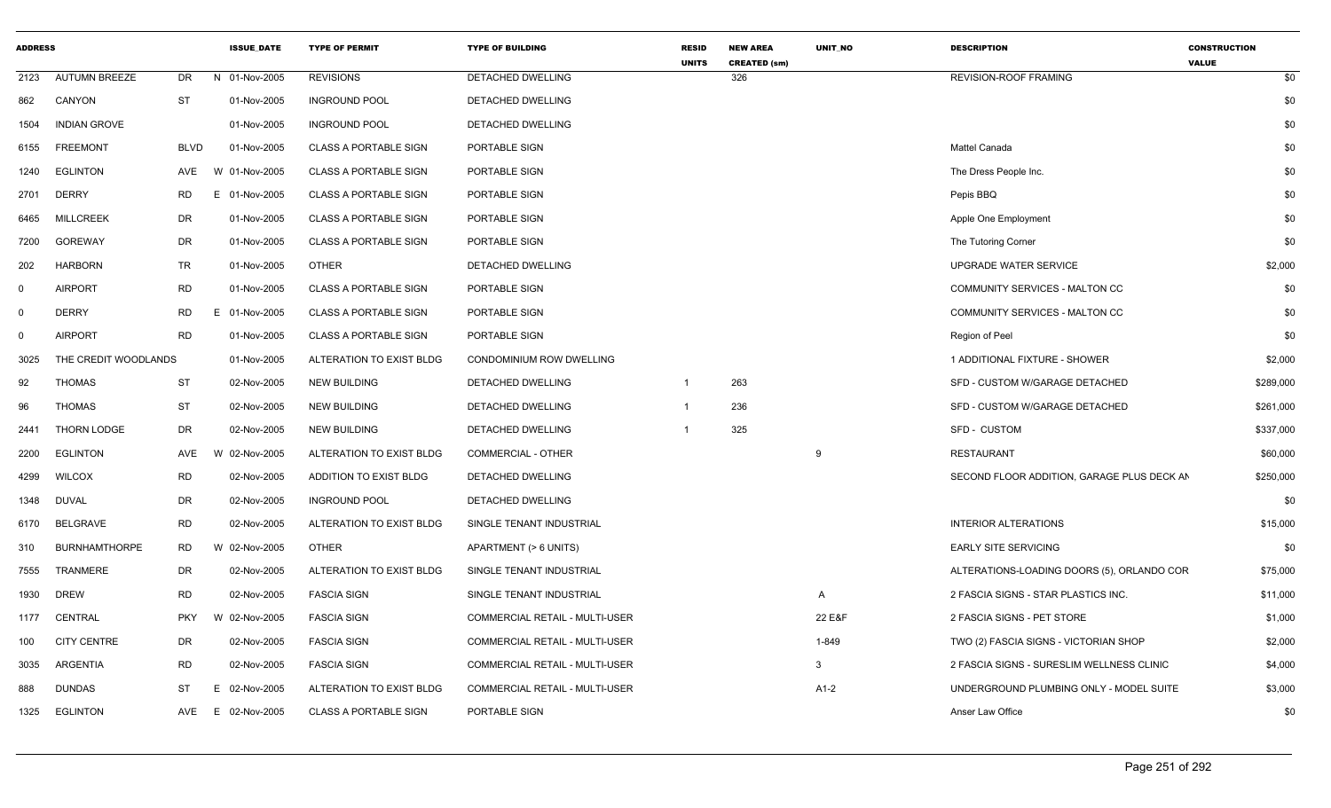| ADDRESS | | | | ISSUE_DATE | TYPE OF PERMIT | TYPE OF BUILDING | RESID UNITS | NEW AREA CREATED (sm) | UNIT_NO | DESCRIPTION | CONSTRUCTION VALUE |
|---|---|---|---|---|---|---|---|---|---|---|---|
| 2123 | AUTUMN BREEZE | DR | N | 01-Nov-2005 | REVISIONS | DETACHED DWELLING | | 326 | | REVISION-ROOF FRAMING | $0 |
| 862 | CANYON | ST | | 01-Nov-2005 | INGROUND POOL | DETACHED DWELLING | | | | | $0 |
| 1504 | INDIAN GROVE | | | 01-Nov-2005 | INGROUND POOL | DETACHED DWELLING | | | | | $0 |
| 6155 | FREEMONT | BLVD | | 01-Nov-2005 | CLASS A PORTABLE SIGN | PORTABLE SIGN | | | | Mattel Canada | $0 |
| 1240 | EGLINTON | AVE | W | 01-Nov-2005 | CLASS A PORTABLE SIGN | PORTABLE SIGN | | | | The Dress People Inc. | $0 |
| 2701 | DERRY | RD | E | 01-Nov-2005 | CLASS A PORTABLE SIGN | PORTABLE SIGN | | | | Pepis BBQ | $0 |
| 6465 | MILLCREEK | DR | | 01-Nov-2005 | CLASS A PORTABLE SIGN | PORTABLE SIGN | | | | Apple One Employment | $0 |
| 7200 | GOREWAY | DR | | 01-Nov-2005 | CLASS A PORTABLE SIGN | PORTABLE SIGN | | | | The Tutoring Corner | $0 |
| 202 | HARBORN | TR | | 01-Nov-2005 | OTHER | DETACHED DWELLING | | | | UPGRADE WATER SERVICE | $2,000 |
| 0 | AIRPORT | RD | | 01-Nov-2005 | CLASS A PORTABLE SIGN | PORTABLE SIGN | | | | COMMUNITY SERVICES - MALTON CC | $0 |
| 0 | DERRY | RD | E | 01-Nov-2005 | CLASS A PORTABLE SIGN | PORTABLE SIGN | | | | COMMUNITY SERVICES - MALTON CC | $0 |
| 0 | AIRPORT | RD | | 01-Nov-2005 | CLASS A PORTABLE SIGN | PORTABLE SIGN | | | | Region of Peel | $0 |
| 3025 | THE CREDIT WOODLANDS | | | 01-Nov-2005 | ALTERATION TO EXIST BLDG | CONDOMINIUM ROW DWELLING | | | | 1 ADDITIONAL FIXTURE - SHOWER | $2,000 |
| 92 | THOMAS | ST | | 02-Nov-2005 | NEW BUILDING | DETACHED DWELLING | 1 | 263 | | SFD - CUSTOM W/GARAGE DETACHED | $289,000 |
| 96 | THOMAS | ST | | 02-Nov-2005 | NEW BUILDING | DETACHED DWELLING | 1 | 236 | | SFD - CUSTOM W/GARAGE DETACHED | $261,000 |
| 2441 | THORN LODGE | DR | | 02-Nov-2005 | NEW BUILDING | DETACHED DWELLING | 1 | 325 | | SFD - CUSTOM | $337,000 |
| 2200 | EGLINTON | AVE | W | 02-Nov-2005 | ALTERATION TO EXIST BLDG | COMMERCIAL - OTHER | | | 9 | RESTAURANT | $60,000 |
| 4299 | WILCOX | RD | | 02-Nov-2005 | ADDITION TO EXIST BLDG | DETACHED DWELLING | | | | SECOND FLOOR ADDITION, GARAGE PLUS DECK AN | $250,000 |
| 1348 | DUVAL | DR | | 02-Nov-2005 | INGROUND POOL | DETACHED DWELLING | | | | | $0 |
| 6170 | BELGRAVE | RD | | 02-Nov-2005 | ALTERATION TO EXIST BLDG | SINGLE TENANT INDUSTRIAL | | | | INTERIOR ALTERATIONS | $15,000 |
| 310 | BURNHAMTHORPE | RD | W | 02-Nov-2005 | OTHER | APARTMENT (> 6 UNITS) | | | | EARLY SITE SERVICING | $0 |
| 7555 | TRANMERE | DR | | 02-Nov-2005 | ALTERATION TO EXIST BLDG | SINGLE TENANT INDUSTRIAL | | | | ALTERATIONS-LOADING DOORS (5), ORLANDO COR | $75,000 |
| 1930 | DREW | RD | | 02-Nov-2005 | FASCIA SIGN | SINGLE TENANT INDUSTRIAL | | | A | 2 FASCIA SIGNS - STAR PLASTICS INC. | $11,000 |
| 1177 | CENTRAL | PKY | W | 02-Nov-2005 | FASCIA SIGN | COMMERCIAL RETAIL - MULTI-USER | | | 22 E&F | 2 FASCIA SIGNS - PET STORE | $1,000 |
| 100 | CITY CENTRE | DR | | 02-Nov-2005 | FASCIA SIGN | COMMERCIAL RETAIL - MULTI-USER | | | 1-849 | TWO (2) FASCIA SIGNS - VICTORIAN SHOP | $2,000 |
| 3035 | ARGENTIA | RD | | 02-Nov-2005 | FASCIA SIGN | COMMERCIAL RETAIL - MULTI-USER | | | 3 | 2 FASCIA SIGNS - SURESLIM WELLNESS CLINIC | $4,000 |
| 888 | DUNDAS | ST | E | 02-Nov-2005 | ALTERATION TO EXIST BLDG | COMMERCIAL RETAIL - MULTI-USER | | | A1-2 | UNDERGROUND PLUMBING ONLY - MODEL SUITE | $3,000 |
| 1325 | EGLINTON | AVE | E | 02-Nov-2005 | CLASS A PORTABLE SIGN | PORTABLE SIGN | | | | Anser Law Office | $0 |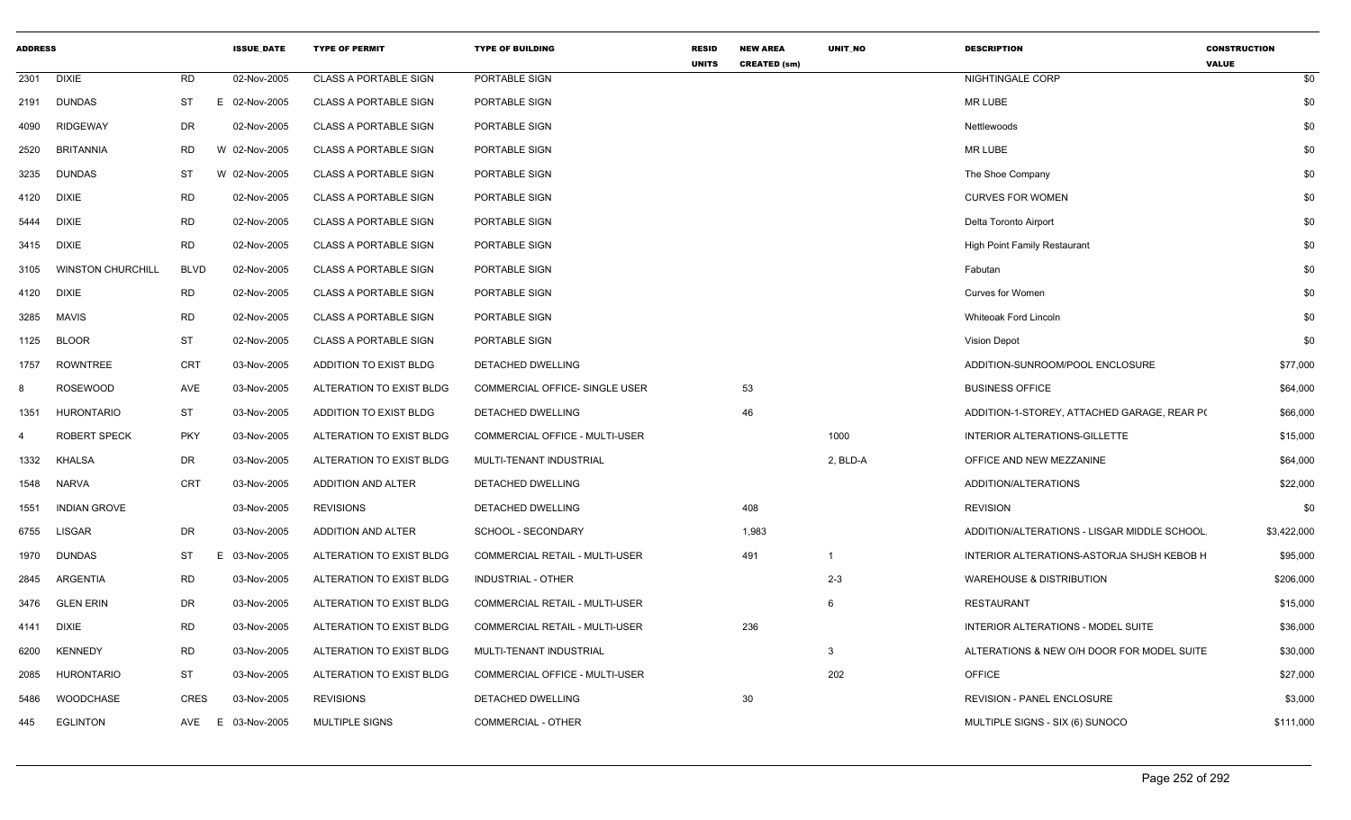| ADDRESS | | | ISSUE_DATE | TYPE OF PERMIT | TYPE OF BUILDING | RESID UNITS | NEW AREA CREATED (sm) | UNIT_NO | DESCRIPTION | CONSTRUCTION VALUE |
|---|---|---|---|---|---|---|---|---|---|---|
| 2301 | DIXIE | RD | 02-Nov-2005 | CLASS A PORTABLE SIGN | PORTABLE SIGN | | | | NIGHTINGALE CORP | $0 |
| 2191 | DUNDAS | ST | E 02-Nov-2005 | CLASS A PORTABLE SIGN | PORTABLE SIGN | | | | MR LUBE | $0 |
| 4090 | RIDGEWAY | DR | 02-Nov-2005 | CLASS A PORTABLE SIGN | PORTABLE SIGN | | | | Nettlewoods | $0 |
| 2520 | BRITANNIA | RD | W 02-Nov-2005 | CLASS A PORTABLE SIGN | PORTABLE SIGN | | | | MR LUBE | $0 |
| 3235 | DUNDAS | ST | W 02-Nov-2005 | CLASS A PORTABLE SIGN | PORTABLE SIGN | | | | The Shoe Company | $0 |
| 4120 | DIXIE | RD | 02-Nov-2005 | CLASS A PORTABLE SIGN | PORTABLE SIGN | | | | CURVES FOR WOMEN | $0 |
| 5444 | DIXIE | RD | 02-Nov-2005 | CLASS A PORTABLE SIGN | PORTABLE SIGN | | | | Delta Toronto Airport | $0 |
| 3415 | DIXIE | RD | 02-Nov-2005 | CLASS A PORTABLE SIGN | PORTABLE SIGN | | | | High Point Family Restaurant | $0 |
| 3105 | WINSTON CHURCHILL | BLVD | 02-Nov-2005 | CLASS A PORTABLE SIGN | PORTABLE SIGN | | | | Fabutan | $0 |
| 4120 | DIXIE | RD | 02-Nov-2005 | CLASS A PORTABLE SIGN | PORTABLE SIGN | | | | Curves for Women | $0 |
| 3285 | MAVIS | RD | 02-Nov-2005 | CLASS A PORTABLE SIGN | PORTABLE SIGN | | | | Whiteoak Ford Lincoln | $0 |
| 1125 | BLOOR | ST | 02-Nov-2005 | CLASS A PORTABLE SIGN | PORTABLE SIGN | | | | Vision Depot | $0 |
| 1757 | ROWNTREE | CRT | 03-Nov-2005 | ADDITION TO EXIST BLDG | DETACHED DWELLING | | | | ADDITION-SUNROOM/POOL ENCLOSURE | $77,000 |
| 8 | ROSEWOOD | AVE | 03-Nov-2005 | ALTERATION TO EXIST BLDG | COMMERCIAL OFFICE- SINGLE USER | | 53 | | BUSINESS OFFICE | $64,000 |
| 1351 | HURONTARIO | ST | 03-Nov-2005 | ADDITION TO EXIST BLDG | DETACHED DWELLING | | 46 | | ADDITION-1-STOREY, ATTACHED GARAGE, REAR P( | $66,000 |
| 4 | ROBERT SPECK | PKY | 03-Nov-2005 | ALTERATION TO EXIST BLDG | COMMERCIAL OFFICE - MULTI-USER | | | 1000 | INTERIOR ALTERATIONS-GILLETTE | $15,000 |
| 1332 | KHALSA | DR | 03-Nov-2005 | ALTERATION TO EXIST BLDG | MULTI-TENANT INDUSTRIAL | | | 2, BLD-A | OFFICE AND NEW MEZZANINE | $64,000 |
| 1548 | NARVA | CRT | 03-Nov-2005 | ADDITION AND ALTER | DETACHED DWELLING | | | | ADDITION/ALTERATIONS | $22,000 |
| 1551 | INDIAN GROVE | | 03-Nov-2005 | REVISIONS | DETACHED DWELLING | | 408 | | REVISION | $0 |
| 6755 | LISGAR | DR | 03-Nov-2005 | ADDITION AND ALTER | SCHOOL - SECONDARY | | 1,983 | | ADDITION/ALTERATIONS - LISGAR MIDDLE SCHOOL | $3,422,000 |
| 1970 | DUNDAS | ST | E 03-Nov-2005 | ALTERATION TO EXIST BLDG | COMMERCIAL RETAIL - MULTI-USER | | 491 | 1 | INTERIOR ALTERATIONS-ASTORJA SHJSH KEBOB H | $95,000 |
| 2845 | ARGENTIA | RD | 03-Nov-2005 | ALTERATION TO EXIST BLDG | INDUSTRIAL - OTHER | | | 2-3 | WAREHOUSE & DISTRIBUTION | $206,000 |
| 3476 | GLEN ERIN | DR | 03-Nov-2005 | ALTERATION TO EXIST BLDG | COMMERCIAL RETAIL - MULTI-USER | | | 6 | RESTAURANT | $15,000 |
| 4141 | DIXIE | RD | 03-Nov-2005 | ALTERATION TO EXIST BLDG | COMMERCIAL RETAIL - MULTI-USER | | 236 | | INTERIOR ALTERATIONS - MODEL SUITE | $36,000 |
| 6200 | KENNEDY | RD | 03-Nov-2005 | ALTERATION TO EXIST BLDG | MULTI-TENANT INDUSTRIAL | | | 3 | ALTERATIONS & NEW O/H DOOR FOR MODEL SUITE | $30,000 |
| 2085 | HURONTARIO | ST | 03-Nov-2005 | ALTERATION TO EXIST BLDG | COMMERCIAL OFFICE - MULTI-USER | | | 202 | OFFICE | $27,000 |
| 5486 | WOODCHASE | CRES | 03-Nov-2005 | REVISIONS | DETACHED DWELLING | | 30 | | REVISION - PANEL ENCLOSURE | $3,000 |
| 445 | EGLINTON | AVE | E 03-Nov-2005 | MULTIPLE SIGNS | COMMERCIAL - OTHER | | | | MULTIPLE SIGNS - SIX (6) SUNOCO | $111,000 |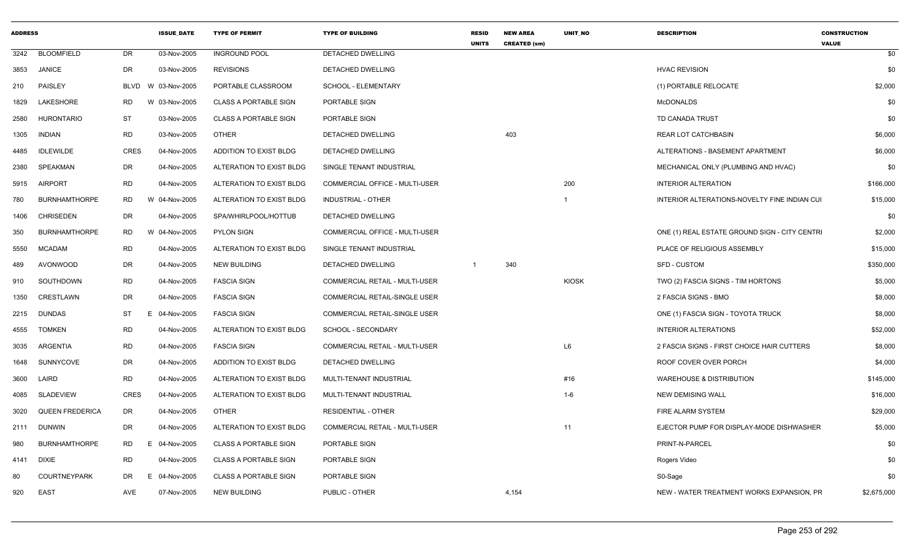| ADDRESS | | | ISSUE_DATE | TYPE OF PERMIT | TYPE OF BUILDING | RESID UNITS | NEW AREA CREATED (sm) | UNIT_NO | DESCRIPTION | CONSTRUCTION VALUE |
|---|---|---|---|---|---|---|---|---|---|---|
| 3242 | BLOOMFIELD | DR | 03-Nov-2005 | INGROUND POOL | DETACHED DWELLING | | | | | $0 |
| 3853 | JANICE | DR | 03-Nov-2005 | REVISIONS | DETACHED DWELLING | | | | HVAC REVISION | $0 |
| 210 | PAISLEY | BLVD W | 03-Nov-2005 | PORTABLE CLASSROOM | SCHOOL - ELEMENTARY | | | | (1) PORTABLE RELOCATE | $2,000 |
| 1829 | LAKESHORE | RD W | 03-Nov-2005 | CLASS A PORTABLE SIGN | PORTABLE SIGN | | | | McDONALDS | $0 |
| 2580 | HURONTARIO | ST | 03-Nov-2005 | CLASS A PORTABLE SIGN | PORTABLE SIGN | | | | TD CANADA TRUST | $0 |
| 1305 | INDIAN | RD | 03-Nov-2005 | OTHER | DETACHED DWELLING | | 403 | | REAR LOT CATCHBASIN | $6,000 |
| 4485 | IDLEWILDE | CRES | 04-Nov-2005 | ADDITION TO EXIST BLDG | DETACHED DWELLING | | | | ALTERATIONS - BASEMENT APARTMENT | $6,000 |
| 2380 | SPEAKMAN | DR | 04-Nov-2005 | ALTERATION TO EXIST BLDG | SINGLE TENANT INDUSTRIAL | | | | MECHANICAL ONLY (PLUMBING AND HVAC) | $0 |
| 5915 | AIRPORT | RD | 04-Nov-2005 | ALTERATION TO EXIST BLDG | COMMERCIAL OFFICE - MULTI-USER | | | 200 | INTERIOR ALTERATION | $166,000 |
| 780 | BURNHAMTHORPE | RD W | 04-Nov-2005 | ALTERATION TO EXIST BLDG | INDUSTRIAL - OTHER | | | 1 | INTERIOR ALTERATIONS-NOVELTY FINE INDIAN CUI | $15,000 |
| 1406 | CHRISEDEN | DR | 04-Nov-2005 | SPA/WHIRLPOOL/HOTTUB | DETACHED DWELLING | | | | | $0 |
| 350 | BURNHAMTHORPE | RD W | 04-Nov-2005 | PYLON SIGN | COMMERCIAL OFFICE - MULTI-USER | | | | ONE (1) REAL ESTATE GROUND SIGN - CITY CENTRI | $2,000 |
| 5550 | MCADAM | RD | 04-Nov-2005 | ALTERATION TO EXIST BLDG | SINGLE TENANT INDUSTRIAL | | | | PLACE OF RELIGIOUS ASSEMBLY | $15,000 |
| 489 | AVONWOOD | DR | 04-Nov-2005 | NEW BUILDING | DETACHED DWELLING | 1 | 340 | | SFD - CUSTOM | $350,000 |
| 910 | SOUTHDOWN | RD | 04-Nov-2005 | FASCIA SIGN | COMMERCIAL RETAIL - MULTI-USER | | | KIOSK | TWO (2) FASCIA SIGNS - TIM HORTONS | $5,000 |
| 1350 | CRESTLAWN | DR | 04-Nov-2005 | FASCIA SIGN | COMMERCIAL RETAIL-SINGLE USER | | | | 2 FASCIA SIGNS - BMO | $8,000 |
| 2215 | DUNDAS | ST E | 04-Nov-2005 | FASCIA SIGN | COMMERCIAL RETAIL-SINGLE USER | | | | ONE (1) FASCIA SIGN - TOYOTA TRUCK | $8,000 |
| 4555 | TOMKEN | RD | 04-Nov-2005 | ALTERATION TO EXIST BLDG | SCHOOL - SECONDARY | | | | INTERIOR ALTERATIONS | $52,000 |
| 3035 | ARGENTIA | RD | 04-Nov-2005 | FASCIA SIGN | COMMERCIAL RETAIL - MULTI-USER | | | L6 | 2 FASCIA SIGNS - FIRST CHOICE HAIR CUTTERS | $8,000 |
| 1648 | SUNNYCOVE | DR | 04-Nov-2005 | ADDITION TO EXIST BLDG | DETACHED DWELLING | | | | ROOF COVER OVER PORCH | $4,000 |
| 3600 | LAIRD | RD | 04-Nov-2005 | ALTERATION TO EXIST BLDG | MULTI-TENANT INDUSTRIAL | | | #16 | WAREHOUSE & DISTRIBUTION | $145,000 |
| 4085 | SLADEVIEW | CRES | 04-Nov-2005 | ALTERATION TO EXIST BLDG | MULTI-TENANT INDUSTRIAL | | | 1-6 | NEW DEMISING WALL | $16,000 |
| 3020 | QUEEN FREDERICA | DR | 04-Nov-2005 | OTHER | RESIDENTIAL - OTHER | | | | FIRE ALARM SYSTEM | $29,000 |
| 2111 | DUNWIN | DR | 04-Nov-2005 | ALTERATION TO EXIST BLDG | COMMERCIAL RETAIL - MULTI-USER | | | 11 | EJECTOR PUMP FOR DISPLAY-MODE DISHWASHER | $5,000 |
| 980 | BURNHAMTHORPE | RD E | 04-Nov-2005 | CLASS A PORTABLE SIGN | PORTABLE SIGN | | | | PRINT-N-PARCEL | $0 |
| 4141 | DIXIE | RD | 04-Nov-2005 | CLASS A PORTABLE SIGN | PORTABLE SIGN | | | | Rogers Video | $0 |
| 80 | COURTNEYPARK | DR E | 04-Nov-2005 | CLASS A PORTABLE SIGN | PORTABLE SIGN | | | | S0-Sage | $0 |
| 920 | EAST | AVE | 07-Nov-2005 | NEW BUILDING | PUBLIC - OTHER | | 4,154 | | NEW - WATER TREATMENT WORKS EXPANSION, PR | $2,675,000 |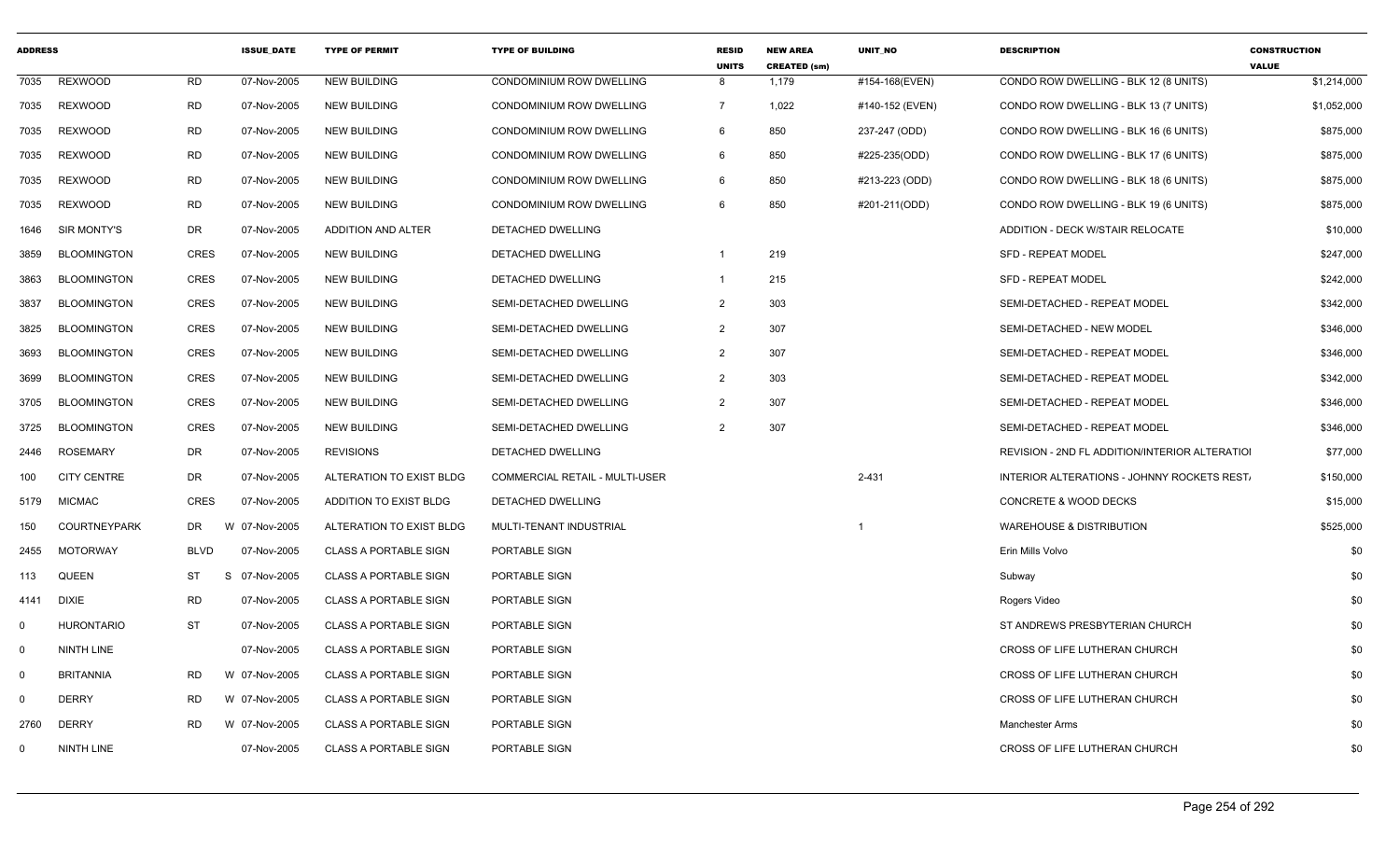| ADDRESS | | | ISSUE_DATE | TYPE OF PERMIT | TYPE OF BUILDING | RESID UNITS | NEW AREA CREATED (sm) | UNIT_NO | DESCRIPTION | CONSTRUCTION VALUE |
|---|---|---|---|---|---|---|---|---|---|---|
| 7035 | REXWOOD | RD | 07-Nov-2005 | NEW BUILDING | CONDOMINIUM ROW DWELLING | 8 | 1,179 | #154-168(EVEN) | CONDO ROW DWELLING - BLK 12 (8 UNITS) | $1,214,000 |
| 7035 | REXWOOD | RD | 07-Nov-2005 | NEW BUILDING | CONDOMINIUM ROW DWELLING | 7 | 1,022 | #140-152 (EVEN) | CONDO ROW DWELLING - BLK 13 (7 UNITS) | $1,052,000 |
| 7035 | REXWOOD | RD | 07-Nov-2005 | NEW BUILDING | CONDOMINIUM ROW DWELLING | 6 | 850 | 237-247 (ODD) | CONDO ROW DWELLING - BLK 16 (6 UNITS) | $875,000 |
| 7035 | REXWOOD | RD | 07-Nov-2005 | NEW BUILDING | CONDOMINIUM ROW DWELLING | 6 | 850 | #225-235(ODD) | CONDO ROW DWELLING - BLK 17 (6 UNITS) | $875,000 |
| 7035 | REXWOOD | RD | 07-Nov-2005 | NEW BUILDING | CONDOMINIUM ROW DWELLING | 6 | 850 | #213-223 (ODD) | CONDO ROW DWELLING - BLK 18 (6 UNITS) | $875,000 |
| 7035 | REXWOOD | RD | 07-Nov-2005 | NEW BUILDING | CONDOMINIUM ROW DWELLING | 6 | 850 | #201-211(ODD) | CONDO ROW DWELLING - BLK 19 (6 UNITS) | $875,000 |
| 1646 | SIR MONTY'S | DR | 07-Nov-2005 | ADDITION AND ALTER | DETACHED DWELLING | | | | ADDITION - DECK W/STAIR RELOCATE | $10,000 |
| 3859 | BLOOMINGTON | CRES | 07-Nov-2005 | NEW BUILDING | DETACHED DWELLING | 1 | 219 | | SFD - REPEAT MODEL | $247,000 |
| 3863 | BLOOMINGTON | CRES | 07-Nov-2005 | NEW BUILDING | DETACHED DWELLING | 1 | 215 | | SFD - REPEAT MODEL | $242,000 |
| 3837 | BLOOMINGTON | CRES | 07-Nov-2005 | NEW BUILDING | SEMI-DETACHED DWELLING | 2 | 303 | | SEMI-DETACHED - REPEAT MODEL | $342,000 |
| 3825 | BLOOMINGTON | CRES | 07-Nov-2005 | NEW BUILDING | SEMI-DETACHED DWELLING | 2 | 307 | | SEMI-DETACHED - NEW MODEL | $346,000 |
| 3693 | BLOOMINGTON | CRES | 07-Nov-2005 | NEW BUILDING | SEMI-DETACHED DWELLING | 2 | 307 | | SEMI-DETACHED - REPEAT MODEL | $346,000 |
| 3699 | BLOOMINGTON | CRES | 07-Nov-2005 | NEW BUILDING | SEMI-DETACHED DWELLING | 2 | 303 | | SEMI-DETACHED - REPEAT MODEL | $342,000 |
| 3705 | BLOOMINGTON | CRES | 07-Nov-2005 | NEW BUILDING | SEMI-DETACHED DWELLING | 2 | 307 | | SEMI-DETACHED - REPEAT MODEL | $346,000 |
| 3725 | BLOOMINGTON | CRES | 07-Nov-2005 | NEW BUILDING | SEMI-DETACHED DWELLING | 2 | 307 | | SEMI-DETACHED - REPEAT MODEL | $346,000 |
| 2446 | ROSEMARY | DR | 07-Nov-2005 | REVISIONS | DETACHED DWELLING | | | | REVISION - 2ND FL ADDITION/INTERIOR ALTERATIOI | $77,000 |
| 100 | CITY CENTRE | DR | 07-Nov-2005 | ALTERATION TO EXIST BLDG | COMMERCIAL RETAIL - MULTI-USER | | | 2-431 | INTERIOR ALTERATIONS - JOHNNY ROCKETS REST/ | $150,000 |
| 5179 | MICMAC | CRES | 07-Nov-2005 | ADDITION TO EXIST BLDG | DETACHED DWELLING | | | | CONCRETE & WOOD DECKS | $15,000 |
| 150 | COURTNEYPARK | DR | W 07-Nov-2005 | ALTERATION TO EXIST BLDG | MULTI-TENANT INDUSTRIAL | | | 1 | WAREHOUSE & DISTRIBUTION | $525,000 |
| 2455 | MOTORWAY | BLVD | 07-Nov-2005 | CLASS A PORTABLE SIGN | PORTABLE SIGN | | | | Erin Mills Volvo | $0 |
| 113 | QUEEN | ST | S 07-Nov-2005 | CLASS A PORTABLE SIGN | PORTABLE SIGN | | | | Subway | $0 |
| 4141 | DIXIE | RD | 07-Nov-2005 | CLASS A PORTABLE SIGN | PORTABLE SIGN | | | | Rogers Video | $0 |
| 0 | HURONTARIO | ST | 07-Nov-2005 | CLASS A PORTABLE SIGN | PORTABLE SIGN | | | | ST ANDREWS PRESBYTERIAN CHURCH | $0 |
| 0 | NINTH LINE | | 07-Nov-2005 | CLASS A PORTABLE SIGN | PORTABLE SIGN | | | | CROSS OF LIFE LUTHERAN CHURCH | $0 |
| 0 | BRITANNIA | RD | W 07-Nov-2005 | CLASS A PORTABLE SIGN | PORTABLE SIGN | | | | CROSS OF LIFE LUTHERAN CHURCH | $0 |
| 0 | DERRY | RD | W 07-Nov-2005 | CLASS A PORTABLE SIGN | PORTABLE SIGN | | | | CROSS OF LIFE LUTHERAN CHURCH | $0 |
| 2760 | DERRY | RD | W 07-Nov-2005 | CLASS A PORTABLE SIGN | PORTABLE SIGN | | | | Manchester Arms | $0 |
| 0 | NINTH LINE | | 07-Nov-2005 | CLASS A PORTABLE SIGN | PORTABLE SIGN | | | | CROSS OF LIFE LUTHERAN CHURCH | $0 |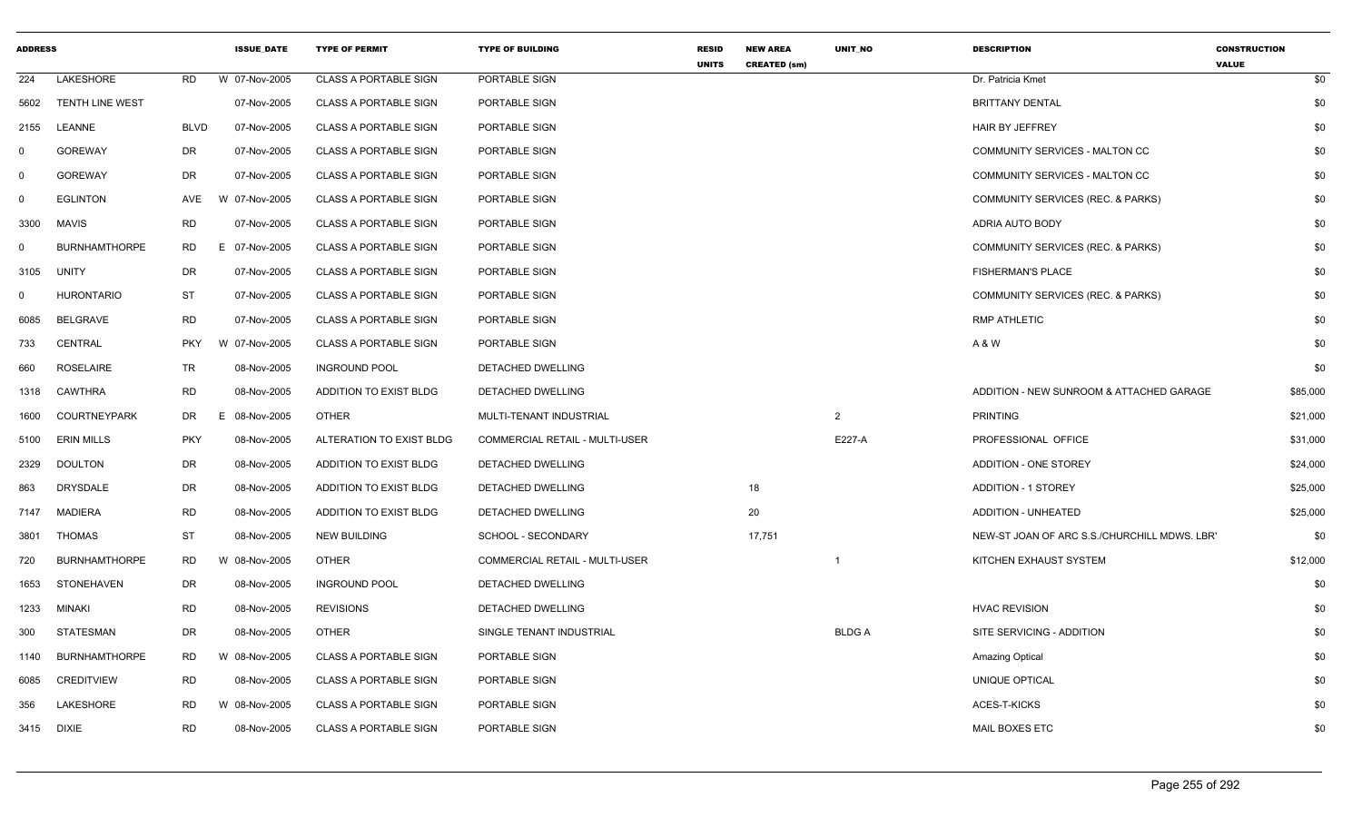| ADDRESS | | | ISSUE_DATE | TYPE OF PERMIT | TYPE OF BUILDING | RESID UNITS | NEW AREA CREATED (sm) | UNIT_NO | DESCRIPTION | CONSTRUCTION VALUE |
|---|---|---|---|---|---|---|---|---|---|---|
| 224 | LAKESHORE | RD | W 07-Nov-2005 | CLASS A PORTABLE SIGN | PORTABLE SIGN | | | | Dr. Patricia Kmet | $0 |
| 5602 | TENTH LINE WEST | | 07-Nov-2005 | CLASS A PORTABLE SIGN | PORTABLE SIGN | | | | BRITTANY DENTAL | $0 |
| 2155 | LEANNE | BLVD | 07-Nov-2005 | CLASS A PORTABLE SIGN | PORTABLE SIGN | | | | HAIR BY JEFFREY | $0 |
| 0 | GOREWAY | DR | 07-Nov-2005 | CLASS A PORTABLE SIGN | PORTABLE SIGN | | | | COMMUNITY SERVICES - MALTON CC | $0 |
| 0 | GOREWAY | DR | 07-Nov-2005 | CLASS A PORTABLE SIGN | PORTABLE SIGN | | | | COMMUNITY SERVICES - MALTON CC | $0 |
| 0 | EGLINTON | AVE | W 07-Nov-2005 | CLASS A PORTABLE SIGN | PORTABLE SIGN | | | | COMMUNITY SERVICES (REC. & PARKS) | $0 |
| 3300 | MAVIS | RD | 07-Nov-2005 | CLASS A PORTABLE SIGN | PORTABLE SIGN | | | | ADRIA AUTO BODY | $0 |
| 0 | BURNHAMTHORPE | RD | E 07-Nov-2005 | CLASS A PORTABLE SIGN | PORTABLE SIGN | | | | COMMUNITY SERVICES (REC. & PARKS) | $0 |
| 3105 | UNITY | DR | 07-Nov-2005 | CLASS A PORTABLE SIGN | PORTABLE SIGN | | | | FISHERMAN'S PLACE | $0 |
| 0 | HURONTARIO | ST | 07-Nov-2005 | CLASS A PORTABLE SIGN | PORTABLE SIGN | | | | COMMUNITY SERVICES (REC. & PARKS) | $0 |
| 6085 | BELGRAVE | RD | 07-Nov-2005 | CLASS A PORTABLE SIGN | PORTABLE SIGN | | | | RMP ATHLETIC | $0 |
| 733 | CENTRAL | PKY | W 07-Nov-2005 | CLASS A PORTABLE SIGN | PORTABLE SIGN | | | | A & W | $0 |
| 660 | ROSELAIRE | TR | 08-Nov-2005 | INGROUND POOL | DETACHED DWELLING | | | | | $0 |
| 1318 | CAWTHRA | RD | 08-Nov-2005 | ADDITION TO EXIST BLDG | DETACHED DWELLING | | | | ADDITION - NEW SUNROOM & ATTACHED GARAGE | $85,000 |
| 1600 | COURTNEYPARK | DR | E 08-Nov-2005 | OTHER | MULTI-TENANT INDUSTRIAL | | | 2 | PRINTING | $21,000 |
| 5100 | ERIN MILLS | PKY | 08-Nov-2005 | ALTERATION TO EXIST BLDG | COMMERCIAL RETAIL - MULTI-USER | | | E227-A | PROFESSIONAL OFFICE | $31,000 |
| 2329 | DOULTON | DR | 08-Nov-2005 | ADDITION TO EXIST BLDG | DETACHED DWELLING | | | | ADDITION - ONE STOREY | $24,000 |
| 863 | DRYSDALE | DR | 08-Nov-2005 | ADDITION TO EXIST BLDG | DETACHED DWELLING | | 18 | | ADDITION - 1 STOREY | $25,000 |
| 7147 | MADIERA | RD | 08-Nov-2005 | ADDITION TO EXIST BLDG | DETACHED DWELLING | | 20 | | ADDITION - UNHEATED | $25,000 |
| 3801 | THOMAS | ST | 08-Nov-2005 | NEW BUILDING | SCHOOL - SECONDARY | | 17,751 | | NEW-ST JOAN OF ARC S.S./CHURCHILL MDWS. LBR' | $0 |
| 720 | BURNHAMTHORPE | RD | W 08-Nov-2005 | OTHER | COMMERCIAL RETAIL - MULTI-USER | | | 1 | KITCHEN EXHAUST SYSTEM | $12,000 |
| 1653 | STONEHAVEN | DR | 08-Nov-2005 | INGROUND POOL | DETACHED DWELLING | | | | | $0 |
| 1233 | MINAKI | RD | 08-Nov-2005 | REVISIONS | DETACHED DWELLING | | | | HVAC REVISION | $0 |
| 300 | STATESMAN | DR | 08-Nov-2005 | OTHER | SINGLE TENANT INDUSTRIAL | | | BLDG A | SITE SERVICING - ADDITION | $0 |
| 1140 | BURNHAMTHORPE | RD | W 08-Nov-2005 | CLASS A PORTABLE SIGN | PORTABLE SIGN | | | | Amazing Optical | $0 |
| 6085 | CREDITVIEW | RD | 08-Nov-2005 | CLASS A PORTABLE SIGN | PORTABLE SIGN | | | | UNIQUE OPTICAL | $0 |
| 356 | LAKESHORE | RD | W 08-Nov-2005 | CLASS A PORTABLE SIGN | PORTABLE SIGN | | | | ACES-T-KICKS | $0 |
| 3415 | DIXIE | RD | 08-Nov-2005 | CLASS A PORTABLE SIGN | PORTABLE SIGN | | | | MAIL BOXES ETC | $0 |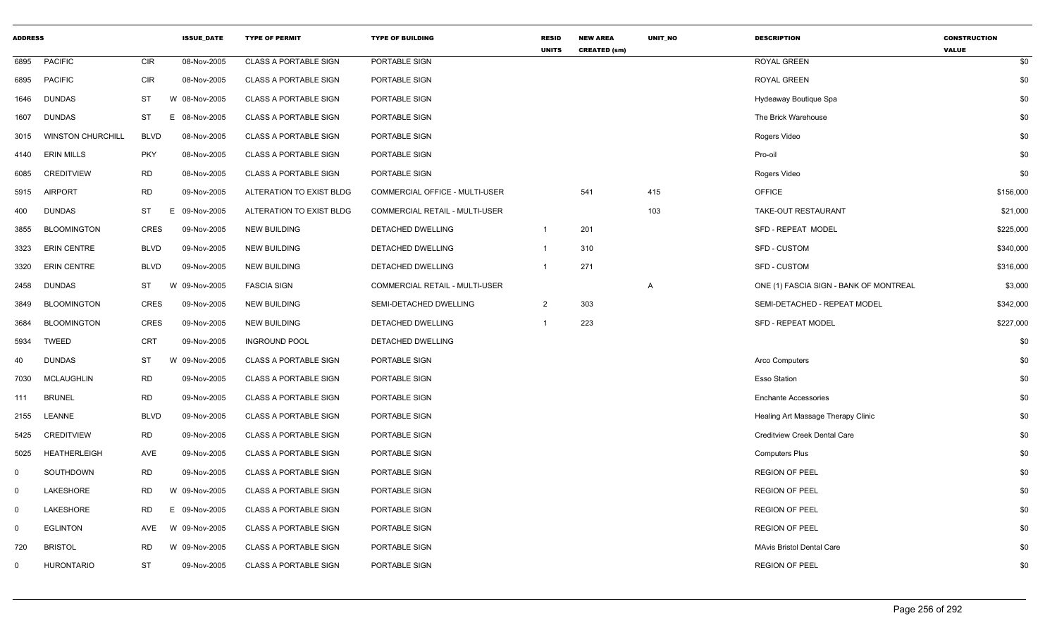| ADDRESS | | | ISSUE_DATE | TYPE OF PERMIT | TYPE OF BUILDING | RESID UNITS | NEW AREA CREATED (sm) | UNIT_NO | DESCRIPTION | CONSTRUCTION VALUE |
|---|---|---|---|---|---|---|---|---|---|---|
| 6895 | PACIFIC | CIR | 08-Nov-2005 | CLASS A PORTABLE SIGN | PORTABLE SIGN | | | | ROYAL GREEN | $0 |
| 6895 | PACIFIC | CIR | 08-Nov-2005 | CLASS A PORTABLE SIGN | PORTABLE SIGN | | | | ROYAL GREEN | $0 |
| 1646 | DUNDAS | ST | W 08-Nov-2005 | CLASS A PORTABLE SIGN | PORTABLE SIGN | | | | Hydeaway Boutique Spa | $0 |
| 1607 | DUNDAS | ST | E 08-Nov-2005 | CLASS A PORTABLE SIGN | PORTABLE SIGN | | | | The Brick Warehouse | $0 |
| 3015 | WINSTON CHURCHILL | BLVD | 08-Nov-2005 | CLASS A PORTABLE SIGN | PORTABLE SIGN | | | | Rogers Video | $0 |
| 4140 | ERIN MILLS | PKY | 08-Nov-2005 | CLASS A PORTABLE SIGN | PORTABLE SIGN | | | | Pro-oil | $0 |
| 6085 | CREDITVIEW | RD | 08-Nov-2005 | CLASS A PORTABLE SIGN | PORTABLE SIGN | | | | Rogers Video | $0 |
| 5915 | AIRPORT | RD | 09-Nov-2005 | ALTERATION TO EXIST BLDG | COMMERCIAL OFFICE - MULTI-USER | | 541 | 415 | OFFICE | $156,000 |
| 400 | DUNDAS | ST | E 09-Nov-2005 | ALTERATION TO EXIST BLDG | COMMERCIAL RETAIL - MULTI-USER | | | 103 | TAKE-OUT RESTAURANT | $21,000 |
| 3855 | BLOOMINGTON | CRES | 09-Nov-2005 | NEW BUILDING | DETACHED DWELLING | 1 | 201 | | SFD - REPEAT MODEL | $225,000 |
| 3323 | ERIN CENTRE | BLVD | 09-Nov-2005 | NEW BUILDING | DETACHED DWELLING | 1 | 310 | | SFD - CUSTOM | $340,000 |
| 3320 | ERIN CENTRE | BLVD | 09-Nov-2005 | NEW BUILDING | DETACHED DWELLING | 1 | 271 | | SFD - CUSTOM | $316,000 |
| 2458 | DUNDAS | ST | W 09-Nov-2005 | FASCIA SIGN | COMMERCIAL RETAIL - MULTI-USER | | | A | ONE (1) FASCIA SIGN - BANK OF MONTREAL | $3,000 |
| 3849 | BLOOMINGTON | CRES | 09-Nov-2005 | NEW BUILDING | SEMI-DETACHED DWELLING | 2 | 303 | | SEMI-DETACHED - REPEAT MODEL | $342,000 |
| 3684 | BLOOMINGTON | CRES | 09-Nov-2005 | NEW BUILDING | DETACHED DWELLING | 1 | 223 | | SFD - REPEAT MODEL | $227,000 |
| 5934 | TWEED | CRT | 09-Nov-2005 | INGROUND POOL | DETACHED DWELLING | | | | | $0 |
| 40 | DUNDAS | ST | W 09-Nov-2005 | CLASS A PORTABLE SIGN | PORTABLE SIGN | | | | Arco Computers | $0 |
| 7030 | MCLAUGHLIN | RD | 09-Nov-2005 | CLASS A PORTABLE SIGN | PORTABLE SIGN | | | | Esso Station | $0 |
| 111 | BRUNEL | RD | 09-Nov-2005 | CLASS A PORTABLE SIGN | PORTABLE SIGN | | | | Enchante Accessories | $0 |
| 2155 | LEANNE | BLVD | 09-Nov-2005 | CLASS A PORTABLE SIGN | PORTABLE SIGN | | | | Healing Art Massage Therapy Clinic | $0 |
| 5425 | CREDITVIEW | RD | 09-Nov-2005 | CLASS A PORTABLE SIGN | PORTABLE SIGN | | | | Creditview Creek Dental Care | $0 |
| 5025 | HEATHERLEIGH | AVE | 09-Nov-2005 | CLASS A PORTABLE SIGN | PORTABLE SIGN | | | | Computers Plus | $0 |
| 0 | SOUTHDOWN | RD | 09-Nov-2005 | CLASS A PORTABLE SIGN | PORTABLE SIGN | | | | REGION OF PEEL | $0 |
| 0 | LAKESHORE | RD | W 09-Nov-2005 | CLASS A PORTABLE SIGN | PORTABLE SIGN | | | | REGION OF PEEL | $0 |
| 0 | LAKESHORE | RD | E 09-Nov-2005 | CLASS A PORTABLE SIGN | PORTABLE SIGN | | | | REGION OF PEEL | $0 |
| 0 | EGLINTON | AVE | W 09-Nov-2005 | CLASS A PORTABLE SIGN | PORTABLE SIGN | | | | REGION OF PEEL | $0 |
| 720 | BRISTOL | RD | W 09-Nov-2005 | CLASS A PORTABLE SIGN | PORTABLE SIGN | | | | MAvis Bristol Dental Care | $0 |
| 0 | HURONTARIO | ST | 09-Nov-2005 | CLASS A PORTABLE SIGN | PORTABLE SIGN | | | | REGION OF PEEL | $0 |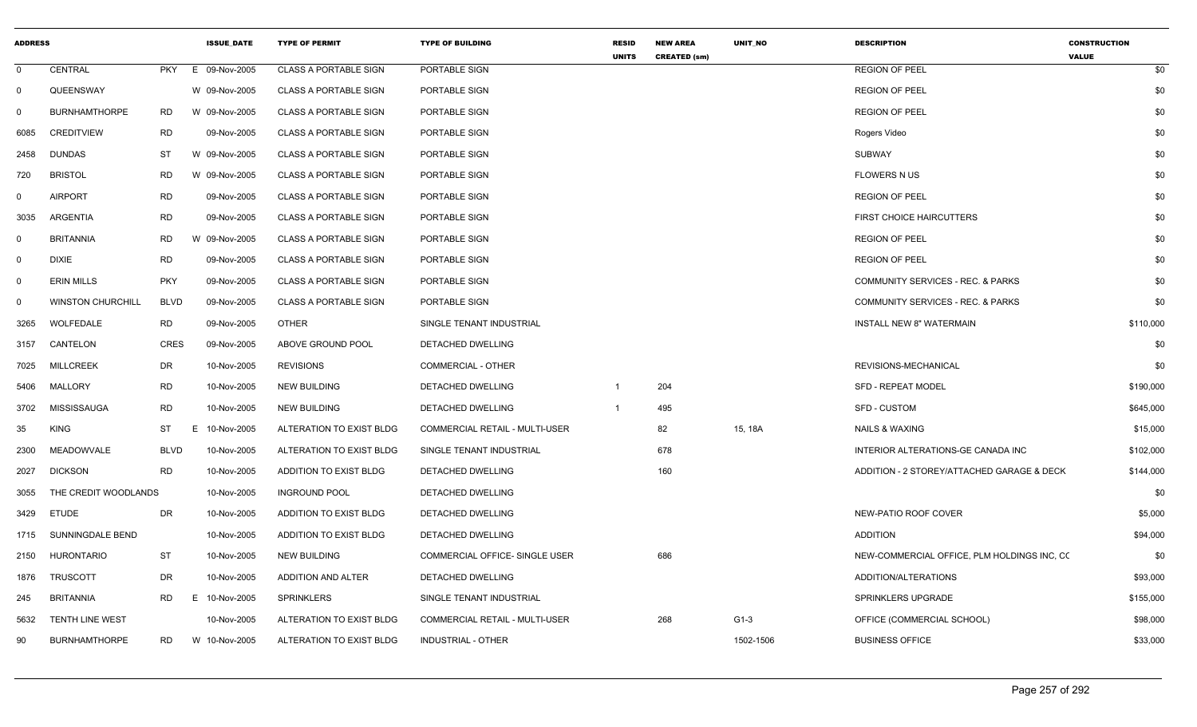| ADDRESS | | | | ISSUE_DATE | TYPE OF PERMIT | TYPE OF BUILDING | RESID UNITS | NEW AREA CREATED (sm) | UNIT_NO | DESCRIPTION | CONSTRUCTION VALUE |
|---|---|---|---|---|---|---|---|---|---|---|---|
| 0 | CENTRAL | PKY | E | 09-Nov-2005 | CLASS A PORTABLE SIGN | PORTABLE SIGN | | | | REGION OF PEEL | $0 |
| 0 | QUEENSWAY | | W | 09-Nov-2005 | CLASS A PORTABLE SIGN | PORTABLE SIGN | | | | REGION OF PEEL | $0 |
| 0 | BURNHAMTHORPE | RD | W | 09-Nov-2005 | CLASS A PORTABLE SIGN | PORTABLE SIGN | | | | REGION OF PEEL | $0 |
| 6085 | CREDITVIEW | RD | | 09-Nov-2005 | CLASS A PORTABLE SIGN | PORTABLE SIGN | | | | Rogers Video | $0 |
| 2458 | DUNDAS | ST | W | 09-Nov-2005 | CLASS A PORTABLE SIGN | PORTABLE SIGN | | | | SUBWAY | $0 |
| 720 | BRISTOL | RD | W | 09-Nov-2005 | CLASS A PORTABLE SIGN | PORTABLE SIGN | | | | FLOWERS N US | $0 |
| 0 | AIRPORT | RD | | 09-Nov-2005 | CLASS A PORTABLE SIGN | PORTABLE SIGN | | | | REGION OF PEEL | $0 |
| 3035 | ARGENTIA | RD | | 09-Nov-2005 | CLASS A PORTABLE SIGN | PORTABLE SIGN | | | | FIRST CHOICE HAIRCUTTERS | $0 |
| 0 | BRITANNIA | RD | W | 09-Nov-2005 | CLASS A PORTABLE SIGN | PORTABLE SIGN | | | | REGION OF PEEL | $0 |
| 0 | DIXIE | RD | | 09-Nov-2005 | CLASS A PORTABLE SIGN | PORTABLE SIGN | | | | REGION OF PEEL | $0 |
| 0 | ERIN MILLS | PKY | | 09-Nov-2005 | CLASS A PORTABLE SIGN | PORTABLE SIGN | | | | COMMUNITY SERVICES - REC. & PARKS | $0 |
| 0 | WINSTON CHURCHILL | BLVD | | 09-Nov-2005 | CLASS A PORTABLE SIGN | PORTABLE SIGN | | | | COMMUNITY SERVICES - REC. & PARKS | $0 |
| 3265 | WOLFEDALE | RD | | 09-Nov-2005 | OTHER | SINGLE TENANT INDUSTRIAL | | | | INSTALL NEW 8" WATERMAIN | $110,000 |
| 3157 | CANTELON | CRES | | 09-Nov-2005 | ABOVE GROUND POOL | DETACHED DWELLING | | | | | $0 |
| 7025 | MILLCREEK | DR | | 10-Nov-2005 | REVISIONS | COMMERCIAL - OTHER | | | | REVISIONS-MECHANICAL | $0 |
| 5406 | MALLORY | RD | | 10-Nov-2005 | NEW BUILDING | DETACHED DWELLING | 1 | 204 | | SFD - REPEAT MODEL | $190,000 |
| 3702 | MISSISSAUGA | RD | | 10-Nov-2005 | NEW BUILDING | DETACHED DWELLING | 1 | 495 | | SFD - CUSTOM | $645,000 |
| 35 | KING | ST | E | 10-Nov-2005 | ALTERATION TO EXIST BLDG | COMMERCIAL RETAIL - MULTI-USER | | 82 | 15, 18A | NAILS & WAXING | $15,000 |
| 2300 | MEADOWVALE | BLVD | | 10-Nov-2005 | ALTERATION TO EXIST BLDG | SINGLE TENANT INDUSTRIAL | | 678 | | INTERIOR ALTERATIONS-GE CANADA INC | $102,000 |
| 2027 | DICKSON | RD | | 10-Nov-2005 | ADDITION TO EXIST BLDG | DETACHED DWELLING | | 160 | | ADDITION - 2 STOREY/ATTACHED GARAGE & DECK | $144,000 |
| 3055 | THE CREDIT WOODLANDS | | | 10-Nov-2005 | INGROUND POOL | DETACHED DWELLING | | | | | $0 |
| 3429 | ETUDE | DR | | 10-Nov-2005 | ADDITION TO EXIST BLDG | DETACHED DWELLING | | | | NEW-PATIO ROOF COVER | $5,000 |
| 1715 | SUNNINGDALE BEND | | | 10-Nov-2005 | ADDITION TO EXIST BLDG | DETACHED DWELLING | | | | ADDITION | $94,000 |
| 2150 | HURONTARIO | ST | | 10-Nov-2005 | NEW BUILDING | COMMERCIAL OFFICE- SINGLE USER | | 686 | | NEW-COMMERCIAL OFFICE, PLM HOLDINGS INC, CC | $0 |
| 1876 | TRUSCOTT | DR | | 10-Nov-2005 | ADDITION AND ALTER | DETACHED DWELLING | | | | ADDITION/ALTERATIONS | $93,000 |
| 245 | BRITANNIA | RD | E | 10-Nov-2005 | SPRINKLERS | SINGLE TENANT INDUSTRIAL | | | | SPRINKLERS UPGRADE | $155,000 |
| 5632 | TENTH LINE WEST | | | 10-Nov-2005 | ALTERATION TO EXIST BLDG | COMMERCIAL RETAIL - MULTI-USER | | 268 | G1-3 | OFFICE (COMMERCIAL SCHOOL) | $98,000 |
| 90 | BURNHAMTHORPE | RD | W | 10-Nov-2005 | ALTERATION TO EXIST BLDG | INDUSTRIAL - OTHER | | | 1502-1506 | BUSINESS OFFICE | $33,000 |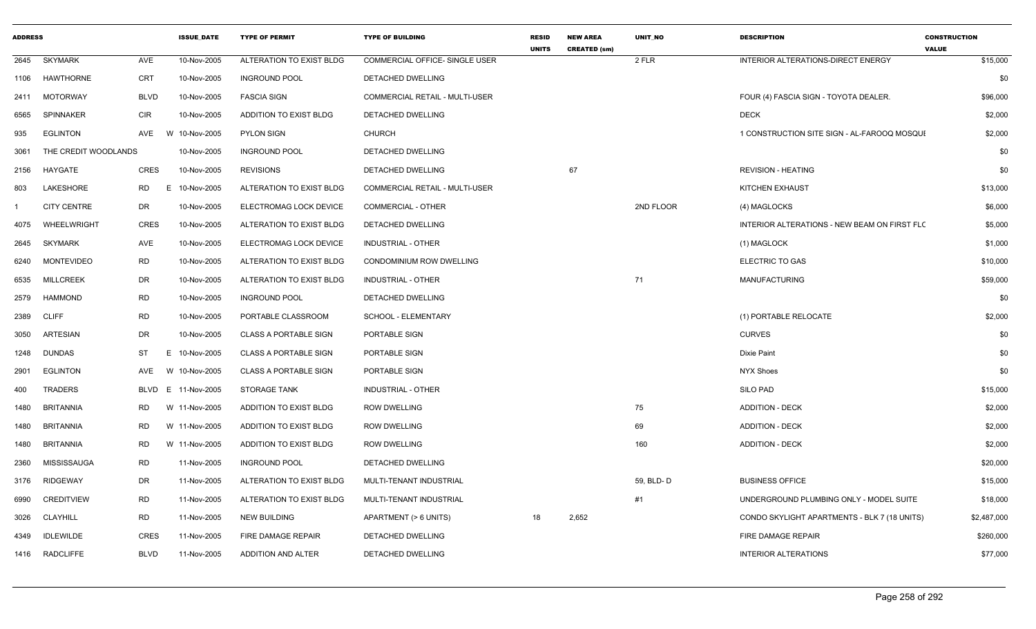| ADDRESS | | | ISSUE_DATE | TYPE OF PERMIT | TYPE OF BUILDING | RESID UNITS | NEW AREA CREATED (sm) | UNIT_NO | DESCRIPTION | CONSTRUCTION VALUE |
|---|---|---|---|---|---|---|---|---|---|---|
| 2645 | SKYMARK | AVE | 10-Nov-2005 | ALTERATION TO EXIST BLDG | COMMERCIAL OFFICE- SINGLE USER | | | 2 FLR | INTERIOR ALTERATIONS-DIRECT ENERGY | $15,000 |
| 1106 | HAWTHORNE | CRT | 10-Nov-2005 | INGROUND POOL | DETACHED DWELLING | | | | | $0 |
| 2411 | MOTORWAY | BLVD | 10-Nov-2005 | FASCIA SIGN | COMMERCIAL RETAIL - MULTI-USER | | | | FOUR (4) FASCIA SIGN - TOYOTA DEALER. | $96,000 |
| 6565 | SPINNAKER | CIR | 10-Nov-2005 | ADDITION TO EXIST BLDG | DETACHED DWELLING | | | | DECK | $2,000 |
| 935 | EGLINTON | AVE W | 10-Nov-2005 | PYLON SIGN | CHURCH | | | | 1 CONSTRUCTION SITE SIGN - AL-FAROOQ MOSQUE | $2,000 |
| 3061 | THE CREDIT WOODLANDS | | 10-Nov-2005 | INGROUND POOL | DETACHED DWELLING | | | | | $0 |
| 2156 | HAYGATE | CRES | 10-Nov-2005 | REVISIONS | DETACHED DWELLING | | 67 | | REVISION - HEATING | $0 |
| 803 | LAKESHORE | RD E | 10-Nov-2005 | ALTERATION TO EXIST BLDG | COMMERCIAL RETAIL - MULTI-USER | | | | KITCHEN EXHAUST | $13,000 |
| 1 | CITY CENTRE | DR | 10-Nov-2005 | ELECTROMAG LOCK DEVICE | COMMERCIAL - OTHER | | | 2ND FLOOR | (4) MAGLOCKS | $6,000 |
| 4075 | WHEELWRIGHT | CRES | 10-Nov-2005 | ALTERATION TO EXIST BLDG | DETACHED DWELLING | | | | INTERIOR ALTERATIONS - NEW BEAM ON FIRST FLC | $5,000 |
| 2645 | SKYMARK | AVE | 10-Nov-2005 | ELECTROMAG LOCK DEVICE | INDUSTRIAL - OTHER | | | | (1) MAGLOCK | $1,000 |
| 6240 | MONTEVIDEO | RD | 10-Nov-2005 | ALTERATION TO EXIST BLDG | CONDOMINIUM ROW DWELLING | | | | ELECTRIC TO GAS | $10,000 |
| 6535 | MILLCREEK | DR | 10-Nov-2005 | ALTERATION TO EXIST BLDG | INDUSTRIAL - OTHER | | | 71 | MANUFACTURING | $59,000 |
| 2579 | HAMMOND | RD | 10-Nov-2005 | INGROUND POOL | DETACHED DWELLING | | | | | $0 |
| 2389 | CLIFF | RD | 10-Nov-2005 | PORTABLE CLASSROOM | SCHOOL - ELEMENTARY | | | | (1) PORTABLE RELOCATE | $2,000 |
| 3050 | ARTESIAN | DR | 10-Nov-2005 | CLASS A PORTABLE SIGN | PORTABLE SIGN | | | | CURVES | $0 |
| 1248 | DUNDAS | ST E | 10-Nov-2005 | CLASS A PORTABLE SIGN | PORTABLE SIGN | | | | Dixie Paint | $0 |
| 2901 | EGLINTON | AVE W | 10-Nov-2005 | CLASS A PORTABLE SIGN | PORTABLE SIGN | | | | NYX Shoes | $0 |
| 400 | TRADERS | BLVD E | 11-Nov-2005 | STORAGE TANK | INDUSTRIAL - OTHER | | | | SILO PAD | $15,000 |
| 1480 | BRITANNIA | RD W | 11-Nov-2005 | ADDITION TO EXIST BLDG | ROW DWELLING | | | 75 | ADDITION - DECK | $2,000 |
| 1480 | BRITANNIA | RD W | 11-Nov-2005 | ADDITION TO EXIST BLDG | ROW DWELLING | | | 69 | ADDITION - DECK | $2,000 |
| 1480 | BRITANNIA | RD W | 11-Nov-2005 | ADDITION TO EXIST BLDG | ROW DWELLING | | | 160 | ADDITION - DECK | $2,000 |
| 2360 | MISSISSAUGA | RD | 11-Nov-2005 | INGROUND POOL | DETACHED DWELLING | | | | | $20,000 |
| 3176 | RIDGEWAY | DR | 11-Nov-2005 | ALTERATION TO EXIST BLDG | MULTI-TENANT INDUSTRIAL | | | 59, BLD- D | BUSINESS OFFICE | $15,000 |
| 6990 | CREDITVIEW | RD | 11-Nov-2005 | ALTERATION TO EXIST BLDG | MULTI-TENANT INDUSTRIAL | | | #1 | UNDERGROUND PLUMBING ONLY - MODEL SUITE | $18,000 |
| 3026 | CLAYHILL | RD | 11-Nov-2005 | NEW BUILDING | APARTMENT (> 6 UNITS) | 18 | 2,652 | | CONDO SKYLIGHT APARTMENTS - BLK 7 (18 UNITS) | $2,487,000 |
| 4349 | IDLEWILDE | CRES | 11-Nov-2005 | FIRE DAMAGE REPAIR | DETACHED DWELLING | | | | FIRE DAMAGE REPAIR | $260,000 |
| 1416 | RADCLIFFE | BLVD | 11-Nov-2005 | ADDITION AND ALTER | DETACHED DWELLING | | | | INTERIOR ALTERATIONS | $77,000 |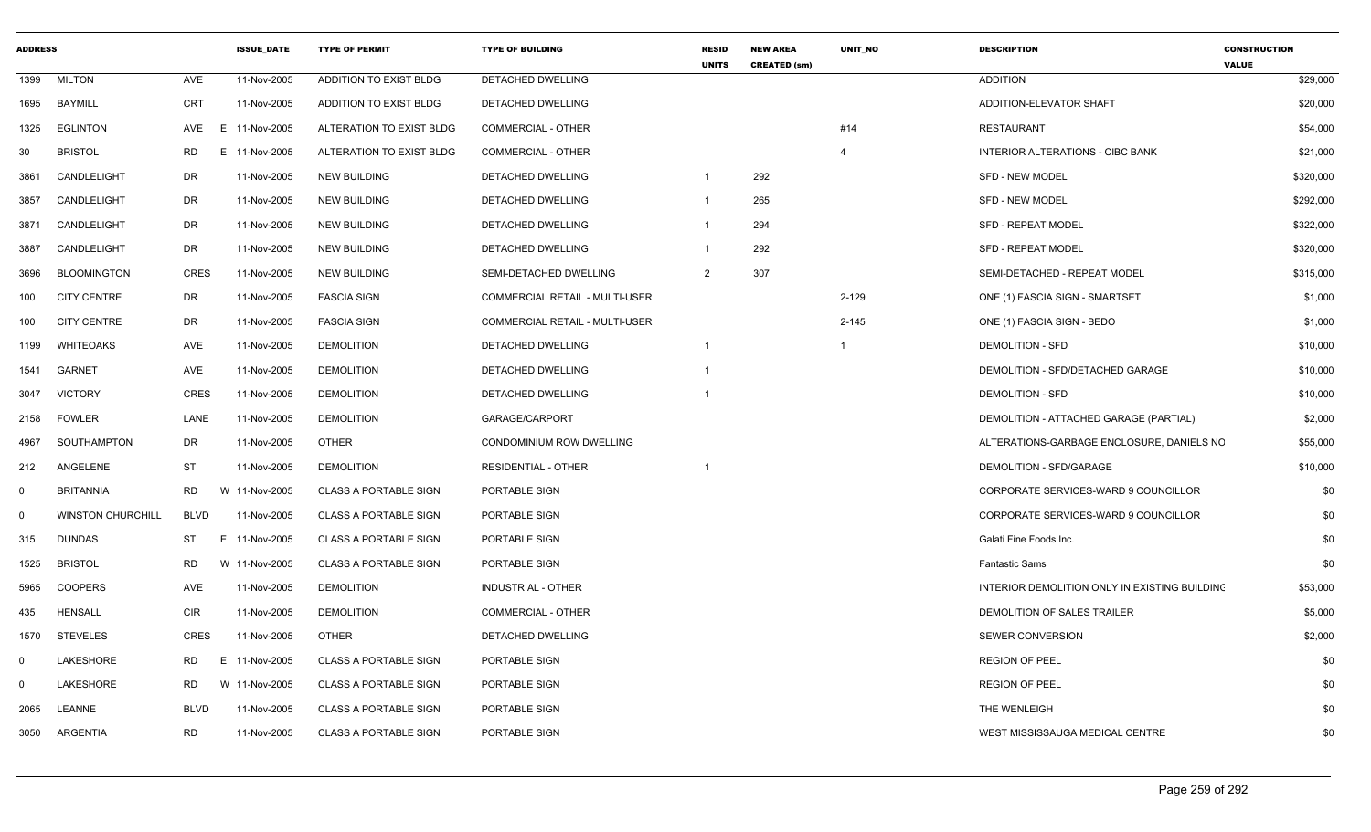| ADDRESS | | | ISSUE_DATE | TYPE OF PERMIT | TYPE OF BUILDING | RESID UNITS | NEW AREA CREATED (sm) | UNIT_NO | DESCRIPTION | CONSTRUCTION VALUE |
|---|---|---|---|---|---|---|---|---|---|---|
| 1399 | MILTON | AVE | 11-Nov-2005 | ADDITION TO EXIST BLDG | DETACHED DWELLING | | | | ADDITION | $29,000 |
| 1695 | BAYMILL | CRT | 11-Nov-2005 | ADDITION TO EXIST BLDG | DETACHED DWELLING | | | | ADDITION-ELEVATOR SHAFT | $20,000 |
| 1325 | EGLINTON | AVE E | 11-Nov-2005 | ALTERATION TO EXIST BLDG | COMMERCIAL - OTHER | | | #14 | RESTAURANT | $54,000 |
| 30 | BRISTOL | RD E | 11-Nov-2005 | ALTERATION TO EXIST BLDG | COMMERCIAL - OTHER | | | 4 | INTERIOR ALTERATIONS - CIBC BANK | $21,000 |
| 3861 | CANDLELIGHT | DR | 11-Nov-2005 | NEW BUILDING | DETACHED DWELLING | 1 | 292 | | SFD - NEW MODEL | $320,000 |
| 3857 | CANDLELIGHT | DR | 11-Nov-2005 | NEW BUILDING | DETACHED DWELLING | 1 | 265 | | SFD - NEW MODEL | $292,000 |
| 3871 | CANDLELIGHT | DR | 11-Nov-2005 | NEW BUILDING | DETACHED DWELLING | 1 | 294 | | SFD - REPEAT MODEL | $322,000 |
| 3887 | CANDLELIGHT | DR | 11-Nov-2005 | NEW BUILDING | DETACHED DWELLING | 1 | 292 | | SFD - REPEAT MODEL | $320,000 |
| 3696 | BLOOMINGTON | CRES | 11-Nov-2005 | NEW BUILDING | SEMI-DETACHED DWELLING | 2 | 307 | | SEMI-DETACHED - REPEAT MODEL | $315,000 |
| 100 | CITY CENTRE | DR | 11-Nov-2005 | FASCIA SIGN | COMMERCIAL RETAIL - MULTI-USER | | | 2-129 | ONE (1) FASCIA SIGN - SMARTSET | $1,000 |
| 100 | CITY CENTRE | DR | 11-Nov-2005 | FASCIA SIGN | COMMERCIAL RETAIL - MULTI-USER | | | 2-145 | ONE (1) FASCIA SIGN - BEDO | $1,000 |
| 1199 | WHITEOAKS | AVE | 11-Nov-2005 | DEMOLITION | DETACHED DWELLING | 1 | | 1 | DEMOLITION - SFD | $10,000 |
| 1541 | GARNET | AVE | 11-Nov-2005 | DEMOLITION | DETACHED DWELLING | 1 | | | DEMOLITION - SFD/DETACHED GARAGE | $10,000 |
| 3047 | VICTORY | CRES | 11-Nov-2005 | DEMOLITION | DETACHED DWELLING | 1 | | | DEMOLITION - SFD | $10,000 |
| 2158 | FOWLER | LANE | 11-Nov-2005 | DEMOLITION | GARAGE/CARPORT | | | | DEMOLITION - ATTACHED GARAGE (PARTIAL) | $2,000 |
| 4967 | SOUTHAMPTON | DR | 11-Nov-2005 | OTHER | CONDOMINIUM ROW DWELLING | | | | ALTERATIONS-GARBAGE ENCLOSURE, DANIELS NO | $55,000 |
| 212 | ANGELENE | ST | 11-Nov-2005 | DEMOLITION | RESIDENTIAL - OTHER | 1 | | | DEMOLITION - SFD/GARAGE | $10,000 |
| 0 | BRITANNIA | RD W | 11-Nov-2005 | CLASS A PORTABLE SIGN | PORTABLE SIGN | | | | CORPORATE SERVICES-WARD 9 COUNCILLOR | $0 |
| 0 | WINSTON CHURCHILL | BLVD | 11-Nov-2005 | CLASS A PORTABLE SIGN | PORTABLE SIGN | | | | CORPORATE SERVICES-WARD 9 COUNCILLOR | $0 |
| 315 | DUNDAS | ST E | 11-Nov-2005 | CLASS A PORTABLE SIGN | PORTABLE SIGN | | | | Galati Fine Foods Inc. | $0 |
| 1525 | BRISTOL | RD W | 11-Nov-2005 | CLASS A PORTABLE SIGN | PORTABLE SIGN | | | | Fantastic Sams | $0 |
| 5965 | COOPERS | AVE | 11-Nov-2005 | DEMOLITION | INDUSTRIAL - OTHER | | | | INTERIOR DEMOLITION ONLY IN EXISTING BUILDING | $53,000 |
| 435 | HENSALL | CIR | 11-Nov-2005 | DEMOLITION | COMMERCIAL - OTHER | | | | DEMOLITION OF SALES TRAILER | $5,000 |
| 1570 | STEVELES | CRES | 11-Nov-2005 | OTHER | DETACHED DWELLING | | | | SEWER CONVERSION | $2,000 |
| 0 | LAKESHORE | RD E | 11-Nov-2005 | CLASS A PORTABLE SIGN | PORTABLE SIGN | | | | REGION OF PEEL | $0 |
| 0 | LAKESHORE | RD W | 11-Nov-2005 | CLASS A PORTABLE SIGN | PORTABLE SIGN | | | | REGION OF PEEL | $0 |
| 2065 | LEANNE | BLVD | 11-Nov-2005 | CLASS A PORTABLE SIGN | PORTABLE SIGN | | | | THE WENLEIGH | $0 |
| 3050 | ARGENTIA | RD | 11-Nov-2005 | CLASS A PORTABLE SIGN | PORTABLE SIGN | | | | WEST MISSISSAUGA MEDICAL CENTRE | $0 |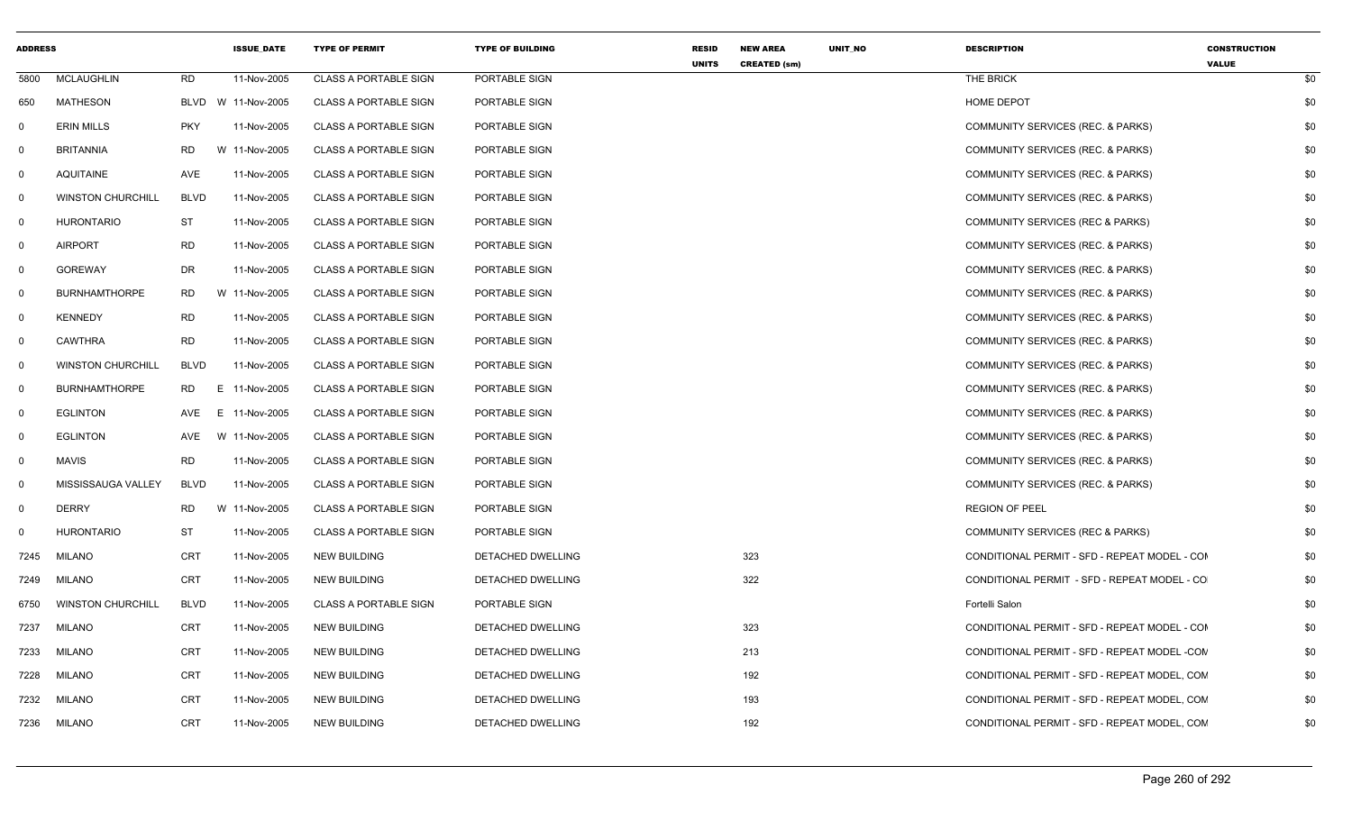| ADDRESS | | | ISSUE_DATE | TYPE OF PERMIT | TYPE OF BUILDING | RESID UNITS | NEW AREA CREATED (sm) | UNIT_NO | DESCRIPTION | CONSTRUCTION VALUE |
|---|---|---|---|---|---|---|---|---|---|---|
| 5800 | MCLAUGHLIN | RD | 11-Nov-2005 | CLASS A PORTABLE SIGN | PORTABLE SIGN | | | | THE BRICK | $0 |
| 650 | MATHESON | BLVD W | 11-Nov-2005 | CLASS A PORTABLE SIGN | PORTABLE SIGN | | | | HOME DEPOT | $0 |
| 0 | ERIN MILLS | PKY | 11-Nov-2005 | CLASS A PORTABLE SIGN | PORTABLE SIGN | | | | COMMUNITY SERVICES (REC. & PARKS) | $0 |
| 0 | BRITANNIA | RD W | 11-Nov-2005 | CLASS A PORTABLE SIGN | PORTABLE SIGN | | | | COMMUNITY SERVICES (REC. & PARKS) | $0 |
| 0 | AQUITAINE | AVE | 11-Nov-2005 | CLASS A PORTABLE SIGN | PORTABLE SIGN | | | | COMMUNITY SERVICES (REC. & PARKS) | $0 |
| 0 | WINSTON CHURCHILL | BLVD | 11-Nov-2005 | CLASS A PORTABLE SIGN | PORTABLE SIGN | | | | COMMUNITY SERVICES (REC. & PARKS) | $0 |
| 0 | HURONTARIO | ST | 11-Nov-2005 | CLASS A PORTABLE SIGN | PORTABLE SIGN | | | | COMMUNITY SERVICES (REC & PARKS) | $0 |
| 0 | AIRPORT | RD | 11-Nov-2005 | CLASS A PORTABLE SIGN | PORTABLE SIGN | | | | COMMUNITY SERVICES (REC. & PARKS) | $0 |
| 0 | GOREWAY | DR | 11-Nov-2005 | CLASS A PORTABLE SIGN | PORTABLE SIGN | | | | COMMUNITY SERVICES (REC. & PARKS) | $0 |
| 0 | BURNHAMTHORPE | RD W | 11-Nov-2005 | CLASS A PORTABLE SIGN | PORTABLE SIGN | | | | COMMUNITY SERVICES (REC. & PARKS) | $0 |
| 0 | KENNEDY | RD | 11-Nov-2005 | CLASS A PORTABLE SIGN | PORTABLE SIGN | | | | COMMUNITY SERVICES (REC. & PARKS) | $0 |
| 0 | CAWTHRA | RD | 11-Nov-2005 | CLASS A PORTABLE SIGN | PORTABLE SIGN | | | | COMMUNITY SERVICES (REC. & PARKS) | $0 |
| 0 | WINSTON CHURCHILL | BLVD | 11-Nov-2005 | CLASS A PORTABLE SIGN | PORTABLE SIGN | | | | COMMUNITY SERVICES (REC. & PARKS) | $0 |
| 0 | BURNHAMTHORPE | RD E | 11-Nov-2005 | CLASS A PORTABLE SIGN | PORTABLE SIGN | | | | COMMUNITY SERVICES (REC. & PARKS) | $0 |
| 0 | EGLINTON | AVE E | 11-Nov-2005 | CLASS A PORTABLE SIGN | PORTABLE SIGN | | | | COMMUNITY SERVICES (REC. & PARKS) | $0 |
| 0 | EGLINTON | AVE W | 11-Nov-2005 | CLASS A PORTABLE SIGN | PORTABLE SIGN | | | | COMMUNITY SERVICES (REC. & PARKS) | $0 |
| 0 | MAVIS | RD | 11-Nov-2005 | CLASS A PORTABLE SIGN | PORTABLE SIGN | | | | COMMUNITY SERVICES (REC. & PARKS) | $0 |
| 0 | MISSISSAUGA VALLEY | BLVD | 11-Nov-2005 | CLASS A PORTABLE SIGN | PORTABLE SIGN | | | | COMMUNITY SERVICES (REC. & PARKS) | $0 |
| 0 | DERRY | RD W | 11-Nov-2005 | CLASS A PORTABLE SIGN | PORTABLE SIGN | | | | REGION OF PEEL | $0 |
| 0 | HURONTARIO | ST | 11-Nov-2005 | CLASS A PORTABLE SIGN | PORTABLE SIGN | | | | COMMUNITY SERVICES (REC & PARKS) | $0 |
| 7245 | MILANO | CRT | 11-Nov-2005 | NEW BUILDING | DETACHED DWELLING | | 323 | | CONDITIONAL PERMIT - SFD - REPEAT MODEL - COI | $0 |
| 7249 | MILANO | CRT | 11-Nov-2005 | NEW BUILDING | DETACHED DWELLING | | 322 | | CONDITIONAL PERMIT - SFD - REPEAT MODEL - CO | $0 |
| 6750 | WINSTON CHURCHILL | BLVD | 11-Nov-2005 | CLASS A PORTABLE SIGN | PORTABLE SIGN | | | | Fortelli Salon | $0 |
| 7237 | MILANO | CRT | 11-Nov-2005 | NEW BUILDING | DETACHED DWELLING | | 323 | | CONDITIONAL PERMIT - SFD - REPEAT MODEL - COI | $0 |
| 7233 | MILANO | CRT | 11-Nov-2005 | NEW BUILDING | DETACHED DWELLING | | 213 | | CONDITIONAL PERMIT - SFD - REPEAT MODEL -CON | $0 |
| 7228 | MILANO | CRT | 11-Nov-2005 | NEW BUILDING | DETACHED DWELLING | | 192 | | CONDITIONAL PERMIT - SFD - REPEAT MODEL, COM | $0 |
| 7232 | MILANO | CRT | 11-Nov-2005 | NEW BUILDING | DETACHED DWELLING | | 193 | | CONDITIONAL PERMIT - SFD - REPEAT MODEL, COM | $0 |
| 7236 | MILANO | CRT | 11-Nov-2005 | NEW BUILDING | DETACHED DWELLING | | 192 | | CONDITIONAL PERMIT - SFD - REPEAT MODEL, COM | $0 |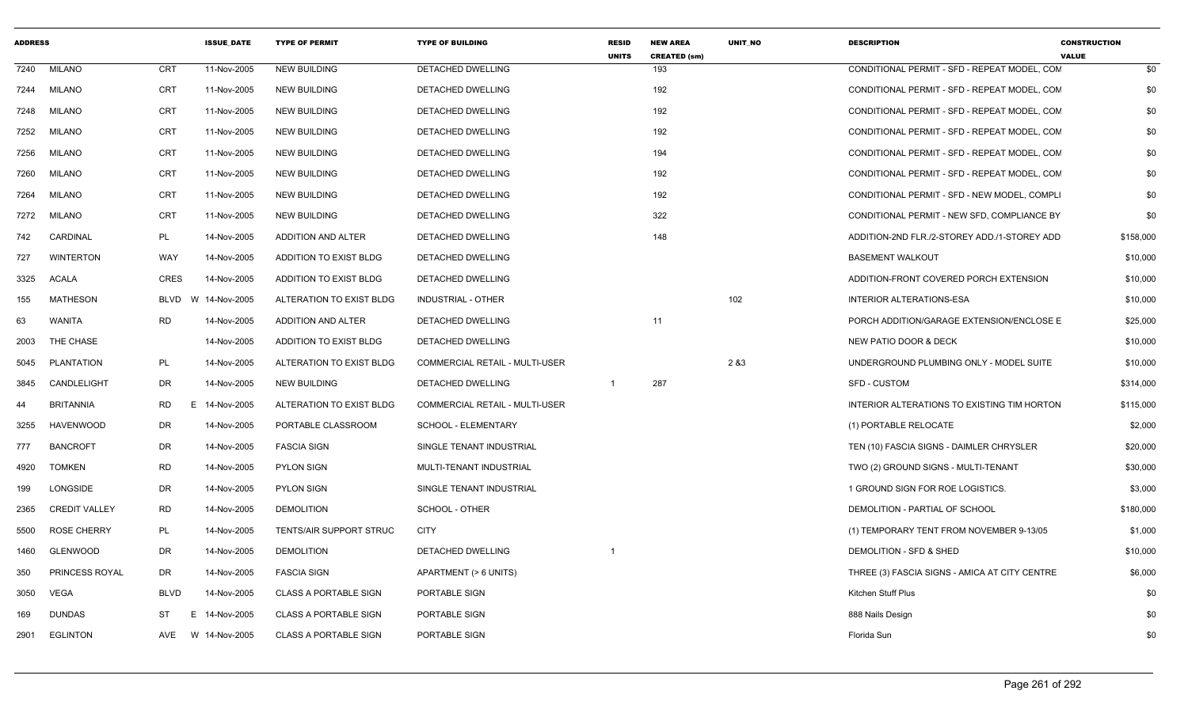| ADDRESS | | | ISSUE_DATE | TYPE OF PERMIT | TYPE OF BUILDING | RESID UNITS | NEW AREA CREATED (sm) | UNIT_NO | DESCRIPTION | CONSTRUCTION VALUE |
|---|---|---|---|---|---|---|---|---|---|---|
| 7240 | MILANO | CRT | 11-Nov-2005 | NEW BUILDING | DETACHED DWELLING | | 193 | | CONDITIONAL PERMIT - SFD - REPEAT MODEL, COM | $0 |
| 7244 | MILANO | CRT | 11-Nov-2005 | NEW BUILDING | DETACHED DWELLING | | 192 | | CONDITIONAL PERMIT - SFD - REPEAT MODEL, COM | $0 |
| 7248 | MILANO | CRT | 11-Nov-2005 | NEW BUILDING | DETACHED DWELLING | | 192 | | CONDITIONAL PERMIT - SFD - REPEAT MODEL, COM | $0 |
| 7252 | MILANO | CRT | 11-Nov-2005 | NEW BUILDING | DETACHED DWELLING | | 192 | | CONDITIONAL PERMIT - SFD - REPEAT MODEL, COM | $0 |
| 7256 | MILANO | CRT | 11-Nov-2005 | NEW BUILDING | DETACHED DWELLING | | 194 | | CONDITIONAL PERMIT - SFD - REPEAT MODEL, COM | $0 |
| 7260 | MILANO | CRT | 11-Nov-2005 | NEW BUILDING | DETACHED DWELLING | | 192 | | CONDITIONAL PERMIT - SFD - REPEAT MODEL, COM | $0 |
| 7264 | MILANO | CRT | 11-Nov-2005 | NEW BUILDING | DETACHED DWELLING | | 192 | | CONDITIONAL PERMIT - SFD - NEW MODEL, COMPLI | $0 |
| 7272 | MILANO | CRT | 11-Nov-2005 | NEW BUILDING | DETACHED DWELLING | | 322 | | CONDITIONAL PERMIT - NEW SFD, COMPLIANCE BY | $0 |
| 742 | CARDINAL | PL | 14-Nov-2005 | ADDITION AND ALTER | DETACHED DWELLING | | 148 | | ADDITION-2ND FLR./2-STOREY ADD./1-STOREY ADD | $158,000 |
| 727 | WINTERTON | WAY | 14-Nov-2005 | ADDITION TO EXIST BLDG | DETACHED DWELLING | | | | BASEMENT WALKOUT | $10,000 |
| 3325 | ACALA | CRES | 14-Nov-2005 | ADDITION TO EXIST BLDG | DETACHED DWELLING | | | | ADDITION-FRONT COVERED PORCH EXTENSION | $10,000 |
| 155 | MATHESON | BLVD W | 14-Nov-2005 | ALTERATION TO EXIST BLDG | INDUSTRIAL - OTHER | | | 102 | INTERIOR ALTERATIONS-ESA | $10,000 |
| 63 | WANITA | RD | 14-Nov-2005 | ADDITION AND ALTER | DETACHED DWELLING | | 11 | | PORCH ADDITION/GARAGE EXTENSION/ENCLOSE E | $25,000 |
| 2003 | THE CHASE | | 14-Nov-2005 | ADDITION TO EXIST BLDG | DETACHED DWELLING | | | | NEW PATIO DOOR & DECK | $10,000 |
| 5045 | PLANTATION | PL | 14-Nov-2005 | ALTERATION TO EXIST BLDG | COMMERCIAL RETAIL - MULTI-USER | | | 2 &3 | UNDERGROUND PLUMBING ONLY - MODEL SUITE | $10,000 |
| 3845 | CANDLELIGHT | DR | 14-Nov-2005 | NEW BUILDING | DETACHED DWELLING | 1 | 287 | | SFD - CUSTOM | $314,000 |
| 44 | BRITANNIA | RD E | 14-Nov-2005 | ALTERATION TO EXIST BLDG | COMMERCIAL RETAIL - MULTI-USER | | | | INTERIOR ALTERATIONS TO EXISTING TIM HORTON | $115,000 |
| 3255 | HAVENWOOD | DR | 14-Nov-2005 | PORTABLE CLASSROOM | SCHOOL - ELEMENTARY | | | | (1) PORTABLE RELOCATE | $2,000 |
| 777 | BANCROFT | DR | 14-Nov-2005 | FASCIA SIGN | SINGLE TENANT INDUSTRIAL | | | | TEN (10) FASCIA SIGNS - DAIMLER CHRYSLER | $20,000 |
| 4920 | TOMKEN | RD | 14-Nov-2005 | PYLON SIGN | MULTI-TENANT INDUSTRIAL | | | | TWO (2) GROUND SIGNS - MULTI-TENANT | $30,000 |
| 199 | LONGSIDE | DR | 14-Nov-2005 | PYLON SIGN | SINGLE TENANT INDUSTRIAL | | | | 1 GROUND SIGN FOR ROE LOGISTICS. | $3,000 |
| 2365 | CREDIT VALLEY | RD | 14-Nov-2005 | DEMOLITION | SCHOOL - OTHER | | | | DEMOLITION - PARTIAL OF SCHOOL | $180,000 |
| 5500 | ROSE CHERRY | PL | 14-Nov-2005 | TENTS/AIR SUPPORT STRUC | CITY | | | | (1) TEMPORARY TENT FROM NOVEMBER 9-13/05 | $1,000 |
| 1460 | GLENWOOD | DR | 14-Nov-2005 | DEMOLITION | DETACHED DWELLING | 1 | | | DEMOLITION - SFD & SHED | $10,000 |
| 350 | PRINCESS ROYAL | DR | 14-Nov-2005 | FASCIA SIGN | APARTMENT (> 6 UNITS) | | | | THREE (3) FASCIA SIGNS - AMICA AT CITY CENTRE | $6,000 |
| 3050 | VEGA | BLVD | 14-Nov-2005 | CLASS A PORTABLE SIGN | PORTABLE SIGN | | | | Kitchen Stuff Plus | $0 |
| 169 | DUNDAS | ST E | 14-Nov-2005 | CLASS A PORTABLE SIGN | PORTABLE SIGN | | | | 888 Nails Design | $0 |
| 2901 | EGLINTON | AVE W | 14-Nov-2005 | CLASS A PORTABLE SIGN | PORTABLE SIGN | | | | Florida Sun | $0 |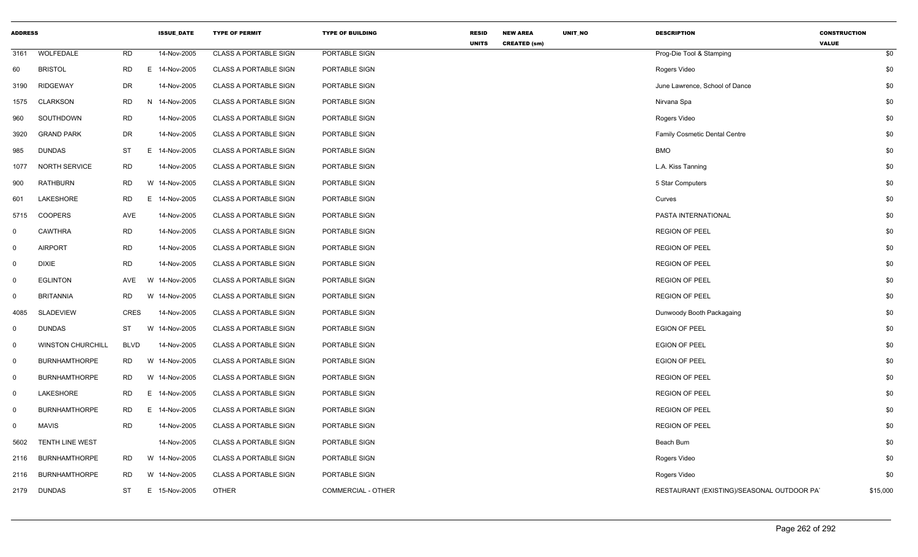| ADDRESS | | | | ISSUE_DATE | TYPE OF PERMIT | TYPE OF BUILDING | RESID UNITS | NEW AREA CREATED (sm) | UNIT_NO | DESCRIPTION | CONSTRUCTION VALUE |
|---|---|---|---|---|---|---|---|---|---|---|---|
| 3161 | WOLFEDALE | RD | | 14-Nov-2005 | CLASS A PORTABLE SIGN | PORTABLE SIGN | | | | Prog-Die Tool & Stamping | $0 |
| 60 | BRISTOL | RD | E | 14-Nov-2005 | CLASS A PORTABLE SIGN | PORTABLE SIGN | | | | Rogers Video | $0 |
| 3190 | RIDGEWAY | DR | | 14-Nov-2005 | CLASS A PORTABLE SIGN | PORTABLE SIGN | | | | June Lawrence, School of Dance | $0 |
| 1575 | CLARKSON | RD | N | 14-Nov-2005 | CLASS A PORTABLE SIGN | PORTABLE SIGN | | | | Nirvana Spa | $0 |
| 960 | SOUTHDOWN | RD | | 14-Nov-2005 | CLASS A PORTABLE SIGN | PORTABLE SIGN | | | | Rogers Video | $0 |
| 3920 | GRAND PARK | DR | | 14-Nov-2005 | CLASS A PORTABLE SIGN | PORTABLE SIGN | | | | Family Cosmetic Dental Centre | $0 |
| 985 | DUNDAS | ST | E | 14-Nov-2005 | CLASS A PORTABLE SIGN | PORTABLE SIGN | | | | BMO | $0 |
| 1077 | NORTH SERVICE | RD | | 14-Nov-2005 | CLASS A PORTABLE SIGN | PORTABLE SIGN | | | | L.A. Kiss Tanning | $0 |
| 900 | RATHBURN | RD | W | 14-Nov-2005 | CLASS A PORTABLE SIGN | PORTABLE SIGN | | | | 5 Star Computers | $0 |
| 601 | LAKESHORE | RD | E | 14-Nov-2005 | CLASS A PORTABLE SIGN | PORTABLE SIGN | | | | Curves | $0 |
| 5715 | COOPERS | AVE | | 14-Nov-2005 | CLASS A PORTABLE SIGN | PORTABLE SIGN | | | | PASTA INTERNATIONAL | $0 |
| 0 | CAWTHRA | RD | | 14-Nov-2005 | CLASS A PORTABLE SIGN | PORTABLE SIGN | | | | REGION OF PEEL | $0 |
| 0 | AIRPORT | RD | | 14-Nov-2005 | CLASS A PORTABLE SIGN | PORTABLE SIGN | | | | REGION OF PEEL | $0 |
| 0 | DIXIE | RD | | 14-Nov-2005 | CLASS A PORTABLE SIGN | PORTABLE SIGN | | | | REGION OF PEEL | $0 |
| 0 | EGLINTON | AVE | W | 14-Nov-2005 | CLASS A PORTABLE SIGN | PORTABLE SIGN | | | | REGION OF PEEL | $0 |
| 0 | BRITANNIA | RD | W | 14-Nov-2005 | CLASS A PORTABLE SIGN | PORTABLE SIGN | | | | REGION OF PEEL | $0 |
| 4085 | SLADEVIEW | CRES | | 14-Nov-2005 | CLASS A PORTABLE SIGN | PORTABLE SIGN | | | | Dunwoody Booth Packagaing | $0 |
| 0 | DUNDAS | ST | W | 14-Nov-2005 | CLASS A PORTABLE SIGN | PORTABLE SIGN | | | | EGION OF PEEL | $0 |
| 0 | WINSTON CHURCHILL | BLVD | | 14-Nov-2005 | CLASS A PORTABLE SIGN | PORTABLE SIGN | | | | EGION OF PEEL | $0 |
| 0 | BURNHAMTHORPE | RD | W | 14-Nov-2005 | CLASS A PORTABLE SIGN | PORTABLE SIGN | | | | EGION OF PEEL | $0 |
| 0 | BURNHAMTHORPE | RD | W | 14-Nov-2005 | CLASS A PORTABLE SIGN | PORTABLE SIGN | | | | REGION OF PEEL | $0 |
| 0 | LAKESHORE | RD | E | 14-Nov-2005 | CLASS A PORTABLE SIGN | PORTABLE SIGN | | | | REGION OF PEEL | $0 |
| 0 | BURNHAMTHORPE | RD | E | 14-Nov-2005 | CLASS A PORTABLE SIGN | PORTABLE SIGN | | | | REGION OF PEEL | $0 |
| 0 | MAVIS | RD | | 14-Nov-2005 | CLASS A PORTABLE SIGN | PORTABLE SIGN | | | | REGION OF PEEL | $0 |
| 5602 | TENTH LINE WEST | | | 14-Nov-2005 | CLASS A PORTABLE SIGN | PORTABLE SIGN | | | | Beach Bum | $0 |
| 2116 | BURNHAMTHORPE | RD | W | 14-Nov-2005 | CLASS A PORTABLE SIGN | PORTABLE SIGN | | | | Rogers Video | $0 |
| 2116 | BURNHAMTHORPE | RD | W | 14-Nov-2005 | CLASS A PORTABLE SIGN | PORTABLE SIGN | | | | Rogers Video | $0 |
| 2179 | DUNDAS | ST | E | 15-Nov-2005 | OTHER | COMMERCIAL - OTHER | | | | RESTAURANT (EXISTING)/SEASONAL OUTDOOR PA' | $15,000 |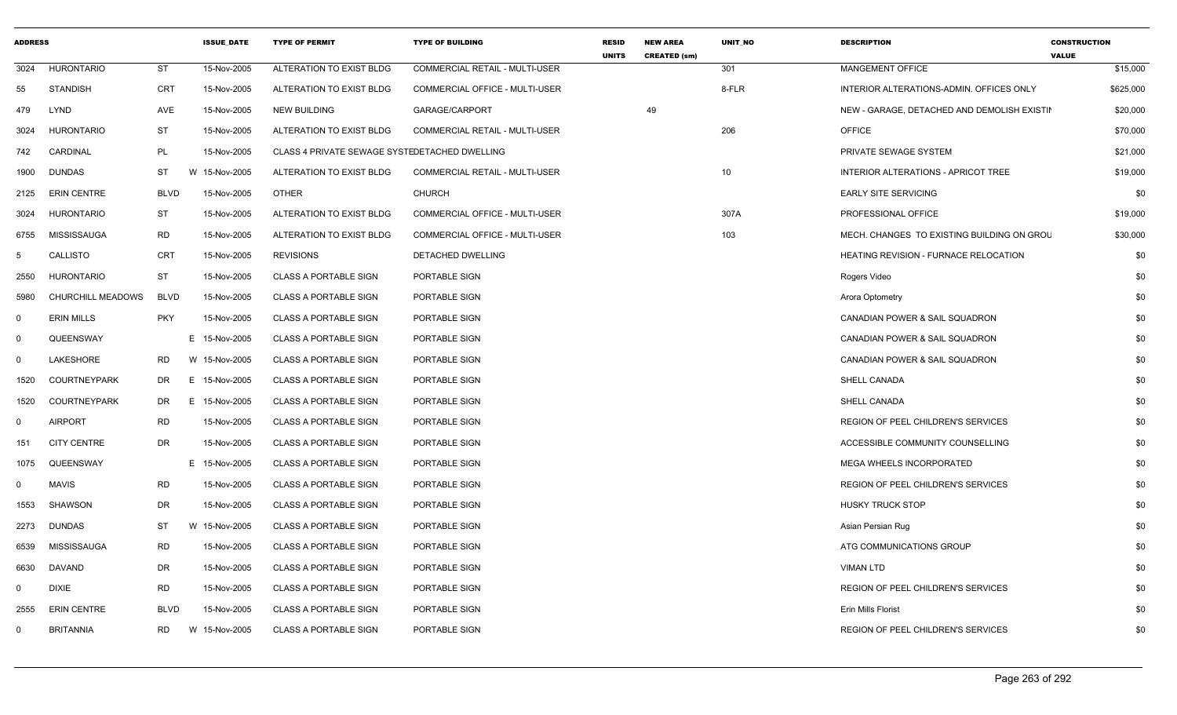| ADDRESS | | | ISSUE_DATE | TYPE OF PERMIT | TYPE OF BUILDING | RESID UNITS | NEW AREA CREATED (sm) | UNIT_NO | DESCRIPTION | CONSTRUCTION VALUE |
|---|---|---|---|---|---|---|---|---|---|---|
| 3024 | HURONTARIO | ST | 15-Nov-2005 | ALTERATION TO EXIST BLDG | COMMERCIAL RETAIL - MULTI-USER | | | 301 | MANGEMENT OFFICE | $15,000 |
| 55 | STANDISH | CRT | 15-Nov-2005 | ALTERATION TO EXIST BLDG | COMMERCIAL OFFICE - MULTI-USER | | | 8-FLR | INTERIOR ALTERATIONS-ADMIN. OFFICES ONLY | $625,000 |
| 479 | LYND | AVE | 15-Nov-2005 | NEW BUILDING | GARAGE/CARPORT | | 49 | | NEW - GARAGE, DETACHED AND DEMOLISH EXISTIN | $20,000 |
| 3024 | HURONTARIO | ST | 15-Nov-2005 | ALTERATION TO EXIST BLDG | COMMERCIAL RETAIL - MULTI-USER | | | 206 | OFFICE | $70,000 |
| 742 | CARDINAL | PL | 15-Nov-2005 | CLASS 4 PRIVATE SEWAGE SYSTEM | DETACHED DWELLING | | | | PRIVATE SEWAGE SYSTEM | $21,000 |
| 1900 | DUNDAS | ST | W 15-Nov-2005 | ALTERATION TO EXIST BLDG | COMMERCIAL RETAIL - MULTI-USER | | | 10 | INTERIOR ALTERATIONS - APRICOT TREE | $19,000 |
| 2125 | ERIN CENTRE | BLVD | 15-Nov-2005 | OTHER | CHURCH | | | | EARLY SITE SERVICING | $0 |
| 3024 | HURONTARIO | ST | 15-Nov-2005 | ALTERATION TO EXIST BLDG | COMMERCIAL OFFICE - MULTI-USER | | | 307A | PROFESSIONAL OFFICE | $19,000 |
| 6755 | MISSISSAUGA | RD | 15-Nov-2005 | ALTERATION TO EXIST BLDG | COMMERCIAL OFFICE - MULTI-USER | | | 103 | MECH. CHANGES TO EXISTING BUILDING ON GROU | $30,000 |
| 5 | CALLISTO | CRT | 15-Nov-2005 | REVISIONS | DETACHED DWELLING | | | | HEATING REVISION - FURNACE RELOCATION | $0 |
| 2550 | HURONTARIO | ST | 15-Nov-2005 | CLASS A PORTABLE SIGN | PORTABLE SIGN | | | | Rogers Video | $0 |
| 5980 | CHURCHILL MEADOWS | BLVD | 15-Nov-2005 | CLASS A PORTABLE SIGN | PORTABLE SIGN | | | | Arora Optometry | $0 |
| 0 | ERIN MILLS | PKY | 15-Nov-2005 | CLASS A PORTABLE SIGN | PORTABLE SIGN | | | | CANADIAN POWER & SAIL SQUADRON | $0 |
| 0 | QUEENSWAY | | E 15-Nov-2005 | CLASS A PORTABLE SIGN | PORTABLE SIGN | | | | CANADIAN POWER & SAIL SQUADRON | $0 |
| 0 | LAKESHORE | RD | W 15-Nov-2005 | CLASS A PORTABLE SIGN | PORTABLE SIGN | | | | CANADIAN POWER & SAIL SQUADRON | $0 |
| 1520 | COURTNEYPARK | DR | E 15-Nov-2005 | CLASS A PORTABLE SIGN | PORTABLE SIGN | | | | SHELL CANADA | $0 |
| 1520 | COURTNEYPARK | DR | E 15-Nov-2005 | CLASS A PORTABLE SIGN | PORTABLE SIGN | | | | SHELL CANADA | $0 |
| 0 | AIRPORT | RD | 15-Nov-2005 | CLASS A PORTABLE SIGN | PORTABLE SIGN | | | | REGION OF PEEL CHILDREN'S SERVICES | $0 |
| 151 | CITY CENTRE | DR | 15-Nov-2005 | CLASS A PORTABLE SIGN | PORTABLE SIGN | | | | ACCESSIBLE COMMUNITY COUNSELLING | $0 |
| 1075 | QUEENSWAY | | E 15-Nov-2005 | CLASS A PORTABLE SIGN | PORTABLE SIGN | | | | MEGA WHEELS INCORPORATED | $0 |
| 0 | MAVIS | RD | 15-Nov-2005 | CLASS A PORTABLE SIGN | PORTABLE SIGN | | | | REGION OF PEEL CHILDREN'S SERVICES | $0 |
| 1553 | SHAWSON | DR | 15-Nov-2005 | CLASS A PORTABLE SIGN | PORTABLE SIGN | | | | HUSKY TRUCK STOP | $0 |
| 2273 | DUNDAS | ST | W 15-Nov-2005 | CLASS A PORTABLE SIGN | PORTABLE SIGN | | | | Asian Persian Rug | $0 |
| 6539 | MISSISSAUGA | RD | 15-Nov-2005 | CLASS A PORTABLE SIGN | PORTABLE SIGN | | | | ATG COMMUNICATIONS GROUP | $0 |
| 6630 | DAVAND | DR | 15-Nov-2005 | CLASS A PORTABLE SIGN | PORTABLE SIGN | | | | VIMAN LTD | $0 |
| 0 | DIXIE | RD | 15-Nov-2005 | CLASS A PORTABLE SIGN | PORTABLE SIGN | | | | REGION OF PEEL CHILDREN'S SERVICES | $0 |
| 2555 | ERIN CENTRE | BLVD | 15-Nov-2005 | CLASS A PORTABLE SIGN | PORTABLE SIGN | | | | Erin Mills Florist | $0 |
| 0 | BRITANNIA | RD | W 15-Nov-2005 | CLASS A PORTABLE SIGN | PORTABLE SIGN | | | | REGION OF PEEL CHILDREN'S SERVICES | $0 |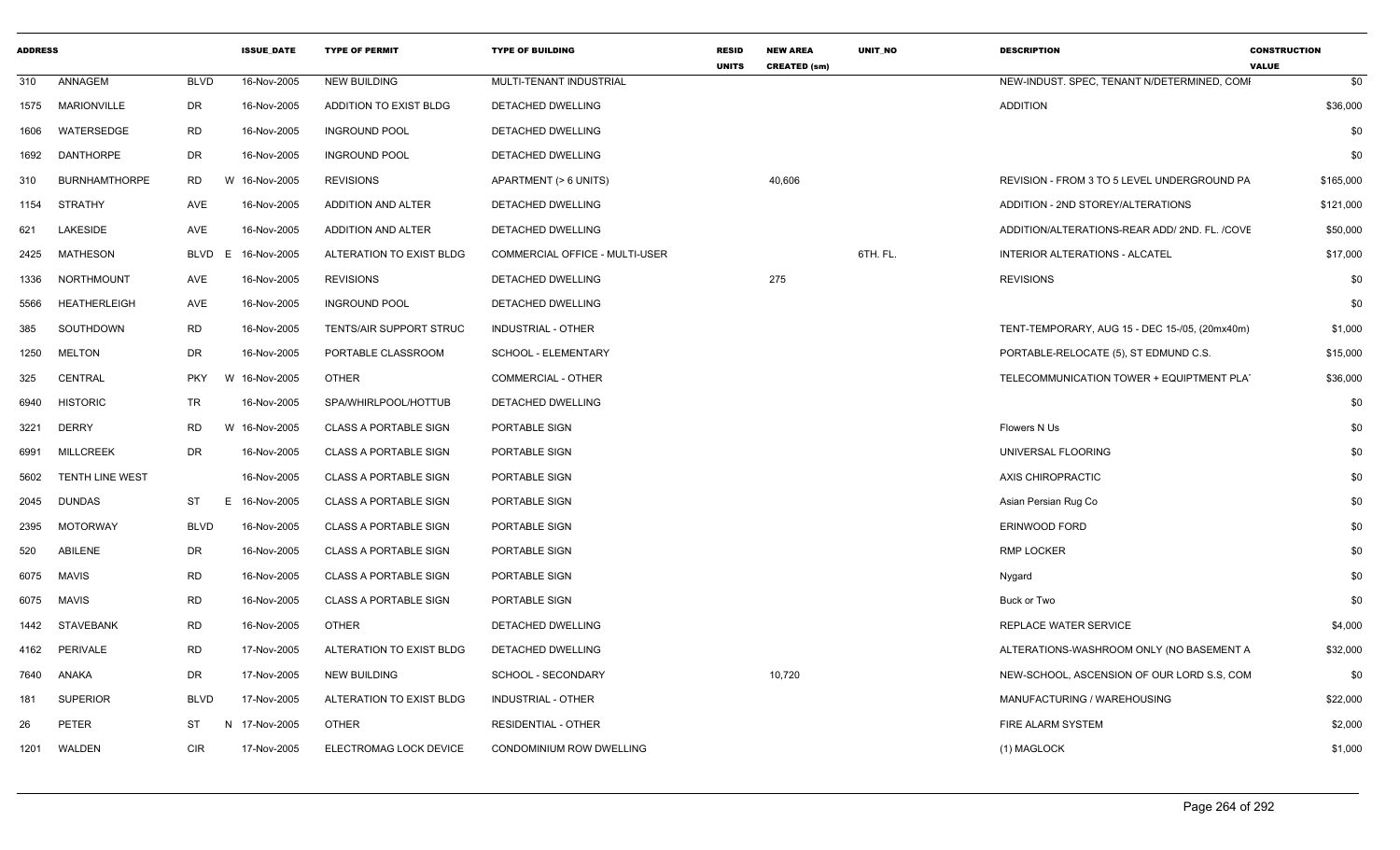| ADDRESS | | | ISSUE_DATE | TYPE OF PERMIT | TYPE OF BUILDING | RESID UNITS | NEW AREA CREATED (sm) | UNIT_NO | DESCRIPTION | CONSTRUCTION VALUE |
|---|---|---|---|---|---|---|---|---|---|---|
| 310 | ANNAGEM | BLVD | 16-Nov-2005 | NEW BUILDING | MULTI-TENANT INDUSTRIAL | | | | NEW-INDUST. SPEC, TENANT N/DETERMINED, COMI | $0 |
| 1575 | MARIONVILLE | DR | 16-Nov-2005 | ADDITION TO EXIST BLDG | DETACHED DWELLING | | | | ADDITION | $36,000 |
| 1606 | WATERSEDGE | RD | 16-Nov-2005 | INGROUND POOL | DETACHED DWELLING | | | | | $0 |
| 1692 | DANTHORPE | DR | 16-Nov-2005 | INGROUND POOL | DETACHED DWELLING | | | | | $0 |
| 310 | BURNHAMTHORPE | RD | W 16-Nov-2005 | REVISIONS | APARTMENT (> 6 UNITS) | | 40,606 | | REVISION - FROM 3 TO 5 LEVEL UNDERGROUND PA | $165,000 |
| 1154 | STRATHY | AVE | 16-Nov-2005 | ADDITION AND ALTER | DETACHED DWELLING | | | | ADDITION - 2ND STOREY/ALTERATIONS | $121,000 |
| 621 | LAKESIDE | AVE | 16-Nov-2005 | ADDITION AND ALTER | DETACHED DWELLING | | | | ADDITION/ALTERATIONS-REAR ADD/ 2ND. FL. /COVE | $50,000 |
| 2425 | MATHESON | BLVD E | 16-Nov-2005 | ALTERATION TO EXIST BLDG | COMMERCIAL OFFICE - MULTI-USER | | | 6TH. FL. | INTERIOR ALTERATIONS - ALCATEL | $17,000 |
| 1336 | NORTHMOUNT | AVE | 16-Nov-2005 | REVISIONS | DETACHED DWELLING | | 275 | | REVISIONS | $0 |
| 5566 | HEATHERLEIGH | AVE | 16-Nov-2005 | INGROUND POOL | DETACHED DWELLING | | | | | $0 |
| 385 | SOUTHDOWN | RD | 16-Nov-2005 | TENTS/AIR SUPPORT STRUC | INDUSTRIAL - OTHER | | | | TENT-TEMPORARY, AUG 15 - DEC 15-/05, (20mx40m) | $1,000 |
| 1250 | MELTON | DR | 16-Nov-2005 | PORTABLE CLASSROOM | SCHOOL - ELEMENTARY | | | | PORTABLE-RELOCATE (5), ST EDMUND C.S. | $15,000 |
| 325 | CENTRAL | PKY | W 16-Nov-2005 | OTHER | COMMERCIAL - OTHER | | | | TELECOMMUNICATION TOWER + EQUITPMENT PLA | $36,000 |
| 6940 | HISTORIC | TR | 16-Nov-2005 | SPA/WHIRLPOOL/HOTTUB | DETACHED DWELLING | | | | | $0 |
| 3221 | DERRY | RD | W 16-Nov-2005 | CLASS A PORTABLE SIGN | PORTABLE SIGN | | | | Flowers N Us | $0 |
| 6991 | MILLCREEK | DR | 16-Nov-2005 | CLASS A PORTABLE SIGN | PORTABLE SIGN | | | | UNIVERSAL FLOORING | $0 |
| 5602 | TENTH LINE WEST | | 16-Nov-2005 | CLASS A PORTABLE SIGN | PORTABLE SIGN | | | | AXIS CHIROPRACTIC | $0 |
| 2045 | DUNDAS | ST | E 16-Nov-2005 | CLASS A PORTABLE SIGN | PORTABLE SIGN | | | | Asian Persian Rug Co | $0 |
| 2395 | MOTORWAY | BLVD | 16-Nov-2005 | CLASS A PORTABLE SIGN | PORTABLE SIGN | | | | ERINWOOD FORD | $0 |
| 520 | ABILENE | DR | 16-Nov-2005 | CLASS A PORTABLE SIGN | PORTABLE SIGN | | | | RMP LOCKER | $0 |
| 6075 | MAVIS | RD | 16-Nov-2005 | CLASS A PORTABLE SIGN | PORTABLE SIGN | | | | Nygard | $0 |
| 6075 | MAVIS | RD | 16-Nov-2005 | CLASS A PORTABLE SIGN | PORTABLE SIGN | | | | Buck or Two | $0 |
| 1442 | STAVEBANK | RD | 16-Nov-2005 | OTHER | DETACHED DWELLING | | | | REPLACE WATER SERVICE | $4,000 |
| 4162 | PERIVALE | RD | 17-Nov-2005 | ALTERATION TO EXIST BLDG | DETACHED DWELLING | | | | ALTERATIONS-WASHROOM ONLY (NO BASEMENT A | $32,000 |
| 7640 | ANAKA | DR | 17-Nov-2005 | NEW BUILDING | SCHOOL - SECONDARY | | 10,720 | | NEW-SCHOOL, ASCENSION OF OUR LORD S.S, COM | $0 |
| 181 | SUPERIOR | BLVD | 17-Nov-2005 | ALTERATION TO EXIST BLDG | INDUSTRIAL - OTHER | | | | MANUFACTURING / WAREHOUSING | $22,000 |
| 26 | PETER | ST | N 17-Nov-2005 | OTHER | RESIDENTIAL - OTHER | | | | FIRE ALARM SYSTEM | $2,000 |
| 1201 | WALDEN | CIR | 17-Nov-2005 | ELECTROMAG LOCK DEVICE | CONDOMINIUM ROW DWELLING | | | | (1) MAGLOCK | $1,000 |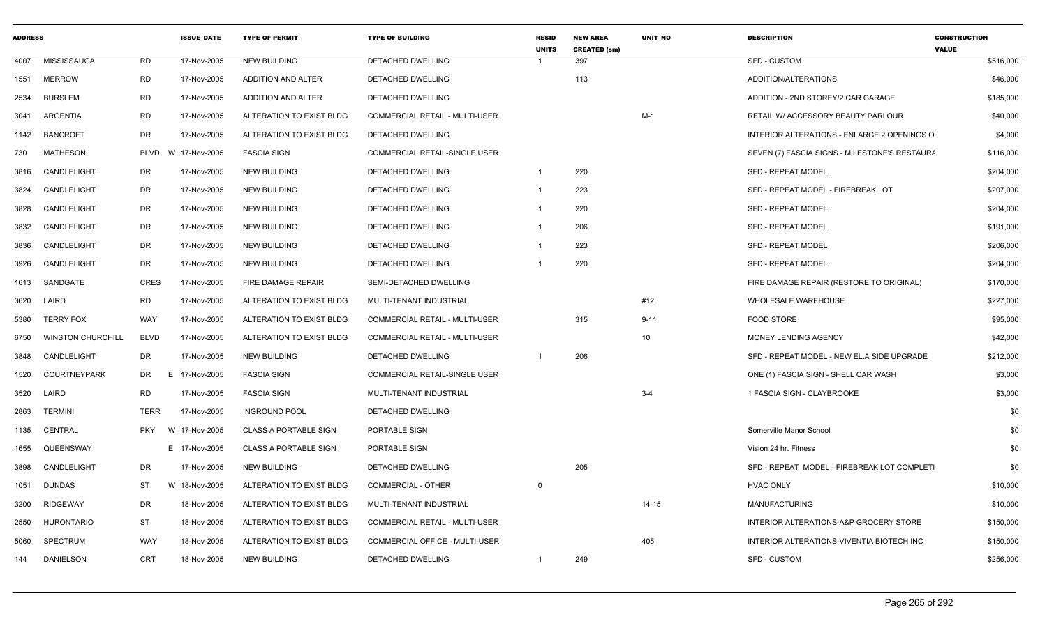| ADDRESS | | | ISSUE_DATE | TYPE OF PERMIT | TYPE OF BUILDING | RESID UNITS | NEW AREA CREATED (sm) | UNIT_NO | DESCRIPTION | CONSTRUCTION VALUE |
|---|---|---|---|---|---|---|---|---|---|---|
| 4007 | MISSISSAUGA | RD | 17-Nov-2005 | NEW BUILDING | DETACHED DWELLING | 1 | 397 | | SFD - CUSTOM | $516,000 |
| 1551 | MERROW | RD | 17-Nov-2005 | ADDITION AND ALTER | DETACHED DWELLING | | 113 | | ADDITION/ALTERATIONS | $46,000 |
| 2534 | BURSLEM | RD | 17-Nov-2005 | ADDITION AND ALTER | DETACHED DWELLING | | | | ADDITION - 2ND STOREY/2 CAR GARAGE | $185,000 |
| 3041 | ARGENTIA | RD | 17-Nov-2005 | ALTERATION TO EXIST BLDG | COMMERCIAL RETAIL - MULTI-USER | | | M-1 | RETAIL W/ ACCESSORY BEAUTY PARLOUR | $40,000 |
| 1142 | BANCROFT | DR | 17-Nov-2005 | ALTERATION TO EXIST BLDG | DETACHED DWELLING | | | | INTERIOR ALTERATIONS - ENLARGE 2 OPENINGS O | $4,000 |
| 730 | MATHESON | BLVD W | 17-Nov-2005 | FASCIA SIGN | COMMERCIAL RETAIL-SINGLE USER | | | | SEVEN (7) FASCIA SIGNS - MILESTONE'S RESTAURA | $116,000 |
| 3816 | CANDLELIGHT | DR | 17-Nov-2005 | NEW BUILDING | DETACHED DWELLING | 1 | 220 | | SFD - REPEAT MODEL | $204,000 |
| 3824 | CANDLELIGHT | DR | 17-Nov-2005 | NEW BUILDING | DETACHED DWELLING | 1 | 223 | | SFD - REPEAT MODEL - FIREBREAK LOT | $207,000 |
| 3828 | CANDLELIGHT | DR | 17-Nov-2005 | NEW BUILDING | DETACHED DWELLING | 1 | 220 | | SFD - REPEAT MODEL | $204,000 |
| 3832 | CANDLELIGHT | DR | 17-Nov-2005 | NEW BUILDING | DETACHED DWELLING | 1 | 206 | | SFD - REPEAT MODEL | $191,000 |
| 3836 | CANDLELIGHT | DR | 17-Nov-2005 | NEW BUILDING | DETACHED DWELLING | 1 | 223 | | SFD - REPEAT MODEL | $206,000 |
| 3926 | CANDLELIGHT | DR | 17-Nov-2005 | NEW BUILDING | DETACHED DWELLING | 1 | 220 | | SFD - REPEAT MODEL | $204,000 |
| 1613 | SANDGATE | CRES | 17-Nov-2005 | FIRE DAMAGE REPAIR | SEMI-DETACHED DWELLING | | | | FIRE DAMAGE REPAIR (RESTORE TO ORIGINAL) | $170,000 |
| 3620 | LAIRD | RD | 17-Nov-2005 | ALTERATION TO EXIST BLDG | MULTI-TENANT INDUSTRIAL | | | #12 | WHOLESALE WAREHOUSE | $227,000 |
| 5380 | TERRY FOX | WAY | 17-Nov-2005 | ALTERATION TO EXIST BLDG | COMMERCIAL RETAIL - MULTI-USER | | 315 | 9-11 | FOOD STORE | $95,000 |
| 6750 | WINSTON CHURCHILL | BLVD | 17-Nov-2005 | ALTERATION TO EXIST BLDG | COMMERCIAL RETAIL - MULTI-USER | | | 10 | MONEY LENDING AGENCY | $42,000 |
| 3848 | CANDLELIGHT | DR | 17-Nov-2005 | NEW BUILDING | DETACHED DWELLING | 1 | 206 | | SFD - REPEAT MODEL - NEW EL.A SIDE UPGRADE | $212,000 |
| 1520 | COURTNEYPARK | DR E | 17-Nov-2005 | FASCIA SIGN | COMMERCIAL RETAIL-SINGLE USER | | | | ONE (1) FASCIA SIGN - SHELL CAR WASH | $3,000 |
| 3520 | LAIRD | RD | 17-Nov-2005 | FASCIA SIGN | MULTI-TENANT INDUSTRIAL | | | 3-4 | 1 FASCIA SIGN - CLAYBROOKE | $3,000 |
| 2863 | TERMINI | TERR | 17-Nov-2005 | INGROUND POOL | DETACHED DWELLING | | | | | $0 |
| 1135 | CENTRAL | PKY W | 17-Nov-2005 | CLASS A PORTABLE SIGN | PORTABLE SIGN | | | | Somerville Manor School | $0 |
| 1655 | QUEENSWAY | E | 17-Nov-2005 | CLASS A PORTABLE SIGN | PORTABLE SIGN | | | | Vision 24 hr. Fitness | $0 |
| 3898 | CANDLELIGHT | DR | 17-Nov-2005 | NEW BUILDING | DETACHED DWELLING | | 205 | | SFD - REPEAT MODEL - FIREBREAK LOT COMPLETI | $0 |
| 1051 | DUNDAS | ST W | 18-Nov-2005 | ALTERATION TO EXIST BLDG | COMMERCIAL - OTHER | 0 | | | HVAC ONLY | $10,000 |
| 3200 | RIDGEWAY | DR | 18-Nov-2005 | ALTERATION TO EXIST BLDG | MULTI-TENANT INDUSTRIAL | | | 14-15 | MANUFACTURING | $10,000 |
| 2550 | HURONTARIO | ST | 18-Nov-2005 | ALTERATION TO EXIST BLDG | COMMERCIAL RETAIL - MULTI-USER | | | | INTERIOR ALTERATIONS-A&P GROCERY STORE | $150,000 |
| 5060 | SPECTRUM | WAY | 18-Nov-2005 | ALTERATION TO EXIST BLDG | COMMERCIAL OFFICE - MULTI-USER | | | 405 | INTERIOR ALTERATIONS-VIVENTIA BIOTECH INC | $150,000 |
| 144 | DANIELSON | CRT | 18-Nov-2005 | NEW BUILDING | DETACHED DWELLING | 1 | 249 | | SFD - CUSTOM | $256,000 |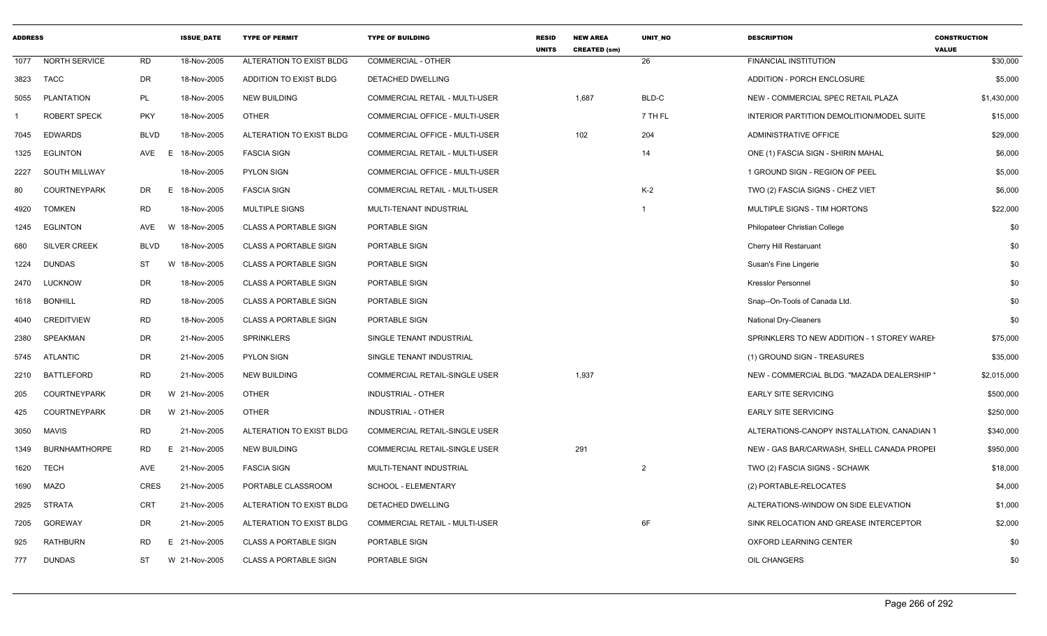| ADDRESS | | | ISSUE_DATE | TYPE OF PERMIT | TYPE OF BUILDING | RESID UNITS | NEW AREA CREATED (sm) | UNIT_NO | DESCRIPTION | CONSTRUCTION VALUE |
|---|---|---|---|---|---|---|---|---|---|---|
| 1077 | NORTH SERVICE | RD | 18-Nov-2005 | ALTERATION TO EXIST BLDG | COMMERCIAL - OTHER | | | 26 | FINANCIAL INSTITUTION | $30,000 |
| 3823 | TACC | DR | 18-Nov-2005 | ADDITION TO EXIST BLDG | DETACHED DWELLING | | | | ADDITION - PORCH ENCLOSURE | $5,000 |
| 5055 | PLANTATION | PL | 18-Nov-2005 | NEW BUILDING | COMMERCIAL RETAIL - MULTI-USER | | 1,687 | BLD-C | NEW - COMMERCIAL SPEC RETAIL PLAZA | $1,430,000 |
| 1 | ROBERT SPECK | PKY | 18-Nov-2005 | OTHER | COMMERCIAL OFFICE - MULTI-USER | | | 7 TH FL | INTERIOR PARTITION DEMOLITION/MODEL SUITE | $15,000 |
| 7045 | EDWARDS | BLVD | 18-Nov-2005 | ALTERATION TO EXIST BLDG | COMMERCIAL OFFICE - MULTI-USER | | 102 | 204 | ADMINISTRATIVE OFFICE | $29,000 |
| 1325 | EGLINTON | AVE E | 18-Nov-2005 | FASCIA SIGN | COMMERCIAL RETAIL - MULTI-USER | | | 14 | ONE (1) FASCIA SIGN - SHIRIN MAHAL | $6,000 |
| 2227 | SOUTH MILLWAY | | 18-Nov-2005 | PYLON SIGN | COMMERCIAL OFFICE - MULTI-USER | | | | 1 GROUND SIGN - REGION OF PEEL | $5,000 |
| 80 | COURTNEYPARK | DR E | 18-Nov-2005 | FASCIA SIGN | COMMERCIAL RETAIL - MULTI-USER | | | K-2 | TWO (2) FASCIA SIGNS - CHEZ VIET | $6,000 |
| 4920 | TOMKEN | RD | 18-Nov-2005 | MULTIPLE SIGNS | MULTI-TENANT INDUSTRIAL | | | 1 | MULTIPLE SIGNS - TIM HORTONS | $22,000 |
| 1245 | EGLINTON | AVE W | 18-Nov-2005 | CLASS A PORTABLE SIGN | PORTABLE SIGN | | | | Philopateer Christian College | $0 |
| 680 | SILVER CREEK | BLVD | 18-Nov-2005 | CLASS A PORTABLE SIGN | PORTABLE SIGN | | | | Cherry Hill Restaruant | $0 |
| 1224 | DUNDAS | ST W | 18-Nov-2005 | CLASS A PORTABLE SIGN | PORTABLE SIGN | | | | Susan's Fine Lingerie | $0 |
| 2470 | LUCKNOW | DR | 18-Nov-2005 | CLASS A PORTABLE SIGN | PORTABLE SIGN | | | | Kresslor Personnel | $0 |
| 1618 | BONHILL | RD | 18-Nov-2005 | CLASS A PORTABLE SIGN | PORTABLE SIGN | | | | Snap--On-Tools of Canada Ltd. | $0 |
| 4040 | CREDITVIEW | RD | 18-Nov-2005 | CLASS A PORTABLE SIGN | PORTABLE SIGN | | | | National Dry-Cleaners | $0 |
| 2380 | SPEAKMAN | DR | 21-Nov-2005 | SPRINKLERS | SINGLE TENANT INDUSTRIAL | | | | SPRINKLERS TO NEW ADDITION - 1 STOREY WAREH | $75,000 |
| 5745 | ATLANTIC | DR | 21-Nov-2005 | PYLON SIGN | SINGLE TENANT INDUSTRIAL | | | | (1) GROUND SIGN - TREASURES | $35,000 |
| 2210 | BATTLEFORD | RD | 21-Nov-2005 | NEW BUILDING | COMMERCIAL RETAIL-SINGLE USER | | 1,937 | | NEW - COMMERCIAL BLDG. "MAZADA DEALERSHIP " | $2,015,000 |
| 205 | COURTNEYPARK | DR W | 21-Nov-2005 | OTHER | INDUSTRIAL - OTHER | | | | EARLY SITE SERVICING | $500,000 |
| 425 | COURTNEYPARK | DR W | 21-Nov-2005 | OTHER | INDUSTRIAL - OTHER | | | | EARLY SITE SERVICING | $250,000 |
| 3050 | MAVIS | RD | 21-Nov-2005 | ALTERATION TO EXIST BLDG | COMMERCIAL RETAIL-SINGLE USER | | | | ALTERATIONS-CANOPY INSTALLATION, CANADIAN T | $340,000 |
| 1349 | BURNHAMTHORPE | RD E | 21-Nov-2005 | NEW BUILDING | COMMERCIAL RETAIL-SINGLE USER | | 291 | | NEW - GAS BAR/CARWASH, SHELL CANADA PROPEI | $950,000 |
| 1620 | TECH | AVE | 21-Nov-2005 | FASCIA SIGN | MULTI-TENANT INDUSTRIAL | | | 2 | TWO (2) FASCIA SIGNS - SCHAWK | $18,000 |
| 1690 | MAZO | CRES | 21-Nov-2005 | PORTABLE CLASSROOM | SCHOOL - ELEMENTARY | | | | (2) PORTABLE-RELOCATES | $4,000 |
| 2925 | STRATA | CRT | 21-Nov-2005 | ALTERATION TO EXIST BLDG | DETACHED DWELLING | | | | ALTERATIONS-WINDOW ON SIDE ELEVATION | $1,000 |
| 7205 | GOREWAY | DR | 21-Nov-2005 | ALTERATION TO EXIST BLDG | COMMERCIAL RETAIL - MULTI-USER | | | 6F | SINK RELOCATION AND GREASE INTERCEPTOR | $2,000 |
| 925 | RATHBURN | RD E | 21-Nov-2005 | CLASS A PORTABLE SIGN | PORTABLE SIGN | | | | OXFORD LEARNING CENTER | $0 |
| 777 | DUNDAS | ST W | 21-Nov-2005 | CLASS A PORTABLE SIGN | PORTABLE SIGN | | | | OIL CHANGERS | $0 |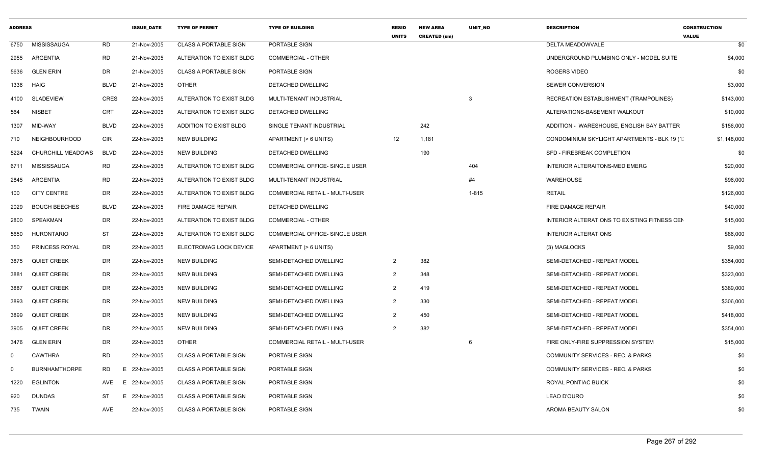| ADDRESS | | | ISSUE_DATE | TYPE OF PERMIT | TYPE OF BUILDING | RESID UNITS | NEW AREA CREATED (sm) | UNIT_NO | DESCRIPTION | CONSTRUCTION VALUE |
|---|---|---|---|---|---|---|---|---|---|---|
| 6750 | MISSISSAUGA | RD | 21-Nov-2005 | CLASS A PORTABLE SIGN | PORTABLE SIGN | | | | DELTA MEADOWVALE | $0 |
| 2955 | ARGENTIA | RD | 21-Nov-2005 | ALTERATION TO EXIST BLDG | COMMERCIAL - OTHER | | | | UNDERGROUND PLUMBING ONLY - MODEL SUITE | $4,000 |
| 5636 | GLEN ERIN | DR | 21-Nov-2005 | CLASS A PORTABLE SIGN | PORTABLE SIGN | | | | ROGERS VIDEO | $0 |
| 1336 | HAIG | BLVD | 21-Nov-2005 | OTHER | DETACHED DWELLING | | | | SEWER CONVERSION | $3,000 |
| 4100 | SLADEVIEW | CRES | 22-Nov-2005 | ALTERATION TO EXIST BLDG | MULTI-TENANT INDUSTRIAL | | | 3 | RECREATION ESTABLISHMENT (TRAMPOLINES) | $143,000 |
| 564 | NISBET | CRT | 22-Nov-2005 | ALTERATION TO EXIST BLDG | DETACHED DWELLING | | | | ALTERATIONS-BASEMENT WALKOUT | $10,000 |
| 1307 | MID-WAY | BLVD | 22-Nov-2005 | ADDITION TO EXIST BLDG | SINGLE TENANT INDUSTRIAL | | 242 | | ADDITION - WARESHOUSE, ENGLISH BAY BATTER | $156,000 |
| 710 | NEIGHBOURHOOD | CIR | 22-Nov-2005 | NEW BUILDING | APARTMENT (> 6 UNITS) | 12 | 1,181 | | CONDOMINIUM SKYLIGHT APARTMENTS - BLK 19 (1: | $1,148,000 |
| 5224 | CHURCHILL MEADOWS | BLVD | 22-Nov-2005 | NEW BUILDING | DETACHED DWELLING | | 190 | | SFD - FIREBREAK COMPLETION | $0 |
| 6711 | MISSISSAUGA | RD | 22-Nov-2005 | ALTERATION TO EXIST BLDG | COMMERCIAL OFFICE- SINGLE USER | | | 404 | INTERIOR ALTERAITONS-MED EMERG | $20,000 |
| 2845 | ARGENTIA | RD | 22-Nov-2005 | ALTERATION TO EXIST BLDG | MULTI-TENANT INDUSTRIAL | | | #4 | WAREHOUSE | $96,000 |
| 100 | CITY CENTRE | DR | 22-Nov-2005 | ALTERATION TO EXIST BLDG | COMMERCIAL RETAIL - MULTI-USER | | | 1-815 | RETAIL | $126,000 |
| 2029 | BOUGH BEECHES | BLVD | 22-Nov-2005 | FIRE DAMAGE REPAIR | DETACHED DWELLING | | | | FIRE DAMAGE REPAIR | $40,000 |
| 2800 | SPEAKMAN | DR | 22-Nov-2005 | ALTERATION TO EXIST BLDG | COMMERCIAL - OTHER | | | | INTERIOR ALTERATIONS TO EXISTING FITNESS CEN | $15,000 |
| 5650 | HURONTARIO | ST | 22-Nov-2005 | ALTERATION TO EXIST BLDG | COMMERCIAL OFFICE- SINGLE USER | | | | INTERIOR ALTERATIONS | $86,000 |
| 350 | PRINCESS ROYAL | DR | 22-Nov-2005 | ELECTROMAG LOCK DEVICE | APARTMENT (> 6 UNITS) | | | | (3) MAGLOCKS | $9,000 |
| 3875 | QUIET CREEK | DR | 22-Nov-2005 | NEW BUILDING | SEMI-DETACHED DWELLING | 2 | 382 | | SEMI-DETACHED - REPEAT MODEL | $354,000 |
| 3881 | QUIET CREEK | DR | 22-Nov-2005 | NEW BUILDING | SEMI-DETACHED DWELLING | 2 | 348 | | SEMI-DETACHED - REPEAT MODEL | $323,000 |
| 3887 | QUIET CREEK | DR | 22-Nov-2005 | NEW BUILDING | SEMI-DETACHED DWELLING | 2 | 419 | | SEMI-DETACHED - REPEAT MODEL | $389,000 |
| 3893 | QUIET CREEK | DR | 22-Nov-2005 | NEW BUILDING | SEMI-DETACHED DWELLING | 2 | 330 | | SEMI-DETACHED - REPEAT MODEL | $306,000 |
| 3899 | QUIET CREEK | DR | 22-Nov-2005 | NEW BUILDING | SEMI-DETACHED DWELLING | 2 | 450 | | SEMI-DETACHED - REPEAT MODEL | $418,000 |
| 3905 | QUIET CREEK | DR | 22-Nov-2005 | NEW BUILDING | SEMI-DETACHED DWELLING | 2 | 382 | | SEMI-DETACHED - REPEAT MODEL | $354,000 |
| 3476 | GLEN ERIN | DR | 22-Nov-2005 | OTHER | COMMERCIAL RETAIL - MULTI-USER | | | 6 | FIRE ONLY-FIRE SUPPRESSION SYSTEM | $15,000 |
| 0 | CAWTHRA | RD | 22-Nov-2005 | CLASS A PORTABLE SIGN | PORTABLE SIGN | | | | COMMUNITY SERVICES - REC. & PARKS | $0 |
| 0 | BURNHAMTHORPE | RD | E 22-Nov-2005 | CLASS A PORTABLE SIGN | PORTABLE SIGN | | | | COMMUNITY SERVICES - REC. & PARKS | $0 |
| 1220 | EGLINTON | AVE | E 22-Nov-2005 | CLASS A PORTABLE SIGN | PORTABLE SIGN | | | | ROYAL PONTIAC BUICK | $0 |
| 920 | DUNDAS | ST | E 22-Nov-2005 | CLASS A PORTABLE SIGN | PORTABLE SIGN | | | | LEAO D'OURO | $0 |
| 735 | TWAIN | AVE | 22-Nov-2005 | CLASS A PORTABLE SIGN | PORTABLE SIGN | | | | AROMA BEAUTY SALON | $0 |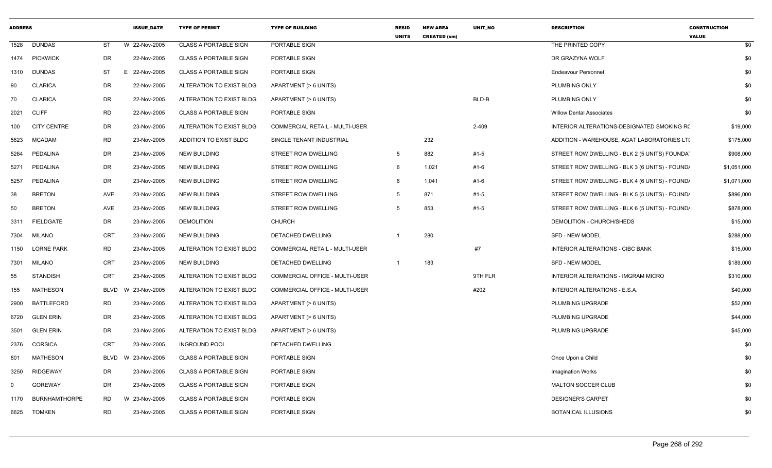| ADDRESS | | | ISSUE_DATE | TYPE OF PERMIT | TYPE OF BUILDING | RESID UNITS | NEW AREA CREATED (sm) | UNIT_NO | DESCRIPTION | CONSTRUCTION VALUE |
|---|---|---|---|---|---|---|---|---|---|---|
| 1528 | DUNDAS | ST | W 22-Nov-2005 | CLASS A PORTABLE SIGN | PORTABLE SIGN | | | | THE PRINTED COPY | $0 |
| 1474 | PICKWICK | DR | 22-Nov-2005 | CLASS A PORTABLE SIGN | PORTABLE SIGN | | | | DR GRAZYNA WOLF | $0 |
| 1310 | DUNDAS | ST | E 22-Nov-2005 | CLASS A PORTABLE SIGN | PORTABLE SIGN | | | | Endeavour Personnel | $0 |
| 90 | CLARICA | DR | 22-Nov-2005 | ALTERATION TO EXIST BLDG | APARTMENT (> 6 UNITS) | | | | PLUMBING ONLY | $0 |
| 70 | CLARICA | DR | 22-Nov-2005 | ALTERATION TO EXIST BLDG | APARTMENT (> 6 UNITS) | | | BLD-B | PLUMBING ONLY | $0 |
| 2021 | CLIFF | RD | 22-Nov-2005 | CLASS A PORTABLE SIGN | PORTABLE SIGN | | | | Willow Dental Associates | $0 |
| 100 | CITY CENTRE | DR | 23-Nov-2005 | ALTERATION TO EXIST BLDG | COMMERCIAL RETAIL - MULTI-USER | | | 2-409 | INTERIOR ALTERATIONS-DESIGNATED SMOKING RC | $19,000 |
| 5623 | MCADAM | RD | 23-Nov-2005 | ADDITION TO EXIST BLDG | SINGLE TENANT INDUSTRIAL | | 232 | | ADDITION - WAREHOUSE, AGAT LABORATORIES LTI | $175,000 |
| 5264 | PEDALINA | DR | 23-Nov-2005 | NEW BUILDING | STREET ROW DWELLING | 5 | 882 | #1-5 | STREET ROW DWELLING - BLK 2 (5 UNITS) FOUNDA | $908,000 |
| 5271 | PEDALINA | DR | 23-Nov-2005 | NEW BUILDING | STREET ROW DWELLING | 6 | 1,021 | #1-6 | STREET ROW DWELLING - BLK 3 (6 UNITS) - FOUND/ | $1,051,000 |
| 5257 | PEDALINA | DR | 23-Nov-2005 | NEW BUILDING | STREET ROW DWELLING | 6 | 1,041 | #1-6 | STREET ROW DWELLING - BLK 4 (6 UNITS) - FOUND/ | $1,071,000 |
| 38 | BRETON | AVE | 23-Nov-2005 | NEW BUILDING | STREET ROW DWELLING | 5 | 871 | #1-5 | STREET ROW DWELLING - BLK 5 (5 UNITS) - FOUND/ | $896,000 |
| 50 | BRETON | AVE | 23-Nov-2005 | NEW BUILDING | STREET ROW DWELLING | 5 | 853 | #1-5 | STREET ROW DWELLING - BLK 6 (5 UNITS) - FOUND/ | $878,000 |
| 3311 | FIELDGATE | DR | 23-Nov-2005 | DEMOLITION | CHURCH | | | | DEMOLITION - CHURCH/SHEDS | $15,000 |
| 7304 | MILANO | CRT | 23-Nov-2005 | NEW BUILDING | DETACHED DWELLING | 1 | 280 | | SFD - NEW MODEL | $288,000 |
| 1150 | LORNE PARK | RD | 23-Nov-2005 | ALTERATION TO EXIST BLDG | COMMERCIAL RETAIL - MULTI-USER | | | #7 | INTERIOR ALTERATIONS - CIBC BANK | $15,000 |
| 7301 | MILANO | CRT | 23-Nov-2005 | NEW BUILDING | DETACHED DWELLING | 1 | 183 | | SFD - NEW MODEL | $189,000 |
| 55 | STANDISH | CRT | 23-Nov-2005 | ALTERATION TO EXIST BLDG | COMMERCIAL OFFICE - MULTI-USER | | | 9TH FLR | INTERIOR ALTERATIONS - IMGRAM MICRO | $310,000 |
| 155 | MATHESON | BLVD | W 23-Nov-2005 | ALTERATION TO EXIST BLDG | COMMERCIAL OFFICE - MULTI-USER | | | #202 | INTERIOR ALTERATIONS - E.S.A. | $40,000 |
| 2900 | BATTLEFORD | RD | 23-Nov-2005 | ALTERATION TO EXIST BLDG | APARTMENT (> 6 UNITS) | | | | PLUMBING UPGRADE | $52,000 |
| 6720 | GLEN ERIN | DR | 23-Nov-2005 | ALTERATION TO EXIST BLDG | APARTMENT (> 6 UNITS) | | | | PLUMBING UPGRADE | $44,000 |
| 3501 | GLEN ERIN | DR | 23-Nov-2005 | ALTERATION TO EXIST BLDG | APARTMENT (> 6 UNITS) | | | | PLUMBING UPGRADE | $45,000 |
| 2376 | CORSICA | CRT | 23-Nov-2005 | INGROUND POOL | DETACHED DWELLING | | | | | $0 |
| 801 | MATHESON | BLVD | W 23-Nov-2005 | CLASS A PORTABLE SIGN | PORTABLE SIGN | | | | Once Upon a Child | $0 |
| 3250 | RIDGEWAY | DR | 23-Nov-2005 | CLASS A PORTABLE SIGN | PORTABLE SIGN | | | | Imagination Works | $0 |
| 0 | GOREWAY | DR | 23-Nov-2005 | CLASS A PORTABLE SIGN | PORTABLE SIGN | | | | MALTON SOCCER CLUB | $0 |
| 1170 | BURNHAMTHORPE | RD | W 23-Nov-2005 | CLASS A PORTABLE SIGN | PORTABLE SIGN | | | | DESIGNER'S CARPET | $0 |
| 6625 | TOMKEN | RD | 23-Nov-2005 | CLASS A PORTABLE SIGN | PORTABLE SIGN | | | | BOTANICAL ILLUSIONS | $0 |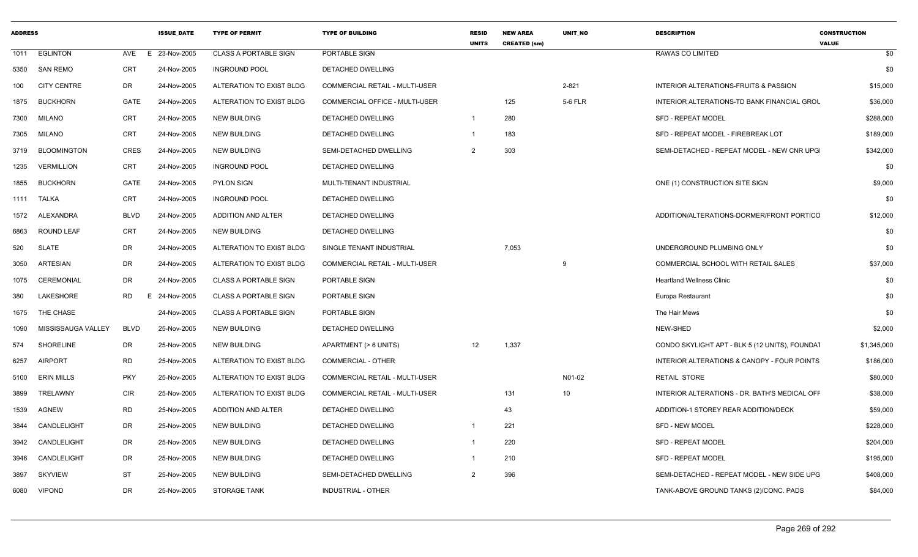| ADDRESS | | | ISSUE_DATE | TYPE OF PERMIT | TYPE OF BUILDING | RESID UNITS | NEW AREA CREATED (sm) | UNIT_NO | DESCRIPTION | CONSTRUCTION VALUE |
|---|---|---|---|---|---|---|---|---|---|---|
| 1011 | EGLINTON | AVE E | 23-Nov-2005 | CLASS A PORTABLE SIGN | PORTABLE SIGN | | | | RAWAS CO LIMITED | $0 |
| 5350 | SAN REMO | CRT | 24-Nov-2005 | INGROUND POOL | DETACHED DWELLING | | | | | $0 |
| 100 | CITY CENTRE | DR | 24-Nov-2005 | ALTERATION TO EXIST BLDG | COMMERCIAL RETAIL - MULTI-USER | | | 2-821 | INTERIOR ALTERATIONS-FRUITS & PASSION | $15,000 |
| 1875 | BUCKHORN | GATE | 24-Nov-2005 | ALTERATION TO EXIST BLDG | COMMERCIAL OFFICE - MULTI-USER | | 125 | 5-6 FLR | INTERIOR ALTERATIONS-TD BANK FINANCIAL GROU | $36,000 |
| 7300 | MILANO | CRT | 24-Nov-2005 | NEW BUILDING | DETACHED DWELLING | 1 | 280 | | SFD - REPEAT MODEL | $288,000 |
| 7305 | MILANO | CRT | 24-Nov-2005 | NEW BUILDING | DETACHED DWELLING | 1 | 183 | | SFD - REPEAT MODEL - FIREBREAK LOT | $189,000 |
| 3719 | BLOOMINGTON | CRES | 24-Nov-2005 | NEW BUILDING | SEMI-DETACHED DWELLING | 2 | 303 | | SEMI-DETACHED - REPEAT MODEL - NEW CNR UPG | $342,000 |
| 1235 | VERMILLION | CRT | 24-Nov-2005 | INGROUND POOL | DETACHED DWELLING | | | | | $0 |
| 1855 | BUCKHORN | GATE | 24-Nov-2005 | PYLON SIGN | MULTI-TENANT INDUSTRIAL | | | | ONE (1) CONSTRUCTION SITE SIGN | $9,000 |
| 1111 | TALKA | CRT | 24-Nov-2005 | INGROUND POOL | DETACHED DWELLING | | | | | $0 |
| 1572 | ALEXANDRA | BLVD | 24-Nov-2005 | ADDITION AND ALTER | DETACHED DWELLING | | | | ADDITION/ALTERATIONS-DORMER/FRONT PORTICO | $12,000 |
| 6863 | ROUND LEAF | CRT | 24-Nov-2005 | NEW BUILDING | DETACHED DWELLING | | | | | $0 |
| 520 | SLATE | DR | 24-Nov-2005 | ALTERATION TO EXIST BLDG | SINGLE TENANT INDUSTRIAL | | 7,053 | | UNDERGROUND PLUMBING ONLY | $0 |
| 3050 | ARTESIAN | DR | 24-Nov-2005 | ALTERATION TO EXIST BLDG | COMMERCIAL RETAIL - MULTI-USER | | | 9 | COMMERCIAL SCHOOL WITH RETAIL SALES | $37,000 |
| 1075 | CEREMONIAL | DR | 24-Nov-2005 | CLASS A PORTABLE SIGN | PORTABLE SIGN | | | | Heartland Wellness Clinic | $0 |
| 380 | LAKESHORE | RD E | 24-Nov-2005 | CLASS A PORTABLE SIGN | PORTABLE SIGN | | | | Europa Restaurant | $0 |
| 1675 | THE CHASE | | 24-Nov-2005 | CLASS A PORTABLE SIGN | PORTABLE SIGN | | | | The Hair Mews | $0 |
| 1090 | MISSISSAUGA VALLEY | BLVD | 25-Nov-2005 | NEW BUILDING | DETACHED DWELLING | | | | NEW-SHED | $2,000 |
| 574 | SHORELINE | DR | 25-Nov-2005 | NEW BUILDING | APARTMENT (> 6 UNITS) | 12 | 1,337 | | CONDO SKYLIGHT APT - BLK 5 (12 UNITS), FOUNDAT | $1,345,000 |
| 6257 | AIRPORT | RD | 25-Nov-2005 | ALTERATION TO EXIST BLDG | COMMERCIAL - OTHER | | | | INTERIOR ALTERATIONS & CANOPY - FOUR POINTS | $186,000 |
| 5100 | ERIN MILLS | PKY | 25-Nov-2005 | ALTERATION TO EXIST BLDG | COMMERCIAL RETAIL - MULTI-USER | | | N01-02 | RETAIL STORE | $80,000 |
| 3899 | TRELAWNY | CIR | 25-Nov-2005 | ALTERATION TO EXIST BLDG | COMMERCIAL RETAIL - MULTI-USER | | 131 | 10 | INTERIOR ALTERATIONS - DR. BATH'S MEDICAL OFF | $38,000 |
| 1539 | AGNEW | RD | 25-Nov-2005 | ADDITION AND ALTER | DETACHED DWELLING | | 43 | | ADDITION-1 STOREY REAR ADDITION/DECK | $59,000 |
| 3844 | CANDLELIGHT | DR | 25-Nov-2005 | NEW BUILDING | DETACHED DWELLING | 1 | 221 | | SFD - NEW MODEL | $228,000 |
| 3942 | CANDLELIGHT | DR | 25-Nov-2005 | NEW BUILDING | DETACHED DWELLING | 1 | 220 | | SFD - REPEAT MODEL | $204,000 |
| 3946 | CANDLELIGHT | DR | 25-Nov-2005 | NEW BUILDING | DETACHED DWELLING | 1 | 210 | | SFD - REPEAT MODEL | $195,000 |
| 3897 | SKYVIEW | ST | 25-Nov-2005 | NEW BUILDING | SEMI-DETACHED DWELLING | 2 | 396 | | SEMI-DETACHED - REPEAT MODEL - NEW SIDE UPG | $408,000 |
| 6080 | VIPOND | DR | 25-Nov-2005 | STORAGE TANK | INDUSTRIAL - OTHER | | | | TANK-ABOVE GROUND TANKS (2)/CONC. PADS | $84,000 |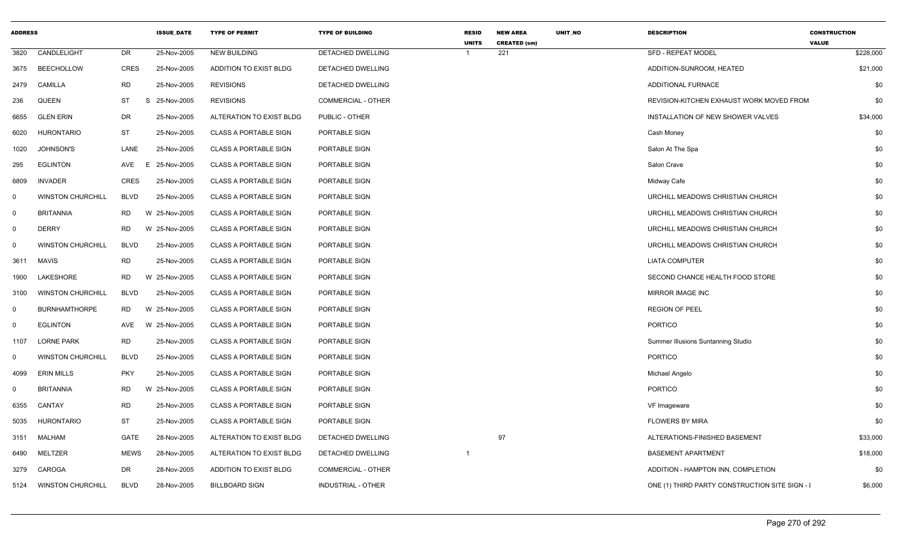| ADDRESS | | | ISSUE_DATE | TYPE OF PERMIT | TYPE OF BUILDING | RESID UNITS | NEW AREA CREATED (sm) | UNIT_NO | DESCRIPTION | CONSTRUCTION VALUE |
|---|---|---|---|---|---|---|---|---|---|---|
| 3820 | CANDLELIGHT | DR | 25-Nov-2005 | NEW BUILDING | DETACHED DWELLING | 1 | 221 | | SFD - REPEAT MODEL | $228,000 |
| 3675 | BEECHOLLOW | CRES | 25-Nov-2005 | ADDITION TO EXIST BLDG | DETACHED DWELLING | | | | ADDITION-SUNROOM, HEATED | $21,000 |
| 2479 | CAMILLA | RD | 25-Nov-2005 | REVISIONS | DETACHED DWELLING | | | | ADDITIONAL FURNACE | $0 |
| 236 | QUEEN | ST S | 25-Nov-2005 | REVISIONS | COMMERCIAL - OTHER | | | | REVISION-KITCHEN EXHAUST WORK MOVED FROM | $0 |
| 6655 | GLEN ERIN | DR | 25-Nov-2005 | ALTERATION TO EXIST BLDG | PUBLIC - OTHER | | | | INSTALLATION OF NEW SHOWER VALVES | $34,000 |
| 6020 | HURONTARIO | ST | 25-Nov-2005 | CLASS A PORTABLE SIGN | PORTABLE SIGN | | | | Cash Money | $0 |
| 1020 | JOHNSON'S | LANE | 25-Nov-2005 | CLASS A PORTABLE SIGN | PORTABLE SIGN | | | | Salon At The Spa | $0 |
| 295 | EGLINTON | AVE E | 25-Nov-2005 | CLASS A PORTABLE SIGN | PORTABLE SIGN | | | | Salon Crave | $0 |
| 6809 | INVADER | CRES | 25-Nov-2005 | CLASS A PORTABLE SIGN | PORTABLE SIGN | | | | Midway Cafe | $0 |
| 0 | WINSTON CHURCHILL | BLVD | 25-Nov-2005 | CLASS A PORTABLE SIGN | PORTABLE SIGN | | | | URCHILL MEADOWS CHRISTIAN CHURCH | $0 |
| 0 | BRITANNIA | RD W | 25-Nov-2005 | CLASS A PORTABLE SIGN | PORTABLE SIGN | | | | URCHILL MEADOWS CHRISTIAN CHURCH | $0 |
| 0 | DERRY | RD W | 25-Nov-2005 | CLASS A PORTABLE SIGN | PORTABLE SIGN | | | | URCHILL MEADOWS CHRISTIAN CHURCH | $0 |
| 0 | WINSTON CHURCHILL | BLVD | 25-Nov-2005 | CLASS A PORTABLE SIGN | PORTABLE SIGN | | | | URCHILL MEADOWS CHRISTIAN CHURCH | $0 |
| 3611 | MAVIS | RD | 25-Nov-2005 | CLASS A PORTABLE SIGN | PORTABLE SIGN | | | | LIATA COMPUTER | $0 |
| 1900 | LAKESHORE | RD W | 25-Nov-2005 | CLASS A PORTABLE SIGN | PORTABLE SIGN | | | | SECOND CHANCE HEALTH FOOD STORE | $0 |
| 3100 | WINSTON CHURCHILL | BLVD | 25-Nov-2005 | CLASS A PORTABLE SIGN | PORTABLE SIGN | | | | MIRROR IMAGE INC | $0 |
| 0 | BURNHAMTHORPE | RD W | 25-Nov-2005 | CLASS A PORTABLE SIGN | PORTABLE SIGN | | | | REGION OF PEEL | $0 |
| 0 | EGLINTON | AVE W | 25-Nov-2005 | CLASS A PORTABLE SIGN | PORTABLE SIGN | | | | PORTICO | $0 |
| 1107 | LORNE PARK | RD | 25-Nov-2005 | CLASS A PORTABLE SIGN | PORTABLE SIGN | | | | Summer Illusions Suntanning Studio | $0 |
| 0 | WINSTON CHURCHILL | BLVD | 25-Nov-2005 | CLASS A PORTABLE SIGN | PORTABLE SIGN | | | | PORTICO | $0 |
| 4099 | ERIN MILLS | PKY | 25-Nov-2005 | CLASS A PORTABLE SIGN | PORTABLE SIGN | | | | Michael Angelo | $0 |
| 0 | BRITANNIA | RD W | 25-Nov-2005 | CLASS A PORTABLE SIGN | PORTABLE SIGN | | | | PORTICO | $0 |
| 6355 | CANTAY | RD | 25-Nov-2005 | CLASS A PORTABLE SIGN | PORTABLE SIGN | | | | VF Imageware | $0 |
| 5035 | HURONTARIO | ST | 25-Nov-2005 | CLASS A PORTABLE SIGN | PORTABLE SIGN | | | | FLOWERS BY MIRA | $0 |
| 3151 | MALHAM | GATE | 28-Nov-2005 | ALTERATION TO EXIST BLDG | DETACHED DWELLING | | 97 | | ALTERATIONS-FINISHED BASEMENT | $33,000 |
| 6490 | MELTZER | MEWS | 28-Nov-2005 | ALTERATION TO EXIST BLDG | DETACHED DWELLING | 1 | | | BASEMENT APARTMENT | $18,000 |
| 3279 | CAROGA | DR | 28-Nov-2005 | ADDITION TO EXIST BLDG | COMMERCIAL - OTHER | | | | ADDITION - HAMPTON INN, COMPLETION | $0 |
| 5124 | WINSTON CHURCHILL | BLVD | 28-Nov-2005 | BILLBOARD SIGN | INDUSTRIAL - OTHER | | | | ONE (1) THIRD PARTY CONSTRUCTION SITE SIGN - I | $6,000 |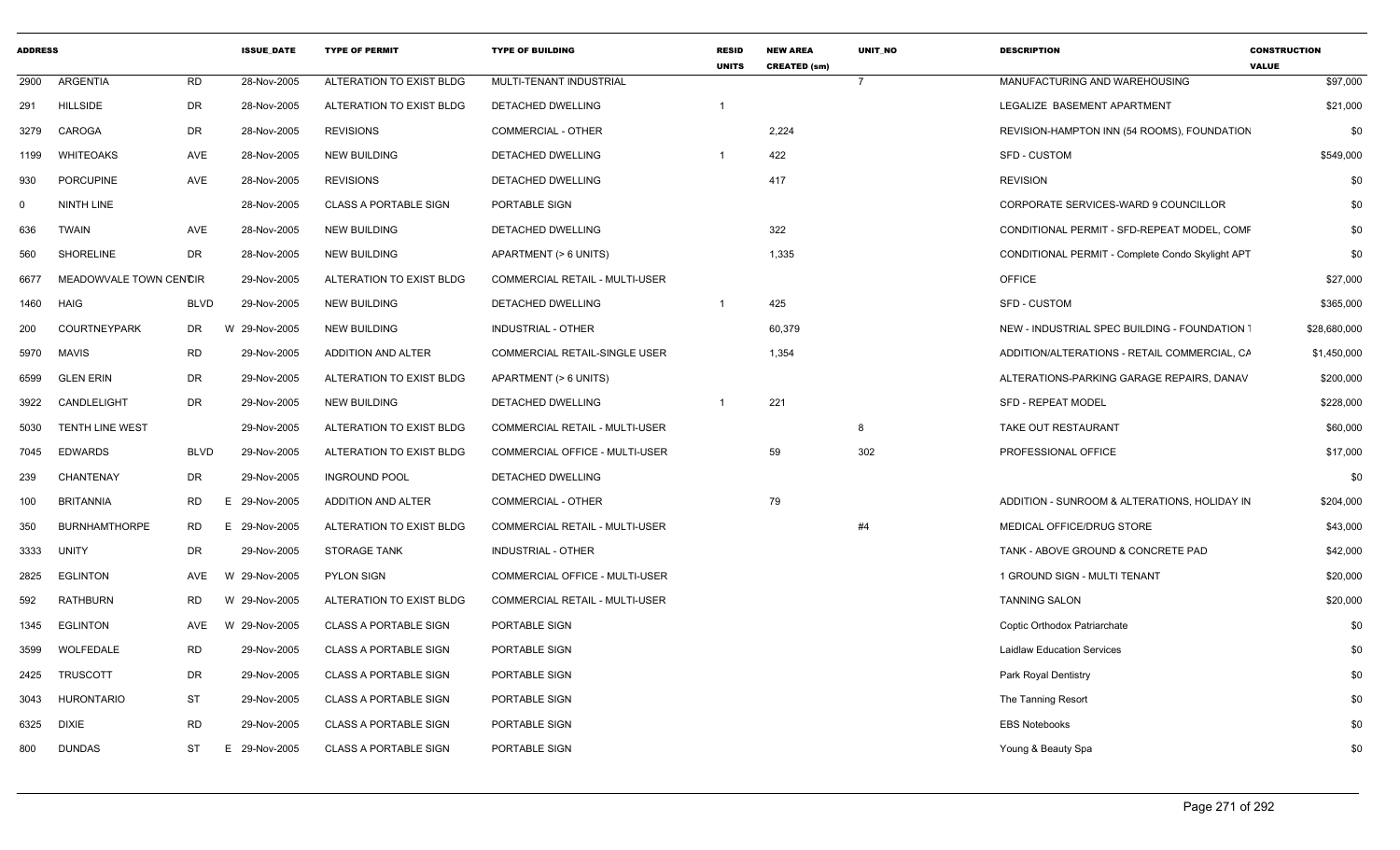| ADDRESS | | | ISSUE_DATE | TYPE OF PERMIT | TYPE OF BUILDING | RESID UNITS | NEW AREA CREATED (sm) | UNIT_NO | DESCRIPTION | CONSTRUCTION VALUE |
|---|---|---|---|---|---|---|---|---|---|---|
| 2900 | ARGENTIA | RD | 28-Nov-2005 | ALTERATION TO EXIST BLDG | MULTI-TENANT INDUSTRIAL | | | 7 | MANUFACTURING AND WAREHOUSING | $97,000 |
| 291 | HILLSIDE | DR | 28-Nov-2005 | ALTERATION TO EXIST BLDG | DETACHED DWELLING | 1 | | | LEGALIZE BASEMENT APARTMENT | $21,000 |
| 3279 | CAROGA | DR | 28-Nov-2005 | REVISIONS | COMMERCIAL - OTHER | | 2,224 | | REVISION-HAMPTON INN (54 ROOMS), FOUNDATION | $0 |
| 1199 | WHITEOAKS | AVE | 28-Nov-2005 | NEW BUILDING | DETACHED DWELLING | 1 | 422 | | SFD - CUSTOM | $549,000 |
| 930 | PORCUPINE | AVE | 28-Nov-2005 | REVISIONS | DETACHED DWELLING | | 417 | | REVISION | $0 |
| 0 | NINTH LINE | | 28-Nov-2005 | CLASS A PORTABLE SIGN | PORTABLE SIGN | | | | CORPORATE SERVICES-WARD 9 COUNCILLOR | $0 |
| 636 | TWAIN | AVE | 28-Nov-2005 | NEW BUILDING | DETACHED DWELLING | | 322 | | CONDITIONAL PERMIT - SFD-REPEAT MODEL, COMF | $0 |
| 560 | SHORELINE | DR | 28-Nov-2005 | NEW BUILDING | APARTMENT (> 6 UNITS) | | 1,335 | | CONDITIONAL PERMIT - Complete Condo Skylight APT | $0 |
| 6677 | MEADOWVALE TOWN CENTCIR | | 29-Nov-2005 | ALTERATION TO EXIST BLDG | COMMERCIAL RETAIL - MULTI-USER | | | | OFFICE | $27,000 |
| 1460 | HAIG | BLVD | 29-Nov-2005 | NEW BUILDING | DETACHED DWELLING | 1 | 425 | | SFD - CUSTOM | $365,000 |
| 200 | COURTNEYPARK | DR | W 29-Nov-2005 | NEW BUILDING | INDUSTRIAL - OTHER | | 60,379 | | NEW - INDUSTRIAL SPEC BUILDING - FOUNDATION T | $28,680,000 |
| 5970 | MAVIS | RD | 29-Nov-2005 | ADDITION AND ALTER | COMMERCIAL RETAIL-SINGLE USER | | 1,354 | | ADDITION/ALTERATIONS - RETAIL COMMERCIAL, CA | $1,450,000 |
| 6599 | GLEN ERIN | DR | 29-Nov-2005 | ALTERATION TO EXIST BLDG | APARTMENT (> 6 UNITS) | | | | ALTERATIONS-PARKING GARAGE REPAIRS, DANAV | $200,000 |
| 3922 | CANDLELIGHT | DR | 29-Nov-2005 | NEW BUILDING | DETACHED DWELLING | 1 | 221 | | SFD - REPEAT MODEL | $228,000 |
| 5030 | TENTH LINE WEST | | 29-Nov-2005 | ALTERATION TO EXIST BLDG | COMMERCIAL RETAIL - MULTI-USER | | | 8 | TAKE OUT RESTAURANT | $60,000 |
| 7045 | EDWARDS | BLVD | 29-Nov-2005 | ALTERATION TO EXIST BLDG | COMMERCIAL OFFICE - MULTI-USER | | 59 | 302 | PROFESSIONAL OFFICE | $17,000 |
| 239 | CHANTENAY | DR | 29-Nov-2005 | INGROUND POOL | DETACHED DWELLING | | | | | $0 |
| 100 | BRITANNIA | RD | E 29-Nov-2005 | ADDITION AND ALTER | COMMERCIAL - OTHER | | 79 | | ADDITION - SUNROOM & ALTERATIONS, HOLIDAY IN | $204,000 |
| 350 | BURNHAMTHORPE | RD | E 29-Nov-2005 | ALTERATION TO EXIST BLDG | COMMERCIAL RETAIL - MULTI-USER | | | #4 | MEDICAL OFFICE/DRUG STORE | $43,000 |
| 3333 | UNITY | DR | 29-Nov-2005 | STORAGE TANK | INDUSTRIAL - OTHER | | | | TANK - ABOVE GROUND & CONCRETE PAD | $42,000 |
| 2825 | EGLINTON | AVE | W 29-Nov-2005 | PYLON SIGN | COMMERCIAL OFFICE - MULTI-USER | | | | 1 GROUND SIGN - MULTI TENANT | $20,000 |
| 592 | RATHBURN | RD | W 29-Nov-2005 | ALTERATION TO EXIST BLDG | COMMERCIAL RETAIL - MULTI-USER | | | | TANNING SALON | $20,000 |
| 1345 | EGLINTON | AVE | W 29-Nov-2005 | CLASS A PORTABLE SIGN | PORTABLE SIGN | | | | Coptic Orthodox Patriarchate | $0 |
| 3599 | WOLFEDALE | RD | 29-Nov-2005 | CLASS A PORTABLE SIGN | PORTABLE SIGN | | | | Laidlaw Education Services | $0 |
| 2425 | TRUSCOTT | DR | 29-Nov-2005 | CLASS A PORTABLE SIGN | PORTABLE SIGN | | | | Park Royal Dentistry | $0 |
| 3043 | HURONTARIO | ST | 29-Nov-2005 | CLASS A PORTABLE SIGN | PORTABLE SIGN | | | | The Tanning Resort | $0 |
| 6325 | DIXIE | RD | 29-Nov-2005 | CLASS A PORTABLE SIGN | PORTABLE SIGN | | | | EBS Notebooks | $0 |
| 800 | DUNDAS | ST | E 29-Nov-2005 | CLASS A PORTABLE SIGN | PORTABLE SIGN | | | | Young & Beauty Spa | $0 |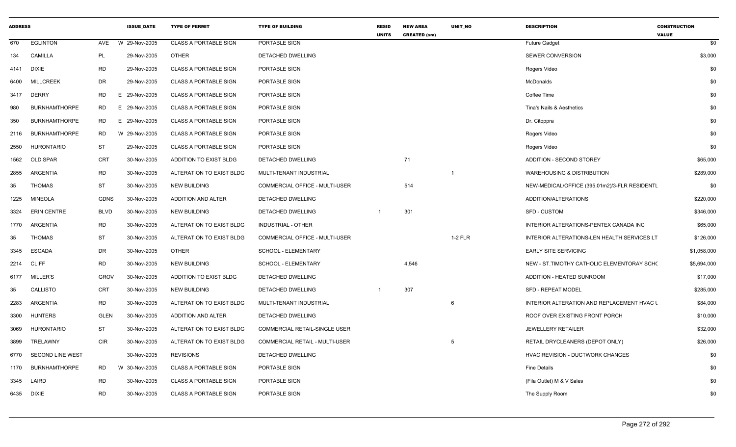| ADDRESS | | | | ISSUE_DATE | TYPE OF PERMIT | TYPE OF BUILDING | RESID UNITS | NEW AREA CREATED (sm) | UNIT_NO | DESCRIPTION | CONSTRUCTION VALUE |
|---|---|---|---|---|---|---|---|---|---|---|---|
| 670 | EGLINTON | AVE | W | 29-Nov-2005 | CLASS A PORTABLE SIGN | PORTABLE SIGN | | | | Future Gadget | $0 |
| 134 | CAMILLA | PL | | 29-Nov-2005 | OTHER | DETACHED DWELLING | | | | SEWER CONVERSION | $3,000 |
| 4141 | DIXIE | RD | | 29-Nov-2005 | CLASS A PORTABLE SIGN | PORTABLE SIGN | | | | Rogers Video | $0 |
| 6400 | MILLCREEK | DR | | 29-Nov-2005 | CLASS A PORTABLE SIGN | PORTABLE SIGN | | | | McDonalds | $0 |
| 3417 | DERRY | RD | E | 29-Nov-2005 | CLASS A PORTABLE SIGN | PORTABLE SIGN | | | | Coffee Time | $0 |
| 980 | BURNHAMTHORPE | RD | E | 29-Nov-2005 | CLASS A PORTABLE SIGN | PORTABLE SIGN | | | | Tina's Nails & Aesthetics | $0 |
| 350 | BURNHAMTHORPE | RD | E | 29-Nov-2005 | CLASS A PORTABLE SIGN | PORTABLE SIGN | | | | Dr. Citoppra | $0 |
| 2116 | BURNHAMTHORPE | RD | W | 29-Nov-2005 | CLASS A PORTABLE SIGN | PORTABLE SIGN | | | | Rogers Video | $0 |
| 2550 | HURONTARIO | ST | | 29-Nov-2005 | CLASS A PORTABLE SIGN | PORTABLE SIGN | | | | Rogers Video | $0 |
| 1562 | OLD SPAR | CRT | | 30-Nov-2005 | ADDITION TO EXIST BLDG | DETACHED DWELLING | | 71 | | ADDITION - SECOND STOREY | $65,000 |
| 2855 | ARGENTIA | RD | | 30-Nov-2005 | ALTERATION TO EXIST BLDG | MULTI-TENANT INDUSTRIAL | | | 1 | WAREHOUSING & DISTRIBUTION | $289,000 |
| 35 | THOMAS | ST | | 30-Nov-2005 | NEW BUILDING | COMMERCIAL OFFICE - MULTI-USER | | 514 | | NEW-MEDICAL/OFFICE (395.01m2)/3-FLR RESIDENTL | $0 |
| 1225 | MINEOLA | GDNS | | 30-Nov-2005 | ADDITION AND ALTER | DETACHED DWELLING | | | | ADDITION/ALTERATIONS | $220,000 |
| 3324 | ERIN CENTRE | BLVD | | 30-Nov-2005 | NEW BUILDING | DETACHED DWELLING | 1 | 301 | | SFD - CUSTOM | $346,000 |
| 1770 | ARGENTIA | RD | | 30-Nov-2005 | ALTERATION TO EXIST BLDG | INDUSTRIAL - OTHER | | | | INTERIOR ALTERATIONS-PENTEX CANADA INC | $65,000 |
| 35 | THOMAS | ST | | 30-Nov-2005 | ALTERATION TO EXIST BLDG | COMMERCIAL OFFICE - MULTI-USER | | | 1-2 FLR | INTERIOR ALTERATIONS-LEN HEALTH SERVICES LT | $126,000 |
| 3345 | ESCADA | DR | | 30-Nov-2005 | OTHER | SCHOOL - ELEMENTARY | | | | EARLY SITE SERVICING | $1,058,000 |
| 2214 | CLIFF | RD | | 30-Nov-2005 | NEW BUILDING | SCHOOL - ELEMENTARY | | 4,546 | | NEW - ST.TIMOTHY CATHOLIC ELEMENTORAY SCHO | $5,694,000 |
| 6177 | MILLER'S | GROV | | 30-Nov-2005 | ADDITION TO EXIST BLDG | DETACHED DWELLING | | | | ADDITION - HEATED SUNROOM | $17,000 |
| 35 | CALLISTO | CRT | | 30-Nov-2005 | NEW BUILDING | DETACHED DWELLING | 1 | 307 | | SFD - REPEAT MODEL | $285,000 |
| 2283 | ARGENTIA | RD | | 30-Nov-2005 | ALTERATION TO EXIST BLDG | MULTI-TENANT INDUSTRIAL | | | 6 | INTERIOR ALTERATION AND REPLACEMENT HVAC U | $84,000 |
| 3300 | HUNTERS | GLEN | | 30-Nov-2005 | ADDITION AND ALTER | DETACHED DWELLING | | | | ROOF OVER EXISTING FRONT PORCH | $10,000 |
| 3069 | HURONTARIO | ST | | 30-Nov-2005 | ALTERATION TO EXIST BLDG | COMMERCIAL RETAIL-SINGLE USER | | | | JEWELLERY RETAILER | $32,000 |
| 3899 | TRELAWNY | CIR | | 30-Nov-2005 | ALTERATION TO EXIST BLDG | COMMERCIAL RETAIL - MULTI-USER | | | 5 | RETAIL DRYCLEANERS (DEPOT ONLY) | $26,000 |
| 6770 | SECOND LINE WEST | | | 30-Nov-2005 | REVISIONS | DETACHED DWELLING | | | | HVAC REVISION - DUCTWORK CHANGES | $0 |
| 1170 | BURNHAMTHORPE | RD | W | 30-Nov-2005 | CLASS A PORTABLE SIGN | PORTABLE SIGN | | | | Fine Details | $0 |
| 3345 | LAIRD | RD | | 30-Nov-2005 | CLASS A PORTABLE SIGN | PORTABLE SIGN | | | | (Fila Outlet) M & V Sales | $0 |
| 6435 | DIXIE | RD | | 30-Nov-2005 | CLASS A PORTABLE SIGN | PORTABLE SIGN | | | | The Supply Room | $0 |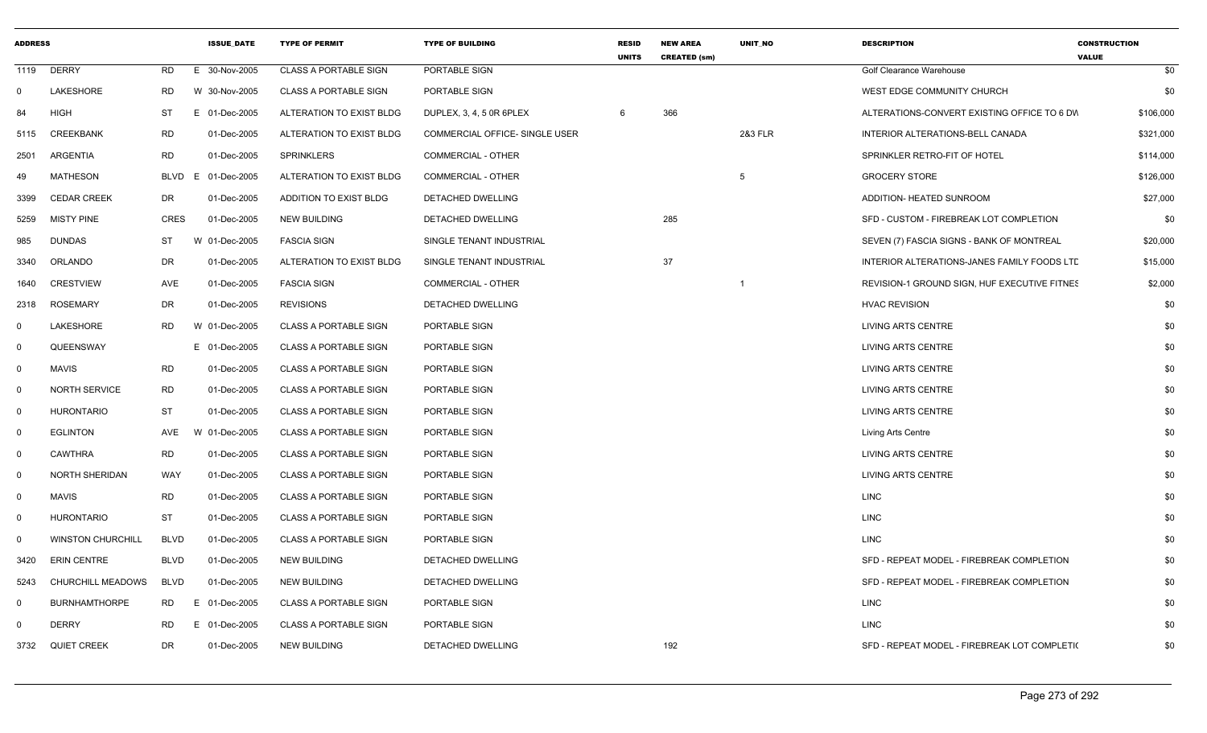| ADDRESS | | | | ISSUE_DATE | TYPE OF PERMIT | TYPE OF BUILDING | RESID UNITS | NEW AREA CREATED (sm) | UNIT_NO | DESCRIPTION | CONSTRUCTION VALUE |
|---|---|---|---|---|---|---|---|---|---|---|---|
| 1119 | DERRY | RD | E | 30-Nov-2005 | CLASS A PORTABLE SIGN | PORTABLE SIGN | | | | Golf Clearance Warehouse | $0 |
| 0 | LAKESHORE | RD | W | 30-Nov-2005 | CLASS A PORTABLE SIGN | PORTABLE SIGN | | | | WEST EDGE COMMUNITY CHURCH | $0 |
| 84 | HIGH | ST | E | 01-Dec-2005 | ALTERATION TO EXIST BLDG | DUPLEX, 3, 4, 5 0R 6PLEX | 6 | 366 | | ALTERATIONS-CONVERT EXISTING OFFICE TO 6 DW | $106,000 |
| 5115 | CREEKBANK | RD | | 01-Dec-2005 | ALTERATION TO EXIST BLDG | COMMERCIAL OFFICE- SINGLE USER | | | 2&3 FLR | INTERIOR ALTERATIONS-BELL CANADA | $321,000 |
| 2501 | ARGENTIA | RD | | 01-Dec-2005 | SPRINKLERS | COMMERCIAL - OTHER | | | | SPRINKLER RETRO-FIT OF HOTEL | $114,000 |
| 49 | MATHESON | BLVD | E | 01-Dec-2005 | ALTERATION TO EXIST BLDG | COMMERCIAL - OTHER | | | 5 | GROCERY STORE | $126,000 |
| 3399 | CEDAR CREEK | DR | | 01-Dec-2005 | ADDITION TO EXIST BLDG | DETACHED DWELLING | | | | ADDITION- HEATED SUNROOM | $27,000 |
| 5259 | MISTY PINE | CRES | | 01-Dec-2005 | NEW BUILDING | DETACHED DWELLING | | 285 | | SFD - CUSTOM - FIREBREAK LOT COMPLETION | $0 |
| 985 | DUNDAS | ST | W | 01-Dec-2005 | FASCIA SIGN | SINGLE TENANT INDUSTRIAL | | | | SEVEN (7) FASCIA SIGNS - BANK OF MONTREAL | $20,000 |
| 3340 | ORLANDO | DR | | 01-Dec-2005 | ALTERATION TO EXIST BLDG | SINGLE TENANT INDUSTRIAL | | 37 | | INTERIOR ALTERATIONS-JANES FAMILY FOODS LTD | $15,000 |
| 1640 | CRESTVIEW | AVE | | 01-Dec-2005 | FASCIA SIGN | COMMERCIAL - OTHER | | | 1 | REVISION-1 GROUND SIGN, HUF EXECUTIVE FITNES | $2,000 |
| 2318 | ROSEMARY | DR | | 01-Dec-2005 | REVISIONS | DETACHED DWELLING | | | | HVAC REVISION | $0 |
| 0 | LAKESHORE | RD | W | 01-Dec-2005 | CLASS A PORTABLE SIGN | PORTABLE SIGN | | | | LIVING ARTS CENTRE | $0 |
| 0 | QUEENSWAY | | E | 01-Dec-2005 | CLASS A PORTABLE SIGN | PORTABLE SIGN | | | | LIVING ARTS CENTRE | $0 |
| 0 | MAVIS | RD | | 01-Dec-2005 | CLASS A PORTABLE SIGN | PORTABLE SIGN | | | | LIVING ARTS CENTRE | $0 |
| 0 | NORTH SERVICE | RD | | 01-Dec-2005 | CLASS A PORTABLE SIGN | PORTABLE SIGN | | | | LIVING ARTS CENTRE | $0 |
| 0 | HURONTARIO | ST | | 01-Dec-2005 | CLASS A PORTABLE SIGN | PORTABLE SIGN | | | | LIVING ARTS CENTRE | $0 |
| 0 | EGLINTON | AVE | W | 01-Dec-2005 | CLASS A PORTABLE SIGN | PORTABLE SIGN | | | | Living Arts Centre | $0 |
| 0 | CAWTHRA | RD | | 01-Dec-2005 | CLASS A PORTABLE SIGN | PORTABLE SIGN | | | | LIVING ARTS CENTRE | $0 |
| 0 | NORTH SHERIDAN | WAY | | 01-Dec-2005 | CLASS A PORTABLE SIGN | PORTABLE SIGN | | | | LIVING ARTS CENTRE | $0 |
| 0 | MAVIS | RD | | 01-Dec-2005 | CLASS A PORTABLE SIGN | PORTABLE SIGN | | | | LINC | $0 |
| 0 | HURONTARIO | ST | | 01-Dec-2005 | CLASS A PORTABLE SIGN | PORTABLE SIGN | | | | LINC | $0 |
| 0 | WINSTON CHURCHILL | BLVD | | 01-Dec-2005 | CLASS A PORTABLE SIGN | PORTABLE SIGN | | | | LINC | $0 |
| 3420 | ERIN CENTRE | BLVD | | 01-Dec-2005 | NEW BUILDING | DETACHED DWELLING | | | | SFD - REPEAT MODEL - FIREBREAK COMPLETION | $0 |
| 5243 | CHURCHILL MEADOWS | BLVD | | 01-Dec-2005 | NEW BUILDING | DETACHED DWELLING | | | | SFD - REPEAT MODEL - FIREBREAK COMPLETION | $0 |
| 0 | BURNHAMTHORPE | RD | E | 01-Dec-2005 | CLASS A PORTABLE SIGN | PORTABLE SIGN | | | | LINC | $0 |
| 0 | DERRY | RD | E | 01-Dec-2005 | CLASS A PORTABLE SIGN | PORTABLE SIGN | | | | LINC | $0 |
| 3732 | QUIET CREEK | DR | | 01-Dec-2005 | NEW BUILDING | DETACHED DWELLING | | 192 | | SFD - REPEAT MODEL - FIREBREAK LOT COMPLETIO | $0 |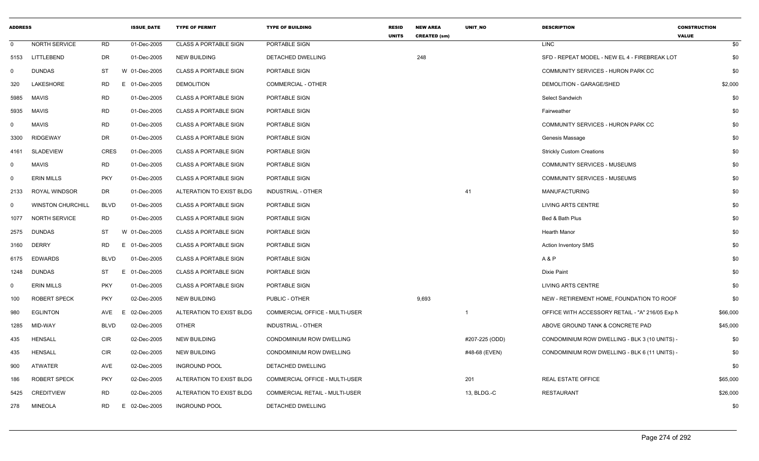| ADDRESS | | | ISSUE_DATE | TYPE OF PERMIT | TYPE OF BUILDING | RESID UNITS | NEW AREA CREATED (sm) | UNIT_NO | DESCRIPTION | CONSTRUCTION VALUE |
|---|---|---|---|---|---|---|---|---|---|---|
| 0 | NORTH SERVICE | RD | 01-Dec-2005 | CLASS A PORTABLE SIGN | PORTABLE SIGN | | | | LINC | $0 |
| 5153 | LITTLEBEND | DR | 01-Dec-2005 | NEW BUILDING | DETACHED DWELLING | | 248 | | SFD - REPEAT MODEL - NEW EL 4 - FIREBREAK LOT | $0 |
| 0 | DUNDAS | ST | W 01-Dec-2005 | CLASS A PORTABLE SIGN | PORTABLE SIGN | | | | COMMUNITY SERVICES - HURON PARK CC | $0 |
| 320 | LAKESHORE | RD | E 01-Dec-2005 | DEMOLITION | COMMERCIAL - OTHER | | | | DEMOLITION - GARAGE/SHED | $2,000 |
| 5985 | MAVIS | RD | 01-Dec-2005 | CLASS A PORTABLE SIGN | PORTABLE SIGN | | | | Select Sandwich | $0 |
| 5935 | MAVIS | RD | 01-Dec-2005 | CLASS A PORTABLE SIGN | PORTABLE SIGN | | | | Fairweather | $0 |
| 0 | MAVIS | RD | 01-Dec-2005 | CLASS A PORTABLE SIGN | PORTABLE SIGN | | | | COMMUNITY SERVICES - HURON PARK CC | $0 |
| 3300 | RIDGEWAY | DR | 01-Dec-2005 | CLASS A PORTABLE SIGN | PORTABLE SIGN | | | | Genesis Massage | $0 |
| 4161 | SLADEVIEW | CRES | 01-Dec-2005 | CLASS A PORTABLE SIGN | PORTABLE SIGN | | | | Strickly Custom Creations | $0 |
| 0 | MAVIS | RD | 01-Dec-2005 | CLASS A PORTABLE SIGN | PORTABLE SIGN | | | | COMMUNITY SERVICES - MUSEUMS | $0 |
| 0 | ERIN MILLS | PKY | 01-Dec-2005 | CLASS A PORTABLE SIGN | PORTABLE SIGN | | | | COMMUNITY SERVICES - MUSEUMS | $0 |
| 2133 | ROYAL WINDSOR | DR | 01-Dec-2005 | ALTERATION TO EXIST BLDG | INDUSTRIAL - OTHER | | | 41 | MANUFACTURING | $0 |
| 0 | WINSTON CHURCHILL | BLVD | 01-Dec-2005 | CLASS A PORTABLE SIGN | PORTABLE SIGN | | | | LIVING ARTS CENTRE | $0 |
| 1077 | NORTH SERVICE | RD | 01-Dec-2005 | CLASS A PORTABLE SIGN | PORTABLE SIGN | | | | Bed & Bath Plus | $0 |
| 2575 | DUNDAS | ST | W 01-Dec-2005 | CLASS A PORTABLE SIGN | PORTABLE SIGN | | | | Hearth Manor | $0 |
| 3160 | DERRY | RD | E 01-Dec-2005 | CLASS A PORTABLE SIGN | PORTABLE SIGN | | | | Action Inventory SMS | $0 |
| 6175 | EDWARDS | BLVD | 01-Dec-2005 | CLASS A PORTABLE SIGN | PORTABLE SIGN | | | | A & P | $0 |
| 1248 | DUNDAS | ST | E 01-Dec-2005 | CLASS A PORTABLE SIGN | PORTABLE SIGN | | | | Dixie Paint | $0 |
| 0 | ERIN MILLS | PKY | 01-Dec-2005 | CLASS A PORTABLE SIGN | PORTABLE SIGN | | | | LIVING ARTS CENTRE | $0 |
| 100 | ROBERT SPECK | PKY | 02-Dec-2005 | NEW BUILDING | PUBLIC - OTHER | | 9,693 | | NEW - RETIREMENT HOME, FOUNDATION TO ROOF | $0 |
| 980 | EGLINTON | AVE | E 02-Dec-2005 | ALTERATION TO EXIST BLDG | COMMERCIAL OFFICE - MULTI-USER | | | 1 | OFFICE WITH ACCESSORY RETAIL - "A" 216/05 Exp N | $66,000 |
| 1285 | MID-WAY | BLVD | 02-Dec-2005 | OTHER | INDUSTRIAL - OTHER | | | | ABOVE GROUND TANK & CONCRETE PAD | $45,000 |
| 435 | HENSALL | CIR | 02-Dec-2005 | NEW BUILDING | CONDOMINIUM ROW DWELLING | | | #207-225 (ODD) | CONDOMINIUM ROW DWELLING - BLK 3 (10 UNITS) - | $0 |
| 435 | HENSALL | CIR | 02-Dec-2005 | NEW BUILDING | CONDOMINIUM ROW DWELLING | | | #48-68 (EVEN) | CONDOMINIUM ROW DWELLING - BLK 6 (11 UNITS) - | $0 |
| 900 | ATWATER | AVE | 02-Dec-2005 | INGROUND POOL | DETACHED DWELLING | | | | | $0 |
| 186 | ROBERT SPECK | PKY | 02-Dec-2005 | ALTERATION TO EXIST BLDG | COMMERCIAL OFFICE - MULTI-USER | | | 201 | REAL ESTATE OFFICE | $65,000 |
| 5425 | CREDITVIEW | RD | 02-Dec-2005 | ALTERATION TO EXIST BLDG | COMMERCIAL RETAIL - MULTI-USER | | | 13, BLDG.-C | RESTAURANT | $26,000 |
| 278 | MINEOLA | RD | E 02-Dec-2005 | INGROUND POOL | DETACHED DWELLING | | | | | $0 |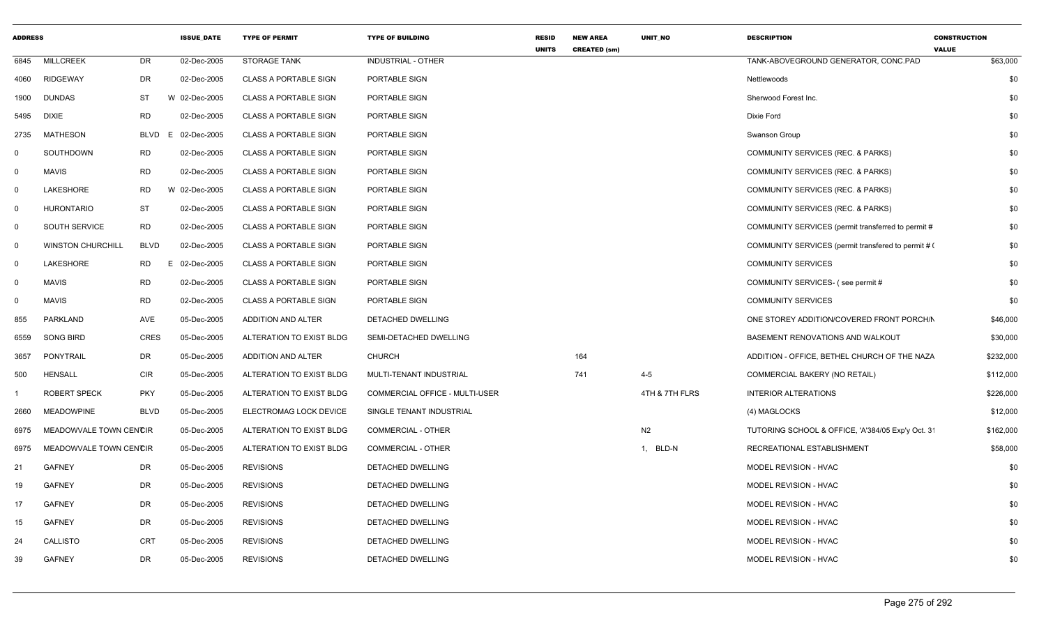| ADDRESS | | | ISSUE_DATE | TYPE OF PERMIT | TYPE OF BUILDING | RESID UNITS | NEW AREA CREATED (sm) | UNIT_NO | DESCRIPTION | CONSTRUCTION VALUE |
|---|---|---|---|---|---|---|---|---|---|---|
| 6845 | MILLCREEK | DR | 02-Dec-2005 | STORAGE TANK | INDUSTRIAL - OTHER | | | | TANK-ABOVEGROUND GENERATOR, CONC.PAD | $63,000 |
| 4060 | RIDGEWAY | DR | 02-Dec-2005 | CLASS A PORTABLE SIGN | PORTABLE SIGN | | | | Nettlewoods | $0 |
| 1900 | DUNDAS | ST | W 02-Dec-2005 | CLASS A PORTABLE SIGN | PORTABLE SIGN | | | | Sherwood Forest Inc. | $0 |
| 5495 | DIXIE | RD | 02-Dec-2005 | CLASS A PORTABLE SIGN | PORTABLE SIGN | | | | Dixie Ford | $0 |
| 2735 | MATHESON | BLVD | E 02-Dec-2005 | CLASS A PORTABLE SIGN | PORTABLE SIGN | | | | Swanson Group | $0 |
| 0 | SOUTHDOWN | RD | 02-Dec-2005 | CLASS A PORTABLE SIGN | PORTABLE SIGN | | | | COMMUNITY SERVICES (REC. & PARKS) | $0 |
| 0 | MAVIS | RD | 02-Dec-2005 | CLASS A PORTABLE SIGN | PORTABLE SIGN | | | | COMMUNITY SERVICES (REC. & PARKS) | $0 |
| 0 | LAKESHORE | RD | W 02-Dec-2005 | CLASS A PORTABLE SIGN | PORTABLE SIGN | | | | COMMUNITY SERVICES (REC. & PARKS) | $0 |
| 0 | HURONTARIO | ST | 02-Dec-2005 | CLASS A PORTABLE SIGN | PORTABLE SIGN | | | | COMMUNITY SERVICES (REC. & PARKS) | $0 |
| 0 | SOUTH SERVICE | RD | 02-Dec-2005 | CLASS A PORTABLE SIGN | PORTABLE SIGN | | | | COMMUNITY SERVICES (permit transferred to permit # | $0 |
| 0 | WINSTON CHURCHILL | BLVD | 02-Dec-2005 | CLASS A PORTABLE SIGN | PORTABLE SIGN | | | | COMMUNITY SERVICES (permit transfered to permit # ( | $0 |
| 0 | LAKESHORE | RD | E 02-Dec-2005 | CLASS A PORTABLE SIGN | PORTABLE SIGN | | | | COMMUNITY SERVICES | $0 |
| 0 | MAVIS | RD | 02-Dec-2005 | CLASS A PORTABLE SIGN | PORTABLE SIGN | | | | COMMUNITY SERVICES- ( see permit # | $0 |
| 0 | MAVIS | RD | 02-Dec-2005 | CLASS A PORTABLE SIGN | PORTABLE SIGN | | | | COMMUNITY SERVICES | $0 |
| 855 | PARKLAND | AVE | 05-Dec-2005 | ADDITION AND ALTER | DETACHED DWELLING | | | | ONE STOREY ADDITION/COVERED FRONT PORCH/N | $46,000 |
| 6559 | SONG BIRD | CRES | 05-Dec-2005 | ALTERATION TO EXIST BLDG | SEMI-DETACHED DWELLING | | | | BASEMENT RENOVATIONS AND WALKOUT | $30,000 |
| 3657 | PONYTRAIL | DR | 05-Dec-2005 | ADDITION AND ALTER | CHURCH | | 164 | | ADDITION - OFFICE, BETHEL CHURCH OF THE NAZA | $232,000 |
| 500 | HENSALL | CIR | 05-Dec-2005 | ALTERATION TO EXIST BLDG | MULTI-TENANT INDUSTRIAL | | 741 | 4-5 | COMMERCIAL BAKERY (NO RETAIL) | $112,000 |
| 1 | ROBERT SPECK | PKY | 05-Dec-2005 | ALTERATION TO EXIST BLDG | COMMERCIAL OFFICE - MULTI-USER | | | 4TH & 7TH FLRS | INTERIOR ALTERATIONS | $226,000 |
| 2660 | MEADOWPINE | BLVD | 05-Dec-2005 | ELECTROMAG LOCK DEVICE | SINGLE TENANT INDUSTRIAL | | | | (4) MAGLOCKS | $12,000 |
| 6975 | MEADOWVALE TOWN CENTRE | CIR | 05-Dec-2005 | ALTERATION TO EXIST BLDG | COMMERCIAL - OTHER | | | N2 | TUTORING SCHOOL & OFFICE, 'A'384/05 Exp'y Oct. 31 | $162,000 |
| 6975 | MEADOWVALE TOWN CENTRE | CIR | 05-Dec-2005 | ALTERATION TO EXIST BLDG | COMMERCIAL - OTHER | | | 1, BLD-N | RECREATIONAL ESTABLISHMENT | $58,000 |
| 21 | GAFNEY | DR | 05-Dec-2005 | REVISIONS | DETACHED DWELLING | | | | MODEL REVISION - HVAC | $0 |
| 19 | GAFNEY | DR | 05-Dec-2005 | REVISIONS | DETACHED DWELLING | | | | MODEL REVISION - HVAC | $0 |
| 17 | GAFNEY | DR | 05-Dec-2005 | REVISIONS | DETACHED DWELLING | | | | MODEL REVISION - HVAC | $0 |
| 15 | GAFNEY | DR | 05-Dec-2005 | REVISIONS | DETACHED DWELLING | | | | MODEL REVISION - HVAC | $0 |
| 24 | CALLISTO | CRT | 05-Dec-2005 | REVISIONS | DETACHED DWELLING | | | | MODEL REVISION - HVAC | $0 |
| 39 | GAFNEY | DR | 05-Dec-2005 | REVISIONS | DETACHED DWELLING | | | | MODEL REVISION - HVAC | $0 |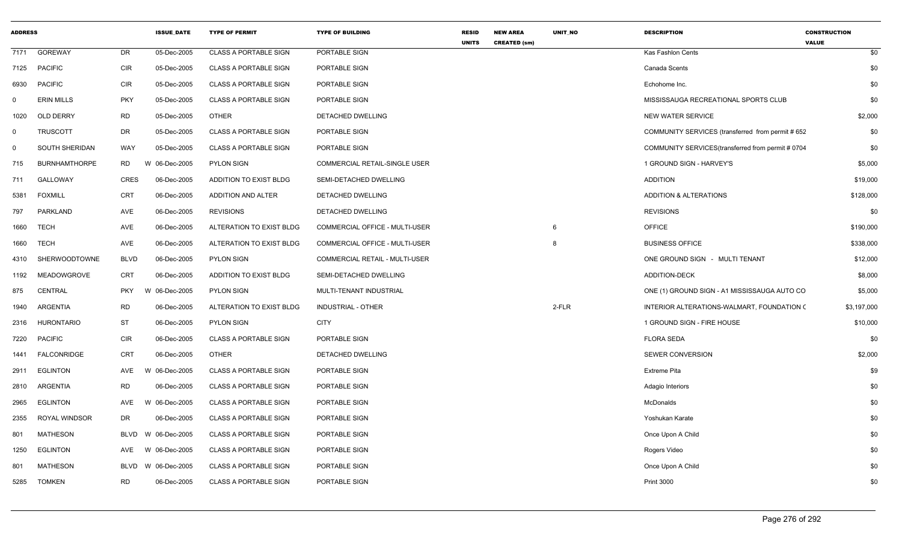| ADDRESS | | | ISSUE_DATE | TYPE OF PERMIT | TYPE OF BUILDING | RESID UNITS | NEW AREA CREATED (sm) | UNIT_NO | DESCRIPTION | CONSTRUCTION VALUE |
|---|---|---|---|---|---|---|---|---|---|---|
| 7171 | GOREWAY | DR | 05-Dec-2005 | CLASS A PORTABLE SIGN | PORTABLE SIGN | | | | Kas Fashion Cents | $0 |
| 7125 | PACIFIC | CIR | 05-Dec-2005 | CLASS A PORTABLE SIGN | PORTABLE SIGN | | | | Canada Scents | $0 |
| 6930 | PACIFIC | CIR | 05-Dec-2005 | CLASS A PORTABLE SIGN | PORTABLE SIGN | | | | Echohome Inc. | $0 |
| 0 | ERIN MILLS | PKY | 05-Dec-2005 | CLASS A PORTABLE SIGN | PORTABLE SIGN | | | | MISSISSAUGA RECREATIONAL SPORTS CLUB | $0 |
| 1020 | OLD DERRY | RD | 05-Dec-2005 | OTHER | DETACHED DWELLING | | | | NEW WATER SERVICE | $2,000 |
| 0 | TRUSCOTT | DR | 05-Dec-2005 | CLASS A PORTABLE SIGN | PORTABLE SIGN | | | | COMMUNITY SERVICES (transferred from permit # 652 | $0 |
| 0 | SOUTH SHERIDAN | WAY | 05-Dec-2005 | CLASS A PORTABLE SIGN | PORTABLE SIGN | | | | COMMUNITY SERVICES(transferred from permit # 0704 | $0 |
| 715 | BURNHAMTHORPE | RD | W 06-Dec-2005 | PYLON SIGN | COMMERCIAL RETAIL-SINGLE USER | | | | 1 GROUND SIGN - HARVEY'S | $5,000 |
| 711 | GALLOWAY | CRES | 06-Dec-2005 | ADDITION TO EXIST BLDG | SEMI-DETACHED DWELLING | | | | ADDITION | $19,000 |
| 5381 | FOXMILL | CRT | 06-Dec-2005 | ADDITION AND ALTER | DETACHED DWELLING | | | | ADDITION & ALTERATIONS | $128,000 |
| 797 | PARKLAND | AVE | 06-Dec-2005 | REVISIONS | DETACHED DWELLING | | | | REVISIONS | $0 |
| 1660 | TECH | AVE | 06-Dec-2005 | ALTERATION TO EXIST BLDG | COMMERCIAL OFFICE - MULTI-USER | | | 6 | OFFICE | $190,000 |
| 1660 | TECH | AVE | 06-Dec-2005 | ALTERATION TO EXIST BLDG | COMMERCIAL OFFICE - MULTI-USER | | | 8 | BUSINESS OFFICE | $338,000 |
| 4310 | SHERWOODTOWNE | BLVD | 06-Dec-2005 | PYLON SIGN | COMMERCIAL RETAIL - MULTI-USER | | | | ONE GROUND SIGN - MULTI TENANT | $12,000 |
| 1192 | MEADOWGROVE | CRT | 06-Dec-2005 | ADDITION TO EXIST BLDG | SEMI-DETACHED DWELLING | | | | ADDITION-DECK | $8,000 |
| 875 | CENTRAL | PKY | W 06-Dec-2005 | PYLON SIGN | MULTI-TENANT INDUSTRIAL | | | | ONE (1) GROUND SIGN - A1 MISSISSAUGA AUTO CO | $5,000 |
| 1940 | ARGENTIA | RD | 06-Dec-2005 | ALTERATION TO EXIST BLDG | INDUSTRIAL - OTHER | | | 2-FLR | INTERIOR ALTERATIONS-WALMART, FOUNDATION C | $3,197,000 |
| 2316 | HURONTARIO | ST | 06-Dec-2005 | PYLON SIGN | CITY | | | | 1 GROUND SIGN - FIRE HOUSE | $10,000 |
| 7220 | PACIFIC | CIR | 06-Dec-2005 | CLASS A PORTABLE SIGN | PORTABLE SIGN | | | | FLORA SEDA | $0 |
| 1441 | FALCONRIDGE | CRT | 06-Dec-2005 | OTHER | DETACHED DWELLING | | | | SEWER CONVERSION | $2,000 |
| 2911 | EGLINTON | AVE | W 06-Dec-2005 | CLASS A PORTABLE SIGN | PORTABLE SIGN | | | | Extreme Pita | $9 |
| 2810 | ARGENTIA | RD | 06-Dec-2005 | CLASS A PORTABLE SIGN | PORTABLE SIGN | | | | Adagio Interiors | $0 |
| 2965 | EGLINTON | AVE | W 06-Dec-2005 | CLASS A PORTABLE SIGN | PORTABLE SIGN | | | | McDonalds | $0 |
| 2355 | ROYAL WINDSOR | DR | 06-Dec-2005 | CLASS A PORTABLE SIGN | PORTABLE SIGN | | | | Yoshukan Karate | $0 |
| 801 | MATHESON | BLVD | W 06-Dec-2005 | CLASS A PORTABLE SIGN | PORTABLE SIGN | | | | Once Upon A Child | $0 |
| 1250 | EGLINTON | AVE | W 06-Dec-2005 | CLASS A PORTABLE SIGN | PORTABLE SIGN | | | | Rogers Video | $0 |
| 801 | MATHESON | BLVD | W 06-Dec-2005 | CLASS A PORTABLE SIGN | PORTABLE SIGN | | | | Once Upon A Child | $0 |
| 5285 | TOMKEN | RD | 06-Dec-2005 | CLASS A PORTABLE SIGN | PORTABLE SIGN | | | | Print 3000 | $0 |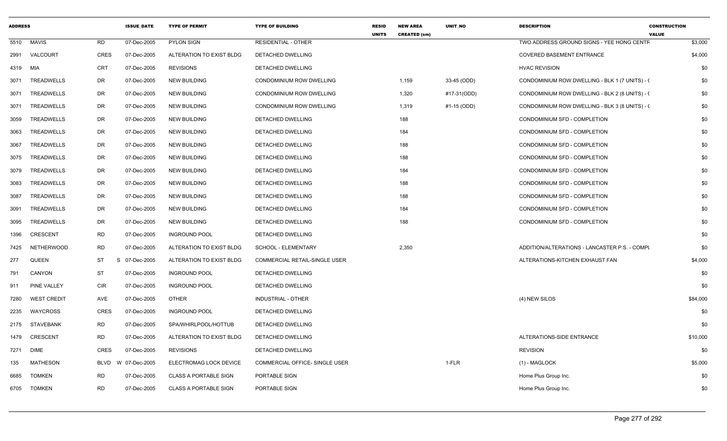| ADDRESS | | | ISSUE_DATE | TYPE OF PERMIT | TYPE OF BUILDING | RESID UNITS | NEW AREA CREATED (sm) | UNIT_NO | DESCRIPTION | CONSTRUCTION VALUE |
|---|---|---|---|---|---|---|---|---|---|---|
| 5510 | MAVIS | RD | 07-Dec-2005 | PYLON SIGN | RESIDENTIAL - OTHER | | | | TWO ADDRESS GROUND SIGNS - YEE HONG CENTR | $3,000 |
| 2991 | VALCOURT | CRES | 07-Dec-2005 | ALTERATION TO EXIST BLDG | DETACHED DWELLING | | | | COVERED BASEMENT ENTRANCE | $4,000 |
| 4319 | MIA | CRT | 07-Dec-2005 | REVISIONS | DETACHED DWELLING | | | | HVAC REVISION | $0 |
| 3071 | TREADWELLS | DR | 07-Dec-2005 | NEW BUILDING | CONDOMINIUM ROW DWELLING | | 1,159 | 33-45 (ODD) | CONDOMINIUM ROW DWELLING - BLK 1 (7 UNITS) - ( | $0 |
| 3071 | TREADWELLS | DR | 07-Dec-2005 | NEW BUILDING | CONDOMINIUM ROW DWELLING | | 1,320 | #17-31(ODD) | CONDOMINIUM ROW DWELLING - BLK 2 (8 UNITS) - ( | $0 |
| 3071 | TREADWELLS | DR | 07-Dec-2005 | NEW BUILDING | CONDOMINIUM ROW DWELLING | | 1,319 | #1-15 (ODD) | CONDOMINIUM ROW DWELLING - BLK 3 (8 UNITS) - ( | $0 |
| 3059 | TREADWELLS | DR | 07-Dec-2005 | NEW BUILDING | DETACHED DWELLING | | 188 | | CONDOMINIUM SFD - COMPLETION | $0 |
| 3063 | TREADWELLS | DR | 07-Dec-2005 | NEW BUILDING | DETACHED DWELLING | | 184 | | CONDOMINIUM SFD - COMPLETION | $0 |
| 3067 | TREADWELLS | DR | 07-Dec-2005 | NEW BUILDING | DETACHED DWELLING | | 188 | | CONDOMINIUM SFD - COMPLETION | $0 |
| 3075 | TREADWELLS | DR | 07-Dec-2005 | NEW BUILDING | DETACHED DWELLING | | 188 | | CONDOMINIUM SFD - COMPLETION | $0 |
| 3079 | TREADWELLS | DR | 07-Dec-2005 | NEW BUILDING | DETACHED DWELLING | | 184 | | CONDOMINIUM SFD - COMPLETION | $0 |
| 3083 | TREADWELLS | DR | 07-Dec-2005 | NEW BUILDING | DETACHED DWELLING | | 188 | | CONDOMINIUM SFD - COMPLETION | $0 |
| 3087 | TREADWELLS | DR | 07-Dec-2005 | NEW BUILDING | DETACHED DWELLING | | 188 | | CONDOMINIUM SFD - COMPLETION | $0 |
| 3091 | TREADWELLS | DR | 07-Dec-2005 | NEW BUILDING | DETACHED DWELLING | | 184 | | CONDOMINIUM SFD - COMPLETION | $0 |
| 3095 | TREADWELLS | DR | 07-Dec-2005 | NEW BUILDING | DETACHED DWELLING | | 188 | | CONDOMINIUM SFD - COMPLETION | $0 |
| 1396 | CRESCENT | RD | 07-Dec-2005 | INGROUND POOL | DETACHED DWELLING | | | | | $0 |
| 7425 | NETHERWOOD | RD | 07-Dec-2005 | ALTERATION TO EXIST BLDG | SCHOOL - ELEMENTARY | | 2,350 | | ADDITION/ALTERATIONS - LANCASTER P.S. - COMPL | $0 |
| 277 | QUEEN | ST | S 07-Dec-2005 | ALTERATION TO EXIST BLDG | COMMERCIAL RETAIL-SINGLE USER | | | | ALTERATIONS-KITCHEN EXHAUST FAN | $4,000 |
| 791 | CANYON | ST | 07-Dec-2005 | INGROUND POOL | DETACHED DWELLING | | | | | $0 |
| 911 | PINE VALLEY | CIR | 07-Dec-2005 | INGROUND POOL | DETACHED DWELLING | | | | | $0 |
| 7280 | WEST CREDIT | AVE | 07-Dec-2005 | OTHER | INDUSTRIAL - OTHER | | | | (4) NEW SILOS | $84,000 |
| 2235 | WAYCROSS | CRES | 07-Dec-2005 | INGROUND POOL | DETACHED DWELLING | | | | | $0 |
| 2175 | STAVEBANK | RD | 07-Dec-2005 | SPA/WHIRLPOOL/HOTTUB | DETACHED DWELLING | | | | | $0 |
| 1479 | CRESCENT | RD | 07-Dec-2005 | ALTERATION TO EXIST BLDG | DETACHED DWELLING | | | | ALTERATIONS-SIDE ENTRANCE | $10,000 |
| 7271 | DIME | CRES | 07-Dec-2005 | REVISIONS | DETACHED DWELLING | | | | REVISION | $0 |
| 135 | MATHESON | BLVD | W 07-Dec-2005 | ELECTROMAG LOCK DEVICE | COMMERCIAL OFFICE- SINGLE USER | | | 1-FLR | (1) - MAGLOCK | $5,000 |
| 6685 | TOMKEN | RD | 07-Dec-2005 | CLASS A PORTABLE SIGN | PORTABLE SIGN | | | | Home Plus Group Inc. | $0 |
| 6705 | TOMKEN | RD | 07-Dec-2005 | CLASS A PORTABLE SIGN | PORTABLE SIGN | | | | Home Plus Group Inc. | $0 |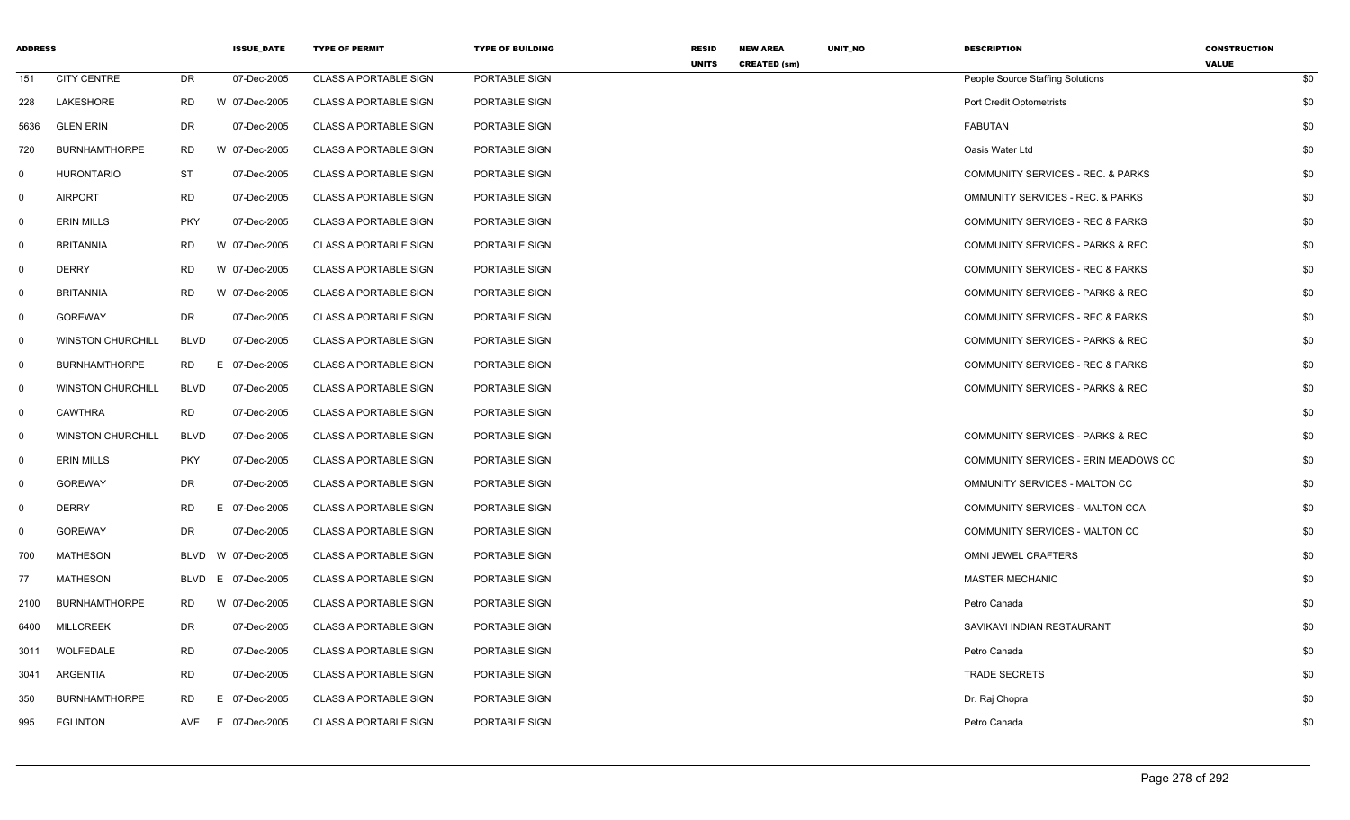| ADDRESS | | | ISSUE_DATE | TYPE OF PERMIT | TYPE OF BUILDING | RESID UNITS | NEW AREA CREATED (sm) | UNIT_NO | DESCRIPTION | CONSTRUCTION VALUE |
|---|---|---|---|---|---|---|---|---|---|---|
| 151 | CITY CENTRE | DR | 07-Dec-2005 | CLASS A PORTABLE SIGN | PORTABLE SIGN | | | | People Source Staffing Solutions | $0 |
| 228 | LAKESHORE | RD | W 07-Dec-2005 | CLASS A PORTABLE SIGN | PORTABLE SIGN | | | | Port Credit Optometrists | $0 |
| 5636 | GLEN ERIN | DR | 07-Dec-2005 | CLASS A PORTABLE SIGN | PORTABLE SIGN | | | | FABUTAN | $0 |
| 720 | BURNHAMTHORPE | RD | W 07-Dec-2005 | CLASS A PORTABLE SIGN | PORTABLE SIGN | | | | Oasis Water Ltd | $0 |
| 0 | HURONTARIO | ST | 07-Dec-2005 | CLASS A PORTABLE SIGN | PORTABLE SIGN | | | | COMMUNITY SERVICES - REC. & PARKS | $0 |
| 0 | AIRPORT | RD | 07-Dec-2005 | CLASS A PORTABLE SIGN | PORTABLE SIGN | | | | OMMUNITY SERVICES - REC. & PARKS | $0 |
| 0 | ERIN MILLS | PKY | 07-Dec-2005 | CLASS A PORTABLE SIGN | PORTABLE SIGN | | | | COMMUNITY SERVICES - REC & PARKS | $0 |
| 0 | BRITANNIA | RD | W 07-Dec-2005 | CLASS A PORTABLE SIGN | PORTABLE SIGN | | | | COMMUNITY SERVICES - PARKS & REC | $0 |
| 0 | DERRY | RD | W 07-Dec-2005 | CLASS A PORTABLE SIGN | PORTABLE SIGN | | | | COMMUNITY SERVICES - REC & PARKS | $0 |
| 0 | BRITANNIA | RD | W 07-Dec-2005 | CLASS A PORTABLE SIGN | PORTABLE SIGN | | | | COMMUNITY SERVICES - PARKS & REC | $0 |
| 0 | GOREWAY | DR | 07-Dec-2005 | CLASS A PORTABLE SIGN | PORTABLE SIGN | | | | COMMUNITY SERVICES - REC & PARKS | $0 |
| 0 | WINSTON CHURCHILL | BLVD | 07-Dec-2005 | CLASS A PORTABLE SIGN | PORTABLE SIGN | | | | COMMUNITY SERVICES - PARKS & REC | $0 |
| 0 | BURNHAMTHORPE | RD | E 07-Dec-2005 | CLASS A PORTABLE SIGN | PORTABLE SIGN | | | | COMMUNITY SERVICES - REC & PARKS | $0 |
| 0 | WINSTON CHURCHILL | BLVD | 07-Dec-2005 | CLASS A PORTABLE SIGN | PORTABLE SIGN | | | | COMMUNITY SERVICES - PARKS & REC | $0 |
| 0 | CAWTHRA | RD | 07-Dec-2005 | CLASS A PORTABLE SIGN | PORTABLE SIGN | | | | | $0 |
| 0 | WINSTON CHURCHILL | BLVD | 07-Dec-2005 | CLASS A PORTABLE SIGN | PORTABLE SIGN | | | | COMMUNITY SERVICES - PARKS & REC | $0 |
| 0 | ERIN MILLS | PKY | 07-Dec-2005 | CLASS A PORTABLE SIGN | PORTABLE SIGN | | | | COMMUNITY SERVICES - ERIN MEADOWS CC | $0 |
| 0 | GOREWAY | DR | 07-Dec-2005 | CLASS A PORTABLE SIGN | PORTABLE SIGN | | | | OMMUNITY SERVICES - MALTON CC | $0 |
| 0 | DERRY | RD | E 07-Dec-2005 | CLASS A PORTABLE SIGN | PORTABLE SIGN | | | | COMMUNITY SERVICES - MALTON CCA | $0 |
| 0 | GOREWAY | DR | 07-Dec-2005 | CLASS A PORTABLE SIGN | PORTABLE SIGN | | | | COMMUNITY SERVICES - MALTON CC | $0 |
| 700 | MATHESON | BLVD | W 07-Dec-2005 | CLASS A PORTABLE SIGN | PORTABLE SIGN | | | | OMNI JEWEL CRAFTERS | $0 |
| 77 | MATHESON | BLVD | E 07-Dec-2005 | CLASS A PORTABLE SIGN | PORTABLE SIGN | | | | MASTER MECHANIC | $0 |
| 2100 | BURNHAMTHORPE | RD | W 07-Dec-2005 | CLASS A PORTABLE SIGN | PORTABLE SIGN | | | | Petro Canada | $0 |
| 6400 | MILLCREEK | DR | 07-Dec-2005 | CLASS A PORTABLE SIGN | PORTABLE SIGN | | | | SAVIKAVI INDIAN RESTAURANT | $0 |
| 3011 | WOLFEDALE | RD | 07-Dec-2005 | CLASS A PORTABLE SIGN | PORTABLE SIGN | | | | Petro Canada | $0 |
| 3041 | ARGENTIA | RD | 07-Dec-2005 | CLASS A PORTABLE SIGN | PORTABLE SIGN | | | | TRADE SECRETS | $0 |
| 350 | BURNHAMTHORPE | RD | E 07-Dec-2005 | CLASS A PORTABLE SIGN | PORTABLE SIGN | | | | Dr. Raj Chopra | $0 |
| 995 | EGLINTON | AVE | E 07-Dec-2005 | CLASS A PORTABLE SIGN | PORTABLE SIGN | | | | Petro Canada | $0 |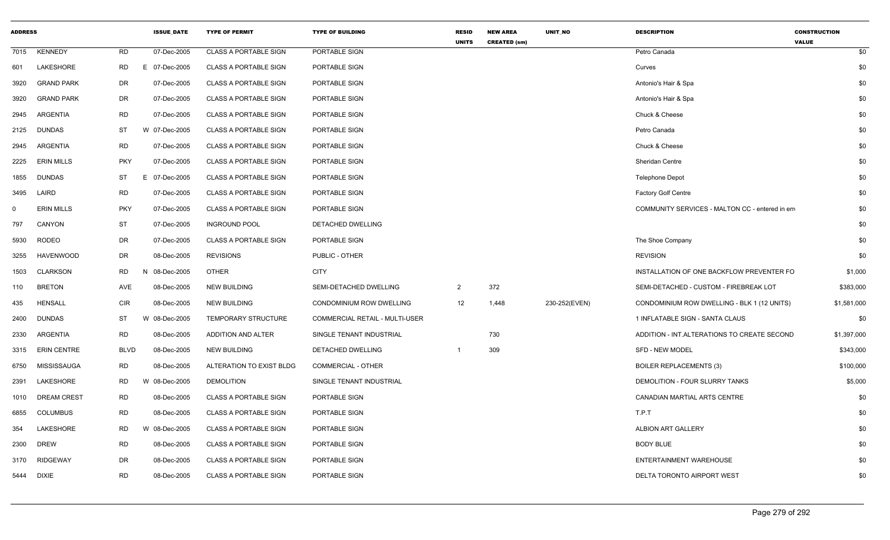| ADDRESS | | | ISSUE_DATE | TYPE OF PERMIT | TYPE OF BUILDING | RESID UNITS | NEW AREA CREATED (sm) | UNIT_NO | DESCRIPTION | CONSTRUCTION VALUE |
|---|---|---|---|---|---|---|---|---|---|---|
| 7015 | KENNEDY | RD | 07-Dec-2005 | CLASS A PORTABLE SIGN | PORTABLE SIGN | | | | Petro Canada | $0 |
| 601 | LAKESHORE | RD | E 07-Dec-2005 | CLASS A PORTABLE SIGN | PORTABLE SIGN | | | | Curves | $0 |
| 3920 | GRAND PARK | DR | 07-Dec-2005 | CLASS A PORTABLE SIGN | PORTABLE SIGN | | | | Antonio's Hair & Spa | $0 |
| 3920 | GRAND PARK | DR | 07-Dec-2005 | CLASS A PORTABLE SIGN | PORTABLE SIGN | | | | Antonio's Hair & Spa | $0 |
| 2945 | ARGENTIA | RD | 07-Dec-2005 | CLASS A PORTABLE SIGN | PORTABLE SIGN | | | | Chuck & Cheese | $0 |
| 2125 | DUNDAS | ST | W 07-Dec-2005 | CLASS A PORTABLE SIGN | PORTABLE SIGN | | | | Petro Canada | $0 |
| 2945 | ARGENTIA | RD | 07-Dec-2005 | CLASS A PORTABLE SIGN | PORTABLE SIGN | | | | Chuck & Cheese | $0 |
| 2225 | ERIN MILLS | PKY | 07-Dec-2005 | CLASS A PORTABLE SIGN | PORTABLE SIGN | | | | Sheridan Centre | $0 |
| 1855 | DUNDAS | ST | E 07-Dec-2005 | CLASS A PORTABLE SIGN | PORTABLE SIGN | | | | Telephone Depot | $0 |
| 3495 | LAIRD | RD | 07-Dec-2005 | CLASS A PORTABLE SIGN | PORTABLE SIGN | | | | Factory Golf Centre | $0 |
| 0 | ERIN MILLS | PKY | 07-Dec-2005 | CLASS A PORTABLE SIGN | PORTABLE SIGN | | | | COMMUNITY SERVICES - MALTON CC - entered in err | $0 |
| 797 | CANYON | ST | 07-Dec-2005 | INGROUND POOL | DETACHED DWELLING | | | | | $0 |
| 5930 | RODEO | DR | 07-Dec-2005 | CLASS A PORTABLE SIGN | PORTABLE SIGN | | | | The Shoe Company | $0 |
| 3255 | HAVENWOOD | DR | 08-Dec-2005 | REVISIONS | PUBLIC - OTHER | | | | REVISION | $0 |
| 1503 | CLARKSON | RD | N 08-Dec-2005 | OTHER | CITY | | | | INSTALLATION OF ONE BACKFLOW PREVENTER FO | $1,000 |
| 110 | BRETON | AVE | 08-Dec-2005 | NEW BUILDING | SEMI-DETACHED DWELLING | 2 | 372 | | SEMI-DETACHED - CUSTOM - FIREBREAK LOT | $383,000 |
| 435 | HENSALL | CIR | 08-Dec-2005 | NEW BUILDING | CONDOMINIUM ROW DWELLING | 12 | 1,448 | 230-252(EVEN) | CONDOMINIUM ROW DWELLING - BLK 1 (12 UNITS) | $1,581,000 |
| 2400 | DUNDAS | ST | W 08-Dec-2005 | TEMPORARY STRUCTURE | COMMERCIAL RETAIL - MULTI-USER | | | | 1 INFLATABLE SIGN - SANTA CLAUS | $0 |
| 2330 | ARGENTIA | RD | 08-Dec-2005 | ADDITION AND ALTER | SINGLE TENANT INDUSTRIAL | | 730 | | ADDITION - INT.ALTERATIONS TO CREATE SECOND | $1,397,000 |
| 3315 | ERIN CENTRE | BLVD | 08-Dec-2005 | NEW BUILDING | DETACHED DWELLING | 1 | 309 | | SFD - NEW MODEL | $343,000 |
| 6750 | MISSISSAUGA | RD | 08-Dec-2005 | ALTERATION TO EXIST BLDG | COMMERCIAL - OTHER | | | | BOILER REPLACEMENTS (3) | $100,000 |
| 2391 | LAKESHORE | RD | W 08-Dec-2005 | DEMOLITION | SINGLE TENANT INDUSTRIAL | | | | DEMOLITION - FOUR SLURRY TANKS | $5,000 |
| 1010 | DREAM CREST | RD | 08-Dec-2005 | CLASS A PORTABLE SIGN | PORTABLE SIGN | | | | CANADIAN MARTIAL ARTS CENTRE | $0 |
| 6855 | COLUMBUS | RD | 08-Dec-2005 | CLASS A PORTABLE SIGN | PORTABLE SIGN | | | | T.P.T | $0 |
| 354 | LAKESHORE | RD | W 08-Dec-2005 | CLASS A PORTABLE SIGN | PORTABLE SIGN | | | | ALBION ART GALLERY | $0 |
| 2300 | DREW | RD | 08-Dec-2005 | CLASS A PORTABLE SIGN | PORTABLE SIGN | | | | BODY BLUE | $0 |
| 3170 | RIDGEWAY | DR | 08-Dec-2005 | CLASS A PORTABLE SIGN | PORTABLE SIGN | | | | ENTERTAINMENT WAREHOUSE | $0 |
| 5444 | DIXIE | RD | 08-Dec-2005 | CLASS A PORTABLE SIGN | PORTABLE SIGN | | | | DELTA TORONTO AIRPORT WEST | $0 |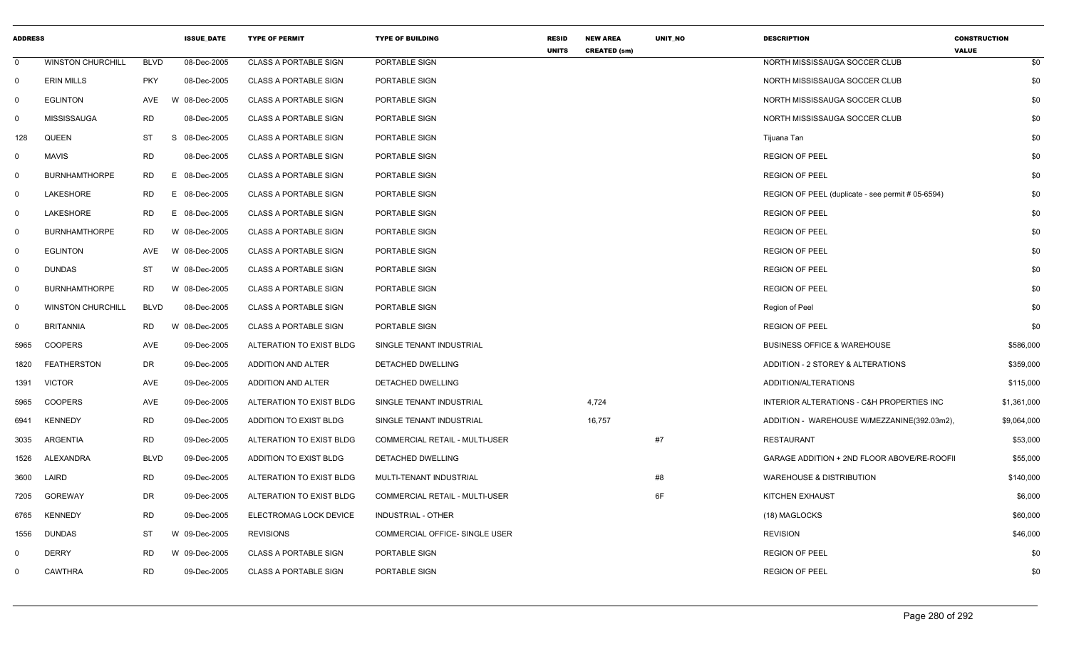| ADDRESS | | | | ISSUE_DATE | TYPE OF PERMIT | TYPE OF BUILDING | RESID UNITS | NEW AREA CREATED (sm) | UNIT_NO | DESCRIPTION | CONSTRUCTION VALUE |
|---|---|---|---|---|---|---|---|---|---|---|---|
| 0 | WINSTON CHURCHILL | BLVD | | 08-Dec-2005 | CLASS A PORTABLE SIGN | PORTABLE SIGN | | | | NORTH MISSISSAUGA SOCCER CLUB | $0 |
| 0 | ERIN MILLS | PKY | | 08-Dec-2005 | CLASS A PORTABLE SIGN | PORTABLE SIGN | | | | NORTH MISSISSAUGA SOCCER CLUB | $0 |
| 0 | EGLINTON | AVE | W | 08-Dec-2005 | CLASS A PORTABLE SIGN | PORTABLE SIGN | | | | NORTH MISSISSAUGA SOCCER CLUB | $0 |
| 0 | MISSISSAUGA | RD | | 08-Dec-2005 | CLASS A PORTABLE SIGN | PORTABLE SIGN | | | | NORTH MISSISSAUGA SOCCER CLUB | $0 |
| 128 | QUEEN | ST | S | 08-Dec-2005 | CLASS A PORTABLE SIGN | PORTABLE SIGN | | | | Tijuana Tan | $0 |
| 0 | MAVIS | RD | | 08-Dec-2005 | CLASS A PORTABLE SIGN | PORTABLE SIGN | | | | REGION OF PEEL | $0 |
| 0 | BURNHAMTHORPE | RD | E | 08-Dec-2005 | CLASS A PORTABLE SIGN | PORTABLE SIGN | | | | REGION OF PEEL | $0 |
| 0 | LAKESHORE | RD | E | 08-Dec-2005 | CLASS A PORTABLE SIGN | PORTABLE SIGN | | | | REGION OF PEEL (duplicate - see permit # 05-6594) | $0 |
| 0 | LAKESHORE | RD | E | 08-Dec-2005 | CLASS A PORTABLE SIGN | PORTABLE SIGN | | | | REGION OF PEEL | $0 |
| 0 | BURNHAMTHORPE | RD | W | 08-Dec-2005 | CLASS A PORTABLE SIGN | PORTABLE SIGN | | | | REGION OF PEEL | $0 |
| 0 | EGLINTON | AVE | W | 08-Dec-2005 | CLASS A PORTABLE SIGN | PORTABLE SIGN | | | | REGION OF PEEL | $0 |
| 0 | DUNDAS | ST | W | 08-Dec-2005 | CLASS A PORTABLE SIGN | PORTABLE SIGN | | | | REGION OF PEEL | $0 |
| 0 | BURNHAMTHORPE | RD | W | 08-Dec-2005 | CLASS A PORTABLE SIGN | PORTABLE SIGN | | | | REGION OF PEEL | $0 |
| 0 | WINSTON CHURCHILL | BLVD | | 08-Dec-2005 | CLASS A PORTABLE SIGN | PORTABLE SIGN | | | | Region of Peel | $0 |
| 0 | BRITANNIA | RD | W | 08-Dec-2005 | CLASS A PORTABLE SIGN | PORTABLE SIGN | | | | REGION OF PEEL | $0 |
| 5965 | COOPERS | AVE | | 09-Dec-2005 | ALTERATION TO EXIST BLDG | SINGLE TENANT INDUSTRIAL | | | | BUSINESS OFFICE & WAREHOUSE | $586,000 |
| 1820 | FEATHERSTON | DR | | 09-Dec-2005 | ADDITION AND ALTER | DETACHED DWELLING | | | | ADDITION - 2 STOREY & ALTERATIONS | $359,000 |
| 1391 | VICTOR | AVE | | 09-Dec-2005 | ADDITION AND ALTER | DETACHED DWELLING | | | | ADDITION/ALTERATIONS | $115,000 |
| 5965 | COOPERS | AVE | | 09-Dec-2005 | ALTERATION TO EXIST BLDG | SINGLE TENANT INDUSTRIAL | | 4,724 | | INTERIOR ALTERATIONS - C&H PROPERTIES INC | $1,361,000 |
| 6941 | KENNEDY | RD | | 09-Dec-2005 | ADDITION TO EXIST BLDG | SINGLE TENANT INDUSTRIAL | | 16,757 | | ADDITION - WAREHOUSE W/MEZZANINE(392.03m2), | $9,064,000 |
| 3035 | ARGENTIA | RD | | 09-Dec-2005 | ALTERATION TO EXIST BLDG | COMMERCIAL RETAIL - MULTI-USER | | | #7 | RESTAURANT | $53,000 |
| 1526 | ALEXANDRA | BLVD | | 09-Dec-2005 | ADDITION TO EXIST BLDG | DETACHED DWELLING | | | | GARAGE ADDITION + 2ND FLOOR ABOVE/RE-ROOFII | $55,000 |
| 3600 | LAIRD | RD | | 09-Dec-2005 | ALTERATION TO EXIST BLDG | MULTI-TENANT INDUSTRIAL | | | #8 | WAREHOUSE & DISTRIBUTION | $140,000 |
| 7205 | GOREWAY | DR | | 09-Dec-2005 | ALTERATION TO EXIST BLDG | COMMERCIAL RETAIL - MULTI-USER | | | 6F | KITCHEN EXHAUST | $6,000 |
| 6765 | KENNEDY | RD | | 09-Dec-2005 | ELECTROMAG LOCK DEVICE | INDUSTRIAL - OTHER | | | | (18) MAGLOCKS | $60,000 |
| 1556 | DUNDAS | ST | W | 09-Dec-2005 | REVISIONS | COMMERCIAL OFFICE- SINGLE USER | | | | REVISION | $46,000 |
| 0 | DERRY | RD | W | 09-Dec-2005 | CLASS A PORTABLE SIGN | PORTABLE SIGN | | | | REGION OF PEEL | $0 |
| 0 | CAWTHRA | RD | | 09-Dec-2005 | CLASS A PORTABLE SIGN | PORTABLE SIGN | | | | REGION OF PEEL | $0 |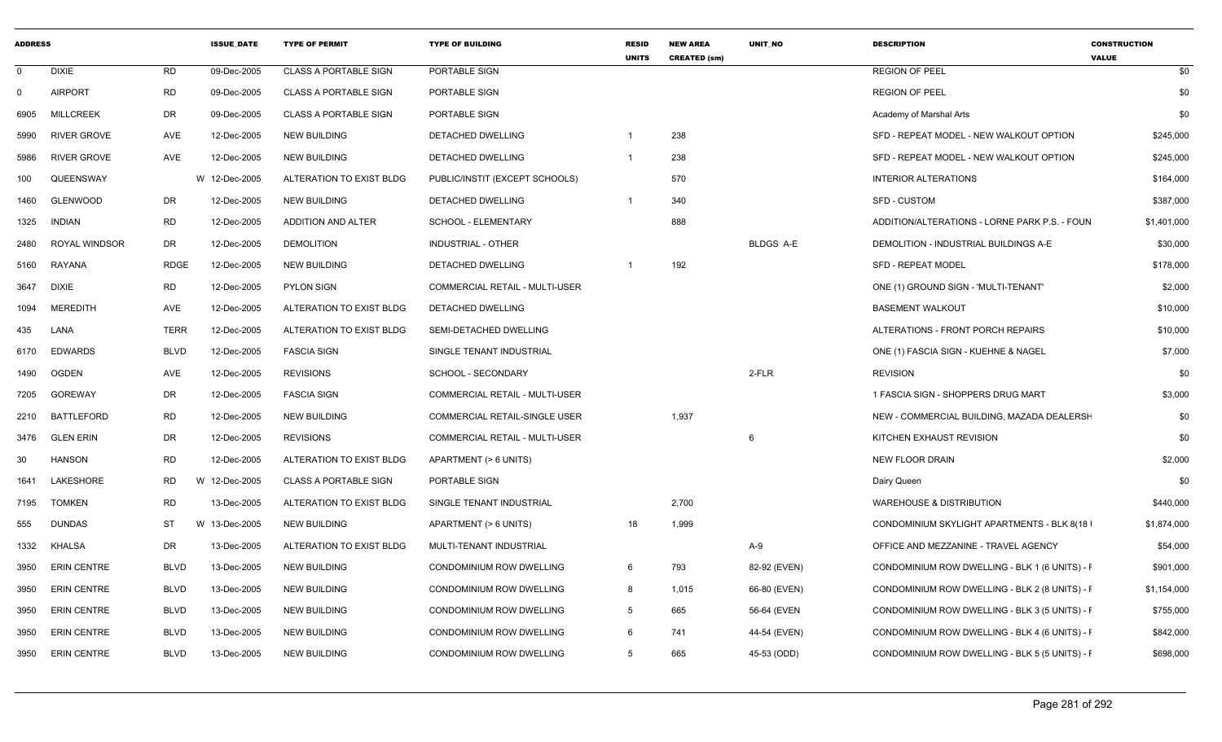| ADDRESS | | | ISSUE_DATE | TYPE OF PERMIT | TYPE OF BUILDING | RESID UNITS | NEW AREA CREATED (sm) | UNIT_NO | DESCRIPTION | CONSTRUCTION VALUE |
|---|---|---|---|---|---|---|---|---|---|---|
| 0 | DIXIE | RD | 09-Dec-2005 | CLASS A PORTABLE SIGN | PORTABLE SIGN | | | | REGION OF PEEL | $0 |
| 0 | AIRPORT | RD | 09-Dec-2005 | CLASS A PORTABLE SIGN | PORTABLE SIGN | | | | REGION OF PEEL | $0 |
| 6905 | MILLCREEK | DR | 09-Dec-2005 | CLASS A PORTABLE SIGN | PORTABLE SIGN | | | | Academy of Marshal Arts | $0 |
| 5990 | RIVER GROVE | AVE | 12-Dec-2005 | NEW BUILDING | DETACHED DWELLING | 1 | 238 | | SFD - REPEAT MODEL - NEW WALKOUT OPTION | $245,000 |
| 5986 | RIVER GROVE | AVE | 12-Dec-2005 | NEW BUILDING | DETACHED DWELLING | 1 | 238 | | SFD - REPEAT MODEL - NEW WALKOUT OPTION | $245,000 |
| 100 | QUEENSWAY | W | 12-Dec-2005 | ALTERATION TO EXIST BLDG | PUBLIC/INSTIT (EXCEPT SCHOOLS) | | 570 | | INTERIOR ALTERATIONS | $164,000 |
| 1460 | GLENWOOD | DR | 12-Dec-2005 | NEW BUILDING | DETACHED DWELLING | 1 | 340 | | SFD - CUSTOM | $387,000 |
| 1325 | INDIAN | RD | 12-Dec-2005 | ADDITION AND ALTER | SCHOOL - ELEMENTARY | | 888 | | ADDITION/ALTERATIONS - LORNE PARK P.S. - FOUN | $1,401,000 |
| 2480 | ROYAL WINDSOR | DR | 12-Dec-2005 | DEMOLITION | INDUSTRIAL - OTHER | | | BLDGS A-E | DEMOLITION - INDUSTRIAL BUILDINGS A-E | $30,000 |
| 5160 | RAYANA | RDGE | 12-Dec-2005 | NEW BUILDING | DETACHED DWELLING | 1 | 192 | | SFD - REPEAT MODEL | $178,000 |
| 3647 | DIXIE | RD | 12-Dec-2005 | PYLON SIGN | COMMERCIAL RETAIL - MULTI-USER | | | | ONE (1) GROUND SIGN - 'MULTI-TENANT' | $2,000 |
| 1094 | MEREDITH | AVE | 12-Dec-2005 | ALTERATION TO EXIST BLDG | DETACHED DWELLING | | | | BASEMENT WALKOUT | $10,000 |
| 435 | LANA | TERR | 12-Dec-2005 | ALTERATION TO EXIST BLDG | SEMI-DETACHED DWELLING | | | | ALTERATIONS - FRONT PORCH REPAIRS | $10,000 |
| 6170 | EDWARDS | BLVD | 12-Dec-2005 | FASCIA SIGN | SINGLE TENANT INDUSTRIAL | | | | ONE (1) FASCIA SIGN - KUEHNE & NAGEL | $7,000 |
| 1490 | OGDEN | AVE | 12-Dec-2005 | REVISIONS | SCHOOL - SECONDARY | | | 2-FLR | REVISION | $0 |
| 7205 | GOREWAY | DR | 12-Dec-2005 | FASCIA SIGN | COMMERCIAL RETAIL - MULTI-USER | | | | 1 FASCIA SIGN - SHOPPERS DRUG MART | $3,000 |
| 2210 | BATTLEFORD | RD | 12-Dec-2005 | NEW BUILDING | COMMERCIAL RETAIL-SINGLE USER | | 1,937 | | NEW - COMMERCIAL BUILDING, MAZADA DEALERSH | $0 |
| 3476 | GLEN ERIN | DR | 12-Dec-2005 | REVISIONS | COMMERCIAL RETAIL - MULTI-USER | | | 6 | KITCHEN EXHAUST REVISION | $0 |
| 30 | HANSON | RD | 12-Dec-2005 | ALTERATION TO EXIST BLDG | APARTMENT (> 6 UNITS) | | | | NEW FLOOR DRAIN | $2,000 |
| 1641 | LAKESHORE | RD | W 12-Dec-2005 | CLASS A PORTABLE SIGN | PORTABLE SIGN | | | | Dairy Queen | $0 |
| 7195 | TOMKEN | RD | 13-Dec-2005 | ALTERATION TO EXIST BLDG | SINGLE TENANT INDUSTRIAL | | 2,700 | | WAREHOUSE & DISTRIBUTION | $440,000 |
| 555 | DUNDAS | ST | W 13-Dec-2005 | NEW BUILDING | APARTMENT (> 6 UNITS) | 18 | 1,999 | | CONDOMINIUM SKYLIGHT APARTMENTS - BLK 8(18 | $1,874,000 |
| 1332 | KHALSA | DR | 13-Dec-2005 | ALTERATION TO EXIST BLDG | MULTI-TENANT INDUSTRIAL | | | A-9 | OFFICE AND MEZZANINE - TRAVEL AGENCY | $54,000 |
| 3950 | ERIN CENTRE | BLVD | 13-Dec-2005 | NEW BUILDING | CONDOMINIUM ROW DWELLING | 6 | 793 | 82-92 (EVEN) | CONDOMINIUM ROW DWELLING - BLK 1 (6 UNITS) - F | $901,000 |
| 3950 | ERIN CENTRE | BLVD | 13-Dec-2005 | NEW BUILDING | CONDOMINIUM ROW DWELLING | 8 | 1,015 | 66-80 (EVEN) | CONDOMINIUM ROW DWELLING - BLK 2 (8 UNITS) - F | $1,154,000 |
| 3950 | ERIN CENTRE | BLVD | 13-Dec-2005 | NEW BUILDING | CONDOMINIUM ROW DWELLING | 5 | 665 | 56-64 (EVEN | CONDOMINIUM ROW DWELLING - BLK 3 (5 UNITS) - F | $755,000 |
| 3950 | ERIN CENTRE | BLVD | 13-Dec-2005 | NEW BUILDING | CONDOMINIUM ROW DWELLING | 6 | 741 | 44-54 (EVEN) | CONDOMINIUM ROW DWELLING - BLK 4 (6 UNITS) - F | $842,000 |
| 3950 | ERIN CENTRE | BLVD | 13-Dec-2005 | NEW BUILDING | CONDOMINIUM ROW DWELLING | 5 | 665 | 45-53 (ODD) | CONDOMINIUM ROW DWELLING - BLK 5 (5 UNITS) - F | $698,000 |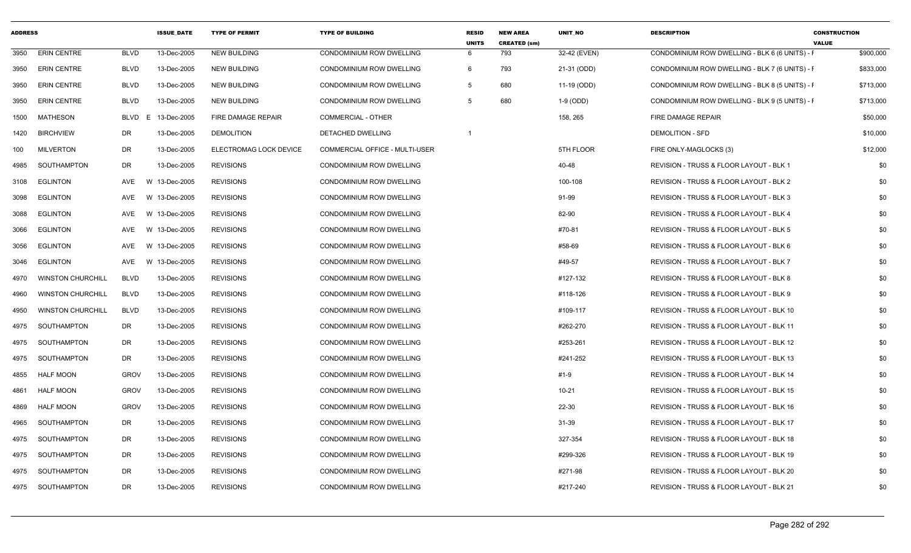| ADDRESS | | | ISSUE_DATE | TYPE OF PERMIT | TYPE OF BUILDING | RESID UNITS | NEW AREA CREATED (sm) | UNIT_NO | DESCRIPTION | CONSTRUCTION VALUE |
|---|---|---|---|---|---|---|---|---|---|---|
| 3950 | ERIN CENTRE | BLVD | 13-Dec-2005 | NEW BUILDING | CONDOMINIUM ROW DWELLING | 6 | 793 | 32-42 (EVEN) | CONDOMINIUM ROW DWELLING - BLK 6 (6 UNITS) - F | $900,000 |
| 3950 | ERIN CENTRE | BLVD | 13-Dec-2005 | NEW BUILDING | CONDOMINIUM ROW DWELLING | 6 | 793 | 21-31 (ODD) | CONDOMINIUM ROW DWELLING - BLK 7 (6 UNITS) - F | $833,000 |
| 3950 | ERIN CENTRE | BLVD | 13-Dec-2005 | NEW BUILDING | CONDOMINIUM ROW DWELLING | 5 | 680 | 11-19 (ODD) | CONDOMINIUM ROW DWELLING - BLK 8 (5 UNITS) - F | $713,000 |
| 3950 | ERIN CENTRE | BLVD | 13-Dec-2005 | NEW BUILDING | CONDOMINIUM ROW DWELLING | 5 | 680 | 1-9 (ODD) | CONDOMINIUM ROW DWELLING - BLK 9 (5 UNITS) - F | $713,000 |
| 1500 | MATHESON | BLVD E | 13-Dec-2005 | FIRE DAMAGE REPAIR | COMMERCIAL - OTHER | | | 158, 265 | FIRE DAMAGE REPAIR | $50,000 |
| 1420 | BIRCHVIEW | DR | 13-Dec-2005 | DEMOLITION | DETACHED DWELLING | 1 | | | DEMOLITION - SFD | $10,000 |
| 100 | MILVERTON | DR | 13-Dec-2005 | ELECTROMAG LOCK DEVICE | COMMERCIAL OFFICE - MULTI-USER | | | 5TH FLOOR | FIRE ONLY-MAGLOCKS (3) | $12,000 |
| 4985 | SOUTHAMPTON | DR | 13-Dec-2005 | REVISIONS | CONDOMINIUM ROW DWELLING | | | 40-48 | REVISION - TRUSS & FLOOR LAYOUT - BLK 1 | $0 |
| 3108 | EGLINTON | AVE W | 13-Dec-2005 | REVISIONS | CONDOMINIUM ROW DWELLING | | | 100-108 | REVISION - TRUSS & FLOOR LAYOUT - BLK 2 | $0 |
| 3098 | EGLINTON | AVE W | 13-Dec-2005 | REVISIONS | CONDOMINIUM ROW DWELLING | | | 91-99 | REVISION - TRUSS & FLOOR LAYOUT - BLK 3 | $0 |
| 3088 | EGLINTON | AVE W | 13-Dec-2005 | REVISIONS | CONDOMINIUM ROW DWELLING | | | 82-90 | REVISION - TRUSS & FLOOR LAYOUT - BLK 4 | $0 |
| 3066 | EGLINTON | AVE W | 13-Dec-2005 | REVISIONS | CONDOMINIUM ROW DWELLING | | | #70-81 | REVISION - TRUSS & FLOOR LAYOUT - BLK 5 | $0 |
| 3056 | EGLINTON | AVE W | 13-Dec-2005 | REVISIONS | CONDOMINIUM ROW DWELLING | | | #58-69 | REVISION - TRUSS & FLOOR LAYOUT - BLK 6 | $0 |
| 3046 | EGLINTON | AVE W | 13-Dec-2005 | REVISIONS | CONDOMINIUM ROW DWELLING | | | #49-57 | REVISION - TRUSS & FLOOR LAYOUT - BLK 7 | $0 |
| 4970 | WINSTON CHURCHILL | BLVD | 13-Dec-2005 | REVISIONS | CONDOMINIUM ROW DWELLING | | | #127-132 | REVISION - TRUSS & FLOOR LAYOUT - BLK 8 | $0 |
| 4960 | WINSTON CHURCHILL | BLVD | 13-Dec-2005 | REVISIONS | CONDOMINIUM ROW DWELLING | | | #118-126 | REVISION - TRUSS & FLOOR LAYOUT - BLK 9 | $0 |
| 4950 | WINSTON CHURCHILL | BLVD | 13-Dec-2005 | REVISIONS | CONDOMINIUM ROW DWELLING | | | #109-117 | REVISION - TRUSS & FLOOR LAYOUT - BLK 10 | $0 |
| 4975 | SOUTHAMPTON | DR | 13-Dec-2005 | REVISIONS | CONDOMINIUM ROW DWELLING | | | #262-270 | REVISION - TRUSS & FLOOR LAYOUT - BLK 11 | $0 |
| 4975 | SOUTHAMPTON | DR | 13-Dec-2005 | REVISIONS | CONDOMINIUM ROW DWELLING | | | #253-261 | REVISION - TRUSS & FLOOR LAYOUT - BLK 12 | $0 |
| 4975 | SOUTHAMPTON | DR | 13-Dec-2005 | REVISIONS | CONDOMINIUM ROW DWELLING | | | #241-252 | REVISION - TRUSS & FLOOR LAYOUT - BLK 13 | $0 |
| 4855 | HALF MOON | GROV | 13-Dec-2005 | REVISIONS | CONDOMINIUM ROW DWELLING | | | #1-9 | REVISION - TRUSS & FLOOR LAYOUT - BLK 14 | $0 |
| 4861 | HALF MOON | GROV | 13-Dec-2005 | REVISIONS | CONDOMINIUM ROW DWELLING | | | 10-21 | REVISION - TRUSS & FLOOR LAYOUT - BLK 15 | $0 |
| 4869 | HALF MOON | GROV | 13-Dec-2005 | REVISIONS | CONDOMINIUM ROW DWELLING | | | 22-30 | REVISION - TRUSS & FLOOR LAYOUT - BLK 16 | $0 |
| 4965 | SOUTHAMPTON | DR | 13-Dec-2005 | REVISIONS | CONDOMINIUM ROW DWELLING | | | 31-39 | REVISION - TRUSS & FLOOR LAYOUT - BLK 17 | $0 |
| 4975 | SOUTHAMPTON | DR | 13-Dec-2005 | REVISIONS | CONDOMINIUM ROW DWELLING | | | 327-354 | REVISION - TRUSS & FLOOR LAYOUT - BLK 18 | $0 |
| 4975 | SOUTHAMPTON | DR | 13-Dec-2005 | REVISIONS | CONDOMINIUM ROW DWELLING | | | #299-326 | REVISION - TRUSS & FLOOR LAYOUT - BLK 19 | $0 |
| 4975 | SOUTHAMPTON | DR | 13-Dec-2005 | REVISIONS | CONDOMINIUM ROW DWELLING | | | #271-98 | REVISION - TRUSS & FLOOR LAYOUT - BLK 20 | $0 |
| 4975 | SOUTHAMPTON | DR | 13-Dec-2005 | REVISIONS | CONDOMINIUM ROW DWELLING | | | #217-240 | REVISION - TRUSS & FLOOR LAYOUT - BLK 21 | $0 |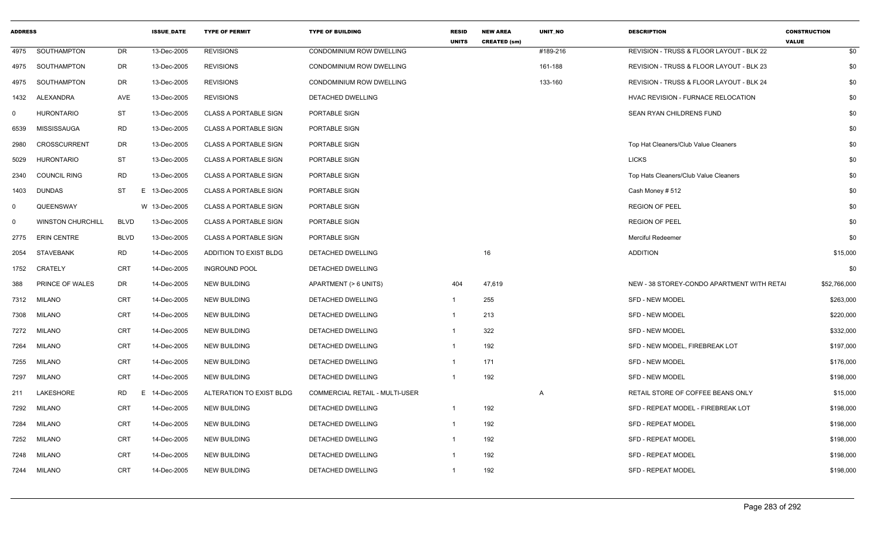| ADDRESS | | | ISSUE_DATE | TYPE OF PERMIT | TYPE OF BUILDING | RESID UNITS | NEW AREA CREATED (sm) | UNIT_NO | DESCRIPTION | CONSTRUCTION VALUE |
|---|---|---|---|---|---|---|---|---|---|---|
| 4975 | SOUTHAMPTON | DR | 13-Dec-2005 | REVISIONS | CONDOMINIUM ROW DWELLING | | | #189-216 | REVISION - TRUSS & FLOOR LAYOUT - BLK 22 | $0 |
| 4975 | SOUTHAMPTON | DR | 13-Dec-2005 | REVISIONS | CONDOMINIUM ROW DWELLING | | | 161-188 | REVISION - TRUSS & FLOOR LAYOUT - BLK 23 | $0 |
| 4975 | SOUTHAMPTON | DR | 13-Dec-2005 | REVISIONS | CONDOMINIUM ROW DWELLING | | | 133-160 | REVISION - TRUSS & FLOOR LAYOUT - BLK 24 | $0 |
| 1432 | ALEXANDRA | AVE | 13-Dec-2005 | REVISIONS | DETACHED DWELLING | | | | HVAC REVISION - FURNACE RELOCATION | $0 |
| 0 | HURONTARIO | ST | 13-Dec-2005 | CLASS A PORTABLE SIGN | PORTABLE SIGN | | | | SEAN RYAN CHILDRENS FUND | $0 |
| 6539 | MISSISSAUGA | RD | 13-Dec-2005 | CLASS A PORTABLE SIGN | PORTABLE SIGN | | | | | $0 |
| 2980 | CROSSCURRENT | DR | 13-Dec-2005 | CLASS A PORTABLE SIGN | PORTABLE SIGN | | | | Top Hat Cleaners/Club Value Cleaners | $0 |
| 5029 | HURONTARIO | ST | 13-Dec-2005 | CLASS A PORTABLE SIGN | PORTABLE SIGN | | | | LICKS | $0 |
| 2340 | COUNCIL RING | RD | 13-Dec-2005 | CLASS A PORTABLE SIGN | PORTABLE SIGN | | | | Top Hats Cleaners/Club Value Cleaners | $0 |
| 1403 | DUNDAS | ST E | 13-Dec-2005 | CLASS A PORTABLE SIGN | PORTABLE SIGN | | | | Cash Money # 512 | $0 |
| 0 | QUEENSWAY | W | 13-Dec-2005 | CLASS A PORTABLE SIGN | PORTABLE SIGN | | | | REGION OF PEEL | $0 |
| 0 | WINSTON CHURCHILL | BLVD | 13-Dec-2005 | CLASS A PORTABLE SIGN | PORTABLE SIGN | | | | REGION OF PEEL | $0 |
| 2775 | ERIN CENTRE | BLVD | 13-Dec-2005 | CLASS A PORTABLE SIGN | PORTABLE SIGN | | | | Merciful Redeemer | $0 |
| 2054 | STAVEBANK | RD | 14-Dec-2005 | ADDITION TO EXIST BLDG | DETACHED DWELLING | | 16 | | ADDITION | $15,000 |
| 1752 | CRATELY | CRT | 14-Dec-2005 | INGROUND POOL | DETACHED DWELLING | | | | | $0 |
| 388 | PRINCE OF WALES | DR | 14-Dec-2005 | NEW BUILDING | APARTMENT (> 6 UNITS) | 404 | 47,619 | | NEW - 38 STOREY-CONDO APARTMENT WITH RETAI | $52,766,000 |
| 7312 | MILANO | CRT | 14-Dec-2005 | NEW BUILDING | DETACHED DWELLING | 1 | 255 | | SFD - NEW MODEL | $263,000 |
| 7308 | MILANO | CRT | 14-Dec-2005 | NEW BUILDING | DETACHED DWELLING | 1 | 213 | | SFD - NEW MODEL | $220,000 |
| 7272 | MILANO | CRT | 14-Dec-2005 | NEW BUILDING | DETACHED DWELLING | 1 | 322 | | SFD - NEW MODEL | $332,000 |
| 7264 | MILANO | CRT | 14-Dec-2005 | NEW BUILDING | DETACHED DWELLING | 1 | 192 | | SFD - NEW MODEL, FIREBREAK LOT | $197,000 |
| 7255 | MILANO | CRT | 14-Dec-2005 | NEW BUILDING | DETACHED DWELLING | 1 | 171 | | SFD - NEW MODEL | $176,000 |
| 7297 | MILANO | CRT | 14-Dec-2005 | NEW BUILDING | DETACHED DWELLING | 1 | 192 | | SFD - NEW MODEL | $198,000 |
| 211 | LAKESHORE | RD E | 14-Dec-2005 | ALTERATION TO EXIST BLDG | COMMERCIAL RETAIL - MULTI-USER | | | A | RETAIL STORE OF COFFEE BEANS ONLY | $15,000 |
| 7292 | MILANO | CRT | 14-Dec-2005 | NEW BUILDING | DETACHED DWELLING | 1 | 192 | | SFD - REPEAT MODEL - FIREBREAK LOT | $198,000 |
| 7284 | MILANO | CRT | 14-Dec-2005 | NEW BUILDING | DETACHED DWELLING | 1 | 192 | | SFD - REPEAT MODEL | $198,000 |
| 7252 | MILANO | CRT | 14-Dec-2005 | NEW BUILDING | DETACHED DWELLING | 1 | 192 | | SFD - REPEAT MODEL | $198,000 |
| 7248 | MILANO | CRT | 14-Dec-2005 | NEW BUILDING | DETACHED DWELLING | 1 | 192 | | SFD - REPEAT MODEL | $198,000 |
| 7244 | MILANO | CRT | 14-Dec-2005 | NEW BUILDING | DETACHED DWELLING | 1 | 192 | | SFD - REPEAT MODEL | $198,000 |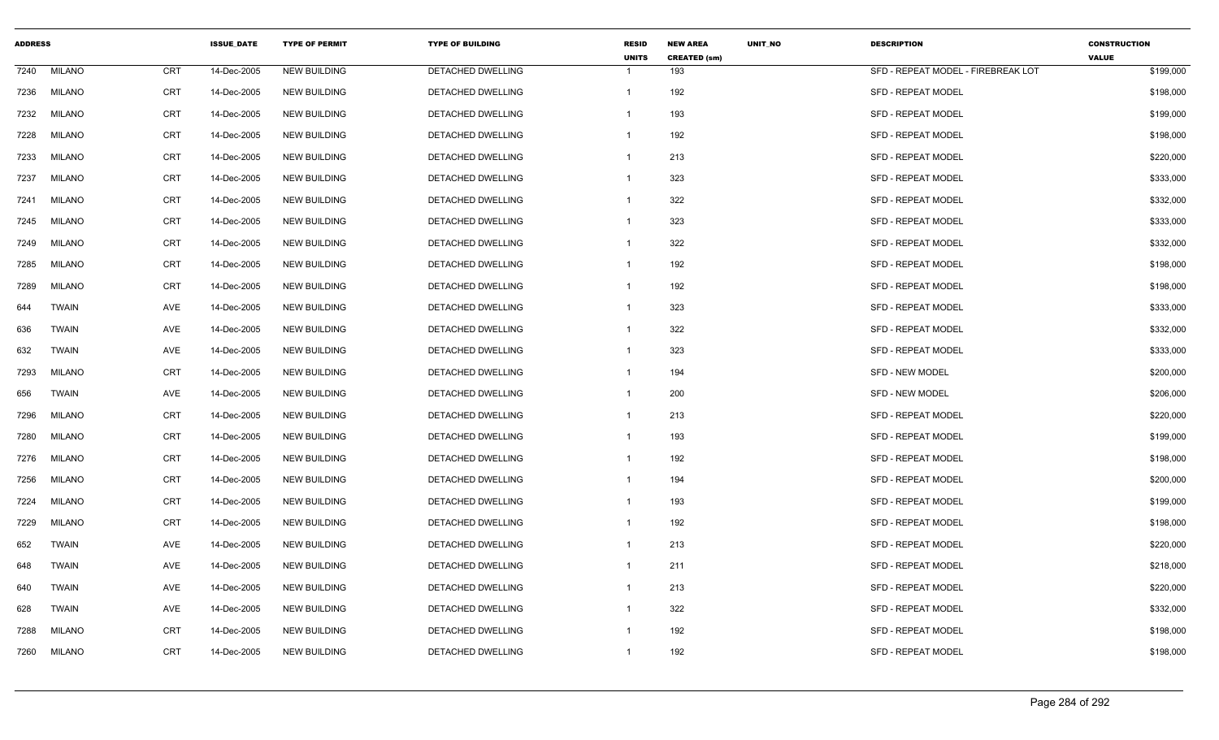| ADDRESS | | | ISSUE_DATE | TYPE OF PERMIT | TYPE OF BUILDING | RESID UNITS | NEW AREA CREATED (sm) | UNIT_NO | DESCRIPTION | CONSTRUCTION VALUE |
|---|---|---|---|---|---|---|---|---|---|---|
| 7240 | MILANO | CRT | 14-Dec-2005 | NEW BUILDING | DETACHED DWELLING | 1 | 193 | | SFD - REPEAT MODEL - FIREBREAK LOT | $199,000 |
| 7236 | MILANO | CRT | 14-Dec-2005 | NEW BUILDING | DETACHED DWELLING | 1 | 192 | | SFD - REPEAT MODEL | $198,000 |
| 7232 | MILANO | CRT | 14-Dec-2005 | NEW BUILDING | DETACHED DWELLING | 1 | 193 | | SFD - REPEAT MODEL | $199,000 |
| 7228 | MILANO | CRT | 14-Dec-2005 | NEW BUILDING | DETACHED DWELLING | 1 | 192 | | SFD - REPEAT MODEL | $198,000 |
| 7233 | MILANO | CRT | 14-Dec-2005 | NEW BUILDING | DETACHED DWELLING | 1 | 213 | | SFD - REPEAT MODEL | $220,000 |
| 7237 | MILANO | CRT | 14-Dec-2005 | NEW BUILDING | DETACHED DWELLING | 1 | 323 | | SFD - REPEAT MODEL | $333,000 |
| 7241 | MILANO | CRT | 14-Dec-2005 | NEW BUILDING | DETACHED DWELLING | 1 | 322 | | SFD - REPEAT MODEL | $332,000 |
| 7245 | MILANO | CRT | 14-Dec-2005 | NEW BUILDING | DETACHED DWELLING | 1 | 323 | | SFD - REPEAT MODEL | $333,000 |
| 7249 | MILANO | CRT | 14-Dec-2005 | NEW BUILDING | DETACHED DWELLING | 1 | 322 | | SFD - REPEAT MODEL | $332,000 |
| 7285 | MILANO | CRT | 14-Dec-2005 | NEW BUILDING | DETACHED DWELLING | 1 | 192 | | SFD - REPEAT MODEL | $198,000 |
| 7289 | MILANO | CRT | 14-Dec-2005 | NEW BUILDING | DETACHED DWELLING | 1 | 192 | | SFD - REPEAT MODEL | $198,000 |
| 644 | TWAIN | AVE | 14-Dec-2005 | NEW BUILDING | DETACHED DWELLING | 1 | 323 | | SFD - REPEAT MODEL | $333,000 |
| 636 | TWAIN | AVE | 14-Dec-2005 | NEW BUILDING | DETACHED DWELLING | 1 | 322 | | SFD - REPEAT MODEL | $332,000 |
| 632 | TWAIN | AVE | 14-Dec-2005 | NEW BUILDING | DETACHED DWELLING | 1 | 323 | | SFD - REPEAT MODEL | $333,000 |
| 7293 | MILANO | CRT | 14-Dec-2005 | NEW BUILDING | DETACHED DWELLING | 1 | 194 | | SFD - NEW MODEL | $200,000 |
| 656 | TWAIN | AVE | 14-Dec-2005 | NEW BUILDING | DETACHED DWELLING | 1 | 200 | | SFD - NEW MODEL | $206,000 |
| 7296 | MILANO | CRT | 14-Dec-2005 | NEW BUILDING | DETACHED DWELLING | 1 | 213 | | SFD - REPEAT MODEL | $220,000 |
| 7280 | MILANO | CRT | 14-Dec-2005 | NEW BUILDING | DETACHED DWELLING | 1 | 193 | | SFD - REPEAT MODEL | $199,000 |
| 7276 | MILANO | CRT | 14-Dec-2005 | NEW BUILDING | DETACHED DWELLING | 1 | 192 | | SFD - REPEAT MODEL | $198,000 |
| 7256 | MILANO | CRT | 14-Dec-2005 | NEW BUILDING | DETACHED DWELLING | 1 | 194 | | SFD - REPEAT MODEL | $200,000 |
| 7224 | MILANO | CRT | 14-Dec-2005 | NEW BUILDING | DETACHED DWELLING | 1 | 193 | | SFD - REPEAT MODEL | $199,000 |
| 7229 | MILANO | CRT | 14-Dec-2005 | NEW BUILDING | DETACHED DWELLING | 1 | 192 | | SFD - REPEAT MODEL | $198,000 |
| 652 | TWAIN | AVE | 14-Dec-2005 | NEW BUILDING | DETACHED DWELLING | 1 | 213 | | SFD - REPEAT MODEL | $220,000 |
| 648 | TWAIN | AVE | 14-Dec-2005 | NEW BUILDING | DETACHED DWELLING | 1 | 211 | | SFD - REPEAT MODEL | $218,000 |
| 640 | TWAIN | AVE | 14-Dec-2005 | NEW BUILDING | DETACHED DWELLING | 1 | 213 | | SFD - REPEAT MODEL | $220,000 |
| 628 | TWAIN | AVE | 14-Dec-2005 | NEW BUILDING | DETACHED DWELLING | 1 | 322 | | SFD - REPEAT MODEL | $332,000 |
| 7288 | MILANO | CRT | 14-Dec-2005 | NEW BUILDING | DETACHED DWELLING | 1 | 192 | | SFD - REPEAT MODEL | $198,000 |
| 7260 | MILANO | CRT | 14-Dec-2005 | NEW BUILDING | DETACHED DWELLING | 1 | 192 | | SFD - REPEAT MODEL | $198,000 |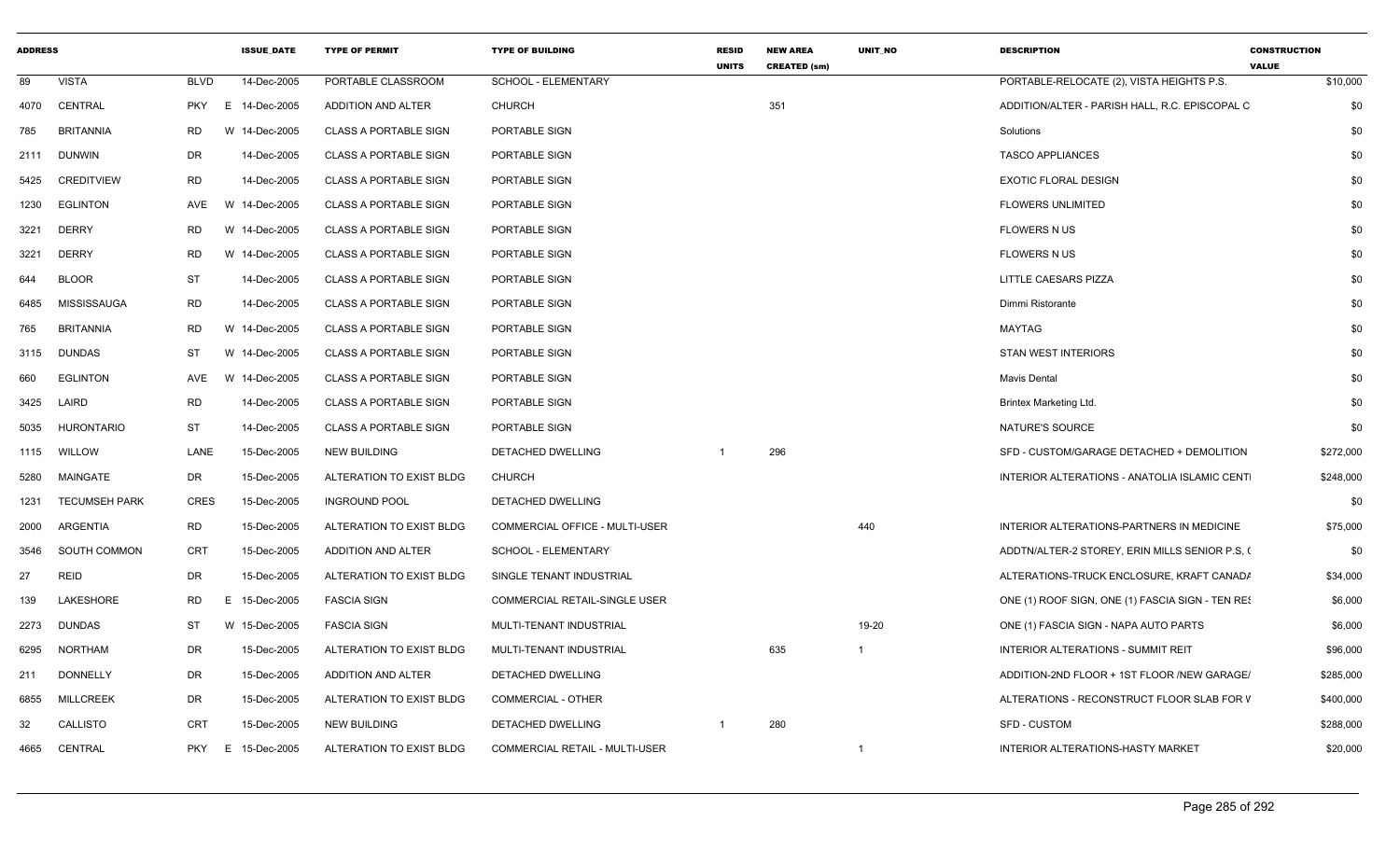| ADDRESS | | | ISSUE_DATE | TYPE OF PERMIT | TYPE OF BUILDING | RESID UNITS | NEW AREA CREATED (sm) | UNIT_NO | DESCRIPTION | CONSTRUCTION VALUE |
|---|---|---|---|---|---|---|---|---|---|---|
| 89 | VISTA | BLVD | 14-Dec-2005 | PORTABLE CLASSROOM | SCHOOL - ELEMENTARY | | | | PORTABLE-RELOCATE (2), VISTA HEIGHTS P.S. | $10,000 |
| 4070 | CENTRAL | PKY E | 14-Dec-2005 | ADDITION AND ALTER | CHURCH | | 351 | | ADDITION/ALTER - PARISH HALL, R.C. EPISCOPAL C | $0 |
| 785 | BRITANNIA | RD W | 14-Dec-2005 | CLASS A PORTABLE SIGN | PORTABLE SIGN | | | | Solutions | $0 |
| 2111 | DUNWIN | DR | 14-Dec-2005 | CLASS A PORTABLE SIGN | PORTABLE SIGN | | | | TASCO APPLIANCES | $0 |
| 5425 | CREDITVIEW | RD | 14-Dec-2005 | CLASS A PORTABLE SIGN | PORTABLE SIGN | | | | EXOTIC FLORAL DESIGN | $0 |
| 1230 | EGLINTON | AVE W | 14-Dec-2005 | CLASS A PORTABLE SIGN | PORTABLE SIGN | | | | FLOWERS UNLIMITED | $0 |
| 3221 | DERRY | RD W | 14-Dec-2005 | CLASS A PORTABLE SIGN | PORTABLE SIGN | | | | FLOWERS N US | $0 |
| 3221 | DERRY | RD W | 14-Dec-2005 | CLASS A PORTABLE SIGN | PORTABLE SIGN | | | | FLOWERS N US | $0 |
| 644 | BLOOR | ST | 14-Dec-2005 | CLASS A PORTABLE SIGN | PORTABLE SIGN | | | | LITTLE CAESARS PIZZA | $0 |
| 6485 | MISSISSAUGA | RD | 14-Dec-2005 | CLASS A PORTABLE SIGN | PORTABLE SIGN | | | | Dimmi Ristorante | $0 |
| 765 | BRITANNIA | RD W | 14-Dec-2005 | CLASS A PORTABLE SIGN | PORTABLE SIGN | | | | MAYTAG | $0 |
| 3115 | DUNDAS | ST W | 14-Dec-2005 | CLASS A PORTABLE SIGN | PORTABLE SIGN | | | | STAN WEST INTERIORS | $0 |
| 660 | EGLINTON | AVE W | 14-Dec-2005 | CLASS A PORTABLE SIGN | PORTABLE SIGN | | | | Mavis Dental | $0 |
| 3425 | LAIRD | RD | 14-Dec-2005 | CLASS A PORTABLE SIGN | PORTABLE SIGN | | | | Brintex Marketing Ltd. | $0 |
| 5035 | HURONTARIO | ST | 14-Dec-2005 | CLASS A PORTABLE SIGN | PORTABLE SIGN | | | | NATURE'S SOURCE | $0 |
| 1115 | WILLOW | LANE | 15-Dec-2005 | NEW BUILDING | DETACHED DWELLING | 1 | 296 | | SFD - CUSTOM/GARAGE DETACHED + DEMOLITION | $272,000 |
| 5280 | MAINGATE | DR | 15-Dec-2005 | ALTERATION TO EXIST BLDG | CHURCH | | | | INTERIOR ALTERATIONS - ANATOLIA ISLAMIC CENT | $248,000 |
| 1231 | TECUMSEH PARK | CRES | 15-Dec-2005 | INGROUND POOL | DETACHED DWELLING | | | | | $0 |
| 2000 | ARGENTIA | RD | 15-Dec-2005 | ALTERATION TO EXIST BLDG | COMMERCIAL OFFICE - MULTI-USER | | | 440 | INTERIOR ALTERATIONS-PARTNERS IN MEDICINE | $75,000 |
| 3546 | SOUTH COMMON | CRT | 15-Dec-2005 | ADDITION AND ALTER | SCHOOL - ELEMENTARY | | | | ADDTN/ALTER-2 STOREY, ERIN MILLS SENIOR P.S, ( | $0 |
| 27 | REID | DR | 15-Dec-2005 | ALTERATION TO EXIST BLDG | SINGLE TENANT INDUSTRIAL | | | | ALTERATIONS-TRUCK ENCLOSURE, KRAFT CANADA | $34,000 |
| 139 | LAKESHORE | RD E | 15-Dec-2005 | FASCIA SIGN | COMMERCIAL RETAIL-SINGLE USER | | | | ONE (1) ROOF SIGN, ONE (1) FASCIA SIGN - TEN RE | $6,000 |
| 2273 | DUNDAS | ST W | 15-Dec-2005 | FASCIA SIGN | MULTI-TENANT INDUSTRIAL | | | 19-20 | ONE (1) FASCIA SIGN - NAPA AUTO PARTS | $6,000 |
| 6295 | NORTHAM | DR | 15-Dec-2005 | ALTERATION TO EXIST BLDG | MULTI-TENANT INDUSTRIAL | | 635 | 1 | INTERIOR ALTERATIONS - SUMMIT REIT | $96,000 |
| 211 | DONNELLY | DR | 15-Dec-2005 | ADDITION AND ALTER | DETACHED DWELLING | | | | ADDITION-2ND FLOOR + 1ST FLOOR /NEW GARAGE/ | $285,000 |
| 6855 | MILLCREEK | DR | 15-Dec-2005 | ALTERATION TO EXIST BLDG | COMMERCIAL - OTHER | | | | ALTERATIONS - RECONSTRUCT FLOOR SLAB FOR V | $400,000 |
| 32 | CALLISTO | CRT | 15-Dec-2005 | NEW BUILDING | DETACHED DWELLING | 1 | 280 | | SFD - CUSTOM | $288,000 |
| 4665 | CENTRAL | PKY E | 15-Dec-2005 | ALTERATION TO EXIST BLDG | COMMERCIAL RETAIL - MULTI-USER | | | 1 | INTERIOR ALTERATIONS-HASTY MARKET | $20,000 |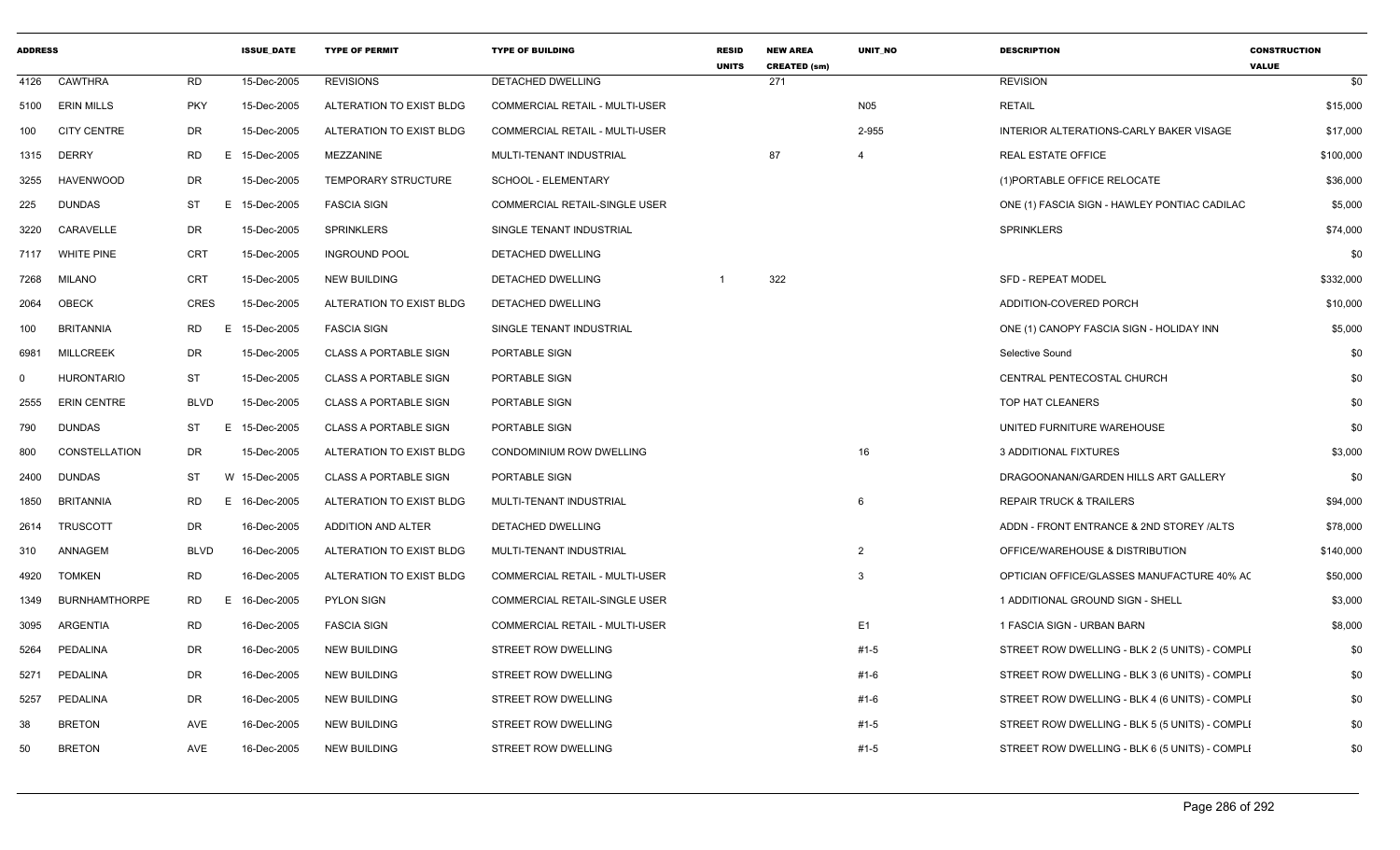| ADDRESS | | | ISSUE_DATE | TYPE OF PERMIT | TYPE OF BUILDING | RESID UNITS | NEW AREA CREATED (sm) | UNIT_NO | DESCRIPTION | CONSTRUCTION VALUE |
|---|---|---|---|---|---|---|---|---|---|---|
| 4126 | CAWTHRA | RD | 15-Dec-2005 | REVISIONS | DETACHED DWELLING | | 271 | | REVISION | $0 |
| 5100 | ERIN MILLS | PKY | 15-Dec-2005 | ALTERATION TO EXIST BLDG | COMMERCIAL RETAIL - MULTI-USER | | | N05 | RETAIL | $15,000 |
| 100 | CITY CENTRE | DR | 15-Dec-2005 | ALTERATION TO EXIST BLDG | COMMERCIAL RETAIL - MULTI-USER | | | 2-955 | INTERIOR ALTERATIONS-CARLY BAKER VISAGE | $17,000 |
| 1315 | DERRY | RD E | 15-Dec-2005 | MEZZANINE | MULTI-TENANT INDUSTRIAL | | 87 | 4 | REAL ESTATE OFFICE | $100,000 |
| 3255 | HAVENWOOD | DR | 15-Dec-2005 | TEMPORARY STRUCTURE | SCHOOL - ELEMENTARY | | | | (1)PORTABLE OFFICE RELOCATE | $36,000 |
| 225 | DUNDAS | ST E | 15-Dec-2005 | FASCIA SIGN | COMMERCIAL RETAIL-SINGLE USER | | | | ONE (1) FASCIA SIGN - HAWLEY PONTIAC CADILAC | $5,000 |
| 3220 | CARAVELLE | DR | 15-Dec-2005 | SPRINKLERS | SINGLE TENANT INDUSTRIAL | | | | SPRINKLERS | $74,000 |
| 7117 | WHITE PINE | CRT | 15-Dec-2005 | INGROUND POOL | DETACHED DWELLING | | | | | $0 |
| 7268 | MILANO | CRT | 15-Dec-2005 | NEW BUILDING | DETACHED DWELLING | 1 | 322 | | SFD - REPEAT MODEL | $332,000 |
| 2064 | OBECK | CRES | 15-Dec-2005 | ALTERATION TO EXIST BLDG | DETACHED DWELLING | | | | ADDITION-COVERED PORCH | $10,000 |
| 100 | BRITANNIA | RD E | 15-Dec-2005 | FASCIA SIGN | SINGLE TENANT INDUSTRIAL | | | | ONE (1) CANOPY FASCIA SIGN - HOLIDAY INN | $5,000 |
| 6981 | MILLCREEK | DR | 15-Dec-2005 | CLASS A PORTABLE SIGN | PORTABLE SIGN | | | | Selective Sound | $0 |
| 0 | HURONTARIO | ST | 15-Dec-2005 | CLASS A PORTABLE SIGN | PORTABLE SIGN | | | | CENTRAL PENTECOSTAL CHURCH | $0 |
| 2555 | ERIN CENTRE | BLVD | 15-Dec-2005 | CLASS A PORTABLE SIGN | PORTABLE SIGN | | | | TOP HAT CLEANERS | $0 |
| 790 | DUNDAS | ST E | 15-Dec-2005 | CLASS A PORTABLE SIGN | PORTABLE SIGN | | | | UNITED FURNITURE WAREHOUSE | $0 |
| 800 | CONSTELLATION | DR | 15-Dec-2005 | ALTERATION TO EXIST BLDG | CONDOMINIUM ROW DWELLING | | | 16 | 3 ADDITIONAL FIXTURES | $3,000 |
| 2400 | DUNDAS | ST W | 15-Dec-2005 | CLASS A PORTABLE SIGN | PORTABLE SIGN | | | | DRAGOONANAN/GARDEN HILLS ART GALLERY | $0 |
| 1850 | BRITANNIA | RD E | 16-Dec-2005 | ALTERATION TO EXIST BLDG | MULTI-TENANT INDUSTRIAL | | | 6 | REPAIR TRUCK & TRAILERS | $94,000 |
| 2614 | TRUSCOTT | DR | 16-Dec-2005 | ADDITION AND ALTER | DETACHED DWELLING | | | | ADDN - FRONT ENTRANCE & 2ND STOREY /ALTS | $78,000 |
| 310 | ANNAGEM | BLVD | 16-Dec-2005 | ALTERATION TO EXIST BLDG | MULTI-TENANT INDUSTRIAL | | | 2 | OFFICE/WAREHOUSE & DISTRIBUTION | $140,000 |
| 4920 | TOMKEN | RD | 16-Dec-2005 | ALTERATION TO EXIST BLDG | COMMERCIAL RETAIL - MULTI-USER | | | 3 | OPTICIAN OFFICE/GLASSES MANUFACTURE 40% AC | $50,000 |
| 1349 | BURNHAMTHORPE | RD E | 16-Dec-2005 | PYLON SIGN | COMMERCIAL RETAIL-SINGLE USER | | | | 1 ADDITIONAL GROUND SIGN - SHELL | $3,000 |
| 3095 | ARGENTIA | RD | 16-Dec-2005 | FASCIA SIGN | COMMERCIAL RETAIL - MULTI-USER | | | E1 | 1 FASCIA SIGN - URBAN BARN | $8,000 |
| 5264 | PEDALINA | DR | 16-Dec-2005 | NEW BUILDING | STREET ROW DWELLING | | | #1-5 | STREET ROW DWELLING - BLK 2 (5 UNITS) - COMPLI | $0 |
| 5271 | PEDALINA | DR | 16-Dec-2005 | NEW BUILDING | STREET ROW DWELLING | | | #1-6 | STREET ROW DWELLING - BLK 3 (6 UNITS) - COMPLI | $0 |
| 5257 | PEDALINA | DR | 16-Dec-2005 | NEW BUILDING | STREET ROW DWELLING | | | #1-6 | STREET ROW DWELLING - BLK 4 (6 UNITS) - COMPLI | $0 |
| 38 | BRETON | AVE | 16-Dec-2005 | NEW BUILDING | STREET ROW DWELLING | | | #1-5 | STREET ROW DWELLING - BLK 5 (5 UNITS) - COMPLI | $0 |
| 50 | BRETON | AVE | 16-Dec-2005 | NEW BUILDING | STREET ROW DWELLING | | | #1-5 | STREET ROW DWELLING - BLK 6 (5 UNITS) - COMPLI | $0 |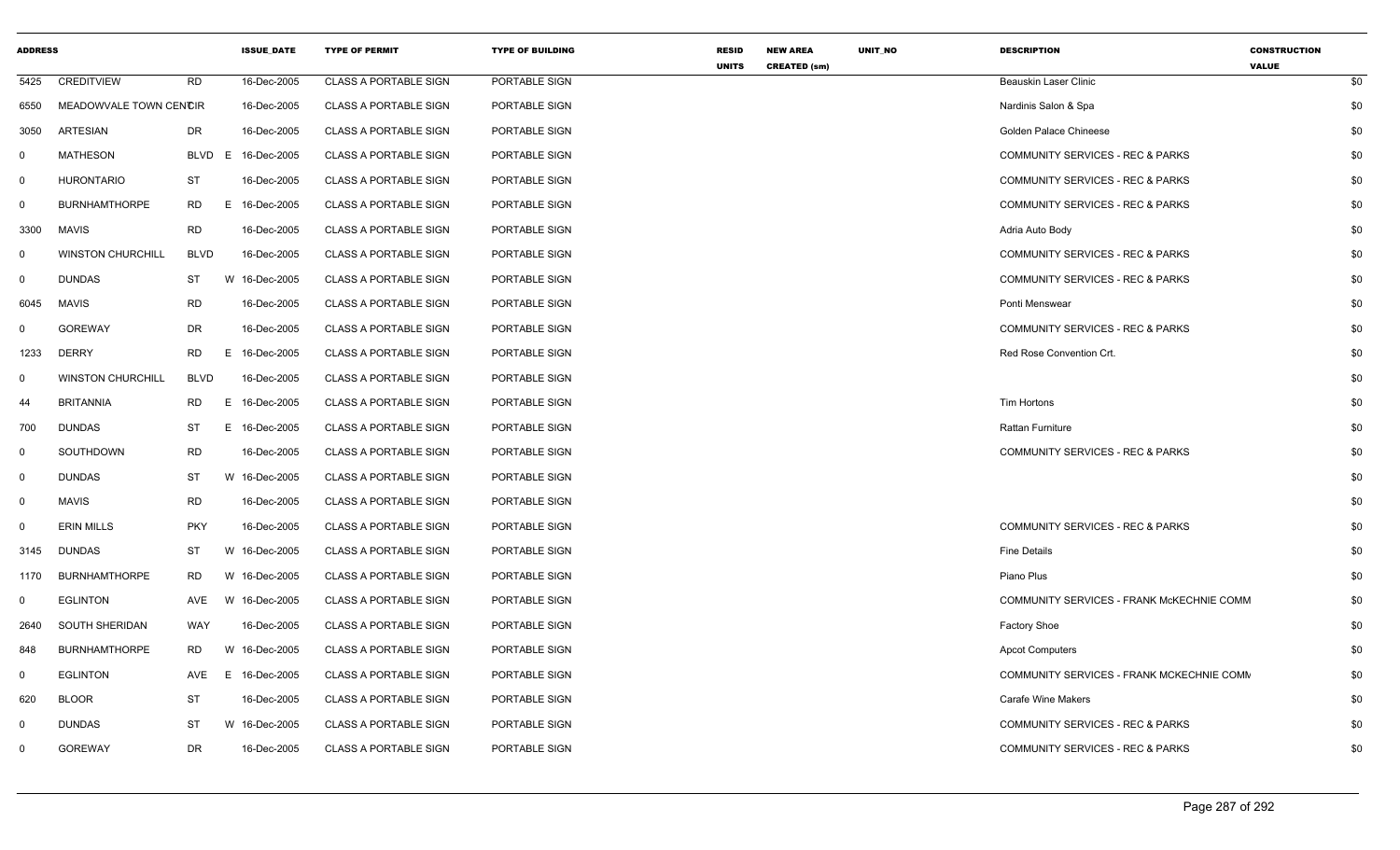| ADDRESS | | | | ISSUE_DATE | TYPE OF PERMIT | TYPE OF BUILDING | RESID UNITS | NEW AREA CREATED (sm) | UNIT_NO | DESCRIPTION | CONSTRUCTION VALUE |
|---|---|---|---|---|---|---|---|---|---|---|---|
| 5425 | CREDITVIEW | RD | | 16-Dec-2005 | CLASS A PORTABLE SIGN | PORTABLE SIGN | | | | Beauskin Laser Clinic | $0 |
| 6550 | MEADOWVALE TOWN CENTCIR | | | 16-Dec-2005 | CLASS A PORTABLE SIGN | PORTABLE SIGN | | | | Nardinis Salon & Spa | $0 |
| 3050 | ARTESIAN | DR | | 16-Dec-2005 | CLASS A PORTABLE SIGN | PORTABLE SIGN | | | | Golden Palace Chineese | $0 |
| 0 | MATHESON | BLVD | E | 16-Dec-2005 | CLASS A PORTABLE SIGN | PORTABLE SIGN | | | | COMMUNITY SERVICES - REC & PARKS | $0 |
| 0 | HURONTARIO | ST | | 16-Dec-2005 | CLASS A PORTABLE SIGN | PORTABLE SIGN | | | | COMMUNITY SERVICES - REC & PARKS | $0 |
| 0 | BURNHAMTHORPE | RD | E | 16-Dec-2005 | CLASS A PORTABLE SIGN | PORTABLE SIGN | | | | COMMUNITY SERVICES - REC & PARKS | $0 |
| 3300 | MAVIS | RD | | 16-Dec-2005 | CLASS A PORTABLE SIGN | PORTABLE SIGN | | | | Adria Auto Body | $0 |
| 0 | WINSTON CHURCHILL | BLVD | | 16-Dec-2005 | CLASS A PORTABLE SIGN | PORTABLE SIGN | | | | COMMUNITY SERVICES - REC & PARKS | $0 |
| 0 | DUNDAS | ST | W | 16-Dec-2005 | CLASS A PORTABLE SIGN | PORTABLE SIGN | | | | COMMUNITY SERVICES - REC & PARKS | $0 |
| 6045 | MAVIS | RD | | 16-Dec-2005 | CLASS A PORTABLE SIGN | PORTABLE SIGN | | | | Ponti Menswear | $0 |
| 0 | GOREWAY | DR | | 16-Dec-2005 | CLASS A PORTABLE SIGN | PORTABLE SIGN | | | | COMMUNITY SERVICES - REC & PARKS | $0 |
| 1233 | DERRY | RD | E | 16-Dec-2005 | CLASS A PORTABLE SIGN | PORTABLE SIGN | | | | Red Rose Convention Crt. | $0 |
| 0 | WINSTON CHURCHILL | BLVD | | 16-Dec-2005 | CLASS A PORTABLE SIGN | PORTABLE SIGN | | | | | $0 |
| 44 | BRITANNIA | RD | E | 16-Dec-2005 | CLASS A PORTABLE SIGN | PORTABLE SIGN | | | | Tim Hortons | $0 |
| 700 | DUNDAS | ST | E | 16-Dec-2005 | CLASS A PORTABLE SIGN | PORTABLE SIGN | | | | Rattan Furniture | $0 |
| 0 | SOUTHDOWN | RD | | 16-Dec-2005 | CLASS A PORTABLE SIGN | PORTABLE SIGN | | | | COMMUNITY SERVICES - REC & PARKS | $0 |
| 0 | DUNDAS | ST | W | 16-Dec-2005 | CLASS A PORTABLE SIGN | PORTABLE SIGN | | | | | $0 |
| 0 | MAVIS | RD | | 16-Dec-2005 | CLASS A PORTABLE SIGN | PORTABLE SIGN | | | | | $0 |
| 0 | ERIN MILLS | PKY | | 16-Dec-2005 | CLASS A PORTABLE SIGN | PORTABLE SIGN | | | | COMMUNITY SERVICES - REC & PARKS | $0 |
| 3145 | DUNDAS | ST | W | 16-Dec-2005 | CLASS A PORTABLE SIGN | PORTABLE SIGN | | | | Fine Details | $0 |
| 1170 | BURNHAMTHORPE | RD | W | 16-Dec-2005 | CLASS A PORTABLE SIGN | PORTABLE SIGN | | | | Piano Plus | $0 |
| 0 | EGLINTON | AVE | W | 16-Dec-2005 | CLASS A PORTABLE SIGN | PORTABLE SIGN | | | | COMMUNITY SERVICES - FRANK McKECHNIE COMM | $0 |
| 2640 | SOUTH SHERIDAN | WAY | | 16-Dec-2005 | CLASS A PORTABLE SIGN | PORTABLE SIGN | | | | Factory Shoe | $0 |
| 848 | BURNHAMTHORPE | RD | W | 16-Dec-2005 | CLASS A PORTABLE SIGN | PORTABLE SIGN | | | | Apcot Computers | $0 |
| 0 | EGLINTON | AVE | E | 16-Dec-2005 | CLASS A PORTABLE SIGN | PORTABLE SIGN | | | | COMMUNITY SERVICES - FRANK MCKECHNIE COMM | $0 |
| 620 | BLOOR | ST | | 16-Dec-2005 | CLASS A PORTABLE SIGN | PORTABLE SIGN | | | | Carafe Wine Makers | $0 |
| 0 | DUNDAS | ST | W | 16-Dec-2005 | CLASS A PORTABLE SIGN | PORTABLE SIGN | | | | COMMUNITY SERVICES - REC & PARKS | $0 |
| 0 | GOREWAY | DR | | 16-Dec-2005 | CLASS A PORTABLE SIGN | PORTABLE SIGN | | | | COMMUNITY SERVICES - REC & PARKS | $0 |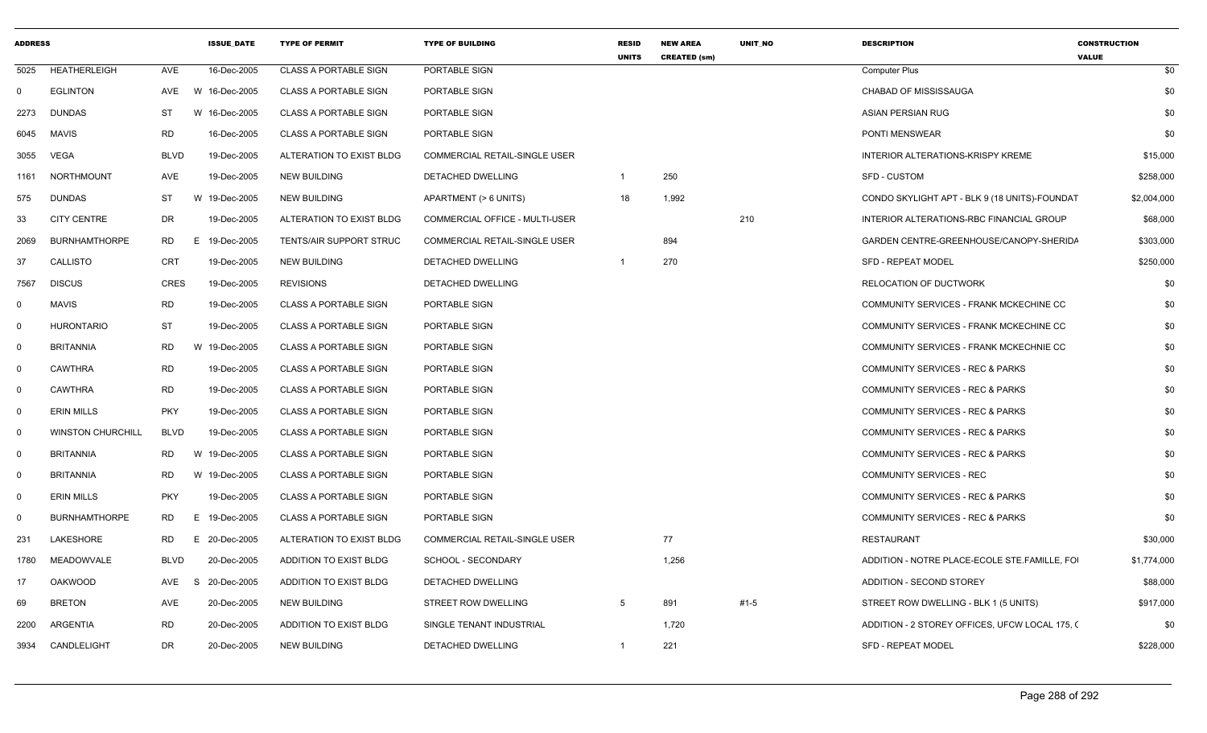| ADDRESS | | | ISSUE_DATE | TYPE OF PERMIT | TYPE OF BUILDING | RESID UNITS | NEW AREA CREATED (sm) | UNIT_NO | DESCRIPTION | CONSTRUCTION VALUE |
|---|---|---|---|---|---|---|---|---|---|---|
| 5025 | HEATHERLEIGH | AVE | 16-Dec-2005 | CLASS A PORTABLE SIGN | PORTABLE SIGN | | | | Computer Plus | $0 |
| 0 | EGLINTON | AVE W | 16-Dec-2005 | CLASS A PORTABLE SIGN | PORTABLE SIGN | | | | CHABAD OF MISSISSAUGA | $0 |
| 2273 | DUNDAS | ST W | 16-Dec-2005 | CLASS A PORTABLE SIGN | PORTABLE SIGN | | | | ASIAN PERSIAN RUG | $0 |
| 6045 | MAVIS | RD | 16-Dec-2005 | CLASS A PORTABLE SIGN | PORTABLE SIGN | | | | PONTI MENSWEAR | $0 |
| 3055 | VEGA | BLVD | 19-Dec-2005 | ALTERATION TO EXIST BLDG | COMMERCIAL RETAIL-SINGLE USER | | | | INTERIOR ALTERATIONS-KRISPY KREME | $15,000 |
| 1161 | NORTHMOUNT | AVE | 19-Dec-2005 | NEW BUILDING | DETACHED DWELLING | 1 | 250 | | SFD - CUSTOM | $258,000 |
| 575 | DUNDAS | ST W | 19-Dec-2005 | NEW BUILDING | APARTMENT (> 6 UNITS) | 18 | 1,992 | | CONDO SKYLIGHT APT - BLK 9 (18 UNITS)-FOUNDAT | $2,004,000 |
| 33 | CITY CENTRE | DR | 19-Dec-2005 | ALTERATION TO EXIST BLDG | COMMERCIAL OFFICE - MULTI-USER | | | 210 | INTERIOR ALTERATIONS-RBC FINANCIAL GROUP | $68,000 |
| 2069 | BURNHAMTHORPE | RD E | 19-Dec-2005 | TENTS/AIR SUPPORT STRUC | COMMERCIAL RETAIL-SINGLE USER | | 894 | | GARDEN CENTRE-GREENHOUSE/CANOPY-SHERIDA | $303,000 |
| 37 | CALLISTO | CRT | 19-Dec-2005 | NEW BUILDING | DETACHED DWELLING | 1 | 270 | | SFD - REPEAT MODEL | $250,000 |
| 7567 | DISCUS | CRES | 19-Dec-2005 | REVISIONS | DETACHED DWELLING | | | | RELOCATION OF DUCTWORK | $0 |
| 0 | MAVIS | RD | 19-Dec-2005 | CLASS A PORTABLE SIGN | PORTABLE SIGN | | | | COMMUNITY SERVICES - FRANK MCKECHINE CC | $0 |
| 0 | HURONTARIO | ST | 19-Dec-2005 | CLASS A PORTABLE SIGN | PORTABLE SIGN | | | | COMMUNITY SERVICES - FRANK MCKECHINE CC | $0 |
| 0 | BRITANNIA | RD W | 19-Dec-2005 | CLASS A PORTABLE SIGN | PORTABLE SIGN | | | | COMMUNITY SERVICES - FRANK MCKECHNIE CC | $0 |
| 0 | CAWTHRA | RD | 19-Dec-2005 | CLASS A PORTABLE SIGN | PORTABLE SIGN | | | | COMMUNITY SERVICES - REC & PARKS | $0 |
| 0 | CAWTHRA | RD | 19-Dec-2005 | CLASS A PORTABLE SIGN | PORTABLE SIGN | | | | COMMUNITY SERVICES - REC & PARKS | $0 |
| 0 | ERIN MILLS | PKY | 19-Dec-2005 | CLASS A PORTABLE SIGN | PORTABLE SIGN | | | | COMMUNITY SERVICES - REC & PARKS | $0 |
| 0 | WINSTON CHURCHILL | BLVD | 19-Dec-2005 | CLASS A PORTABLE SIGN | PORTABLE SIGN | | | | COMMUNITY SERVICES - REC & PARKS | $0 |
| 0 | BRITANNIA | RD W | 19-Dec-2005 | CLASS A PORTABLE SIGN | PORTABLE SIGN | | | | COMMUNITY SERVICES - REC & PARKS | $0 |
| 0 | BRITANNIA | RD W | 19-Dec-2005 | CLASS A PORTABLE SIGN | PORTABLE SIGN | | | | COMMUNITY SERVICES - REC | $0 |
| 0 | ERIN MILLS | PKY | 19-Dec-2005 | CLASS A PORTABLE SIGN | PORTABLE SIGN | | | | COMMUNITY SERVICES - REC & PARKS | $0 |
| 0 | BURNHAMTHORPE | RD E | 19-Dec-2005 | CLASS A PORTABLE SIGN | PORTABLE SIGN | | | | COMMUNITY SERVICES - REC & PARKS | $0 |
| 231 | LAKESHORE | RD E | 20-Dec-2005 | ALTERATION TO EXIST BLDG | COMMERCIAL RETAIL-SINGLE USER | | 77 | | RESTAURANT | $30,000 |
| 1780 | MEADOWVALE | BLVD | 20-Dec-2005 | ADDITION TO EXIST BLDG | SCHOOL - SECONDARY | | 1,256 | | ADDITION - NOTRE PLACE-ECOLE STE.FAMILLE, FOI | $1,774,000 |
| 17 | OAKWOOD | AVE S | 20-Dec-2005 | ADDITION TO EXIST BLDG | DETACHED DWELLING | | | | ADDITION - SECOND STOREY | $88,000 |
| 69 | BRETON | AVE | 20-Dec-2005 | NEW BUILDING | STREET ROW DWELLING | 5 | 891 | #1-5 | STREET ROW DWELLING - BLK 1 (5 UNITS) | $917,000 |
| 2200 | ARGENTIA | RD | 20-Dec-2005 | ADDITION TO EXIST BLDG | SINGLE TENANT INDUSTRIAL | | 1,720 | | ADDITION - 2 STOREY OFFICES, UFCW LOCAL 175, C | $0 |
| 3934 | CANDLELIGHT | DR | 20-Dec-2005 | NEW BUILDING | DETACHED DWELLING | 1 | 221 | | SFD - REPEAT MODEL | $228,000 |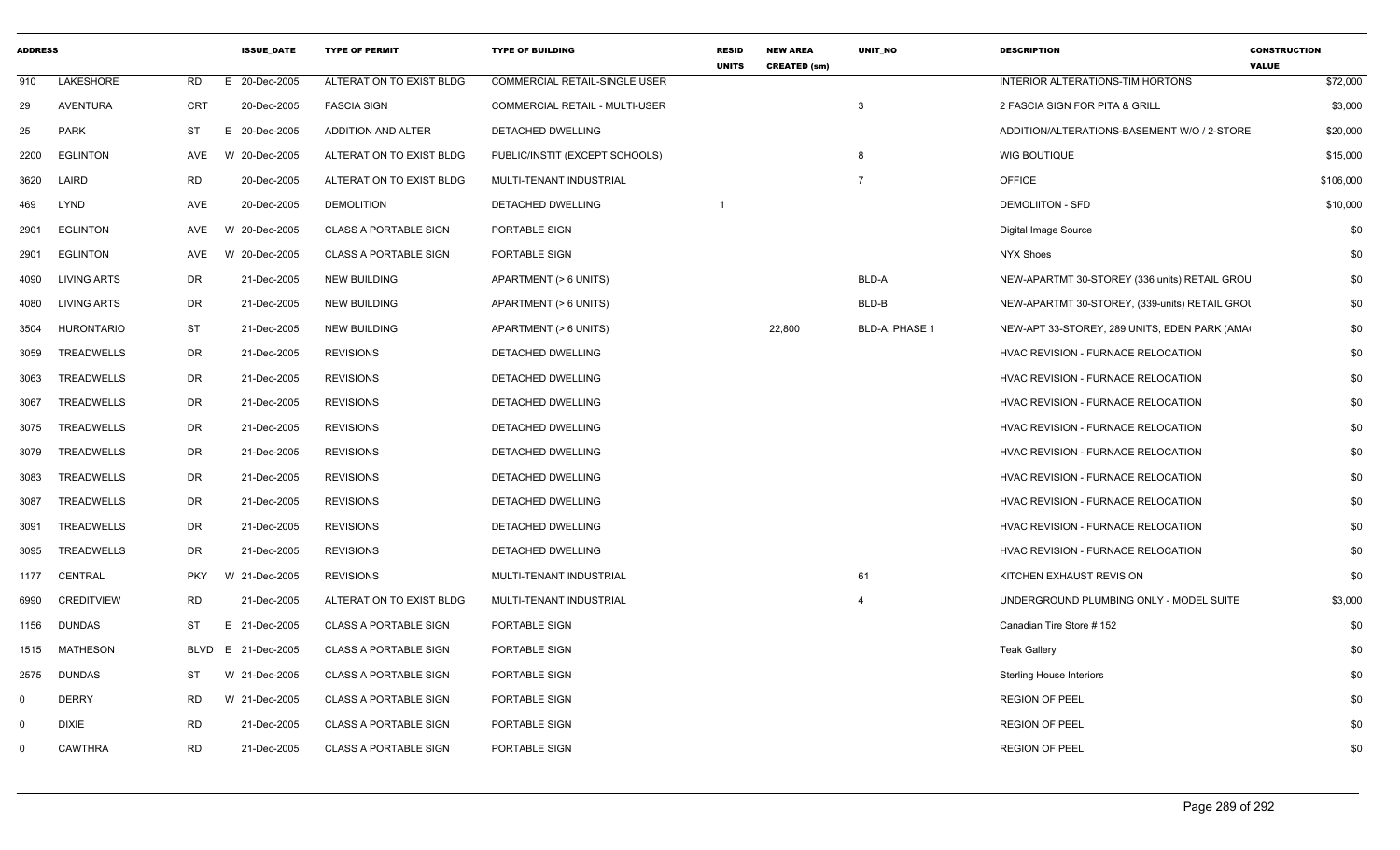| ADDRESS | | | ISSUE_DATE | TYPE OF PERMIT | TYPE OF BUILDING | RESID UNITS | NEW AREA CREATED (sm) | UNIT_NO | DESCRIPTION | CONSTRUCTION VALUE |
|---|---|---|---|---|---|---|---|---|---|---|
| 910 | LAKESHORE | RD | E 20-Dec-2005 | ALTERATION TO EXIST BLDG | COMMERCIAL RETAIL-SINGLE USER | | | | INTERIOR ALTERATIONS-TIM HORTONS | $72,000 |
| 29 | AVENTURA | CRT | 20-Dec-2005 | FASCIA SIGN | COMMERCIAL RETAIL - MULTI-USER | | | 3 | 2 FASCIA SIGN FOR PITA & GRILL | $3,000 |
| 25 | PARK | ST | E 20-Dec-2005 | ADDITION AND ALTER | DETACHED DWELLING | | | | ADDITION/ALTERATIONS-BASEMENT W/O / 2-STORE | $20,000 |
| 2200 | EGLINTON | AVE | W 20-Dec-2005 | ALTERATION TO EXIST BLDG | PUBLIC/INSTIT (EXCEPT SCHOOLS) | | | 8 | WIG BOUTIQUE | $15,000 |
| 3620 | LAIRD | RD | 20-Dec-2005 | ALTERATION TO EXIST BLDG | MULTI-TENANT INDUSTRIAL | | | 7 | OFFICE | $106,000 |
| 469 | LYND | AVE | 20-Dec-2005 | DEMOLITION | DETACHED DWELLING | 1 | | | DEMOLIITON - SFD | $10,000 |
| 2901 | EGLINTON | AVE | W 20-Dec-2005 | CLASS A PORTABLE SIGN | PORTABLE SIGN | | | | Digital Image Source | $0 |
| 2901 | EGLINTON | AVE | W 20-Dec-2005 | CLASS A PORTABLE SIGN | PORTABLE SIGN | | | | NYX Shoes | $0 |
| 4090 | LIVING ARTS | DR | 21-Dec-2005 | NEW BUILDING | APARTMENT (> 6 UNITS) | | | BLD-A | NEW-APARTMT 30-STOREY (336 units) RETAIL GROU | $0 |
| 4080 | LIVING ARTS | DR | 21-Dec-2005 | NEW BUILDING | APARTMENT (> 6 UNITS) | | | BLD-B | NEW-APARTMT 30-STOREY, (339-units) RETAIL GROU | $0 |
| 3504 | HURONTARIO | ST | 21-Dec-2005 | NEW BUILDING | APARTMENT (> 6 UNITS) | | 22,800 | BLD-A, PHASE 1 | NEW-APT 33-STOREY, 289 UNITS, EDEN PARK (AMA | $0 |
| 3059 | TREADWELLS | DR | 21-Dec-2005 | REVISIONS | DETACHED DWELLING | | | | HVAC REVISION - FURNACE RELOCATION | $0 |
| 3063 | TREADWELLS | DR | 21-Dec-2005 | REVISIONS | DETACHED DWELLING | | | | HVAC REVISION - FURNACE RELOCATION | $0 |
| 3067 | TREADWELLS | DR | 21-Dec-2005 | REVISIONS | DETACHED DWELLING | | | | HVAC REVISION - FURNACE RELOCATION | $0 |
| 3075 | TREADWELLS | DR | 21-Dec-2005 | REVISIONS | DETACHED DWELLING | | | | HVAC REVISION - FURNACE RELOCATION | $0 |
| 3079 | TREADWELLS | DR | 21-Dec-2005 | REVISIONS | DETACHED DWELLING | | | | HVAC REVISION - FURNACE RELOCATION | $0 |
| 3083 | TREADWELLS | DR | 21-Dec-2005 | REVISIONS | DETACHED DWELLING | | | | HVAC REVISION - FURNACE RELOCATION | $0 |
| 3087 | TREADWELLS | DR | 21-Dec-2005 | REVISIONS | DETACHED DWELLING | | | | HVAC REVISION - FURNACE RELOCATION | $0 |
| 3091 | TREADWELLS | DR | 21-Dec-2005 | REVISIONS | DETACHED DWELLING | | | | HVAC REVISION - FURNACE RELOCATION | $0 |
| 3095 | TREADWELLS | DR | 21-Dec-2005 | REVISIONS | DETACHED DWELLING | | | | HVAC REVISION - FURNACE RELOCATION | $0 |
| 1177 | CENTRAL | PKY | W 21-Dec-2005 | REVISIONS | MULTI-TENANT INDUSTRIAL | | | 61 | KITCHEN EXHAUST REVISION | $0 |
| 6990 | CREDITVIEW | RD | 21-Dec-2005 | ALTERATION TO EXIST BLDG | MULTI-TENANT INDUSTRIAL | | | 4 | UNDERGROUND PLUMBING ONLY - MODEL SUITE | $3,000 |
| 1156 | DUNDAS | ST | E 21-Dec-2005 | CLASS A PORTABLE SIGN | PORTABLE SIGN | | | | Canadian Tire Store # 152 | $0 |
| 1515 | MATHESON | BLVD | E 21-Dec-2005 | CLASS A PORTABLE SIGN | PORTABLE SIGN | | | | Teak Gallery | $0 |
| 2575 | DUNDAS | ST | W 21-Dec-2005 | CLASS A PORTABLE SIGN | PORTABLE SIGN | | | | Sterling House Interiors | $0 |
| 0 | DERRY | RD | W 21-Dec-2005 | CLASS A PORTABLE SIGN | PORTABLE SIGN | | | | REGION OF PEEL | $0 |
| 0 | DIXIE | RD | 21-Dec-2005 | CLASS A PORTABLE SIGN | PORTABLE SIGN | | | | REGION OF PEEL | $0 |
| 0 | CAWTHRA | RD | 21-Dec-2005 | CLASS A PORTABLE SIGN | PORTABLE SIGN | | | | REGION OF PEEL | $0 |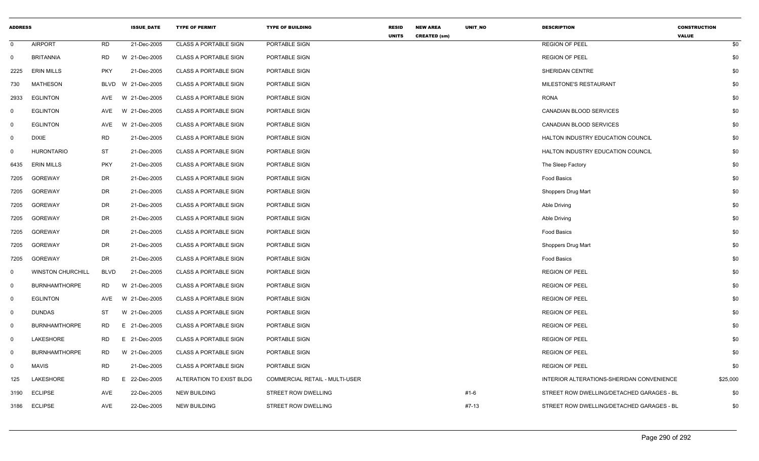| ADDRESS | | | ISSUE_DATE | TYPE OF PERMIT | TYPE OF BUILDING | RESID UNITS | NEW AREA CREATED (sm) | UNIT_NO | DESCRIPTION | CONSTRUCTION VALUE |
|---|---|---|---|---|---|---|---|---|---|---|
| 0 | AIRPORT | RD | 21-Dec-2005 | CLASS A PORTABLE SIGN | PORTABLE SIGN | | | | REGION OF PEEL | $0 |
| 0 | BRITANNIA | RD | W 21-Dec-2005 | CLASS A PORTABLE SIGN | PORTABLE SIGN | | | | REGION OF PEEL | $0 |
| 2225 | ERIN MILLS | PKY | 21-Dec-2005 | CLASS A PORTABLE SIGN | PORTABLE SIGN | | | | SHERIDAN CENTRE | $0 |
| 730 | MATHESON | BLVD | W 21-Dec-2005 | CLASS A PORTABLE SIGN | PORTABLE SIGN | | | | MILESTONE'S RESTAURANT | $0 |
| 2933 | EGLINTON | AVE | W 21-Dec-2005 | CLASS A PORTABLE SIGN | PORTABLE SIGN | | | | RONA | $0 |
| 0 | EGLINTON | AVE | W 21-Dec-2005 | CLASS A PORTABLE SIGN | PORTABLE SIGN | | | | CANADIAN BLOOD SERVICES | $0 |
| 0 | EGLINTON | AVE | W 21-Dec-2005 | CLASS A PORTABLE SIGN | PORTABLE SIGN | | | | CANADIAN BLOOD SERVICES | $0 |
| 0 | DIXIE | RD | 21-Dec-2005 | CLASS A PORTABLE SIGN | PORTABLE SIGN | | | | HALTON INDUSTRY EDUCATION COUNCIL | $0 |
| 0 | HURONTARIO | ST | 21-Dec-2005 | CLASS A PORTABLE SIGN | PORTABLE SIGN | | | | HALTON INDUSTRY EDUCATION COUNCIL | $0 |
| 6435 | ERIN MILLS | PKY | 21-Dec-2005 | CLASS A PORTABLE SIGN | PORTABLE SIGN | | | | The Sleep Factory | $0 |
| 7205 | GOREWAY | DR | 21-Dec-2005 | CLASS A PORTABLE SIGN | PORTABLE SIGN | | | | Food Basics | $0 |
| 7205 | GOREWAY | DR | 21-Dec-2005 | CLASS A PORTABLE SIGN | PORTABLE SIGN | | | | Shoppers Drug Mart | $0 |
| 7205 | GOREWAY | DR | 21-Dec-2005 | CLASS A PORTABLE SIGN | PORTABLE SIGN | | | | Able Driving | $0 |
| 7205 | GOREWAY | DR | 21-Dec-2005 | CLASS A PORTABLE SIGN | PORTABLE SIGN | | | | Able Driving | $0 |
| 7205 | GOREWAY | DR | 21-Dec-2005 | CLASS A PORTABLE SIGN | PORTABLE SIGN | | | | Food Basics | $0 |
| 7205 | GOREWAY | DR | 21-Dec-2005 | CLASS A PORTABLE SIGN | PORTABLE SIGN | | | | Shoppers Drug Mart | $0 |
| 7205 | GOREWAY | DR | 21-Dec-2005 | CLASS A PORTABLE SIGN | PORTABLE SIGN | | | | Food Basics | $0 |
| 0 | WINSTON CHURCHILL | BLVD | 21-Dec-2005 | CLASS A PORTABLE SIGN | PORTABLE SIGN | | | | REGION OF PEEL | $0 |
| 0 | BURNHAMTHORPE | RD | W 21-Dec-2005 | CLASS A PORTABLE SIGN | PORTABLE SIGN | | | | REGION OF PEEL | $0 |
| 0 | EGLINTON | AVE | W 21-Dec-2005 | CLASS A PORTABLE SIGN | PORTABLE SIGN | | | | REGION OF PEEL | $0 |
| 0 | DUNDAS | ST | W 21-Dec-2005 | CLASS A PORTABLE SIGN | PORTABLE SIGN | | | | REGION OF PEEL | $0 |
| 0 | BURNHAMTHORPE | RD | E 21-Dec-2005 | CLASS A PORTABLE SIGN | PORTABLE SIGN | | | | REGION OF PEEL | $0 |
| 0 | LAKESHORE | RD | E 21-Dec-2005 | CLASS A PORTABLE SIGN | PORTABLE SIGN | | | | REGION OF PEEL | $0 |
| 0 | BURNHAMTHORPE | RD | W 21-Dec-2005 | CLASS A PORTABLE SIGN | PORTABLE SIGN | | | | REGION OF PEEL | $0 |
| 0 | MAVIS | RD | 21-Dec-2005 | CLASS A PORTABLE SIGN | PORTABLE SIGN | | | | REGION OF PEEL | $0 |
| 125 | LAKESHORE | RD | E 22-Dec-2005 | ALTERATION TO EXIST BLDG | COMMERCIAL RETAIL - MULTI-USER | | | | INTERIOR ALTERATIONS-SHERIDAN CONVENIENCE | $25,000 |
| 3190 | ECLIPSE | AVE | 22-Dec-2005 | NEW BUILDING | STREET ROW DWELLING | | | #1-6 | STREET ROW DWELLING/DETACHED GARAGES - BL | $0 |
| 3186 | ECLIPSE | AVE | 22-Dec-2005 | NEW BUILDING | STREET ROW DWELLING | | | #7-13 | STREET ROW DWELLING/DETACHED GARAGES - BL | $0 |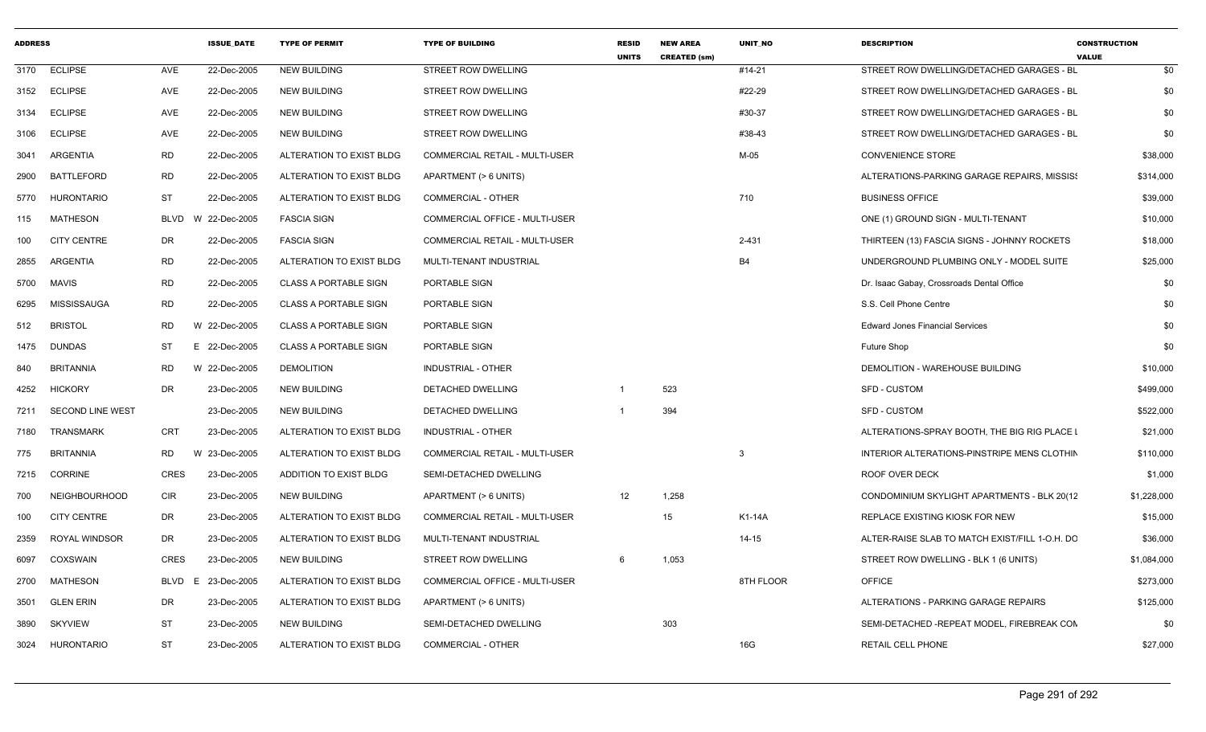| ADDRESS | | | ISSUE_DATE | TYPE OF PERMIT | TYPE OF BUILDING | RESID UNITS | NEW AREA CREATED (sm) | UNIT_NO | DESCRIPTION | CONSTRUCTION VALUE |
|---|---|---|---|---|---|---|---|---|---|---|
| 3170 | ECLIPSE | AVE | 22-Dec-2005 | NEW BUILDING | STREET ROW DWELLING | | | #14-21 | STREET ROW DWELLING/DETACHED GARAGES - BL | $0 |
| 3152 | ECLIPSE | AVE | 22-Dec-2005 | NEW BUILDING | STREET ROW DWELLING | | | #22-29 | STREET ROW DWELLING/DETACHED GARAGES - BL | $0 |
| 3134 | ECLIPSE | AVE | 22-Dec-2005 | NEW BUILDING | STREET ROW DWELLING | | | #30-37 | STREET ROW DWELLING/DETACHED GARAGES - BL | $0 |
| 3106 | ECLIPSE | AVE | 22-Dec-2005 | NEW BUILDING | STREET ROW DWELLING | | | #38-43 | STREET ROW DWELLING/DETACHED GARAGES - BL | $0 |
| 3041 | ARGENTIA | RD | 22-Dec-2005 | ALTERATION TO EXIST BLDG | COMMERCIAL RETAIL - MULTI-USER | | | M-05 | CONVENIENCE STORE | $38,000 |
| 2900 | BATTLEFORD | RD | 22-Dec-2005 | ALTERATION TO EXIST BLDG | APARTMENT (> 6 UNITS) | | | | ALTERATIONS-PARKING GARAGE REPAIRS, MISSISS | $314,000 |
| 5770 | HURONTARIO | ST | 22-Dec-2005 | ALTERATION TO EXIST BLDG | COMMERCIAL - OTHER | | | 710 | BUSINESS OFFICE | $39,000 |
| 115 | MATHESON | BLVD W | 22-Dec-2005 | FASCIA SIGN | COMMERCIAL OFFICE - MULTI-USER | | | | ONE (1) GROUND SIGN - MULTI-TENANT | $10,000 |
| 100 | CITY CENTRE | DR | 22-Dec-2005 | FASCIA SIGN | COMMERCIAL RETAIL - MULTI-USER | | | 2-431 | THIRTEEN (13) FASCIA SIGNS - JOHNNY ROCKETS | $18,000 |
| 2855 | ARGENTIA | RD | 22-Dec-2005 | ALTERATION TO EXIST BLDG | MULTI-TENANT INDUSTRIAL | | | B4 | UNDERGROUND PLUMBING ONLY - MODEL SUITE | $25,000 |
| 5700 | MAVIS | RD | 22-Dec-2005 | CLASS A PORTABLE SIGN | PORTABLE SIGN | | | | Dr. Isaac Gabay, Crossroads Dental Office | $0 |
| 6295 | MISSISSAUGA | RD | 22-Dec-2005 | CLASS A PORTABLE SIGN | PORTABLE SIGN | | | | S.S. Cell Phone Centre | $0 |
| 512 | BRISTOL | RD W | 22-Dec-2005 | CLASS A PORTABLE SIGN | PORTABLE SIGN | | | | Edward Jones Financial Services | $0 |
| 1475 | DUNDAS | ST E | 22-Dec-2005 | CLASS A PORTABLE SIGN | PORTABLE SIGN | | | | Future Shop | $0 |
| 840 | BRITANNIA | RD W | 22-Dec-2005 | DEMOLITION | INDUSTRIAL - OTHER | | | | DEMOLITION - WAREHOUSE BUILDING | $10,000 |
| 4252 | HICKORY | DR | 23-Dec-2005 | NEW BUILDING | DETACHED DWELLING | 1 | 523 | | SFD - CUSTOM | $499,000 |
| 7211 | SECOND LINE WEST | | 23-Dec-2005 | NEW BUILDING | DETACHED DWELLING | 1 | 394 | | SFD - CUSTOM | $522,000 |
| 7180 | TRANSMARK | CRT | 23-Dec-2005 | ALTERATION TO EXIST BLDG | INDUSTRIAL - OTHER | | | | ALTERATIONS-SPRAY BOOTH, THE BIG RIG PLACE L | $21,000 |
| 775 | BRITANNIA | RD W | 23-Dec-2005 | ALTERATION TO EXIST BLDG | COMMERCIAL RETAIL - MULTI-USER | | | 3 | INTERIOR ALTERATIONS-PINSTRIPE MENS CLOTHIN | $110,000 |
| 7215 | CORRINE | CRES | 23-Dec-2005 | ADDITION TO EXIST BLDG | SEMI-DETACHED DWELLING | | | | ROOF OVER DECK | $1,000 |
| 700 | NEIGHBOURHOOD | CIR | 23-Dec-2005 | NEW BUILDING | APARTMENT (> 6 UNITS) | 12 | 1,258 | | CONDOMINIUM SKYLIGHT APARTMENTS - BLK 20(12 | $1,228,000 |
| 100 | CITY CENTRE | DR | 23-Dec-2005 | ALTERATION TO EXIST BLDG | COMMERCIAL RETAIL - MULTI-USER | | 15 | K1-14A | REPLACE EXISTING KIOSK FOR NEW | $15,000 |
| 2359 | ROYAL WINDSOR | DR | 23-Dec-2005 | ALTERATION TO EXIST BLDG | MULTI-TENANT INDUSTRIAL | | | 14-15 | ALTER-RAISE SLAB TO MATCH EXIST/FILL 1-O.H. DO | $36,000 |
| 6097 | COXSWAIN | CRES | 23-Dec-2005 | NEW BUILDING | STREET ROW DWELLING | 6 | 1,053 | | STREET ROW DWELLING - BLK 1 (6 UNITS) | $1,084,000 |
| 2700 | MATHESON | BLVD E | 23-Dec-2005 | ALTERATION TO EXIST BLDG | COMMERCIAL OFFICE - MULTI-USER | | | 8TH FLOOR | OFFICE | $273,000 |
| 3501 | GLEN ERIN | DR | 23-Dec-2005 | ALTERATION TO EXIST BLDG | APARTMENT (> 6 UNITS) | | | | ALTERATIONS - PARKING GARAGE REPAIRS | $125,000 |
| 3890 | SKYVIEW | ST | 23-Dec-2005 | NEW BUILDING | SEMI-DETACHED DWELLING | | 303 | | SEMI-DETACHED -REPEAT MODEL, FIREBREAK CON | $0 |
| 3024 | HURONTARIO | ST | 23-Dec-2005 | ALTERATION TO EXIST BLDG | COMMERCIAL - OTHER | | | 16G | RETAIL CELL PHONE | $27,000 |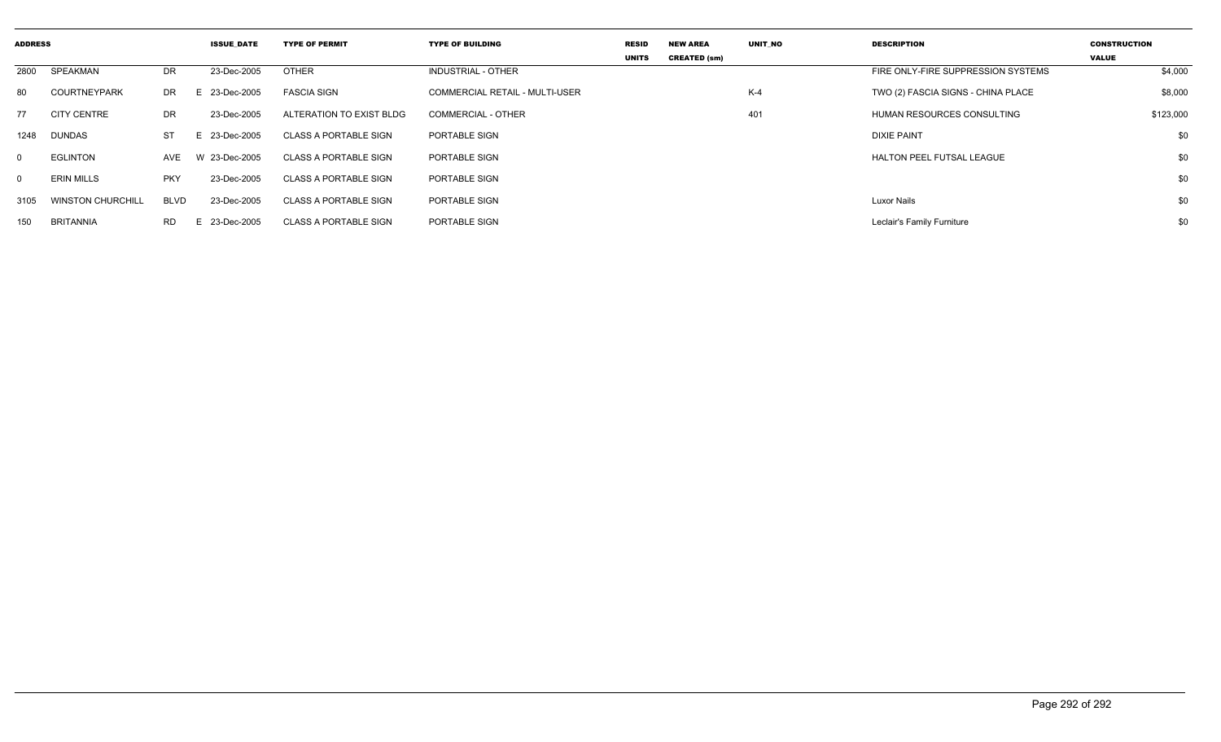| ADDRESS | | | | ISSUE_DATE | TYPE OF PERMIT | TYPE OF BUILDING | RESID UNITS | NEW AREA CREATED (sm) | UNIT_NO | DESCRIPTION | CONSTRUCTION VALUE |
|---|---|---|---|---|---|---|---|---|---|---|---|
| 2800 | SPEAKMAN | DR | | 23-Dec-2005 | OTHER | INDUSTRIAL - OTHER | | | | FIRE ONLY-FIRE SUPPRESSION SYSTEMS | $4,000 |
| 80 | COURTNEYPARK | DR | E | 23-Dec-2005 | FASCIA SIGN | COMMERCIAL RETAIL - MULTI-USER | | | K-4 | TWO (2) FASCIA SIGNS - CHINA PLACE | $8,000 |
| 77 | CITY CENTRE | DR | | 23-Dec-2005 | ALTERATION TO EXIST BLDG | COMMERCIAL - OTHER | | | 401 | HUMAN RESOURCES CONSULTING | $123,000 |
| 1248 | DUNDAS | ST | E | 23-Dec-2005 | CLASS A PORTABLE SIGN | PORTABLE SIGN | | | | DIXIE PAINT | $0 |
| 0 | EGLINTON | AVE | W | 23-Dec-2005 | CLASS A PORTABLE SIGN | PORTABLE SIGN | | | | HALTON PEEL FUTSAL LEAGUE | $0 |
| 0 | ERIN MILLS | PKY | | 23-Dec-2005 | CLASS A PORTABLE SIGN | PORTABLE SIGN | | | | | $0 |
| 3105 | WINSTON CHURCHILL | BLVD | | 23-Dec-2005 | CLASS A PORTABLE SIGN | PORTABLE SIGN | | | | Luxor Nails | $0 |
| 150 | BRITANNIA | RD | E | 23-Dec-2005 | CLASS A PORTABLE SIGN | PORTABLE SIGN | | | | Leclair's Family Furniture | $0 |